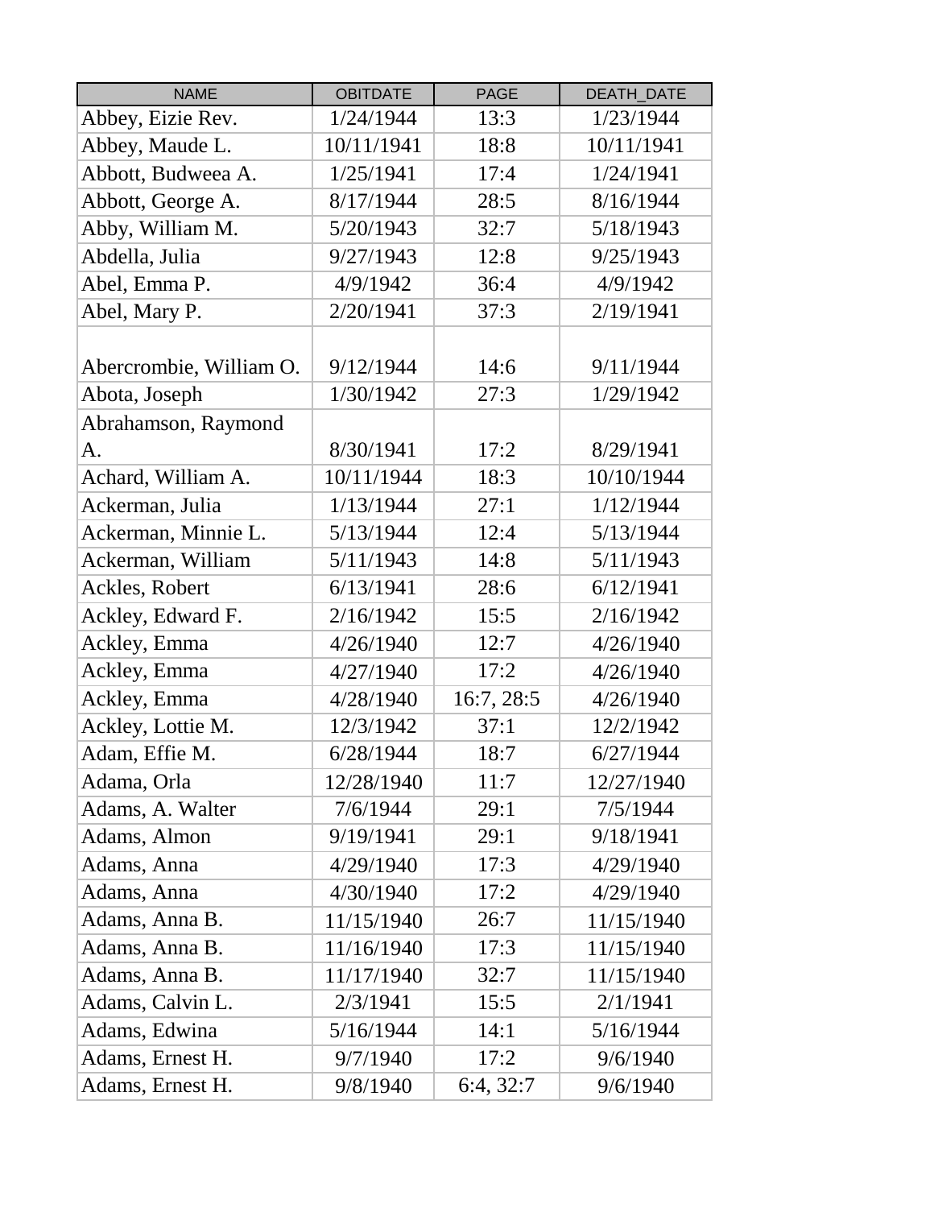| NAME | OBITDATE | PAGE | DEATH_DATE |
| --- | --- | --- | --- |
| Abbey, Eizie Rev. | 1/24/1944 | 13:3 | 1/23/1944 |
| Abbey, Maude L. | 10/11/1941 | 18:8 | 10/11/1941 |
| Abbott, Budweea A. | 1/25/1941 | 17:4 | 1/24/1941 |
| Abbott, George A. | 8/17/1944 | 28:5 | 8/16/1944 |
| Abby, William M. | 5/20/1943 | 32:7 | 5/18/1943 |
| Abdella, Julia | 9/27/1943 | 12:8 | 9/25/1943 |
| Abel, Emma P. | 4/9/1942 | 36:4 | 4/9/1942 |
| Abel, Mary P. | 2/20/1941 | 37:3 | 2/19/1941 |
| Abercrombie, William O. | 9/12/1944 | 14:6 | 9/11/1944 |
| Abota, Joseph | 1/30/1942 | 27:3 | 1/29/1942 |
| Abrahamson, Raymond A. | 8/30/1941 | 17:2 | 8/29/1941 |
| Achard, William A. | 10/11/1944 | 18:3 | 10/10/1944 |
| Ackerman, Julia | 1/13/1944 | 27:1 | 1/12/1944 |
| Ackerman, Minnie L. | 5/13/1944 | 12:4 | 5/13/1944 |
| Ackerman, William | 5/11/1943 | 14:8 | 5/11/1943 |
| Ackles, Robert | 6/13/1941 | 28:6 | 6/12/1941 |
| Ackley, Edward F. | 2/16/1942 | 15:5 | 2/16/1942 |
| Ackley, Emma | 4/26/1940 | 12:7 | 4/26/1940 |
| Ackley, Emma | 4/27/1940 | 17:2 | 4/26/1940 |
| Ackley, Emma | 4/28/1940 | 16:7, 28:5 | 4/26/1940 |
| Ackley, Lottie M. | 12/3/1942 | 37:1 | 12/2/1942 |
| Adam, Effie M. | 6/28/1944 | 18:7 | 6/27/1944 |
| Adama, Orla | 12/28/1940 | 11:7 | 12/27/1940 |
| Adams, A. Walter | 7/6/1944 | 29:1 | 7/5/1944 |
| Adams, Almon | 9/19/1941 | 29:1 | 9/18/1941 |
| Adams, Anna | 4/29/1940 | 17:3 | 4/29/1940 |
| Adams, Anna | 4/30/1940 | 17:2 | 4/29/1940 |
| Adams, Anna B. | 11/15/1940 | 26:7 | 11/15/1940 |
| Adams, Anna B. | 11/16/1940 | 17:3 | 11/15/1940 |
| Adams, Anna B. | 11/17/1940 | 32:7 | 11/15/1940 |
| Adams, Calvin L. | 2/3/1941 | 15:5 | 2/1/1941 |
| Adams, Edwina | 5/16/1944 | 14:1 | 5/16/1944 |
| Adams, Ernest H. | 9/7/1940 | 17:2 | 9/6/1940 |
| Adams, Ernest H. | 9/8/1940 | 6:4, 32:7 | 9/6/1940 |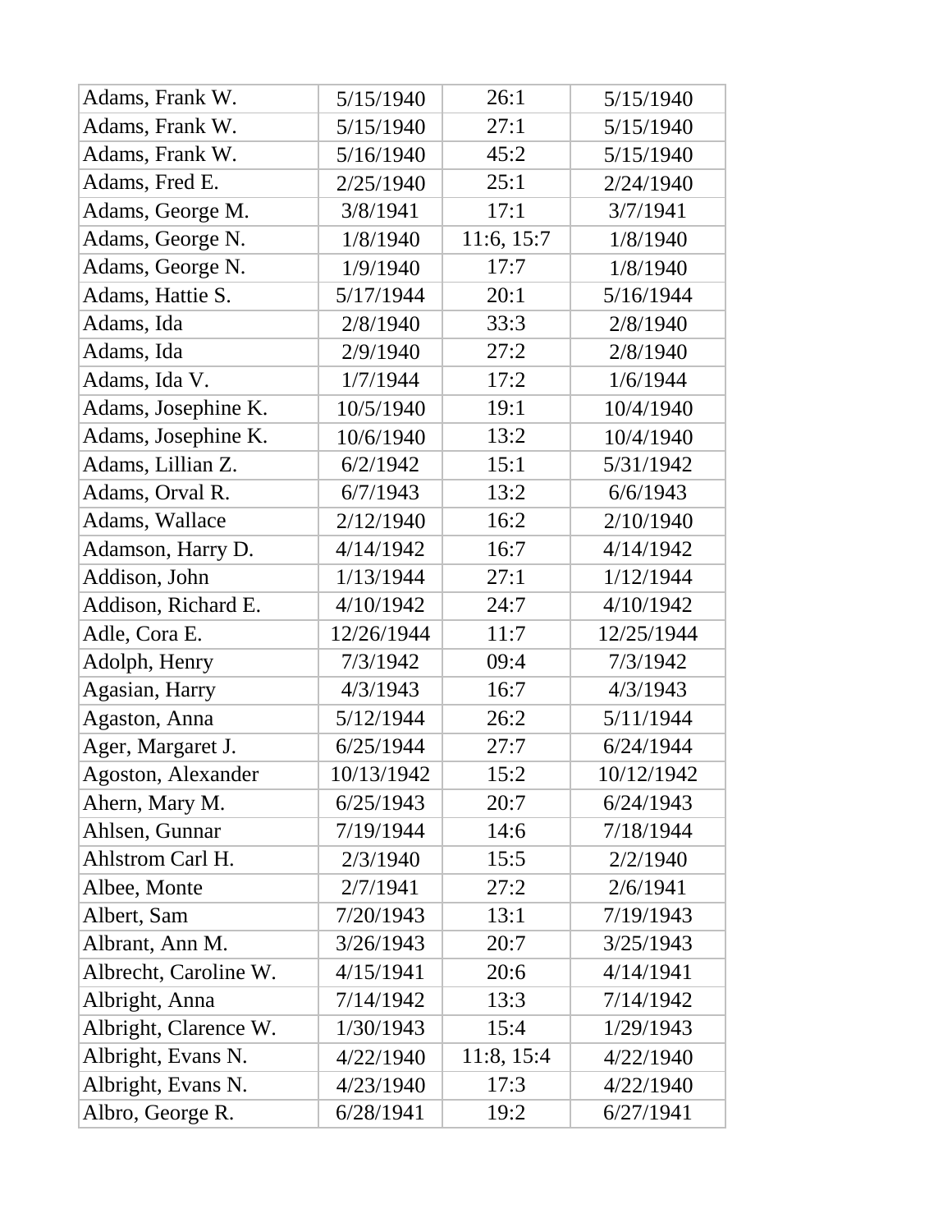| | | | |
|---|---|---|---|
| Adams, Frank W. | 5/15/1940 | 26:1 | 5/15/1940 |
| Adams, Frank W. | 5/15/1940 | 27:1 | 5/15/1940 |
| Adams, Frank W. | 5/16/1940 | 45:2 | 5/15/1940 |
| Adams, Fred E. | 2/25/1940 | 25:1 | 2/24/1940 |
| Adams, George M. | 3/8/1941 | 17:1 | 3/7/1941 |
| Adams, George N. | 1/8/1940 | 11:6, 15:7 | 1/8/1940 |
| Adams, George N. | 1/9/1940 | 17:7 | 1/8/1940 |
| Adams, Hattie S. | 5/17/1944 | 20:1 | 5/16/1944 |
| Adams, Ida | 2/8/1940 | 33:3 | 2/8/1940 |
| Adams, Ida | 2/9/1940 | 27:2 | 2/8/1940 |
| Adams, Ida V. | 1/7/1944 | 17:2 | 1/6/1944 |
| Adams, Josephine K. | 10/5/1940 | 19:1 | 10/4/1940 |
| Adams, Josephine K. | 10/6/1940 | 13:2 | 10/4/1940 |
| Adams, Lillian Z. | 6/2/1942 | 15:1 | 5/31/1942 |
| Adams, Orval R. | 6/7/1943 | 13:2 | 6/6/1943 |
| Adams, Wallace | 2/12/1940 | 16:2 | 2/10/1940 |
| Adamson, Harry D. | 4/14/1942 | 16:7 | 4/14/1942 |
| Addison, John | 1/13/1944 | 27:1 | 1/12/1944 |
| Addison, Richard E. | 4/10/1942 | 24:7 | 4/10/1942 |
| Adle, Cora E. | 12/26/1944 | 11:7 | 12/25/1944 |
| Adolph, Henry | 7/3/1942 | 09:4 | 7/3/1942 |
| Agasian, Harry | 4/3/1943 | 16:7 | 4/3/1943 |
| Agaston, Anna | 5/12/1944 | 26:2 | 5/11/1944 |
| Ager, Margaret J. | 6/25/1944 | 27:7 | 6/24/1944 |
| Agoston, Alexander | 10/13/1942 | 15:2 | 10/12/1942 |
| Ahern, Mary M. | 6/25/1943 | 20:7 | 6/24/1943 |
| Ahlsen, Gunnar | 7/19/1944 | 14:6 | 7/18/1944 |
| Ahlstrom Carl H. | 2/3/1940 | 15:5 | 2/2/1940 |
| Albee, Monte | 2/7/1941 | 27:2 | 2/6/1941 |
| Albert, Sam | 7/20/1943 | 13:1 | 7/19/1943 |
| Albrant, Ann M. | 3/26/1943 | 20:7 | 3/25/1943 |
| Albrecht, Caroline W. | 4/15/1941 | 20:6 | 4/14/1941 |
| Albright, Anna | 7/14/1942 | 13:3 | 7/14/1942 |
| Albright, Clarence W. | 1/30/1943 | 15:4 | 1/29/1943 |
| Albright, Evans N. | 4/22/1940 | 11:8, 15:4 | 4/22/1940 |
| Albright, Evans N. | 4/23/1940 | 17:3 | 4/22/1940 |
| Albro, George R. | 6/28/1941 | 19:2 | 6/27/1941 |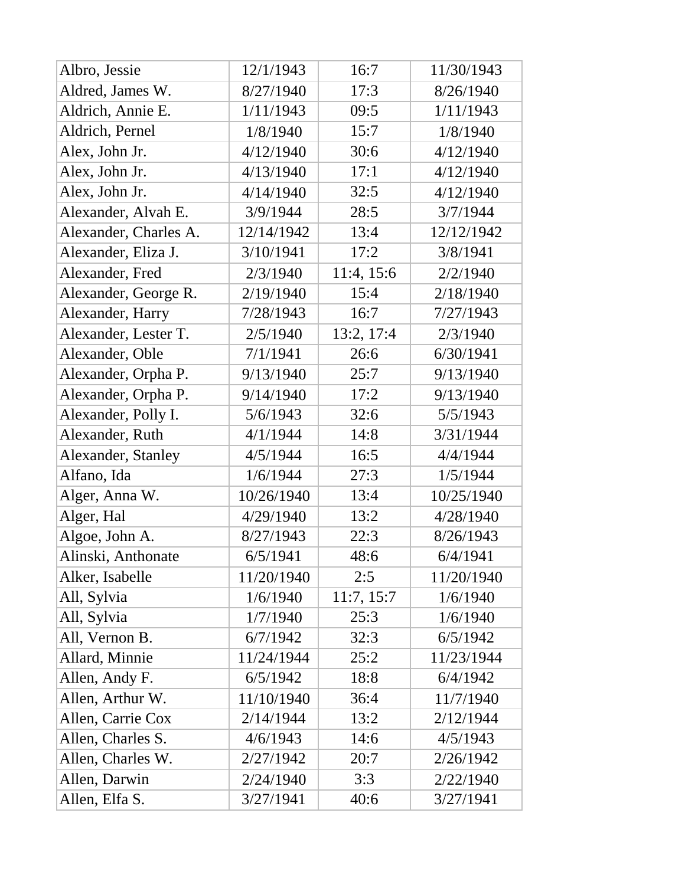| Albro, Jessie | 12/1/1943 | 16:7 | 11/30/1943 |
|---|---|---|---|
| Aldred, James W. | 8/27/1940 | 17:3 | 8/26/1940 |
| Aldrich, Annie E. | 1/11/1943 | 09:5 | 1/11/1943 |
| Aldrich, Pernel | 1/8/1940 | 15:7 | 1/8/1940 |
| Alex, John Jr. | 4/12/1940 | 30:6 | 4/12/1940 |
| Alex, John Jr. | 4/13/1940 | 17:1 | 4/12/1940 |
| Alex, John Jr. | 4/14/1940 | 32:5 | 4/12/1940 |
| Alexander, Alvah E. | 3/9/1944 | 28:5 | 3/7/1944 |
| Alexander, Charles A. | 12/14/1942 | 13:4 | 12/12/1942 |
| Alexander, Eliza J. | 3/10/1941 | 17:2 | 3/8/1941 |
| Alexander, Fred | 2/3/1940 | 11:4, 15:6 | 2/2/1940 |
| Alexander, George R. | 2/19/1940 | 15:4 | 2/18/1940 |
| Alexander, Harry | 7/28/1943 | 16:7 | 7/27/1943 |
| Alexander, Lester T. | 2/5/1940 | 13:2, 17:4 | 2/3/1940 |
| Alexander, Oble | 7/1/1941 | 26:6 | 6/30/1941 |
| Alexander, Orpha P. | 9/13/1940 | 25:7 | 9/13/1940 |
| Alexander, Orpha P. | 9/14/1940 | 17:2 | 9/13/1940 |
| Alexander, Polly I. | 5/6/1943 | 32:6 | 5/5/1943 |
| Alexander, Ruth | 4/1/1944 | 14:8 | 3/31/1944 |
| Alexander, Stanley | 4/5/1944 | 16:5 | 4/4/1944 |
| Alfano, Ida | 1/6/1944 | 27:3 | 1/5/1944 |
| Alger, Anna W. | 10/26/1940 | 13:4 | 10/25/1940 |
| Alger, Hal | 4/29/1940 | 13:2 | 4/28/1940 |
| Algoe, John A. | 8/27/1943 | 22:3 | 8/26/1943 |
| Alinski, Anthonate | 6/5/1941 | 48:6 | 6/4/1941 |
| Alker, Isabelle | 11/20/1940 | 2:5 | 11/20/1940 |
| All, Sylvia | 1/6/1940 | 11:7, 15:7 | 1/6/1940 |
| All, Sylvia | 1/7/1940 | 25:3 | 1/6/1940 |
| All, Vernon B. | 6/7/1942 | 32:3 | 6/5/1942 |
| Allard, Minnie | 11/24/1944 | 25:2 | 11/23/1944 |
| Allen, Andy F. | 6/5/1942 | 18:8 | 6/4/1942 |
| Allen, Arthur W. | 11/10/1940 | 36:4 | 11/7/1940 |
| Allen, Carrie Cox | 2/14/1944 | 13:2 | 2/12/1944 |
| Allen, Charles S. | 4/6/1943 | 14:6 | 4/5/1943 |
| Allen, Charles W. | 2/27/1942 | 20:7 | 2/26/1942 |
| Allen, Darwin | 2/24/1940 | 3:3 | 2/22/1940 |
| Allen, Elfa S. | 3/27/1941 | 40:6 | 3/27/1941 |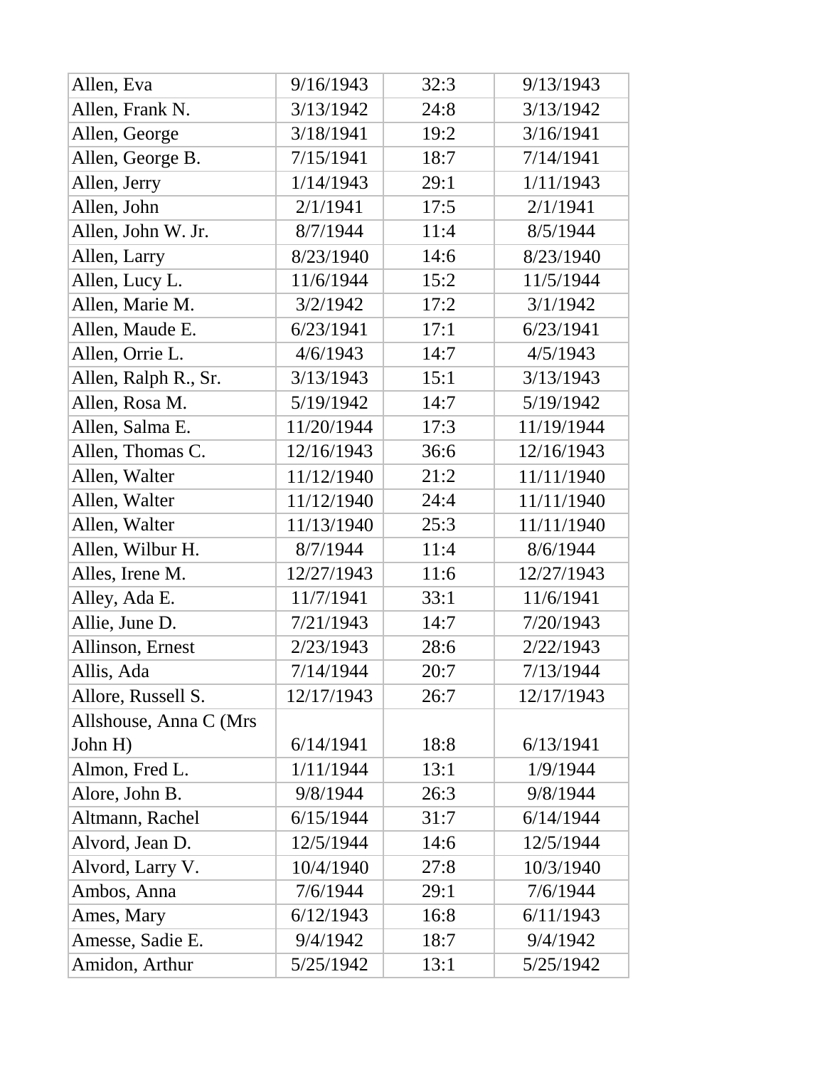| | | | |
|---|---|---|---|
| Allen, Eva | 9/16/1943 | 32:3 | 9/13/1943 |
| Allen, Frank N. | 3/13/1942 | 24:8 | 3/13/1942 |
| Allen, George | 3/18/1941 | 19:2 | 3/16/1941 |
| Allen, George B. | 7/15/1941 | 18:7 | 7/14/1941 |
| Allen, Jerry | 1/14/1943 | 29:1 | 1/11/1943 |
| Allen, John | 2/1/1941 | 17:5 | 2/1/1941 |
| Allen, John W. Jr. | 8/7/1944 | 11:4 | 8/5/1944 |
| Allen, Larry | 8/23/1940 | 14:6 | 8/23/1940 |
| Allen, Lucy L. | 11/6/1944 | 15:2 | 11/5/1944 |
| Allen, Marie M. | 3/2/1942 | 17:2 | 3/1/1942 |
| Allen, Maude E. | 6/23/1941 | 17:1 | 6/23/1941 |
| Allen, Orrie L. | 4/6/1943 | 14:7 | 4/5/1943 |
| Allen, Ralph R., Sr. | 3/13/1943 | 15:1 | 3/13/1943 |
| Allen, Rosa M. | 5/19/1942 | 14:7 | 5/19/1942 |
| Allen, Salma E. | 11/20/1944 | 17:3 | 11/19/1944 |
| Allen, Thomas C. | 12/16/1943 | 36:6 | 12/16/1943 |
| Allen, Walter | 11/12/1940 | 21:2 | 11/11/1940 |
| Allen, Walter | 11/12/1940 | 24:4 | 11/11/1940 |
| Allen, Walter | 11/13/1940 | 25:3 | 11/11/1940 |
| Allen, Wilbur H. | 8/7/1944 | 11:4 | 8/6/1944 |
| Alles, Irene M. | 12/27/1943 | 11:6 | 12/27/1943 |
| Alley, Ada E. | 11/7/1941 | 33:1 | 11/6/1941 |
| Allie, June D. | 7/21/1943 | 14:7 | 7/20/1943 |
| Allinson, Ernest | 2/23/1943 | 28:6 | 2/22/1943 |
| Allis, Ada | 7/14/1944 | 20:7 | 7/13/1944 |
| Allore, Russell S. | 12/17/1943 | 26:7 | 12/17/1943 |
| Allshouse, Anna C (Mrs John H) | 6/14/1941 | 18:8 | 6/13/1941 |
| Almon, Fred L. | 1/11/1944 | 13:1 | 1/9/1944 |
| Alore, John B. | 9/8/1944 | 26:3 | 9/8/1944 |
| Altmann, Rachel | 6/15/1944 | 31:7 | 6/14/1944 |
| Alvord, Jean D. | 12/5/1944 | 14:6 | 12/5/1944 |
| Alvord, Larry V. | 10/4/1940 | 27:8 | 10/3/1940 |
| Ambos, Anna | 7/6/1944 | 29:1 | 7/6/1944 |
| Ames, Mary | 6/12/1943 | 16:8 | 6/11/1943 |
| Amesse, Sadie E. | 9/4/1942 | 18:7 | 9/4/1942 |
| Amidon, Arthur | 5/25/1942 | 13:1 | 5/25/1942 |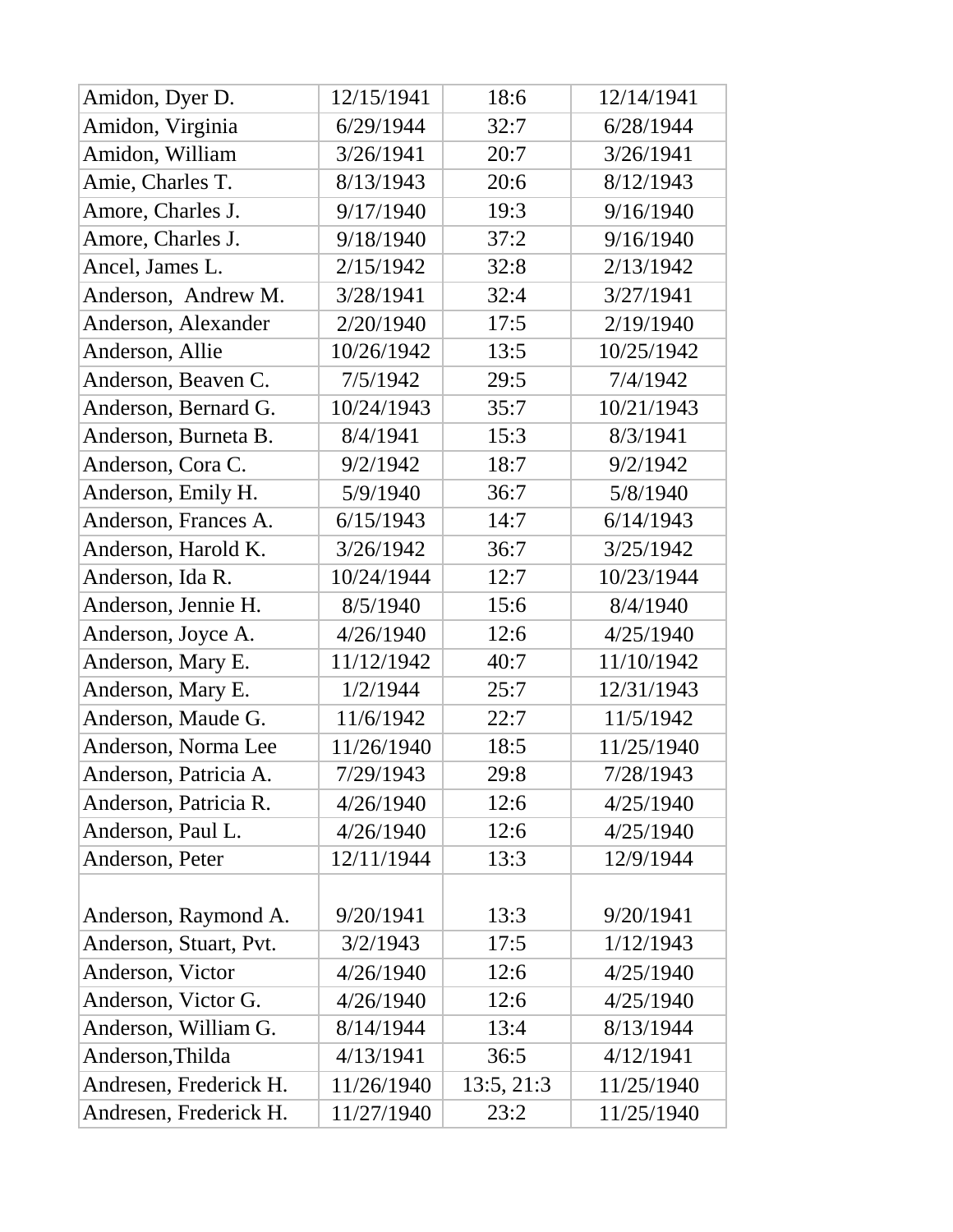| Amidon, Dyer D. | 12/15/1941 | 18:6 | 12/14/1941 |
|---|---|---|---|
| Amidon, Virginia | 6/29/1944 | 32:7 | 6/28/1944 |
| Amidon, William | 3/26/1941 | 20:7 | 3/26/1941 |
| Amie, Charles T. | 8/13/1943 | 20:6 | 8/12/1943 |
| Amore, Charles J. | 9/17/1940 | 19:3 | 9/16/1940 |
| Amore, Charles J. | 9/18/1940 | 37:2 | 9/16/1940 |
| Ancel, James L. | 2/15/1942 | 32:8 | 2/13/1942 |
| Anderson,  Andrew M. | 3/28/1941 | 32:4 | 3/27/1941 |
| Anderson, Alexander | 2/20/1940 | 17:5 | 2/19/1940 |
| Anderson, Allie | 10/26/1942 | 13:5 | 10/25/1942 |
| Anderson, Beaven C. | 7/5/1942 | 29:5 | 7/4/1942 |
| Anderson, Bernard G. | 10/24/1943 | 35:7 | 10/21/1943 |
| Anderson, Burneta B. | 8/4/1941 | 15:3 | 8/3/1941 |
| Anderson, Cora C. | 9/2/1942 | 18:7 | 9/2/1942 |
| Anderson, Emily H. | 5/9/1940 | 36:7 | 5/8/1940 |
| Anderson, Frances A. | 6/15/1943 | 14:7 | 6/14/1943 |
| Anderson, Harold K. | 3/26/1942 | 36:7 | 3/25/1942 |
| Anderson, Ida R. | 10/24/1944 | 12:7 | 10/23/1944 |
| Anderson, Jennie H. | 8/5/1940 | 15:6 | 8/4/1940 |
| Anderson, Joyce A. | 4/26/1940 | 12:6 | 4/25/1940 |
| Anderson, Mary E. | 11/12/1942 | 40:7 | 11/10/1942 |
| Anderson, Mary E. | 1/2/1944 | 25:7 | 12/31/1943 |
| Anderson, Maude G. | 11/6/1942 | 22:7 | 11/5/1942 |
| Anderson, Norma Lee | 11/26/1940 | 18:5 | 11/25/1940 |
| Anderson, Patricia A. | 7/29/1943 | 29:8 | 7/28/1943 |
| Anderson, Patricia R. | 4/26/1940 | 12:6 | 4/25/1940 |
| Anderson, Paul L. | 4/26/1940 | 12:6 | 4/25/1940 |
| Anderson, Peter | 12/11/1944 | 13:3 | 12/9/1944 |
| Anderson, Raymond A. | 9/20/1941 | 13:3 | 9/20/1941 |
| Anderson, Stuart, Pvt. | 3/2/1943 | 17:5 | 1/12/1943 |
| Anderson, Victor | 4/26/1940 | 12:6 | 4/25/1940 |
| Anderson, Victor G. | 4/26/1940 | 12:6 | 4/25/1940 |
| Anderson, William G. | 8/14/1944 | 13:4 | 8/13/1944 |
| Anderson,Thilda | 4/13/1941 | 36:5 | 4/12/1941 |
| Andresen, Frederick H. | 11/26/1940 | 13:5, 21:3 | 11/25/1940 |
| Andresen, Frederick H. | 11/27/1940 | 23:2 | 11/25/1940 |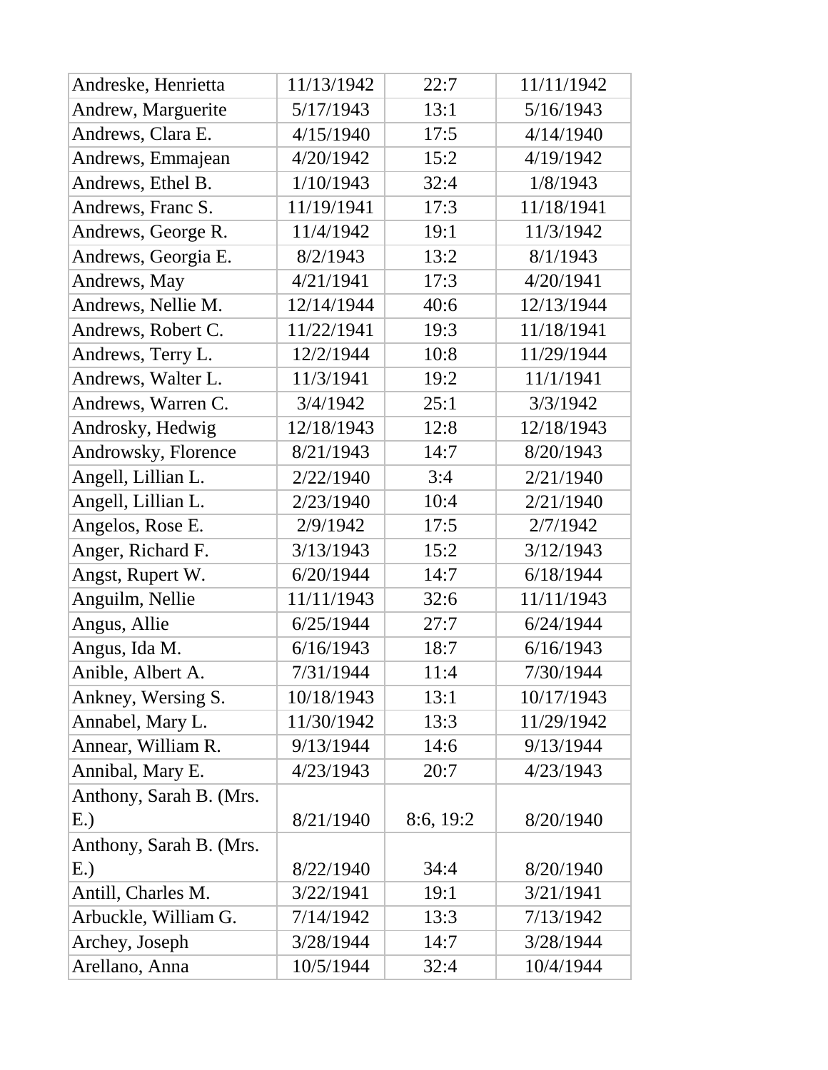| | | | |
|---|---|---|---|
| Andreske, Henrietta | 11/13/1942 | 22:7 | 11/11/1942 |
| Andrew, Marguerite | 5/17/1943 | 13:1 | 5/16/1943 |
| Andrews, Clara E. | 4/15/1940 | 17:5 | 4/14/1940 |
| Andrews, Emmajean | 4/20/1942 | 15:2 | 4/19/1942 |
| Andrews, Ethel B. | 1/10/1943 | 32:4 | 1/8/1943 |
| Andrews, Franc S. | 11/19/1941 | 17:3 | 11/18/1941 |
| Andrews, George R. | 11/4/1942 | 19:1 | 11/3/1942 |
| Andrews, Georgia E. | 8/2/1943 | 13:2 | 8/1/1943 |
| Andrews, May | 4/21/1941 | 17:3 | 4/20/1941 |
| Andrews, Nellie M. | 12/14/1944 | 40:6 | 12/13/1944 |
| Andrews, Robert C. | 11/22/1941 | 19:3 | 11/18/1941 |
| Andrews, Terry L. | 12/2/1944 | 10:8 | 11/29/1944 |
| Andrews, Walter L. | 11/3/1941 | 19:2 | 11/1/1941 |
| Andrews, Warren C. | 3/4/1942 | 25:1 | 3/3/1942 |
| Androsky, Hedwig | 12/18/1943 | 12:8 | 12/18/1943 |
| Androwsky, Florence | 8/21/1943 | 14:7 | 8/20/1943 |
| Angell, Lillian L. | 2/22/1940 | 3:4 | 2/21/1940 |
| Angell, Lillian L. | 2/23/1940 | 10:4 | 2/21/1940 |
| Angelos, Rose E. | 2/9/1942 | 17:5 | 2/7/1942 |
| Anger, Richard F. | 3/13/1943 | 15:2 | 3/12/1943 |
| Angst, Rupert W. | 6/20/1944 | 14:7 | 6/18/1944 |
| Anguilm, Nellie | 11/11/1943 | 32:6 | 11/11/1943 |
| Angus, Allie | 6/25/1944 | 27:7 | 6/24/1944 |
| Angus, Ida M. | 6/16/1943 | 18:7 | 6/16/1943 |
| Anible, Albert A. | 7/31/1944 | 11:4 | 7/30/1944 |
| Ankney, Wersing S. | 10/18/1943 | 13:1 | 10/17/1943 |
| Annabel, Mary L. | 11/30/1942 | 13:3 | 11/29/1942 |
| Annear, William R. | 9/13/1944 | 14:6 | 9/13/1944 |
| Annibal, Mary E. | 4/23/1943 | 20:7 | 4/23/1943 |
| Anthony, Sarah B. (Mrs. E.) | 8/21/1940 | 8:6, 19:2 | 8/20/1940 |
| Anthony, Sarah B. (Mrs. E.) | 8/22/1940 | 34:4 | 8/20/1940 |
| Antill, Charles M. | 3/22/1941 | 19:1 | 3/21/1941 |
| Arbuckle, William G. | 7/14/1942 | 13:3 | 7/13/1942 |
| Archey, Joseph | 3/28/1944 | 14:7 | 3/28/1944 |
| Arellano, Anna | 10/5/1944 | 32:4 | 10/4/1944 |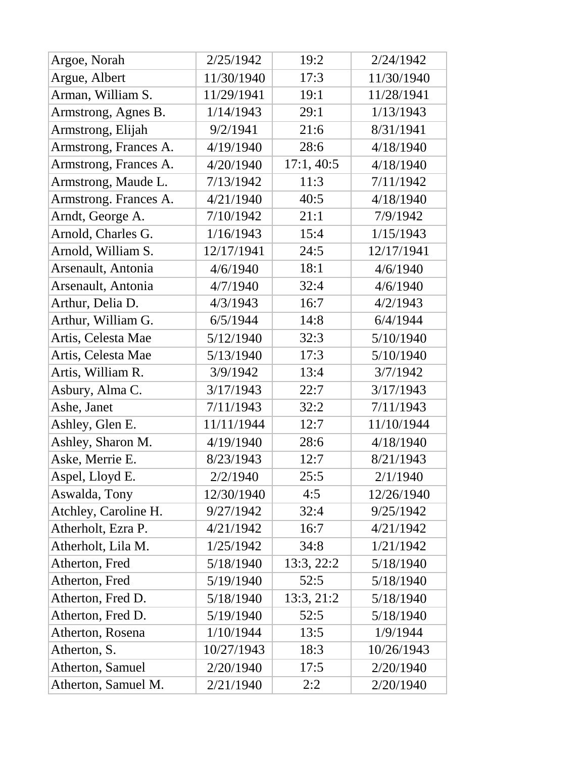| Argoe, Norah | 2/25/1942 | 19:2 | 2/24/1942 |
|---|---|---|---|
| Argue, Albert | 11/30/1940 | 17:3 | 11/30/1940 |
| Arman, William S. | 11/29/1941 | 19:1 | 11/28/1941 |
| Armstrong, Agnes B. | 1/14/1943 | 29:1 | 1/13/1943 |
| Armstrong, Elijah | 9/2/1941 | 21:6 | 8/31/1941 |
| Armstrong, Frances A. | 4/19/1940 | 28:6 | 4/18/1940 |
| Armstrong, Frances A. | 4/20/1940 | 17:1, 40:5 | 4/18/1940 |
| Armstrong, Maude L. | 7/13/1942 | 11:3 | 7/11/1942 |
| Armstrong. Frances A. | 4/21/1940 | 40:5 | 4/18/1940 |
| Arndt, George A. | 7/10/1942 | 21:1 | 7/9/1942 |
| Arnold, Charles G. | 1/16/1943 | 15:4 | 1/15/1943 |
| Arnold, William S. | 12/17/1941 | 24:5 | 12/17/1941 |
| Arsenault, Antonia | 4/6/1940 | 18:1 | 4/6/1940 |
| Arsenault, Antonia | 4/7/1940 | 32:4 | 4/6/1940 |
| Arthur, Delia D. | 4/3/1943 | 16:7 | 4/2/1943 |
| Arthur, William G. | 6/5/1944 | 14:8 | 6/4/1944 |
| Artis, Celesta Mae | 5/12/1940 | 32:3 | 5/10/1940 |
| Artis, Celesta Mae | 5/13/1940 | 17:3 | 5/10/1940 |
| Artis, William R. | 3/9/1942 | 13:4 | 3/7/1942 |
| Asbury, Alma C. | 3/17/1943 | 22:7 | 3/17/1943 |
| Ashe, Janet | 7/11/1943 | 32:2 | 7/11/1943 |
| Ashley, Glen E. | 11/11/1944 | 12:7 | 11/10/1944 |
| Ashley, Sharon M. | 4/19/1940 | 28:6 | 4/18/1940 |
| Aske, Merrie E. | 8/23/1943 | 12:7 | 8/21/1943 |
| Aspel, Lloyd E. | 2/2/1940 | 25:5 | 2/1/1940 |
| Aswalda, Tony | 12/30/1940 | 4:5 | 12/26/1940 |
| Atchley, Caroline H. | 9/27/1942 | 32:4 | 9/25/1942 |
| Atherholt, Ezra P. | 4/21/1942 | 16:7 | 4/21/1942 |
| Atherholt, Lila M. | 1/25/1942 | 34:8 | 1/21/1942 |
| Atherton, Fred | 5/18/1940 | 13:3, 22:2 | 5/18/1940 |
| Atherton, Fred | 5/19/1940 | 52:5 | 5/18/1940 |
| Atherton, Fred D. | 5/18/1940 | 13:3, 21:2 | 5/18/1940 |
| Atherton, Fred D. | 5/19/1940 | 52:5 | 5/18/1940 |
| Atherton, Rosena | 1/10/1944 | 13:5 | 1/9/1944 |
| Atherton, S. | 10/27/1943 | 18:3 | 10/26/1943 |
| Atherton, Samuel | 2/20/1940 | 17:5 | 2/20/1940 |
| Atherton, Samuel M. | 2/21/1940 | 2:2 | 2/20/1940 |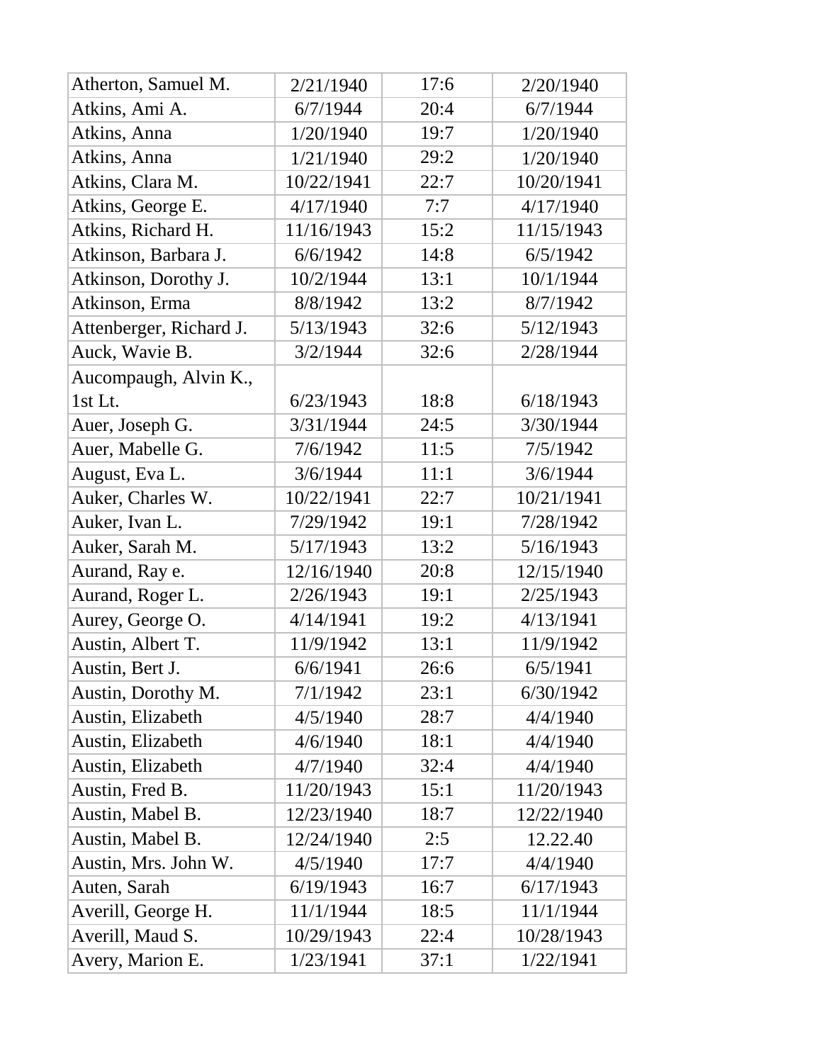| Atherton, Samuel M. | 2/21/1940 | 17:6 | 2/20/1940 |
|---|---|---|---|
| Atkins, Ami A. | 6/7/1944 | 20:4 | 6/7/1944 |
| Atkins, Anna | 1/20/1940 | 19:7 | 1/20/1940 |
| Atkins, Anna | 1/21/1940 | 29:2 | 1/20/1940 |
| Atkins, Clara M. | 10/22/1941 | 22:7 | 10/20/1941 |
| Atkins, George E. | 4/17/1940 | 7:7 | 4/17/1940 |
| Atkins, Richard H. | 11/16/1943 | 15:2 | 11/15/1943 |
| Atkinson, Barbara J. | 6/6/1942 | 14:8 | 6/5/1942 |
| Atkinson, Dorothy J. | 10/2/1944 | 13:1 | 10/1/1944 |
| Atkinson, Erma | 8/8/1942 | 13:2 | 8/7/1942 |
| Attenberger, Richard J. | 5/13/1943 | 32:6 | 5/12/1943 |
| Auck, Wavie B. | 3/2/1944 | 32:6 | 2/28/1944 |
| Aucompaugh, Alvin K., 1st Lt. | 6/23/1943 | 18:8 | 6/18/1943 |
| Auer, Joseph G. | 3/31/1944 | 24:5 | 3/30/1944 |
| Auer, Mabelle G. | 7/6/1942 | 11:5 | 7/5/1942 |
| August, Eva L. | 3/6/1944 | 11:1 | 3/6/1944 |
| Auker, Charles W. | 10/22/1941 | 22:7 | 10/21/1941 |
| Auker, Ivan L. | 7/29/1942 | 19:1 | 7/28/1942 |
| Auker, Sarah M. | 5/17/1943 | 13:2 | 5/16/1943 |
| Aurand, Ray e. | 12/16/1940 | 20:8 | 12/15/1940 |
| Aurand, Roger L. | 2/26/1943 | 19:1 | 2/25/1943 |
| Aurey, George O. | 4/14/1941 | 19:2 | 4/13/1941 |
| Austin, Albert T. | 11/9/1942 | 13:1 | 11/9/1942 |
| Austin, Bert J. | 6/6/1941 | 26:6 | 6/5/1941 |
| Austin, Dorothy M. | 7/1/1942 | 23:1 | 6/30/1942 |
| Austin, Elizabeth | 4/5/1940 | 28:7 | 4/4/1940 |
| Austin, Elizabeth | 4/6/1940 | 18:1 | 4/4/1940 |
| Austin, Elizabeth | 4/7/1940 | 32:4 | 4/4/1940 |
| Austin, Fred B. | 11/20/1943 | 15:1 | 11/20/1943 |
| Austin, Mabel B. | 12/23/1940 | 18:7 | 12/22/1940 |
| Austin, Mabel B. | 12/24/1940 | 2:5 | 12.22.40 |
| Austin, Mrs. John W. | 4/5/1940 | 17:7 | 4/4/1940 |
| Auten, Sarah | 6/19/1943 | 16:7 | 6/17/1943 |
| Averill, George H. | 11/1/1944 | 18:5 | 11/1/1944 |
| Averill, Maud S. | 10/29/1943 | 22:4 | 10/28/1943 |
| Avery, Marion E. | 1/23/1941 | 37:1 | 1/22/1941 |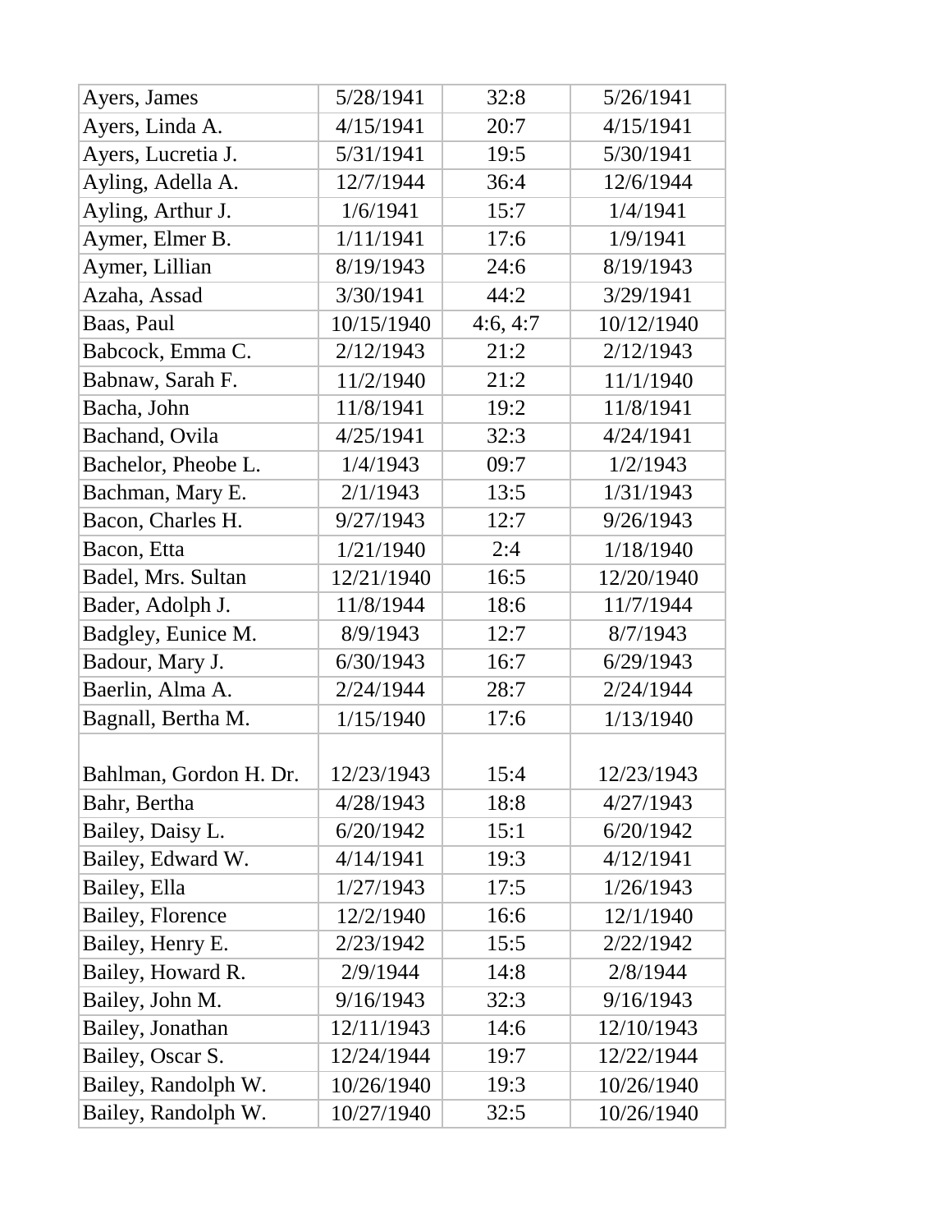| Ayers, James | 5/28/1941 | 32:8 | 5/26/1941 |
|---|---|---|---|
| Ayers, Linda A. | 4/15/1941 | 20:7 | 4/15/1941 |
| Ayers, Lucretia J. | 5/31/1941 | 19:5 | 5/30/1941 |
| Ayling, Adella A. | 12/7/1944 | 36:4 | 12/6/1944 |
| Ayling, Arthur J. | 1/6/1941 | 15:7 | 1/4/1941 |
| Aymer, Elmer B. | 1/11/1941 | 17:6 | 1/9/1941 |
| Aymer, Lillian | 8/19/1943 | 24:6 | 8/19/1943 |
| Azaha, Assad | 3/30/1941 | 44:2 | 3/29/1941 |
| Baas, Paul | 10/15/1940 | 4:6, 4:7 | 10/12/1940 |
| Babcock, Emma C. | 2/12/1943 | 21:2 | 2/12/1943 |
| Babnaw, Sarah F. | 11/2/1940 | 21:2 | 11/1/1940 |
| Bacha, John | 11/8/1941 | 19:2 | 11/8/1941 |
| Bachand, Ovila | 4/25/1941 | 32:3 | 4/24/1941 |
| Bachelor, Pheobe L. | 1/4/1943 | 09:7 | 1/2/1943 |
| Bachman, Mary E. | 2/1/1943 | 13:5 | 1/31/1943 |
| Bacon, Charles H. | 9/27/1943 | 12:7 | 9/26/1943 |
| Bacon, Etta | 1/21/1940 | 2:4 | 1/18/1940 |
| Badel, Mrs. Sultan | 12/21/1940 | 16:5 | 12/20/1940 |
| Bader, Adolph J. | 11/8/1944 | 18:6 | 11/7/1944 |
| Badgley, Eunice M. | 8/9/1943 | 12:7 | 8/7/1943 |
| Badour, Mary J. | 6/30/1943 | 16:7 | 6/29/1943 |
| Baerlin, Alma A. | 2/24/1944 | 28:7 | 2/24/1944 |
| Bagnall, Bertha M. | 1/15/1940 | 17:6 | 1/13/1940 |
| Bahlman, Gordon H. Dr. | 12/23/1943 | 15:4 | 12/23/1943 |
| Bahr, Bertha | 4/28/1943 | 18:8 | 4/27/1943 |
| Bailey, Daisy L. | 6/20/1942 | 15:1 | 6/20/1942 |
| Bailey, Edward W. | 4/14/1941 | 19:3 | 4/12/1941 |
| Bailey, Ella | 1/27/1943 | 17:5 | 1/26/1943 |
| Bailey, Florence | 12/2/1940 | 16:6 | 12/1/1940 |
| Bailey, Henry E. | 2/23/1942 | 15:5 | 2/22/1942 |
| Bailey, Howard R. | 2/9/1944 | 14:8 | 2/8/1944 |
| Bailey, John M. | 9/16/1943 | 32:3 | 9/16/1943 |
| Bailey, Jonathan | 12/11/1943 | 14:6 | 12/10/1943 |
| Bailey, Oscar S. | 12/24/1944 | 19:7 | 12/22/1944 |
| Bailey, Randolph W. | 10/26/1940 | 19:3 | 10/26/1940 |
| Bailey, Randolph W. | 10/27/1940 | 32:5 | 10/26/1940 |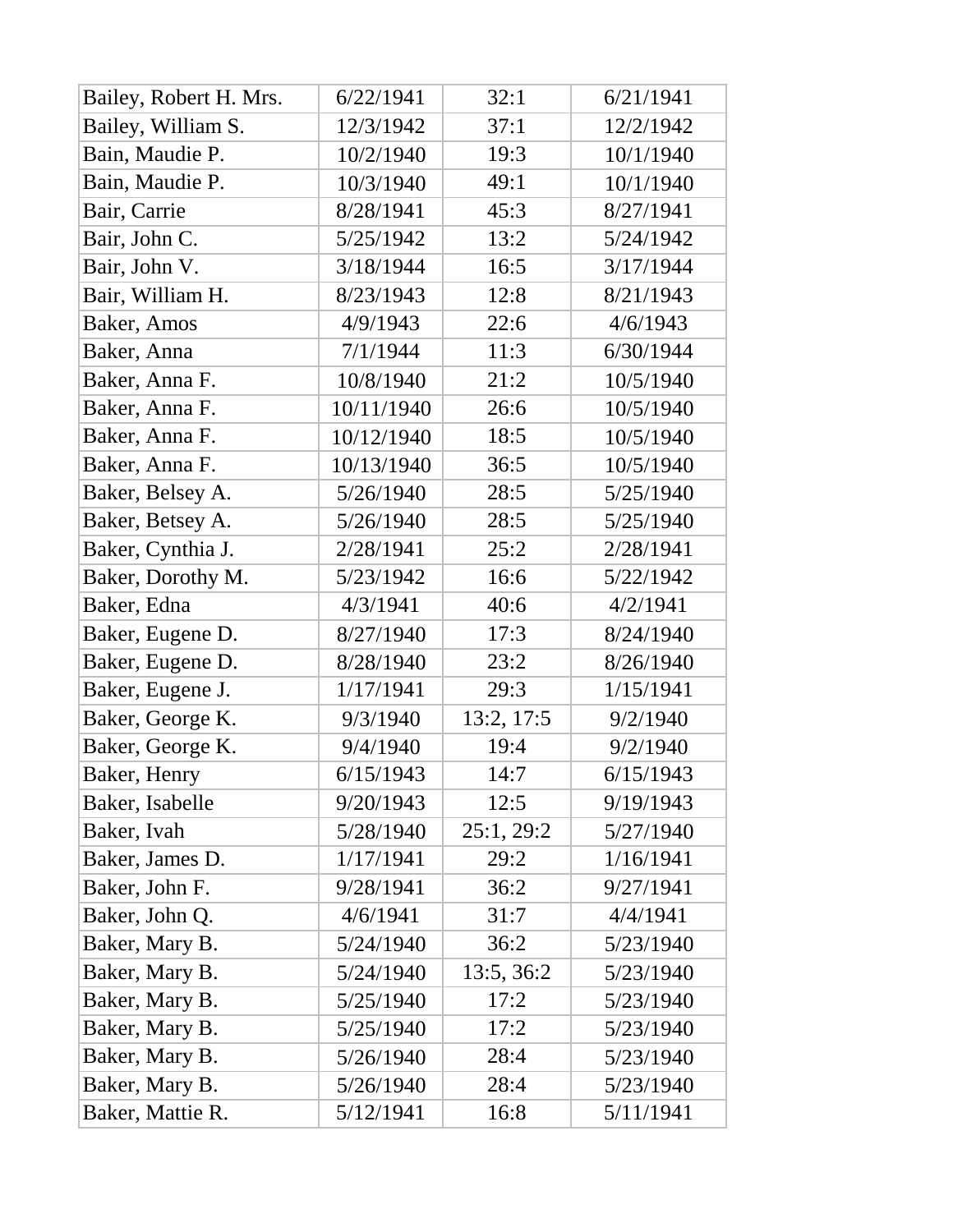| | | | |
|---|---|---|---|
| Bailey, Robert H. Mrs. | 6/22/1941 | 32:1 | 6/21/1941 |
| Bailey, William S. | 12/3/1942 | 37:1 | 12/2/1942 |
| Bain, Maudie P. | 10/2/1940 | 19:3 | 10/1/1940 |
| Bain, Maudie P. | 10/3/1940 | 49:1 | 10/1/1940 |
| Bair, Carrie | 8/28/1941 | 45:3 | 8/27/1941 |
| Bair, John C. | 5/25/1942 | 13:2 | 5/24/1942 |
| Bair, John V. | 3/18/1944 | 16:5 | 3/17/1944 |
| Bair, William H. | 8/23/1943 | 12:8 | 8/21/1943 |
| Baker, Amos | 4/9/1943 | 22:6 | 4/6/1943 |
| Baker, Anna | 7/1/1944 | 11:3 | 6/30/1944 |
| Baker, Anna F. | 10/8/1940 | 21:2 | 10/5/1940 |
| Baker, Anna F. | 10/11/1940 | 26:6 | 10/5/1940 |
| Baker, Anna F. | 10/12/1940 | 18:5 | 10/5/1940 |
| Baker, Anna F. | 10/13/1940 | 36:5 | 10/5/1940 |
| Baker, Belsey A. | 5/26/1940 | 28:5 | 5/25/1940 |
| Baker, Betsey A. | 5/26/1940 | 28:5 | 5/25/1940 |
| Baker, Cynthia J. | 2/28/1941 | 25:2 | 2/28/1941 |
| Baker, Dorothy M. | 5/23/1942 | 16:6 | 5/22/1942 |
| Baker, Edna | 4/3/1941 | 40:6 | 4/2/1941 |
| Baker, Eugene D. | 8/27/1940 | 17:3 | 8/24/1940 |
| Baker, Eugene D. | 8/28/1940 | 23:2 | 8/26/1940 |
| Baker, Eugene J. | 1/17/1941 | 29:3 | 1/15/1941 |
| Baker, George K. | 9/3/1940 | 13:2, 17:5 | 9/2/1940 |
| Baker, George K. | 9/4/1940 | 19:4 | 9/2/1940 |
| Baker, Henry | 6/15/1943 | 14:7 | 6/15/1943 |
| Baker, Isabelle | 9/20/1943 | 12:5 | 9/19/1943 |
| Baker, Ivah | 5/28/1940 | 25:1, 29:2 | 5/27/1940 |
| Baker, James D. | 1/17/1941 | 29:2 | 1/16/1941 |
| Baker, John F. | 9/28/1941 | 36:2 | 9/27/1941 |
| Baker, John Q. | 4/6/1941 | 31:7 | 4/4/1941 |
| Baker, Mary B. | 5/24/1940 | 36:2 | 5/23/1940 |
| Baker, Mary B. | 5/24/1940 | 13:5, 36:2 | 5/23/1940 |
| Baker, Mary B. | 5/25/1940 | 17:2 | 5/23/1940 |
| Baker, Mary B. | 5/25/1940 | 17:2 | 5/23/1940 |
| Baker, Mary B. | 5/26/1940 | 28:4 | 5/23/1940 |
| Baker, Mary B. | 5/26/1940 | 28:4 | 5/23/1940 |
| Baker, Mattie R. | 5/12/1941 | 16:8 | 5/11/1941 |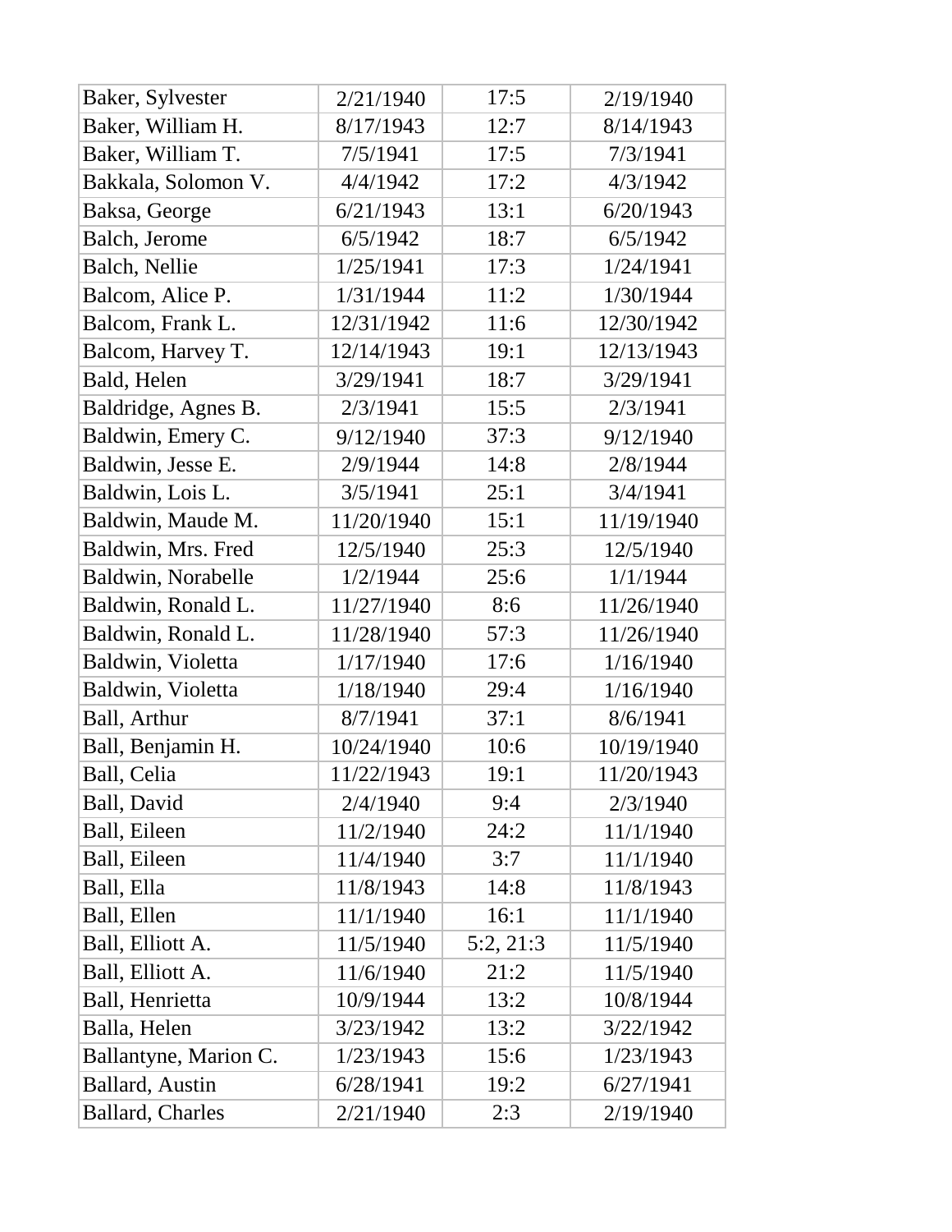| | | | |
|---|---|---|---|
| Baker, Sylvester | 2/21/1940 | 17:5 | 2/19/1940 |
| Baker, William H. | 8/17/1943 | 12:7 | 8/14/1943 |
| Baker, William T. | 7/5/1941 | 17:5 | 7/3/1941 |
| Bakkala, Solomon V. | 4/4/1942 | 17:2 | 4/3/1942 |
| Baksa, George | 6/21/1943 | 13:1 | 6/20/1943 |
| Balch, Jerome | 6/5/1942 | 18:7 | 6/5/1942 |
| Balch, Nellie | 1/25/1941 | 17:3 | 1/24/1941 |
| Balcom, Alice P. | 1/31/1944 | 11:2 | 1/30/1944 |
| Balcom, Frank L. | 12/31/1942 | 11:6 | 12/30/1942 |
| Balcom, Harvey T. | 12/14/1943 | 19:1 | 12/13/1943 |
| Bald, Helen | 3/29/1941 | 18:7 | 3/29/1941 |
| Baldridge, Agnes B. | 2/3/1941 | 15:5 | 2/3/1941 |
| Baldwin, Emery C. | 9/12/1940 | 37:3 | 9/12/1940 |
| Baldwin, Jesse E. | 2/9/1944 | 14:8 | 2/8/1944 |
| Baldwin, Lois L. | 3/5/1941 | 25:1 | 3/4/1941 |
| Baldwin, Maude M. | 11/20/1940 | 15:1 | 11/19/1940 |
| Baldwin, Mrs. Fred | 12/5/1940 | 25:3 | 12/5/1940 |
| Baldwin, Norabelle | 1/2/1944 | 25:6 | 1/1/1944 |
| Baldwin, Ronald L. | 11/27/1940 | 8:6 | 11/26/1940 |
| Baldwin, Ronald L. | 11/28/1940 | 57:3 | 11/26/1940 |
| Baldwin, Violetta | 1/17/1940 | 17:6 | 1/16/1940 |
| Baldwin, Violetta | 1/18/1940 | 29:4 | 1/16/1940 |
| Ball, Arthur | 8/7/1941 | 37:1 | 8/6/1941 |
| Ball, Benjamin H. | 10/24/1940 | 10:6 | 10/19/1940 |
| Ball, Celia | 11/22/1943 | 19:1 | 11/20/1943 |
| Ball, David | 2/4/1940 | 9:4 | 2/3/1940 |
| Ball, Eileen | 11/2/1940 | 24:2 | 11/1/1940 |
| Ball, Eileen | 11/4/1940 | 3:7 | 11/1/1940 |
| Ball, Ella | 11/8/1943 | 14:8 | 11/8/1943 |
| Ball, Ellen | 11/1/1940 | 16:1 | 11/1/1940 |
| Ball, Elliott A. | 11/5/1940 | 5:2, 21:3 | 11/5/1940 |
| Ball, Elliott A. | 11/6/1940 | 21:2 | 11/5/1940 |
| Ball, Henrietta | 10/9/1944 | 13:2 | 10/8/1944 |
| Balla, Helen | 3/23/1942 | 13:2 | 3/22/1942 |
| Ballantyne, Marion C. | 1/23/1943 | 15:6 | 1/23/1943 |
| Ballard, Austin | 6/28/1941 | 19:2 | 6/27/1941 |
| Ballard, Charles | 2/21/1940 | 2:3 | 2/19/1940 |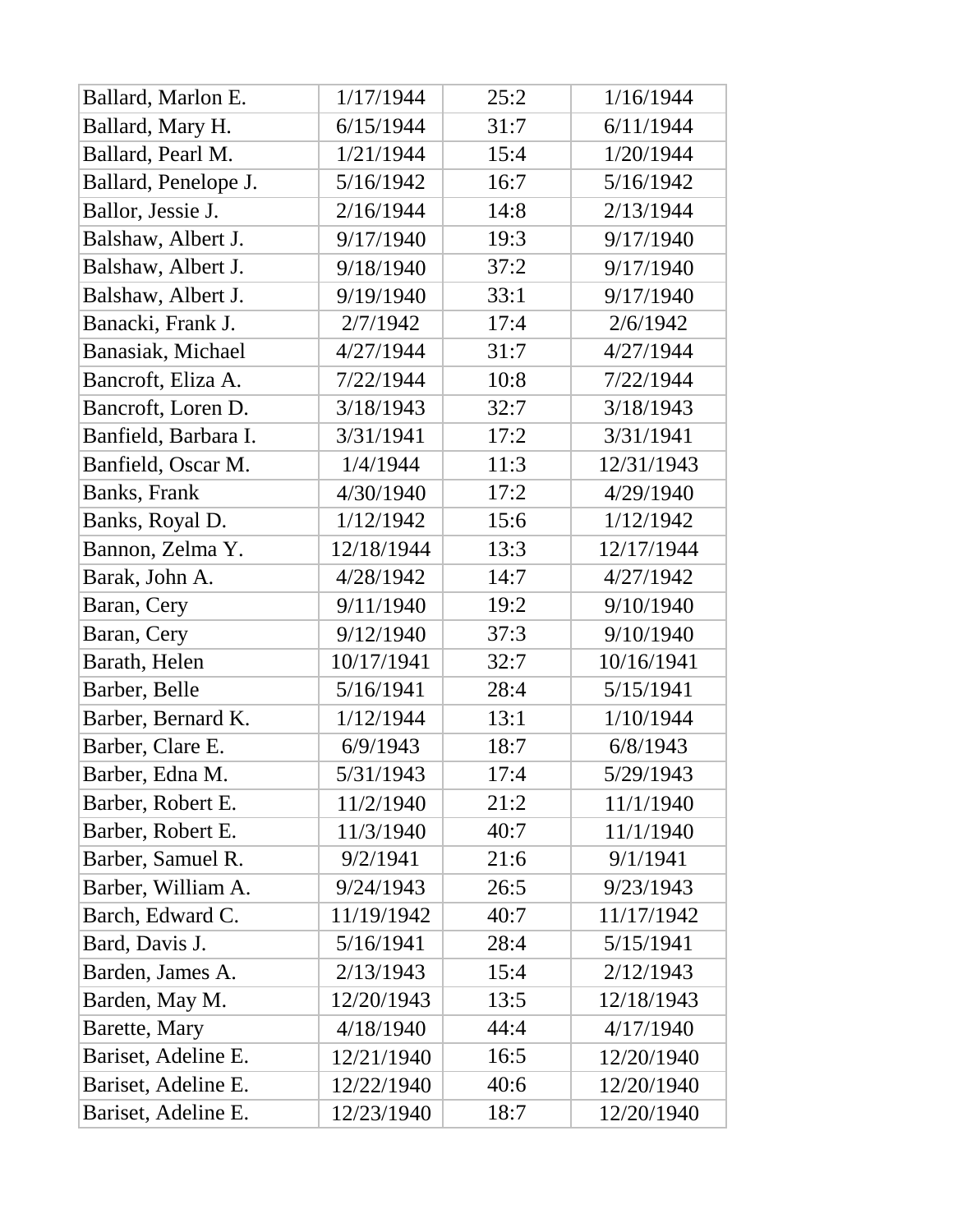| Ballard, Marlon E. | 1/17/1944 | 25:2 | 1/16/1944 |
|---|---|---|---|
| Ballard, Mary H. | 6/15/1944 | 31:7 | 6/11/1944 |
| Ballard, Pearl M. | 1/21/1944 | 15:4 | 1/20/1944 |
| Ballard, Penelope J. | 5/16/1942 | 16:7 | 5/16/1942 |
| Ballor, Jessie J. | 2/16/1944 | 14:8 | 2/13/1944 |
| Balshaw, Albert J. | 9/17/1940 | 19:3 | 9/17/1940 |
| Balshaw, Albert J. | 9/18/1940 | 37:2 | 9/17/1940 |
| Balshaw, Albert J. | 9/19/1940 | 33:1 | 9/17/1940 |
| Banacki, Frank J. | 2/7/1942 | 17:4 | 2/6/1942 |
| Banasiak, Michael | 4/27/1944 | 31:7 | 4/27/1944 |
| Bancroft, Eliza A. | 7/22/1944 | 10:8 | 7/22/1944 |
| Bancroft, Loren D. | 3/18/1943 | 32:7 | 3/18/1943 |
| Banfield, Barbara I. | 3/31/1941 | 17:2 | 3/31/1941 |
| Banfield, Oscar M. | 1/4/1944 | 11:3 | 12/31/1943 |
| Banks, Frank | 4/30/1940 | 17:2 | 4/29/1940 |
| Banks, Royal D. | 1/12/1942 | 15:6 | 1/12/1942 |
| Bannon, Zelma Y. | 12/18/1944 | 13:3 | 12/17/1944 |
| Barak, John A. | 4/28/1942 | 14:7 | 4/27/1942 |
| Baran, Cery | 9/11/1940 | 19:2 | 9/10/1940 |
| Baran, Cery | 9/12/1940 | 37:3 | 9/10/1940 |
| Barath, Helen | 10/17/1941 | 32:7 | 10/16/1941 |
| Barber, Belle | 5/16/1941 | 28:4 | 5/15/1941 |
| Barber, Bernard K. | 1/12/1944 | 13:1 | 1/10/1944 |
| Barber, Clare E. | 6/9/1943 | 18:7 | 6/8/1943 |
| Barber, Edna M. | 5/31/1943 | 17:4 | 5/29/1943 |
| Barber, Robert E. | 11/2/1940 | 21:2 | 11/1/1940 |
| Barber, Robert E. | 11/3/1940 | 40:7 | 11/1/1940 |
| Barber, Samuel R. | 9/2/1941 | 21:6 | 9/1/1941 |
| Barber, William A. | 9/24/1943 | 26:5 | 9/23/1943 |
| Barch, Edward C. | 11/19/1942 | 40:7 | 11/17/1942 |
| Bard, Davis J. | 5/16/1941 | 28:4 | 5/15/1941 |
| Barden, James A. | 2/13/1943 | 15:4 | 2/12/1943 |
| Barden, May M. | 12/20/1943 | 13:5 | 12/18/1943 |
| Barette, Mary | 4/18/1940 | 44:4 | 4/17/1940 |
| Bariset, Adeline E. | 12/21/1940 | 16:5 | 12/20/1940 |
| Bariset, Adeline E. | 12/22/1940 | 40:6 | 12/20/1940 |
| Bariset, Adeline E. | 12/23/1940 | 18:7 | 12/20/1940 |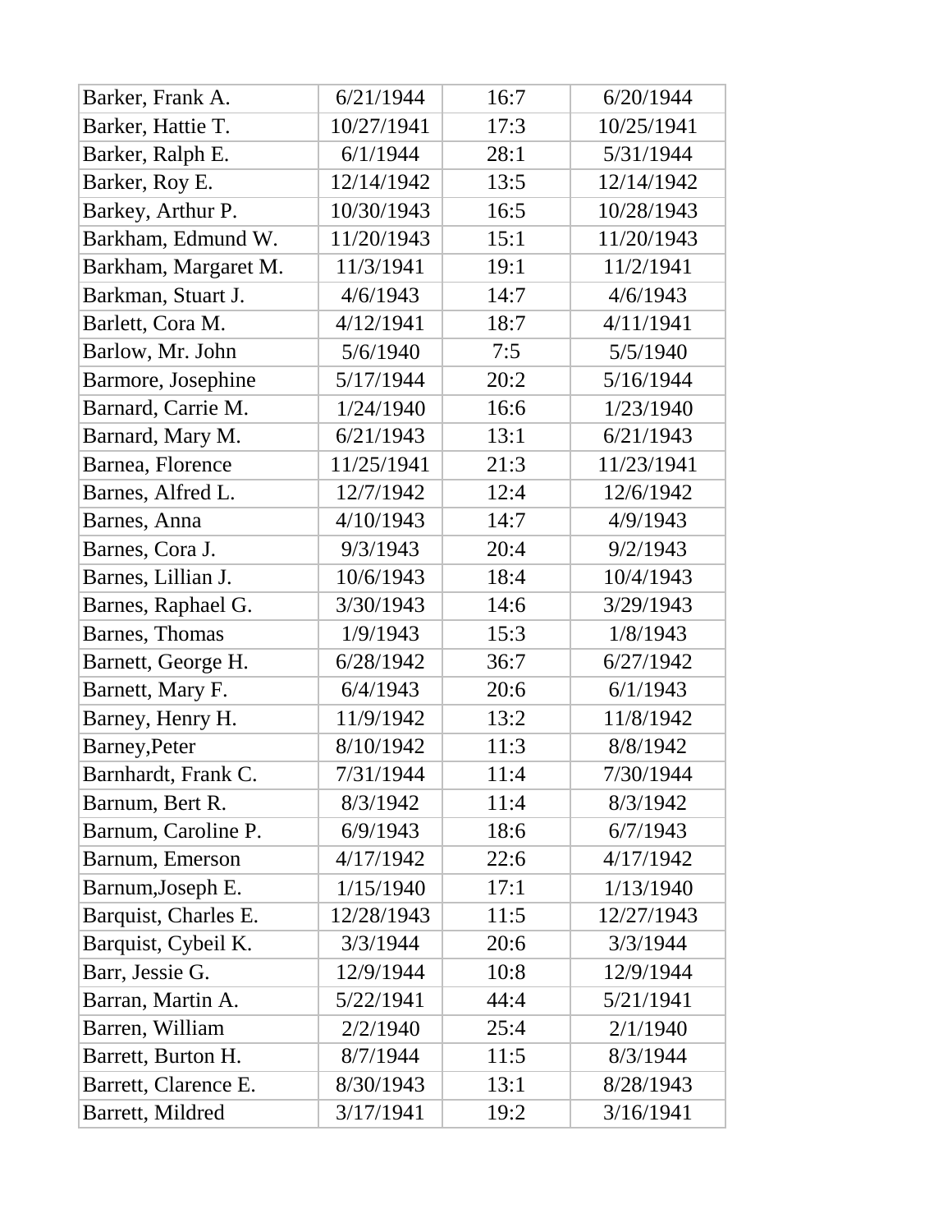| Barker, Frank A. | 6/21/1944 | 16:7 | 6/20/1944 |
|---|---|---|---|
| Barker, Hattie T. | 10/27/1941 | 17:3 | 10/25/1941 |
| Barker, Ralph E. | 6/1/1944 | 28:1 | 5/31/1944 |
| Barker, Roy E. | 12/14/1942 | 13:5 | 12/14/1942 |
| Barkey, Arthur P. | 10/30/1943 | 16:5 | 10/28/1943 |
| Barkham, Edmund W. | 11/20/1943 | 15:1 | 11/20/1943 |
| Barkham, Margaret M. | 11/3/1941 | 19:1 | 11/2/1941 |
| Barkman, Stuart J. | 4/6/1943 | 14:7 | 4/6/1943 |
| Barlett, Cora M. | 4/12/1941 | 18:7 | 4/11/1941 |
| Barlow, Mr. John | 5/6/1940 | 7:5 | 5/5/1940 |
| Barmore, Josephine | 5/17/1944 | 20:2 | 5/16/1944 |
| Barnard, Carrie M. | 1/24/1940 | 16:6 | 1/23/1940 |
| Barnard, Mary M. | 6/21/1943 | 13:1 | 6/21/1943 |
| Barnea, Florence | 11/25/1941 | 21:3 | 11/23/1941 |
| Barnes, Alfred L. | 12/7/1942 | 12:4 | 12/6/1942 |
| Barnes, Anna | 4/10/1943 | 14:7 | 4/9/1943 |
| Barnes, Cora J. | 9/3/1943 | 20:4 | 9/2/1943 |
| Barnes, Lillian J. | 10/6/1943 | 18:4 | 10/4/1943 |
| Barnes, Raphael G. | 3/30/1943 | 14:6 | 3/29/1943 |
| Barnes, Thomas | 1/9/1943 | 15:3 | 1/8/1943 |
| Barnett, George H. | 6/28/1942 | 36:7 | 6/27/1942 |
| Barnett, Mary F. | 6/4/1943 | 20:6 | 6/1/1943 |
| Barney, Henry H. | 11/9/1942 | 13:2 | 11/8/1942 |
| Barney,Peter | 8/10/1942 | 11:3 | 8/8/1942 |
| Barnhardt, Frank C. | 7/31/1944 | 11:4 | 7/30/1944 |
| Barnum, Bert R. | 8/3/1942 | 11:4 | 8/3/1942 |
| Barnum, Caroline P. | 6/9/1943 | 18:6 | 6/7/1943 |
| Barnum, Emerson | 4/17/1942 | 22:6 | 4/17/1942 |
| Barnum,Joseph E. | 1/15/1940 | 17:1 | 1/13/1940 |
| Barquist, Charles E. | 12/28/1943 | 11:5 | 12/27/1943 |
| Barquist, Cybeil K. | 3/3/1944 | 20:6 | 3/3/1944 |
| Barr, Jessie G. | 12/9/1944 | 10:8 | 12/9/1944 |
| Barran, Martin A. | 5/22/1941 | 44:4 | 5/21/1941 |
| Barren, William | 2/2/1940 | 25:4 | 2/1/1940 |
| Barrett, Burton H. | 8/7/1944 | 11:5 | 8/3/1944 |
| Barrett, Clarence E. | 8/30/1943 | 13:1 | 8/28/1943 |
| Barrett, Mildred | 3/17/1941 | 19:2 | 3/16/1941 |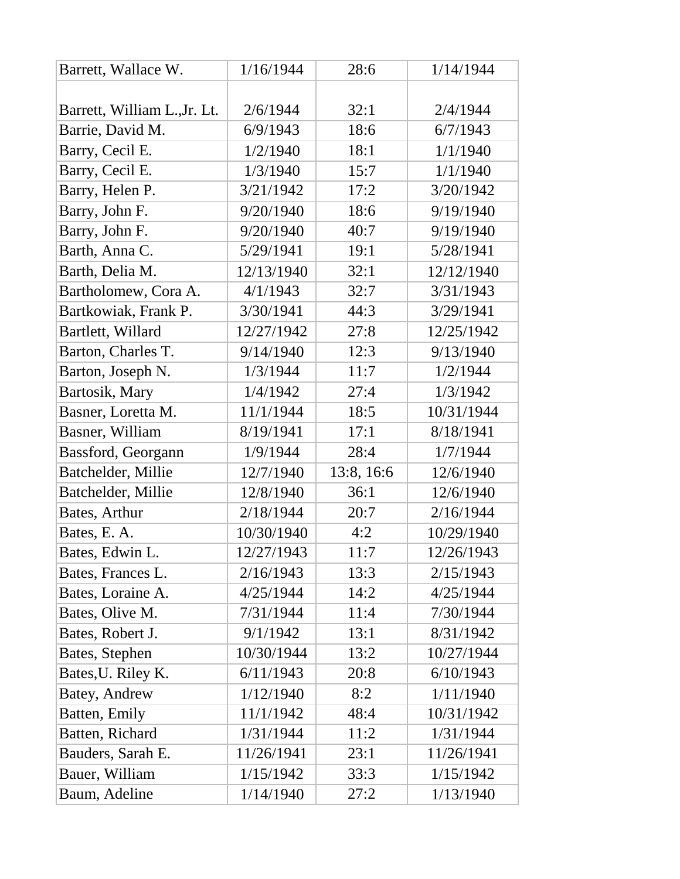| Barrett, Wallace W. | 1/16/1944 | 28:6 | 1/14/1944 |
|---|---|---|---|
| Barrett, William L.,Jr. Lt. | 2/6/1944 | 32:1 | 2/4/1944 |
| Barrie, David M. | 6/9/1943 | 18:6 | 6/7/1943 |
| Barry, Cecil E. | 1/2/1940 | 18:1 | 1/1/1940 |
| Barry, Cecil E. | 1/3/1940 | 15:7 | 1/1/1940 |
| Barry, Helen P. | 3/21/1942 | 17:2 | 3/20/1942 |
| Barry, John F. | 9/20/1940 | 18:6 | 9/19/1940 |
| Barry, John F. | 9/20/1940 | 40:7 | 9/19/1940 |
| Barth, Anna C. | 5/29/1941 | 19:1 | 5/28/1941 |
| Barth, Delia M. | 12/13/1940 | 32:1 | 12/12/1940 |
| Bartholomew, Cora A. | 4/1/1943 | 32:7 | 3/31/1943 |
| Bartkowiak, Frank P. | 3/30/1941 | 44:3 | 3/29/1941 |
| Bartlett, Willard | 12/27/1942 | 27:8 | 12/25/1942 |
| Barton, Charles T. | 9/14/1940 | 12:3 | 9/13/1940 |
| Barton, Joseph N. | 1/3/1944 | 11:7 | 1/2/1944 |
| Bartosik, Mary | 1/4/1942 | 27:4 | 1/3/1942 |
| Basner, Loretta M. | 11/1/1944 | 18:5 | 10/31/1944 |
| Basner, William | 8/19/1941 | 17:1 | 8/18/1941 |
| Bassford, Georgann | 1/9/1944 | 28:4 | 1/7/1944 |
| Batchelder, Millie | 12/7/1940 | 13:8, 16:6 | 12/6/1940 |
| Batchelder, Millie | 12/8/1940 | 36:1 | 12/6/1940 |
| Bates, Arthur | 2/18/1944 | 20:7 | 2/16/1944 |
| Bates, E. A. | 10/30/1940 | 4:2 | 10/29/1940 |
| Bates, Edwin L. | 12/27/1943 | 11:7 | 12/26/1943 |
| Bates, Frances L. | 2/16/1943 | 13:3 | 2/15/1943 |
| Bates, Loraine A. | 4/25/1944 | 14:2 | 4/25/1944 |
| Bates, Olive M. | 7/31/1944 | 11:4 | 7/30/1944 |
| Bates, Robert J. | 9/1/1942 | 13:1 | 8/31/1942 |
| Bates, Stephen | 10/30/1944 | 13:2 | 10/27/1944 |
| Bates,U. Riley K. | 6/11/1943 | 20:8 | 6/10/1943 |
| Batey, Andrew | 1/12/1940 | 8:2 | 1/11/1940 |
| Batten, Emily | 11/1/1942 | 48:4 | 10/31/1942 |
| Batten, Richard | 1/31/1944 | 11:2 | 1/31/1944 |
| Bauders, Sarah E. | 11/26/1941 | 23:1 | 11/26/1941 |
| Bauer, William | 1/15/1942 | 33:3 | 1/15/1942 |
| Baum, Adeline | 1/14/1940 | 27:2 | 1/13/1940 |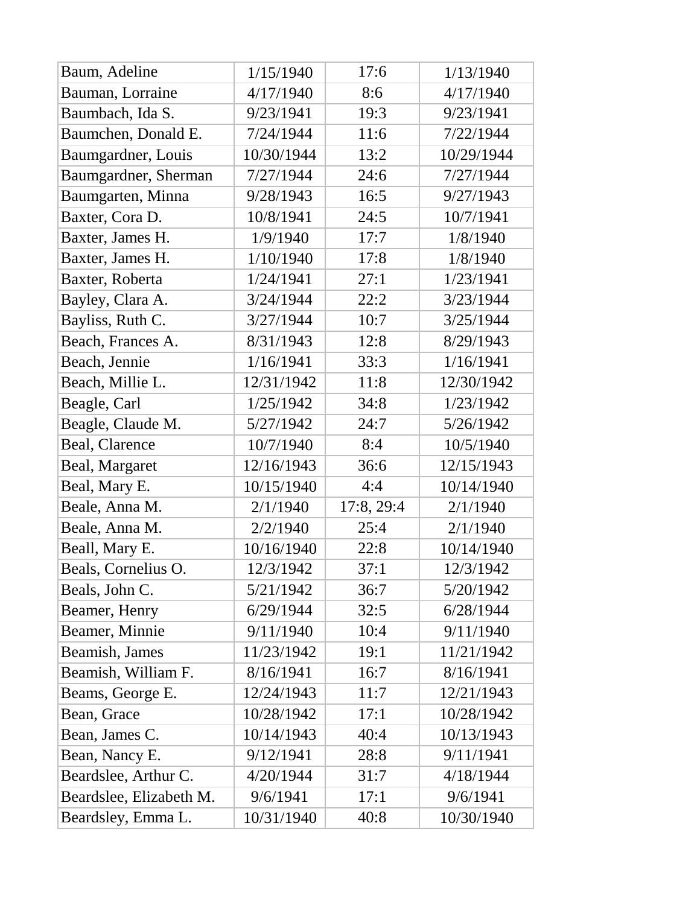| Baum, Adeline | 1/15/1940 | 17:6 | 1/13/1940 |
|---|---|---|---|
| Bauman, Lorraine | 4/17/1940 | 8:6 | 4/17/1940 |
| Baumbach, Ida S. | 9/23/1941 | 19:3 | 9/23/1941 |
| Baumchen, Donald E. | 7/24/1944 | 11:6 | 7/22/1944 |
| Baumgardner, Louis | 10/30/1944 | 13:2 | 10/29/1944 |
| Baumgardner, Sherman | 7/27/1944 | 24:6 | 7/27/1944 |
| Baumgarten, Minna | 9/28/1943 | 16:5 | 9/27/1943 |
| Baxter, Cora D. | 10/8/1941 | 24:5 | 10/7/1941 |
| Baxter, James H. | 1/9/1940 | 17:7 | 1/8/1940 |
| Baxter, James H. | 1/10/1940 | 17:8 | 1/8/1940 |
| Baxter, Roberta | 1/24/1941 | 27:1 | 1/23/1941 |
| Bayley, Clara A. | 3/24/1944 | 22:2 | 3/23/1944 |
| Bayliss, Ruth C. | 3/27/1944 | 10:7 | 3/25/1944 |
| Beach, Frances A. | 8/31/1943 | 12:8 | 8/29/1943 |
| Beach, Jennie | 1/16/1941 | 33:3 | 1/16/1941 |
| Beach, Millie L. | 12/31/1942 | 11:8 | 12/30/1942 |
| Beagle, Carl | 1/25/1942 | 34:8 | 1/23/1942 |
| Beagle, Claude M. | 5/27/1942 | 24:7 | 5/26/1942 |
| Beal, Clarence | 10/7/1940 | 8:4 | 10/5/1940 |
| Beal, Margaret | 12/16/1943 | 36:6 | 12/15/1943 |
| Beal, Mary E. | 10/15/1940 | 4:4 | 10/14/1940 |
| Beale, Anna M. | 2/1/1940 | 17:8, 29:4 | 2/1/1940 |
| Beale, Anna M. | 2/2/1940 | 25:4 | 2/1/1940 |
| Beall, Mary E. | 10/16/1940 | 22:8 | 10/14/1940 |
| Beals, Cornelius O. | 12/3/1942 | 37:1 | 12/3/1942 |
| Beals, John C. | 5/21/1942 | 36:7 | 5/20/1942 |
| Beamer, Henry | 6/29/1944 | 32:5 | 6/28/1944 |
| Beamer, Minnie | 9/11/1940 | 10:4 | 9/11/1940 |
| Beamish, James | 11/23/1942 | 19:1 | 11/21/1942 |
| Beamish, William F. | 8/16/1941 | 16:7 | 8/16/1941 |
| Beams, George E. | 12/24/1943 | 11:7 | 12/21/1943 |
| Bean, Grace | 10/28/1942 | 17:1 | 10/28/1942 |
| Bean, James C. | 10/14/1943 | 40:4 | 10/13/1943 |
| Bean, Nancy E. | 9/12/1941 | 28:8 | 9/11/1941 |
| Beardslee, Arthur C. | 4/20/1944 | 31:7 | 4/18/1944 |
| Beardslee, Elizabeth M. | 9/6/1941 | 17:1 | 9/6/1941 |
| Beardsley, Emma L. | 10/31/1940 | 40:8 | 10/30/1940 |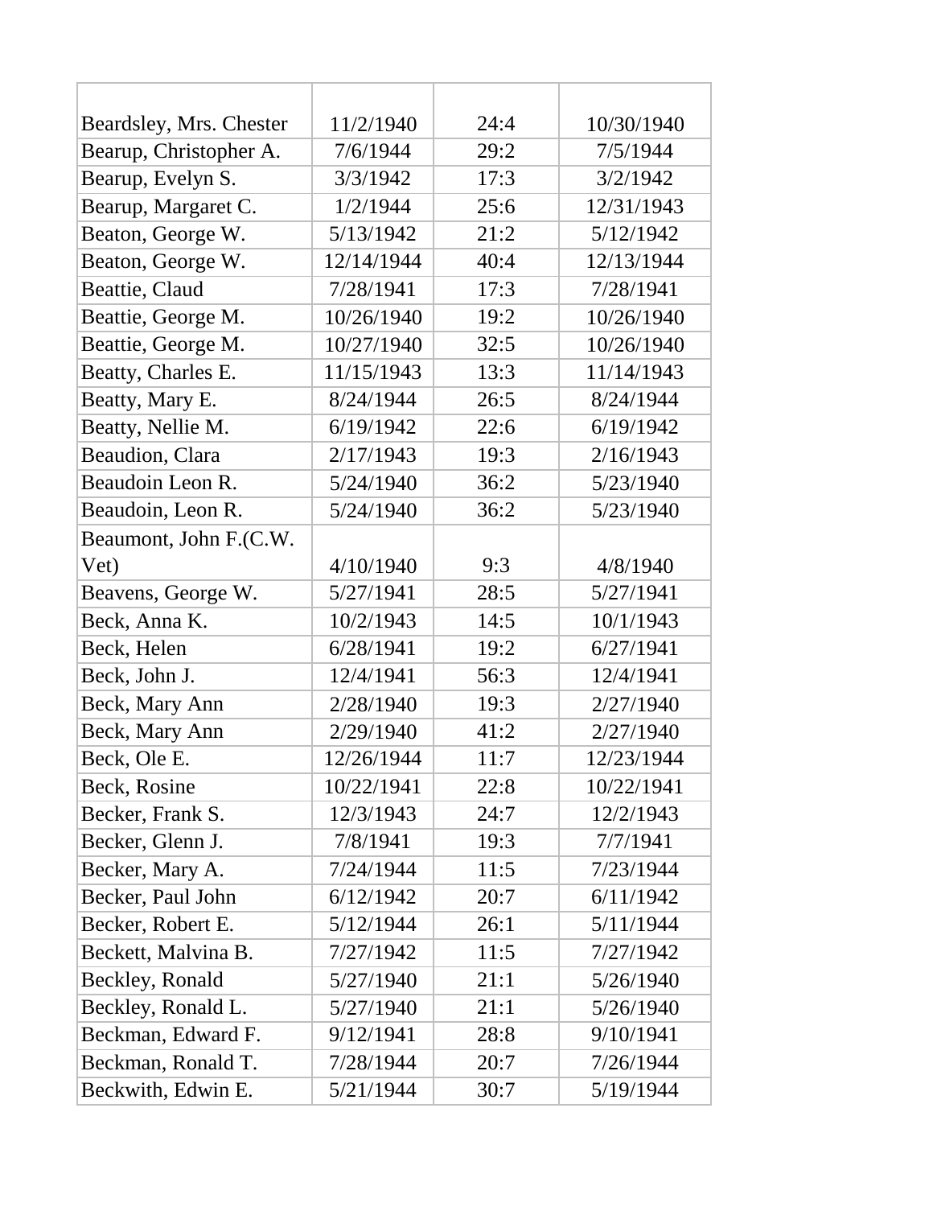| | | | |
|---|---|---|---|
| Beardsley, Mrs. Chester | 11/2/1940 | 24:4 | 10/30/1940 |
| Bearup, Christopher A. | 7/6/1944 | 29:2 | 7/5/1944 |
| Bearup, Evelyn S. | 3/3/1942 | 17:3 | 3/2/1942 |
| Bearup, Margaret C. | 1/2/1944 | 25:6 | 12/31/1943 |
| Beaton, George W. | 5/13/1942 | 21:2 | 5/12/1942 |
| Beaton, George W. | 12/14/1944 | 40:4 | 12/13/1944 |
| Beattie, Claud | 7/28/1941 | 17:3 | 7/28/1941 |
| Beattie, George M. | 10/26/1940 | 19:2 | 10/26/1940 |
| Beattie, George M. | 10/27/1940 | 32:5 | 10/26/1940 |
| Beatty, Charles E. | 11/15/1943 | 13:3 | 11/14/1943 |
| Beatty, Mary E. | 8/24/1944 | 26:5 | 8/24/1944 |
| Beatty, Nellie M. | 6/19/1942 | 22:6 | 6/19/1942 |
| Beaudion, Clara | 2/17/1943 | 19:3 | 2/16/1943 |
| Beaudoin Leon R. | 5/24/1940 | 36:2 | 5/23/1940 |
| Beaudoin, Leon R. | 5/24/1940 | 36:2 | 5/23/1940 |
| Beaumont, John F.(C.W. Vet) | 4/10/1940 | 9:3 | 4/8/1940 |
| Beavens, George W. | 5/27/1941 | 28:5 | 5/27/1941 |
| Beck, Anna K. | 10/2/1943 | 14:5 | 10/1/1943 |
| Beck, Helen | 6/28/1941 | 19:2 | 6/27/1941 |
| Beck, John J. | 12/4/1941 | 56:3 | 12/4/1941 |
| Beck, Mary Ann | 2/28/1940 | 19:3 | 2/27/1940 |
| Beck, Mary Ann | 2/29/1940 | 41:2 | 2/27/1940 |
| Beck, Ole E. | 12/26/1944 | 11:7 | 12/23/1944 |
| Beck, Rosine | 10/22/1941 | 22:8 | 10/22/1941 |
| Becker, Frank S. | 12/3/1943 | 24:7 | 12/2/1943 |
| Becker, Glenn J. | 7/8/1941 | 19:3 | 7/7/1941 |
| Becker, Mary A. | 7/24/1944 | 11:5 | 7/23/1944 |
| Becker, Paul John | 6/12/1942 | 20:7 | 6/11/1942 |
| Becker, Robert E. | 5/12/1944 | 26:1 | 5/11/1944 |
| Beckett, Malvina B. | 7/27/1942 | 11:5 | 7/27/1942 |
| Beckley, Ronald | 5/27/1940 | 21:1 | 5/26/1940 |
| Beckley, Ronald L. | 5/27/1940 | 21:1 | 5/26/1940 |
| Beckman, Edward F. | 9/12/1941 | 28:8 | 9/10/1941 |
| Beckman, Ronald T. | 7/28/1944 | 20:7 | 7/26/1944 |
| Beckwith, Edwin E. | 5/21/1944 | 30:7 | 5/19/1944 |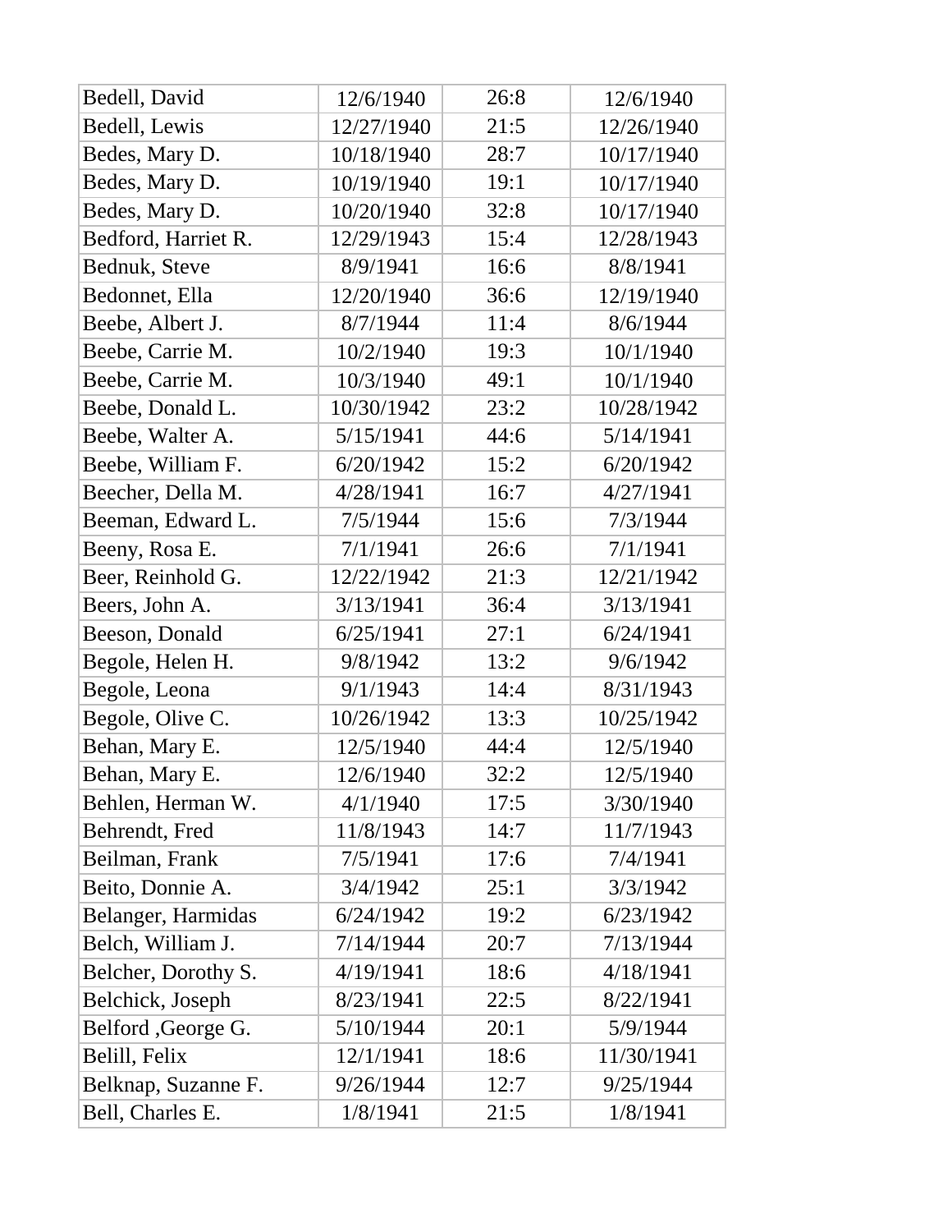| Bedell, David | 12/6/1940 | 26:8 | 12/6/1940 |
|---|---|---|---|
| Bedell, Lewis | 12/27/1940 | 21:5 | 12/26/1940 |
| Bedes, Mary D. | 10/18/1940 | 28:7 | 10/17/1940 |
| Bedes, Mary D. | 10/19/1940 | 19:1 | 10/17/1940 |
| Bedes, Mary D. | 10/20/1940 | 32:8 | 10/17/1940 |
| Bedford, Harriet R. | 12/29/1943 | 15:4 | 12/28/1943 |
| Bednuk, Steve | 8/9/1941 | 16:6 | 8/8/1941 |
| Bedonnet, Ella | 12/20/1940 | 36:6 | 12/19/1940 |
| Beebe, Albert J. | 8/7/1944 | 11:4 | 8/6/1944 |
| Beebe, Carrie M. | 10/2/1940 | 19:3 | 10/1/1940 |
| Beebe, Carrie M. | 10/3/1940 | 49:1 | 10/1/1940 |
| Beebe, Donald L. | 10/30/1942 | 23:2 | 10/28/1942 |
| Beebe, Walter A. | 5/15/1941 | 44:6 | 5/14/1941 |
| Beebe, William F. | 6/20/1942 | 15:2 | 6/20/1942 |
| Beecher, Della M. | 4/28/1941 | 16:7 | 4/27/1941 |
| Beeman, Edward L. | 7/5/1944 | 15:6 | 7/3/1944 |
| Beeny, Rosa E. | 7/1/1941 | 26:6 | 7/1/1941 |
| Beer, Reinhold G. | 12/22/1942 | 21:3 | 12/21/1942 |
| Beers, John A. | 3/13/1941 | 36:4 | 3/13/1941 |
| Beeson, Donald | 6/25/1941 | 27:1 | 6/24/1941 |
| Begole, Helen H. | 9/8/1942 | 13:2 | 9/6/1942 |
| Begole, Leona | 9/1/1943 | 14:4 | 8/31/1943 |
| Begole, Olive C. | 10/26/1942 | 13:3 | 10/25/1942 |
| Behan, Mary E. | 12/5/1940 | 44:4 | 12/5/1940 |
| Behan, Mary E. | 12/6/1940 | 32:2 | 12/5/1940 |
| Behlen, Herman W. | 4/1/1940 | 17:5 | 3/30/1940 |
| Behrendt, Fred | 11/8/1943 | 14:7 | 11/7/1943 |
| Beilman, Frank | 7/5/1941 | 17:6 | 7/4/1941 |
| Beito, Donnie A. | 3/4/1942 | 25:1 | 3/3/1942 |
| Belanger, Harmidas | 6/24/1942 | 19:2 | 6/23/1942 |
| Belch, William J. | 7/14/1944 | 20:7 | 7/13/1944 |
| Belcher, Dorothy S. | 4/19/1941 | 18:6 | 4/18/1941 |
| Belchick, Joseph | 8/23/1941 | 22:5 | 8/22/1941 |
| Belford ,George G. | 5/10/1944 | 20:1 | 5/9/1944 |
| Belill, Felix | 12/1/1941 | 18:6 | 11/30/1941 |
| Belknap, Suzanne F. | 9/26/1944 | 12:7 | 9/25/1944 |
| Bell, Charles E. | 1/8/1941 | 21:5 | 1/8/1941 |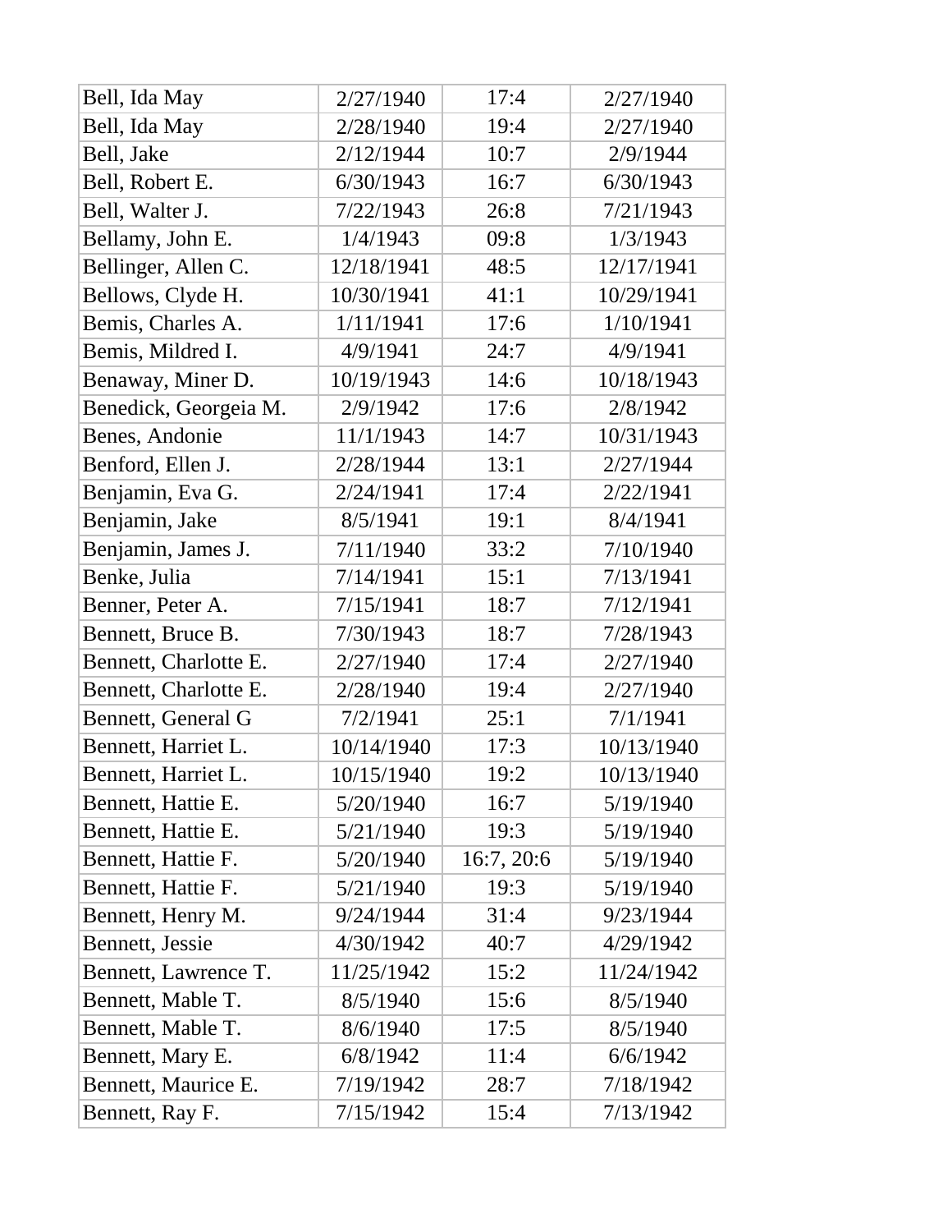| | | | |
|---|---|---|---|
| Bell, Ida May | 2/27/1940 | 17:4 | 2/27/1940 |
| Bell, Ida May | 2/28/1940 | 19:4 | 2/27/1940 |
| Bell, Jake | 2/12/1944 | 10:7 | 2/9/1944 |
| Bell, Robert E. | 6/30/1943 | 16:7 | 6/30/1943 |
| Bell, Walter J. | 7/22/1943 | 26:8 | 7/21/1943 |
| Bellamy, John E. | 1/4/1943 | 09:8 | 1/3/1943 |
| Bellinger, Allen C. | 12/18/1941 | 48:5 | 12/17/1941 |
| Bellows, Clyde H. | 10/30/1941 | 41:1 | 10/29/1941 |
| Bemis, Charles A. | 1/11/1941 | 17:6 | 1/10/1941 |
| Bemis, Mildred I. | 4/9/1941 | 24:7 | 4/9/1941 |
| Benaway, Miner D. | 10/19/1943 | 14:6 | 10/18/1943 |
| Benedick, Georgeia M. | 2/9/1942 | 17:6 | 2/8/1942 |
| Benes, Andonie | 11/1/1943 | 14:7 | 10/31/1943 |
| Benford, Ellen J. | 2/28/1944 | 13:1 | 2/27/1944 |
| Benjamin, Eva G. | 2/24/1941 | 17:4 | 2/22/1941 |
| Benjamin, Jake | 8/5/1941 | 19:1 | 8/4/1941 |
| Benjamin, James J. | 7/11/1940 | 33:2 | 7/10/1940 |
| Benke, Julia | 7/14/1941 | 15:1 | 7/13/1941 |
| Benner, Peter A. | 7/15/1941 | 18:7 | 7/12/1941 |
| Bennett, Bruce B. | 7/30/1943 | 18:7 | 7/28/1943 |
| Bennett, Charlotte E. | 2/27/1940 | 17:4 | 2/27/1940 |
| Bennett, Charlotte E. | 2/28/1940 | 19:4 | 2/27/1940 |
| Bennett, General G | 7/2/1941 | 25:1 | 7/1/1941 |
| Bennett, Harriet L. | 10/14/1940 | 17:3 | 10/13/1940 |
| Bennett, Harriet L. | 10/15/1940 | 19:2 | 10/13/1940 |
| Bennett, Hattie E. | 5/20/1940 | 16:7 | 5/19/1940 |
| Bennett, Hattie E. | 5/21/1940 | 19:3 | 5/19/1940 |
| Bennett, Hattie F. | 5/20/1940 | 16:7, 20:6 | 5/19/1940 |
| Bennett, Hattie F. | 5/21/1940 | 19:3 | 5/19/1940 |
| Bennett, Henry M. | 9/24/1944 | 31:4 | 9/23/1944 |
| Bennett, Jessie | 4/30/1942 | 40:7 | 4/29/1942 |
| Bennett, Lawrence T. | 11/25/1942 | 15:2 | 11/24/1942 |
| Bennett, Mable T. | 8/5/1940 | 15:6 | 8/5/1940 |
| Bennett, Mable T. | 8/6/1940 | 17:5 | 8/5/1940 |
| Bennett, Mary E. | 6/8/1942 | 11:4 | 6/6/1942 |
| Bennett, Maurice E. | 7/19/1942 | 28:7 | 7/18/1942 |
| Bennett, Ray F. | 7/15/1942 | 15:4 | 7/13/1942 |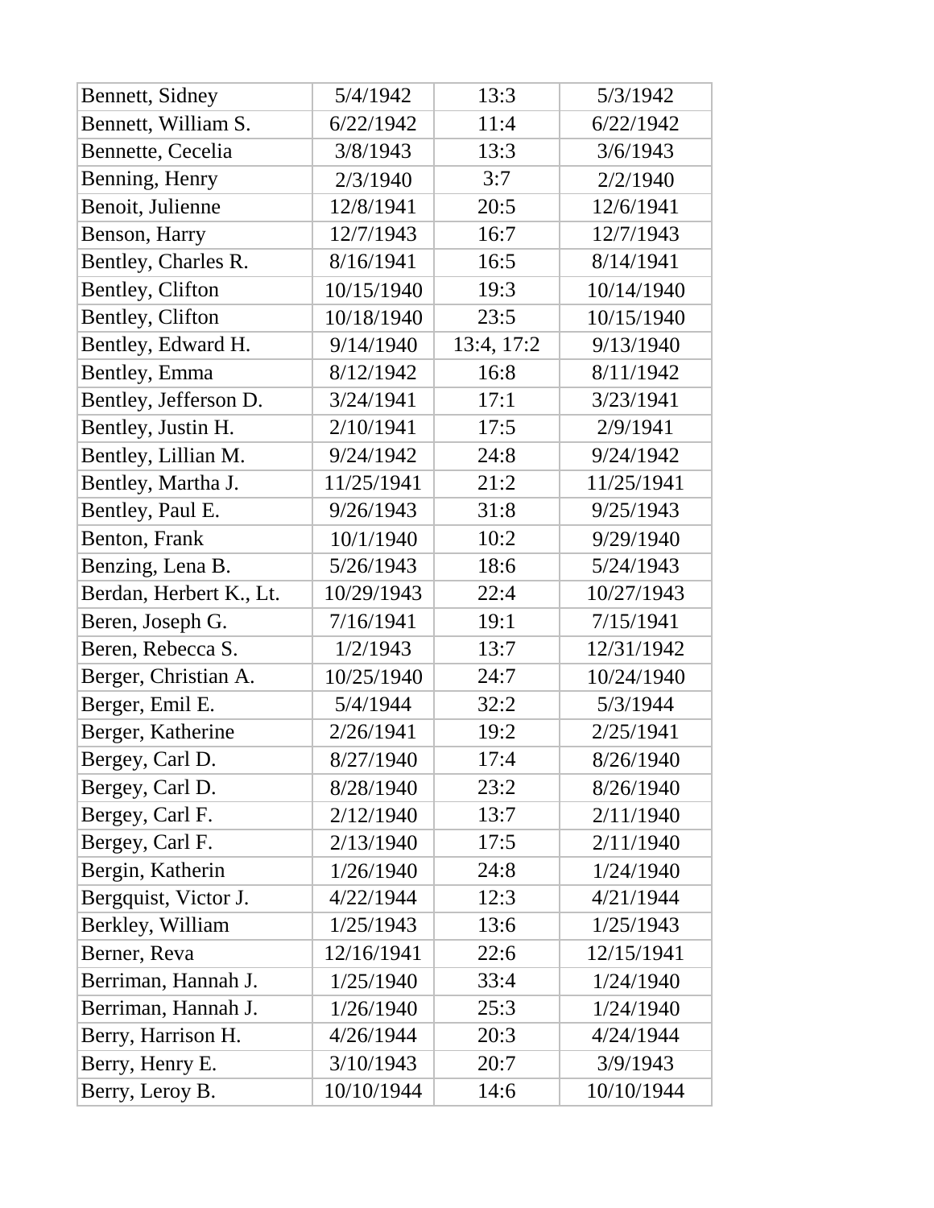| | | | |
|---|---|---|---|
| Bennett, Sidney | 5/4/1942 | 13:3 | 5/3/1942 |
| Bennett, William S. | 6/22/1942 | 11:4 | 6/22/1942 |
| Bennette, Cecelia | 3/8/1943 | 13:3 | 3/6/1943 |
| Benning, Henry | 2/3/1940 | 3:7 | 2/2/1940 |
| Benoit, Julienne | 12/8/1941 | 20:5 | 12/6/1941 |
| Benson, Harry | 12/7/1943 | 16:7 | 12/7/1943 |
| Bentley, Charles R. | 8/16/1941 | 16:5 | 8/14/1941 |
| Bentley, Clifton | 10/15/1940 | 19:3 | 10/14/1940 |
| Bentley, Clifton | 10/18/1940 | 23:5 | 10/15/1940 |
| Bentley, Edward H. | 9/14/1940 | 13:4, 17:2 | 9/13/1940 |
| Bentley, Emma | 8/12/1942 | 16:8 | 8/11/1942 |
| Bentley, Jefferson D. | 3/24/1941 | 17:1 | 3/23/1941 |
| Bentley, Justin H. | 2/10/1941 | 17:5 | 2/9/1941 |
| Bentley, Lillian M. | 9/24/1942 | 24:8 | 9/24/1942 |
| Bentley, Martha J. | 11/25/1941 | 21:2 | 11/25/1941 |
| Bentley, Paul E. | 9/26/1943 | 31:8 | 9/25/1943 |
| Benton, Frank | 10/1/1940 | 10:2 | 9/29/1940 |
| Benzing, Lena B. | 5/26/1943 | 18:6 | 5/24/1943 |
| Berdan, Herbert K., Lt. | 10/29/1943 | 22:4 | 10/27/1943 |
| Beren, Joseph G. | 7/16/1941 | 19:1 | 7/15/1941 |
| Beren, Rebecca S. | 1/2/1943 | 13:7 | 12/31/1942 |
| Berger, Christian A. | 10/25/1940 | 24:7 | 10/24/1940 |
| Berger, Emil E. | 5/4/1944 | 32:2 | 5/3/1944 |
| Berger, Katherine | 2/26/1941 | 19:2 | 2/25/1941 |
| Bergey, Carl D. | 8/27/1940 | 17:4 | 8/26/1940 |
| Bergey, Carl D. | 8/28/1940 | 23:2 | 8/26/1940 |
| Bergey, Carl F. | 2/12/1940 | 13:7 | 2/11/1940 |
| Bergey, Carl F. | 2/13/1940 | 17:5 | 2/11/1940 |
| Bergin, Katherin | 1/26/1940 | 24:8 | 1/24/1940 |
| Bergquist, Victor J. | 4/22/1944 | 12:3 | 4/21/1944 |
| Berkley, William | 1/25/1943 | 13:6 | 1/25/1943 |
| Berner, Reva | 12/16/1941 | 22:6 | 12/15/1941 |
| Berriman, Hannah J. | 1/25/1940 | 33:4 | 1/24/1940 |
| Berriman, Hannah J. | 1/26/1940 | 25:3 | 1/24/1940 |
| Berry, Harrison H. | 4/26/1944 | 20:3 | 4/24/1944 |
| Berry, Henry E. | 3/10/1943 | 20:7 | 3/9/1943 |
| Berry, Leroy B. | 10/10/1944 | 14:6 | 10/10/1944 |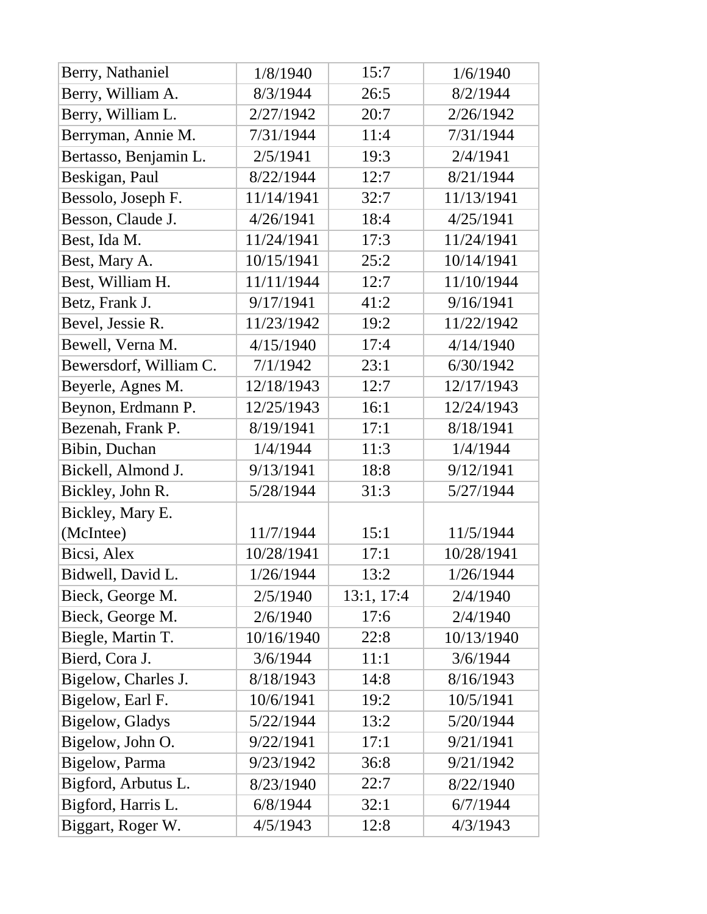| Berry, Nathaniel | 1/8/1940 | 15:7 | 1/6/1940 |
|---|---|---|---|
| Berry, William A. | 8/3/1944 | 26:5 | 8/2/1944 |
| Berry, William L. | 2/27/1942 | 20:7 | 2/26/1942 |
| Berryman, Annie M. | 7/31/1944 | 11:4 | 7/31/1944 |
| Bertasso, Benjamin L. | 2/5/1941 | 19:3 | 2/4/1941 |
| Beskigan, Paul | 8/22/1944 | 12:7 | 8/21/1944 |
| Bessolo, Joseph F. | 11/14/1941 | 32:7 | 11/13/1941 |
| Besson, Claude J. | 4/26/1941 | 18:4 | 4/25/1941 |
| Best, Ida M. | 11/24/1941 | 17:3 | 11/24/1941 |
| Best, Mary A. | 10/15/1941 | 25:2 | 10/14/1941 |
| Best, William H. | 11/11/1944 | 12:7 | 11/10/1944 |
| Betz, Frank J. | 9/17/1941 | 41:2 | 9/16/1941 |
| Bevel, Jessie R. | 11/23/1942 | 19:2 | 11/22/1942 |
| Bewell, Verna M. | 4/15/1940 | 17:4 | 4/14/1940 |
| Bewersdorf, William C. | 7/1/1942 | 23:1 | 6/30/1942 |
| Beyerle, Agnes M. | 12/18/1943 | 12:7 | 12/17/1943 |
| Beynon, Erdmann P. | 12/25/1943 | 16:1 | 12/24/1943 |
| Bezenah, Frank P. | 8/19/1941 | 17:1 | 8/18/1941 |
| Bibin, Duchan | 1/4/1944 | 11:3 | 1/4/1944 |
| Bickell, Almond J. | 9/13/1941 | 18:8 | 9/12/1941 |
| Bickley, John R. | 5/28/1944 | 31:3 | 5/27/1944 |
| Bickley, Mary E. (McIntee) | 11/7/1944 | 15:1 | 11/5/1944 |
| Bicsi, Alex | 10/28/1941 | 17:1 | 10/28/1941 |
| Bidwell, David L. | 1/26/1944 | 13:2 | 1/26/1944 |
| Bieck, George M. | 2/5/1940 | 13:1, 17:4 | 2/4/1940 |
| Bieck, George M. | 2/6/1940 | 17:6 | 2/4/1940 |
| Biegle, Martin T. | 10/16/1940 | 22:8 | 10/13/1940 |
| Bierd, Cora J. | 3/6/1944 | 11:1 | 3/6/1944 |
| Bigelow, Charles J. | 8/18/1943 | 14:8 | 8/16/1943 |
| Bigelow, Earl F. | 10/6/1941 | 19:2 | 10/5/1941 |
| Bigelow, Gladys | 5/22/1944 | 13:2 | 5/20/1944 |
| Bigelow, John O. | 9/22/1941 | 17:1 | 9/21/1941 |
| Bigelow, Parma | 9/23/1942 | 36:8 | 9/21/1942 |
| Bigford, Arbutus L. | 8/23/1940 | 22:7 | 8/22/1940 |
| Bigford, Harris L. | 6/8/1944 | 32:1 | 6/7/1944 |
| Biggart, Roger W. | 4/5/1943 | 12:8 | 4/3/1943 |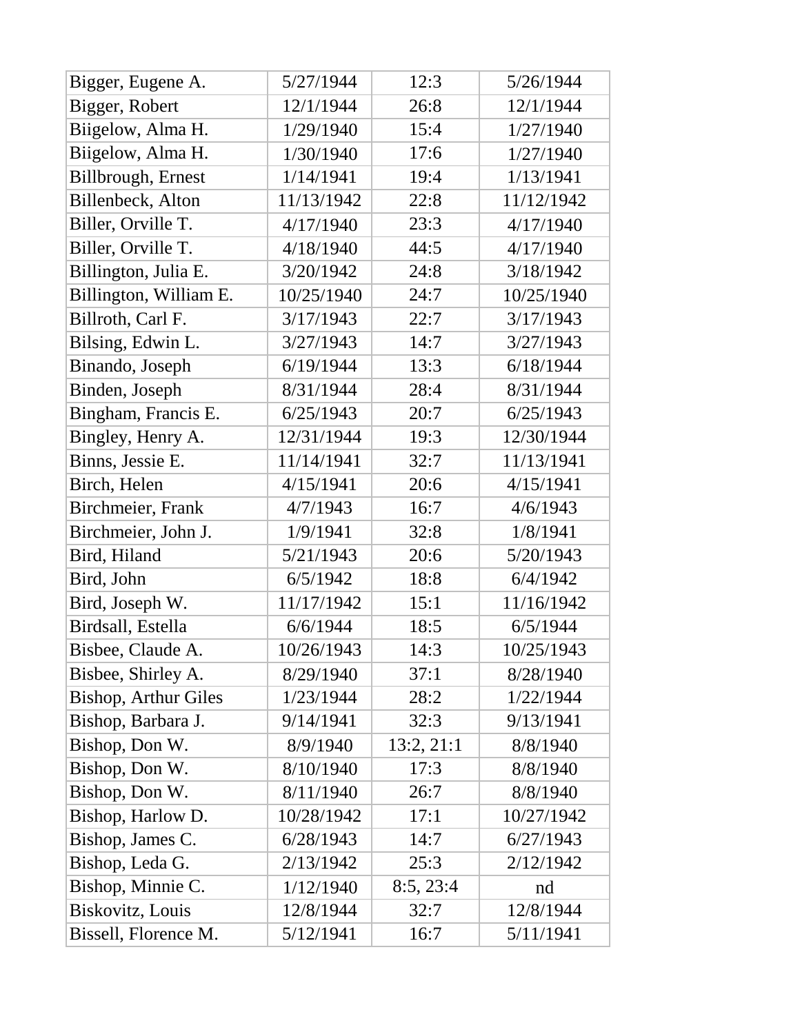| Bigger, Eugene A. | 5/27/1944 | 12:3 | 5/26/1944 |
|---|---|---|---|
| Bigger, Robert | 12/1/1944 | 26:8 | 12/1/1944 |
| Biigelow, Alma H. | 1/29/1940 | 15:4 | 1/27/1940 |
| Biigelow, Alma H. | 1/30/1940 | 17:6 | 1/27/1940 |
| Billbrough, Ernest | 1/14/1941 | 19:4 | 1/13/1941 |
| Billenbeck, Alton | 11/13/1942 | 22:8 | 11/12/1942 |
| Biller, Orville T. | 4/17/1940 | 23:3 | 4/17/1940 |
| Biller, Orville T. | 4/18/1940 | 44:5 | 4/17/1940 |
| Billington, Julia E. | 3/20/1942 | 24:8 | 3/18/1942 |
| Billington, William E. | 10/25/1940 | 24:7 | 10/25/1940 |
| Billroth, Carl F. | 3/17/1943 | 22:7 | 3/17/1943 |
| Bilsing, Edwin L. | 3/27/1943 | 14:7 | 3/27/1943 |
| Binando, Joseph | 6/19/1944 | 13:3 | 6/18/1944 |
| Binden, Joseph | 8/31/1944 | 28:4 | 8/31/1944 |
| Bingham, Francis E. | 6/25/1943 | 20:7 | 6/25/1943 |
| Bingley, Henry A. | 12/31/1944 | 19:3 | 12/30/1944 |
| Binns, Jessie E. | 11/14/1941 | 32:7 | 11/13/1941 |
| Birch, Helen | 4/15/1941 | 20:6 | 4/15/1941 |
| Birchmeier, Frank | 4/7/1943 | 16:7 | 4/6/1943 |
| Birchmeier, John J. | 1/9/1941 | 32:8 | 1/8/1941 |
| Bird, Hiland | 5/21/1943 | 20:6 | 5/20/1943 |
| Bird, John | 6/5/1942 | 18:8 | 6/4/1942 |
| Bird, Joseph W. | 11/17/1942 | 15:1 | 11/16/1942 |
| Birdsall, Estella | 6/6/1944 | 18:5 | 6/5/1944 |
| Bisbee, Claude A. | 10/26/1943 | 14:3 | 10/25/1943 |
| Bisbee, Shirley A. | 8/29/1940 | 37:1 | 8/28/1940 |
| Bishop, Arthur Giles | 1/23/1944 | 28:2 | 1/22/1944 |
| Bishop, Barbara J. | 9/14/1941 | 32:3 | 9/13/1941 |
| Bishop, Don W. | 8/9/1940 | 13:2, 21:1 | 8/8/1940 |
| Bishop, Don W. | 8/10/1940 | 17:3 | 8/8/1940 |
| Bishop, Don W. | 8/11/1940 | 26:7 | 8/8/1940 |
| Bishop, Harlow D. | 10/28/1942 | 17:1 | 10/27/1942 |
| Bishop, James C. | 6/28/1943 | 14:7 | 6/27/1943 |
| Bishop, Leda G. | 2/13/1942 | 25:3 | 2/12/1942 |
| Bishop, Minnie C. | 1/12/1940 | 8:5, 23:4 | nd |
| Biskovitz, Louis | 12/8/1944 | 32:7 | 12/8/1944 |
| Bissell, Florence M. | 5/12/1941 | 16:7 | 5/11/1941 |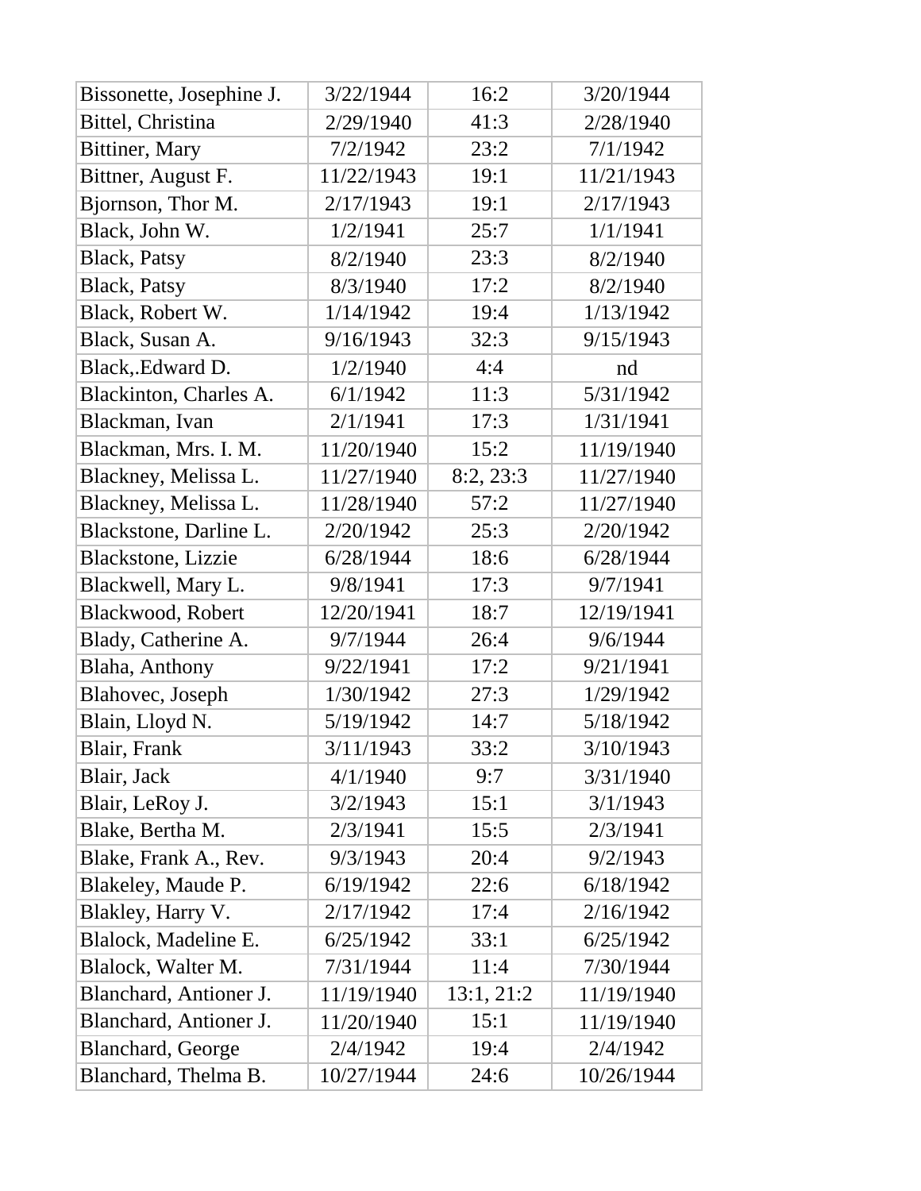| Bissonette, Josephine J. | 3/22/1944 | 16:2 | 3/20/1944 |
|---|---|---|---|
| Bittel, Christina | 2/29/1940 | 41:3 | 2/28/1940 |
| Bittiner, Mary | 7/2/1942 | 23:2 | 7/1/1942 |
| Bittner, August F. | 11/22/1943 | 19:1 | 11/21/1943 |
| Bjornson, Thor M. | 2/17/1943 | 19:1 | 2/17/1943 |
| Black, John W. | 1/2/1941 | 25:7 | 1/1/1941 |
| Black, Patsy | 8/2/1940 | 23:3 | 8/2/1940 |
| Black, Patsy | 8/3/1940 | 17:2 | 8/2/1940 |
| Black, Robert W. | 1/14/1942 | 19:4 | 1/13/1942 |
| Black, Susan A. | 9/16/1943 | 32:3 | 9/15/1943 |
| Black,.Edward D. | 1/2/1940 | 4:4 | nd |
| Blackinton, Charles A. | 6/1/1942 | 11:3 | 5/31/1942 |
| Blackman, Ivan | 2/1/1941 | 17:3 | 1/31/1941 |
| Blackman, Mrs. I. M. | 11/20/1940 | 15:2 | 11/19/1940 |
| Blackney, Melissa L. | 11/27/1940 | 8:2, 23:3 | 11/27/1940 |
| Blackney, Melissa L. | 11/28/1940 | 57:2 | 11/27/1940 |
| Blackstone, Darline L. | 2/20/1942 | 25:3 | 2/20/1942 |
| Blackstone, Lizzie | 6/28/1944 | 18:6 | 6/28/1944 |
| Blackwell, Mary L. | 9/8/1941 | 17:3 | 9/7/1941 |
| Blackwood, Robert | 12/20/1941 | 18:7 | 12/19/1941 |
| Blady, Catherine A. | 9/7/1944 | 26:4 | 9/6/1944 |
| Blaha, Anthony | 9/22/1941 | 17:2 | 9/21/1941 |
| Blahovec, Joseph | 1/30/1942 | 27:3 | 1/29/1942 |
| Blain, Lloyd N. | 5/19/1942 | 14:7 | 5/18/1942 |
| Blair, Frank | 3/11/1943 | 33:2 | 3/10/1943 |
| Blair, Jack | 4/1/1940 | 9:7 | 3/31/1940 |
| Blair, LeRoy J. | 3/2/1943 | 15:1 | 3/1/1943 |
| Blake, Bertha M. | 2/3/1941 | 15:5 | 2/3/1941 |
| Blake, Frank A., Rev. | 9/3/1943 | 20:4 | 9/2/1943 |
| Blakeley, Maude P. | 6/19/1942 | 22:6 | 6/18/1942 |
| Blakley, Harry V. | 2/17/1942 | 17:4 | 2/16/1942 |
| Blalock, Madeline E. | 6/25/1942 | 33:1 | 6/25/1942 |
| Blalock, Walter M. | 7/31/1944 | 11:4 | 7/30/1944 |
| Blanchard, Antioner J. | 11/19/1940 | 13:1, 21:2 | 11/19/1940 |
| Blanchard, Antioner J. | 11/20/1940 | 15:1 | 11/19/1940 |
| Blanchard, George | 2/4/1942 | 19:4 | 2/4/1942 |
| Blanchard, Thelma B. | 10/27/1944 | 24:6 | 10/26/1944 |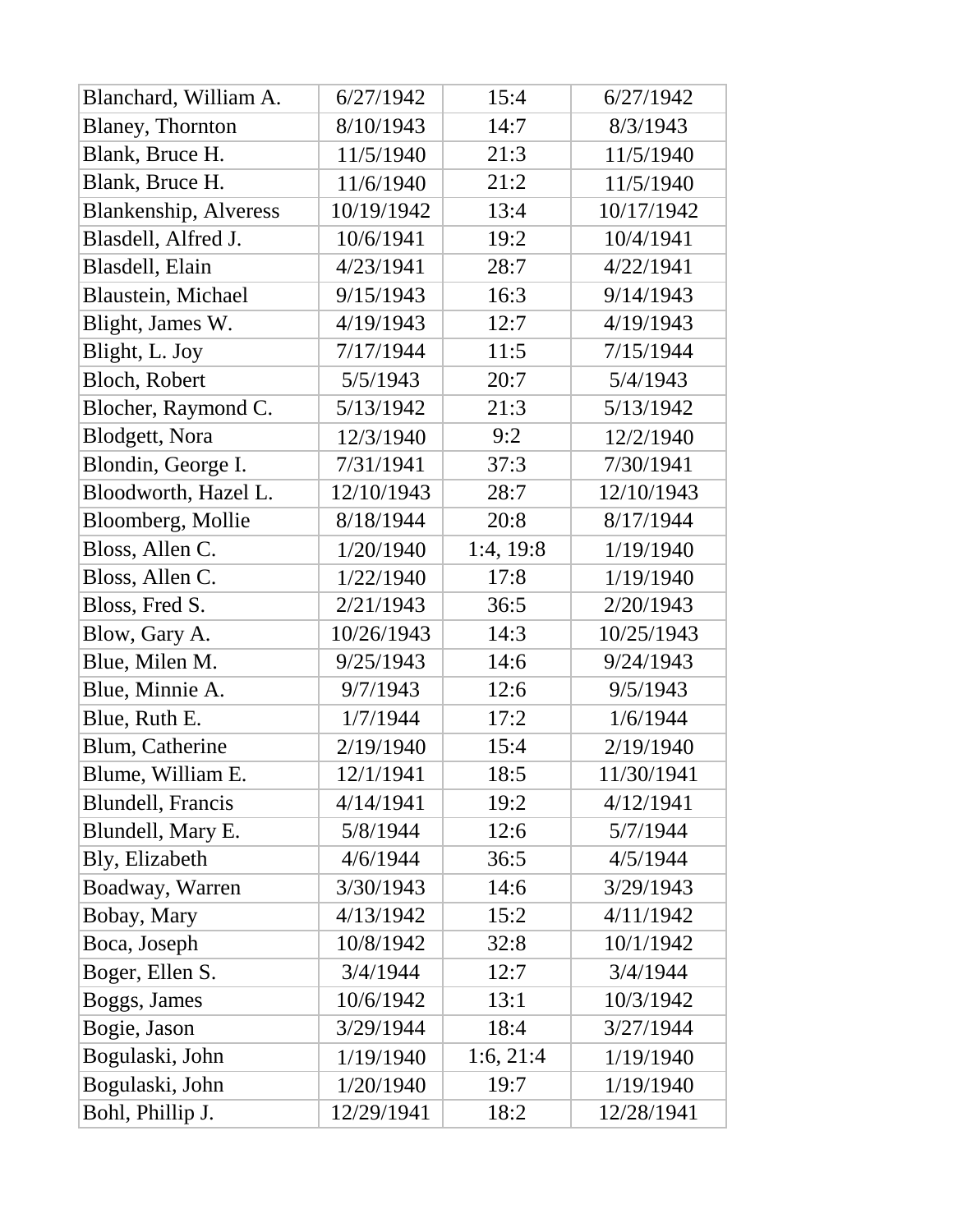| | | | |
|---|---|---|---|
| Blanchard, William A. | 6/27/1942 | 15:4 | 6/27/1942 |
| Blaney, Thornton | 8/10/1943 | 14:7 | 8/3/1943 |
| Blank, Bruce H. | 11/5/1940 | 21:3 | 11/5/1940 |
| Blank, Bruce H. | 11/6/1940 | 21:2 | 11/5/1940 |
| Blankenship, Alveress | 10/19/1942 | 13:4 | 10/17/1942 |
| Blasdell, Alfred J. | 10/6/1941 | 19:2 | 10/4/1941 |
| Blasdell, Elain | 4/23/1941 | 28:7 | 4/22/1941 |
| Blaustein, Michael | 9/15/1943 | 16:3 | 9/14/1943 |
| Blight, James W. | 4/19/1943 | 12:7 | 4/19/1943 |
| Blight, L. Joy | 7/17/1944 | 11:5 | 7/15/1944 |
| Bloch, Robert | 5/5/1943 | 20:7 | 5/4/1943 |
| Blocher, Raymond C. | 5/13/1942 | 21:3 | 5/13/1942 |
| Blodgett, Nora | 12/3/1940 | 9:2 | 12/2/1940 |
| Blondin, George I. | 7/31/1941 | 37:3 | 7/30/1941 |
| Bloodworth, Hazel L. | 12/10/1943 | 28:7 | 12/10/1943 |
| Bloomberg, Mollie | 8/18/1944 | 20:8 | 8/17/1944 |
| Bloss, Allen C. | 1/20/1940 | 1:4, 19:8 | 1/19/1940 |
| Bloss, Allen C. | 1/22/1940 | 17:8 | 1/19/1940 |
| Bloss, Fred S. | 2/21/1943 | 36:5 | 2/20/1943 |
| Blow, Gary A. | 10/26/1943 | 14:3 | 10/25/1943 |
| Blue, Milen M. | 9/25/1943 | 14:6 | 9/24/1943 |
| Blue, Minnie A. | 9/7/1943 | 12:6 | 9/5/1943 |
| Blue, Ruth E. | 1/7/1944 | 17:2 | 1/6/1944 |
| Blum, Catherine | 2/19/1940 | 15:4 | 2/19/1940 |
| Blume, William E. | 12/1/1941 | 18:5 | 11/30/1941 |
| Blundell, Francis | 4/14/1941 | 19:2 | 4/12/1941 |
| Blundell, Mary E. | 5/8/1944 | 12:6 | 5/7/1944 |
| Bly, Elizabeth | 4/6/1944 | 36:5 | 4/5/1944 |
| Boadway, Warren | 3/30/1943 | 14:6 | 3/29/1943 |
| Bobay, Mary | 4/13/1942 | 15:2 | 4/11/1942 |
| Boca, Joseph | 10/8/1942 | 32:8 | 10/1/1942 |
| Boger, Ellen S. | 3/4/1944 | 12:7 | 3/4/1944 |
| Boggs, James | 10/6/1942 | 13:1 | 10/3/1942 |
| Bogie, Jason | 3/29/1944 | 18:4 | 3/27/1944 |
| Bogulaski, John | 1/19/1940 | 1:6, 21:4 | 1/19/1940 |
| Bogulaski, John | 1/20/1940 | 19:7 | 1/19/1940 |
| Bohl, Phillip J. | 12/29/1941 | 18:2 | 12/28/1941 |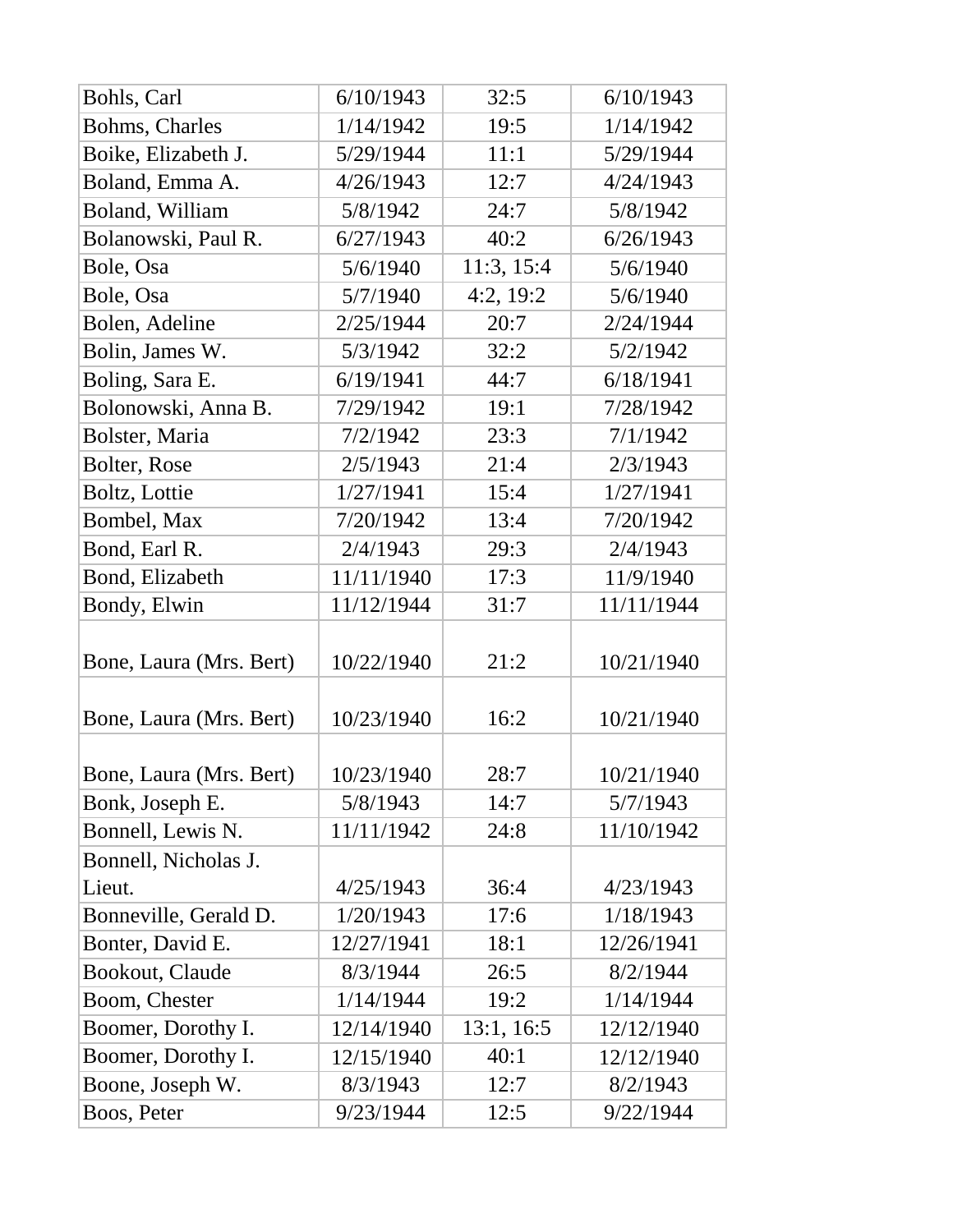| Bohls, Carl | 6/10/1943 | 32:5 | 6/10/1943 |
|---|---|---|---|
| Bohms, Charles | 1/14/1942 | 19:5 | 1/14/1942 |
| Boike, Elizabeth J. | 5/29/1944 | 11:1 | 5/29/1944 |
| Boland, Emma A. | 4/26/1943 | 12:7 | 4/24/1943 |
| Boland, William | 5/8/1942 | 24:7 | 5/8/1942 |
| Bolanowski, Paul R. | 6/27/1943 | 40:2 | 6/26/1943 |
| Bole, Osa | 5/6/1940 | 11:3, 15:4 | 5/6/1940 |
| Bole, Osa | 5/7/1940 | 4:2, 19:2 | 5/6/1940 |
| Bolen, Adeline | 2/25/1944 | 20:7 | 2/24/1944 |
| Bolin, James W. | 5/3/1942 | 32:2 | 5/2/1942 |
| Boling, Sara E. | 6/19/1941 | 44:7 | 6/18/1941 |
| Bolonowski, Anna B. | 7/29/1942 | 19:1 | 7/28/1942 |
| Bolster, Maria | 7/2/1942 | 23:3 | 7/1/1942 |
| Bolter, Rose | 2/5/1943 | 21:4 | 2/3/1943 |
| Boltz, Lottie | 1/27/1941 | 15:4 | 1/27/1941 |
| Bombel, Max | 7/20/1942 | 13:4 | 7/20/1942 |
| Bond, Earl R. | 2/4/1943 | 29:3 | 2/4/1943 |
| Bond, Elizabeth | 11/11/1940 | 17:3 | 11/9/1940 |
| Bondy, Elwin | 11/12/1944 | 31:7 | 11/11/1944 |
| Bone, Laura (Mrs. Bert) | 10/22/1940 | 21:2 | 10/21/1940 |
| Bone, Laura (Mrs. Bert) | 10/23/1940 | 16:2 | 10/21/1940 |
| Bone, Laura (Mrs. Bert) | 10/23/1940 | 28:7 | 10/21/1940 |
| Bonk, Joseph E. | 5/8/1943 | 14:7 | 5/7/1943 |
| Bonnell, Lewis N. | 11/11/1942 | 24:8 | 11/10/1942 |
| Bonnell, Nicholas J. Lieut. | 4/25/1943 | 36:4 | 4/23/1943 |
| Bonneville, Gerald D. | 1/20/1943 | 17:6 | 1/18/1943 |
| Bonter, David E. | 12/27/1941 | 18:1 | 12/26/1941 |
| Bookout, Claude | 8/3/1944 | 26:5 | 8/2/1944 |
| Boom, Chester | 1/14/1944 | 19:2 | 1/14/1944 |
| Boomer, Dorothy I. | 12/14/1940 | 13:1, 16:5 | 12/12/1940 |
| Boomer, Dorothy I. | 12/15/1940 | 40:1 | 12/12/1940 |
| Boone, Joseph W. | 8/3/1943 | 12:7 | 8/2/1943 |
| Boos, Peter | 9/23/1944 | 12:5 | 9/22/1944 |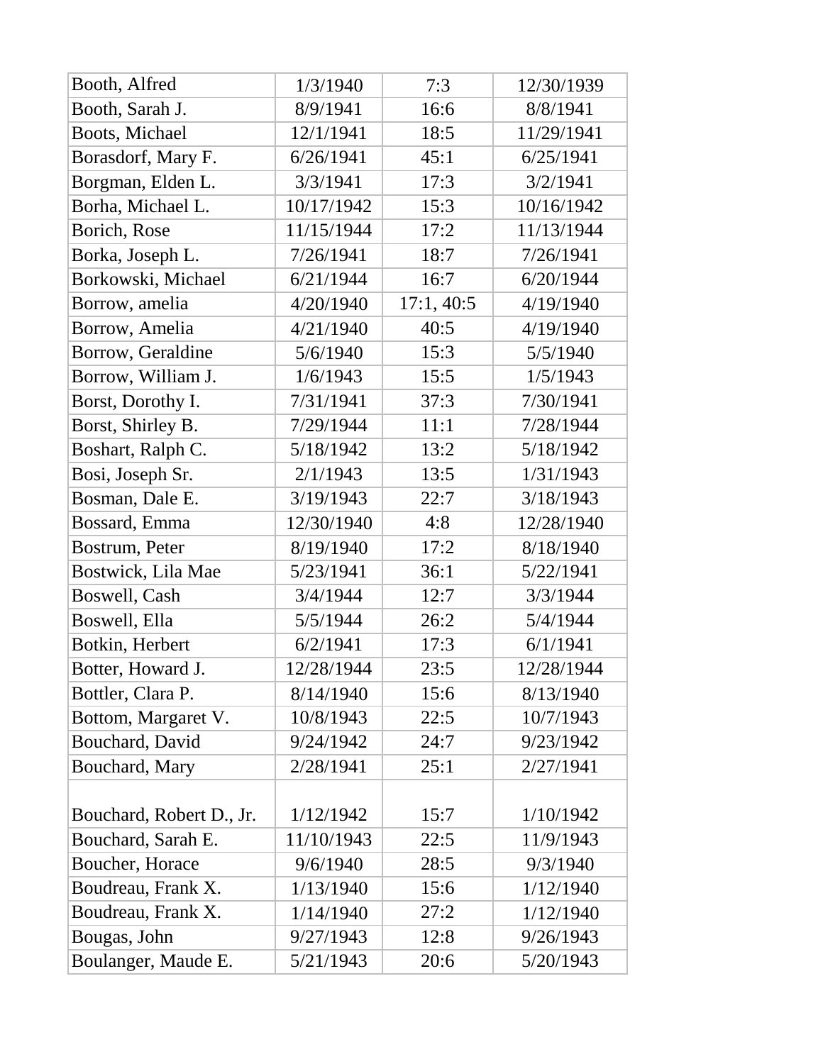| | | | |
|---|---|---|---|
| Booth, Alfred | 1/3/1940 | 7:3 | 12/30/1939 |
| Booth, Sarah J. | 8/9/1941 | 16:6 | 8/8/1941 |
| Boots, Michael | 12/1/1941 | 18:5 | 11/29/1941 |
| Borasdorf, Mary F. | 6/26/1941 | 45:1 | 6/25/1941 |
| Borgman, Elden L. | 3/3/1941 | 17:3 | 3/2/1941 |
| Borha, Michael L. | 10/17/1942 | 15:3 | 10/16/1942 |
| Borich, Rose | 11/15/1944 | 17:2 | 11/13/1944 |
| Borka, Joseph L. | 7/26/1941 | 18:7 | 7/26/1941 |
| Borkowski, Michael | 6/21/1944 | 16:7 | 6/20/1944 |
| Borrow, amelia | 4/20/1940 | 17:1, 40:5 | 4/19/1940 |
| Borrow, Amelia | 4/21/1940 | 40:5 | 4/19/1940 |
| Borrow, Geraldine | 5/6/1940 | 15:3 | 5/5/1940 |
| Borrow, William J. | 1/6/1943 | 15:5 | 1/5/1943 |
| Borst, Dorothy I. | 7/31/1941 | 37:3 | 7/30/1941 |
| Borst, Shirley B. | 7/29/1944 | 11:1 | 7/28/1944 |
| Boshart, Ralph C. | 5/18/1942 | 13:2 | 5/18/1942 |
| Bosi, Joseph Sr. | 2/1/1943 | 13:5 | 1/31/1943 |
| Bosman, Dale E. | 3/19/1943 | 22:7 | 3/18/1943 |
| Bossard, Emma | 12/30/1940 | 4:8 | 12/28/1940 |
| Bostrum, Peter | 8/19/1940 | 17:2 | 8/18/1940 |
| Bostwick, Lila Mae | 5/23/1941 | 36:1 | 5/22/1941 |
| Boswell, Cash | 3/4/1944 | 12:7 | 3/3/1944 |
| Boswell, Ella | 5/5/1944 | 26:2 | 5/4/1944 |
| Botkin, Herbert | 6/2/1941 | 17:3 | 6/1/1941 |
| Botter, Howard J. | 12/28/1944 | 23:5 | 12/28/1944 |
| Bottler, Clara P. | 8/14/1940 | 15:6 | 8/13/1940 |
| Bottom, Margaret V. | 10/8/1943 | 22:5 | 10/7/1943 |
| Bouchard, David | 9/24/1942 | 24:7 | 9/23/1942 |
| Bouchard, Mary | 2/28/1941 | 25:1 | 2/27/1941 |
| Bouchard, Robert D., Jr. | 1/12/1942 | 15:7 | 1/10/1942 |
| Bouchard, Sarah E. | 11/10/1943 | 22:5 | 11/9/1943 |
| Boucher, Horace | 9/6/1940 | 28:5 | 9/3/1940 |
| Boudreau, Frank X. | 1/13/1940 | 15:6 | 1/12/1940 |
| Boudreau, Frank X. | 1/14/1940 | 27:2 | 1/12/1940 |
| Bougas, John | 9/27/1943 | 12:8 | 9/26/1943 |
| Boulanger, Maude E. | 5/21/1943 | 20:6 | 5/20/1943 |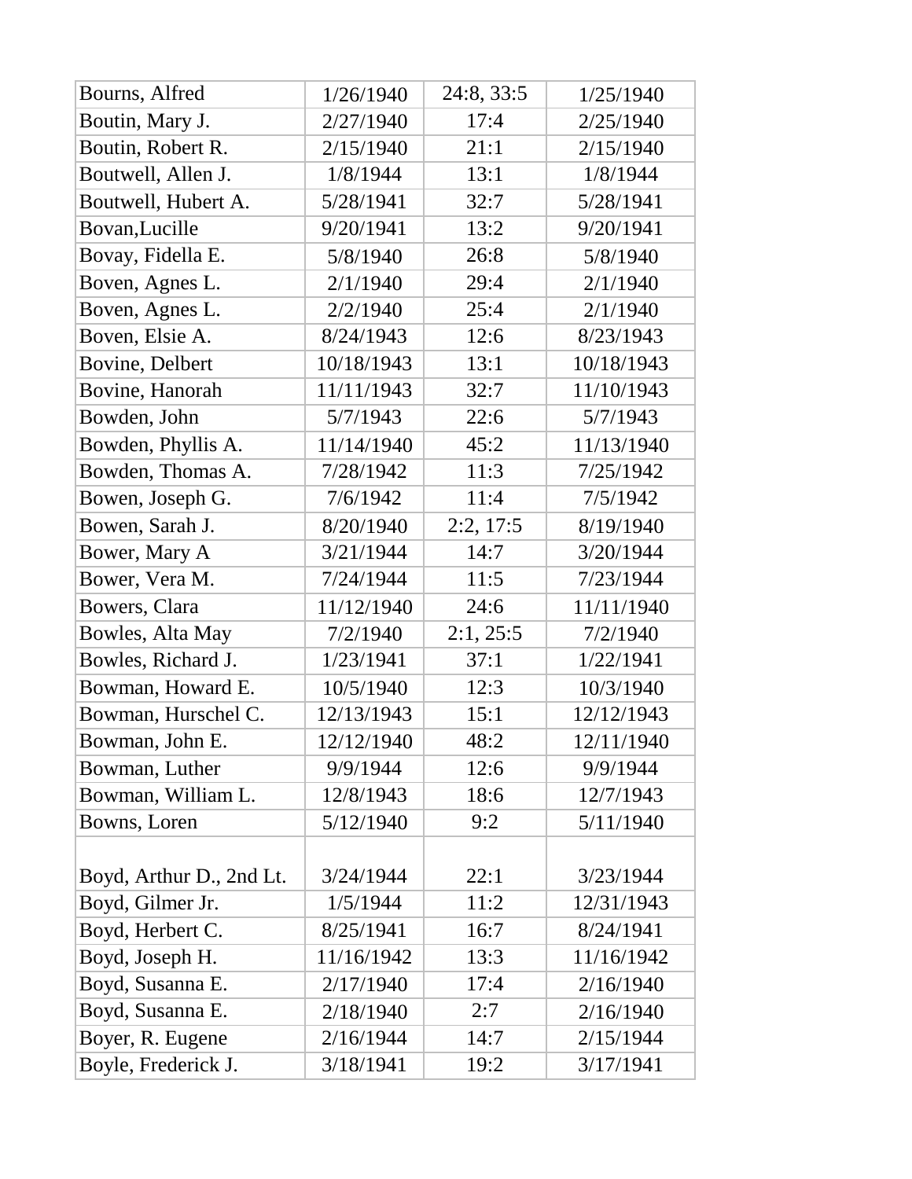| | | | |
|---|---|---|---|
| Bourns, Alfred | 1/26/1940 | 24:8, 33:5 | 1/25/1940 |
| Boutin, Mary J. | 2/27/1940 | 17:4 | 2/25/1940 |
| Boutin, Robert R. | 2/15/1940 | 21:1 | 2/15/1940 |
| Boutwell, Allen J. | 1/8/1944 | 13:1 | 1/8/1944 |
| Boutwell, Hubert A. | 5/28/1941 | 32:7 | 5/28/1941 |
| Bovan,Lucille | 9/20/1941 | 13:2 | 9/20/1941 |
| Bovay, Fidella E. | 5/8/1940 | 26:8 | 5/8/1940 |
| Boven, Agnes L. | 2/1/1940 | 29:4 | 2/1/1940 |
| Boven, Agnes L. | 2/2/1940 | 25:4 | 2/1/1940 |
| Boven, Elsie A. | 8/24/1943 | 12:6 | 8/23/1943 |
| Bovine, Delbert | 10/18/1943 | 13:1 | 10/18/1943 |
| Bovine, Hanorah | 11/11/1943 | 32:7 | 11/10/1943 |
| Bowden, John | 5/7/1943 | 22:6 | 5/7/1943 |
| Bowden, Phyllis A. | 11/14/1940 | 45:2 | 11/13/1940 |
| Bowden, Thomas A. | 7/28/1942 | 11:3 | 7/25/1942 |
| Bowen, Joseph G. | 7/6/1942 | 11:4 | 7/5/1942 |
| Bowen, Sarah J. | 8/20/1940 | 2:2, 17:5 | 8/19/1940 |
| Bower, Mary A | 3/21/1944 | 14:7 | 3/20/1944 |
| Bower, Vera M. | 7/24/1944 | 11:5 | 7/23/1944 |
| Bowers, Clara | 11/12/1940 | 24:6 | 11/11/1940 |
| Bowles, Alta May | 7/2/1940 | 2:1, 25:5 | 7/2/1940 |
| Bowles, Richard J. | 1/23/1941 | 37:1 | 1/22/1941 |
| Bowman, Howard E. | 10/5/1940 | 12:3 | 10/3/1940 |
| Bowman, Hurschel C. | 12/13/1943 | 15:1 | 12/12/1943 |
| Bowman, John E. | 12/12/1940 | 48:2 | 12/11/1940 |
| Bowman, Luther | 9/9/1944 | 12:6 | 9/9/1944 |
| Bowman, William L. | 12/8/1943 | 18:6 | 12/7/1943 |
| Bowns, Loren | 5/12/1940 | 9:2 | 5/11/1940 |
| Boyd, Arthur D., 2nd Lt. | 3/24/1944 | 22:1 | 3/23/1944 |
| Boyd, Gilmer Jr. | 1/5/1944 | 11:2 | 12/31/1943 |
| Boyd, Herbert C. | 8/25/1941 | 16:7 | 8/24/1941 |
| Boyd, Joseph H. | 11/16/1942 | 13:3 | 11/16/1942 |
| Boyd, Susanna E. | 2/17/1940 | 17:4 | 2/16/1940 |
| Boyd, Susanna E. | 2/18/1940 | 2:7 | 2/16/1940 |
| Boyer, R. Eugene | 2/16/1944 | 14:7 | 2/15/1944 |
| Boyle, Frederick J. | 3/18/1941 | 19:2 | 3/17/1941 |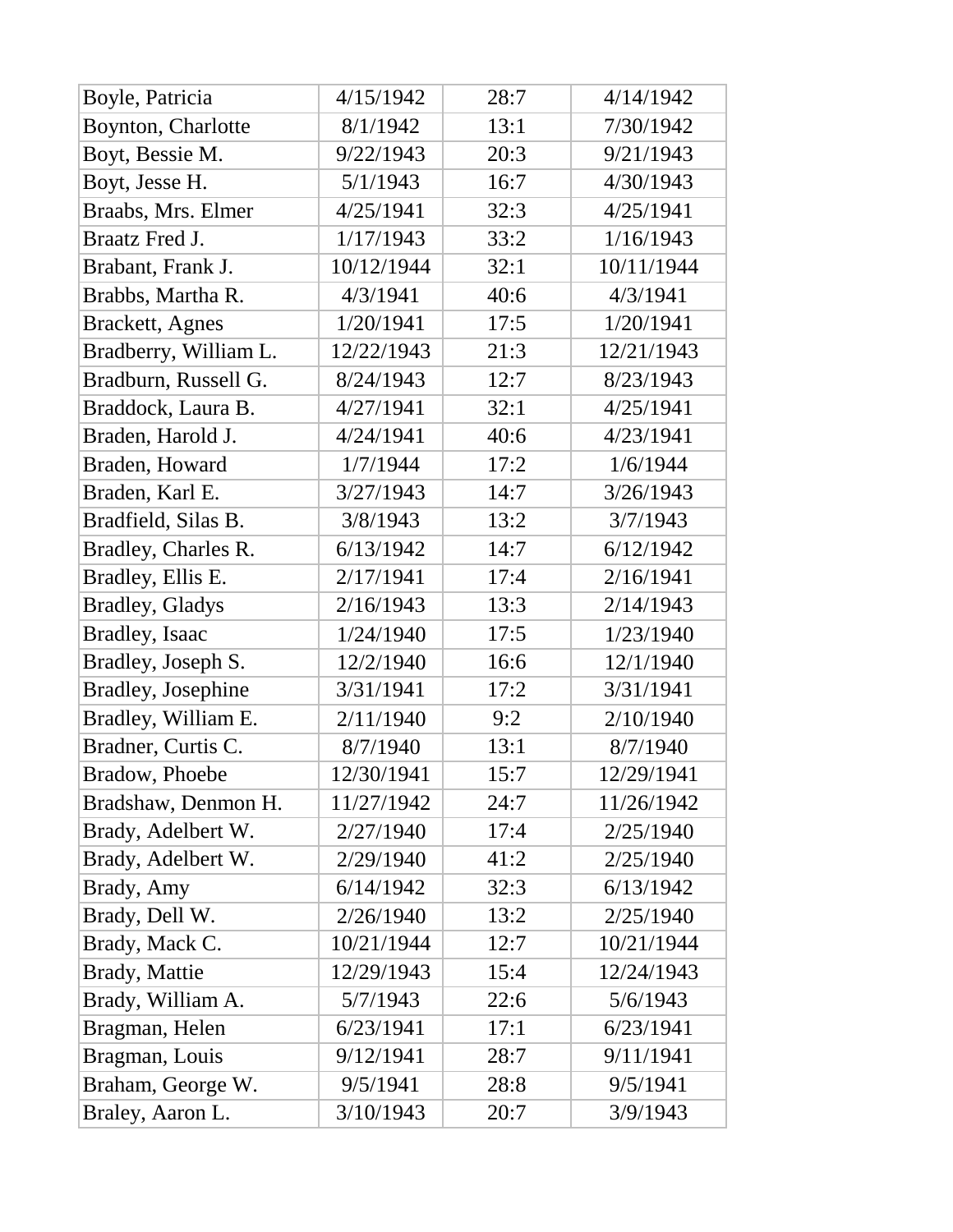| Boyle, Patricia | 4/15/1942 | 28:7 | 4/14/1942 |
|---|---|---|---|
| Boynton, Charlotte | 8/1/1942 | 13:1 | 7/30/1942 |
| Boyt, Bessie M. | 9/22/1943 | 20:3 | 9/21/1943 |
| Boyt, Jesse H. | 5/1/1943 | 16:7 | 4/30/1943 |
| Braabs, Mrs. Elmer | 4/25/1941 | 32:3 | 4/25/1941 |
| Braatz Fred J. | 1/17/1943 | 33:2 | 1/16/1943 |
| Brabant, Frank J. | 10/12/1944 | 32:1 | 10/11/1944 |
| Brabbs, Martha R. | 4/3/1941 | 40:6 | 4/3/1941 |
| Brackett, Agnes | 1/20/1941 | 17:5 | 1/20/1941 |
| Bradberry, William L. | 12/22/1943 | 21:3 | 12/21/1943 |
| Bradburn, Russell G. | 8/24/1943 | 12:7 | 8/23/1943 |
| Braddock, Laura B. | 4/27/1941 | 32:1 | 4/25/1941 |
| Braden, Harold J. | 4/24/1941 | 40:6 | 4/23/1941 |
| Braden, Howard | 1/7/1944 | 17:2 | 1/6/1944 |
| Braden, Karl E. | 3/27/1943 | 14:7 | 3/26/1943 |
| Bradfield, Silas B. | 3/8/1943 | 13:2 | 3/7/1943 |
| Bradley, Charles R. | 6/13/1942 | 14:7 | 6/12/1942 |
| Bradley, Ellis E. | 2/17/1941 | 17:4 | 2/16/1941 |
| Bradley, Gladys | 2/16/1943 | 13:3 | 2/14/1943 |
| Bradley, Isaac | 1/24/1940 | 17:5 | 1/23/1940 |
| Bradley, Joseph S. | 12/2/1940 | 16:6 | 12/1/1940 |
| Bradley, Josephine | 3/31/1941 | 17:2 | 3/31/1941 |
| Bradley, William E. | 2/11/1940 | 9:2 | 2/10/1940 |
| Bradner, Curtis C. | 8/7/1940 | 13:1 | 8/7/1940 |
| Bradow, Phoebe | 12/30/1941 | 15:7 | 12/29/1941 |
| Bradshaw, Denmon H. | 11/27/1942 | 24:7 | 11/26/1942 |
| Brady, Adelbert W. | 2/27/1940 | 17:4 | 2/25/1940 |
| Brady, Adelbert W. | 2/29/1940 | 41:2 | 2/25/1940 |
| Brady, Amy | 6/14/1942 | 32:3 | 6/13/1942 |
| Brady, Dell W. | 2/26/1940 | 13:2 | 2/25/1940 |
| Brady, Mack C. | 10/21/1944 | 12:7 | 10/21/1944 |
| Brady, Mattie | 12/29/1943 | 15:4 | 12/24/1943 |
| Brady, William A. | 5/7/1943 | 22:6 | 5/6/1943 |
| Bragman, Helen | 6/23/1941 | 17:1 | 6/23/1941 |
| Bragman, Louis | 9/12/1941 | 28:7 | 9/11/1941 |
| Braham, George W. | 9/5/1941 | 28:8 | 9/5/1941 |
| Braley, Aaron L. | 3/10/1943 | 20:7 | 3/9/1943 |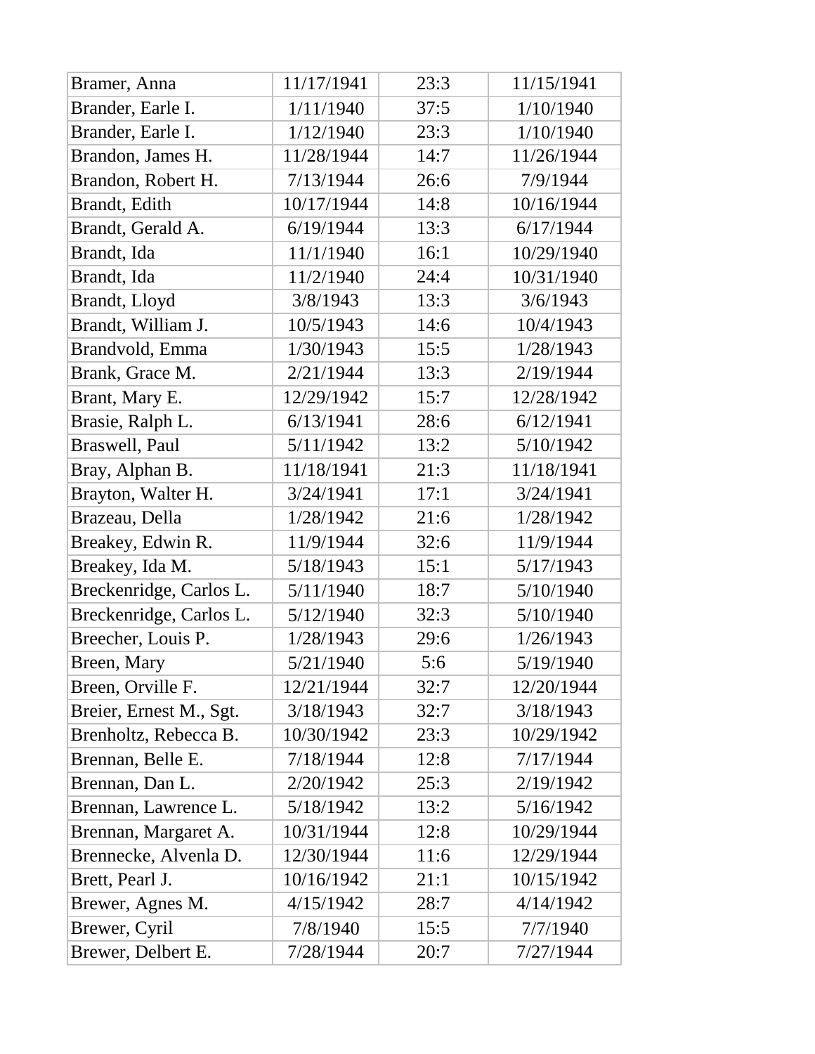| | | | |
|---|---|---|---|
| Bramer, Anna | 11/17/1941 | 23:3 | 11/15/1941 |
| Brander, Earle I. | 1/11/1940 | 37:5 | 1/10/1940 |
| Brander, Earle I. | 1/12/1940 | 23:3 | 1/10/1940 |
| Brandon, James H. | 11/28/1944 | 14:7 | 11/26/1944 |
| Brandon, Robert H. | 7/13/1944 | 26:6 | 7/9/1944 |
| Brandt, Edith | 10/17/1944 | 14:8 | 10/16/1944 |
| Brandt, Gerald A. | 6/19/1944 | 13:3 | 6/17/1944 |
| Brandt, Ida | 11/1/1940 | 16:1 | 10/29/1940 |
| Brandt, Ida | 11/2/1940 | 24:4 | 10/31/1940 |
| Brandt, Lloyd | 3/8/1943 | 13:3 | 3/6/1943 |
| Brandt, William J. | 10/5/1943 | 14:6 | 10/4/1943 |
| Brandvold, Emma | 1/30/1943 | 15:5 | 1/28/1943 |
| Brank, Grace M. | 2/21/1944 | 13:3 | 2/19/1944 |
| Brant, Mary E. | 12/29/1942 | 15:7 | 12/28/1942 |
| Brasie, Ralph L. | 6/13/1941 | 28:6 | 6/12/1941 |
| Braswell, Paul | 5/11/1942 | 13:2 | 5/10/1942 |
| Bray, Alphan B. | 11/18/1941 | 21:3 | 11/18/1941 |
| Brayton, Walter H. | 3/24/1941 | 17:1 | 3/24/1941 |
| Brazeau, Della | 1/28/1942 | 21:6 | 1/28/1942 |
| Breakey, Edwin R. | 11/9/1944 | 32:6 | 11/9/1944 |
| Breakey, Ida M. | 5/18/1943 | 15:1 | 5/17/1943 |
| Breckenridge, Carlos L. | 5/11/1940 | 18:7 | 5/10/1940 |
| Breckenridge, Carlos L. | 5/12/1940 | 32:3 | 5/10/1940 |
| Breecher, Louis P. | 1/28/1943 | 29:6 | 1/26/1943 |
| Breen, Mary | 5/21/1940 | 5:6 | 5/19/1940 |
| Breen, Orville F. | 12/21/1944 | 32:7 | 12/20/1944 |
| Breier, Ernest M., Sgt. | 3/18/1943 | 32:7 | 3/18/1943 |
| Brenholtz, Rebecca B. | 10/30/1942 | 23:3 | 10/29/1942 |
| Brennan, Belle E. | 7/18/1944 | 12:8 | 7/17/1944 |
| Brennan, Dan L. | 2/20/1942 | 25:3 | 2/19/1942 |
| Brennan, Lawrence L. | 5/18/1942 | 13:2 | 5/16/1942 |
| Brennan, Margaret A. | 10/31/1944 | 12:8 | 10/29/1944 |
| Brennecke, Alvenla D. | 12/30/1944 | 11:6 | 12/29/1944 |
| Brett, Pearl J. | 10/16/1942 | 21:1 | 10/15/1942 |
| Brewer, Agnes M. | 4/15/1942 | 28:7 | 4/14/1942 |
| Brewer, Cyril | 7/8/1940 | 15:5 | 7/7/1940 |
| Brewer, Delbert E. | 7/28/1944 | 20:7 | 7/27/1944 |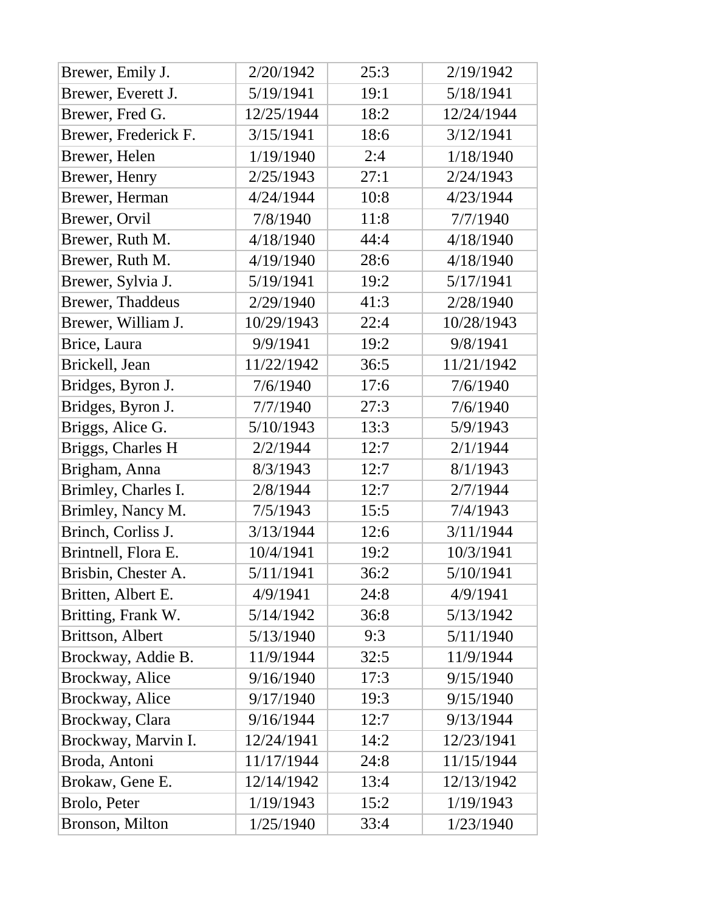| Brewer, Emily J. | 2/20/1942 | 25:3 | 2/19/1942 |
|---|---|---|---|
| Brewer, Everett J. | 5/19/1941 | 19:1 | 5/18/1941 |
| Brewer, Fred G. | 12/25/1944 | 18:2 | 12/24/1944 |
| Brewer, Frederick F. | 3/15/1941 | 18:6 | 3/12/1941 |
| Brewer, Helen | 1/19/1940 | 2:4 | 1/18/1940 |
| Brewer, Henry | 2/25/1943 | 27:1 | 2/24/1943 |
| Brewer, Herman | 4/24/1944 | 10:8 | 4/23/1944 |
| Brewer, Orvil | 7/8/1940 | 11:8 | 7/7/1940 |
| Brewer, Ruth M. | 4/18/1940 | 44:4 | 4/18/1940 |
| Brewer, Ruth M. | 4/19/1940 | 28:6 | 4/18/1940 |
| Brewer, Sylvia J. | 5/19/1941 | 19:2 | 5/17/1941 |
| Brewer, Thaddeus | 2/29/1940 | 41:3 | 2/28/1940 |
| Brewer, William J. | 10/29/1943 | 22:4 | 10/28/1943 |
| Brice, Laura | 9/9/1941 | 19:2 | 9/8/1941 |
| Brickell, Jean | 11/22/1942 | 36:5 | 11/21/1942 |
| Bridges, Byron J. | 7/6/1940 | 17:6 | 7/6/1940 |
| Bridges, Byron J. | 7/7/1940 | 27:3 | 7/6/1940 |
| Briggs, Alice G. | 5/10/1943 | 13:3 | 5/9/1943 |
| Briggs, Charles H | 2/2/1944 | 12:7 | 2/1/1944 |
| Brigham, Anna | 8/3/1943 | 12:7 | 8/1/1943 |
| Brimley, Charles I. | 2/8/1944 | 12:7 | 2/7/1944 |
| Brimley, Nancy M. | 7/5/1943 | 15:5 | 7/4/1943 |
| Brinch, Corliss J. | 3/13/1944 | 12:6 | 3/11/1944 |
| Brintnell, Flora E. | 10/4/1941 | 19:2 | 10/3/1941 |
| Brisbin, Chester A. | 5/11/1941 | 36:2 | 5/10/1941 |
| Britten, Albert E. | 4/9/1941 | 24:8 | 4/9/1941 |
| Britting, Frank W. | 5/14/1942 | 36:8 | 5/13/1942 |
| Brittson, Albert | 5/13/1940 | 9:3 | 5/11/1940 |
| Brockway, Addie B. | 11/9/1944 | 32:5 | 11/9/1944 |
| Brockway, Alice | 9/16/1940 | 17:3 | 9/15/1940 |
| Brockway, Alice | 9/17/1940 | 19:3 | 9/15/1940 |
| Brockway, Clara | 9/16/1944 | 12:7 | 9/13/1944 |
| Brockway, Marvin I. | 12/24/1941 | 14:2 | 12/23/1941 |
| Broda, Antoni | 11/17/1944 | 24:8 | 11/15/1944 |
| Brokaw, Gene E. | 12/14/1942 | 13:4 | 12/13/1942 |
| Brolo, Peter | 1/19/1943 | 15:2 | 1/19/1943 |
| Bronson, Milton | 1/25/1940 | 33:4 | 1/23/1940 |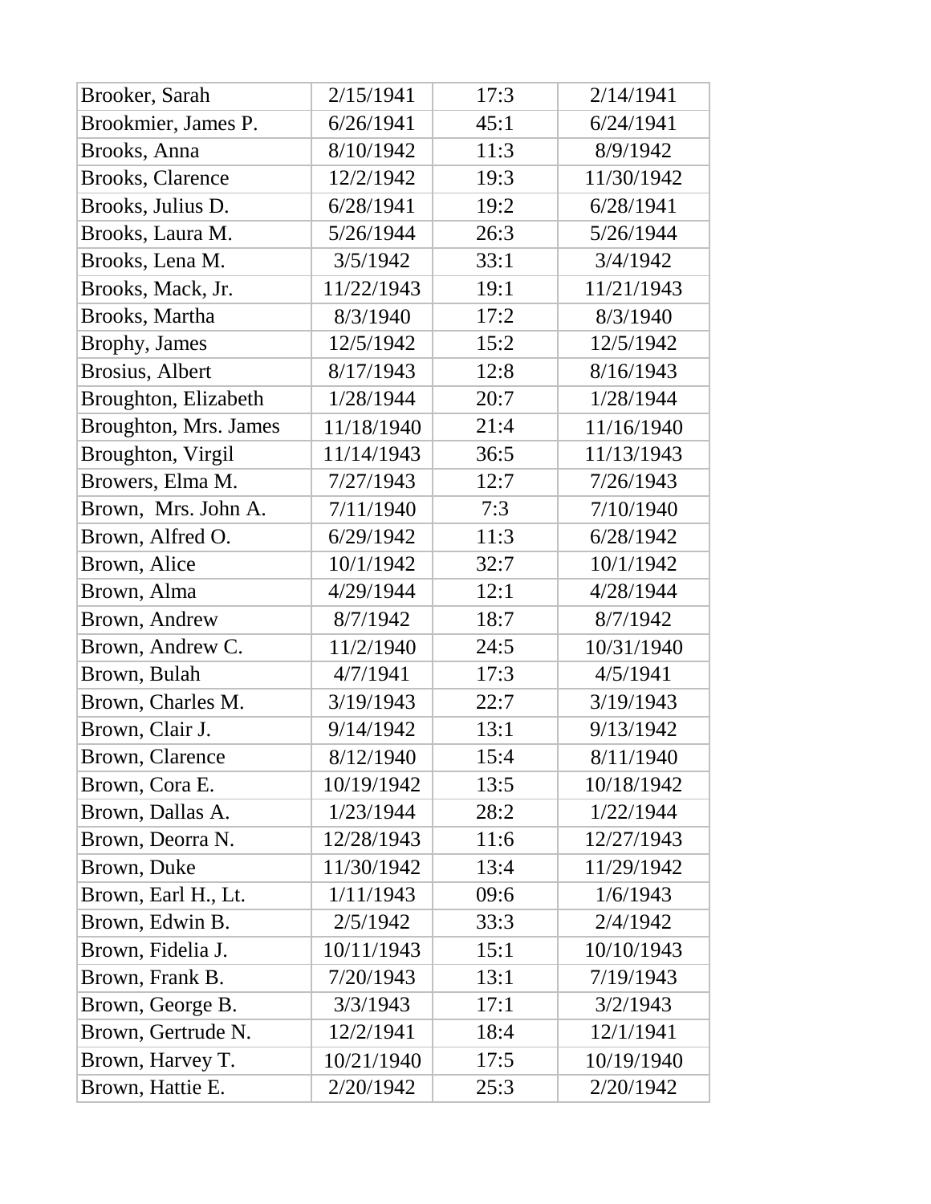| Brooker, Sarah | 2/15/1941 | 17:3 | 2/14/1941 |
|---|---|---|---|
| Brookmier, James P. | 6/26/1941 | 45:1 | 6/24/1941 |
| Brooks, Anna | 8/10/1942 | 11:3 | 8/9/1942 |
| Brooks, Clarence | 12/2/1942 | 19:3 | 11/30/1942 |
| Brooks, Julius D. | 6/28/1941 | 19:2 | 6/28/1941 |
| Brooks, Laura M. | 5/26/1944 | 26:3 | 5/26/1944 |
| Brooks, Lena M. | 3/5/1942 | 33:1 | 3/4/1942 |
| Brooks, Mack, Jr. | 11/22/1943 | 19:1 | 11/21/1943 |
| Brooks, Martha | 8/3/1940 | 17:2 | 8/3/1940 |
| Brophy, James | 12/5/1942 | 15:2 | 12/5/1942 |
| Brosius, Albert | 8/17/1943 | 12:8 | 8/16/1943 |
| Broughton, Elizabeth | 1/28/1944 | 20:7 | 1/28/1944 |
| Broughton, Mrs. James | 11/18/1940 | 21:4 | 11/16/1940 |
| Broughton, Virgil | 11/14/1943 | 36:5 | 11/13/1943 |
| Browers, Elma M. | 7/27/1943 | 12:7 | 7/26/1943 |
| Brown, Mrs. John A. | 7/11/1940 | 7:3 | 7/10/1940 |
| Brown, Alfred O. | 6/29/1942 | 11:3 | 6/28/1942 |
| Brown, Alice | 10/1/1942 | 32:7 | 10/1/1942 |
| Brown, Alma | 4/29/1944 | 12:1 | 4/28/1944 |
| Brown, Andrew | 8/7/1942 | 18:7 | 8/7/1942 |
| Brown, Andrew C. | 11/2/1940 | 24:5 | 10/31/1940 |
| Brown, Bulah | 4/7/1941 | 17:3 | 4/5/1941 |
| Brown, Charles M. | 3/19/1943 | 22:7 | 3/19/1943 |
| Brown, Clair J. | 9/14/1942 | 13:1 | 9/13/1942 |
| Brown, Clarence | 8/12/1940 | 15:4 | 8/11/1940 |
| Brown, Cora E. | 10/19/1942 | 13:5 | 10/18/1942 |
| Brown, Dallas A. | 1/23/1944 | 28:2 | 1/22/1944 |
| Brown, Deorra N. | 12/28/1943 | 11:6 | 12/27/1943 |
| Brown, Duke | 11/30/1942 | 13:4 | 11/29/1942 |
| Brown, Earl H., Lt. | 1/11/1943 | 09:6 | 1/6/1943 |
| Brown, Edwin B. | 2/5/1942 | 33:3 | 2/4/1942 |
| Brown, Fidelia J. | 10/11/1943 | 15:1 | 10/10/1943 |
| Brown, Frank B. | 7/20/1943 | 13:1 | 7/19/1943 |
| Brown, George B. | 3/3/1943 | 17:1 | 3/2/1943 |
| Brown, Gertrude N. | 12/2/1941 | 18:4 | 12/1/1941 |
| Brown, Harvey T. | 10/21/1940 | 17:5 | 10/19/1940 |
| Brown, Hattie E. | 2/20/1942 | 25:3 | 2/20/1942 |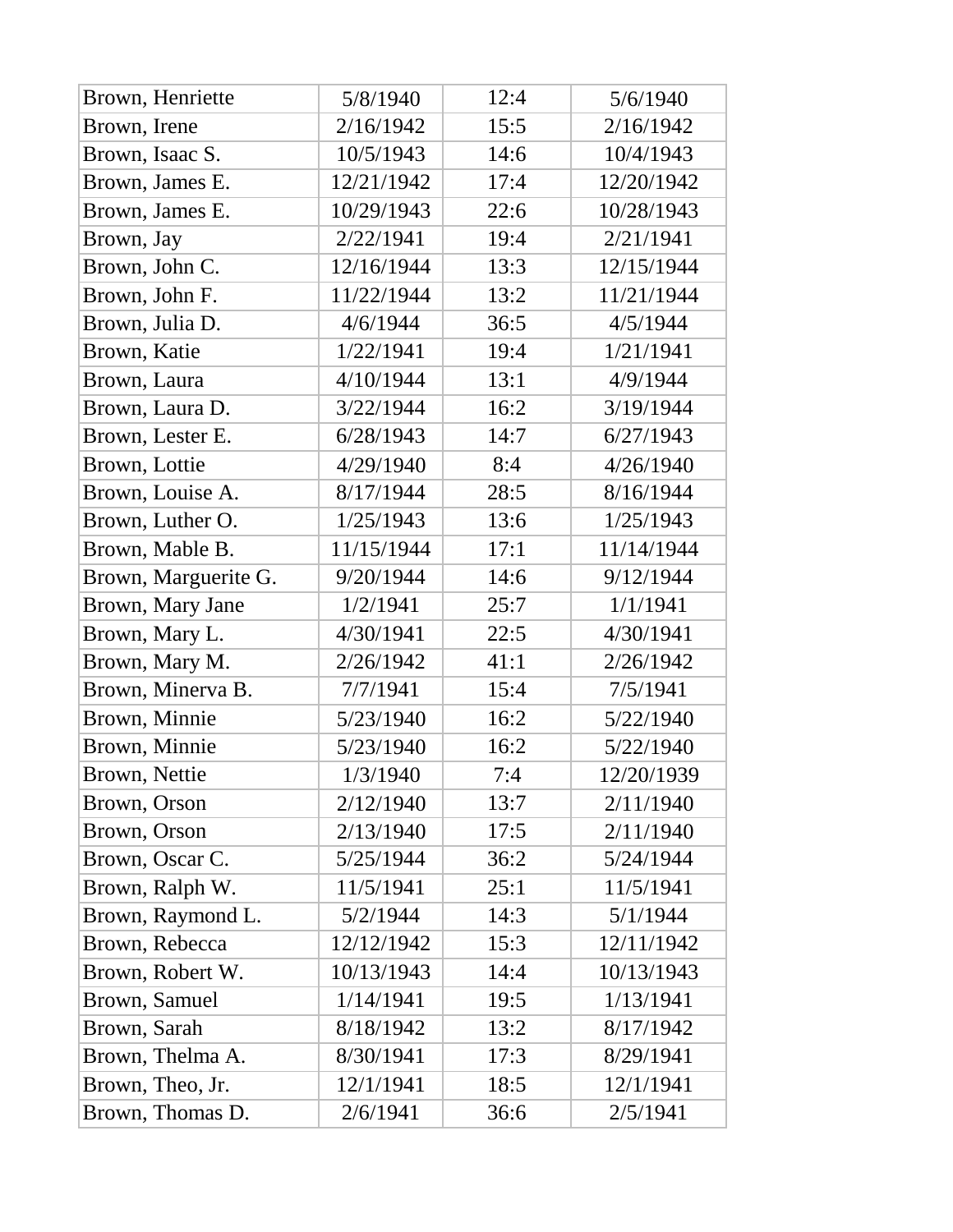| | | | |
|---|---|---|---|
| Brown, Henriette | 5/8/1940 | 12:4 | 5/6/1940 |
| Brown, Irene | 2/16/1942 | 15:5 | 2/16/1942 |
| Brown, Isaac S. | 10/5/1943 | 14:6 | 10/4/1943 |
| Brown, James E. | 12/21/1942 | 17:4 | 12/20/1942 |
| Brown, James E. | 10/29/1943 | 22:6 | 10/28/1943 |
| Brown, Jay | 2/22/1941 | 19:4 | 2/21/1941 |
| Brown, John C. | 12/16/1944 | 13:3 | 12/15/1944 |
| Brown, John F. | 11/22/1944 | 13:2 | 11/21/1944 |
| Brown, Julia D. | 4/6/1944 | 36:5 | 4/5/1944 |
| Brown, Katie | 1/22/1941 | 19:4 | 1/21/1941 |
| Brown, Laura | 4/10/1944 | 13:1 | 4/9/1944 |
| Brown, Laura D. | 3/22/1944 | 16:2 | 3/19/1944 |
| Brown, Lester E. | 6/28/1943 | 14:7 | 6/27/1943 |
| Brown, Lottie | 4/29/1940 | 8:4 | 4/26/1940 |
| Brown, Louise A. | 8/17/1944 | 28:5 | 8/16/1944 |
| Brown, Luther O. | 1/25/1943 | 13:6 | 1/25/1943 |
| Brown, Mable B. | 11/15/1944 | 17:1 | 11/14/1944 |
| Brown, Marguerite G. | 9/20/1944 | 14:6 | 9/12/1944 |
| Brown, Mary Jane | 1/2/1941 | 25:7 | 1/1/1941 |
| Brown, Mary L. | 4/30/1941 | 22:5 | 4/30/1941 |
| Brown, Mary M. | 2/26/1942 | 41:1 | 2/26/1942 |
| Brown, Minerva B. | 7/7/1941 | 15:4 | 7/5/1941 |
| Brown, Minnie | 5/23/1940 | 16:2 | 5/22/1940 |
| Brown, Minnie | 5/23/1940 | 16:2 | 5/22/1940 |
| Brown, Nettie | 1/3/1940 | 7:4 | 12/20/1939 |
| Brown, Orson | 2/12/1940 | 13:7 | 2/11/1940 |
| Brown, Orson | 2/13/1940 | 17:5 | 2/11/1940 |
| Brown, Oscar C. | 5/25/1944 | 36:2 | 5/24/1944 |
| Brown, Ralph W. | 11/5/1941 | 25:1 | 11/5/1941 |
| Brown, Raymond L. | 5/2/1944 | 14:3 | 5/1/1944 |
| Brown, Rebecca | 12/12/1942 | 15:3 | 12/11/1942 |
| Brown, Robert W. | 10/13/1943 | 14:4 | 10/13/1943 |
| Brown, Samuel | 1/14/1941 | 19:5 | 1/13/1941 |
| Brown, Sarah | 8/18/1942 | 13:2 | 8/17/1942 |
| Brown, Thelma A. | 8/30/1941 | 17:3 | 8/29/1941 |
| Brown, Theo, Jr. | 12/1/1941 | 18:5 | 12/1/1941 |
| Brown, Thomas D. | 2/6/1941 | 36:6 | 2/5/1941 |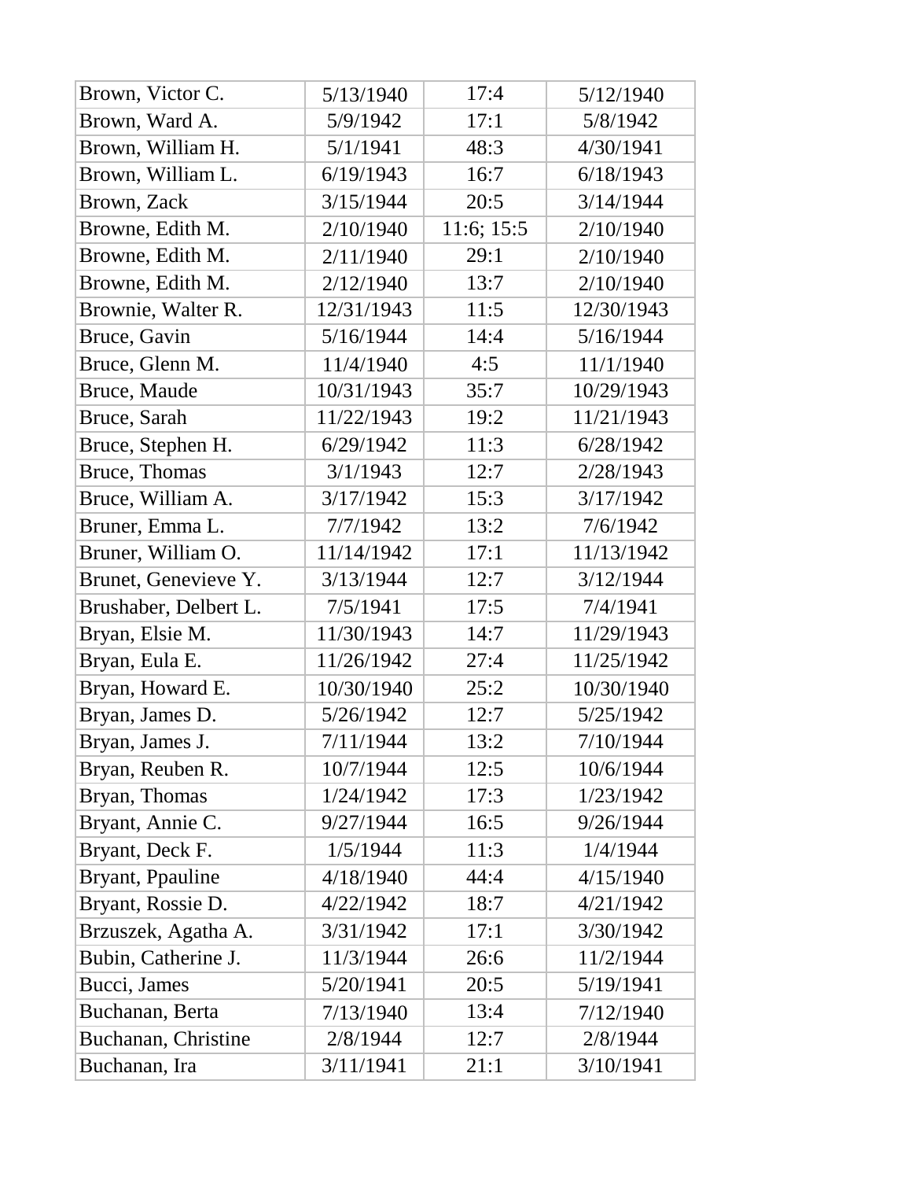| | | | |
|---|---|---|---|
| Brown, Victor C. | 5/13/1940 | 17:4 | 5/12/1940 |
| Brown, Ward A. | 5/9/1942 | 17:1 | 5/8/1942 |
| Brown, William H. | 5/1/1941 | 48:3 | 4/30/1941 |
| Brown, William L. | 6/19/1943 | 16:7 | 6/18/1943 |
| Brown, Zack | 3/15/1944 | 20:5 | 3/14/1944 |
| Browne, Edith M. | 2/10/1940 | 11:6; 15:5 | 2/10/1940 |
| Browne, Edith M. | 2/11/1940 | 29:1 | 2/10/1940 |
| Browne, Edith M. | 2/12/1940 | 13:7 | 2/10/1940 |
| Brownie, Walter R. | 12/31/1943 | 11:5 | 12/30/1943 |
| Bruce, Gavin | 5/16/1944 | 14:4 | 5/16/1944 |
| Bruce, Glenn M. | 11/4/1940 | 4:5 | 11/1/1940 |
| Bruce, Maude | 10/31/1943 | 35:7 | 10/29/1943 |
| Bruce, Sarah | 11/22/1943 | 19:2 | 11/21/1943 |
| Bruce, Stephen H. | 6/29/1942 | 11:3 | 6/28/1942 |
| Bruce, Thomas | 3/1/1943 | 12:7 | 2/28/1943 |
| Bruce, William A. | 3/17/1942 | 15:3 | 3/17/1942 |
| Bruner, Emma L. | 7/7/1942 | 13:2 | 7/6/1942 |
| Bruner, William O. | 11/14/1942 | 17:1 | 11/13/1942 |
| Brunet, Genevieve Y. | 3/13/1944 | 12:7 | 3/12/1944 |
| Brushaber, Delbert L. | 7/5/1941 | 17:5 | 7/4/1941 |
| Bryan, Elsie M. | 11/30/1943 | 14:7 | 11/29/1943 |
| Bryan, Eula E. | 11/26/1942 | 27:4 | 11/25/1942 |
| Bryan, Howard E. | 10/30/1940 | 25:2 | 10/30/1940 |
| Bryan, James D. | 5/26/1942 | 12:7 | 5/25/1942 |
| Bryan, James J. | 7/11/1944 | 13:2 | 7/10/1944 |
| Bryan, Reuben R. | 10/7/1944 | 12:5 | 10/6/1944 |
| Bryan, Thomas | 1/24/1942 | 17:3 | 1/23/1942 |
| Bryant, Annie C. | 9/27/1944 | 16:5 | 9/26/1944 |
| Bryant, Deck F. | 1/5/1944 | 11:3 | 1/4/1944 |
| Bryant, Ppauline | 4/18/1940 | 44:4 | 4/15/1940 |
| Bryant, Rossie D. | 4/22/1942 | 18:7 | 4/21/1942 |
| Brzuszek, Agatha A. | 3/31/1942 | 17:1 | 3/30/1942 |
| Bubin, Catherine J. | 11/3/1944 | 26:6 | 11/2/1944 |
| Bucci, James | 5/20/1941 | 20:5 | 5/19/1941 |
| Buchanan, Berta | 7/13/1940 | 13:4 | 7/12/1940 |
| Buchanan, Christine | 2/8/1944 | 12:7 | 2/8/1944 |
| Buchanan, Ira | 3/11/1941 | 21:1 | 3/10/1941 |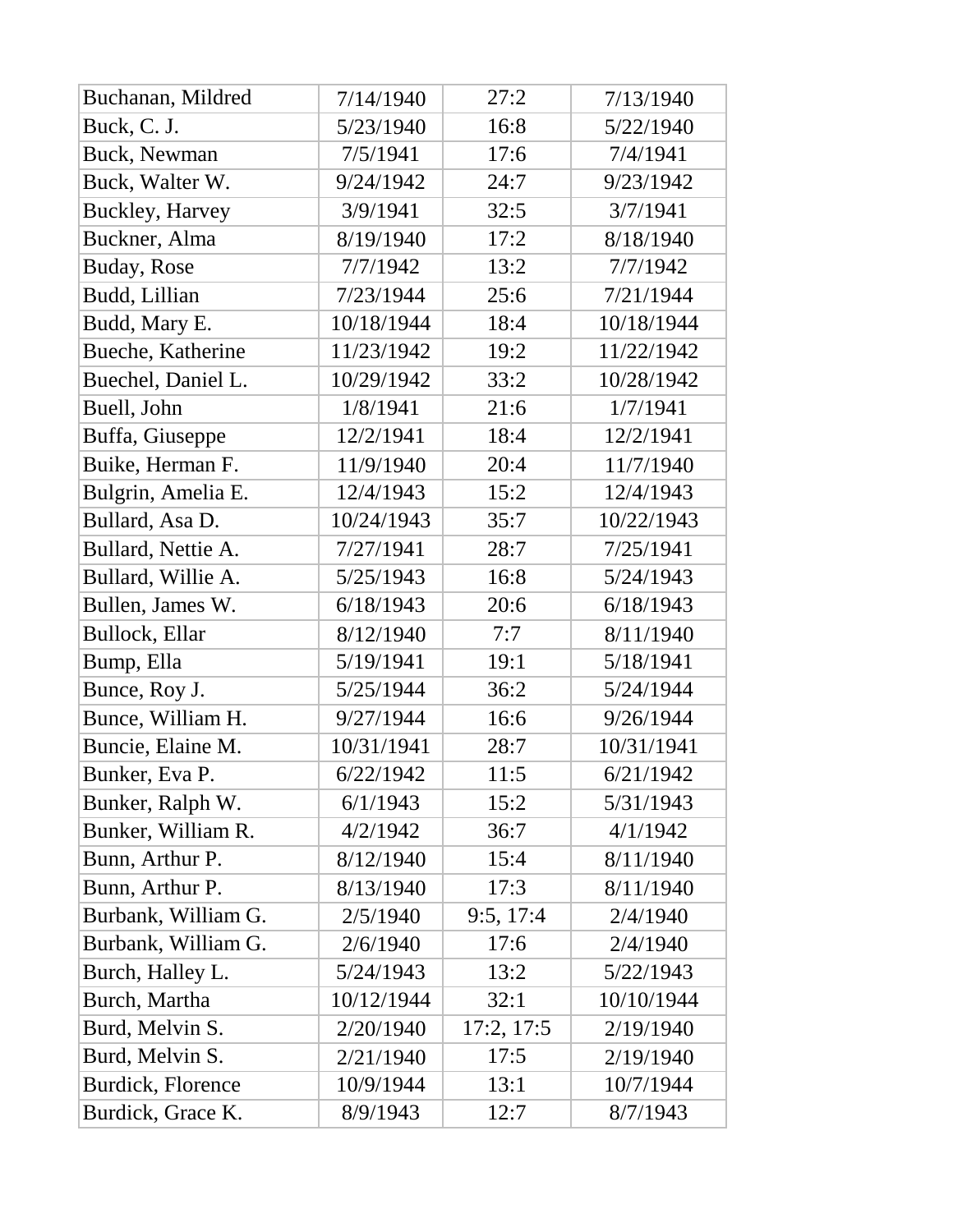| Buchanan, Mildred | 7/14/1940 | 27:2 | 7/13/1940 |
|---|---|---|---|
| Buck, C. J. | 5/23/1940 | 16:8 | 5/22/1940 |
| Buck, Newman | 7/5/1941 | 17:6 | 7/4/1941 |
| Buck, Walter W. | 9/24/1942 | 24:7 | 9/23/1942 |
| Buckley, Harvey | 3/9/1941 | 32:5 | 3/7/1941 |
| Buckner, Alma | 8/19/1940 | 17:2 | 8/18/1940 |
| Buday, Rose | 7/7/1942 | 13:2 | 7/7/1942 |
| Budd, Lillian | 7/23/1944 | 25:6 | 7/21/1944 |
| Budd, Mary E. | 10/18/1944 | 18:4 | 10/18/1944 |
| Bueche, Katherine | 11/23/1942 | 19:2 | 11/22/1942 |
| Buechel, Daniel L. | 10/29/1942 | 33:2 | 10/28/1942 |
| Buell, John | 1/8/1941 | 21:6 | 1/7/1941 |
| Buffa, Giuseppe | 12/2/1941 | 18:4 | 12/2/1941 |
| Buike, Herman F. | 11/9/1940 | 20:4 | 11/7/1940 |
| Bulgrin, Amelia E. | 12/4/1943 | 15:2 | 12/4/1943 |
| Bullard, Asa D. | 10/24/1943 | 35:7 | 10/22/1943 |
| Bullard, Nettie A. | 7/27/1941 | 28:7 | 7/25/1941 |
| Bullard, Willie A. | 5/25/1943 | 16:8 | 5/24/1943 |
| Bullen, James W. | 6/18/1943 | 20:6 | 6/18/1943 |
| Bullock, Ellar | 8/12/1940 | 7:7 | 8/11/1940 |
| Bump, Ella | 5/19/1941 | 19:1 | 5/18/1941 |
| Bunce, Roy J. | 5/25/1944 | 36:2 | 5/24/1944 |
| Bunce, William H. | 9/27/1944 | 16:6 | 9/26/1944 |
| Buncie, Elaine M. | 10/31/1941 | 28:7 | 10/31/1941 |
| Bunker, Eva P. | 6/22/1942 | 11:5 | 6/21/1942 |
| Bunker, Ralph W. | 6/1/1943 | 15:2 | 5/31/1943 |
| Bunker, William R. | 4/2/1942 | 36:7 | 4/1/1942 |
| Bunn, Arthur P. | 8/12/1940 | 15:4 | 8/11/1940 |
| Bunn, Arthur P. | 8/13/1940 | 17:3 | 8/11/1940 |
| Burbank, William G. | 2/5/1940 | 9:5, 17:4 | 2/4/1940 |
| Burbank, William G. | 2/6/1940 | 17:6 | 2/4/1940 |
| Burch, Halley L. | 5/24/1943 | 13:2 | 5/22/1943 |
| Burch, Martha | 10/12/1944 | 32:1 | 10/10/1944 |
| Burd, Melvin S. | 2/20/1940 | 17:2, 17:5 | 2/19/1940 |
| Burd, Melvin S. | 2/21/1940 | 17:5 | 2/19/1940 |
| Burdick, Florence | 10/9/1944 | 13:1 | 10/7/1944 |
| Burdick, Grace K. | 8/9/1943 | 12:7 | 8/7/1943 |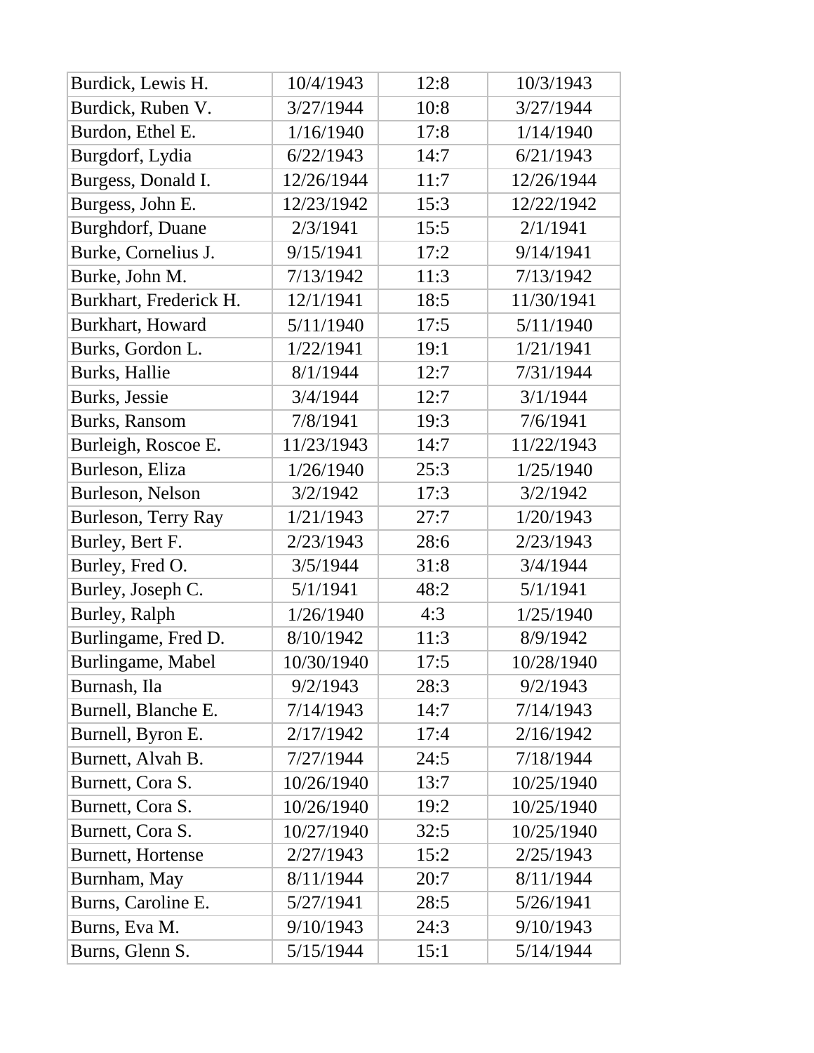| | | | |
|---|---|---|---|
| Burdick, Lewis H. | 10/4/1943 | 12:8 | 10/3/1943 |
| Burdick, Ruben V. | 3/27/1944 | 10:8 | 3/27/1944 |
| Burdon, Ethel E. | 1/16/1940 | 17:8 | 1/14/1940 |
| Burgdorf, Lydia | 6/22/1943 | 14:7 | 6/21/1943 |
| Burgess, Donald I. | 12/26/1944 | 11:7 | 12/26/1944 |
| Burgess, John E. | 12/23/1942 | 15:3 | 12/22/1942 |
| Burghdorf, Duane | 2/3/1941 | 15:5 | 2/1/1941 |
| Burke, Cornelius J. | 9/15/1941 | 17:2 | 9/14/1941 |
| Burke, John M. | 7/13/1942 | 11:3 | 7/13/1942 |
| Burkhart, Frederick H. | 12/1/1941 | 18:5 | 11/30/1941 |
| Burkhart, Howard | 5/11/1940 | 17:5 | 5/11/1940 |
| Burks, Gordon L. | 1/22/1941 | 19:1 | 1/21/1941 |
| Burks, Hallie | 8/1/1944 | 12:7 | 7/31/1944 |
| Burks, Jessie | 3/4/1944 | 12:7 | 3/1/1944 |
| Burks, Ransom | 7/8/1941 | 19:3 | 7/6/1941 |
| Burleigh, Roscoe E. | 11/23/1943 | 14:7 | 11/22/1943 |
| Burleson, Eliza | 1/26/1940 | 25:3 | 1/25/1940 |
| Burleson, Nelson | 3/2/1942 | 17:3 | 3/2/1942 |
| Burleson, Terry Ray | 1/21/1943 | 27:7 | 1/20/1943 |
| Burley, Bert F. | 2/23/1943 | 28:6 | 2/23/1943 |
| Burley, Fred O. | 3/5/1944 | 31:8 | 3/4/1944 |
| Burley, Joseph C. | 5/1/1941 | 48:2 | 5/1/1941 |
| Burley, Ralph | 1/26/1940 | 4:3 | 1/25/1940 |
| Burlingame, Fred D. | 8/10/1942 | 11:3 | 8/9/1942 |
| Burlingame, Mabel | 10/30/1940 | 17:5 | 10/28/1940 |
| Burnash, Ila | 9/2/1943 | 28:3 | 9/2/1943 |
| Burnell, Blanche E. | 7/14/1943 | 14:7 | 7/14/1943 |
| Burnell, Byron E. | 2/17/1942 | 17:4 | 2/16/1942 |
| Burnett, Alvah B. | 7/27/1944 | 24:5 | 7/18/1944 |
| Burnett, Cora S. | 10/26/1940 | 13:7 | 10/25/1940 |
| Burnett, Cora S. | 10/26/1940 | 19:2 | 10/25/1940 |
| Burnett, Cora S. | 10/27/1940 | 32:5 | 10/25/1940 |
| Burnett, Hortense | 2/27/1943 | 15:2 | 2/25/1943 |
| Burnham, May | 8/11/1944 | 20:7 | 8/11/1944 |
| Burns, Caroline E. | 5/27/1941 | 28:5 | 5/26/1941 |
| Burns, Eva M. | 9/10/1943 | 24:3 | 9/10/1943 |
| Burns, Glenn S. | 5/15/1944 | 15:1 | 5/14/1944 |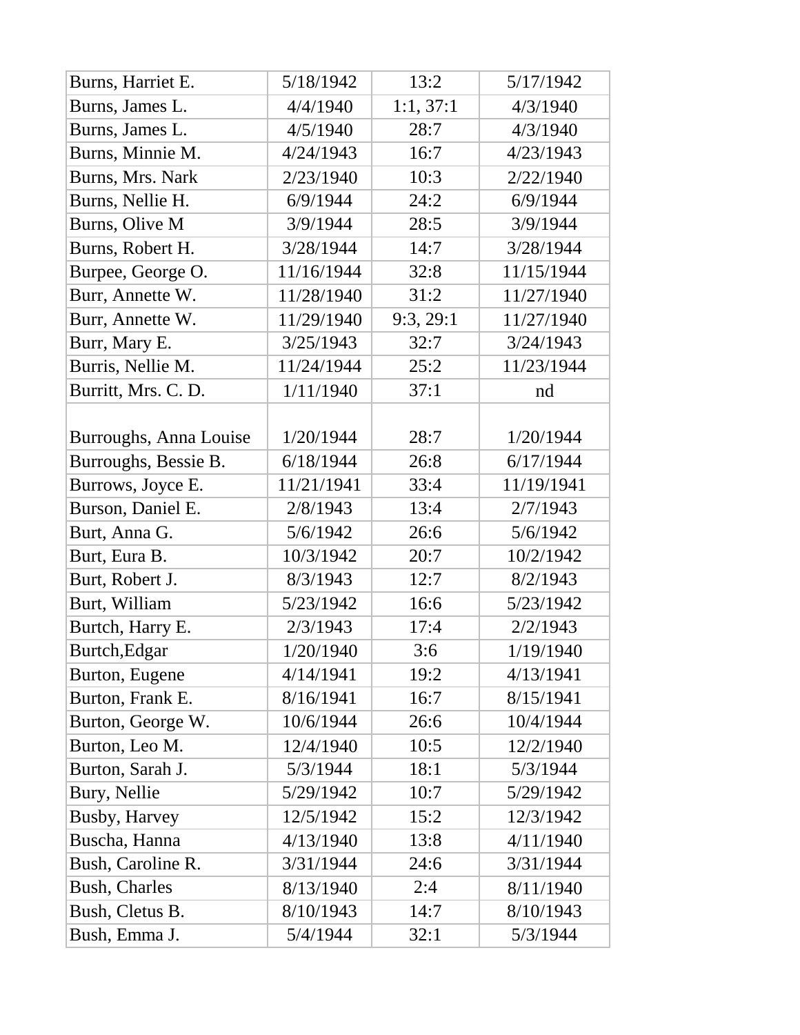| Burns, Harriet E. | 5/18/1942 | 13:2 | 5/17/1942 |
|---|---|---|---|
| Burns, James L. | 4/4/1940 | 1:1, 37:1 | 4/3/1940 |
| Burns, James L. | 4/5/1940 | 28:7 | 4/3/1940 |
| Burns, Minnie M. | 4/24/1943 | 16:7 | 4/23/1943 |
| Burns, Mrs. Nark | 2/23/1940 | 10:3 | 2/22/1940 |
| Burns, Nellie H. | 6/9/1944 | 24:2 | 6/9/1944 |
| Burns, Olive M | 3/9/1944 | 28:5 | 3/9/1944 |
| Burns, Robert H. | 3/28/1944 | 14:7 | 3/28/1944 |
| Burpee, George O. | 11/16/1944 | 32:8 | 11/15/1944 |
| Burr, Annette W. | 11/28/1940 | 31:2 | 11/27/1940 |
| Burr, Annette W. | 11/29/1940 | 9:3, 29:1 | 11/27/1940 |
| Burr, Mary E. | 3/25/1943 | 32:7 | 3/24/1943 |
| Burris, Nellie M. | 11/24/1944 | 25:2 | 11/23/1944 |
| Burritt, Mrs. C. D. | 1/11/1940 | 37:1 | nd |
| Burroughs, Anna Louise | 1/20/1944 | 28:7 | 1/20/1944 |
| Burroughs, Bessie B. | 6/18/1944 | 26:8 | 6/17/1944 |
| Burrows, Joyce E. | 11/21/1941 | 33:4 | 11/19/1941 |
| Burson, Daniel E. | 2/8/1943 | 13:4 | 2/7/1943 |
| Burt, Anna G. | 5/6/1942 | 26:6 | 5/6/1942 |
| Burt, Eura B. | 10/3/1942 | 20:7 | 10/2/1942 |
| Burt, Robert J. | 8/3/1943 | 12:7 | 8/2/1943 |
| Burt, William | 5/23/1942 | 16:6 | 5/23/1942 |
| Burtch, Harry E. | 2/3/1943 | 17:4 | 2/2/1943 |
| Burtch,Edgar | 1/20/1940 | 3:6 | 1/19/1940 |
| Burton, Eugene | 4/14/1941 | 19:2 | 4/13/1941 |
| Burton, Frank E. | 8/16/1941 | 16:7 | 8/15/1941 |
| Burton, George W. | 10/6/1944 | 26:6 | 10/4/1944 |
| Burton, Leo M. | 12/4/1940 | 10:5 | 12/2/1940 |
| Burton, Sarah J. | 5/3/1944 | 18:1 | 5/3/1944 |
| Bury, Nellie | 5/29/1942 | 10:7 | 5/29/1942 |
| Busby, Harvey | 12/5/1942 | 15:2 | 12/3/1942 |
| Buscha, Hanna | 4/13/1940 | 13:8 | 4/11/1940 |
| Bush, Caroline R. | 3/31/1944 | 24:6 | 3/31/1944 |
| Bush, Charles | 8/13/1940 | 2:4 | 8/11/1940 |
| Bush, Cletus B. | 8/10/1943 | 14:7 | 8/10/1943 |
| Bush, Emma J. | 5/4/1944 | 32:1 | 5/3/1944 |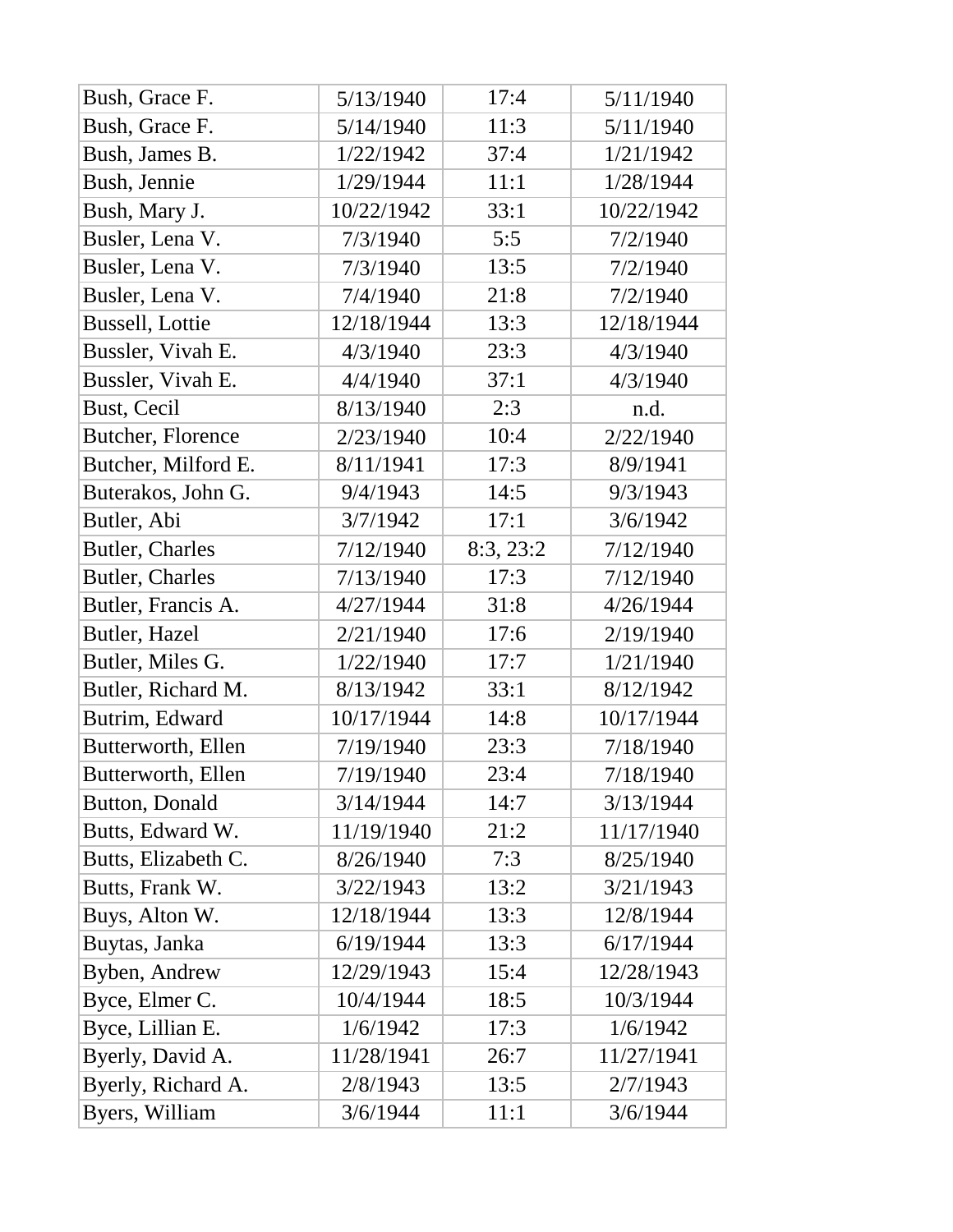| Bush, Grace F. | 5/13/1940 | 17:4 | 5/11/1940 |
|---|---|---|---|
| Bush, Grace F. | 5/14/1940 | 11:3 | 5/11/1940 |
| Bush, James B. | 1/22/1942 | 37:4 | 1/21/1942 |
| Bush, Jennie | 1/29/1944 | 11:1 | 1/28/1944 |
| Bush, Mary J. | 10/22/1942 | 33:1 | 10/22/1942 |
| Busler, Lena V. | 7/3/1940 | 5:5 | 7/2/1940 |
| Busler, Lena V. | 7/3/1940 | 13:5 | 7/2/1940 |
| Busler, Lena V. | 7/4/1940 | 21:8 | 7/2/1940 |
| Bussell, Lottie | 12/18/1944 | 13:3 | 12/18/1944 |
| Bussler, Vivah E. | 4/3/1940 | 23:3 | 4/3/1940 |
| Bussler, Vivah E. | 4/4/1940 | 37:1 | 4/3/1940 |
| Bust, Cecil | 8/13/1940 | 2:3 | n.d. |
| Butcher, Florence | 2/23/1940 | 10:4 | 2/22/1940 |
| Butcher, Milford E. | 8/11/1941 | 17:3 | 8/9/1941 |
| Buterakos, John G. | 9/4/1943 | 14:5 | 9/3/1943 |
| Butler, Abi | 3/7/1942 | 17:1 | 3/6/1942 |
| Butler, Charles | 7/12/1940 | 8:3, 23:2 | 7/12/1940 |
| Butler, Charles | 7/13/1940 | 17:3 | 7/12/1940 |
| Butler, Francis A. | 4/27/1944 | 31:8 | 4/26/1944 |
| Butler, Hazel | 2/21/1940 | 17:6 | 2/19/1940 |
| Butler, Miles G. | 1/22/1940 | 17:7 | 1/21/1940 |
| Butler, Richard M. | 8/13/1942 | 33:1 | 8/12/1942 |
| Butrim, Edward | 10/17/1944 | 14:8 | 10/17/1944 |
| Butterworth, Ellen | 7/19/1940 | 23:3 | 7/18/1940 |
| Butterworth, Ellen | 7/19/1940 | 23:4 | 7/18/1940 |
| Button, Donald | 3/14/1944 | 14:7 | 3/13/1944 |
| Butts, Edward W. | 11/19/1940 | 21:2 | 11/17/1940 |
| Butts, Elizabeth C. | 8/26/1940 | 7:3 | 8/25/1940 |
| Butts, Frank W. | 3/22/1943 | 13:2 | 3/21/1943 |
| Buys, Alton W. | 12/18/1944 | 13:3 | 12/8/1944 |
| Buytas, Janka | 6/19/1944 | 13:3 | 6/17/1944 |
| Byben, Andrew | 12/29/1943 | 15:4 | 12/28/1943 |
| Byce, Elmer C. | 10/4/1944 | 18:5 | 10/3/1944 |
| Byce, Lillian E. | 1/6/1942 | 17:3 | 1/6/1942 |
| Byerly, David A. | 11/28/1941 | 26:7 | 11/27/1941 |
| Byerly, Richard A. | 2/8/1943 | 13:5 | 2/7/1943 |
| Byers, William | 3/6/1944 | 11:1 | 3/6/1944 |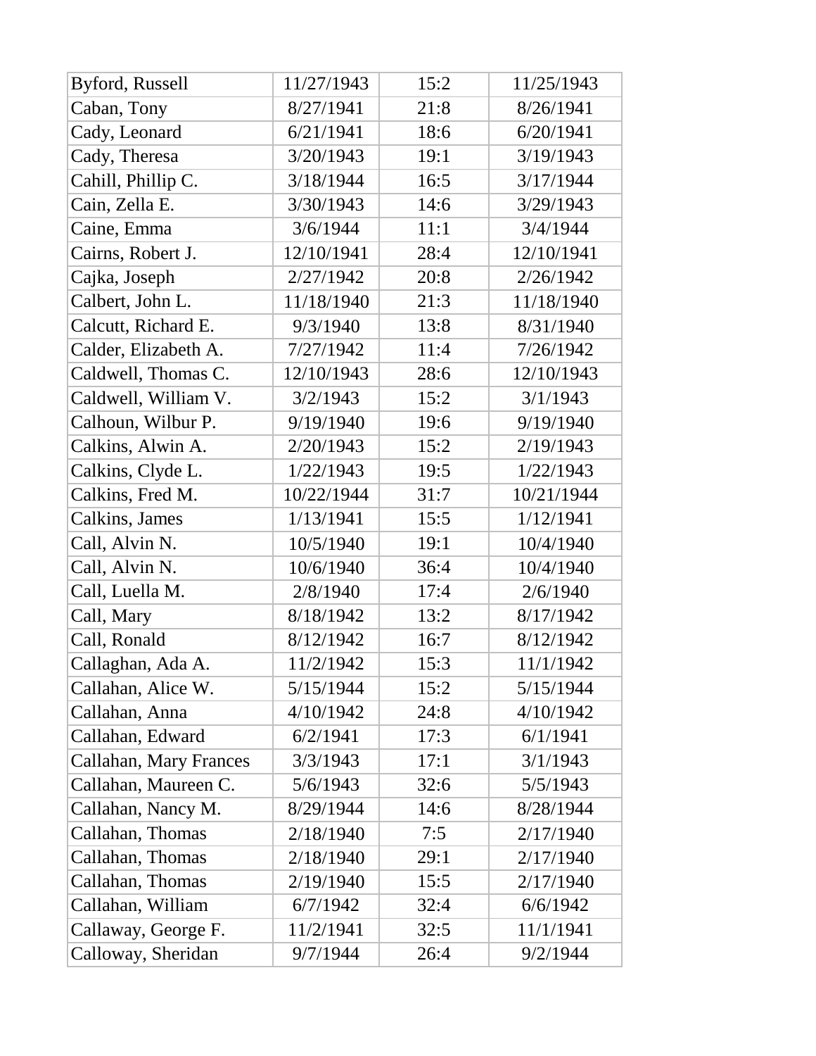| | | | |
|---|---|---|---|
| Byford, Russell | 11/27/1943 | 15:2 | 11/25/1943 |
| Caban, Tony | 8/27/1941 | 21:8 | 8/26/1941 |
| Cady, Leonard | 6/21/1941 | 18:6 | 6/20/1941 |
| Cady, Theresa | 3/20/1943 | 19:1 | 3/19/1943 |
| Cahill, Phillip C. | 3/18/1944 | 16:5 | 3/17/1944 |
| Cain, Zella E. | 3/30/1943 | 14:6 | 3/29/1943 |
| Caine, Emma | 3/6/1944 | 11:1 | 3/4/1944 |
| Cairns, Robert J. | 12/10/1941 | 28:4 | 12/10/1941 |
| Cajka, Joseph | 2/27/1942 | 20:8 | 2/26/1942 |
| Calbert, John L. | 11/18/1940 | 21:3 | 11/18/1940 |
| Calcutt, Richard E. | 9/3/1940 | 13:8 | 8/31/1940 |
| Calder, Elizabeth A. | 7/27/1942 | 11:4 | 7/26/1942 |
| Caldwell, Thomas C. | 12/10/1943 | 28:6 | 12/10/1943 |
| Caldwell, William V. | 3/2/1943 | 15:2 | 3/1/1943 |
| Calhoun, Wilbur P. | 9/19/1940 | 19:6 | 9/19/1940 |
| Calkins, Alwin A. | 2/20/1943 | 15:2 | 2/19/1943 |
| Calkins, Clyde L. | 1/22/1943 | 19:5 | 1/22/1943 |
| Calkins, Fred M. | 10/22/1944 | 31:7 | 10/21/1944 |
| Calkins, James | 1/13/1941 | 15:5 | 1/12/1941 |
| Call, Alvin N. | 10/5/1940 | 19:1 | 10/4/1940 |
| Call, Alvin N. | 10/6/1940 | 36:4 | 10/4/1940 |
| Call, Luella M. | 2/8/1940 | 17:4 | 2/6/1940 |
| Call, Mary | 8/18/1942 | 13:2 | 8/17/1942 |
| Call, Ronald | 8/12/1942 | 16:7 | 8/12/1942 |
| Callaghan, Ada A. | 11/2/1942 | 15:3 | 11/1/1942 |
| Callahan, Alice W. | 5/15/1944 | 15:2 | 5/15/1944 |
| Callahan, Anna | 4/10/1942 | 24:8 | 4/10/1942 |
| Callahan, Edward | 6/2/1941 | 17:3 | 6/1/1941 |
| Callahan, Mary Frances | 3/3/1943 | 17:1 | 3/1/1943 |
| Callahan, Maureen C. | 5/6/1943 | 32:6 | 5/5/1943 |
| Callahan, Nancy M. | 8/29/1944 | 14:6 | 8/28/1944 |
| Callahan, Thomas | 2/18/1940 | 7:5 | 2/17/1940 |
| Callahan, Thomas | 2/18/1940 | 29:1 | 2/17/1940 |
| Callahan, Thomas | 2/19/1940 | 15:5 | 2/17/1940 |
| Callahan, William | 6/7/1942 | 32:4 | 6/6/1942 |
| Callaway, George F. | 11/2/1941 | 32:5 | 11/1/1941 |
| Calloway, Sheridan | 9/7/1944 | 26:4 | 9/2/1944 |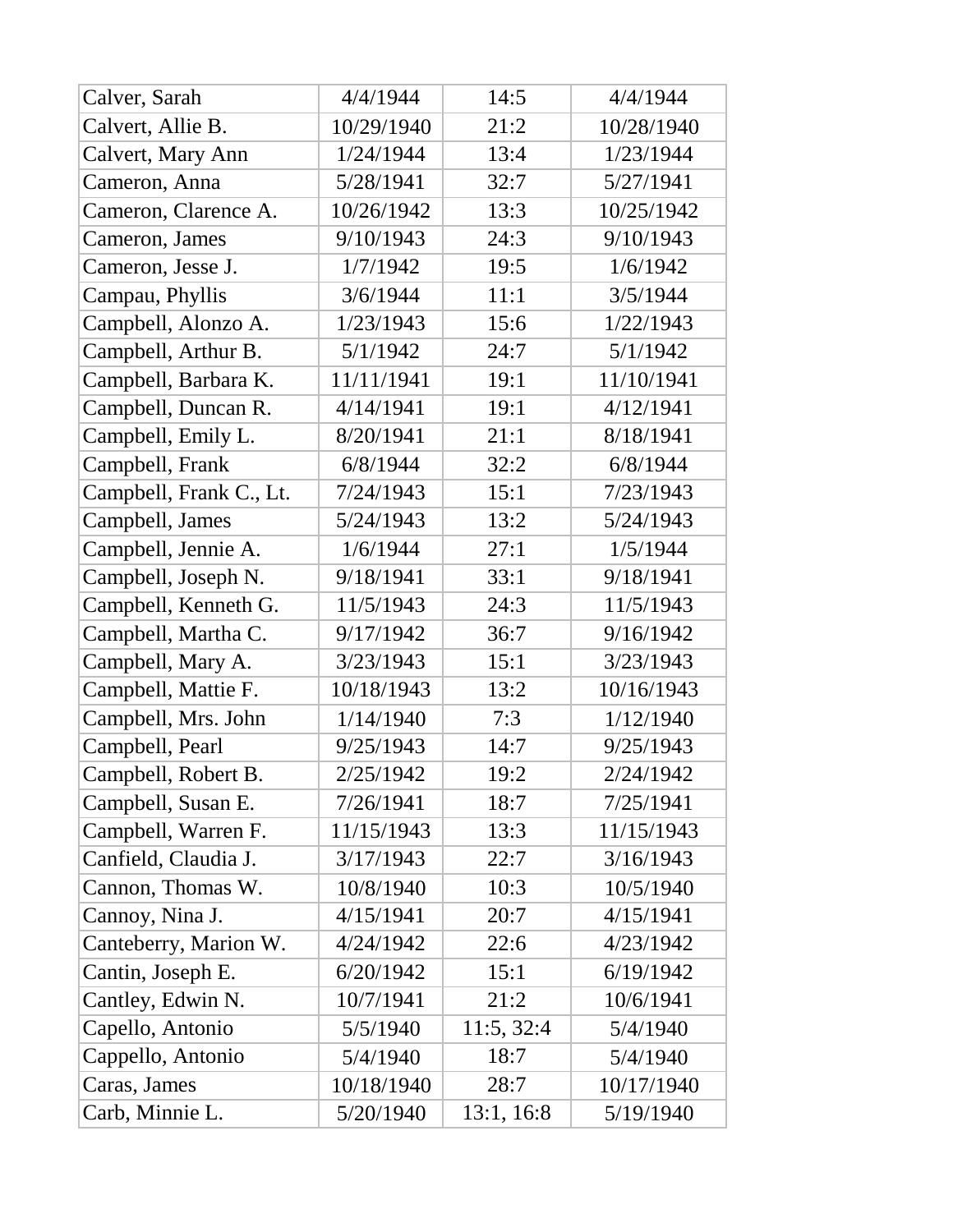| Calver, Sarah | 4/4/1944 | 14:5 | 4/4/1944 |
|---|---|---|---|
| Calvert, Allie B. | 10/29/1940 | 21:2 | 10/28/1940 |
| Calvert, Mary Ann | 1/24/1944 | 13:4 | 1/23/1944 |
| Cameron, Anna | 5/28/1941 | 32:7 | 5/27/1941 |
| Cameron, Clarence A. | 10/26/1942 | 13:3 | 10/25/1942 |
| Cameron, James | 9/10/1943 | 24:3 | 9/10/1943 |
| Cameron, Jesse J. | 1/7/1942 | 19:5 | 1/6/1942 |
| Campau, Phyllis | 3/6/1944 | 11:1 | 3/5/1944 |
| Campbell, Alonzo A. | 1/23/1943 | 15:6 | 1/22/1943 |
| Campbell, Arthur B. | 5/1/1942 | 24:7 | 5/1/1942 |
| Campbell, Barbara K. | 11/11/1941 | 19:1 | 11/10/1941 |
| Campbell, Duncan R. | 4/14/1941 | 19:1 | 4/12/1941 |
| Campbell, Emily L. | 8/20/1941 | 21:1 | 8/18/1941 |
| Campbell, Frank | 6/8/1944 | 32:2 | 6/8/1944 |
| Campbell, Frank C., Lt. | 7/24/1943 | 15:1 | 7/23/1943 |
| Campbell, James | 5/24/1943 | 13:2 | 5/24/1943 |
| Campbell, Jennie A. | 1/6/1944 | 27:1 | 1/5/1944 |
| Campbell, Joseph N. | 9/18/1941 | 33:1 | 9/18/1941 |
| Campbell, Kenneth G. | 11/5/1943 | 24:3 | 11/5/1943 |
| Campbell, Martha C. | 9/17/1942 | 36:7 | 9/16/1942 |
| Campbell, Mary A. | 3/23/1943 | 15:1 | 3/23/1943 |
| Campbell, Mattie F. | 10/18/1943 | 13:2 | 10/16/1943 |
| Campbell, Mrs. John | 1/14/1940 | 7:3 | 1/12/1940 |
| Campbell, Pearl | 9/25/1943 | 14:7 | 9/25/1943 |
| Campbell, Robert B. | 2/25/1942 | 19:2 | 2/24/1942 |
| Campbell, Susan E. | 7/26/1941 | 18:7 | 7/25/1941 |
| Campbell, Warren F. | 11/15/1943 | 13:3 | 11/15/1943 |
| Canfield, Claudia J. | 3/17/1943 | 22:7 | 3/16/1943 |
| Cannon, Thomas W. | 10/8/1940 | 10:3 | 10/5/1940 |
| Cannoy, Nina J. | 4/15/1941 | 20:7 | 4/15/1941 |
| Canteberry, Marion W. | 4/24/1942 | 22:6 | 4/23/1942 |
| Cantin, Joseph E. | 6/20/1942 | 15:1 | 6/19/1942 |
| Cantley, Edwin N. | 10/7/1941 | 21:2 | 10/6/1941 |
| Capello, Antonio | 5/5/1940 | 11:5, 32:4 | 5/4/1940 |
| Cappello, Antonio | 5/4/1940 | 18:7 | 5/4/1940 |
| Caras, James | 10/18/1940 | 28:7 | 10/17/1940 |
| Carb, Minnie L. | 5/20/1940 | 13:1, 16:8 | 5/19/1940 |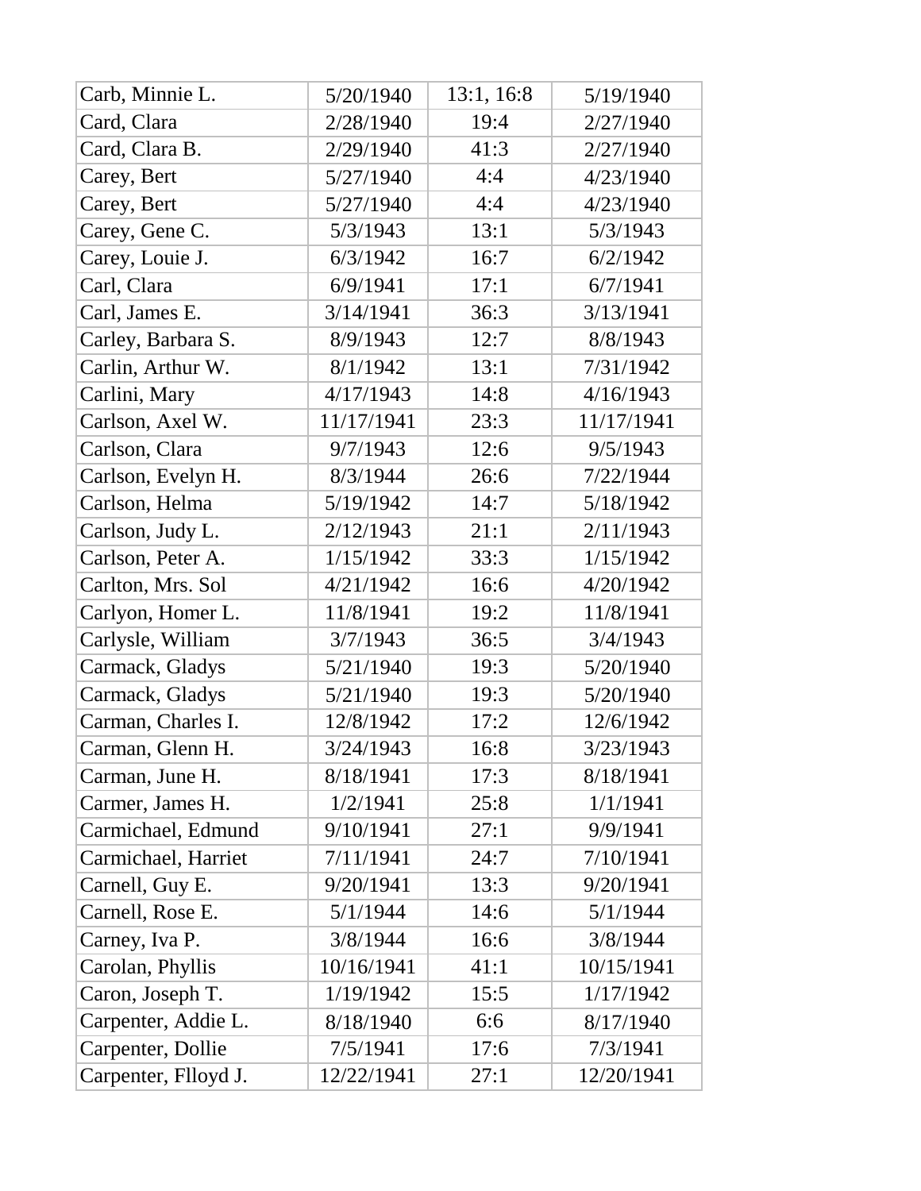| Carb, Minnie L. | 5/20/1940 | 13:1, 16:8 | 5/19/1940 |
|---|---|---|---|
| Card, Clara | 2/28/1940 | 19:4 | 2/27/1940 |
| Card, Clara B. | 2/29/1940 | 41:3 | 2/27/1940 |
| Carey, Bert | 5/27/1940 | 4:4 | 4/23/1940 |
| Carey, Bert | 5/27/1940 | 4:4 | 4/23/1940 |
| Carey, Gene C. | 5/3/1943 | 13:1 | 5/3/1943 |
| Carey, Louie J. | 6/3/1942 | 16:7 | 6/2/1942 |
| Carl, Clara | 6/9/1941 | 17:1 | 6/7/1941 |
| Carl, James E. | 3/14/1941 | 36:3 | 3/13/1941 |
| Carley, Barbara S. | 8/9/1943 | 12:7 | 8/8/1943 |
| Carlin, Arthur W. | 8/1/1942 | 13:1 | 7/31/1942 |
| Carlini, Mary | 4/17/1943 | 14:8 | 4/16/1943 |
| Carlson, Axel W. | 11/17/1941 | 23:3 | 11/17/1941 |
| Carlson, Clara | 9/7/1943 | 12:6 | 9/5/1943 |
| Carlson, Evelyn H. | 8/3/1944 | 26:6 | 7/22/1944 |
| Carlson, Helma | 5/19/1942 | 14:7 | 5/18/1942 |
| Carlson, Judy L. | 2/12/1943 | 21:1 | 2/11/1943 |
| Carlson, Peter A. | 1/15/1942 | 33:3 | 1/15/1942 |
| Carlton, Mrs. Sol | 4/21/1942 | 16:6 | 4/20/1942 |
| Carlyon, Homer L. | 11/8/1941 | 19:2 | 11/8/1941 |
| Carlysle, William | 3/7/1943 | 36:5 | 3/4/1943 |
| Carmack, Gladys | 5/21/1940 | 19:3 | 5/20/1940 |
| Carmack, Gladys | 5/21/1940 | 19:3 | 5/20/1940 |
| Carman, Charles I. | 12/8/1942 | 17:2 | 12/6/1942 |
| Carman, Glenn H. | 3/24/1943 | 16:8 | 3/23/1943 |
| Carman, June H. | 8/18/1941 | 17:3 | 8/18/1941 |
| Carmer, James H. | 1/2/1941 | 25:8 | 1/1/1941 |
| Carmichael, Edmund | 9/10/1941 | 27:1 | 9/9/1941 |
| Carmichael, Harriet | 7/11/1941 | 24:7 | 7/10/1941 |
| Carnell, Guy E. | 9/20/1941 | 13:3 | 9/20/1941 |
| Carnell, Rose E. | 5/1/1944 | 14:6 | 5/1/1944 |
| Carney, Iva P. | 3/8/1944 | 16:6 | 3/8/1944 |
| Carolan, Phyllis | 10/16/1941 | 41:1 | 10/15/1941 |
| Caron, Joseph T. | 1/19/1942 | 15:5 | 1/17/1942 |
| Carpenter, Addie L. | 8/18/1940 | 6:6 | 8/17/1940 |
| Carpenter, Dollie | 7/5/1941 | 17:6 | 7/3/1941 |
| Carpenter, Flloyd J. | 12/22/1941 | 27:1 | 12/20/1941 |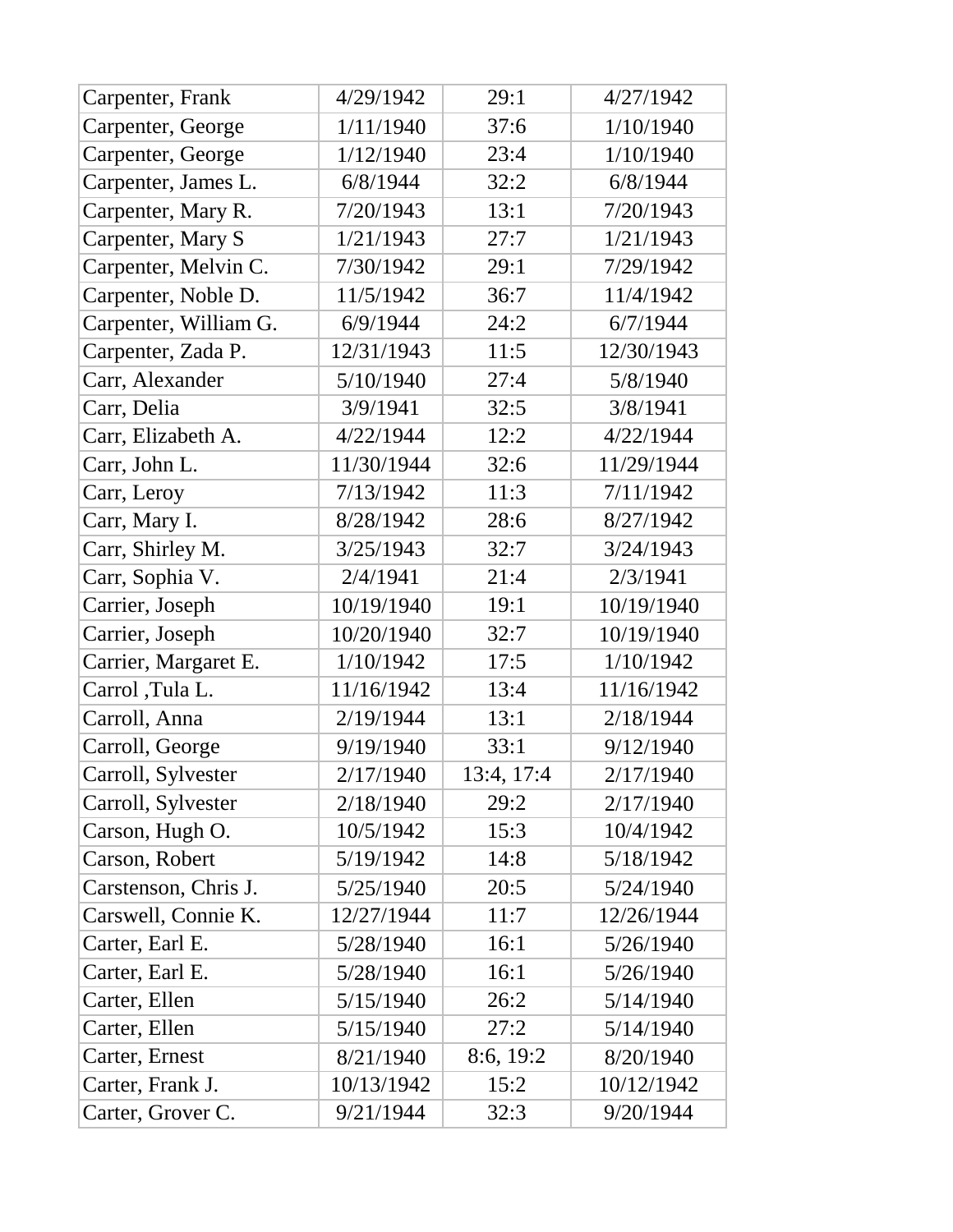| | | | |
|---|---|---|---|
| Carpenter, Frank | 4/29/1942 | 29:1 | 4/27/1942 |
| Carpenter, George | 1/11/1940 | 37:6 | 1/10/1940 |
| Carpenter, George | 1/12/1940 | 23:4 | 1/10/1940 |
| Carpenter, James L. | 6/8/1944 | 32:2 | 6/8/1944 |
| Carpenter, Mary R. | 7/20/1943 | 13:1 | 7/20/1943 |
| Carpenter, Mary S | 1/21/1943 | 27:7 | 1/21/1943 |
| Carpenter, Melvin C. | 7/30/1942 | 29:1 | 7/29/1942 |
| Carpenter, Noble D. | 11/5/1942 | 36:7 | 11/4/1942 |
| Carpenter, William G. | 6/9/1944 | 24:2 | 6/7/1944 |
| Carpenter, Zada P. | 12/31/1943 | 11:5 | 12/30/1943 |
| Carr, Alexander | 5/10/1940 | 27:4 | 5/8/1940 |
| Carr, Delia | 3/9/1941 | 32:5 | 3/8/1941 |
| Carr, Elizabeth A. | 4/22/1944 | 12:2 | 4/22/1944 |
| Carr, John L. | 11/30/1944 | 32:6 | 11/29/1944 |
| Carr, Leroy | 7/13/1942 | 11:3 | 7/11/1942 |
| Carr, Mary I. | 8/28/1942 | 28:6 | 8/27/1942 |
| Carr, Shirley M. | 3/25/1943 | 32:7 | 3/24/1943 |
| Carr, Sophia V. | 2/4/1941 | 21:4 | 2/3/1941 |
| Carrier, Joseph | 10/19/1940 | 19:1 | 10/19/1940 |
| Carrier, Joseph | 10/20/1940 | 32:7 | 10/19/1940 |
| Carrier, Margaret E. | 1/10/1942 | 17:5 | 1/10/1942 |
| Carrol ,Tula L. | 11/16/1942 | 13:4 | 11/16/1942 |
| Carroll, Anna | 2/19/1944 | 13:1 | 2/18/1944 |
| Carroll, George | 9/19/1940 | 33:1 | 9/12/1940 |
| Carroll, Sylvester | 2/17/1940 | 13:4, 17:4 | 2/17/1940 |
| Carroll, Sylvester | 2/18/1940 | 29:2 | 2/17/1940 |
| Carson, Hugh O. | 10/5/1942 | 15:3 | 10/4/1942 |
| Carson, Robert | 5/19/1942 | 14:8 | 5/18/1942 |
| Carstenson, Chris J. | 5/25/1940 | 20:5 | 5/24/1940 |
| Carswell, Connie K. | 12/27/1944 | 11:7 | 12/26/1944 |
| Carter, Earl E. | 5/28/1940 | 16:1 | 5/26/1940 |
| Carter, Earl E. | 5/28/1940 | 16:1 | 5/26/1940 |
| Carter, Ellen | 5/15/1940 | 26:2 | 5/14/1940 |
| Carter, Ellen | 5/15/1940 | 27:2 | 5/14/1940 |
| Carter, Ernest | 8/21/1940 | 8:6, 19:2 | 8/20/1940 |
| Carter, Frank J. | 10/13/1942 | 15:2 | 10/12/1942 |
| Carter, Grover C. | 9/21/1944 | 32:3 | 9/20/1944 |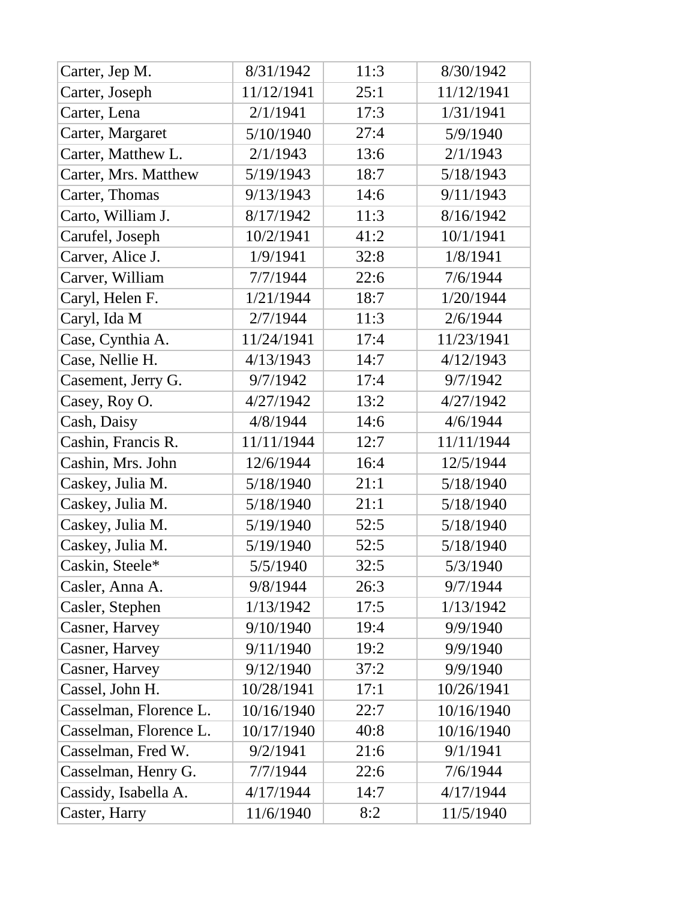| | | | |
|---|---|---|---|
| Carter, Jep M. | 8/31/1942 | 11:3 | 8/30/1942 |
| Carter, Joseph | 11/12/1941 | 25:1 | 11/12/1941 |
| Carter, Lena | 2/1/1941 | 17:3 | 1/31/1941 |
| Carter, Margaret | 5/10/1940 | 27:4 | 5/9/1940 |
| Carter, Matthew L. | 2/1/1943 | 13:6 | 2/1/1943 |
| Carter, Mrs. Matthew | 5/19/1943 | 18:7 | 5/18/1943 |
| Carter, Thomas | 9/13/1943 | 14:6 | 9/11/1943 |
| Carto, William J. | 8/17/1942 | 11:3 | 8/16/1942 |
| Carufel, Joseph | 10/2/1941 | 41:2 | 10/1/1941 |
| Carver, Alice J. | 1/9/1941 | 32:8 | 1/8/1941 |
| Carver, William | 7/7/1944 | 22:6 | 7/6/1944 |
| Caryl, Helen F. | 1/21/1944 | 18:7 | 1/20/1944 |
| Caryl, Ida M | 2/7/1944 | 11:3 | 2/6/1944 |
| Case, Cynthia A. | 11/24/1941 | 17:4 | 11/23/1941 |
| Case, Nellie H. | 4/13/1943 | 14:7 | 4/12/1943 |
| Casement, Jerry G. | 9/7/1942 | 17:4 | 9/7/1942 |
| Casey, Roy O. | 4/27/1942 | 13:2 | 4/27/1942 |
| Cash, Daisy | 4/8/1944 | 14:6 | 4/6/1944 |
| Cashin, Francis R. | 11/11/1944 | 12:7 | 11/11/1944 |
| Cashin, Mrs. John | 12/6/1944 | 16:4 | 12/5/1944 |
| Caskey, Julia M. | 5/18/1940 | 21:1 | 5/18/1940 |
| Caskey, Julia M. | 5/18/1940 | 21:1 | 5/18/1940 |
| Caskey, Julia M. | 5/19/1940 | 52:5 | 5/18/1940 |
| Caskey, Julia M. | 5/19/1940 | 52:5 | 5/18/1940 |
| Caskin, Steele* | 5/5/1940 | 32:5 | 5/3/1940 |
| Casler, Anna A. | 9/8/1944 | 26:3 | 9/7/1944 |
| Casler, Stephen | 1/13/1942 | 17:5 | 1/13/1942 |
| Casner, Harvey | 9/10/1940 | 19:4 | 9/9/1940 |
| Casner, Harvey | 9/11/1940 | 19:2 | 9/9/1940 |
| Casner, Harvey | 9/12/1940 | 37:2 | 9/9/1940 |
| Cassel, John H. | 10/28/1941 | 17:1 | 10/26/1941 |
| Casselman, Florence L. | 10/16/1940 | 22:7 | 10/16/1940 |
| Casselman, Florence L. | 10/17/1940 | 40:8 | 10/16/1940 |
| Casselman, Fred W. | 9/2/1941 | 21:6 | 9/1/1941 |
| Casselman, Henry G. | 7/7/1944 | 22:6 | 7/6/1944 |
| Cassidy, Isabella A. | 4/17/1944 | 14:7 | 4/17/1944 |
| Caster, Harry | 11/6/1940 | 8:2 | 11/5/1940 |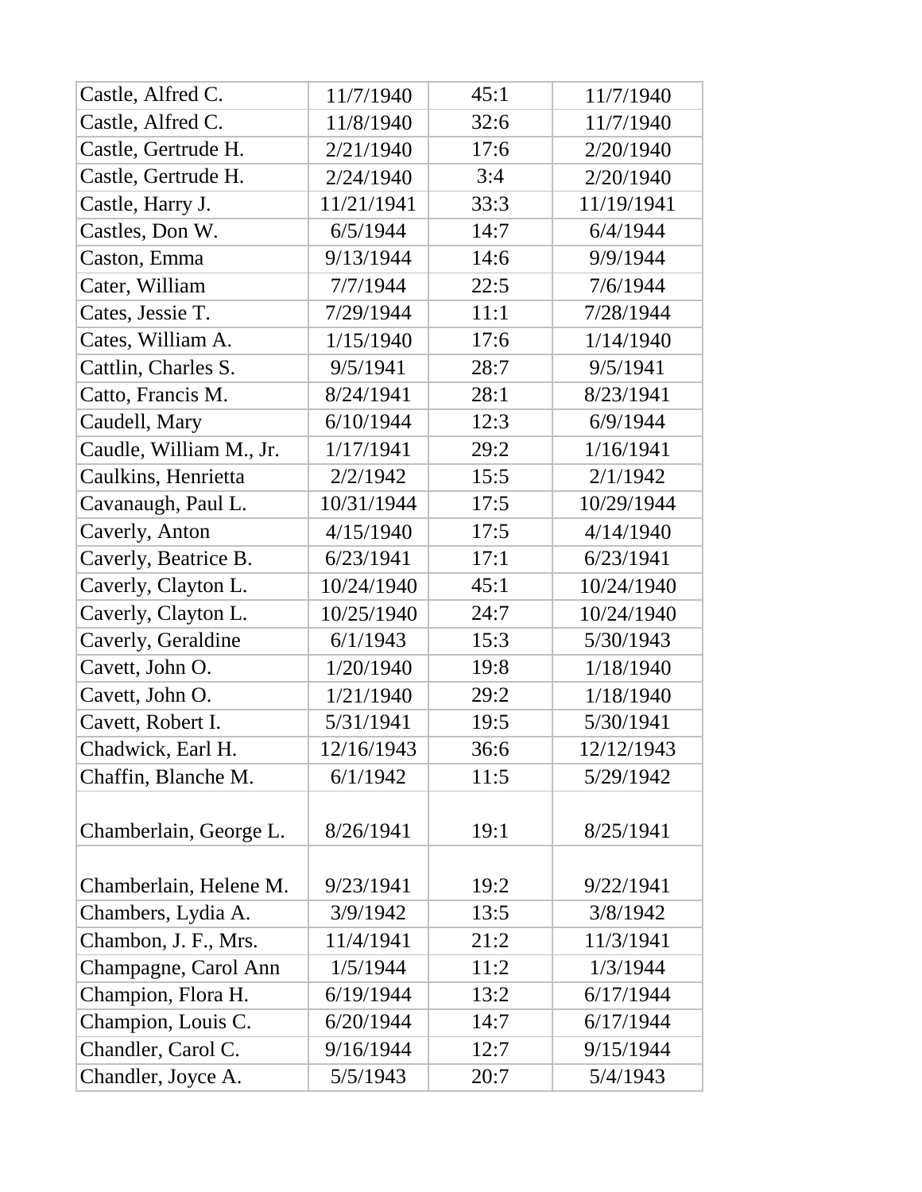| | | | |
|---|---|---|---|
| Castle, Alfred C. | 11/7/1940 | 45:1 | 11/7/1940 |
| Castle, Alfred C. | 11/8/1940 | 32:6 | 11/7/1940 |
| Castle, Gertrude H. | 2/21/1940 | 17:6 | 2/20/1940 |
| Castle, Gertrude H. | 2/24/1940 | 3:4 | 2/20/1940 |
| Castle, Harry J. | 11/21/1941 | 33:3 | 11/19/1941 |
| Castles, Don W. | 6/5/1944 | 14:7 | 6/4/1944 |
| Caston, Emma | 9/13/1944 | 14:6 | 9/9/1944 |
| Cater, William | 7/7/1944 | 22:5 | 7/6/1944 |
| Cates, Jessie T. | 7/29/1944 | 11:1 | 7/28/1944 |
| Cates, William A. | 1/15/1940 | 17:6 | 1/14/1940 |
| Cattlin, Charles S. | 9/5/1941 | 28:7 | 9/5/1941 |
| Catto, Francis M. | 8/24/1941 | 28:1 | 8/23/1941 |
| Caudell, Mary | 6/10/1944 | 12:3 | 6/9/1944 |
| Caudle, William M., Jr. | 1/17/1941 | 29:2 | 1/16/1941 |
| Caulkins, Henrietta | 2/2/1942 | 15:5 | 2/1/1942 |
| Cavanaugh, Paul L. | 10/31/1944 | 17:5 | 10/29/1944 |
| Caverly, Anton | 4/15/1940 | 17:5 | 4/14/1940 |
| Caverly, Beatrice B. | 6/23/1941 | 17:1 | 6/23/1941 |
| Caverly, Clayton L. | 10/24/1940 | 45:1 | 10/24/1940 |
| Caverly, Clayton L. | 10/25/1940 | 24:7 | 10/24/1940 |
| Caverly, Geraldine | 6/1/1943 | 15:3 | 5/30/1943 |
| Cavett, John O. | 1/20/1940 | 19:8 | 1/18/1940 |
| Cavett, John O. | 1/21/1940 | 29:2 | 1/18/1940 |
| Cavett, Robert I. | 5/31/1941 | 19:5 | 5/30/1941 |
| Chadwick, Earl H. | 12/16/1943 | 36:6 | 12/12/1943 |
| Chaffin, Blanche M. | 6/1/1942 | 11:5 | 5/29/1942 |
| Chamberlain, George L. | 8/26/1941 | 19:1 | 8/25/1941 |
| Chamberlain, Helene M. | 9/23/1941 | 19:2 | 9/22/1941 |
| Chambers, Lydia A. | 3/9/1942 | 13:5 | 3/8/1942 |
| Chambon, J. F., Mrs. | 11/4/1941 | 21:2 | 11/3/1941 |
| Champagne, Carol Ann | 1/5/1944 | 11:2 | 1/3/1944 |
| Champion, Flora H. | 6/19/1944 | 13:2 | 6/17/1944 |
| Champion, Louis C. | 6/20/1944 | 14:7 | 6/17/1944 |
| Chandler, Carol C. | 9/16/1944 | 12:7 | 9/15/1944 |
| Chandler, Joyce A. | 5/5/1943 | 20:7 | 5/4/1943 |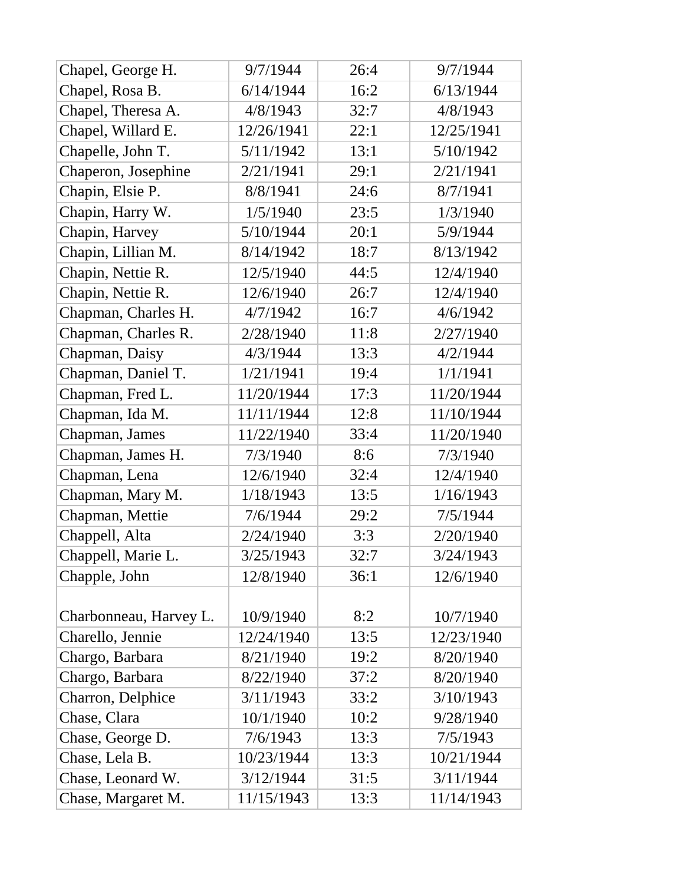| | | | |
|---|---|---|---|
| Chapel, George H. | 9/7/1944 | 26:4 | 9/7/1944 |
| Chapel, Rosa B. | 6/14/1944 | 16:2 | 6/13/1944 |
| Chapel, Theresa A. | 4/8/1943 | 32:7 | 4/8/1943 |
| Chapel, Willard E. | 12/26/1941 | 22:1 | 12/25/1941 |
| Chapelle, John T. | 5/11/1942 | 13:1 | 5/10/1942 |
| Chaperon, Josephine | 2/21/1941 | 29:1 | 2/21/1941 |
| Chapin, Elsie P. | 8/8/1941 | 24:6 | 8/7/1941 |
| Chapin, Harry W. | 1/5/1940 | 23:5 | 1/3/1940 |
| Chapin, Harvey | 5/10/1944 | 20:1 | 5/9/1944 |
| Chapin, Lillian M. | 8/14/1942 | 18:7 | 8/13/1942 |
| Chapin, Nettie R. | 12/5/1940 | 44:5 | 12/4/1940 |
| Chapin, Nettie R. | 12/6/1940 | 26:7 | 12/4/1940 |
| Chapman, Charles H. | 4/7/1942 | 16:7 | 4/6/1942 |
| Chapman, Charles R. | 2/28/1940 | 11:8 | 2/27/1940 |
| Chapman, Daisy | 4/3/1944 | 13:3 | 4/2/1944 |
| Chapman, Daniel T. | 1/21/1941 | 19:4 | 1/1/1941 |
| Chapman, Fred L. | 11/20/1944 | 17:3 | 11/20/1944 |
| Chapman, Ida M. | 11/11/1944 | 12:8 | 11/10/1944 |
| Chapman, James | 11/22/1940 | 33:4 | 11/20/1940 |
| Chapman, James H. | 7/3/1940 | 8:6 | 7/3/1940 |
| Chapman, Lena | 12/6/1940 | 32:4 | 12/4/1940 |
| Chapman, Mary M. | 1/18/1943 | 13:5 | 1/16/1943 |
| Chapman, Mettie | 7/6/1944 | 29:2 | 7/5/1944 |
| Chappell, Alta | 2/24/1940 | 3:3 | 2/20/1940 |
| Chappell, Marie L. | 3/25/1943 | 32:7 | 3/24/1943 |
| Chapple, John | 12/8/1940 | 36:1 | 12/6/1940 |
| Charbonneau, Harvey L. | 10/9/1940 | 8:2 | 10/7/1940 |
| Charello, Jennie | 12/24/1940 | 13:5 | 12/23/1940 |
| Chargo, Barbara | 8/21/1940 | 19:2 | 8/20/1940 |
| Chargo, Barbara | 8/22/1940 | 37:2 | 8/20/1940 |
| Charron, Delphice | 3/11/1943 | 33:2 | 3/10/1943 |
| Chase, Clara | 10/1/1940 | 10:2 | 9/28/1940 |
| Chase, George D. | 7/6/1943 | 13:3 | 7/5/1943 |
| Chase, Lela B. | 10/23/1944 | 13:3 | 10/21/1944 |
| Chase, Leonard W. | 3/12/1944 | 31:5 | 3/11/1944 |
| Chase, Margaret M. | 11/15/1943 | 13:3 | 11/14/1943 |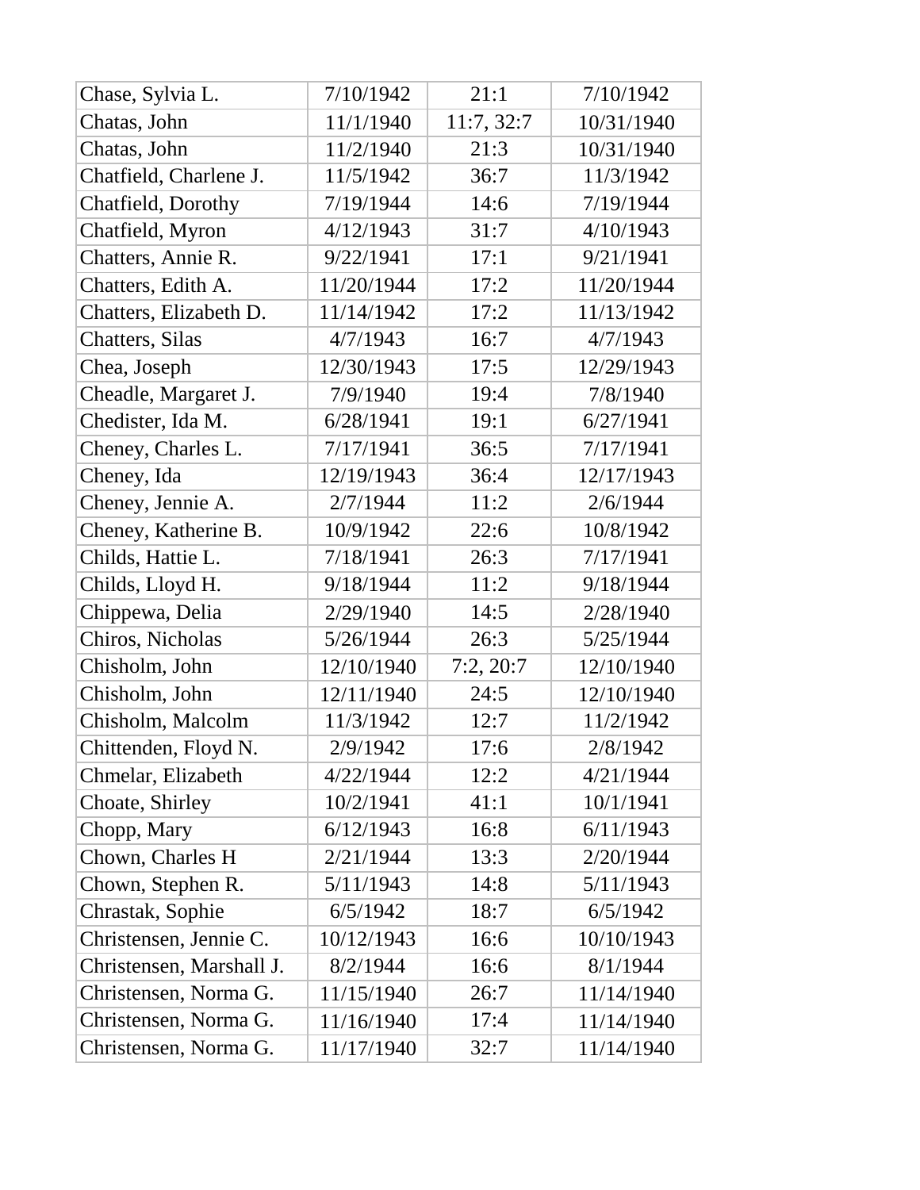| Chase, Sylvia L. | 7/10/1942 | 21:1 | 7/10/1942 |
|---|---|---|---|
| Chatas, John | 11/1/1940 | 11:7, 32:7 | 10/31/1940 |
| Chatas, John | 11/2/1940 | 21:3 | 10/31/1940 |
| Chatfield, Charlene J. | 11/5/1942 | 36:7 | 11/3/1942 |
| Chatfield, Dorothy | 7/19/1944 | 14:6 | 7/19/1944 |
| Chatfield, Myron | 4/12/1943 | 31:7 | 4/10/1943 |
| Chatters, Annie R. | 9/22/1941 | 17:1 | 9/21/1941 |
| Chatters, Edith A. | 11/20/1944 | 17:2 | 11/20/1944 |
| Chatters, Elizabeth D. | 11/14/1942 | 17:2 | 11/13/1942 |
| Chatters, Silas | 4/7/1943 | 16:7 | 4/7/1943 |
| Chea, Joseph | 12/30/1943 | 17:5 | 12/29/1943 |
| Cheadle, Margaret J. | 7/9/1940 | 19:4 | 7/8/1940 |
| Chedister, Ida M. | 6/28/1941 | 19:1 | 6/27/1941 |
| Cheney, Charles L. | 7/17/1941 | 36:5 | 7/17/1941 |
| Cheney, Ida | 12/19/1943 | 36:4 | 12/17/1943 |
| Cheney, Jennie A. | 2/7/1944 | 11:2 | 2/6/1944 |
| Cheney, Katherine B. | 10/9/1942 | 22:6 | 10/8/1942 |
| Childs, Hattie L. | 7/18/1941 | 26:3 | 7/17/1941 |
| Childs, Lloyd H. | 9/18/1944 | 11:2 | 9/18/1944 |
| Chippewa, Delia | 2/29/1940 | 14:5 | 2/28/1940 |
| Chiros, Nicholas | 5/26/1944 | 26:3 | 5/25/1944 |
| Chisholm, John | 12/10/1940 | 7:2, 20:7 | 12/10/1940 |
| Chisholm, John | 12/11/1940 | 24:5 | 12/10/1940 |
| Chisholm, Malcolm | 11/3/1942 | 12:7 | 11/2/1942 |
| Chittenden, Floyd N. | 2/9/1942 | 17:6 | 2/8/1942 |
| Chmelar, Elizabeth | 4/22/1944 | 12:2 | 4/21/1944 |
| Choate, Shirley | 10/2/1941 | 41:1 | 10/1/1941 |
| Chopp, Mary | 6/12/1943 | 16:8 | 6/11/1943 |
| Chown, Charles H | 2/21/1944 | 13:3 | 2/20/1944 |
| Chown, Stephen R. | 5/11/1943 | 14:8 | 5/11/1943 |
| Chrastak, Sophie | 6/5/1942 | 18:7 | 6/5/1942 |
| Christensen, Jennie C. | 10/12/1943 | 16:6 | 10/10/1943 |
| Christensen, Marshall J. | 8/2/1944 | 16:6 | 8/1/1944 |
| Christensen, Norma G. | 11/15/1940 | 26:7 | 11/14/1940 |
| Christensen, Norma G. | 11/16/1940 | 17:4 | 11/14/1940 |
| Christensen, Norma G. | 11/17/1940 | 32:7 | 11/14/1940 |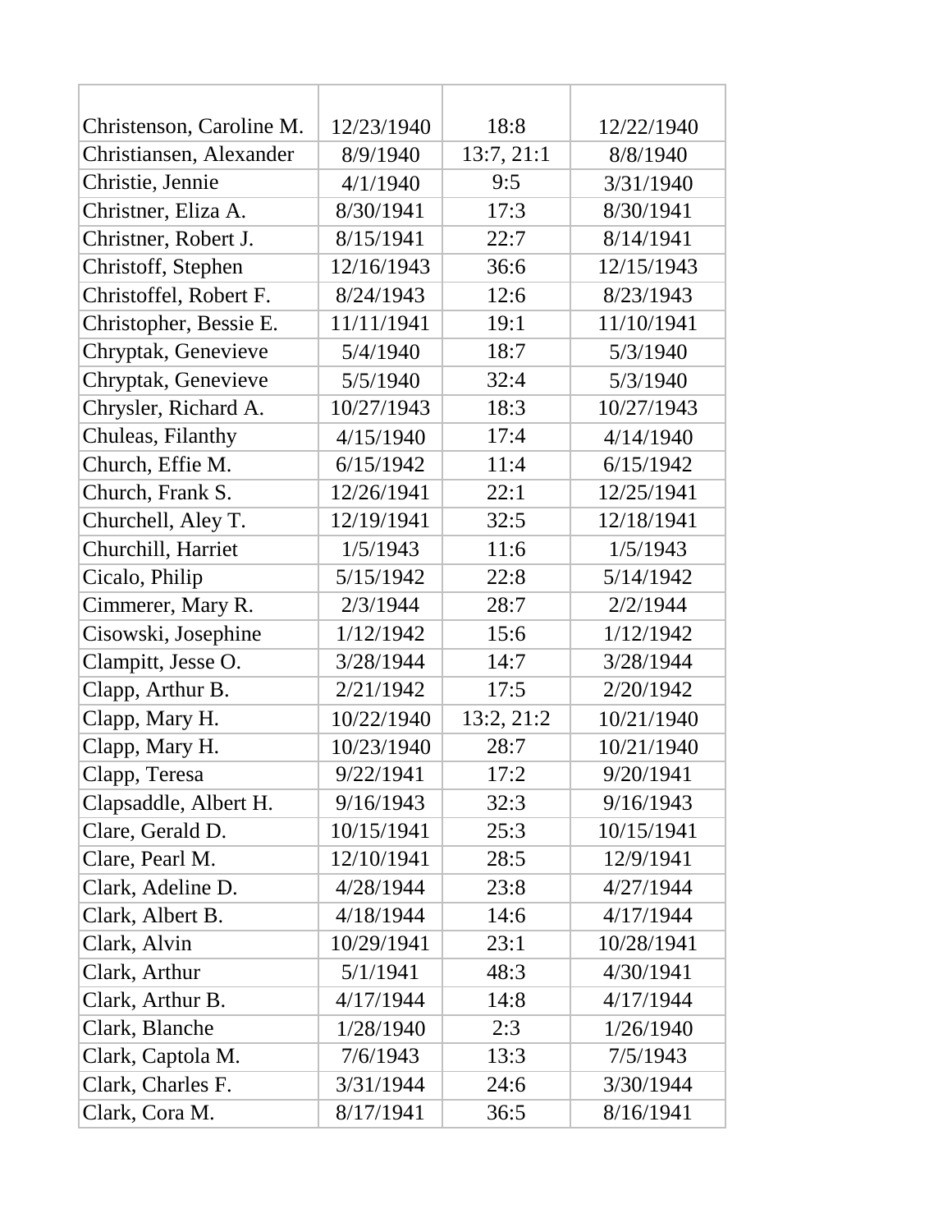| | | | |
|---|---|---|---|
| Christenson, Caroline M. | 12/23/1940 | 18:8 | 12/22/1940 |
| Christiansen, Alexander | 8/9/1940 | 13:7, 21:1 | 8/8/1940 |
| Christie, Jennie | 4/1/1940 | 9:5 | 3/31/1940 |
| Christner, Eliza A. | 8/30/1941 | 17:3 | 8/30/1941 |
| Christner, Robert J. | 8/15/1941 | 22:7 | 8/14/1941 |
| Christoff, Stephen | 12/16/1943 | 36:6 | 12/15/1943 |
| Christoffel, Robert F. | 8/24/1943 | 12:6 | 8/23/1943 |
| Christopher, Bessie E. | 11/11/1941 | 19:1 | 11/10/1941 |
| Chryptak, Genevieve | 5/4/1940 | 18:7 | 5/3/1940 |
| Chryptak, Genevieve | 5/5/1940 | 32:4 | 5/3/1940 |
| Chrysler, Richard A. | 10/27/1943 | 18:3 | 10/27/1943 |
| Chuleas, Filanthy | 4/15/1940 | 17:4 | 4/14/1940 |
| Church, Effie M. | 6/15/1942 | 11:4 | 6/15/1942 |
| Church, Frank S. | 12/26/1941 | 22:1 | 12/25/1941 |
| Churchell, Aley T. | 12/19/1941 | 32:5 | 12/18/1941 |
| Churchill, Harriet | 1/5/1943 | 11:6 | 1/5/1943 |
| Cicalo, Philip | 5/15/1942 | 22:8 | 5/14/1942 |
| Cimmerer, Mary R. | 2/3/1944 | 28:7 | 2/2/1944 |
| Cisowski, Josephine | 1/12/1942 | 15:6 | 1/12/1942 |
| Clampitt, Jesse O. | 3/28/1944 | 14:7 | 3/28/1944 |
| Clapp, Arthur B. | 2/21/1942 | 17:5 | 2/20/1942 |
| Clapp, Mary H. | 10/22/1940 | 13:2, 21:2 | 10/21/1940 |
| Clapp, Mary H. | 10/23/1940 | 28:7 | 10/21/1940 |
| Clapp, Teresa | 9/22/1941 | 17:2 | 9/20/1941 |
| Clapsaddle, Albert H. | 9/16/1943 | 32:3 | 9/16/1943 |
| Clare, Gerald D. | 10/15/1941 | 25:3 | 10/15/1941 |
| Clare, Pearl M. | 12/10/1941 | 28:5 | 12/9/1941 |
| Clark, Adeline D. | 4/28/1944 | 23:8 | 4/27/1944 |
| Clark, Albert B. | 4/18/1944 | 14:6 | 4/17/1944 |
| Clark, Alvin | 10/29/1941 | 23:1 | 10/28/1941 |
| Clark, Arthur | 5/1/1941 | 48:3 | 4/30/1941 |
| Clark, Arthur B. | 4/17/1944 | 14:8 | 4/17/1944 |
| Clark, Blanche | 1/28/1940 | 2:3 | 1/26/1940 |
| Clark, Captola M. | 7/6/1943 | 13:3 | 7/5/1943 |
| Clark, Charles F. | 3/31/1944 | 24:6 | 3/30/1944 |
| Clark, Cora M. | 8/17/1941 | 36:5 | 8/16/1941 |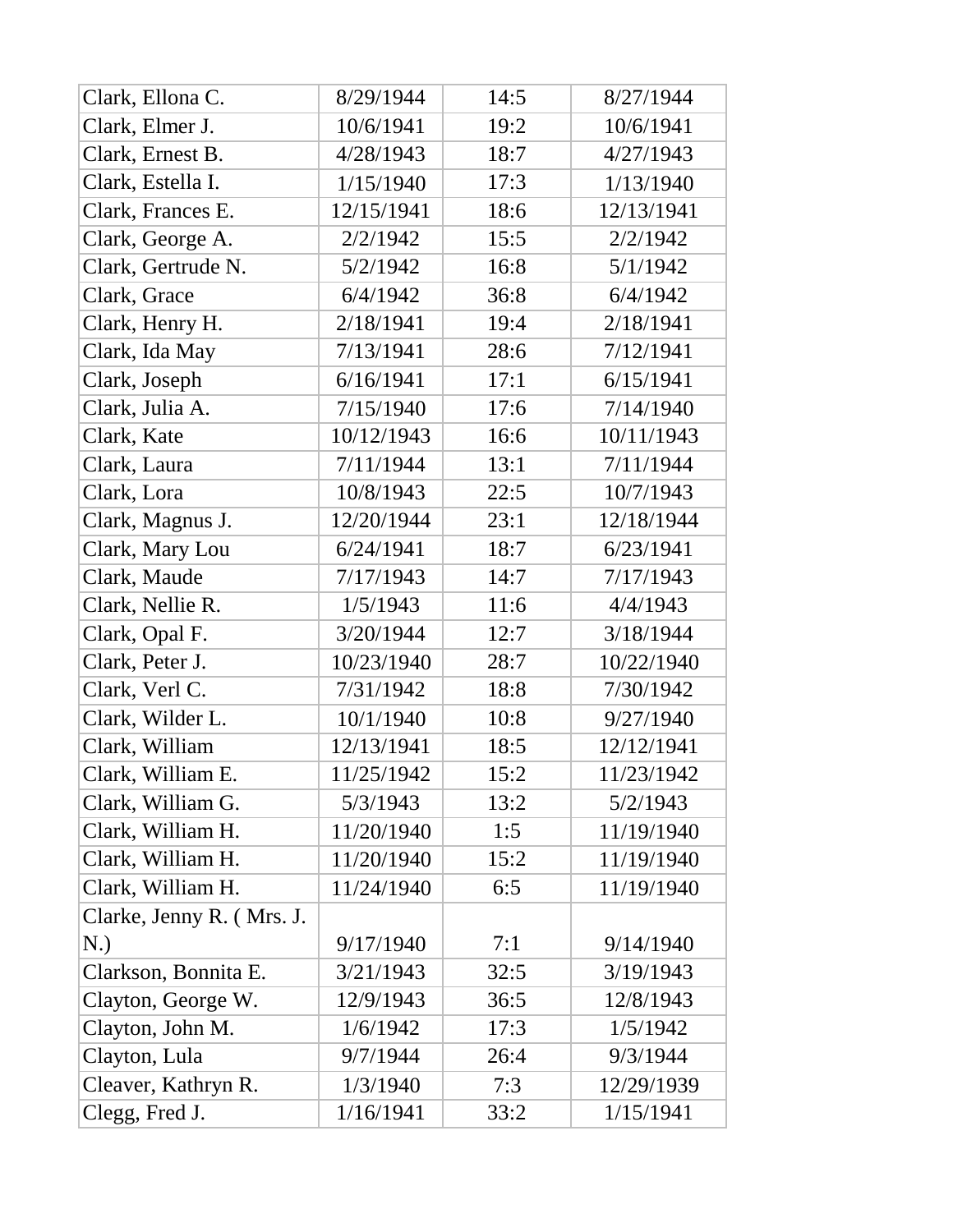| | | | |
|---|---|---|---|
| Clark, Ellona C. | 8/29/1944 | 14:5 | 8/27/1944 |
| Clark, Elmer J. | 10/6/1941 | 19:2 | 10/6/1941 |
| Clark, Ernest B. | 4/28/1943 | 18:7 | 4/27/1943 |
| Clark, Estella I. | 1/15/1940 | 17:3 | 1/13/1940 |
| Clark, Frances E. | 12/15/1941 | 18:6 | 12/13/1941 |
| Clark, George A. | 2/2/1942 | 15:5 | 2/2/1942 |
| Clark, Gertrude N. | 5/2/1942 | 16:8 | 5/1/1942 |
| Clark, Grace | 6/4/1942 | 36:8 | 6/4/1942 |
| Clark, Henry H. | 2/18/1941 | 19:4 | 2/18/1941 |
| Clark, Ida May | 7/13/1941 | 28:6 | 7/12/1941 |
| Clark, Joseph | 6/16/1941 | 17:1 | 6/15/1941 |
| Clark, Julia A. | 7/15/1940 | 17:6 | 7/14/1940 |
| Clark, Kate | 10/12/1943 | 16:6 | 10/11/1943 |
| Clark, Laura | 7/11/1944 | 13:1 | 7/11/1944 |
| Clark, Lora | 10/8/1943 | 22:5 | 10/7/1943 |
| Clark, Magnus J. | 12/20/1944 | 23:1 | 12/18/1944 |
| Clark, Mary Lou | 6/24/1941 | 18:7 | 6/23/1941 |
| Clark, Maude | 7/17/1943 | 14:7 | 7/17/1943 |
| Clark, Nellie R. | 1/5/1943 | 11:6 | 4/4/1943 |
| Clark, Opal F. | 3/20/1944 | 12:7 | 3/18/1944 |
| Clark, Peter J. | 10/23/1940 | 28:7 | 10/22/1940 |
| Clark, Verl C. | 7/31/1942 | 18:8 | 7/30/1942 |
| Clark, Wilder L. | 10/1/1940 | 10:8 | 9/27/1940 |
| Clark, William | 12/13/1941 | 18:5 | 12/12/1941 |
| Clark, William E. | 11/25/1942 | 15:2 | 11/23/1942 |
| Clark, William G. | 5/3/1943 | 13:2 | 5/2/1943 |
| Clark, William H. | 11/20/1940 | 1:5 | 11/19/1940 |
| Clark, William H. | 11/20/1940 | 15:2 | 11/19/1940 |
| Clark, William H. | 11/24/1940 | 6:5 | 11/19/1940 |
| Clarke, Jenny R. ( Mrs. J. N.) | 9/17/1940 | 7:1 | 9/14/1940 |
| Clarkson, Bonnita E. | 3/21/1943 | 32:5 | 3/19/1943 |
| Clayton, George W. | 12/9/1943 | 36:5 | 12/8/1943 |
| Clayton, John M. | 1/6/1942 | 17:3 | 1/5/1942 |
| Clayton, Lula | 9/7/1944 | 26:4 | 9/3/1944 |
| Cleaver, Kathryn R. | 1/3/1940 | 7:3 | 12/29/1939 |
| Clegg, Fred J. | 1/16/1941 | 33:2 | 1/15/1941 |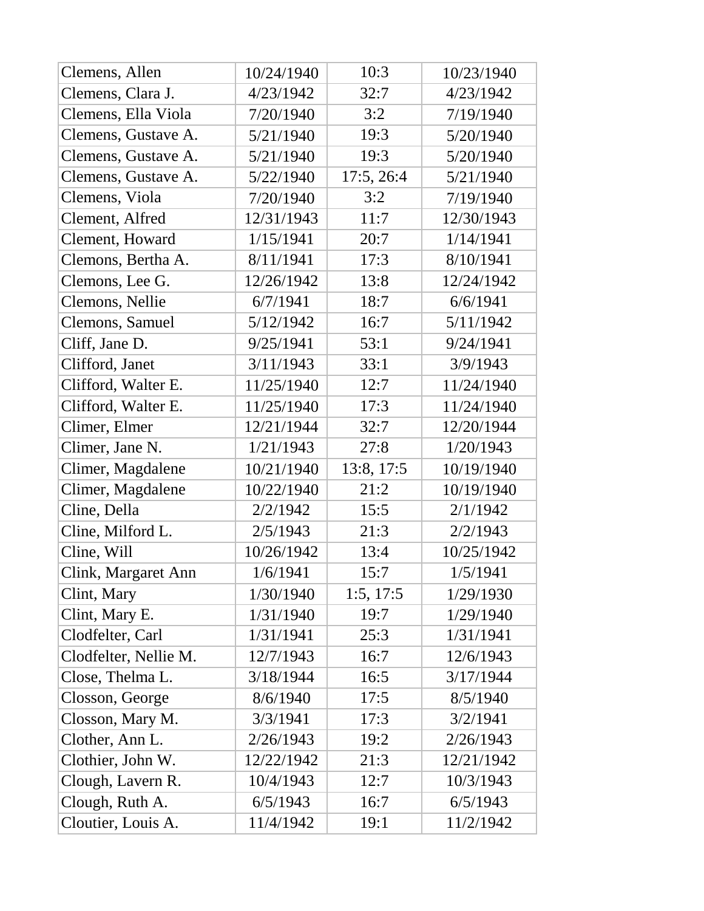| Clemens, Allen | 10/24/1940 | 10:3 | 10/23/1940 |
|---|---|---|---|
| Clemens, Clara J. | 4/23/1942 | 32:7 | 4/23/1942 |
| Clemens, Ella Viola | 7/20/1940 | 3:2 | 7/19/1940 |
| Clemens, Gustave A. | 5/21/1940 | 19:3 | 5/20/1940 |
| Clemens, Gustave A. | 5/21/1940 | 19:3 | 5/20/1940 |
| Clemens, Gustave A. | 5/22/1940 | 17:5, 26:4 | 5/21/1940 |
| Clemens, Viola | 7/20/1940 | 3:2 | 7/19/1940 |
| Clement, Alfred | 12/31/1943 | 11:7 | 12/30/1943 |
| Clement, Howard | 1/15/1941 | 20:7 | 1/14/1941 |
| Clemons, Bertha A. | 8/11/1941 | 17:3 | 8/10/1941 |
| Clemons, Lee G. | 12/26/1942 | 13:8 | 12/24/1942 |
| Clemons, Nellie | 6/7/1941 | 18:7 | 6/6/1941 |
| Clemons, Samuel | 5/12/1942 | 16:7 | 5/11/1942 |
| Cliff, Jane D. | 9/25/1941 | 53:1 | 9/24/1941 |
| Clifford, Janet | 3/11/1943 | 33:1 | 3/9/1943 |
| Clifford, Walter E. | 11/25/1940 | 12:7 | 11/24/1940 |
| Clifford, Walter E. | 11/25/1940 | 17:3 | 11/24/1940 |
| Climer, Elmer | 12/21/1944 | 32:7 | 12/20/1944 |
| Climer, Jane N. | 1/21/1943 | 27:8 | 1/20/1943 |
| Climer, Magdalene | 10/21/1940 | 13:8, 17:5 | 10/19/1940 |
| Climer, Magdalene | 10/22/1940 | 21:2 | 10/19/1940 |
| Cline, Della | 2/2/1942 | 15:5 | 2/1/1942 |
| Cline, Milford L. | 2/5/1943 | 21:3 | 2/2/1943 |
| Cline, Will | 10/26/1942 | 13:4 | 10/25/1942 |
| Clink, Margaret Ann | 1/6/1941 | 15:7 | 1/5/1941 |
| Clint, Mary | 1/30/1940 | 1:5, 17:5 | 1/29/1930 |
| Clint, Mary E. | 1/31/1940 | 19:7 | 1/29/1940 |
| Clodfelter, Carl | 1/31/1941 | 25:3 | 1/31/1941 |
| Clodfelter, Nellie M. | 12/7/1943 | 16:7 | 12/6/1943 |
| Close, Thelma L. | 3/18/1944 | 16:5 | 3/17/1944 |
| Closson, George | 8/6/1940 | 17:5 | 8/5/1940 |
| Closson, Mary M. | 3/3/1941 | 17:3 | 3/2/1941 |
| Clother, Ann L. | 2/26/1943 | 19:2 | 2/26/1943 |
| Clothier, John W. | 12/22/1942 | 21:3 | 12/21/1942 |
| Clough, Lavern R. | 10/4/1943 | 12:7 | 10/3/1943 |
| Clough, Ruth A. | 6/5/1943 | 16:7 | 6/5/1943 |
| Cloutier, Louis A. | 11/4/1942 | 19:1 | 11/2/1942 |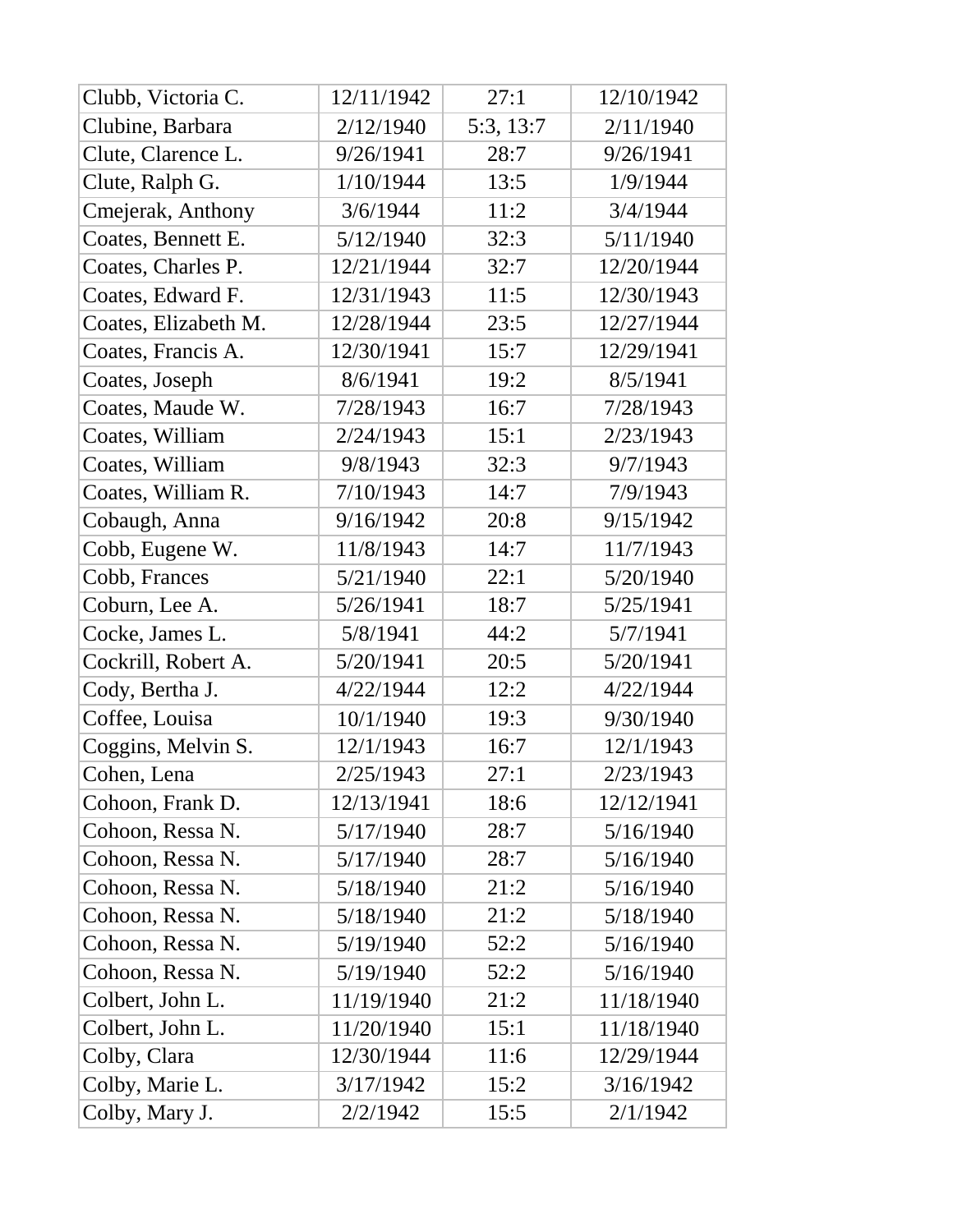| Clubb, Victoria C. | 12/11/1942 | 27:1 | 12/10/1942 |
|---|---|---|---|
| Clubine, Barbara | 2/12/1940 | 5:3, 13:7 | 2/11/1940 |
| Clute, Clarence L. | 9/26/1941 | 28:7 | 9/26/1941 |
| Clute, Ralph G. | 1/10/1944 | 13:5 | 1/9/1944 |
| Cmejerak, Anthony | 3/6/1944 | 11:2 | 3/4/1944 |
| Coates, Bennett E. | 5/12/1940 | 32:3 | 5/11/1940 |
| Coates, Charles P. | 12/21/1944 | 32:7 | 12/20/1944 |
| Coates, Edward F. | 12/31/1943 | 11:5 | 12/30/1943 |
| Coates, Elizabeth M. | 12/28/1944 | 23:5 | 12/27/1944 |
| Coates, Francis A. | 12/30/1941 | 15:7 | 12/29/1941 |
| Coates, Joseph | 8/6/1941 | 19:2 | 8/5/1941 |
| Coates, Maude W. | 7/28/1943 | 16:7 | 7/28/1943 |
| Coates, William | 2/24/1943 | 15:1 | 2/23/1943 |
| Coates, William | 9/8/1943 | 32:3 | 9/7/1943 |
| Coates, William R. | 7/10/1943 | 14:7 | 7/9/1943 |
| Cobaugh, Anna | 9/16/1942 | 20:8 | 9/15/1942 |
| Cobb, Eugene W. | 11/8/1943 | 14:7 | 11/7/1943 |
| Cobb, Frances | 5/21/1940 | 22:1 | 5/20/1940 |
| Coburn, Lee A. | 5/26/1941 | 18:7 | 5/25/1941 |
| Cocke, James L. | 5/8/1941 | 44:2 | 5/7/1941 |
| Cockrill, Robert A. | 5/20/1941 | 20:5 | 5/20/1941 |
| Cody, Bertha J. | 4/22/1944 | 12:2 | 4/22/1944 |
| Coffee, Louisa | 10/1/1940 | 19:3 | 9/30/1940 |
| Coggins, Melvin S. | 12/1/1943 | 16:7 | 12/1/1943 |
| Cohen, Lena | 2/25/1943 | 27:1 | 2/23/1943 |
| Cohoon, Frank D. | 12/13/1941 | 18:6 | 12/12/1941 |
| Cohoon, Ressa N. | 5/17/1940 | 28:7 | 5/16/1940 |
| Cohoon, Ressa N. | 5/17/1940 | 28:7 | 5/16/1940 |
| Cohoon, Ressa N. | 5/18/1940 | 21:2 | 5/16/1940 |
| Cohoon, Ressa N. | 5/18/1940 | 21:2 | 5/18/1940 |
| Cohoon, Ressa N. | 5/19/1940 | 52:2 | 5/16/1940 |
| Cohoon, Ressa N. | 5/19/1940 | 52:2 | 5/16/1940 |
| Colbert, John L. | 11/19/1940 | 21:2 | 11/18/1940 |
| Colbert, John L. | 11/20/1940 | 15:1 | 11/18/1940 |
| Colby, Clara | 12/30/1944 | 11:6 | 12/29/1944 |
| Colby, Marie L. | 3/17/1942 | 15:2 | 3/16/1942 |
| Colby, Mary J. | 2/2/1942 | 15:5 | 2/1/1942 |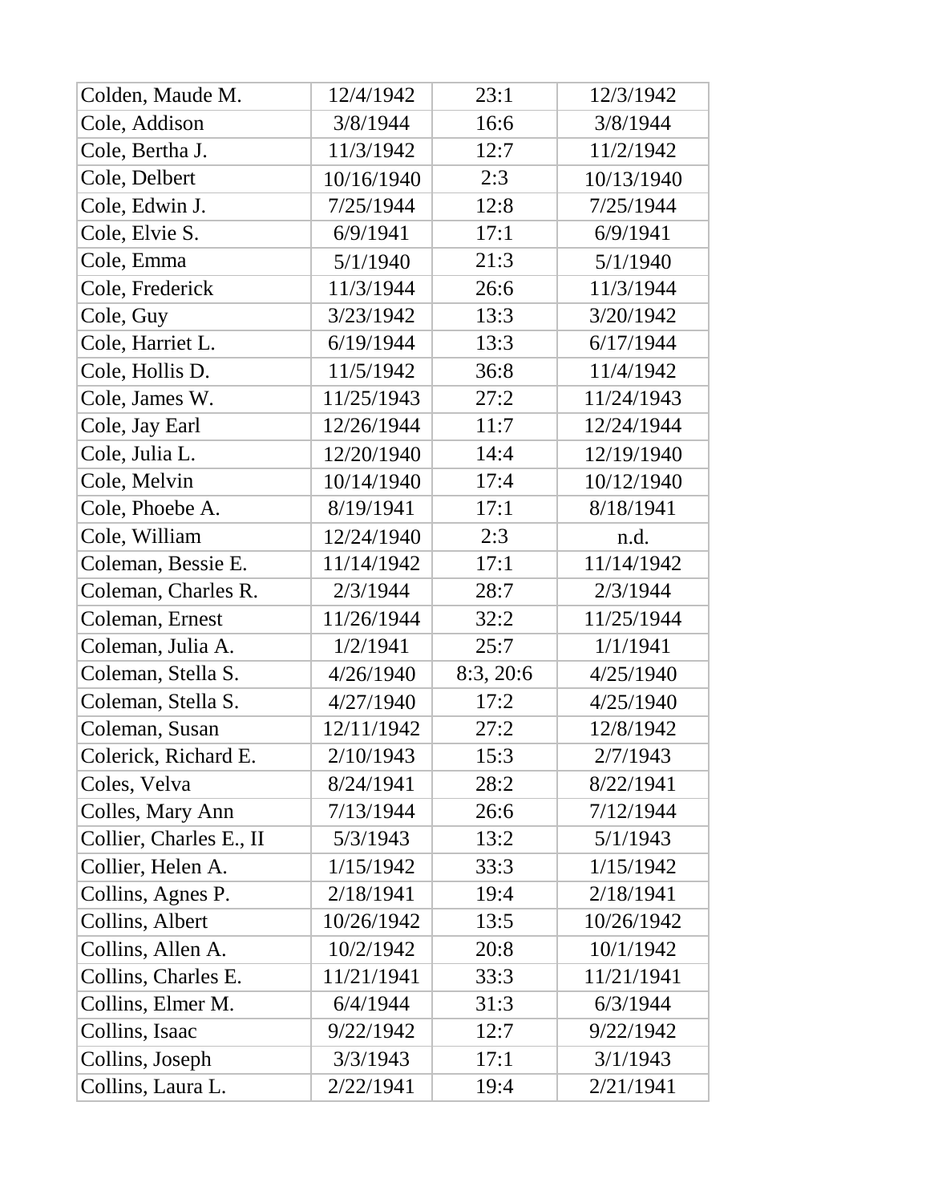| Colden, Maude M. | 12/4/1942 | 23:1 | 12/3/1942 |
|---|---|---|---|
| Cole, Addison | 3/8/1944 | 16:6 | 3/8/1944 |
| Cole, Bertha J. | 11/3/1942 | 12:7 | 11/2/1942 |
| Cole, Delbert | 10/16/1940 | 2:3 | 10/13/1940 |
| Cole, Edwin J. | 7/25/1944 | 12:8 | 7/25/1944 |
| Cole, Elvie S. | 6/9/1941 | 17:1 | 6/9/1941 |
| Cole, Emma | 5/1/1940 | 21:3 | 5/1/1940 |
| Cole, Frederick | 11/3/1944 | 26:6 | 11/3/1944 |
| Cole, Guy | 3/23/1942 | 13:3 | 3/20/1942 |
| Cole, Harriet L. | 6/19/1944 | 13:3 | 6/17/1944 |
| Cole, Hollis D. | 11/5/1942 | 36:8 | 11/4/1942 |
| Cole, James W. | 11/25/1943 | 27:2 | 11/24/1943 |
| Cole, Jay Earl | 12/26/1944 | 11:7 | 12/24/1944 |
| Cole, Julia L. | 12/20/1940 | 14:4 | 12/19/1940 |
| Cole, Melvin | 10/14/1940 | 17:4 | 10/12/1940 |
| Cole, Phoebe A. | 8/19/1941 | 17:1 | 8/18/1941 |
| Cole, William | 12/24/1940 | 2:3 | n.d. |
| Coleman, Bessie E. | 11/14/1942 | 17:1 | 11/14/1942 |
| Coleman, Charles R. | 2/3/1944 | 28:7 | 2/3/1944 |
| Coleman, Ernest | 11/26/1944 | 32:2 | 11/25/1944 |
| Coleman, Julia A. | 1/2/1941 | 25:7 | 1/1/1941 |
| Coleman, Stella S. | 4/26/1940 | 8:3, 20:6 | 4/25/1940 |
| Coleman, Stella S. | 4/27/1940 | 17:2 | 4/25/1940 |
| Coleman, Susan | 12/11/1942 | 27:2 | 12/8/1942 |
| Colerick, Richard E. | 2/10/1943 | 15:3 | 2/7/1943 |
| Coles, Velva | 8/24/1941 | 28:2 | 8/22/1941 |
| Colles, Mary Ann | 7/13/1944 | 26:6 | 7/12/1944 |
| Collier, Charles E., II | 5/3/1943 | 13:2 | 5/1/1943 |
| Collier, Helen A. | 1/15/1942 | 33:3 | 1/15/1942 |
| Collins, Agnes P. | 2/18/1941 | 19:4 | 2/18/1941 |
| Collins, Albert | 10/26/1942 | 13:5 | 10/26/1942 |
| Collins, Allen A. | 10/2/1942 | 20:8 | 10/1/1942 |
| Collins, Charles E. | 11/21/1941 | 33:3 | 11/21/1941 |
| Collins, Elmer M. | 6/4/1944 | 31:3 | 6/3/1944 |
| Collins, Isaac | 9/22/1942 | 12:7 | 9/22/1942 |
| Collins, Joseph | 3/3/1943 | 17:1 | 3/1/1943 |
| Collins, Laura L. | 2/22/1941 | 19:4 | 2/21/1941 |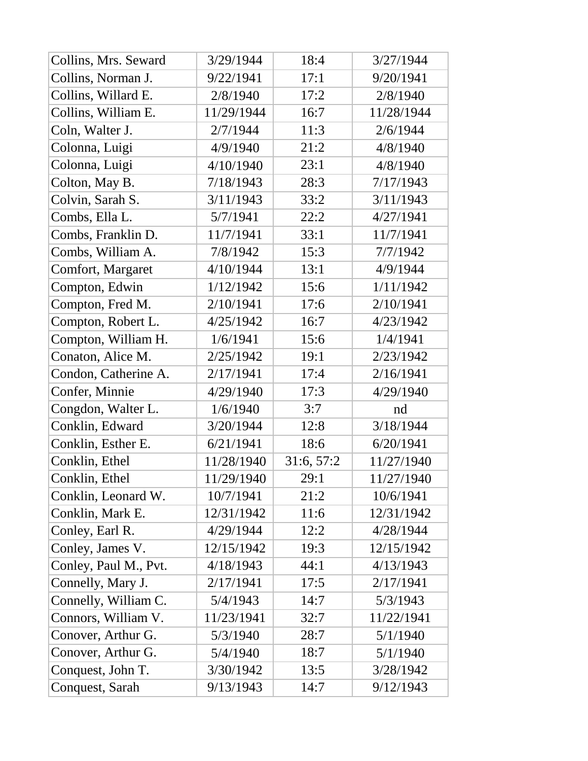| Collins, Mrs. Seward | 3/29/1944 | 18:4 | 3/27/1944 |
|---|---|---|---|
| Collins, Norman J. | 9/22/1941 | 17:1 | 9/20/1941 |
| Collins, Willard E. | 2/8/1940 | 17:2 | 2/8/1940 |
| Collins, William E. | 11/29/1944 | 16:7 | 11/28/1944 |
| Coln, Walter J. | 2/7/1944 | 11:3 | 2/6/1944 |
| Colonna, Luigi | 4/9/1940 | 21:2 | 4/8/1940 |
| Colonna, Luigi | 4/10/1940 | 23:1 | 4/8/1940 |
| Colton, May B. | 7/18/1943 | 28:3 | 7/17/1943 |
| Colvin, Sarah S. | 3/11/1943 | 33:2 | 3/11/1943 |
| Combs, Ella L. | 5/7/1941 | 22:2 | 4/27/1941 |
| Combs, Franklin D. | 11/7/1941 | 33:1 | 11/7/1941 |
| Combs, William A. | 7/8/1942 | 15:3 | 7/7/1942 |
| Comfort, Margaret | 4/10/1944 | 13:1 | 4/9/1944 |
| Compton, Edwin | 1/12/1942 | 15:6 | 1/11/1942 |
| Compton, Fred M. | 2/10/1941 | 17:6 | 2/10/1941 |
| Compton, Robert L. | 4/25/1942 | 16:7 | 4/23/1942 |
| Compton, William H. | 1/6/1941 | 15:6 | 1/4/1941 |
| Conaton, Alice M. | 2/25/1942 | 19:1 | 2/23/1942 |
| Condon, Catherine A. | 2/17/1941 | 17:4 | 2/16/1941 |
| Confer, Minnie | 4/29/1940 | 17:3 | 4/29/1940 |
| Congdon, Walter L. | 1/6/1940 | 3:7 | nd |
| Conklin, Edward | 3/20/1944 | 12:8 | 3/18/1944 |
| Conklin, Esther E. | 6/21/1941 | 18:6 | 6/20/1941 |
| Conklin, Ethel | 11/28/1940 | 31:6, 57:2 | 11/27/1940 |
| Conklin, Ethel | 11/29/1940 | 29:1 | 11/27/1940 |
| Conklin, Leonard W. | 10/7/1941 | 21:2 | 10/6/1941 |
| Conklin, Mark E. | 12/31/1942 | 11:6 | 12/31/1942 |
| Conley, Earl R. | 4/29/1944 | 12:2 | 4/28/1944 |
| Conley, James V. | 12/15/1942 | 19:3 | 12/15/1942 |
| Conley, Paul M., Pvt. | 4/18/1943 | 44:1 | 4/13/1943 |
| Connelly, Mary J. | 2/17/1941 | 17:5 | 2/17/1941 |
| Connelly, William C. | 5/4/1943 | 14:7 | 5/3/1943 |
| Connors, William V. | 11/23/1941 | 32:7 | 11/22/1941 |
| Conover, Arthur G. | 5/3/1940 | 28:7 | 5/1/1940 |
| Conover, Arthur G. | 5/4/1940 | 18:7 | 5/1/1940 |
| Conquest, John T. | 3/30/1942 | 13:5 | 3/28/1942 |
| Conquest, Sarah | 9/13/1943 | 14:7 | 9/12/1943 |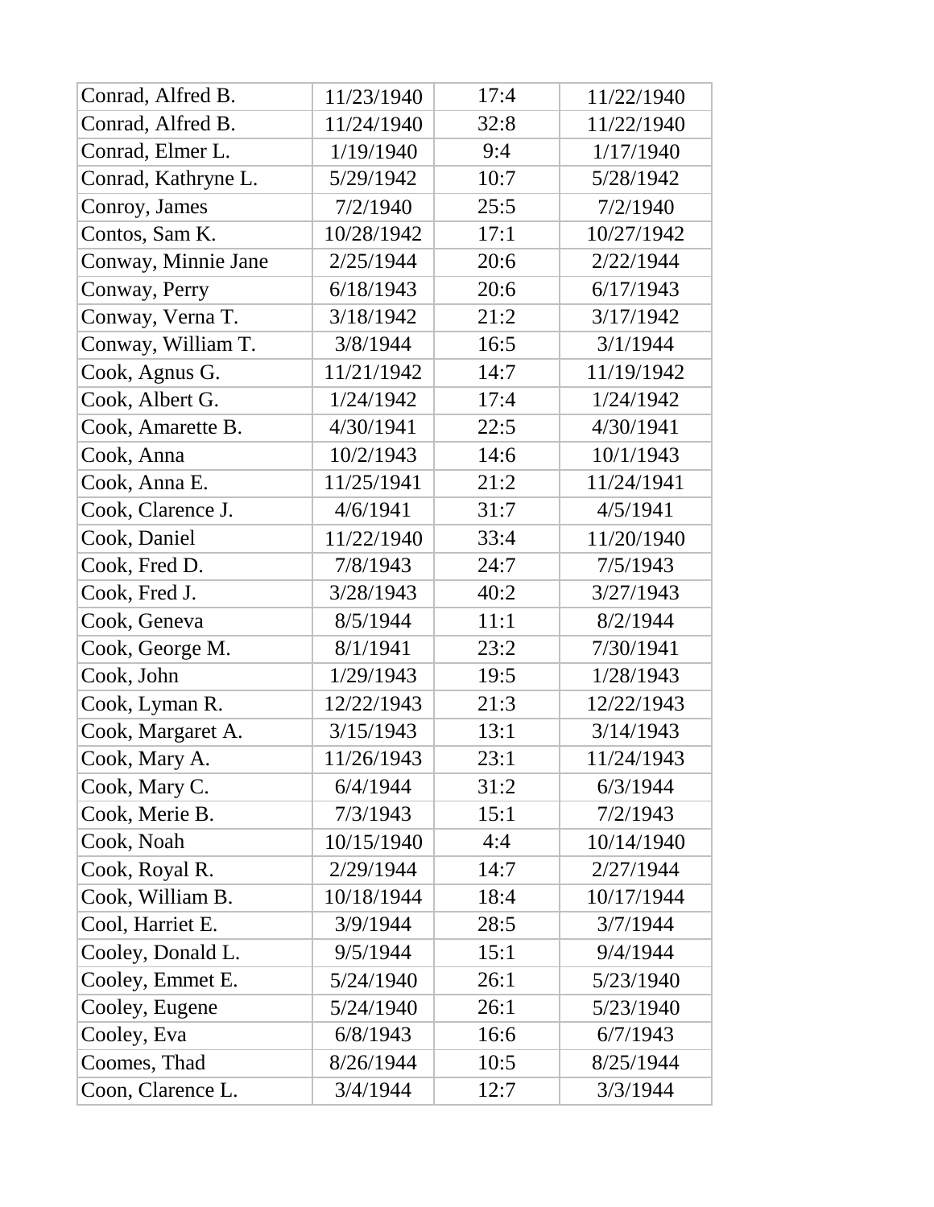| | | | |
|---|---|---|---|
| Conrad, Alfred B. | 11/23/1940 | 17:4 | 11/22/1940 |
| Conrad, Alfred B. | 11/24/1940 | 32:8 | 11/22/1940 |
| Conrad, Elmer L. | 1/19/1940 | 9:4 | 1/17/1940 |
| Conrad, Kathryne L. | 5/29/1942 | 10:7 | 5/28/1942 |
| Conroy, James | 7/2/1940 | 25:5 | 7/2/1940 |
| Contos, Sam K. | 10/28/1942 | 17:1 | 10/27/1942 |
| Conway, Minnie Jane | 2/25/1944 | 20:6 | 2/22/1944 |
| Conway, Perry | 6/18/1943 | 20:6 | 6/17/1943 |
| Conway, Verna T. | 3/18/1942 | 21:2 | 3/17/1942 |
| Conway, William T. | 3/8/1944 | 16:5 | 3/1/1944 |
| Cook, Agnus G. | 11/21/1942 | 14:7 | 11/19/1942 |
| Cook, Albert G. | 1/24/1942 | 17:4 | 1/24/1942 |
| Cook, Amarette B. | 4/30/1941 | 22:5 | 4/30/1941 |
| Cook, Anna | 10/2/1943 | 14:6 | 10/1/1943 |
| Cook, Anna E. | 11/25/1941 | 21:2 | 11/24/1941 |
| Cook, Clarence J. | 4/6/1941 | 31:7 | 4/5/1941 |
| Cook, Daniel | 11/22/1940 | 33:4 | 11/20/1940 |
| Cook, Fred D. | 7/8/1943 | 24:7 | 7/5/1943 |
| Cook, Fred J. | 3/28/1943 | 40:2 | 3/27/1943 |
| Cook, Geneva | 8/5/1944 | 11:1 | 8/2/1944 |
| Cook, George M. | 8/1/1941 | 23:2 | 7/30/1941 |
| Cook, John | 1/29/1943 | 19:5 | 1/28/1943 |
| Cook, Lyman R. | 12/22/1943 | 21:3 | 12/22/1943 |
| Cook, Margaret A. | 3/15/1943 | 13:1 | 3/14/1943 |
| Cook, Mary A. | 11/26/1943 | 23:1 | 11/24/1943 |
| Cook, Mary C. | 6/4/1944 | 31:2 | 6/3/1944 |
| Cook, Merie B. | 7/3/1943 | 15:1 | 7/2/1943 |
| Cook, Noah | 10/15/1940 | 4:4 | 10/14/1940 |
| Cook, Royal R. | 2/29/1944 | 14:7 | 2/27/1944 |
| Cook, William B. | 10/18/1944 | 18:4 | 10/17/1944 |
| Cool, Harriet E. | 3/9/1944 | 28:5 | 3/7/1944 |
| Cooley, Donald L. | 9/5/1944 | 15:1 | 9/4/1944 |
| Cooley, Emmet E. | 5/24/1940 | 26:1 | 5/23/1940 |
| Cooley, Eugene | 5/24/1940 | 26:1 | 5/23/1940 |
| Cooley, Eva | 6/8/1943 | 16:6 | 6/7/1943 |
| Coomes, Thad | 8/26/1944 | 10:5 | 8/25/1944 |
| Coon, Clarence L. | 3/4/1944 | 12:7 | 3/3/1944 |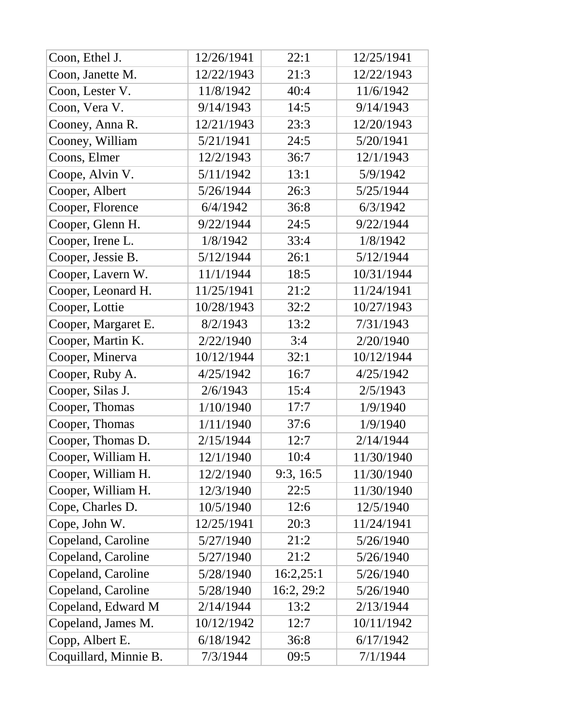| Coon, Ethel J. | 12/26/1941 | 22:1 | 12/25/1941 |
|---|---|---|---|
| Coon, Janette M. | 12/22/1943 | 21:3 | 12/22/1943 |
| Coon, Lester V. | 11/8/1942 | 40:4 | 11/6/1942 |
| Coon, Vera V. | 9/14/1943 | 14:5 | 9/14/1943 |
| Cooney, Anna R. | 12/21/1943 | 23:3 | 12/20/1943 |
| Cooney, William | 5/21/1941 | 24:5 | 5/20/1941 |
| Coons, Elmer | 12/2/1943 | 36:7 | 12/1/1943 |
| Coope, Alvin V. | 5/11/1942 | 13:1 | 5/9/1942 |
| Cooper, Albert | 5/26/1944 | 26:3 | 5/25/1944 |
| Cooper, Florence | 6/4/1942 | 36:8 | 6/3/1942 |
| Cooper, Glenn H. | 9/22/1944 | 24:5 | 9/22/1944 |
| Cooper, Irene L. | 1/8/1942 | 33:4 | 1/8/1942 |
| Cooper, Jessie B. | 5/12/1944 | 26:1 | 5/12/1944 |
| Cooper, Lavern W. | 11/1/1944 | 18:5 | 10/31/1944 |
| Cooper, Leonard H. | 11/25/1941 | 21:2 | 11/24/1941 |
| Cooper, Lottie | 10/28/1943 | 32:2 | 10/27/1943 |
| Cooper, Margaret E. | 8/2/1943 | 13:2 | 7/31/1943 |
| Cooper, Martin K. | 2/22/1940 | 3:4 | 2/20/1940 |
| Cooper, Minerva | 10/12/1944 | 32:1 | 10/12/1944 |
| Cooper, Ruby A. | 4/25/1942 | 16:7 | 4/25/1942 |
| Cooper, Silas J. | 2/6/1943 | 15:4 | 2/5/1943 |
| Cooper, Thomas | 1/10/1940 | 17:7 | 1/9/1940 |
| Cooper, Thomas | 1/11/1940 | 37:6 | 1/9/1940 |
| Cooper, Thomas D. | 2/15/1944 | 12:7 | 2/14/1944 |
| Cooper, William H. | 12/1/1940 | 10:4 | 11/30/1940 |
| Cooper, William H. | 12/2/1940 | 9:3, 16:5 | 11/30/1940 |
| Cooper, William H. | 12/3/1940 | 22:5 | 11/30/1940 |
| Cope, Charles D. | 10/5/1940 | 12:6 | 12/5/1940 |
| Cope, John W. | 12/25/1941 | 20:3 | 11/24/1941 |
| Copeland, Caroline | 5/27/1940 | 21:2 | 5/26/1940 |
| Copeland, Caroline | 5/27/1940 | 21:2 | 5/26/1940 |
| Copeland, Caroline | 5/28/1940 | 16:2,25:1 | 5/26/1940 |
| Copeland, Caroline | 5/28/1940 | 16:2, 29:2 | 5/26/1940 |
| Copeland, Edward M | 2/14/1944 | 13:2 | 2/13/1944 |
| Copeland, James M. | 10/12/1942 | 12:7 | 10/11/1942 |
| Copp, Albert E. | 6/18/1942 | 36:8 | 6/17/1942 |
| Coquillard, Minnie B. | 7/3/1944 | 09:5 | 7/1/1944 |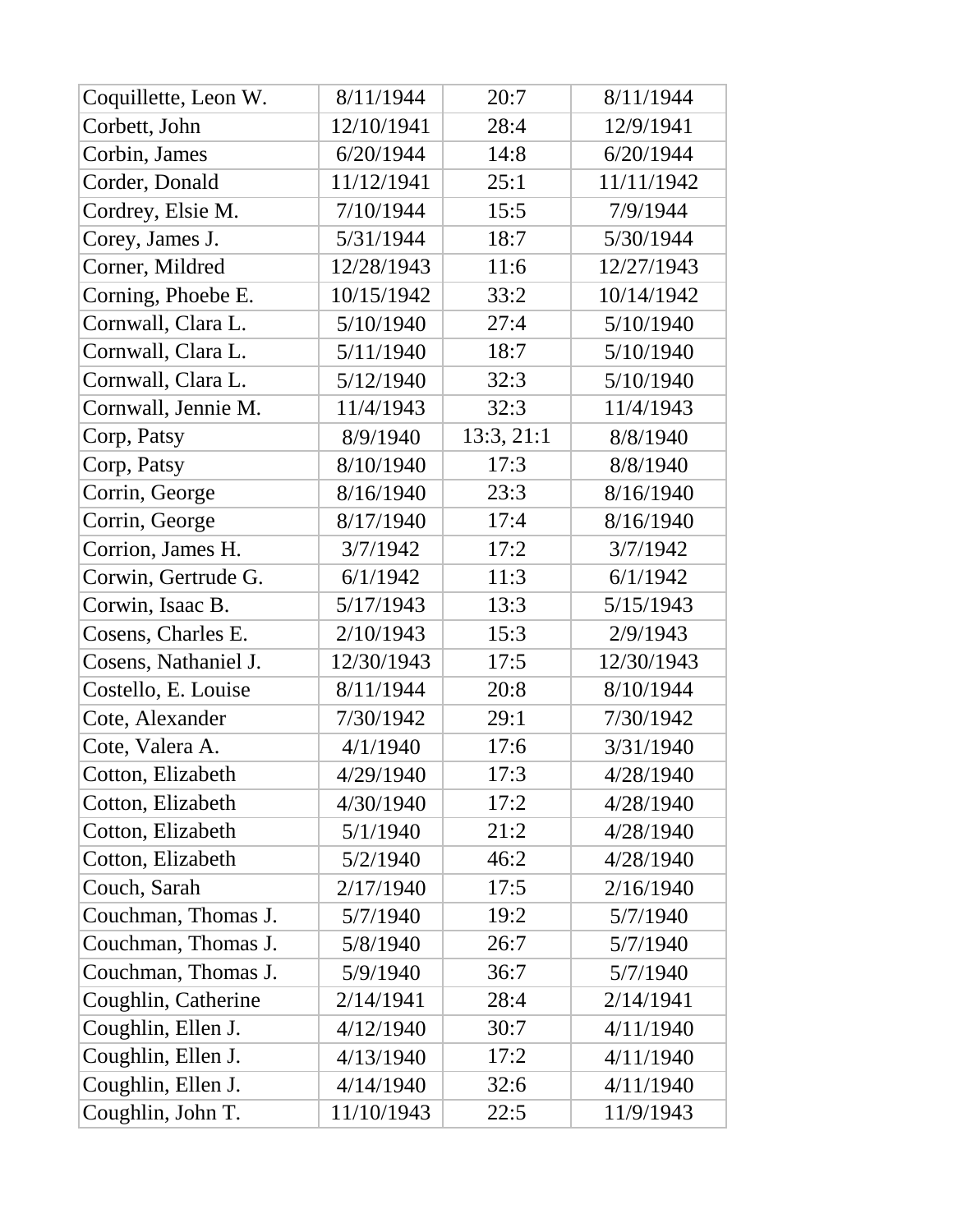| Coquillette, Leon W. | 8/11/1944 | 20:7 | 8/11/1944 |
|---|---|---|---|
| Corbett, John | 12/10/1941 | 28:4 | 12/9/1941 |
| Corbin, James | 6/20/1944 | 14:8 | 6/20/1944 |
| Corder, Donald | 11/12/1941 | 25:1 | 11/11/1942 |
| Cordrey, Elsie M. | 7/10/1944 | 15:5 | 7/9/1944 |
| Corey, James J. | 5/31/1944 | 18:7 | 5/30/1944 |
| Corner, Mildred | 12/28/1943 | 11:6 | 12/27/1943 |
| Corning, Phoebe E. | 10/15/1942 | 33:2 | 10/14/1942 |
| Cornwall, Clara L. | 5/10/1940 | 27:4 | 5/10/1940 |
| Cornwall, Clara L. | 5/11/1940 | 18:7 | 5/10/1940 |
| Cornwall, Clara L. | 5/12/1940 | 32:3 | 5/10/1940 |
| Cornwall, Jennie M. | 11/4/1943 | 32:3 | 11/4/1943 |
| Corp, Patsy | 8/9/1940 | 13:3, 21:1 | 8/8/1940 |
| Corp, Patsy | 8/10/1940 | 17:3 | 8/8/1940 |
| Corrin, George | 8/16/1940 | 23:3 | 8/16/1940 |
| Corrin, George | 8/17/1940 | 17:4 | 8/16/1940 |
| Corrion, James H. | 3/7/1942 | 17:2 | 3/7/1942 |
| Corwin, Gertrude G. | 6/1/1942 | 11:3 | 6/1/1942 |
| Corwin, Isaac B. | 5/17/1943 | 13:3 | 5/15/1943 |
| Cosens, Charles E. | 2/10/1943 | 15:3 | 2/9/1943 |
| Cosens, Nathaniel J. | 12/30/1943 | 17:5 | 12/30/1943 |
| Costello, E. Louise | 8/11/1944 | 20:8 | 8/10/1944 |
| Cote, Alexander | 7/30/1942 | 29:1 | 7/30/1942 |
| Cote, Valera A. | 4/1/1940 | 17:6 | 3/31/1940 |
| Cotton, Elizabeth | 4/29/1940 | 17:3 | 4/28/1940 |
| Cotton, Elizabeth | 4/30/1940 | 17:2 | 4/28/1940 |
| Cotton, Elizabeth | 5/1/1940 | 21:2 | 4/28/1940 |
| Cotton, Elizabeth | 5/2/1940 | 46:2 | 4/28/1940 |
| Couch, Sarah | 2/17/1940 | 17:5 | 2/16/1940 |
| Couchman, Thomas J. | 5/7/1940 | 19:2 | 5/7/1940 |
| Couchman, Thomas J. | 5/8/1940 | 26:7 | 5/7/1940 |
| Couchman, Thomas J. | 5/9/1940 | 36:7 | 5/7/1940 |
| Coughlin, Catherine | 2/14/1941 | 28:4 | 2/14/1941 |
| Coughlin, Ellen J. | 4/12/1940 | 30:7 | 4/11/1940 |
| Coughlin, Ellen J. | 4/13/1940 | 17:2 | 4/11/1940 |
| Coughlin, Ellen J. | 4/14/1940 | 32:6 | 4/11/1940 |
| Coughlin, John T. | 11/10/1943 | 22:5 | 11/9/1943 |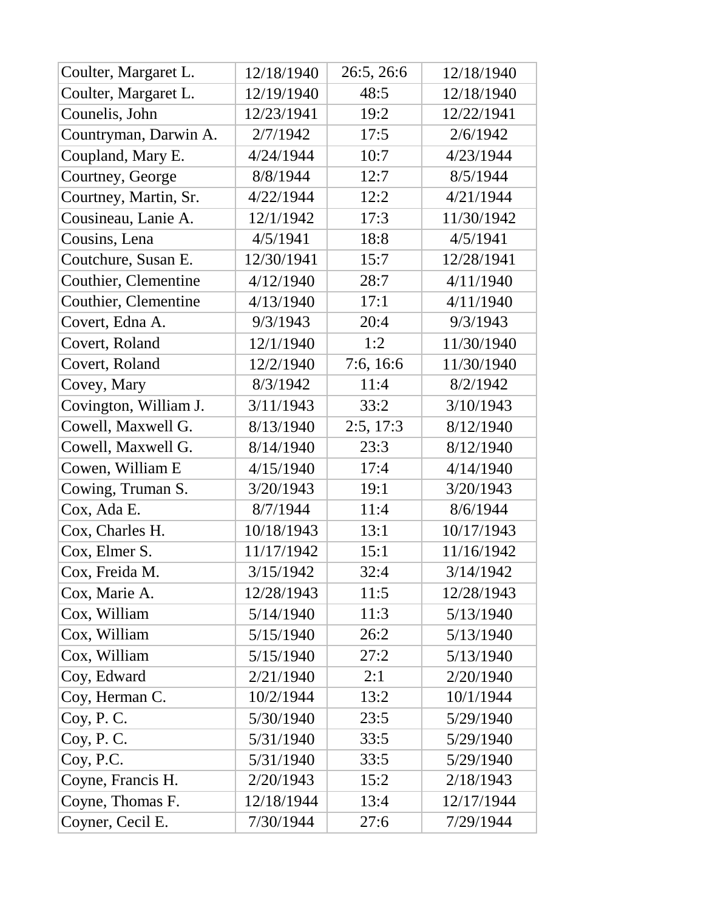| Coulter, Margaret L. | 12/18/1940 | 26:5, 26:6 | 12/18/1940 |
|---|---|---|---|
| Coulter, Margaret L. | 12/19/1940 | 48:5 | 12/18/1940 |
| Counelis, John | 12/23/1941 | 19:2 | 12/22/1941 |
| Countryman, Darwin A. | 2/7/1942 | 17:5 | 2/6/1942 |
| Coupland, Mary E. | 4/24/1944 | 10:7 | 4/23/1944 |
| Courtney, George | 8/8/1944 | 12:7 | 8/5/1944 |
| Courtney, Martin, Sr. | 4/22/1944 | 12:2 | 4/21/1944 |
| Cousineau, Lanie A. | 12/1/1942 | 17:3 | 11/30/1942 |
| Cousins, Lena | 4/5/1941 | 18:8 | 4/5/1941 |
| Coutchure, Susan E. | 12/30/1941 | 15:7 | 12/28/1941 |
| Couthier, Clementine | 4/12/1940 | 28:7 | 4/11/1940 |
| Couthier, Clementine | 4/13/1940 | 17:1 | 4/11/1940 |
| Covert, Edna A. | 9/3/1943 | 20:4 | 9/3/1943 |
| Covert, Roland | 12/1/1940 | 1:2 | 11/30/1940 |
| Covert, Roland | 12/2/1940 | 7:6, 16:6 | 11/30/1940 |
| Covey, Mary | 8/3/1942 | 11:4 | 8/2/1942 |
| Covington, William J. | 3/11/1943 | 33:2 | 3/10/1943 |
| Cowell, Maxwell G. | 8/13/1940 | 2:5, 17:3 | 8/12/1940 |
| Cowell, Maxwell G. | 8/14/1940 | 23:3 | 8/12/1940 |
| Cowen, William E | 4/15/1940 | 17:4 | 4/14/1940 |
| Cowing, Truman S. | 3/20/1943 | 19:1 | 3/20/1943 |
| Cox, Ada E. | 8/7/1944 | 11:4 | 8/6/1944 |
| Cox, Charles H. | 10/18/1943 | 13:1 | 10/17/1943 |
| Cox, Elmer S. | 11/17/1942 | 15:1 | 11/16/1942 |
| Cox, Freida M. | 3/15/1942 | 32:4 | 3/14/1942 |
| Cox, Marie A. | 12/28/1943 | 11:5 | 12/28/1943 |
| Cox, William | 5/14/1940 | 11:3 | 5/13/1940 |
| Cox, William | 5/15/1940 | 26:2 | 5/13/1940 |
| Cox, William | 5/15/1940 | 27:2 | 5/13/1940 |
| Coy, Edward | 2/21/1940 | 2:1 | 2/20/1940 |
| Coy, Herman C. | 10/2/1944 | 13:2 | 10/1/1944 |
| Coy, P. C. | 5/30/1940 | 23:5 | 5/29/1940 |
| Coy, P. C. | 5/31/1940 | 33:5 | 5/29/1940 |
| Coy, P.C. | 5/31/1940 | 33:5 | 5/29/1940 |
| Coyne, Francis H. | 2/20/1943 | 15:2 | 2/18/1943 |
| Coyne, Thomas F. | 12/18/1944 | 13:4 | 12/17/1944 |
| Coyner, Cecil E. | 7/30/1944 | 27:6 | 7/29/1944 |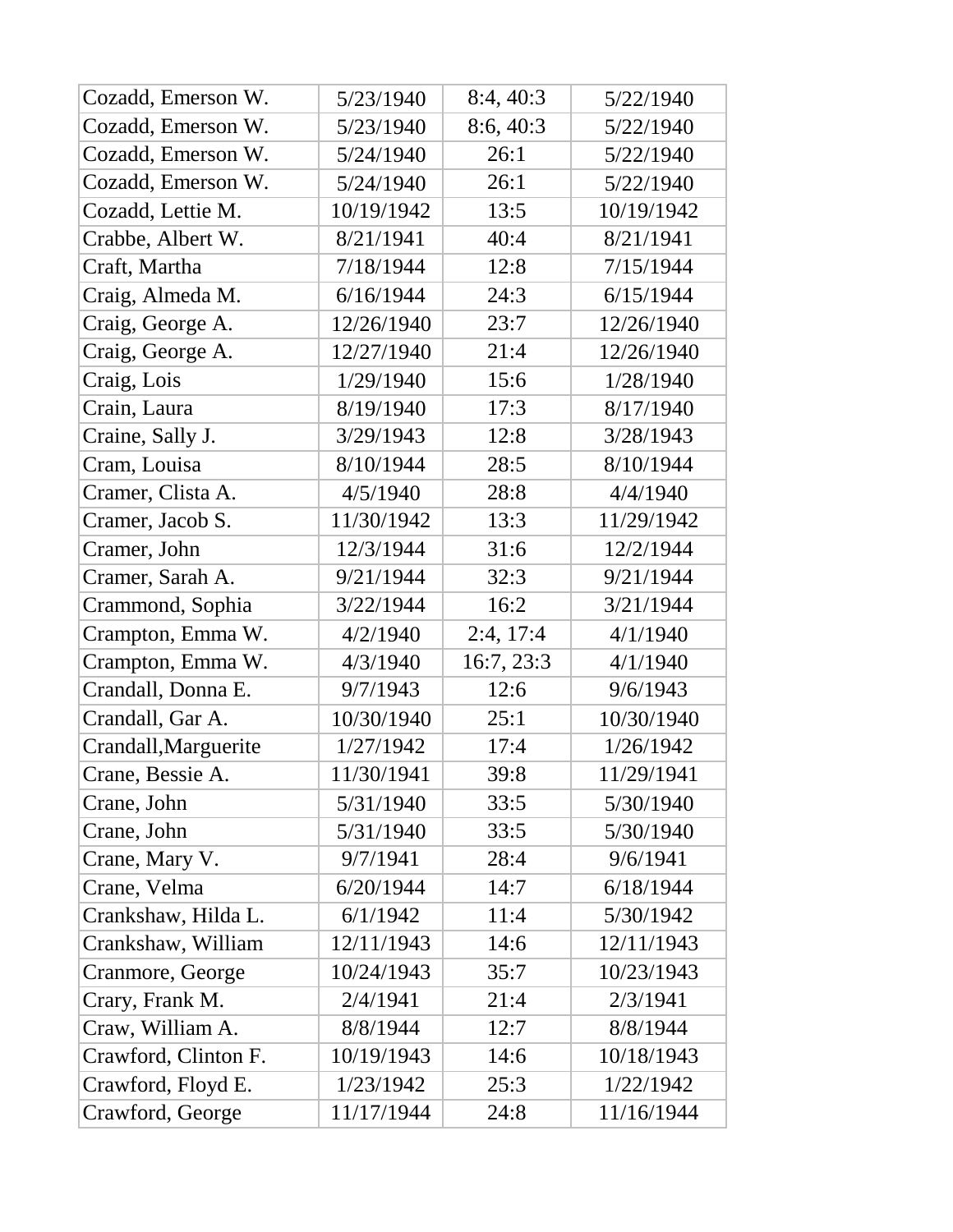| Cozadd, Emerson W. | 5/23/1940 | 8:4, 40:3 | 5/22/1940 |
|---|---|---|---|
| Cozadd, Emerson W. | 5/23/1940 | 8:6, 40:3 | 5/22/1940 |
| Cozadd, Emerson W. | 5/24/1940 | 26:1 | 5/22/1940 |
| Cozadd, Emerson W. | 5/24/1940 | 26:1 | 5/22/1940 |
| Cozadd, Lettie M. | 10/19/1942 | 13:5 | 10/19/1942 |
| Crabbe, Albert W. | 8/21/1941 | 40:4 | 8/21/1941 |
| Craft, Martha | 7/18/1944 | 12:8 | 7/15/1944 |
| Craig, Almeda M. | 6/16/1944 | 24:3 | 6/15/1944 |
| Craig, George A. | 12/26/1940 | 23:7 | 12/26/1940 |
| Craig, George A. | 12/27/1940 | 21:4 | 12/26/1940 |
| Craig, Lois | 1/29/1940 | 15:6 | 1/28/1940 |
| Crain, Laura | 8/19/1940 | 17:3 | 8/17/1940 |
| Craine, Sally J. | 3/29/1943 | 12:8 | 3/28/1943 |
| Cram, Louisa | 8/10/1944 | 28:5 | 8/10/1944 |
| Cramer, Clista A. | 4/5/1940 | 28:8 | 4/4/1940 |
| Cramer, Jacob S. | 11/30/1942 | 13:3 | 11/29/1942 |
| Cramer, John | 12/3/1944 | 31:6 | 12/2/1944 |
| Cramer, Sarah A. | 9/21/1944 | 32:3 | 9/21/1944 |
| Crammond, Sophia | 3/22/1944 | 16:2 | 3/21/1944 |
| Crampton, Emma W. | 4/2/1940 | 2:4, 17:4 | 4/1/1940 |
| Crampton, Emma W. | 4/3/1940 | 16:7, 23:3 | 4/1/1940 |
| Crandall, Donna E. | 9/7/1943 | 12:6 | 9/6/1943 |
| Crandall, Gar A. | 10/30/1940 | 25:1 | 10/30/1940 |
| Crandall,Marguerite | 1/27/1942 | 17:4 | 1/26/1942 |
| Crane, Bessie A. | 11/30/1941 | 39:8 | 11/29/1941 |
| Crane, John | 5/31/1940 | 33:5 | 5/30/1940 |
| Crane, John | 5/31/1940 | 33:5 | 5/30/1940 |
| Crane, Mary V. | 9/7/1941 | 28:4 | 9/6/1941 |
| Crane, Velma | 6/20/1944 | 14:7 | 6/18/1944 |
| Crankshaw, Hilda L. | 6/1/1942 | 11:4 | 5/30/1942 |
| Crankshaw, William | 12/11/1943 | 14:6 | 12/11/1943 |
| Cranmore, George | 10/24/1943 | 35:7 | 10/23/1943 |
| Crary, Frank M. | 2/4/1941 | 21:4 | 2/3/1941 |
| Craw, William A. | 8/8/1944 | 12:7 | 8/8/1944 |
| Crawford, Clinton F. | 10/19/1943 | 14:6 | 10/18/1943 |
| Crawford, Floyd E. | 1/23/1942 | 25:3 | 1/22/1942 |
| Crawford, George | 11/17/1944 | 24:8 | 11/16/1944 |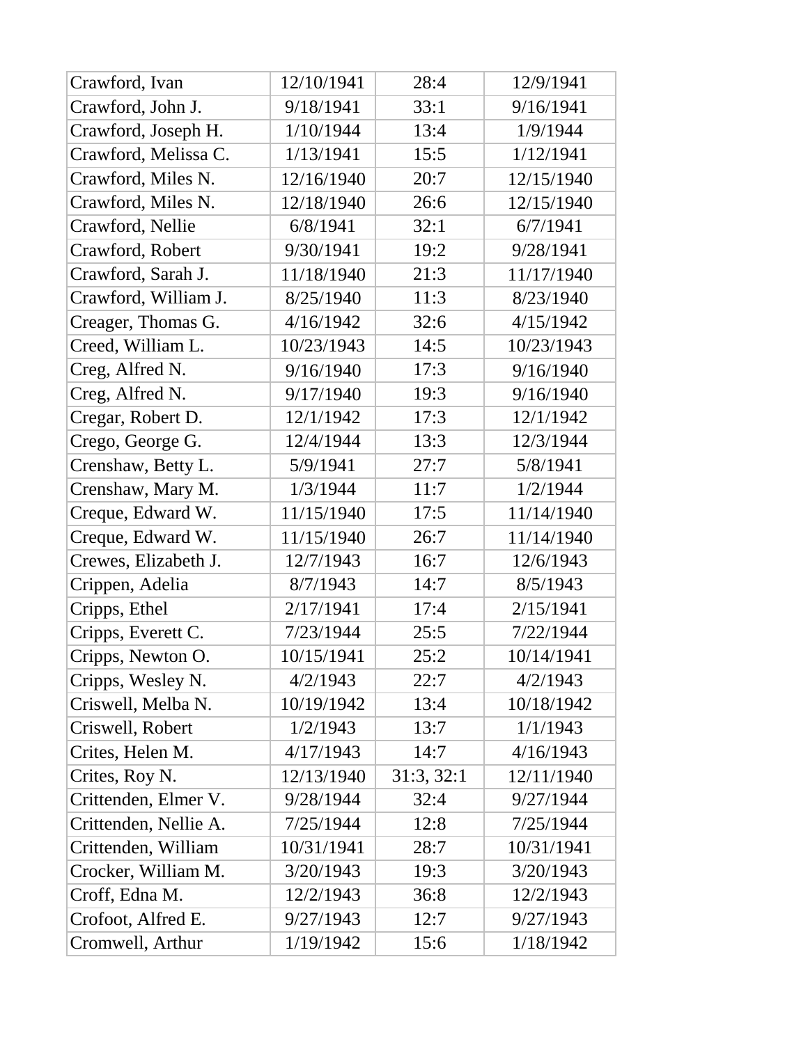| | | | |
|---|---|---|---|
| Crawford, Ivan | 12/10/1941 | 28:4 | 12/9/1941 |
| Crawford, John J. | 9/18/1941 | 33:1 | 9/16/1941 |
| Crawford, Joseph H. | 1/10/1944 | 13:4 | 1/9/1944 |
| Crawford, Melissa C. | 1/13/1941 | 15:5 | 1/12/1941 |
| Crawford, Miles N. | 12/16/1940 | 20:7 | 12/15/1940 |
| Crawford, Miles N. | 12/18/1940 | 26:6 | 12/15/1940 |
| Crawford, Nellie | 6/8/1941 | 32:1 | 6/7/1941 |
| Crawford, Robert | 9/30/1941 | 19:2 | 9/28/1941 |
| Crawford, Sarah J. | 11/18/1940 | 21:3 | 11/17/1940 |
| Crawford, William J. | 8/25/1940 | 11:3 | 8/23/1940 |
| Creager, Thomas G. | 4/16/1942 | 32:6 | 4/15/1942 |
| Creed, William L. | 10/23/1943 | 14:5 | 10/23/1943 |
| Creg, Alfred N. | 9/16/1940 | 17:3 | 9/16/1940 |
| Creg, Alfred N. | 9/17/1940 | 19:3 | 9/16/1940 |
| Cregar, Robert D. | 12/1/1942 | 17:3 | 12/1/1942 |
| Crego, George G. | 12/4/1944 | 13:3 | 12/3/1944 |
| Crenshaw, Betty L. | 5/9/1941 | 27:7 | 5/8/1941 |
| Crenshaw, Mary M. | 1/3/1944 | 11:7 | 1/2/1944 |
| Creque, Edward W. | 11/15/1940 | 17:5 | 11/14/1940 |
| Creque, Edward W. | 11/15/1940 | 26:7 | 11/14/1940 |
| Crewes, Elizabeth J. | 12/7/1943 | 16:7 | 12/6/1943 |
| Crippen, Adelia | 8/7/1943 | 14:7 | 8/5/1943 |
| Cripps, Ethel | 2/17/1941 | 17:4 | 2/15/1941 |
| Cripps, Everett C. | 7/23/1944 | 25:5 | 7/22/1944 |
| Cripps, Newton O. | 10/15/1941 | 25:2 | 10/14/1941 |
| Cripps, Wesley N. | 4/2/1943 | 22:7 | 4/2/1943 |
| Criswell, Melba N. | 10/19/1942 | 13:4 | 10/18/1942 |
| Criswell, Robert | 1/2/1943 | 13:7 | 1/1/1943 |
| Crites, Helen M. | 4/17/1943 | 14:7 | 4/16/1943 |
| Crites, Roy N. | 12/13/1940 | 31:3, 32:1 | 12/11/1940 |
| Crittenden, Elmer V. | 9/28/1944 | 32:4 | 9/27/1944 |
| Crittenden, Nellie A. | 7/25/1944 | 12:8 | 7/25/1944 |
| Crittenden, William | 10/31/1941 | 28:7 | 10/31/1941 |
| Crocker, William M. | 3/20/1943 | 19:3 | 3/20/1943 |
| Croff, Edna M. | 12/2/1943 | 36:8 | 12/2/1943 |
| Crofoot, Alfred E. | 9/27/1943 | 12:7 | 9/27/1943 |
| Cromwell, Arthur | 1/19/1942 | 15:6 | 1/18/1942 |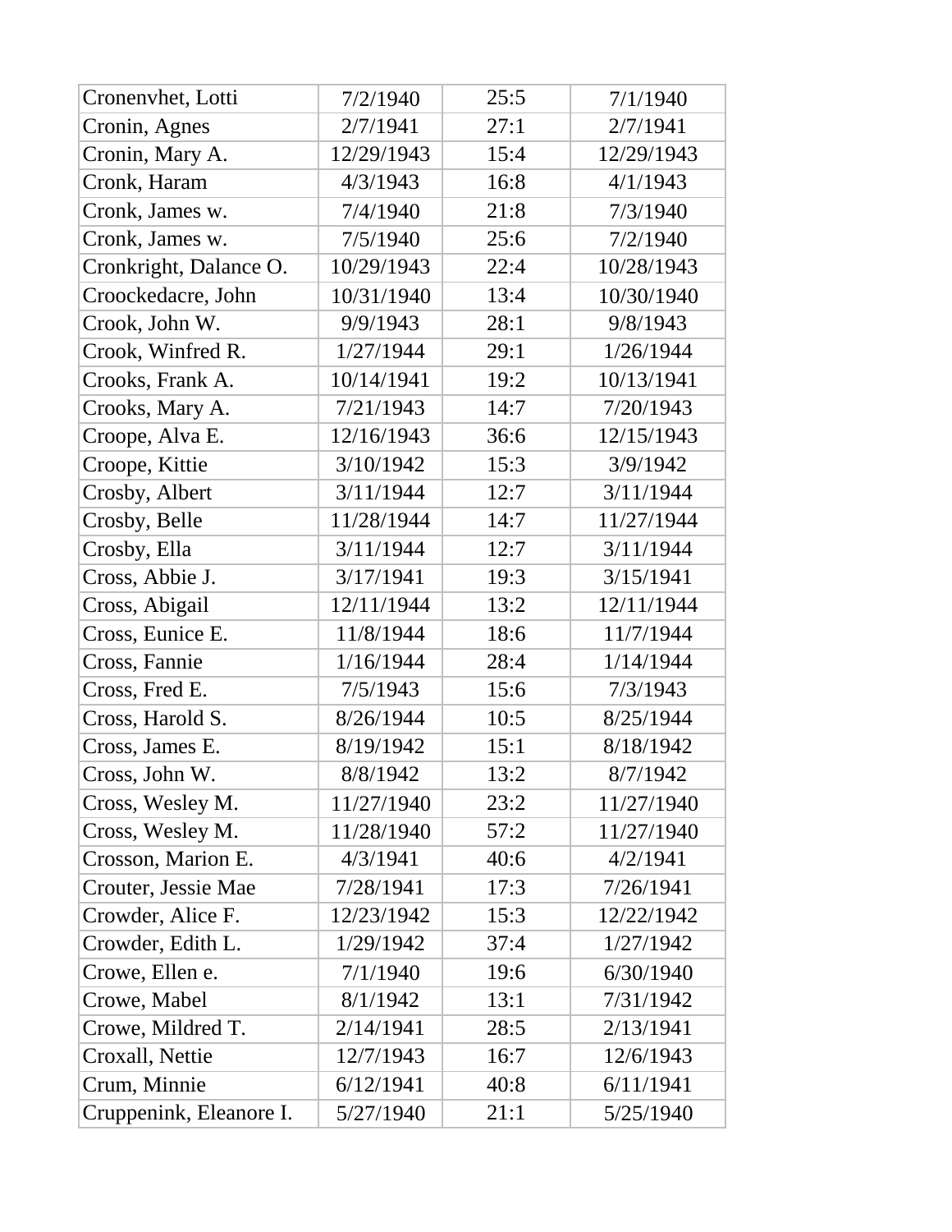| | | | |
|---|---|---|---|
| Cronenvhet, Lotti | 7/2/1940 | 25:5 | 7/1/1940 |
| Cronin, Agnes | 2/7/1941 | 27:1 | 2/7/1941 |
| Cronin, Mary A. | 12/29/1943 | 15:4 | 12/29/1943 |
| Cronk, Haram | 4/3/1943 | 16:8 | 4/1/1943 |
| Cronk, James w. | 7/4/1940 | 21:8 | 7/3/1940 |
| Cronk, James w. | 7/5/1940 | 25:6 | 7/2/1940 |
| Cronkright, Dalance O. | 10/29/1943 | 22:4 | 10/28/1943 |
| Croockedacre, John | 10/31/1940 | 13:4 | 10/30/1940 |
| Crook, John W. | 9/9/1943 | 28:1 | 9/8/1943 |
| Crook, Winfred R. | 1/27/1944 | 29:1 | 1/26/1944 |
| Crooks, Frank A. | 10/14/1941 | 19:2 | 10/13/1941 |
| Crooks, Mary A. | 7/21/1943 | 14:7 | 7/20/1943 |
| Croope, Alva E. | 12/16/1943 | 36:6 | 12/15/1943 |
| Croope, Kittie | 3/10/1942 | 15:3 | 3/9/1942 |
| Crosby, Albert | 3/11/1944 | 12:7 | 3/11/1944 |
| Crosby, Belle | 11/28/1944 | 14:7 | 11/27/1944 |
| Crosby, Ella | 3/11/1944 | 12:7 | 3/11/1944 |
| Cross, Abbie J. | 3/17/1941 | 19:3 | 3/15/1941 |
| Cross, Abigail | 12/11/1944 | 13:2 | 12/11/1944 |
| Cross, Eunice E. | 11/8/1944 | 18:6 | 11/7/1944 |
| Cross, Fannie | 1/16/1944 | 28:4 | 1/14/1944 |
| Cross, Fred E. | 7/5/1943 | 15:6 | 7/3/1943 |
| Cross, Harold S. | 8/26/1944 | 10:5 | 8/25/1944 |
| Cross, James E. | 8/19/1942 | 15:1 | 8/18/1942 |
| Cross, John W. | 8/8/1942 | 13:2 | 8/7/1942 |
| Cross, Wesley M. | 11/27/1940 | 23:2 | 11/27/1940 |
| Cross, Wesley M. | 11/28/1940 | 57:2 | 11/27/1940 |
| Crosson, Marion E. | 4/3/1941 | 40:6 | 4/2/1941 |
| Crouter, Jessie Mae | 7/28/1941 | 17:3 | 7/26/1941 |
| Crowder, Alice F. | 12/23/1942 | 15:3 | 12/22/1942 |
| Crowder, Edith L. | 1/29/1942 | 37:4 | 1/27/1942 |
| Crowe, Ellen e. | 7/1/1940 | 19:6 | 6/30/1940 |
| Crowe, Mabel | 8/1/1942 | 13:1 | 7/31/1942 |
| Crowe, Mildred T. | 2/14/1941 | 28:5 | 2/13/1941 |
| Croxall, Nettie | 12/7/1943 | 16:7 | 12/6/1943 |
| Crum, Minnie | 6/12/1941 | 40:8 | 6/11/1941 |
| Cruppenink, Eleanore I. | 5/27/1940 | 21:1 | 5/25/1940 |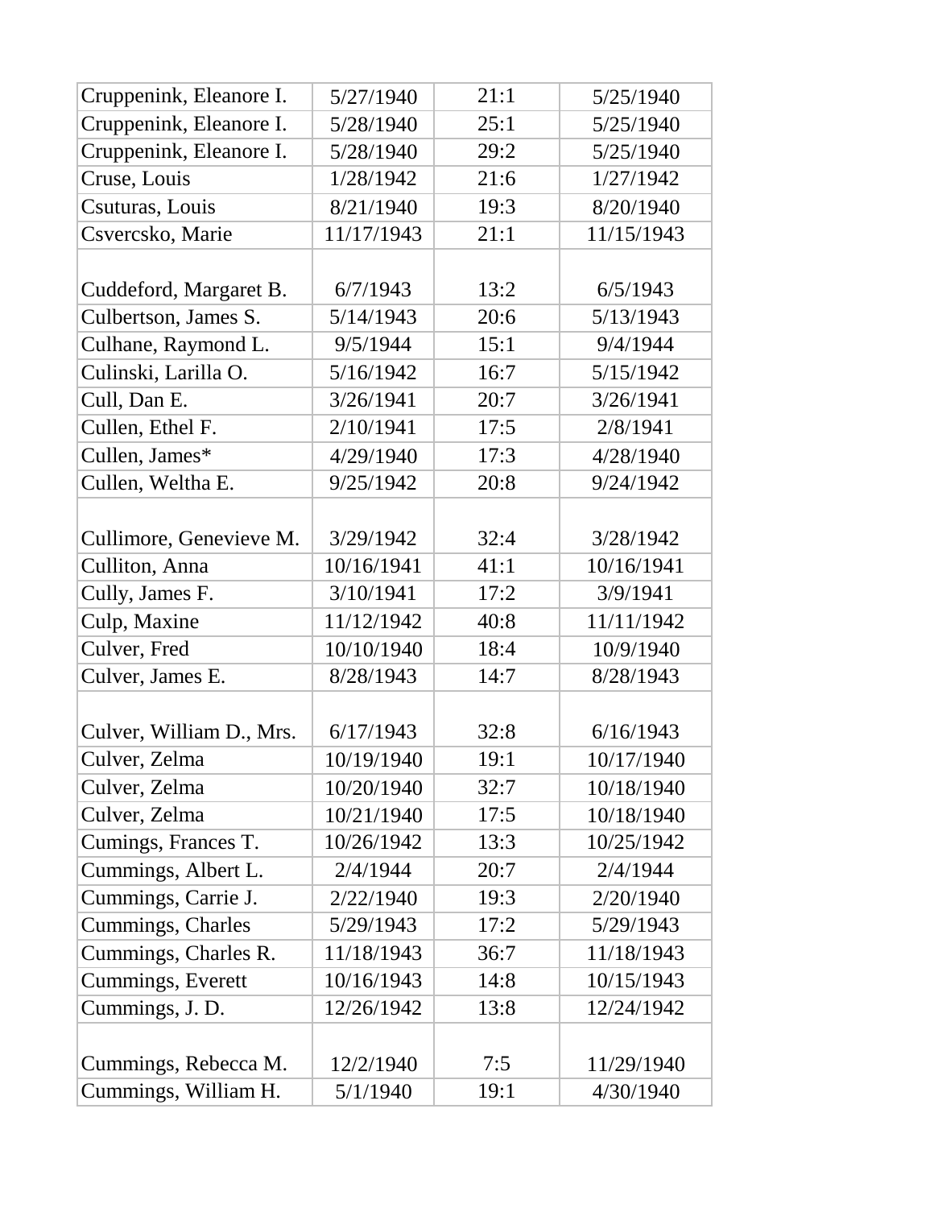| | | | |
|---|---|---|---|
| Cruppenink, Eleanore I. | 5/27/1940 | 21:1 | 5/25/1940 |
| Cruppenink, Eleanore I. | 5/28/1940 | 25:1 | 5/25/1940 |
| Cruppenink, Eleanore I. | 5/28/1940 | 29:2 | 5/25/1940 |
| Cruse, Louis | 1/28/1942 | 21:6 | 1/27/1942 |
| Csuturas, Louis | 8/21/1940 | 19:3 | 8/20/1940 |
| Csvercsko, Marie | 11/17/1943 | 21:1 | 11/15/1943 |
| Cuddeford, Margaret B. | 6/7/1943 | 13:2 | 6/5/1943 |
| Culbertson, James S. | 5/14/1943 | 20:6 | 5/13/1943 |
| Culhane, Raymond L. | 9/5/1944 | 15:1 | 9/4/1944 |
| Culinski, Larilla O. | 5/16/1942 | 16:7 | 5/15/1942 |
| Cull, Dan E. | 3/26/1941 | 20:7 | 3/26/1941 |
| Cullen, Ethel F. | 2/10/1941 | 17:5 | 2/8/1941 |
| Cullen, James* | 4/29/1940 | 17:3 | 4/28/1940 |
| Cullen, Weltha E. | 9/25/1942 | 20:8 | 9/24/1942 |
| Cullimore, Genevieve M. | 3/29/1942 | 32:4 | 3/28/1942 |
| Culliton, Anna | 10/16/1941 | 41:1 | 10/16/1941 |
| Cully, James F. | 3/10/1941 | 17:2 | 3/9/1941 |
| Culp, Maxine | 11/12/1942 | 40:8 | 11/11/1942 |
| Culver, Fred | 10/10/1940 | 18:4 | 10/9/1940 |
| Culver, James E. | 8/28/1943 | 14:7 | 8/28/1943 |
| Culver, William D., Mrs. | 6/17/1943 | 32:8 | 6/16/1943 |
| Culver, Zelma | 10/19/1940 | 19:1 | 10/17/1940 |
| Culver, Zelma | 10/20/1940 | 32:7 | 10/18/1940 |
| Culver, Zelma | 10/21/1940 | 17:5 | 10/18/1940 |
| Cumings, Frances T. | 10/26/1942 | 13:3 | 10/25/1942 |
| Cummings, Albert L. | 2/4/1944 | 20:7 | 2/4/1944 |
| Cummings, Carrie J. | 2/22/1940 | 19:3 | 2/20/1940 |
| Cummings, Charles | 5/29/1943 | 17:2 | 5/29/1943 |
| Cummings, Charles R. | 11/18/1943 | 36:7 | 11/18/1943 |
| Cummings, Everett | 10/16/1943 | 14:8 | 10/15/1943 |
| Cummings, J. D. | 12/26/1942 | 13:8 | 12/24/1942 |
| Cummings, Rebecca M. | 12/2/1940 | 7:5 | 11/29/1940 |
| Cummings, William H. | 5/1/1940 | 19:1 | 4/30/1940 |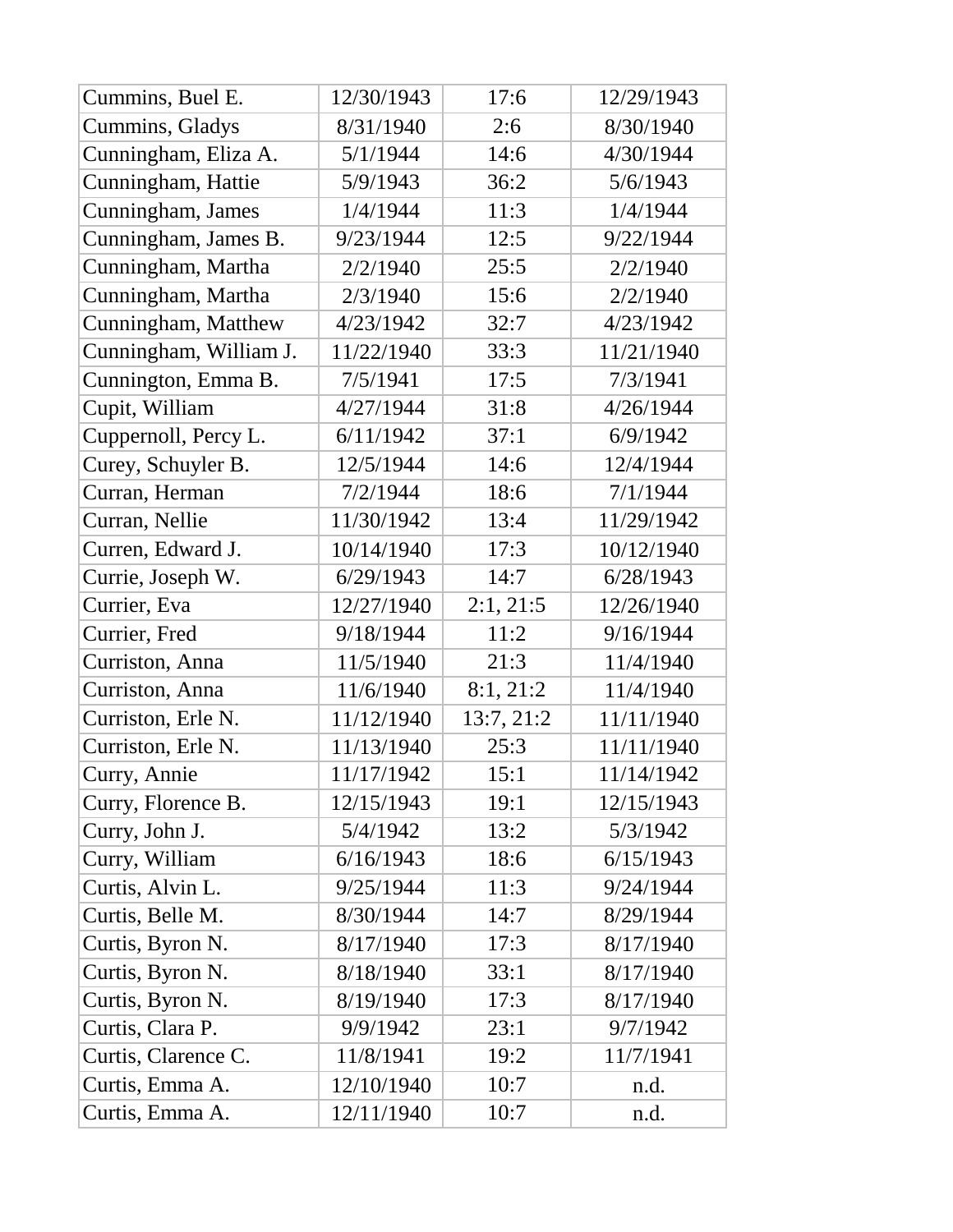| | | | |
|---|---|---|---|
| Cummins, Buel E. | 12/30/1943 | 17:6 | 12/29/1943 |
| Cummins, Gladys | 8/31/1940 | 2:6 | 8/30/1940 |
| Cunningham, Eliza A. | 5/1/1944 | 14:6 | 4/30/1944 |
| Cunningham, Hattie | 5/9/1943 | 36:2 | 5/6/1943 |
| Cunningham, James | 1/4/1944 | 11:3 | 1/4/1944 |
| Cunningham, James B. | 9/23/1944 | 12:5 | 9/22/1944 |
| Cunningham, Martha | 2/2/1940 | 25:5 | 2/2/1940 |
| Cunningham, Martha | 2/3/1940 | 15:6 | 2/2/1940 |
| Cunningham, Matthew | 4/23/1942 | 32:7 | 4/23/1942 |
| Cunningham, William J. | 11/22/1940 | 33:3 | 11/21/1940 |
| Cunnington, Emma B. | 7/5/1941 | 17:5 | 7/3/1941 |
| Cupit, William | 4/27/1944 | 31:8 | 4/26/1944 |
| Cuppernoll, Percy L. | 6/11/1942 | 37:1 | 6/9/1942 |
| Curey, Schuyler B. | 12/5/1944 | 14:6 | 12/4/1944 |
| Curran, Herman | 7/2/1944 | 18:6 | 7/1/1944 |
| Curran, Nellie | 11/30/1942 | 13:4 | 11/29/1942 |
| Curren, Edward J. | 10/14/1940 | 17:3 | 10/12/1940 |
| Currie, Joseph W. | 6/29/1943 | 14:7 | 6/28/1943 |
| Currier, Eva | 12/27/1940 | 2:1, 21:5 | 12/26/1940 |
| Currier, Fred | 9/18/1944 | 11:2 | 9/16/1944 |
| Curriston, Anna | 11/5/1940 | 21:3 | 11/4/1940 |
| Curriston, Anna | 11/6/1940 | 8:1, 21:2 | 11/4/1940 |
| Curriston, Erle N. | 11/12/1940 | 13:7, 21:2 | 11/11/1940 |
| Curriston, Erle N. | 11/13/1940 | 25:3 | 11/11/1940 |
| Curry, Annie | 11/17/1942 | 15:1 | 11/14/1942 |
| Curry, Florence B. | 12/15/1943 | 19:1 | 12/15/1943 |
| Curry, John J. | 5/4/1942 | 13:2 | 5/3/1942 |
| Curry, William | 6/16/1943 | 18:6 | 6/15/1943 |
| Curtis, Alvin L. | 9/25/1944 | 11:3 | 9/24/1944 |
| Curtis, Belle M. | 8/30/1944 | 14:7 | 8/29/1944 |
| Curtis, Byron N. | 8/17/1940 | 17:3 | 8/17/1940 |
| Curtis, Byron N. | 8/18/1940 | 33:1 | 8/17/1940 |
| Curtis, Byron N. | 8/19/1940 | 17:3 | 8/17/1940 |
| Curtis, Clara P. | 9/9/1942 | 23:1 | 9/7/1942 |
| Curtis, Clarence C. | 11/8/1941 | 19:2 | 11/7/1941 |
| Curtis, Emma A. | 12/10/1940 | 10:7 | n.d. |
| Curtis, Emma A. | 12/11/1940 | 10:7 | n.d. |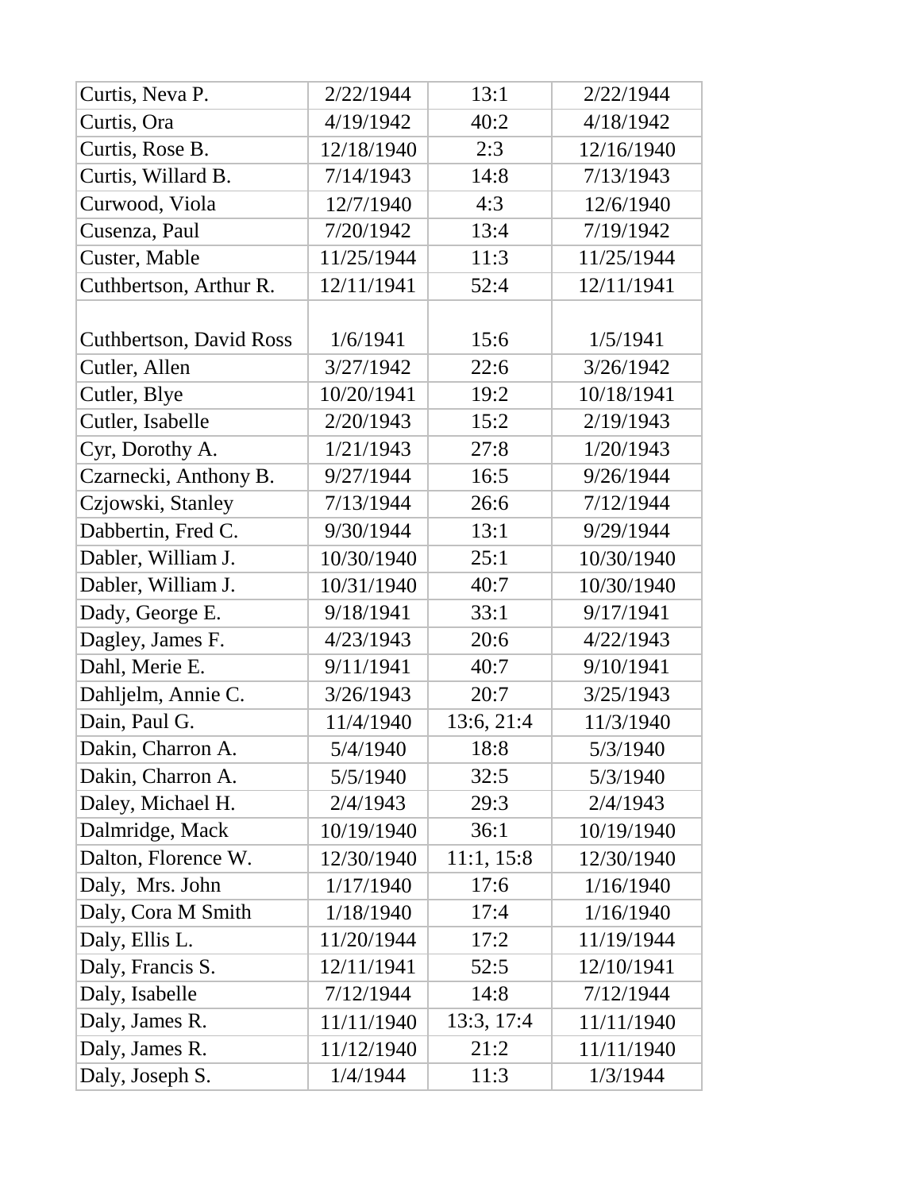| | | | |
|---|---|---|---|
| Curtis, Neva P. | 2/22/1944 | 13:1 | 2/22/1944 |
| Curtis, Ora | 4/19/1942 | 40:2 | 4/18/1942 |
| Curtis, Rose B. | 12/18/1940 | 2:3 | 12/16/1940 |
| Curtis, Willard B. | 7/14/1943 | 14:8 | 7/13/1943 |
| Curwood, Viola | 12/7/1940 | 4:3 | 12/6/1940 |
| Cusenza, Paul | 7/20/1942 | 13:4 | 7/19/1942 |
| Custer, Mable | 11/25/1944 | 11:3 | 11/25/1944 |
| Cuthbertson, Arthur R. | 12/11/1941 | 52:4 | 12/11/1941 |
| Cuthbertson, David Ross | 1/6/1941 | 15:6 | 1/5/1941 |
| Cutler, Allen | 3/27/1942 | 22:6 | 3/26/1942 |
| Cutler, Blye | 10/20/1941 | 19:2 | 10/18/1941 |
| Cutler, Isabelle | 2/20/1943 | 15:2 | 2/19/1943 |
| Cyr, Dorothy A. | 1/21/1943 | 27:8 | 1/20/1943 |
| Czarnecki, Anthony B. | 9/27/1944 | 16:5 | 9/26/1944 |
| Czjowski, Stanley | 7/13/1944 | 26:6 | 7/12/1944 |
| Dabbertin, Fred C. | 9/30/1944 | 13:1 | 9/29/1944 |
| Dabler, William J. | 10/30/1940 | 25:1 | 10/30/1940 |
| Dabler, William J. | 10/31/1940 | 40:7 | 10/30/1940 |
| Dady, George E. | 9/18/1941 | 33:1 | 9/17/1941 |
| Dagley, James F. | 4/23/1943 | 20:6 | 4/22/1943 |
| Dahl, Merie E. | 9/11/1941 | 40:7 | 9/10/1941 |
| Dahljelm, Annie C. | 3/26/1943 | 20:7 | 3/25/1943 |
| Dain, Paul G. | 11/4/1940 | 13:6, 21:4 | 11/3/1940 |
| Dakin, Charron A. | 5/4/1940 | 18:8 | 5/3/1940 |
| Dakin, Charron A. | 5/5/1940 | 32:5 | 5/3/1940 |
| Daley, Michael H. | 2/4/1943 | 29:3 | 2/4/1943 |
| Dalmridge, Mack | 10/19/1940 | 36:1 | 10/19/1940 |
| Dalton, Florence W. | 12/30/1940 | 11:1, 15:8 | 12/30/1940 |
| Daly, Mrs. John | 1/17/1940 | 17:6 | 1/16/1940 |
| Daly, Cora M Smith | 1/18/1940 | 17:4 | 1/16/1940 |
| Daly, Ellis L. | 11/20/1944 | 17:2 | 11/19/1944 |
| Daly, Francis S. | 12/11/1941 | 52:5 | 12/10/1941 |
| Daly, Isabelle | 7/12/1944 | 14:8 | 7/12/1944 |
| Daly, James R. | 11/11/1940 | 13:3, 17:4 | 11/11/1940 |
| Daly, James R. | 11/12/1940 | 21:2 | 11/11/1940 |
| Daly, Joseph S. | 1/4/1944 | 11:3 | 1/3/1944 |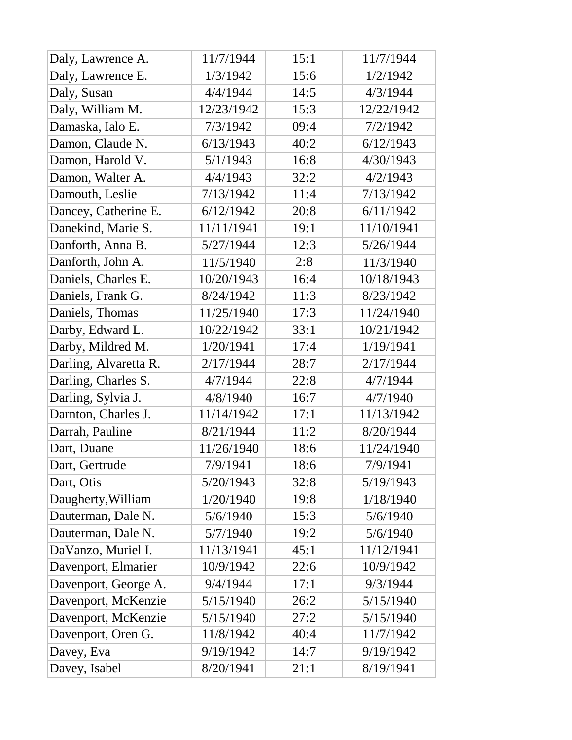| Daly, Lawrence A. | 11/7/1944 | 15:1 | 11/7/1944 |
|---|---|---|---|
| Daly, Lawrence E. | 1/3/1942 | 15:6 | 1/2/1942 |
| Daly, Susan | 4/4/1944 | 14:5 | 4/3/1944 |
| Daly, William M. | 12/23/1942 | 15:3 | 12/22/1942 |
| Damaska, Ialo E. | 7/3/1942 | 09:4 | 7/2/1942 |
| Damon, Claude N. | 6/13/1943 | 40:2 | 6/12/1943 |
| Damon, Harold V. | 5/1/1943 | 16:8 | 4/30/1943 |
| Damon, Walter A. | 4/4/1943 | 32:2 | 4/2/1943 |
| Damouth, Leslie | 7/13/1942 | 11:4 | 7/13/1942 |
| Dancey, Catherine E. | 6/12/1942 | 20:8 | 6/11/1942 |
| Danekind, Marie S. | 11/11/1941 | 19:1 | 11/10/1941 |
| Danforth, Anna B. | 5/27/1944 | 12:3 | 5/26/1944 |
| Danforth, John A. | 11/5/1940 | 2:8 | 11/3/1940 |
| Daniels, Charles E. | 10/20/1943 | 16:4 | 10/18/1943 |
| Daniels, Frank G. | 8/24/1942 | 11:3 | 8/23/1942 |
| Daniels, Thomas | 11/25/1940 | 17:3 | 11/24/1940 |
| Darby, Edward L. | 10/22/1942 | 33:1 | 10/21/1942 |
| Darby, Mildred M. | 1/20/1941 | 17:4 | 1/19/1941 |
| Darling, Alvaretta R. | 2/17/1944 | 28:7 | 2/17/1944 |
| Darling, Charles S. | 4/7/1944 | 22:8 | 4/7/1944 |
| Darling, Sylvia J. | 4/8/1940 | 16:7 | 4/7/1940 |
| Darnton, Charles J. | 11/14/1942 | 17:1 | 11/13/1942 |
| Darrah, Pauline | 8/21/1944 | 11:2 | 8/20/1944 |
| Dart, Duane | 11/26/1940 | 18:6 | 11/24/1940 |
| Dart, Gertrude | 7/9/1941 | 18:6 | 7/9/1941 |
| Dart, Otis | 5/20/1943 | 32:8 | 5/19/1943 |
| Daugherty,William | 1/20/1940 | 19:8 | 1/18/1940 |
| Dauterman, Dale N. | 5/6/1940 | 15:3 | 5/6/1940 |
| Dauterman, Dale N. | 5/7/1940 | 19:2 | 5/6/1940 |
| DaVanzo, Muriel I. | 11/13/1941 | 45:1 | 11/12/1941 |
| Davenport, Elmarier | 10/9/1942 | 22:6 | 10/9/1942 |
| Davenport, George A. | 9/4/1944 | 17:1 | 9/3/1944 |
| Davenport, McKenzie | 5/15/1940 | 26:2 | 5/15/1940 |
| Davenport, McKenzie | 5/15/1940 | 27:2 | 5/15/1940 |
| Davenport, Oren G. | 11/8/1942 | 40:4 | 11/7/1942 |
| Davey, Eva | 9/19/1942 | 14:7 | 9/19/1942 |
| Davey, Isabel | 8/20/1941 | 21:1 | 8/19/1941 |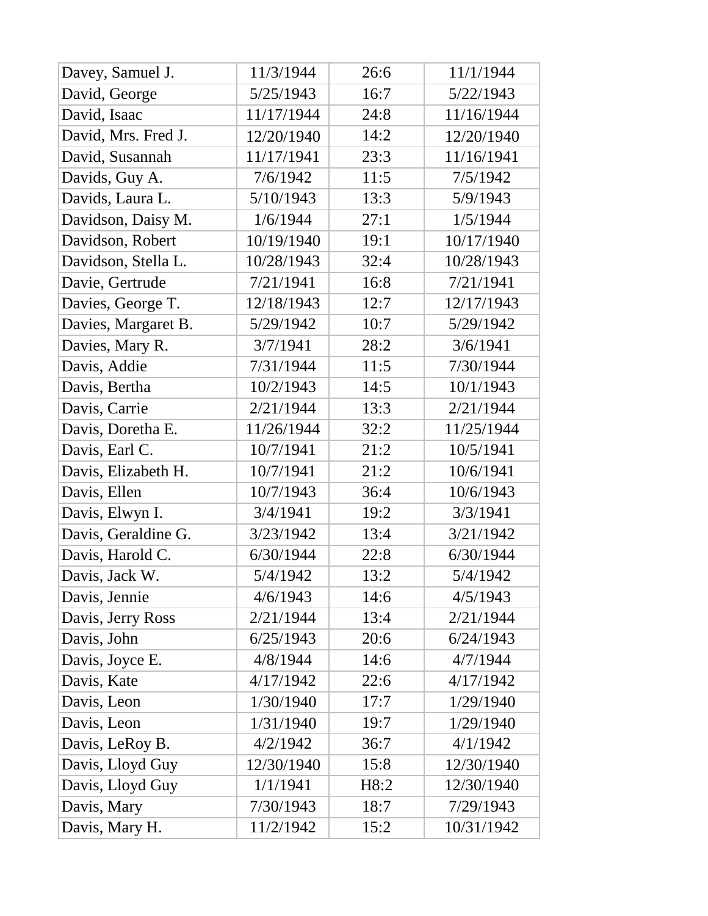| | | | |
|---|---|---|---|
| Davey, Samuel J. | 11/3/1944 | 26:6 | 11/1/1944 |
| David, George | 5/25/1943 | 16:7 | 5/22/1943 |
| David, Isaac | 11/17/1944 | 24:8 | 11/16/1944 |
| David, Mrs. Fred J. | 12/20/1940 | 14:2 | 12/20/1940 |
| David, Susannah | 11/17/1941 | 23:3 | 11/16/1941 |
| Davids, Guy A. | 7/6/1942 | 11:5 | 7/5/1942 |
| Davids, Laura L. | 5/10/1943 | 13:3 | 5/9/1943 |
| Davidson, Daisy M. | 1/6/1944 | 27:1 | 1/5/1944 |
| Davidson, Robert | 10/19/1940 | 19:1 | 10/17/1940 |
| Davidson, Stella L. | 10/28/1943 | 32:4 | 10/28/1943 |
| Davie, Gertrude | 7/21/1941 | 16:8 | 7/21/1941 |
| Davies, George T. | 12/18/1943 | 12:7 | 12/17/1943 |
| Davies, Margaret B. | 5/29/1942 | 10:7 | 5/29/1942 |
| Davies, Mary R. | 3/7/1941 | 28:2 | 3/6/1941 |
| Davis, Addie | 7/31/1944 | 11:5 | 7/30/1944 |
| Davis, Bertha | 10/2/1943 | 14:5 | 10/1/1943 |
| Davis, Carrie | 2/21/1944 | 13:3 | 2/21/1944 |
| Davis, Doretha E. | 11/26/1944 | 32:2 | 11/25/1944 |
| Davis, Earl C. | 10/7/1941 | 21:2 | 10/5/1941 |
| Davis, Elizabeth H. | 10/7/1941 | 21:2 | 10/6/1941 |
| Davis, Ellen | 10/7/1943 | 36:4 | 10/6/1943 |
| Davis, Elwyn I. | 3/4/1941 | 19:2 | 3/3/1941 |
| Davis, Geraldine G. | 3/23/1942 | 13:4 | 3/21/1942 |
| Davis, Harold C. | 6/30/1944 | 22:8 | 6/30/1944 |
| Davis, Jack W. | 5/4/1942 | 13:2 | 5/4/1942 |
| Davis, Jennie | 4/6/1943 | 14:6 | 4/5/1943 |
| Davis, Jerry Ross | 2/21/1944 | 13:4 | 2/21/1944 |
| Davis, John | 6/25/1943 | 20:6 | 6/24/1943 |
| Davis, Joyce E. | 4/8/1944 | 14:6 | 4/7/1944 |
| Davis, Kate | 4/17/1942 | 22:6 | 4/17/1942 |
| Davis, Leon | 1/30/1940 | 17:7 | 1/29/1940 |
| Davis, Leon | 1/31/1940 | 19:7 | 1/29/1940 |
| Davis, LeRoy B. | 4/2/1942 | 36:7 | 4/1/1942 |
| Davis, Lloyd Guy | 12/30/1940 | 15:8 | 12/30/1940 |
| Davis, Lloyd Guy | 1/1/1941 | H8:2 | 12/30/1940 |
| Davis, Mary | 7/30/1943 | 18:7 | 7/29/1943 |
| Davis, Mary H. | 11/2/1942 | 15:2 | 10/31/1942 |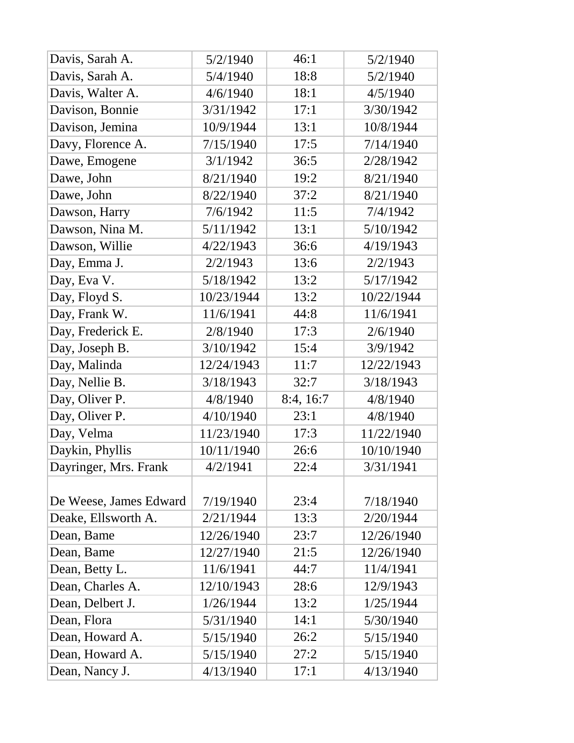| Davis, Sarah A. | 5/2/1940 | 46:1 | 5/2/1940 |
|---|---|---|---|
| Davis, Sarah A. | 5/4/1940 | 18:8 | 5/2/1940 |
| Davis, Walter A. | 4/6/1940 | 18:1 | 4/5/1940 |
| Davison, Bonnie | 3/31/1942 | 17:1 | 3/30/1942 |
| Davison, Jemina | 10/9/1944 | 13:1 | 10/8/1944 |
| Davy, Florence A. | 7/15/1940 | 17:5 | 7/14/1940 |
| Dawe, Emogene | 3/1/1942 | 36:5 | 2/28/1942 |
| Dawe, John | 8/21/1940 | 19:2 | 8/21/1940 |
| Dawe, John | 8/22/1940 | 37:2 | 8/21/1940 |
| Dawson, Harry | 7/6/1942 | 11:5 | 7/4/1942 |
| Dawson, Nina M. | 5/11/1942 | 13:1 | 5/10/1942 |
| Dawson, Willie | 4/22/1943 | 36:6 | 4/19/1943 |
| Day, Emma J. | 2/2/1943 | 13:6 | 2/2/1943 |
| Day, Eva V. | 5/18/1942 | 13:2 | 5/17/1942 |
| Day, Floyd S. | 10/23/1944 | 13:2 | 10/22/1944 |
| Day, Frank W. | 11/6/1941 | 44:8 | 11/6/1941 |
| Day, Frederick E. | 2/8/1940 | 17:3 | 2/6/1940 |
| Day, Joseph B. | 3/10/1942 | 15:4 | 3/9/1942 |
| Day, Malinda | 12/24/1943 | 11:7 | 12/22/1943 |
| Day, Nellie B. | 3/18/1943 | 32:7 | 3/18/1943 |
| Day, Oliver P. | 4/8/1940 | 8:4, 16:7 | 4/8/1940 |
| Day, Oliver P. | 4/10/1940 | 23:1 | 4/8/1940 |
| Day, Velma | 11/23/1940 | 17:3 | 11/22/1940 |
| Daykin, Phyllis | 10/11/1940 | 26:6 | 10/10/1940 |
| Dayringer, Mrs. Frank | 4/2/1941 | 22:4 | 3/31/1941 |
| De Weese, James Edward | 7/19/1940 | 23:4 | 7/18/1940 |
| Deake, Ellsworth A. | 2/21/1944 | 13:3 | 2/20/1944 |
| Dean, Bame | 12/26/1940 | 23:7 | 12/26/1940 |
| Dean, Bame | 12/27/1940 | 21:5 | 12/26/1940 |
| Dean, Betty L. | 11/6/1941 | 44:7 | 11/4/1941 |
| Dean, Charles A. | 12/10/1943 | 28:6 | 12/9/1943 |
| Dean, Delbert J. | 1/26/1944 | 13:2 | 1/25/1944 |
| Dean, Flora | 5/31/1940 | 14:1 | 5/30/1940 |
| Dean, Howard A. | 5/15/1940 | 26:2 | 5/15/1940 |
| Dean, Howard A. | 5/15/1940 | 27:2 | 5/15/1940 |
| Dean, Nancy J. | 4/13/1940 | 17:1 | 4/13/1940 |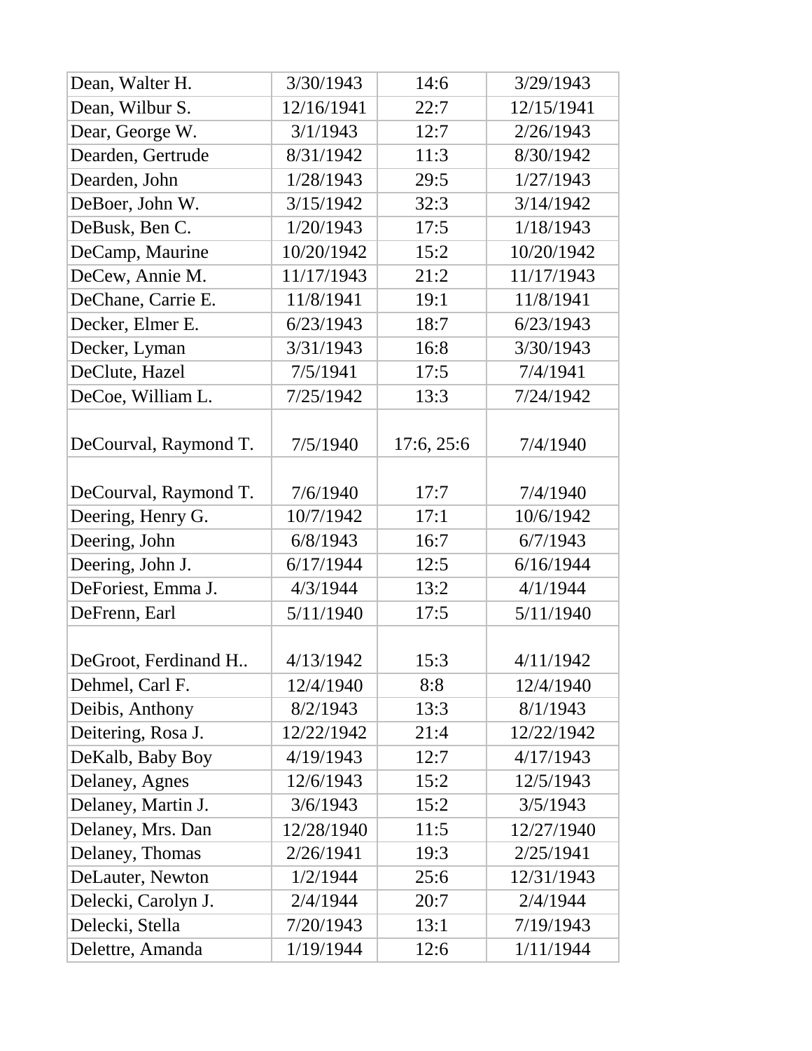| Dean, Walter H. | 3/30/1943 | 14:6 | 3/29/1943 |
|---|---|---|---|
| Dean, Wilbur S. | 12/16/1941 | 22:7 | 12/15/1941 |
| Dear, George W. | 3/1/1943 | 12:7 | 2/26/1943 |
| Dearden, Gertrude | 8/31/1942 | 11:3 | 8/30/1942 |
| Dearden, John | 1/28/1943 | 29:5 | 1/27/1943 |
| DeBoer, John W. | 3/15/1942 | 32:3 | 3/14/1942 |
| DeBusk, Ben C. | 1/20/1943 | 17:5 | 1/18/1943 |
| DeCamp, Maurine | 10/20/1942 | 15:2 | 10/20/1942 |
| DeCew, Annie M. | 11/17/1943 | 21:2 | 11/17/1943 |
| DeChane, Carrie E. | 11/8/1941 | 19:1 | 11/8/1941 |
| Decker, Elmer E. | 6/23/1943 | 18:7 | 6/23/1943 |
| Decker, Lyman | 3/31/1943 | 16:8 | 3/30/1943 |
| DeClute, Hazel | 7/5/1941 | 17:5 | 7/4/1941 |
| DeCoe, William L. | 7/25/1942 | 13:3 | 7/24/1942 |
| DeCourval, Raymond T. | 7/5/1940 | 17:6, 25:6 | 7/4/1940 |
| DeCourval, Raymond T. | 7/6/1940 | 17:7 | 7/4/1940 |
| Deering, Henry G. | 10/7/1942 | 17:1 | 10/6/1942 |
| Deering, John | 6/8/1943 | 16:7 | 6/7/1943 |
| Deering, John J. | 6/17/1944 | 12:5 | 6/16/1944 |
| DeForiest, Emma J. | 4/3/1944 | 13:2 | 4/1/1944 |
| DeFrenn, Earl | 5/11/1940 | 17:5 | 5/11/1940 |
| DeGroot, Ferdinand H.. | 4/13/1942 | 15:3 | 4/11/1942 |
| Dehmel, Carl F. | 12/4/1940 | 8:8 | 12/4/1940 |
| Deibis, Anthony | 8/2/1943 | 13:3 | 8/1/1943 |
| Deitering, Rosa J. | 12/22/1942 | 21:4 | 12/22/1942 |
| DeKalb, Baby Boy | 4/19/1943 | 12:7 | 4/17/1943 |
| Delaney, Agnes | 12/6/1943 | 15:2 | 12/5/1943 |
| Delaney, Martin J. | 3/6/1943 | 15:2 | 3/5/1943 |
| Delaney, Mrs. Dan | 12/28/1940 | 11:5 | 12/27/1940 |
| Delaney, Thomas | 2/26/1941 | 19:3 | 2/25/1941 |
| DeLauter, Newton | 1/2/1944 | 25:6 | 12/31/1943 |
| Delecki, Carolyn J. | 2/4/1944 | 20:7 | 2/4/1944 |
| Delecki, Stella | 7/20/1943 | 13:1 | 7/19/1943 |
| Delettre, Amanda | 1/19/1944 | 12:6 | 1/11/1944 |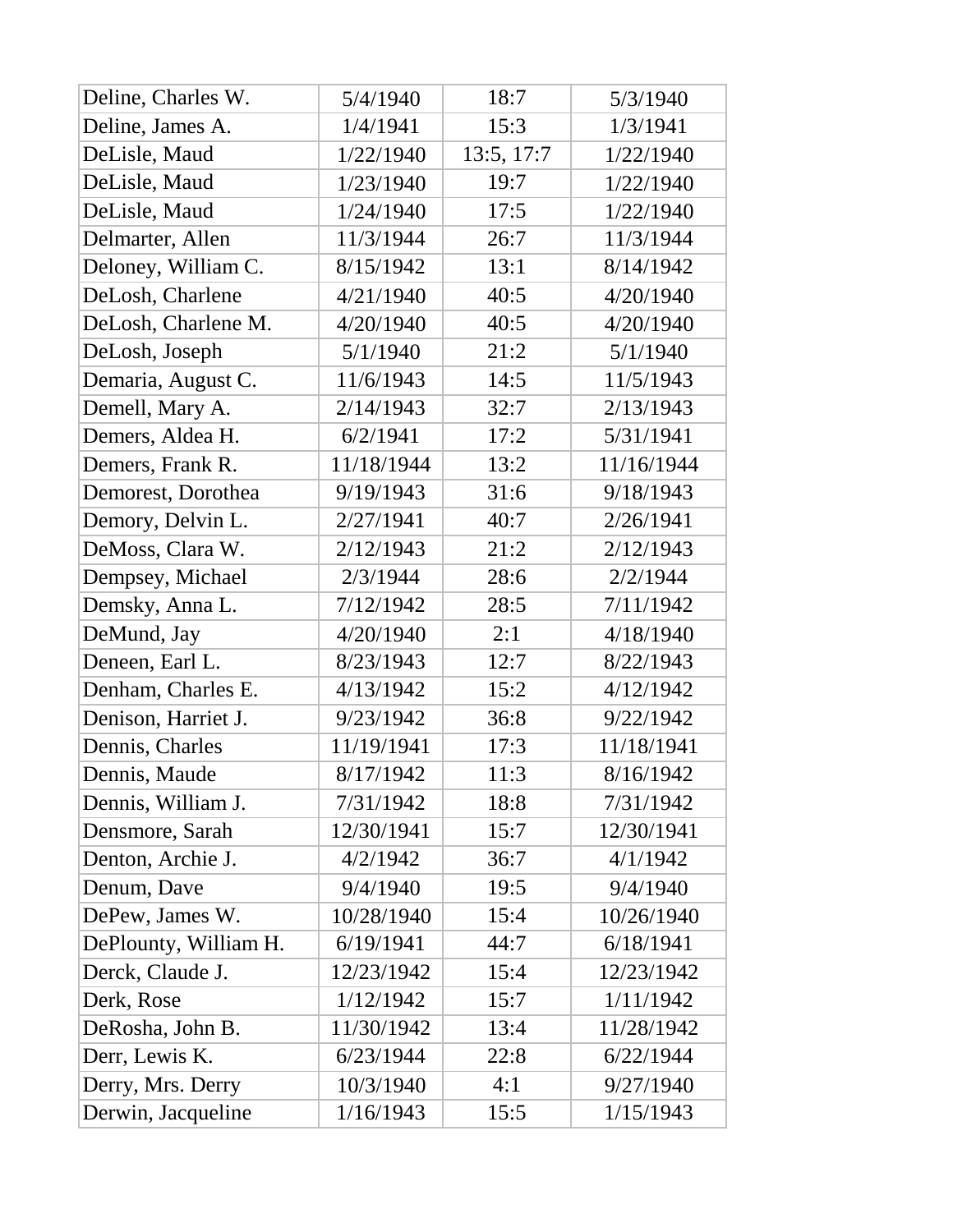| Deline, Charles W. | 5/4/1940 | 18:7 | 5/3/1940 |
|---|---|---|---|
| Deline, James A. | 1/4/1941 | 15:3 | 1/3/1941 |
| DeLisle, Maud | 1/22/1940 | 13:5, 17:7 | 1/22/1940 |
| DeLisle, Maud | 1/23/1940 | 19:7 | 1/22/1940 |
| DeLisle, Maud | 1/24/1940 | 17:5 | 1/22/1940 |
| Delmarter, Allen | 11/3/1944 | 26:7 | 11/3/1944 |
| Deloney, William C. | 8/15/1942 | 13:1 | 8/14/1942 |
| DeLosh, Charlene | 4/21/1940 | 40:5 | 4/20/1940 |
| DeLosh, Charlene M. | 4/20/1940 | 40:5 | 4/20/1940 |
| DeLosh, Joseph | 5/1/1940 | 21:2 | 5/1/1940 |
| Demaria, August C. | 11/6/1943 | 14:5 | 11/5/1943 |
| Demell, Mary A. | 2/14/1943 | 32:7 | 2/13/1943 |
| Demers, Aldea H. | 6/2/1941 | 17:2 | 5/31/1941 |
| Demers, Frank R. | 11/18/1944 | 13:2 | 11/16/1944 |
| Demorest, Dorothea | 9/19/1943 | 31:6 | 9/18/1943 |
| Demory, Delvin L. | 2/27/1941 | 40:7 | 2/26/1941 |
| DeMoss, Clara W. | 2/12/1943 | 21:2 | 2/12/1943 |
| Dempsey, Michael | 2/3/1944 | 28:6 | 2/2/1944 |
| Demsky, Anna L. | 7/12/1942 | 28:5 | 7/11/1942 |
| DeMund, Jay | 4/20/1940 | 2:1 | 4/18/1940 |
| Deneen, Earl L. | 8/23/1943 | 12:7 | 8/22/1943 |
| Denham, Charles E. | 4/13/1942 | 15:2 | 4/12/1942 |
| Denison, Harriet J. | 9/23/1942 | 36:8 | 9/22/1942 |
| Dennis, Charles | 11/19/1941 | 17:3 | 11/18/1941 |
| Dennis, Maude | 8/17/1942 | 11:3 | 8/16/1942 |
| Dennis, William J. | 7/31/1942 | 18:8 | 7/31/1942 |
| Densmore, Sarah | 12/30/1941 | 15:7 | 12/30/1941 |
| Denton, Archie J. | 4/2/1942 | 36:7 | 4/1/1942 |
| Denum, Dave | 9/4/1940 | 19:5 | 9/4/1940 |
| DePew, James W. | 10/28/1940 | 15:4 | 10/26/1940 |
| DePlounty, William H. | 6/19/1941 | 44:7 | 6/18/1941 |
| Derck, Claude J. | 12/23/1942 | 15:4 | 12/23/1942 |
| Derk, Rose | 1/12/1942 | 15:7 | 1/11/1942 |
| DeRosha, John B. | 11/30/1942 | 13:4 | 11/28/1942 |
| Derr, Lewis K. | 6/23/1944 | 22:8 | 6/22/1944 |
| Derry, Mrs. Derry | 10/3/1940 | 4:1 | 9/27/1940 |
| Derwin, Jacqueline | 1/16/1943 | 15:5 | 1/15/1943 |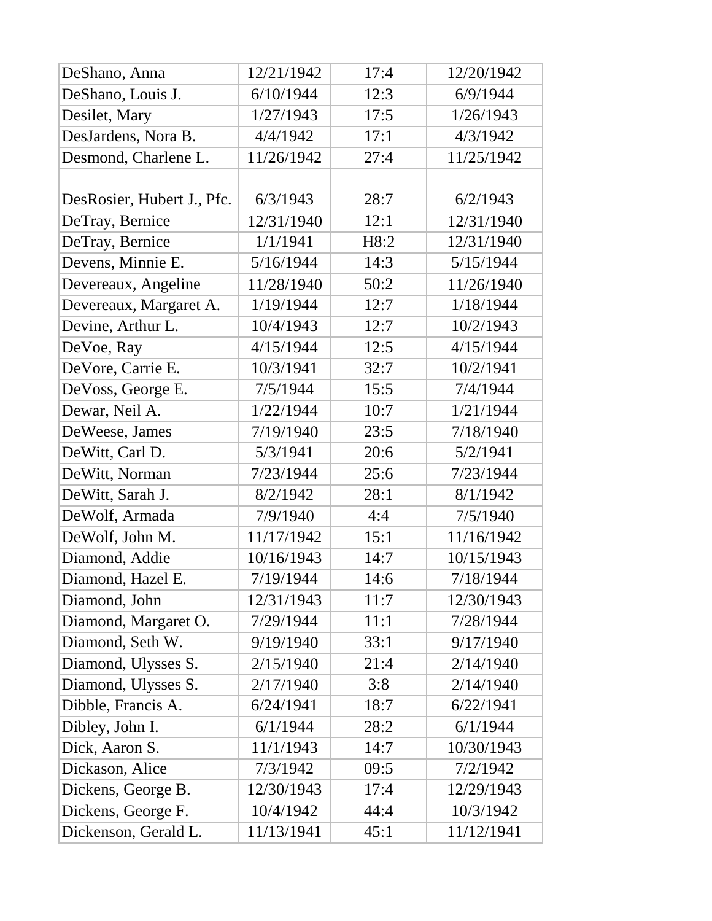| DeShano, Anna | 12/21/1942 | 17:4 | 12/20/1942 |
|---|---|---|---|
| DeShano, Louis J. | 6/10/1944 | 12:3 | 6/9/1944 |
| Desilet, Mary | 1/27/1943 | 17:5 | 1/26/1943 |
| DesJardens, Nora B. | 4/4/1942 | 17:1 | 4/3/1942 |
| Desmond, Charlene L. | 11/26/1942 | 27:4 | 11/25/1942 |
| DesRosier, Hubert J., Pfc. | 6/3/1943 | 28:7 | 6/2/1943 |
| DeTray, Bernice | 12/31/1940 | 12:1 | 12/31/1940 |
| DeTray, Bernice | 1/1/1941 | H8:2 | 12/31/1940 |
| Devens, Minnie E. | 5/16/1944 | 14:3 | 5/15/1944 |
| Devereaux, Angeline | 11/28/1940 | 50:2 | 11/26/1940 |
| Devereaux, Margaret A. | 1/19/1944 | 12:7 | 1/18/1944 |
| Devine, Arthur L. | 10/4/1943 | 12:7 | 10/2/1943 |
| DeVoe, Ray | 4/15/1944 | 12:5 | 4/15/1944 |
| DeVore, Carrie E. | 10/3/1941 | 32:7 | 10/2/1941 |
| DeVoss, George E. | 7/5/1944 | 15:5 | 7/4/1944 |
| Dewar, Neil A. | 1/22/1944 | 10:7 | 1/21/1944 |
| DeWeese, James | 7/19/1940 | 23:5 | 7/18/1940 |
| DeWitt, Carl D. | 5/3/1941 | 20:6 | 5/2/1941 |
| DeWitt, Norman | 7/23/1944 | 25:6 | 7/23/1944 |
| DeWitt, Sarah J. | 8/2/1942 | 28:1 | 8/1/1942 |
| DeWolf, Armada | 7/9/1940 | 4:4 | 7/5/1940 |
| DeWolf, John M. | 11/17/1942 | 15:1 | 11/16/1942 |
| Diamond, Addie | 10/16/1943 | 14:7 | 10/15/1943 |
| Diamond, Hazel E. | 7/19/1944 | 14:6 | 7/18/1944 |
| Diamond, John | 12/31/1943 | 11:7 | 12/30/1943 |
| Diamond, Margaret O. | 7/29/1944 | 11:1 | 7/28/1944 |
| Diamond, Seth W. | 9/19/1940 | 33:1 | 9/17/1940 |
| Diamond, Ulysses S. | 2/15/1940 | 21:4 | 2/14/1940 |
| Diamond, Ulysses S. | 2/17/1940 | 3:8 | 2/14/1940 |
| Dibble, Francis A. | 6/24/1941 | 18:7 | 6/22/1941 |
| Dibley, John I. | 6/1/1944 | 28:2 | 6/1/1944 |
| Dick, Aaron S. | 11/1/1943 | 14:7 | 10/30/1943 |
| Dickason, Alice | 7/3/1942 | 09:5 | 7/2/1942 |
| Dickens, George B. | 12/30/1943 | 17:4 | 12/29/1943 |
| Dickens, George F. | 10/4/1942 | 44:4 | 10/3/1942 |
| Dickenson, Gerald L. | 11/13/1941 | 45:1 | 11/12/1941 |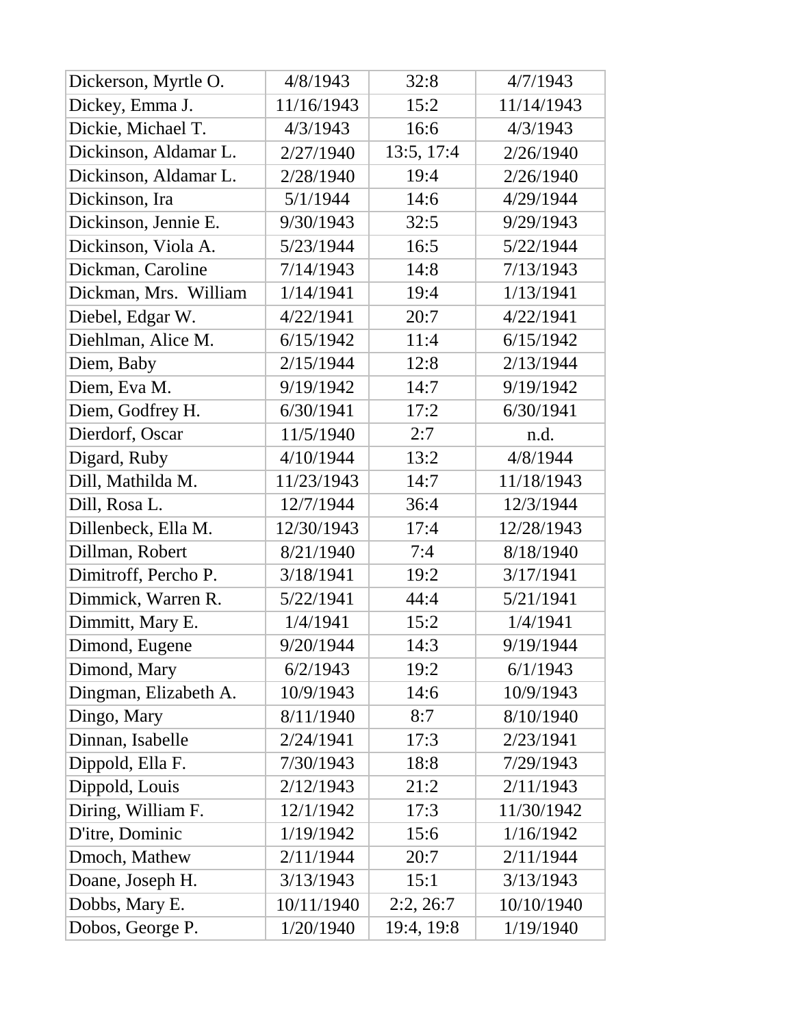| Dickerson, Myrtle O. | 4/8/1943 | 32:8 | 4/7/1943 |
|---|---|---|---|
| Dickey, Emma J. | 11/16/1943 | 15:2 | 11/14/1943 |
| Dickie, Michael T. | 4/3/1943 | 16:6 | 4/3/1943 |
| Dickinson, Aldamar L. | 2/27/1940 | 13:5, 17:4 | 2/26/1940 |
| Dickinson, Aldamar L. | 2/28/1940 | 19:4 | 2/26/1940 |
| Dickinson, Ira | 5/1/1944 | 14:6 | 4/29/1944 |
| Dickinson, Jennie E. | 9/30/1943 | 32:5 | 9/29/1943 |
| Dickinson, Viola A. | 5/23/1944 | 16:5 | 5/22/1944 |
| Dickman, Caroline | 7/14/1943 | 14:8 | 7/13/1943 |
| Dickman, Mrs. William | 1/14/1941 | 19:4 | 1/13/1941 |
| Diebel, Edgar W. | 4/22/1941 | 20:7 | 4/22/1941 |
| Diehlman, Alice M. | 6/15/1942 | 11:4 | 6/15/1942 |
| Diem, Baby | 2/15/1944 | 12:8 | 2/13/1944 |
| Diem, Eva M. | 9/19/1942 | 14:7 | 9/19/1942 |
| Diem, Godfrey H. | 6/30/1941 | 17:2 | 6/30/1941 |
| Dierdorf, Oscar | 11/5/1940 | 2:7 | n.d. |
| Digard, Ruby | 4/10/1944 | 13:2 | 4/8/1944 |
| Dill, Mathilda M. | 11/23/1943 | 14:7 | 11/18/1943 |
| Dill, Rosa L. | 12/7/1944 | 36:4 | 12/3/1944 |
| Dillenbeck, Ella M. | 12/30/1943 | 17:4 | 12/28/1943 |
| Dillman, Robert | 8/21/1940 | 7:4 | 8/18/1940 |
| Dimitroff, Percho P. | 3/18/1941 | 19:2 | 3/17/1941 |
| Dimmick, Warren R. | 5/22/1941 | 44:4 | 5/21/1941 |
| Dimmitt, Mary E. | 1/4/1941 | 15:2 | 1/4/1941 |
| Dimond, Eugene | 9/20/1944 | 14:3 | 9/19/1944 |
| Dimond, Mary | 6/2/1943 | 19:2 | 6/1/1943 |
| Dingman, Elizabeth A. | 10/9/1943 | 14:6 | 10/9/1943 |
| Dingo, Mary | 8/11/1940 | 8:7 | 8/10/1940 |
| Dinnan, Isabelle | 2/24/1941 | 17:3 | 2/23/1941 |
| Dippold, Ella F. | 7/30/1943 | 18:8 | 7/29/1943 |
| Dippold, Louis | 2/12/1943 | 21:2 | 2/11/1943 |
| Diring, William F. | 12/1/1942 | 17:3 | 11/30/1942 |
| D'itre, Dominic | 1/19/1942 | 15:6 | 1/16/1942 |
| Dmoch, Mathew | 2/11/1944 | 20:7 | 2/11/1944 |
| Doane, Joseph H. | 3/13/1943 | 15:1 | 3/13/1943 |
| Dobbs, Mary E. | 10/11/1940 | 2:2, 26:7 | 10/10/1940 |
| Dobos, George P. | 1/20/1940 | 19:4, 19:8 | 1/19/1940 |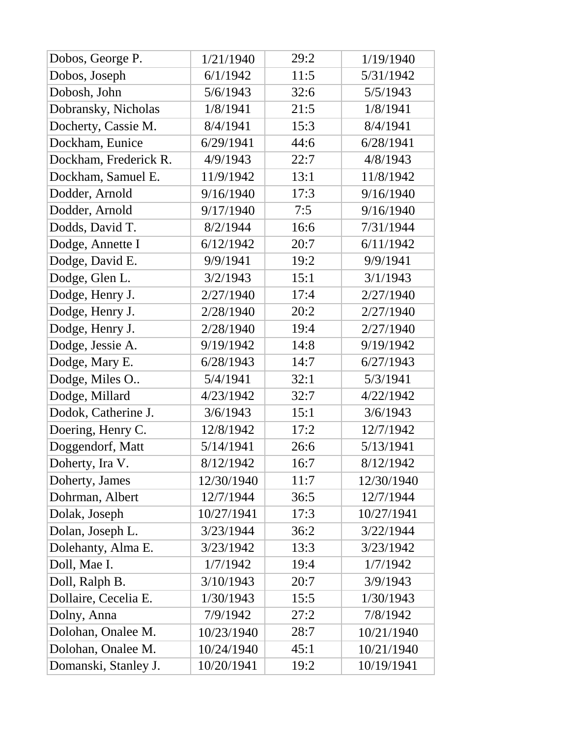| Dobos, George P. | 1/21/1940 | 29:2 | 1/19/1940 |
|---|---|---|---|
| Dobos, Joseph | 6/1/1942 | 11:5 | 5/31/1942 |
| Dobosh, John | 5/6/1943 | 32:6 | 5/5/1943 |
| Dobransky, Nicholas | 1/8/1941 | 21:5 | 1/8/1941 |
| Docherty, Cassie M. | 8/4/1941 | 15:3 | 8/4/1941 |
| Dockham, Eunice | 6/29/1941 | 44:6 | 6/28/1941 |
| Dockham, Frederick R. | 4/9/1943 | 22:7 | 4/8/1943 |
| Dockham, Samuel E. | 11/9/1942 | 13:1 | 11/8/1942 |
| Dodder, Arnold | 9/16/1940 | 17:3 | 9/16/1940 |
| Dodder, Arnold | 9/17/1940 | 7:5 | 9/16/1940 |
| Dodds, David T. | 8/2/1944 | 16:6 | 7/31/1944 |
| Dodge, Annette I | 6/12/1942 | 20:7 | 6/11/1942 |
| Dodge, David E. | 9/9/1941 | 19:2 | 9/9/1941 |
| Dodge, Glen L. | 3/2/1943 | 15:1 | 3/1/1943 |
| Dodge, Henry J. | 2/27/1940 | 17:4 | 2/27/1940 |
| Dodge, Henry J. | 2/28/1940 | 20:2 | 2/27/1940 |
| Dodge, Henry J. | 2/28/1940 | 19:4 | 2/27/1940 |
| Dodge, Jessie A. | 9/19/1942 | 14:8 | 9/19/1942 |
| Dodge, Mary E. | 6/28/1943 | 14:7 | 6/27/1943 |
| Dodge, Miles O.. | 5/4/1941 | 32:1 | 5/3/1941 |
| Dodge, Millard | 4/23/1942 | 32:7 | 4/22/1942 |
| Dodok, Catherine J. | 3/6/1943 | 15:1 | 3/6/1943 |
| Doering, Henry C. | 12/8/1942 | 17:2 | 12/7/1942 |
| Doggendorf, Matt | 5/14/1941 | 26:6 | 5/13/1941 |
| Doherty, Ira V. | 8/12/1942 | 16:7 | 8/12/1942 |
| Doherty, James | 12/30/1940 | 11:7 | 12/30/1940 |
| Dohrman, Albert | 12/7/1944 | 36:5 | 12/7/1944 |
| Dolak, Joseph | 10/27/1941 | 17:3 | 10/27/1941 |
| Dolan, Joseph L. | 3/23/1944 | 36:2 | 3/22/1944 |
| Dolehanty, Alma E. | 3/23/1942 | 13:3 | 3/23/1942 |
| Doll, Mae I. | 1/7/1942 | 19:4 | 1/7/1942 |
| Doll, Ralph B. | 3/10/1943 | 20:7 | 3/9/1943 |
| Dollaire, Cecelia E. | 1/30/1943 | 15:5 | 1/30/1943 |
| Dolny, Anna | 7/9/1942 | 27:2 | 7/8/1942 |
| Dolohan, Onalee M. | 10/23/1940 | 28:7 | 10/21/1940 |
| Dolohan, Onalee M. | 10/24/1940 | 45:1 | 10/21/1940 |
| Domanski, Stanley J. | 10/20/1941 | 19:2 | 10/19/1941 |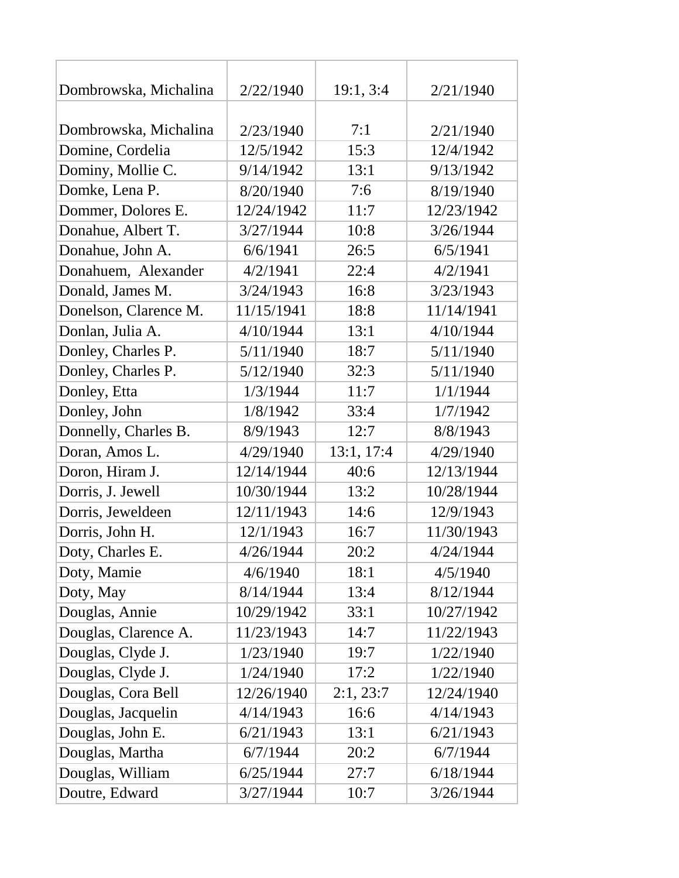| | | | |
|---|---|---|---|
| Dombrowska, Michalina | 2/22/1940 | 19:1, 3:4 | 2/21/1940 |
| Dombrowska, Michalina | 2/23/1940 | 7:1 | 2/21/1940 |
| Domine, Cordelia | 12/5/1942 | 15:3 | 12/4/1942 |
| Dominy, Mollie C. | 9/14/1942 | 13:1 | 9/13/1942 |
| Domke, Lena P. | 8/20/1940 | 7:6 | 8/19/1940 |
| Dommer, Dolores E. | 12/24/1942 | 11:7 | 12/23/1942 |
| Donahue, Albert T. | 3/27/1944 | 10:8 | 3/26/1944 |
| Donahue, John A. | 6/6/1941 | 26:5 | 6/5/1941 |
| Donahuem, Alexander | 4/2/1941 | 22:4 | 4/2/1941 |
| Donald, James M. | 3/24/1943 | 16:8 | 3/23/1943 |
| Donelson, Clarence M. | 11/15/1941 | 18:8 | 11/14/1941 |
| Donlan, Julia A. | 4/10/1944 | 13:1 | 4/10/1944 |
| Donley, Charles P. | 5/11/1940 | 18:7 | 5/11/1940 |
| Donley, Charles P. | 5/12/1940 | 32:3 | 5/11/1940 |
| Donley, Etta | 1/3/1944 | 11:7 | 1/1/1944 |
| Donley, John | 1/8/1942 | 33:4 | 1/7/1942 |
| Donnelly, Charles B. | 8/9/1943 | 12:7 | 8/8/1943 |
| Doran, Amos L. | 4/29/1940 | 13:1, 17:4 | 4/29/1940 |
| Doron, Hiram J. | 12/14/1944 | 40:6 | 12/13/1944 |
| Dorris, J. Jewell | 10/30/1944 | 13:2 | 10/28/1944 |
| Dorris, Jeweldeen | 12/11/1943 | 14:6 | 12/9/1943 |
| Dorris, John H. | 12/1/1943 | 16:7 | 11/30/1943 |
| Doty, Charles E. | 4/26/1944 | 20:2 | 4/24/1944 |
| Doty, Mamie | 4/6/1940 | 18:1 | 4/5/1940 |
| Doty, May | 8/14/1944 | 13:4 | 8/12/1944 |
| Douglas, Annie | 10/29/1942 | 33:1 | 10/27/1942 |
| Douglas, Clarence A. | 11/23/1943 | 14:7 | 11/22/1943 |
| Douglas, Clyde J. | 1/23/1940 | 19:7 | 1/22/1940 |
| Douglas, Clyde J. | 1/24/1940 | 17:2 | 1/22/1940 |
| Douglas, Cora Bell | 12/26/1940 | 2:1, 23:7 | 12/24/1940 |
| Douglas, Jacquelin | 4/14/1943 | 16:6 | 4/14/1943 |
| Douglas, John E. | 6/21/1943 | 13:1 | 6/21/1943 |
| Douglas, Martha | 6/7/1944 | 20:2 | 6/7/1944 |
| Douglas, William | 6/25/1944 | 27:7 | 6/18/1944 |
| Doutre, Edward | 3/27/1944 | 10:7 | 3/26/1944 |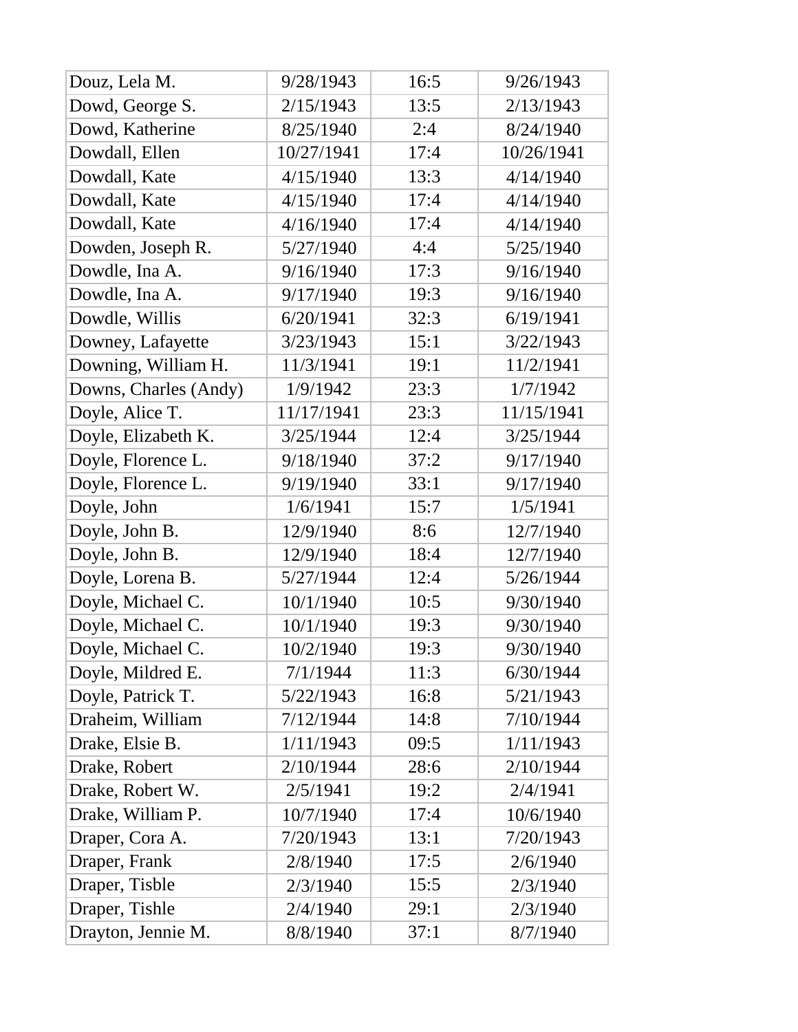| | | | |
|---|---|---|---|
| Douz, Lela M. | 9/28/1943 | 16:5 | 9/26/1943 |
| Dowd, George S. | 2/15/1943 | 13:5 | 2/13/1943 |
| Dowd, Katherine | 8/25/1940 | 2:4 | 8/24/1940 |
| Dowdall, Ellen | 10/27/1941 | 17:4 | 10/26/1941 |
| Dowdall, Kate | 4/15/1940 | 13:3 | 4/14/1940 |
| Dowdall, Kate | 4/15/1940 | 17:4 | 4/14/1940 |
| Dowdall, Kate | 4/16/1940 | 17:4 | 4/14/1940 |
| Dowden, Joseph R. | 5/27/1940 | 4:4 | 5/25/1940 |
| Dowdle, Ina A. | 9/16/1940 | 17:3 | 9/16/1940 |
| Dowdle, Ina A. | 9/17/1940 | 19:3 | 9/16/1940 |
| Dowdle, Willis | 6/20/1941 | 32:3 | 6/19/1941 |
| Downey, Lafayette | 3/23/1943 | 15:1 | 3/22/1943 |
| Downing, William H. | 11/3/1941 | 19:1 | 11/2/1941 |
| Downs, Charles (Andy) | 1/9/1942 | 23:3 | 1/7/1942 |
| Doyle, Alice T. | 11/17/1941 | 23:3 | 11/15/1941 |
| Doyle, Elizabeth K. | 3/25/1944 | 12:4 | 3/25/1944 |
| Doyle, Florence L. | 9/18/1940 | 37:2 | 9/17/1940 |
| Doyle, Florence L. | 9/19/1940 | 33:1 | 9/17/1940 |
| Doyle, John | 1/6/1941 | 15:7 | 1/5/1941 |
| Doyle, John B. | 12/9/1940 | 8:6 | 12/7/1940 |
| Doyle, John B. | 12/9/1940 | 18:4 | 12/7/1940 |
| Doyle, Lorena B. | 5/27/1944 | 12:4 | 5/26/1944 |
| Doyle, Michael C. | 10/1/1940 | 10:5 | 9/30/1940 |
| Doyle, Michael C. | 10/1/1940 | 19:3 | 9/30/1940 |
| Doyle, Michael C. | 10/2/1940 | 19:3 | 9/30/1940 |
| Doyle, Mildred E. | 7/1/1944 | 11:3 | 6/30/1944 |
| Doyle, Patrick T. | 5/22/1943 | 16:8 | 5/21/1943 |
| Draheim, William | 7/12/1944 | 14:8 | 7/10/1944 |
| Drake, Elsie B. | 1/11/1943 | 09:5 | 1/11/1943 |
| Drake, Robert | 2/10/1944 | 28:6 | 2/10/1944 |
| Drake, Robert W. | 2/5/1941 | 19:2 | 2/4/1941 |
| Drake, William P. | 10/7/1940 | 17:4 | 10/6/1940 |
| Draper, Cora A. | 7/20/1943 | 13:1 | 7/20/1943 |
| Draper, Frank | 2/8/1940 | 17:5 | 2/6/1940 |
| Draper, Tisble | 2/3/1940 | 15:5 | 2/3/1940 |
| Draper, Tishle | 2/4/1940 | 29:1 | 2/3/1940 |
| Drayton, Jennie M. | 8/8/1940 | 37:1 | 8/7/1940 |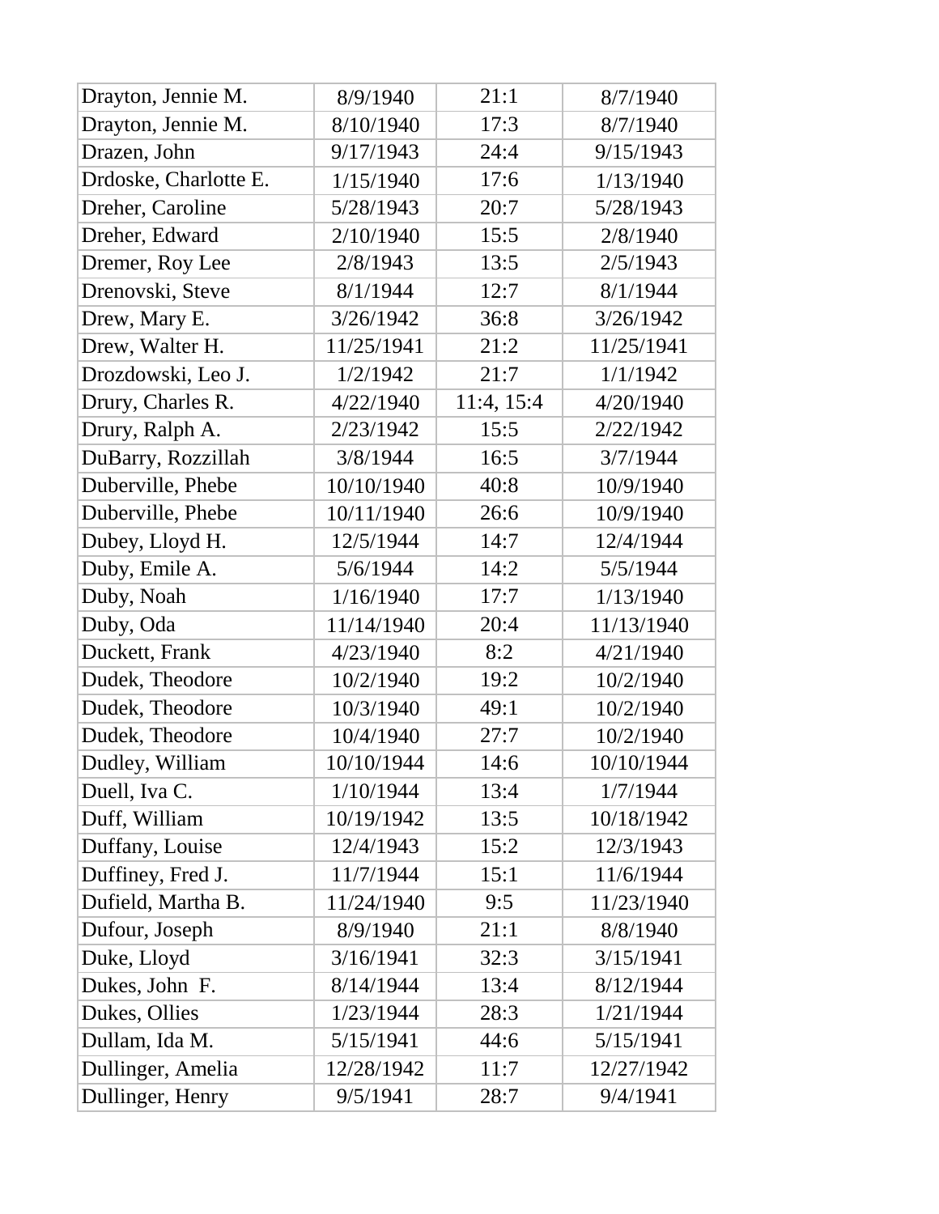| | | | |
|---|---|---|---|
| Drayton, Jennie M. | 8/9/1940 | 21:1 | 8/7/1940 |
| Drayton, Jennie M. | 8/10/1940 | 17:3 | 8/7/1940 |
| Drazen, John | 9/17/1943 | 24:4 | 9/15/1943 |
| Drdoske, Charlotte E. | 1/15/1940 | 17:6 | 1/13/1940 |
| Dreher, Caroline | 5/28/1943 | 20:7 | 5/28/1943 |
| Dreher, Edward | 2/10/1940 | 15:5 | 2/8/1940 |
| Dremer, Roy Lee | 2/8/1943 | 13:5 | 2/5/1943 |
| Drenovski, Steve | 8/1/1944 | 12:7 | 8/1/1944 |
| Drew, Mary E. | 3/26/1942 | 36:8 | 3/26/1942 |
| Drew, Walter H. | 11/25/1941 | 21:2 | 11/25/1941 |
| Drozdowski, Leo J. | 1/2/1942 | 21:7 | 1/1/1942 |
| Drury, Charles R. | 4/22/1940 | 11:4, 15:4 | 4/20/1940 |
| Drury, Ralph A. | 2/23/1942 | 15:5 | 2/22/1942 |
| DuBarry, Rozzillah | 3/8/1944 | 16:5 | 3/7/1944 |
| Duberville, Phebe | 10/10/1940 | 40:8 | 10/9/1940 |
| Duberville, Phebe | 10/11/1940 | 26:6 | 10/9/1940 |
| Dubey, Lloyd H. | 12/5/1944 | 14:7 | 12/4/1944 |
| Duby, Emile A. | 5/6/1944 | 14:2 | 5/5/1944 |
| Duby, Noah | 1/16/1940 | 17:7 | 1/13/1940 |
| Duby, Oda | 11/14/1940 | 20:4 | 11/13/1940 |
| Duckett, Frank | 4/23/1940 | 8:2 | 4/21/1940 |
| Dudek, Theodore | 10/2/1940 | 19:2 | 10/2/1940 |
| Dudek, Theodore | 10/3/1940 | 49:1 | 10/2/1940 |
| Dudek, Theodore | 10/4/1940 | 27:7 | 10/2/1940 |
| Dudley, William | 10/10/1944 | 14:6 | 10/10/1944 |
| Duell, Iva C. | 1/10/1944 | 13:4 | 1/7/1944 |
| Duff, William | 10/19/1942 | 13:5 | 10/18/1942 |
| Duffany, Louise | 12/4/1943 | 15:2 | 12/3/1943 |
| Duffiney, Fred J. | 11/7/1944 | 15:1 | 11/6/1944 |
| Dufield, Martha B. | 11/24/1940 | 9:5 | 11/23/1940 |
| Dufour, Joseph | 8/9/1940 | 21:1 | 8/8/1940 |
| Duke, Lloyd | 3/16/1941 | 32:3 | 3/15/1941 |
| Dukes, John F. | 8/14/1944 | 13:4 | 8/12/1944 |
| Dukes, Ollies | 1/23/1944 | 28:3 | 1/21/1944 |
| Dullam, Ida M. | 5/15/1941 | 44:6 | 5/15/1941 |
| Dullinger, Amelia | 12/28/1942 | 11:7 | 12/27/1942 |
| Dullinger, Henry | 9/5/1941 | 28:7 | 9/4/1941 |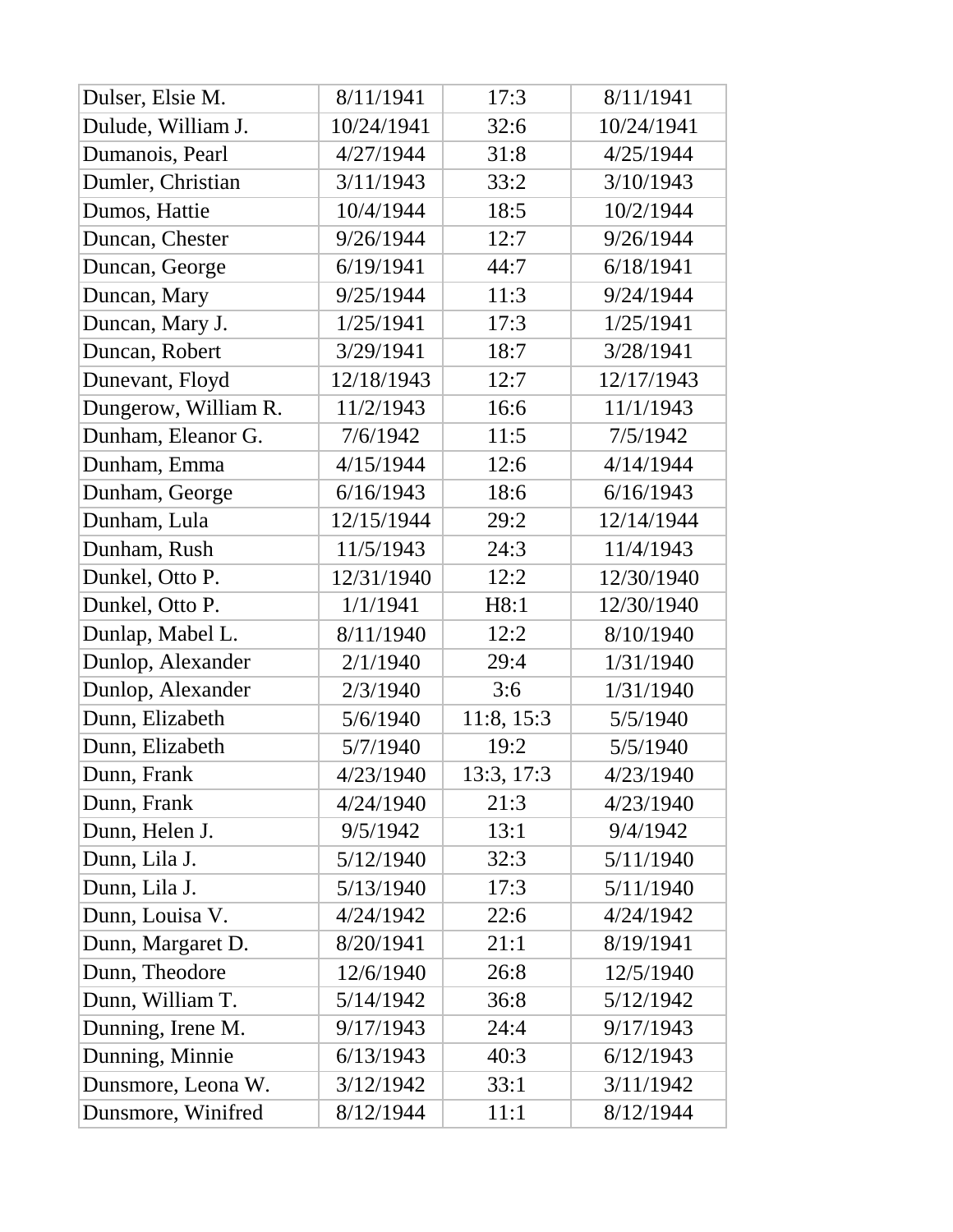| Dulser, Elsie M. | 8/11/1941 | 17:3 | 8/11/1941 |
|---|---|---|---|
| Dulude, William J. | 10/24/1941 | 32:6 | 10/24/1941 |
| Dumanois, Pearl | 4/27/1944 | 31:8 | 4/25/1944 |
| Dumler, Christian | 3/11/1943 | 33:2 | 3/10/1943 |
| Dumos, Hattie | 10/4/1944 | 18:5 | 10/2/1944 |
| Duncan, Chester | 9/26/1944 | 12:7 | 9/26/1944 |
| Duncan, George | 6/19/1941 | 44:7 | 6/18/1941 |
| Duncan, Mary | 9/25/1944 | 11:3 | 9/24/1944 |
| Duncan, Mary J. | 1/25/1941 | 17:3 | 1/25/1941 |
| Duncan, Robert | 3/29/1941 | 18:7 | 3/28/1941 |
| Dunevant, Floyd | 12/18/1943 | 12:7 | 12/17/1943 |
| Dungerow, William R. | 11/2/1943 | 16:6 | 11/1/1943 |
| Dunham, Eleanor G. | 7/6/1942 | 11:5 | 7/5/1942 |
| Dunham, Emma | 4/15/1944 | 12:6 | 4/14/1944 |
| Dunham, George | 6/16/1943 | 18:6 | 6/16/1943 |
| Dunham, Lula | 12/15/1944 | 29:2 | 12/14/1944 |
| Dunham, Rush | 11/5/1943 | 24:3 | 11/4/1943 |
| Dunkel, Otto P. | 12/31/1940 | 12:2 | 12/30/1940 |
| Dunkel, Otto P. | 1/1/1941 | H8:1 | 12/30/1940 |
| Dunlap, Mabel L. | 8/11/1940 | 12:2 | 8/10/1940 |
| Dunlop, Alexander | 2/1/1940 | 29:4 | 1/31/1940 |
| Dunlop, Alexander | 2/3/1940 | 3:6 | 1/31/1940 |
| Dunn, Elizabeth | 5/6/1940 | 11:8, 15:3 | 5/5/1940 |
| Dunn, Elizabeth | 5/7/1940 | 19:2 | 5/5/1940 |
| Dunn, Frank | 4/23/1940 | 13:3, 17:3 | 4/23/1940 |
| Dunn, Frank | 4/24/1940 | 21:3 | 4/23/1940 |
| Dunn, Helen J. | 9/5/1942 | 13:1 | 9/4/1942 |
| Dunn, Lila J. | 5/12/1940 | 32:3 | 5/11/1940 |
| Dunn, Lila J. | 5/13/1940 | 17:3 | 5/11/1940 |
| Dunn, Louisa V. | 4/24/1942 | 22:6 | 4/24/1942 |
| Dunn, Margaret D. | 8/20/1941 | 21:1 | 8/19/1941 |
| Dunn, Theodore | 12/6/1940 | 26:8 | 12/5/1940 |
| Dunn, William T. | 5/14/1942 | 36:8 | 5/12/1942 |
| Dunning, Irene M. | 9/17/1943 | 24:4 | 9/17/1943 |
| Dunning, Minnie | 6/13/1943 | 40:3 | 6/12/1943 |
| Dunsmore, Leona W. | 3/12/1942 | 33:1 | 3/11/1942 |
| Dunsmore, Winifred | 8/12/1944 | 11:1 | 8/12/1944 |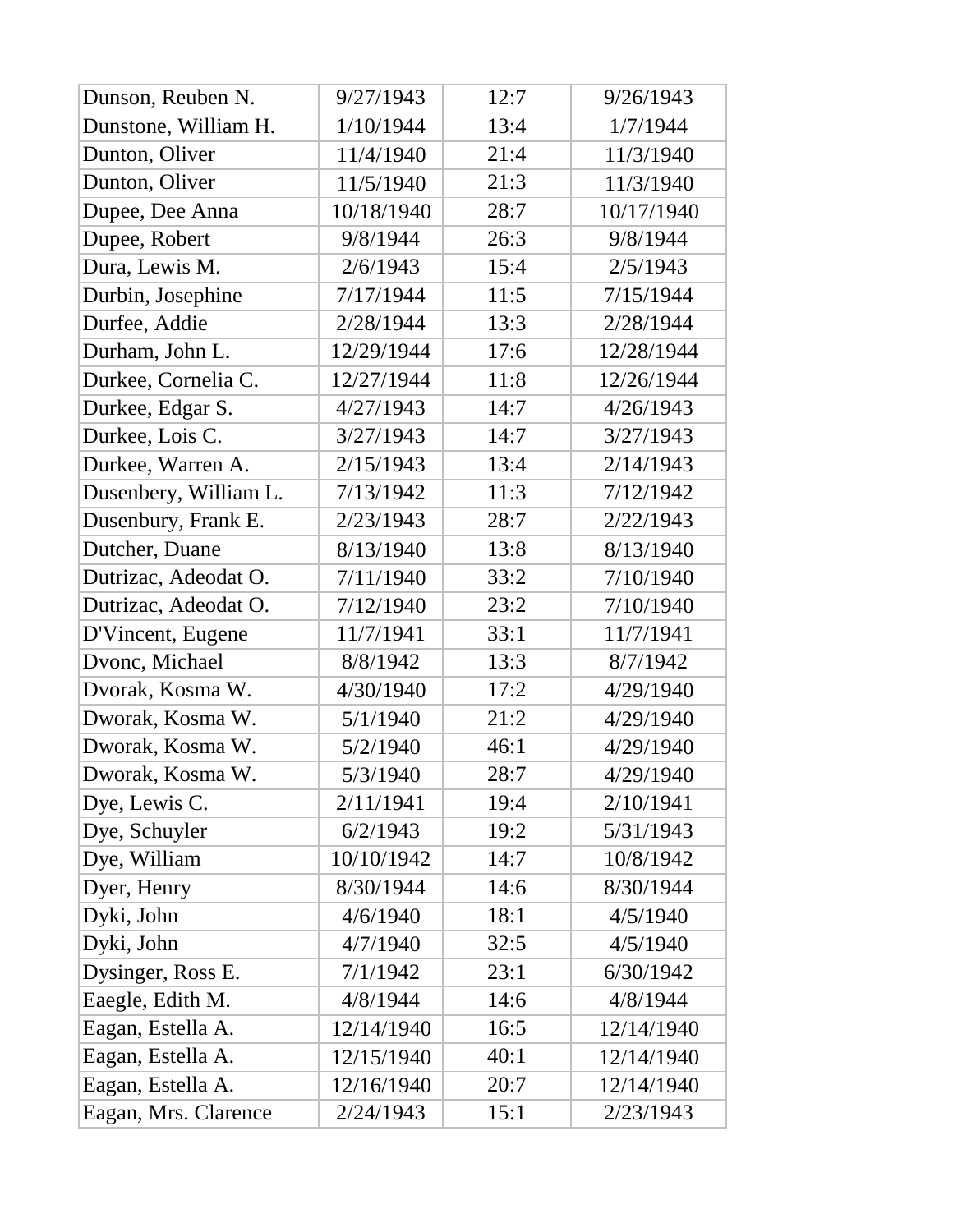| | | | |
|---|---|---|---|
| Dunson, Reuben N. | 9/27/1943 | 12:7 | 9/26/1943 |
| Dunstone, William H. | 1/10/1944 | 13:4 | 1/7/1944 |
| Dunton, Oliver | 11/4/1940 | 21:4 | 11/3/1940 |
| Dunton, Oliver | 11/5/1940 | 21:3 | 11/3/1940 |
| Dupee, Dee Anna | 10/18/1940 | 28:7 | 10/17/1940 |
| Dupee, Robert | 9/8/1944 | 26:3 | 9/8/1944 |
| Dura, Lewis M. | 2/6/1943 | 15:4 | 2/5/1943 |
| Durbin, Josephine | 7/17/1944 | 11:5 | 7/15/1944 |
| Durfee, Addie | 2/28/1944 | 13:3 | 2/28/1944 |
| Durham, John L. | 12/29/1944 | 17:6 | 12/28/1944 |
| Durkee, Cornelia C. | 12/27/1944 | 11:8 | 12/26/1944 |
| Durkee, Edgar S. | 4/27/1943 | 14:7 | 4/26/1943 |
| Durkee, Lois C. | 3/27/1943 | 14:7 | 3/27/1943 |
| Durkee, Warren A. | 2/15/1943 | 13:4 | 2/14/1943 |
| Dusenbery, William L. | 7/13/1942 | 11:3 | 7/12/1942 |
| Dusenbury, Frank E. | 2/23/1943 | 28:7 | 2/22/1943 |
| Dutcher, Duane | 8/13/1940 | 13:8 | 8/13/1940 |
| Dutrizac, Adeodat O. | 7/11/1940 | 33:2 | 7/10/1940 |
| Dutrizac, Adeodat O. | 7/12/1940 | 23:2 | 7/10/1940 |
| D'Vincent, Eugene | 11/7/1941 | 33:1 | 11/7/1941 |
| Dvonc, Michael | 8/8/1942 | 13:3 | 8/7/1942 |
| Dvorak, Kosma W. | 4/30/1940 | 17:2 | 4/29/1940 |
| Dworak, Kosma W. | 5/1/1940 | 21:2 | 4/29/1940 |
| Dworak, Kosma W. | 5/2/1940 | 46:1 | 4/29/1940 |
| Dworak, Kosma W. | 5/3/1940 | 28:7 | 4/29/1940 |
| Dye, Lewis C. | 2/11/1941 | 19:4 | 2/10/1941 |
| Dye, Schuyler | 6/2/1943 | 19:2 | 5/31/1943 |
| Dye, William | 10/10/1942 | 14:7 | 10/8/1942 |
| Dyer, Henry | 8/30/1944 | 14:6 | 8/30/1944 |
| Dyki, John | 4/6/1940 | 18:1 | 4/5/1940 |
| Dyki, John | 4/7/1940 | 32:5 | 4/5/1940 |
| Dysinger, Ross E. | 7/1/1942 | 23:1 | 6/30/1942 |
| Eaegle, Edith M. | 4/8/1944 | 14:6 | 4/8/1944 |
| Eagan, Estella A. | 12/14/1940 | 16:5 | 12/14/1940 |
| Eagan, Estella A. | 12/15/1940 | 40:1 | 12/14/1940 |
| Eagan, Estella A. | 12/16/1940 | 20:7 | 12/14/1940 |
| Eagan, Mrs. Clarence | 2/24/1943 | 15:1 | 2/23/1943 |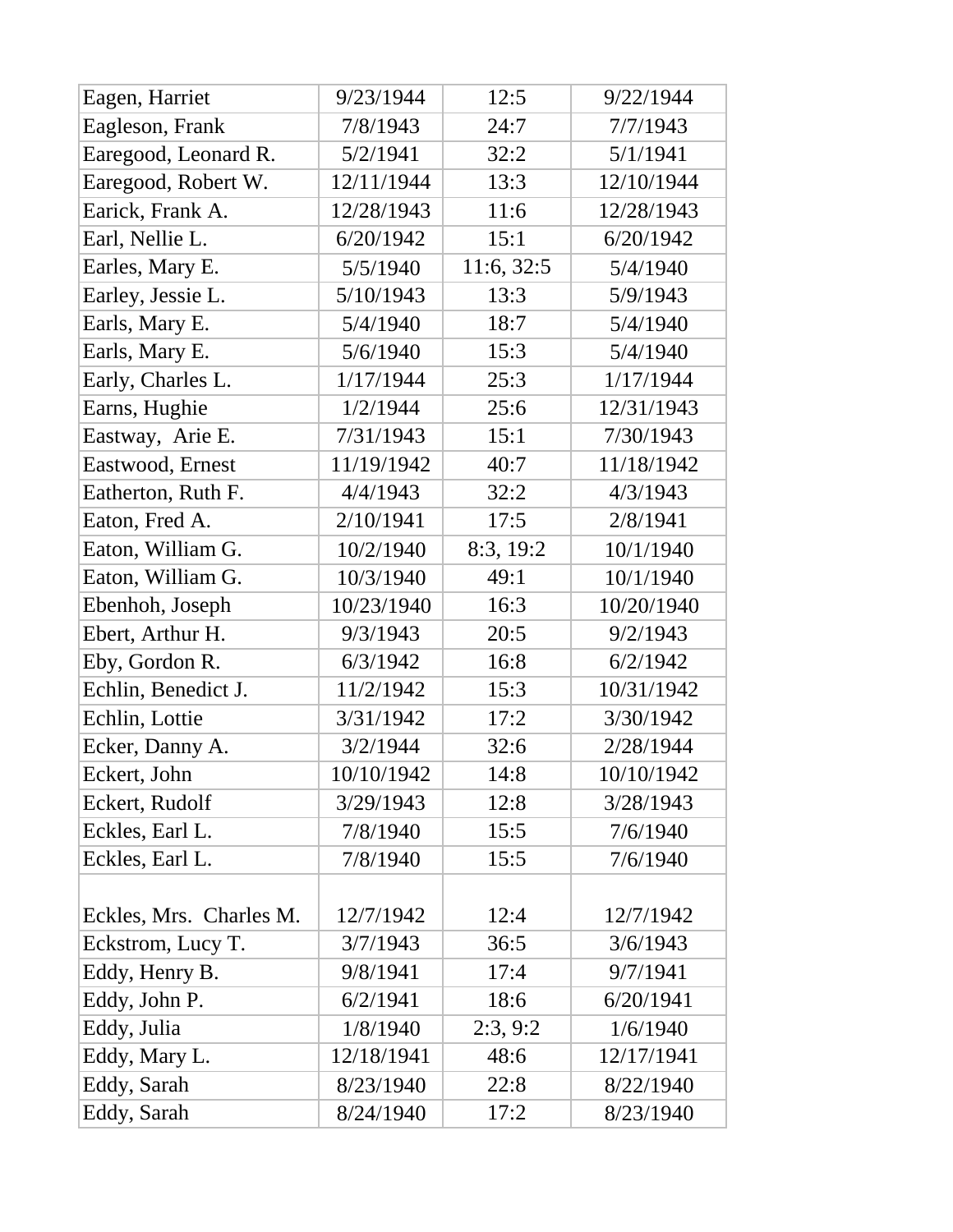| Eagen, Harriet | 9/23/1944 | 12:5 | 9/22/1944 |
|---|---|---|---|
| Eagleson, Frank | 7/8/1943 | 24:7 | 7/7/1943 |
| Earegood, Leonard R. | 5/2/1941 | 32:2 | 5/1/1941 |
| Earegood, Robert W. | 12/11/1944 | 13:3 | 12/10/1944 |
| Earick, Frank A. | 12/28/1943 | 11:6 | 12/28/1943 |
| Earl, Nellie L. | 6/20/1942 | 15:1 | 6/20/1942 |
| Earles, Mary E. | 5/5/1940 | 11:6, 32:5 | 5/4/1940 |
| Earley, Jessie L. | 5/10/1943 | 13:3 | 5/9/1943 |
| Earls, Mary E. | 5/4/1940 | 18:7 | 5/4/1940 |
| Earls, Mary E. | 5/6/1940 | 15:3 | 5/4/1940 |
| Early, Charles L. | 1/17/1944 | 25:3 | 1/17/1944 |
| Earns, Hughie | 1/2/1944 | 25:6 | 12/31/1943 |
| Eastway, Arie E. | 7/31/1943 | 15:1 | 7/30/1943 |
| Eastwood, Ernest | 11/19/1942 | 40:7 | 11/18/1942 |
| Eatherton, Ruth F. | 4/4/1943 | 32:2 | 4/3/1943 |
| Eaton, Fred A. | 2/10/1941 | 17:5 | 2/8/1941 |
| Eaton, William G. | 10/2/1940 | 8:3, 19:2 | 10/1/1940 |
| Eaton, William G. | 10/3/1940 | 49:1 | 10/1/1940 |
| Ebenhoh, Joseph | 10/23/1940 | 16:3 | 10/20/1940 |
| Ebert, Arthur H. | 9/3/1943 | 20:5 | 9/2/1943 |
| Eby, Gordon R. | 6/3/1942 | 16:8 | 6/2/1942 |
| Echlin, Benedict J. | 11/2/1942 | 15:3 | 10/31/1942 |
| Echlin, Lottie | 3/31/1942 | 17:2 | 3/30/1942 |
| Ecker, Danny A. | 3/2/1944 | 32:6 | 2/28/1944 |
| Eckert, John | 10/10/1942 | 14:8 | 10/10/1942 |
| Eckert, Rudolf | 3/29/1943 | 12:8 | 3/28/1943 |
| Eckles, Earl L. | 7/8/1940 | 15:5 | 7/6/1940 |
| Eckles, Earl L. | 7/8/1940 | 15:5 | 7/6/1940 |
| Eckles, Mrs. Charles M. | 12/7/1942 | 12:4 | 12/7/1942 |
| Eckstrom, Lucy T. | 3/7/1943 | 36:5 | 3/6/1943 |
| Eddy, Henry B. | 9/8/1941 | 17:4 | 9/7/1941 |
| Eddy, John P. | 6/2/1941 | 18:6 | 6/20/1941 |
| Eddy, Julia | 1/8/1940 | 2:3, 9:2 | 1/6/1940 |
| Eddy, Mary L. | 12/18/1941 | 48:6 | 12/17/1941 |
| Eddy, Sarah | 8/23/1940 | 22:8 | 8/22/1940 |
| Eddy, Sarah | 8/24/1940 | 17:2 | 8/23/1940 |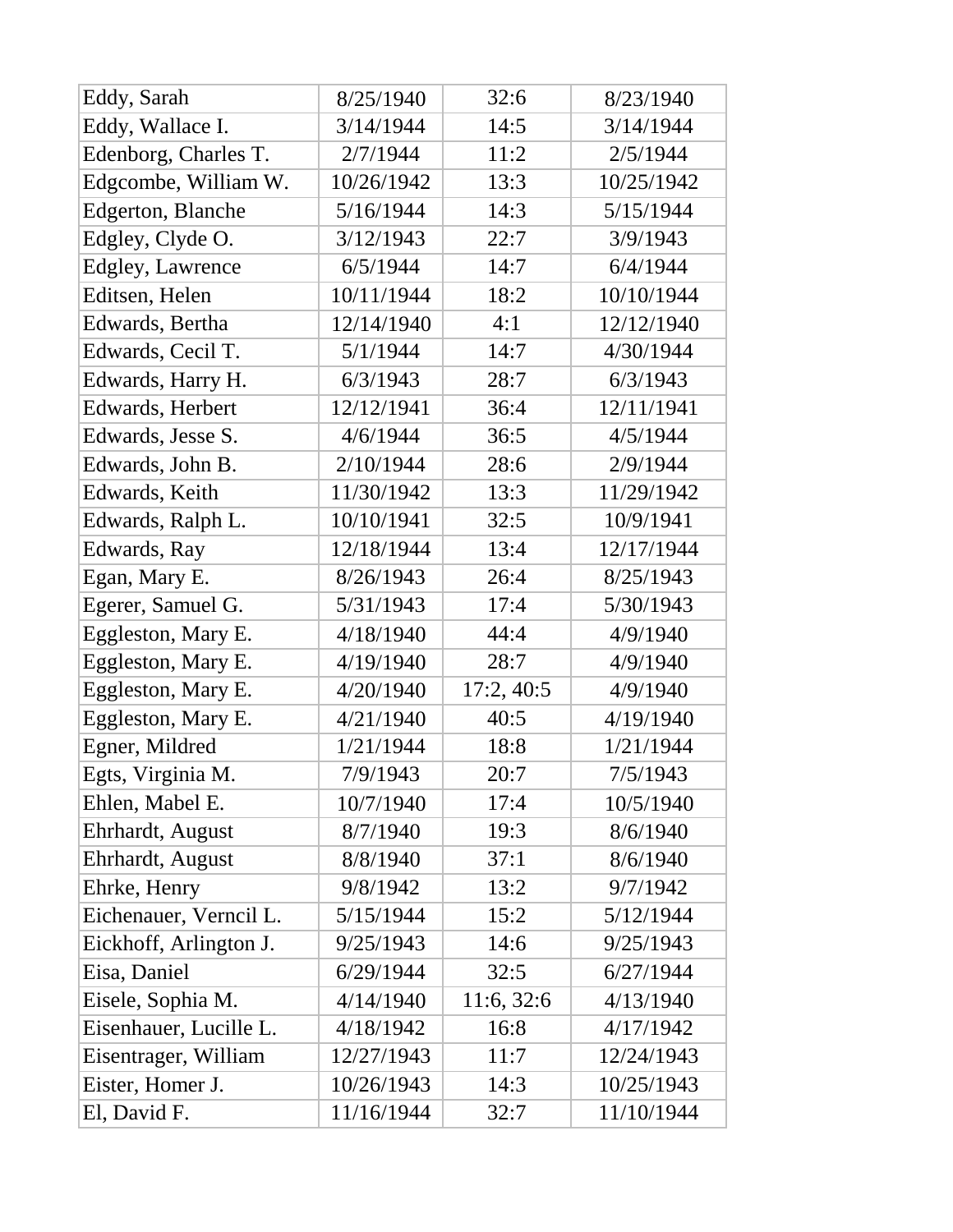| Eddy, Sarah | 8/25/1940 | 32:6 | 8/23/1940 |
|---|---|---|---|
| Eddy, Wallace I. | 3/14/1944 | 14:5 | 3/14/1944 |
| Edenborg, Charles T. | 2/7/1944 | 11:2 | 2/5/1944 |
| Edgcombe, William W. | 10/26/1942 | 13:3 | 10/25/1942 |
| Edgerton, Blanche | 5/16/1944 | 14:3 | 5/15/1944 |
| Edgley, Clyde O. | 3/12/1943 | 22:7 | 3/9/1943 |
| Edgley, Lawrence | 6/5/1944 | 14:7 | 6/4/1944 |
| Editsen, Helen | 10/11/1944 | 18:2 | 10/10/1944 |
| Edwards, Bertha | 12/14/1940 | 4:1 | 12/12/1940 |
| Edwards, Cecil T. | 5/1/1944 | 14:7 | 4/30/1944 |
| Edwards, Harry H. | 6/3/1943 | 28:7 | 6/3/1943 |
| Edwards, Herbert | 12/12/1941 | 36:4 | 12/11/1941 |
| Edwards, Jesse S. | 4/6/1944 | 36:5 | 4/5/1944 |
| Edwards, John B. | 2/10/1944 | 28:6 | 2/9/1944 |
| Edwards, Keith | 11/30/1942 | 13:3 | 11/29/1942 |
| Edwards, Ralph L. | 10/10/1941 | 32:5 | 10/9/1941 |
| Edwards, Ray | 12/18/1944 | 13:4 | 12/17/1944 |
| Egan, Mary E. | 8/26/1943 | 26:4 | 8/25/1943 |
| Egerer, Samuel G. | 5/31/1943 | 17:4 | 5/30/1943 |
| Eggleston, Mary E. | 4/18/1940 | 44:4 | 4/9/1940 |
| Eggleston, Mary E. | 4/19/1940 | 28:7 | 4/9/1940 |
| Eggleston, Mary E. | 4/20/1940 | 17:2, 40:5 | 4/9/1940 |
| Eggleston, Mary E. | 4/21/1940 | 40:5 | 4/19/1940 |
| Egner, Mildred | 1/21/1944 | 18:8 | 1/21/1944 |
| Egts, Virginia M. | 7/9/1943 | 20:7 | 7/5/1943 |
| Ehlen, Mabel E. | 10/7/1940 | 17:4 | 10/5/1940 |
| Ehrhardt, August | 8/7/1940 | 19:3 | 8/6/1940 |
| Ehrhardt, August | 8/8/1940 | 37:1 | 8/6/1940 |
| Ehrke, Henry | 9/8/1942 | 13:2 | 9/7/1942 |
| Eichenauer, Verncil L. | 5/15/1944 | 15:2 | 5/12/1944 |
| Eickhoff, Arlington J. | 9/25/1943 | 14:6 | 9/25/1943 |
| Eisa, Daniel | 6/29/1944 | 32:5 | 6/27/1944 |
| Eisele, Sophia M. | 4/14/1940 | 11:6, 32:6 | 4/13/1940 |
| Eisenhauer, Lucille L. | 4/18/1942 | 16:8 | 4/17/1942 |
| Eisentrager, William | 12/27/1943 | 11:7 | 12/24/1943 |
| Eister, Homer J. | 10/26/1943 | 14:3 | 10/25/1943 |
| El, David F. | 11/16/1944 | 32:7 | 11/10/1944 |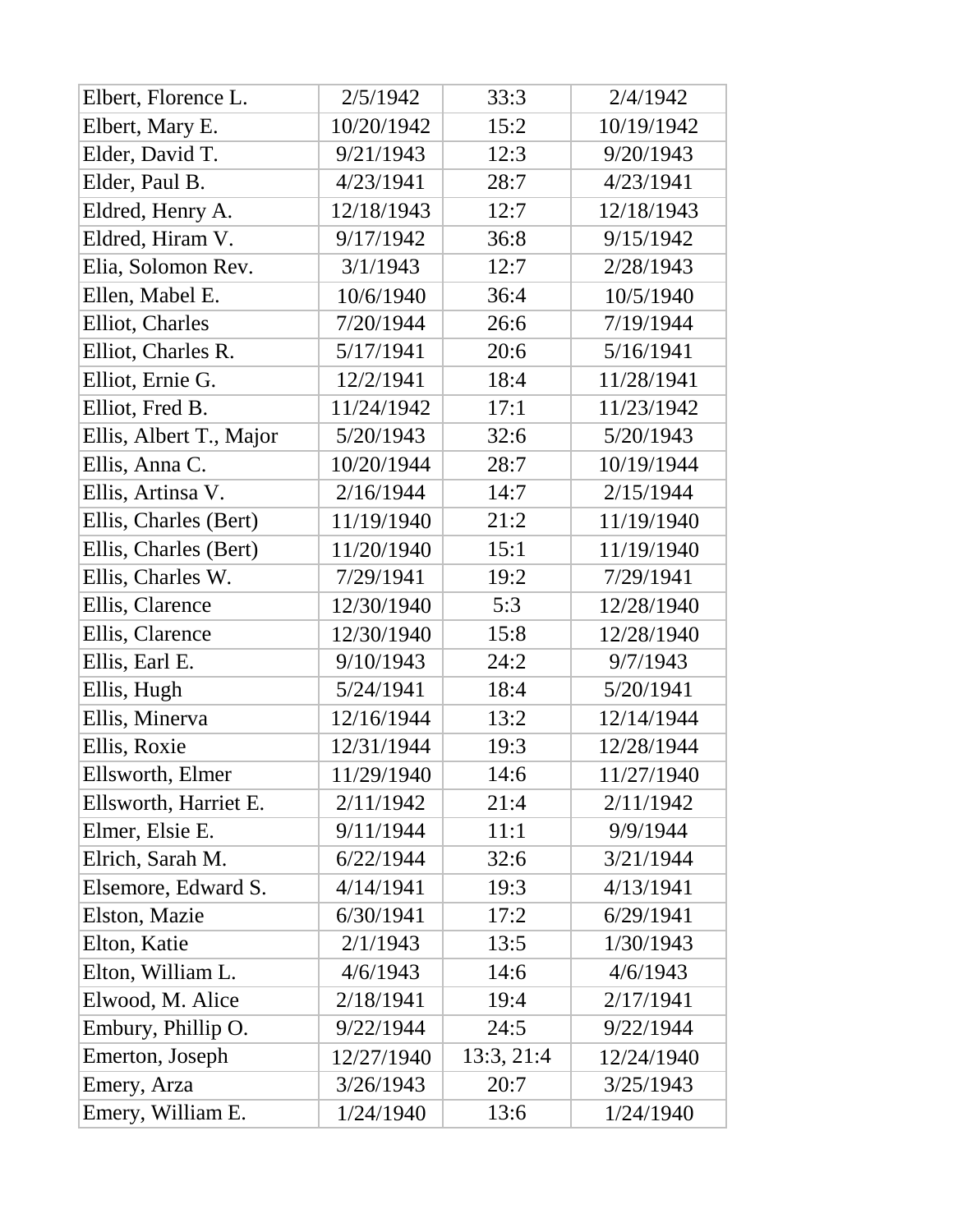| | | | |
|---|---|---|---|
| Elbert, Florence L. | 2/5/1942 | 33:3 | 2/4/1942 |
| Elbert, Mary E. | 10/20/1942 | 15:2 | 10/19/1942 |
| Elder, David T. | 9/21/1943 | 12:3 | 9/20/1943 |
| Elder, Paul B. | 4/23/1941 | 28:7 | 4/23/1941 |
| Eldred, Henry A. | 12/18/1943 | 12:7 | 12/18/1943 |
| Eldred, Hiram V. | 9/17/1942 | 36:8 | 9/15/1942 |
| Elia, Solomon Rev. | 3/1/1943 | 12:7 | 2/28/1943 |
| Ellen, Mabel E. | 10/6/1940 | 36:4 | 10/5/1940 |
| Elliot, Charles | 7/20/1944 | 26:6 | 7/19/1944 |
| Elliot, Charles R. | 5/17/1941 | 20:6 | 5/16/1941 |
| Elliot, Ernie G. | 12/2/1941 | 18:4 | 11/28/1941 |
| Elliot, Fred B. | 11/24/1942 | 17:1 | 11/23/1942 |
| Ellis, Albert T., Major | 5/20/1943 | 32:6 | 5/20/1943 |
| Ellis, Anna C. | 10/20/1944 | 28:7 | 10/19/1944 |
| Ellis, Artinsa V. | 2/16/1944 | 14:7 | 2/15/1944 |
| Ellis, Charles (Bert) | 11/19/1940 | 21:2 | 11/19/1940 |
| Ellis, Charles (Bert) | 11/20/1940 | 15:1 | 11/19/1940 |
| Ellis, Charles W. | 7/29/1941 | 19:2 | 7/29/1941 |
| Ellis, Clarence | 12/30/1940 | 5:3 | 12/28/1940 |
| Ellis, Clarence | 12/30/1940 | 15:8 | 12/28/1940 |
| Ellis, Earl E. | 9/10/1943 | 24:2 | 9/7/1943 |
| Ellis, Hugh | 5/24/1941 | 18:4 | 5/20/1941 |
| Ellis, Minerva | 12/16/1944 | 13:2 | 12/14/1944 |
| Ellis, Roxie | 12/31/1944 | 19:3 | 12/28/1944 |
| Ellsworth, Elmer | 11/29/1940 | 14:6 | 11/27/1940 |
| Ellsworth, Harriet E. | 2/11/1942 | 21:4 | 2/11/1942 |
| Elmer, Elsie E. | 9/11/1944 | 11:1 | 9/9/1944 |
| Elrich, Sarah M. | 6/22/1944 | 32:6 | 3/21/1944 |
| Elsemore, Edward S. | 4/14/1941 | 19:3 | 4/13/1941 |
| Elston, Mazie | 6/30/1941 | 17:2 | 6/29/1941 |
| Elton, Katie | 2/1/1943 | 13:5 | 1/30/1943 |
| Elton, William L. | 4/6/1943 | 14:6 | 4/6/1943 |
| Elwood, M. Alice | 2/18/1941 | 19:4 | 2/17/1941 |
| Embury, Phillip O. | 9/22/1944 | 24:5 | 9/22/1944 |
| Emerton, Joseph | 12/27/1940 | 13:3, 21:4 | 12/24/1940 |
| Emery, Arza | 3/26/1943 | 20:7 | 3/25/1943 |
| Emery, William E. | 1/24/1940 | 13:6 | 1/24/1940 |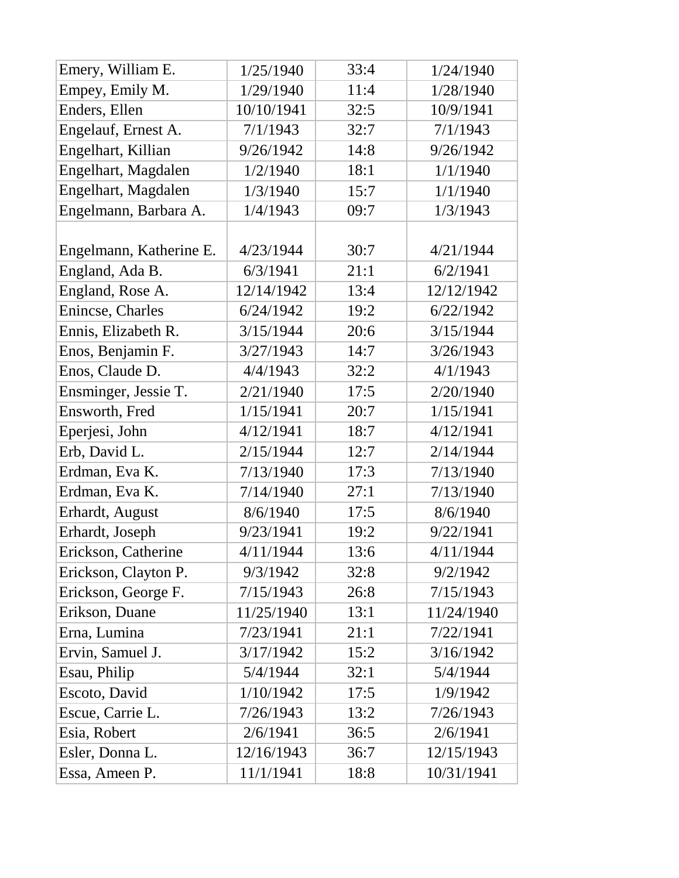| | | | |
|---|---|---|---|
| Emery, William E. | 1/25/1940 | 33:4 | 1/24/1940 |
| Empey, Emily M. | 1/29/1940 | 11:4 | 1/28/1940 |
| Enders, Ellen | 10/10/1941 | 32:5 | 10/9/1941 |
| Engelauf, Ernest A. | 7/1/1943 | 32:7 | 7/1/1943 |
| Engelhart, Killian | 9/26/1942 | 14:8 | 9/26/1942 |
| Engelhart, Magdalen | 1/2/1940 | 18:1 | 1/1/1940 |
| Engelhart, Magdalen | 1/3/1940 | 15:7 | 1/1/1940 |
| Engelmann, Barbara A. | 1/4/1943 | 09:7 | 1/3/1943 |
| Engelmann, Katherine E. | 4/23/1944 | 30:7 | 4/21/1944 |
| England, Ada B. | 6/3/1941 | 21:1 | 6/2/1941 |
| England, Rose A. | 12/14/1942 | 13:4 | 12/12/1942 |
| Enincse, Charles | 6/24/1942 | 19:2 | 6/22/1942 |
| Ennis, Elizabeth R. | 3/15/1944 | 20:6 | 3/15/1944 |
| Enos, Benjamin F. | 3/27/1943 | 14:7 | 3/26/1943 |
| Enos, Claude D. | 4/4/1943 | 32:2 | 4/1/1943 |
| Ensminger, Jessie T. | 2/21/1940 | 17:5 | 2/20/1940 |
| Ensworth, Fred | 1/15/1941 | 20:7 | 1/15/1941 |
| Eperjesi, John | 4/12/1941 | 18:7 | 4/12/1941 |
| Erb, David L. | 2/15/1944 | 12:7 | 2/14/1944 |
| Erdman, Eva K. | 7/13/1940 | 17:3 | 7/13/1940 |
| Erdman, Eva K. | 7/14/1940 | 27:1 | 7/13/1940 |
| Erhardt, August | 8/6/1940 | 17:5 | 8/6/1940 |
| Erhardt, Joseph | 9/23/1941 | 19:2 | 9/22/1941 |
| Erickson, Catherine | 4/11/1944 | 13:6 | 4/11/1944 |
| Erickson, Clayton P. | 9/3/1942 | 32:8 | 9/2/1942 |
| Erickson, George F. | 7/15/1943 | 26:8 | 7/15/1943 |
| Erikson, Duane | 11/25/1940 | 13:1 | 11/24/1940 |
| Erna, Lumina | 7/23/1941 | 21:1 | 7/22/1941 |
| Ervin, Samuel J. | 3/17/1942 | 15:2 | 3/16/1942 |
| Esau, Philip | 5/4/1944 | 32:1 | 5/4/1944 |
| Escoto, David | 1/10/1942 | 17:5 | 1/9/1942 |
| Escue, Carrie L. | 7/26/1943 | 13:2 | 7/26/1943 |
| Esia, Robert | 2/6/1941 | 36:5 | 2/6/1941 |
| Esler, Donna L. | 12/16/1943 | 36:7 | 12/15/1943 |
| Essa, Ameen P. | 11/1/1941 | 18:8 | 10/31/1941 |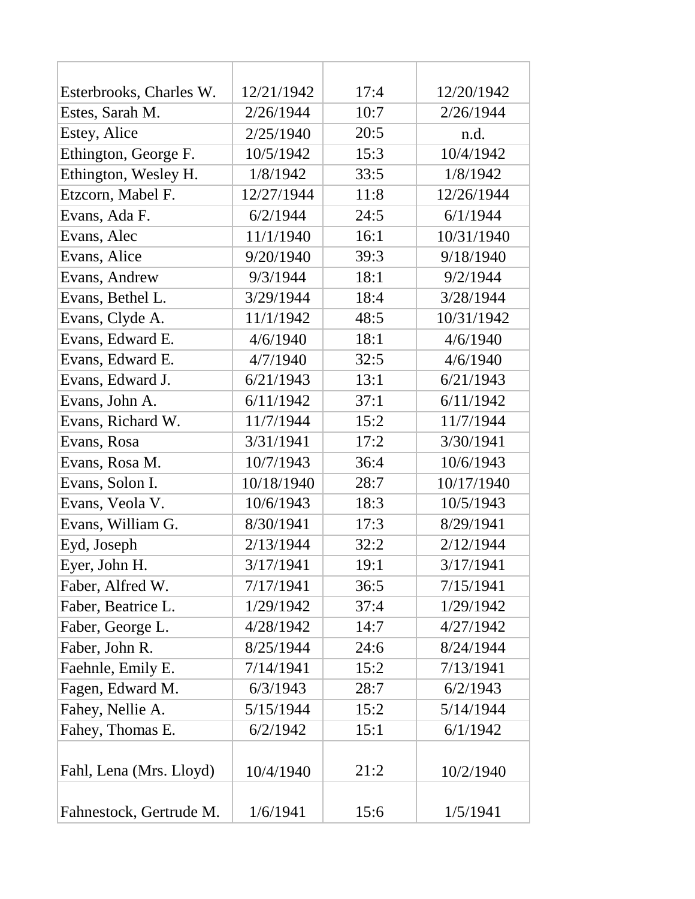| | | | |
|---|---|---|---|
| Esterbrooks, Charles W. | 12/21/1942 | 17:4 | 12/20/1942 |
| Estes, Sarah M. | 2/26/1944 | 10:7 | 2/26/1944 |
| Estey, Alice | 2/25/1940 | 20:5 | n.d. |
| Ethington, George F. | 10/5/1942 | 15:3 | 10/4/1942 |
| Ethington, Wesley H. | 1/8/1942 | 33:5 | 1/8/1942 |
| Etzcorn, Mabel F. | 12/27/1944 | 11:8 | 12/26/1944 |
| Evans, Ada F. | 6/2/1944 | 24:5 | 6/1/1944 |
| Evans, Alec | 11/1/1940 | 16:1 | 10/31/1940 |
| Evans, Alice | 9/20/1940 | 39:3 | 9/18/1940 |
| Evans, Andrew | 9/3/1944 | 18:1 | 9/2/1944 |
| Evans, Bethel L. | 3/29/1944 | 18:4 | 3/28/1944 |
| Evans, Clyde A. | 11/1/1942 | 48:5 | 10/31/1942 |
| Evans, Edward E. | 4/6/1940 | 18:1 | 4/6/1940 |
| Evans, Edward E. | 4/7/1940 | 32:5 | 4/6/1940 |
| Evans, Edward J. | 6/21/1943 | 13:1 | 6/21/1943 |
| Evans, John A. | 6/11/1942 | 37:1 | 6/11/1942 |
| Evans, Richard W. | 11/7/1944 | 15:2 | 11/7/1944 |
| Evans, Rosa | 3/31/1941 | 17:2 | 3/30/1941 |
| Evans, Rosa M. | 10/7/1943 | 36:4 | 10/6/1943 |
| Evans, Solon I. | 10/18/1940 | 28:7 | 10/17/1940 |
| Evans, Veola V. | 10/6/1943 | 18:3 | 10/5/1943 |
| Evans, William G. | 8/30/1941 | 17:3 | 8/29/1941 |
| Eyd, Joseph | 2/13/1944 | 32:2 | 2/12/1944 |
| Eyer, John H. | 3/17/1941 | 19:1 | 3/17/1941 |
| Faber, Alfred W. | 7/17/1941 | 36:5 | 7/15/1941 |
| Faber, Beatrice L. | 1/29/1942 | 37:4 | 1/29/1942 |
| Faber, George L. | 4/28/1942 | 14:7 | 4/27/1942 |
| Faber, John R. | 8/25/1944 | 24:6 | 8/24/1944 |
| Faehnle, Emily E. | 7/14/1941 | 15:2 | 7/13/1941 |
| Fagen, Edward M. | 6/3/1943 | 28:7 | 6/2/1943 |
| Fahey, Nellie A. | 5/15/1944 | 15:2 | 5/14/1944 |
| Fahey, Thomas E. | 6/2/1942 | 15:1 | 6/1/1942 |
| Fahl, Lena (Mrs. Lloyd) | 10/4/1940 | 21:2 | 10/2/1940 |
| Fahnestock, Gertrude M. | 1/6/1941 | 15:6 | 1/5/1941 |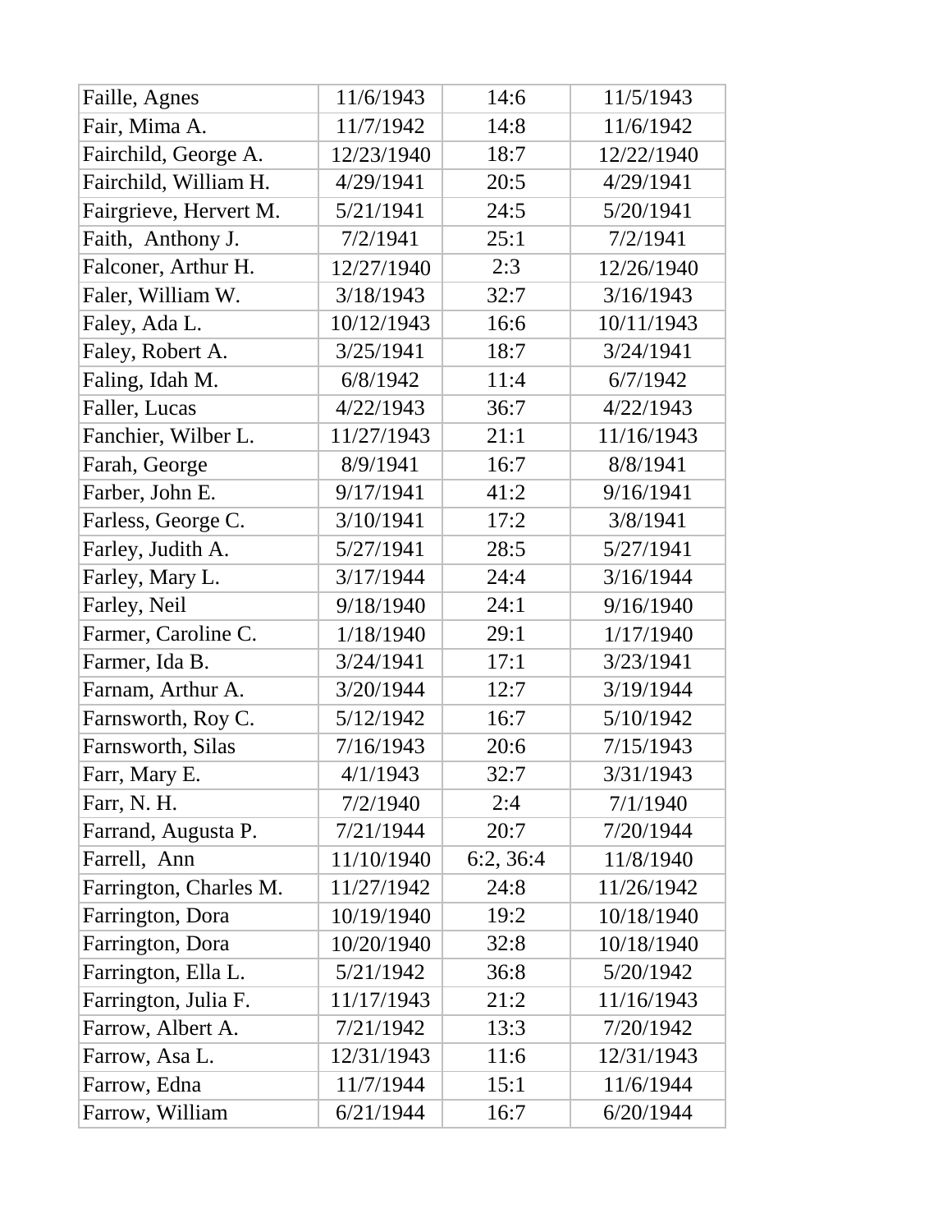| | | | |
|---|---|---|---|
| Faille, Agnes | 11/6/1943 | 14:6 | 11/5/1943 |
| Fair, Mima A. | 11/7/1942 | 14:8 | 11/6/1942 |
| Fairchild, George A. | 12/23/1940 | 18:7 | 12/22/1940 |
| Fairchild, William H. | 4/29/1941 | 20:5 | 4/29/1941 |
| Fairgrieve, Hervert M. | 5/21/1941 | 24:5 | 5/20/1941 |
| Faith,  Anthony J. | 7/2/1941 | 25:1 | 7/2/1941 |
| Falconer, Arthur H. | 12/27/1940 | 2:3 | 12/26/1940 |
| Faler, William W. | 3/18/1943 | 32:7 | 3/16/1943 |
| Faley, Ada L. | 10/12/1943 | 16:6 | 10/11/1943 |
| Faley, Robert A. | 3/25/1941 | 18:7 | 3/24/1941 |
| Faling, Idah M. | 6/8/1942 | 11:4 | 6/7/1942 |
| Faller, Lucas | 4/22/1943 | 36:7 | 4/22/1943 |
| Fanchier, Wilber L. | 11/27/1943 | 21:1 | 11/16/1943 |
| Farah, George | 8/9/1941 | 16:7 | 8/8/1941 |
| Farber, John E. | 9/17/1941 | 41:2 | 9/16/1941 |
| Farless, George C. | 3/10/1941 | 17:2 | 3/8/1941 |
| Farley, Judith A. | 5/27/1941 | 28:5 | 5/27/1941 |
| Farley, Mary L. | 3/17/1944 | 24:4 | 3/16/1944 |
| Farley, Neil | 9/18/1940 | 24:1 | 9/16/1940 |
| Farmer, Caroline C. | 1/18/1940 | 29:1 | 1/17/1940 |
| Farmer, Ida B. | 3/24/1941 | 17:1 | 3/23/1941 |
| Farnam, Arthur A. | 3/20/1944 | 12:7 | 3/19/1944 |
| Farnsworth, Roy C. | 5/12/1942 | 16:7 | 5/10/1942 |
| Farnsworth, Silas | 7/16/1943 | 20:6 | 7/15/1943 |
| Farr, Mary E. | 4/1/1943 | 32:7 | 3/31/1943 |
| Farr, N. H. | 7/2/1940 | 2:4 | 7/1/1940 |
| Farrand, Augusta P. | 7/21/1944 | 20:7 | 7/20/1944 |
| Farrell,  Ann | 11/10/1940 | 6:2, 36:4 | 11/8/1940 |
| Farrington, Charles M. | 11/27/1942 | 24:8 | 11/26/1942 |
| Farrington, Dora | 10/19/1940 | 19:2 | 10/18/1940 |
| Farrington, Dora | 10/20/1940 | 32:8 | 10/18/1940 |
| Farrington, Ella L. | 5/21/1942 | 36:8 | 5/20/1942 |
| Farrington, Julia F. | 11/17/1943 | 21:2 | 11/16/1943 |
| Farrow, Albert A. | 7/21/1942 | 13:3 | 7/20/1942 |
| Farrow, Asa L. | 12/31/1943 | 11:6 | 12/31/1943 |
| Farrow, Edna | 11/7/1944 | 15:1 | 11/6/1944 |
| Farrow, William | 6/21/1944 | 16:7 | 6/20/1944 |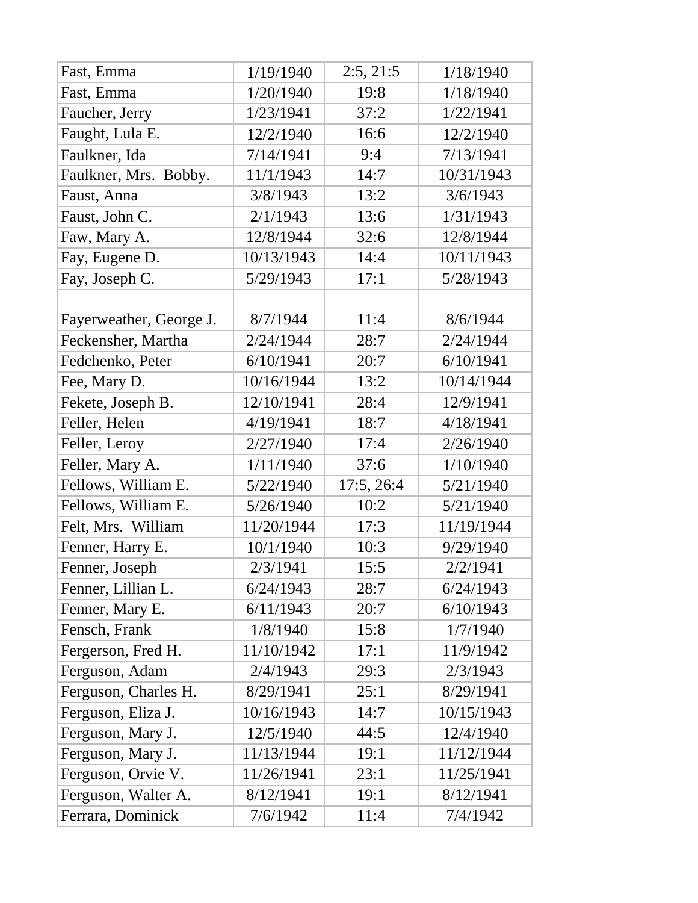| Fast, Emma | 1/19/1940 | 2:5, 21:5 | 1/18/1940 |
|---|---|---|---|
| Fast, Emma | 1/20/1940 | 19:8 | 1/18/1940 |
| Faucher, Jerry | 1/23/1941 | 37:2 | 1/22/1941 |
| Faught, Lula E. | 12/2/1940 | 16:6 | 12/2/1940 |
| Faulkner, Ida | 7/14/1941 | 9:4 | 7/13/1941 |
| Faulkner, Mrs. Bobby. | 11/1/1943 | 14:7 | 10/31/1943 |
| Faust, Anna | 3/8/1943 | 13:2 | 3/6/1943 |
| Faust, John C. | 2/1/1943 | 13:6 | 1/31/1943 |
| Faw, Mary A. | 12/8/1944 | 32:6 | 12/8/1944 |
| Fay, Eugene D. | 10/13/1943 | 14:4 | 10/11/1943 |
| Fay, Joseph C. | 5/29/1943 | 17:1 | 5/28/1943 |
| Fayerweather, George J. | 8/7/1944 | 11:4 | 8/6/1944 |
| Feckensher, Martha | 2/24/1944 | 28:7 | 2/24/1944 |
| Fedchenko, Peter | 6/10/1941 | 20:7 | 6/10/1941 |
| Fee, Mary D. | 10/16/1944 | 13:2 | 10/14/1944 |
| Fekete, Joseph B. | 12/10/1941 | 28:4 | 12/9/1941 |
| Feller, Helen | 4/19/1941 | 18:7 | 4/18/1941 |
| Feller, Leroy | 2/27/1940 | 17:4 | 2/26/1940 |
| Feller, Mary A. | 1/11/1940 | 37:6 | 1/10/1940 |
| Fellows, William E. | 5/22/1940 | 17:5, 26:4 | 5/21/1940 |
| Fellows, William E. | 5/26/1940 | 10:2 | 5/21/1940 |
| Felt, Mrs. William | 11/20/1944 | 17:3 | 11/19/1944 |
| Fenner, Harry E. | 10/1/1940 | 10:3 | 9/29/1940 |
| Fenner, Joseph | 2/3/1941 | 15:5 | 2/2/1941 |
| Fenner, Lillian L. | 6/24/1943 | 28:7 | 6/24/1943 |
| Fenner, Mary E. | 6/11/1943 | 20:7 | 6/10/1943 |
| Fensch, Frank | 1/8/1940 | 15:8 | 1/7/1940 |
| Fergerson, Fred H. | 11/10/1942 | 17:1 | 11/9/1942 |
| Ferguson, Adam | 2/4/1943 | 29:3 | 2/3/1943 |
| Ferguson, Charles H. | 8/29/1941 | 25:1 | 8/29/1941 |
| Ferguson, Eliza J. | 10/16/1943 | 14:7 | 10/15/1943 |
| Ferguson, Mary J. | 12/5/1940 | 44:5 | 12/4/1940 |
| Ferguson, Mary J. | 11/13/1944 | 19:1 | 11/12/1944 |
| Ferguson, Orvie V. | 11/26/1941 | 23:1 | 11/25/1941 |
| Ferguson, Walter A. | 8/12/1941 | 19:1 | 8/12/1941 |
| Ferrara, Dominick | 7/6/1942 | 11:4 | 7/4/1942 |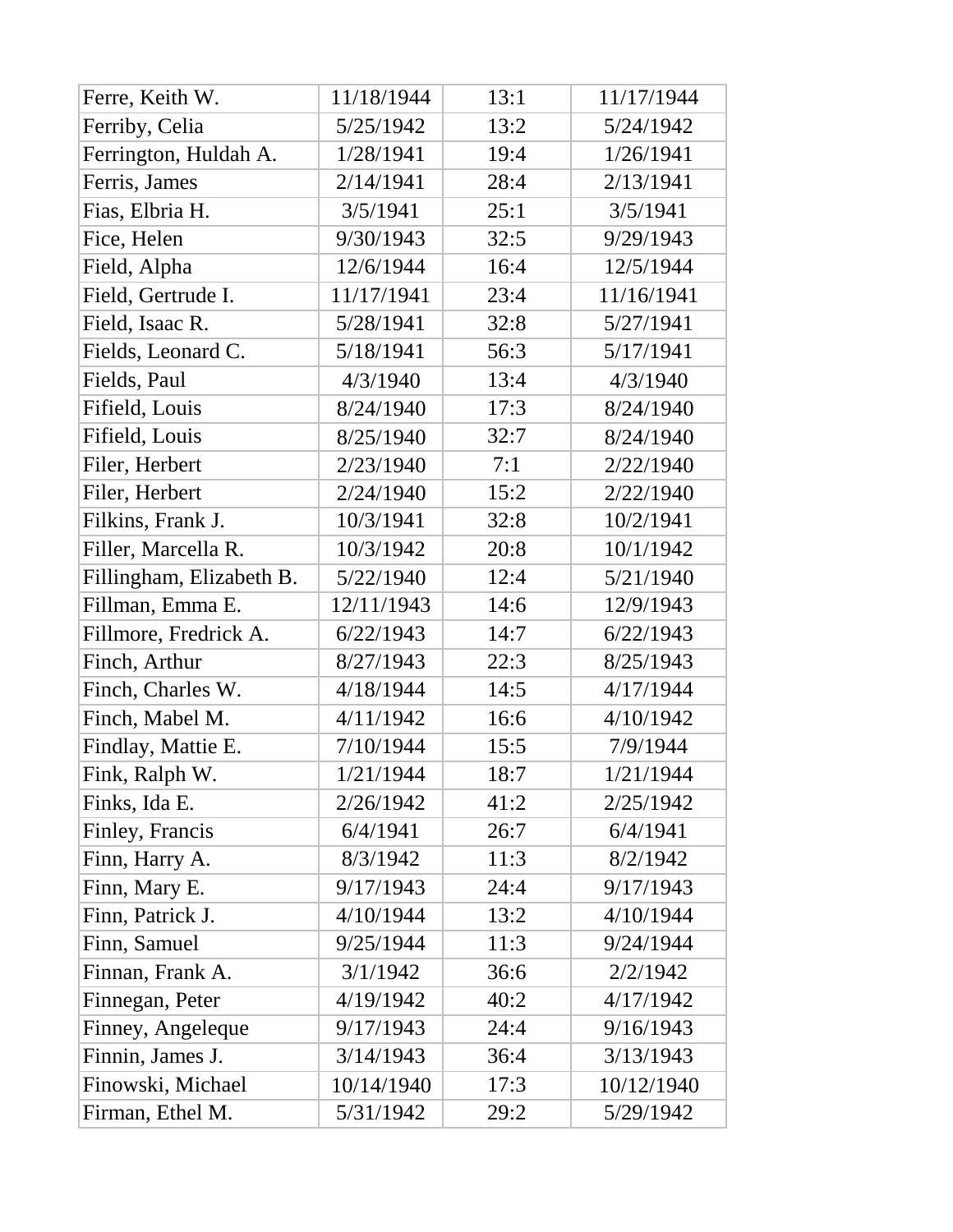| | | | |
|---|---|---|---|
| Ferre, Keith W. | 11/18/1944 | 13:1 | 11/17/1944 |
| Ferriby, Celia | 5/25/1942 | 13:2 | 5/24/1942 |
| Ferrington, Huldah A. | 1/28/1941 | 19:4 | 1/26/1941 |
| Ferris, James | 2/14/1941 | 28:4 | 2/13/1941 |
| Fias, Elbria H. | 3/5/1941 | 25:1 | 3/5/1941 |
| Fice, Helen | 9/30/1943 | 32:5 | 9/29/1943 |
| Field, Alpha | 12/6/1944 | 16:4 | 12/5/1944 |
| Field, Gertrude I. | 11/17/1941 | 23:4 | 11/16/1941 |
| Field, Isaac R. | 5/28/1941 | 32:8 | 5/27/1941 |
| Fields, Leonard C. | 5/18/1941 | 56:3 | 5/17/1941 |
| Fields, Paul | 4/3/1940 | 13:4 | 4/3/1940 |
| Fifield, Louis | 8/24/1940 | 17:3 | 8/24/1940 |
| Fifield, Louis | 8/25/1940 | 32:7 | 8/24/1940 |
| Filer, Herbert | 2/23/1940 | 7:1 | 2/22/1940 |
| Filer, Herbert | 2/24/1940 | 15:2 | 2/22/1940 |
| Filkins, Frank J. | 10/3/1941 | 32:8 | 10/2/1941 |
| Filler, Marcella R. | 10/3/1942 | 20:8 | 10/1/1942 |
| Fillingham, Elizabeth B. | 5/22/1940 | 12:4 | 5/21/1940 |
| Fillman, Emma E. | 12/11/1943 | 14:6 | 12/9/1943 |
| Fillmore, Fredrick A. | 6/22/1943 | 14:7 | 6/22/1943 |
| Finch, Arthur | 8/27/1943 | 22:3 | 8/25/1943 |
| Finch, Charles W. | 4/18/1944 | 14:5 | 4/17/1944 |
| Finch, Mabel M. | 4/11/1942 | 16:6 | 4/10/1942 |
| Findlay, Mattie E. | 7/10/1944 | 15:5 | 7/9/1944 |
| Fink, Ralph W. | 1/21/1944 | 18:7 | 1/21/1944 |
| Finks, Ida E. | 2/26/1942 | 41:2 | 2/25/1942 |
| Finley, Francis | 6/4/1941 | 26:7 | 6/4/1941 |
| Finn, Harry A. | 8/3/1942 | 11:3 | 8/2/1942 |
| Finn, Mary E. | 9/17/1943 | 24:4 | 9/17/1943 |
| Finn, Patrick J. | 4/10/1944 | 13:2 | 4/10/1944 |
| Finn, Samuel | 9/25/1944 | 11:3 | 9/24/1944 |
| Finnan, Frank A. | 3/1/1942 | 36:6 | 2/2/1942 |
| Finnegan, Peter | 4/19/1942 | 40:2 | 4/17/1942 |
| Finney, Angeleque | 9/17/1943 | 24:4 | 9/16/1943 |
| Finnin, James J. | 3/14/1943 | 36:4 | 3/13/1943 |
| Finowski, Michael | 10/14/1940 | 17:3 | 10/12/1940 |
| Firman, Ethel M. | 5/31/1942 | 29:2 | 5/29/1942 |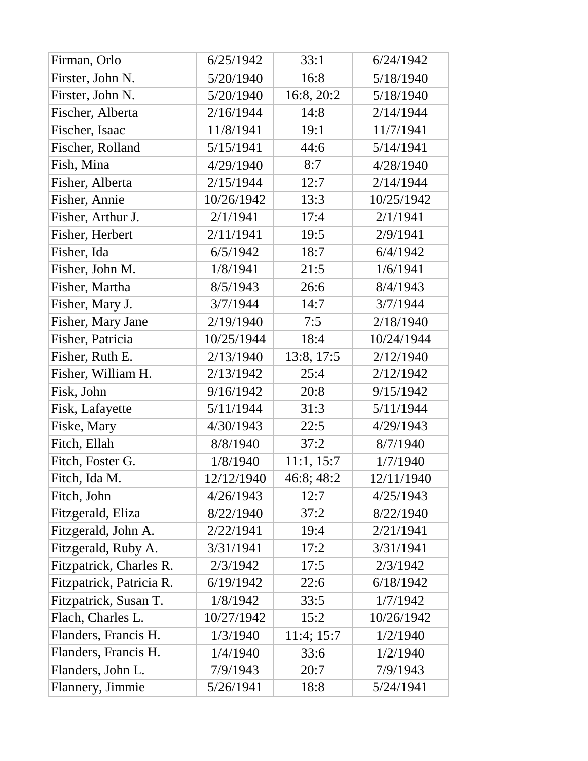| Firman, Orlo | 6/25/1942 | 33:1 | 6/24/1942 |
|---|---|---|---|
| Firster, John N. | 5/20/1940 | 16:8 | 5/18/1940 |
| Firster, John N. | 5/20/1940 | 16:8, 20:2 | 5/18/1940 |
| Fischer, Alberta | 2/16/1944 | 14:8 | 2/14/1944 |
| Fischer, Isaac | 11/8/1941 | 19:1 | 11/7/1941 |
| Fischer, Rolland | 5/15/1941 | 44:6 | 5/14/1941 |
| Fish, Mina | 4/29/1940 | 8:7 | 4/28/1940 |
| Fisher, Alberta | 2/15/1944 | 12:7 | 2/14/1944 |
| Fisher, Annie | 10/26/1942 | 13:3 | 10/25/1942 |
| Fisher, Arthur J. | 2/1/1941 | 17:4 | 2/1/1941 |
| Fisher, Herbert | 2/11/1941 | 19:5 | 2/9/1941 |
| Fisher, Ida | 6/5/1942 | 18:7 | 6/4/1942 |
| Fisher, John M. | 1/8/1941 | 21:5 | 1/6/1941 |
| Fisher, Martha | 8/5/1943 | 26:6 | 8/4/1943 |
| Fisher, Mary J. | 3/7/1944 | 14:7 | 3/7/1944 |
| Fisher, Mary Jane | 2/19/1940 | 7:5 | 2/18/1940 |
| Fisher, Patricia | 10/25/1944 | 18:4 | 10/24/1944 |
| Fisher, Ruth E. | 2/13/1940 | 13:8, 17:5 | 2/12/1940 |
| Fisher, William H. | 2/13/1942 | 25:4 | 2/12/1942 |
| Fisk, John | 9/16/1942 | 20:8 | 9/15/1942 |
| Fisk, Lafayette | 5/11/1944 | 31:3 | 5/11/1944 |
| Fiske, Mary | 4/30/1943 | 22:5 | 4/29/1943 |
| Fitch, Ellah | 8/8/1940 | 37:2 | 8/7/1940 |
| Fitch, Foster G. | 1/8/1940 | 11:1, 15:7 | 1/7/1940 |
| Fitch, Ida M. | 12/12/1940 | 46:8; 48:2 | 12/11/1940 |
| Fitch, John | 4/26/1943 | 12:7 | 4/25/1943 |
| Fitzgerald, Eliza | 8/22/1940 | 37:2 | 8/22/1940 |
| Fitzgerald, John A. | 2/22/1941 | 19:4 | 2/21/1941 |
| Fitzgerald, Ruby A. | 3/31/1941 | 17:2 | 3/31/1941 |
| Fitzpatrick, Charles R. | 2/3/1942 | 17:5 | 2/3/1942 |
| Fitzpatrick, Patricia R. | 6/19/1942 | 22:6 | 6/18/1942 |
| Fitzpatrick, Susan T. | 1/8/1942 | 33:5 | 1/7/1942 |
| Flach, Charles L. | 10/27/1942 | 15:2 | 10/26/1942 |
| Flanders, Francis H. | 1/3/1940 | 11:4; 15:7 | 1/2/1940 |
| Flanders, Francis H. | 1/4/1940 | 33:6 | 1/2/1940 |
| Flanders, John L. | 7/9/1943 | 20:7 | 7/9/1943 |
| Flannery, Jimmie | 5/26/1941 | 18:8 | 5/24/1941 |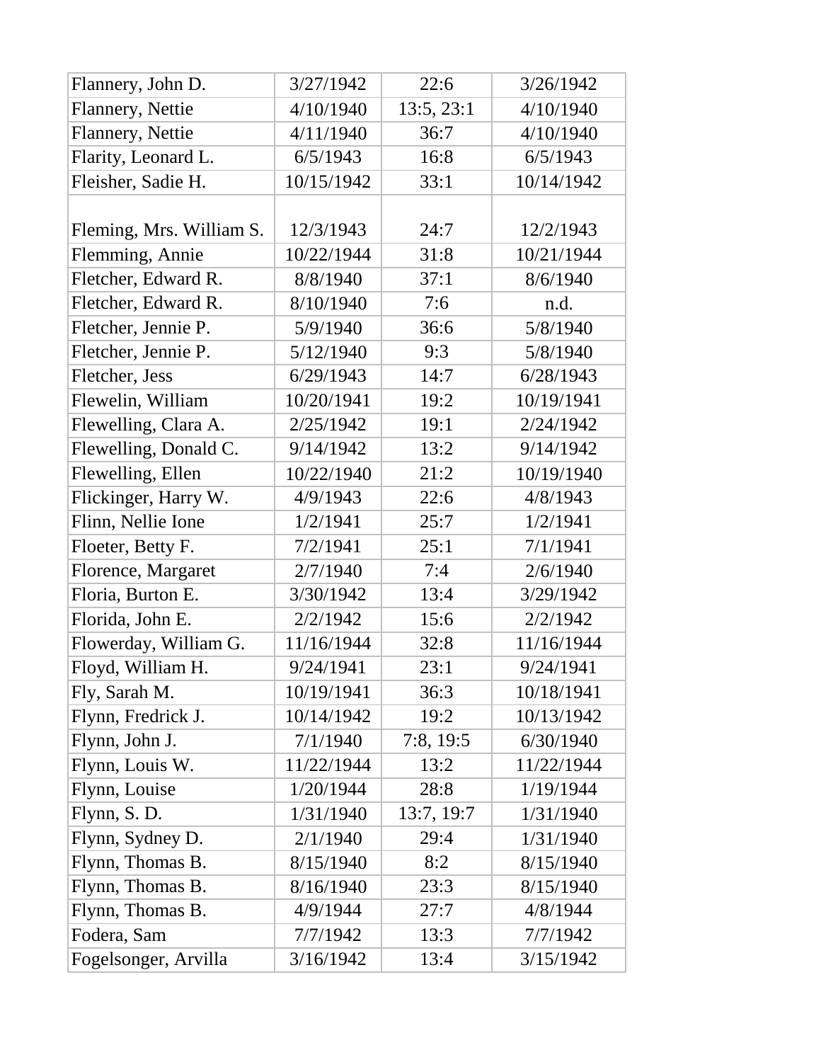| Flannery, John D. | 3/27/1942 | 22:6 | 3/26/1942 |
|---|---|---|---|
| Flannery, Nettie | 4/10/1940 | 13:5, 23:1 | 4/10/1940 |
| Flannery, Nettie | 4/11/1940 | 36:7 | 4/10/1940 |
| Flarity, Leonard L. | 6/5/1943 | 16:8 | 6/5/1943 |
| Fleisher, Sadie H. | 10/15/1942 | 33:1 | 10/14/1942 |
| Fleming, Mrs. William S. | 12/3/1943 | 24:7 | 12/2/1943 |
| Flemming, Annie | 10/22/1944 | 31:8 | 10/21/1944 |
| Fletcher, Edward R. | 8/8/1940 | 37:1 | 8/6/1940 |
| Fletcher, Edward R. | 8/10/1940 | 7:6 | n.d. |
| Fletcher, Jennie P. | 5/9/1940 | 36:6 | 5/8/1940 |
| Fletcher, Jennie P. | 5/12/1940 | 9:3 | 5/8/1940 |
| Fletcher, Jess | 6/29/1943 | 14:7 | 6/28/1943 |
| Flewelin, William | 10/20/1941 | 19:2 | 10/19/1941 |
| Flewelling, Clara A. | 2/25/1942 | 19:1 | 2/24/1942 |
| Flewelling, Donald C. | 9/14/1942 | 13:2 | 9/14/1942 |
| Flewelling, Ellen | 10/22/1940 | 21:2 | 10/19/1940 |
| Flickinger, Harry W. | 4/9/1943 | 22:6 | 4/8/1943 |
| Flinn, Nellie Ione | 1/2/1941 | 25:7 | 1/2/1941 |
| Floeter, Betty F. | 7/2/1941 | 25:1 | 7/1/1941 |
| Florence, Margaret | 2/7/1940 | 7:4 | 2/6/1940 |
| Floria, Burton E. | 3/30/1942 | 13:4 | 3/29/1942 |
| Florida, John E. | 2/2/1942 | 15:6 | 2/2/1942 |
| Flowerday, William G. | 11/16/1944 | 32:8 | 11/16/1944 |
| Floyd, William H. | 9/24/1941 | 23:1 | 9/24/1941 |
| Fly, Sarah M. | 10/19/1941 | 36:3 | 10/18/1941 |
| Flynn, Fredrick J. | 10/14/1942 | 19:2 | 10/13/1942 |
| Flynn, John J. | 7/1/1940 | 7:8, 19:5 | 6/30/1940 |
| Flynn, Louis W. | 11/22/1944 | 13:2 | 11/22/1944 |
| Flynn, Louise | 1/20/1944 | 28:8 | 1/19/1944 |
| Flynn, S. D. | 1/31/1940 | 13:7, 19:7 | 1/31/1940 |
| Flynn, Sydney D. | 2/1/1940 | 29:4 | 1/31/1940 |
| Flynn, Thomas B. | 8/15/1940 | 8:2 | 8/15/1940 |
| Flynn, Thomas B. | 8/16/1940 | 23:3 | 8/15/1940 |
| Flynn, Thomas B. | 4/9/1944 | 27:7 | 4/8/1944 |
| Fodera, Sam | 7/7/1942 | 13:3 | 7/7/1942 |
| Fogelsonger, Arvilla | 3/16/1942 | 13:4 | 3/15/1942 |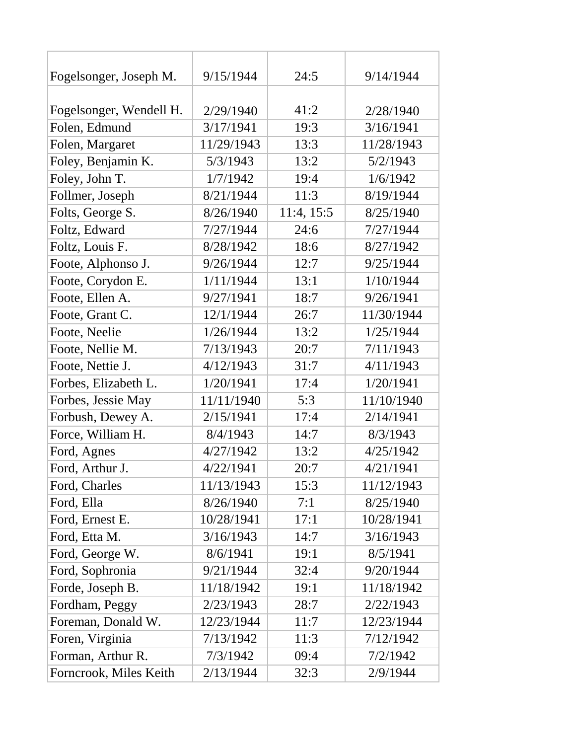| | | | |
|---|---|---|---|
| Fogelsonger, Joseph M. | 9/15/1944 | 24:5 | 9/14/1944 |
| Fogelsonger, Wendell H. | 2/29/1940 | 41:2 | 2/28/1940 |
| Folen, Edmund | 3/17/1941 | 19:3 | 3/16/1941 |
| Folen, Margaret | 11/29/1943 | 13:3 | 11/28/1943 |
| Foley, Benjamin K. | 5/3/1943 | 13:2 | 5/2/1943 |
| Foley, John T. | 1/7/1942 | 19:4 | 1/6/1942 |
| Follmer, Joseph | 8/21/1944 | 11:3 | 8/19/1944 |
| Folts, George S. | 8/26/1940 | 11:4, 15:5 | 8/25/1940 |
| Foltz, Edward | 7/27/1944 | 24:6 | 7/27/1944 |
| Foltz, Louis F. | 8/28/1942 | 18:6 | 8/27/1942 |
| Foote, Alphonso J. | 9/26/1944 | 12:7 | 9/25/1944 |
| Foote, Corydon E. | 1/11/1944 | 13:1 | 1/10/1944 |
| Foote, Ellen A. | 9/27/1941 | 18:7 | 9/26/1941 |
| Foote, Grant C. | 12/1/1944 | 26:7 | 11/30/1944 |
| Foote, Neelie | 1/26/1944 | 13:2 | 1/25/1944 |
| Foote, Nellie M. | 7/13/1943 | 20:7 | 7/11/1943 |
| Foote, Nettie J. | 4/12/1943 | 31:7 | 4/11/1943 |
| Forbes, Elizabeth L. | 1/20/1941 | 17:4 | 1/20/1941 |
| Forbes, Jessie May | 11/11/1940 | 5:3 | 11/10/1940 |
| Forbush, Dewey A. | 2/15/1941 | 17:4 | 2/14/1941 |
| Force, William H. | 8/4/1943 | 14:7 | 8/3/1943 |
| Ford, Agnes | 4/27/1942 | 13:2 | 4/25/1942 |
| Ford, Arthur J. | 4/22/1941 | 20:7 | 4/21/1941 |
| Ford, Charles | 11/13/1943 | 15:3 | 11/12/1943 |
| Ford, Ella | 8/26/1940 | 7:1 | 8/25/1940 |
| Ford, Ernest E. | 10/28/1941 | 17:1 | 10/28/1941 |
| Ford, Etta M. | 3/16/1943 | 14:7 | 3/16/1943 |
| Ford, George W. | 8/6/1941 | 19:1 | 8/5/1941 |
| Ford, Sophronia | 9/21/1944 | 32:4 | 9/20/1944 |
| Forde, Joseph B. | 11/18/1942 | 19:1 | 11/18/1942 |
| Fordham, Peggy | 2/23/1943 | 28:7 | 2/22/1943 |
| Foreman, Donald W. | 12/23/1944 | 11:7 | 12/23/1944 |
| Foren, Virginia | 7/13/1942 | 11:3 | 7/12/1942 |
| Forman, Arthur R. | 7/3/1942 | 09:4 | 7/2/1942 |
| Forncrook, Miles Keith | 2/13/1944 | 32:3 | 2/9/1944 |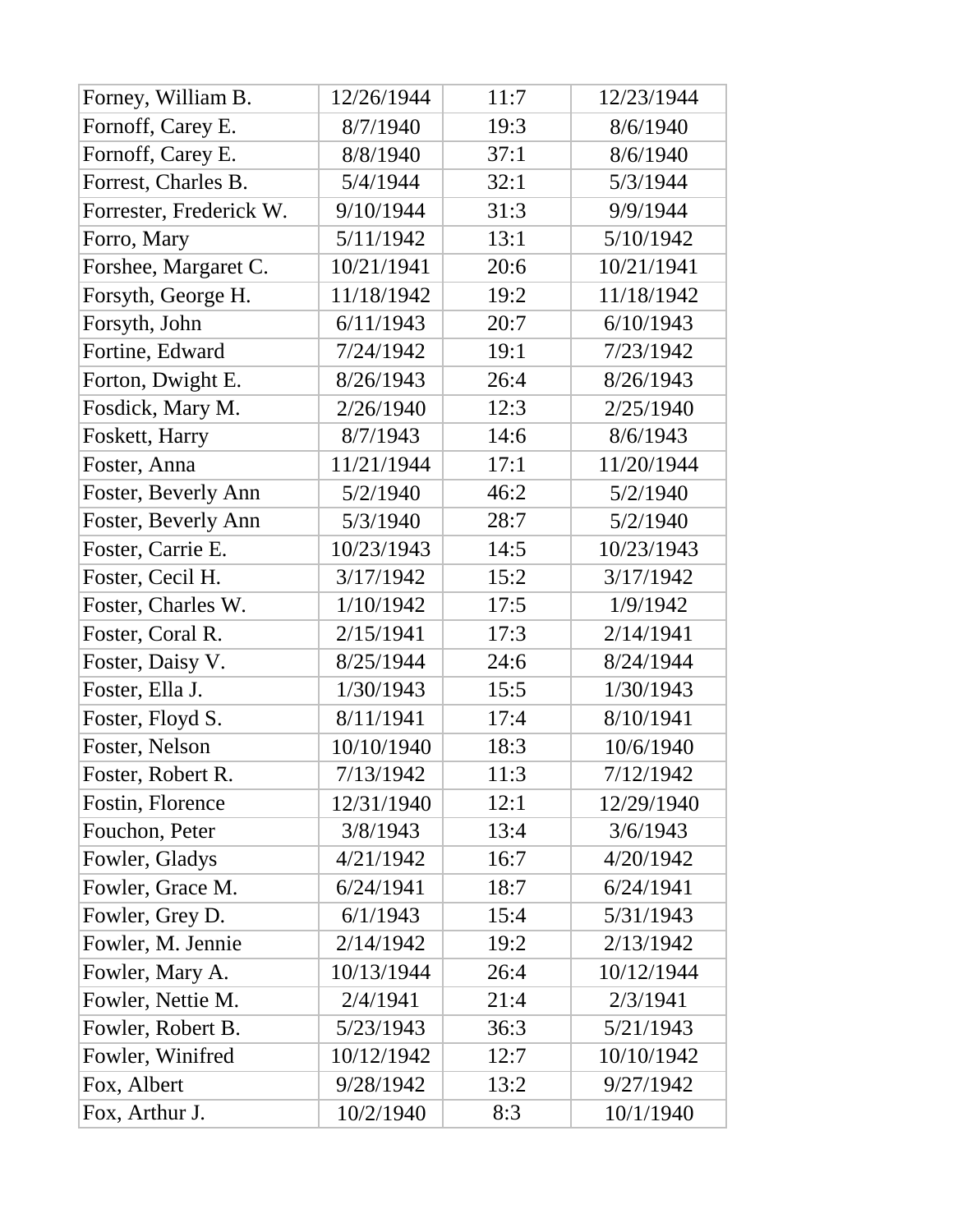| | | | |
|---|---|---|---|
| Forney, William B. | 12/26/1944 | 11:7 | 12/23/1944 |
| Fornoff, Carey E. | 8/7/1940 | 19:3 | 8/6/1940 |
| Fornoff, Carey E. | 8/8/1940 | 37:1 | 8/6/1940 |
| Forrest, Charles B. | 5/4/1944 | 32:1 | 5/3/1944 |
| Forrester, Frederick W. | 9/10/1944 | 31:3 | 9/9/1944 |
| Forro, Mary | 5/11/1942 | 13:1 | 5/10/1942 |
| Forshee, Margaret C. | 10/21/1941 | 20:6 | 10/21/1941 |
| Forsyth, George H. | 11/18/1942 | 19:2 | 11/18/1942 |
| Forsyth, John | 6/11/1943 | 20:7 | 6/10/1943 |
| Fortine, Edward | 7/24/1942 | 19:1 | 7/23/1942 |
| Forton, Dwight E. | 8/26/1943 | 26:4 | 8/26/1943 |
| Fosdick, Mary M. | 2/26/1940 | 12:3 | 2/25/1940 |
| Foskett, Harry | 8/7/1943 | 14:6 | 8/6/1943 |
| Foster, Anna | 11/21/1944 | 17:1 | 11/20/1944 |
| Foster, Beverly Ann | 5/2/1940 | 46:2 | 5/2/1940 |
| Foster, Beverly Ann | 5/3/1940 | 28:7 | 5/2/1940 |
| Foster, Carrie E. | 10/23/1943 | 14:5 | 10/23/1943 |
| Foster, Cecil H. | 3/17/1942 | 15:2 | 3/17/1942 |
| Foster, Charles W. | 1/10/1942 | 17:5 | 1/9/1942 |
| Foster, Coral R. | 2/15/1941 | 17:3 | 2/14/1941 |
| Foster, Daisy V. | 8/25/1944 | 24:6 | 8/24/1944 |
| Foster, Ella J. | 1/30/1943 | 15:5 | 1/30/1943 |
| Foster, Floyd S. | 8/11/1941 | 17:4 | 8/10/1941 |
| Foster, Nelson | 10/10/1940 | 18:3 | 10/6/1940 |
| Foster, Robert R. | 7/13/1942 | 11:3 | 7/12/1942 |
| Fostin, Florence | 12/31/1940 | 12:1 | 12/29/1940 |
| Fouchon, Peter | 3/8/1943 | 13:4 | 3/6/1943 |
| Fowler, Gladys | 4/21/1942 | 16:7 | 4/20/1942 |
| Fowler, Grace M. | 6/24/1941 | 18:7 | 6/24/1941 |
| Fowler, Grey D. | 6/1/1943 | 15:4 | 5/31/1943 |
| Fowler, M. Jennie | 2/14/1942 | 19:2 | 2/13/1942 |
| Fowler, Mary A. | 10/13/1944 | 26:4 | 10/12/1944 |
| Fowler, Nettie M. | 2/4/1941 | 21:4 | 2/3/1941 |
| Fowler, Robert B. | 5/23/1943 | 36:3 | 5/21/1943 |
| Fowler, Winifred | 10/12/1942 | 12:7 | 10/10/1942 |
| Fox, Albert | 9/28/1942 | 13:2 | 9/27/1942 |
| Fox, Arthur J. | 10/2/1940 | 8:3 | 10/1/1940 |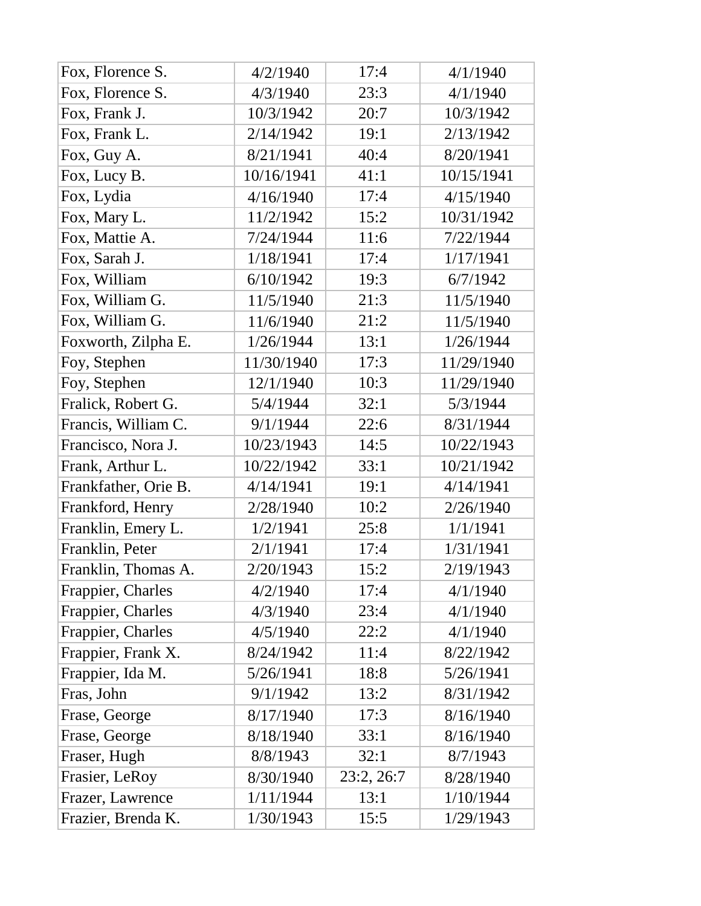| Fox, Florence S. | 4/2/1940 | 17:4 | 4/1/1940 |
|---|---|---|---|
| Fox, Florence S. | 4/3/1940 | 23:3 | 4/1/1940 |
| Fox, Frank J. | 10/3/1942 | 20:7 | 10/3/1942 |
| Fox, Frank L. | 2/14/1942 | 19:1 | 2/13/1942 |
| Fox, Guy A. | 8/21/1941 | 40:4 | 8/20/1941 |
| Fox, Lucy B. | 10/16/1941 | 41:1 | 10/15/1941 |
| Fox, Lydia | 4/16/1940 | 17:4 | 4/15/1940 |
| Fox, Mary L. | 11/2/1942 | 15:2 | 10/31/1942 |
| Fox, Mattie A. | 7/24/1944 | 11:6 | 7/22/1944 |
| Fox, Sarah J. | 1/18/1941 | 17:4 | 1/17/1941 |
| Fox, William | 6/10/1942 | 19:3 | 6/7/1942 |
| Fox, William G. | 11/5/1940 | 21:3 | 11/5/1940 |
| Fox, William G. | 11/6/1940 | 21:2 | 11/5/1940 |
| Foxworth, Zilpha E. | 1/26/1944 | 13:1 | 1/26/1944 |
| Foy, Stephen | 11/30/1940 | 17:3 | 11/29/1940 |
| Foy, Stephen | 12/1/1940 | 10:3 | 11/29/1940 |
| Fralick, Robert G. | 5/4/1944 | 32:1 | 5/3/1944 |
| Francis, William C. | 9/1/1944 | 22:6 | 8/31/1944 |
| Francisco, Nora J. | 10/23/1943 | 14:5 | 10/22/1943 |
| Frank, Arthur L. | 10/22/1942 | 33:1 | 10/21/1942 |
| Frankfather, Orie B. | 4/14/1941 | 19:1 | 4/14/1941 |
| Frankford, Henry | 2/28/1940 | 10:2 | 2/26/1940 |
| Franklin, Emery L. | 1/2/1941 | 25:8 | 1/1/1941 |
| Franklin, Peter | 2/1/1941 | 17:4 | 1/31/1941 |
| Franklin, Thomas A. | 2/20/1943 | 15:2 | 2/19/1943 |
| Frappier, Charles | 4/2/1940 | 17:4 | 4/1/1940 |
| Frappier, Charles | 4/3/1940 | 23:4 | 4/1/1940 |
| Frappier, Charles | 4/5/1940 | 22:2 | 4/1/1940 |
| Frappier, Frank X. | 8/24/1942 | 11:4 | 8/22/1942 |
| Frappier, Ida M. | 5/26/1941 | 18:8 | 5/26/1941 |
| Fras, John | 9/1/1942 | 13:2 | 8/31/1942 |
| Frase, George | 8/17/1940 | 17:3 | 8/16/1940 |
| Frase, George | 8/18/1940 | 33:1 | 8/16/1940 |
| Fraser, Hugh | 8/8/1943 | 32:1 | 8/7/1943 |
| Frasier, LeRoy | 8/30/1940 | 23:2, 26:7 | 8/28/1940 |
| Frazer, Lawrence | 1/11/1944 | 13:1 | 1/10/1944 |
| Frazier, Brenda K. | 1/30/1943 | 15:5 | 1/29/1943 |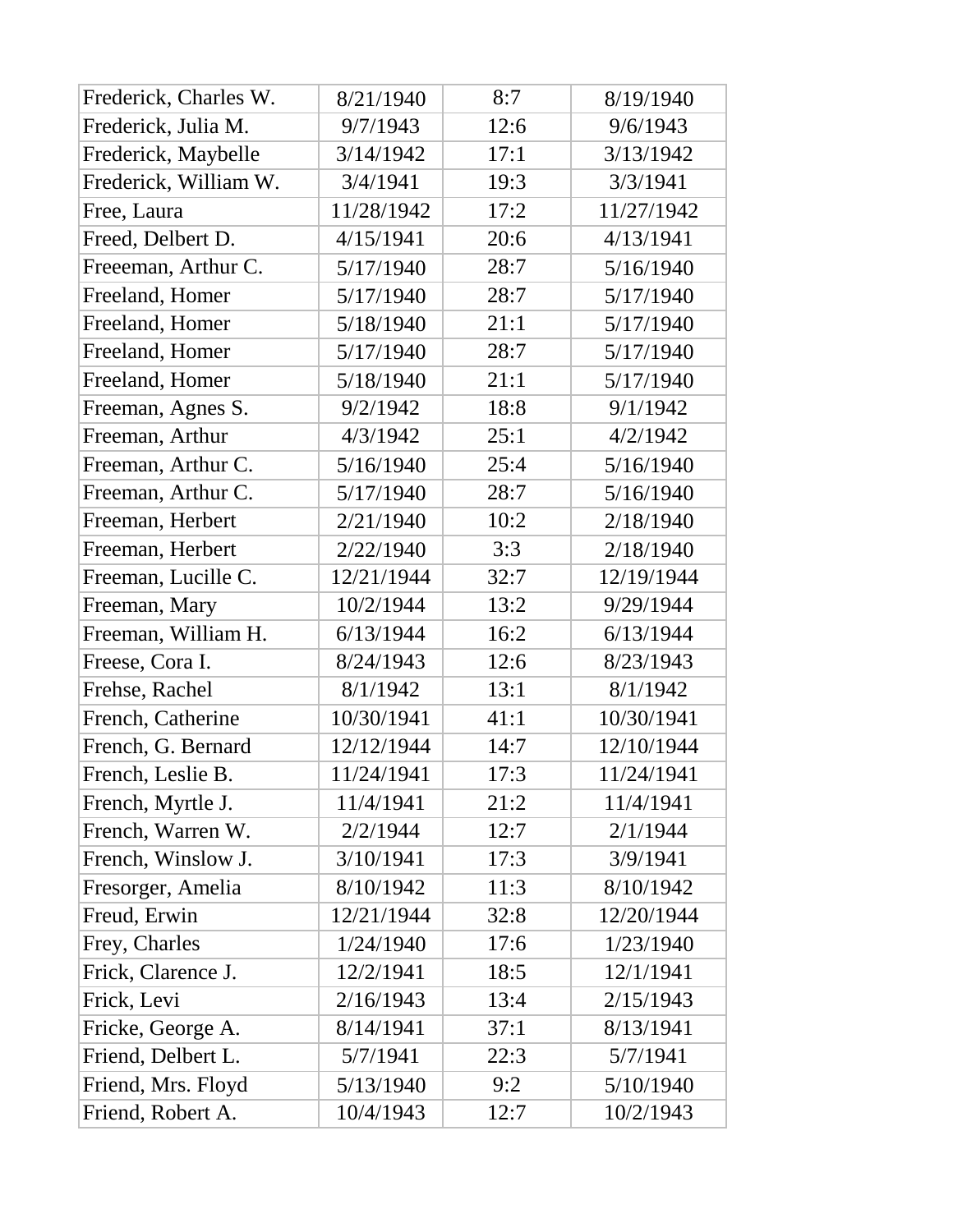| | | | |
|---|---|---|---|
| Frederick, Charles W. | 8/21/1940 | 8:7 | 8/19/1940 |
| Frederick, Julia M. | 9/7/1943 | 12:6 | 9/6/1943 |
| Frederick, Maybelle | 3/14/1942 | 17:1 | 3/13/1942 |
| Frederick, William W. | 3/4/1941 | 19:3 | 3/3/1941 |
| Free, Laura | 11/28/1942 | 17:2 | 11/27/1942 |
| Freed, Delbert D. | 4/15/1941 | 20:6 | 4/13/1941 |
| Freeeman, Arthur C. | 5/17/1940 | 28:7 | 5/16/1940 |
| Freeland, Homer | 5/17/1940 | 28:7 | 5/17/1940 |
| Freeland, Homer | 5/18/1940 | 21:1 | 5/17/1940 |
| Freeland, Homer | 5/17/1940 | 28:7 | 5/17/1940 |
| Freeland, Homer | 5/18/1940 | 21:1 | 5/17/1940 |
| Freeman, Agnes S. | 9/2/1942 | 18:8 | 9/1/1942 |
| Freeman, Arthur | 4/3/1942 | 25:1 | 4/2/1942 |
| Freeman, Arthur C. | 5/16/1940 | 25:4 | 5/16/1940 |
| Freeman, Arthur C. | 5/17/1940 | 28:7 | 5/16/1940 |
| Freeman, Herbert | 2/21/1940 | 10:2 | 2/18/1940 |
| Freeman, Herbert | 2/22/1940 | 3:3 | 2/18/1940 |
| Freeman, Lucille C. | 12/21/1944 | 32:7 | 12/19/1944 |
| Freeman, Mary | 10/2/1944 | 13:2 | 9/29/1944 |
| Freeman, William H. | 6/13/1944 | 16:2 | 6/13/1944 |
| Freese, Cora I. | 8/24/1943 | 12:6 | 8/23/1943 |
| Frehse, Rachel | 8/1/1942 | 13:1 | 8/1/1942 |
| French, Catherine | 10/30/1941 | 41:1 | 10/30/1941 |
| French, G. Bernard | 12/12/1944 | 14:7 | 12/10/1944 |
| French, Leslie B. | 11/24/1941 | 17:3 | 11/24/1941 |
| French, Myrtle J. | 11/4/1941 | 21:2 | 11/4/1941 |
| French, Warren W. | 2/2/1944 | 12:7 | 2/1/1944 |
| French, Winslow J. | 3/10/1941 | 17:3 | 3/9/1941 |
| Fresorger, Amelia | 8/10/1942 | 11:3 | 8/10/1942 |
| Freud, Erwin | 12/21/1944 | 32:8 | 12/20/1944 |
| Frey, Charles | 1/24/1940 | 17:6 | 1/23/1940 |
| Frick, Clarence J. | 12/2/1941 | 18:5 | 12/1/1941 |
| Frick, Levi | 2/16/1943 | 13:4 | 2/15/1943 |
| Fricke, George A. | 8/14/1941 | 37:1 | 8/13/1941 |
| Friend, Delbert L. | 5/7/1941 | 22:3 | 5/7/1941 |
| Friend, Mrs. Floyd | 5/13/1940 | 9:2 | 5/10/1940 |
| Friend, Robert A. | 10/4/1943 | 12:7 | 10/2/1943 |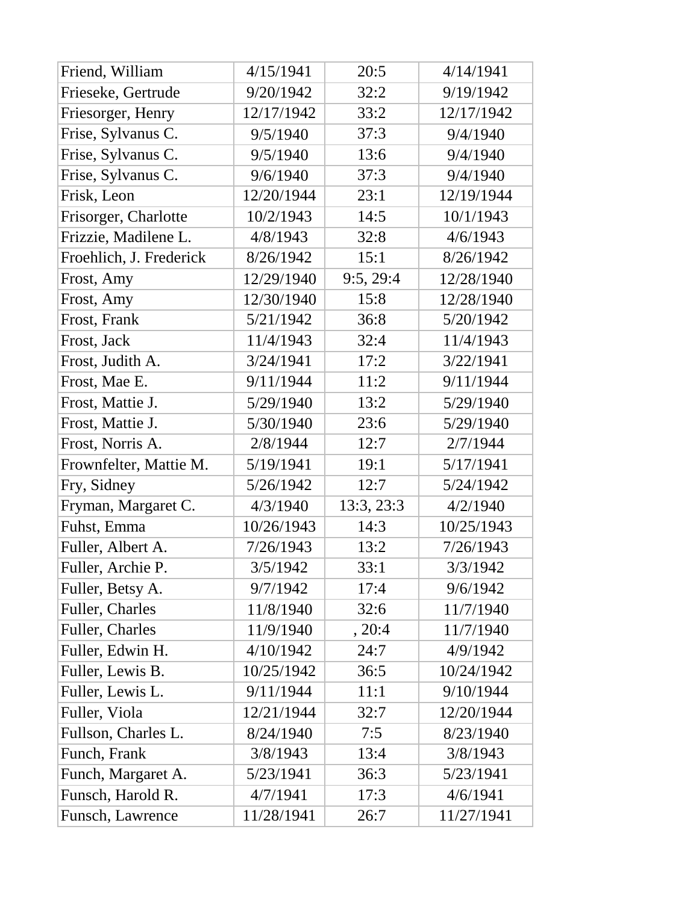| | | | |
|---|---|---|---|
| Friend, William | 4/15/1941 | 20:5 | 4/14/1941 |
| Frieseke, Gertrude | 9/20/1942 | 32:2 | 9/19/1942 |
| Friesorger, Henry | 12/17/1942 | 33:2 | 12/17/1942 |
| Frise, Sylvanus C. | 9/5/1940 | 37:3 | 9/4/1940 |
| Frise, Sylvanus C. | 9/5/1940 | 13:6 | 9/4/1940 |
| Frise, Sylvanus C. | 9/6/1940 | 37:3 | 9/4/1940 |
| Frisk, Leon | 12/20/1944 | 23:1 | 12/19/1944 |
| Frisorger, Charlotte | 10/2/1943 | 14:5 | 10/1/1943 |
| Frizzie, Madilene L. | 4/8/1943 | 32:8 | 4/6/1943 |
| Froehlich, J. Frederick | 8/26/1942 | 15:1 | 8/26/1942 |
| Frost, Amy | 12/29/1940 | 9:5, 29:4 | 12/28/1940 |
| Frost, Amy | 12/30/1940 | 15:8 | 12/28/1940 |
| Frost, Frank | 5/21/1942 | 36:8 | 5/20/1942 |
| Frost, Jack | 11/4/1943 | 32:4 | 11/4/1943 |
| Frost, Judith A. | 3/24/1941 | 17:2 | 3/22/1941 |
| Frost, Mae E. | 9/11/1944 | 11:2 | 9/11/1944 |
| Frost, Mattie J. | 5/29/1940 | 13:2 | 5/29/1940 |
| Frost, Mattie J. | 5/30/1940 | 23:6 | 5/29/1940 |
| Frost, Norris A. | 2/8/1944 | 12:7 | 2/7/1944 |
| Frownfelter, Mattie M. | 5/19/1941 | 19:1 | 5/17/1941 |
| Fry, Sidney | 5/26/1942 | 12:7 | 5/24/1942 |
| Fryman, Margaret C. | 4/3/1940 | 13:3, 23:3 | 4/2/1940 |
| Fuhst, Emma | 10/26/1943 | 14:3 | 10/25/1943 |
| Fuller, Albert A. | 7/26/1943 | 13:2 | 7/26/1943 |
| Fuller, Archie P. | 3/5/1942 | 33:1 | 3/3/1942 |
| Fuller, Betsy A. | 9/7/1942 | 17:4 | 9/6/1942 |
| Fuller, Charles | 11/8/1940 | 32:6 | 11/7/1940 |
| Fuller, Charles | 11/9/1940 | , 20:4 | 11/7/1940 |
| Fuller, Edwin H. | 4/10/1942 | 24:7 | 4/9/1942 |
| Fuller, Lewis B. | 10/25/1942 | 36:5 | 10/24/1942 |
| Fuller, Lewis L. | 9/11/1944 | 11:1 | 9/10/1944 |
| Fuller, Viola | 12/21/1944 | 32:7 | 12/20/1944 |
| Fullson, Charles L. | 8/24/1940 | 7:5 | 8/23/1940 |
| Funch, Frank | 3/8/1943 | 13:4 | 3/8/1943 |
| Funch, Margaret A. | 5/23/1941 | 36:3 | 5/23/1941 |
| Funsch, Harold R. | 4/7/1941 | 17:3 | 4/6/1941 |
| Funsch, Lawrence | 11/28/1941 | 26:7 | 11/27/1941 |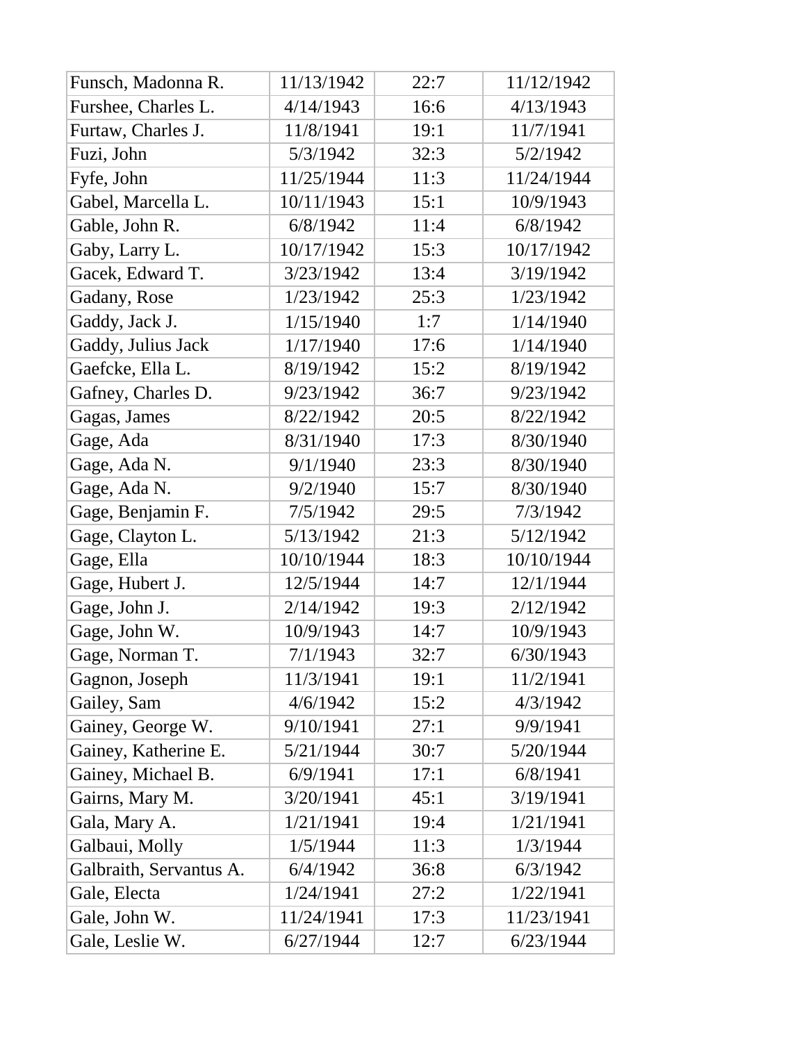| | | | |
|---|---|---|---|
| Funsch, Madonna R. | 11/13/1942 | 22:7 | 11/12/1942 |
| Furshee, Charles L. | 4/14/1943 | 16:6 | 4/13/1943 |
| Furtaw, Charles J. | 11/8/1941 | 19:1 | 11/7/1941 |
| Fuzi, John | 5/3/1942 | 32:3 | 5/2/1942 |
| Fyfe, John | 11/25/1944 | 11:3 | 11/24/1944 |
| Gabel, Marcella L. | 10/11/1943 | 15:1 | 10/9/1943 |
| Gable, John R. | 6/8/1942 | 11:4 | 6/8/1942 |
| Gaby, Larry L. | 10/17/1942 | 15:3 | 10/17/1942 |
| Gacek, Edward T. | 3/23/1942 | 13:4 | 3/19/1942 |
| Gadany, Rose | 1/23/1942 | 25:3 | 1/23/1942 |
| Gaddy, Jack J. | 1/15/1940 | 1:7 | 1/14/1940 |
| Gaddy, Julius Jack | 1/17/1940 | 17:6 | 1/14/1940 |
| Gaefcke, Ella L. | 8/19/1942 | 15:2 | 8/19/1942 |
| Gafney, Charles D. | 9/23/1942 | 36:7 | 9/23/1942 |
| Gagas, James | 8/22/1942 | 20:5 | 8/22/1942 |
| Gage, Ada | 8/31/1940 | 17:3 | 8/30/1940 |
| Gage, Ada N. | 9/1/1940 | 23:3 | 8/30/1940 |
| Gage, Ada N. | 9/2/1940 | 15:7 | 8/30/1940 |
| Gage, Benjamin F. | 7/5/1942 | 29:5 | 7/3/1942 |
| Gage, Clayton L. | 5/13/1942 | 21:3 | 5/12/1942 |
| Gage, Ella | 10/10/1944 | 18:3 | 10/10/1944 |
| Gage, Hubert J. | 12/5/1944 | 14:7 | 12/1/1944 |
| Gage, John J. | 2/14/1942 | 19:3 | 2/12/1942 |
| Gage, John W. | 10/9/1943 | 14:7 | 10/9/1943 |
| Gage, Norman T. | 7/1/1943 | 32:7 | 6/30/1943 |
| Gagnon, Joseph | 11/3/1941 | 19:1 | 11/2/1941 |
| Gailey, Sam | 4/6/1942 | 15:2 | 4/3/1942 |
| Gainey, George W. | 9/10/1941 | 27:1 | 9/9/1941 |
| Gainey, Katherine E. | 5/21/1944 | 30:7 | 5/20/1944 |
| Gainey, Michael B. | 6/9/1941 | 17:1 | 6/8/1941 |
| Gairns, Mary M. | 3/20/1941 | 45:1 | 3/19/1941 |
| Gala, Mary A. | 1/21/1941 | 19:4 | 1/21/1941 |
| Galbaui, Molly | 1/5/1944 | 11:3 | 1/3/1944 |
| Galbraith, Servantus A. | 6/4/1942 | 36:8 | 6/3/1942 |
| Gale, Electa | 1/24/1941 | 27:2 | 1/22/1941 |
| Gale, John W. | 11/24/1941 | 17:3 | 11/23/1941 |
| Gale, Leslie W. | 6/27/1944 | 12:7 | 6/23/1944 |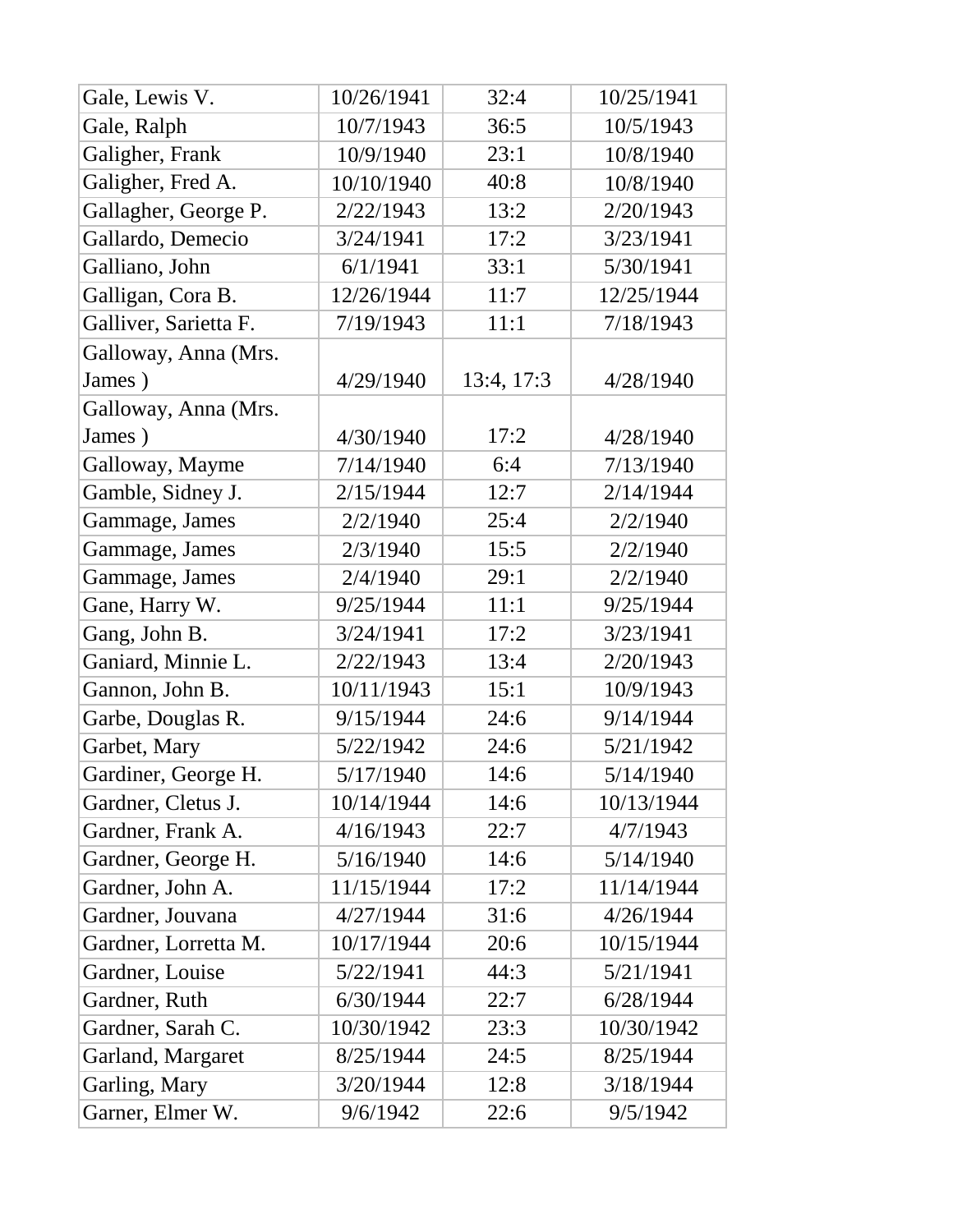| | | | |
|---|---|---|---|
| Gale, Lewis V. | 10/26/1941 | 32:4 | 10/25/1941 |
| Gale, Ralph | 10/7/1943 | 36:5 | 10/5/1943 |
| Galigher, Frank | 10/9/1940 | 23:1 | 10/8/1940 |
| Galigher, Fred A. | 10/10/1940 | 40:8 | 10/8/1940 |
| Gallagher, George P. | 2/22/1943 | 13:2 | 2/20/1943 |
| Gallardo, Demecio | 3/24/1941 | 17:2 | 3/23/1941 |
| Galliano, John | 6/1/1941 | 33:1 | 5/30/1941 |
| Galligan, Cora B. | 12/26/1944 | 11:7 | 12/25/1944 |
| Galliver, Sarietta F. | 7/19/1943 | 11:1 | 7/18/1943 |
| Galloway, Anna (Mrs. James ) | 4/29/1940 | 13:4, 17:3 | 4/28/1940 |
| Galloway, Anna (Mrs. James ) | 4/30/1940 | 17:2 | 4/28/1940 |
| Galloway, Mayme | 7/14/1940 | 6:4 | 7/13/1940 |
| Gamble, Sidney J. | 2/15/1944 | 12:7 | 2/14/1944 |
| Gammage, James | 2/2/1940 | 25:4 | 2/2/1940 |
| Gammage, James | 2/3/1940 | 15:5 | 2/2/1940 |
| Gammage, James | 2/4/1940 | 29:1 | 2/2/1940 |
| Gane, Harry W. | 9/25/1944 | 11:1 | 9/25/1944 |
| Gang, John B. | 3/24/1941 | 17:2 | 3/23/1941 |
| Ganiard, Minnie L. | 2/22/1943 | 13:4 | 2/20/1943 |
| Gannon, John B. | 10/11/1943 | 15:1 | 10/9/1943 |
| Garbe, Douglas R. | 9/15/1944 | 24:6 | 9/14/1944 |
| Garbet, Mary | 5/22/1942 | 24:6 | 5/21/1942 |
| Gardiner, George H. | 5/17/1940 | 14:6 | 5/14/1940 |
| Gardner, Cletus J. | 10/14/1944 | 14:6 | 10/13/1944 |
| Gardner, Frank A. | 4/16/1943 | 22:7 | 4/7/1943 |
| Gardner, George H. | 5/16/1940 | 14:6 | 5/14/1940 |
| Gardner, John A. | 11/15/1944 | 17:2 | 11/14/1944 |
| Gardner, Jouvana | 4/27/1944 | 31:6 | 4/26/1944 |
| Gardner, Lorretta M. | 10/17/1944 | 20:6 | 10/15/1944 |
| Gardner, Louise | 5/22/1941 | 44:3 | 5/21/1941 |
| Gardner, Ruth | 6/30/1944 | 22:7 | 6/28/1944 |
| Gardner, Sarah C. | 10/30/1942 | 23:3 | 10/30/1942 |
| Garland, Margaret | 8/25/1944 | 24:5 | 8/25/1944 |
| Garling, Mary | 3/20/1944 | 12:8 | 3/18/1944 |
| Garner, Elmer W. | 9/6/1942 | 22:6 | 9/5/1942 |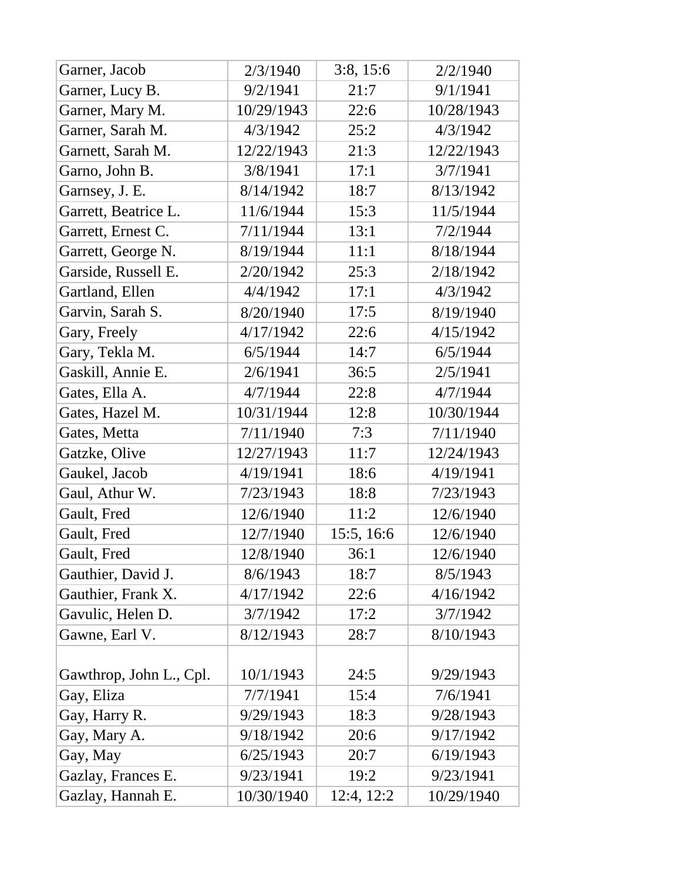| | | | |
|---|---|---|---|
| Garner, Jacob | 2/3/1940 | 3:8, 15:6 | 2/2/1940 |
| Garner, Lucy B. | 9/2/1941 | 21:7 | 9/1/1941 |
| Garner, Mary M. | 10/29/1943 | 22:6 | 10/28/1943 |
| Garner, Sarah M. | 4/3/1942 | 25:2 | 4/3/1942 |
| Garnett, Sarah M. | 12/22/1943 | 21:3 | 12/22/1943 |
| Garno, John B. | 3/8/1941 | 17:1 | 3/7/1941 |
| Garnsey, J. E. | 8/14/1942 | 18:7 | 8/13/1942 |
| Garrett, Beatrice L. | 11/6/1944 | 15:3 | 11/5/1944 |
| Garrett, Ernest C. | 7/11/1944 | 13:1 | 7/2/1944 |
| Garrett, George N. | 8/19/1944 | 11:1 | 8/18/1944 |
| Garside, Russell E. | 2/20/1942 | 25:3 | 2/18/1942 |
| Gartland, Ellen | 4/4/1942 | 17:1 | 4/3/1942 |
| Garvin, Sarah S. | 8/20/1940 | 17:5 | 8/19/1940 |
| Gary, Freely | 4/17/1942 | 22:6 | 4/15/1942 |
| Gary, Tekla M. | 6/5/1944 | 14:7 | 6/5/1944 |
| Gaskill, Annie E. | 2/6/1941 | 36:5 | 2/5/1941 |
| Gates, Ella A. | 4/7/1944 | 22:8 | 4/7/1944 |
| Gates, Hazel M. | 10/31/1944 | 12:8 | 10/30/1944 |
| Gates, Metta | 7/11/1940 | 7:3 | 7/11/1940 |
| Gatzke, Olive | 12/27/1943 | 11:7 | 12/24/1943 |
| Gaukel, Jacob | 4/19/1941 | 18:6 | 4/19/1941 |
| Gaul, Athur W. | 7/23/1943 | 18:8 | 7/23/1943 |
| Gault, Fred | 12/6/1940 | 11:2 | 12/6/1940 |
| Gault, Fred | 12/7/1940 | 15:5, 16:6 | 12/6/1940 |
| Gault, Fred | 12/8/1940 | 36:1 | 12/6/1940 |
| Gauthier, David J. | 8/6/1943 | 18:7 | 8/5/1943 |
| Gauthier, Frank X. | 4/17/1942 | 22:6 | 4/16/1942 |
| Gavulic, Helen D. | 3/7/1942 | 17:2 | 3/7/1942 |
| Gawne, Earl V. | 8/12/1943 | 28:7 | 8/10/1943 |
| Gawthrop, John L., Cpl. | 10/1/1943 | 24:5 | 9/29/1943 |
| Gay, Eliza | 7/7/1941 | 15:4 | 7/6/1941 |
| Gay, Harry R. | 9/29/1943 | 18:3 | 9/28/1943 |
| Gay, Mary A. | 9/18/1942 | 20:6 | 9/17/1942 |
| Gay, May | 6/25/1943 | 20:7 | 6/19/1943 |
| Gazlay, Frances E. | 9/23/1941 | 19:2 | 9/23/1941 |
| Gazlay, Hannah E. | 10/30/1940 | 12:4, 12:2 | 10/29/1940 |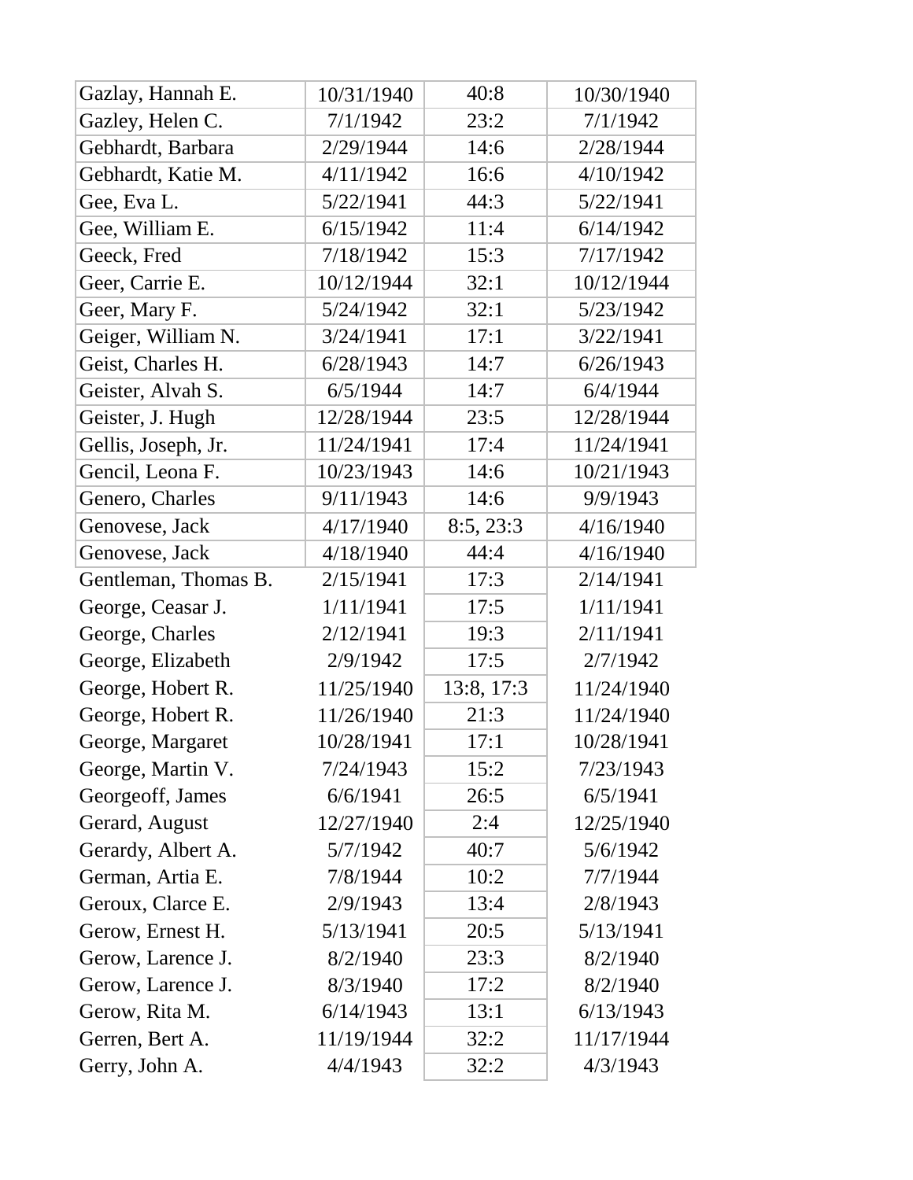| | | | |
|---|---|---|---|
| Gazlay, Hannah E. | 10/31/1940 | 40:8 | 10/30/1940 |
| Gazley, Helen C. | 7/1/1942 | 23:2 | 7/1/1942 |
| Gebhardt, Barbara | 2/29/1944 | 14:6 | 2/28/1944 |
| Gebhardt, Katie M. | 4/11/1942 | 16:6 | 4/10/1942 |
| Gee, Eva L. | 5/22/1941 | 44:3 | 5/22/1941 |
| Gee, William E. | 6/15/1942 | 11:4 | 6/14/1942 |
| Geeck, Fred | 7/18/1942 | 15:3 | 7/17/1942 |
| Geer, Carrie E. | 10/12/1944 | 32:1 | 10/12/1944 |
| Geer, Mary F. | 5/24/1942 | 32:1 | 5/23/1942 |
| Geiger, William N. | 3/24/1941 | 17:1 | 3/22/1941 |
| Geist, Charles H. | 6/28/1943 | 14:7 | 6/26/1943 |
| Geister, Alvah S. | 6/5/1944 | 14:7 | 6/4/1944 |
| Geister, J. Hugh | 12/28/1944 | 23:5 | 12/28/1944 |
| Gellis, Joseph, Jr. | 11/24/1941 | 17:4 | 11/24/1941 |
| Gencil, Leona F. | 10/23/1943 | 14:6 | 10/21/1943 |
| Genero, Charles | 9/11/1943 | 14:6 | 9/9/1943 |
| Genovese, Jack | 4/17/1940 | 8:5, 23:3 | 4/16/1940 |
| Genovese, Jack | 4/18/1940 | 44:4 | 4/16/1940 |
| Gentleman, Thomas B. | 2/15/1941 | 17:3 | 2/14/1941 |
| George, Ceasar J. | 1/11/1941 | 17:5 | 1/11/1941 |
| George, Charles | 2/12/1941 | 19:3 | 2/11/1941 |
| George, Elizabeth | 2/9/1942 | 17:5 | 2/7/1942 |
| George, Hobert R. | 11/25/1940 | 13:8, 17:3 | 11/24/1940 |
| George, Hobert R. | 11/26/1940 | 21:3 | 11/24/1940 |
| George, Margaret | 10/28/1941 | 17:1 | 10/28/1941 |
| George, Martin V. | 7/24/1943 | 15:2 | 7/23/1943 |
| Georgeoff, James | 6/6/1941 | 26:5 | 6/5/1941 |
| Gerard, August | 12/27/1940 | 2:4 | 12/25/1940 |
| Gerardy, Albert A. | 5/7/1942 | 40:7 | 5/6/1942 |
| German, Artia E. | 7/8/1944 | 10:2 | 7/7/1944 |
| Geroux, Clarce E. | 2/9/1943 | 13:4 | 2/8/1943 |
| Gerow, Ernest H. | 5/13/1941 | 20:5 | 5/13/1941 |
| Gerow, Larence J. | 8/2/1940 | 23:3 | 8/2/1940 |
| Gerow, Larence J. | 8/3/1940 | 17:2 | 8/2/1940 |
| Gerow, Rita M. | 6/14/1943 | 13:1 | 6/13/1943 |
| Gerren, Bert A. | 11/19/1944 | 32:2 | 11/17/1944 |
| Gerry, John A. | 4/4/1943 | 32:2 | 4/3/1943 |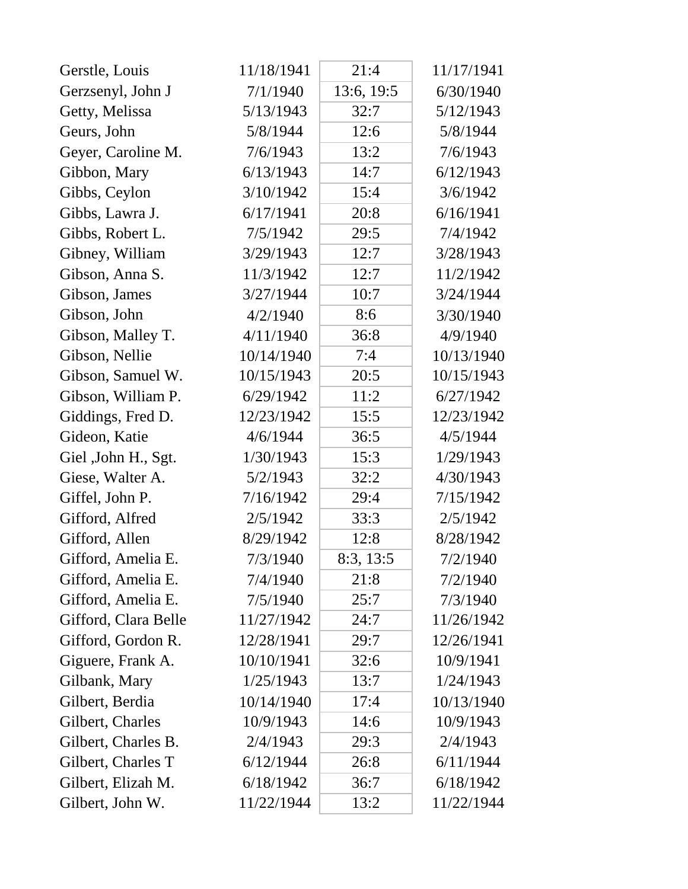| | | | |
|---|---|---|---|
| Gerstle, Louis | 11/18/1941 | 21:4 | 11/17/1941 |
| Gerzsenyl, John J | 7/1/1940 | 13:6, 19:5 | 6/30/1940 |
| Getty, Melissa | 5/13/1943 | 32:7 | 5/12/1943 |
| Geurs, John | 5/8/1944 | 12:6 | 5/8/1944 |
| Geyer, Caroline M. | 7/6/1943 | 13:2 | 7/6/1943 |
| Gibbon, Mary | 6/13/1943 | 14:7 | 6/12/1943 |
| Gibbs, Ceylon | 3/10/1942 | 15:4 | 3/6/1942 |
| Gibbs, Lawra J. | 6/17/1941 | 20:8 | 6/16/1941 |
| Gibbs, Robert L. | 7/5/1942 | 29:5 | 7/4/1942 |
| Gibney, William | 3/29/1943 | 12:7 | 3/28/1943 |
| Gibson, Anna S. | 11/3/1942 | 12:7 | 11/2/1942 |
| Gibson, James | 3/27/1944 | 10:7 | 3/24/1944 |
| Gibson, John | 4/2/1940 | 8:6 | 3/30/1940 |
| Gibson, Malley T. | 4/11/1940 | 36:8 | 4/9/1940 |
| Gibson, Nellie | 10/14/1940 | 7:4 | 10/13/1940 |
| Gibson, Samuel W. | 10/15/1943 | 20:5 | 10/15/1943 |
| Gibson, William P. | 6/29/1942 | 11:2 | 6/27/1942 |
| Giddings, Fred D. | 12/23/1942 | 15:5 | 12/23/1942 |
| Gideon, Katie | 4/6/1944 | 36:5 | 4/5/1944 |
| Giel ,John H., Sgt. | 1/30/1943 | 15:3 | 1/29/1943 |
| Giese, Walter A. | 5/2/1943 | 32:2 | 4/30/1943 |
| Giffel, John P. | 7/16/1942 | 29:4 | 7/15/1942 |
| Gifford, Alfred | 2/5/1942 | 33:3 | 2/5/1942 |
| Gifford, Allen | 8/29/1942 | 12:8 | 8/28/1942 |
| Gifford, Amelia E. | 7/3/1940 | 8:3, 13:5 | 7/2/1940 |
| Gifford, Amelia E. | 7/4/1940 | 21:8 | 7/2/1940 |
| Gifford, Amelia E. | 7/5/1940 | 25:7 | 7/3/1940 |
| Gifford, Clara Belle | 11/27/1942 | 24:7 | 11/26/1942 |
| Gifford, Gordon R. | 12/28/1941 | 29:7 | 12/26/1941 |
| Giguere, Frank A. | 10/10/1941 | 32:6 | 10/9/1941 |
| Gilbank, Mary | 1/25/1943 | 13:7 | 1/24/1943 |
| Gilbert, Berdia | 10/14/1940 | 17:4 | 10/13/1940 |
| Gilbert, Charles | 10/9/1943 | 14:6 | 10/9/1943 |
| Gilbert, Charles B. | 2/4/1943 | 29:3 | 2/4/1943 |
| Gilbert, Charles T | 6/12/1944 | 26:8 | 6/11/1944 |
| Gilbert, Elizah M. | 6/18/1942 | 36:7 | 6/18/1942 |
| Gilbert, John W. | 11/22/1944 | 13:2 | 11/22/1944 |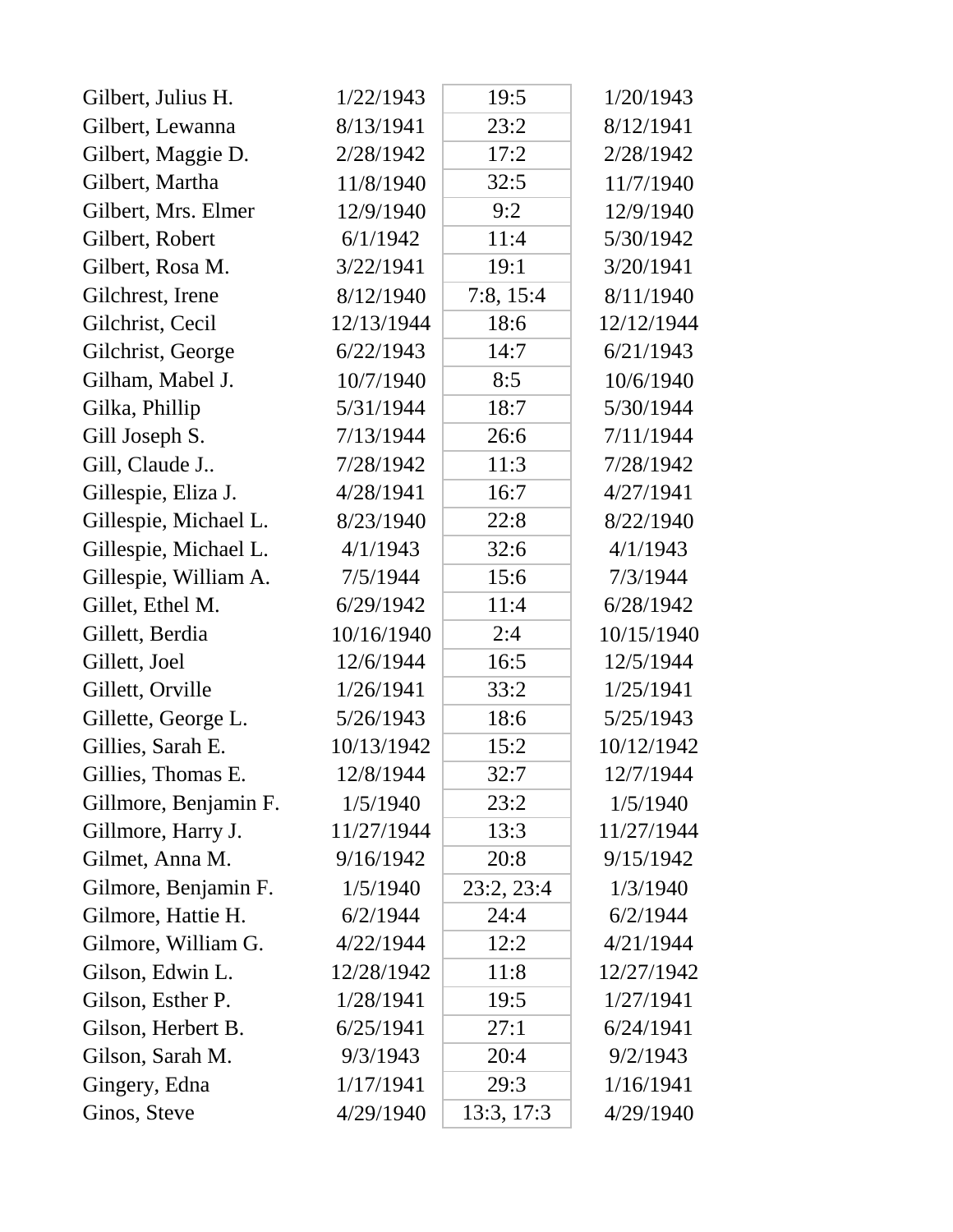| | | | |
|---|---|---|---|
| Gilbert, Julius H. | 1/22/1943 | 19:5 | 1/20/1943 |
| Gilbert, Lewanna | 8/13/1941 | 23:2 | 8/12/1941 |
| Gilbert, Maggie D. | 2/28/1942 | 17:2 | 2/28/1942 |
| Gilbert, Martha | 11/8/1940 | 32:5 | 11/7/1940 |
| Gilbert, Mrs. Elmer | 12/9/1940 | 9:2 | 12/9/1940 |
| Gilbert, Robert | 6/1/1942 | 11:4 | 5/30/1942 |
| Gilbert, Rosa M. | 3/22/1941 | 19:1 | 3/20/1941 |
| Gilchrest, Irene | 8/12/1940 | 7:8, 15:4 | 8/11/1940 |
| Gilchrist, Cecil | 12/13/1944 | 18:6 | 12/12/1944 |
| Gilchrist, George | 6/22/1943 | 14:7 | 6/21/1943 |
| Gilham, Mabel J. | 10/7/1940 | 8:5 | 10/6/1940 |
| Gilka, Phillip | 5/31/1944 | 18:7 | 5/30/1944 |
| Gill Joseph S. | 7/13/1944 | 26:6 | 7/11/1944 |
| Gill, Claude J.. | 7/28/1942 | 11:3 | 7/28/1942 |
| Gillespie, Eliza J. | 4/28/1941 | 16:7 | 4/27/1941 |
| Gillespie, Michael L. | 8/23/1940 | 22:8 | 8/22/1940 |
| Gillespie, Michael L. | 4/1/1943 | 32:6 | 4/1/1943 |
| Gillespie, William A. | 7/5/1944 | 15:6 | 7/3/1944 |
| Gillet, Ethel M. | 6/29/1942 | 11:4 | 6/28/1942 |
| Gillett, Berdia | 10/16/1940 | 2:4 | 10/15/1940 |
| Gillett, Joel | 12/6/1944 | 16:5 | 12/5/1944 |
| Gillett, Orville | 1/26/1941 | 33:2 | 1/25/1941 |
| Gillette, George L. | 5/26/1943 | 18:6 | 5/25/1943 |
| Gillies, Sarah E. | 10/13/1942 | 15:2 | 10/12/1942 |
| Gillies, Thomas E. | 12/8/1944 | 32:7 | 12/7/1944 |
| Gillmore, Benjamin F. | 1/5/1940 | 23:2 | 1/5/1940 |
| Gillmore, Harry J. | 11/27/1944 | 13:3 | 11/27/1944 |
| Gilmet, Anna M. | 9/16/1942 | 20:8 | 9/15/1942 |
| Gilmore, Benjamin F. | 1/5/1940 | 23:2, 23:4 | 1/3/1940 |
| Gilmore, Hattie H. | 6/2/1944 | 24:4 | 6/2/1944 |
| Gilmore, William G. | 4/22/1944 | 12:2 | 4/21/1944 |
| Gilson, Edwin L. | 12/28/1942 | 11:8 | 12/27/1942 |
| Gilson, Esther P. | 1/28/1941 | 19:5 | 1/27/1941 |
| Gilson, Herbert B. | 6/25/1941 | 27:1 | 6/24/1941 |
| Gilson, Sarah M. | 9/3/1943 | 20:4 | 9/2/1943 |
| Gingery, Edna | 1/17/1941 | 29:3 | 1/16/1941 |
| Ginos, Steve | 4/29/1940 | 13:3, 17:3 | 4/29/1940 |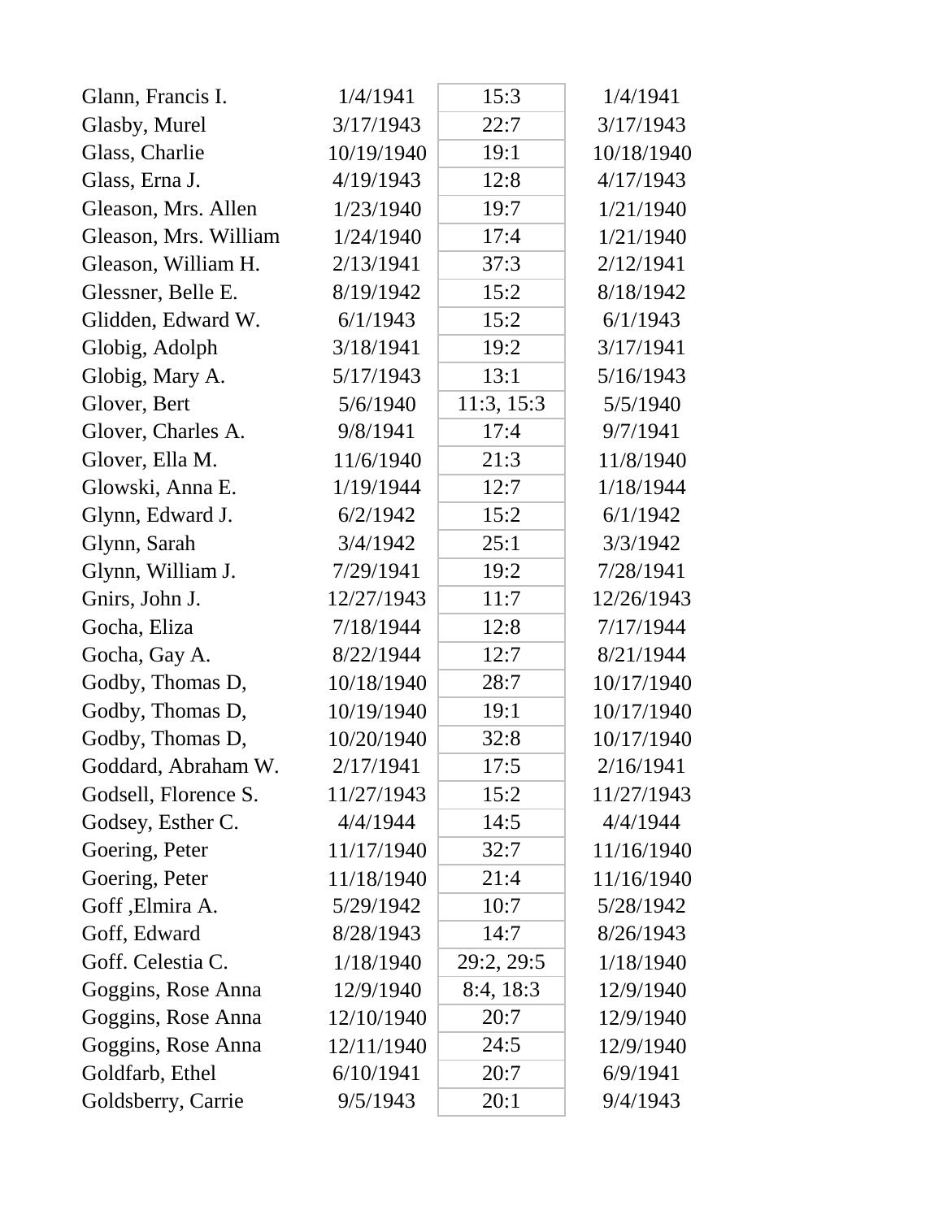| | | | |
|---|---|---|---|
| Glann, Francis I. | 1/4/1941 | 15:3 | 1/4/1941 |
| Glasby, Murel | 3/17/1943 | 22:7 | 3/17/1943 |
| Glass, Charlie | 10/19/1940 | 19:1 | 10/18/1940 |
| Glass, Erna J. | 4/19/1943 | 12:8 | 4/17/1943 |
| Gleason, Mrs. Allen | 1/23/1940 | 19:7 | 1/21/1940 |
| Gleason, Mrs. William | 1/24/1940 | 17:4 | 1/21/1940 |
| Gleason, William H. | 2/13/1941 | 37:3 | 2/12/1941 |
| Glessner, Belle E. | 8/19/1942 | 15:2 | 8/18/1942 |
| Glidden, Edward W. | 6/1/1943 | 15:2 | 6/1/1943 |
| Globig, Adolph | 3/18/1941 | 19:2 | 3/17/1941 |
| Globig, Mary A. | 5/17/1943 | 13:1 | 5/16/1943 |
| Glover, Bert | 5/6/1940 | 11:3, 15:3 | 5/5/1940 |
| Glover, Charles A. | 9/8/1941 | 17:4 | 9/7/1941 |
| Glover, Ella M. | 11/6/1940 | 21:3 | 11/8/1940 |
| Glowski, Anna E. | 1/19/1944 | 12:7 | 1/18/1944 |
| Glynn, Edward J. | 6/2/1942 | 15:2 | 6/1/1942 |
| Glynn, Sarah | 3/4/1942 | 25:1 | 3/3/1942 |
| Glynn, William J. | 7/29/1941 | 19:2 | 7/28/1941 |
| Gnirs, John J. | 12/27/1943 | 11:7 | 12/26/1943 |
| Gocha, Eliza | 7/18/1944 | 12:8 | 7/17/1944 |
| Gocha, Gay A. | 8/22/1944 | 12:7 | 8/21/1944 |
| Godby, Thomas D, | 10/18/1940 | 28:7 | 10/17/1940 |
| Godby, Thomas D, | 10/19/1940 | 19:1 | 10/17/1940 |
| Godby, Thomas D, | 10/20/1940 | 32:8 | 10/17/1940 |
| Goddard, Abraham W. | 2/17/1941 | 17:5 | 2/16/1941 |
| Godsell, Florence S. | 11/27/1943 | 15:2 | 11/27/1943 |
| Godsey, Esther C. | 4/4/1944 | 14:5 | 4/4/1944 |
| Goering, Peter | 11/17/1940 | 32:7 | 11/16/1940 |
| Goering, Peter | 11/18/1940 | 21:4 | 11/16/1940 |
| Goff ,Elmira A. | 5/29/1942 | 10:7 | 5/28/1942 |
| Goff, Edward | 8/28/1943 | 14:7 | 8/26/1943 |
| Goff. Celestia C. | 1/18/1940 | 29:2, 29:5 | 1/18/1940 |
| Goggins, Rose Anna | 12/9/1940 | 8:4, 18:3 | 12/9/1940 |
| Goggins, Rose Anna | 12/10/1940 | 20:7 | 12/9/1940 |
| Goggins, Rose Anna | 12/11/1940 | 24:5 | 12/9/1940 |
| Goldfarb, Ethel | 6/10/1941 | 20:7 | 6/9/1941 |
| Goldsberry, Carrie | 9/5/1943 | 20:1 | 9/4/1943 |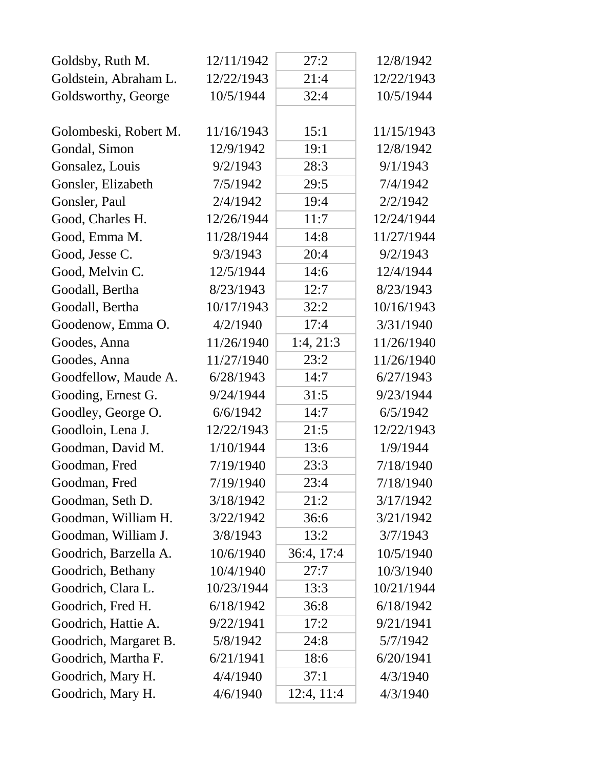| | | | |
|---|---|---|---|
| Goldsby, Ruth M. | 12/11/1942 | 27:2 | 12/8/1942 |
| Goldstein, Abraham L. | 12/22/1943 | 21:4 | 12/22/1943 |
| Goldsworthy, George | 10/5/1944 | 32:4 | 10/5/1944 |
| | | | |
| Golombeski, Robert M. | 11/16/1943 | 15:1 | 11/15/1943 |
| Gondal, Simon | 12/9/1942 | 19:1 | 12/8/1942 |
| Gonsalez, Louis | 9/2/1943 | 28:3 | 9/1/1943 |
| Gonsler, Elizabeth | 7/5/1942 | 29:5 | 7/4/1942 |
| Gonsler, Paul | 2/4/1942 | 19:4 | 2/2/1942 |
| Good, Charles H. | 12/26/1944 | 11:7 | 12/24/1944 |
| Good, Emma M. | 11/28/1944 | 14:8 | 11/27/1944 |
| Good, Jesse C. | 9/3/1943 | 20:4 | 9/2/1943 |
| Good, Melvin C. | 12/5/1944 | 14:6 | 12/4/1944 |
| Goodall, Bertha | 8/23/1943 | 12:7 | 8/23/1943 |
| Goodall, Bertha | 10/17/1943 | 32:2 | 10/16/1943 |
| Goodenow, Emma O. | 4/2/1940 | 17:4 | 3/31/1940 |
| Goodes, Anna | 11/26/1940 | 1:4, 21:3 | 11/26/1940 |
| Goodes, Anna | 11/27/1940 | 23:2 | 11/26/1940 |
| Goodfellow, Maude A. | 6/28/1943 | 14:7 | 6/27/1943 |
| Gooding, Ernest G. | 9/24/1944 | 31:5 | 9/23/1944 |
| Goodley, George O. | 6/6/1942 | 14:7 | 6/5/1942 |
| Goodloin, Lena J. | 12/22/1943 | 21:5 | 12/22/1943 |
| Goodman, David M. | 1/10/1944 | 13:6 | 1/9/1944 |
| Goodman, Fred | 7/19/1940 | 23:3 | 7/18/1940 |
| Goodman, Fred | 7/19/1940 | 23:4 | 7/18/1940 |
| Goodman, Seth D. | 3/18/1942 | 21:2 | 3/17/1942 |
| Goodman, William H. | 3/22/1942 | 36:6 | 3/21/1942 |
| Goodman, William J. | 3/8/1943 | 13:2 | 3/7/1943 |
| Goodrich, Barzella A. | 10/6/1940 | 36:4, 17:4 | 10/5/1940 |
| Goodrich, Bethany | 10/4/1940 | 27:7 | 10/3/1940 |
| Goodrich, Clara L. | 10/23/1944 | 13:3 | 10/21/1944 |
| Goodrich, Fred H. | 6/18/1942 | 36:8 | 6/18/1942 |
| Goodrich, Hattie A. | 9/22/1941 | 17:2 | 9/21/1941 |
| Goodrich, Margaret B. | 5/8/1942 | 24:8 | 5/7/1942 |
| Goodrich, Martha F. | 6/21/1941 | 18:6 | 6/20/1941 |
| Goodrich, Mary H. | 4/4/1940 | 37:1 | 4/3/1940 |
| Goodrich, Mary H. | 4/6/1940 | 12:4, 11:4 | 4/3/1940 |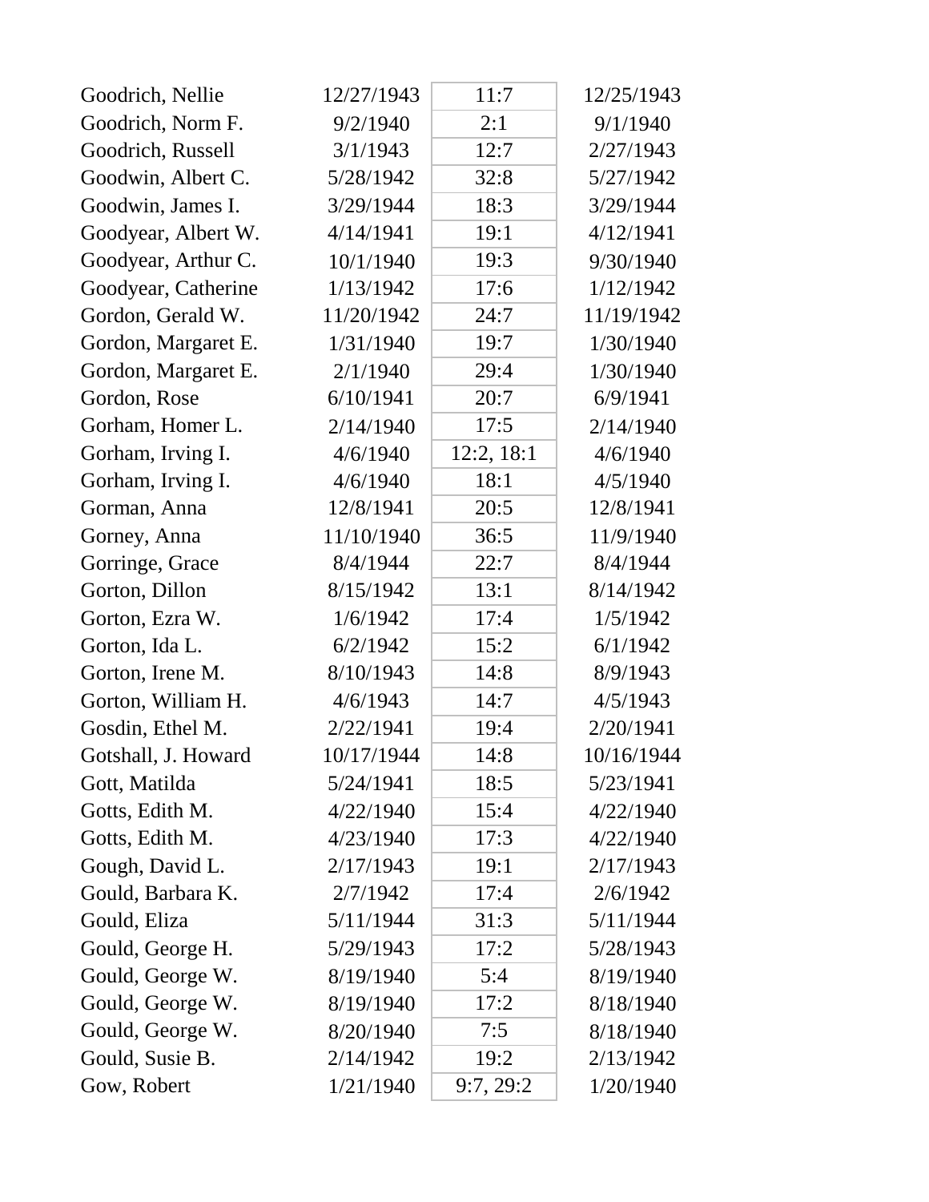| | | | |
|---|---|---|---|
| Goodrich, Nellie | 12/27/1943 | 11:7 | 12/25/1943 |
| Goodrich, Norm F. | 9/2/1940 | 2:1 | 9/1/1940 |
| Goodrich, Russell | 3/1/1943 | 12:7 | 2/27/1943 |
| Goodwin, Albert C. | 5/28/1942 | 32:8 | 5/27/1942 |
| Goodwin, James I. | 3/29/1944 | 18:3 | 3/29/1944 |
| Goodyear, Albert W. | 4/14/1941 | 19:1 | 4/12/1941 |
| Goodyear, Arthur C. | 10/1/1940 | 19:3 | 9/30/1940 |
| Goodyear, Catherine | 1/13/1942 | 17:6 | 1/12/1942 |
| Gordon, Gerald W. | 11/20/1942 | 24:7 | 11/19/1942 |
| Gordon, Margaret E. | 1/31/1940 | 19:7 | 1/30/1940 |
| Gordon, Margaret E. | 2/1/1940 | 29:4 | 1/30/1940 |
| Gordon, Rose | 6/10/1941 | 20:7 | 6/9/1941 |
| Gorham, Homer L. | 2/14/1940 | 17:5 | 2/14/1940 |
| Gorham, Irving I. | 4/6/1940 | 12:2, 18:1 | 4/6/1940 |
| Gorham, Irving I. | 4/6/1940 | 18:1 | 4/5/1940 |
| Gorman, Anna | 12/8/1941 | 20:5 | 12/8/1941 |
| Gorney, Anna | 11/10/1940 | 36:5 | 11/9/1940 |
| Gorringe, Grace | 8/4/1944 | 22:7 | 8/4/1944 |
| Gorton, Dillon | 8/15/1942 | 13:1 | 8/14/1942 |
| Gorton, Ezra W. | 1/6/1942 | 17:4 | 1/5/1942 |
| Gorton, Ida L. | 6/2/1942 | 15:2 | 6/1/1942 |
| Gorton, Irene M. | 8/10/1943 | 14:8 | 8/9/1943 |
| Gorton, William H. | 4/6/1943 | 14:7 | 4/5/1943 |
| Gosdin, Ethel M. | 2/22/1941 | 19:4 | 2/20/1941 |
| Gotshall, J. Howard | 10/17/1944 | 14:8 | 10/16/1944 |
| Gott, Matilda | 5/24/1941 | 18:5 | 5/23/1941 |
| Gotts, Edith M. | 4/22/1940 | 15:4 | 4/22/1940 |
| Gotts, Edith M. | 4/23/1940 | 17:3 | 4/22/1940 |
| Gough, David L. | 2/17/1943 | 19:1 | 2/17/1943 |
| Gould, Barbara K. | 2/7/1942 | 17:4 | 2/6/1942 |
| Gould, Eliza | 5/11/1944 | 31:3 | 5/11/1944 |
| Gould, George H. | 5/29/1943 | 17:2 | 5/28/1943 |
| Gould, George W. | 8/19/1940 | 5:4 | 8/19/1940 |
| Gould, George W. | 8/19/1940 | 17:2 | 8/18/1940 |
| Gould, George W. | 8/20/1940 | 7:5 | 8/18/1940 |
| Gould, Susie B. | 2/14/1942 | 19:2 | 2/13/1942 |
| Gow, Robert | 1/21/1940 | 9:7, 29:2 | 1/20/1940 |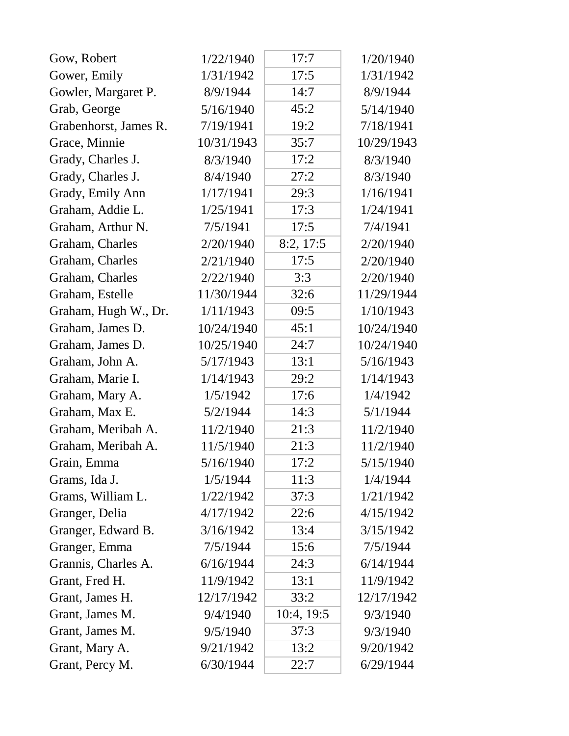| | | | |
|---|---|---|---|
| Gow, Robert | 1/22/1940 | 17:7 | 1/20/1940 |
| Gower, Emily | 1/31/1942 | 17:5 | 1/31/1942 |
| Gowler, Margaret P. | 8/9/1944 | 14:7 | 8/9/1944 |
| Grab, George | 5/16/1940 | 45:2 | 5/14/1940 |
| Grabenhorst, James R. | 7/19/1941 | 19:2 | 7/18/1941 |
| Grace, Minnie | 10/31/1943 | 35:7 | 10/29/1943 |
| Grady, Charles J. | 8/3/1940 | 17:2 | 8/3/1940 |
| Grady, Charles J. | 8/4/1940 | 27:2 | 8/3/1940 |
| Grady, Emily Ann | 1/17/1941 | 29:3 | 1/16/1941 |
| Graham, Addie L. | 1/25/1941 | 17:3 | 1/24/1941 |
| Graham, Arthur N. | 7/5/1941 | 17:5 | 7/4/1941 |
| Graham, Charles | 2/20/1940 | 8:2, 17:5 | 2/20/1940 |
| Graham, Charles | 2/21/1940 | 17:5 | 2/20/1940 |
| Graham, Charles | 2/22/1940 | 3:3 | 2/20/1940 |
| Graham, Estelle | 11/30/1944 | 32:6 | 11/29/1944 |
| Graham, Hugh W., Dr. | 1/11/1943 | 09:5 | 1/10/1943 |
| Graham, James D. | 10/24/1940 | 45:1 | 10/24/1940 |
| Graham, James D. | 10/25/1940 | 24:7 | 10/24/1940 |
| Graham, John A. | 5/17/1943 | 13:1 | 5/16/1943 |
| Graham, Marie I. | 1/14/1943 | 29:2 | 1/14/1943 |
| Graham, Mary A. | 1/5/1942 | 17:6 | 1/4/1942 |
| Graham, Max E. | 5/2/1944 | 14:3 | 5/1/1944 |
| Graham, Meribah A. | 11/2/1940 | 21:3 | 11/2/1940 |
| Graham, Meribah A. | 11/5/1940 | 21:3 | 11/2/1940 |
| Grain, Emma | 5/16/1940 | 17:2 | 5/15/1940 |
| Grams, Ida J. | 1/5/1944 | 11:3 | 1/4/1944 |
| Grams, William L. | 1/22/1942 | 37:3 | 1/21/1942 |
| Granger, Delia | 4/17/1942 | 22:6 | 4/15/1942 |
| Granger, Edward B. | 3/16/1942 | 13:4 | 3/15/1942 |
| Granger, Emma | 7/5/1944 | 15:6 | 7/5/1944 |
| Grannis, Charles A. | 6/16/1944 | 24:3 | 6/14/1944 |
| Grant, Fred H. | 11/9/1942 | 13:1 | 11/9/1942 |
| Grant, James H. | 12/17/1942 | 33:2 | 12/17/1942 |
| Grant, James M. | 9/4/1940 | 10:4, 19:5 | 9/3/1940 |
| Grant, James M. | 9/5/1940 | 37:3 | 9/3/1940 |
| Grant, Mary A. | 9/21/1942 | 13:2 | 9/20/1942 |
| Grant, Percy M. | 6/30/1944 | 22:7 | 6/29/1944 |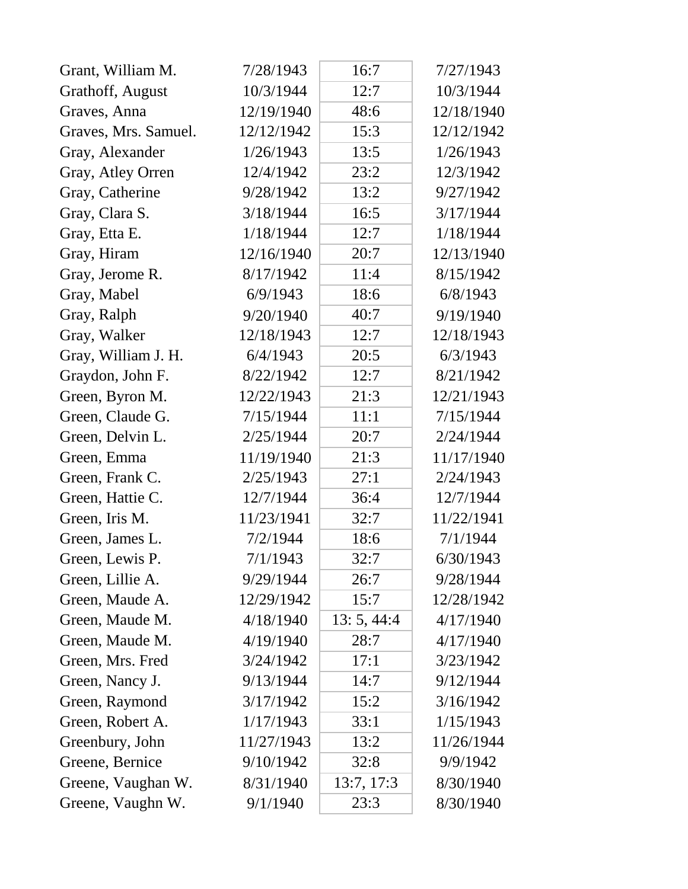| | | | |
|---|---|---|---|
| Grant, William M. | 7/28/1943 | 16:7 | 7/27/1943 |
| Grathoff, August | 10/3/1944 | 12:7 | 10/3/1944 |
| Graves, Anna | 12/19/1940 | 48:6 | 12/18/1940 |
| Graves, Mrs. Samuel. | 12/12/1942 | 15:3 | 12/12/1942 |
| Gray, Alexander | 1/26/1943 | 13:5 | 1/26/1943 |
| Gray, Atley Orren | 12/4/1942 | 23:2 | 12/3/1942 |
| Gray, Catherine | 9/28/1942 | 13:2 | 9/27/1942 |
| Gray, Clara S. | 3/18/1944 | 16:5 | 3/17/1944 |
| Gray, Etta E. | 1/18/1944 | 12:7 | 1/18/1944 |
| Gray, Hiram | 12/16/1940 | 20:7 | 12/13/1940 |
| Gray, Jerome R. | 8/17/1942 | 11:4 | 8/15/1942 |
| Gray, Mabel | 6/9/1943 | 18:6 | 6/8/1943 |
| Gray, Ralph | 9/20/1940 | 40:7 | 9/19/1940 |
| Gray, Walker | 12/18/1943 | 12:7 | 12/18/1943 |
| Gray, William J. H. | 6/4/1943 | 20:5 | 6/3/1943 |
| Graydon, John F. | 8/22/1942 | 12:7 | 8/21/1942 |
| Green, Byron M. | 12/22/1943 | 21:3 | 12/21/1943 |
| Green, Claude G. | 7/15/1944 | 11:1 | 7/15/1944 |
| Green, Delvin L. | 2/25/1944 | 20:7 | 2/24/1944 |
| Green, Emma | 11/19/1940 | 21:3 | 11/17/1940 |
| Green, Frank C. | 2/25/1943 | 27:1 | 2/24/1943 |
| Green, Hattie C. | 12/7/1944 | 36:4 | 12/7/1944 |
| Green, Iris M. | 11/23/1941 | 32:7 | 11/22/1941 |
| Green, James L. | 7/2/1944 | 18:6 | 7/1/1944 |
| Green, Lewis P. | 7/1/1943 | 32:7 | 6/30/1943 |
| Green, Lillie A. | 9/29/1944 | 26:7 | 9/28/1944 |
| Green, Maude A. | 12/29/1942 | 15:7 | 12/28/1942 |
| Green, Maude M. | 4/18/1940 | 13: 5, 44:4 | 4/17/1940 |
| Green, Maude M. | 4/19/1940 | 28:7 | 4/17/1940 |
| Green, Mrs. Fred | 3/24/1942 | 17:1 | 3/23/1942 |
| Green, Nancy J. | 9/13/1944 | 14:7 | 9/12/1944 |
| Green, Raymond | 3/17/1942 | 15:2 | 3/16/1942 |
| Green, Robert A. | 1/17/1943 | 33:1 | 1/15/1943 |
| Greenbury, John | 11/27/1943 | 13:2 | 11/26/1944 |
| Greene, Bernice | 9/10/1942 | 32:8 | 9/9/1942 |
| Greene, Vaughan W. | 8/31/1940 | 13:7, 17:3 | 8/30/1940 |
| Greene, Vaughn W. | 9/1/1940 | 23:3 | 8/30/1940 |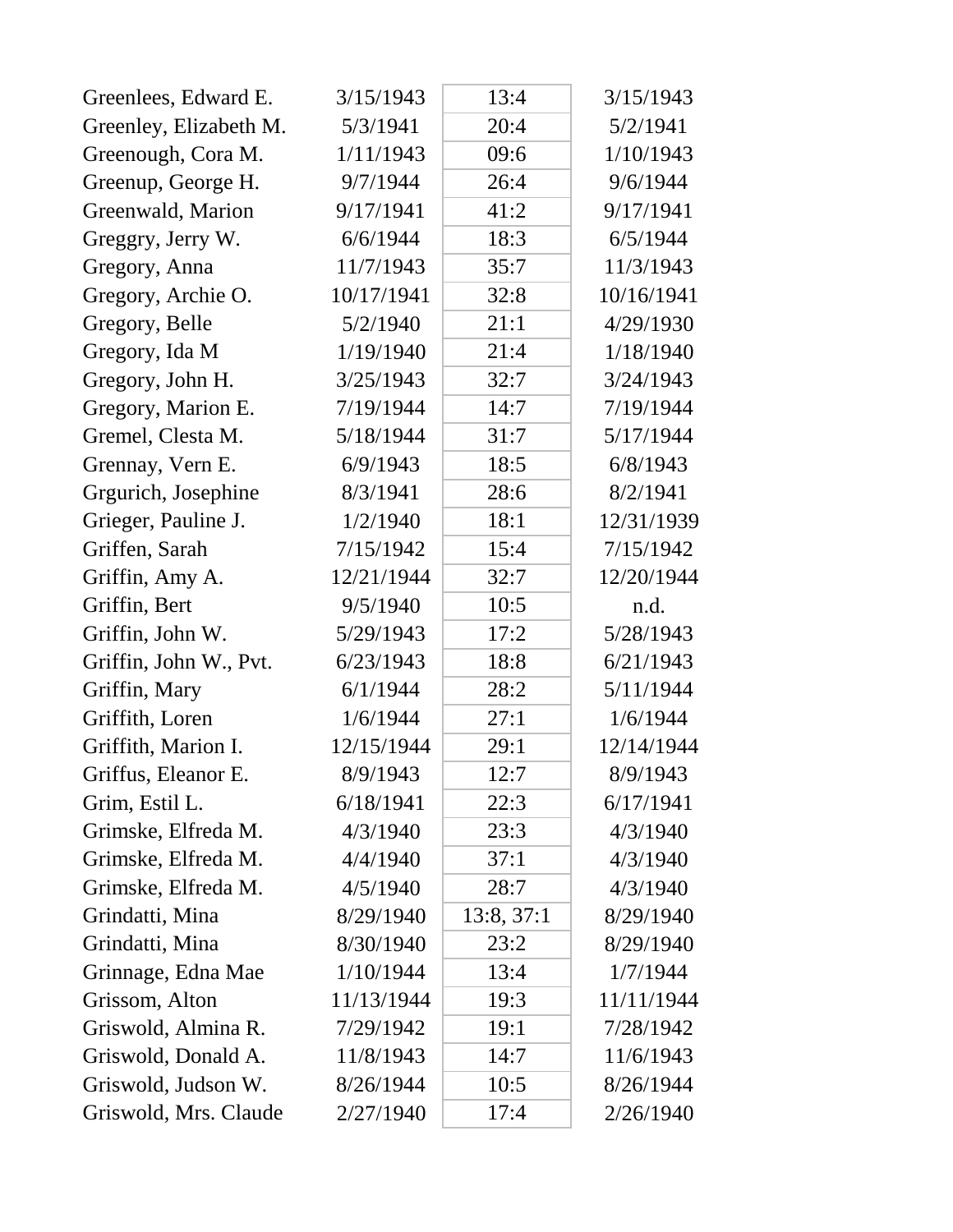| | | | |
|---|---|---|---|
| Greenlees, Edward E. | 3/15/1943 | 13:4 | 3/15/1943 |
| Greenley, Elizabeth M. | 5/3/1941 | 20:4 | 5/2/1941 |
| Greenough, Cora M. | 1/11/1943 | 09:6 | 1/10/1943 |
| Greenup, George H. | 9/7/1944 | 26:4 | 9/6/1944 |
| Greenwald, Marion | 9/17/1941 | 41:2 | 9/17/1941 |
| Greggry, Jerry W. | 6/6/1944 | 18:3 | 6/5/1944 |
| Gregory, Anna | 11/7/1943 | 35:7 | 11/3/1943 |
| Gregory, Archie O. | 10/17/1941 | 32:8 | 10/16/1941 |
| Gregory, Belle | 5/2/1940 | 21:1 | 4/29/1930 |
| Gregory, Ida M | 1/19/1940 | 21:4 | 1/18/1940 |
| Gregory, John H. | 3/25/1943 | 32:7 | 3/24/1943 |
| Gregory, Marion E. | 7/19/1944 | 14:7 | 7/19/1944 |
| Gremel, Clesta M. | 5/18/1944 | 31:7 | 5/17/1944 |
| Grennay, Vern E. | 6/9/1943 | 18:5 | 6/8/1943 |
| Grgurich, Josephine | 8/3/1941 | 28:6 | 8/2/1941 |
| Grieger, Pauline J. | 1/2/1940 | 18:1 | 12/31/1939 |
| Griffen, Sarah | 7/15/1942 | 15:4 | 7/15/1942 |
| Griffin, Amy A. | 12/21/1944 | 32:7 | 12/20/1944 |
| Griffin, Bert | 9/5/1940 | 10:5 | n.d. |
| Griffin, John W. | 5/29/1943 | 17:2 | 5/28/1943 |
| Griffin, John W., Pvt. | 6/23/1943 | 18:8 | 6/21/1943 |
| Griffin, Mary | 6/1/1944 | 28:2 | 5/11/1944 |
| Griffith, Loren | 1/6/1944 | 27:1 | 1/6/1944 |
| Griffith, Marion I. | 12/15/1944 | 29:1 | 12/14/1944 |
| Griffus, Eleanor E. | 8/9/1943 | 12:7 | 8/9/1943 |
| Grim, Estil L. | 6/18/1941 | 22:3 | 6/17/1941 |
| Grimske, Elfreda M. | 4/3/1940 | 23:3 | 4/3/1940 |
| Grimske, Elfreda M. | 4/4/1940 | 37:1 | 4/3/1940 |
| Grimske, Elfreda M. | 4/5/1940 | 28:7 | 4/3/1940 |
| Grindatti, Mina | 8/29/1940 | 13:8, 37:1 | 8/29/1940 |
| Grindatti, Mina | 8/30/1940 | 23:2 | 8/29/1940 |
| Grinnage, Edna Mae | 1/10/1944 | 13:4 | 1/7/1944 |
| Grissom, Alton | 11/13/1944 | 19:3 | 11/11/1944 |
| Griswold, Almina R. | 7/29/1942 | 19:1 | 7/28/1942 |
| Griswold, Donald A. | 11/8/1943 | 14:7 | 11/6/1943 |
| Griswold, Judson W. | 8/26/1944 | 10:5 | 8/26/1944 |
| Griswold, Mrs. Claude | 2/27/1940 | 17:4 | 2/26/1940 |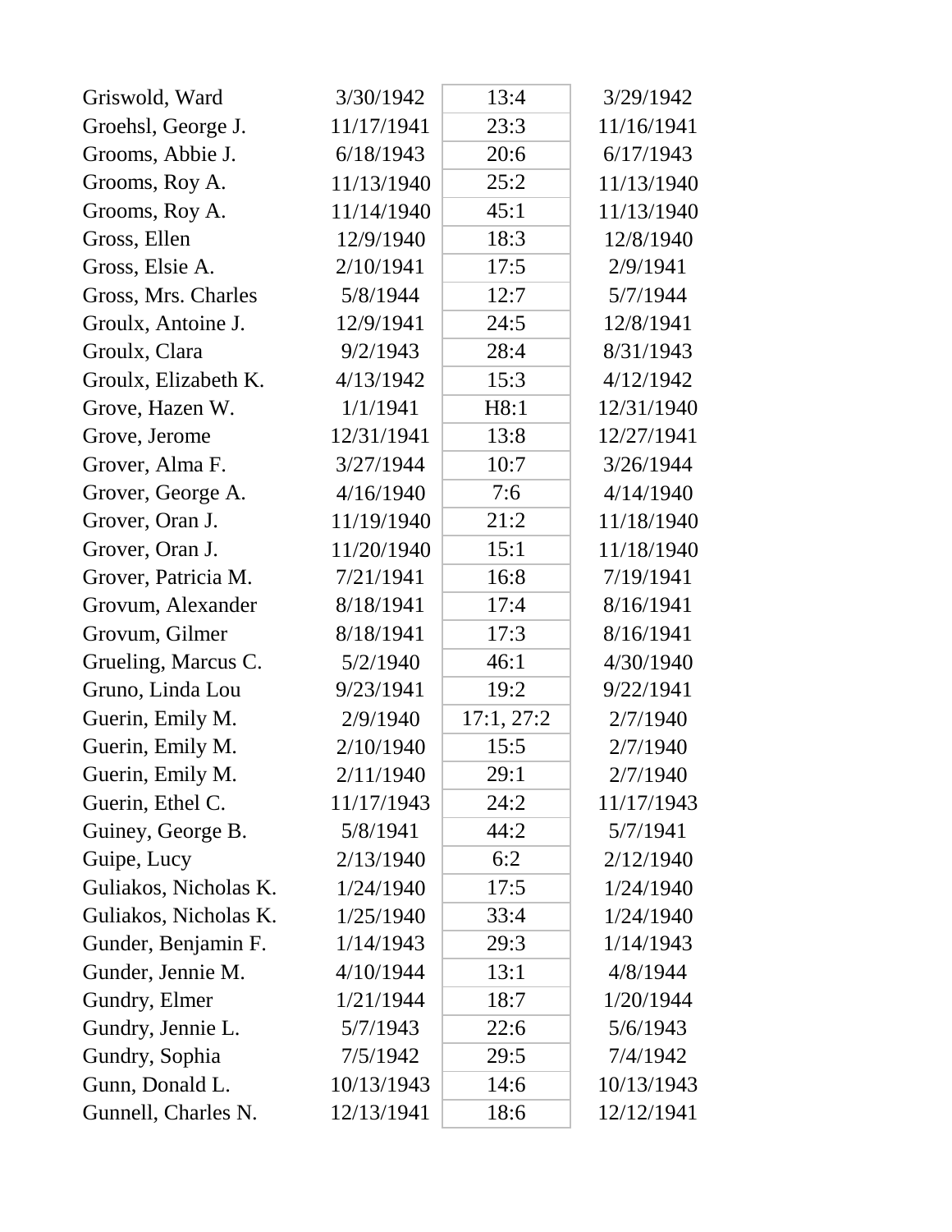| | | | |
|---|---|---|---|
| Griswold, Ward | 3/30/1942 | 13:4 | 3/29/1942 |
| Groehsl, George J. | 11/17/1941 | 23:3 | 11/16/1941 |
| Grooms, Abbie J. | 6/18/1943 | 20:6 | 6/17/1943 |
| Grooms, Roy A. | 11/13/1940 | 25:2 | 11/13/1940 |
| Grooms, Roy A. | 11/14/1940 | 45:1 | 11/13/1940 |
| Gross, Ellen | 12/9/1940 | 18:3 | 12/8/1940 |
| Gross, Elsie A. | 2/10/1941 | 17:5 | 2/9/1941 |
| Gross, Mrs. Charles | 5/8/1944 | 12:7 | 5/7/1944 |
| Groulx, Antoine J. | 12/9/1941 | 24:5 | 12/8/1941 |
| Groulx, Clara | 9/2/1943 | 28:4 | 8/31/1943 |
| Groulx, Elizabeth K. | 4/13/1942 | 15:3 | 4/12/1942 |
| Grove, Hazen W. | 1/1/1941 | H8:1 | 12/31/1940 |
| Grove, Jerome | 12/31/1941 | 13:8 | 12/27/1941 |
| Grover, Alma F. | 3/27/1944 | 10:7 | 3/26/1944 |
| Grover, George A. | 4/16/1940 | 7:6 | 4/14/1940 |
| Grover, Oran J. | 11/19/1940 | 21:2 | 11/18/1940 |
| Grover, Oran J. | 11/20/1940 | 15:1 | 11/18/1940 |
| Grover, Patricia M. | 7/21/1941 | 16:8 | 7/19/1941 |
| Grovum, Alexander | 8/18/1941 | 17:4 | 8/16/1941 |
| Grovum, Gilmer | 8/18/1941 | 17:3 | 8/16/1941 |
| Grueling, Marcus C. | 5/2/1940 | 46:1 | 4/30/1940 |
| Gruno, Linda Lou | 9/23/1941 | 19:2 | 9/22/1941 |
| Guerin, Emily M. | 2/9/1940 | 17:1, 27:2 | 2/7/1940 |
| Guerin, Emily M. | 2/10/1940 | 15:5 | 2/7/1940 |
| Guerin, Emily M. | 2/11/1940 | 29:1 | 2/7/1940 |
| Guerin, Ethel C. | 11/17/1943 | 24:2 | 11/17/1943 |
| Guiney, George B. | 5/8/1941 | 44:2 | 5/7/1941 |
| Guipe, Lucy | 2/13/1940 | 6:2 | 2/12/1940 |
| Guliakos, Nicholas K. | 1/24/1940 | 17:5 | 1/24/1940 |
| Guliakos, Nicholas K. | 1/25/1940 | 33:4 | 1/24/1940 |
| Gunder, Benjamin F. | 1/14/1943 | 29:3 | 1/14/1943 |
| Gunder, Jennie M. | 4/10/1944 | 13:1 | 4/8/1944 |
| Gundry, Elmer | 1/21/1944 | 18:7 | 1/20/1944 |
| Gundry, Jennie L. | 5/7/1943 | 22:6 | 5/6/1943 |
| Gundry, Sophia | 7/5/1942 | 29:5 | 7/4/1942 |
| Gunn, Donald L. | 10/13/1943 | 14:6 | 10/13/1943 |
| Gunnell, Charles N. | 12/13/1941 | 18:6 | 12/12/1941 |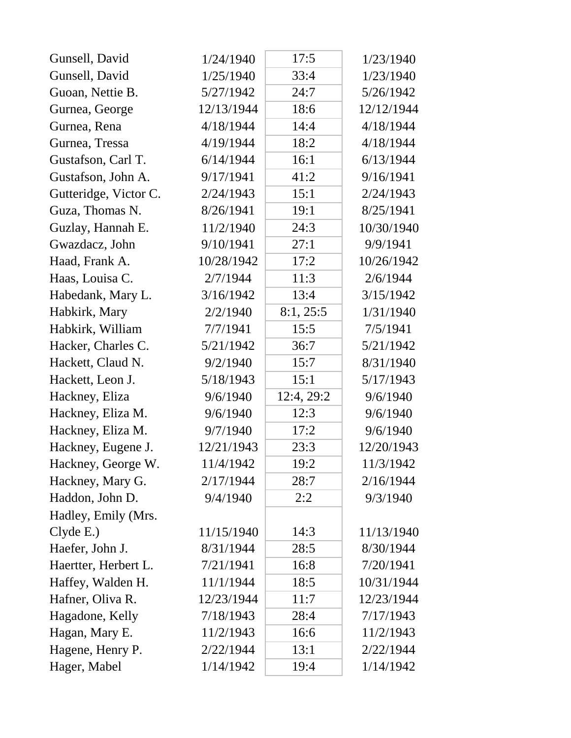| | | | |
|---|---|---|---|
| Gunsell, David | 1/24/1940 | 17:5 | 1/23/1940 |
| Gunsell, David | 1/25/1940 | 33:4 | 1/23/1940 |
| Guoan, Nettie B. | 5/27/1942 | 24:7 | 5/26/1942 |
| Gurnea, George | 12/13/1944 | 18:6 | 12/12/1944 |
| Gurnea, Rena | 4/18/1944 | 14:4 | 4/18/1944 |
| Gurnea, Tressa | 4/19/1944 | 18:2 | 4/18/1944 |
| Gustafson, Carl T. | 6/14/1944 | 16:1 | 6/13/1944 |
| Gustafson, John A. | 9/17/1941 | 41:2 | 9/16/1941 |
| Gutteridge, Victor C. | 2/24/1943 | 15:1 | 2/24/1943 |
| Guza, Thomas N. | 8/26/1941 | 19:1 | 8/25/1941 |
| Guzlay, Hannah E. | 11/2/1940 | 24:3 | 10/30/1940 |
| Gwazdacz, John | 9/10/1941 | 27:1 | 9/9/1941 |
| Haad, Frank A. | 10/28/1942 | 17:2 | 10/26/1942 |
| Haas, Louisa C. | 2/7/1944 | 11:3 | 2/6/1944 |
| Habedank, Mary L. | 3/16/1942 | 13:4 | 3/15/1942 |
| Habkirk, Mary | 2/2/1940 | 8:1, 25:5 | 1/31/1940 |
| Habkirk, William | 7/7/1941 | 15:5 | 7/5/1941 |
| Hacker, Charles C. | 5/21/1942 | 36:7 | 5/21/1942 |
| Hackett, Claud N. | 9/2/1940 | 15:7 | 8/31/1940 |
| Hackett, Leon J. | 5/18/1943 | 15:1 | 5/17/1943 |
| Hackney, Eliza | 9/6/1940 | 12:4, 29:2 | 9/6/1940 |
| Hackney, Eliza M. | 9/6/1940 | 12:3 | 9/6/1940 |
| Hackney, Eliza M. | 9/7/1940 | 17:2 | 9/6/1940 |
| Hackney, Eugene J. | 12/21/1943 | 23:3 | 12/20/1943 |
| Hackney, George W. | 11/4/1942 | 19:2 | 11/3/1942 |
| Hackney, Mary G. | 2/17/1944 | 28:7 | 2/16/1944 |
| Haddon, John D. | 9/4/1940 | 2:2 | 9/3/1940 |
| Hadley, Emily (Mrs. Clyde E.) | 11/15/1940 | 14:3 | 11/13/1940 |
| Haefer, John J. | 8/31/1944 | 28:5 | 8/30/1944 |
| Haertter, Herbert L. | 7/21/1941 | 16:8 | 7/20/1941 |
| Haffey, Walden H. | 11/1/1944 | 18:5 | 10/31/1944 |
| Hafner, Oliva R. | 12/23/1944 | 11:7 | 12/23/1944 |
| Hagadone, Kelly | 7/18/1943 | 28:4 | 7/17/1943 |
| Hagan, Mary E. | 11/2/1943 | 16:6 | 11/2/1943 |
| Hagene, Henry P. | 2/22/1944 | 13:1 | 2/22/1944 |
| Hager, Mabel | 1/14/1942 | 19:4 | 1/14/1942 |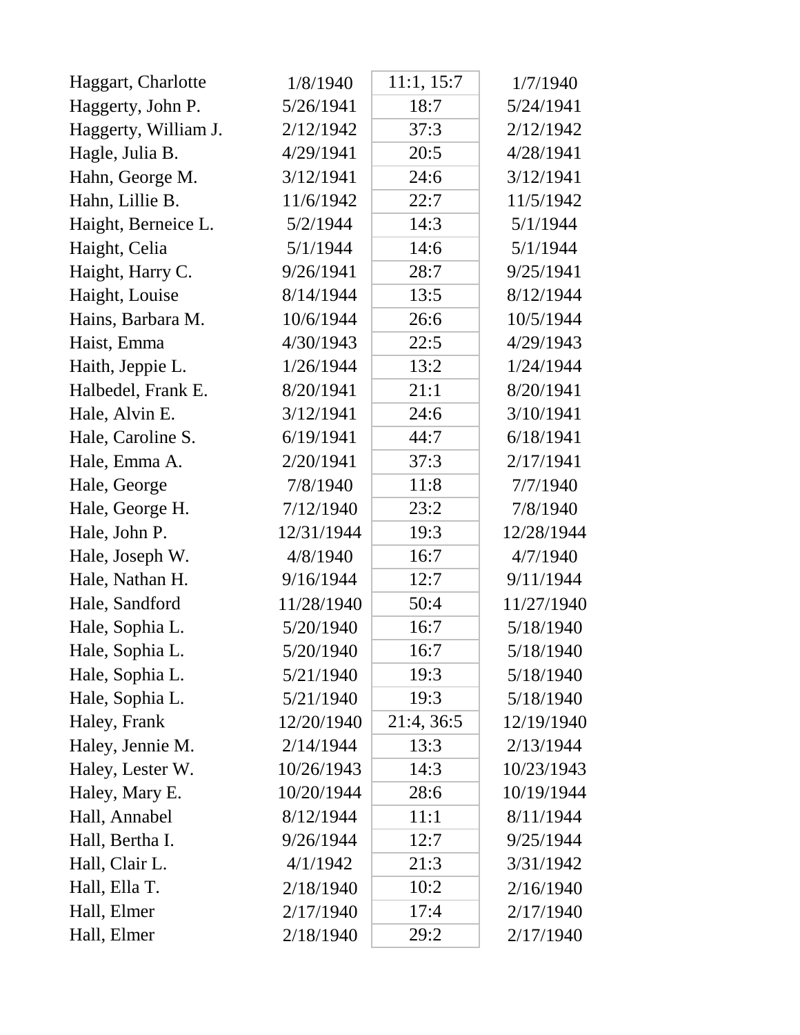| | | | |
|---|---|---|---|
| Haggart, Charlotte | 1/8/1940 | 11:1, 15:7 | 1/7/1940 |
| Haggerty, John P. | 5/26/1941 | 18:7 | 5/24/1941 |
| Haggerty, William J. | 2/12/1942 | 37:3 | 2/12/1942 |
| Hagle, Julia B. | 4/29/1941 | 20:5 | 4/28/1941 |
| Hahn, George M. | 3/12/1941 | 24:6 | 3/12/1941 |
| Hahn, Lillie B. | 11/6/1942 | 22:7 | 11/5/1942 |
| Haight, Berneice L. | 5/2/1944 | 14:3 | 5/1/1944 |
| Haight, Celia | 5/1/1944 | 14:6 | 5/1/1944 |
| Haight, Harry C. | 9/26/1941 | 28:7 | 9/25/1941 |
| Haight, Louise | 8/14/1944 | 13:5 | 8/12/1944 |
| Hains, Barbara M. | 10/6/1944 | 26:6 | 10/5/1944 |
| Haist, Emma | 4/30/1943 | 22:5 | 4/29/1943 |
| Haith, Jeppie L. | 1/26/1944 | 13:2 | 1/24/1944 |
| Halbedel, Frank E. | 8/20/1941 | 21:1 | 8/20/1941 |
| Hale, Alvin E. | 3/12/1941 | 24:6 | 3/10/1941 |
| Hale, Caroline S. | 6/19/1941 | 44:7 | 6/18/1941 |
| Hale, Emma A. | 2/20/1941 | 37:3 | 2/17/1941 |
| Hale, George | 7/8/1940 | 11:8 | 7/7/1940 |
| Hale, George H. | 7/12/1940 | 23:2 | 7/8/1940 |
| Hale, John P. | 12/31/1944 | 19:3 | 12/28/1944 |
| Hale, Joseph W. | 4/8/1940 | 16:7 | 4/7/1940 |
| Hale, Nathan H. | 9/16/1944 | 12:7 | 9/11/1944 |
| Hale, Sandford | 11/28/1940 | 50:4 | 11/27/1940 |
| Hale, Sophia L. | 5/20/1940 | 16:7 | 5/18/1940 |
| Hale, Sophia L. | 5/20/1940 | 16:7 | 5/18/1940 |
| Hale, Sophia L. | 5/21/1940 | 19:3 | 5/18/1940 |
| Hale, Sophia L. | 5/21/1940 | 19:3 | 5/18/1940 |
| Haley, Frank | 12/20/1940 | 21:4, 36:5 | 12/19/1940 |
| Haley, Jennie M. | 2/14/1944 | 13:3 | 2/13/1944 |
| Haley, Lester W. | 10/26/1943 | 14:3 | 10/23/1943 |
| Haley, Mary E. | 10/20/1944 | 28:6 | 10/19/1944 |
| Hall, Annabel | 8/12/1944 | 11:1 | 8/11/1944 |
| Hall, Bertha I. | 9/26/1944 | 12:7 | 9/25/1944 |
| Hall, Clair L. | 4/1/1942 | 21:3 | 3/31/1942 |
| Hall, Ella T. | 2/18/1940 | 10:2 | 2/16/1940 |
| Hall, Elmer | 2/17/1940 | 17:4 | 2/17/1940 |
| Hall, Elmer | 2/18/1940 | 29:2 | 2/17/1940 |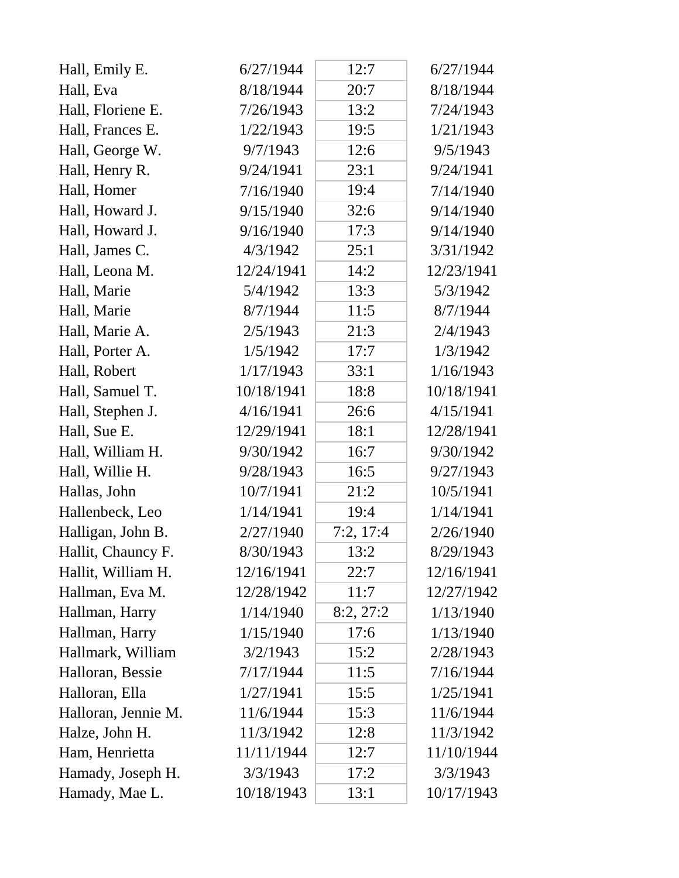| | | | |
|---|---|---|---|
| Hall, Emily E. | 6/27/1944 | 12:7 | 6/27/1944 |
| Hall, Eva | 8/18/1944 | 20:7 | 8/18/1944 |
| Hall, Floriene E. | 7/26/1943 | 13:2 | 7/24/1943 |
| Hall, Frances E. | 1/22/1943 | 19:5 | 1/21/1943 |
| Hall, George W. | 9/7/1943 | 12:6 | 9/5/1943 |
| Hall, Henry R. | 9/24/1941 | 23:1 | 9/24/1941 |
| Hall, Homer | 7/16/1940 | 19:4 | 7/14/1940 |
| Hall, Howard J. | 9/15/1940 | 32:6 | 9/14/1940 |
| Hall, Howard J. | 9/16/1940 | 17:3 | 9/14/1940 |
| Hall, James C. | 4/3/1942 | 25:1 | 3/31/1942 |
| Hall, Leona M. | 12/24/1941 | 14:2 | 12/23/1941 |
| Hall, Marie | 5/4/1942 | 13:3 | 5/3/1942 |
| Hall, Marie | 8/7/1944 | 11:5 | 8/7/1944 |
| Hall, Marie A. | 2/5/1943 | 21:3 | 2/4/1943 |
| Hall, Porter A. | 1/5/1942 | 17:7 | 1/3/1942 |
| Hall, Robert | 1/17/1943 | 33:1 | 1/16/1943 |
| Hall, Samuel T. | 10/18/1941 | 18:8 | 10/18/1941 |
| Hall, Stephen J. | 4/16/1941 | 26:6 | 4/15/1941 |
| Hall, Sue E. | 12/29/1941 | 18:1 | 12/28/1941 |
| Hall, William H. | 9/30/1942 | 16:7 | 9/30/1942 |
| Hall, Willie H. | 9/28/1943 | 16:5 | 9/27/1943 |
| Hallas, John | 10/7/1941 | 21:2 | 10/5/1941 |
| Hallenbeck, Leo | 1/14/1941 | 19:4 | 1/14/1941 |
| Halligan, John B. | 2/27/1940 | 7:2, 17:4 | 2/26/1940 |
| Hallit, Chauncy F. | 8/30/1943 | 13:2 | 8/29/1943 |
| Hallit, William H. | 12/16/1941 | 22:7 | 12/16/1941 |
| Hallman, Eva M. | 12/28/1942 | 11:7 | 12/27/1942 |
| Hallman, Harry | 1/14/1940 | 8:2, 27:2 | 1/13/1940 |
| Hallman, Harry | 1/15/1940 | 17:6 | 1/13/1940 |
| Hallmark, William | 3/2/1943 | 15:2 | 2/28/1943 |
| Halloran, Bessie | 7/17/1944 | 11:5 | 7/16/1944 |
| Halloran, Ella | 1/27/1941 | 15:5 | 1/25/1941 |
| Halloran, Jennie M. | 11/6/1944 | 15:3 | 11/6/1944 |
| Halze, John H. | 11/3/1942 | 12:8 | 11/3/1942 |
| Ham, Henrietta | 11/11/1944 | 12:7 | 11/10/1944 |
| Hamady, Joseph H. | 3/3/1943 | 17:2 | 3/3/1943 |
| Hamady, Mae L. | 10/18/1943 | 13:1 | 10/17/1943 |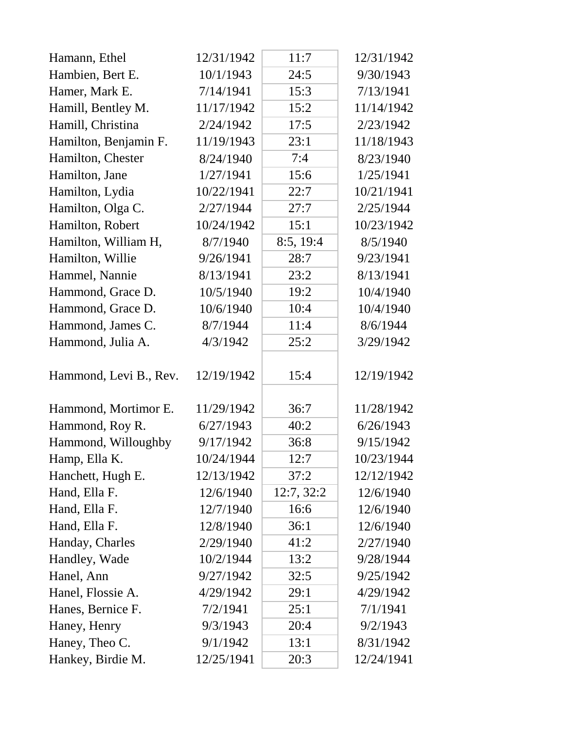| | | | |
|---|---|---|---|
| Hamann, Ethel | 12/31/1942 | 11:7 | 12/31/1942 |
| Hambien, Bert E. | 10/1/1943 | 24:5 | 9/30/1943 |
| Hamer, Mark E. | 7/14/1941 | 15:3 | 7/13/1941 |
| Hamill, Bentley M. | 11/17/1942 | 15:2 | 11/14/1942 |
| Hamill, Christina | 2/24/1942 | 17:5 | 2/23/1942 |
| Hamilton, Benjamin F. | 11/19/1943 | 23:1 | 11/18/1943 |
| Hamilton, Chester | 8/24/1940 | 7:4 | 8/23/1940 |
| Hamilton, Jane | 1/27/1941 | 15:6 | 1/25/1941 |
| Hamilton, Lydia | 10/22/1941 | 22:7 | 10/21/1941 |
| Hamilton, Olga C. | 2/27/1944 | 27:7 | 2/25/1944 |
| Hamilton, Robert | 10/24/1942 | 15:1 | 10/23/1942 |
| Hamilton, William H, | 8/7/1940 | 8:5, 19:4 | 8/5/1940 |
| Hamilton, Willie | 9/26/1941 | 28:7 | 9/23/1941 |
| Hammel, Nannie | 8/13/1941 | 23:2 | 8/13/1941 |
| Hammond, Grace D. | 10/5/1940 | 19:2 | 10/4/1940 |
| Hammond, Grace D. | 10/6/1940 | 10:4 | 10/4/1940 |
| Hammond, James C. | 8/7/1944 | 11:4 | 8/6/1944 |
| Hammond, Julia A. | 4/3/1942 | 25:2 | 3/29/1942 |
| Hammond, Levi B., Rev. | 12/19/1942 | 15:4 | 12/19/1942 |
| Hammond, Mortimor E. | 11/29/1942 | 36:7 | 11/28/1942 |
| Hammond, Roy R. | 6/27/1943 | 40:2 | 6/26/1943 |
| Hammond, Willoughby | 9/17/1942 | 36:8 | 9/15/1942 |
| Hamp, Ella K. | 10/24/1944 | 12:7 | 10/23/1944 |
| Hanchett, Hugh E. | 12/13/1942 | 37:2 | 12/12/1942 |
| Hand, Ella F. | 12/6/1940 | 12:7, 32:2 | 12/6/1940 |
| Hand, Ella F. | 12/7/1940 | 16:6 | 12/6/1940 |
| Hand, Ella F. | 12/8/1940 | 36:1 | 12/6/1940 |
| Handay, Charles | 2/29/1940 | 41:2 | 2/27/1940 |
| Handley, Wade | 10/2/1944 | 13:2 | 9/28/1944 |
| Hanel, Ann | 9/27/1942 | 32:5 | 9/25/1942 |
| Hanel, Flossie A. | 4/29/1942 | 29:1 | 4/29/1942 |
| Hanes, Bernice F. | 7/2/1941 | 25:1 | 7/1/1941 |
| Haney, Henry | 9/3/1943 | 20:4 | 9/2/1943 |
| Haney, Theo C. | 9/1/1942 | 13:1 | 8/31/1942 |
| Hankey, Birdie M. | 12/25/1941 | 20:3 | 12/24/1941 |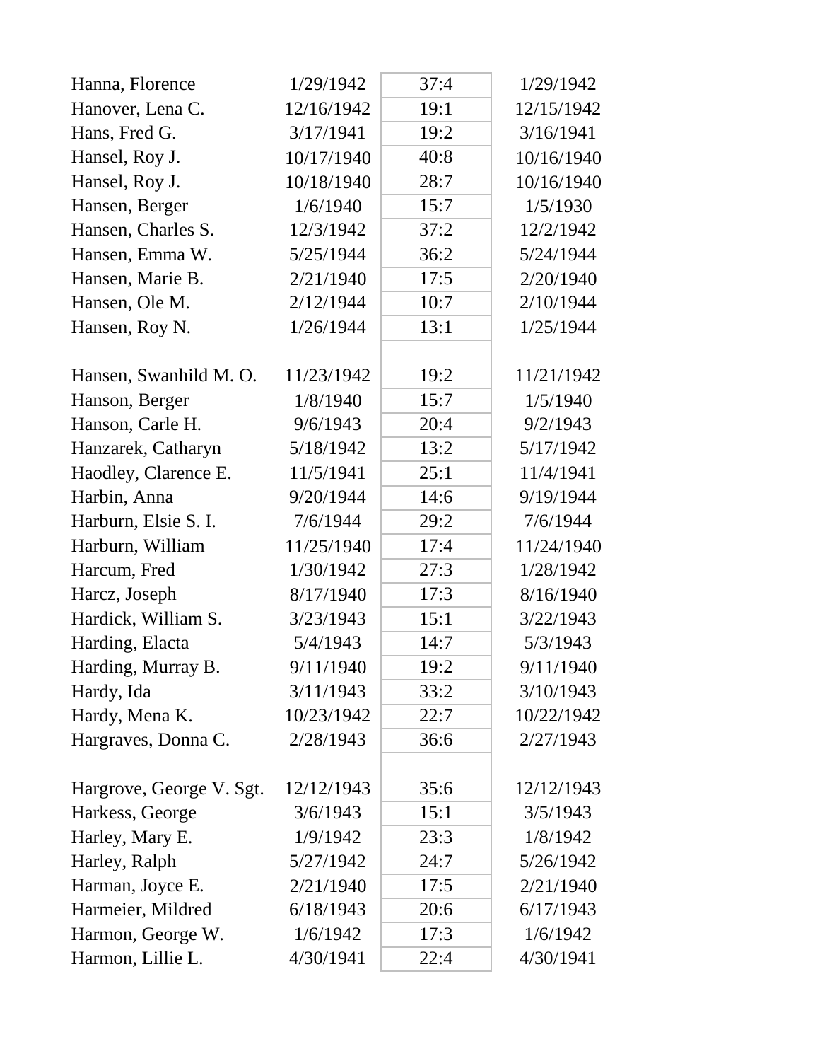| | | | |
|---|---|---|---|
| Hanna, Florence | 1/29/1942 | 37:4 | 1/29/1942 |
| Hanover, Lena C. | 12/16/1942 | 19:1 | 12/15/1942 |
| Hans, Fred G. | 3/17/1941 | 19:2 | 3/16/1941 |
| Hansel, Roy J. | 10/17/1940 | 40:8 | 10/16/1940 |
| Hansel, Roy J. | 10/18/1940 | 28:7 | 10/16/1940 |
| Hansen, Berger | 1/6/1940 | 15:7 | 1/5/1930 |
| Hansen, Charles S. | 12/3/1942 | 37:2 | 12/2/1942 |
| Hansen, Emma W. | 5/25/1944 | 36:2 | 5/24/1944 |
| Hansen, Marie B. | 2/21/1940 | 17:5 | 2/20/1940 |
| Hansen, Ole M. | 2/12/1944 | 10:7 | 2/10/1944 |
| Hansen, Roy N. | 1/26/1944 | 13:1 | 1/25/1944 |
| Hansen, Swanhild M. O. | 11/23/1942 | 19:2 | 11/21/1942 |
| Hanson, Berger | 1/8/1940 | 15:7 | 1/5/1940 |
| Hanson, Carle H. | 9/6/1943 | 20:4 | 9/2/1943 |
| Hanzarek, Catharyn | 5/18/1942 | 13:2 | 5/17/1942 |
| Haodley, Clarence E. | 11/5/1941 | 25:1 | 11/4/1941 |
| Harbin, Anna | 9/20/1944 | 14:6 | 9/19/1944 |
| Harburn, Elsie S. I. | 7/6/1944 | 29:2 | 7/6/1944 |
| Harburn, William | 11/25/1940 | 17:4 | 11/24/1940 |
| Harcum, Fred | 1/30/1942 | 27:3 | 1/28/1942 |
| Harcz, Joseph | 8/17/1940 | 17:3 | 8/16/1940 |
| Hardick, William S. | 3/23/1943 | 15:1 | 3/22/1943 |
| Harding, Elacta | 5/4/1943 | 14:7 | 5/3/1943 |
| Harding, Murray B. | 9/11/1940 | 19:2 | 9/11/1940 |
| Hardy, Ida | 3/11/1943 | 33:2 | 3/10/1943 |
| Hardy, Mena K. | 10/23/1942 | 22:7 | 10/22/1942 |
| Hargraves, Donna C. | 2/28/1943 | 36:6 | 2/27/1943 |
| Hargrove, George V. Sgt. | 12/12/1943 | 35:6 | 12/12/1943 |
| Harkess, George | 3/6/1943 | 15:1 | 3/5/1943 |
| Harley, Mary E. | 1/9/1942 | 23:3 | 1/8/1942 |
| Harley, Ralph | 5/27/1942 | 24:7 | 5/26/1942 |
| Harman, Joyce E. | 2/21/1940 | 17:5 | 2/21/1940 |
| Harmeier, Mildred | 6/18/1943 | 20:6 | 6/17/1943 |
| Harmon, George W. | 1/6/1942 | 17:3 | 1/6/1942 |
| Harmon, Lillie L. | 4/30/1941 | 22:4 | 4/30/1941 |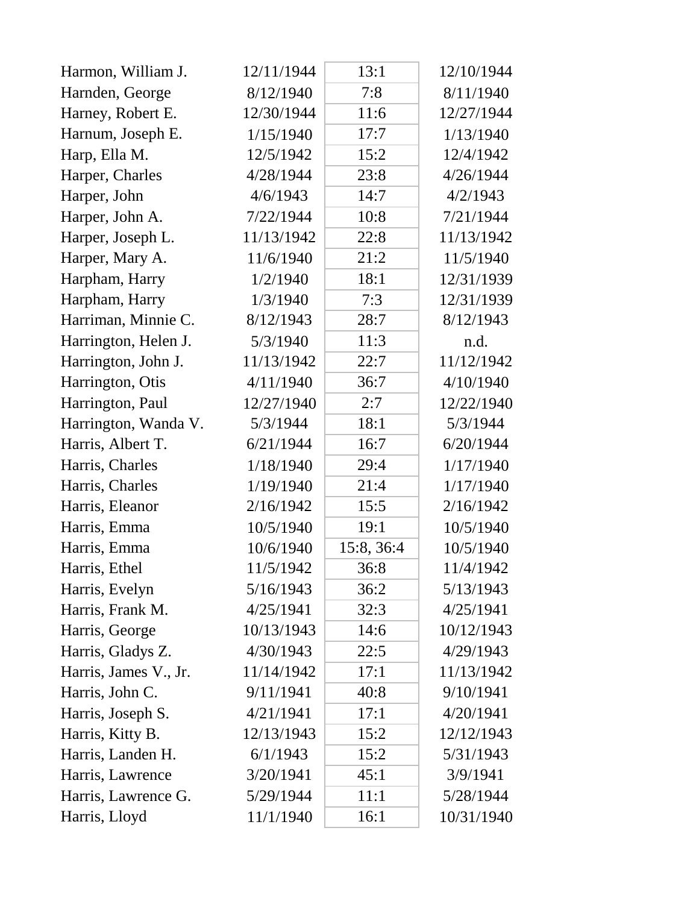| | | | |
|---|---|---|---|
| Harmon, William J. | 12/11/1944 | 13:1 | 12/10/1944 |
| Harnden, George | 8/12/1940 | 7:8 | 8/11/1940 |
| Harney, Robert E. | 12/30/1944 | 11:6 | 12/27/1944 |
| Harnum, Joseph E. | 1/15/1940 | 17:7 | 1/13/1940 |
| Harp, Ella M. | 12/5/1942 | 15:2 | 12/4/1942 |
| Harper, Charles | 4/28/1944 | 23:8 | 4/26/1944 |
| Harper, John | 4/6/1943 | 14:7 | 4/2/1943 |
| Harper, John A. | 7/22/1944 | 10:8 | 7/21/1944 |
| Harper, Joseph L. | 11/13/1942 | 22:8 | 11/13/1942 |
| Harper, Mary A. | 11/6/1940 | 21:2 | 11/5/1940 |
| Harpham, Harry | 1/2/1940 | 18:1 | 12/31/1939 |
| Harpham, Harry | 1/3/1940 | 7:3 | 12/31/1939 |
| Harriman, Minnie C. | 8/12/1943 | 28:7 | 8/12/1943 |
| Harrington, Helen J. | 5/3/1940 | 11:3 | n.d. |
| Harrington, John J. | 11/13/1942 | 22:7 | 11/12/1942 |
| Harrington, Otis | 4/11/1940 | 36:7 | 4/10/1940 |
| Harrington, Paul | 12/27/1940 | 2:7 | 12/22/1940 |
| Harrington, Wanda V. | 5/3/1944 | 18:1 | 5/3/1944 |
| Harris, Albert T. | 6/21/1944 | 16:7 | 6/20/1944 |
| Harris, Charles | 1/18/1940 | 29:4 | 1/17/1940 |
| Harris, Charles | 1/19/1940 | 21:4 | 1/17/1940 |
| Harris, Eleanor | 2/16/1942 | 15:5 | 2/16/1942 |
| Harris, Emma | 10/5/1940 | 19:1 | 10/5/1940 |
| Harris, Emma | 10/6/1940 | 15:8, 36:4 | 10/5/1940 |
| Harris, Ethel | 11/5/1942 | 36:8 | 11/4/1942 |
| Harris, Evelyn | 5/16/1943 | 36:2 | 5/13/1943 |
| Harris, Frank M. | 4/25/1941 | 32:3 | 4/25/1941 |
| Harris, George | 10/13/1943 | 14:6 | 10/12/1943 |
| Harris, Gladys Z. | 4/30/1943 | 22:5 | 4/29/1943 |
| Harris, James V., Jr. | 11/14/1942 | 17:1 | 11/13/1942 |
| Harris, John C. | 9/11/1941 | 40:8 | 9/10/1941 |
| Harris, Joseph S. | 4/21/1941 | 17:1 | 4/20/1941 |
| Harris, Kitty B. | 12/13/1943 | 15:2 | 12/12/1943 |
| Harris, Landen H. | 6/1/1943 | 15:2 | 5/31/1943 |
| Harris, Lawrence | 3/20/1941 | 45:1 | 3/9/1941 |
| Harris, Lawrence G. | 5/29/1944 | 11:1 | 5/28/1944 |
| Harris, Lloyd | 11/1/1940 | 16:1 | 10/31/1940 |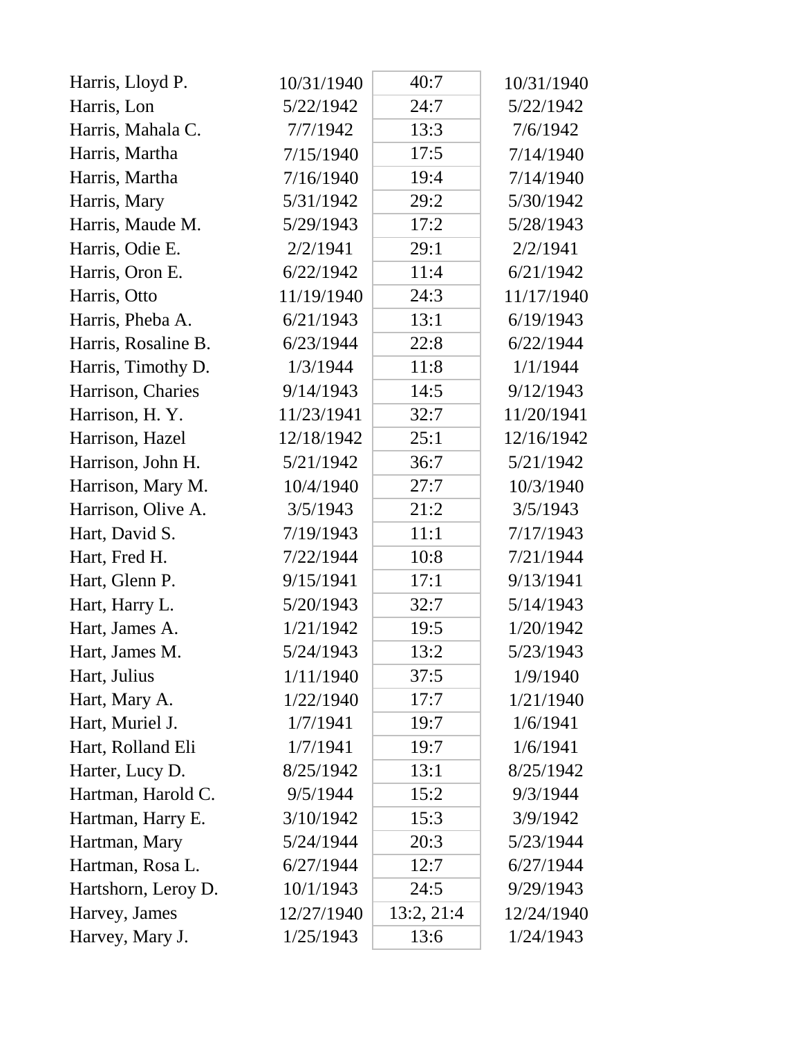| | | | |
|---|---|---|---|
| Harris, Lloyd P. | 10/31/1940 | 40:7 | 10/31/1940 |
| Harris, Lon | 5/22/1942 | 24:7 | 5/22/1942 |
| Harris, Mahala C. | 7/7/1942 | 13:3 | 7/6/1942 |
| Harris, Martha | 7/15/1940 | 17:5 | 7/14/1940 |
| Harris, Martha | 7/16/1940 | 19:4 | 7/14/1940 |
| Harris, Mary | 5/31/1942 | 29:2 | 5/30/1942 |
| Harris, Maude M. | 5/29/1943 | 17:2 | 5/28/1943 |
| Harris, Odie E. | 2/2/1941 | 29:1 | 2/2/1941 |
| Harris, Oron E. | 6/22/1942 | 11:4 | 6/21/1942 |
| Harris, Otto | 11/19/1940 | 24:3 | 11/17/1940 |
| Harris, Pheba A. | 6/21/1943 | 13:1 | 6/19/1943 |
| Harris, Rosaline B. | 6/23/1944 | 22:8 | 6/22/1944 |
| Harris, Timothy D. | 1/3/1944 | 11:8 | 1/1/1944 |
| Harrison, Charies | 9/14/1943 | 14:5 | 9/12/1943 |
| Harrison, H. Y. | 11/23/1941 | 32:7 | 11/20/1941 |
| Harrison, Hazel | 12/18/1942 | 25:1 | 12/16/1942 |
| Harrison, John H. | 5/21/1942 | 36:7 | 5/21/1942 |
| Harrison, Mary M. | 10/4/1940 | 27:7 | 10/3/1940 |
| Harrison, Olive A. | 3/5/1943 | 21:2 | 3/5/1943 |
| Hart, David S. | 7/19/1943 | 11:1 | 7/17/1943 |
| Hart, Fred H. | 7/22/1944 | 10:8 | 7/21/1944 |
| Hart, Glenn P. | 9/15/1941 | 17:1 | 9/13/1941 |
| Hart, Harry L. | 5/20/1943 | 32:7 | 5/14/1943 |
| Hart, James A. | 1/21/1942 | 19:5 | 1/20/1942 |
| Hart, James M. | 5/24/1943 | 13:2 | 5/23/1943 |
| Hart, Julius | 1/11/1940 | 37:5 | 1/9/1940 |
| Hart, Mary A. | 1/22/1940 | 17:7 | 1/21/1940 |
| Hart, Muriel J. | 1/7/1941 | 19:7 | 1/6/1941 |
| Hart, Rolland Eli | 1/7/1941 | 19:7 | 1/6/1941 |
| Harter, Lucy D. | 8/25/1942 | 13:1 | 8/25/1942 |
| Hartman, Harold C. | 9/5/1944 | 15:2 | 9/3/1944 |
| Hartman, Harry E. | 3/10/1942 | 15:3 | 3/9/1942 |
| Hartman, Mary | 5/24/1944 | 20:3 | 5/23/1944 |
| Hartman, Rosa L. | 6/27/1944 | 12:7 | 6/27/1944 |
| Hartshorn, Leroy D. | 10/1/1943 | 24:5 | 9/29/1943 |
| Harvey, James | 12/27/1940 | 13:2, 21:4 | 12/24/1940 |
| Harvey, Mary J. | 1/25/1943 | 13:6 | 1/24/1943 |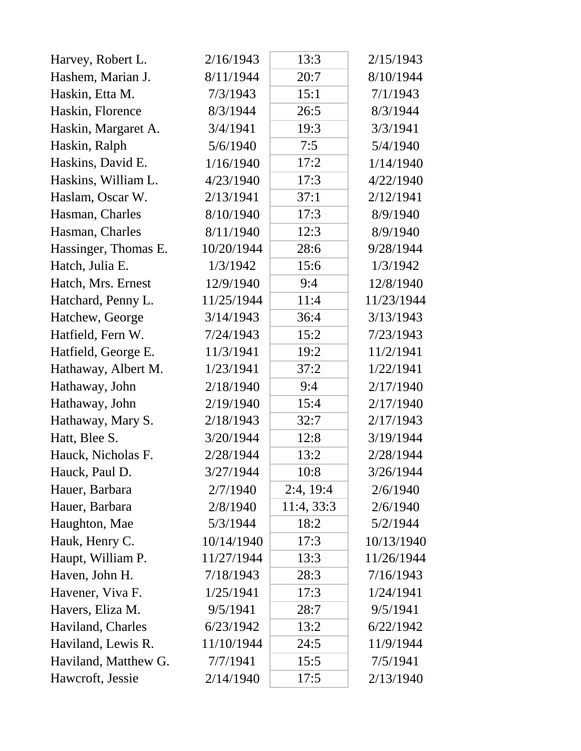| | | | |
|---|---|---|---|
| Harvey, Robert L. | 2/16/1943 | 13:3 | 2/15/1943 |
| Hashem, Marian J. | 8/11/1944 | 20:7 | 8/10/1944 |
| Haskin, Etta M. | 7/3/1943 | 15:1 | 7/1/1943 |
| Haskin, Florence | 8/3/1944 | 26:5 | 8/3/1944 |
| Haskin, Margaret A. | 3/4/1941 | 19:3 | 3/3/1941 |
| Haskin, Ralph | 5/6/1940 | 7:5 | 5/4/1940 |
| Haskins, David E. | 1/16/1940 | 17:2 | 1/14/1940 |
| Haskins, William L. | 4/23/1940 | 17:3 | 4/22/1940 |
| Haslam, Oscar W. | 2/13/1941 | 37:1 | 2/12/1941 |
| Hasman, Charles | 8/10/1940 | 17:3 | 8/9/1940 |
| Hasman, Charles | 8/11/1940 | 12:3 | 8/9/1940 |
| Hassinger, Thomas E. | 10/20/1944 | 28:6 | 9/28/1944 |
| Hatch, Julia E. | 1/3/1942 | 15:6 | 1/3/1942 |
| Hatch, Mrs. Ernest | 12/9/1940 | 9:4 | 12/8/1940 |
| Hatchard, Penny L. | 11/25/1944 | 11:4 | 11/23/1944 |
| Hatchew, George | 3/14/1943 | 36:4 | 3/13/1943 |
| Hatfield, Fern W. | 7/24/1943 | 15:2 | 7/23/1943 |
| Hatfield, George E. | 11/3/1941 | 19:2 | 11/2/1941 |
| Hathaway, Albert M. | 1/23/1941 | 37:2 | 1/22/1941 |
| Hathaway, John | 2/18/1940 | 9:4 | 2/17/1940 |
| Hathaway, John | 2/19/1940 | 15:4 | 2/17/1940 |
| Hathaway, Mary S. | 2/18/1943 | 32:7 | 2/17/1943 |
| Hatt, Blee S. | 3/20/1944 | 12:8 | 3/19/1944 |
| Hauck, Nicholas F. | 2/28/1944 | 13:2 | 2/28/1944 |
| Hauck, Paul D. | 3/27/1944 | 10:8 | 3/26/1944 |
| Hauer, Barbara | 2/7/1940 | 2:4, 19:4 | 2/6/1940 |
| Hauer, Barbara | 2/8/1940 | 11:4, 33:3 | 2/6/1940 |
| Haughton, Mae | 5/3/1944 | 18:2 | 5/2/1944 |
| Hauk, Henry C. | 10/14/1940 | 17:3 | 10/13/1940 |
| Haupt, William P. | 11/27/1944 | 13:3 | 11/26/1944 |
| Haven, John H. | 7/18/1943 | 28:3 | 7/16/1943 |
| Havener, Viva F. | 1/25/1941 | 17:3 | 1/24/1941 |
| Havers, Eliza M. | 9/5/1941 | 28:7 | 9/5/1941 |
| Haviland, Charles | 6/23/1942 | 13:2 | 6/22/1942 |
| Haviland, Lewis R. | 11/10/1944 | 24:5 | 11/9/1944 |
| Haviland, Matthew G. | 7/7/1941 | 15:5 | 7/5/1941 |
| Hawcroft, Jessie | 2/14/1940 | 17:5 | 2/13/1940 |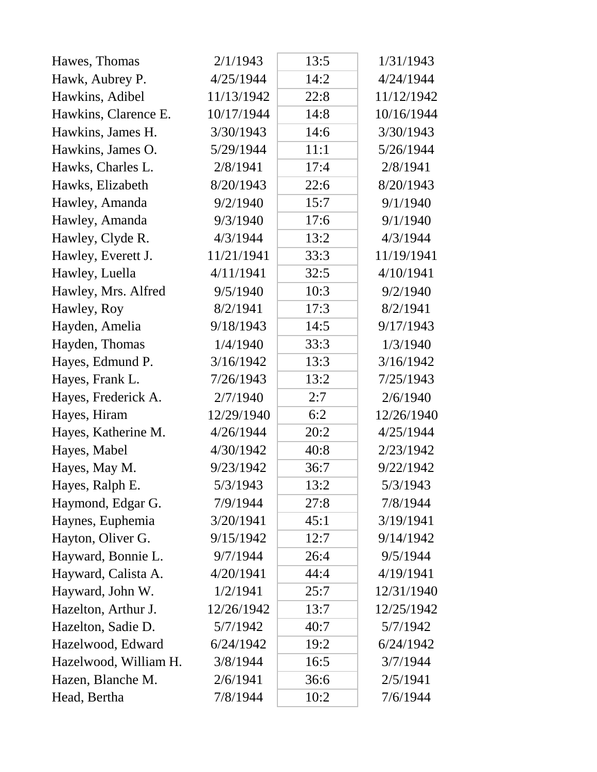| | | | |
|---|---|---|---|
| Hawes, Thomas | 2/1/1943 | 13:5 | 1/31/1943 |
| Hawk, Aubrey P. | 4/25/1944 | 14:2 | 4/24/1944 |
| Hawkins, Adibel | 11/13/1942 | 22:8 | 11/12/1942 |
| Hawkins, Clarence E. | 10/17/1944 | 14:8 | 10/16/1944 |
| Hawkins, James H. | 3/30/1943 | 14:6 | 3/30/1943 |
| Hawkins, James O. | 5/29/1944 | 11:1 | 5/26/1944 |
| Hawks, Charles L. | 2/8/1941 | 17:4 | 2/8/1941 |
| Hawks, Elizabeth | 8/20/1943 | 22:6 | 8/20/1943 |
| Hawley, Amanda | 9/2/1940 | 15:7 | 9/1/1940 |
| Hawley, Amanda | 9/3/1940 | 17:6 | 9/1/1940 |
| Hawley, Clyde R. | 4/3/1944 | 13:2 | 4/3/1944 |
| Hawley, Everett J. | 11/21/1941 | 33:3 | 11/19/1941 |
| Hawley, Luella | 4/11/1941 | 32:5 | 4/10/1941 |
| Hawley, Mrs. Alfred | 9/5/1940 | 10:3 | 9/2/1940 |
| Hawley, Roy | 8/2/1941 | 17:3 | 8/2/1941 |
| Hayden, Amelia | 9/18/1943 | 14:5 | 9/17/1943 |
| Hayden, Thomas | 1/4/1940 | 33:3 | 1/3/1940 |
| Hayes, Edmund P. | 3/16/1942 | 13:3 | 3/16/1942 |
| Hayes, Frank L. | 7/26/1943 | 13:2 | 7/25/1943 |
| Hayes, Frederick A. | 2/7/1940 | 2:7 | 2/6/1940 |
| Hayes, Hiram | 12/29/1940 | 6:2 | 12/26/1940 |
| Hayes, Katherine M. | 4/26/1944 | 20:2 | 4/25/1944 |
| Hayes, Mabel | 4/30/1942 | 40:8 | 2/23/1942 |
| Hayes, May M. | 9/23/1942 | 36:7 | 9/22/1942 |
| Hayes, Ralph E. | 5/3/1943 | 13:2 | 5/3/1943 |
| Haymond, Edgar G. | 7/9/1944 | 27:8 | 7/8/1944 |
| Haynes, Euphemia | 3/20/1941 | 45:1 | 3/19/1941 |
| Hayton, Oliver G. | 9/15/1942 | 12:7 | 9/14/1942 |
| Hayward, Bonnie L. | 9/7/1944 | 26:4 | 9/5/1944 |
| Hayward, Calista A. | 4/20/1941 | 44:4 | 4/19/1941 |
| Hayward, John W. | 1/2/1941 | 25:7 | 12/31/1940 |
| Hazelton, Arthur J. | 12/26/1942 | 13:7 | 12/25/1942 |
| Hazelton, Sadie D. | 5/7/1942 | 40:7 | 5/7/1942 |
| Hazelwood, Edward | 6/24/1942 | 19:2 | 6/24/1942 |
| Hazelwood, William H. | 3/8/1944 | 16:5 | 3/7/1944 |
| Hazen, Blanche M. | 2/6/1941 | 36:6 | 2/5/1941 |
| Head, Bertha | 7/8/1944 | 10:2 | 7/6/1944 |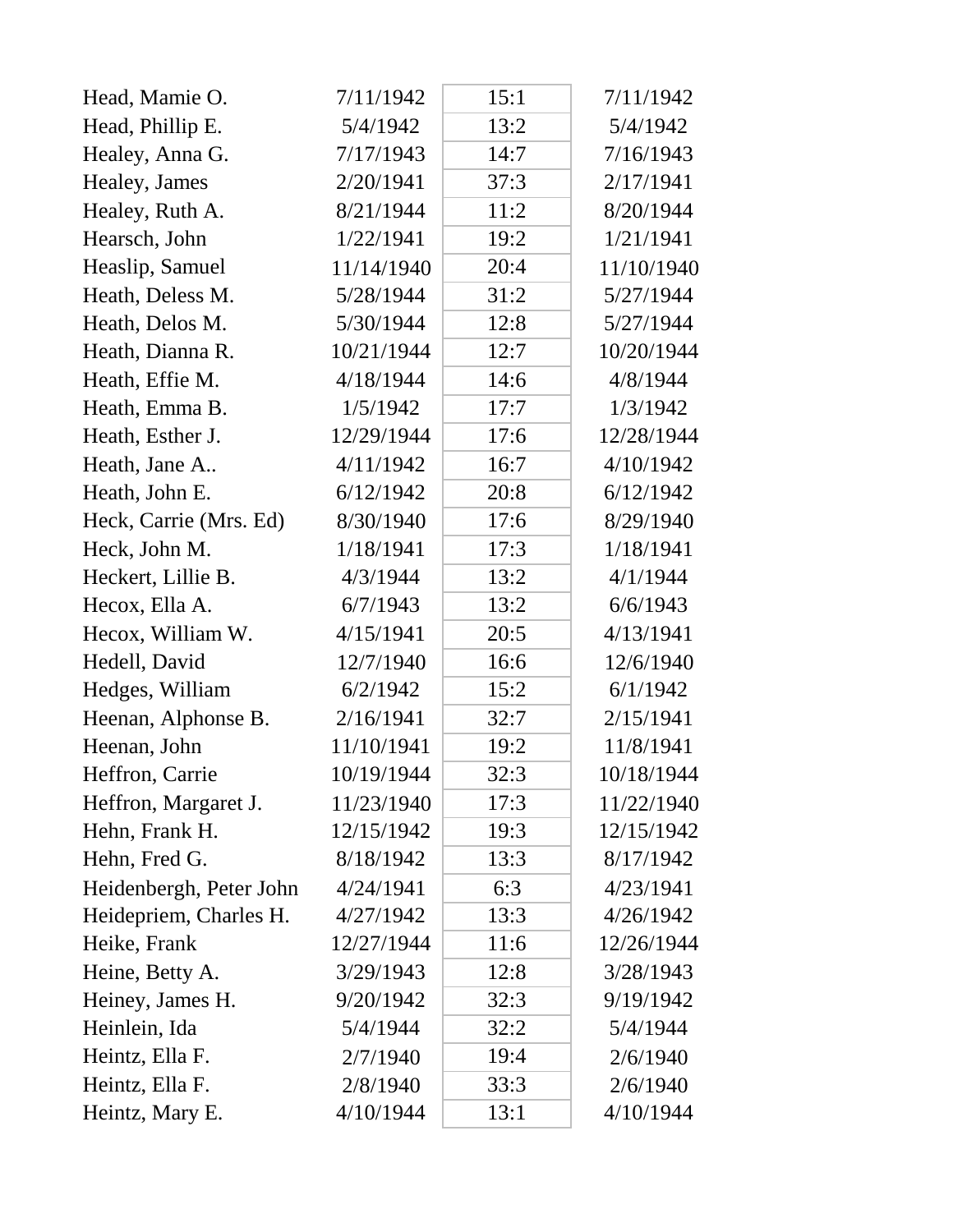| | | | |
|---|---|---|---|
| Head, Mamie O. | 7/11/1942 | 15:1 | 7/11/1942 |
| Head, Phillip E. | 5/4/1942 | 13:2 | 5/4/1942 |
| Healey, Anna G. | 7/17/1943 | 14:7 | 7/16/1943 |
| Healey, James | 2/20/1941 | 37:3 | 2/17/1941 |
| Healey, Ruth A. | 8/21/1944 | 11:2 | 8/20/1944 |
| Hearsch, John | 1/22/1941 | 19:2 | 1/21/1941 |
| Heaslip, Samuel | 11/14/1940 | 20:4 | 11/10/1940 |
| Heath, Deless M. | 5/28/1944 | 31:2 | 5/27/1944 |
| Heath, Delos M. | 5/30/1944 | 12:8 | 5/27/1944 |
| Heath, Dianna R. | 10/21/1944 | 12:7 | 10/20/1944 |
| Heath, Effie M. | 4/18/1944 | 14:6 | 4/8/1944 |
| Heath, Emma B. | 1/5/1942 | 17:7 | 1/3/1942 |
| Heath, Esther J. | 12/29/1944 | 17:6 | 12/28/1944 |
| Heath, Jane A.. | 4/11/1942 | 16:7 | 4/10/1942 |
| Heath, John E. | 6/12/1942 | 20:8 | 6/12/1942 |
| Heck, Carrie (Mrs. Ed) | 8/30/1940 | 17:6 | 8/29/1940 |
| Heck, John M. | 1/18/1941 | 17:3 | 1/18/1941 |
| Heckert, Lillie B. | 4/3/1944 | 13:2 | 4/1/1944 |
| Hecox, Ella A. | 6/7/1943 | 13:2 | 6/6/1943 |
| Hecox, William W. | 4/15/1941 | 20:5 | 4/13/1941 |
| Hedell, David | 12/7/1940 | 16:6 | 12/6/1940 |
| Hedges, William | 6/2/1942 | 15:2 | 6/1/1942 |
| Heenan, Alphonse B. | 2/16/1941 | 32:7 | 2/15/1941 |
| Heenan, John | 11/10/1941 | 19:2 | 11/8/1941 |
| Heffron, Carrie | 10/19/1944 | 32:3 | 10/18/1944 |
| Heffron, Margaret J. | 11/23/1940 | 17:3 | 11/22/1940 |
| Hehn, Frank H. | 12/15/1942 | 19:3 | 12/15/1942 |
| Hehn, Fred G. | 8/18/1942 | 13:3 | 8/17/1942 |
| Heidenbergh, Peter John | 4/24/1941 | 6:3 | 4/23/1941 |
| Heidepriem, Charles H. | 4/27/1942 | 13:3 | 4/26/1942 |
| Heike, Frank | 12/27/1944 | 11:6 | 12/26/1944 |
| Heine, Betty A. | 3/29/1943 | 12:8 | 3/28/1943 |
| Heiney, James H. | 9/20/1942 | 32:3 | 9/19/1942 |
| Heinlein, Ida | 5/4/1944 | 32:2 | 5/4/1944 |
| Heintz, Ella F. | 2/7/1940 | 19:4 | 2/6/1940 |
| Heintz, Ella F. | 2/8/1940 | 33:3 | 2/6/1940 |
| Heintz, Mary E. | 4/10/1944 | 13:1 | 4/10/1944 |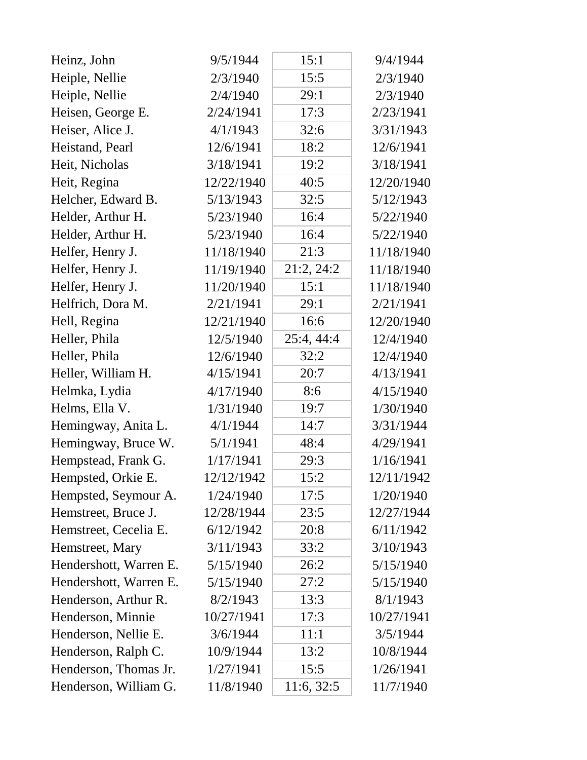| | | | |
|---|---|---|---|
| Heinz, John | 9/5/1944 | 15:1 | 9/4/1944 |
| Heiple, Nellie | 2/3/1940 | 15:5 | 2/3/1940 |
| Heiple, Nellie | 2/4/1940 | 29:1 | 2/3/1940 |
| Heisen, George E. | 2/24/1941 | 17:3 | 2/23/1941 |
| Heiser, Alice J. | 4/1/1943 | 32:6 | 3/31/1943 |
| Heistand, Pearl | 12/6/1941 | 18:2 | 12/6/1941 |
| Heit, Nicholas | 3/18/1941 | 19:2 | 3/18/1941 |
| Heit, Regina | 12/22/1940 | 40:5 | 12/20/1940 |
| Helcher, Edward B. | 5/13/1943 | 32:5 | 5/12/1943 |
| Helder, Arthur H. | 5/23/1940 | 16:4 | 5/22/1940 |
| Helder, Arthur H. | 5/23/1940 | 16:4 | 5/22/1940 |
| Helfer, Henry J. | 11/18/1940 | 21:3 | 11/18/1940 |
| Helfer, Henry J. | 11/19/1940 | 21:2, 24:2 | 11/18/1940 |
| Helfer, Henry J. | 11/20/1940 | 15:1 | 11/18/1940 |
| Helfrich, Dora M. | 2/21/1941 | 29:1 | 2/21/1941 |
| Hell, Regina | 12/21/1940 | 16:6 | 12/20/1940 |
| Heller, Phila | 12/5/1940 | 25:4, 44:4 | 12/4/1940 |
| Heller, Phila | 12/6/1940 | 32:2 | 12/4/1940 |
| Heller, William H. | 4/15/1941 | 20:7 | 4/13/1941 |
| Helmka, Lydia | 4/17/1940 | 8:6 | 4/15/1940 |
| Helms, Ella V. | 1/31/1940 | 19:7 | 1/30/1940 |
| Hemingway, Anita L. | 4/1/1944 | 14:7 | 3/31/1944 |
| Hemingway, Bruce W. | 5/1/1941 | 48:4 | 4/29/1941 |
| Hempstead, Frank G. | 1/17/1941 | 29:3 | 1/16/1941 |
| Hempsted, Orkie E. | 12/12/1942 | 15:2 | 12/11/1942 |
| Hempsted, Seymour A. | 1/24/1940 | 17:5 | 1/20/1940 |
| Hemstreet, Bruce J. | 12/28/1944 | 23:5 | 12/27/1944 |
| Hemstreet, Cecelia E. | 6/12/1942 | 20:8 | 6/11/1942 |
| Hemstreet, Mary | 3/11/1943 | 33:2 | 3/10/1943 |
| Hendershott, Warren E. | 5/15/1940 | 26:2 | 5/15/1940 |
| Hendershott, Warren E. | 5/15/1940 | 27:2 | 5/15/1940 |
| Henderson, Arthur R. | 8/2/1943 | 13:3 | 8/1/1943 |
| Henderson, Minnie | 10/27/1941 | 17:3 | 10/27/1941 |
| Henderson, Nellie E. | 3/6/1944 | 11:1 | 3/5/1944 |
| Henderson, Ralph C. | 10/9/1944 | 13:2 | 10/8/1944 |
| Henderson, Thomas Jr. | 1/27/1941 | 15:5 | 1/26/1941 |
| Henderson, William G. | 11/8/1940 | 11:6, 32:5 | 11/7/1940 |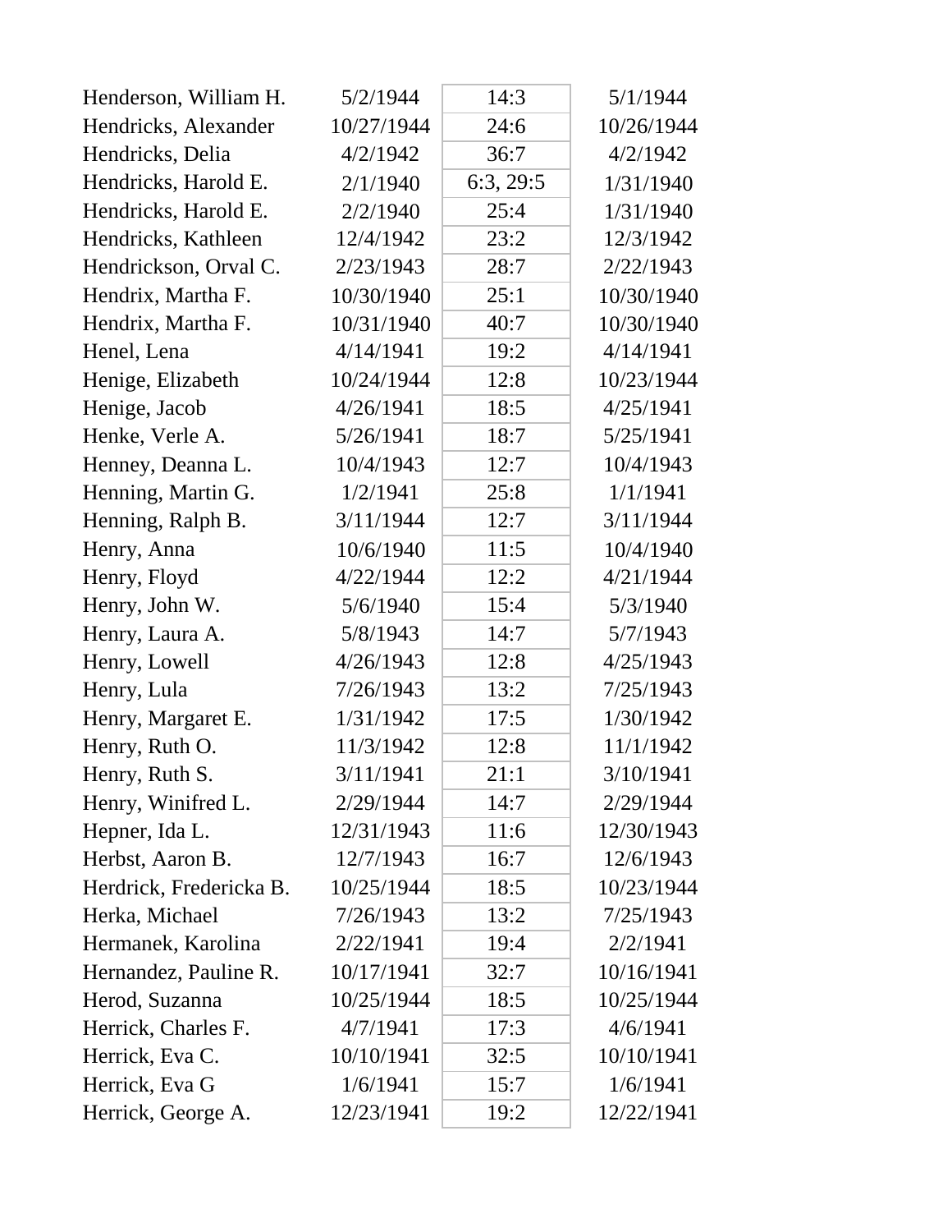| | | | |
|---|---|---|---|
| Henderson, William H. | 5/2/1944 | 14:3 | 5/1/1944 |
| Hendricks, Alexander | 10/27/1944 | 24:6 | 10/26/1944 |
| Hendricks, Delia | 4/2/1942 | 36:7 | 4/2/1942 |
| Hendricks, Harold E. | 2/1/1940 | 6:3, 29:5 | 1/31/1940 |
| Hendricks, Harold E. | 2/2/1940 | 25:4 | 1/31/1940 |
| Hendricks, Kathleen | 12/4/1942 | 23:2 | 12/3/1942 |
| Hendrickson, Orval C. | 2/23/1943 | 28:7 | 2/22/1943 |
| Hendrix, Martha F. | 10/30/1940 | 25:1 | 10/30/1940 |
| Hendrix, Martha F. | 10/31/1940 | 40:7 | 10/30/1940 |
| Henel, Lena | 4/14/1941 | 19:2 | 4/14/1941 |
| Henige, Elizabeth | 10/24/1944 | 12:8 | 10/23/1944 |
| Henige, Jacob | 4/26/1941 | 18:5 | 4/25/1941 |
| Henke, Verle A. | 5/26/1941 | 18:7 | 5/25/1941 |
| Henney, Deanna L. | 10/4/1943 | 12:7 | 10/4/1943 |
| Henning, Martin G. | 1/2/1941 | 25:8 | 1/1/1941 |
| Henning, Ralph B. | 3/11/1944 | 12:7 | 3/11/1944 |
| Henry, Anna | 10/6/1940 | 11:5 | 10/4/1940 |
| Henry, Floyd | 4/22/1944 | 12:2 | 4/21/1944 |
| Henry, John W. | 5/6/1940 | 15:4 | 5/3/1940 |
| Henry, Laura A. | 5/8/1943 | 14:7 | 5/7/1943 |
| Henry, Lowell | 4/26/1943 | 12:8 | 4/25/1943 |
| Henry, Lula | 7/26/1943 | 13:2 | 7/25/1943 |
| Henry, Margaret E. | 1/31/1942 | 17:5 | 1/30/1942 |
| Henry, Ruth O. | 11/3/1942 | 12:8 | 11/1/1942 |
| Henry, Ruth S. | 3/11/1941 | 21:1 | 3/10/1941 |
| Henry, Winifred L. | 2/29/1944 | 14:7 | 2/29/1944 |
| Hepner, Ida L. | 12/31/1943 | 11:6 | 12/30/1943 |
| Herbst, Aaron B. | 12/7/1943 | 16:7 | 12/6/1943 |
| Herdrick, Fredericka B. | 10/25/1944 | 18:5 | 10/23/1944 |
| Herka, Michael | 7/26/1943 | 13:2 | 7/25/1943 |
| Hermanek, Karolina | 2/22/1941 | 19:4 | 2/2/1941 |
| Hernandez, Pauline R. | 10/17/1941 | 32:7 | 10/16/1941 |
| Herod, Suzanna | 10/25/1944 | 18:5 | 10/25/1944 |
| Herrick, Charles F. | 4/7/1941 | 17:3 | 4/6/1941 |
| Herrick, Eva C. | 10/10/1941 | 32:5 | 10/10/1941 |
| Herrick, Eva G | 1/6/1941 | 15:7 | 1/6/1941 |
| Herrick, George A. | 12/23/1941 | 19:2 | 12/22/1941 |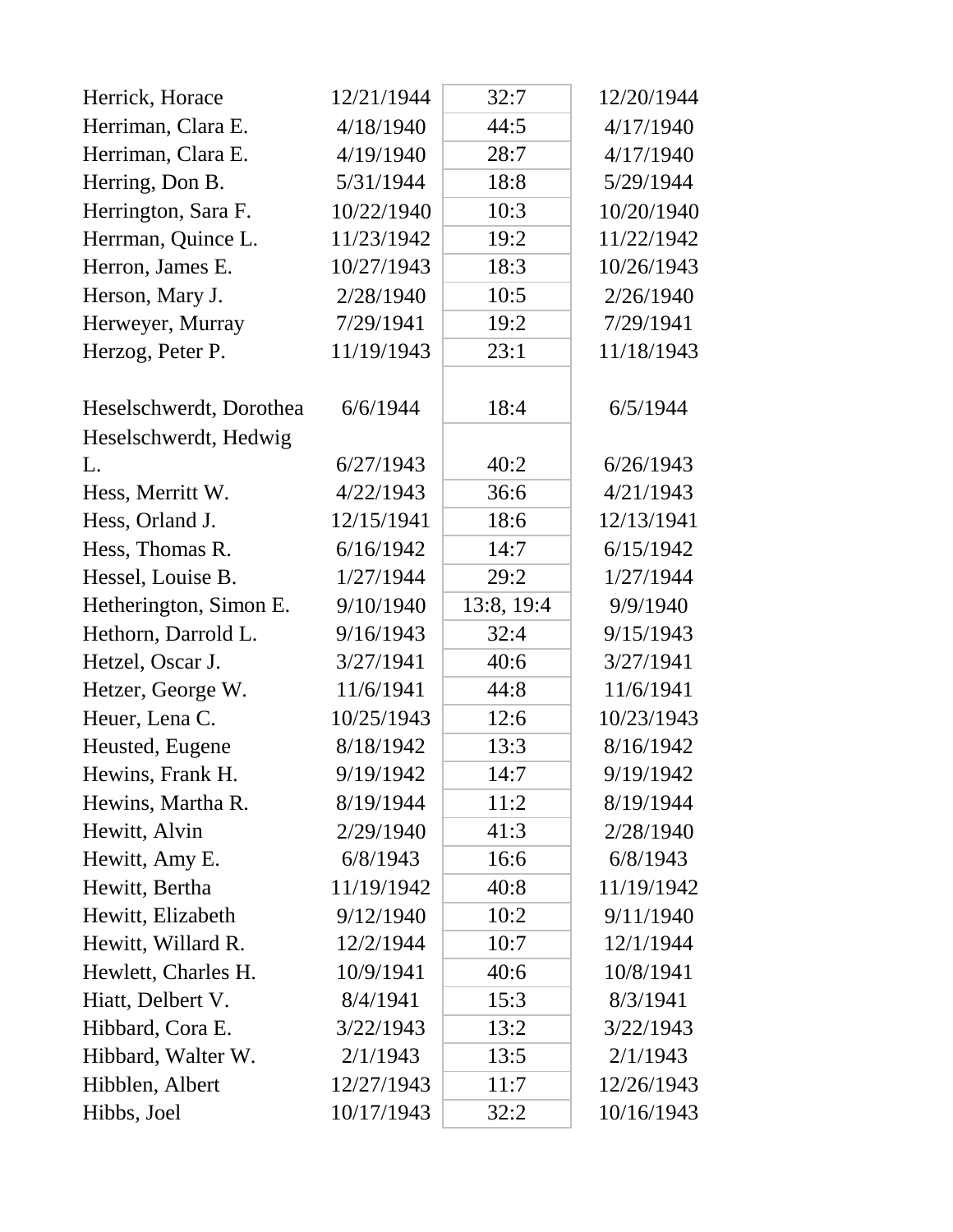| | | | |
|---|---|---|---|
| Herrick, Horace | 12/21/1944 | 32:7 | 12/20/1944 |
| Herriman, Clara E. | 4/18/1940 | 44:5 | 4/17/1940 |
| Herriman, Clara E. | 4/19/1940 | 28:7 | 4/17/1940 |
| Herring, Don B. | 5/31/1944 | 18:8 | 5/29/1944 |
| Herrington, Sara F. | 10/22/1940 | 10:3 | 10/20/1940 |
| Herrman, Quince L. | 11/23/1942 | 19:2 | 11/22/1942 |
| Herron, James E. | 10/27/1943 | 18:3 | 10/26/1943 |
| Herson, Mary J. | 2/28/1940 | 10:5 | 2/26/1940 |
| Herweyer, Murray | 7/29/1941 | 19:2 | 7/29/1941 |
| Herzog, Peter P. | 11/19/1943 | 23:1 | 11/18/1943 |
| Heselschwerdt, Dorothea | 6/6/1944 | 18:4 | 6/5/1944 |
| Heselschwerdt, Hedwig L. | 6/27/1943 | 40:2 | 6/26/1943 |
| Hess, Merritt W. | 4/22/1943 | 36:6 | 4/21/1943 |
| Hess, Orland J. | 12/15/1941 | 18:6 | 12/13/1941 |
| Hess, Thomas R. | 6/16/1942 | 14:7 | 6/15/1942 |
| Hessel, Louise B. | 1/27/1944 | 29:2 | 1/27/1944 |
| Hetherington, Simon E. | 9/10/1940 | 13:8, 19:4 | 9/9/1940 |
| Hethorn, Darrold L. | 9/16/1943 | 32:4 | 9/15/1943 |
| Hetzel, Oscar J. | 3/27/1941 | 40:6 | 3/27/1941 |
| Hetzer, George W. | 11/6/1941 | 44:8 | 11/6/1941 |
| Heuer, Lena C. | 10/25/1943 | 12:6 | 10/23/1943 |
| Heusted, Eugene | 8/18/1942 | 13:3 | 8/16/1942 |
| Hewins, Frank H. | 9/19/1942 | 14:7 | 9/19/1942 |
| Hewins, Martha R. | 8/19/1944 | 11:2 | 8/19/1944 |
| Hewitt, Alvin | 2/29/1940 | 41:3 | 2/28/1940 |
| Hewitt, Amy E. | 6/8/1943 | 16:6 | 6/8/1943 |
| Hewitt, Bertha | 11/19/1942 | 40:8 | 11/19/1942 |
| Hewitt, Elizabeth | 9/12/1940 | 10:2 | 9/11/1940 |
| Hewitt, Willard R. | 12/2/1944 | 10:7 | 12/1/1944 |
| Hewlett, Charles H. | 10/9/1941 | 40:6 | 10/8/1941 |
| Hiatt, Delbert V. | 8/4/1941 | 15:3 | 8/3/1941 |
| Hibbard, Cora E. | 3/22/1943 | 13:2 | 3/22/1943 |
| Hibbard, Walter W. | 2/1/1943 | 13:5 | 2/1/1943 |
| Hibblen, Albert | 12/27/1943 | 11:7 | 12/26/1943 |
| Hibbs, Joel | 10/17/1943 | 32:2 | 10/16/1943 |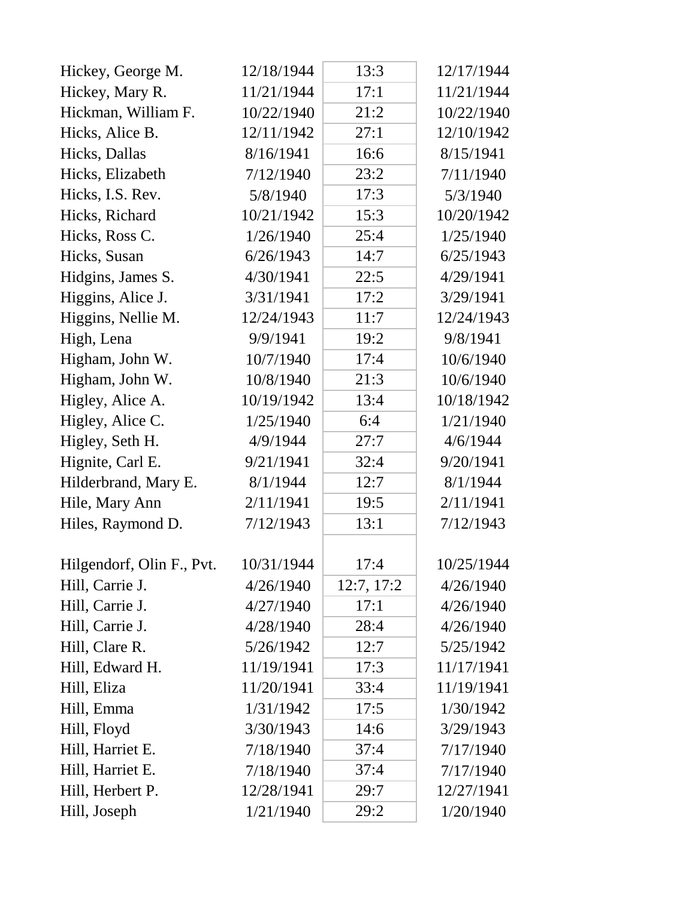| | | | |
|---|---|---|---|
| Hickey, George M. | 12/18/1944 | 13:3 | 12/17/1944 |
| Hickey, Mary R. | 11/21/1944 | 17:1 | 11/21/1944 |
| Hickman, William F. | 10/22/1940 | 21:2 | 10/22/1940 |
| Hicks, Alice B. | 12/11/1942 | 27:1 | 12/10/1942 |
| Hicks, Dallas | 8/16/1941 | 16:6 | 8/15/1941 |
| Hicks, Elizabeth | 7/12/1940 | 23:2 | 7/11/1940 |
| Hicks, I.S. Rev. | 5/8/1940 | 17:3 | 5/3/1940 |
| Hicks, Richard | 10/21/1942 | 15:3 | 10/20/1942 |
| Hicks, Ross C. | 1/26/1940 | 25:4 | 1/25/1940 |
| Hicks, Susan | 6/26/1943 | 14:7 | 6/25/1943 |
| Hidgins, James S. | 4/30/1941 | 22:5 | 4/29/1941 |
| Higgins, Alice J. | 3/31/1941 | 17:2 | 3/29/1941 |
| Higgins, Nellie M. | 12/24/1943 | 11:7 | 12/24/1943 |
| High, Lena | 9/9/1941 | 19:2 | 9/8/1941 |
| Higham, John W. | 10/7/1940 | 17:4 | 10/6/1940 |
| Higham, John W. | 10/8/1940 | 21:3 | 10/6/1940 |
| Higley, Alice A. | 10/19/1942 | 13:4 | 10/18/1942 |
| Higley, Alice C. | 1/25/1940 | 6:4 | 1/21/1940 |
| Higley, Seth H. | 4/9/1944 | 27:7 | 4/6/1944 |
| Hignite, Carl E. | 9/21/1941 | 32:4 | 9/20/1941 |
| Hilderbrand, Mary E. | 8/1/1944 | 12:7 | 8/1/1944 |
| Hile, Mary Ann | 2/11/1941 | 19:5 | 2/11/1941 |
| Hiles, Raymond D. | 7/12/1943 | 13:1 | 7/12/1943 |
| Hilgendorf, Olin F., Pvt. | 10/31/1944 | 17:4 | 10/25/1944 |
| Hill, Carrie J. | 4/26/1940 | 12:7, 17:2 | 4/26/1940 |
| Hill, Carrie J. | 4/27/1940 | 17:1 | 4/26/1940 |
| Hill, Carrie J. | 4/28/1940 | 28:4 | 4/26/1940 |
| Hill, Clare R. | 5/26/1942 | 12:7 | 5/25/1942 |
| Hill, Edward H. | 11/19/1941 | 17:3 | 11/17/1941 |
| Hill, Eliza | 11/20/1941 | 33:4 | 11/19/1941 |
| Hill, Emma | 1/31/1942 | 17:5 | 1/30/1942 |
| Hill, Floyd | 3/30/1943 | 14:6 | 3/29/1943 |
| Hill, Harriet E. | 7/18/1940 | 37:4 | 7/17/1940 |
| Hill, Harriet E. | 7/18/1940 | 37:4 | 7/17/1940 |
| Hill, Herbert P. | 12/28/1941 | 29:7 | 12/27/1941 |
| Hill, Joseph | 1/21/1940 | 29:2 | 1/20/1940 |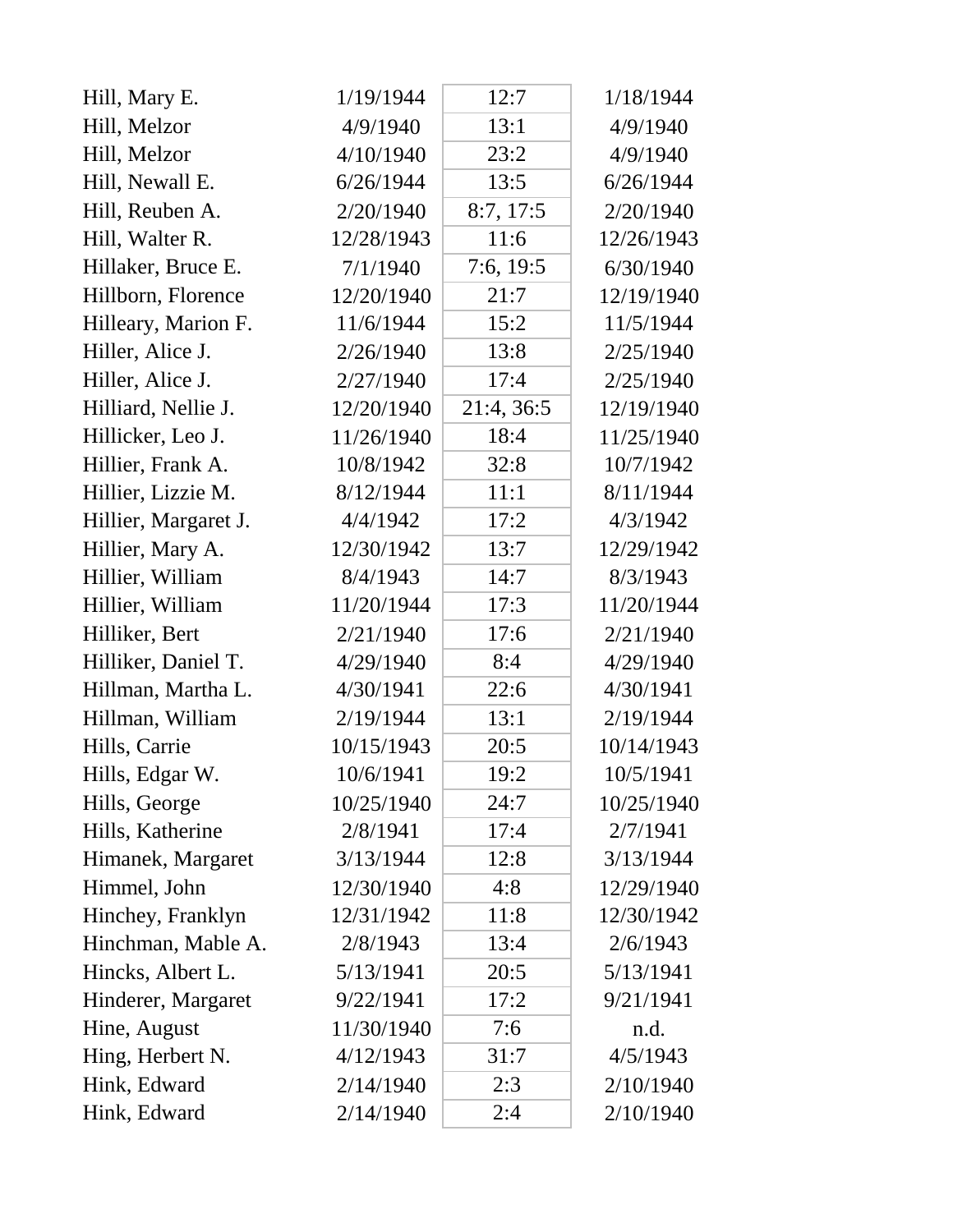| | | | |
|---|---|---|---|
| Hill, Mary E. | 1/19/1944 | 12:7 | 1/18/1944 |
| Hill, Melzor | 4/9/1940 | 13:1 | 4/9/1940 |
| Hill, Melzor | 4/10/1940 | 23:2 | 4/9/1940 |
| Hill, Newall E. | 6/26/1944 | 13:5 | 6/26/1944 |
| Hill, Reuben A. | 2/20/1940 | 8:7, 17:5 | 2/20/1940 |
| Hill, Walter R. | 12/28/1943 | 11:6 | 12/26/1943 |
| Hillaker, Bruce E. | 7/1/1940 | 7:6, 19:5 | 6/30/1940 |
| Hillborn, Florence | 12/20/1940 | 21:7 | 12/19/1940 |
| Hilleary, Marion F. | 11/6/1944 | 15:2 | 11/5/1944 |
| Hiller, Alice J. | 2/26/1940 | 13:8 | 2/25/1940 |
| Hiller, Alice J. | 2/27/1940 | 17:4 | 2/25/1940 |
| Hilliard, Nellie J. | 12/20/1940 | 21:4, 36:5 | 12/19/1940 |
| Hillicker, Leo J. | 11/26/1940 | 18:4 | 11/25/1940 |
| Hillier, Frank A. | 10/8/1942 | 32:8 | 10/7/1942 |
| Hillier, Lizzie M. | 8/12/1944 | 11:1 | 8/11/1944 |
| Hillier, Margaret J. | 4/4/1942 | 17:2 | 4/3/1942 |
| Hillier, Mary A. | 12/30/1942 | 13:7 | 12/29/1942 |
| Hillier, William | 8/4/1943 | 14:7 | 8/3/1943 |
| Hillier, William | 11/20/1944 | 17:3 | 11/20/1944 |
| Hilliker, Bert | 2/21/1940 | 17:6 | 2/21/1940 |
| Hilliker, Daniel T. | 4/29/1940 | 8:4 | 4/29/1940 |
| Hillman, Martha L. | 4/30/1941 | 22:6 | 4/30/1941 |
| Hillman, William | 2/19/1944 | 13:1 | 2/19/1944 |
| Hills, Carrie | 10/15/1943 | 20:5 | 10/14/1943 |
| Hills, Edgar W. | 10/6/1941 | 19:2 | 10/5/1941 |
| Hills, George | 10/25/1940 | 24:7 | 10/25/1940 |
| Hills, Katherine | 2/8/1941 | 17:4 | 2/7/1941 |
| Himanek, Margaret | 3/13/1944 | 12:8 | 3/13/1944 |
| Himmel, John | 12/30/1940 | 4:8 | 12/29/1940 |
| Hinchey, Franklyn | 12/31/1942 | 11:8 | 12/30/1942 |
| Hinchman, Mable A. | 2/8/1943 | 13:4 | 2/6/1943 |
| Hincks, Albert L. | 5/13/1941 | 20:5 | 5/13/1941 |
| Hinderer, Margaret | 9/22/1941 | 17:2 | 9/21/1941 |
| Hine, August | 11/30/1940 | 7:6 | n.d. |
| Hing, Herbert N. | 4/12/1943 | 31:7 | 4/5/1943 |
| Hink, Edward | 2/14/1940 | 2:3 | 2/10/1940 |
| Hink, Edward | 2/14/1940 | 2:4 | 2/10/1940 |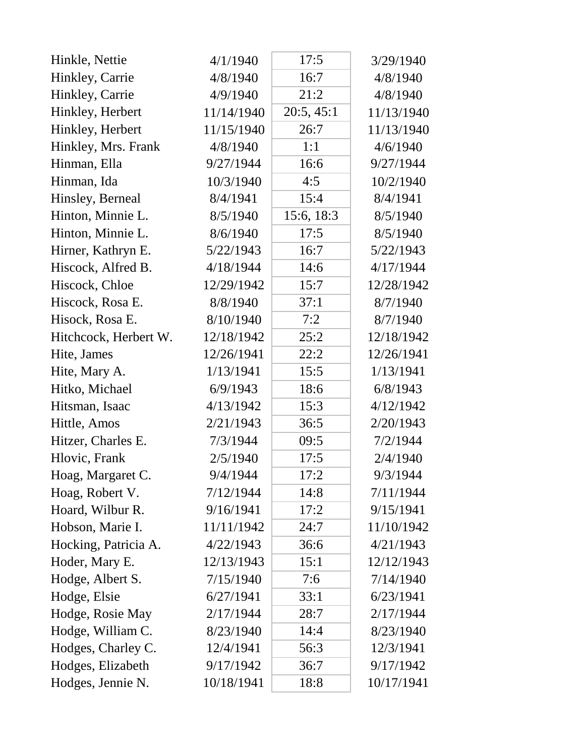| | | | |
|---|---|---|---|
| Hinkle, Nettie | 4/1/1940 | 17:5 | 3/29/1940 |
| Hinkley, Carrie | 4/8/1940 | 16:7 | 4/8/1940 |
| Hinkley, Carrie | 4/9/1940 | 21:2 | 4/8/1940 |
| Hinkley, Herbert | 11/14/1940 | 20:5, 45:1 | 11/13/1940 |
| Hinkley, Herbert | 11/15/1940 | 26:7 | 11/13/1940 |
| Hinkley, Mrs. Frank | 4/8/1940 | 1:1 | 4/6/1940 |
| Hinman, Ella | 9/27/1944 | 16:6 | 9/27/1944 |
| Hinman, Ida | 10/3/1940 | 4:5 | 10/2/1940 |
| Hinsley, Berneal | 8/4/1941 | 15:4 | 8/4/1941 |
| Hinton, Minnie L. | 8/5/1940 | 15:6, 18:3 | 8/5/1940 |
| Hinton, Minnie L. | 8/6/1940 | 17:5 | 8/5/1940 |
| Hirner, Kathryn E. | 5/22/1943 | 16:7 | 5/22/1943 |
| Hiscock, Alfred B. | 4/18/1944 | 14:6 | 4/17/1944 |
| Hiscock, Chloe | 12/29/1942 | 15:7 | 12/28/1942 |
| Hiscock, Rosa E. | 8/8/1940 | 37:1 | 8/7/1940 |
| Hisock, Rosa E. | 8/10/1940 | 7:2 | 8/7/1940 |
| Hitchcock, Herbert W. | 12/18/1942 | 25:2 | 12/18/1942 |
| Hite, James | 12/26/1941 | 22:2 | 12/26/1941 |
| Hite, Mary A. | 1/13/1941 | 15:5 | 1/13/1941 |
| Hitko, Michael | 6/9/1943 | 18:6 | 6/8/1943 |
| Hitsman, Isaac | 4/13/1942 | 15:3 | 4/12/1942 |
| Hittle, Amos | 2/21/1943 | 36:5 | 2/20/1943 |
| Hitzer, Charles E. | 7/3/1944 | 09:5 | 7/2/1944 |
| Hlovic, Frank | 2/5/1940 | 17:5 | 2/4/1940 |
| Hoag, Margaret C. | 9/4/1944 | 17:2 | 9/3/1944 |
| Hoag, Robert V. | 7/12/1944 | 14:8 | 7/11/1944 |
| Hoard, Wilbur R. | 9/16/1941 | 17:2 | 9/15/1941 |
| Hobson, Marie I. | 11/11/1942 | 24:7 | 11/10/1942 |
| Hocking, Patricia A. | 4/22/1943 | 36:6 | 4/21/1943 |
| Hoder, Mary E. | 12/13/1943 | 15:1 | 12/12/1943 |
| Hodge, Albert S. | 7/15/1940 | 7:6 | 7/14/1940 |
| Hodge, Elsie | 6/27/1941 | 33:1 | 6/23/1941 |
| Hodge, Rosie May | 2/17/1944 | 28:7 | 2/17/1944 |
| Hodge, William C. | 8/23/1940 | 14:4 | 8/23/1940 |
| Hodges, Charley C. | 12/4/1941 | 56:3 | 12/3/1941 |
| Hodges, Elizabeth | 9/17/1942 | 36:7 | 9/17/1942 |
| Hodges, Jennie N. | 10/18/1941 | 18:8 | 10/17/1941 |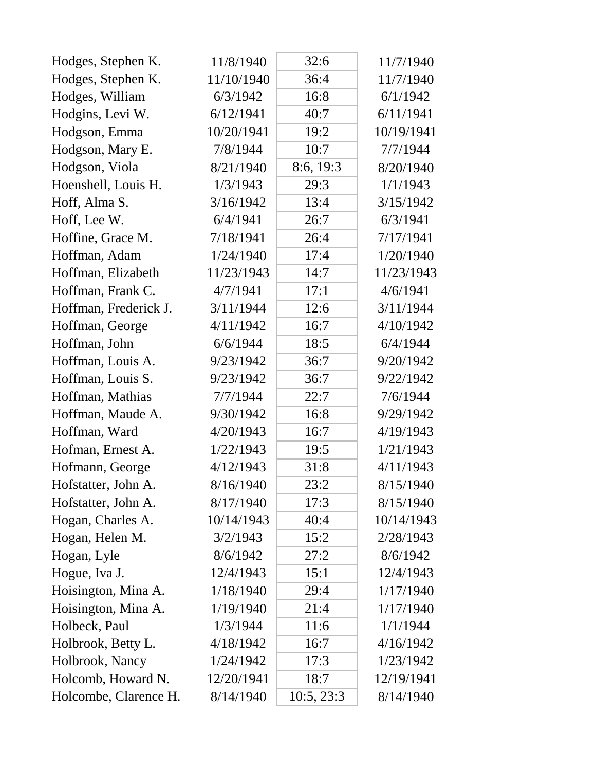| | | | |
|---|---|---|---|
| Hodges, Stephen K. | 11/8/1940 | 32:6 | 11/7/1940 |
| Hodges, Stephen K. | 11/10/1940 | 36:4 | 11/7/1940 |
| Hodges, William | 6/3/1942 | 16:8 | 6/1/1942 |
| Hodgins, Levi W. | 6/12/1941 | 40:7 | 6/11/1941 |
| Hodgson, Emma | 10/20/1941 | 19:2 | 10/19/1941 |
| Hodgson, Mary E. | 7/8/1944 | 10:7 | 7/7/1944 |
| Hodgson, Viola | 8/21/1940 | 8:6, 19:3 | 8/20/1940 |
| Hoenshell, Louis H. | 1/3/1943 | 29:3 | 1/1/1943 |
| Hoff, Alma S. | 3/16/1942 | 13:4 | 3/15/1942 |
| Hoff, Lee W. | 6/4/1941 | 26:7 | 6/3/1941 |
| Hoffine, Grace M. | 7/18/1941 | 26:4 | 7/17/1941 |
| Hoffman, Adam | 1/24/1940 | 17:4 | 1/20/1940 |
| Hoffman, Elizabeth | 11/23/1943 | 14:7 | 11/23/1943 |
| Hoffman, Frank C. | 4/7/1941 | 17:1 | 4/6/1941 |
| Hoffman, Frederick J. | 3/11/1944 | 12:6 | 3/11/1944 |
| Hoffman, George | 4/11/1942 | 16:7 | 4/10/1942 |
| Hoffman, John | 6/6/1944 | 18:5 | 6/4/1944 |
| Hoffman, Louis A. | 9/23/1942 | 36:7 | 9/20/1942 |
| Hoffman, Louis S. | 9/23/1942 | 36:7 | 9/22/1942 |
| Hoffman, Mathias | 7/7/1944 | 22:7 | 7/6/1944 |
| Hoffman, Maude A. | 9/30/1942 | 16:8 | 9/29/1942 |
| Hoffman, Ward | 4/20/1943 | 16:7 | 4/19/1943 |
| Hofman, Ernest A. | 1/22/1943 | 19:5 | 1/21/1943 |
| Hofmann, George | 4/12/1943 | 31:8 | 4/11/1943 |
| Hofstatter, John A. | 8/16/1940 | 23:2 | 8/15/1940 |
| Hofstatter, John A. | 8/17/1940 | 17:3 | 8/15/1940 |
| Hogan, Charles A. | 10/14/1943 | 40:4 | 10/14/1943 |
| Hogan, Helen M. | 3/2/1943 | 15:2 | 2/28/1943 |
| Hogan, Lyle | 8/6/1942 | 27:2 | 8/6/1942 |
| Hogue, Iva J. | 12/4/1943 | 15:1 | 12/4/1943 |
| Hoisington, Mina A. | 1/18/1940 | 29:4 | 1/17/1940 |
| Hoisington, Mina A. | 1/19/1940 | 21:4 | 1/17/1940 |
| Holbeck, Paul | 1/3/1944 | 11:6 | 1/1/1944 |
| Holbrook, Betty L. | 4/18/1942 | 16:7 | 4/16/1942 |
| Holbrook, Nancy | 1/24/1942 | 17:3 | 1/23/1942 |
| Holcomb, Howard N. | 12/20/1941 | 18:7 | 12/19/1941 |
| Holcombe, Clarence H. | 8/14/1940 | 10:5, 23:3 | 8/14/1940 |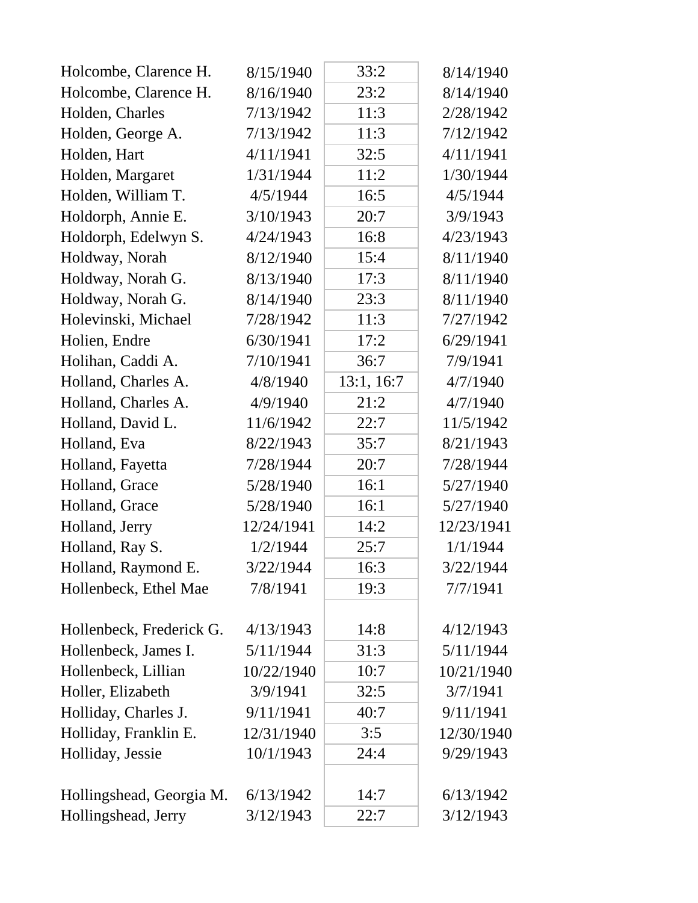| | | | |
|---|---|---|---|
| Holcombe, Clarence H. | 8/15/1940 | 33:2 | 8/14/1940 |
| Holcombe, Clarence H. | 8/16/1940 | 23:2 | 8/14/1940 |
| Holden, Charles | 7/13/1942 | 11:3 | 2/28/1942 |
| Holden, George A. | 7/13/1942 | 11:3 | 7/12/1942 |
| Holden, Hart | 4/11/1941 | 32:5 | 4/11/1941 |
| Holden, Margaret | 1/31/1944 | 11:2 | 1/30/1944 |
| Holden, William T. | 4/5/1944 | 16:5 | 4/5/1944 |
| Holdorph, Annie E. | 3/10/1943 | 20:7 | 3/9/1943 |
| Holdorph, Edelwyn S. | 4/24/1943 | 16:8 | 4/23/1943 |
| Holdway, Norah | 8/12/1940 | 15:4 | 8/11/1940 |
| Holdway, Norah G. | 8/13/1940 | 17:3 | 8/11/1940 |
| Holdway, Norah G. | 8/14/1940 | 23:3 | 8/11/1940 |
| Holevinski, Michael | 7/28/1942 | 11:3 | 7/27/1942 |
| Holien, Endre | 6/30/1941 | 17:2 | 6/29/1941 |
| Holihan, Caddi A. | 7/10/1941 | 36:7 | 7/9/1941 |
| Holland, Charles A. | 4/8/1940 | 13:1, 16:7 | 4/7/1940 |
| Holland, Charles A. | 4/9/1940 | 21:2 | 4/7/1940 |
| Holland, David L. | 11/6/1942 | 22:7 | 11/5/1942 |
| Holland, Eva | 8/22/1943 | 35:7 | 8/21/1943 |
| Holland, Fayetta | 7/28/1944 | 20:7 | 7/28/1944 |
| Holland, Grace | 5/28/1940 | 16:1 | 5/27/1940 |
| Holland, Grace | 5/28/1940 | 16:1 | 5/27/1940 |
| Holland, Jerry | 12/24/1941 | 14:2 | 12/23/1941 |
| Holland, Ray S. | 1/2/1944 | 25:7 | 1/1/1944 |
| Holland, Raymond E. | 3/22/1944 | 16:3 | 3/22/1944 |
| Hollenbeck, Ethel Mae | 7/8/1941 | 19:3 | 7/7/1941 |
| Hollenbeck, Frederick G. | 4/13/1943 | 14:8 | 4/12/1943 |
| Hollenbeck, James I. | 5/11/1944 | 31:3 | 5/11/1944 |
| Hollenbeck, Lillian | 10/22/1940 | 10:7 | 10/21/1940 |
| Holler, Elizabeth | 3/9/1941 | 32:5 | 3/7/1941 |
| Holliday, Charles J. | 9/11/1941 | 40:7 | 9/11/1941 |
| Holliday, Franklin E. | 12/31/1940 | 3:5 | 12/30/1940 |
| Holliday, Jessie | 10/1/1943 | 24:4 | 9/29/1943 |
| Hollingshead, Georgia M. | 6/13/1942 | 14:7 | 6/13/1942 |
| Hollingshead, Jerry | 3/12/1943 | 22:7 | 3/12/1943 |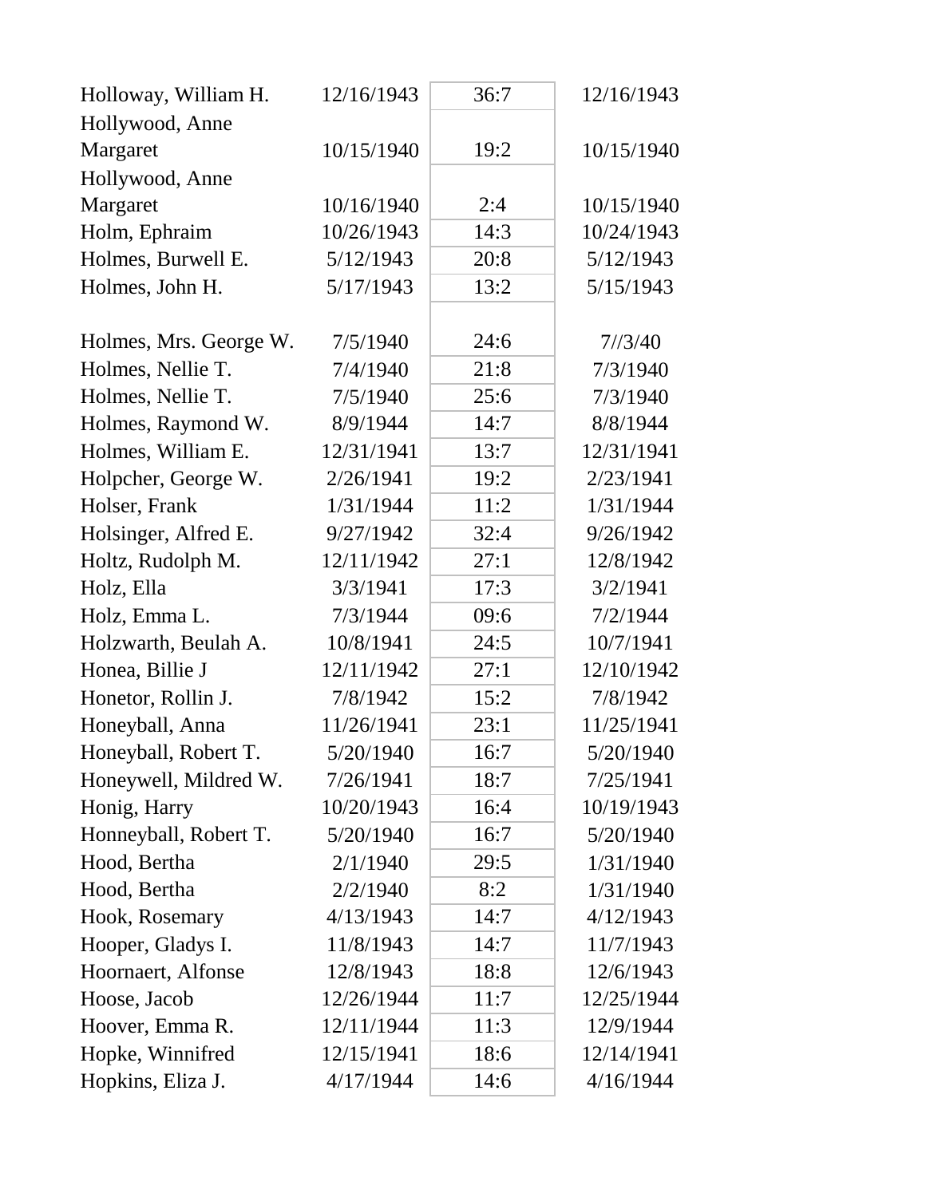| | | | |
|---|---|---|---|
| Holloway, William H. | 12/16/1943 | 36:7 | 12/16/1943 |
| Hollywood, Anne Margaret | 10/15/1940 | 19:2 | 10/15/1940 |
| Hollywood, Anne Margaret | 10/16/1940 | 2:4 | 10/15/1940 |
| Holm, Ephraim | 10/26/1943 | 14:3 | 10/24/1943 |
| Holmes, Burwell E. | 5/12/1943 | 20:8 | 5/12/1943 |
| Holmes, John H. | 5/17/1943 | 13:2 | 5/15/1943 |
| Holmes, Mrs. George W. | 7/5/1940 | 24:6 | 7//3/40 |
| Holmes, Nellie T. | 7/4/1940 | 21:8 | 7/3/1940 |
| Holmes, Nellie T. | 7/5/1940 | 25:6 | 7/3/1940 |
| Holmes, Raymond W. | 8/9/1944 | 14:7 | 8/8/1944 |
| Holmes, William E. | 12/31/1941 | 13:7 | 12/31/1941 |
| Holpcher, George W. | 2/26/1941 | 19:2 | 2/23/1941 |
| Holser, Frank | 1/31/1944 | 11:2 | 1/31/1944 |
| Holsinger, Alfred E. | 9/27/1942 | 32:4 | 9/26/1942 |
| Holtz, Rudolph M. | 12/11/1942 | 27:1 | 12/8/1942 |
| Holz, Ella | 3/3/1941 | 17:3 | 3/2/1941 |
| Holz, Emma L. | 7/3/1944 | 09:6 | 7/2/1944 |
| Holzwarth, Beulah A. | 10/8/1941 | 24:5 | 10/7/1941 |
| Honea, Billie J | 12/11/1942 | 27:1 | 12/10/1942 |
| Honetor, Rollin J. | 7/8/1942 | 15:2 | 7/8/1942 |
| Honeyball, Anna | 11/26/1941 | 23:1 | 11/25/1941 |
| Honeyball, Robert T. | 5/20/1940 | 16:7 | 5/20/1940 |
| Honeywell, Mildred W. | 7/26/1941 | 18:7 | 7/25/1941 |
| Honig, Harry | 10/20/1943 | 16:4 | 10/19/1943 |
| Honneyball, Robert T. | 5/20/1940 | 16:7 | 5/20/1940 |
| Hood, Bertha | 2/1/1940 | 29:5 | 1/31/1940 |
| Hood, Bertha | 2/2/1940 | 8:2 | 1/31/1940 |
| Hook, Rosemary | 4/13/1943 | 14:7 | 4/12/1943 |
| Hooper, Gladys I. | 11/8/1943 | 14:7 | 11/7/1943 |
| Hoornaert, Alfonse | 12/8/1943 | 18:8 | 12/6/1943 |
| Hoose, Jacob | 12/26/1944 | 11:7 | 12/25/1944 |
| Hoover, Emma R. | 12/11/1944 | 11:3 | 12/9/1944 |
| Hopke, Winnifred | 12/15/1941 | 18:6 | 12/14/1941 |
| Hopkins, Eliza J. | 4/17/1944 | 14:6 | 4/16/1944 |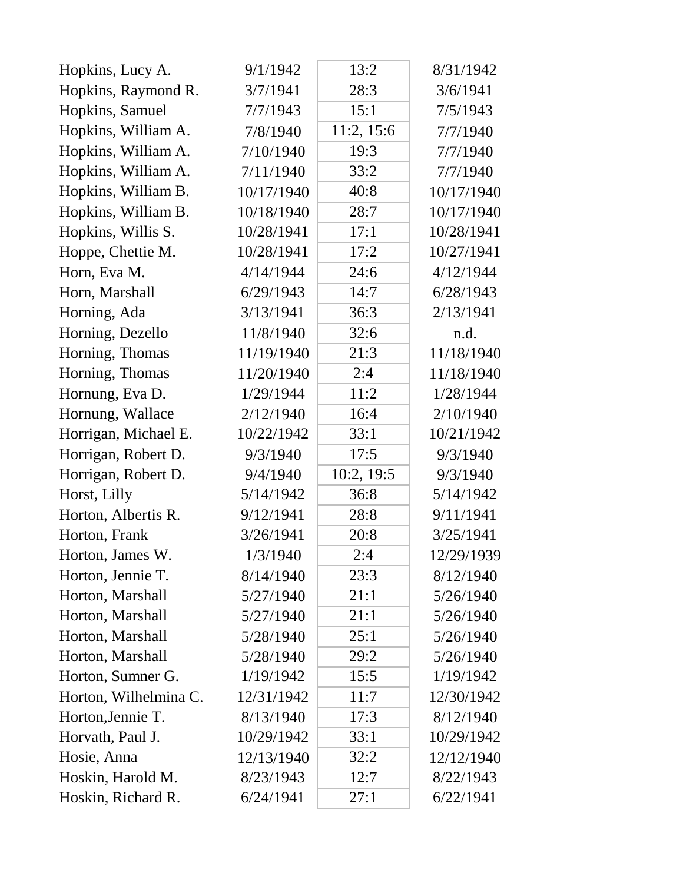| | | | |
|---|---|---|---|
| Hopkins, Lucy A. | 9/1/1942 | 13:2 | 8/31/1942 |
| Hopkins, Raymond R. | 3/7/1941 | 28:3 | 3/6/1941 |
| Hopkins, Samuel | 7/7/1943 | 15:1 | 7/5/1943 |
| Hopkins, William A. | 7/8/1940 | 11:2, 15:6 | 7/7/1940 |
| Hopkins, William A. | 7/10/1940 | 19:3 | 7/7/1940 |
| Hopkins, William A. | 7/11/1940 | 33:2 | 7/7/1940 |
| Hopkins, William B. | 10/17/1940 | 40:8 | 10/17/1940 |
| Hopkins, William B. | 10/18/1940 | 28:7 | 10/17/1940 |
| Hopkins, Willis S. | 10/28/1941 | 17:1 | 10/28/1941 |
| Hoppe, Chettie M. | 10/28/1941 | 17:2 | 10/27/1941 |
| Horn, Eva M. | 4/14/1944 | 24:6 | 4/12/1944 |
| Horn, Marshall | 6/29/1943 | 14:7 | 6/28/1943 |
| Horning, Ada | 3/13/1941 | 36:3 | 2/13/1941 |
| Horning, Dezello | 11/8/1940 | 32:6 | n.d. |
| Horning, Thomas | 11/19/1940 | 21:3 | 11/18/1940 |
| Horning, Thomas | 11/20/1940 | 2:4 | 11/18/1940 |
| Hornung, Eva D. | 1/29/1944 | 11:2 | 1/28/1944 |
| Hornung, Wallace | 2/12/1940 | 16:4 | 2/10/1940 |
| Horrigan, Michael E. | 10/22/1942 | 33:1 | 10/21/1942 |
| Horrigan, Robert D. | 9/3/1940 | 17:5 | 9/3/1940 |
| Horrigan, Robert D. | 9/4/1940 | 10:2, 19:5 | 9/3/1940 |
| Horst, Lilly | 5/14/1942 | 36:8 | 5/14/1942 |
| Horton, Albertis R. | 9/12/1941 | 28:8 | 9/11/1941 |
| Horton, Frank | 3/26/1941 | 20:8 | 3/25/1941 |
| Horton, James W. | 1/3/1940 | 2:4 | 12/29/1939 |
| Horton, Jennie T. | 8/14/1940 | 23:3 | 8/12/1940 |
| Horton, Marshall | 5/27/1940 | 21:1 | 5/26/1940 |
| Horton, Marshall | 5/27/1940 | 21:1 | 5/26/1940 |
| Horton, Marshall | 5/28/1940 | 25:1 | 5/26/1940 |
| Horton, Marshall | 5/28/1940 | 29:2 | 5/26/1940 |
| Horton, Sumner G. | 1/19/1942 | 15:5 | 1/19/1942 |
| Horton, Wilhelmina C. | 12/31/1942 | 11:7 | 12/30/1942 |
| Horton,Jennie T. | 8/13/1940 | 17:3 | 8/12/1940 |
| Horvath, Paul J. | 10/29/1942 | 33:1 | 10/29/1942 |
| Hosie, Anna | 12/13/1940 | 32:2 | 12/12/1940 |
| Hoskin, Harold M. | 8/23/1943 | 12:7 | 8/22/1943 |
| Hoskin, Richard R. | 6/24/1941 | 27:1 | 6/22/1941 |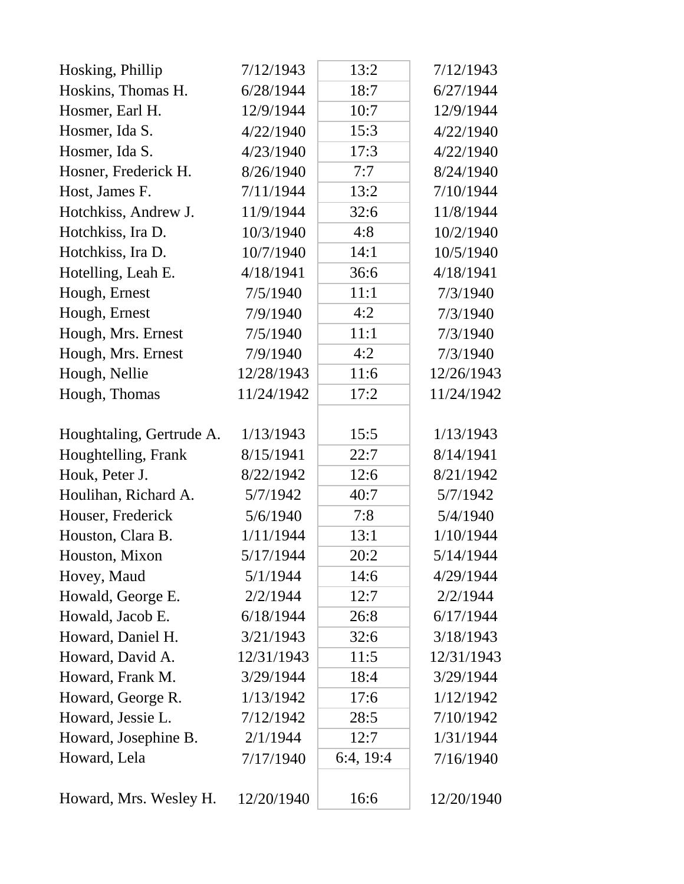| | | | |
|---|---|---|---|
| Hosking, Phillip | 7/12/1943 | 13:2 | 7/12/1943 |
| Hoskins, Thomas H. | 6/28/1944 | 18:7 | 6/27/1944 |
| Hosmer, Earl H. | 12/9/1944 | 10:7 | 12/9/1944 |
| Hosmer, Ida S. | 4/22/1940 | 15:3 | 4/22/1940 |
| Hosmer, Ida S. | 4/23/1940 | 17:3 | 4/22/1940 |
| Hosner, Frederick H. | 8/26/1940 | 7:7 | 8/24/1940 |
| Host, James F. | 7/11/1944 | 13:2 | 7/10/1944 |
| Hotchkiss, Andrew J. | 11/9/1944 | 32:6 | 11/8/1944 |
| Hotchkiss, Ira D. | 10/3/1940 | 4:8 | 10/2/1940 |
| Hotchkiss, Ira D. | 10/7/1940 | 14:1 | 10/5/1940 |
| Hotelling, Leah E. | 4/18/1941 | 36:6 | 4/18/1941 |
| Hough, Ernest | 7/5/1940 | 11:1 | 7/3/1940 |
| Hough, Ernest | 7/9/1940 | 4:2 | 7/3/1940 |
| Hough, Mrs. Ernest | 7/5/1940 | 11:1 | 7/3/1940 |
| Hough, Mrs. Ernest | 7/9/1940 | 4:2 | 7/3/1940 |
| Hough, Nellie | 12/28/1943 | 11:6 | 12/26/1943 |
| Hough, Thomas | 11/24/1942 | 17:2 | 11/24/1942 |
| Houghtaling, Gertrude A. | 1/13/1943 | 15:5 | 1/13/1943 |
| Houghtelling, Frank | 8/15/1941 | 22:7 | 8/14/1941 |
| Houk, Peter J. | 8/22/1942 | 12:6 | 8/21/1942 |
| Houlihan, Richard A. | 5/7/1942 | 40:7 | 5/7/1942 |
| Houser, Frederick | 5/6/1940 | 7:8 | 5/4/1940 |
| Houston, Clara B. | 1/11/1944 | 13:1 | 1/10/1944 |
| Houston, Mixon | 5/17/1944 | 20:2 | 5/14/1944 |
| Hovey, Maud | 5/1/1944 | 14:6 | 4/29/1944 |
| Howald, George E. | 2/2/1944 | 12:7 | 2/2/1944 |
| Howald, Jacob E. | 6/18/1944 | 26:8 | 6/17/1944 |
| Howard, Daniel H. | 3/21/1943 | 32:6 | 3/18/1943 |
| Howard, David A. | 12/31/1943 | 11:5 | 12/31/1943 |
| Howard, Frank M. | 3/29/1944 | 18:4 | 3/29/1944 |
| Howard, George R. | 1/13/1942 | 17:6 | 1/12/1942 |
| Howard, Jessie L. | 7/12/1942 | 28:5 | 7/10/1942 |
| Howard, Josephine B. | 2/1/1944 | 12:7 | 1/31/1944 |
| Howard, Lela | 7/17/1940 | 6:4, 19:4 | 7/16/1940 |
| Howard, Mrs. Wesley H. | 12/20/1940 | 16:6 | 12/20/1940 |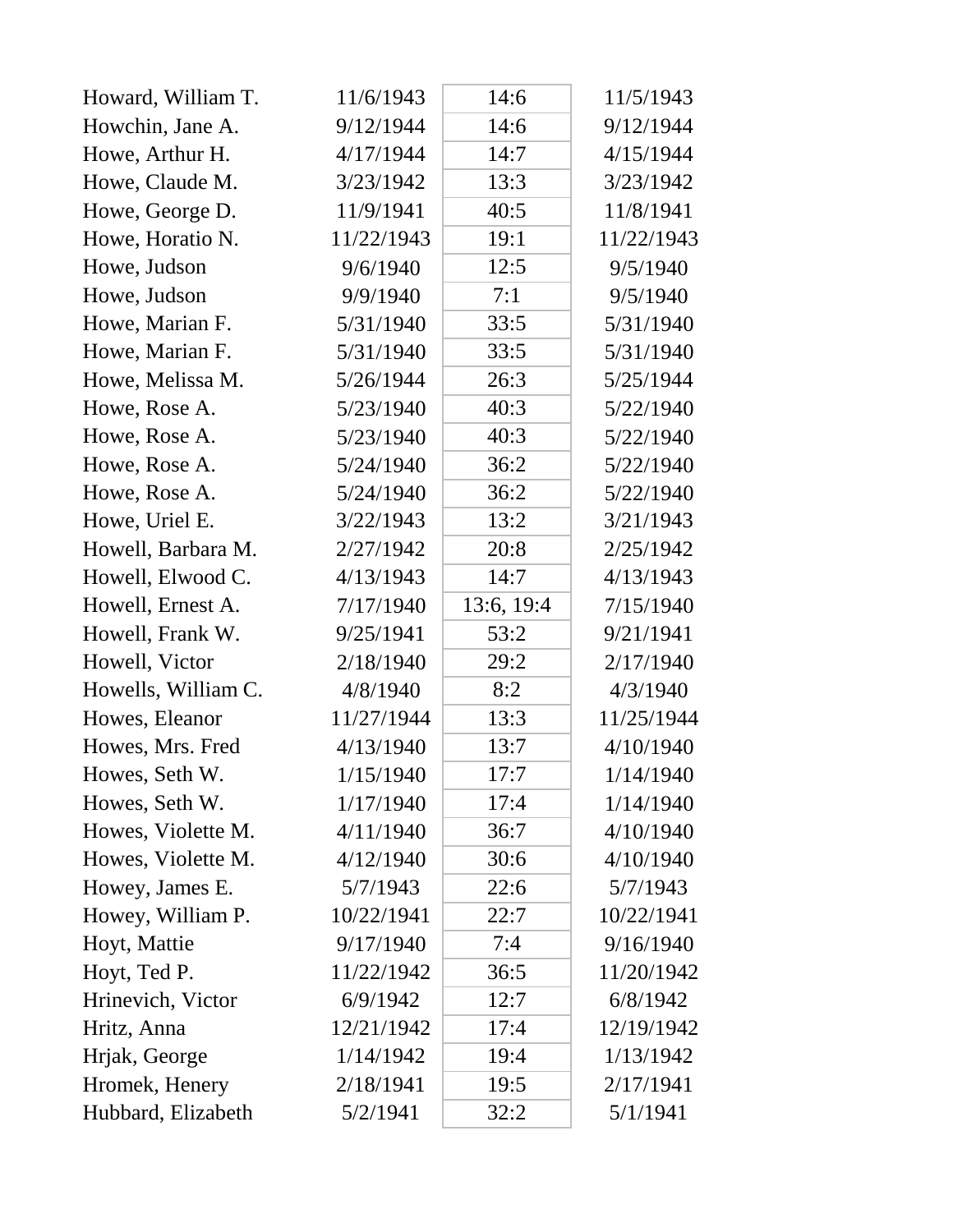| | | | |
|---|---|---|---|
| Howard, William T. | 11/6/1943 | 14:6 | 11/5/1943 |
| Howchin, Jane A. | 9/12/1944 | 14:6 | 9/12/1944 |
| Howe, Arthur H. | 4/17/1944 | 14:7 | 4/15/1944 |
| Howe, Claude M. | 3/23/1942 | 13:3 | 3/23/1942 |
| Howe, George D. | 11/9/1941 | 40:5 | 11/8/1941 |
| Howe, Horatio N. | 11/22/1943 | 19:1 | 11/22/1943 |
| Howe, Judson | 9/6/1940 | 12:5 | 9/5/1940 |
| Howe, Judson | 9/9/1940 | 7:1 | 9/5/1940 |
| Howe, Marian F. | 5/31/1940 | 33:5 | 5/31/1940 |
| Howe, Marian F. | 5/31/1940 | 33:5 | 5/31/1940 |
| Howe, Melissa M. | 5/26/1944 | 26:3 | 5/25/1944 |
| Howe, Rose A. | 5/23/1940 | 40:3 | 5/22/1940 |
| Howe, Rose A. | 5/23/1940 | 40:3 | 5/22/1940 |
| Howe, Rose A. | 5/24/1940 | 36:2 | 5/22/1940 |
| Howe, Rose A. | 5/24/1940 | 36:2 | 5/22/1940 |
| Howe, Uriel E. | 3/22/1943 | 13:2 | 3/21/1943 |
| Howell, Barbara M. | 2/27/1942 | 20:8 | 2/25/1942 |
| Howell, Elwood C. | 4/13/1943 | 14:7 | 4/13/1943 |
| Howell, Ernest A. | 7/17/1940 | 13:6, 19:4 | 7/15/1940 |
| Howell, Frank W. | 9/25/1941 | 53:2 | 9/21/1941 |
| Howell, Victor | 2/18/1940 | 29:2 | 2/17/1940 |
| Howells, William C. | 4/8/1940 | 8:2 | 4/3/1940 |
| Howes, Eleanor | 11/27/1944 | 13:3 | 11/25/1944 |
| Howes, Mrs. Fred | 4/13/1940 | 13:7 | 4/10/1940 |
| Howes, Seth W. | 1/15/1940 | 17:7 | 1/14/1940 |
| Howes, Seth W. | 1/17/1940 | 17:4 | 1/14/1940 |
| Howes, Violette M. | 4/11/1940 | 36:7 | 4/10/1940 |
| Howes, Violette M. | 4/12/1940 | 30:6 | 4/10/1940 |
| Howey, James E. | 5/7/1943 | 22:6 | 5/7/1943 |
| Howey, William P. | 10/22/1941 | 22:7 | 10/22/1941 |
| Hoyt, Mattie | 9/17/1940 | 7:4 | 9/16/1940 |
| Hoyt, Ted P. | 11/22/1942 | 36:5 | 11/20/1942 |
| Hrinevich, Victor | 6/9/1942 | 12:7 | 6/8/1942 |
| Hritz, Anna | 12/21/1942 | 17:4 | 12/19/1942 |
| Hrjak, George | 1/14/1942 | 19:4 | 1/13/1942 |
| Hromek, Henery | 2/18/1941 | 19:5 | 2/17/1941 |
| Hubbard, Elizabeth | 5/2/1941 | 32:2 | 5/1/1941 |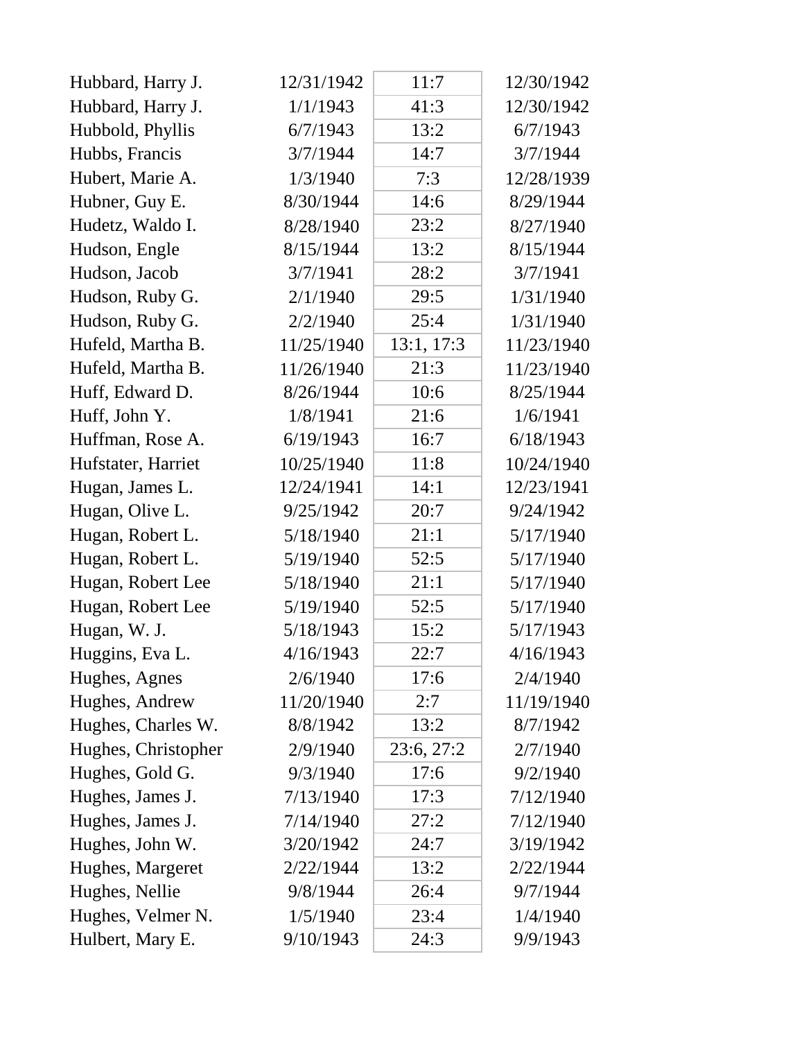| | | | |
|---|---|---|---|
| Hubbard, Harry J. | 12/31/1942 | 11:7 | 12/30/1942 |
| Hubbard, Harry J. | 1/1/1943 | 41:3 | 12/30/1942 |
| Hubbold, Phyllis | 6/7/1943 | 13:2 | 6/7/1943 |
| Hubbs, Francis | 3/7/1944 | 14:7 | 3/7/1944 |
| Hubert, Marie A. | 1/3/1940 | 7:3 | 12/28/1939 |
| Hubner, Guy E. | 8/30/1944 | 14:6 | 8/29/1944 |
| Hudetz, Waldo I. | 8/28/1940 | 23:2 | 8/27/1940 |
| Hudson, Engle | 8/15/1944 | 13:2 | 8/15/1944 |
| Hudson, Jacob | 3/7/1941 | 28:2 | 3/7/1941 |
| Hudson, Ruby G. | 2/1/1940 | 29:5 | 1/31/1940 |
| Hudson, Ruby G. | 2/2/1940 | 25:4 | 1/31/1940 |
| Hufeld, Martha B. | 11/25/1940 | 13:1, 17:3 | 11/23/1940 |
| Hufeld, Martha B. | 11/26/1940 | 21:3 | 11/23/1940 |
| Huff, Edward D. | 8/26/1944 | 10:6 | 8/25/1944 |
| Huff, John Y. | 1/8/1941 | 21:6 | 1/6/1941 |
| Huffman, Rose A. | 6/19/1943 | 16:7 | 6/18/1943 |
| Hufstater, Harriet | 10/25/1940 | 11:8 | 10/24/1940 |
| Hugan, James L. | 12/24/1941 | 14:1 | 12/23/1941 |
| Hugan, Olive L. | 9/25/1942 | 20:7 | 9/24/1942 |
| Hugan, Robert L. | 5/18/1940 | 21:1 | 5/17/1940 |
| Hugan, Robert L. | 5/19/1940 | 52:5 | 5/17/1940 |
| Hugan, Robert Lee | 5/18/1940 | 21:1 | 5/17/1940 |
| Hugan, Robert Lee | 5/19/1940 | 52:5 | 5/17/1940 |
| Hugan, W. J. | 5/18/1943 | 15:2 | 5/17/1943 |
| Huggins, Eva L. | 4/16/1943 | 22:7 | 4/16/1943 |
| Hughes, Agnes | 2/6/1940 | 17:6 | 2/4/1940 |
| Hughes, Andrew | 11/20/1940 | 2:7 | 11/19/1940 |
| Hughes, Charles W. | 8/8/1942 | 13:2 | 8/7/1942 |
| Hughes, Christopher | 2/9/1940 | 23:6, 27:2 | 2/7/1940 |
| Hughes, Gold G. | 9/3/1940 | 17:6 | 9/2/1940 |
| Hughes, James J. | 7/13/1940 | 17:3 | 7/12/1940 |
| Hughes, James J. | 7/14/1940 | 27:2 | 7/12/1940 |
| Hughes, John W. | 3/20/1942 | 24:7 | 3/19/1942 |
| Hughes, Margeret | 2/22/1944 | 13:2 | 2/22/1944 |
| Hughes, Nellie | 9/8/1944 | 26:4 | 9/7/1944 |
| Hughes, Velmer N. | 1/5/1940 | 23:4 | 1/4/1940 |
| Hulbert, Mary E. | 9/10/1943 | 24:3 | 9/9/1943 |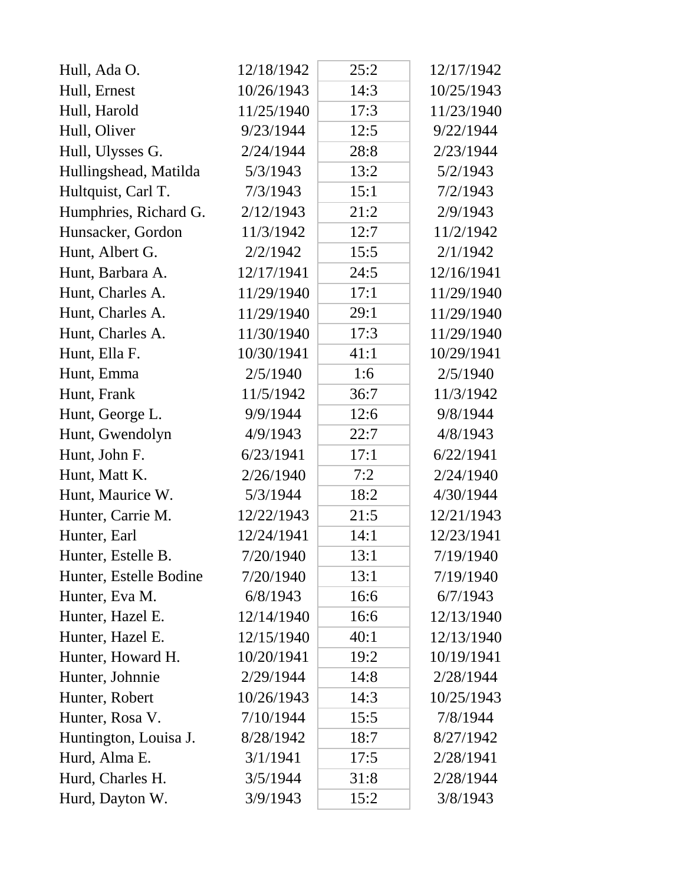| | | | |
|---|---|---|---|
| Hull, Ada O. | 12/18/1942 | 25:2 | 12/17/1942 |
| Hull, Ernest | 10/26/1943 | 14:3 | 10/25/1943 |
| Hull, Harold | 11/25/1940 | 17:3 | 11/23/1940 |
| Hull, Oliver | 9/23/1944 | 12:5 | 9/22/1944 |
| Hull, Ulysses G. | 2/24/1944 | 28:8 | 2/23/1944 |
| Hullingshead, Matilda | 5/3/1943 | 13:2 | 5/2/1943 |
| Hultquist, Carl T. | 7/3/1943 | 15:1 | 7/2/1943 |
| Humphries, Richard G. | 2/12/1943 | 21:2 | 2/9/1943 |
| Hunsacker, Gordon | 11/3/1942 | 12:7 | 11/2/1942 |
| Hunt, Albert G. | 2/2/1942 | 15:5 | 2/1/1942 |
| Hunt, Barbara A. | 12/17/1941 | 24:5 | 12/16/1941 |
| Hunt, Charles A. | 11/29/1940 | 17:1 | 11/29/1940 |
| Hunt, Charles A. | 11/29/1940 | 29:1 | 11/29/1940 |
| Hunt, Charles A. | 11/30/1940 | 17:3 | 11/29/1940 |
| Hunt, Ella F. | 10/30/1941 | 41:1 | 10/29/1941 |
| Hunt, Emma | 2/5/1940 | 1:6 | 2/5/1940 |
| Hunt, Frank | 11/5/1942 | 36:7 | 11/3/1942 |
| Hunt, George L. | 9/9/1944 | 12:6 | 9/8/1944 |
| Hunt, Gwendolyn | 4/9/1943 | 22:7 | 4/8/1943 |
| Hunt, John F. | 6/23/1941 | 17:1 | 6/22/1941 |
| Hunt, Matt K. | 2/26/1940 | 7:2 | 2/24/1940 |
| Hunt, Maurice W. | 5/3/1944 | 18:2 | 4/30/1944 |
| Hunter, Carrie M. | 12/22/1943 | 21:5 | 12/21/1943 |
| Hunter, Earl | 12/24/1941 | 14:1 | 12/23/1941 |
| Hunter, Estelle B. | 7/20/1940 | 13:1 | 7/19/1940 |
| Hunter, Estelle Bodine | 7/20/1940 | 13:1 | 7/19/1940 |
| Hunter, Eva M. | 6/8/1943 | 16:6 | 6/7/1943 |
| Hunter, Hazel E. | 12/14/1940 | 16:6 | 12/13/1940 |
| Hunter, Hazel E. | 12/15/1940 | 40:1 | 12/13/1940 |
| Hunter, Howard H. | 10/20/1941 | 19:2 | 10/19/1941 |
| Hunter, Johnnie | 2/29/1944 | 14:8 | 2/28/1944 |
| Hunter, Robert | 10/26/1943 | 14:3 | 10/25/1943 |
| Hunter, Rosa V. | 7/10/1944 | 15:5 | 7/8/1944 |
| Huntington, Louisa J. | 8/28/1942 | 18:7 | 8/27/1942 |
| Hurd, Alma E. | 3/1/1941 | 17:5 | 2/28/1941 |
| Hurd, Charles H. | 3/5/1944 | 31:8 | 2/28/1944 |
| Hurd, Dayton W. | 3/9/1943 | 15:2 | 3/8/1943 |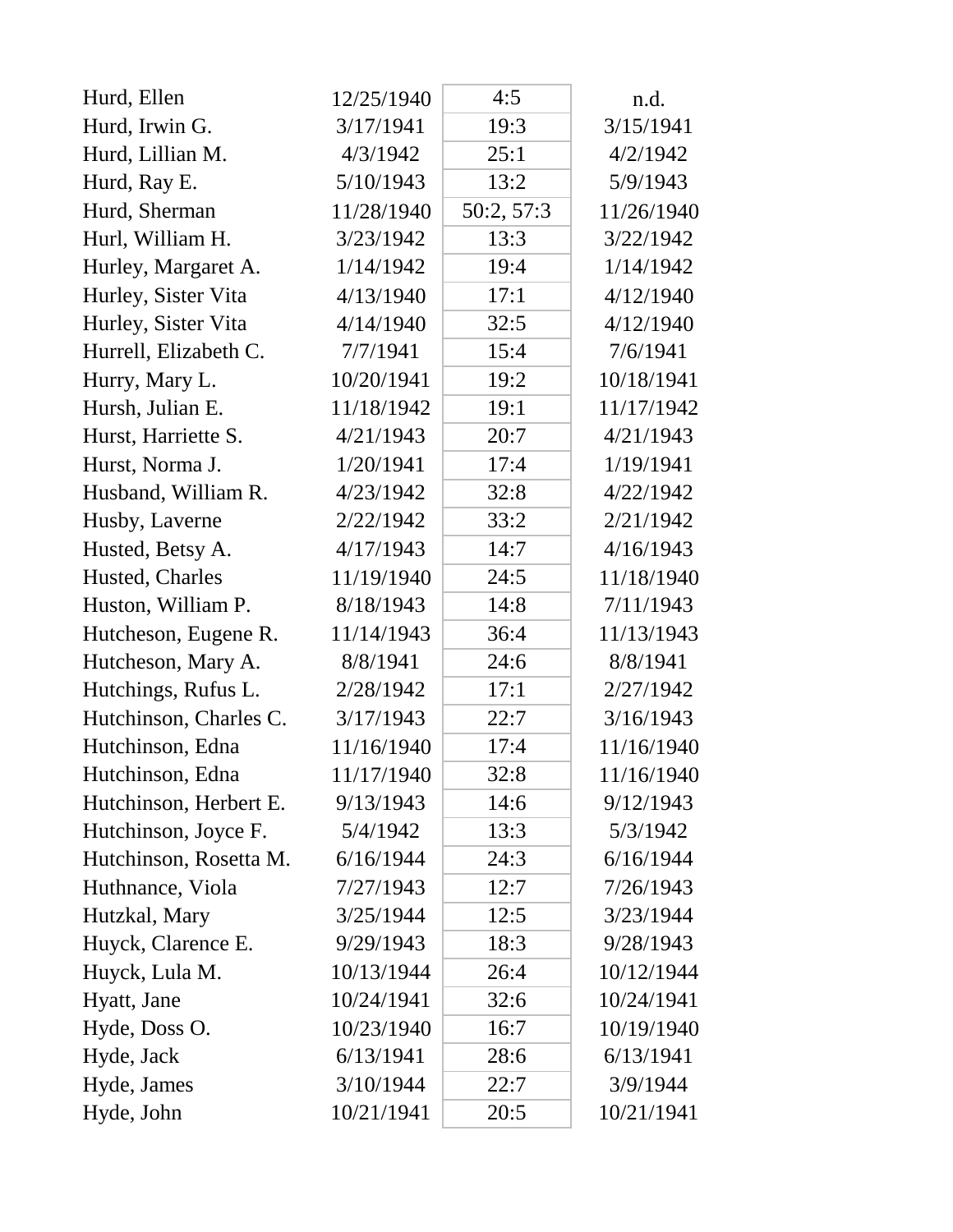| | | | |
|---|---|---|---|
| Hurd, Ellen | 12/25/1940 | 4:5 | n.d. |
| Hurd, Irwin G. | 3/17/1941 | 19:3 | 3/15/1941 |
| Hurd, Lillian M. | 4/3/1942 | 25:1 | 4/2/1942 |
| Hurd, Ray E. | 5/10/1943 | 13:2 | 5/9/1943 |
| Hurd, Sherman | 11/28/1940 | 50:2, 57:3 | 11/26/1940 |
| Hurl, William H. | 3/23/1942 | 13:3 | 3/22/1942 |
| Hurley, Margaret A. | 1/14/1942 | 19:4 | 1/14/1942 |
| Hurley, Sister Vita | 4/13/1940 | 17:1 | 4/12/1940 |
| Hurley, Sister Vita | 4/14/1940 | 32:5 | 4/12/1940 |
| Hurrell, Elizabeth C. | 7/7/1941 | 15:4 | 7/6/1941 |
| Hurry, Mary L. | 10/20/1941 | 19:2 | 10/18/1941 |
| Hursh, Julian E. | 11/18/1942 | 19:1 | 11/17/1942 |
| Hurst, Harriette S. | 4/21/1943 | 20:7 | 4/21/1943 |
| Hurst, Norma J. | 1/20/1941 | 17:4 | 1/19/1941 |
| Husband, William R. | 4/23/1942 | 32:8 | 4/22/1942 |
| Husby, Laverne | 2/22/1942 | 33:2 | 2/21/1942 |
| Husted, Betsy A. | 4/17/1943 | 14:7 | 4/16/1943 |
| Husted, Charles | 11/19/1940 | 24:5 | 11/18/1940 |
| Huston, William P. | 8/18/1943 | 14:8 | 7/11/1943 |
| Hutcheson, Eugene R. | 11/14/1943 | 36:4 | 11/13/1943 |
| Hutcheson, Mary A. | 8/8/1941 | 24:6 | 8/8/1941 |
| Hutchings, Rufus L. | 2/28/1942 | 17:1 | 2/27/1942 |
| Hutchinson, Charles C. | 3/17/1943 | 22:7 | 3/16/1943 |
| Hutchinson, Edna | 11/16/1940 | 17:4 | 11/16/1940 |
| Hutchinson, Edna | 11/17/1940 | 32:8 | 11/16/1940 |
| Hutchinson, Herbert E. | 9/13/1943 | 14:6 | 9/12/1943 |
| Hutchinson, Joyce F. | 5/4/1942 | 13:3 | 5/3/1942 |
| Hutchinson, Rosetta M. | 6/16/1944 | 24:3 | 6/16/1944 |
| Huthnance, Viola | 7/27/1943 | 12:7 | 7/26/1943 |
| Hutzkal, Mary | 3/25/1944 | 12:5 | 3/23/1944 |
| Huyck, Clarence E. | 9/29/1943 | 18:3 | 9/28/1943 |
| Huyck, Lula M. | 10/13/1944 | 26:4 | 10/12/1944 |
| Hyatt, Jane | 10/24/1941 | 32:6 | 10/24/1941 |
| Hyde, Doss O. | 10/23/1940 | 16:7 | 10/19/1940 |
| Hyde, Jack | 6/13/1941 | 28:6 | 6/13/1941 |
| Hyde, James | 3/10/1944 | 22:7 | 3/9/1944 |
| Hyde, John | 10/21/1941 | 20:5 | 10/21/1941 |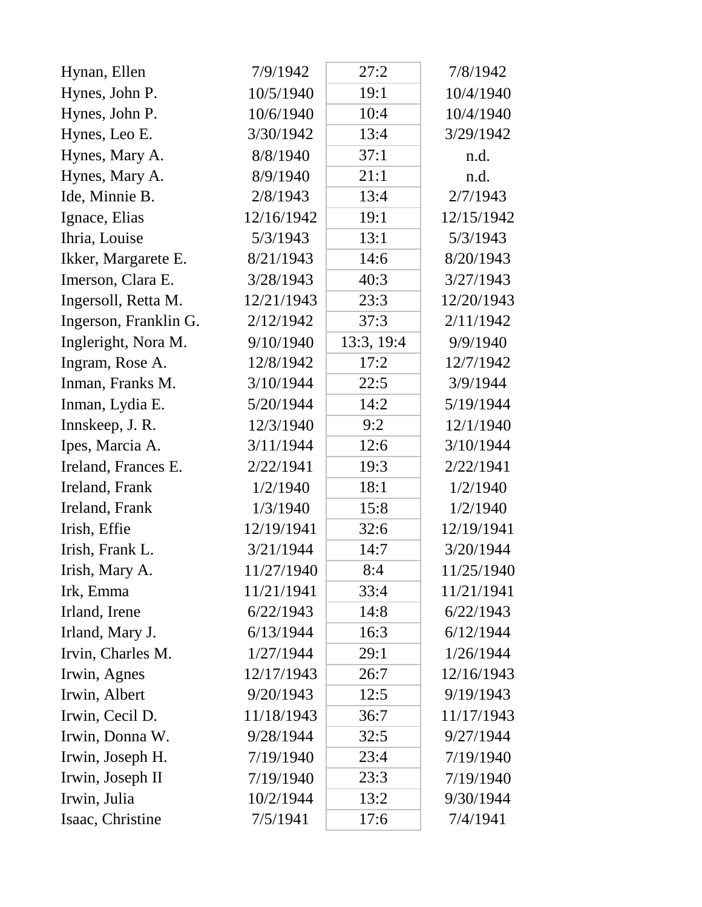| | | | |
|---|---|---|---|
| Hynan, Ellen | 7/9/1942 | 27:2 | 7/8/1942 |
| Hynes, John P. | 10/5/1940 | 19:1 | 10/4/1940 |
| Hynes, John P. | 10/6/1940 | 10:4 | 10/4/1940 |
| Hynes, Leo E. | 3/30/1942 | 13:4 | 3/29/1942 |
| Hynes, Mary A. | 8/8/1940 | 37:1 | n.d. |
| Hynes, Mary A. | 8/9/1940 | 21:1 | n.d. |
| Ide, Minnie B. | 2/8/1943 | 13:4 | 2/7/1943 |
| Ignace, Elias | 12/16/1942 | 19:1 | 12/15/1942 |
| Ihria, Louise | 5/3/1943 | 13:1 | 5/3/1943 |
| Ikker, Margarete E. | 8/21/1943 | 14:6 | 8/20/1943 |
| Imerson, Clara E. | 3/28/1943 | 40:3 | 3/27/1943 |
| Ingersoll, Retta M. | 12/21/1943 | 23:3 | 12/20/1943 |
| Ingerson, Franklin G. | 2/12/1942 | 37:3 | 2/11/1942 |
| Ingleright, Nora M. | 9/10/1940 | 13:3, 19:4 | 9/9/1940 |
| Ingram, Rose A. | 12/8/1942 | 17:2 | 12/7/1942 |
| Inman, Franks M. | 3/10/1944 | 22:5 | 3/9/1944 |
| Inman, Lydia E. | 5/20/1944 | 14:2 | 5/19/1944 |
| Innskeep, J. R. | 12/3/1940 | 9:2 | 12/1/1940 |
| Ipes, Marcia A. | 3/11/1944 | 12:6 | 3/10/1944 |
| Ireland, Frances E. | 2/22/1941 | 19:3 | 2/22/1941 |
| Ireland, Frank | 1/2/1940 | 18:1 | 1/2/1940 |
| Ireland, Frank | 1/3/1940 | 15:8 | 1/2/1940 |
| Irish, Effie | 12/19/1941 | 32:6 | 12/19/1941 |
| Irish, Frank L. | 3/21/1944 | 14:7 | 3/20/1944 |
| Irish, Mary A. | 11/27/1940 | 8:4 | 11/25/1940 |
| Irk, Emma | 11/21/1941 | 33:4 | 11/21/1941 |
| Irland, Irene | 6/22/1943 | 14:8 | 6/22/1943 |
| Irland, Mary J. | 6/13/1944 | 16:3 | 6/12/1944 |
| Irvin, Charles M. | 1/27/1944 | 29:1 | 1/26/1944 |
| Irwin, Agnes | 12/17/1943 | 26:7 | 12/16/1943 |
| Irwin, Albert | 9/20/1943 | 12:5 | 9/19/1943 |
| Irwin, Cecil D. | 11/18/1943 | 36:7 | 11/17/1943 |
| Irwin, Donna W. | 9/28/1944 | 32:5 | 9/27/1944 |
| Irwin, Joseph H. | 7/19/1940 | 23:4 | 7/19/1940 |
| Irwin, Joseph II | 7/19/1940 | 23:3 | 7/19/1940 |
| Irwin, Julia | 10/2/1944 | 13:2 | 9/30/1944 |
| Isaac, Christine | 7/5/1941 | 17:6 | 7/4/1941 |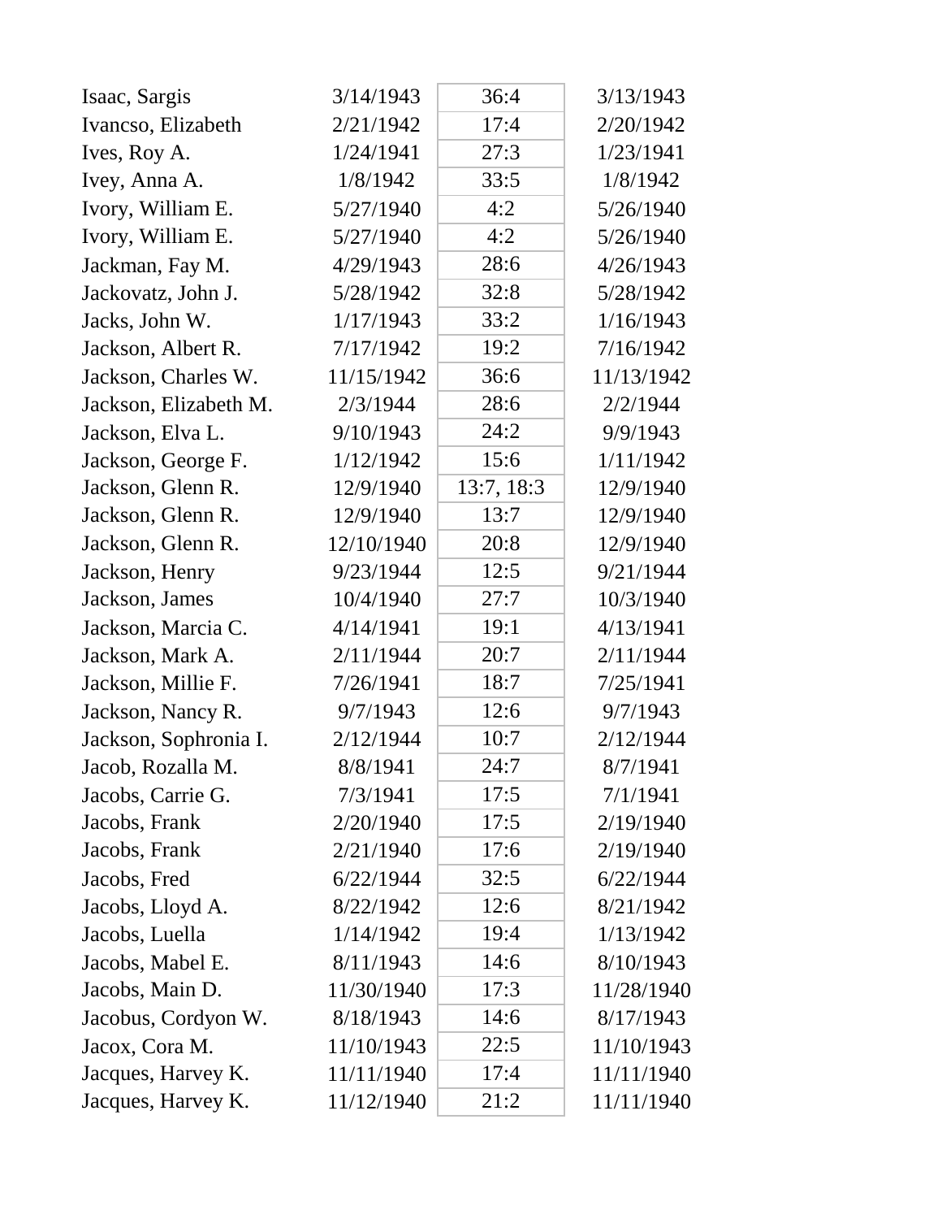| | | | |
|---|---|---|---|
| Isaac, Sargis | 3/14/1943 | 36:4 | 3/13/1943 |
| Ivancso, Elizabeth | 2/21/1942 | 17:4 | 2/20/1942 |
| Ives, Roy A. | 1/24/1941 | 27:3 | 1/23/1941 |
| Ivey, Anna A. | 1/8/1942 | 33:5 | 1/8/1942 |
| Ivory, William E. | 5/27/1940 | 4:2 | 5/26/1940 |
| Ivory, William E. | 5/27/1940 | 4:2 | 5/26/1940 |
| Jackman, Fay M. | 4/29/1943 | 28:6 | 4/26/1943 |
| Jackovatz, John J. | 5/28/1942 | 32:8 | 5/28/1942 |
| Jacks, John W. | 1/17/1943 | 33:2 | 1/16/1943 |
| Jackson, Albert R. | 7/17/1942 | 19:2 | 7/16/1942 |
| Jackson, Charles W. | 11/15/1942 | 36:6 | 11/13/1942 |
| Jackson, Elizabeth M. | 2/3/1944 | 28:6 | 2/2/1944 |
| Jackson, Elva L. | 9/10/1943 | 24:2 | 9/9/1943 |
| Jackson, George F. | 1/12/1942 | 15:6 | 1/11/1942 |
| Jackson, Glenn R. | 12/9/1940 | 13:7, 18:3 | 12/9/1940 |
| Jackson, Glenn R. | 12/9/1940 | 13:7 | 12/9/1940 |
| Jackson, Glenn R. | 12/10/1940 | 20:8 | 12/9/1940 |
| Jackson, Henry | 9/23/1944 | 12:5 | 9/21/1944 |
| Jackson, James | 10/4/1940 | 27:7 | 10/3/1940 |
| Jackson, Marcia C. | 4/14/1941 | 19:1 | 4/13/1941 |
| Jackson, Mark A. | 2/11/1944 | 20:7 | 2/11/1944 |
| Jackson, Millie F. | 7/26/1941 | 18:7 | 7/25/1941 |
| Jackson, Nancy R. | 9/7/1943 | 12:6 | 9/7/1943 |
| Jackson, Sophronia I. | 2/12/1944 | 10:7 | 2/12/1944 |
| Jacob, Rozalla M. | 8/8/1941 | 24:7 | 8/7/1941 |
| Jacobs, Carrie G. | 7/3/1941 | 17:5 | 7/1/1941 |
| Jacobs, Frank | 2/20/1940 | 17:5 | 2/19/1940 |
| Jacobs, Frank | 2/21/1940 | 17:6 | 2/19/1940 |
| Jacobs, Fred | 6/22/1944 | 32:5 | 6/22/1944 |
| Jacobs, Lloyd A. | 8/22/1942 | 12:6 | 8/21/1942 |
| Jacobs, Luella | 1/14/1942 | 19:4 | 1/13/1942 |
| Jacobs, Mabel E. | 8/11/1943 | 14:6 | 8/10/1943 |
| Jacobs, Main D. | 11/30/1940 | 17:3 | 11/28/1940 |
| Jacobus, Cordyon W. | 8/18/1943 | 14:6 | 8/17/1943 |
| Jacox, Cora M. | 11/10/1943 | 22:5 | 11/10/1943 |
| Jacques, Harvey K. | 11/11/1940 | 17:4 | 11/11/1940 |
| Jacques, Harvey K. | 11/12/1940 | 21:2 | 11/11/1940 |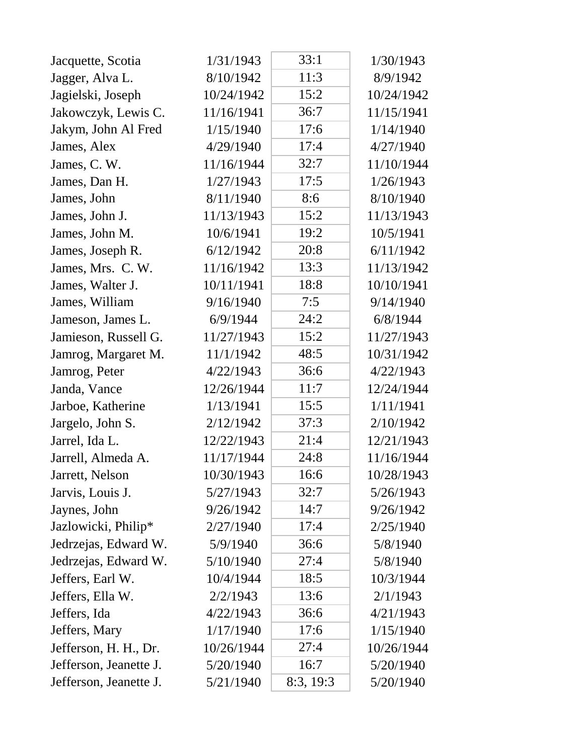| | | | |
|---|---|---|---|
| Jacquette, Scotia | 1/31/1943 | 33:1 | 1/30/1943 |
| Jagger, Alva L. | 8/10/1942 | 11:3 | 8/9/1942 |
| Jagielski, Joseph | 10/24/1942 | 15:2 | 10/24/1942 |
| Jakowczyk, Lewis C. | 11/16/1941 | 36:7 | 11/15/1941 |
| Jakym, John Al Fred | 1/15/1940 | 17:6 | 1/14/1940 |
| James, Alex | 4/29/1940 | 17:4 | 4/27/1940 |
| James, C. W. | 11/16/1944 | 32:7 | 11/10/1944 |
| James, Dan H. | 1/27/1943 | 17:5 | 1/26/1943 |
| James, John | 8/11/1940 | 8:6 | 8/10/1940 |
| James, John J. | 11/13/1943 | 15:2 | 11/13/1943 |
| James, John M. | 10/6/1941 | 19:2 | 10/5/1941 |
| James, Joseph R. | 6/12/1942 | 20:8 | 6/11/1942 |
| James, Mrs. C. W. | 11/16/1942 | 13:3 | 11/13/1942 |
| James, Walter J. | 10/11/1941 | 18:8 | 10/10/1941 |
| James, William | 9/16/1940 | 7:5 | 9/14/1940 |
| Jameson, James L. | 6/9/1944 | 24:2 | 6/8/1944 |
| Jamieson, Russell G. | 11/27/1943 | 15:2 | 11/27/1943 |
| Jamrog, Margaret M. | 11/1/1942 | 48:5 | 10/31/1942 |
| Jamrog, Peter | 4/22/1943 | 36:6 | 4/22/1943 |
| Janda, Vance | 12/26/1944 | 11:7 | 12/24/1944 |
| Jarboe, Katherine | 1/13/1941 | 15:5 | 1/11/1941 |
| Jargelo, John S. | 2/12/1942 | 37:3 | 2/10/1942 |
| Jarrel, Ida L. | 12/22/1943 | 21:4 | 12/21/1943 |
| Jarrell, Almeda A. | 11/17/1944 | 24:8 | 11/16/1944 |
| Jarrett, Nelson | 10/30/1943 | 16:6 | 10/28/1943 |
| Jarvis, Louis J. | 5/27/1943 | 32:7 | 5/26/1943 |
| Jaynes, John | 9/26/1942 | 14:7 | 9/26/1942 |
| Jazlowicki, Philip* | 2/27/1940 | 17:4 | 2/25/1940 |
| Jedrzejas, Edward W. | 5/9/1940 | 36:6 | 5/8/1940 |
| Jedrzejas, Edward W. | 5/10/1940 | 27:4 | 5/8/1940 |
| Jeffers, Earl W. | 10/4/1944 | 18:5 | 10/3/1944 |
| Jeffers, Ella W. | 2/2/1943 | 13:6 | 2/1/1943 |
| Jeffers, Ida | 4/22/1943 | 36:6 | 4/21/1943 |
| Jeffers, Mary | 1/17/1940 | 17:6 | 1/15/1940 |
| Jefferson, H. H., Dr. | 10/26/1944 | 27:4 | 10/26/1944 |
| Jefferson, Jeanette J. | 5/20/1940 | 16:7 | 5/20/1940 |
| Jefferson, Jeanette J. | 5/21/1940 | 8:3, 19:3 | 5/20/1940 |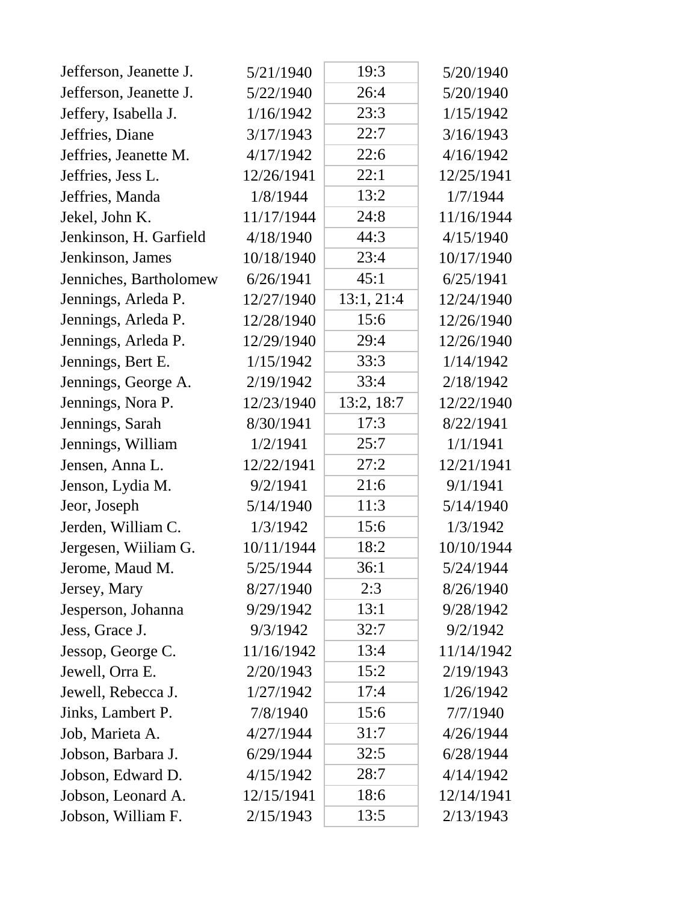| | | | |
|---|---|---|---|
| Jefferson, Jeanette J. | 5/21/1940 | 19:3 | 5/20/1940 |
| Jefferson, Jeanette J. | 5/22/1940 | 26:4 | 5/20/1940 |
| Jeffery, Isabella J. | 1/16/1942 | 23:3 | 1/15/1942 |
| Jeffries, Diane | 3/17/1943 | 22:7 | 3/16/1943 |
| Jeffries, Jeanette M. | 4/17/1942 | 22:6 | 4/16/1942 |
| Jeffries, Jess L. | 12/26/1941 | 22:1 | 12/25/1941 |
| Jeffries, Manda | 1/8/1944 | 13:2 | 1/7/1944 |
| Jekel, John K. | 11/17/1944 | 24:8 | 11/16/1944 |
| Jenkinson, H. Garfield | 4/18/1940 | 44:3 | 4/15/1940 |
| Jenkinson, James | 10/18/1940 | 23:4 | 10/17/1940 |
| Jenniches, Bartholomew | 6/26/1941 | 45:1 | 6/25/1941 |
| Jennings, Arleda P. | 12/27/1940 | 13:1, 21:4 | 12/24/1940 |
| Jennings, Arleda P. | 12/28/1940 | 15:6 | 12/26/1940 |
| Jennings, Arleda P. | 12/29/1940 | 29:4 | 12/26/1940 |
| Jennings, Bert E. | 1/15/1942 | 33:3 | 1/14/1942 |
| Jennings, George A. | 2/19/1942 | 33:4 | 2/18/1942 |
| Jennings, Nora P. | 12/23/1940 | 13:2, 18:7 | 12/22/1940 |
| Jennings, Sarah | 8/30/1941 | 17:3 | 8/22/1941 |
| Jennings, William | 1/2/1941 | 25:7 | 1/1/1941 |
| Jensen, Anna L. | 12/22/1941 | 27:2 | 12/21/1941 |
| Jenson, Lydia M. | 9/2/1941 | 21:6 | 9/1/1941 |
| Jeor, Joseph | 5/14/1940 | 11:3 | 5/14/1940 |
| Jerden, William C. | 1/3/1942 | 15:6 | 1/3/1942 |
| Jergesen, Wiiliam G. | 10/11/1944 | 18:2 | 10/10/1944 |
| Jerome, Maud M. | 5/25/1944 | 36:1 | 5/24/1944 |
| Jersey, Mary | 8/27/1940 | 2:3 | 8/26/1940 |
| Jesperson, Johanna | 9/29/1942 | 13:1 | 9/28/1942 |
| Jess, Grace J. | 9/3/1942 | 32:7 | 9/2/1942 |
| Jessop, George C. | 11/16/1942 | 13:4 | 11/14/1942 |
| Jewell, Orra E. | 2/20/1943 | 15:2 | 2/19/1943 |
| Jewell, Rebecca J. | 1/27/1942 | 17:4 | 1/26/1942 |
| Jinks, Lambert P. | 7/8/1940 | 15:6 | 7/7/1940 |
| Job, Marieta A. | 4/27/1944 | 31:7 | 4/26/1944 |
| Jobson, Barbara J. | 6/29/1944 | 32:5 | 6/28/1944 |
| Jobson, Edward D. | 4/15/1942 | 28:7 | 4/14/1942 |
| Jobson, Leonard A. | 12/15/1941 | 18:6 | 12/14/1941 |
| Jobson, William F. | 2/15/1943 | 13:5 | 2/13/1943 |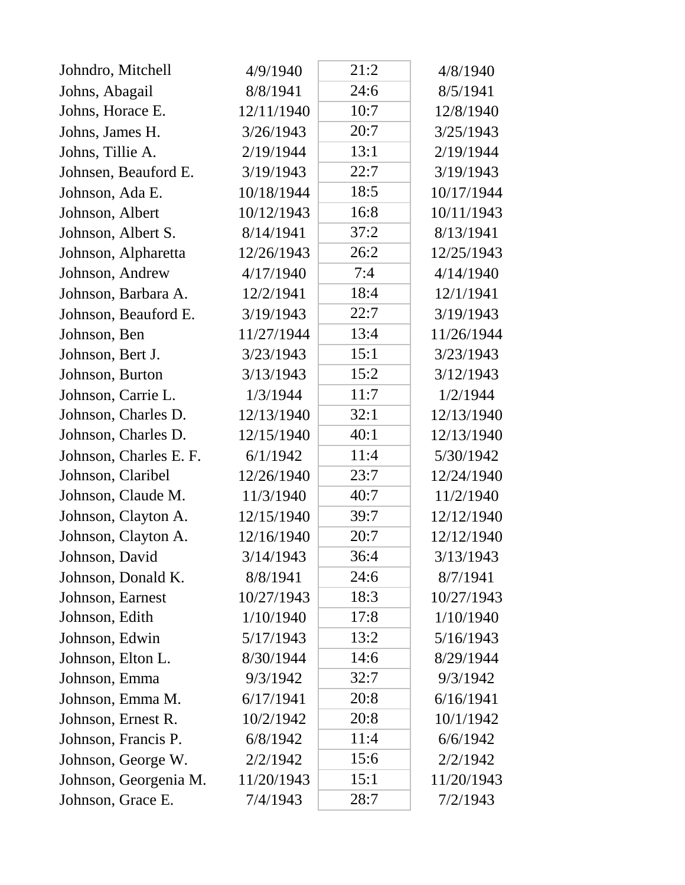| | | | |
|---|---|---|---|
| Johndro, Mitchell | 4/9/1940 | 21:2 | 4/8/1940 |
| Johns, Abagail | 8/8/1941 | 24:6 | 8/5/1941 |
| Johns, Horace E. | 12/11/1940 | 10:7 | 12/8/1940 |
| Johns, James H. | 3/26/1943 | 20:7 | 3/25/1943 |
| Johns, Tillie A. | 2/19/1944 | 13:1 | 2/19/1944 |
| Johnsen, Beauford E. | 3/19/1943 | 22:7 | 3/19/1943 |
| Johnson, Ada E. | 10/18/1944 | 18:5 | 10/17/1944 |
| Johnson, Albert | 10/12/1943 | 16:8 | 10/11/1943 |
| Johnson, Albert S. | 8/14/1941 | 37:2 | 8/13/1941 |
| Johnson, Alpharetta | 12/26/1943 | 26:2 | 12/25/1943 |
| Johnson, Andrew | 4/17/1940 | 7:4 | 4/14/1940 |
| Johnson, Barbara A. | 12/2/1941 | 18:4 | 12/1/1941 |
| Johnson, Beauford E. | 3/19/1943 | 22:7 | 3/19/1943 |
| Johnson, Ben | 11/27/1944 | 13:4 | 11/26/1944 |
| Johnson, Bert J. | 3/23/1943 | 15:1 | 3/23/1943 |
| Johnson, Burton | 3/13/1943 | 15:2 | 3/12/1943 |
| Johnson, Carrie L. | 1/3/1944 | 11:7 | 1/2/1944 |
| Johnson, Charles D. | 12/13/1940 | 32:1 | 12/13/1940 |
| Johnson, Charles D. | 12/15/1940 | 40:1 | 12/13/1940 |
| Johnson, Charles E. F. | 6/1/1942 | 11:4 | 5/30/1942 |
| Johnson, Claribel | 12/26/1940 | 23:7 | 12/24/1940 |
| Johnson, Claude M. | 11/3/1940 | 40:7 | 11/2/1940 |
| Johnson, Clayton A. | 12/15/1940 | 39:7 | 12/12/1940 |
| Johnson, Clayton A. | 12/16/1940 | 20:7 | 12/12/1940 |
| Johnson, David | 3/14/1943 | 36:4 | 3/13/1943 |
| Johnson, Donald K. | 8/8/1941 | 24:6 | 8/7/1941 |
| Johnson, Earnest | 10/27/1943 | 18:3 | 10/27/1943 |
| Johnson, Edith | 1/10/1940 | 17:8 | 1/10/1940 |
| Johnson, Edwin | 5/17/1943 | 13:2 | 5/16/1943 |
| Johnson, Elton L. | 8/30/1944 | 14:6 | 8/29/1944 |
| Johnson, Emma | 9/3/1942 | 32:7 | 9/3/1942 |
| Johnson, Emma M. | 6/17/1941 | 20:8 | 6/16/1941 |
| Johnson, Ernest R. | 10/2/1942 | 20:8 | 10/1/1942 |
| Johnson, Francis P. | 6/8/1942 | 11:4 | 6/6/1942 |
| Johnson, George W. | 2/2/1942 | 15:6 | 2/2/1942 |
| Johnson, Georgenia M. | 11/20/1943 | 15:1 | 11/20/1943 |
| Johnson, Grace E. | 7/4/1943 | 28:7 | 7/2/1943 |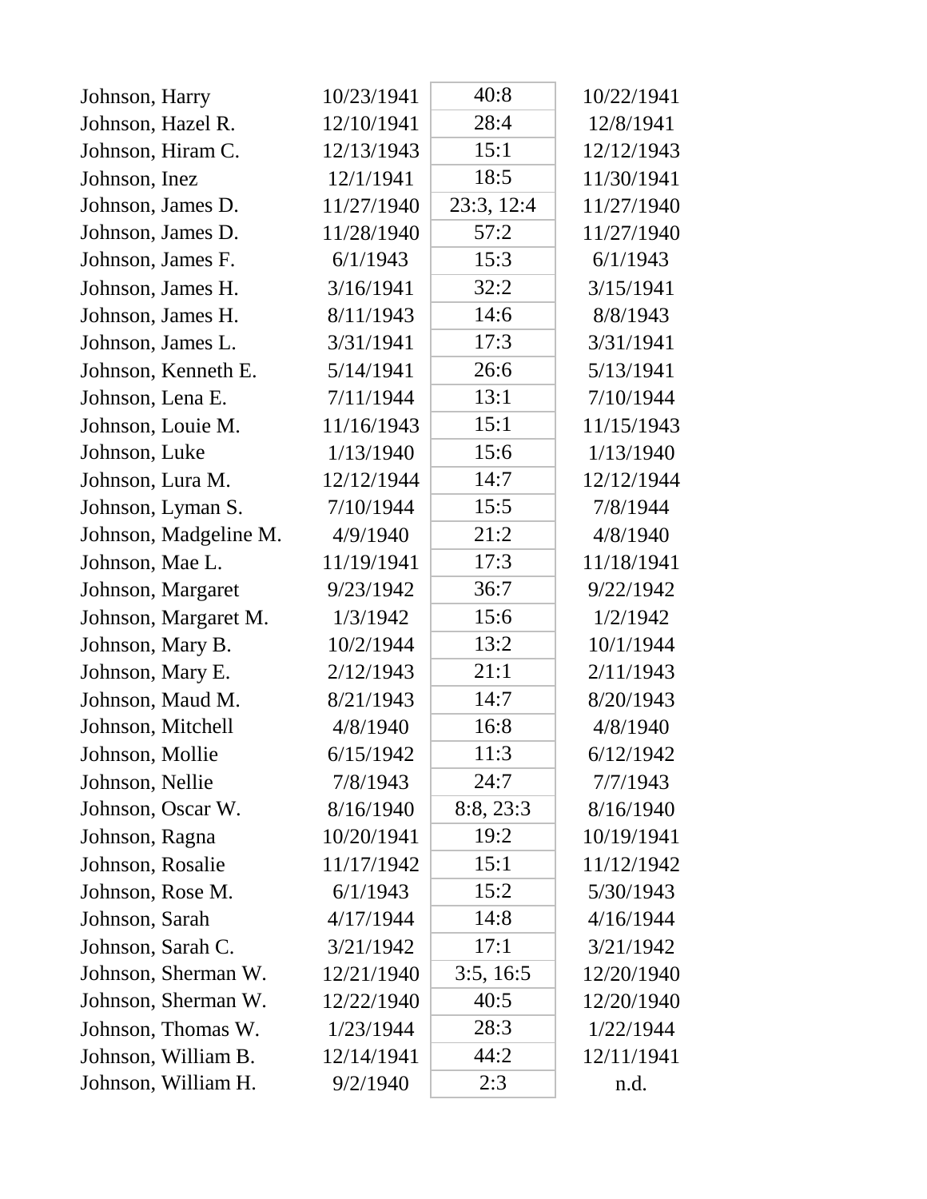| | | | |
|---|---|---|---|
| Johnson, Harry | 10/23/1941 | 40:8 | 10/22/1941 |
| Johnson, Hazel R. | 12/10/1941 | 28:4 | 12/8/1941 |
| Johnson, Hiram C. | 12/13/1943 | 15:1 | 12/12/1943 |
| Johnson, Inez | 12/1/1941 | 18:5 | 11/30/1941 |
| Johnson, James D. | 11/27/1940 | 23:3, 12:4 | 11/27/1940 |
| Johnson, James D. | 11/28/1940 | 57:2 | 11/27/1940 |
| Johnson, James F. | 6/1/1943 | 15:3 | 6/1/1943 |
| Johnson, James H. | 3/16/1941 | 32:2 | 3/15/1941 |
| Johnson, James H. | 8/11/1943 | 14:6 | 8/8/1943 |
| Johnson, James L. | 3/31/1941 | 17:3 | 3/31/1941 |
| Johnson, Kenneth E. | 5/14/1941 | 26:6 | 5/13/1941 |
| Johnson, Lena E. | 7/11/1944 | 13:1 | 7/10/1944 |
| Johnson, Louie M. | 11/16/1943 | 15:1 | 11/15/1943 |
| Johnson, Luke | 1/13/1940 | 15:6 | 1/13/1940 |
| Johnson, Lura M. | 12/12/1944 | 14:7 | 12/12/1944 |
| Johnson, Lyman S. | 7/10/1944 | 15:5 | 7/8/1944 |
| Johnson, Madgeline M. | 4/9/1940 | 21:2 | 4/8/1940 |
| Johnson, Mae L. | 11/19/1941 | 17:3 | 11/18/1941 |
| Johnson, Margaret | 9/23/1942 | 36:7 | 9/22/1942 |
| Johnson, Margaret M. | 1/3/1942 | 15:6 | 1/2/1942 |
| Johnson, Mary B. | 10/2/1944 | 13:2 | 10/1/1944 |
| Johnson, Mary E. | 2/12/1943 | 21:1 | 2/11/1943 |
| Johnson, Maud M. | 8/21/1943 | 14:7 | 8/20/1943 |
| Johnson, Mitchell | 4/8/1940 | 16:8 | 4/8/1940 |
| Johnson, Mollie | 6/15/1942 | 11:3 | 6/12/1942 |
| Johnson, Nellie | 7/8/1943 | 24:7 | 7/7/1943 |
| Johnson, Oscar W. | 8/16/1940 | 8:8, 23:3 | 8/16/1940 |
| Johnson, Ragna | 10/20/1941 | 19:2 | 10/19/1941 |
| Johnson, Rosalie | 11/17/1942 | 15:1 | 11/12/1942 |
| Johnson, Rose M. | 6/1/1943 | 15:2 | 5/30/1943 |
| Johnson, Sarah | 4/17/1944 | 14:8 | 4/16/1944 |
| Johnson, Sarah C. | 3/21/1942 | 17:1 | 3/21/1942 |
| Johnson, Sherman W. | 12/21/1940 | 3:5, 16:5 | 12/20/1940 |
| Johnson, Sherman W. | 12/22/1940 | 40:5 | 12/20/1940 |
| Johnson, Thomas W. | 1/23/1944 | 28:3 | 1/22/1944 |
| Johnson, William B. | 12/14/1941 | 44:2 | 12/11/1941 |
| Johnson, William H. | 9/2/1940 | 2:3 | n.d. |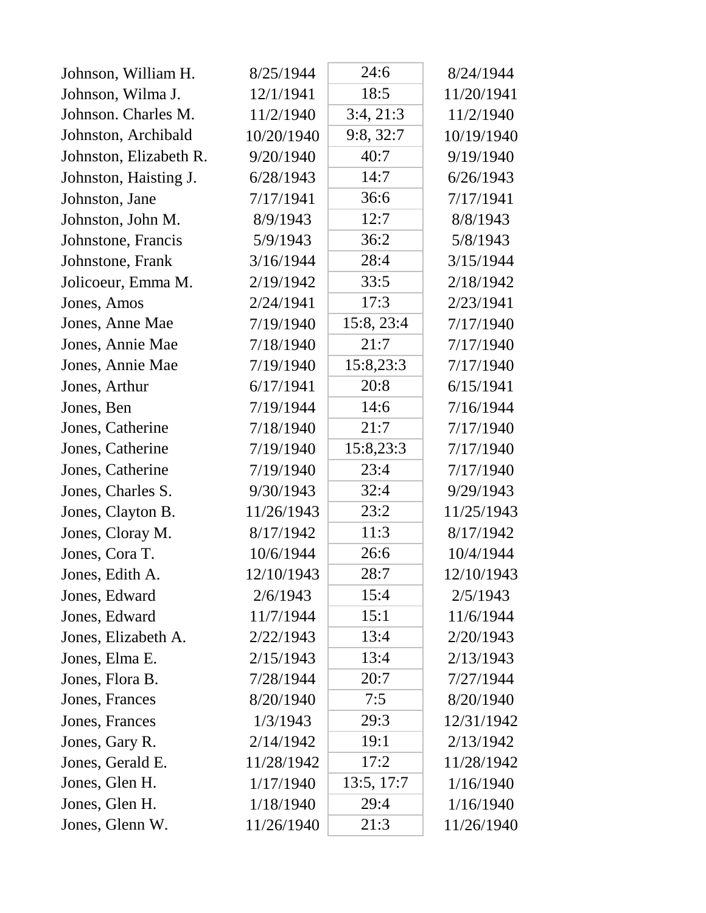| | | | |
|---|---|---|---|
| Johnson, William H. | 8/25/1944 | 24:6 | 8/24/1944 |
| Johnson, Wilma J. | 12/1/1941 | 18:5 | 11/20/1941 |
| Johnson. Charles M. | 11/2/1940 | 3:4, 21:3 | 11/2/1940 |
| Johnston, Archibald | 10/20/1940 | 9:8, 32:7 | 10/19/1940 |
| Johnston, Elizabeth R. | 9/20/1940 | 40:7 | 9/19/1940 |
| Johnston, Haisting J. | 6/28/1943 | 14:7 | 6/26/1943 |
| Johnston, Jane | 7/17/1941 | 36:6 | 7/17/1941 |
| Johnston, John M. | 8/9/1943 | 12:7 | 8/8/1943 |
| Johnstone, Francis | 5/9/1943 | 36:2 | 5/8/1943 |
| Johnstone, Frank | 3/16/1944 | 28:4 | 3/15/1944 |
| Jolicoeur, Emma M. | 2/19/1942 | 33:5 | 2/18/1942 |
| Jones, Amos | 2/24/1941 | 17:3 | 2/23/1941 |
| Jones, Anne Mae | 7/19/1940 | 15:8, 23:4 | 7/17/1940 |
| Jones, Annie Mae | 7/18/1940 | 21:7 | 7/17/1940 |
| Jones, Annie Mae | 7/19/1940 | 15:8,23:3 | 7/17/1940 |
| Jones, Arthur | 6/17/1941 | 20:8 | 6/15/1941 |
| Jones, Ben | 7/19/1944 | 14:6 | 7/16/1944 |
| Jones, Catherine | 7/18/1940 | 21:7 | 7/17/1940 |
| Jones, Catherine | 7/19/1940 | 15:8,23:3 | 7/17/1940 |
| Jones, Catherine | 7/19/1940 | 23:4 | 7/17/1940 |
| Jones, Charles S. | 9/30/1943 | 32:4 | 9/29/1943 |
| Jones, Clayton B. | 11/26/1943 | 23:2 | 11/25/1943 |
| Jones, Cloray M. | 8/17/1942 | 11:3 | 8/17/1942 |
| Jones, Cora T. | 10/6/1944 | 26:6 | 10/4/1944 |
| Jones, Edith A. | 12/10/1943 | 28:7 | 12/10/1943 |
| Jones, Edward | 2/6/1943 | 15:4 | 2/5/1943 |
| Jones, Edward | 11/7/1944 | 15:1 | 11/6/1944 |
| Jones, Elizabeth A. | 2/22/1943 | 13:4 | 2/20/1943 |
| Jones, Elma E. | 2/15/1943 | 13:4 | 2/13/1943 |
| Jones, Flora B. | 7/28/1944 | 20:7 | 7/27/1944 |
| Jones, Frances | 8/20/1940 | 7:5 | 8/20/1940 |
| Jones, Frances | 1/3/1943 | 29:3 | 12/31/1942 |
| Jones, Gary R. | 2/14/1942 | 19:1 | 2/13/1942 |
| Jones, Gerald E. | 11/28/1942 | 17:2 | 11/28/1942 |
| Jones, Glen H. | 1/17/1940 | 13:5, 17:7 | 1/16/1940 |
| Jones, Glen H. | 1/18/1940 | 29:4 | 1/16/1940 |
| Jones, Glenn W. | 11/26/1940 | 21:3 | 11/26/1940 |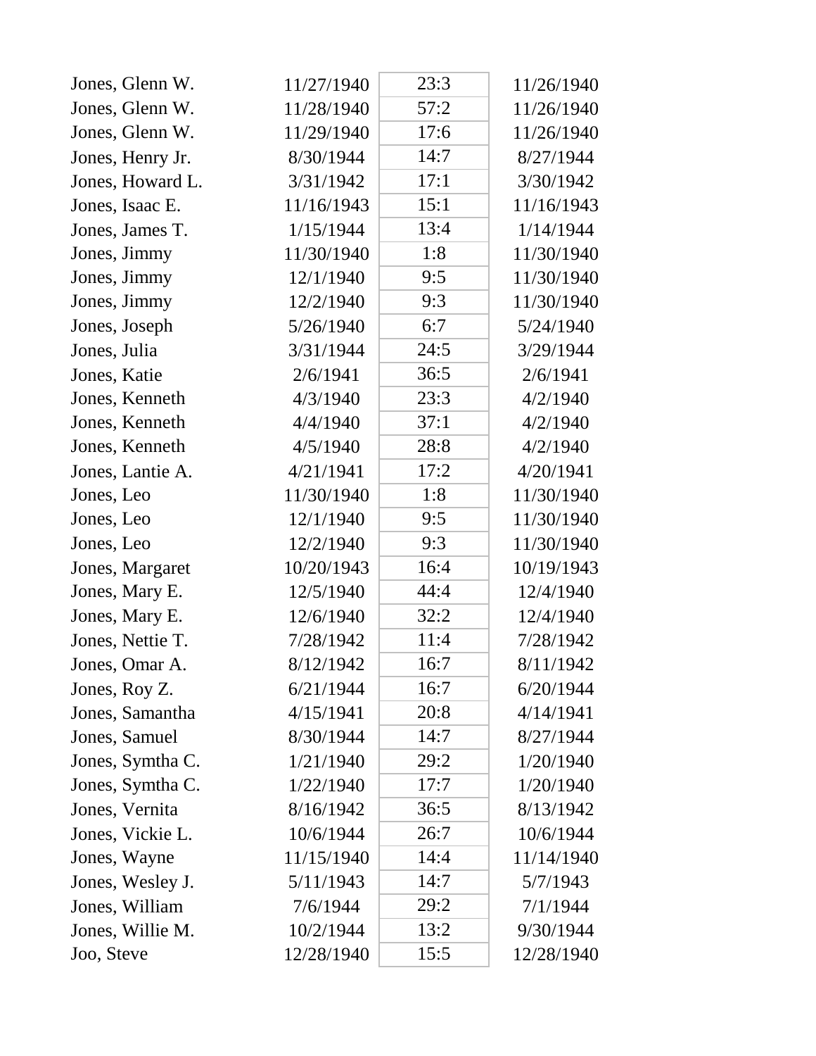| | | | |
|---|---|---|---|
| Jones, Glenn W. | 11/27/1940 | 23:3 | 11/26/1940 |
| Jones, Glenn W. | 11/28/1940 | 57:2 | 11/26/1940 |
| Jones, Glenn W. | 11/29/1940 | 17:6 | 11/26/1940 |
| Jones, Henry Jr. | 8/30/1944 | 14:7 | 8/27/1944 |
| Jones, Howard L. | 3/31/1942 | 17:1 | 3/30/1942 |
| Jones, Isaac E. | 11/16/1943 | 15:1 | 11/16/1943 |
| Jones, James T. | 1/15/1944 | 13:4 | 1/14/1944 |
| Jones, Jimmy | 11/30/1940 | 1:8 | 11/30/1940 |
| Jones, Jimmy | 12/1/1940 | 9:5 | 11/30/1940 |
| Jones, Jimmy | 12/2/1940 | 9:3 | 11/30/1940 |
| Jones, Joseph | 5/26/1940 | 6:7 | 5/24/1940 |
| Jones, Julia | 3/31/1944 | 24:5 | 3/29/1944 |
| Jones, Katie | 2/6/1941 | 36:5 | 2/6/1941 |
| Jones, Kenneth | 4/3/1940 | 23:3 | 4/2/1940 |
| Jones, Kenneth | 4/4/1940 | 37:1 | 4/2/1940 |
| Jones, Kenneth | 4/5/1940 | 28:8 | 4/2/1940 |
| Jones, Lantie A. | 4/21/1941 | 17:2 | 4/20/1941 |
| Jones, Leo | 11/30/1940 | 1:8 | 11/30/1940 |
| Jones, Leo | 12/1/1940 | 9:5 | 11/30/1940 |
| Jones, Leo | 12/2/1940 | 9:3 | 11/30/1940 |
| Jones, Margaret | 10/20/1943 | 16:4 | 10/19/1943 |
| Jones, Mary E. | 12/5/1940 | 44:4 | 12/4/1940 |
| Jones, Mary E. | 12/6/1940 | 32:2 | 12/4/1940 |
| Jones, Nettie T. | 7/28/1942 | 11:4 | 7/28/1942 |
| Jones, Omar A. | 8/12/1942 | 16:7 | 8/11/1942 |
| Jones, Roy Z. | 6/21/1944 | 16:7 | 6/20/1944 |
| Jones, Samantha | 4/15/1941 | 20:8 | 4/14/1941 |
| Jones, Samuel | 8/30/1944 | 14:7 | 8/27/1944 |
| Jones, Symtha C. | 1/21/1940 | 29:2 | 1/20/1940 |
| Jones, Symtha C. | 1/22/1940 | 17:7 | 1/20/1940 |
| Jones, Vernita | 8/16/1942 | 36:5 | 8/13/1942 |
| Jones, Vickie L. | 10/6/1944 | 26:7 | 10/6/1944 |
| Jones, Wayne | 11/15/1940 | 14:4 | 11/14/1940 |
| Jones, Wesley J. | 5/11/1943 | 14:7 | 5/7/1943 |
| Jones, William | 7/6/1944 | 29:2 | 7/1/1944 |
| Jones, Willie M. | 10/2/1944 | 13:2 | 9/30/1944 |
| Joo, Steve | 12/28/1940 | 15:5 | 12/28/1940 |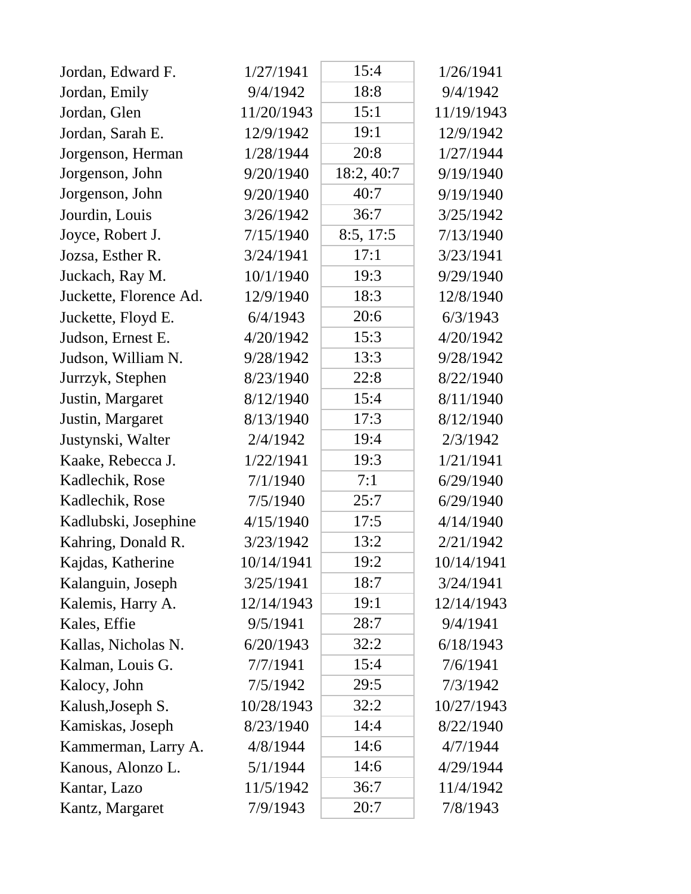| | | | |
|---|---|---|---|
| Jordan, Edward F. | 1/27/1941 | 15:4 | 1/26/1941 |
| Jordan, Emily | 9/4/1942 | 18:8 | 9/4/1942 |
| Jordan, Glen | 11/20/1943 | 15:1 | 11/19/1943 |
| Jordan, Sarah E. | 12/9/1942 | 19:1 | 12/9/1942 |
| Jorgenson, Herman | 1/28/1944 | 20:8 | 1/27/1944 |
| Jorgenson, John | 9/20/1940 | 18:2, 40:7 | 9/19/1940 |
| Jorgenson, John | 9/20/1940 | 40:7 | 9/19/1940 |
| Jourdin, Louis | 3/26/1942 | 36:7 | 3/25/1942 |
| Joyce, Robert J. | 7/15/1940 | 8:5, 17:5 | 7/13/1940 |
| Jozsa, Esther R. | 3/24/1941 | 17:1 | 3/23/1941 |
| Juckach, Ray M. | 10/1/1940 | 19:3 | 9/29/1940 |
| Juckette, Florence Ad. | 12/9/1940 | 18:3 | 12/8/1940 |
| Juckette, Floyd E. | 6/4/1943 | 20:6 | 6/3/1943 |
| Judson, Ernest E. | 4/20/1942 | 15:3 | 4/20/1942 |
| Judson, William N. | 9/28/1942 | 13:3 | 9/28/1942 |
| Jurrzyk, Stephen | 8/23/1940 | 22:8 | 8/22/1940 |
| Justin, Margaret | 8/12/1940 | 15:4 | 8/11/1940 |
| Justin, Margaret | 8/13/1940 | 17:3 | 8/12/1940 |
| Justynski, Walter | 2/4/1942 | 19:4 | 2/3/1942 |
| Kaake, Rebecca J. | 1/22/1941 | 19:3 | 1/21/1941 |
| Kadlechik, Rose | 7/1/1940 | 7:1 | 6/29/1940 |
| Kadlechik, Rose | 7/5/1940 | 25:7 | 6/29/1940 |
| Kadlubski, Josephine | 4/15/1940 | 17:5 | 4/14/1940 |
| Kahring, Donald R. | 3/23/1942 | 13:2 | 2/21/1942 |
| Kajdas, Katherine | 10/14/1941 | 19:2 | 10/14/1941 |
| Kalanguin, Joseph | 3/25/1941 | 18:7 | 3/24/1941 |
| Kalemis, Harry A. | 12/14/1943 | 19:1 | 12/14/1943 |
| Kales, Effie | 9/5/1941 | 28:7 | 9/4/1941 |
| Kallas, Nicholas N. | 6/20/1943 | 32:2 | 6/18/1943 |
| Kalman, Louis G. | 7/7/1941 | 15:4 | 7/6/1941 |
| Kalocy, John | 7/5/1942 | 29:5 | 7/3/1942 |
| Kalush,Joseph S. | 10/28/1943 | 32:2 | 10/27/1943 |
| Kamiskas, Joseph | 8/23/1940 | 14:4 | 8/22/1940 |
| Kammerman, Larry A. | 4/8/1944 | 14:6 | 4/7/1944 |
| Kanous, Alonzo L. | 5/1/1944 | 14:6 | 4/29/1944 |
| Kantar, Lazo | 11/5/1942 | 36:7 | 11/4/1942 |
| Kantz, Margaret | 7/9/1943 | 20:7 | 7/8/1943 |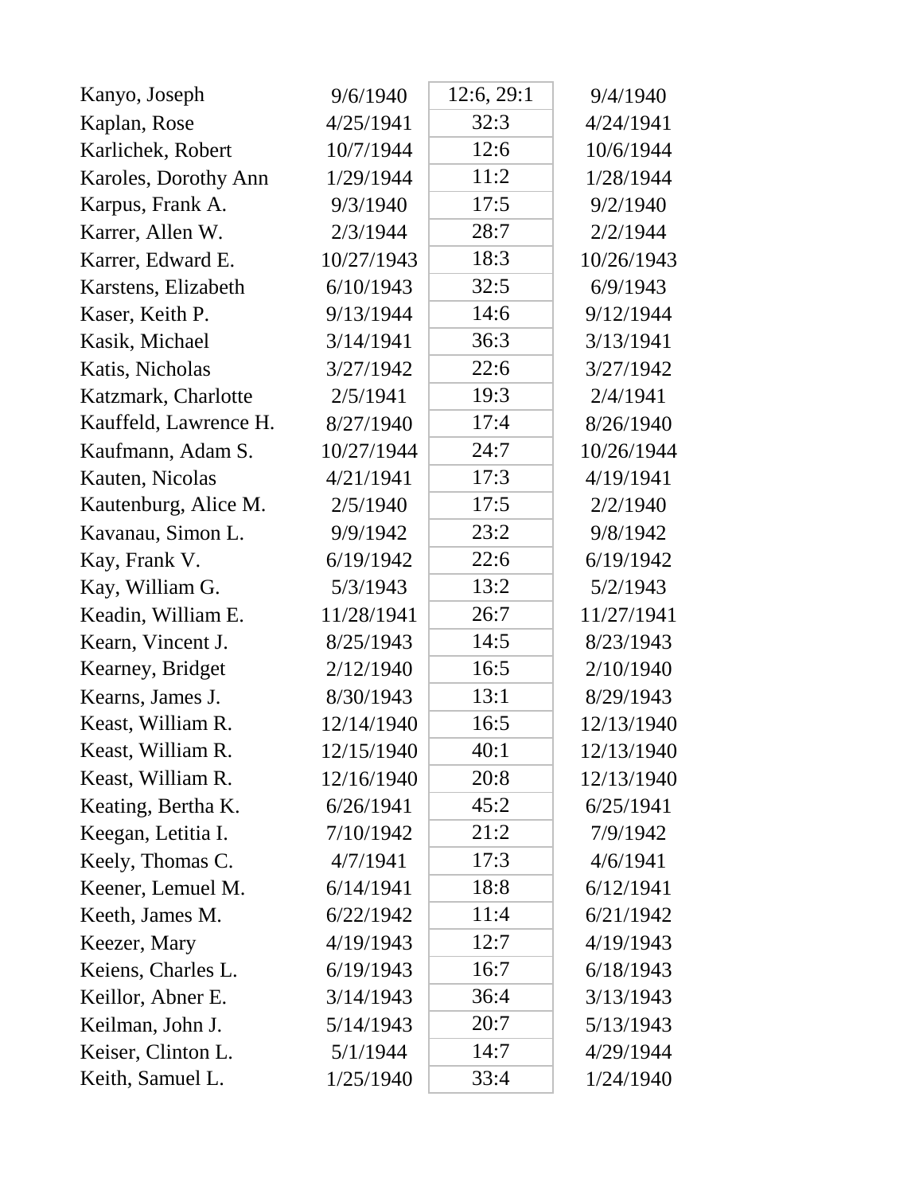| | | | |
|---|---|---|---|
| Kanyo, Joseph | 9/6/1940 | 12:6, 29:1 | 9/4/1940 |
| Kaplan, Rose | 4/25/1941 | 32:3 | 4/24/1941 |
| Karlichek, Robert | 10/7/1944 | 12:6 | 10/6/1944 |
| Karoles, Dorothy Ann | 1/29/1944 | 11:2 | 1/28/1944 |
| Karpus, Frank A. | 9/3/1940 | 17:5 | 9/2/1940 |
| Karrer, Allen W. | 2/3/1944 | 28:7 | 2/2/1944 |
| Karrer, Edward E. | 10/27/1943 | 18:3 | 10/26/1943 |
| Karstens, Elizabeth | 6/10/1943 | 32:5 | 6/9/1943 |
| Kaser, Keith P. | 9/13/1944 | 14:6 | 9/12/1944 |
| Kasik, Michael | 3/14/1941 | 36:3 | 3/13/1941 |
| Katis, Nicholas | 3/27/1942 | 22:6 | 3/27/1942 |
| Katzmark, Charlotte | 2/5/1941 | 19:3 | 2/4/1941 |
| Kauffeld, Lawrence H. | 8/27/1940 | 17:4 | 8/26/1940 |
| Kaufmann, Adam S. | 10/27/1944 | 24:7 | 10/26/1944 |
| Kauten, Nicolas | 4/21/1941 | 17:3 | 4/19/1941 |
| Kautenburg, Alice M. | 2/5/1940 | 17:5 | 2/2/1940 |
| Kavanau, Simon L. | 9/9/1942 | 23:2 | 9/8/1942 |
| Kay, Frank V. | 6/19/1942 | 22:6 | 6/19/1942 |
| Kay, William G. | 5/3/1943 | 13:2 | 5/2/1943 |
| Keadin, William E. | 11/28/1941 | 26:7 | 11/27/1941 |
| Kearn, Vincent J. | 8/25/1943 | 14:5 | 8/23/1943 |
| Kearney, Bridget | 2/12/1940 | 16:5 | 2/10/1940 |
| Kearns, James J. | 8/30/1943 | 13:1 | 8/29/1943 |
| Keast, William R. | 12/14/1940 | 16:5 | 12/13/1940 |
| Keast, William R. | 12/15/1940 | 40:1 | 12/13/1940 |
| Keast, William R. | 12/16/1940 | 20:8 | 12/13/1940 |
| Keating, Bertha K. | 6/26/1941 | 45:2 | 6/25/1941 |
| Keegan, Letitia I. | 7/10/1942 | 21:2 | 7/9/1942 |
| Keely, Thomas C. | 4/7/1941 | 17:3 | 4/6/1941 |
| Keener, Lemuel M. | 6/14/1941 | 18:8 | 6/12/1941 |
| Keeth, James M. | 6/22/1942 | 11:4 | 6/21/1942 |
| Keezer, Mary | 4/19/1943 | 12:7 | 4/19/1943 |
| Keiens, Charles L. | 6/19/1943 | 16:7 | 6/18/1943 |
| Keillor, Abner E. | 3/14/1943 | 36:4 | 3/13/1943 |
| Keilman, John J. | 5/14/1943 | 20:7 | 5/13/1943 |
| Keiser, Clinton L. | 5/1/1944 | 14:7 | 4/29/1944 |
| Keith, Samuel L. | 1/25/1940 | 33:4 | 1/24/1940 |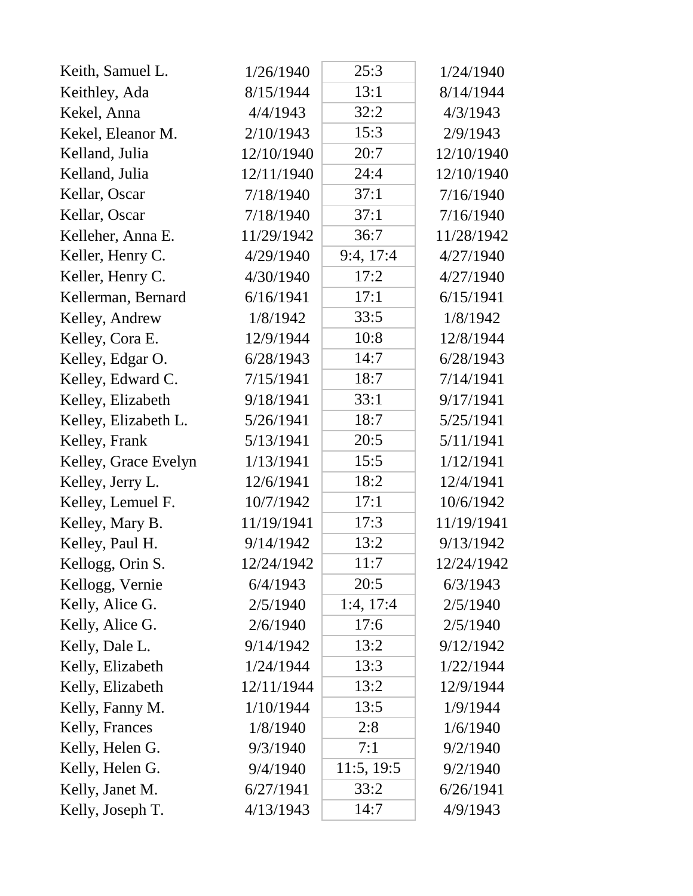| | | | |
|---|---|---|---|
| Keith, Samuel L. | 1/26/1940 | 25:3 | 1/24/1940 |
| Keithley, Ada | 8/15/1944 | 13:1 | 8/14/1944 |
| Kekel, Anna | 4/4/1943 | 32:2 | 4/3/1943 |
| Kekel, Eleanor M. | 2/10/1943 | 15:3 | 2/9/1943 |
| Kelland, Julia | 12/10/1940 | 20:7 | 12/10/1940 |
| Kelland, Julia | 12/11/1940 | 24:4 | 12/10/1940 |
| Kellar, Oscar | 7/18/1940 | 37:1 | 7/16/1940 |
| Kellar, Oscar | 7/18/1940 | 37:1 | 7/16/1940 |
| Kelleher, Anna E. | 11/29/1942 | 36:7 | 11/28/1942 |
| Keller, Henry C. | 4/29/1940 | 9:4, 17:4 | 4/27/1940 |
| Keller, Henry C. | 4/30/1940 | 17:2 | 4/27/1940 |
| Kellerman, Bernard | 6/16/1941 | 17:1 | 6/15/1941 |
| Kelley, Andrew | 1/8/1942 | 33:5 | 1/8/1942 |
| Kelley, Cora E. | 12/9/1944 | 10:8 | 12/8/1944 |
| Kelley, Edgar O. | 6/28/1943 | 14:7 | 6/28/1943 |
| Kelley, Edward C. | 7/15/1941 | 18:7 | 7/14/1941 |
| Kelley, Elizabeth | 9/18/1941 | 33:1 | 9/17/1941 |
| Kelley, Elizabeth L. | 5/26/1941 | 18:7 | 5/25/1941 |
| Kelley, Frank | 5/13/1941 | 20:5 | 5/11/1941 |
| Kelley, Grace Evelyn | 1/13/1941 | 15:5 | 1/12/1941 |
| Kelley, Jerry L. | 12/6/1941 | 18:2 | 12/4/1941 |
| Kelley, Lemuel F. | 10/7/1942 | 17:1 | 10/6/1942 |
| Kelley, Mary B. | 11/19/1941 | 17:3 | 11/19/1941 |
| Kelley, Paul H. | 9/14/1942 | 13:2 | 9/13/1942 |
| Kellogg, Orin S. | 12/24/1942 | 11:7 | 12/24/1942 |
| Kellogg, Vernie | 6/4/1943 | 20:5 | 6/3/1943 |
| Kelly, Alice G. | 2/5/1940 | 1:4, 17:4 | 2/5/1940 |
| Kelly, Alice G. | 2/6/1940 | 17:6 | 2/5/1940 |
| Kelly, Dale L. | 9/14/1942 | 13:2 | 9/12/1942 |
| Kelly, Elizabeth | 1/24/1944 | 13:3 | 1/22/1944 |
| Kelly, Elizabeth | 12/11/1944 | 13:2 | 12/9/1944 |
| Kelly, Fanny M. | 1/10/1944 | 13:5 | 1/9/1944 |
| Kelly, Frances | 1/8/1940 | 2:8 | 1/6/1940 |
| Kelly, Helen G. | 9/3/1940 | 7:1 | 9/2/1940 |
| Kelly, Helen G. | 9/4/1940 | 11:5, 19:5 | 9/2/1940 |
| Kelly, Janet M. | 6/27/1941 | 33:2 | 6/26/1941 |
| Kelly, Joseph T. | 4/13/1943 | 14:7 | 4/9/1943 |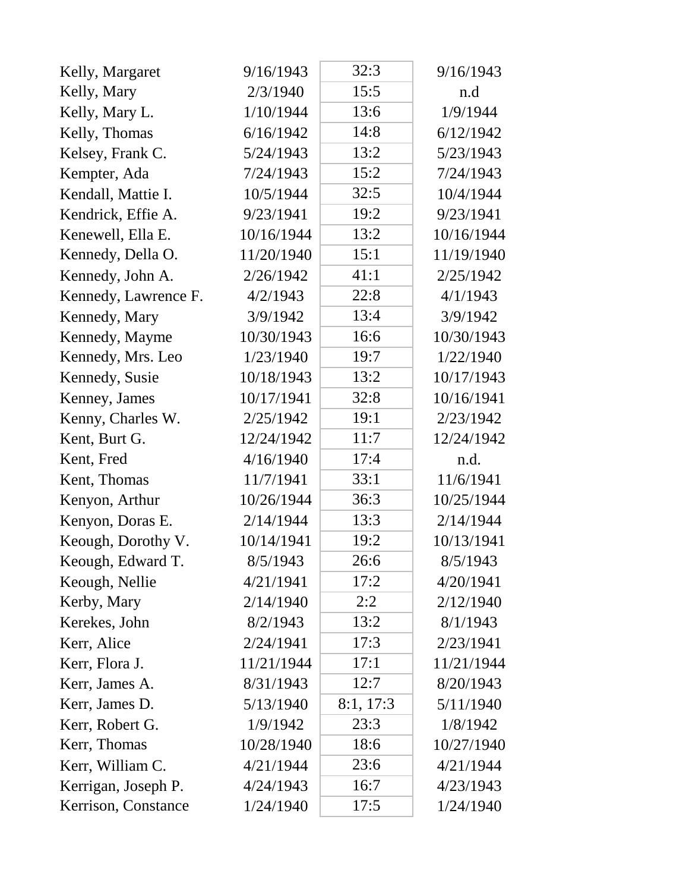| | | | |
|---|---|---|---|
| Kelly, Margaret | 9/16/1943 | 32:3 | 9/16/1943 |
| Kelly, Mary | 2/3/1940 | 15:5 | n.d |
| Kelly, Mary L. | 1/10/1944 | 13:6 | 1/9/1944 |
| Kelly, Thomas | 6/16/1942 | 14:8 | 6/12/1942 |
| Kelsey, Frank C. | 5/24/1943 | 13:2 | 5/23/1943 |
| Kempter, Ada | 7/24/1943 | 15:2 | 7/24/1943 |
| Kendall, Mattie I. | 10/5/1944 | 32:5 | 10/4/1944 |
| Kendrick, Effie A. | 9/23/1941 | 19:2 | 9/23/1941 |
| Kenewell, Ella E. | 10/16/1944 | 13:2 | 10/16/1944 |
| Kennedy, Della O. | 11/20/1940 | 15:1 | 11/19/1940 |
| Kennedy, John A. | 2/26/1942 | 41:1 | 2/25/1942 |
| Kennedy, Lawrence F. | 4/2/1943 | 22:8 | 4/1/1943 |
| Kennedy, Mary | 3/9/1942 | 13:4 | 3/9/1942 |
| Kennedy, Mayme | 10/30/1943 | 16:6 | 10/30/1943 |
| Kennedy, Mrs. Leo | 1/23/1940 | 19:7 | 1/22/1940 |
| Kennedy, Susie | 10/18/1943 | 13:2 | 10/17/1943 |
| Kenney, James | 10/17/1941 | 32:8 | 10/16/1941 |
| Kenny, Charles W. | 2/25/1942 | 19:1 | 2/23/1942 |
| Kent, Burt G. | 12/24/1942 | 11:7 | 12/24/1942 |
| Kent, Fred | 4/16/1940 | 17:4 | n.d. |
| Kent, Thomas | 11/7/1941 | 33:1 | 11/6/1941 |
| Kenyon, Arthur | 10/26/1944 | 36:3 | 10/25/1944 |
| Kenyon, Doras E. | 2/14/1944 | 13:3 | 2/14/1944 |
| Keough, Dorothy V. | 10/14/1941 | 19:2 | 10/13/1941 |
| Keough, Edward T. | 8/5/1943 | 26:6 | 8/5/1943 |
| Keough, Nellie | 4/21/1941 | 17:2 | 4/20/1941 |
| Kerby, Mary | 2/14/1940 | 2:2 | 2/12/1940 |
| Kerekes, John | 8/2/1943 | 13:2 | 8/1/1943 |
| Kerr, Alice | 2/24/1941 | 17:3 | 2/23/1941 |
| Kerr, Flora J. | 11/21/1944 | 17:1 | 11/21/1944 |
| Kerr, James A. | 8/31/1943 | 12:7 | 8/20/1943 |
| Kerr, James D. | 5/13/1940 | 8:1, 17:3 | 5/11/1940 |
| Kerr, Robert G. | 1/9/1942 | 23:3 | 1/8/1942 |
| Kerr, Thomas | 10/28/1940 | 18:6 | 10/27/1940 |
| Kerr, William C. | 4/21/1944 | 23:6 | 4/21/1944 |
| Kerrigan, Joseph P. | 4/24/1943 | 16:7 | 4/23/1943 |
| Kerrison, Constance | 1/24/1940 | 17:5 | 1/24/1940 |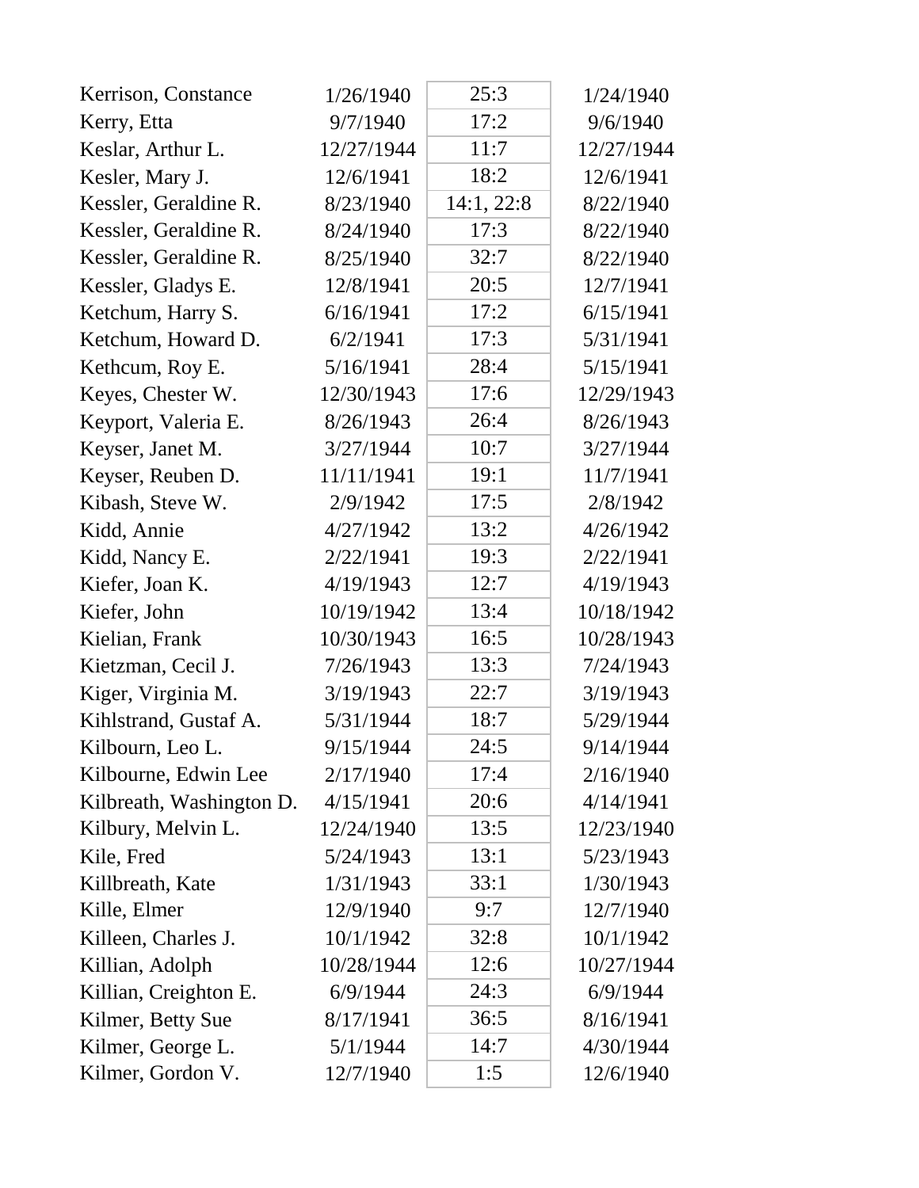| | | | |
|---|---|---|---|
| Kerrison, Constance | 1/26/1940 | 25:3 | 1/24/1940 |
| Kerry, Etta | 9/7/1940 | 17:2 | 9/6/1940 |
| Keslar, Arthur L. | 12/27/1944 | 11:7 | 12/27/1944 |
| Kesler, Mary J. | 12/6/1941 | 18:2 | 12/6/1941 |
| Kessler, Geraldine R. | 8/23/1940 | 14:1, 22:8 | 8/22/1940 |
| Kessler, Geraldine R. | 8/24/1940 | 17:3 | 8/22/1940 |
| Kessler, Geraldine R. | 8/25/1940 | 32:7 | 8/22/1940 |
| Kessler, Gladys E. | 12/8/1941 | 20:5 | 12/7/1941 |
| Ketchum, Harry S. | 6/16/1941 | 17:2 | 6/15/1941 |
| Ketchum, Howard D. | 6/2/1941 | 17:3 | 5/31/1941 |
| Kethcum, Roy E. | 5/16/1941 | 28:4 | 5/15/1941 |
| Keyes, Chester W. | 12/30/1943 | 17:6 | 12/29/1943 |
| Keyport, Valeria E. | 8/26/1943 | 26:4 | 8/26/1943 |
| Keyser, Janet M. | 3/27/1944 | 10:7 | 3/27/1944 |
| Keyser, Reuben D. | 11/11/1941 | 19:1 | 11/7/1941 |
| Kibash, Steve W. | 2/9/1942 | 17:5 | 2/8/1942 |
| Kidd, Annie | 4/27/1942 | 13:2 | 4/26/1942 |
| Kidd, Nancy E. | 2/22/1941 | 19:3 | 2/22/1941 |
| Kiefer, Joan K. | 4/19/1943 | 12:7 | 4/19/1943 |
| Kiefer, John | 10/19/1942 | 13:4 | 10/18/1942 |
| Kielian, Frank | 10/30/1943 | 16:5 | 10/28/1943 |
| Kietzman, Cecil J. | 7/26/1943 | 13:3 | 7/24/1943 |
| Kiger, Virginia M. | 3/19/1943 | 22:7 | 3/19/1943 |
| Kihlstrand, Gustaf A. | 5/31/1944 | 18:7 | 5/29/1944 |
| Kilbourn, Leo L. | 9/15/1944 | 24:5 | 9/14/1944 |
| Kilbourne, Edwin Lee | 2/17/1940 | 17:4 | 2/16/1940 |
| Kilbreath, Washington D. | 4/15/1941 | 20:6 | 4/14/1941 |
| Kilbury, Melvin L. | 12/24/1940 | 13:5 | 12/23/1940 |
| Kile, Fred | 5/24/1943 | 13:1 | 5/23/1943 |
| Killbreath, Kate | 1/31/1943 | 33:1 | 1/30/1943 |
| Kille, Elmer | 12/9/1940 | 9:7 | 12/7/1940 |
| Killeen, Charles J. | 10/1/1942 | 32:8 | 10/1/1942 |
| Killian, Adolph | 10/28/1944 | 12:6 | 10/27/1944 |
| Killian, Creighton E. | 6/9/1944 | 24:3 | 6/9/1944 |
| Kilmer, Betty Sue | 8/17/1941 | 36:5 | 8/16/1941 |
| Kilmer, George L. | 5/1/1944 | 14:7 | 4/30/1944 |
| Kilmer, Gordon V. | 12/7/1940 | 1:5 | 12/6/1940 |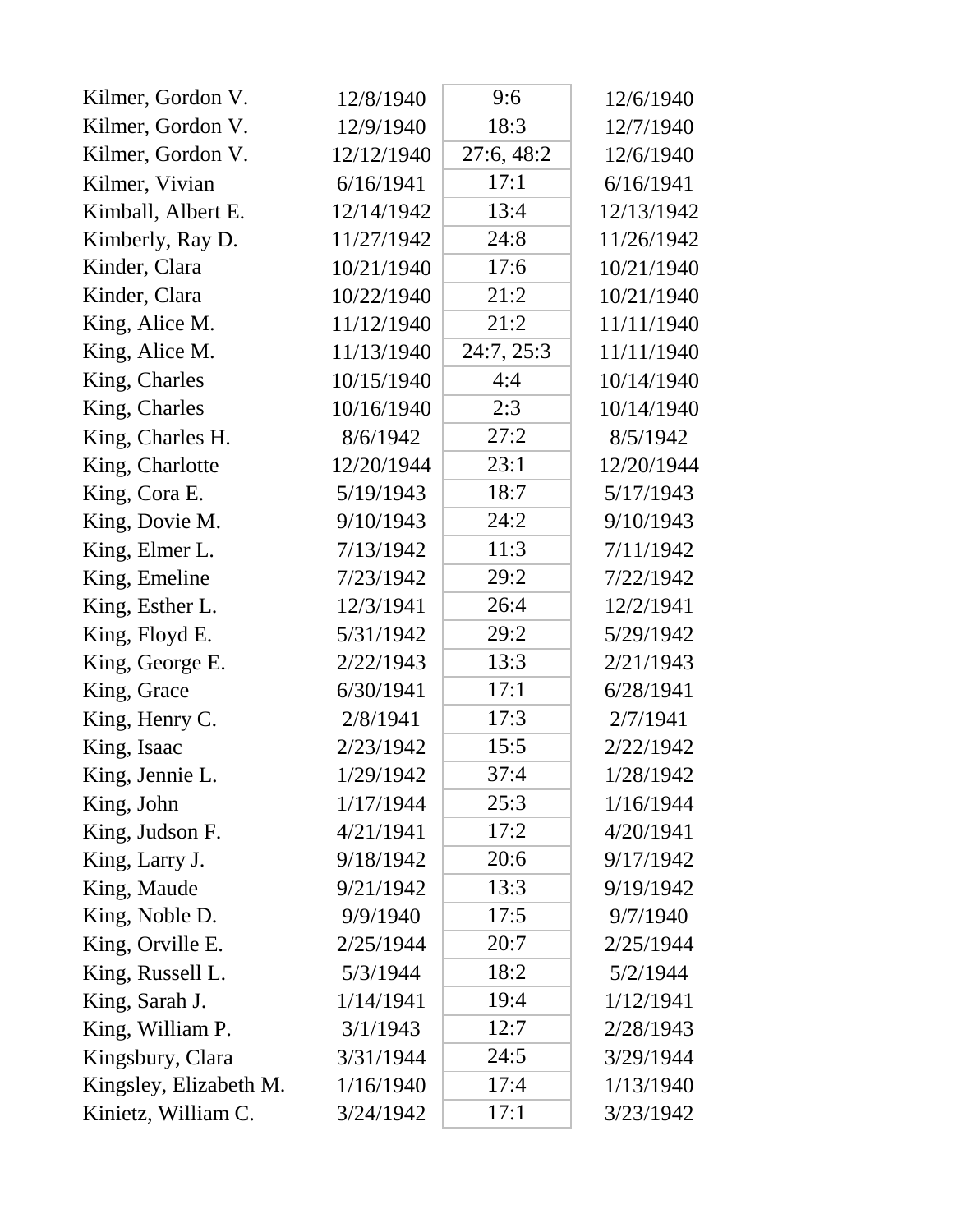| | | | |
|---|---|---|---|
| Kilmer, Gordon V. | 12/8/1940 | 9:6 | 12/6/1940 |
| Kilmer, Gordon V. | 12/9/1940 | 18:3 | 12/7/1940 |
| Kilmer, Gordon V. | 12/12/1940 | 27:6, 48:2 | 12/6/1940 |
| Kilmer, Vivian | 6/16/1941 | 17:1 | 6/16/1941 |
| Kimball, Albert E. | 12/14/1942 | 13:4 | 12/13/1942 |
| Kimberly, Ray D. | 11/27/1942 | 24:8 | 11/26/1942 |
| Kinder, Clara | 10/21/1940 | 17:6 | 10/21/1940 |
| Kinder, Clara | 10/22/1940 | 21:2 | 10/21/1940 |
| King, Alice M. | 11/12/1940 | 21:2 | 11/11/1940 |
| King, Alice M. | 11/13/1940 | 24:7, 25:3 | 11/11/1940 |
| King, Charles | 10/15/1940 | 4:4 | 10/14/1940 |
| King, Charles | 10/16/1940 | 2:3 | 10/14/1940 |
| King, Charles H. | 8/6/1942 | 27:2 | 8/5/1942 |
| King, Charlotte | 12/20/1944 | 23:1 | 12/20/1944 |
| King, Cora E. | 5/19/1943 | 18:7 | 5/17/1943 |
| King, Dovie M. | 9/10/1943 | 24:2 | 9/10/1943 |
| King, Elmer L. | 7/13/1942 | 11:3 | 7/11/1942 |
| King, Emeline | 7/23/1942 | 29:2 | 7/22/1942 |
| King, Esther L. | 12/3/1941 | 26:4 | 12/2/1941 |
| King, Floyd E. | 5/31/1942 | 29:2 | 5/29/1942 |
| King, George E. | 2/22/1943 | 13:3 | 2/21/1943 |
| King, Grace | 6/30/1941 | 17:1 | 6/28/1941 |
| King, Henry C. | 2/8/1941 | 17:3 | 2/7/1941 |
| King, Isaac | 2/23/1942 | 15:5 | 2/22/1942 |
| King, Jennie L. | 1/29/1942 | 37:4 | 1/28/1942 |
| King, John | 1/17/1944 | 25:3 | 1/16/1944 |
| King, Judson F. | 4/21/1941 | 17:2 | 4/20/1941 |
| King, Larry J. | 9/18/1942 | 20:6 | 9/17/1942 |
| King, Maude | 9/21/1942 | 13:3 | 9/19/1942 |
| King, Noble D. | 9/9/1940 | 17:5 | 9/7/1940 |
| King, Orville E. | 2/25/1944 | 20:7 | 2/25/1944 |
| King, Russell L. | 5/3/1944 | 18:2 | 5/2/1944 |
| King, Sarah J. | 1/14/1941 | 19:4 | 1/12/1941 |
| King, William P. | 3/1/1943 | 12:7 | 2/28/1943 |
| Kingsbury, Clara | 3/31/1944 | 24:5 | 3/29/1944 |
| Kingsley, Elizabeth M. | 1/16/1940 | 17:4 | 1/13/1940 |
| Kinietz, William C. | 3/24/1942 | 17:1 | 3/23/1942 |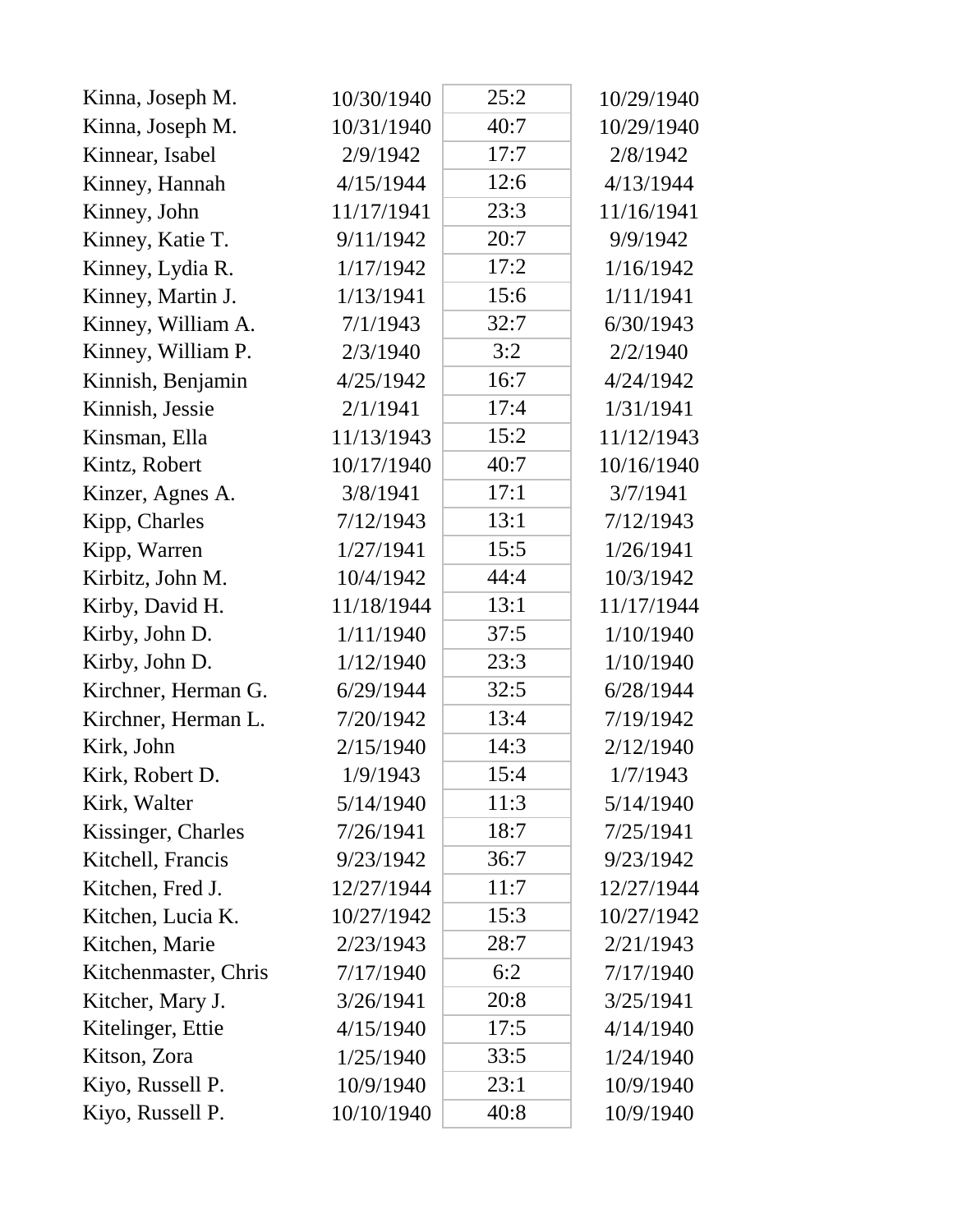| | | | |
|---|---|---|---|
| Kinna, Joseph M. | 10/30/1940 | 25:2 | 10/29/1940 |
| Kinna, Joseph M. | 10/31/1940 | 40:7 | 10/29/1940 |
| Kinnear, Isabel | 2/9/1942 | 17:7 | 2/8/1942 |
| Kinney, Hannah | 4/15/1944 | 12:6 | 4/13/1944 |
| Kinney, John | 11/17/1941 | 23:3 | 11/16/1941 |
| Kinney, Katie T. | 9/11/1942 | 20:7 | 9/9/1942 |
| Kinney, Lydia R. | 1/17/1942 | 17:2 | 1/16/1942 |
| Kinney, Martin J. | 1/13/1941 | 15:6 | 1/11/1941 |
| Kinney, William A. | 7/1/1943 | 32:7 | 6/30/1943 |
| Kinney, William P. | 2/3/1940 | 3:2 | 2/2/1940 |
| Kinnish, Benjamin | 4/25/1942 | 16:7 | 4/24/1942 |
| Kinnish, Jessie | 2/1/1941 | 17:4 | 1/31/1941 |
| Kinsman, Ella | 11/13/1943 | 15:2 | 11/12/1943 |
| Kintz, Robert | 10/17/1940 | 40:7 | 10/16/1940 |
| Kinzer, Agnes A. | 3/8/1941 | 17:1 | 3/7/1941 |
| Kipp, Charles | 7/12/1943 | 13:1 | 7/12/1943 |
| Kipp, Warren | 1/27/1941 | 15:5 | 1/26/1941 |
| Kirbitz, John M. | 10/4/1942 | 44:4 | 10/3/1942 |
| Kirby, David H. | 11/18/1944 | 13:1 | 11/17/1944 |
| Kirby, John D. | 1/11/1940 | 37:5 | 1/10/1940 |
| Kirby, John D. | 1/12/1940 | 23:3 | 1/10/1940 |
| Kirchner, Herman G. | 6/29/1944 | 32:5 | 6/28/1944 |
| Kirchner, Herman L. | 7/20/1942 | 13:4 | 7/19/1942 |
| Kirk, John | 2/15/1940 | 14:3 | 2/12/1940 |
| Kirk, Robert D. | 1/9/1943 | 15:4 | 1/7/1943 |
| Kirk, Walter | 5/14/1940 | 11:3 | 5/14/1940 |
| Kissinger, Charles | 7/26/1941 | 18:7 | 7/25/1941 |
| Kitchell, Francis | 9/23/1942 | 36:7 | 9/23/1942 |
| Kitchen, Fred J. | 12/27/1944 | 11:7 | 12/27/1944 |
| Kitchen, Lucia K. | 10/27/1942 | 15:3 | 10/27/1942 |
| Kitchen, Marie | 2/23/1943 | 28:7 | 2/21/1943 |
| Kitchenmaster, Chris | 7/17/1940 | 6:2 | 7/17/1940 |
| Kitcher, Mary J. | 3/26/1941 | 20:8 | 3/25/1941 |
| Kitelinger, Ettie | 4/15/1940 | 17:5 | 4/14/1940 |
| Kitson, Zora | 1/25/1940 | 33:5 | 1/24/1940 |
| Kiyo, Russell P. | 10/9/1940 | 23:1 | 10/9/1940 |
| Kiyo, Russell P. | 10/10/1940 | 40:8 | 10/9/1940 |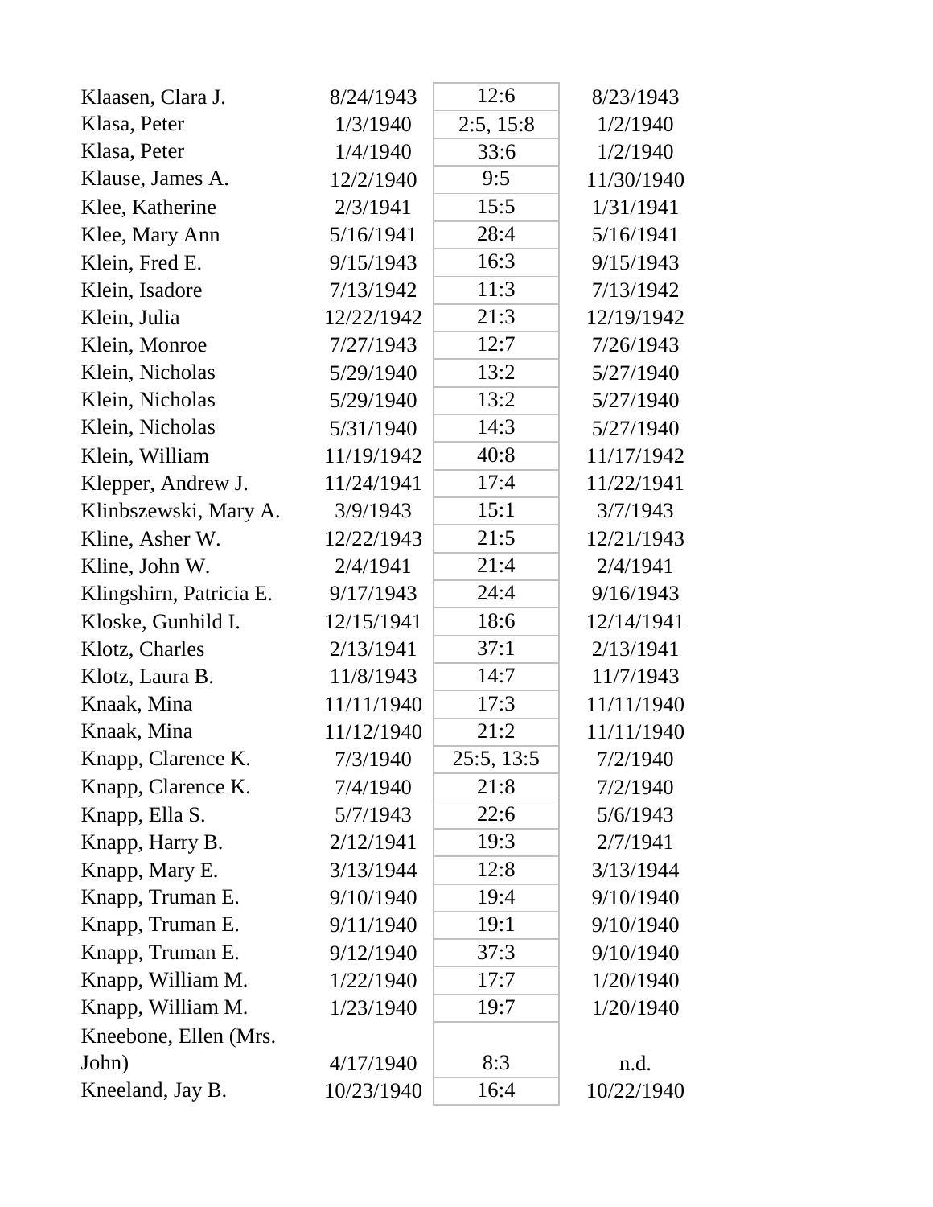| | | | |
|---|---|---|---|
| Klaasen, Clara J. | 8/24/1943 | 12:6 | 8/23/1943 |
| Klasa, Peter | 1/3/1940 | 2:5, 15:8 | 1/2/1940 |
| Klasa, Peter | 1/4/1940 | 33:6 | 1/2/1940 |
| Klause, James A. | 12/2/1940 | 9:5 | 11/30/1940 |
| Klee, Katherine | 2/3/1941 | 15:5 | 1/31/1941 |
| Klee, Mary Ann | 5/16/1941 | 28:4 | 5/16/1941 |
| Klein, Fred E. | 9/15/1943 | 16:3 | 9/15/1943 |
| Klein, Isadore | 7/13/1942 | 11:3 | 7/13/1942 |
| Klein, Julia | 12/22/1942 | 21:3 | 12/19/1942 |
| Klein, Monroe | 7/27/1943 | 12:7 | 7/26/1943 |
| Klein, Nicholas | 5/29/1940 | 13:2 | 5/27/1940 |
| Klein, Nicholas | 5/29/1940 | 13:2 | 5/27/1940 |
| Klein, Nicholas | 5/31/1940 | 14:3 | 5/27/1940 |
| Klein, William | 11/19/1942 | 40:8 | 11/17/1942 |
| Klepper, Andrew J. | 11/24/1941 | 17:4 | 11/22/1941 |
| Klinbszewski, Mary A. | 3/9/1943 | 15:1 | 3/7/1943 |
| Kline, Asher W. | 12/22/1943 | 21:5 | 12/21/1943 |
| Kline, John W. | 2/4/1941 | 21:4 | 2/4/1941 |
| Klingshirn, Patricia E. | 9/17/1943 | 24:4 | 9/16/1943 |
| Kloske, Gunhild I. | 12/15/1941 | 18:6 | 12/14/1941 |
| Klotz, Charles | 2/13/1941 | 37:1 | 2/13/1941 |
| Klotz, Laura B. | 11/8/1943 | 14:7 | 11/7/1943 |
| Knaak, Mina | 11/11/1940 | 17:3 | 11/11/1940 |
| Knaak, Mina | 11/12/1940 | 21:2 | 11/11/1940 |
| Knapp, Clarence K. | 7/3/1940 | 25:5, 13:5 | 7/2/1940 |
| Knapp, Clarence K. | 7/4/1940 | 21:8 | 7/2/1940 |
| Knapp, Ella S. | 5/7/1943 | 22:6 | 5/6/1943 |
| Knapp, Harry B. | 2/12/1941 | 19:3 | 2/7/1941 |
| Knapp, Mary E. | 3/13/1944 | 12:8 | 3/13/1944 |
| Knapp, Truman E. | 9/10/1940 | 19:4 | 9/10/1940 |
| Knapp, Truman E. | 9/11/1940 | 19:1 | 9/10/1940 |
| Knapp, Truman E. | 9/12/1940 | 37:3 | 9/10/1940 |
| Knapp, William M. | 1/22/1940 | 17:7 | 1/20/1940 |
| Knapp, William M. | 1/23/1940 | 19:7 | 1/20/1940 |
| Kneebone, Ellen (Mrs. John) | 4/17/1940 | 8:3 | n.d. |
| Kneeland, Jay B. | 10/23/1940 | 16:4 | 10/22/1940 |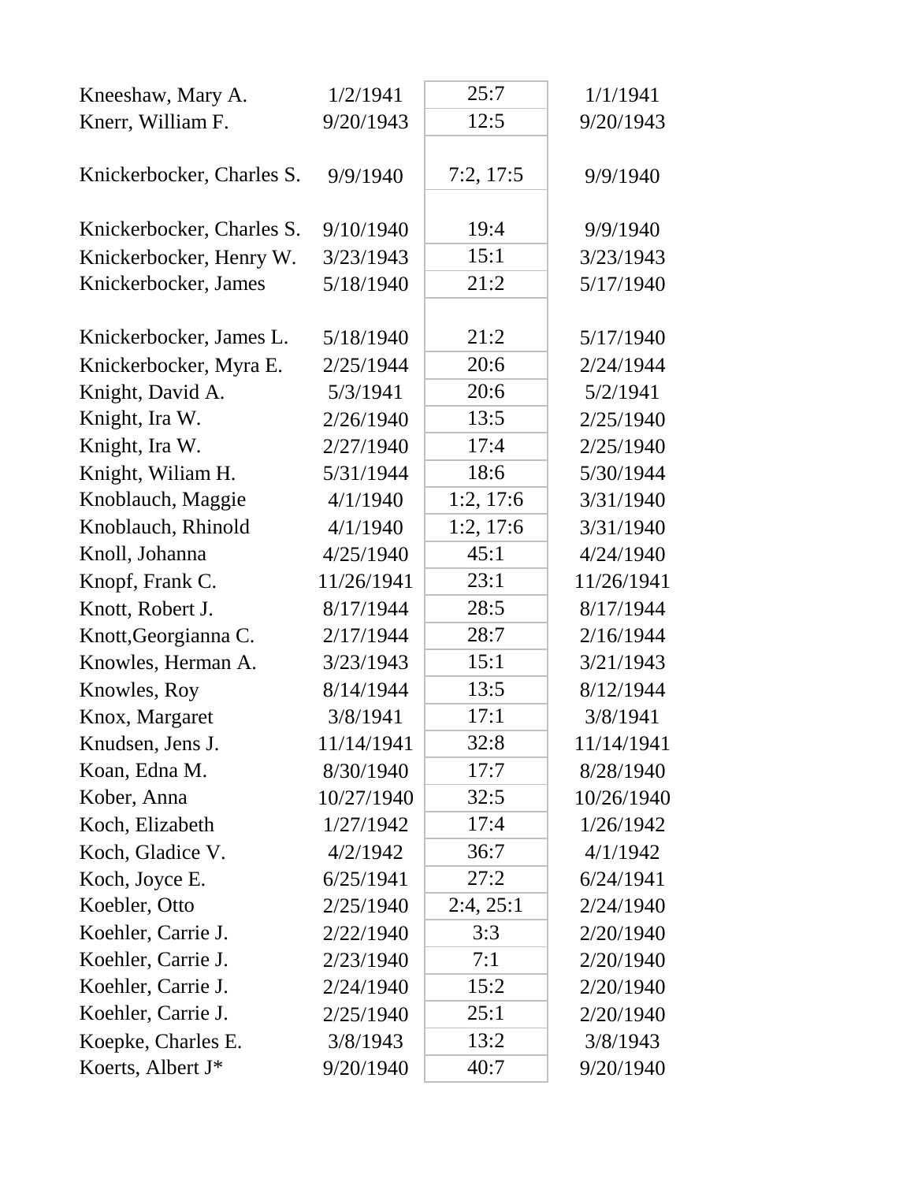| | | | |
|---|---|---|---|
| Kneeshaw, Mary A. | 1/2/1941 | 25:7 | 1/1/1941 |
| Knerr, William F. | 9/20/1943 | 12:5 | 9/20/1943 |
| Knickerbocker, Charles S. | 9/9/1940 | 7:2, 17:5 | 9/9/1940 |
| Knickerbocker, Charles S. | 9/10/1940 | 19:4 | 9/9/1940 |
| Knickerbocker, Henry W. | 3/23/1943 | 15:1 | 3/23/1943 |
| Knickerbocker, James | 5/18/1940 | 21:2 | 5/17/1940 |
| Knickerbocker, James L. | 5/18/1940 | 21:2 | 5/17/1940 |
| Knickerbocker, Myra E. | 2/25/1944 | 20:6 | 2/24/1944 |
| Knight, David A. | 5/3/1941 | 20:6 | 5/2/1941 |
| Knight, Ira W. | 2/26/1940 | 13:5 | 2/25/1940 |
| Knight, Ira W. | 2/27/1940 | 17:4 | 2/25/1940 |
| Knight, Wiliam H. | 5/31/1944 | 18:6 | 5/30/1944 |
| Knoblauch, Maggie | 4/1/1940 | 1:2, 17:6 | 3/31/1940 |
| Knoblauch, Rhinold | 4/1/1940 | 1:2, 17:6 | 3/31/1940 |
| Knoll, Johanna | 4/25/1940 | 45:1 | 4/24/1940 |
| Knopf, Frank C. | 11/26/1941 | 23:1 | 11/26/1941 |
| Knott, Robert J. | 8/17/1944 | 28:5 | 8/17/1944 |
| Knott,Georgianna C. | 2/17/1944 | 28:7 | 2/16/1944 |
| Knowles, Herman A. | 3/23/1943 | 15:1 | 3/21/1943 |
| Knowles, Roy | 8/14/1944 | 13:5 | 8/12/1944 |
| Knox, Margaret | 3/8/1941 | 17:1 | 3/8/1941 |
| Knudsen, Jens J. | 11/14/1941 | 32:8 | 11/14/1941 |
| Koan, Edna M. | 8/30/1940 | 17:7 | 8/28/1940 |
| Kober, Anna | 10/27/1940 | 32:5 | 10/26/1940 |
| Koch, Elizabeth | 1/27/1942 | 17:4 | 1/26/1942 |
| Koch, Gladice V. | 4/2/1942 | 36:7 | 4/1/1942 |
| Koch, Joyce E. | 6/25/1941 | 27:2 | 6/24/1941 |
| Koebler, Otto | 2/25/1940 | 2:4, 25:1 | 2/24/1940 |
| Koehler, Carrie J. | 2/22/1940 | 3:3 | 2/20/1940 |
| Koehler, Carrie J. | 2/23/1940 | 7:1 | 2/20/1940 |
| Koehler, Carrie J. | 2/24/1940 | 15:2 | 2/20/1940 |
| Koehler, Carrie J. | 2/25/1940 | 25:1 | 2/20/1940 |
| Koepke, Charles E. | 3/8/1943 | 13:2 | 3/8/1943 |
| Koerts, Albert J* | 9/20/1940 | 40:7 | 9/20/1940 |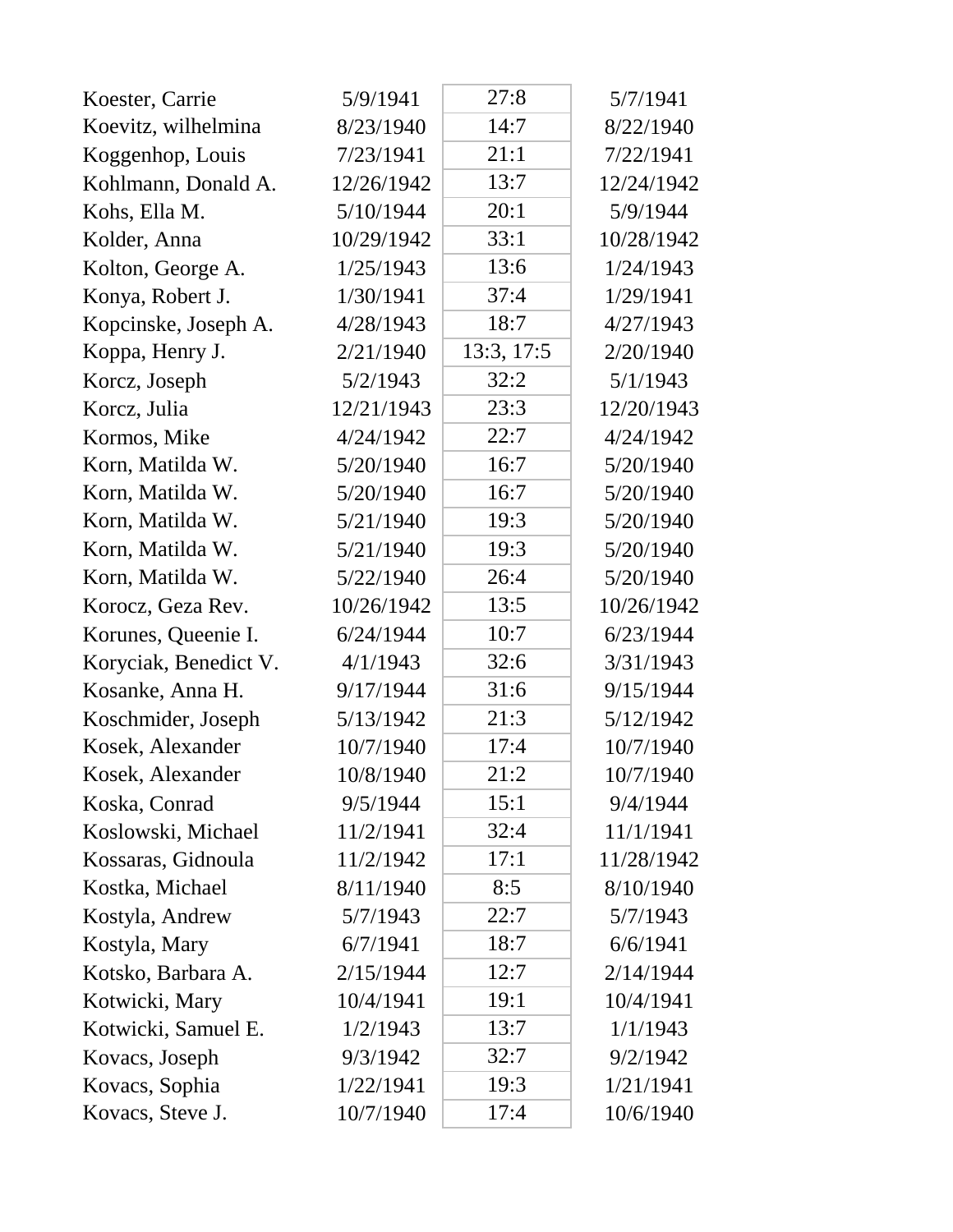| | | | |
|---|---|---|---|
| Koester, Carrie | 5/9/1941 | 27:8 | 5/7/1941 |
| Koevitz, wilhelmina | 8/23/1940 | 14:7 | 8/22/1940 |
| Koggenhop, Louis | 7/23/1941 | 21:1 | 7/22/1941 |
| Kohlmann, Donald A. | 12/26/1942 | 13:7 | 12/24/1942 |
| Kohs, Ella M. | 5/10/1944 | 20:1 | 5/9/1944 |
| Kolder, Anna | 10/29/1942 | 33:1 | 10/28/1942 |
| Kolton, George A. | 1/25/1943 | 13:6 | 1/24/1943 |
| Konya, Robert J. | 1/30/1941 | 37:4 | 1/29/1941 |
| Kopcinske, Joseph A. | 4/28/1943 | 18:7 | 4/27/1943 |
| Koppa, Henry J. | 2/21/1940 | 13:3, 17:5 | 2/20/1940 |
| Korcz, Joseph | 5/2/1943 | 32:2 | 5/1/1943 |
| Korcz, Julia | 12/21/1943 | 23:3 | 12/20/1943 |
| Kormos, Mike | 4/24/1942 | 22:7 | 4/24/1942 |
| Korn, Matilda W. | 5/20/1940 | 16:7 | 5/20/1940 |
| Korn, Matilda W. | 5/20/1940 | 16:7 | 5/20/1940 |
| Korn, Matilda W. | 5/21/1940 | 19:3 | 5/20/1940 |
| Korn, Matilda W. | 5/21/1940 | 19:3 | 5/20/1940 |
| Korn, Matilda W. | 5/22/1940 | 26:4 | 5/20/1940 |
| Korocz, Geza Rev. | 10/26/1942 | 13:5 | 10/26/1942 |
| Korunes, Queenie I. | 6/24/1944 | 10:7 | 6/23/1944 |
| Koryciak, Benedict V. | 4/1/1943 | 32:6 | 3/31/1943 |
| Kosanke, Anna H. | 9/17/1944 | 31:6 | 9/15/1944 |
| Koschmider, Joseph | 5/13/1942 | 21:3 | 5/12/1942 |
| Kosek, Alexander | 10/7/1940 | 17:4 | 10/7/1940 |
| Kosek, Alexander | 10/8/1940 | 21:2 | 10/7/1940 |
| Koska, Conrad | 9/5/1944 | 15:1 | 9/4/1944 |
| Koslowski, Michael | 11/2/1941 | 32:4 | 11/1/1941 |
| Kossaras, Gidnoula | 11/2/1942 | 17:1 | 11/28/1942 |
| Kostka, Michael | 8/11/1940 | 8:5 | 8/10/1940 |
| Kostyla, Andrew | 5/7/1943 | 22:7 | 5/7/1943 |
| Kostyla, Mary | 6/7/1941 | 18:7 | 6/6/1941 |
| Kotsko, Barbara A. | 2/15/1944 | 12:7 | 2/14/1944 |
| Kotwicki, Mary | 10/4/1941 | 19:1 | 10/4/1941 |
| Kotwicki, Samuel E. | 1/2/1943 | 13:7 | 1/1/1943 |
| Kovacs, Joseph | 9/3/1942 | 32:7 | 9/2/1942 |
| Kovacs, Sophia | 1/22/1941 | 19:3 | 1/21/1941 |
| Kovacs, Steve J. | 10/7/1940 | 17:4 | 10/6/1940 |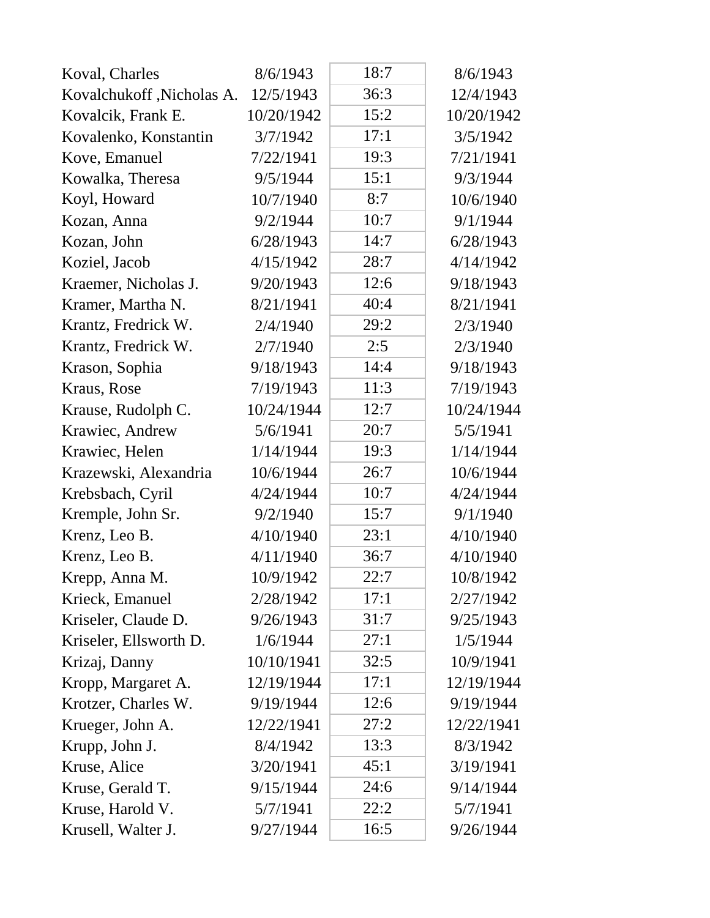| | | | |
|---|---|---|---|
| Koval, Charles | 8/6/1943 | 18:7 | 8/6/1943 |
| Kovalchukoff ,Nicholas A. | 12/5/1943 | 36:3 | 12/4/1943 |
| Kovalcik, Frank E. | 10/20/1942 | 15:2 | 10/20/1942 |
| Kovalenko, Konstantin | 3/7/1942 | 17:1 | 3/5/1942 |
| Kove, Emanuel | 7/22/1941 | 19:3 | 7/21/1941 |
| Kowalka, Theresa | 9/5/1944 | 15:1 | 9/3/1944 |
| Koyl, Howard | 10/7/1940 | 8:7 | 10/6/1940 |
| Kozan, Anna | 9/2/1944 | 10:7 | 9/1/1944 |
| Kozan, John | 6/28/1943 | 14:7 | 6/28/1943 |
| Koziel, Jacob | 4/15/1942 | 28:7 | 4/14/1942 |
| Kraemer, Nicholas J. | 9/20/1943 | 12:6 | 9/18/1943 |
| Kramer, Martha N. | 8/21/1941 | 40:4 | 8/21/1941 |
| Krantz, Fredrick W. | 2/4/1940 | 29:2 | 2/3/1940 |
| Krantz, Fredrick W. | 2/7/1940 | 2:5 | 2/3/1940 |
| Krason, Sophia | 9/18/1943 | 14:4 | 9/18/1943 |
| Kraus, Rose | 7/19/1943 | 11:3 | 7/19/1943 |
| Krause, Rudolph C. | 10/24/1944 | 12:7 | 10/24/1944 |
| Krawiec, Andrew | 5/6/1941 | 20:7 | 5/5/1941 |
| Krawiec, Helen | 1/14/1944 | 19:3 | 1/14/1944 |
| Krazewski, Alexandria | 10/6/1944 | 26:7 | 10/6/1944 |
| Krebsbach, Cyril | 4/24/1944 | 10:7 | 4/24/1944 |
| Kremple, John Sr. | 9/2/1940 | 15:7 | 9/1/1940 |
| Krenz, Leo B. | 4/10/1940 | 23:1 | 4/10/1940 |
| Krenz, Leo B. | 4/11/1940 | 36:7 | 4/10/1940 |
| Krepp, Anna M. | 10/9/1942 | 22:7 | 10/8/1942 |
| Krieck, Emanuel | 2/28/1942 | 17:1 | 2/27/1942 |
| Kriseler, Claude D. | 9/26/1943 | 31:7 | 9/25/1943 |
| Kriseler, Ellsworth D. | 1/6/1944 | 27:1 | 1/5/1944 |
| Krizaj, Danny | 10/10/1941 | 32:5 | 10/9/1941 |
| Kropp, Margaret A. | 12/19/1944 | 17:1 | 12/19/1944 |
| Krotzer, Charles W. | 9/19/1944 | 12:6 | 9/19/1944 |
| Krueger, John A. | 12/22/1941 | 27:2 | 12/22/1941 |
| Krupp, John J. | 8/4/1942 | 13:3 | 8/3/1942 |
| Kruse, Alice | 3/20/1941 | 45:1 | 3/19/1941 |
| Kruse, Gerald T. | 9/15/1944 | 24:6 | 9/14/1944 |
| Kruse, Harold V. | 5/7/1941 | 22:2 | 5/7/1941 |
| Krusell, Walter J. | 9/27/1944 | 16:5 | 9/26/1944 |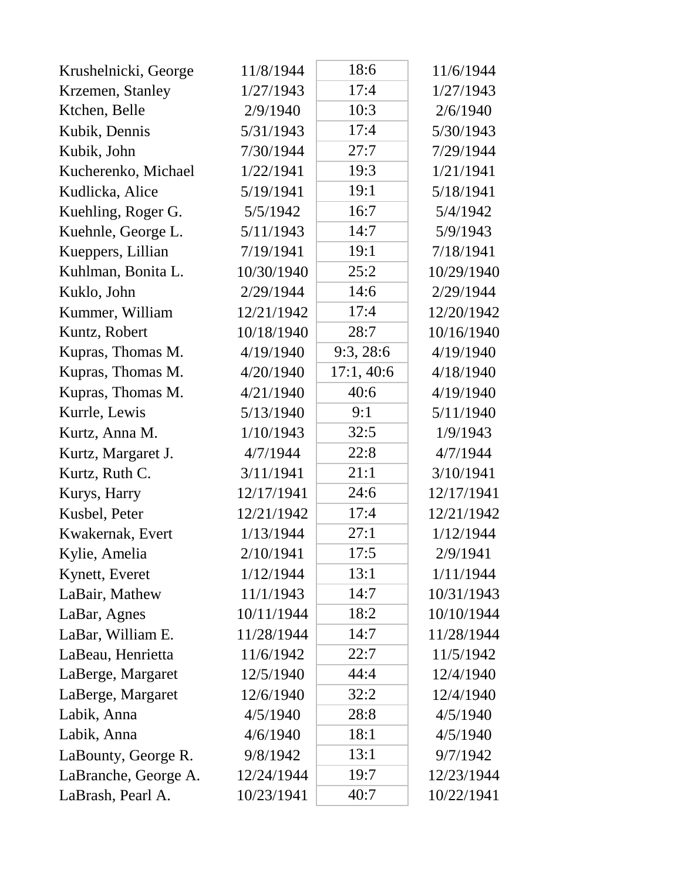| | | | |
|---|---|---|---|
| Krushelnicki, George | 11/8/1944 | 18:6 | 11/6/1944 |
| Krzemen, Stanley | 1/27/1943 | 17:4 | 1/27/1943 |
| Ktchen, Belle | 2/9/1940 | 10:3 | 2/6/1940 |
| Kubik, Dennis | 5/31/1943 | 17:4 | 5/30/1943 |
| Kubik, John | 7/30/1944 | 27:7 | 7/29/1944 |
| Kucherenko, Michael | 1/22/1941 | 19:3 | 1/21/1941 |
| Kudlicka, Alice | 5/19/1941 | 19:1 | 5/18/1941 |
| Kuehling, Roger G. | 5/5/1942 | 16:7 | 5/4/1942 |
| Kuehnle, George L. | 5/11/1943 | 14:7 | 5/9/1943 |
| Kueppers, Lillian | 7/19/1941 | 19:1 | 7/18/1941 |
| Kuhlman, Bonita L. | 10/30/1940 | 25:2 | 10/29/1940 |
| Kuklo, John | 2/29/1944 | 14:6 | 2/29/1944 |
| Kummer, William | 12/21/1942 | 17:4 | 12/20/1942 |
| Kuntz, Robert | 10/18/1940 | 28:7 | 10/16/1940 |
| Kupras, Thomas M. | 4/19/1940 | 9:3, 28:6 | 4/19/1940 |
| Kupras, Thomas M. | 4/20/1940 | 17:1, 40:6 | 4/18/1940 |
| Kupras, Thomas M. | 4/21/1940 | 40:6 | 4/19/1940 |
| Kurrle, Lewis | 5/13/1940 | 9:1 | 5/11/1940 |
| Kurtz, Anna M. | 1/10/1943 | 32:5 | 1/9/1943 |
| Kurtz, Margaret J. | 4/7/1944 | 22:8 | 4/7/1944 |
| Kurtz, Ruth C. | 3/11/1941 | 21:1 | 3/10/1941 |
| Kurys, Harry | 12/17/1941 | 24:6 | 12/17/1941 |
| Kusbel, Peter | 12/21/1942 | 17:4 | 12/21/1942 |
| Kwakernak, Evert | 1/13/1944 | 27:1 | 1/12/1944 |
| Kylie, Amelia | 2/10/1941 | 17:5 | 2/9/1941 |
| Kynett, Everet | 1/12/1944 | 13:1 | 1/11/1944 |
| LaBair, Mathew | 11/1/1943 | 14:7 | 10/31/1943 |
| LaBar, Agnes | 10/11/1944 | 18:2 | 10/10/1944 |
| LaBar, William E. | 11/28/1944 | 14:7 | 11/28/1944 |
| LaBeau, Henrietta | 11/6/1942 | 22:7 | 11/5/1942 |
| LaBerge, Margaret | 12/5/1940 | 44:4 | 12/4/1940 |
| LaBerge, Margaret | 12/6/1940 | 32:2 | 12/4/1940 |
| Labik, Anna | 4/5/1940 | 28:8 | 4/5/1940 |
| Labik, Anna | 4/6/1940 | 18:1 | 4/5/1940 |
| LaBounty, George R. | 9/8/1942 | 13:1 | 9/7/1942 |
| LaBranche, George A. | 12/24/1944 | 19:7 | 12/23/1944 |
| LaBrash, Pearl A. | 10/23/1941 | 40:7 | 10/22/1941 |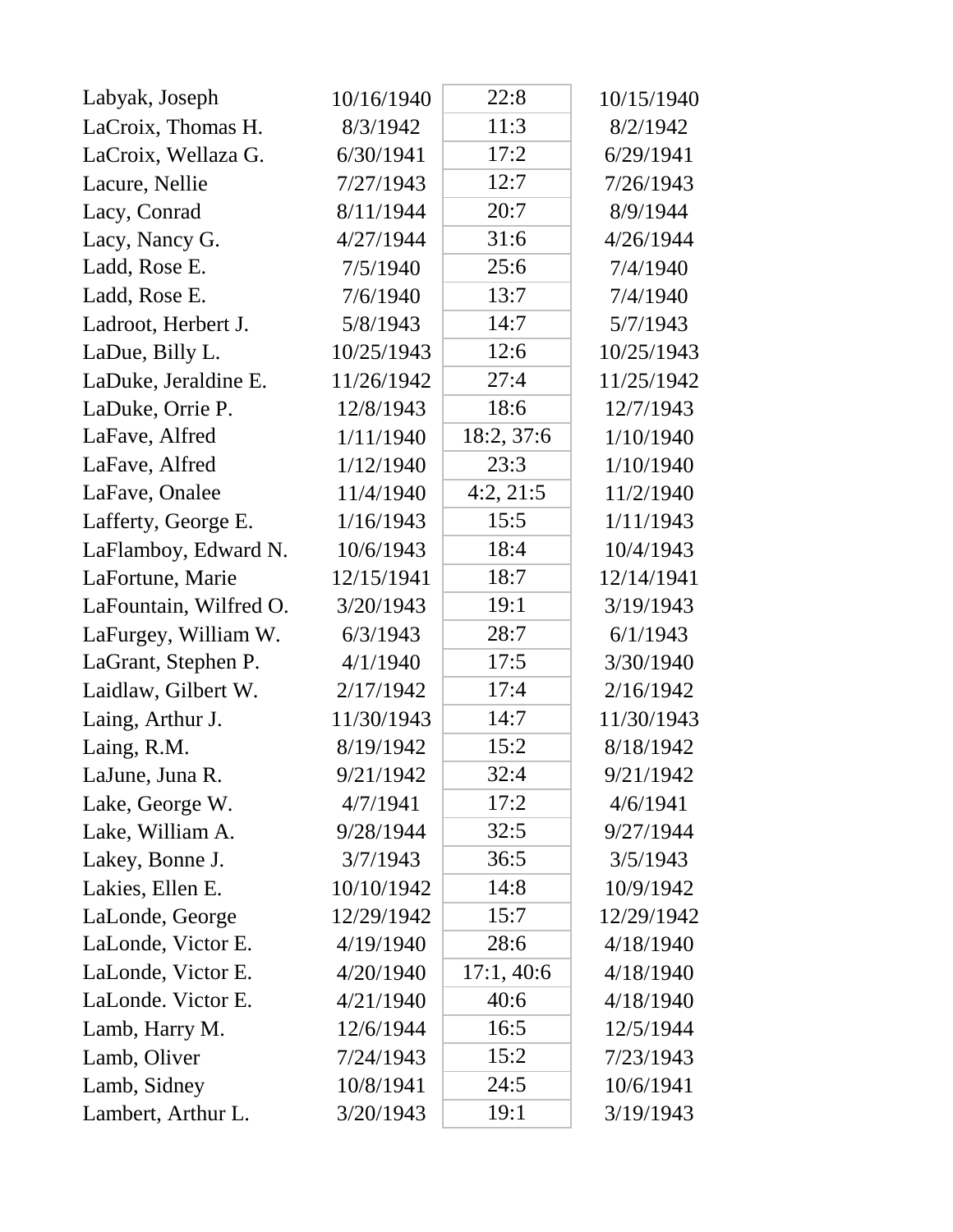| | | | |
|---|---|---|---|
| Labyak, Joseph | 10/16/1940 | 22:8 | 10/15/1940 |
| LaCroix, Thomas H. | 8/3/1942 | 11:3 | 8/2/1942 |
| LaCroix, Wellaza G. | 6/30/1941 | 17:2 | 6/29/1941 |
| Lacure, Nellie | 7/27/1943 | 12:7 | 7/26/1943 |
| Lacy, Conrad | 8/11/1944 | 20:7 | 8/9/1944 |
| Lacy, Nancy G. | 4/27/1944 | 31:6 | 4/26/1944 |
| Ladd, Rose E. | 7/5/1940 | 25:6 | 7/4/1940 |
| Ladd, Rose E. | 7/6/1940 | 13:7 | 7/4/1940 |
| Ladroot, Herbert J. | 5/8/1943 | 14:7 | 5/7/1943 |
| LaDue, Billy L. | 10/25/1943 | 12:6 | 10/25/1943 |
| LaDuke, Jeraldine E. | 11/26/1942 | 27:4 | 11/25/1942 |
| LaDuke, Orrie P. | 12/8/1943 | 18:6 | 12/7/1943 |
| LaFave, Alfred | 1/11/1940 | 18:2, 37:6 | 1/10/1940 |
| LaFave, Alfred | 1/12/1940 | 23:3 | 1/10/1940 |
| LaFave, Onalee | 11/4/1940 | 4:2, 21:5 | 11/2/1940 |
| Lafferty, George E. | 1/16/1943 | 15:5 | 1/11/1943 |
| LaFlamboy, Edward N. | 10/6/1943 | 18:4 | 10/4/1943 |
| LaFortune, Marie | 12/15/1941 | 18:7 | 12/14/1941 |
| LaFountain, Wilfred O. | 3/20/1943 | 19:1 | 3/19/1943 |
| LaFurgey, William W. | 6/3/1943 | 28:7 | 6/1/1943 |
| LaGrant, Stephen P. | 4/1/1940 | 17:5 | 3/30/1940 |
| Laidlaw, Gilbert W. | 2/17/1942 | 17:4 | 2/16/1942 |
| Laing, Arthur J. | 11/30/1943 | 14:7 | 11/30/1943 |
| Laing, R.M. | 8/19/1942 | 15:2 | 8/18/1942 |
| LaJune, Juna R. | 9/21/1942 | 32:4 | 9/21/1942 |
| Lake, George W. | 4/7/1941 | 17:2 | 4/6/1941 |
| Lake, William A. | 9/28/1944 | 32:5 | 9/27/1944 |
| Lakey, Bonne J. | 3/7/1943 | 36:5 | 3/5/1943 |
| Lakies, Ellen E. | 10/10/1942 | 14:8 | 10/9/1942 |
| LaLonde, George | 12/29/1942 | 15:7 | 12/29/1942 |
| LaLonde, Victor E. | 4/19/1940 | 28:6 | 4/18/1940 |
| LaLonde, Victor E. | 4/20/1940 | 17:1, 40:6 | 4/18/1940 |
| LaLonde. Victor E. | 4/21/1940 | 40:6 | 4/18/1940 |
| Lamb, Harry M. | 12/6/1944 | 16:5 | 12/5/1944 |
| Lamb, Oliver | 7/24/1943 | 15:2 | 7/23/1943 |
| Lamb, Sidney | 10/8/1941 | 24:5 | 10/6/1941 |
| Lambert, Arthur L. | 3/20/1943 | 19:1 | 3/19/1943 |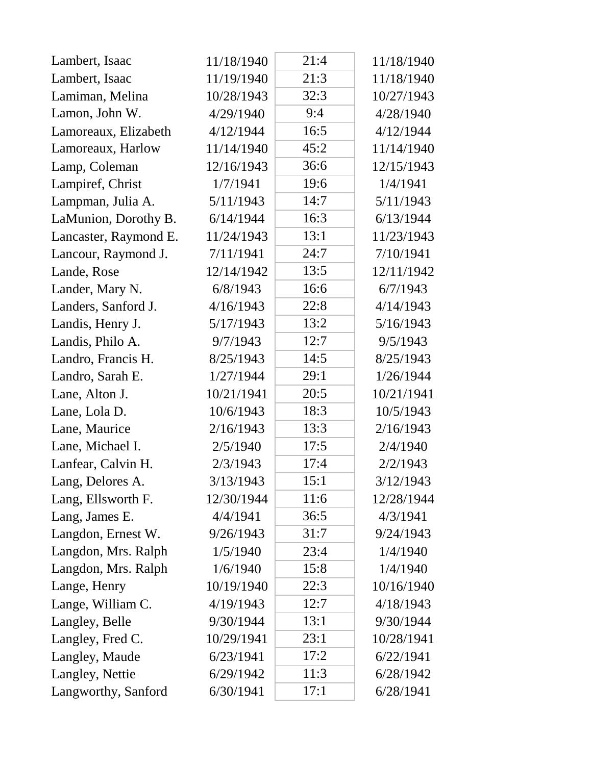| | | | |
|---|---|---|---|
| Lambert, Isaac | 11/18/1940 | 21:4 | 11/18/1940 |
| Lambert, Isaac | 11/19/1940 | 21:3 | 11/18/1940 |
| Lamiman, Melina | 10/28/1943 | 32:3 | 10/27/1943 |
| Lamon, John W. | 4/29/1940 | 9:4 | 4/28/1940 |
| Lamoreaux, Elizabeth | 4/12/1944 | 16:5 | 4/12/1944 |
| Lamoreaux, Harlow | 11/14/1940 | 45:2 | 11/14/1940 |
| Lamp, Coleman | 12/16/1943 | 36:6 | 12/15/1943 |
| Lampiref, Christ | 1/7/1941 | 19:6 | 1/4/1941 |
| Lampman, Julia A. | 5/11/1943 | 14:7 | 5/11/1943 |
| LaMunion, Dorothy B. | 6/14/1944 | 16:3 | 6/13/1944 |
| Lancaster, Raymond E. | 11/24/1943 | 13:1 | 11/23/1943 |
| Lancour, Raymond J. | 7/11/1941 | 24:7 | 7/10/1941 |
| Lande, Rose | 12/14/1942 | 13:5 | 12/11/1942 |
| Lander, Mary N. | 6/8/1943 | 16:6 | 6/7/1943 |
| Landers, Sanford J. | 4/16/1943 | 22:8 | 4/14/1943 |
| Landis, Henry J. | 5/17/1943 | 13:2 | 5/16/1943 |
| Landis, Philo A. | 9/7/1943 | 12:7 | 9/5/1943 |
| Landro, Francis H. | 8/25/1943 | 14:5 | 8/25/1943 |
| Landro, Sarah E. | 1/27/1944 | 29:1 | 1/26/1944 |
| Lane, Alton J. | 10/21/1941 | 20:5 | 10/21/1941 |
| Lane, Lola D. | 10/6/1943 | 18:3 | 10/5/1943 |
| Lane, Maurice | 2/16/1943 | 13:3 | 2/16/1943 |
| Lane, Michael I. | 2/5/1940 | 17:5 | 2/4/1940 |
| Lanfear, Calvin H. | 2/3/1943 | 17:4 | 2/2/1943 |
| Lang, Delores A. | 3/13/1943 | 15:1 | 3/12/1943 |
| Lang, Ellsworth F. | 12/30/1944 | 11:6 | 12/28/1944 |
| Lang, James E. | 4/4/1941 | 36:5 | 4/3/1941 |
| Langdon, Ernest W. | 9/26/1943 | 31:7 | 9/24/1943 |
| Langdon, Mrs. Ralph | 1/5/1940 | 23:4 | 1/4/1940 |
| Langdon, Mrs. Ralph | 1/6/1940 | 15:8 | 1/4/1940 |
| Lange, Henry | 10/19/1940 | 22:3 | 10/16/1940 |
| Lange, William C. | 4/19/1943 | 12:7 | 4/18/1943 |
| Langley, Belle | 9/30/1944 | 13:1 | 9/30/1944 |
| Langley, Fred C. | 10/29/1941 | 23:1 | 10/28/1941 |
| Langley, Maude | 6/23/1941 | 17:2 | 6/22/1941 |
| Langley, Nettie | 6/29/1942 | 11:3 | 6/28/1942 |
| Langworthy, Sanford | 6/30/1941 | 17:1 | 6/28/1941 |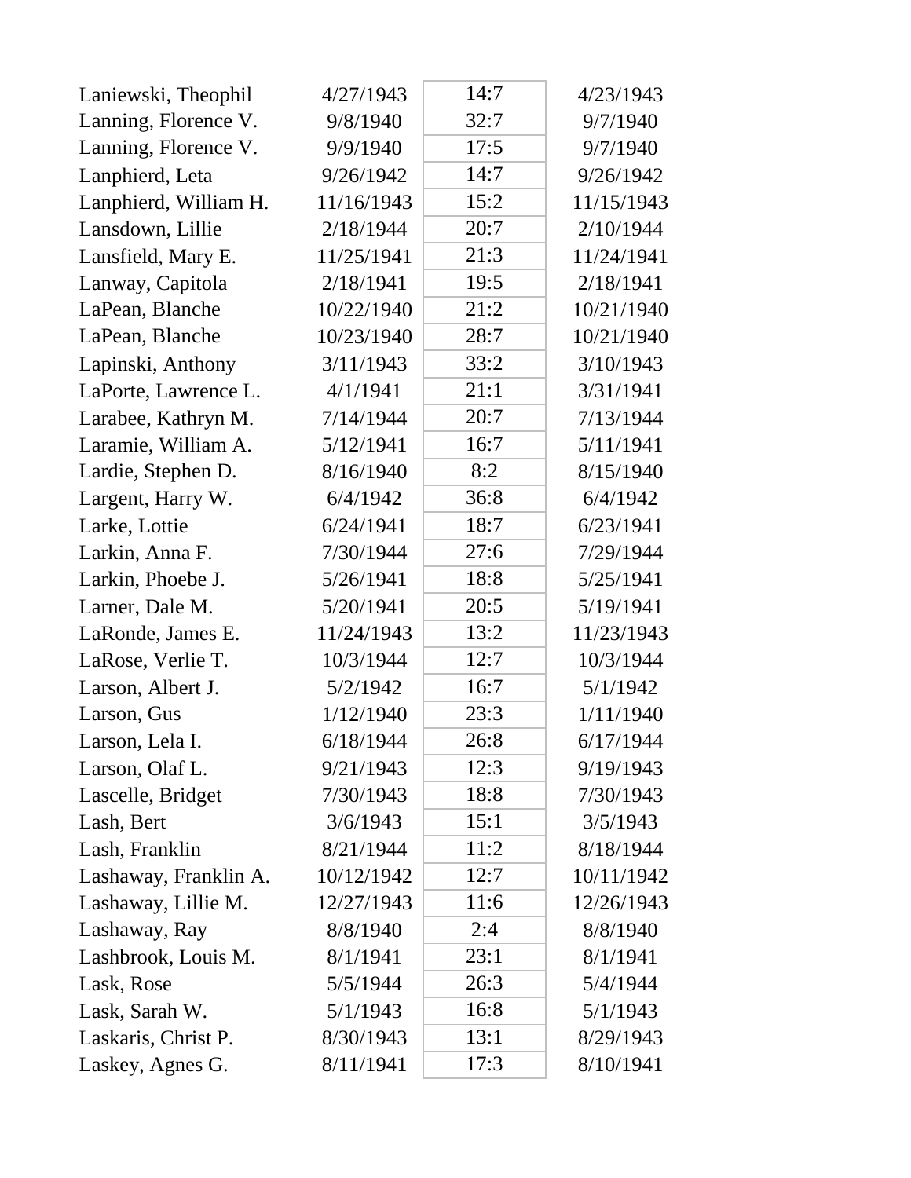| | | | |
|---|---|---|---|
| Laniewski, Theophil | 4/27/1943 | 14:7 | 4/23/1943 |
| Lanning, Florence V. | 9/8/1940 | 32:7 | 9/7/1940 |
| Lanning, Florence V. | 9/9/1940 | 17:5 | 9/7/1940 |
| Lanphierd, Leta | 9/26/1942 | 14:7 | 9/26/1942 |
| Lanphierd, William H. | 11/16/1943 | 15:2 | 11/15/1943 |
| Lansdown, Lillie | 2/18/1944 | 20:7 | 2/10/1944 |
| Lansfield, Mary E. | 11/25/1941 | 21:3 | 11/24/1941 |
| Lanway, Capitola | 2/18/1941 | 19:5 | 2/18/1941 |
| LaPean, Blanche | 10/22/1940 | 21:2 | 10/21/1940 |
| LaPean, Blanche | 10/23/1940 | 28:7 | 10/21/1940 |
| Lapinski, Anthony | 3/11/1943 | 33:2 | 3/10/1943 |
| LaPorte, Lawrence L. | 4/1/1941 | 21:1 | 3/31/1941 |
| Larabee, Kathryn M. | 7/14/1944 | 20:7 | 7/13/1944 |
| Laramie, William A. | 5/12/1941 | 16:7 | 5/11/1941 |
| Lardie, Stephen D. | 8/16/1940 | 8:2 | 8/15/1940 |
| Largent, Harry W. | 6/4/1942 | 36:8 | 6/4/1942 |
| Larke, Lottie | 6/24/1941 | 18:7 | 6/23/1941 |
| Larkin, Anna F. | 7/30/1944 | 27:6 | 7/29/1944 |
| Larkin, Phoebe J. | 5/26/1941 | 18:8 | 5/25/1941 |
| Larner, Dale M. | 5/20/1941 | 20:5 | 5/19/1941 |
| LaRonde, James E. | 11/24/1943 | 13:2 | 11/23/1943 |
| LaRose, Verlie T. | 10/3/1944 | 12:7 | 10/3/1944 |
| Larson, Albert J. | 5/2/1942 | 16:7 | 5/1/1942 |
| Larson, Gus | 1/12/1940 | 23:3 | 1/11/1940 |
| Larson, Lela I. | 6/18/1944 | 26:8 | 6/17/1944 |
| Larson, Olaf L. | 9/21/1943 | 12:3 | 9/19/1943 |
| Lascelle, Bridget | 7/30/1943 | 18:8 | 7/30/1943 |
| Lash, Bert | 3/6/1943 | 15:1 | 3/5/1943 |
| Lash, Franklin | 8/21/1944 | 11:2 | 8/18/1944 |
| Lashaway, Franklin A. | 10/12/1942 | 12:7 | 10/11/1942 |
| Lashaway, Lillie M. | 12/27/1943 | 11:6 | 12/26/1943 |
| Lashaway, Ray | 8/8/1940 | 2:4 | 8/8/1940 |
| Lashbrook, Louis M. | 8/1/1941 | 23:1 | 8/1/1941 |
| Lask, Rose | 5/5/1944 | 26:3 | 5/4/1944 |
| Lask, Sarah W. | 5/1/1943 | 16:8 | 5/1/1943 |
| Laskaris, Christ P. | 8/30/1943 | 13:1 | 8/29/1943 |
| Laskey, Agnes G. | 8/11/1941 | 17:3 | 8/10/1941 |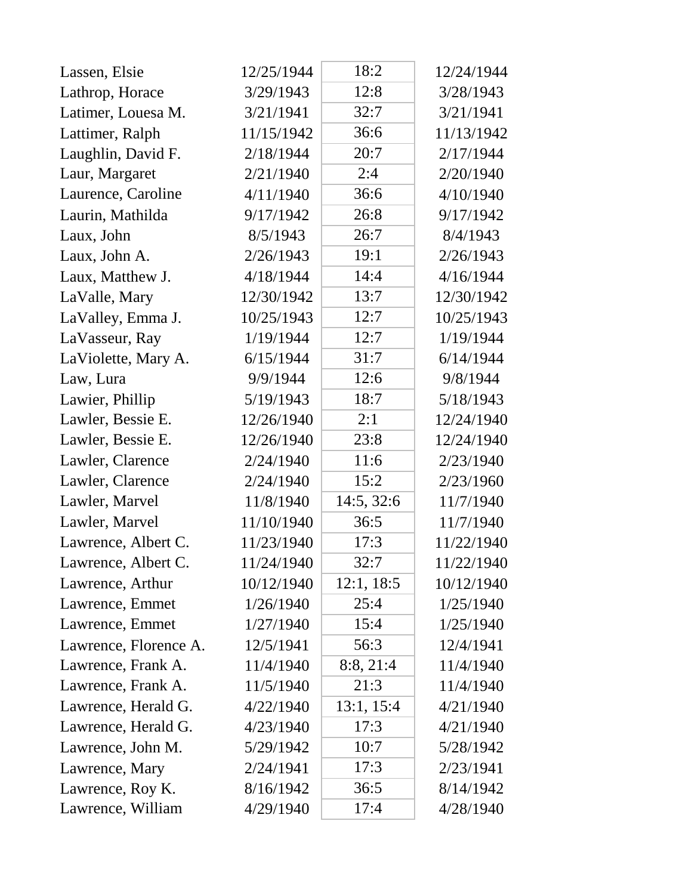| | | | |
|---|---|---|---|
| Lassen, Elsie | 12/25/1944 | 18:2 | 12/24/1944 |
| Lathrop, Horace | 3/29/1943 | 12:8 | 3/28/1943 |
| Latimer, Louesa M. | 3/21/1941 | 32:7 | 3/21/1941 |
| Lattimer, Ralph | 11/15/1942 | 36:6 | 11/13/1942 |
| Laughlin, David F. | 2/18/1944 | 20:7 | 2/17/1944 |
| Laur, Margaret | 2/21/1940 | 2:4 | 2/20/1940 |
| Laurence, Caroline | 4/11/1940 | 36:6 | 4/10/1940 |
| Laurin, Mathilda | 9/17/1942 | 26:8 | 9/17/1942 |
| Laux, John | 8/5/1943 | 26:7 | 8/4/1943 |
| Laux, John A. | 2/26/1943 | 19:1 | 2/26/1943 |
| Laux, Matthew J. | 4/18/1944 | 14:4 | 4/16/1944 |
| LaValle, Mary | 12/30/1942 | 13:7 | 12/30/1942 |
| LaValley, Emma J. | 10/25/1943 | 12:7 | 10/25/1943 |
| LaVasseur, Ray | 1/19/1944 | 12:7 | 1/19/1944 |
| LaViolette, Mary A. | 6/15/1944 | 31:7 | 6/14/1944 |
| Law, Lura | 9/9/1944 | 12:6 | 9/8/1944 |
| Lawier, Phillip | 5/19/1943 | 18:7 | 5/18/1943 |
| Lawler, Bessie E. | 12/26/1940 | 2:1 | 12/24/1940 |
| Lawler, Bessie E. | 12/26/1940 | 23:8 | 12/24/1940 |
| Lawler, Clarence | 2/24/1940 | 11:6 | 2/23/1940 |
| Lawler, Clarence | 2/24/1940 | 15:2 | 2/23/1960 |
| Lawler, Marvel | 11/8/1940 | 14:5, 32:6 | 11/7/1940 |
| Lawler, Marvel | 11/10/1940 | 36:5 | 11/7/1940 |
| Lawrence, Albert C. | 11/23/1940 | 17:3 | 11/22/1940 |
| Lawrence, Albert C. | 11/24/1940 | 32:7 | 11/22/1940 |
| Lawrence, Arthur | 10/12/1940 | 12:1, 18:5 | 10/12/1940 |
| Lawrence, Emmet | 1/26/1940 | 25:4 | 1/25/1940 |
| Lawrence, Emmet | 1/27/1940 | 15:4 | 1/25/1940 |
| Lawrence, Florence A. | 12/5/1941 | 56:3 | 12/4/1941 |
| Lawrence, Frank A. | 11/4/1940 | 8:8, 21:4 | 11/4/1940 |
| Lawrence, Frank A. | 11/5/1940 | 21:3 | 11/4/1940 |
| Lawrence, Herald G. | 4/22/1940 | 13:1, 15:4 | 4/21/1940 |
| Lawrence, Herald G. | 4/23/1940 | 17:3 | 4/21/1940 |
| Lawrence, John M. | 5/29/1942 | 10:7 | 5/28/1942 |
| Lawrence, Mary | 2/24/1941 | 17:3 | 2/23/1941 |
| Lawrence, Roy K. | 8/16/1942 | 36:5 | 8/14/1942 |
| Lawrence, William | 4/29/1940 | 17:4 | 4/28/1940 |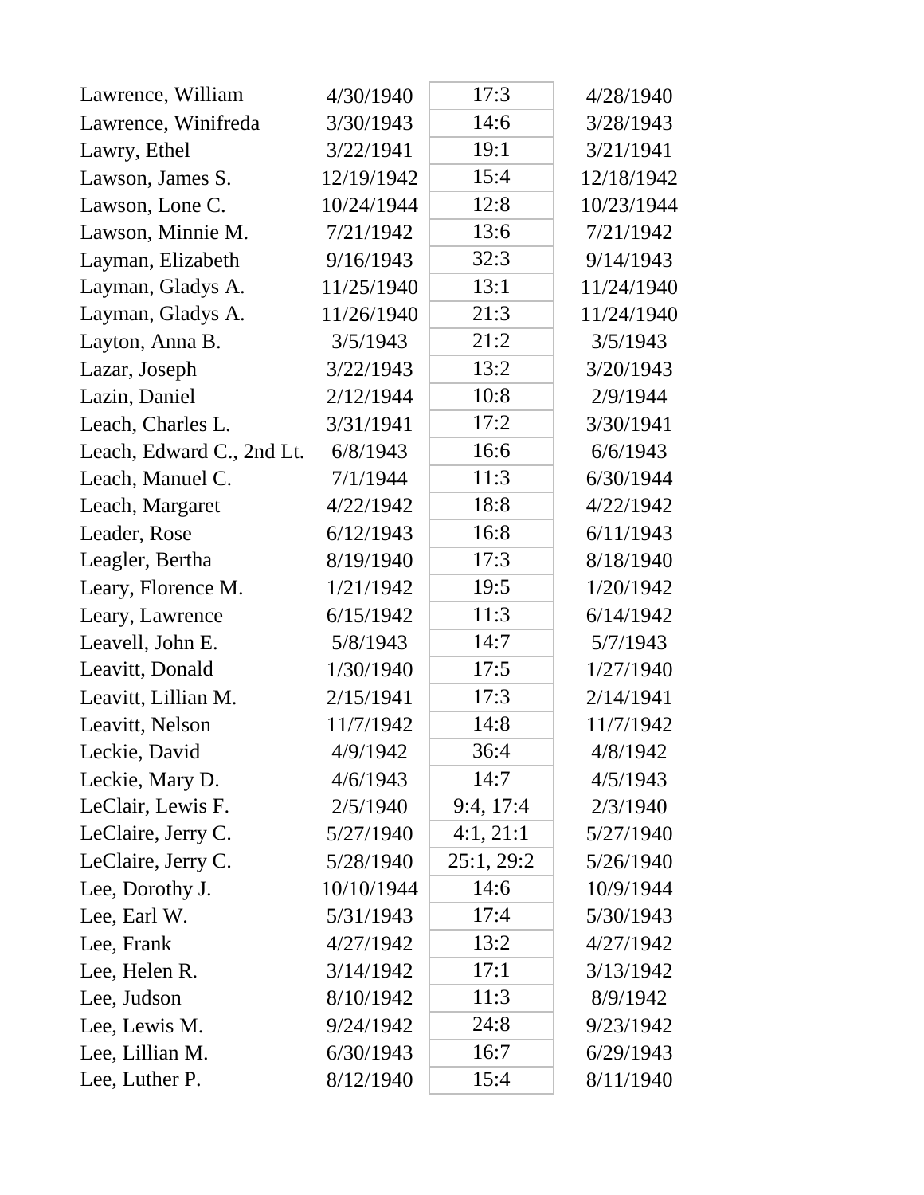| | | | |
|---|---|---|---|
| Lawrence, William | 4/30/1940 | 17:3 | 4/28/1940 |
| Lawrence, Winifreda | 3/30/1943 | 14:6 | 3/28/1943 |
| Lawry, Ethel | 3/22/1941 | 19:1 | 3/21/1941 |
| Lawson, James S. | 12/19/1942 | 15:4 | 12/18/1942 |
| Lawson, Lone C. | 10/24/1944 | 12:8 | 10/23/1944 |
| Lawson, Minnie M. | 7/21/1942 | 13:6 | 7/21/1942 |
| Layman, Elizabeth | 9/16/1943 | 32:3 | 9/14/1943 |
| Layman, Gladys A. | 11/25/1940 | 13:1 | 11/24/1940 |
| Layman, Gladys A. | 11/26/1940 | 21:3 | 11/24/1940 |
| Layton, Anna B. | 3/5/1943 | 21:2 | 3/5/1943 |
| Lazar, Joseph | 3/22/1943 | 13:2 | 3/20/1943 |
| Lazin, Daniel | 2/12/1944 | 10:8 | 2/9/1944 |
| Leach, Charles L. | 3/31/1941 | 17:2 | 3/30/1941 |
| Leach, Edward C., 2nd Lt. | 6/8/1943 | 16:6 | 6/6/1943 |
| Leach, Manuel C. | 7/1/1944 | 11:3 | 6/30/1944 |
| Leach, Margaret | 4/22/1942 | 18:8 | 4/22/1942 |
| Leader, Rose | 6/12/1943 | 16:8 | 6/11/1943 |
| Leagler, Bertha | 8/19/1940 | 17:3 | 8/18/1940 |
| Leary, Florence M. | 1/21/1942 | 19:5 | 1/20/1942 |
| Leary, Lawrence | 6/15/1942 | 11:3 | 6/14/1942 |
| Leavell, John E. | 5/8/1943 | 14:7 | 5/7/1943 |
| Leavitt, Donald | 1/30/1940 | 17:5 | 1/27/1940 |
| Leavitt, Lillian M. | 2/15/1941 | 17:3 | 2/14/1941 |
| Leavitt, Nelson | 11/7/1942 | 14:8 | 11/7/1942 |
| Leckie, David | 4/9/1942 | 36:4 | 4/8/1942 |
| Leckie, Mary D. | 4/6/1943 | 14:7 | 4/5/1943 |
| LeClair, Lewis F. | 2/5/1940 | 9:4, 17:4 | 2/3/1940 |
| LeClaire, Jerry C. | 5/27/1940 | 4:1, 21:1 | 5/27/1940 |
| LeClaire, Jerry C. | 5/28/1940 | 25:1, 29:2 | 5/26/1940 |
| Lee, Dorothy J. | 10/10/1944 | 14:6 | 10/9/1944 |
| Lee, Earl W. | 5/31/1943 | 17:4 | 5/30/1943 |
| Lee, Frank | 4/27/1942 | 13:2 | 4/27/1942 |
| Lee, Helen R. | 3/14/1942 | 17:1 | 3/13/1942 |
| Lee, Judson | 8/10/1942 | 11:3 | 8/9/1942 |
| Lee, Lewis M. | 9/24/1942 | 24:8 | 9/23/1942 |
| Lee, Lillian M. | 6/30/1943 | 16:7 | 6/29/1943 |
| Lee, Luther P. | 8/12/1940 | 15:4 | 8/11/1940 |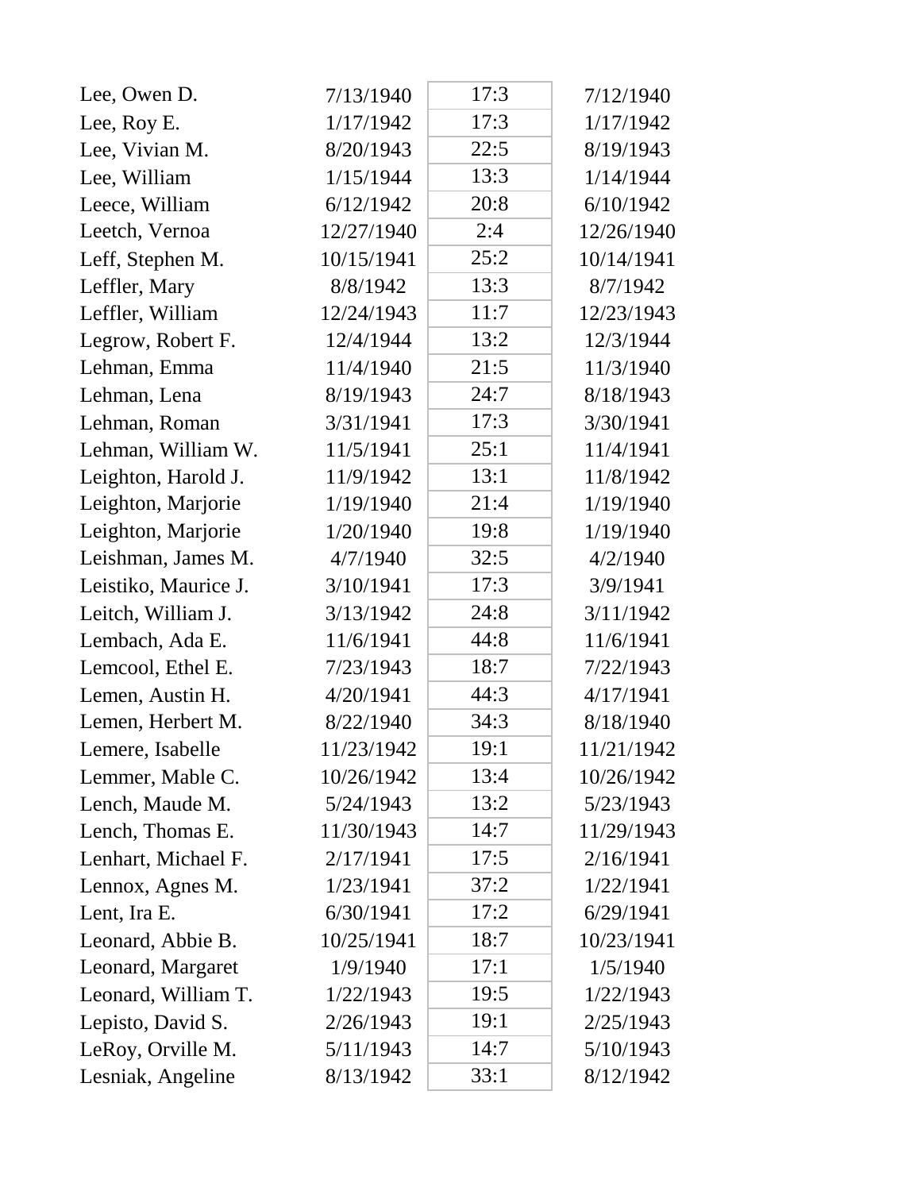| | | | |
|---|---|---|---|
| Lee, Owen D. | 7/13/1940 | 17:3 | 7/12/1940 |
| Lee, Roy E. | 1/17/1942 | 17:3 | 1/17/1942 |
| Lee, Vivian M. | 8/20/1943 | 22:5 | 8/19/1943 |
| Lee, William | 1/15/1944 | 13:3 | 1/14/1944 |
| Leece, William | 6/12/1942 | 20:8 | 6/10/1942 |
| Leetch, Vernoa | 12/27/1940 | 2:4 | 12/26/1940 |
| Leff, Stephen M. | 10/15/1941 | 25:2 | 10/14/1941 |
| Leffler, Mary | 8/8/1942 | 13:3 | 8/7/1942 |
| Leffler, William | 12/24/1943 | 11:7 | 12/23/1943 |
| Legrow, Robert F. | 12/4/1944 | 13:2 | 12/3/1944 |
| Lehman, Emma | 11/4/1940 | 21:5 | 11/3/1940 |
| Lehman, Lena | 8/19/1943 | 24:7 | 8/18/1943 |
| Lehman, Roman | 3/31/1941 | 17:3 | 3/30/1941 |
| Lehman, William W. | 11/5/1941 | 25:1 | 11/4/1941 |
| Leighton, Harold J. | 11/9/1942 | 13:1 | 11/8/1942 |
| Leighton, Marjorie | 1/19/1940 | 21:4 | 1/19/1940 |
| Leighton, Marjorie | 1/20/1940 | 19:8 | 1/19/1940 |
| Leishman, James M. | 4/7/1940 | 32:5 | 4/2/1940 |
| Leistiko, Maurice J. | 3/10/1941 | 17:3 | 3/9/1941 |
| Leitch, William J. | 3/13/1942 | 24:8 | 3/11/1942 |
| Lembach, Ada E. | 11/6/1941 | 44:8 | 11/6/1941 |
| Lemcool, Ethel E. | 7/23/1943 | 18:7 | 7/22/1943 |
| Lemen, Austin H. | 4/20/1941 | 44:3 | 4/17/1941 |
| Lemen, Herbert M. | 8/22/1940 | 34:3 | 8/18/1940 |
| Lemere, Isabelle | 11/23/1942 | 19:1 | 11/21/1942 |
| Lemmer, Mable C. | 10/26/1942 | 13:4 | 10/26/1942 |
| Lench, Maude M. | 5/24/1943 | 13:2 | 5/23/1943 |
| Lench, Thomas E. | 11/30/1943 | 14:7 | 11/29/1943 |
| Lenhart, Michael F. | 2/17/1941 | 17:5 | 2/16/1941 |
| Lennox, Agnes M. | 1/23/1941 | 37:2 | 1/22/1941 |
| Lent, Ira E. | 6/30/1941 | 17:2 | 6/29/1941 |
| Leonard, Abbie B. | 10/25/1941 | 18:7 | 10/23/1941 |
| Leonard, Margaret | 1/9/1940 | 17:1 | 1/5/1940 |
| Leonard, William T. | 1/22/1943 | 19:5 | 1/22/1943 |
| Lepisto, David S. | 2/26/1943 | 19:1 | 2/25/1943 |
| LeRoy, Orville M. | 5/11/1943 | 14:7 | 5/10/1943 |
| Lesniak, Angeline | 8/13/1942 | 33:1 | 8/12/1942 |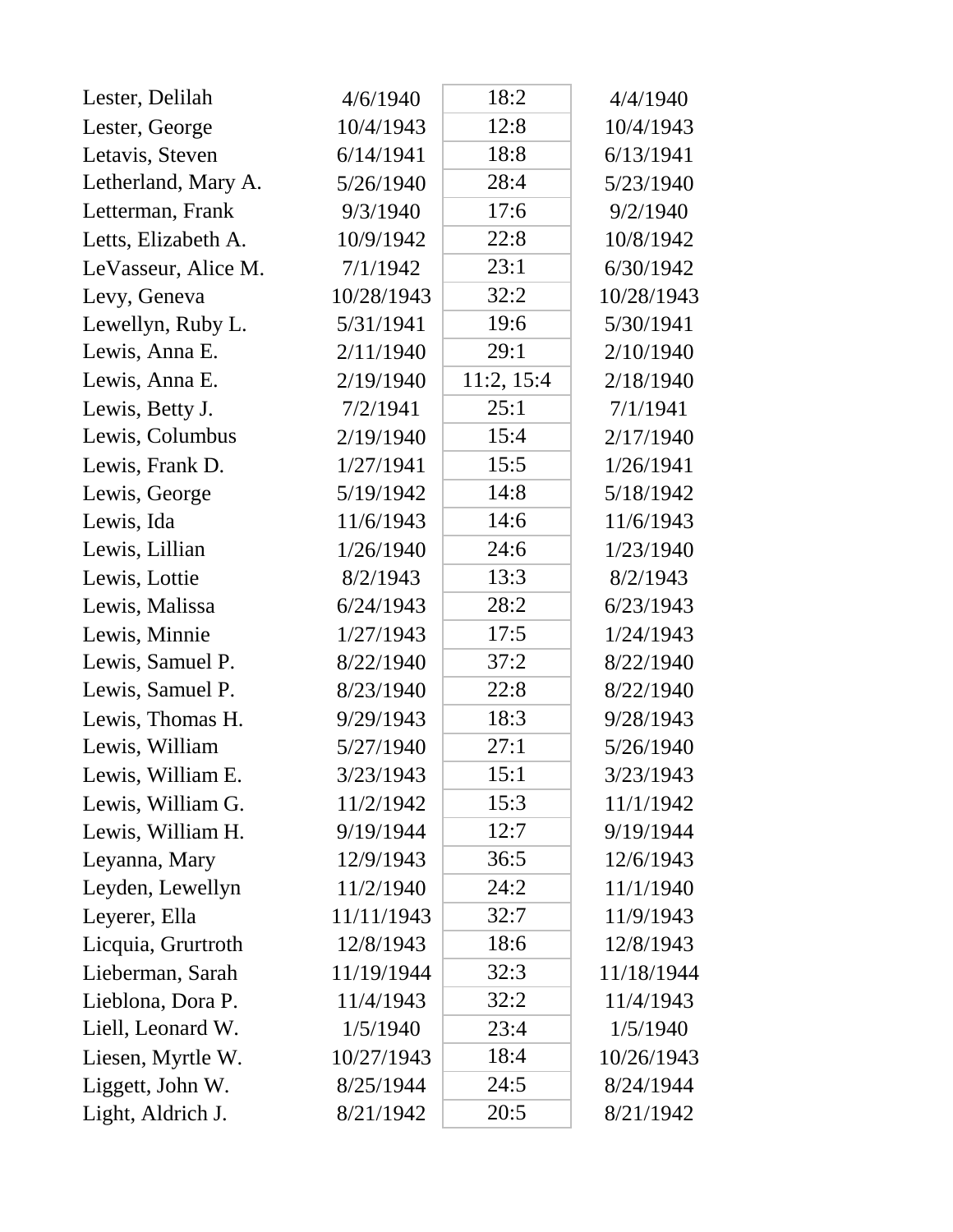| | | | |
|---|---|---|---|
| Lester, Delilah | 4/6/1940 | 18:2 | 4/4/1940 |
| Lester, George | 10/4/1943 | 12:8 | 10/4/1943 |
| Letavis, Steven | 6/14/1941 | 18:8 | 6/13/1941 |
| Letherland, Mary A. | 5/26/1940 | 28:4 | 5/23/1940 |
| Letterman, Frank | 9/3/1940 | 17:6 | 9/2/1940 |
| Letts, Elizabeth A. | 10/9/1942 | 22:8 | 10/8/1942 |
| LeVasseur, Alice M. | 7/1/1942 | 23:1 | 6/30/1942 |
| Levy, Geneva | 10/28/1943 | 32:2 | 10/28/1943 |
| Lewellyn, Ruby L. | 5/31/1941 | 19:6 | 5/30/1941 |
| Lewis, Anna E. | 2/11/1940 | 29:1 | 2/10/1940 |
| Lewis, Anna E. | 2/19/1940 | 11:2, 15:4 | 2/18/1940 |
| Lewis, Betty J. | 7/2/1941 | 25:1 | 7/1/1941 |
| Lewis, Columbus | 2/19/1940 | 15:4 | 2/17/1940 |
| Lewis, Frank D. | 1/27/1941 | 15:5 | 1/26/1941 |
| Lewis, George | 5/19/1942 | 14:8 | 5/18/1942 |
| Lewis, Ida | 11/6/1943 | 14:6 | 11/6/1943 |
| Lewis, Lillian | 1/26/1940 | 24:6 | 1/23/1940 |
| Lewis, Lottie | 8/2/1943 | 13:3 | 8/2/1943 |
| Lewis, Malissa | 6/24/1943 | 28:2 | 6/23/1943 |
| Lewis, Minnie | 1/27/1943 | 17:5 | 1/24/1943 |
| Lewis, Samuel P. | 8/22/1940 | 37:2 | 8/22/1940 |
| Lewis, Samuel P. | 8/23/1940 | 22:8 | 8/22/1940 |
| Lewis, Thomas H. | 9/29/1943 | 18:3 | 9/28/1943 |
| Lewis, William | 5/27/1940 | 27:1 | 5/26/1940 |
| Lewis, William E. | 3/23/1943 | 15:1 | 3/23/1943 |
| Lewis, William G. | 11/2/1942 | 15:3 | 11/1/1942 |
| Lewis, William H. | 9/19/1944 | 12:7 | 9/19/1944 |
| Leyanna, Mary | 12/9/1943 | 36:5 | 12/6/1943 |
| Leyden, Lewellyn | 11/2/1940 | 24:2 | 11/1/1940 |
| Leyerer, Ella | 11/11/1943 | 32:7 | 11/9/1943 |
| Licquia, Grurtroth | 12/8/1943 | 18:6 | 12/8/1943 |
| Lieberman, Sarah | 11/19/1944 | 32:3 | 11/18/1944 |
| Lieblona, Dora P. | 11/4/1943 | 32:2 | 11/4/1943 |
| Liell, Leonard W. | 1/5/1940 | 23:4 | 1/5/1940 |
| Liesen, Myrtle W. | 10/27/1943 | 18:4 | 10/26/1943 |
| Liggett, John W. | 8/25/1944 | 24:5 | 8/24/1944 |
| Light, Aldrich J. | 8/21/1942 | 20:5 | 8/21/1942 |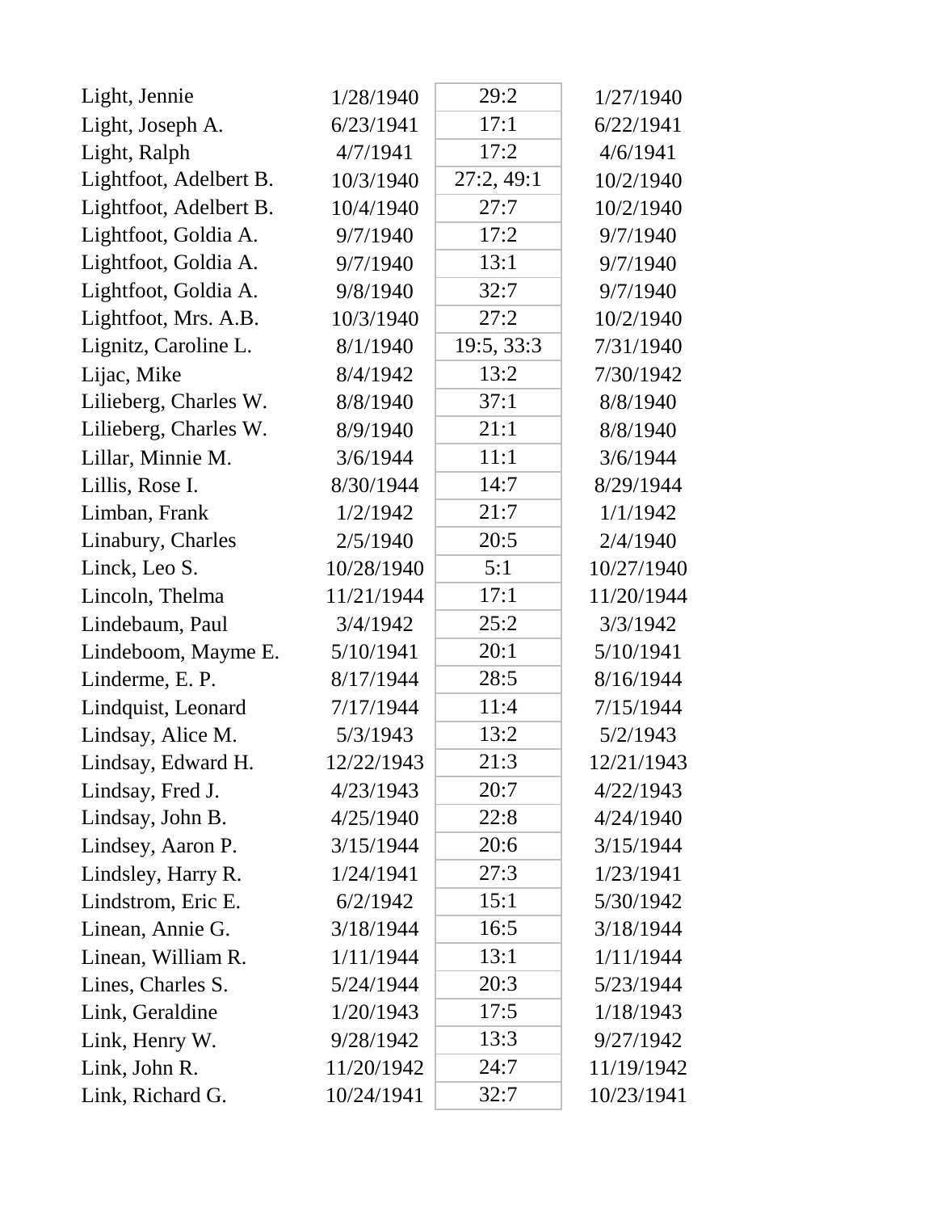| | | | |
|---|---|---|---|
| Light, Jennie | 1/28/1940 | 29:2 | 1/27/1940 |
| Light, Joseph A. | 6/23/1941 | 17:1 | 6/22/1941 |
| Light, Ralph | 4/7/1941 | 17:2 | 4/6/1941 |
| Lightfoot, Adelbert B. | 10/3/1940 | 27:2, 49:1 | 10/2/1940 |
| Lightfoot, Adelbert B. | 10/4/1940 | 27:7 | 10/2/1940 |
| Lightfoot, Goldia A. | 9/7/1940 | 17:2 | 9/7/1940 |
| Lightfoot, Goldia A. | 9/7/1940 | 13:1 | 9/7/1940 |
| Lightfoot, Goldia A. | 9/8/1940 | 32:7 | 9/7/1940 |
| Lightfoot, Mrs. A.B. | 10/3/1940 | 27:2 | 10/2/1940 |
| Lignitz, Caroline L. | 8/1/1940 | 19:5, 33:3 | 7/31/1940 |
| Lijac, Mike | 8/4/1942 | 13:2 | 7/30/1942 |
| Lilieberg, Charles W. | 8/8/1940 | 37:1 | 8/8/1940 |
| Lilieberg, Charles W. | 8/9/1940 | 21:1 | 8/8/1940 |
| Lillar, Minnie M. | 3/6/1944 | 11:1 | 3/6/1944 |
| Lillis, Rose I. | 8/30/1944 | 14:7 | 8/29/1944 |
| Limban, Frank | 1/2/1942 | 21:7 | 1/1/1942 |
| Linabury, Charles | 2/5/1940 | 20:5 | 2/4/1940 |
| Linck, Leo S. | 10/28/1940 | 5:1 | 10/27/1940 |
| Lincoln, Thelma | 11/21/1944 | 17:1 | 11/20/1944 |
| Lindebaum, Paul | 3/4/1942 | 25:2 | 3/3/1942 |
| Lindeboom, Mayme E. | 5/10/1941 | 20:1 | 5/10/1941 |
| Linderme, E. P. | 8/17/1944 | 28:5 | 8/16/1944 |
| Lindquist, Leonard | 7/17/1944 | 11:4 | 7/15/1944 |
| Lindsay, Alice M. | 5/3/1943 | 13:2 | 5/2/1943 |
| Lindsay, Edward H. | 12/22/1943 | 21:3 | 12/21/1943 |
| Lindsay, Fred J. | 4/23/1943 | 20:7 | 4/22/1943 |
| Lindsay, John B. | 4/25/1940 | 22:8 | 4/24/1940 |
| Lindsey, Aaron P. | 3/15/1944 | 20:6 | 3/15/1944 |
| Lindsley, Harry R. | 1/24/1941 | 27:3 | 1/23/1941 |
| Lindstrom, Eric E. | 6/2/1942 | 15:1 | 5/30/1942 |
| Linean, Annie G. | 3/18/1944 | 16:5 | 3/18/1944 |
| Linean, William R. | 1/11/1944 | 13:1 | 1/11/1944 |
| Lines, Charles S. | 5/24/1944 | 20:3 | 5/23/1944 |
| Link, Geraldine | 1/20/1943 | 17:5 | 1/18/1943 |
| Link, Henry W. | 9/28/1942 | 13:3 | 9/27/1942 |
| Link, John R. | 11/20/1942 | 24:7 | 11/19/1942 |
| Link, Richard G. | 10/24/1941 | 32:7 | 10/23/1941 |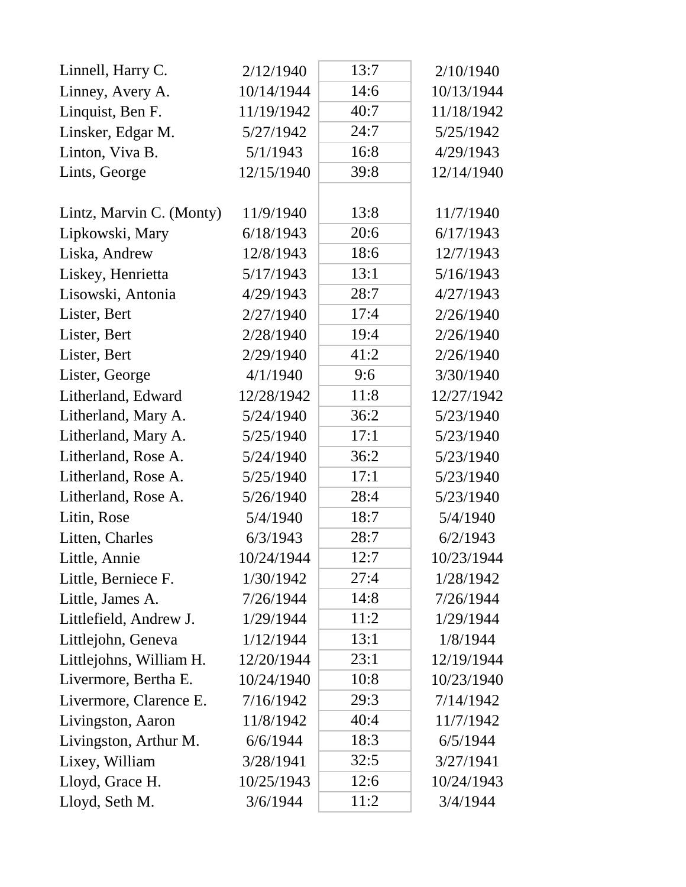| | | | |
|---|---|---|---|
| Linnell, Harry C. | 2/12/1940 | 13:7 | 2/10/1940 |
| Linney, Avery A. | 10/14/1944 | 14:6 | 10/13/1944 |
| Linquist, Ben F. | 11/19/1942 | 40:7 | 11/18/1942 |
| Linsker, Edgar M. | 5/27/1942 | 24:7 | 5/25/1942 |
| Linton, Viva B. | 5/1/1943 | 16:8 | 4/29/1943 |
| Lints, George | 12/15/1940 | 39:8 | 12/14/1940 |
| Lintz, Marvin C. (Monty) | 11/9/1940 | 13:8 | 11/7/1940 |
| Lipkowski, Mary | 6/18/1943 | 20:6 | 6/17/1943 |
| Liska, Andrew | 12/8/1943 | 18:6 | 12/7/1943 |
| Liskey, Henrietta | 5/17/1943 | 13:1 | 5/16/1943 |
| Lisowski, Antonia | 4/29/1943 | 28:7 | 4/27/1943 |
| Lister, Bert | 2/27/1940 | 17:4 | 2/26/1940 |
| Lister, Bert | 2/28/1940 | 19:4 | 2/26/1940 |
| Lister, Bert | 2/29/1940 | 41:2 | 2/26/1940 |
| Lister, George | 4/1/1940 | 9:6 | 3/30/1940 |
| Litherland, Edward | 12/28/1942 | 11:8 | 12/27/1942 |
| Litherland, Mary A. | 5/24/1940 | 36:2 | 5/23/1940 |
| Litherland, Mary A. | 5/25/1940 | 17:1 | 5/23/1940 |
| Litherland, Rose A. | 5/24/1940 | 36:2 | 5/23/1940 |
| Litherland, Rose A. | 5/25/1940 | 17:1 | 5/23/1940 |
| Litherland, Rose A. | 5/26/1940 | 28:4 | 5/23/1940 |
| Litin, Rose | 5/4/1940 | 18:7 | 5/4/1940 |
| Litten, Charles | 6/3/1943 | 28:7 | 6/2/1943 |
| Little, Annie | 10/24/1944 | 12:7 | 10/23/1944 |
| Little, Berniece F. | 1/30/1942 | 27:4 | 1/28/1942 |
| Little, James A. | 7/26/1944 | 14:8 | 7/26/1944 |
| Littlefield, Andrew J. | 1/29/1944 | 11:2 | 1/29/1944 |
| Littlejohn, Geneva | 1/12/1944 | 13:1 | 1/8/1944 |
| Littlejohns, William H. | 12/20/1944 | 23:1 | 12/19/1944 |
| Livermore, Bertha E. | 10/24/1940 | 10:8 | 10/23/1940 |
| Livermore, Clarence E. | 7/16/1942 | 29:3 | 7/14/1942 |
| Livingston, Aaron | 11/8/1942 | 40:4 | 11/7/1942 |
| Livingston, Arthur M. | 6/6/1944 | 18:3 | 6/5/1944 |
| Lixey, William | 3/28/1941 | 32:5 | 3/27/1941 |
| Lloyd, Grace H. | 10/25/1943 | 12:6 | 10/24/1943 |
| Lloyd, Seth M. | 3/6/1944 | 11:2 | 3/4/1944 |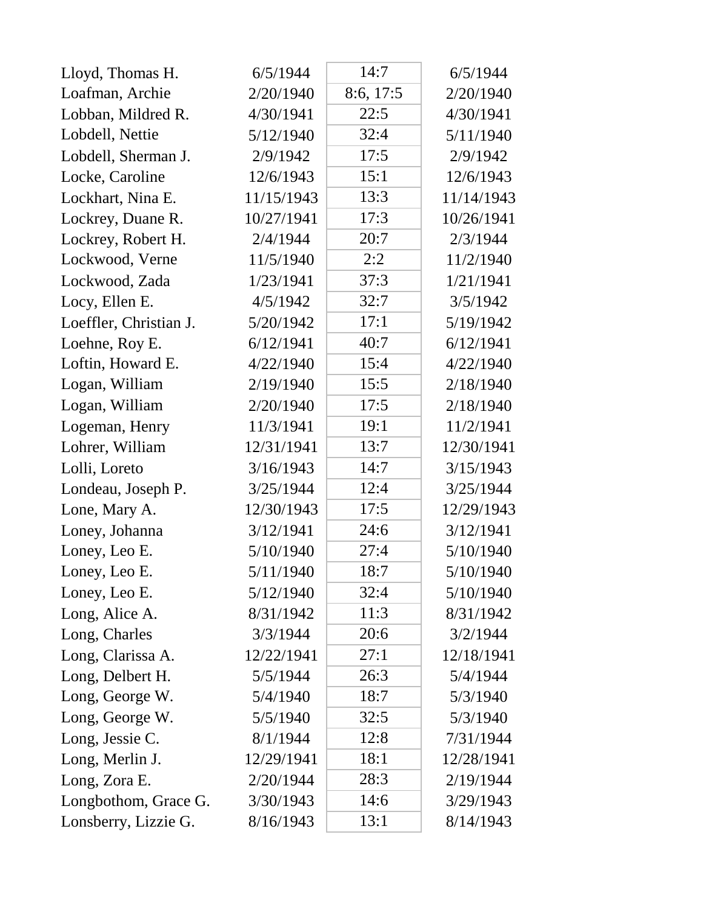| | | | |
|---|---|---|---|
| Lloyd, Thomas H. | 6/5/1944 | 14:7 | 6/5/1944 |
| Loafman, Archie | 2/20/1940 | 8:6, 17:5 | 2/20/1940 |
| Lobban, Mildred R. | 4/30/1941 | 22:5 | 4/30/1941 |
| Lobdell, Nettie | 5/12/1940 | 32:4 | 5/11/1940 |
| Lobdell, Sherman J. | 2/9/1942 | 17:5 | 2/9/1942 |
| Locke, Caroline | 12/6/1943 | 15:1 | 12/6/1943 |
| Lockhart, Nina E. | 11/15/1943 | 13:3 | 11/14/1943 |
| Lockrey, Duane R. | 10/27/1941 | 17:3 | 10/26/1941 |
| Lockrey, Robert H. | 2/4/1944 | 20:7 | 2/3/1944 |
| Lockwood, Verne | 11/5/1940 | 2:2 | 11/2/1940 |
| Lockwood, Zada | 1/23/1941 | 37:3 | 1/21/1941 |
| Locy, Ellen E. | 4/5/1942 | 32:7 | 3/5/1942 |
| Loeffler, Christian J. | 5/20/1942 | 17:1 | 5/19/1942 |
| Loehne, Roy E. | 6/12/1941 | 40:7 | 6/12/1941 |
| Loftin, Howard E. | 4/22/1940 | 15:4 | 4/22/1940 |
| Logan, William | 2/19/1940 | 15:5 | 2/18/1940 |
| Logan, William | 2/20/1940 | 17:5 | 2/18/1940 |
| Logeman, Henry | 11/3/1941 | 19:1 | 11/2/1941 |
| Lohrer, William | 12/31/1941 | 13:7 | 12/30/1941 |
| Lolli, Loreto | 3/16/1943 | 14:7 | 3/15/1943 |
| Londeau, Joseph P. | 3/25/1944 | 12:4 | 3/25/1944 |
| Lone, Mary A. | 12/30/1943 | 17:5 | 12/29/1943 |
| Loney, Johanna | 3/12/1941 | 24:6 | 3/12/1941 |
| Loney, Leo E. | 5/10/1940 | 27:4 | 5/10/1940 |
| Loney, Leo E. | 5/11/1940 | 18:7 | 5/10/1940 |
| Loney, Leo E. | 5/12/1940 | 32:4 | 5/10/1940 |
| Long, Alice A. | 8/31/1942 | 11:3 | 8/31/1942 |
| Long, Charles | 3/3/1944 | 20:6 | 3/2/1944 |
| Long, Clarissa A. | 12/22/1941 | 27:1 | 12/18/1941 |
| Long, Delbert H. | 5/5/1944 | 26:3 | 5/4/1944 |
| Long, George W. | 5/4/1940 | 18:7 | 5/3/1940 |
| Long, George W. | 5/5/1940 | 32:5 | 5/3/1940 |
| Long, Jessie C. | 8/1/1944 | 12:8 | 7/31/1944 |
| Long, Merlin J. | 12/29/1941 | 18:1 | 12/28/1941 |
| Long, Zora E. | 2/20/1944 | 28:3 | 2/19/1944 |
| Longbothom, Grace G. | 3/30/1943 | 14:6 | 3/29/1943 |
| Lonsberry, Lizzie G. | 8/16/1943 | 13:1 | 8/14/1943 |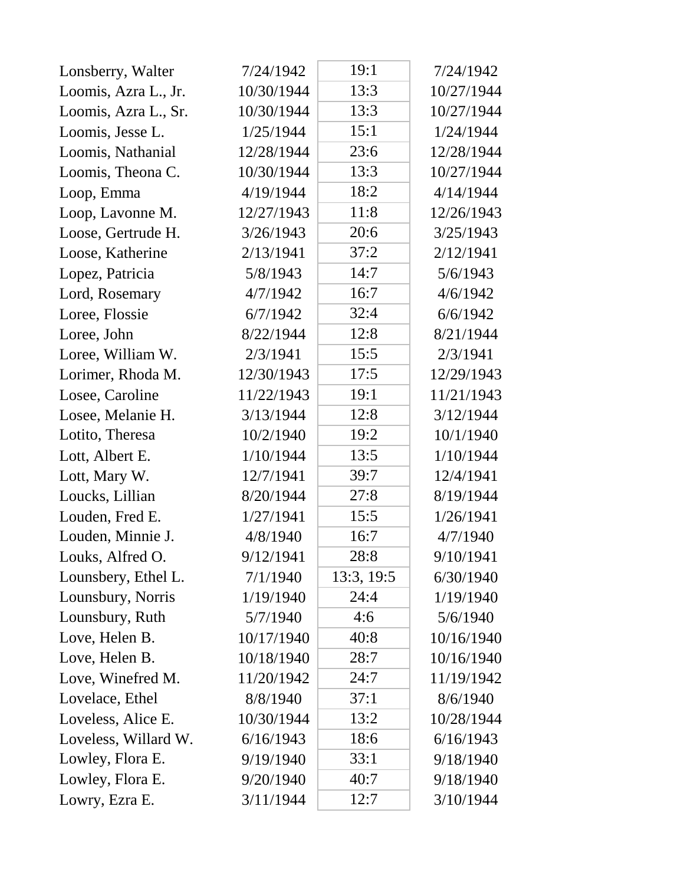| | | | |
|---|---|---|---|
| Lonsberry, Walter | 7/24/1942 | 19:1 | 7/24/1942 |
| Loomis, Azra L., Jr. | 10/30/1944 | 13:3 | 10/27/1944 |
| Loomis, Azra L., Sr. | 10/30/1944 | 13:3 | 10/27/1944 |
| Loomis, Jesse L. | 1/25/1944 | 15:1 | 1/24/1944 |
| Loomis, Nathanial | 12/28/1944 | 23:6 | 12/28/1944 |
| Loomis, Theona C. | 10/30/1944 | 13:3 | 10/27/1944 |
| Loop, Emma | 4/19/1944 | 18:2 | 4/14/1944 |
| Loop, Lavonne M. | 12/27/1943 | 11:8 | 12/26/1943 |
| Loose, Gertrude H. | 3/26/1943 | 20:6 | 3/25/1943 |
| Loose, Katherine | 2/13/1941 | 37:2 | 2/12/1941 |
| Lopez, Patricia | 5/8/1943 | 14:7 | 5/6/1943 |
| Lord, Rosemary | 4/7/1942 | 16:7 | 4/6/1942 |
| Loree, Flossie | 6/7/1942 | 32:4 | 6/6/1942 |
| Loree, John | 8/22/1944 | 12:8 | 8/21/1944 |
| Loree, William W. | 2/3/1941 | 15:5 | 2/3/1941 |
| Lorimer, Rhoda M. | 12/30/1943 | 17:5 | 12/29/1943 |
| Losee, Caroline | 11/22/1943 | 19:1 | 11/21/1943 |
| Losee, Melanie H. | 3/13/1944 | 12:8 | 3/12/1944 |
| Lotito, Theresa | 10/2/1940 | 19:2 | 10/1/1940 |
| Lott, Albert E. | 1/10/1944 | 13:5 | 1/10/1944 |
| Lott, Mary W. | 12/7/1941 | 39:7 | 12/4/1941 |
| Loucks, Lillian | 8/20/1944 | 27:8 | 8/19/1944 |
| Louden, Fred E. | 1/27/1941 | 15:5 | 1/26/1941 |
| Louden, Minnie J. | 4/8/1940 | 16:7 | 4/7/1940 |
| Louks, Alfred O. | 9/12/1941 | 28:8 | 9/10/1941 |
| Lounsbery, Ethel L. | 7/1/1940 | 13:3, 19:5 | 6/30/1940 |
| Lounsbury, Norris | 1/19/1940 | 24:4 | 1/19/1940 |
| Lounsbury, Ruth | 5/7/1940 | 4:6 | 5/6/1940 |
| Love, Helen B. | 10/17/1940 | 40:8 | 10/16/1940 |
| Love, Helen B. | 10/18/1940 | 28:7 | 10/16/1940 |
| Love, Winefred M. | 11/20/1942 | 24:7 | 11/19/1942 |
| Lovelace, Ethel | 8/8/1940 | 37:1 | 8/6/1940 |
| Loveless, Alice E. | 10/30/1944 | 13:2 | 10/28/1944 |
| Loveless, Willard W. | 6/16/1943 | 18:6 | 6/16/1943 |
| Lowley, Flora E. | 9/19/1940 | 33:1 | 9/18/1940 |
| Lowley, Flora E. | 9/20/1940 | 40:7 | 9/18/1940 |
| Lowry, Ezra E. | 3/11/1944 | 12:7 | 3/10/1944 |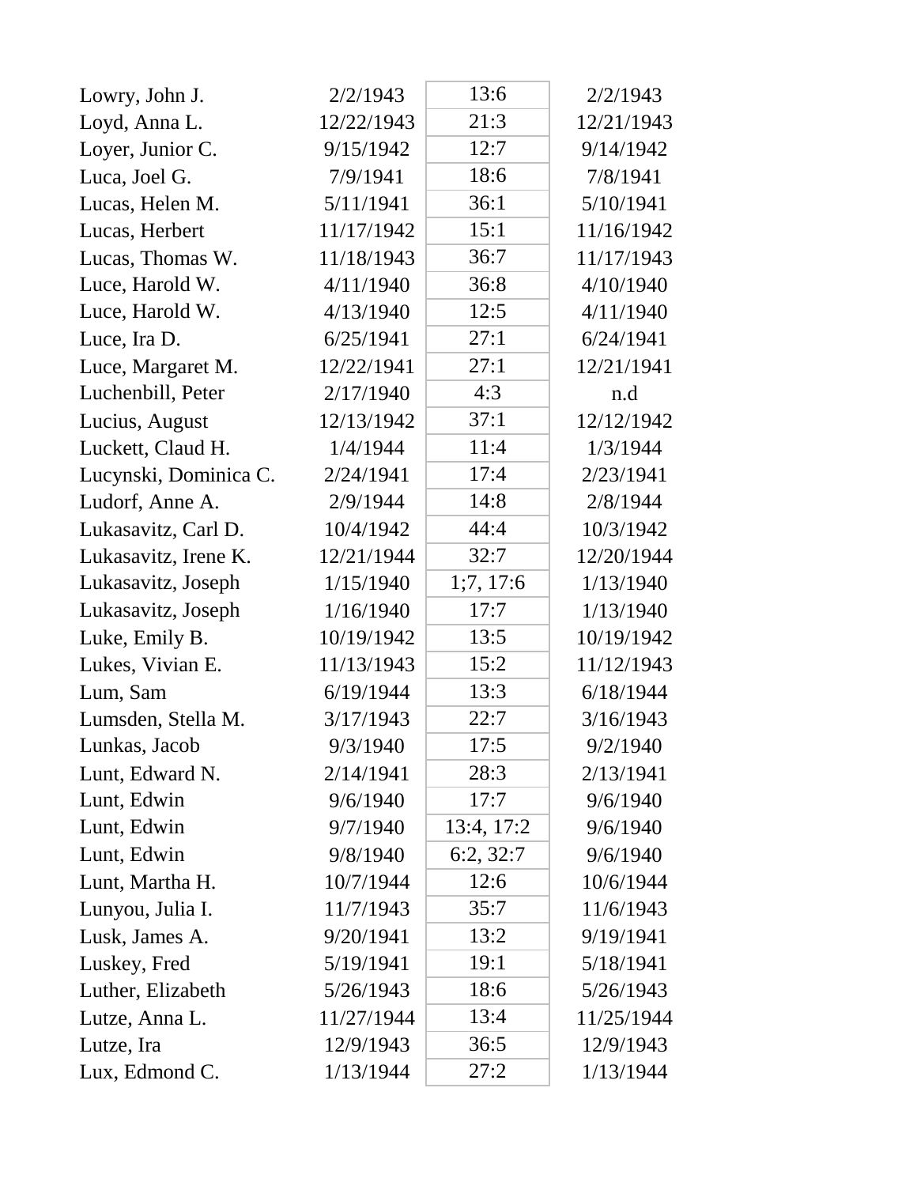| | | | |
|---|---|---|---|
| Lowry, John J. | 2/2/1943 | 13:6 | 2/2/1943 |
| Loyd, Anna L. | 12/22/1943 | 21:3 | 12/21/1943 |
| Loyer, Junior C. | 9/15/1942 | 12:7 | 9/14/1942 |
| Luca, Joel G. | 7/9/1941 | 18:6 | 7/8/1941 |
| Lucas, Helen M. | 5/11/1941 | 36:1 | 5/10/1941 |
| Lucas, Herbert | 11/17/1942 | 15:1 | 11/16/1942 |
| Lucas, Thomas W. | 11/18/1943 | 36:7 | 11/17/1943 |
| Luce, Harold W. | 4/11/1940 | 36:8 | 4/10/1940 |
| Luce, Harold W. | 4/13/1940 | 12:5 | 4/11/1940 |
| Luce, Ira D. | 6/25/1941 | 27:1 | 6/24/1941 |
| Luce, Margaret M. | 12/22/1941 | 27:1 | 12/21/1941 |
| Luchenbill, Peter | 2/17/1940 | 4:3 | n.d |
| Lucius, August | 12/13/1942 | 37:1 | 12/12/1942 |
| Luckett, Claud H. | 1/4/1944 | 11:4 | 1/3/1944 |
| Lucynski, Dominica C. | 2/24/1941 | 17:4 | 2/23/1941 |
| Ludorf, Anne A. | 2/9/1944 | 14:8 | 2/8/1944 |
| Lukasavitz, Carl D. | 10/4/1942 | 44:4 | 10/3/1942 |
| Lukasavitz, Irene K. | 12/21/1944 | 32:7 | 12/20/1944 |
| Lukasavitz, Joseph | 1/15/1940 | 1;7, 17:6 | 1/13/1940 |
| Lukasavitz, Joseph | 1/16/1940 | 17:7 | 1/13/1940 |
| Luke, Emily B. | 10/19/1942 | 13:5 | 10/19/1942 |
| Lukes, Vivian E. | 11/13/1943 | 15:2 | 11/12/1943 |
| Lum, Sam | 6/19/1944 | 13:3 | 6/18/1944 |
| Lumsden, Stella M. | 3/17/1943 | 22:7 | 3/16/1943 |
| Lunkas, Jacob | 9/3/1940 | 17:5 | 9/2/1940 |
| Lunt, Edward N. | 2/14/1941 | 28:3 | 2/13/1941 |
| Lunt, Edwin | 9/6/1940 | 17:7 | 9/6/1940 |
| Lunt, Edwin | 9/7/1940 | 13:4, 17:2 | 9/6/1940 |
| Lunt, Edwin | 9/8/1940 | 6:2, 32:7 | 9/6/1940 |
| Lunt, Martha H. | 10/7/1944 | 12:6 | 10/6/1944 |
| Lunyou, Julia I. | 11/7/1943 | 35:7 | 11/6/1943 |
| Lusk, James A. | 9/20/1941 | 13:2 | 9/19/1941 |
| Luskey, Fred | 5/19/1941 | 19:1 | 5/18/1941 |
| Luther, Elizabeth | 5/26/1943 | 18:6 | 5/26/1943 |
| Lutze, Anna L. | 11/27/1944 | 13:4 | 11/25/1944 |
| Lutze, Ira | 12/9/1943 | 36:5 | 12/9/1943 |
| Lux, Edmond C. | 1/13/1944 | 27:2 | 1/13/1944 |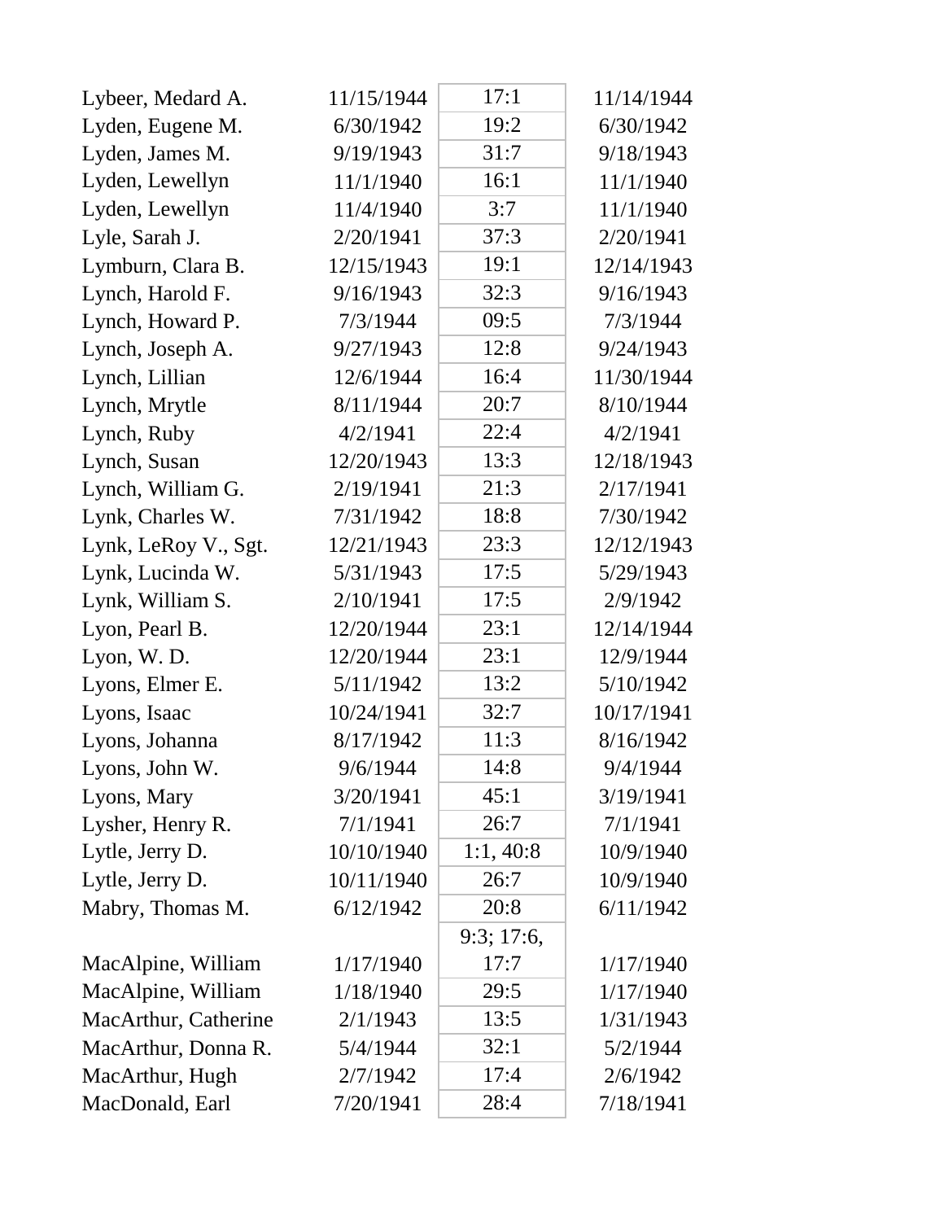| | | | |
|---|---|---|---|
| Lybeer, Medard A. | 11/15/1944 | 17:1 | 11/14/1944 |
| Lyden, Eugene M. | 6/30/1942 | 19:2 | 6/30/1942 |
| Lyden, James M. | 9/19/1943 | 31:7 | 9/18/1943 |
| Lyden, Lewellyn | 11/1/1940 | 16:1 | 11/1/1940 |
| Lyden, Lewellyn | 11/4/1940 | 3:7 | 11/1/1940 |
| Lyle, Sarah J. | 2/20/1941 | 37:3 | 2/20/1941 |
| Lymburn, Clara B. | 12/15/1943 | 19:1 | 12/14/1943 |
| Lynch, Harold F. | 9/16/1943 | 32:3 | 9/16/1943 |
| Lynch, Howard P. | 7/3/1944 | 09:5 | 7/3/1944 |
| Lynch, Joseph A. | 9/27/1943 | 12:8 | 9/24/1943 |
| Lynch, Lillian | 12/6/1944 | 16:4 | 11/30/1944 |
| Lynch, Mrytle | 8/11/1944 | 20:7 | 8/10/1944 |
| Lynch, Ruby | 4/2/1941 | 22:4 | 4/2/1941 |
| Lynch, Susan | 12/20/1943 | 13:3 | 12/18/1943 |
| Lynch, William G. | 2/19/1941 | 21:3 | 2/17/1941 |
| Lynk, Charles W. | 7/31/1942 | 18:8 | 7/30/1942 |
| Lynk, LeRoy V., Sgt. | 12/21/1943 | 23:3 | 12/12/1943 |
| Lynk, Lucinda W. | 5/31/1943 | 17:5 | 5/29/1943 |
| Lynk, William S. | 2/10/1941 | 17:5 | 2/9/1942 |
| Lyon, Pearl B. | 12/20/1944 | 23:1 | 12/14/1944 |
| Lyon, W. D. | 12/20/1944 | 23:1 | 12/9/1944 |
| Lyons, Elmer E. | 5/11/1942 | 13:2 | 5/10/1942 |
| Lyons, Isaac | 10/24/1941 | 32:7 | 10/17/1941 |
| Lyons, Johanna | 8/17/1942 | 11:3 | 8/16/1942 |
| Lyons, John W. | 9/6/1944 | 14:8 | 9/4/1944 |
| Lyons, Mary | 3/20/1941 | 45:1 | 3/19/1941 |
| Lysher, Henry R. | 7/1/1941 | 26:7 | 7/1/1941 |
| Lytle, Jerry D. | 10/10/1940 | 1:1, 40:8 | 10/9/1940 |
| Lytle, Jerry D. | 10/11/1940 | 26:7 | 10/9/1940 |
| Mabry, Thomas M. | 6/12/1942 | 20:8 | 6/11/1942 |
| MacAlpine, William | 1/17/1940 | 9:3; 17:6, 17:7 | 1/17/1940 |
| MacAlpine, William | 1/18/1940 | 29:5 | 1/17/1940 |
| MacArthur, Catherine | 2/1/1943 | 13:5 | 1/31/1943 |
| MacArthur, Donna R. | 5/4/1944 | 32:1 | 5/2/1944 |
| MacArthur, Hugh | 2/7/1942 | 17:4 | 2/6/1942 |
| MacDonald, Earl | 7/20/1941 | 28:4 | 7/18/1941 |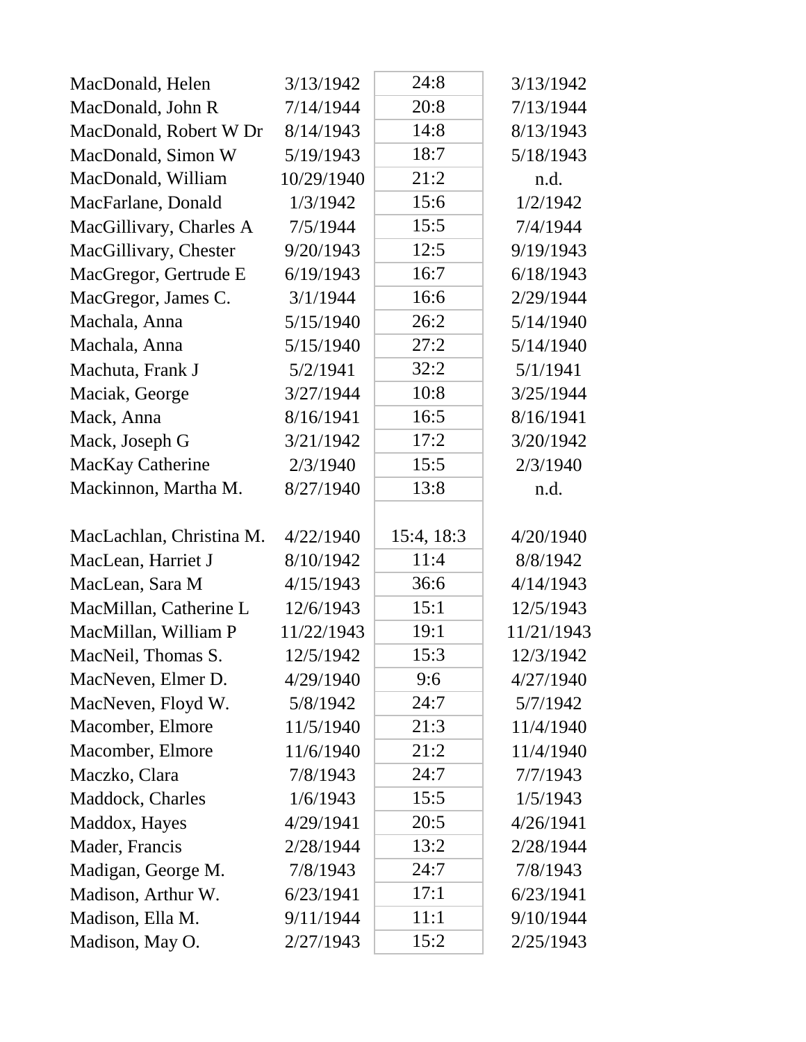| | | | |
|---|---|---|---|
| MacDonald, Helen | 3/13/1942 | 24:8 | 3/13/1942 |
| MacDonald, John R | 7/14/1944 | 20:8 | 7/13/1944 |
| MacDonald, Robert W Dr | 8/14/1943 | 14:8 | 8/13/1943 |
| MacDonald, Simon W | 5/19/1943 | 18:7 | 5/18/1943 |
| MacDonald, William | 10/29/1940 | 21:2 | n.d. |
| MacFarlane, Donald | 1/3/1942 | 15:6 | 1/2/1942 |
| MacGillivary, Charles A | 7/5/1944 | 15:5 | 7/4/1944 |
| MacGillivary, Chester | 9/20/1943 | 12:5 | 9/19/1943 |
| MacGregor, Gertrude E | 6/19/1943 | 16:7 | 6/18/1943 |
| MacGregor, James C. | 3/1/1944 | 16:6 | 2/29/1944 |
| Machala, Anna | 5/15/1940 | 26:2 | 5/14/1940 |
| Machala, Anna | 5/15/1940 | 27:2 | 5/14/1940 |
| Machuta, Frank J | 5/2/1941 | 32:2 | 5/1/1941 |
| Maciak, George | 3/27/1944 | 10:8 | 3/25/1944 |
| Mack, Anna | 8/16/1941 | 16:5 | 8/16/1941 |
| Mack, Joseph G | 3/21/1942 | 17:2 | 3/20/1942 |
| MacKay Catherine | 2/3/1940 | 15:5 | 2/3/1940 |
| Mackinnon, Martha M. | 8/27/1940 | 13:8 | n.d. |
| MacLachlan, Christina M. | 4/22/1940 | 15:4, 18:3 | 4/20/1940 |
| MacLean, Harriet J | 8/10/1942 | 11:4 | 8/8/1942 |
| MacLean, Sara M | 4/15/1943 | 36:6 | 4/14/1943 |
| MacMillan, Catherine L | 12/6/1943 | 15:1 | 12/5/1943 |
| MacMillan, William P | 11/22/1943 | 19:1 | 11/21/1943 |
| MacNeil, Thomas S. | 12/5/1942 | 15:3 | 12/3/1942 |
| MacNeven, Elmer D. | 4/29/1940 | 9:6 | 4/27/1940 |
| MacNeven, Floyd W. | 5/8/1942 | 24:7 | 5/7/1942 |
| Macomber, Elmore | 11/5/1940 | 21:3 | 11/4/1940 |
| Macomber, Elmore | 11/6/1940 | 21:2 | 11/4/1940 |
| Maczko, Clara | 7/8/1943 | 24:7 | 7/7/1943 |
| Maddock, Charles | 1/6/1943 | 15:5 | 1/5/1943 |
| Maddox, Hayes | 4/29/1941 | 20:5 | 4/26/1941 |
| Mader, Francis | 2/28/1944 | 13:2 | 2/28/1944 |
| Madigan, George M. | 7/8/1943 | 24:7 | 7/8/1943 |
| Madison, Arthur W. | 6/23/1941 | 17:1 | 6/23/1941 |
| Madison, Ella M. | 9/11/1944 | 11:1 | 9/10/1944 |
| Madison, May O. | 2/27/1943 | 15:2 | 2/25/1943 |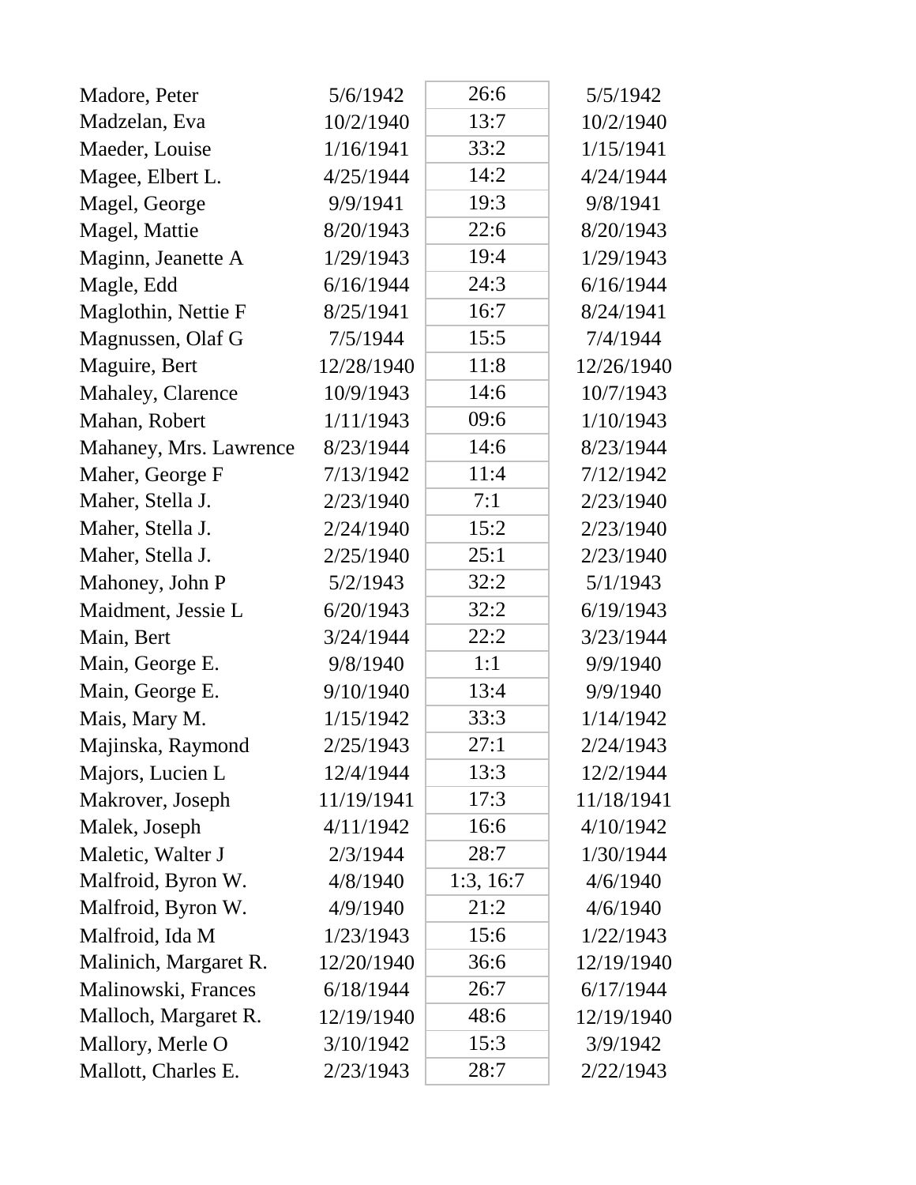| | | | |
|---|---|---|---|
| Madore, Peter | 5/6/1942 | 26:6 | 5/5/1942 |
| Madzelan, Eva | 10/2/1940 | 13:7 | 10/2/1940 |
| Maeder, Louise | 1/16/1941 | 33:2 | 1/15/1941 |
| Magee, Elbert L. | 4/25/1944 | 14:2 | 4/24/1944 |
| Magel, George | 9/9/1941 | 19:3 | 9/8/1941 |
| Magel, Mattie | 8/20/1943 | 22:6 | 8/20/1943 |
| Maginn, Jeanette A | 1/29/1943 | 19:4 | 1/29/1943 |
| Magle, Edd | 6/16/1944 | 24:3 | 6/16/1944 |
| Maglothin, Nettie F | 8/25/1941 | 16:7 | 8/24/1941 |
| Magnussen, Olaf G | 7/5/1944 | 15:5 | 7/4/1944 |
| Maguire, Bert | 12/28/1940 | 11:8 | 12/26/1940 |
| Mahaley, Clarence | 10/9/1943 | 14:6 | 10/7/1943 |
| Mahan, Robert | 1/11/1943 | 09:6 | 1/10/1943 |
| Mahaney, Mrs. Lawrence | 8/23/1944 | 14:6 | 8/23/1944 |
| Maher, George F | 7/13/1942 | 11:4 | 7/12/1942 |
| Maher, Stella J. | 2/23/1940 | 7:1 | 2/23/1940 |
| Maher, Stella J. | 2/24/1940 | 15:2 | 2/23/1940 |
| Maher, Stella J. | 2/25/1940 | 25:1 | 2/23/1940 |
| Mahoney, John P | 5/2/1943 | 32:2 | 5/1/1943 |
| Maidment, Jessie L | 6/20/1943 | 32:2 | 6/19/1943 |
| Main, Bert | 3/24/1944 | 22:2 | 3/23/1944 |
| Main, George E. | 9/8/1940 | 1:1 | 9/9/1940 |
| Main, George E. | 9/10/1940 | 13:4 | 9/9/1940 |
| Mais, Mary M. | 1/15/1942 | 33:3 | 1/14/1942 |
| Majinska, Raymond | 2/25/1943 | 27:1 | 2/24/1943 |
| Majors, Lucien L | 12/4/1944 | 13:3 | 12/2/1944 |
| Makrover, Joseph | 11/19/1941 | 17:3 | 11/18/1941 |
| Malek, Joseph | 4/11/1942 | 16:6 | 4/10/1942 |
| Maletic, Walter J | 2/3/1944 | 28:7 | 1/30/1944 |
| Malfroid, Byron W. | 4/8/1940 | 1:3, 16:7 | 4/6/1940 |
| Malfroid, Byron W. | 4/9/1940 | 21:2 | 4/6/1940 |
| Malfroid, Ida M | 1/23/1943 | 15:6 | 1/22/1943 |
| Malinich, Margaret R. | 12/20/1940 | 36:6 | 12/19/1940 |
| Malinowski, Frances | 6/18/1944 | 26:7 | 6/17/1944 |
| Malloch, Margaret R. | 12/19/1940 | 48:6 | 12/19/1940 |
| Mallory, Merle O | 3/10/1942 | 15:3 | 3/9/1942 |
| Mallott, Charles E. | 2/23/1943 | 28:7 | 2/22/1943 |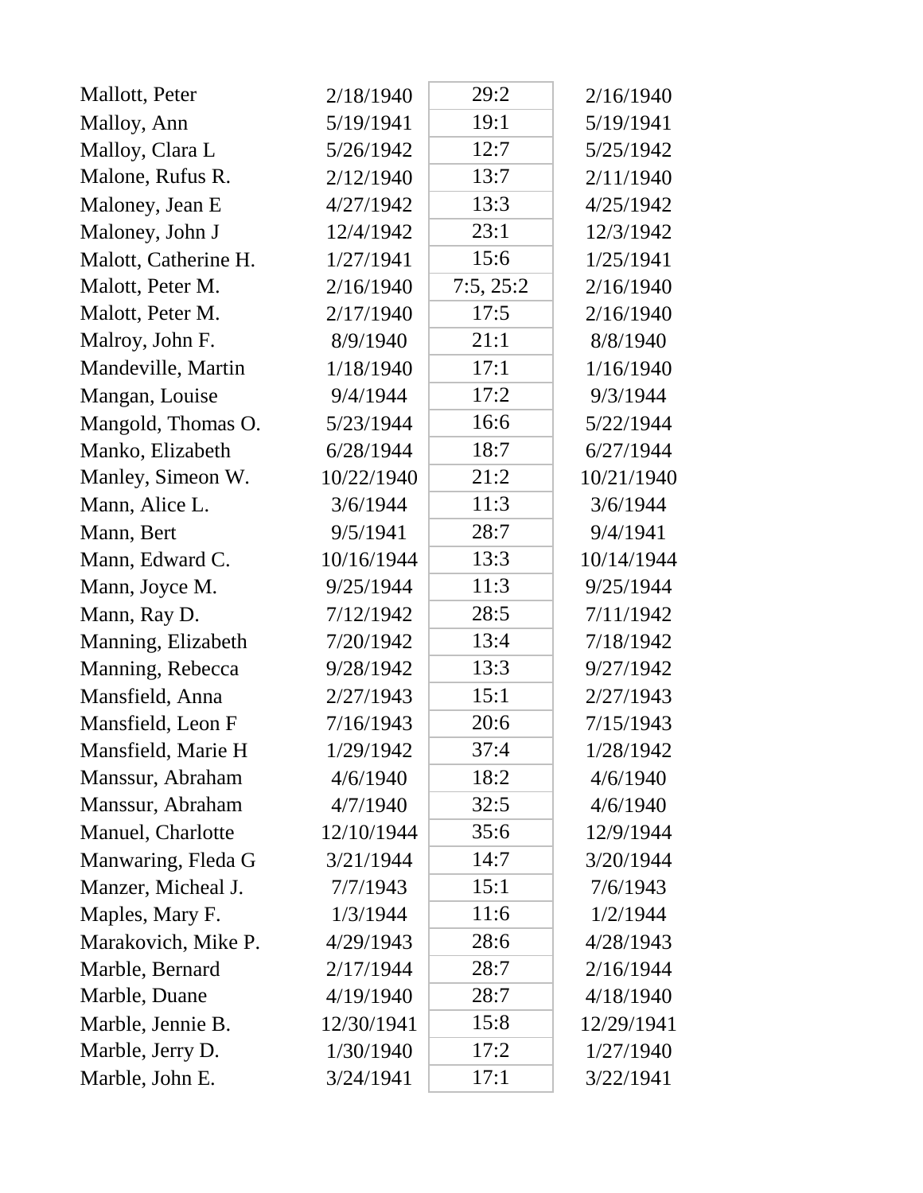| | | | |
|---|---|---|---|
| Mallott, Peter | 2/18/1940 | 29:2 | 2/16/1940 |
| Malloy, Ann | 5/19/1941 | 19:1 | 5/19/1941 |
| Malloy, Clara L | 5/26/1942 | 12:7 | 5/25/1942 |
| Malone, Rufus R. | 2/12/1940 | 13:7 | 2/11/1940 |
| Maloney, Jean E | 4/27/1942 | 13:3 | 4/25/1942 |
| Maloney, John J | 12/4/1942 | 23:1 | 12/3/1942 |
| Malott, Catherine H. | 1/27/1941 | 15:6 | 1/25/1941 |
| Malott, Peter M. | 2/16/1940 | 7:5, 25:2 | 2/16/1940 |
| Malott, Peter M. | 2/17/1940 | 17:5 | 2/16/1940 |
| Malroy, John F. | 8/9/1940 | 21:1 | 8/8/1940 |
| Mandeville, Martin | 1/18/1940 | 17:1 | 1/16/1940 |
| Mangan, Louise | 9/4/1944 | 17:2 | 9/3/1944 |
| Mangold, Thomas O. | 5/23/1944 | 16:6 | 5/22/1944 |
| Manko, Elizabeth | 6/28/1944 | 18:7 | 6/27/1944 |
| Manley, Simeon W. | 10/22/1940 | 21:2 | 10/21/1940 |
| Mann, Alice L. | 3/6/1944 | 11:3 | 3/6/1944 |
| Mann, Bert | 9/5/1941 | 28:7 | 9/4/1941 |
| Mann, Edward C. | 10/16/1944 | 13:3 | 10/14/1944 |
| Mann, Joyce M. | 9/25/1944 | 11:3 | 9/25/1944 |
| Mann, Ray D. | 7/12/1942 | 28:5 | 7/11/1942 |
| Manning, Elizabeth | 7/20/1942 | 13:4 | 7/18/1942 |
| Manning, Rebecca | 9/28/1942 | 13:3 | 9/27/1942 |
| Mansfield, Anna | 2/27/1943 | 15:1 | 2/27/1943 |
| Mansfield, Leon F | 7/16/1943 | 20:6 | 7/15/1943 |
| Mansfield, Marie H | 1/29/1942 | 37:4 | 1/28/1942 |
| Manssur, Abraham | 4/6/1940 | 18:2 | 4/6/1940 |
| Manssur, Abraham | 4/7/1940 | 32:5 | 4/6/1940 |
| Manuel, Charlotte | 12/10/1944 | 35:6 | 12/9/1944 |
| Manwaring, Fleda G | 3/21/1944 | 14:7 | 3/20/1944 |
| Manzer, Micheal J. | 7/7/1943 | 15:1 | 7/6/1943 |
| Maples, Mary F. | 1/3/1944 | 11:6 | 1/2/1944 |
| Marakovich, Mike P. | 4/29/1943 | 28:6 | 4/28/1943 |
| Marble, Bernard | 2/17/1944 | 28:7 | 2/16/1944 |
| Marble, Duane | 4/19/1940 | 28:7 | 4/18/1940 |
| Marble, Jennie B. | 12/30/1941 | 15:8 | 12/29/1941 |
| Marble, Jerry D. | 1/30/1940 | 17:2 | 1/27/1940 |
| Marble, John E. | 3/24/1941 | 17:1 | 3/22/1941 |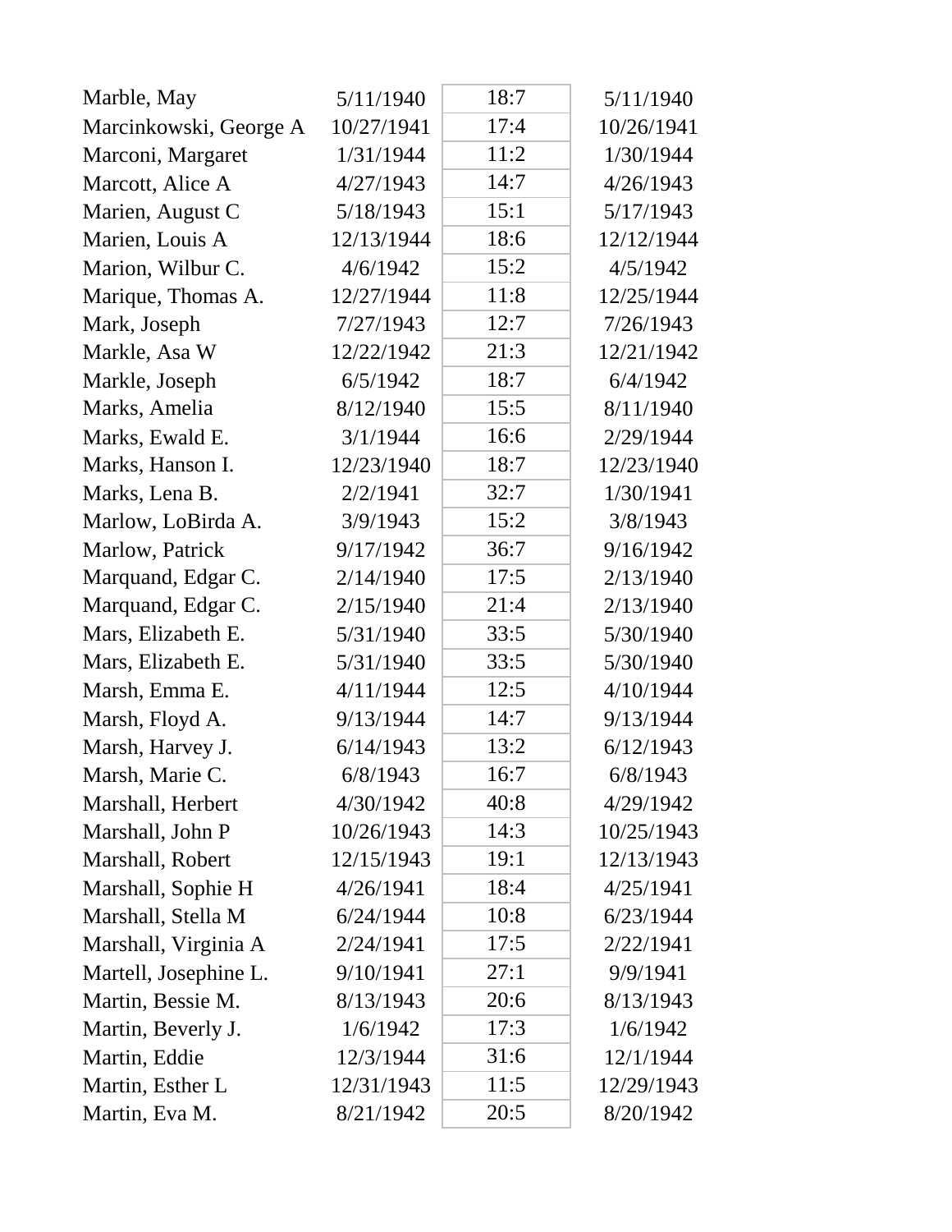| | | | |
|---|---|---|---|
| Marble, May | 5/11/1940 | 18:7 | 5/11/1940 |
| Marcinkowski, George A | 10/27/1941 | 17:4 | 10/26/1941 |
| Marconi, Margaret | 1/31/1944 | 11:2 | 1/30/1944 |
| Marcott, Alice A | 4/27/1943 | 14:7 | 4/26/1943 |
| Marien, August C | 5/18/1943 | 15:1 | 5/17/1943 |
| Marien, Louis A | 12/13/1944 | 18:6 | 12/12/1944 |
| Marion, Wilbur C. | 4/6/1942 | 15:2 | 4/5/1942 |
| Marique, Thomas A. | 12/27/1944 | 11:8 | 12/25/1944 |
| Mark, Joseph | 7/27/1943 | 12:7 | 7/26/1943 |
| Markle, Asa W | 12/22/1942 | 21:3 | 12/21/1942 |
| Markle, Joseph | 6/5/1942 | 18:7 | 6/4/1942 |
| Marks, Amelia | 8/12/1940 | 15:5 | 8/11/1940 |
| Marks, Ewald E. | 3/1/1944 | 16:6 | 2/29/1944 |
| Marks, Hanson I. | 12/23/1940 | 18:7 | 12/23/1940 |
| Marks, Lena B. | 2/2/1941 | 32:7 | 1/30/1941 |
| Marlow, LoBirda A. | 3/9/1943 | 15:2 | 3/8/1943 |
| Marlow, Patrick | 9/17/1942 | 36:7 | 9/16/1942 |
| Marquand, Edgar C. | 2/14/1940 | 17:5 | 2/13/1940 |
| Marquand, Edgar C. | 2/15/1940 | 21:4 | 2/13/1940 |
| Mars, Elizabeth E. | 5/31/1940 | 33:5 | 5/30/1940 |
| Mars, Elizabeth E. | 5/31/1940 | 33:5 | 5/30/1940 |
| Marsh, Emma E. | 4/11/1944 | 12:5 | 4/10/1944 |
| Marsh, Floyd A. | 9/13/1944 | 14:7 | 9/13/1944 |
| Marsh, Harvey J. | 6/14/1943 | 13:2 | 6/12/1943 |
| Marsh, Marie C. | 6/8/1943 | 16:7 | 6/8/1943 |
| Marshall, Herbert | 4/30/1942 | 40:8 | 4/29/1942 |
| Marshall, John P | 10/26/1943 | 14:3 | 10/25/1943 |
| Marshall, Robert | 12/15/1943 | 19:1 | 12/13/1943 |
| Marshall, Sophie H | 4/26/1941 | 18:4 | 4/25/1941 |
| Marshall, Stella M | 6/24/1944 | 10:8 | 6/23/1944 |
| Marshall, Virginia A | 2/24/1941 | 17:5 | 2/22/1941 |
| Martell, Josephine L. | 9/10/1941 | 27:1 | 9/9/1941 |
| Martin, Bessie M. | 8/13/1943 | 20:6 | 8/13/1943 |
| Martin, Beverly J. | 1/6/1942 | 17:3 | 1/6/1942 |
| Martin, Eddie | 12/3/1944 | 31:6 | 12/1/1944 |
| Martin, Esther L | 12/31/1943 | 11:5 | 12/29/1943 |
| Martin, Eva M. | 8/21/1942 | 20:5 | 8/20/1942 |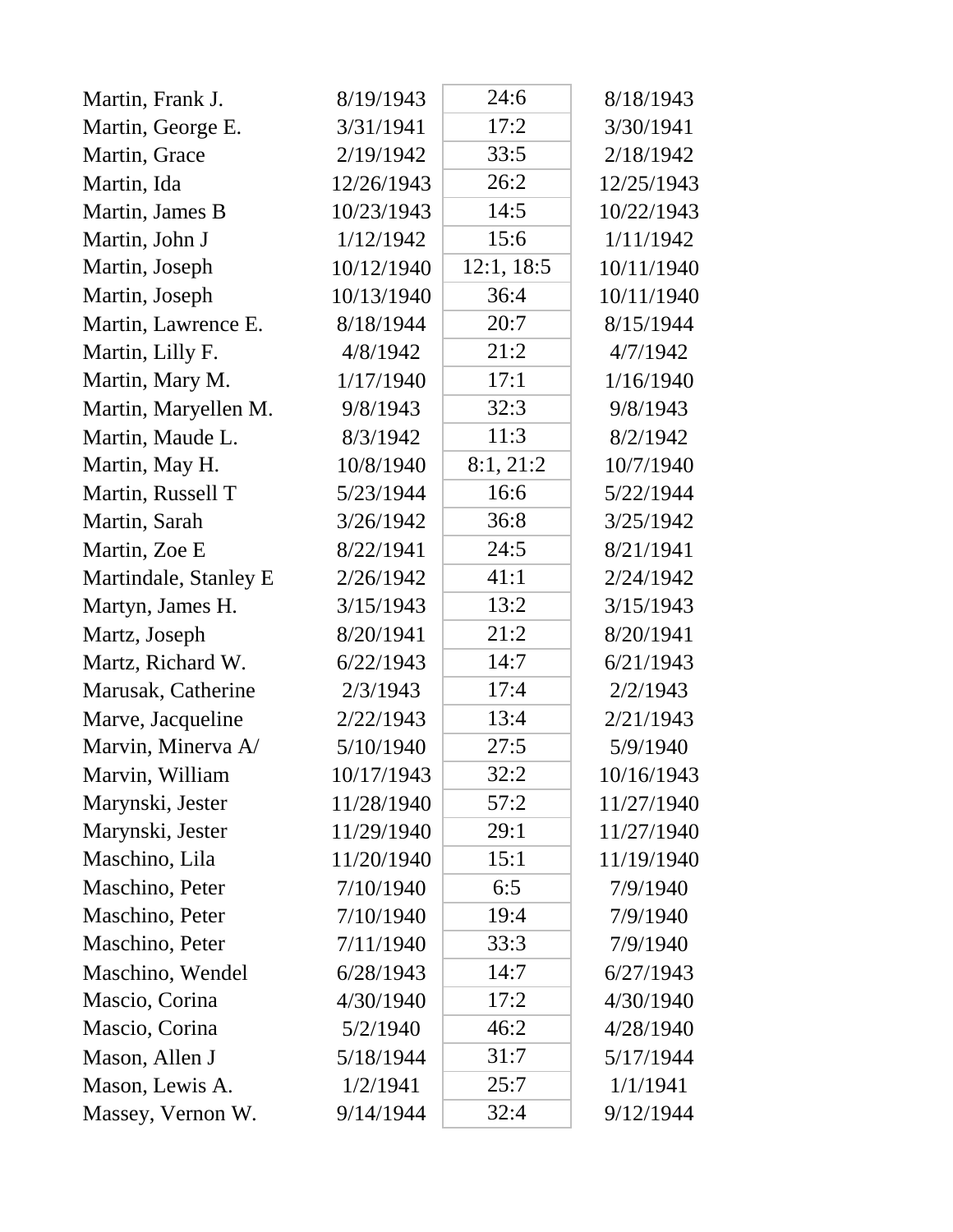| | | | |
|---|---|---|---|
| Martin, Frank J. | 8/19/1943 | 24:6 | 8/18/1943 |
| Martin, George E. | 3/31/1941 | 17:2 | 3/30/1941 |
| Martin, Grace | 2/19/1942 | 33:5 | 2/18/1942 |
| Martin, Ida | 12/26/1943 | 26:2 | 12/25/1943 |
| Martin, James B | 10/23/1943 | 14:5 | 10/22/1943 |
| Martin, John J | 1/12/1942 | 15:6 | 1/11/1942 |
| Martin, Joseph | 10/12/1940 | 12:1, 18:5 | 10/11/1940 |
| Martin, Joseph | 10/13/1940 | 36:4 | 10/11/1940 |
| Martin, Lawrence E. | 8/18/1944 | 20:7 | 8/15/1944 |
| Martin, Lilly F. | 4/8/1942 | 21:2 | 4/7/1942 |
| Martin, Mary M. | 1/17/1940 | 17:1 | 1/16/1940 |
| Martin, Maryellen M. | 9/8/1943 | 32:3 | 9/8/1943 |
| Martin, Maude L. | 8/3/1942 | 11:3 | 8/2/1942 |
| Martin, May H. | 10/8/1940 | 8:1, 21:2 | 10/7/1940 |
| Martin, Russell T | 5/23/1944 | 16:6 | 5/22/1944 |
| Martin, Sarah | 3/26/1942 | 36:8 | 3/25/1942 |
| Martin, Zoe E | 8/22/1941 | 24:5 | 8/21/1941 |
| Martindale, Stanley E | 2/26/1942 | 41:1 | 2/24/1942 |
| Martyn, James H. | 3/15/1943 | 13:2 | 3/15/1943 |
| Martz, Joseph | 8/20/1941 | 21:2 | 8/20/1941 |
| Martz, Richard W. | 6/22/1943 | 14:7 | 6/21/1943 |
| Marusak, Catherine | 2/3/1943 | 17:4 | 2/2/1943 |
| Marve, Jacqueline | 2/22/1943 | 13:4 | 2/21/1943 |
| Marvin, Minerva A/ | 5/10/1940 | 27:5 | 5/9/1940 |
| Marvin, William | 10/17/1943 | 32:2 | 10/16/1943 |
| Marynski, Jester | 11/28/1940 | 57:2 | 11/27/1940 |
| Marynski, Jester | 11/29/1940 | 29:1 | 11/27/1940 |
| Maschino, Lila | 11/20/1940 | 15:1 | 11/19/1940 |
| Maschino, Peter | 7/10/1940 | 6:5 | 7/9/1940 |
| Maschino, Peter | 7/10/1940 | 19:4 | 7/9/1940 |
| Maschino, Peter | 7/11/1940 | 33:3 | 7/9/1940 |
| Maschino, Wendel | 6/28/1943 | 14:7 | 6/27/1943 |
| Mascio, Corina | 4/30/1940 | 17:2 | 4/30/1940 |
| Mascio, Corina | 5/2/1940 | 46:2 | 4/28/1940 |
| Mason, Allen J | 5/18/1944 | 31:7 | 5/17/1944 |
| Mason, Lewis A. | 1/2/1941 | 25:7 | 1/1/1941 |
| Massey, Vernon W. | 9/14/1944 | 32:4 | 9/12/1944 |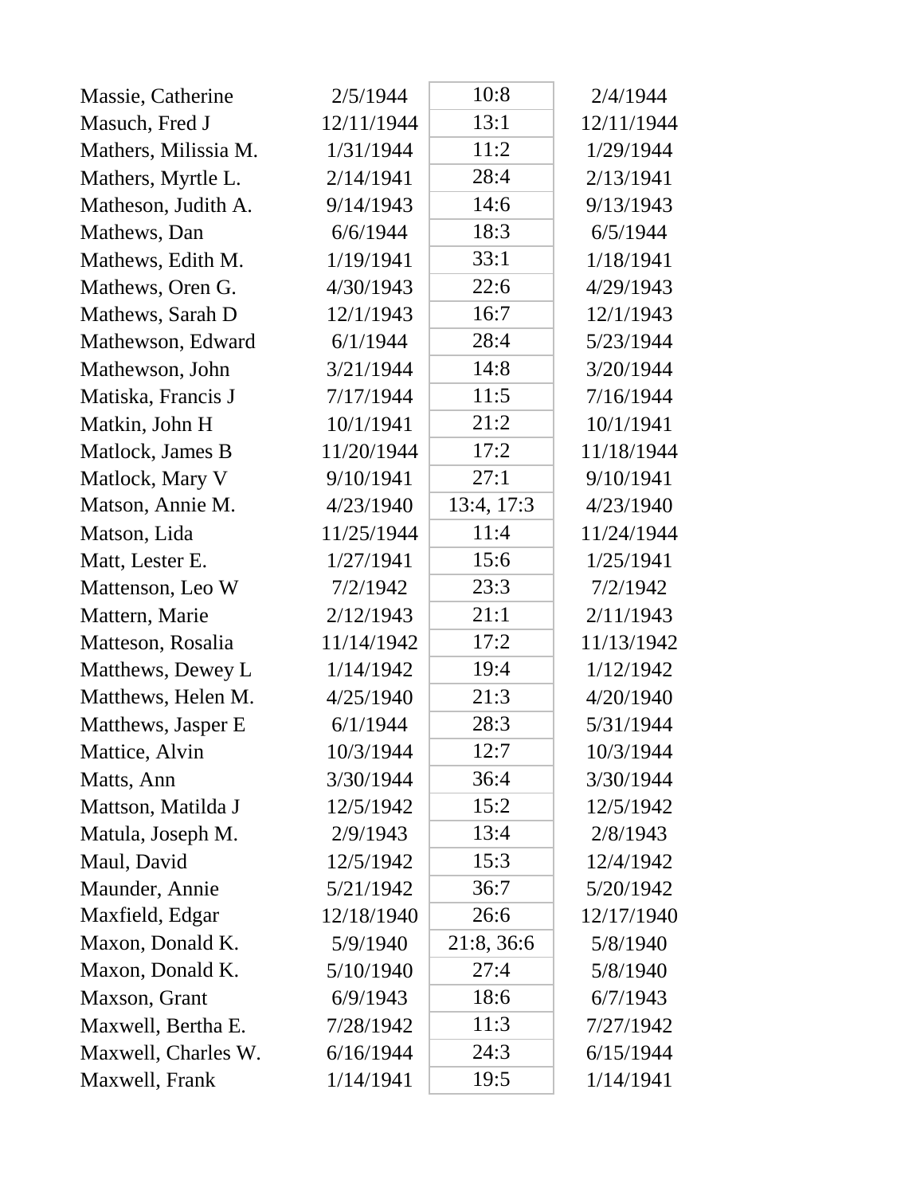| | | | |
|---|---|---|---|
| Massie, Catherine | 2/5/1944 | 10:8 | 2/4/1944 |
| Masuch, Fred J | 12/11/1944 | 13:1 | 12/11/1944 |
| Mathers, Milissia M. | 1/31/1944 | 11:2 | 1/29/1944 |
| Mathers, Myrtle L. | 2/14/1941 | 28:4 | 2/13/1941 |
| Matheson, Judith A. | 9/14/1943 | 14:6 | 9/13/1943 |
| Mathews, Dan | 6/6/1944 | 18:3 | 6/5/1944 |
| Mathews, Edith M. | 1/19/1941 | 33:1 | 1/18/1941 |
| Mathews, Oren G. | 4/30/1943 | 22:6 | 4/29/1943 |
| Mathews, Sarah D | 12/1/1943 | 16:7 | 12/1/1943 |
| Mathewson, Edward | 6/1/1944 | 28:4 | 5/23/1944 |
| Mathewson, John | 3/21/1944 | 14:8 | 3/20/1944 |
| Matiska, Francis J | 7/17/1944 | 11:5 | 7/16/1944 |
| Matkin, John H | 10/1/1941 | 21:2 | 10/1/1941 |
| Matlock, James B | 11/20/1944 | 17:2 | 11/18/1944 |
| Matlock, Mary V | 9/10/1941 | 27:1 | 9/10/1941 |
| Matson, Annie M. | 4/23/1940 | 13:4, 17:3 | 4/23/1940 |
| Matson, Lida | 11/25/1944 | 11:4 | 11/24/1944 |
| Matt, Lester E. | 1/27/1941 | 15:6 | 1/25/1941 |
| Mattenson, Leo W | 7/2/1942 | 23:3 | 7/2/1942 |
| Mattern, Marie | 2/12/1943 | 21:1 | 2/11/1943 |
| Matteson, Rosalia | 11/14/1942 | 17:2 | 11/13/1942 |
| Matthews, Dewey L | 1/14/1942 | 19:4 | 1/12/1942 |
| Matthews, Helen M. | 4/25/1940 | 21:3 | 4/20/1940 |
| Matthews, Jasper E | 6/1/1944 | 28:3 | 5/31/1944 |
| Mattice, Alvin | 10/3/1944 | 12:7 | 10/3/1944 |
| Matts, Ann | 3/30/1944 | 36:4 | 3/30/1944 |
| Mattson, Matilda J | 12/5/1942 | 15:2 | 12/5/1942 |
| Matula, Joseph M. | 2/9/1943 | 13:4 | 2/8/1943 |
| Maul, David | 12/5/1942 | 15:3 | 12/4/1942 |
| Maunder, Annie | 5/21/1942 | 36:7 | 5/20/1942 |
| Maxfield, Edgar | 12/18/1940 | 26:6 | 12/17/1940 |
| Maxon, Donald K. | 5/9/1940 | 21:8, 36:6 | 5/8/1940 |
| Maxon, Donald K. | 5/10/1940 | 27:4 | 5/8/1940 |
| Maxson, Grant | 6/9/1943 | 18:6 | 6/7/1943 |
| Maxwell, Bertha E. | 7/28/1942 | 11:3 | 7/27/1942 |
| Maxwell, Charles W. | 6/16/1944 | 24:3 | 6/15/1944 |
| Maxwell, Frank | 1/14/1941 | 19:5 | 1/14/1941 |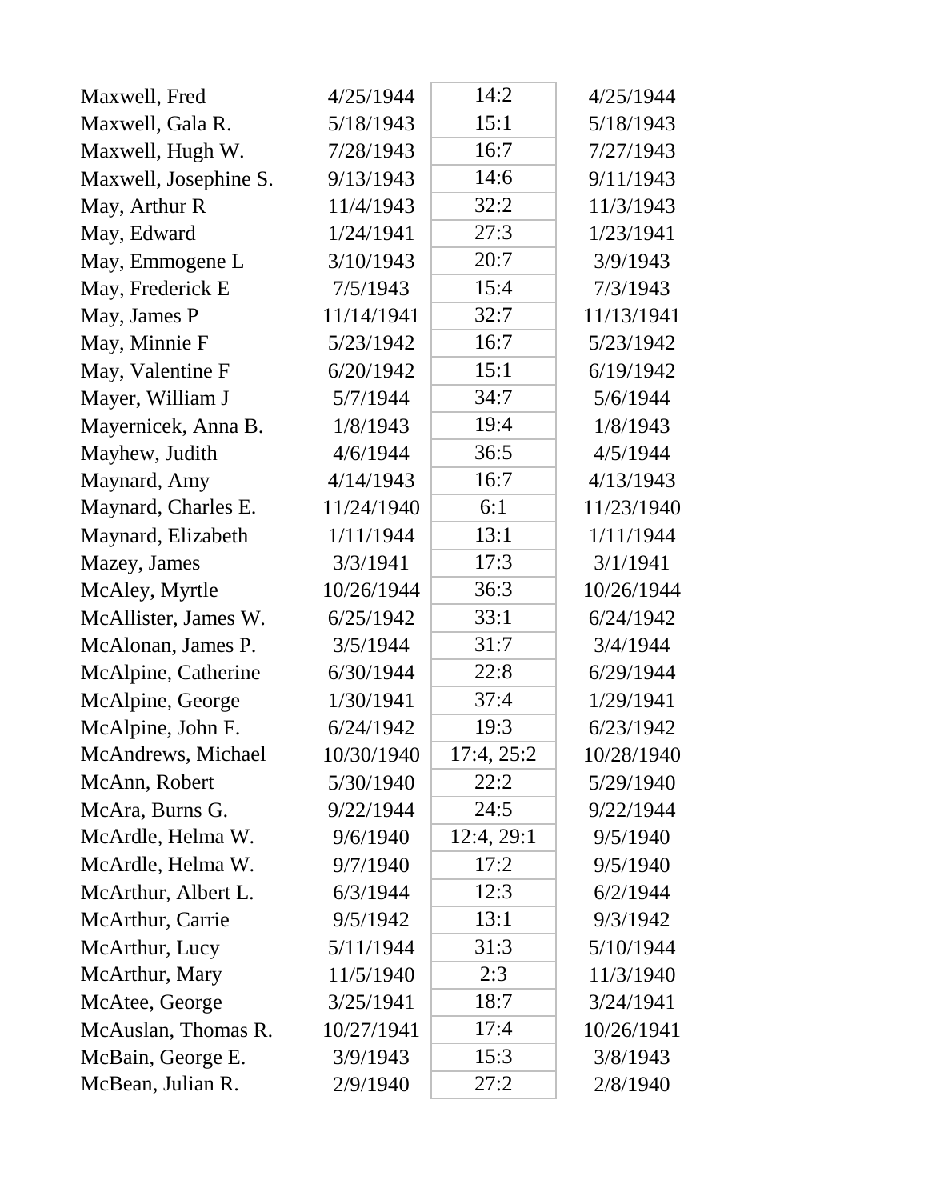| | | | |
|---|---|---|---|
| Maxwell, Fred | 4/25/1944 | 14:2 | 4/25/1944 |
| Maxwell, Gala R. | 5/18/1943 | 15:1 | 5/18/1943 |
| Maxwell, Hugh W. | 7/28/1943 | 16:7 | 7/27/1943 |
| Maxwell, Josephine S. | 9/13/1943 | 14:6 | 9/11/1943 |
| May, Arthur R | 11/4/1943 | 32:2 | 11/3/1943 |
| May, Edward | 1/24/1941 | 27:3 | 1/23/1941 |
| May, Emmogene L | 3/10/1943 | 20:7 | 3/9/1943 |
| May, Frederick E | 7/5/1943 | 15:4 | 7/3/1943 |
| May, James P | 11/14/1941 | 32:7 | 11/13/1941 |
| May, Minnie F | 5/23/1942 | 16:7 | 5/23/1942 |
| May, Valentine F | 6/20/1942 | 15:1 | 6/19/1942 |
| Mayer, William J | 5/7/1944 | 34:7 | 5/6/1944 |
| Mayernicek, Anna B. | 1/8/1943 | 19:4 | 1/8/1943 |
| Mayhew, Judith | 4/6/1944 | 36:5 | 4/5/1944 |
| Maynard, Amy | 4/14/1943 | 16:7 | 4/13/1943 |
| Maynard, Charles E. | 11/24/1940 | 6:1 | 11/23/1940 |
| Maynard, Elizabeth | 1/11/1944 | 13:1 | 1/11/1944 |
| Mazey, James | 3/3/1941 | 17:3 | 3/1/1941 |
| McAley, Myrtle | 10/26/1944 | 36:3 | 10/26/1944 |
| McAllister, James W. | 6/25/1942 | 33:1 | 6/24/1942 |
| McAlonan, James P. | 3/5/1944 | 31:7 | 3/4/1944 |
| McAlpine, Catherine | 6/30/1944 | 22:8 | 6/29/1944 |
| McAlpine, George | 1/30/1941 | 37:4 | 1/29/1941 |
| McAlpine, John F. | 6/24/1942 | 19:3 | 6/23/1942 |
| McAndrews, Michael | 10/30/1940 | 17:4, 25:2 | 10/28/1940 |
| McAnn, Robert | 5/30/1940 | 22:2 | 5/29/1940 |
| McAra, Burns G. | 9/22/1944 | 24:5 | 9/22/1944 |
| McArdle, Helma W. | 9/6/1940 | 12:4, 29:1 | 9/5/1940 |
| McArdle, Helma W. | 9/7/1940 | 17:2 | 9/5/1940 |
| McArthur, Albert L. | 6/3/1944 | 12:3 | 6/2/1944 |
| McArthur, Carrie | 9/5/1942 | 13:1 | 9/3/1942 |
| McArthur, Lucy | 5/11/1944 | 31:3 | 5/10/1944 |
| McArthur, Mary | 11/5/1940 | 2:3 | 11/3/1940 |
| McAtee, George | 3/25/1941 | 18:7 | 3/24/1941 |
| McAuslan, Thomas R. | 10/27/1941 | 17:4 | 10/26/1941 |
| McBain, George E. | 3/9/1943 | 15:3 | 3/8/1943 |
| McBean, Julian R. | 2/9/1940 | 27:2 | 2/8/1940 |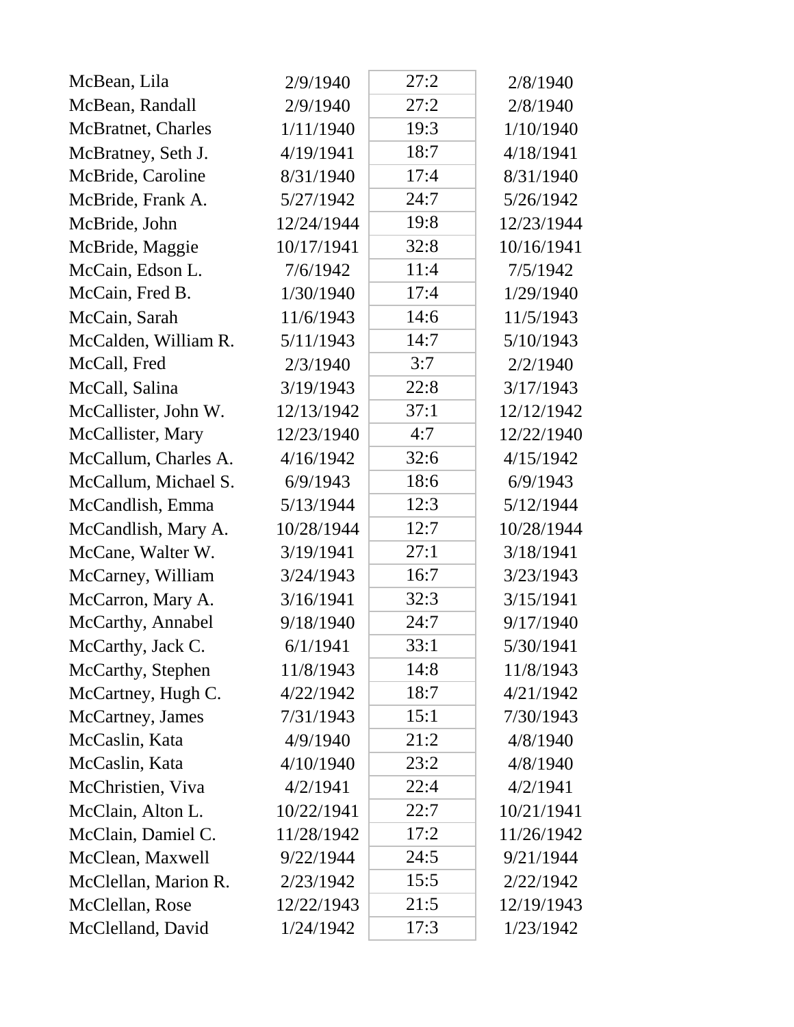| | | | |
|---|---|---|---|
| McBean, Lila | 2/9/1940 | 27:2 | 2/8/1940 |
| McBean, Randall | 2/9/1940 | 27:2 | 2/8/1940 |
| McBratnet, Charles | 1/11/1940 | 19:3 | 1/10/1940 |
| McBratney, Seth J. | 4/19/1941 | 18:7 | 4/18/1941 |
| McBride, Caroline | 8/31/1940 | 17:4 | 8/31/1940 |
| McBride, Frank A. | 5/27/1942 | 24:7 | 5/26/1942 |
| McBride, John | 12/24/1944 | 19:8 | 12/23/1944 |
| McBride, Maggie | 10/17/1941 | 32:8 | 10/16/1941 |
| McCain, Edson L. | 7/6/1942 | 11:4 | 7/5/1942 |
| McCain, Fred B. | 1/30/1940 | 17:4 | 1/29/1940 |
| McCain, Sarah | 11/6/1943 | 14:6 | 11/5/1943 |
| McCalden, William R. | 5/11/1943 | 14:7 | 5/10/1943 |
| McCall, Fred | 2/3/1940 | 3:7 | 2/2/1940 |
| McCall, Salina | 3/19/1943 | 22:8 | 3/17/1943 |
| McCallister, John W. | 12/13/1942 | 37:1 | 12/12/1942 |
| McCallister, Mary | 12/23/1940 | 4:7 | 12/22/1940 |
| McCallum, Charles A. | 4/16/1942 | 32:6 | 4/15/1942 |
| McCallum, Michael S. | 6/9/1943 | 18:6 | 6/9/1943 |
| McCandlish, Emma | 5/13/1944 | 12:3 | 5/12/1944 |
| McCandlish, Mary A. | 10/28/1944 | 12:7 | 10/28/1944 |
| McCane, Walter W. | 3/19/1941 | 27:1 | 3/18/1941 |
| McCarney, William | 3/24/1943 | 16:7 | 3/23/1943 |
| McCarron, Mary A. | 3/16/1941 | 32:3 | 3/15/1941 |
| McCarthy, Annabel | 9/18/1940 | 24:7 | 9/17/1940 |
| McCarthy, Jack C. | 6/1/1941 | 33:1 | 5/30/1941 |
| McCarthy, Stephen | 11/8/1943 | 14:8 | 11/8/1943 |
| McCartney, Hugh C. | 4/22/1942 | 18:7 | 4/21/1942 |
| McCartney, James | 7/31/1943 | 15:1 | 7/30/1943 |
| McCaslin, Kata | 4/9/1940 | 21:2 | 4/8/1940 |
| McCaslin, Kata | 4/10/1940 | 23:2 | 4/8/1940 |
| McChristien, Viva | 4/2/1941 | 22:4 | 4/2/1941 |
| McClain, Alton L. | 10/22/1941 | 22:7 | 10/21/1941 |
| McClain, Damiel C. | 11/28/1942 | 17:2 | 11/26/1942 |
| McClean, Maxwell | 9/22/1944 | 24:5 | 9/21/1944 |
| McClellan, Marion R. | 2/23/1942 | 15:5 | 2/22/1942 |
| McClellan, Rose | 12/22/1943 | 21:5 | 12/19/1943 |
| McClelland, David | 1/24/1942 | 17:3 | 1/23/1942 |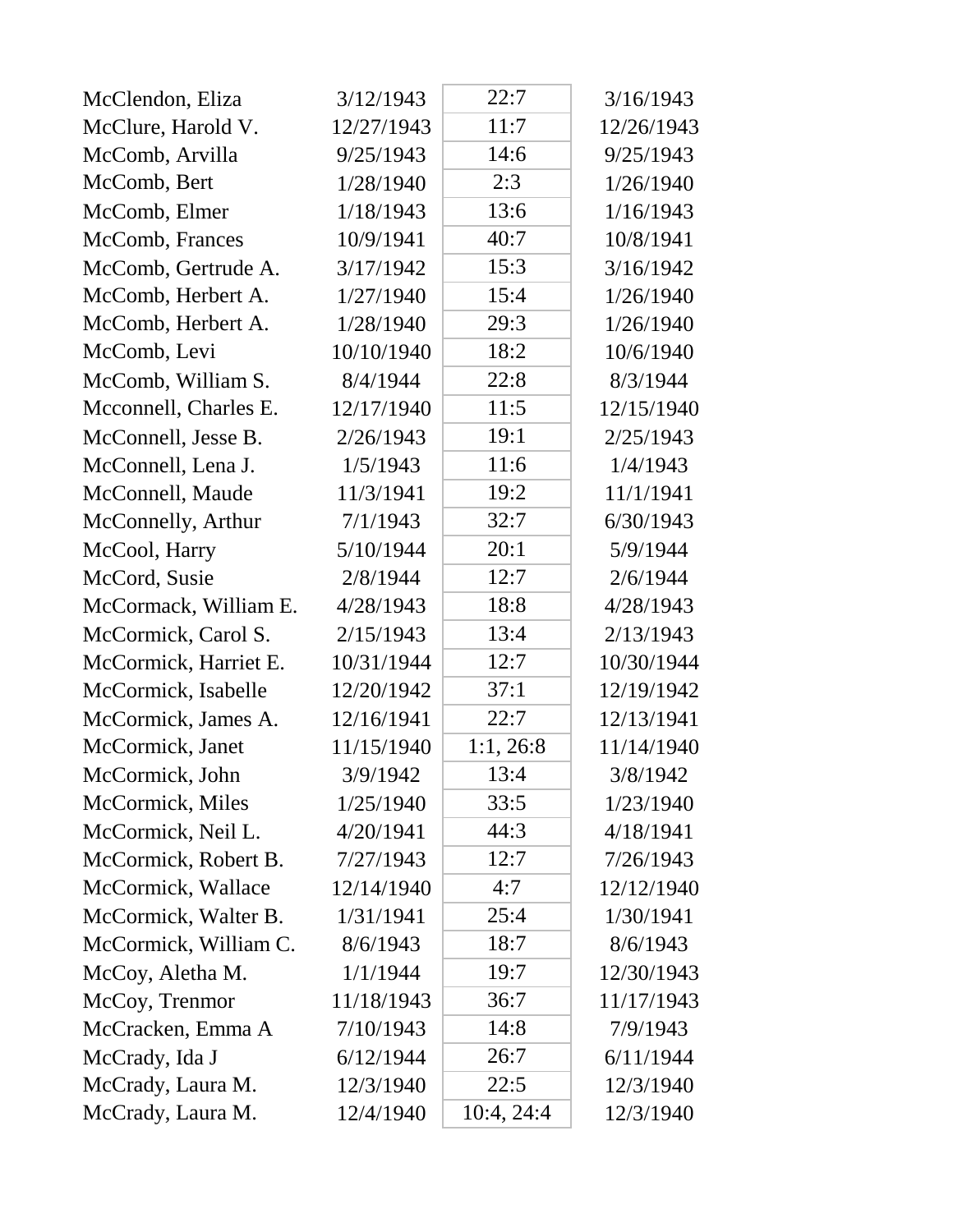| | | | |
|---|---|---|---|
| McClendon, Eliza | 3/12/1943 | 22:7 | 3/16/1943 |
| McClure, Harold V. | 12/27/1943 | 11:7 | 12/26/1943 |
| McComb, Arvilla | 9/25/1943 | 14:6 | 9/25/1943 |
| McComb, Bert | 1/28/1940 | 2:3 | 1/26/1940 |
| McComb, Elmer | 1/18/1943 | 13:6 | 1/16/1943 |
| McComb, Frances | 10/9/1941 | 40:7 | 10/8/1941 |
| McComb, Gertrude A. | 3/17/1942 | 15:3 | 3/16/1942 |
| McComb, Herbert A. | 1/27/1940 | 15:4 | 1/26/1940 |
| McComb, Herbert A. | 1/28/1940 | 29:3 | 1/26/1940 |
| McComb, Levi | 10/10/1940 | 18:2 | 10/6/1940 |
| McComb, William S. | 8/4/1944 | 22:8 | 8/3/1944 |
| Mcconnell, Charles E. | 12/17/1940 | 11:5 | 12/15/1940 |
| McConnell, Jesse B. | 2/26/1943 | 19:1 | 2/25/1943 |
| McConnell, Lena J. | 1/5/1943 | 11:6 | 1/4/1943 |
| McConnell, Maude | 11/3/1941 | 19:2 | 11/1/1941 |
| McConnelly, Arthur | 7/1/1943 | 32:7 | 6/30/1943 |
| McCool, Harry | 5/10/1944 | 20:1 | 5/9/1944 |
| McCord, Susie | 2/8/1944 | 12:7 | 2/6/1944 |
| McCormack, William E. | 4/28/1943 | 18:8 | 4/28/1943 |
| McCormick, Carol S. | 2/15/1943 | 13:4 | 2/13/1943 |
| McCormick, Harriet E. | 10/31/1944 | 12:7 | 10/30/1944 |
| McCormick, Isabelle | 12/20/1942 | 37:1 | 12/19/1942 |
| McCormick, James A. | 12/16/1941 | 22:7 | 12/13/1941 |
| McCormick, Janet | 11/15/1940 | 1:1, 26:8 | 11/14/1940 |
| McCormick, John | 3/9/1942 | 13:4 | 3/8/1942 |
| McCormick, Miles | 1/25/1940 | 33:5 | 1/23/1940 |
| McCormick, Neil L. | 4/20/1941 | 44:3 | 4/18/1941 |
| McCormick, Robert B. | 7/27/1943 | 12:7 | 7/26/1943 |
| McCormick, Wallace | 12/14/1940 | 4:7 | 12/12/1940 |
| McCormick, Walter B. | 1/31/1941 | 25:4 | 1/30/1941 |
| McCormick, William C. | 8/6/1943 | 18:7 | 8/6/1943 |
| McCoy, Aletha M. | 1/1/1944 | 19:7 | 12/30/1943 |
| McCoy, Trenmor | 11/18/1943 | 36:7 | 11/17/1943 |
| McCracken, Emma A | 7/10/1943 | 14:8 | 7/9/1943 |
| McCrady, Ida J | 6/12/1944 | 26:7 | 6/11/1944 |
| McCrady, Laura M. | 12/3/1940 | 22:5 | 12/3/1940 |
| McCrady, Laura M. | 12/4/1940 | 10:4, 24:4 | 12/3/1940 |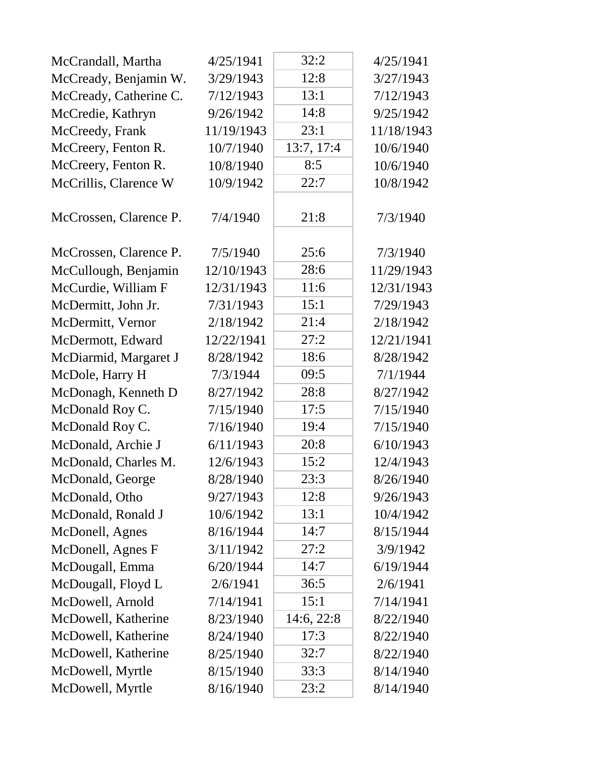| | | | |
|---|---|---|---|
| McCrandall, Martha | 4/25/1941 | 32:2 | 4/25/1941 |
| McCready, Benjamin W. | 3/29/1943 | 12:8 | 3/27/1943 |
| McCready, Catherine C. | 7/12/1943 | 13:1 | 7/12/1943 |
| McCredie, Kathryn | 9/26/1942 | 14:8 | 9/25/1942 |
| McCreedy, Frank | 11/19/1943 | 23:1 | 11/18/1943 |
| McCreery, Fenton R. | 10/7/1940 | 13:7, 17:4 | 10/6/1940 |
| McCreery, Fenton R. | 10/8/1940 | 8:5 | 10/6/1940 |
| McCrillis, Clarence W | 10/9/1942 | 22:7 | 10/8/1942 |
| McCrossen, Clarence P. | 7/4/1940 | 21:8 | 7/3/1940 |
| McCrossen, Clarence P. | 7/5/1940 | 25:6 | 7/3/1940 |
| McCullough, Benjamin | 12/10/1943 | 28:6 | 11/29/1943 |
| McCurdie, William F | 12/31/1943 | 11:6 | 12/31/1943 |
| McDermitt, John Jr. | 7/31/1943 | 15:1 | 7/29/1943 |
| McDermitt, Vernor | 2/18/1942 | 21:4 | 2/18/1942 |
| McDermott, Edward | 12/22/1941 | 27:2 | 12/21/1941 |
| McDiarmid, Margaret J | 8/28/1942 | 18:6 | 8/28/1942 |
| McDole, Harry H | 7/3/1944 | 09:5 | 7/1/1944 |
| McDonagh, Kenneth D | 8/27/1942 | 28:8 | 8/27/1942 |
| McDonald Roy C. | 7/15/1940 | 17:5 | 7/15/1940 |
| McDonald Roy C. | 7/16/1940 | 19:4 | 7/15/1940 |
| McDonald, Archie J | 6/11/1943 | 20:8 | 6/10/1943 |
| McDonald, Charles M. | 12/6/1943 | 15:2 | 12/4/1943 |
| McDonald, George | 8/28/1940 | 23:3 | 8/26/1940 |
| McDonald, Otho | 9/27/1943 | 12:8 | 9/26/1943 |
| McDonald, Ronald J | 10/6/1942 | 13:1 | 10/4/1942 |
| McDonell, Agnes | 8/16/1944 | 14:7 | 8/15/1944 |
| McDonell, Agnes F | 3/11/1942 | 27:2 | 3/9/1942 |
| McDougall, Emma | 6/20/1944 | 14:7 | 6/19/1944 |
| McDougall, Floyd L | 2/6/1941 | 36:5 | 2/6/1941 |
| McDowell, Arnold | 7/14/1941 | 15:1 | 7/14/1941 |
| McDowell, Katherine | 8/23/1940 | 14:6, 22:8 | 8/22/1940 |
| McDowell, Katherine | 8/24/1940 | 17:3 | 8/22/1940 |
| McDowell, Katherine | 8/25/1940 | 32:7 | 8/22/1940 |
| McDowell, Myrtle | 8/15/1940 | 33:3 | 8/14/1940 |
| McDowell, Myrtle | 8/16/1940 | 23:2 | 8/14/1940 |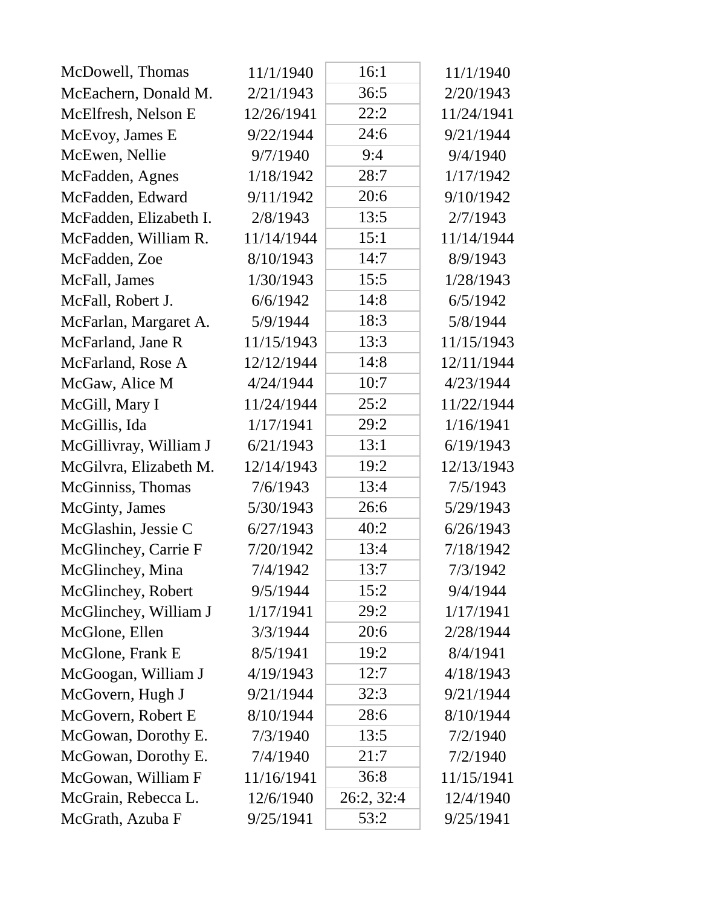| | | | |
|---|---|---|---|
| McDowell, Thomas | 11/1/1940 | 16:1 | 11/1/1940 |
| McEachern, Donald M. | 2/21/1943 | 36:5 | 2/20/1943 |
| McElfresh, Nelson E | 12/26/1941 | 22:2 | 11/24/1941 |
| McEvoy, James E | 9/22/1944 | 24:6 | 9/21/1944 |
| McEwen, Nellie | 9/7/1940 | 9:4 | 9/4/1940 |
| McFadden, Agnes | 1/18/1942 | 28:7 | 1/17/1942 |
| McFadden, Edward | 9/11/1942 | 20:6 | 9/10/1942 |
| McFadden, Elizabeth I. | 2/8/1943 | 13:5 | 2/7/1943 |
| McFadden, William R. | 11/14/1944 | 15:1 | 11/14/1944 |
| McFadden, Zoe | 8/10/1943 | 14:7 | 8/9/1943 |
| McFall, James | 1/30/1943 | 15:5 | 1/28/1943 |
| McFall, Robert J. | 6/6/1942 | 14:8 | 6/5/1942 |
| McFarlan, Margaret A. | 5/9/1944 | 18:3 | 5/8/1944 |
| McFarland, Jane R | 11/15/1943 | 13:3 | 11/15/1943 |
| McFarland, Rose A | 12/12/1944 | 14:8 | 12/11/1944 |
| McGaw, Alice M | 4/24/1944 | 10:7 | 4/23/1944 |
| McGill, Mary I | 11/24/1944 | 25:2 | 11/22/1944 |
| McGillis, Ida | 1/17/1941 | 29:2 | 1/16/1941 |
| McGillivray, William J | 6/21/1943 | 13:1 | 6/19/1943 |
| McGilvra, Elizabeth M. | 12/14/1943 | 19:2 | 12/13/1943 |
| McGinniss, Thomas | 7/6/1943 | 13:4 | 7/5/1943 |
| McGinty, James | 5/30/1943 | 26:6 | 5/29/1943 |
| McGlashin, Jessie C | 6/27/1943 | 40:2 | 6/26/1943 |
| McGlinchey, Carrie F | 7/20/1942 | 13:4 | 7/18/1942 |
| McGlinchey, Mina | 7/4/1942 | 13:7 | 7/3/1942 |
| McGlinchey, Robert | 9/5/1944 | 15:2 | 9/4/1944 |
| McGlinchey, William J | 1/17/1941 | 29:2 | 1/17/1941 |
| McGlone, Ellen | 3/3/1944 | 20:6 | 2/28/1944 |
| McGlone, Frank E | 8/5/1941 | 19:2 | 8/4/1941 |
| McGoogan, William J | 4/19/1943 | 12:7 | 4/18/1943 |
| McGovern, Hugh J | 9/21/1944 | 32:3 | 9/21/1944 |
| McGovern, Robert E | 8/10/1944 | 28:6 | 8/10/1944 |
| McGowan, Dorothy E. | 7/3/1940 | 13:5 | 7/2/1940 |
| McGowan, Dorothy E. | 7/4/1940 | 21:7 | 7/2/1940 |
| McGowan, William F | 11/16/1941 | 36:8 | 11/15/1941 |
| McGrain, Rebecca L. | 12/6/1940 | 26:2, 32:4 | 12/4/1940 |
| McGrath, Azuba F | 9/25/1941 | 53:2 | 9/25/1941 |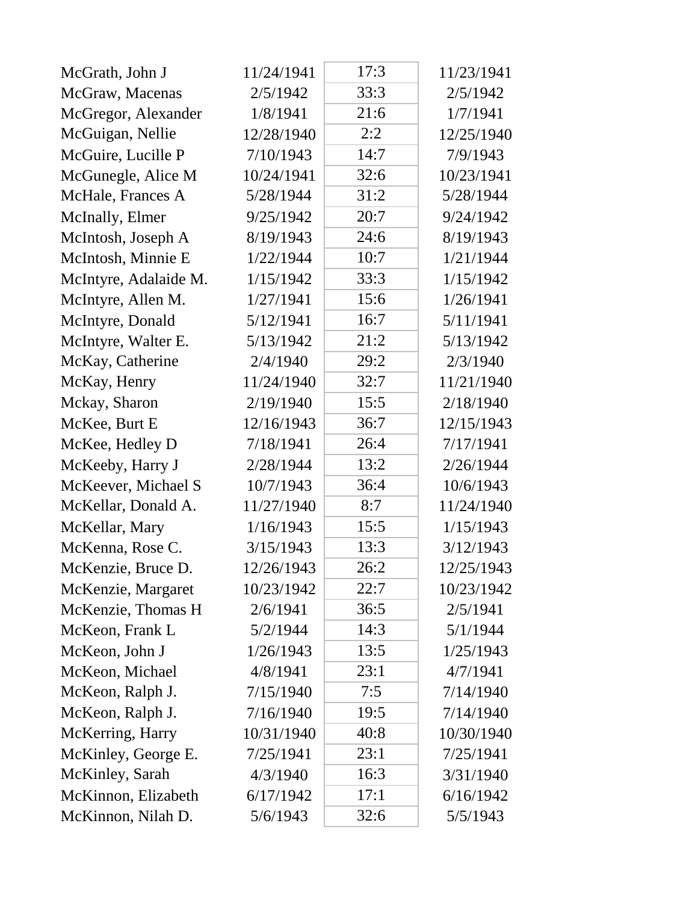| | | | |
|---|---|---|---|
| McGrath, John J | 11/24/1941 | 17:3 | 11/23/1941 |
| McGraw, Macenas | 2/5/1942 | 33:3 | 2/5/1942 |
| McGregor, Alexander | 1/8/1941 | 21:6 | 1/7/1941 |
| McGuigan, Nellie | 12/28/1940 | 2:2 | 12/25/1940 |
| McGuire, Lucille P | 7/10/1943 | 14:7 | 7/9/1943 |
| McGunegle, Alice M | 10/24/1941 | 32:6 | 10/23/1941 |
| McHale, Frances A | 5/28/1944 | 31:2 | 5/28/1944 |
| McInally, Elmer | 9/25/1942 | 20:7 | 9/24/1942 |
| McIntosh, Joseph A | 8/19/1943 | 24:6 | 8/19/1943 |
| McIntosh, Minnie E | 1/22/1944 | 10:7 | 1/21/1944 |
| McIntyre, Adalaide M. | 1/15/1942 | 33:3 | 1/15/1942 |
| McIntyre, Allen M. | 1/27/1941 | 15:6 | 1/26/1941 |
| McIntyre, Donald | 5/12/1941 | 16:7 | 5/11/1941 |
| McIntyre, Walter E. | 5/13/1942 | 21:2 | 5/13/1942 |
| McKay, Catherine | 2/4/1940 | 29:2 | 2/3/1940 |
| McKay, Henry | 11/24/1940 | 32:7 | 11/21/1940 |
| Mckay, Sharon | 2/19/1940 | 15:5 | 2/18/1940 |
| McKee, Burt E | 12/16/1943 | 36:7 | 12/15/1943 |
| McKee, Hedley D | 7/18/1941 | 26:4 | 7/17/1941 |
| McKeeby, Harry J | 2/28/1944 | 13:2 | 2/26/1944 |
| McKeever, Michael S | 10/7/1943 | 36:4 | 10/6/1943 |
| McKellar, Donald A. | 11/27/1940 | 8:7 | 11/24/1940 |
| McKellar, Mary | 1/16/1943 | 15:5 | 1/15/1943 |
| McKenna, Rose C. | 3/15/1943 | 13:3 | 3/12/1943 |
| McKenzie, Bruce D. | 12/26/1943 | 26:2 | 12/25/1943 |
| McKenzie, Margaret | 10/23/1942 | 22:7 | 10/23/1942 |
| McKenzie, Thomas H | 2/6/1941 | 36:5 | 2/5/1941 |
| McKeon, Frank L | 5/2/1944 | 14:3 | 5/1/1944 |
| McKeon, John J | 1/26/1943 | 13:5 | 1/25/1943 |
| McKeon, Michael | 4/8/1941 | 23:1 | 4/7/1941 |
| McKeon, Ralph J. | 7/15/1940 | 7:5 | 7/14/1940 |
| McKeon, Ralph J. | 7/16/1940 | 19:5 | 7/14/1940 |
| McKerring, Harry | 10/31/1940 | 40:8 | 10/30/1940 |
| McKinley, George E. | 7/25/1941 | 23:1 | 7/25/1941 |
| McKinley, Sarah | 4/3/1940 | 16:3 | 3/31/1940 |
| McKinnon, Elizabeth | 6/17/1942 | 17:1 | 6/16/1942 |
| McKinnon, Nilah D. | 5/6/1943 | 32:6 | 5/5/1943 |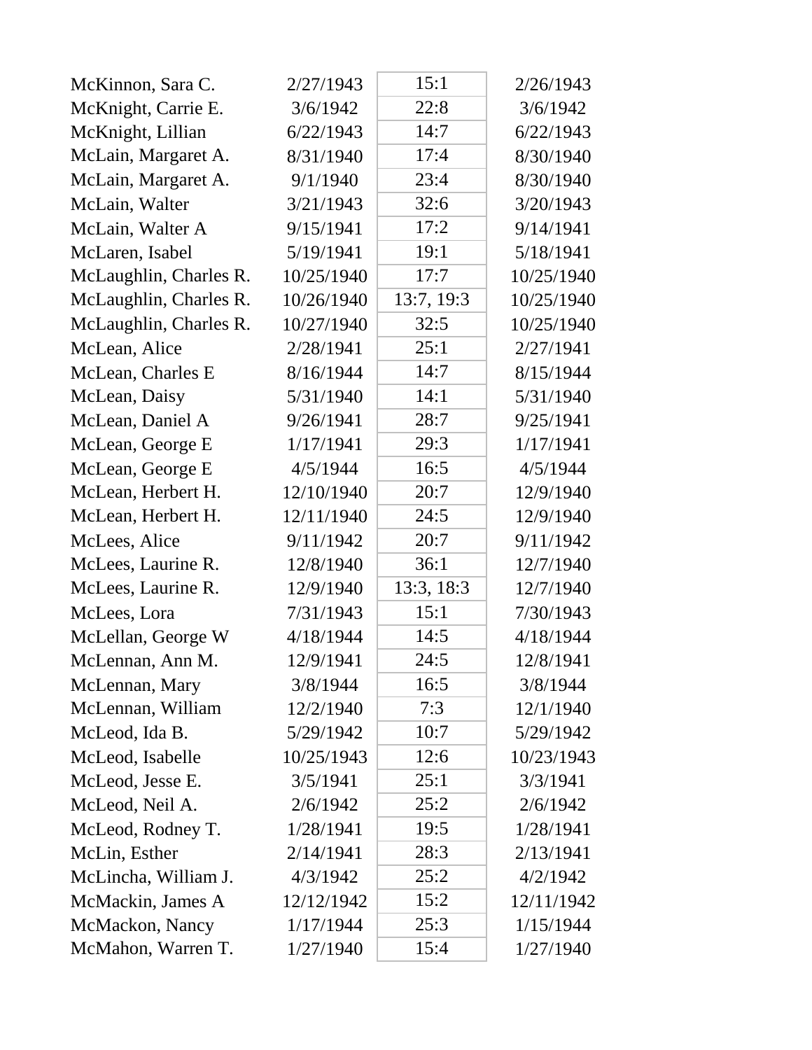| | | | |
|---|---|---|---|
| McKinnon, Sara C. | 2/27/1943 | 15:1 | 2/26/1943 |
| McKnight, Carrie E. | 3/6/1942 | 22:8 | 3/6/1942 |
| McKnight, Lillian | 6/22/1943 | 14:7 | 6/22/1943 |
| McLain, Margaret A. | 8/31/1940 | 17:4 | 8/30/1940 |
| McLain, Margaret A. | 9/1/1940 | 23:4 | 8/30/1940 |
| McLain, Walter | 3/21/1943 | 32:6 | 3/20/1943 |
| McLain, Walter A | 9/15/1941 | 17:2 | 9/14/1941 |
| McLaren, Isabel | 5/19/1941 | 19:1 | 5/18/1941 |
| McLaughlin, Charles R. | 10/25/1940 | 17:7 | 10/25/1940 |
| McLaughlin, Charles R. | 10/26/1940 | 13:7, 19:3 | 10/25/1940 |
| McLaughlin, Charles R. | 10/27/1940 | 32:5 | 10/25/1940 |
| McLean, Alice | 2/28/1941 | 25:1 | 2/27/1941 |
| McLean, Charles E | 8/16/1944 | 14:7 | 8/15/1944 |
| McLean, Daisy | 5/31/1940 | 14:1 | 5/31/1940 |
| McLean, Daniel A | 9/26/1941 | 28:7 | 9/25/1941 |
| McLean, George E | 1/17/1941 | 29:3 | 1/17/1941 |
| McLean, George E | 4/5/1944 | 16:5 | 4/5/1944 |
| McLean, Herbert H. | 12/10/1940 | 20:7 | 12/9/1940 |
| McLean, Herbert H. | 12/11/1940 | 24:5 | 12/9/1940 |
| McLees, Alice | 9/11/1942 | 20:7 | 9/11/1942 |
| McLees, Laurine R. | 12/8/1940 | 36:1 | 12/7/1940 |
| McLees, Laurine R. | 12/9/1940 | 13:3, 18:3 | 12/7/1940 |
| McLees, Lora | 7/31/1943 | 15:1 | 7/30/1943 |
| McLellan, George W | 4/18/1944 | 14:5 | 4/18/1944 |
| McLennan, Ann M. | 12/9/1941 | 24:5 | 12/8/1941 |
| McLennan, Mary | 3/8/1944 | 16:5 | 3/8/1944 |
| McLennan, William | 12/2/1940 | 7:3 | 12/1/1940 |
| McLeod, Ida B. | 5/29/1942 | 10:7 | 5/29/1942 |
| McLeod, Isabelle | 10/25/1943 | 12:6 | 10/23/1943 |
| McLeod, Jesse E. | 3/5/1941 | 25:1 | 3/3/1941 |
| McLeod, Neil A. | 2/6/1942 | 25:2 | 2/6/1942 |
| McLeod, Rodney T. | 1/28/1941 | 19:5 | 1/28/1941 |
| McLin, Esther | 2/14/1941 | 28:3 | 2/13/1941 |
| McLincha, William J. | 4/3/1942 | 25:2 | 4/2/1942 |
| McMackin, James A | 12/12/1942 | 15:2 | 12/11/1942 |
| McMackon, Nancy | 1/17/1944 | 25:3 | 1/15/1944 |
| McMahon, Warren T. | 1/27/1940 | 15:4 | 1/27/1940 |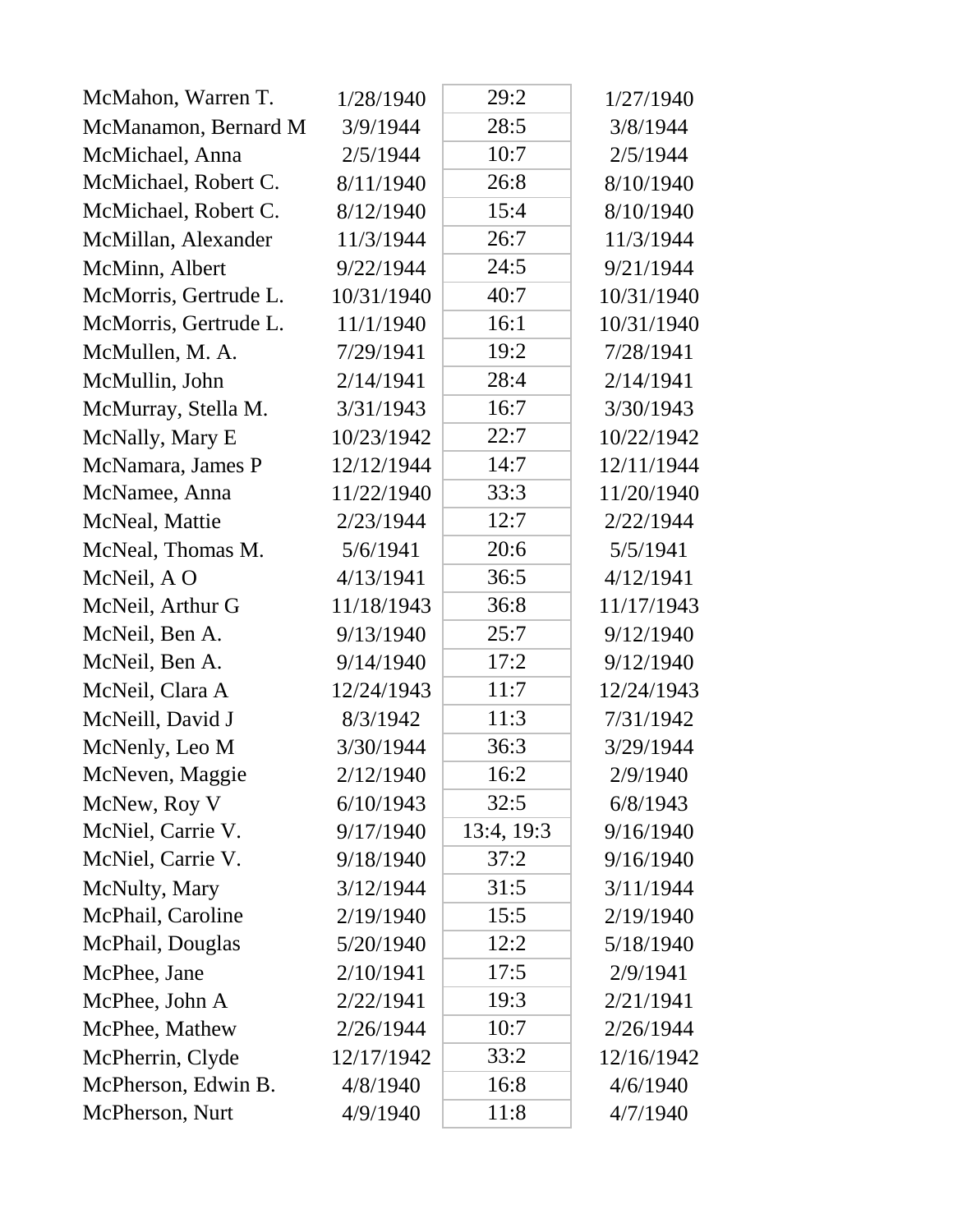| | | | |
|---|---|---|---|
| McMahon, Warren T. | 1/28/1940 | 29:2 | 1/27/1940 |
| McManamon, Bernard M | 3/9/1944 | 28:5 | 3/8/1944 |
| McMichael, Anna | 2/5/1944 | 10:7 | 2/5/1944 |
| McMichael, Robert C. | 8/11/1940 | 26:8 | 8/10/1940 |
| McMichael, Robert C. | 8/12/1940 | 15:4 | 8/10/1940 |
| McMillan, Alexander | 11/3/1944 | 26:7 | 11/3/1944 |
| McMinn, Albert | 9/22/1944 | 24:5 | 9/21/1944 |
| McMorris, Gertrude L. | 10/31/1940 | 40:7 | 10/31/1940 |
| McMorris, Gertrude L. | 11/1/1940 | 16:1 | 10/31/1940 |
| McMullen, M. A. | 7/29/1941 | 19:2 | 7/28/1941 |
| McMullin, John | 2/14/1941 | 28:4 | 2/14/1941 |
| McMurray, Stella M. | 3/31/1943 | 16:7 | 3/30/1943 |
| McNally, Mary E | 10/23/1942 | 22:7 | 10/22/1942 |
| McNamara, James P | 12/12/1944 | 14:7 | 12/11/1944 |
| McNamee, Anna | 11/22/1940 | 33:3 | 11/20/1940 |
| McNeal, Mattie | 2/23/1944 | 12:7 | 2/22/1944 |
| McNeal, Thomas M. | 5/6/1941 | 20:6 | 5/5/1941 |
| McNeil, A O | 4/13/1941 | 36:5 | 4/12/1941 |
| McNeil, Arthur G | 11/18/1943 | 36:8 | 11/17/1943 |
| McNeil, Ben A. | 9/13/1940 | 25:7 | 9/12/1940 |
| McNeil, Ben A. | 9/14/1940 | 17:2 | 9/12/1940 |
| McNeil, Clara A | 12/24/1943 | 11:7 | 12/24/1943 |
| McNeill, David J | 8/3/1942 | 11:3 | 7/31/1942 |
| McNenly, Leo M | 3/30/1944 | 36:3 | 3/29/1944 |
| McNeven, Maggie | 2/12/1940 | 16:2 | 2/9/1940 |
| McNew, Roy V | 6/10/1943 | 32:5 | 6/8/1943 |
| McNiel, Carrie V. | 9/17/1940 | 13:4, 19:3 | 9/16/1940 |
| McNiel, Carrie V. | 9/18/1940 | 37:2 | 9/16/1940 |
| McNulty, Mary | 3/12/1944 | 31:5 | 3/11/1944 |
| McPhail, Caroline | 2/19/1940 | 15:5 | 2/19/1940 |
| McPhail, Douglas | 5/20/1940 | 12:2 | 5/18/1940 |
| McPhee, Jane | 2/10/1941 | 17:5 | 2/9/1941 |
| McPhee, John A | 2/22/1941 | 19:3 | 2/21/1941 |
| McPhee, Mathew | 2/26/1944 | 10:7 | 2/26/1944 |
| McPherrin, Clyde | 12/17/1942 | 33:2 | 12/16/1942 |
| McPherson, Edwin B. | 4/8/1940 | 16:8 | 4/6/1940 |
| McPherson, Nurt | 4/9/1940 | 11:8 | 4/7/1940 |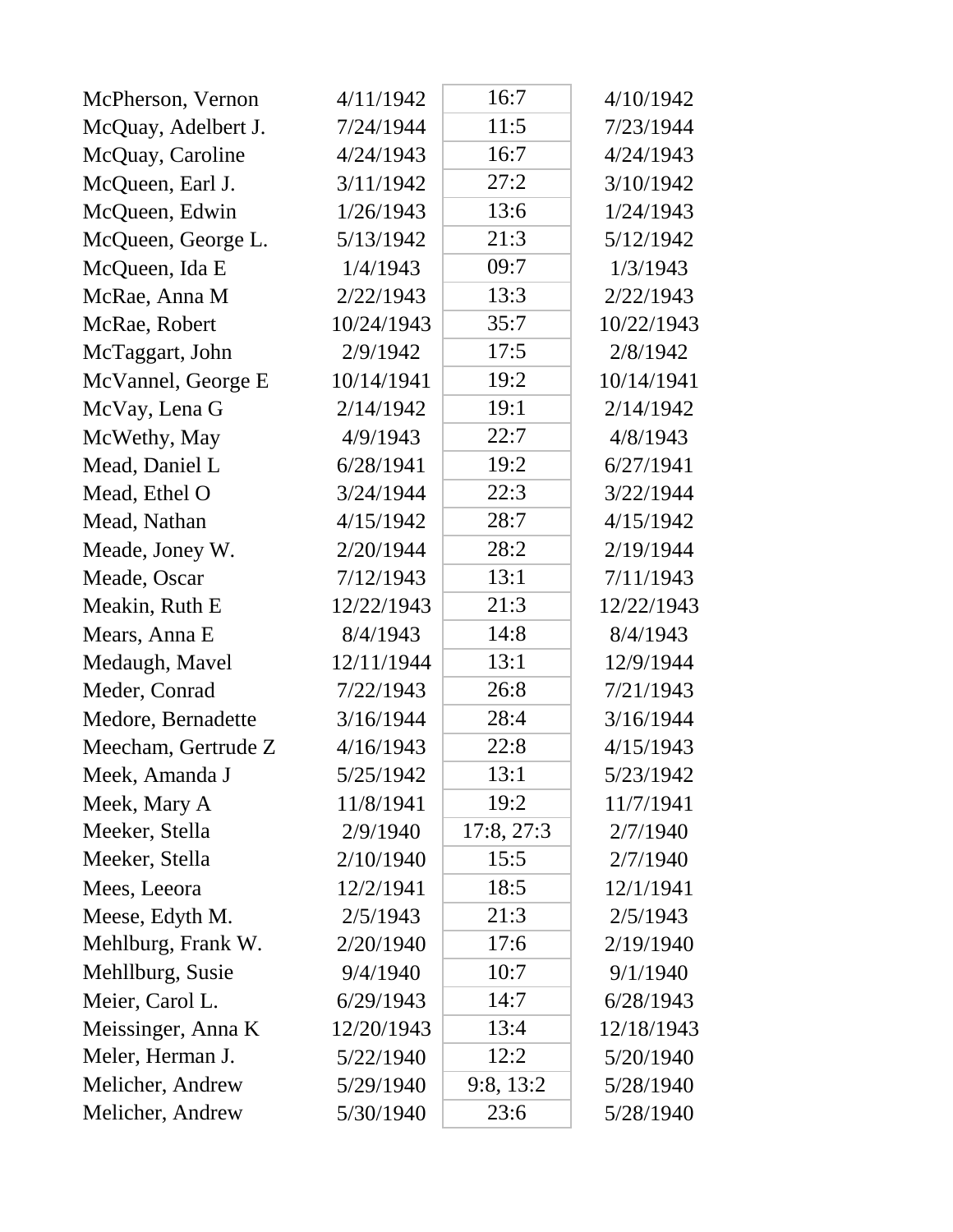| | | | |
|---|---|---|---|
| McPherson, Vernon | 4/11/1942 | 16:7 | 4/10/1942 |
| McQuay, Adelbert J. | 7/24/1944 | 11:5 | 7/23/1944 |
| McQuay, Caroline | 4/24/1943 | 16:7 | 4/24/1943 |
| McQueen, Earl J. | 3/11/1942 | 27:2 | 3/10/1942 |
| McQueen, Edwin | 1/26/1943 | 13:6 | 1/24/1943 |
| McQueen, George L. | 5/13/1942 | 21:3 | 5/12/1942 |
| McQueen, Ida E | 1/4/1943 | 09:7 | 1/3/1943 |
| McRae, Anna M | 2/22/1943 | 13:3 | 2/22/1943 |
| McRae, Robert | 10/24/1943 | 35:7 | 10/22/1943 |
| McTaggart, John | 2/9/1942 | 17:5 | 2/8/1942 |
| McVannel, George E | 10/14/1941 | 19:2 | 10/14/1941 |
| McVay, Lena G | 2/14/1942 | 19:1 | 2/14/1942 |
| McWethy, May | 4/9/1943 | 22:7 | 4/8/1943 |
| Mead, Daniel L | 6/28/1941 | 19:2 | 6/27/1941 |
| Mead, Ethel O | 3/24/1944 | 22:3 | 3/22/1944 |
| Mead, Nathan | 4/15/1942 | 28:7 | 4/15/1942 |
| Meade, Joney W. | 2/20/1944 | 28:2 | 2/19/1944 |
| Meade, Oscar | 7/12/1943 | 13:1 | 7/11/1943 |
| Meakin, Ruth E | 12/22/1943 | 21:3 | 12/22/1943 |
| Mears, Anna E | 8/4/1943 | 14:8 | 8/4/1943 |
| Medaugh, Mavel | 12/11/1944 | 13:1 | 12/9/1944 |
| Meder, Conrad | 7/22/1943 | 26:8 | 7/21/1943 |
| Medore, Bernadette | 3/16/1944 | 28:4 | 3/16/1944 |
| Meecham, Gertrude Z | 4/16/1943 | 22:8 | 4/15/1943 |
| Meek, Amanda J | 5/25/1942 | 13:1 | 5/23/1942 |
| Meek, Mary A | 11/8/1941 | 19:2 | 11/7/1941 |
| Meeker, Stella | 2/9/1940 | 17:8, 27:3 | 2/7/1940 |
| Meeker, Stella | 2/10/1940 | 15:5 | 2/7/1940 |
| Mees, Leeora | 12/2/1941 | 18:5 | 12/1/1941 |
| Meese, Edyth M. | 2/5/1943 | 21:3 | 2/5/1943 |
| Mehlburg, Frank W. | 2/20/1940 | 17:6 | 2/19/1940 |
| Mehllburg, Susie | 9/4/1940 | 10:7 | 9/1/1940 |
| Meier, Carol L. | 6/29/1943 | 14:7 | 6/28/1943 |
| Meissinger, Anna K | 12/20/1943 | 13:4 | 12/18/1943 |
| Meler, Herman J. | 5/22/1940 | 12:2 | 5/20/1940 |
| Melicher, Andrew | 5/29/1940 | 9:8, 13:2 | 5/28/1940 |
| Melicher, Andrew | 5/30/1940 | 23:6 | 5/28/1940 |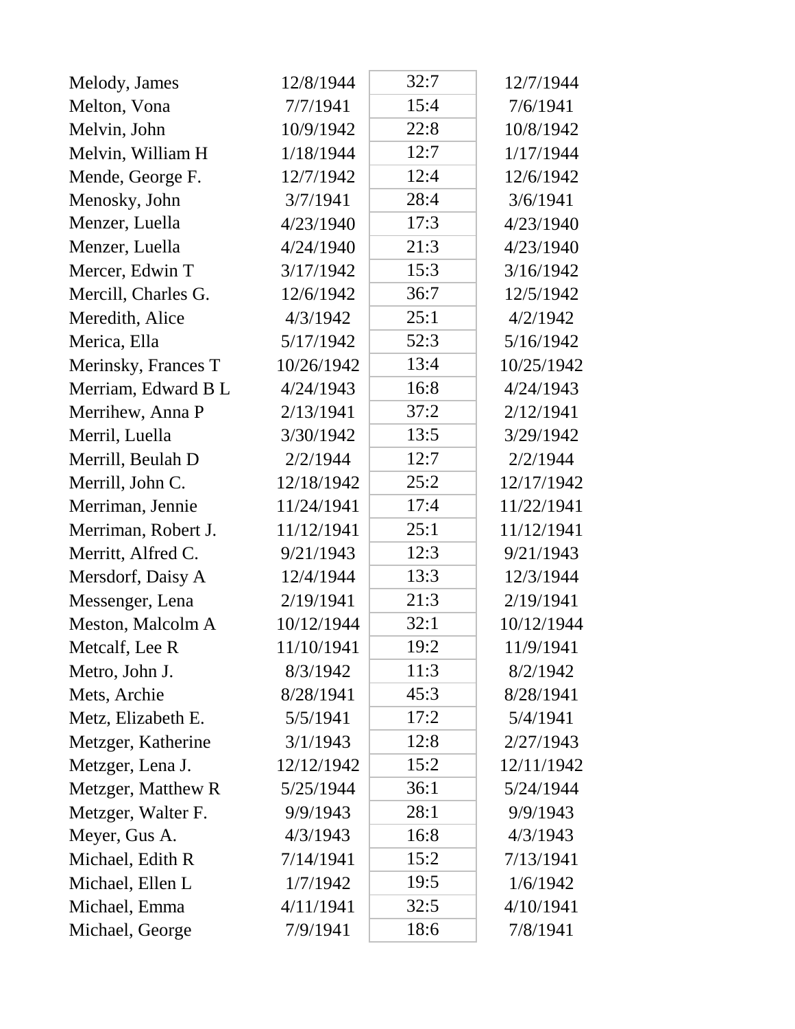| | | | |
|---|---|---|---|
| Melody, James | 12/8/1944 | 32:7 | 12/7/1944 |
| Melton, Vona | 7/7/1941 | 15:4 | 7/6/1941 |
| Melvin, John | 10/9/1942 | 22:8 | 10/8/1942 |
| Melvin, William H | 1/18/1944 | 12:7 | 1/17/1944 |
| Mende, George F. | 12/7/1942 | 12:4 | 12/6/1942 |
| Menosky, John | 3/7/1941 | 28:4 | 3/6/1941 |
| Menzer, Luella | 4/23/1940 | 17:3 | 4/23/1940 |
| Menzer, Luella | 4/24/1940 | 21:3 | 4/23/1940 |
| Mercer, Edwin T | 3/17/1942 | 15:3 | 3/16/1942 |
| Mercill, Charles G. | 12/6/1942 | 36:7 | 12/5/1942 |
| Meredith, Alice | 4/3/1942 | 25:1 | 4/2/1942 |
| Merica, Ella | 5/17/1942 | 52:3 | 5/16/1942 |
| Merinsky, Frances T | 10/26/1942 | 13:4 | 10/25/1942 |
| Merriam, Edward B L | 4/24/1943 | 16:8 | 4/24/1943 |
| Merrihew, Anna P | 2/13/1941 | 37:2 | 2/12/1941 |
| Merril, Luella | 3/30/1942 | 13:5 | 3/29/1942 |
| Merrill, Beulah D | 2/2/1944 | 12:7 | 2/2/1944 |
| Merrill, John C. | 12/18/1942 | 25:2 | 12/17/1942 |
| Merriman, Jennie | 11/24/1941 | 17:4 | 11/22/1941 |
| Merriman, Robert J. | 11/12/1941 | 25:1 | 11/12/1941 |
| Merritt, Alfred C. | 9/21/1943 | 12:3 | 9/21/1943 |
| Mersdorf, Daisy A | 12/4/1944 | 13:3 | 12/3/1944 |
| Messenger, Lena | 2/19/1941 | 21:3 | 2/19/1941 |
| Meston, Malcolm A | 10/12/1944 | 32:1 | 10/12/1944 |
| Metcalf, Lee R | 11/10/1941 | 19:2 | 11/9/1941 |
| Metro, John J. | 8/3/1942 | 11:3 | 8/2/1942 |
| Mets, Archie | 8/28/1941 | 45:3 | 8/28/1941 |
| Metz, Elizabeth E. | 5/5/1941 | 17:2 | 5/4/1941 |
| Metzger, Katherine | 3/1/1943 | 12:8 | 2/27/1943 |
| Metzger, Lena J. | 12/12/1942 | 15:2 | 12/11/1942 |
| Metzger, Matthew R | 5/25/1944 | 36:1 | 5/24/1944 |
| Metzger, Walter F. | 9/9/1943 | 28:1 | 9/9/1943 |
| Meyer, Gus A. | 4/3/1943 | 16:8 | 4/3/1943 |
| Michael, Edith R | 7/14/1941 | 15:2 | 7/13/1941 |
| Michael, Ellen L | 1/7/1942 | 19:5 | 1/6/1942 |
| Michael, Emma | 4/11/1941 | 32:5 | 4/10/1941 |
| Michael, George | 7/9/1941 | 18:6 | 7/8/1941 |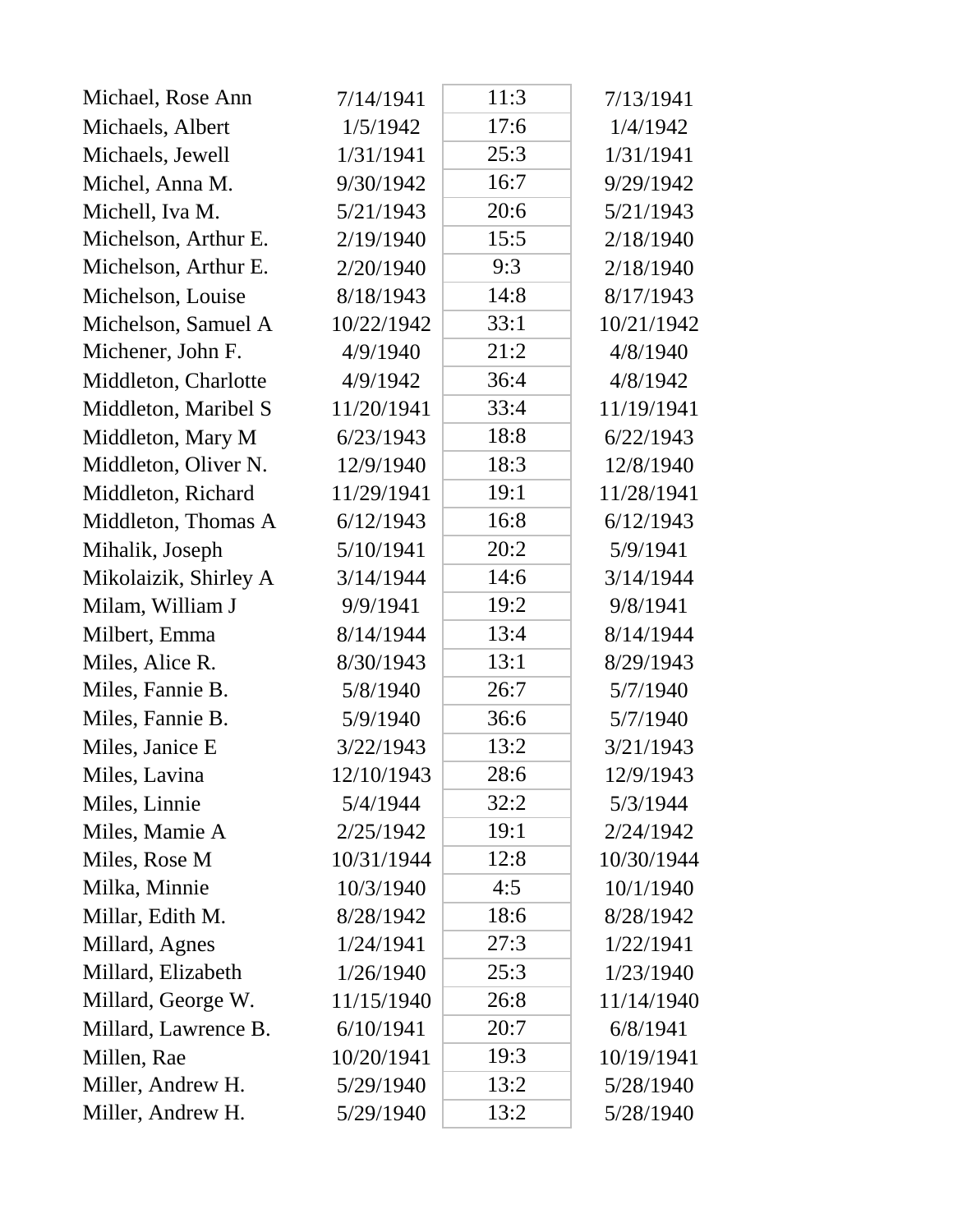| | | | |
|---|---|---|---|
| Michael, Rose Ann | 7/14/1941 | 11:3 | 7/13/1941 |
| Michaels, Albert | 1/5/1942 | 17:6 | 1/4/1942 |
| Michaels, Jewell | 1/31/1941 | 25:3 | 1/31/1941 |
| Michel, Anna M. | 9/30/1942 | 16:7 | 9/29/1942 |
| Michell, Iva M. | 5/21/1943 | 20:6 | 5/21/1943 |
| Michelson, Arthur E. | 2/19/1940 | 15:5 | 2/18/1940 |
| Michelson, Arthur E. | 2/20/1940 | 9:3 | 2/18/1940 |
| Michelson, Louise | 8/18/1943 | 14:8 | 8/17/1943 |
| Michelson, Samuel A | 10/22/1942 | 33:1 | 10/21/1942 |
| Michener, John F. | 4/9/1940 | 21:2 | 4/8/1940 |
| Middleton, Charlotte | 4/9/1942 | 36:4 | 4/8/1942 |
| Middleton, Maribel S | 11/20/1941 | 33:4 | 11/19/1941 |
| Middleton, Mary M | 6/23/1943 | 18:8 | 6/22/1943 |
| Middleton, Oliver N. | 12/9/1940 | 18:3 | 12/8/1940 |
| Middleton, Richard | 11/29/1941 | 19:1 | 11/28/1941 |
| Middleton, Thomas A | 6/12/1943 | 16:8 | 6/12/1943 |
| Mihalik, Joseph | 5/10/1941 | 20:2 | 5/9/1941 |
| Mikolaizik, Shirley A | 3/14/1944 | 14:6 | 3/14/1944 |
| Milam, William J | 9/9/1941 | 19:2 | 9/8/1941 |
| Milbert, Emma | 8/14/1944 | 13:4 | 8/14/1944 |
| Miles, Alice R. | 8/30/1943 | 13:1 | 8/29/1943 |
| Miles, Fannie B. | 5/8/1940 | 26:7 | 5/7/1940 |
| Miles, Fannie B. | 5/9/1940 | 36:6 | 5/7/1940 |
| Miles, Janice E | 3/22/1943 | 13:2 | 3/21/1943 |
| Miles, Lavina | 12/10/1943 | 28:6 | 12/9/1943 |
| Miles, Linnie | 5/4/1944 | 32:2 | 5/3/1944 |
| Miles, Mamie A | 2/25/1942 | 19:1 | 2/24/1942 |
| Miles, Rose M | 10/31/1944 | 12:8 | 10/30/1944 |
| Milka, Minnie | 10/3/1940 | 4:5 | 10/1/1940 |
| Millar, Edith M. | 8/28/1942 | 18:6 | 8/28/1942 |
| Millard, Agnes | 1/24/1941 | 27:3 | 1/22/1941 |
| Millard, Elizabeth | 1/26/1940 | 25:3 | 1/23/1940 |
| Millard, George W. | 11/15/1940 | 26:8 | 11/14/1940 |
| Millard, Lawrence B. | 6/10/1941 | 20:7 | 6/8/1941 |
| Millen, Rae | 10/20/1941 | 19:3 | 10/19/1941 |
| Miller, Andrew H. | 5/29/1940 | 13:2 | 5/28/1940 |
| Miller, Andrew H. | 5/29/1940 | 13:2 | 5/28/1940 |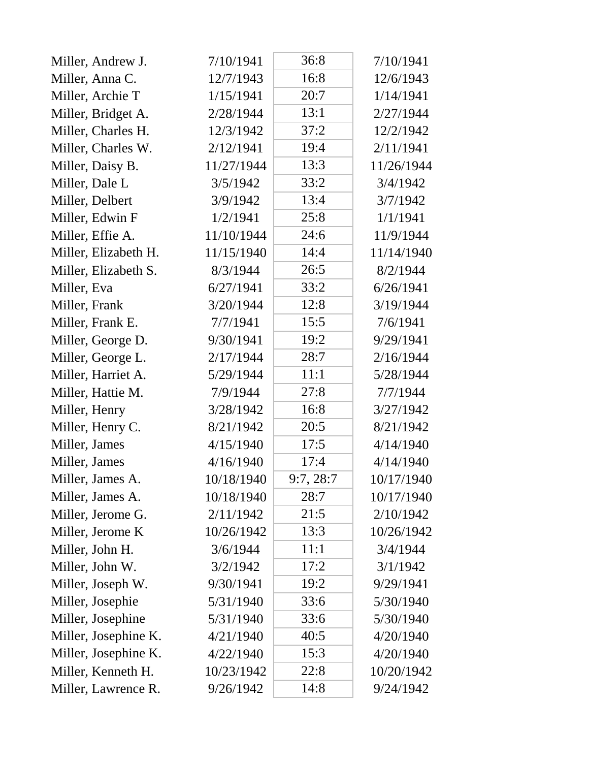| | | | |
|---|---|---|---|
| Miller, Andrew J. | 7/10/1941 | 36:8 | 7/10/1941 |
| Miller, Anna C. | 12/7/1943 | 16:8 | 12/6/1943 |
| Miller, Archie T | 1/15/1941 | 20:7 | 1/14/1941 |
| Miller, Bridget A. | 2/28/1944 | 13:1 | 2/27/1944 |
| Miller, Charles H. | 12/3/1942 | 37:2 | 12/2/1942 |
| Miller, Charles W. | 2/12/1941 | 19:4 | 2/11/1941 |
| Miller, Daisy B. | 11/27/1944 | 13:3 | 11/26/1944 |
| Miller, Dale L | 3/5/1942 | 33:2 | 3/4/1942 |
| Miller, Delbert | 3/9/1942 | 13:4 | 3/7/1942 |
| Miller, Edwin F | 1/2/1941 | 25:8 | 1/1/1941 |
| Miller, Effie A. | 11/10/1944 | 24:6 | 11/9/1944 |
| Miller, Elizabeth H. | 11/15/1940 | 14:4 | 11/14/1940 |
| Miller, Elizabeth S. | 8/3/1944 | 26:5 | 8/2/1944 |
| Miller, Eva | 6/27/1941 | 33:2 | 6/26/1941 |
| Miller, Frank | 3/20/1944 | 12:8 | 3/19/1944 |
| Miller, Frank E. | 7/7/1941 | 15:5 | 7/6/1941 |
| Miller, George D. | 9/30/1941 | 19:2 | 9/29/1941 |
| Miller, George L. | 2/17/1944 | 28:7 | 2/16/1944 |
| Miller, Harriet A. | 5/29/1944 | 11:1 | 5/28/1944 |
| Miller, Hattie M. | 7/9/1944 | 27:8 | 7/7/1944 |
| Miller, Henry | 3/28/1942 | 16:8 | 3/27/1942 |
| Miller, Henry C. | 8/21/1942 | 20:5 | 8/21/1942 |
| Miller, James | 4/15/1940 | 17:5 | 4/14/1940 |
| Miller, James | 4/16/1940 | 17:4 | 4/14/1940 |
| Miller, James A. | 10/18/1940 | 9:7, 28:7 | 10/17/1940 |
| Miller, James A. | 10/18/1940 | 28:7 | 10/17/1940 |
| Miller, Jerome G. | 2/11/1942 | 21:5 | 2/10/1942 |
| Miller, Jerome K | 10/26/1942 | 13:3 | 10/26/1942 |
| Miller, John H. | 3/6/1944 | 11:1 | 3/4/1944 |
| Miller, John W. | 3/2/1942 | 17:2 | 3/1/1942 |
| Miller, Joseph W. | 9/30/1941 | 19:2 | 9/29/1941 |
| Miller, Josephie | 5/31/1940 | 33:6 | 5/30/1940 |
| Miller, Josephine | 5/31/1940 | 33:6 | 5/30/1940 |
| Miller, Josephine K. | 4/21/1940 | 40:5 | 4/20/1940 |
| Miller, Josephine K. | 4/22/1940 | 15:3 | 4/20/1940 |
| Miller, Kenneth H. | 10/23/1942 | 22:8 | 10/20/1942 |
| Miller, Lawrence R. | 9/26/1942 | 14:8 | 9/24/1942 |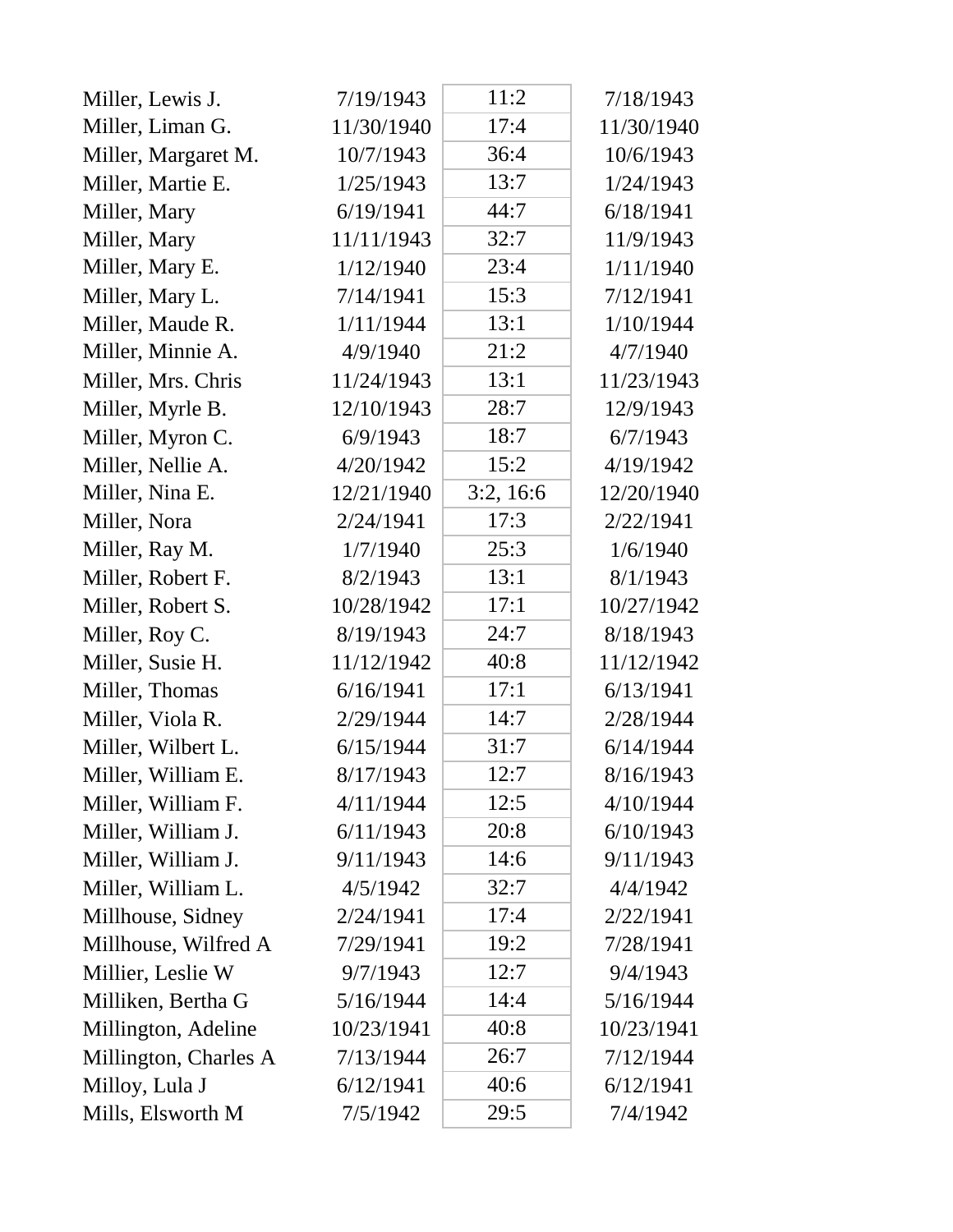| | | | |
|---|---|---|---|
| Miller, Lewis J. | 7/19/1943 | 11:2 | 7/18/1943 |
| Miller, Liman G. | 11/30/1940 | 17:4 | 11/30/1940 |
| Miller, Margaret M. | 10/7/1943 | 36:4 | 10/6/1943 |
| Miller, Martie E. | 1/25/1943 | 13:7 | 1/24/1943 |
| Miller, Mary | 6/19/1941 | 44:7 | 6/18/1941 |
| Miller, Mary | 11/11/1943 | 32:7 | 11/9/1943 |
| Miller, Mary E. | 1/12/1940 | 23:4 | 1/11/1940 |
| Miller, Mary L. | 7/14/1941 | 15:3 | 7/12/1941 |
| Miller, Maude R. | 1/11/1944 | 13:1 | 1/10/1944 |
| Miller, Minnie A. | 4/9/1940 | 21:2 | 4/7/1940 |
| Miller, Mrs. Chris | 11/24/1943 | 13:1 | 11/23/1943 |
| Miller, Myrle B. | 12/10/1943 | 28:7 | 12/9/1943 |
| Miller, Myron C. | 6/9/1943 | 18:7 | 6/7/1943 |
| Miller, Nellie A. | 4/20/1942 | 15:2 | 4/19/1942 |
| Miller, Nina E. | 12/21/1940 | 3:2, 16:6 | 12/20/1940 |
| Miller, Nora | 2/24/1941 | 17:3 | 2/22/1941 |
| Miller, Ray M. | 1/7/1940 | 25:3 | 1/6/1940 |
| Miller, Robert F. | 8/2/1943 | 13:1 | 8/1/1943 |
| Miller, Robert S. | 10/28/1942 | 17:1 | 10/27/1942 |
| Miller, Roy C. | 8/19/1943 | 24:7 | 8/18/1943 |
| Miller, Susie H. | 11/12/1942 | 40:8 | 11/12/1942 |
| Miller, Thomas | 6/16/1941 | 17:1 | 6/13/1941 |
| Miller, Viola R. | 2/29/1944 | 14:7 | 2/28/1944 |
| Miller, Wilbert L. | 6/15/1944 | 31:7 | 6/14/1944 |
| Miller, William E. | 8/17/1943 | 12:7 | 8/16/1943 |
| Miller, William F. | 4/11/1944 | 12:5 | 4/10/1944 |
| Miller, William J. | 6/11/1943 | 20:8 | 6/10/1943 |
| Miller, William J. | 9/11/1943 | 14:6 | 9/11/1943 |
| Miller, William L. | 4/5/1942 | 32:7 | 4/4/1942 |
| Millhouse, Sidney | 2/24/1941 | 17:4 | 2/22/1941 |
| Millhouse, Wilfred A | 7/29/1941 | 19:2 | 7/28/1941 |
| Millier, Leslie W | 9/7/1943 | 12:7 | 9/4/1943 |
| Milliken, Bertha G | 5/16/1944 | 14:4 | 5/16/1944 |
| Millington, Adeline | 10/23/1941 | 40:8 | 10/23/1941 |
| Millington, Charles A | 7/13/1944 | 26:7 | 7/12/1944 |
| Milloy, Lula J | 6/12/1941 | 40:6 | 6/12/1941 |
| Mills, Elsworth M | 7/5/1942 | 29:5 | 7/4/1942 |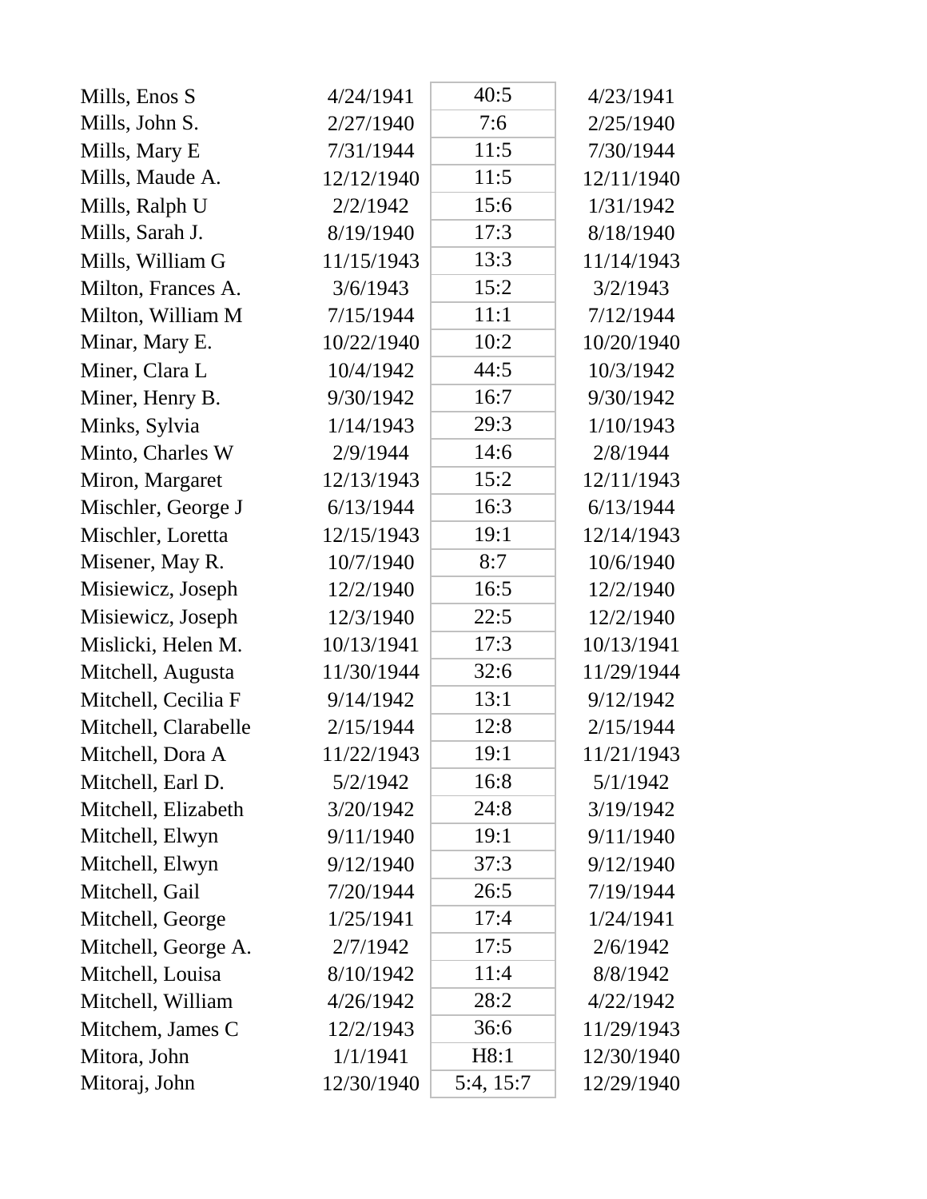| | | | |
|---|---|---|---|
| Mills, Enos S | 4/24/1941 | 40:5 | 4/23/1941 |
| Mills, John S. | 2/27/1940 | 7:6 | 2/25/1940 |
| Mills, Mary E | 7/31/1944 | 11:5 | 7/30/1944 |
| Mills, Maude A. | 12/12/1940 | 11:5 | 12/11/1940 |
| Mills, Ralph U | 2/2/1942 | 15:6 | 1/31/1942 |
| Mills, Sarah J. | 8/19/1940 | 17:3 | 8/18/1940 |
| Mills, William G | 11/15/1943 | 13:3 | 11/14/1943 |
| Milton, Frances A. | 3/6/1943 | 15:2 | 3/2/1943 |
| Milton, William M | 7/15/1944 | 11:1 | 7/12/1944 |
| Minar, Mary E. | 10/22/1940 | 10:2 | 10/20/1940 |
| Miner, Clara L | 10/4/1942 | 44:5 | 10/3/1942 |
| Miner, Henry B. | 9/30/1942 | 16:7 | 9/30/1942 |
| Minks, Sylvia | 1/14/1943 | 29:3 | 1/10/1943 |
| Minto, Charles W | 2/9/1944 | 14:6 | 2/8/1944 |
| Miron, Margaret | 12/13/1943 | 15:2 | 12/11/1943 |
| Mischler, George J | 6/13/1944 | 16:3 | 6/13/1944 |
| Mischler, Loretta | 12/15/1943 | 19:1 | 12/14/1943 |
| Misener, May R. | 10/7/1940 | 8:7 | 10/6/1940 |
| Misiewicz, Joseph | 12/2/1940 | 16:5 | 12/2/1940 |
| Misiewicz, Joseph | 12/3/1940 | 22:5 | 12/2/1940 |
| Mislicki, Helen M. | 10/13/1941 | 17:3 | 10/13/1941 |
| Mitchell, Augusta | 11/30/1944 | 32:6 | 11/29/1944 |
| Mitchell, Cecilia F | 9/14/1942 | 13:1 | 9/12/1942 |
| Mitchell, Clarabelle | 2/15/1944 | 12:8 | 2/15/1944 |
| Mitchell, Dora A | 11/22/1943 | 19:1 | 11/21/1943 |
| Mitchell, Earl D. | 5/2/1942 | 16:8 | 5/1/1942 |
| Mitchell, Elizabeth | 3/20/1942 | 24:8 | 3/19/1942 |
| Mitchell, Elwyn | 9/11/1940 | 19:1 | 9/11/1940 |
| Mitchell, Elwyn | 9/12/1940 | 37:3 | 9/12/1940 |
| Mitchell, Gail | 7/20/1944 | 26:5 | 7/19/1944 |
| Mitchell, George | 1/25/1941 | 17:4 | 1/24/1941 |
| Mitchell, George A. | 2/7/1942 | 17:5 | 2/6/1942 |
| Mitchell, Louisa | 8/10/1942 | 11:4 | 8/8/1942 |
| Mitchell, William | 4/26/1942 | 28:2 | 4/22/1942 |
| Mitchem, James C | 12/2/1943 | 36:6 | 11/29/1943 |
| Mitora, John | 1/1/1941 | H8:1 | 12/30/1940 |
| Mitoraj, John | 12/30/1940 | 5:4, 15:7 | 12/29/1940 |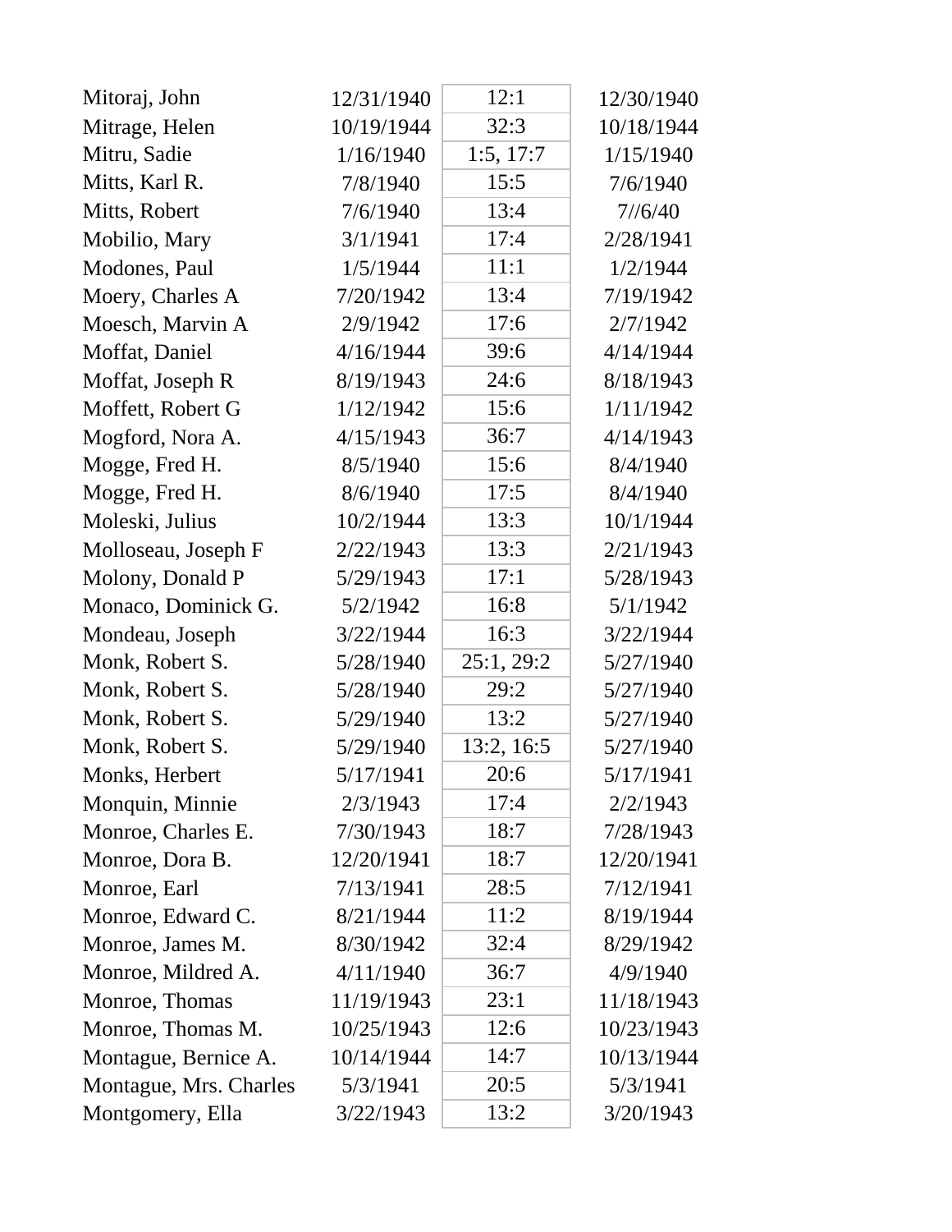| | | | |
|---|---|---|---|
| Mitoraj, John | 12/31/1940 | 12:1 | 12/30/1940 |
| Mitrage, Helen | 10/19/1944 | 32:3 | 10/18/1944 |
| Mitru, Sadie | 1/16/1940 | 1:5, 17:7 | 1/15/1940 |
| Mitts, Karl R. | 7/8/1940 | 15:5 | 7/6/1940 |
| Mitts, Robert | 7/6/1940 | 13:4 | 7//6/40 |
| Mobilio, Mary | 3/1/1941 | 17:4 | 2/28/1941 |
| Modones, Paul | 1/5/1944 | 11:1 | 1/2/1944 |
| Moery, Charles A | 7/20/1942 | 13:4 | 7/19/1942 |
| Moesch, Marvin A | 2/9/1942 | 17:6 | 2/7/1942 |
| Moffat, Daniel | 4/16/1944 | 39:6 | 4/14/1944 |
| Moffat, Joseph R | 8/19/1943 | 24:6 | 8/18/1943 |
| Moffett, Robert G | 1/12/1942 | 15:6 | 1/11/1942 |
| Mogford, Nora A. | 4/15/1943 | 36:7 | 4/14/1943 |
| Mogge, Fred H. | 8/5/1940 | 15:6 | 8/4/1940 |
| Mogge, Fred H. | 8/6/1940 | 17:5 | 8/4/1940 |
| Moleski, Julius | 10/2/1944 | 13:3 | 10/1/1944 |
| Molloseau, Joseph F | 2/22/1943 | 13:3 | 2/21/1943 |
| Molony, Donald P | 5/29/1943 | 17:1 | 5/28/1943 |
| Monaco, Dominick G. | 5/2/1942 | 16:8 | 5/1/1942 |
| Mondeau, Joseph | 3/22/1944 | 16:3 | 3/22/1944 |
| Monk, Robert S. | 5/28/1940 | 25:1, 29:2 | 5/27/1940 |
| Monk, Robert S. | 5/28/1940 | 29:2 | 5/27/1940 |
| Monk, Robert S. | 5/29/1940 | 13:2 | 5/27/1940 |
| Monk, Robert S. | 5/29/1940 | 13:2, 16:5 | 5/27/1940 |
| Monks, Herbert | 5/17/1941 | 20:6 | 5/17/1941 |
| Monquin, Minnie | 2/3/1943 | 17:4 | 2/2/1943 |
| Monroe, Charles E. | 7/30/1943 | 18:7 | 7/28/1943 |
| Monroe, Dora B. | 12/20/1941 | 18:7 | 12/20/1941 |
| Monroe, Earl | 7/13/1941 | 28:5 | 7/12/1941 |
| Monroe, Edward C. | 8/21/1944 | 11:2 | 8/19/1944 |
| Monroe, James M. | 8/30/1942 | 32:4 | 8/29/1942 |
| Monroe, Mildred A. | 4/11/1940 | 36:7 | 4/9/1940 |
| Monroe, Thomas | 11/19/1943 | 23:1 | 11/18/1943 |
| Monroe, Thomas M. | 10/25/1943 | 12:6 | 10/23/1943 |
| Montague, Bernice A. | 10/14/1944 | 14:7 | 10/13/1944 |
| Montague, Mrs. Charles | 5/3/1941 | 20:5 | 5/3/1941 |
| Montgomery, Ella | 3/22/1943 | 13:2 | 3/20/1943 |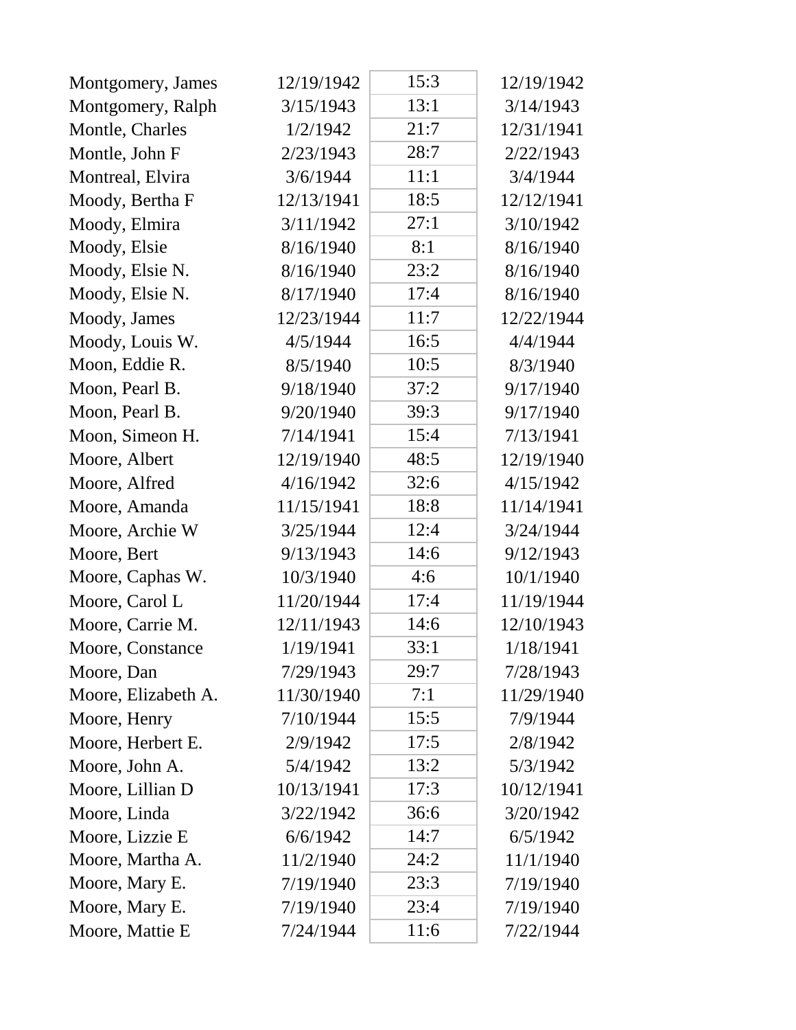| | | | |
|---|---|---|---|
| Montgomery, James | 12/19/1942 | 15:3 | 12/19/1942 |
| Montgomery, Ralph | 3/15/1943 | 13:1 | 3/14/1943 |
| Montle, Charles | 1/2/1942 | 21:7 | 12/31/1941 |
| Montle, John F | 2/23/1943 | 28:7 | 2/22/1943 |
| Montreal, Elvira | 3/6/1944 | 11:1 | 3/4/1944 |
| Moody, Bertha F | 12/13/1941 | 18:5 | 12/12/1941 |
| Moody, Elmira | 3/11/1942 | 27:1 | 3/10/1942 |
| Moody, Elsie | 8/16/1940 | 8:1 | 8/16/1940 |
| Moody, Elsie N. | 8/16/1940 | 23:2 | 8/16/1940 |
| Moody, Elsie N. | 8/17/1940 | 17:4 | 8/16/1940 |
| Moody, James | 12/23/1944 | 11:7 | 12/22/1944 |
| Moody, Louis W. | 4/5/1944 | 16:5 | 4/4/1944 |
| Moon, Eddie R. | 8/5/1940 | 10:5 | 8/3/1940 |
| Moon, Pearl B. | 9/18/1940 | 37:2 | 9/17/1940 |
| Moon, Pearl B. | 9/20/1940 | 39:3 | 9/17/1940 |
| Moon, Simeon H. | 7/14/1941 | 15:4 | 7/13/1941 |
| Moore, Albert | 12/19/1940 | 48:5 | 12/19/1940 |
| Moore, Alfred | 4/16/1942 | 32:6 | 4/15/1942 |
| Moore, Amanda | 11/15/1941 | 18:8 | 11/14/1941 |
| Moore, Archie W | 3/25/1944 | 12:4 | 3/24/1944 |
| Moore, Bert | 9/13/1943 | 14:6 | 9/12/1943 |
| Moore, Caphas W. | 10/3/1940 | 4:6 | 10/1/1940 |
| Moore, Carol L | 11/20/1944 | 17:4 | 11/19/1944 |
| Moore, Carrie M. | 12/11/1943 | 14:6 | 12/10/1943 |
| Moore, Constance | 1/19/1941 | 33:1 | 1/18/1941 |
| Moore, Dan | 7/29/1943 | 29:7 | 7/28/1943 |
| Moore, Elizabeth A. | 11/30/1940 | 7:1 | 11/29/1940 |
| Moore, Henry | 7/10/1944 | 15:5 | 7/9/1944 |
| Moore, Herbert E. | 2/9/1942 | 17:5 | 2/8/1942 |
| Moore, John A. | 5/4/1942 | 13:2 | 5/3/1942 |
| Moore, Lillian D | 10/13/1941 | 17:3 | 10/12/1941 |
| Moore, Linda | 3/22/1942 | 36:6 | 3/20/1942 |
| Moore, Lizzie E | 6/6/1942 | 14:7 | 6/5/1942 |
| Moore, Martha A. | 11/2/1940 | 24:2 | 11/1/1940 |
| Moore, Mary E. | 7/19/1940 | 23:3 | 7/19/1940 |
| Moore, Mary E. | 7/19/1940 | 23:4 | 7/19/1940 |
| Moore, Mattie E | 7/24/1944 | 11:6 | 7/22/1944 |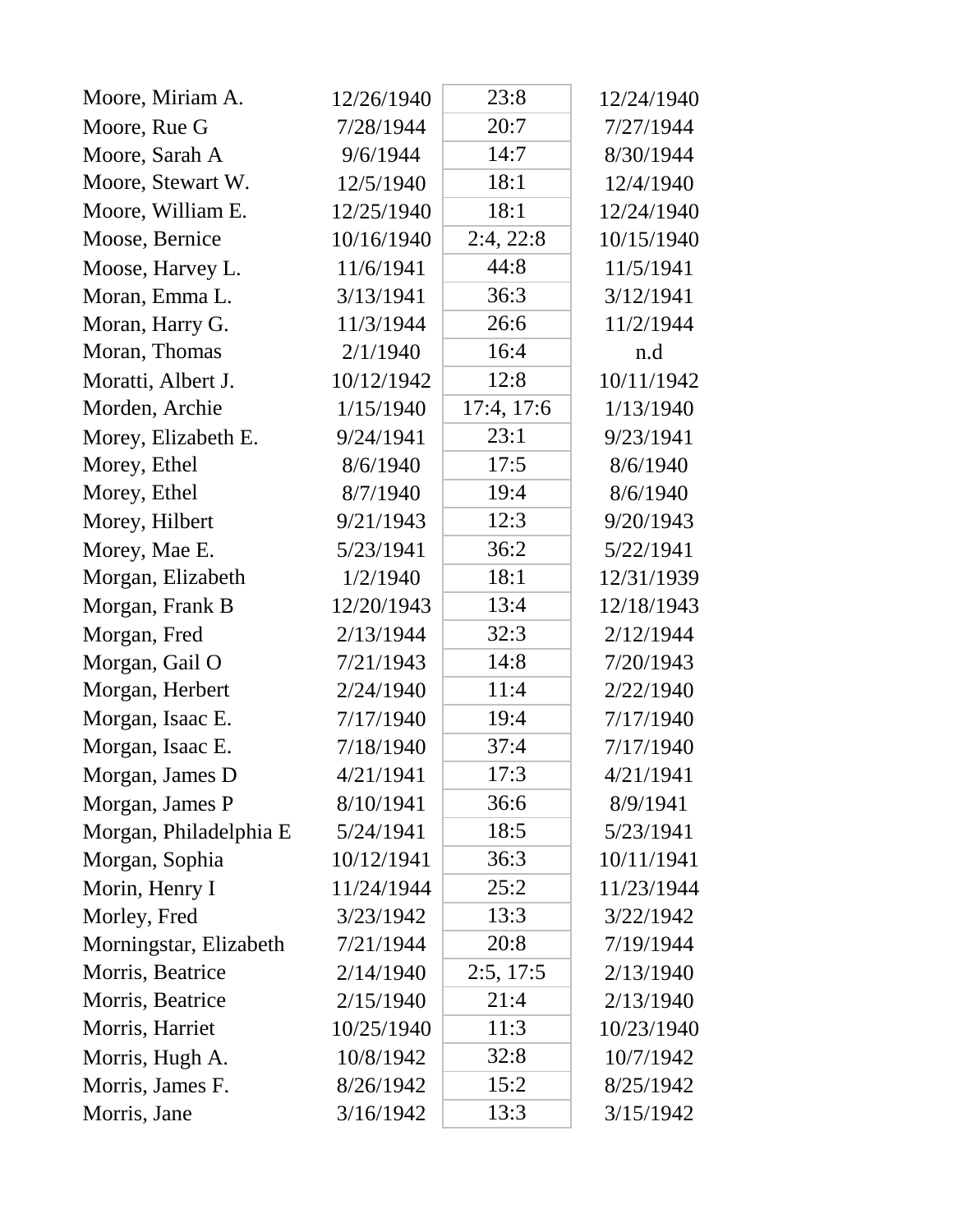| | | | |
|---|---|---|---|
| Moore, Miriam A. | 12/26/1940 | 23:8 | 12/24/1940 |
| Moore, Rue G | 7/28/1944 | 20:7 | 7/27/1944 |
| Moore, Sarah A | 9/6/1944 | 14:7 | 8/30/1944 |
| Moore, Stewart W. | 12/5/1940 | 18:1 | 12/4/1940 |
| Moore, William E. | 12/25/1940 | 18:1 | 12/24/1940 |
| Moose, Bernice | 10/16/1940 | 2:4, 22:8 | 10/15/1940 |
| Moose, Harvey L. | 11/6/1941 | 44:8 | 11/5/1941 |
| Moran, Emma L. | 3/13/1941 | 36:3 | 3/12/1941 |
| Moran, Harry G. | 11/3/1944 | 26:6 | 11/2/1944 |
| Moran, Thomas | 2/1/1940 | 16:4 | n.d |
| Moratti, Albert J. | 10/12/1942 | 12:8 | 10/11/1942 |
| Morden, Archie | 1/15/1940 | 17:4, 17:6 | 1/13/1940 |
| Morey, Elizabeth E. | 9/24/1941 | 23:1 | 9/23/1941 |
| Morey, Ethel | 8/6/1940 | 17:5 | 8/6/1940 |
| Morey, Ethel | 8/7/1940 | 19:4 | 8/6/1940 |
| Morey, Hilbert | 9/21/1943 | 12:3 | 9/20/1943 |
| Morey, Mae E. | 5/23/1941 | 36:2 | 5/22/1941 |
| Morgan, Elizabeth | 1/2/1940 | 18:1 | 12/31/1939 |
| Morgan, Frank B | 12/20/1943 | 13:4 | 12/18/1943 |
| Morgan, Fred | 2/13/1944 | 32:3 | 2/12/1944 |
| Morgan, Gail O | 7/21/1943 | 14:8 | 7/20/1943 |
| Morgan, Herbert | 2/24/1940 | 11:4 | 2/22/1940 |
| Morgan, Isaac E. | 7/17/1940 | 19:4 | 7/17/1940 |
| Morgan, Isaac E. | 7/18/1940 | 37:4 | 7/17/1940 |
| Morgan, James D | 4/21/1941 | 17:3 | 4/21/1941 |
| Morgan, James P | 8/10/1941 | 36:6 | 8/9/1941 |
| Morgan, Philadelphia E | 5/24/1941 | 18:5 | 5/23/1941 |
| Morgan, Sophia | 10/12/1941 | 36:3 | 10/11/1941 |
| Morin, Henry I | 11/24/1944 | 25:2 | 11/23/1944 |
| Morley, Fred | 3/23/1942 | 13:3 | 3/22/1942 |
| Morningstar, Elizabeth | 7/21/1944 | 20:8 | 7/19/1944 |
| Morris, Beatrice | 2/14/1940 | 2:5, 17:5 | 2/13/1940 |
| Morris, Beatrice | 2/15/1940 | 21:4 | 2/13/1940 |
| Morris, Harriet | 10/25/1940 | 11:3 | 10/23/1940 |
| Morris, Hugh A. | 10/8/1942 | 32:8 | 10/7/1942 |
| Morris, James F. | 8/26/1942 | 15:2 | 8/25/1942 |
| Morris, Jane | 3/16/1942 | 13:3 | 3/15/1942 |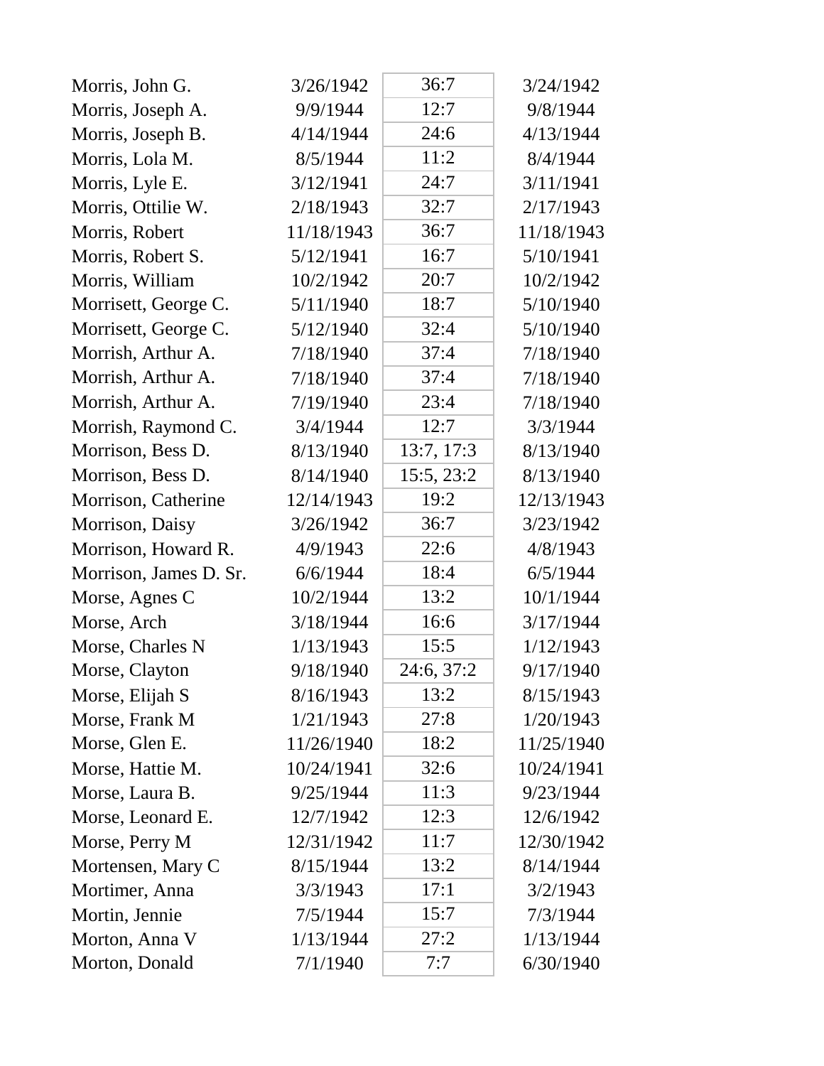| | | | |
|---|---|---|---|
| Morris, John G. | 3/26/1942 | 36:7 | 3/24/1942 |
| Morris, Joseph A. | 9/9/1944 | 12:7 | 9/8/1944 |
| Morris, Joseph B. | 4/14/1944 | 24:6 | 4/13/1944 |
| Morris, Lola M. | 8/5/1944 | 11:2 | 8/4/1944 |
| Morris, Lyle E. | 3/12/1941 | 24:7 | 3/11/1941 |
| Morris, Ottilie W. | 2/18/1943 | 32:7 | 2/17/1943 |
| Morris, Robert | 11/18/1943 | 36:7 | 11/18/1943 |
| Morris, Robert S. | 5/12/1941 | 16:7 | 5/10/1941 |
| Morris, William | 10/2/1942 | 20:7 | 10/2/1942 |
| Morrisett, George C. | 5/11/1940 | 18:7 | 5/10/1940 |
| Morrisett, George C. | 5/12/1940 | 32:4 | 5/10/1940 |
| Morrish, Arthur A. | 7/18/1940 | 37:4 | 7/18/1940 |
| Morrish, Arthur A. | 7/18/1940 | 37:4 | 7/18/1940 |
| Morrish, Arthur A. | 7/19/1940 | 23:4 | 7/18/1940 |
| Morrish, Raymond C. | 3/4/1944 | 12:7 | 3/3/1944 |
| Morrison, Bess D. | 8/13/1940 | 13:7, 17:3 | 8/13/1940 |
| Morrison, Bess D. | 8/14/1940 | 15:5, 23:2 | 8/13/1940 |
| Morrison, Catherine | 12/14/1943 | 19:2 | 12/13/1943 |
| Morrison, Daisy | 3/26/1942 | 36:7 | 3/23/1942 |
| Morrison, Howard R. | 4/9/1943 | 22:6 | 4/8/1943 |
| Morrison, James D. Sr. | 6/6/1944 | 18:4 | 6/5/1944 |
| Morse, Agnes C | 10/2/1944 | 13:2 | 10/1/1944 |
| Morse, Arch | 3/18/1944 | 16:6 | 3/17/1944 |
| Morse, Charles N | 1/13/1943 | 15:5 | 1/12/1943 |
| Morse, Clayton | 9/18/1940 | 24:6, 37:2 | 9/17/1940 |
| Morse, Elijah S | 8/16/1943 | 13:2 | 8/15/1943 |
| Morse, Frank M | 1/21/1943 | 27:8 | 1/20/1943 |
| Morse, Glen E. | 11/26/1940 | 18:2 | 11/25/1940 |
| Morse, Hattie M. | 10/24/1941 | 32:6 | 10/24/1941 |
| Morse, Laura B. | 9/25/1944 | 11:3 | 9/23/1944 |
| Morse, Leonard E. | 12/7/1942 | 12:3 | 12/6/1942 |
| Morse, Perry M | 12/31/1942 | 11:7 | 12/30/1942 |
| Mortensen, Mary C | 8/15/1944 | 13:2 | 8/14/1944 |
| Mortimer, Anna | 3/3/1943 | 17:1 | 3/2/1943 |
| Mortin, Jennie | 7/5/1944 | 15:7 | 7/3/1944 |
| Morton, Anna V | 1/13/1944 | 27:2 | 1/13/1944 |
| Morton, Donald | 7/1/1940 | 7:7 | 6/30/1940 |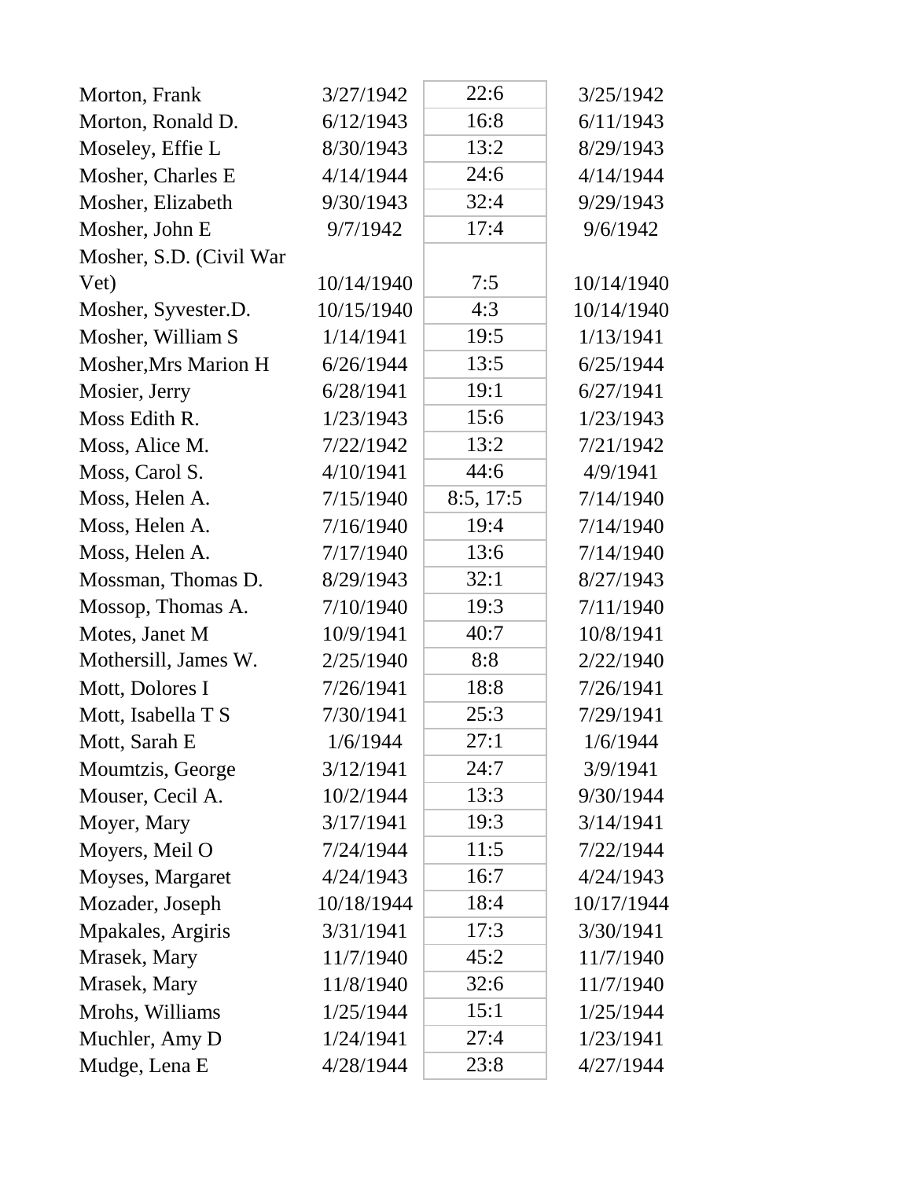| | | | |
|---|---|---|---|
| Morton, Frank | 3/27/1942 | 22:6 | 3/25/1942 |
| Morton, Ronald D. | 6/12/1943 | 16:8 | 6/11/1943 |
| Moseley, Effie L | 8/30/1943 | 13:2 | 8/29/1943 |
| Mosher, Charles E | 4/14/1944 | 24:6 | 4/14/1944 |
| Mosher, Elizabeth | 9/30/1943 | 32:4 | 9/29/1943 |
| Mosher, John E | 9/7/1942 | 17:4 | 9/6/1942 |
| Mosher, S.D. (Civil War Vet) | 10/14/1940 | 7:5 | 10/14/1940 |
| Mosher, Syvester.D. | 10/15/1940 | 4:3 | 10/14/1940 |
| Mosher, William S | 1/14/1941 | 19:5 | 1/13/1941 |
| Mosher,Mrs Marion H | 6/26/1944 | 13:5 | 6/25/1944 |
| Mosier, Jerry | 6/28/1941 | 19:1 | 6/27/1941 |
| Moss Edith R. | 1/23/1943 | 15:6 | 1/23/1943 |
| Moss, Alice M. | 7/22/1942 | 13:2 | 7/21/1942 |
| Moss, Carol S. | 4/10/1941 | 44:6 | 4/9/1941 |
| Moss, Helen A. | 7/15/1940 | 8:5, 17:5 | 7/14/1940 |
| Moss, Helen A. | 7/16/1940 | 19:4 | 7/14/1940 |
| Moss, Helen A. | 7/17/1940 | 13:6 | 7/14/1940 |
| Mossman, Thomas D. | 8/29/1943 | 32:1 | 8/27/1943 |
| Mossop, Thomas A. | 7/10/1940 | 19:3 | 7/11/1940 |
| Motes, Janet M | 10/9/1941 | 40:7 | 10/8/1941 |
| Mothersill, James W. | 2/25/1940 | 8:8 | 2/22/1940 |
| Mott, Dolores I | 7/26/1941 | 18:8 | 7/26/1941 |
| Mott, Isabella T S | 7/30/1941 | 25:3 | 7/29/1941 |
| Mott, Sarah E | 1/6/1944 | 27:1 | 1/6/1944 |
| Moumtzis, George | 3/12/1941 | 24:7 | 3/9/1941 |
| Mouser, Cecil A. | 10/2/1944 | 13:3 | 9/30/1944 |
| Moyer, Mary | 3/17/1941 | 19:3 | 3/14/1941 |
| Moyers, Meil O | 7/24/1944 | 11:5 | 7/22/1944 |
| Moyses, Margaret | 4/24/1943 | 16:7 | 4/24/1943 |
| Mozader, Joseph | 10/18/1944 | 18:4 | 10/17/1944 |
| Mpakales, Argiris | 3/31/1941 | 17:3 | 3/30/1941 |
| Mrasek, Mary | 11/7/1940 | 45:2 | 11/7/1940 |
| Mrasek, Mary | 11/8/1940 | 32:6 | 11/7/1940 |
| Mrohs, Williams | 1/25/1944 | 15:1 | 1/25/1944 |
| Muchler, Amy D | 1/24/1941 | 27:4 | 1/23/1941 |
| Mudge, Lena E | 4/28/1944 | 23:8 | 4/27/1944 |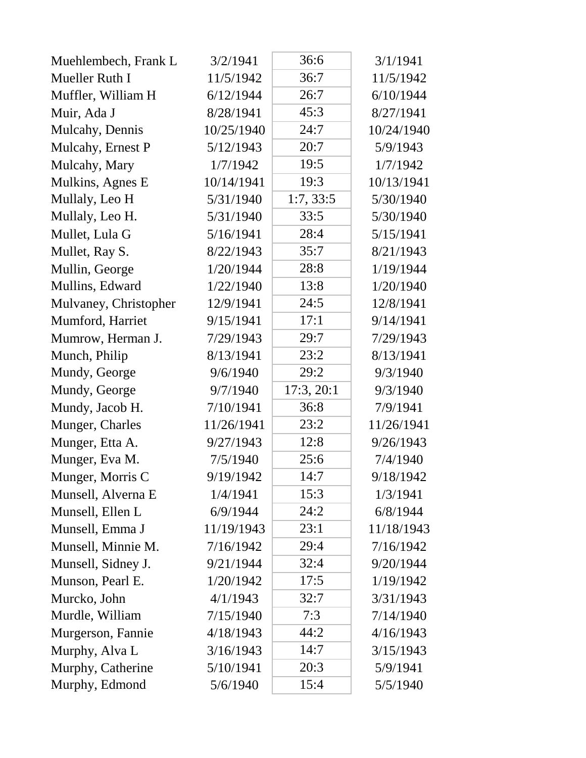| | | | |
|---|---|---|---|
| Muehlembech, Frank L | 3/2/1941 | 36:6 | 3/1/1941 |
| Mueller Ruth I | 11/5/1942 | 36:7 | 11/5/1942 |
| Muffler, William H | 6/12/1944 | 26:7 | 6/10/1944 |
| Muir, Ada J | 8/28/1941 | 45:3 | 8/27/1941 |
| Mulcahy, Dennis | 10/25/1940 | 24:7 | 10/24/1940 |
| Mulcahy, Ernest P | 5/12/1943 | 20:7 | 5/9/1943 |
| Mulcahy, Mary | 1/7/1942 | 19:5 | 1/7/1942 |
| Mulkins, Agnes E | 10/14/1941 | 19:3 | 10/13/1941 |
| Mullaly, Leo H | 5/31/1940 | 1:7, 33:5 | 5/30/1940 |
| Mullaly, Leo H. | 5/31/1940 | 33:5 | 5/30/1940 |
| Mullet, Lula G | 5/16/1941 | 28:4 | 5/15/1941 |
| Mullet, Ray S. | 8/22/1943 | 35:7 | 8/21/1943 |
| Mullin, George | 1/20/1944 | 28:8 | 1/19/1944 |
| Mullins, Edward | 1/22/1940 | 13:8 | 1/20/1940 |
| Mulvaney, Christopher | 12/9/1941 | 24:5 | 12/8/1941 |
| Mumford, Harriet | 9/15/1941 | 17:1 | 9/14/1941 |
| Mumrow, Herman J. | 7/29/1943 | 29:7 | 7/29/1943 |
| Munch, Philip | 8/13/1941 | 23:2 | 8/13/1941 |
| Mundy, George | 9/6/1940 | 29:2 | 9/3/1940 |
| Mundy, George | 9/7/1940 | 17:3, 20:1 | 9/3/1940 |
| Mundy, Jacob H. | 7/10/1941 | 36:8 | 7/9/1941 |
| Munger, Charles | 11/26/1941 | 23:2 | 11/26/1941 |
| Munger, Etta A. | 9/27/1943 | 12:8 | 9/26/1943 |
| Munger, Eva M. | 7/5/1940 | 25:6 | 7/4/1940 |
| Munger, Morris C | 9/19/1942 | 14:7 | 9/18/1942 |
| Munsell, Alverna E | 1/4/1941 | 15:3 | 1/3/1941 |
| Munsell, Ellen L | 6/9/1944 | 24:2 | 6/8/1944 |
| Munsell, Emma J | 11/19/1943 | 23:1 | 11/18/1943 |
| Munsell, Minnie M. | 7/16/1942 | 29:4 | 7/16/1942 |
| Munsell, Sidney J. | 9/21/1944 | 32:4 | 9/20/1944 |
| Munson, Pearl E. | 1/20/1942 | 17:5 | 1/19/1942 |
| Murcko, John | 4/1/1943 | 32:7 | 3/31/1943 |
| Murdle, William | 7/15/1940 | 7:3 | 7/14/1940 |
| Murgerson, Fannie | 4/18/1943 | 44:2 | 4/16/1943 |
| Murphy, Alva L | 3/16/1943 | 14:7 | 3/15/1943 |
| Murphy, Catherine | 5/10/1941 | 20:3 | 5/9/1941 |
| Murphy, Edmond | 5/6/1940 | 15:4 | 5/5/1940 |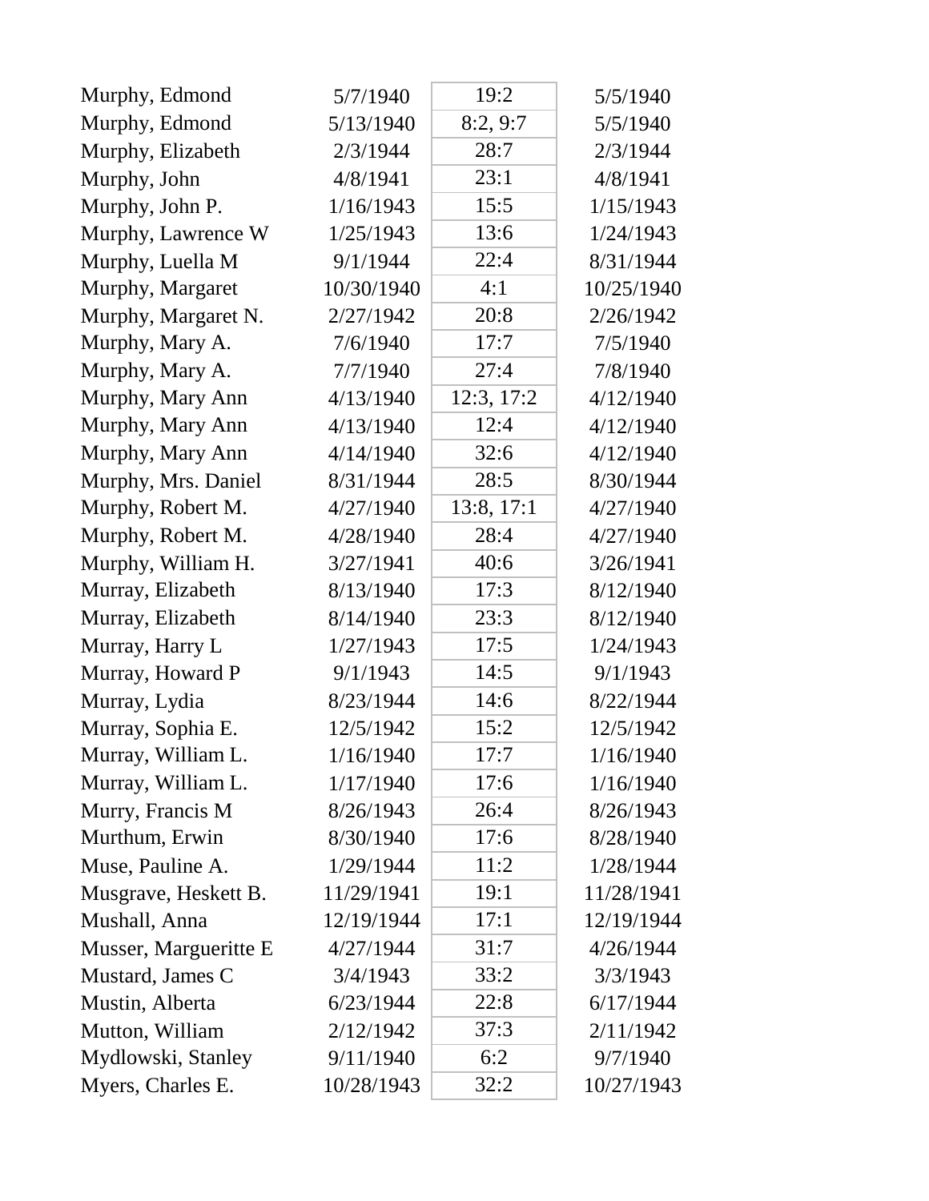| | | | |
|---|---|---|---|
| Murphy, Edmond | 5/7/1940 | 19:2 | 5/5/1940 |
| Murphy, Edmond | 5/13/1940 | 8:2, 9:7 | 5/5/1940 |
| Murphy, Elizabeth | 2/3/1944 | 28:7 | 2/3/1944 |
| Murphy, John | 4/8/1941 | 23:1 | 4/8/1941 |
| Murphy, John P. | 1/16/1943 | 15:5 | 1/15/1943 |
| Murphy, Lawrence W | 1/25/1943 | 13:6 | 1/24/1943 |
| Murphy, Luella M | 9/1/1944 | 22:4 | 8/31/1944 |
| Murphy, Margaret | 10/30/1940 | 4:1 | 10/25/1940 |
| Murphy, Margaret N. | 2/27/1942 | 20:8 | 2/26/1942 |
| Murphy, Mary A. | 7/6/1940 | 17:7 | 7/5/1940 |
| Murphy, Mary A. | 7/7/1940 | 27:4 | 7/8/1940 |
| Murphy, Mary Ann | 4/13/1940 | 12:3, 17:2 | 4/12/1940 |
| Murphy, Mary Ann | 4/13/1940 | 12:4 | 4/12/1940 |
| Murphy, Mary Ann | 4/14/1940 | 32:6 | 4/12/1940 |
| Murphy, Mrs. Daniel | 8/31/1944 | 28:5 | 8/30/1944 |
| Murphy, Robert M. | 4/27/1940 | 13:8, 17:1 | 4/27/1940 |
| Murphy, Robert M. | 4/28/1940 | 28:4 | 4/27/1940 |
| Murphy, William H. | 3/27/1941 | 40:6 | 3/26/1941 |
| Murray, Elizabeth | 8/13/1940 | 17:3 | 8/12/1940 |
| Murray, Elizabeth | 8/14/1940 | 23:3 | 8/12/1940 |
| Murray, Harry L | 1/27/1943 | 17:5 | 1/24/1943 |
| Murray, Howard P | 9/1/1943 | 14:5 | 9/1/1943 |
| Murray, Lydia | 8/23/1944 | 14:6 | 8/22/1944 |
| Murray, Sophia E. | 12/5/1942 | 15:2 | 12/5/1942 |
| Murray, William L. | 1/16/1940 | 17:7 | 1/16/1940 |
| Murray, William L. | 1/17/1940 | 17:6 | 1/16/1940 |
| Murry, Francis M | 8/26/1943 | 26:4 | 8/26/1943 |
| Murthum, Erwin | 8/30/1940 | 17:6 | 8/28/1940 |
| Muse, Pauline A. | 1/29/1944 | 11:2 | 1/28/1944 |
| Musgrave, Heskett B. | 11/29/1941 | 19:1 | 11/28/1941 |
| Mushall, Anna | 12/19/1944 | 17:1 | 12/19/1944 |
| Musser, Margueritte E | 4/27/1944 | 31:7 | 4/26/1944 |
| Mustard, James C | 3/4/1943 | 33:2 | 3/3/1943 |
| Mustin, Alberta | 6/23/1944 | 22:8 | 6/17/1944 |
| Mutton, William | 2/12/1942 | 37:3 | 2/11/1942 |
| Mydlowski, Stanley | 9/11/1940 | 6:2 | 9/7/1940 |
| Myers, Charles E. | 10/28/1943 | 32:2 | 10/27/1943 |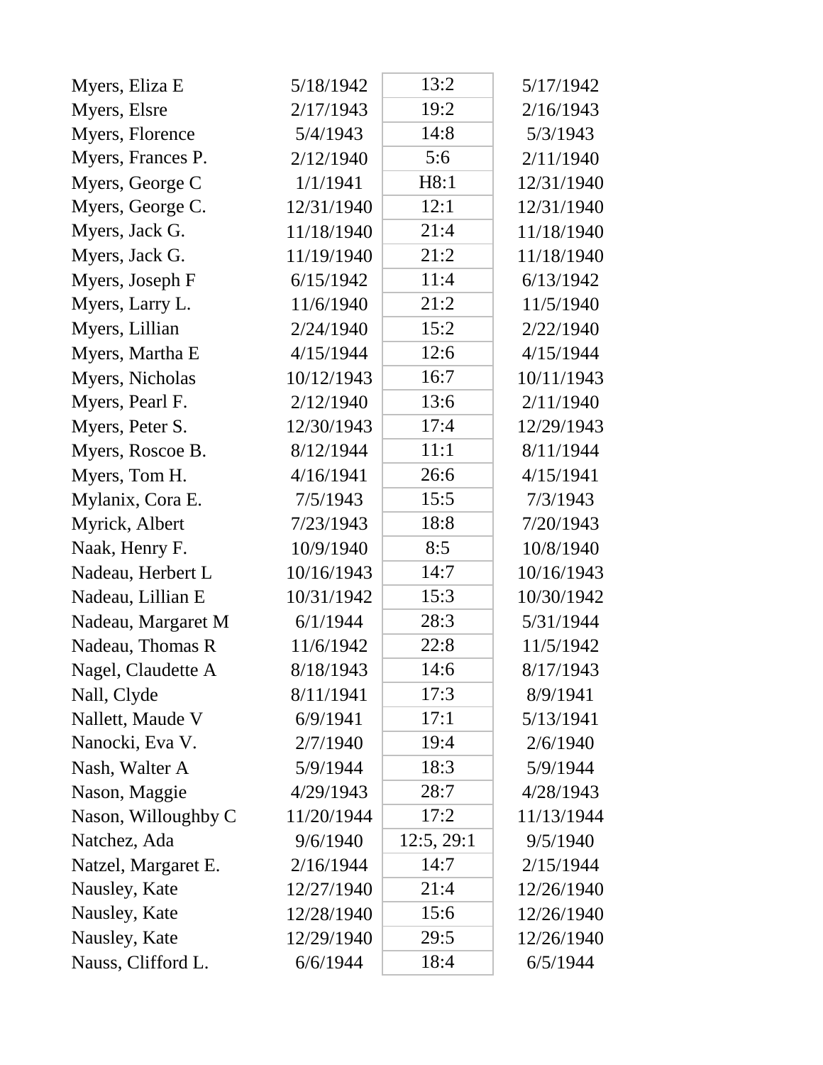| | | | |
|---|---|---|---|
| Myers, Eliza E | 5/18/1942 | 13:2 | 5/17/1942 |
| Myers, Elsre | 2/17/1943 | 19:2 | 2/16/1943 |
| Myers, Florence | 5/4/1943 | 14:8 | 5/3/1943 |
| Myers, Frances P. | 2/12/1940 | 5:6 | 2/11/1940 |
| Myers, George C | 1/1/1941 | H8:1 | 12/31/1940 |
| Myers, George C. | 12/31/1940 | 12:1 | 12/31/1940 |
| Myers, Jack G. | 11/18/1940 | 21:4 | 11/18/1940 |
| Myers, Jack G. | 11/19/1940 | 21:2 | 11/18/1940 |
| Myers, Joseph F | 6/15/1942 | 11:4 | 6/13/1942 |
| Myers, Larry L. | 11/6/1940 | 21:2 | 11/5/1940 |
| Myers, Lillian | 2/24/1940 | 15:2 | 2/22/1940 |
| Myers, Martha E | 4/15/1944 | 12:6 | 4/15/1944 |
| Myers, Nicholas | 10/12/1943 | 16:7 | 10/11/1943 |
| Myers, Pearl F. | 2/12/1940 | 13:6 | 2/11/1940 |
| Myers, Peter S. | 12/30/1943 | 17:4 | 12/29/1943 |
| Myers, Roscoe B. | 8/12/1944 | 11:1 | 8/11/1944 |
| Myers, Tom H. | 4/16/1941 | 26:6 | 4/15/1941 |
| Mylanix, Cora E. | 7/5/1943 | 15:5 | 7/3/1943 |
| Myrick, Albert | 7/23/1943 | 18:8 | 7/20/1943 |
| Naak, Henry F. | 10/9/1940 | 8:5 | 10/8/1940 |
| Nadeau, Herbert L | 10/16/1943 | 14:7 | 10/16/1943 |
| Nadeau, Lillian E | 10/31/1942 | 15:3 | 10/30/1942 |
| Nadeau, Margaret M | 6/1/1944 | 28:3 | 5/31/1944 |
| Nadeau, Thomas R | 11/6/1942 | 22:8 | 11/5/1942 |
| Nagel, Claudette A | 8/18/1943 | 14:6 | 8/17/1943 |
| Nall, Clyde | 8/11/1941 | 17:3 | 8/9/1941 |
| Nallett, Maude V | 6/9/1941 | 17:1 | 5/13/1941 |
| Nanocki, Eva V. | 2/7/1940 | 19:4 | 2/6/1940 |
| Nash, Walter A | 5/9/1944 | 18:3 | 5/9/1944 |
| Nason, Maggie | 4/29/1943 | 28:7 | 4/28/1943 |
| Nason, Willoughby C | 11/20/1944 | 17:2 | 11/13/1944 |
| Natchez, Ada | 9/6/1940 | 12:5, 29:1 | 9/5/1940 |
| Natzel, Margaret E. | 2/16/1944 | 14:7 | 2/15/1944 |
| Nausley, Kate | 12/27/1940 | 21:4 | 12/26/1940 |
| Nausley, Kate | 12/28/1940 | 15:6 | 12/26/1940 |
| Nausley, Kate | 12/29/1940 | 29:5 | 12/26/1940 |
| Nauss, Clifford L. | 6/6/1944 | 18:4 | 6/5/1944 |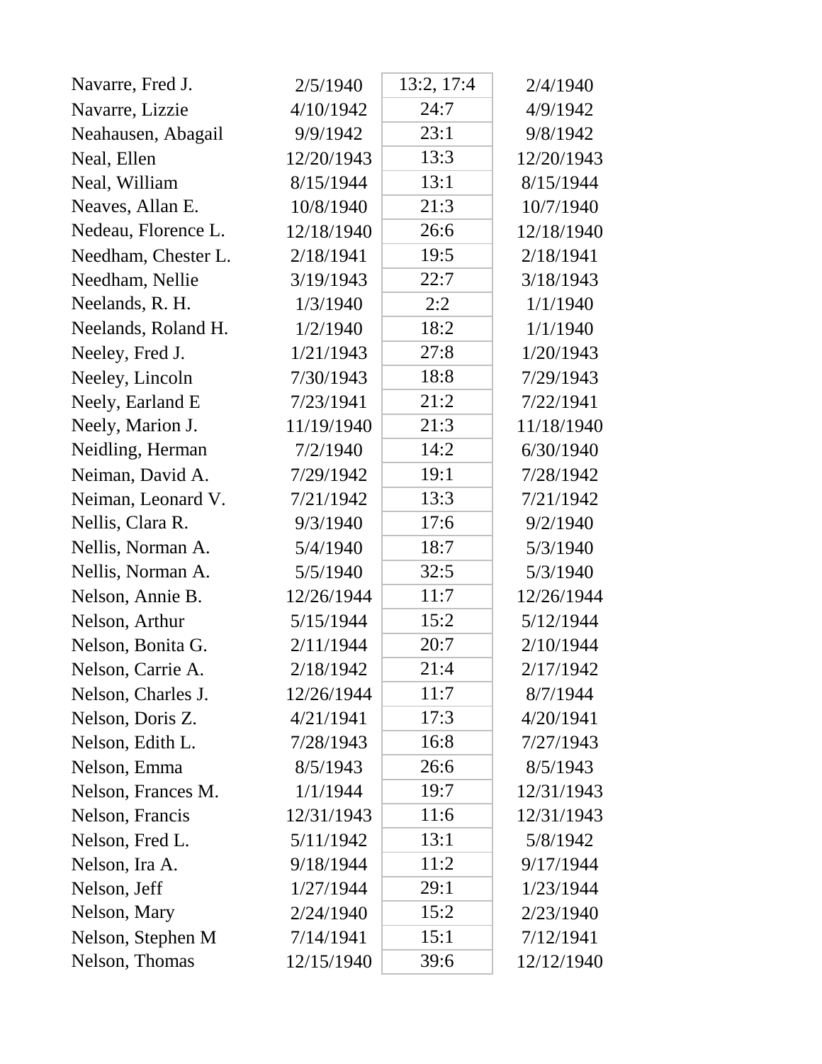| | | | |
|---|---|---|---|
| Navarre, Fred J. | 2/5/1940 | 13:2, 17:4 | 2/4/1940 |
| Navarre, Lizzie | 4/10/1942 | 24:7 | 4/9/1942 |
| Neahausen, Abagail | 9/9/1942 | 23:1 | 9/8/1942 |
| Neal, Ellen | 12/20/1943 | 13:3 | 12/20/1943 |
| Neal, William | 8/15/1944 | 13:1 | 8/15/1944 |
| Neaves, Allan E. | 10/8/1940 | 21:3 | 10/7/1940 |
| Nedeau, Florence L. | 12/18/1940 | 26:6 | 12/18/1940 |
| Needham, Chester L. | 2/18/1941 | 19:5 | 2/18/1941 |
| Needham, Nellie | 3/19/1943 | 22:7 | 3/18/1943 |
| Neelands, R. H. | 1/3/1940 | 2:2 | 1/1/1940 |
| Neelands, Roland H. | 1/2/1940 | 18:2 | 1/1/1940 |
| Neeley, Fred J. | 1/21/1943 | 27:8 | 1/20/1943 |
| Neeley, Lincoln | 7/30/1943 | 18:8 | 7/29/1943 |
| Neely, Earland E | 7/23/1941 | 21:2 | 7/22/1941 |
| Neely, Marion J. | 11/19/1940 | 21:3 | 11/18/1940 |
| Neidling, Herman | 7/2/1940 | 14:2 | 6/30/1940 |
| Neiman, David A. | 7/29/1942 | 19:1 | 7/28/1942 |
| Neiman, Leonard V. | 7/21/1942 | 13:3 | 7/21/1942 |
| Nellis, Clara R. | 9/3/1940 | 17:6 | 9/2/1940 |
| Nellis, Norman A. | 5/4/1940 | 18:7 | 5/3/1940 |
| Nellis, Norman A. | 5/5/1940 | 32:5 | 5/3/1940 |
| Nelson, Annie B. | 12/26/1944 | 11:7 | 12/26/1944 |
| Nelson, Arthur | 5/15/1944 | 15:2 | 5/12/1944 |
| Nelson, Bonita G. | 2/11/1944 | 20:7 | 2/10/1944 |
| Nelson, Carrie A. | 2/18/1942 | 21:4 | 2/17/1942 |
| Nelson, Charles J. | 12/26/1944 | 11:7 | 8/7/1944 |
| Nelson, Doris Z. | 4/21/1941 | 17:3 | 4/20/1941 |
| Nelson, Edith L. | 7/28/1943 | 16:8 | 7/27/1943 |
| Nelson, Emma | 8/5/1943 | 26:6 | 8/5/1943 |
| Nelson, Frances M. | 1/1/1944 | 19:7 | 12/31/1943 |
| Nelson, Francis | 12/31/1943 | 11:6 | 12/31/1943 |
| Nelson, Fred L. | 5/11/1942 | 13:1 | 5/8/1942 |
| Nelson, Ira A. | 9/18/1944 | 11:2 | 9/17/1944 |
| Nelson, Jeff | 1/27/1944 | 29:1 | 1/23/1944 |
| Nelson, Mary | 2/24/1940 | 15:2 | 2/23/1940 |
| Nelson, Stephen M | 7/14/1941 | 15:1 | 7/12/1941 |
| Nelson, Thomas | 12/15/1940 | 39:6 | 12/12/1940 |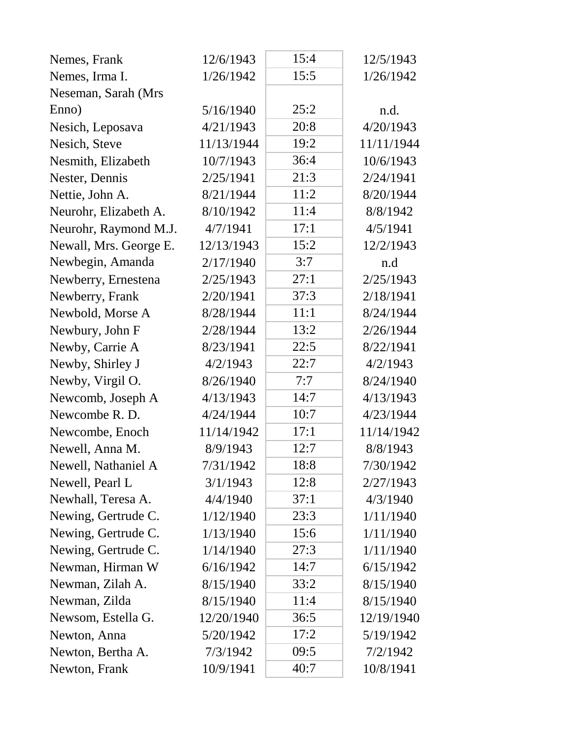| | | | |
|---|---|---|---|
| Nemes, Frank | 12/6/1943 | 15:4 | 12/5/1943 |
| Nemes, Irma I. | 1/26/1942 | 15:5 | 1/26/1942 |
| Neseman, Sarah (Mrs Enno) | 5/16/1940 | 25:2 | n.d. |
| Nesich, Leposava | 4/21/1943 | 20:8 | 4/20/1943 |
| Nesich, Steve | 11/13/1944 | 19:2 | 11/11/1944 |
| Nesmith, Elizabeth | 10/7/1943 | 36:4 | 10/6/1943 |
| Nester, Dennis | 2/25/1941 | 21:3 | 2/24/1941 |
| Nettie, John A. | 8/21/1944 | 11:2 | 8/20/1944 |
| Neurohr, Elizabeth A. | 8/10/1942 | 11:4 | 8/8/1942 |
| Neurohr, Raymond M.J. | 4/7/1941 | 17:1 | 4/5/1941 |
| Newall, Mrs. George E. | 12/13/1943 | 15:2 | 12/2/1943 |
| Newbegin, Amanda | 2/17/1940 | 3:7 | n.d |
| Newberry, Ernestena | 2/25/1943 | 27:1 | 2/25/1943 |
| Newberry, Frank | 2/20/1941 | 37:3 | 2/18/1941 |
| Newbold, Morse A | 8/28/1944 | 11:1 | 8/24/1944 |
| Newbury, John F | 2/28/1944 | 13:2 | 2/26/1944 |
| Newby, Carrie A | 8/23/1941 | 22:5 | 8/22/1941 |
| Newby, Shirley J | 4/2/1943 | 22:7 | 4/2/1943 |
| Newby, Virgil O. | 8/26/1940 | 7:7 | 8/24/1940 |
| Newcomb, Joseph A | 4/13/1943 | 14:7 | 4/13/1943 |
| Newcombe R. D. | 4/24/1944 | 10:7 | 4/23/1944 |
| Newcombe, Enoch | 11/14/1942 | 17:1 | 11/14/1942 |
| Newell, Anna M. | 8/9/1943 | 12:7 | 8/8/1943 |
| Newell, Nathaniel A | 7/31/1942 | 18:8 | 7/30/1942 |
| Newell, Pearl L | 3/1/1943 | 12:8 | 2/27/1943 |
| Newhall, Teresa A. | 4/4/1940 | 37:1 | 4/3/1940 |
| Newing, Gertrude C. | 1/12/1940 | 23:3 | 1/11/1940 |
| Newing, Gertrude C. | 1/13/1940 | 15:6 | 1/11/1940 |
| Newing, Gertrude C. | 1/14/1940 | 27:3 | 1/11/1940 |
| Newman, Hirman W | 6/16/1942 | 14:7 | 6/15/1942 |
| Newman, Zilah A. | 8/15/1940 | 33:2 | 8/15/1940 |
| Newman, Zilda | 8/15/1940 | 11:4 | 8/15/1940 |
| Newsom, Estella G. | 12/20/1940 | 36:5 | 12/19/1940 |
| Newton, Anna | 5/20/1942 | 17:2 | 5/19/1942 |
| Newton, Bertha A. | 7/3/1942 | 09:5 | 7/2/1942 |
| Newton, Frank | 10/9/1941 | 40:7 | 10/8/1941 |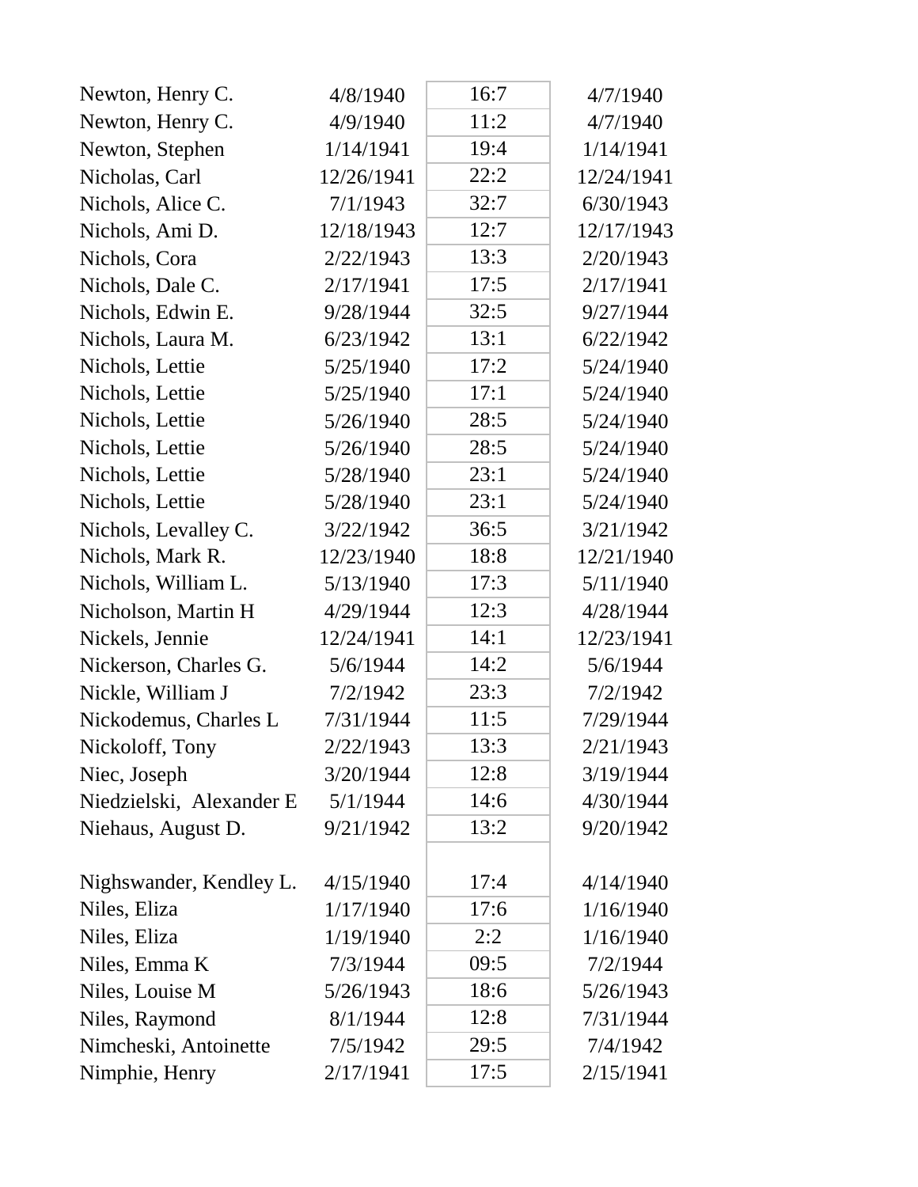| | | | |
|---|---|---|---|
| Newton, Henry C. | 4/8/1940 | 16:7 | 4/7/1940 |
| Newton, Henry C. | 4/9/1940 | 11:2 | 4/7/1940 |
| Newton, Stephen | 1/14/1941 | 19:4 | 1/14/1941 |
| Nicholas, Carl | 12/26/1941 | 22:2 | 12/24/1941 |
| Nichols, Alice C. | 7/1/1943 | 32:7 | 6/30/1943 |
| Nichols, Ami D. | 12/18/1943 | 12:7 | 12/17/1943 |
| Nichols, Cora | 2/22/1943 | 13:3 | 2/20/1943 |
| Nichols, Dale C. | 2/17/1941 | 17:5 | 2/17/1941 |
| Nichols, Edwin E. | 9/28/1944 | 32:5 | 9/27/1944 |
| Nichols, Laura M. | 6/23/1942 | 13:1 | 6/22/1942 |
| Nichols, Lettie | 5/25/1940 | 17:2 | 5/24/1940 |
| Nichols, Lettie | 5/25/1940 | 17:1 | 5/24/1940 |
| Nichols, Lettie | 5/26/1940 | 28:5 | 5/24/1940 |
| Nichols, Lettie | 5/26/1940 | 28:5 | 5/24/1940 |
| Nichols, Lettie | 5/28/1940 | 23:1 | 5/24/1940 |
| Nichols, Lettie | 5/28/1940 | 23:1 | 5/24/1940 |
| Nichols, Levalley C. | 3/22/1942 | 36:5 | 3/21/1942 |
| Nichols, Mark R. | 12/23/1940 | 18:8 | 12/21/1940 |
| Nichols, William L. | 5/13/1940 | 17:3 | 5/11/1940 |
| Nicholson, Martin H | 4/29/1944 | 12:3 | 4/28/1944 |
| Nickels, Jennie | 12/24/1941 | 14:1 | 12/23/1941 |
| Nickerson, Charles G. | 5/6/1944 | 14:2 | 5/6/1944 |
| Nickle, William J | 7/2/1942 | 23:3 | 7/2/1942 |
| Nickodemus, Charles L | 7/31/1944 | 11:5 | 7/29/1944 |
| Nickoloff, Tony | 2/22/1943 | 13:3 | 2/21/1943 |
| Niec, Joseph | 3/20/1944 | 12:8 | 3/19/1944 |
| Niedzielski, Alexander E | 5/1/1944 | 14:6 | 4/30/1944 |
| Niehaus, August D. | 9/21/1942 | 13:2 | 9/20/1942 |
| | | | |
| Nighswander, Kendley L. | 4/15/1940 | 17:4 | 4/14/1940 |
| Niles, Eliza | 1/17/1940 | 17:6 | 1/16/1940 |
| Niles, Eliza | 1/19/1940 | 2:2 | 1/16/1940 |
| Niles, Emma K | 7/3/1944 | 09:5 | 7/2/1944 |
| Niles, Louise M | 5/26/1943 | 18:6 | 5/26/1943 |
| Niles, Raymond | 8/1/1944 | 12:8 | 7/31/1944 |
| Nimcheski, Antoinette | 7/5/1942 | 29:5 | 7/4/1942 |
| Nimphie, Henry | 2/17/1941 | 17:5 | 2/15/1941 |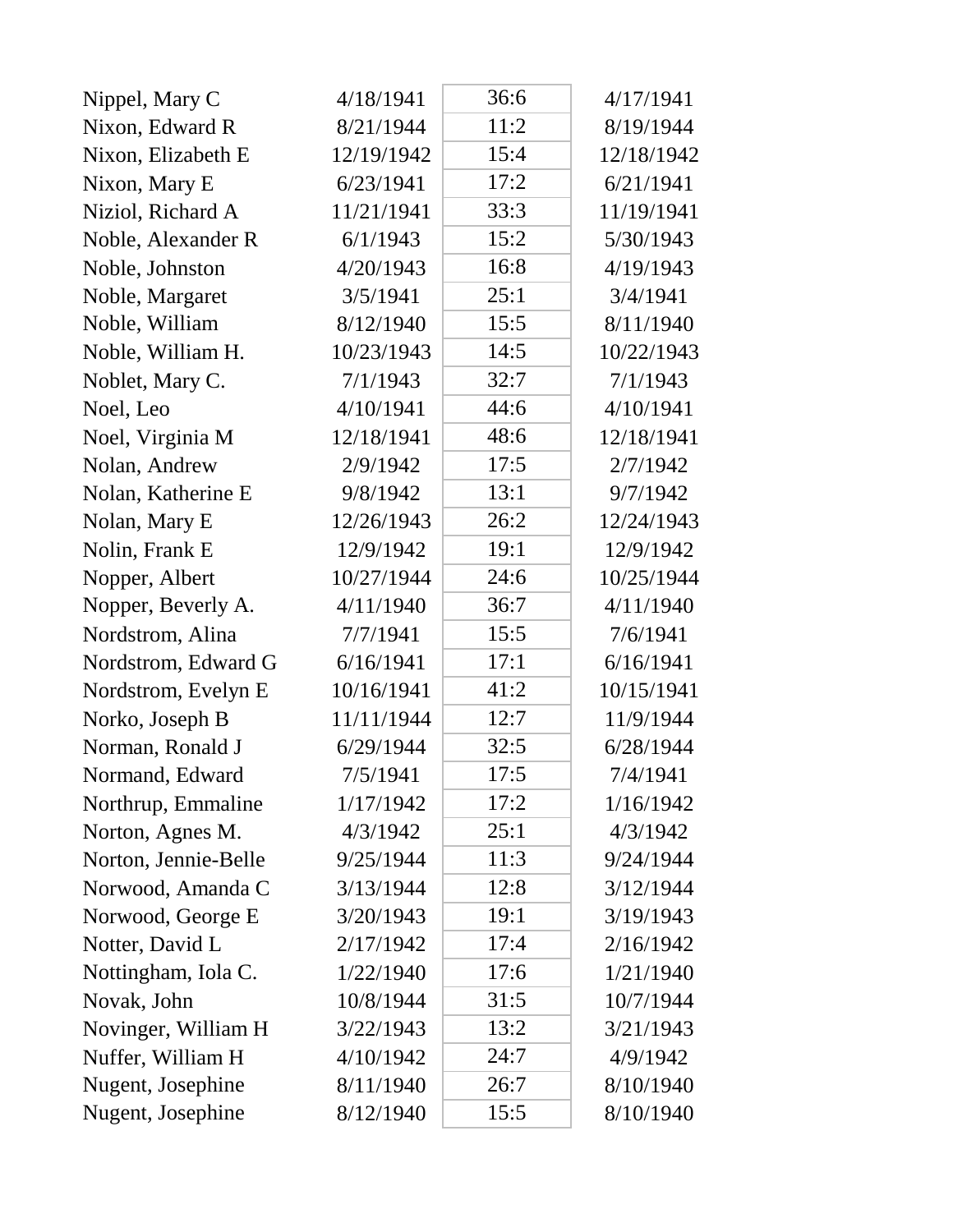| | | | |
|---|---|---|---|
| Nippel, Mary C | 4/18/1941 | 36:6 | 4/17/1941 |
| Nixon, Edward R | 8/21/1944 | 11:2 | 8/19/1944 |
| Nixon, Elizabeth E | 12/19/1942 | 15:4 | 12/18/1942 |
| Nixon, Mary E | 6/23/1941 | 17:2 | 6/21/1941 |
| Niziol, Richard A | 11/21/1941 | 33:3 | 11/19/1941 |
| Noble, Alexander R | 6/1/1943 | 15:2 | 5/30/1943 |
| Noble, Johnston | 4/20/1943 | 16:8 | 4/19/1943 |
| Noble, Margaret | 3/5/1941 | 25:1 | 3/4/1941 |
| Noble, William | 8/12/1940 | 15:5 | 8/11/1940 |
| Noble, William H. | 10/23/1943 | 14:5 | 10/22/1943 |
| Noblet, Mary C. | 7/1/1943 | 32:7 | 7/1/1943 |
| Noel, Leo | 4/10/1941 | 44:6 | 4/10/1941 |
| Noel, Virginia M | 12/18/1941 | 48:6 | 12/18/1941 |
| Nolan, Andrew | 2/9/1942 | 17:5 | 2/7/1942 |
| Nolan, Katherine E | 9/8/1942 | 13:1 | 9/7/1942 |
| Nolan, Mary E | 12/26/1943 | 26:2 | 12/24/1943 |
| Nolin, Frank E | 12/9/1942 | 19:1 | 12/9/1942 |
| Nopper, Albert | 10/27/1944 | 24:6 | 10/25/1944 |
| Nopper, Beverly A. | 4/11/1940 | 36:7 | 4/11/1940 |
| Nordstrom, Alina | 7/7/1941 | 15:5 | 7/6/1941 |
| Nordstrom, Edward G | 6/16/1941 | 17:1 | 6/16/1941 |
| Nordstrom, Evelyn E | 10/16/1941 | 41:2 | 10/15/1941 |
| Norko, Joseph B | 11/11/1944 | 12:7 | 11/9/1944 |
| Norman, Ronald J | 6/29/1944 | 32:5 | 6/28/1944 |
| Normand, Edward | 7/5/1941 | 17:5 | 7/4/1941 |
| Northrup, Emmaline | 1/17/1942 | 17:2 | 1/16/1942 |
| Norton, Agnes M. | 4/3/1942 | 25:1 | 4/3/1942 |
| Norton, Jennie-Belle | 9/25/1944 | 11:3 | 9/24/1944 |
| Norwood, Amanda C | 3/13/1944 | 12:8 | 3/12/1944 |
| Norwood, George E | 3/20/1943 | 19:1 | 3/19/1943 |
| Notter, David L | 2/17/1942 | 17:4 | 2/16/1942 |
| Nottingham, Iola C. | 1/22/1940 | 17:6 | 1/21/1940 |
| Novak, John | 10/8/1944 | 31:5 | 10/7/1944 |
| Novinger, William H | 3/22/1943 | 13:2 | 3/21/1943 |
| Nuffer, William H | 4/10/1942 | 24:7 | 4/9/1942 |
| Nugent, Josephine | 8/11/1940 | 26:7 | 8/10/1940 |
| Nugent, Josephine | 8/12/1940 | 15:5 | 8/10/1940 |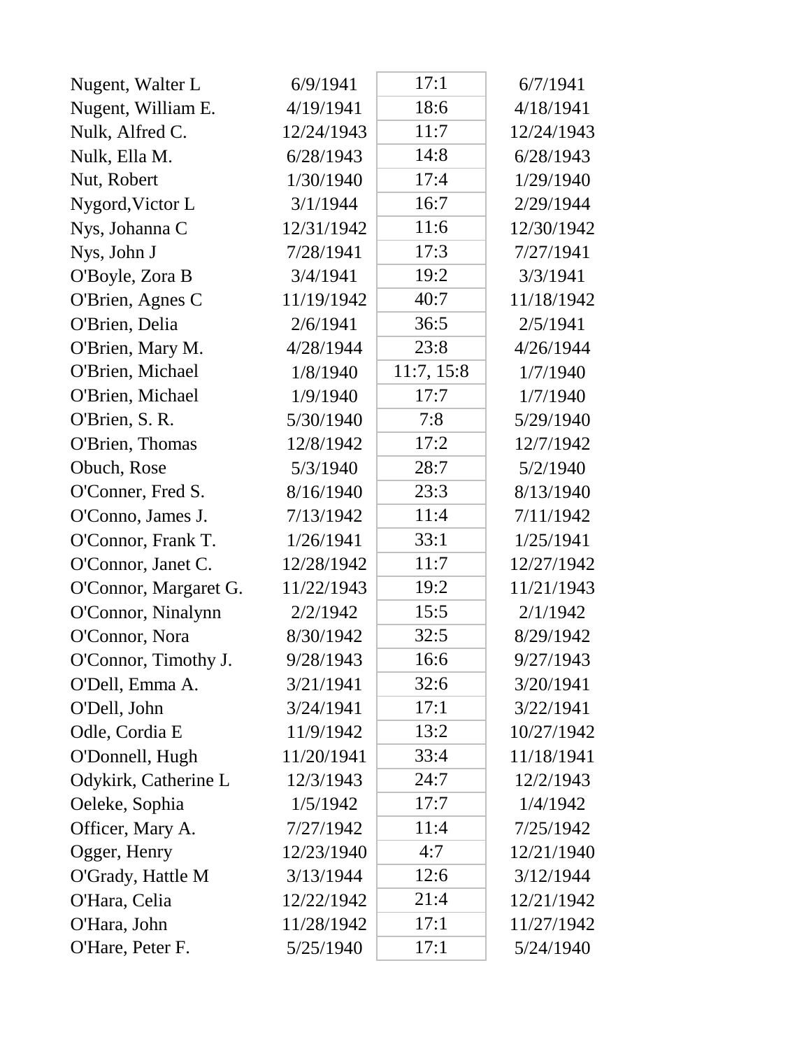| | | | |
|---|---|---|---|
| Nugent, Walter L | 6/9/1941 | 17:1 | 6/7/1941 |
| Nugent, William E. | 4/19/1941 | 18:6 | 4/18/1941 |
| Nulk, Alfred C. | 12/24/1943 | 11:7 | 12/24/1943 |
| Nulk, Ella M. | 6/28/1943 | 14:8 | 6/28/1943 |
| Nut, Robert | 1/30/1940 | 17:4 | 1/29/1940 |
| Nygord,Victor L | 3/1/1944 | 16:7 | 2/29/1944 |
| Nys, Johanna C | 12/31/1942 | 11:6 | 12/30/1942 |
| Nys, John J | 7/28/1941 | 17:3 | 7/27/1941 |
| O'Boyle, Zora B | 3/4/1941 | 19:2 | 3/3/1941 |
| O'Brien, Agnes C | 11/19/1942 | 40:7 | 11/18/1942 |
| O'Brien, Delia | 2/6/1941 | 36:5 | 2/5/1941 |
| O'Brien, Mary M. | 4/28/1944 | 23:8 | 4/26/1944 |
| O'Brien, Michael | 1/8/1940 | 11:7, 15:8 | 1/7/1940 |
| O'Brien, Michael | 1/9/1940 | 17:7 | 1/7/1940 |
| O'Brien, S. R. | 5/30/1940 | 7:8 | 5/29/1940 |
| O'Brien, Thomas | 12/8/1942 | 17:2 | 12/7/1942 |
| Obuch, Rose | 5/3/1940 | 28:7 | 5/2/1940 |
| O'Conner, Fred S. | 8/16/1940 | 23:3 | 8/13/1940 |
| O'Conno, James J. | 7/13/1942 | 11:4 | 7/11/1942 |
| O'Connor, Frank T. | 1/26/1941 | 33:1 | 1/25/1941 |
| O'Connor, Janet C. | 12/28/1942 | 11:7 | 12/27/1942 |
| O'Connor, Margaret G. | 11/22/1943 | 19:2 | 11/21/1943 |
| O'Connor, Ninalynn | 2/2/1942 | 15:5 | 2/1/1942 |
| O'Connor, Nora | 8/30/1942 | 32:5 | 8/29/1942 |
| O'Connor, Timothy J. | 9/28/1943 | 16:6 | 9/27/1943 |
| O'Dell, Emma A. | 3/21/1941 | 32:6 | 3/20/1941 |
| O'Dell, John | 3/24/1941 | 17:1 | 3/22/1941 |
| Odle, Cordia E | 11/9/1942 | 13:2 | 10/27/1942 |
| O'Donnell, Hugh | 11/20/1941 | 33:4 | 11/18/1941 |
| Odykirk, Catherine L | 12/3/1943 | 24:7 | 12/2/1943 |
| Oeleke, Sophia | 1/5/1942 | 17:7 | 1/4/1942 |
| Officer, Mary A. | 7/27/1942 | 11:4 | 7/25/1942 |
| Ogger, Henry | 12/23/1940 | 4:7 | 12/21/1940 |
| O'Grady, Hattle M | 3/13/1944 | 12:6 | 3/12/1944 |
| O'Hara, Celia | 12/22/1942 | 21:4 | 12/21/1942 |
| O'Hara, John | 11/28/1942 | 17:1 | 11/27/1942 |
| O'Hare, Peter F. | 5/25/1940 | 17:1 | 5/24/1940 |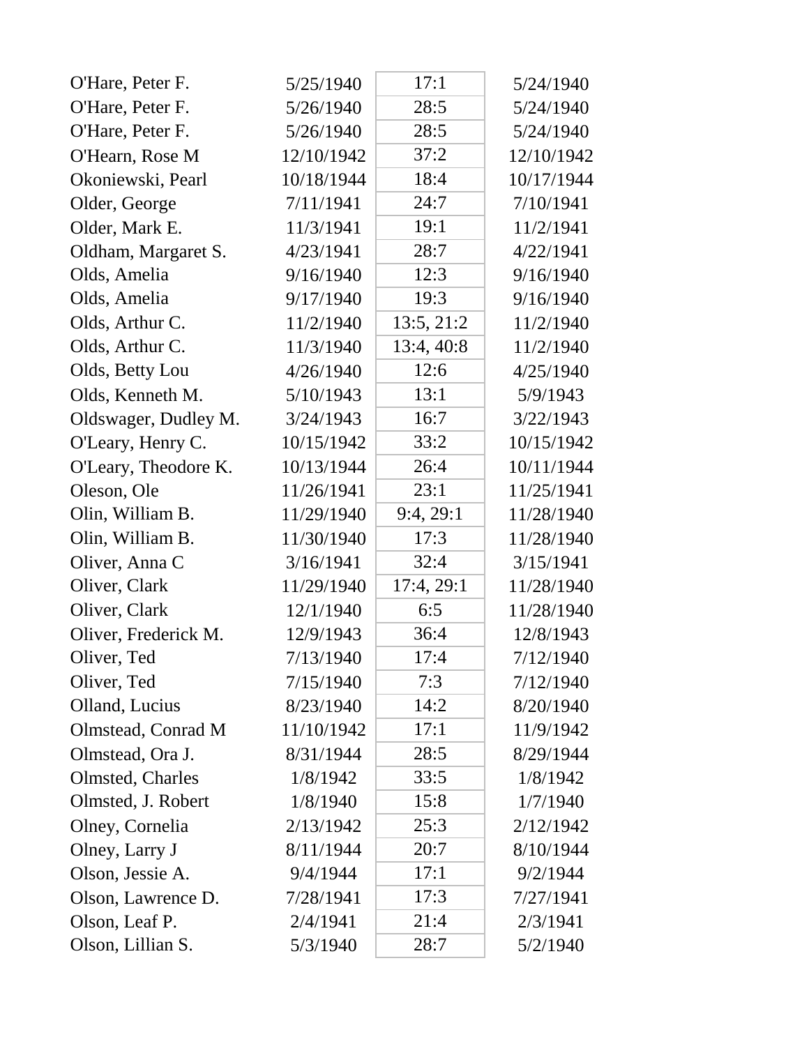| | | | |
|---|---|---|---|
| O'Hare, Peter F. | 5/25/1940 | 17:1 | 5/24/1940 |
| O'Hare, Peter F. | 5/26/1940 | 28:5 | 5/24/1940 |
| O'Hare, Peter F. | 5/26/1940 | 28:5 | 5/24/1940 |
| O'Hearn, Rose M | 12/10/1942 | 37:2 | 12/10/1942 |
| Okoniewski, Pearl | 10/18/1944 | 18:4 | 10/17/1944 |
| Older, George | 7/11/1941 | 24:7 | 7/10/1941 |
| Older, Mark E. | 11/3/1941 | 19:1 | 11/2/1941 |
| Oldham, Margaret S. | 4/23/1941 | 28:7 | 4/22/1941 |
| Olds, Amelia | 9/16/1940 | 12:3 | 9/16/1940 |
| Olds, Amelia | 9/17/1940 | 19:3 | 9/16/1940 |
| Olds, Arthur C. | 11/2/1940 | 13:5, 21:2 | 11/2/1940 |
| Olds, Arthur C. | 11/3/1940 | 13:4, 40:8 | 11/2/1940 |
| Olds, Betty Lou | 4/26/1940 | 12:6 | 4/25/1940 |
| Olds, Kenneth M. | 5/10/1943 | 13:1 | 5/9/1943 |
| Oldswager, Dudley M. | 3/24/1943 | 16:7 | 3/22/1943 |
| O'Leary, Henry C. | 10/15/1942 | 33:2 | 10/15/1942 |
| O'Leary, Theodore K. | 10/13/1944 | 26:4 | 10/11/1944 |
| Oleson, Ole | 11/26/1941 | 23:1 | 11/25/1941 |
| Olin, William B. | 11/29/1940 | 9:4, 29:1 | 11/28/1940 |
| Olin, William B. | 11/30/1940 | 17:3 | 11/28/1940 |
| Oliver, Anna C | 3/16/1941 | 32:4 | 3/15/1941 |
| Oliver, Clark | 11/29/1940 | 17:4, 29:1 | 11/28/1940 |
| Oliver, Clark | 12/1/1940 | 6:5 | 11/28/1940 |
| Oliver, Frederick M. | 12/9/1943 | 36:4 | 12/8/1943 |
| Oliver, Ted | 7/13/1940 | 17:4 | 7/12/1940 |
| Oliver, Ted | 7/15/1940 | 7:3 | 7/12/1940 |
| Olland, Lucius | 8/23/1940 | 14:2 | 8/20/1940 |
| Olmstead, Conrad M | 11/10/1942 | 17:1 | 11/9/1942 |
| Olmstead, Ora J. | 8/31/1944 | 28:5 | 8/29/1944 |
| Olmsted, Charles | 1/8/1942 | 33:5 | 1/8/1942 |
| Olmsted, J. Robert | 1/8/1940 | 15:8 | 1/7/1940 |
| Olney, Cornelia | 2/13/1942 | 25:3 | 2/12/1942 |
| Olney, Larry J | 8/11/1944 | 20:7 | 8/10/1944 |
| Olson, Jessie A. | 9/4/1944 | 17:1 | 9/2/1944 |
| Olson, Lawrence D. | 7/28/1941 | 17:3 | 7/27/1941 |
| Olson, Leaf P. | 2/4/1941 | 21:4 | 2/3/1941 |
| Olson, Lillian S. | 5/3/1940 | 28:7 | 5/2/1940 |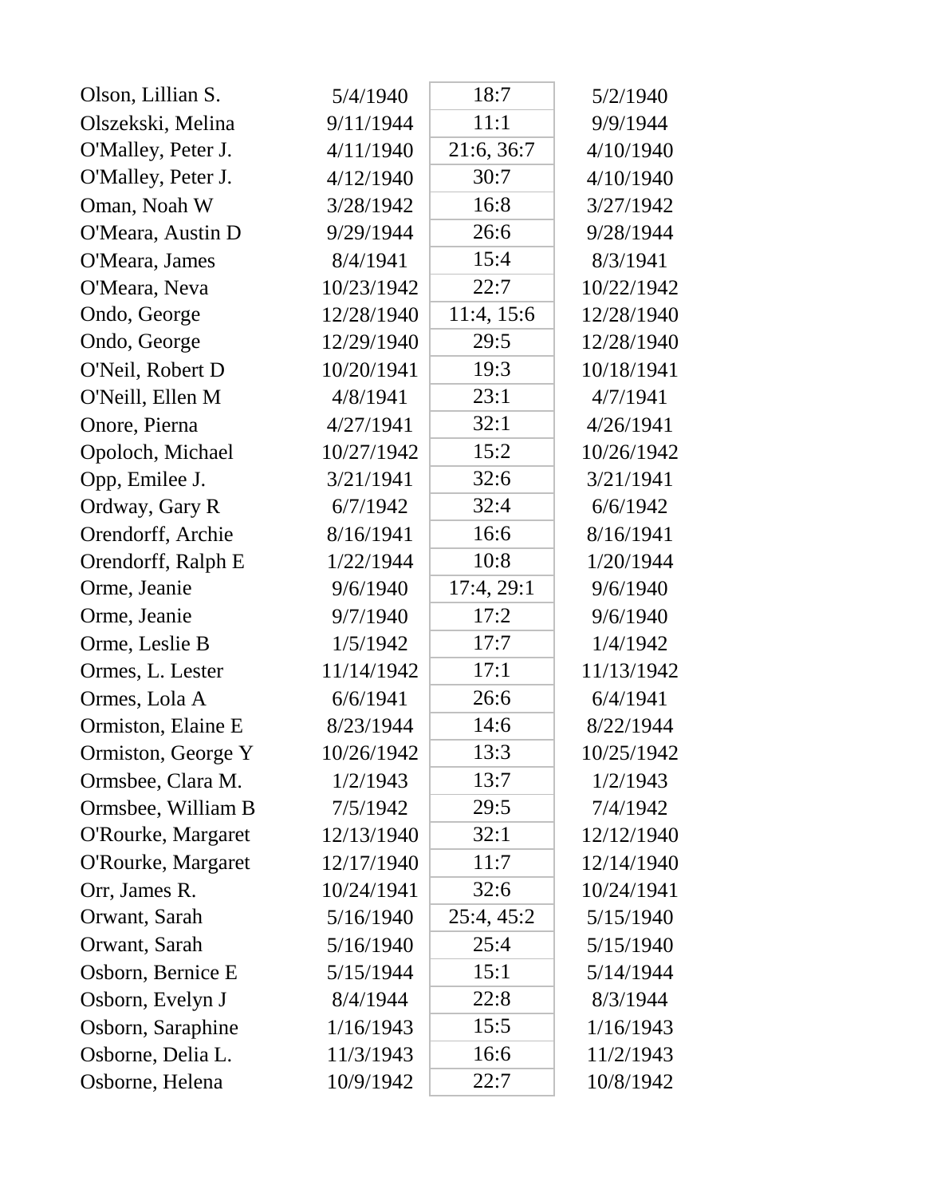| | | | |
|---|---|---|---|
| Olson, Lillian S. | 5/4/1940 | 18:7 | 5/2/1940 |
| Olszekski, Melina | 9/11/1944 | 11:1 | 9/9/1944 |
| O'Malley, Peter J. | 4/11/1940 | 21:6, 36:7 | 4/10/1940 |
| O'Malley, Peter J. | 4/12/1940 | 30:7 | 4/10/1940 |
| Oman, Noah W | 3/28/1942 | 16:8 | 3/27/1942 |
| O'Meara, Austin D | 9/29/1944 | 26:6 | 9/28/1944 |
| O'Meara, James | 8/4/1941 | 15:4 | 8/3/1941 |
| O'Meara, Neva | 10/23/1942 | 22:7 | 10/22/1942 |
| Ondo, George | 12/28/1940 | 11:4, 15:6 | 12/28/1940 |
| Ondo, George | 12/29/1940 | 29:5 | 12/28/1940 |
| O'Neil, Robert D | 10/20/1941 | 19:3 | 10/18/1941 |
| O'Neill, Ellen M | 4/8/1941 | 23:1 | 4/7/1941 |
| Onore, Pierna | 4/27/1941 | 32:1 | 4/26/1941 |
| Opoloch, Michael | 10/27/1942 | 15:2 | 10/26/1942 |
| Opp, Emilee J. | 3/21/1941 | 32:6 | 3/21/1941 |
| Ordway, Gary R | 6/7/1942 | 32:4 | 6/6/1942 |
| Orendorff, Archie | 8/16/1941 | 16:6 | 8/16/1941 |
| Orendorff, Ralph E | 1/22/1944 | 10:8 | 1/20/1944 |
| Orme, Jeanie | 9/6/1940 | 17:4, 29:1 | 9/6/1940 |
| Orme, Jeanie | 9/7/1940 | 17:2 | 9/6/1940 |
| Orme, Leslie B | 1/5/1942 | 17:7 | 1/4/1942 |
| Ormes, L. Lester | 11/14/1942 | 17:1 | 11/13/1942 |
| Ormes, Lola A | 6/6/1941 | 26:6 | 6/4/1941 |
| Ormiston, Elaine E | 8/23/1944 | 14:6 | 8/22/1944 |
| Ormiston, George Y | 10/26/1942 | 13:3 | 10/25/1942 |
| Ormsbee, Clara M. | 1/2/1943 | 13:7 | 1/2/1943 |
| Ormsbee, William B | 7/5/1942 | 29:5 | 7/4/1942 |
| O'Rourke, Margaret | 12/13/1940 | 32:1 | 12/12/1940 |
| O'Rourke, Margaret | 12/17/1940 | 11:7 | 12/14/1940 |
| Orr, James R. | 10/24/1941 | 32:6 | 10/24/1941 |
| Orwant, Sarah | 5/16/1940 | 25:4, 45:2 | 5/15/1940 |
| Orwant, Sarah | 5/16/1940 | 25:4 | 5/15/1940 |
| Osborn, Bernice E | 5/15/1944 | 15:1 | 5/14/1944 |
| Osborn, Evelyn J | 8/4/1944 | 22:8 | 8/3/1944 |
| Osborn, Saraphine | 1/16/1943 | 15:5 | 1/16/1943 |
| Osborne, Delia L. | 11/3/1943 | 16:6 | 11/2/1943 |
| Osborne, Helena | 10/9/1942 | 22:7 | 10/8/1942 |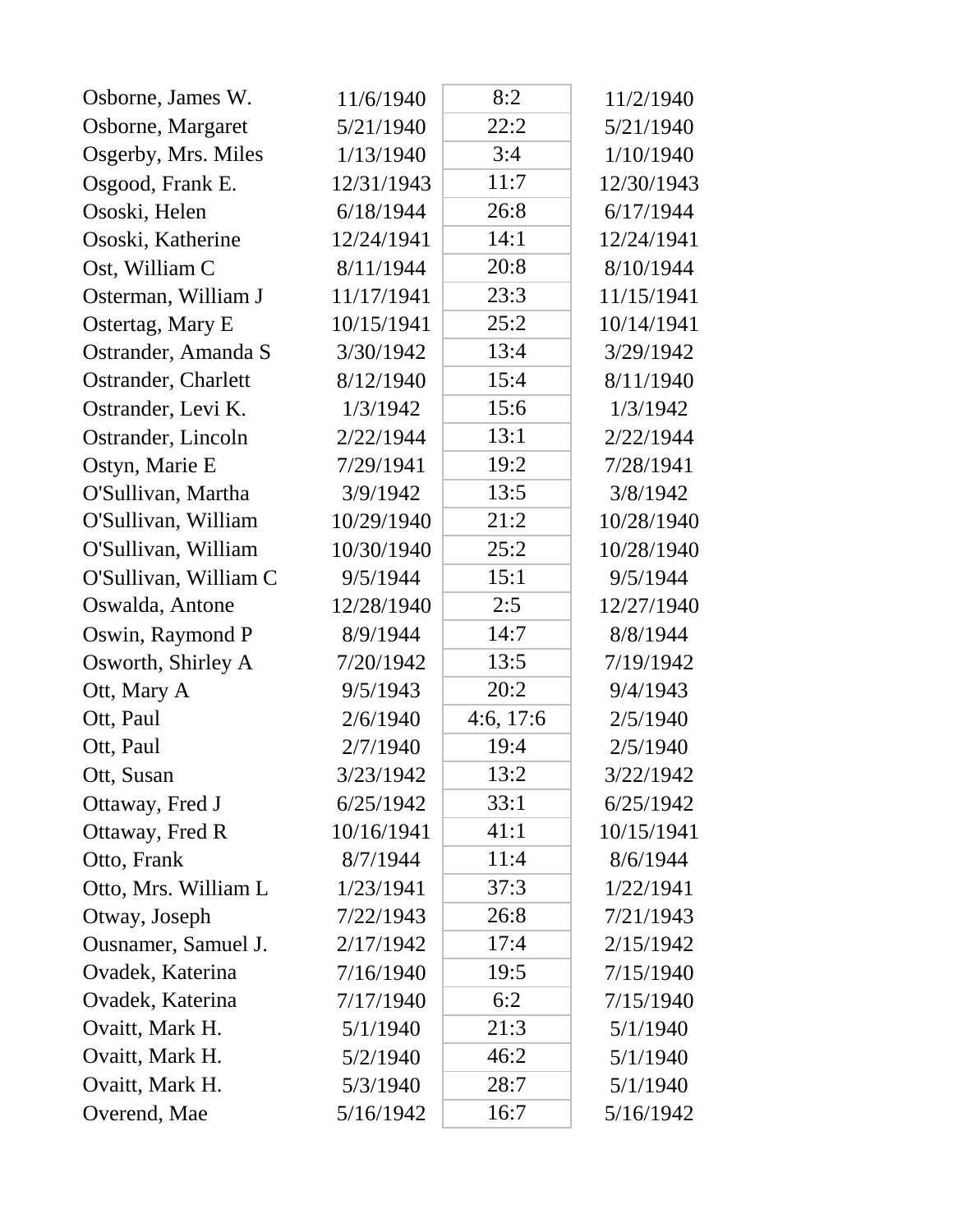| | | | |
|---|---|---|---|
| Osborne, James W. | 11/6/1940 | 8:2 | 11/2/1940 |
| Osborne, Margaret | 5/21/1940 | 22:2 | 5/21/1940 |
| Osgerby, Mrs. Miles | 1/13/1940 | 3:4 | 1/10/1940 |
| Osgood, Frank E. | 12/31/1943 | 11:7 | 12/30/1943 |
| Ososki, Helen | 6/18/1944 | 26:8 | 6/17/1944 |
| Ososki, Katherine | 12/24/1941 | 14:1 | 12/24/1941 |
| Ost, William C | 8/11/1944 | 20:8 | 8/10/1944 |
| Osterman, William J | 11/17/1941 | 23:3 | 11/15/1941 |
| Ostertag, Mary E | 10/15/1941 | 25:2 | 10/14/1941 |
| Ostrander, Amanda S | 3/30/1942 | 13:4 | 3/29/1942 |
| Ostrander, Charlett | 8/12/1940 | 15:4 | 8/11/1940 |
| Ostrander, Levi K. | 1/3/1942 | 15:6 | 1/3/1942 |
| Ostrander, Lincoln | 2/22/1944 | 13:1 | 2/22/1944 |
| Ostyn, Marie E | 7/29/1941 | 19:2 | 7/28/1941 |
| O'Sullivan, Martha | 3/9/1942 | 13:5 | 3/8/1942 |
| O'Sullivan, William | 10/29/1940 | 21:2 | 10/28/1940 |
| O'Sullivan, William | 10/30/1940 | 25:2 | 10/28/1940 |
| O'Sullivan, William C | 9/5/1944 | 15:1 | 9/5/1944 |
| Oswalda, Antone | 12/28/1940 | 2:5 | 12/27/1940 |
| Oswin, Raymond P | 8/9/1944 | 14:7 | 8/8/1944 |
| Osworth, Shirley A | 7/20/1942 | 13:5 | 7/19/1942 |
| Ott, Mary A | 9/5/1943 | 20:2 | 9/4/1943 |
| Ott, Paul | 2/6/1940 | 4:6, 17:6 | 2/5/1940 |
| Ott, Paul | 2/7/1940 | 19:4 | 2/5/1940 |
| Ott, Susan | 3/23/1942 | 13:2 | 3/22/1942 |
| Ottaway, Fred J | 6/25/1942 | 33:1 | 6/25/1942 |
| Ottaway, Fred R | 10/16/1941 | 41:1 | 10/15/1941 |
| Otto, Frank | 8/7/1944 | 11:4 | 8/6/1944 |
| Otto, Mrs. William L | 1/23/1941 | 37:3 | 1/22/1941 |
| Otway, Joseph | 7/22/1943 | 26:8 | 7/21/1943 |
| Ousnamer, Samuel J. | 2/17/1942 | 17:4 | 2/15/1942 |
| Ovadek, Katerina | 7/16/1940 | 19:5 | 7/15/1940 |
| Ovadek, Katerina | 7/17/1940 | 6:2 | 7/15/1940 |
| Ovaitt, Mark H. | 5/1/1940 | 21:3 | 5/1/1940 |
| Ovaitt, Mark H. | 5/2/1940 | 46:2 | 5/1/1940 |
| Ovaitt, Mark H. | 5/3/1940 | 28:7 | 5/1/1940 |
| Overend, Mae | 5/16/1942 | 16:7 | 5/16/1942 |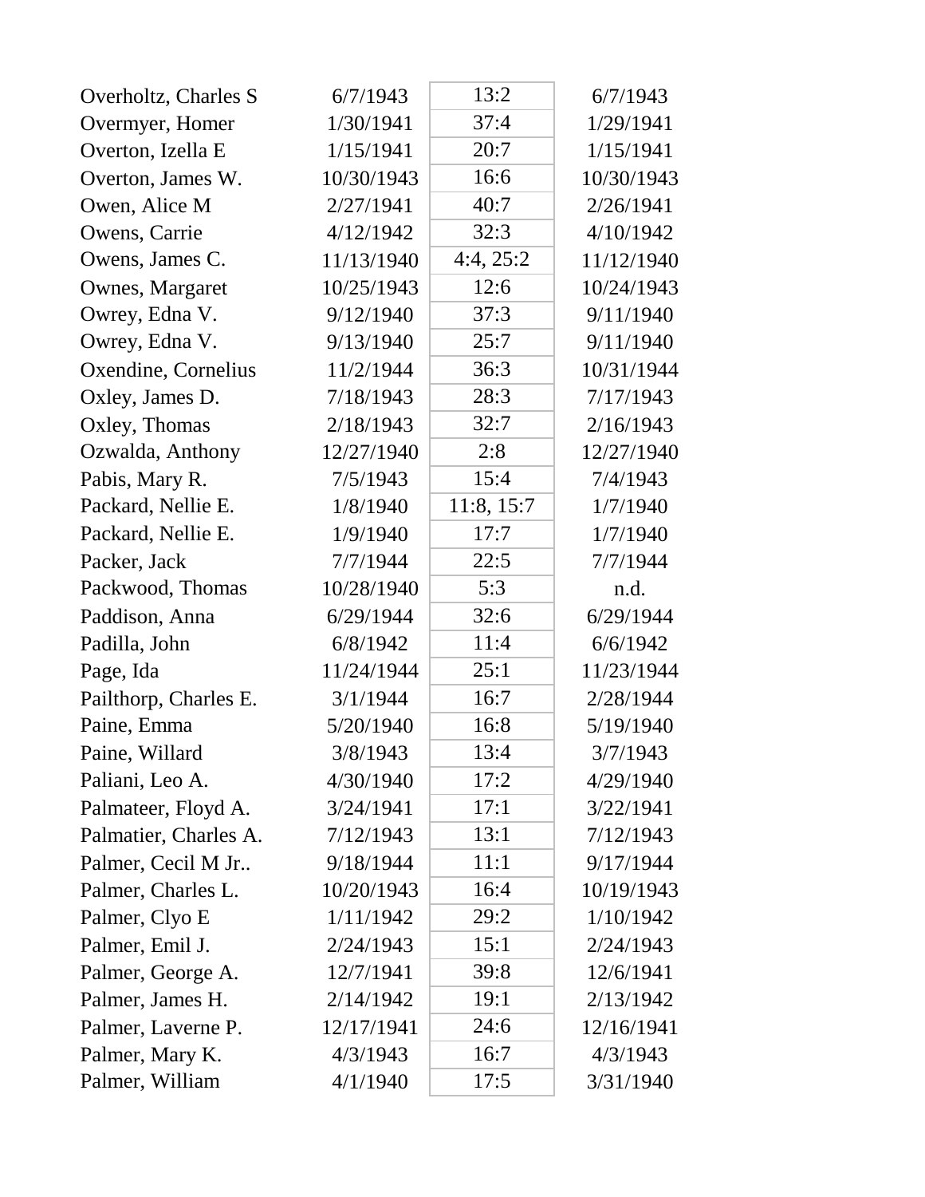| | | | |
|---|---|---|---|
| Overholtz, Charles S | 6/7/1943 | 13:2 | 6/7/1943 |
| Overmyer, Homer | 1/30/1941 | 37:4 | 1/29/1941 |
| Overton, Izella E | 1/15/1941 | 20:7 | 1/15/1941 |
| Overton, James W. | 10/30/1943 | 16:6 | 10/30/1943 |
| Owen, Alice M | 2/27/1941 | 40:7 | 2/26/1941 |
| Owens, Carrie | 4/12/1942 | 32:3 | 4/10/1942 |
| Owens, James C. | 11/13/1940 | 4:4, 25:2 | 11/12/1940 |
| Ownes, Margaret | 10/25/1943 | 12:6 | 10/24/1943 |
| Owrey, Edna V. | 9/12/1940 | 37:3 | 9/11/1940 |
| Owrey, Edna V. | 9/13/1940 | 25:7 | 9/11/1940 |
| Oxendine, Cornelius | 11/2/1944 | 36:3 | 10/31/1944 |
| Oxley, James D. | 7/18/1943 | 28:3 | 7/17/1943 |
| Oxley, Thomas | 2/18/1943 | 32:7 | 2/16/1943 |
| Ozwalda, Anthony | 12/27/1940 | 2:8 | 12/27/1940 |
| Pabis, Mary R. | 7/5/1943 | 15:4 | 7/4/1943 |
| Packard, Nellie E. | 1/8/1940 | 11:8, 15:7 | 1/7/1940 |
| Packard, Nellie E. | 1/9/1940 | 17:7 | 1/7/1940 |
| Packer, Jack | 7/7/1944 | 22:5 | 7/7/1944 |
| Packwood, Thomas | 10/28/1940 | 5:3 | n.d. |
| Paddison, Anna | 6/29/1944 | 32:6 | 6/29/1944 |
| Padilla, John | 6/8/1942 | 11:4 | 6/6/1942 |
| Page, Ida | 11/24/1944 | 25:1 | 11/23/1944 |
| Pailthorp, Charles E. | 3/1/1944 | 16:7 | 2/28/1944 |
| Paine, Emma | 5/20/1940 | 16:8 | 5/19/1940 |
| Paine, Willard | 3/8/1943 | 13:4 | 3/7/1943 |
| Paliani, Leo A. | 4/30/1940 | 17:2 | 4/29/1940 |
| Palmateer, Floyd A. | 3/24/1941 | 17:1 | 3/22/1941 |
| Palmatier, Charles A. | 7/12/1943 | 13:1 | 7/12/1943 |
| Palmer, Cecil M Jr.. | 9/18/1944 | 11:1 | 9/17/1944 |
| Palmer, Charles L. | 10/20/1943 | 16:4 | 10/19/1943 |
| Palmer, Clyo E | 1/11/1942 | 29:2 | 1/10/1942 |
| Palmer, Emil J. | 2/24/1943 | 15:1 | 2/24/1943 |
| Palmer, George A. | 12/7/1941 | 39:8 | 12/6/1941 |
| Palmer, James H. | 2/14/1942 | 19:1 | 2/13/1942 |
| Palmer, Laverne P. | 12/17/1941 | 24:6 | 12/16/1941 |
| Palmer, Mary K. | 4/3/1943 | 16:7 | 4/3/1943 |
| Palmer, William | 4/1/1940 | 17:5 | 3/31/1940 |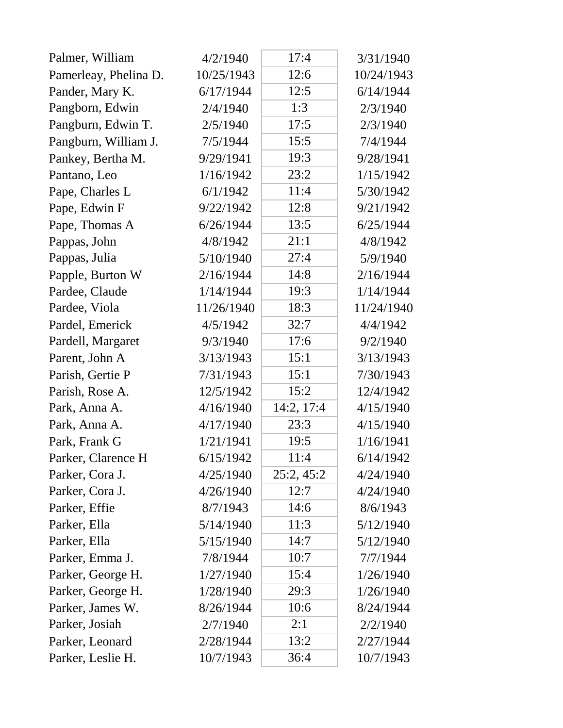| | | | |
|---|---|---|---|
| Palmer, William | 4/2/1940 | 17:4 | 3/31/1940 |
| Pamerleay, Phelina D. | 10/25/1943 | 12:6 | 10/24/1943 |
| Pander, Mary K. | 6/17/1944 | 12:5 | 6/14/1944 |
| Pangborn, Edwin | 2/4/1940 | 1:3 | 2/3/1940 |
| Pangburn, Edwin T. | 2/5/1940 | 17:5 | 2/3/1940 |
| Pangburn, William J. | 7/5/1944 | 15:5 | 7/4/1944 |
| Pankey, Bertha M. | 9/29/1941 | 19:3 | 9/28/1941 |
| Pantano, Leo | 1/16/1942 | 23:2 | 1/15/1942 |
| Pape, Charles L | 6/1/1942 | 11:4 | 5/30/1942 |
| Pape, Edwin F | 9/22/1942 | 12:8 | 9/21/1942 |
| Pape, Thomas A | 6/26/1944 | 13:5 | 6/25/1944 |
| Pappas, John | 4/8/1942 | 21:1 | 4/8/1942 |
| Pappas, Julia | 5/10/1940 | 27:4 | 5/9/1940 |
| Papple, Burton W | 2/16/1944 | 14:8 | 2/16/1944 |
| Pardee, Claude | 1/14/1944 | 19:3 | 1/14/1944 |
| Pardee, Viola | 11/26/1940 | 18:3 | 11/24/1940 |
| Pardel, Emerick | 4/5/1942 | 32:7 | 4/4/1942 |
| Pardell, Margaret | 9/3/1940 | 17:6 | 9/2/1940 |
| Parent, John A | 3/13/1943 | 15:1 | 3/13/1943 |
| Parish, Gertie P | 7/31/1943 | 15:1 | 7/30/1943 |
| Parish, Rose A. | 12/5/1942 | 15:2 | 12/4/1942 |
| Park, Anna A. | 4/16/1940 | 14:2, 17:4 | 4/15/1940 |
| Park, Anna A. | 4/17/1940 | 23:3 | 4/15/1940 |
| Park, Frank G | 1/21/1941 | 19:5 | 1/16/1941 |
| Parker, Clarence H | 6/15/1942 | 11:4 | 6/14/1942 |
| Parker, Cora J. | 4/25/1940 | 25:2, 45:2 | 4/24/1940 |
| Parker, Cora J. | 4/26/1940 | 12:7 | 4/24/1940 |
| Parker, Effie | 8/7/1943 | 14:6 | 8/6/1943 |
| Parker, Ella | 5/14/1940 | 11:3 | 5/12/1940 |
| Parker, Ella | 5/15/1940 | 14:7 | 5/12/1940 |
| Parker, Emma J. | 7/8/1944 | 10:7 | 7/7/1944 |
| Parker, George H. | 1/27/1940 | 15:4 | 1/26/1940 |
| Parker, George H. | 1/28/1940 | 29:3 | 1/26/1940 |
| Parker, James W. | 8/26/1944 | 10:6 | 8/24/1944 |
| Parker, Josiah | 2/7/1940 | 2:1 | 2/2/1940 |
| Parker, Leonard | 2/28/1944 | 13:2 | 2/27/1944 |
| Parker, Leslie H. | 10/7/1943 | 36:4 | 10/7/1943 |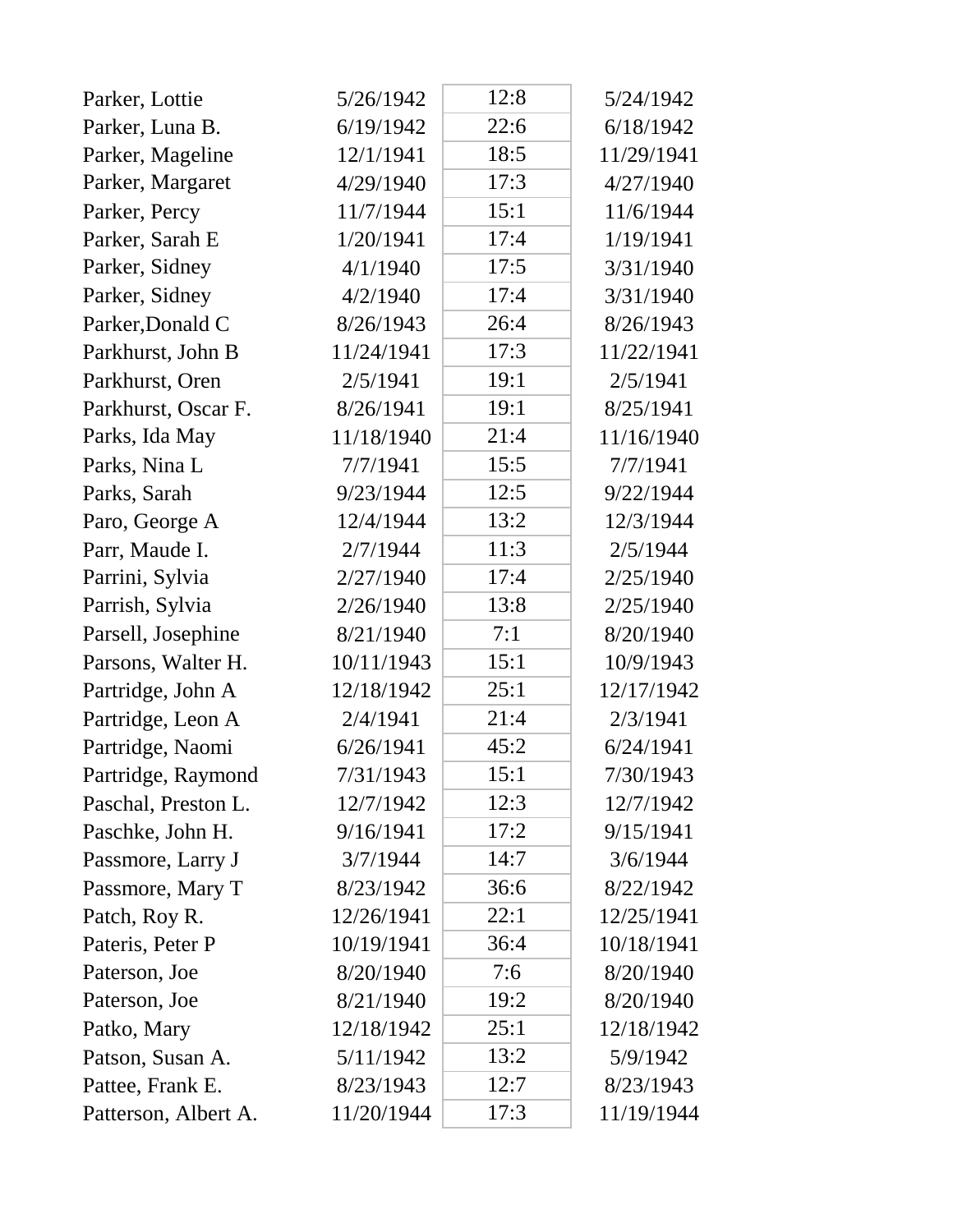| | | | |
|---|---|---|---|
| Parker, Lottie | 5/26/1942 | 12:8 | 5/24/1942 |
| Parker, Luna B. | 6/19/1942 | 22:6 | 6/18/1942 |
| Parker, Mageline | 12/1/1941 | 18:5 | 11/29/1941 |
| Parker, Margaret | 4/29/1940 | 17:3 | 4/27/1940 |
| Parker, Percy | 11/7/1944 | 15:1 | 11/6/1944 |
| Parker, Sarah E | 1/20/1941 | 17:4 | 1/19/1941 |
| Parker, Sidney | 4/1/1940 | 17:5 | 3/31/1940 |
| Parker, Sidney | 4/2/1940 | 17:4 | 3/31/1940 |
| Parker,Donald C | 8/26/1943 | 26:4 | 8/26/1943 |
| Parkhurst, John B | 11/24/1941 | 17:3 | 11/22/1941 |
| Parkhurst, Oren | 2/5/1941 | 19:1 | 2/5/1941 |
| Parkhurst, Oscar F. | 8/26/1941 | 19:1 | 8/25/1941 |
| Parks, Ida May | 11/18/1940 | 21:4 | 11/16/1940 |
| Parks, Nina L | 7/7/1941 | 15:5 | 7/7/1941 |
| Parks, Sarah | 9/23/1944 | 12:5 | 9/22/1944 |
| Paro, George A | 12/4/1944 | 13:2 | 12/3/1944 |
| Parr, Maude I. | 2/7/1944 | 11:3 | 2/5/1944 |
| Parrini, Sylvia | 2/27/1940 | 17:4 | 2/25/1940 |
| Parrish, Sylvia | 2/26/1940 | 13:8 | 2/25/1940 |
| Parsell, Josephine | 8/21/1940 | 7:1 | 8/20/1940 |
| Parsons, Walter H. | 10/11/1943 | 15:1 | 10/9/1943 |
| Partridge, John A | 12/18/1942 | 25:1 | 12/17/1942 |
| Partridge, Leon A | 2/4/1941 | 21:4 | 2/3/1941 |
| Partridge, Naomi | 6/26/1941 | 45:2 | 6/24/1941 |
| Partridge, Raymond | 7/31/1943 | 15:1 | 7/30/1943 |
| Paschal, Preston L. | 12/7/1942 | 12:3 | 12/7/1942 |
| Paschke, John H. | 9/16/1941 | 17:2 | 9/15/1941 |
| Passmore, Larry J | 3/7/1944 | 14:7 | 3/6/1944 |
| Passmore, Mary T | 8/23/1942 | 36:6 | 8/22/1942 |
| Patch, Roy R. | 12/26/1941 | 22:1 | 12/25/1941 |
| Pateris, Peter P | 10/19/1941 | 36:4 | 10/18/1941 |
| Paterson, Joe | 8/20/1940 | 7:6 | 8/20/1940 |
| Paterson, Joe | 8/21/1940 | 19:2 | 8/20/1940 |
| Patko, Mary | 12/18/1942 | 25:1 | 12/18/1942 |
| Patson, Susan A. | 5/11/1942 | 13:2 | 5/9/1942 |
| Pattee, Frank E. | 8/23/1943 | 12:7 | 8/23/1943 |
| Patterson, Albert A. | 11/20/1944 | 17:3 | 11/19/1944 |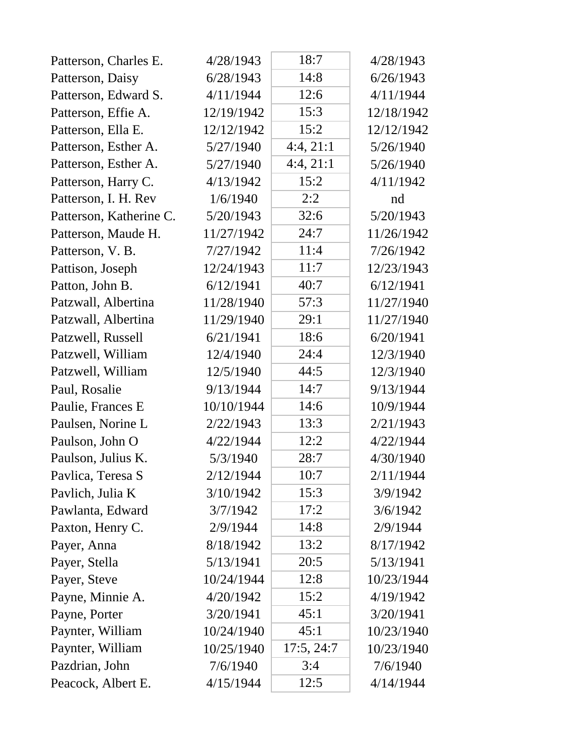| | | | |
|---|---|---|---|
| Patterson, Charles E. | 4/28/1943 | 18:7 | 4/28/1943 |
| Patterson, Daisy | 6/28/1943 | 14:8 | 6/26/1943 |
| Patterson, Edward S. | 4/11/1944 | 12:6 | 4/11/1944 |
| Patterson, Effie A. | 12/19/1942 | 15:3 | 12/18/1942 |
| Patterson, Ella E. | 12/12/1942 | 15:2 | 12/12/1942 |
| Patterson, Esther A. | 5/27/1940 | 4:4, 21:1 | 5/26/1940 |
| Patterson, Esther A. | 5/27/1940 | 4:4, 21:1 | 5/26/1940 |
| Patterson, Harry C. | 4/13/1942 | 15:2 | 4/11/1942 |
| Patterson, I. H. Rev | 1/6/1940 | 2:2 | nd |
| Patterson, Katherine C. | 5/20/1943 | 32:6 | 5/20/1943 |
| Patterson, Maude H. | 11/27/1942 | 24:7 | 11/26/1942 |
| Patterson, V. B. | 7/27/1942 | 11:4 | 7/26/1942 |
| Pattison, Joseph | 12/24/1943 | 11:7 | 12/23/1943 |
| Patton, John B. | 6/12/1941 | 40:7 | 6/12/1941 |
| Patzwall, Albertina | 11/28/1940 | 57:3 | 11/27/1940 |
| Patzwall, Albertina | 11/29/1940 | 29:1 | 11/27/1940 |
| Patzwell, Russell | 6/21/1941 | 18:6 | 6/20/1941 |
| Patzwell, William | 12/4/1940 | 24:4 | 12/3/1940 |
| Patzwell, William | 12/5/1940 | 44:5 | 12/3/1940 |
| Paul, Rosalie | 9/13/1944 | 14:7 | 9/13/1944 |
| Paulie, Frances E | 10/10/1944 | 14:6 | 10/9/1944 |
| Paulsen, Norine L | 2/22/1943 | 13:3 | 2/21/1943 |
| Paulson, John O | 4/22/1944 | 12:2 | 4/22/1944 |
| Paulson, Julius K. | 5/3/1940 | 28:7 | 4/30/1940 |
| Pavlica, Teresa S | 2/12/1944 | 10:7 | 2/11/1944 |
| Pavlich, Julia K | 3/10/1942 | 15:3 | 3/9/1942 |
| Pawlanta, Edward | 3/7/1942 | 17:2 | 3/6/1942 |
| Paxton, Henry C. | 2/9/1944 | 14:8 | 2/9/1944 |
| Payer, Anna | 8/18/1942 | 13:2 | 8/17/1942 |
| Payer, Stella | 5/13/1941 | 20:5 | 5/13/1941 |
| Payer, Steve | 10/24/1944 | 12:8 | 10/23/1944 |
| Payne, Minnie A. | 4/20/1942 | 15:2 | 4/19/1942 |
| Payne, Porter | 3/20/1941 | 45:1 | 3/20/1941 |
| Paynter, William | 10/24/1940 | 45:1 | 10/23/1940 |
| Paynter, William | 10/25/1940 | 17:5, 24:7 | 10/23/1940 |
| Pazdrian, John | 7/6/1940 | 3:4 | 7/6/1940 |
| Peacock, Albert E. | 4/15/1944 | 12:5 | 4/14/1944 |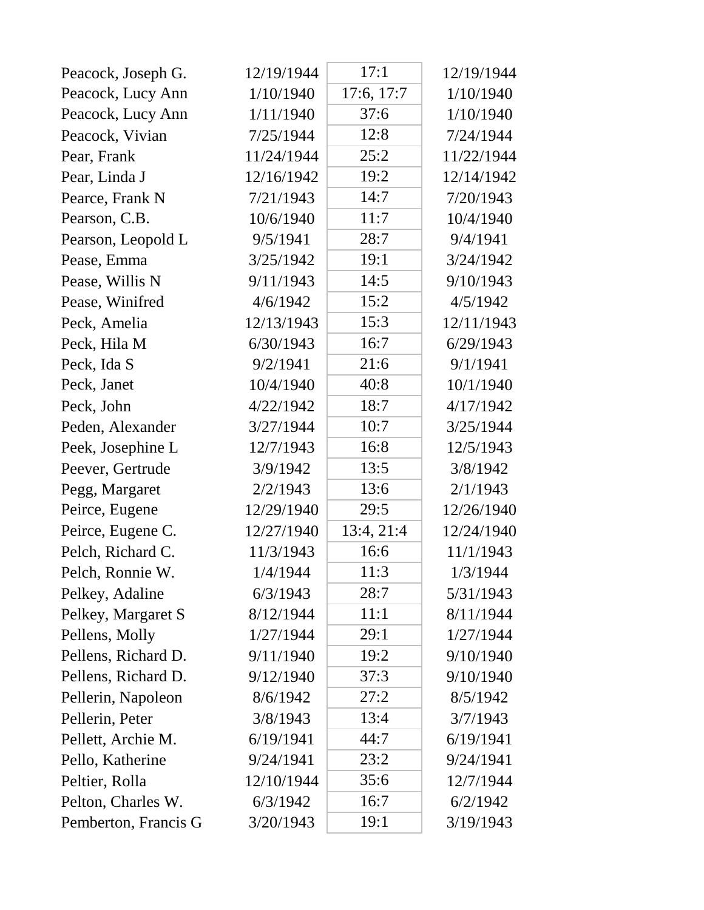| | | | |
|---|---|---|---|
| Peacock, Joseph G. | 12/19/1944 | 17:1 | 12/19/1944 |
| Peacock, Lucy Ann | 1/10/1940 | 17:6, 17:7 | 1/10/1940 |
| Peacock, Lucy Ann | 1/11/1940 | 37:6 | 1/10/1940 |
| Peacock, Vivian | 7/25/1944 | 12:8 | 7/24/1944 |
| Pear, Frank | 11/24/1944 | 25:2 | 11/22/1944 |
| Pear, Linda J | 12/16/1942 | 19:2 | 12/14/1942 |
| Pearce, Frank N | 7/21/1943 | 14:7 | 7/20/1943 |
| Pearson, C.B. | 10/6/1940 | 11:7 | 10/4/1940 |
| Pearson, Leopold L | 9/5/1941 | 28:7 | 9/4/1941 |
| Pease, Emma | 3/25/1942 | 19:1 | 3/24/1942 |
| Pease, Willis N | 9/11/1943 | 14:5 | 9/10/1943 |
| Pease, Winifred | 4/6/1942 | 15:2 | 4/5/1942 |
| Peck, Amelia | 12/13/1943 | 15:3 | 12/11/1943 |
| Peck, Hila M | 6/30/1943 | 16:7 | 6/29/1943 |
| Peck, Ida S | 9/2/1941 | 21:6 | 9/1/1941 |
| Peck, Janet | 10/4/1940 | 40:8 | 10/1/1940 |
| Peck, John | 4/22/1942 | 18:7 | 4/17/1942 |
| Peden, Alexander | 3/27/1944 | 10:7 | 3/25/1944 |
| Peek, Josephine L | 12/7/1943 | 16:8 | 12/5/1943 |
| Peever, Gertrude | 3/9/1942 | 13:5 | 3/8/1942 |
| Pegg, Margaret | 2/2/1943 | 13:6 | 2/1/1943 |
| Peirce, Eugene | 12/29/1940 | 29:5 | 12/26/1940 |
| Peirce, Eugene C. | 12/27/1940 | 13:4, 21:4 | 12/24/1940 |
| Pelch, Richard C. | 11/3/1943 | 16:6 | 11/1/1943 |
| Pelch, Ronnie W. | 1/4/1944 | 11:3 | 1/3/1944 |
| Pelkey, Adaline | 6/3/1943 | 28:7 | 5/31/1943 |
| Pelkey, Margaret S | 8/12/1944 | 11:1 | 8/11/1944 |
| Pellens, Molly | 1/27/1944 | 29:1 | 1/27/1944 |
| Pellens, Richard D. | 9/11/1940 | 19:2 | 9/10/1940 |
| Pellens, Richard D. | 9/12/1940 | 37:3 | 9/10/1940 |
| Pellerin, Napoleon | 8/6/1942 | 27:2 | 8/5/1942 |
| Pellerin, Peter | 3/8/1943 | 13:4 | 3/7/1943 |
| Pellett, Archie M. | 6/19/1941 | 44:7 | 6/19/1941 |
| Pello, Katherine | 9/24/1941 | 23:2 | 9/24/1941 |
| Peltier, Rolla | 12/10/1944 | 35:6 | 12/7/1944 |
| Pelton, Charles W. | 6/3/1942 | 16:7 | 6/2/1942 |
| Pemberton, Francis G | 3/20/1943 | 19:1 | 3/19/1943 |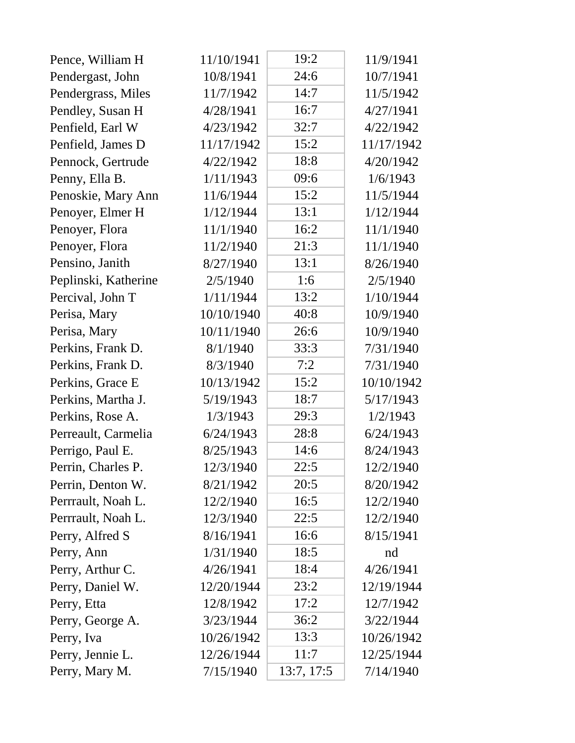| | | | |
|---|---|---|---|
| Pence, William H | 11/10/1941 | 19:2 | 11/9/1941 |
| Pendergast, John | 10/8/1941 | 24:6 | 10/7/1941 |
| Pendergrass, Miles | 11/7/1942 | 14:7 | 11/5/1942 |
| Pendley, Susan H | 4/28/1941 | 16:7 | 4/27/1941 |
| Penfield, Earl W | 4/23/1942 | 32:7 | 4/22/1942 |
| Penfield, James D | 11/17/1942 | 15:2 | 11/17/1942 |
| Pennock, Gertrude | 4/22/1942 | 18:8 | 4/20/1942 |
| Penny, Ella B. | 1/11/1943 | 09:6 | 1/6/1943 |
| Penoskie, Mary Ann | 11/6/1944 | 15:2 | 11/5/1944 |
| Penoyer, Elmer H | 1/12/1944 | 13:1 | 1/12/1944 |
| Penoyer, Flora | 11/1/1940 | 16:2 | 11/1/1940 |
| Penoyer, Flora | 11/2/1940 | 21:3 | 11/1/1940 |
| Pensino, Janith | 8/27/1940 | 13:1 | 8/26/1940 |
| Peplinski, Katherine | 2/5/1940 | 1:6 | 2/5/1940 |
| Percival, John T | 1/11/1944 | 13:2 | 1/10/1944 |
| Perisa, Mary | 10/10/1940 | 40:8 | 10/9/1940 |
| Perisa, Mary | 10/11/1940 | 26:6 | 10/9/1940 |
| Perkins, Frank D. | 8/1/1940 | 33:3 | 7/31/1940 |
| Perkins, Frank D. | 8/3/1940 | 7:2 | 7/31/1940 |
| Perkins, Grace E | 10/13/1942 | 15:2 | 10/10/1942 |
| Perkins, Martha J. | 5/19/1943 | 18:7 | 5/17/1943 |
| Perkins, Rose A. | 1/3/1943 | 29:3 | 1/2/1943 |
| Perreault, Carmelia | 6/24/1943 | 28:8 | 6/24/1943 |
| Perrigo, Paul E. | 8/25/1943 | 14:6 | 8/24/1943 |
| Perrin, Charles P. | 12/3/1940 | 22:5 | 12/2/1940 |
| Perrin, Denton W. | 8/21/1942 | 20:5 | 8/20/1942 |
| Perrrault, Noah L. | 12/2/1940 | 16:5 | 12/2/1940 |
| Perrrault, Noah L. | 12/3/1940 | 22:5 | 12/2/1940 |
| Perry, Alfred S | 8/16/1941 | 16:6 | 8/15/1941 |
| Perry, Ann | 1/31/1940 | 18:5 | nd |
| Perry, Arthur C. | 4/26/1941 | 18:4 | 4/26/1941 |
| Perry, Daniel W. | 12/20/1944 | 23:2 | 12/19/1944 |
| Perry, Etta | 12/8/1942 | 17:2 | 12/7/1942 |
| Perry, George A. | 3/23/1944 | 36:2 | 3/22/1944 |
| Perry, Iva | 10/26/1942 | 13:3 | 10/26/1942 |
| Perry, Jennie L. | 12/26/1944 | 11:7 | 12/25/1944 |
| Perry, Mary M. | 7/15/1940 | 13:7, 17:5 | 7/14/1940 |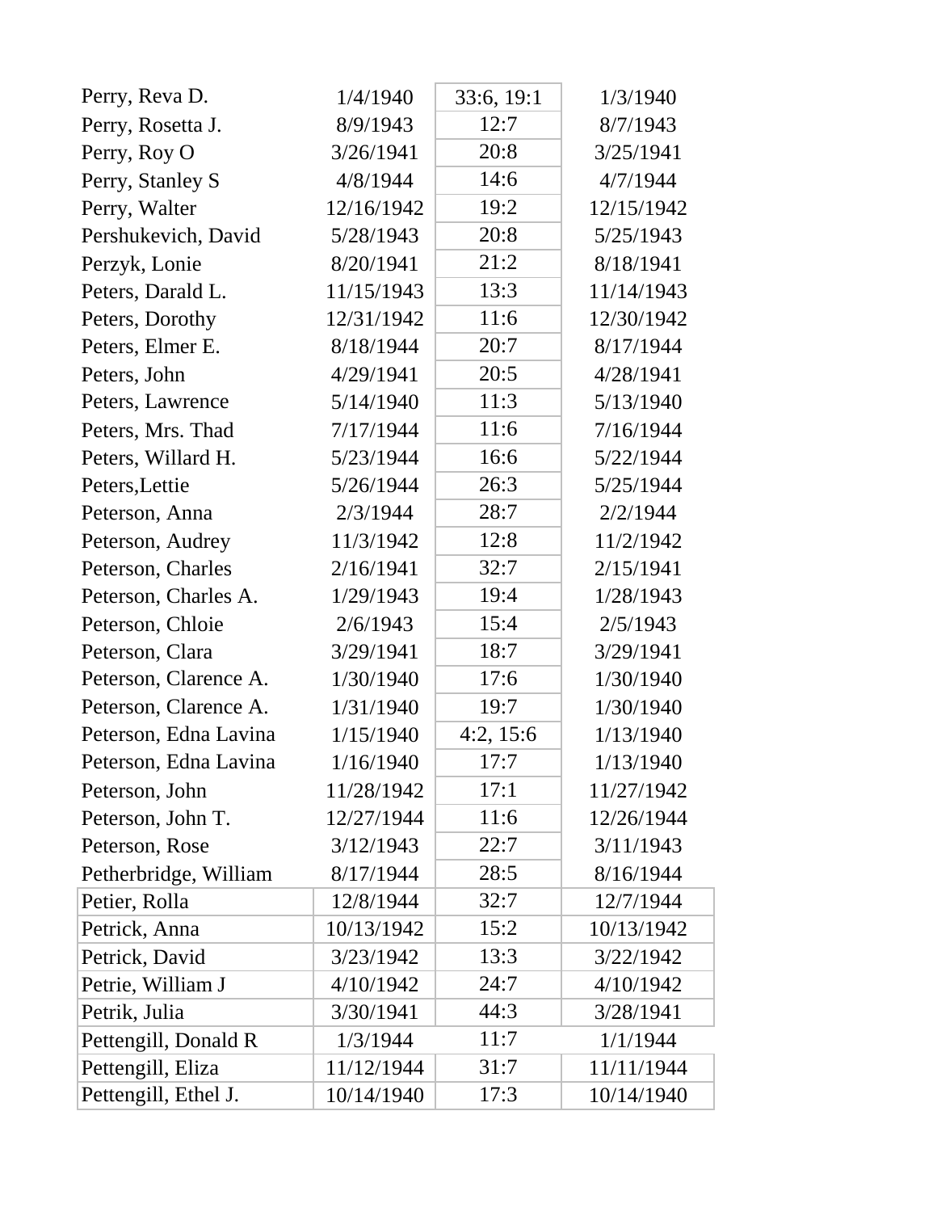| | | | |
|---|---|---|---|
| Perry, Reva D. | 1/4/1940 | 33:6, 19:1 | 1/3/1940 |
| Perry, Rosetta J. | 8/9/1943 | 12:7 | 8/7/1943 |
| Perry, Roy O | 3/26/1941 | 20:8 | 3/25/1941 |
| Perry, Stanley S | 4/8/1944 | 14:6 | 4/7/1944 |
| Perry, Walter | 12/16/1942 | 19:2 | 12/15/1942 |
| Pershukevich, David | 5/28/1943 | 20:8 | 5/25/1943 |
| Perzyk, Lonie | 8/20/1941 | 21:2 | 8/18/1941 |
| Peters, Darald L. | 11/15/1943 | 13:3 | 11/14/1943 |
| Peters, Dorothy | 12/31/1942 | 11:6 | 12/30/1942 |
| Peters, Elmer E. | 8/18/1944 | 20:7 | 8/17/1944 |
| Peters, John | 4/29/1941 | 20:5 | 4/28/1941 |
| Peters, Lawrence | 5/14/1940 | 11:3 | 5/13/1940 |
| Peters, Mrs. Thad | 7/17/1944 | 11:6 | 7/16/1944 |
| Peters, Willard H. | 5/23/1944 | 16:6 | 5/22/1944 |
| Peters,Lettie | 5/26/1944 | 26:3 | 5/25/1944 |
| Peterson, Anna | 2/3/1944 | 28:7 | 2/2/1944 |
| Peterson, Audrey | 11/3/1942 | 12:8 | 11/2/1942 |
| Peterson, Charles | 2/16/1941 | 32:7 | 2/15/1941 |
| Peterson, Charles A. | 1/29/1943 | 19:4 | 1/28/1943 |
| Peterson, Chloie | 2/6/1943 | 15:4 | 2/5/1943 |
| Peterson, Clara | 3/29/1941 | 18:7 | 3/29/1941 |
| Peterson, Clarence A. | 1/30/1940 | 17:6 | 1/30/1940 |
| Peterson, Clarence A. | 1/31/1940 | 19:7 | 1/30/1940 |
| Peterson, Edna Lavina | 1/15/1940 | 4:2, 15:6 | 1/13/1940 |
| Peterson, Edna Lavina | 1/16/1940 | 17:7 | 1/13/1940 |
| Peterson, John | 11/28/1942 | 17:1 | 11/27/1942 |
| Peterson, John T. | 12/27/1944 | 11:6 | 12/26/1944 |
| Peterson, Rose | 3/12/1943 | 22:7 | 3/11/1943 |
| Petherbridge, William | 8/17/1944 | 28:5 | 8/16/1944 |
| Petier, Rolla | 12/8/1944 | 32:7 | 12/7/1944 |
| Petrick, Anna | 10/13/1942 | 15:2 | 10/13/1942 |
| Petrick, David | 3/23/1942 | 13:3 | 3/22/1942 |
| Petrie, William J | 4/10/1942 | 24:7 | 4/10/1942 |
| Petrik, Julia | 3/30/1941 | 44:3 | 3/28/1941 |
| Pettengill, Donald R | 1/3/1944 | 11:7 | 1/1/1944 |
| Pettengill, Eliza | 11/12/1944 | 31:7 | 11/11/1944 |
| Pettengill, Ethel J. | 10/14/1940 | 17:3 | 10/14/1940 |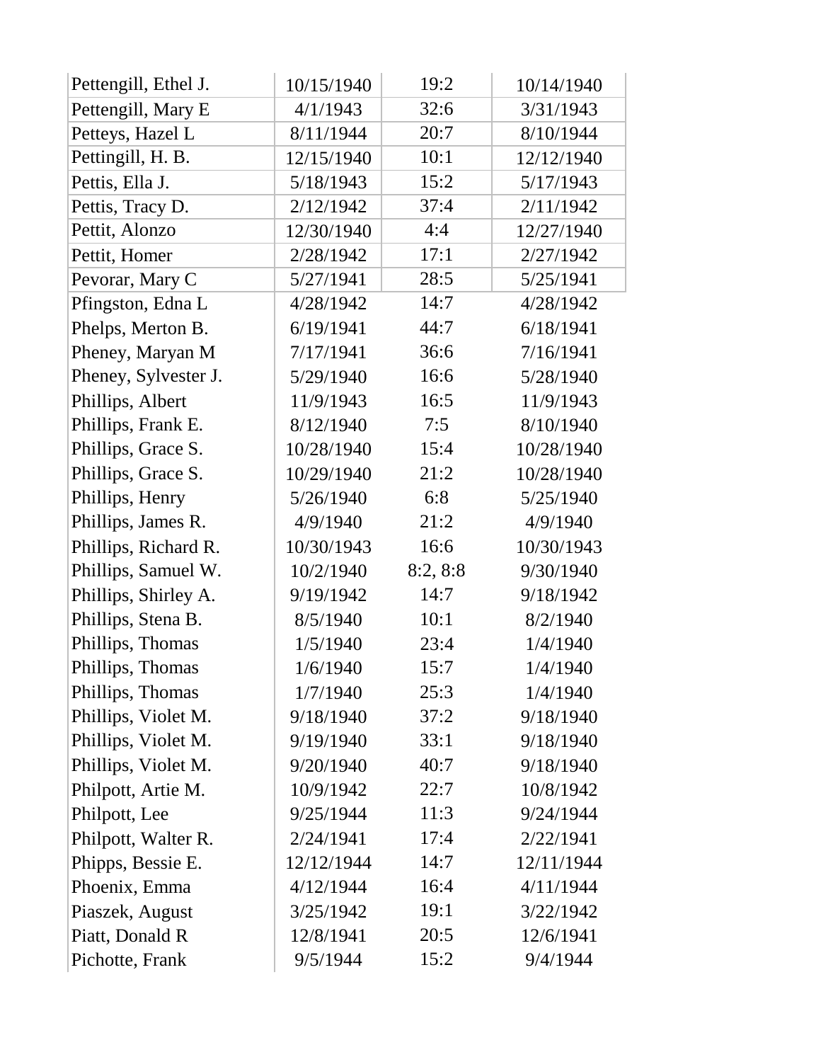| | | | |
|---|---|---|---|
| Pettengill, Ethel J. | 10/15/1940 | 19:2 | 10/14/1940 |
| Pettengill, Mary E | 4/1/1943 | 32:6 | 3/31/1943 |
| Petteys, Hazel L | 8/11/1944 | 20:7 | 8/10/1944 |
| Pettingill, H. B. | 12/15/1940 | 10:1 | 12/12/1940 |
| Pettis, Ella J. | 5/18/1943 | 15:2 | 5/17/1943 |
| Pettis, Tracy D. | 2/12/1942 | 37:4 | 2/11/1942 |
| Pettit, Alonzo | 12/30/1940 | 4:4 | 12/27/1940 |
| Pettit, Homer | 2/28/1942 | 17:1 | 2/27/1942 |
| Pevorar, Mary C | 5/27/1941 | 28:5 | 5/25/1941 |
| Pfingston, Edna L | 4/28/1942 | 14:7 | 4/28/1942 |
| Phelps, Merton B. | 6/19/1941 | 44:7 | 6/18/1941 |
| Pheney, Maryan M | 7/17/1941 | 36:6 | 7/16/1941 |
| Pheney, Sylvester J. | 5/29/1940 | 16:6 | 5/28/1940 |
| Phillips, Albert | 11/9/1943 | 16:5 | 11/9/1943 |
| Phillips, Frank E. | 8/12/1940 | 7:5 | 8/10/1940 |
| Phillips, Grace S. | 10/28/1940 | 15:4 | 10/28/1940 |
| Phillips, Grace S. | 10/29/1940 | 21:2 | 10/28/1940 |
| Phillips, Henry | 5/26/1940 | 6:8 | 5/25/1940 |
| Phillips, James R. | 4/9/1940 | 21:2 | 4/9/1940 |
| Phillips, Richard R. | 10/30/1943 | 16:6 | 10/30/1943 |
| Phillips, Samuel W. | 10/2/1940 | 8:2, 8:8 | 9/30/1940 |
| Phillips, Shirley A. | 9/19/1942 | 14:7 | 9/18/1942 |
| Phillips, Stena B. | 8/5/1940 | 10:1 | 8/2/1940 |
| Phillips, Thomas | 1/5/1940 | 23:4 | 1/4/1940 |
| Phillips, Thomas | 1/6/1940 | 15:7 | 1/4/1940 |
| Phillips, Thomas | 1/7/1940 | 25:3 | 1/4/1940 |
| Phillips, Violet M. | 9/18/1940 | 37:2 | 9/18/1940 |
| Phillips, Violet M. | 9/19/1940 | 33:1 | 9/18/1940 |
| Phillips, Violet M. | 9/20/1940 | 40:7 | 9/18/1940 |
| Philpott, Artie M. | 10/9/1942 | 22:7 | 10/8/1942 |
| Philpott, Lee | 9/25/1944 | 11:3 | 9/24/1944 |
| Philpott, Walter R. | 2/24/1941 | 17:4 | 2/22/1941 |
| Phipps, Bessie E. | 12/12/1944 | 14:7 | 12/11/1944 |
| Phoenix, Emma | 4/12/1944 | 16:4 | 4/11/1944 |
| Piaszek, August | 3/25/1942 | 19:1 | 3/22/1942 |
| Piatt, Donald R | 12/8/1941 | 20:5 | 12/6/1941 |
| Pichotte, Frank | 9/5/1944 | 15:2 | 9/4/1944 |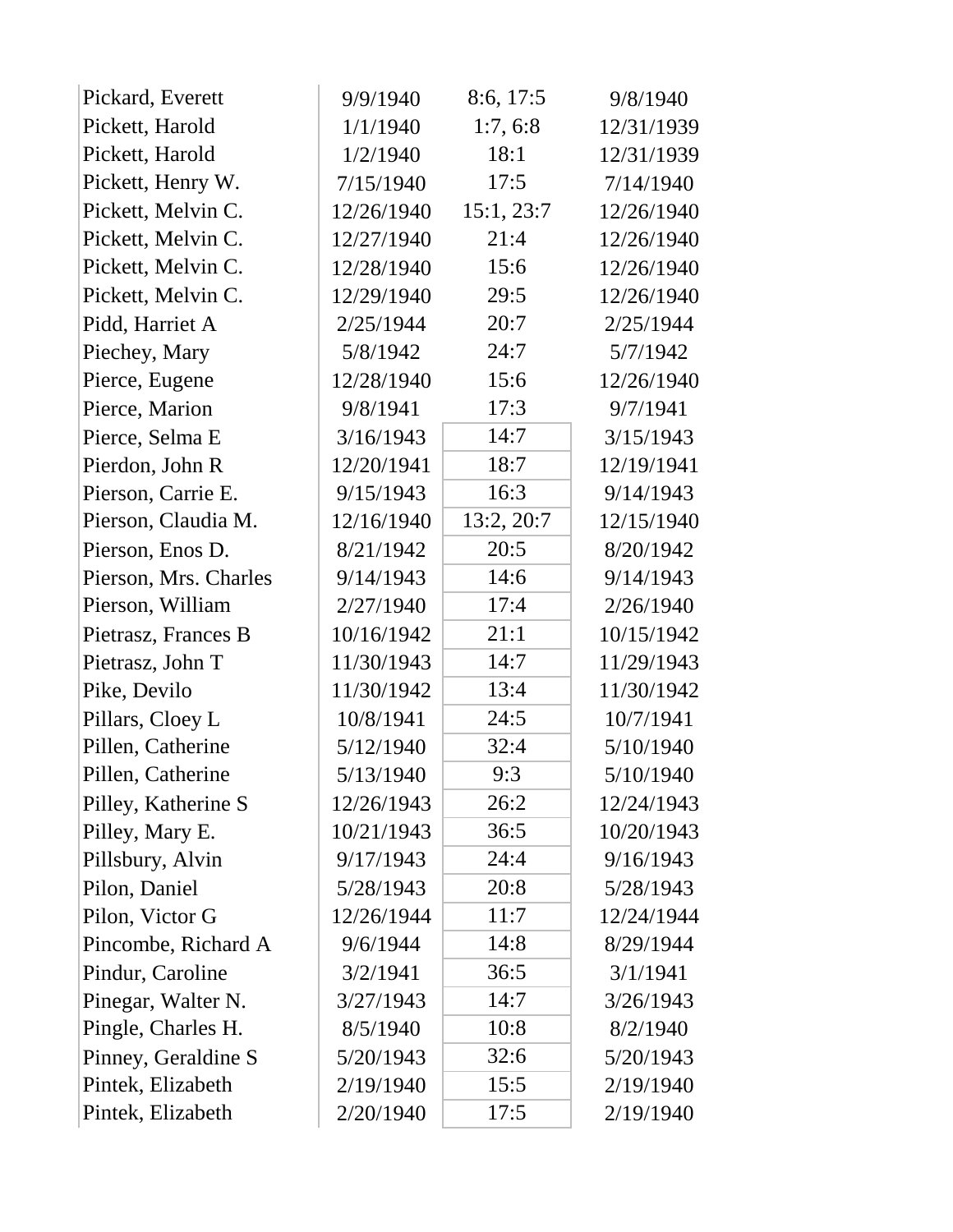| | | | |
|---|---|---|---|
| Pickard, Everett | 9/9/1940 | 8:6, 17:5 | 9/8/1940 |
| Pickett, Harold | 1/1/1940 | 1:7, 6:8 | 12/31/1939 |
| Pickett, Harold | 1/2/1940 | 18:1 | 12/31/1939 |
| Pickett, Henry W. | 7/15/1940 | 17:5 | 7/14/1940 |
| Pickett, Melvin C. | 12/26/1940 | 15:1, 23:7 | 12/26/1940 |
| Pickett, Melvin C. | 12/27/1940 | 21:4 | 12/26/1940 |
| Pickett, Melvin C. | 12/28/1940 | 15:6 | 12/26/1940 |
| Pickett, Melvin C. | 12/29/1940 | 29:5 | 12/26/1940 |
| Pidd, Harriet A | 2/25/1944 | 20:7 | 2/25/1944 |
| Piechey, Mary | 5/8/1942 | 24:7 | 5/7/1942 |
| Pierce, Eugene | 12/28/1940 | 15:6 | 12/26/1940 |
| Pierce, Marion | 9/8/1941 | 17:3 | 9/7/1941 |
| Pierce, Selma E | 3/16/1943 | 14:7 | 3/15/1943 |
| Pierdon, John R | 12/20/1941 | 18:7 | 12/19/1941 |
| Pierson, Carrie E. | 9/15/1943 | 16:3 | 9/14/1943 |
| Pierson, Claudia M. | 12/16/1940 | 13:2, 20:7 | 12/15/1940 |
| Pierson, Enos D. | 8/21/1942 | 20:5 | 8/20/1942 |
| Pierson, Mrs. Charles | 9/14/1943 | 14:6 | 9/14/1943 |
| Pierson, William | 2/27/1940 | 17:4 | 2/26/1940 |
| Pietrasz, Frances B | 10/16/1942 | 21:1 | 10/15/1942 |
| Pietrasz, John T | 11/30/1943 | 14:7 | 11/29/1943 |
| Pike, Devilo | 11/30/1942 | 13:4 | 11/30/1942 |
| Pillars, Cloey L | 10/8/1941 | 24:5 | 10/7/1941 |
| Pillen, Catherine | 5/12/1940 | 32:4 | 5/10/1940 |
| Pillen, Catherine | 5/13/1940 | 9:3 | 5/10/1940 |
| Pilley, Katherine S | 12/26/1943 | 26:2 | 12/24/1943 |
| Pilley, Mary E. | 10/21/1943 | 36:5 | 10/20/1943 |
| Pillsbury, Alvin | 9/17/1943 | 24:4 | 9/16/1943 |
| Pilon, Daniel | 5/28/1943 | 20:8 | 5/28/1943 |
| Pilon, Victor G | 12/26/1944 | 11:7 | 12/24/1944 |
| Pincombe, Richard A | 9/6/1944 | 14:8 | 8/29/1944 |
| Pindur, Caroline | 3/2/1941 | 36:5 | 3/1/1941 |
| Pinegar, Walter N. | 3/27/1943 | 14:7 | 3/26/1943 |
| Pingle, Charles H. | 8/5/1940 | 10:8 | 8/2/1940 |
| Pinney, Geraldine S | 5/20/1943 | 32:6 | 5/20/1943 |
| Pintek, Elizabeth | 2/19/1940 | 15:5 | 2/19/1940 |
| Pintek, Elizabeth | 2/20/1940 | 17:5 | 2/19/1940 |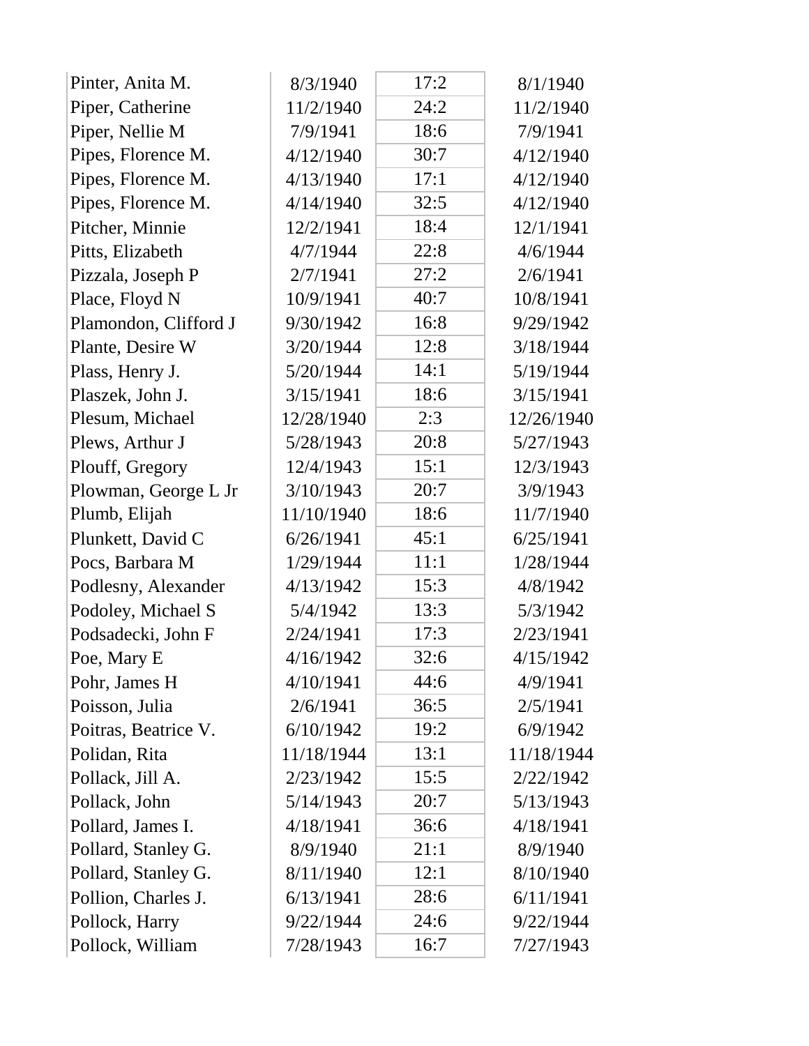| | | | |
|---|---|---|---|
| Pinter, Anita M. | 8/3/1940 | 17:2 | 8/1/1940 |
| Piper, Catherine | 11/2/1940 | 24:2 | 11/2/1940 |
| Piper, Nellie M | 7/9/1941 | 18:6 | 7/9/1941 |
| Pipes, Florence M. | 4/12/1940 | 30:7 | 4/12/1940 |
| Pipes, Florence M. | 4/13/1940 | 17:1 | 4/12/1940 |
| Pipes, Florence M. | 4/14/1940 | 32:5 | 4/12/1940 |
| Pitcher, Minnie | 12/2/1941 | 18:4 | 12/1/1941 |
| Pitts, Elizabeth | 4/7/1944 | 22:8 | 4/6/1944 |
| Pizzala, Joseph P | 2/7/1941 | 27:2 | 2/6/1941 |
| Place, Floyd N | 10/9/1941 | 40:7 | 10/8/1941 |
| Plamondon, Clifford J | 9/30/1942 | 16:8 | 9/29/1942 |
| Plante, Desire W | 3/20/1944 | 12:8 | 3/18/1944 |
| Plass, Henry J. | 5/20/1944 | 14:1 | 5/19/1944 |
| Plaszek, John J. | 3/15/1941 | 18:6 | 3/15/1941 |
| Plesum, Michael | 12/28/1940 | 2:3 | 12/26/1940 |
| Plews, Arthur J | 5/28/1943 | 20:8 | 5/27/1943 |
| Plouff, Gregory | 12/4/1943 | 15:1 | 12/3/1943 |
| Plowman, George L Jr | 3/10/1943 | 20:7 | 3/9/1943 |
| Plumb, Elijah | 11/10/1940 | 18:6 | 11/7/1940 |
| Plunkett, David C | 6/26/1941 | 45:1 | 6/25/1941 |
| Pocs, Barbara M | 1/29/1944 | 11:1 | 1/28/1944 |
| Podlesny, Alexander | 4/13/1942 | 15:3 | 4/8/1942 |
| Podoley, Michael S | 5/4/1942 | 13:3 | 5/3/1942 |
| Podsadecki, John F | 2/24/1941 | 17:3 | 2/23/1941 |
| Poe, Mary E | 4/16/1942 | 32:6 | 4/15/1942 |
| Pohr, James H | 4/10/1941 | 44:6 | 4/9/1941 |
| Poisson, Julia | 2/6/1941 | 36:5 | 2/5/1941 |
| Poitras, Beatrice V. | 6/10/1942 | 19:2 | 6/9/1942 |
| Polidan, Rita | 11/18/1944 | 13:1 | 11/18/1944 |
| Pollack, Jill A. | 2/23/1942 | 15:5 | 2/22/1942 |
| Pollack, John | 5/14/1943 | 20:7 | 5/13/1943 |
| Pollard, James I. | 4/18/1941 | 36:6 | 4/18/1941 |
| Pollard, Stanley G. | 8/9/1940 | 21:1 | 8/9/1940 |
| Pollard, Stanley G. | 8/11/1940 | 12:1 | 8/10/1940 |
| Pollion, Charles J. | 6/13/1941 | 28:6 | 6/11/1941 |
| Pollock, Harry | 9/22/1944 | 24:6 | 9/22/1944 |
| Pollock, William | 7/28/1943 | 16:7 | 7/27/1943 |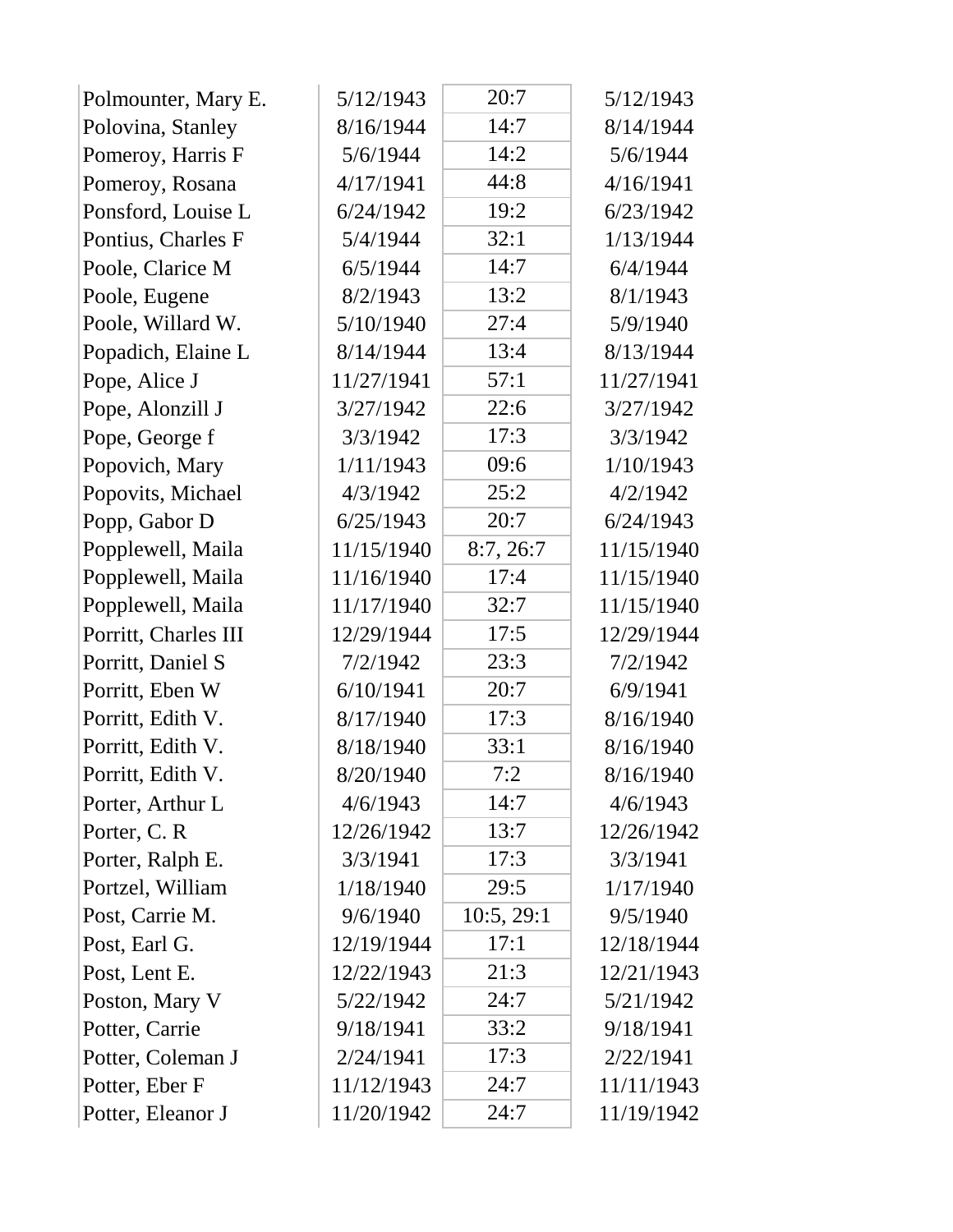| | | | |
|---|---|---|---|
| Polmounter, Mary E. | 5/12/1943 | 20:7 | 5/12/1943 |
| Polovina, Stanley | 8/16/1944 | 14:7 | 8/14/1944 |
| Pomeroy, Harris F | 5/6/1944 | 14:2 | 5/6/1944 |
| Pomeroy, Rosana | 4/17/1941 | 44:8 | 4/16/1941 |
| Ponsford, Louise L | 6/24/1942 | 19:2 | 6/23/1942 |
| Pontius, Charles F | 5/4/1944 | 32:1 | 1/13/1944 |
| Poole, Clarice M | 6/5/1944 | 14:7 | 6/4/1944 |
| Poole, Eugene | 8/2/1943 | 13:2 | 8/1/1943 |
| Poole, Willard W. | 5/10/1940 | 27:4 | 5/9/1940 |
| Popadich, Elaine L | 8/14/1944 | 13:4 | 8/13/1944 |
| Pope, Alice J | 11/27/1941 | 57:1 | 11/27/1941 |
| Pope, Alonzill J | 3/27/1942 | 22:6 | 3/27/1942 |
| Pope, George f | 3/3/1942 | 17:3 | 3/3/1942 |
| Popovich, Mary | 1/11/1943 | 09:6 | 1/10/1943 |
| Popovits, Michael | 4/3/1942 | 25:2 | 4/2/1942 |
| Popp, Gabor D | 6/25/1943 | 20:7 | 6/24/1943 |
| Popplewell, Maila | 11/15/1940 | 8:7, 26:7 | 11/15/1940 |
| Popplewell, Maila | 11/16/1940 | 17:4 | 11/15/1940 |
| Popplewell, Maila | 11/17/1940 | 32:7 | 11/15/1940 |
| Porritt, Charles III | 12/29/1944 | 17:5 | 12/29/1944 |
| Porritt, Daniel S | 7/2/1942 | 23:3 | 7/2/1942 |
| Porritt, Eben W | 6/10/1941 | 20:7 | 6/9/1941 |
| Porritt, Edith V. | 8/17/1940 | 17:3 | 8/16/1940 |
| Porritt, Edith V. | 8/18/1940 | 33:1 | 8/16/1940 |
| Porritt, Edith V. | 8/20/1940 | 7:2 | 8/16/1940 |
| Porter, Arthur L | 4/6/1943 | 14:7 | 4/6/1943 |
| Porter, C. R | 12/26/1942 | 13:7 | 12/26/1942 |
| Porter, Ralph E. | 3/3/1941 | 17:3 | 3/3/1941 |
| Portzel, William | 1/18/1940 | 29:5 | 1/17/1940 |
| Post, Carrie M. | 9/6/1940 | 10:5, 29:1 | 9/5/1940 |
| Post, Earl G. | 12/19/1944 | 17:1 | 12/18/1944 |
| Post, Lent E. | 12/22/1943 | 21:3 | 12/21/1943 |
| Poston, Mary V | 5/22/1942 | 24:7 | 5/21/1942 |
| Potter, Carrie | 9/18/1941 | 33:2 | 9/18/1941 |
| Potter, Coleman J | 2/24/1941 | 17:3 | 2/22/1941 |
| Potter, Eber F | 11/12/1943 | 24:7 | 11/11/1943 |
| Potter, Eleanor J | 11/20/1942 | 24:7 | 11/19/1942 |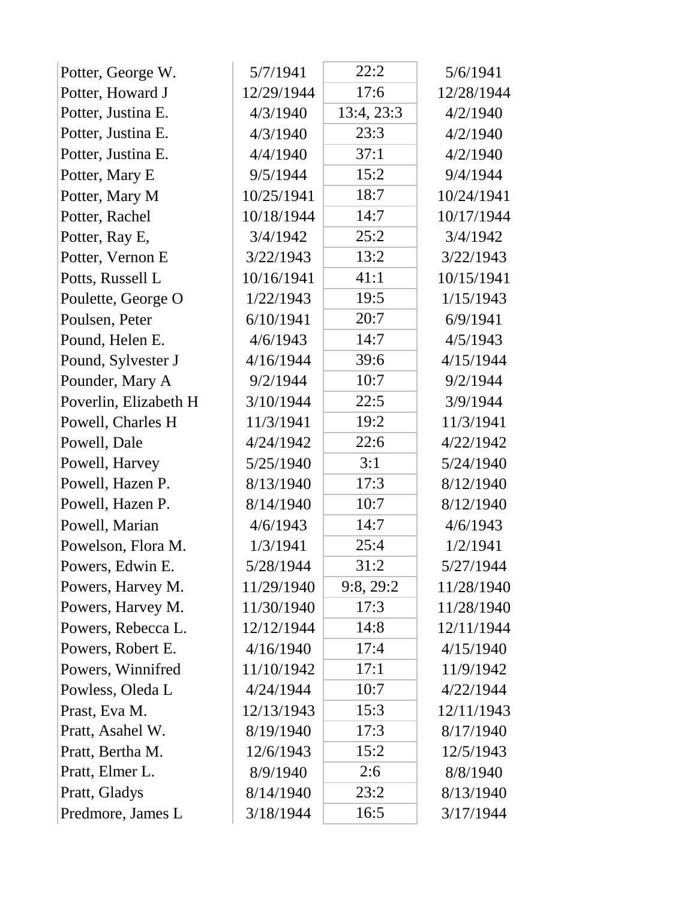| | | | |
|---|---|---|---|
| Potter, George W. | 5/7/1941 | 22:2 | 5/6/1941 |
| Potter, Howard J | 12/29/1944 | 17:6 | 12/28/1944 |
| Potter, Justina E. | 4/3/1940 | 13:4, 23:3 | 4/2/1940 |
| Potter, Justina E. | 4/3/1940 | 23:3 | 4/2/1940 |
| Potter, Justina E. | 4/4/1940 | 37:1 | 4/2/1940 |
| Potter, Mary E | 9/5/1944 | 15:2 | 9/4/1944 |
| Potter, Mary M | 10/25/1941 | 18:7 | 10/24/1941 |
| Potter, Rachel | 10/18/1944 | 14:7 | 10/17/1944 |
| Potter, Ray E, | 3/4/1942 | 25:2 | 3/4/1942 |
| Potter, Vernon E | 3/22/1943 | 13:2 | 3/22/1943 |
| Potts, Russell L | 10/16/1941 | 41:1 | 10/15/1941 |
| Poulette, George O | 1/22/1943 | 19:5 | 1/15/1943 |
| Poulsen, Peter | 6/10/1941 | 20:7 | 6/9/1941 |
| Pound, Helen E. | 4/6/1943 | 14:7 | 4/5/1943 |
| Pound, Sylvester J | 4/16/1944 | 39:6 | 4/15/1944 |
| Pounder, Mary A | 9/2/1944 | 10:7 | 9/2/1944 |
| Poverlin, Elizabeth H | 3/10/1944 | 22:5 | 3/9/1944 |
| Powell, Charles H | 11/3/1941 | 19:2 | 11/3/1941 |
| Powell, Dale | 4/24/1942 | 22:6 | 4/22/1942 |
| Powell, Harvey | 5/25/1940 | 3:1 | 5/24/1940 |
| Powell, Hazen P. | 8/13/1940 | 17:3 | 8/12/1940 |
| Powell, Hazen P. | 8/14/1940 | 10:7 | 8/12/1940 |
| Powell, Marian | 4/6/1943 | 14:7 | 4/6/1943 |
| Powelson, Flora M. | 1/3/1941 | 25:4 | 1/2/1941 |
| Powers, Edwin E. | 5/28/1944 | 31:2 | 5/27/1944 |
| Powers, Harvey M. | 11/29/1940 | 9:8, 29:2 | 11/28/1940 |
| Powers, Harvey M. | 11/30/1940 | 17:3 | 11/28/1940 |
| Powers, Rebecca L. | 12/12/1944 | 14:8 | 12/11/1944 |
| Powers, Robert E. | 4/16/1940 | 17:4 | 4/15/1940 |
| Powers, Winnifred | 11/10/1942 | 17:1 | 11/9/1942 |
| Powless, Oleda L | 4/24/1944 | 10:7 | 4/22/1944 |
| Prast, Eva M. | 12/13/1943 | 15:3 | 12/11/1943 |
| Pratt, Asahel W. | 8/19/1940 | 17:3 | 8/17/1940 |
| Pratt, Bertha M. | 12/6/1943 | 15:2 | 12/5/1943 |
| Pratt, Elmer L. | 8/9/1940 | 2:6 | 8/8/1940 |
| Pratt, Gladys | 8/14/1940 | 23:2 | 8/13/1940 |
| Predmore, James L | 3/18/1944 | 16:5 | 3/17/1944 |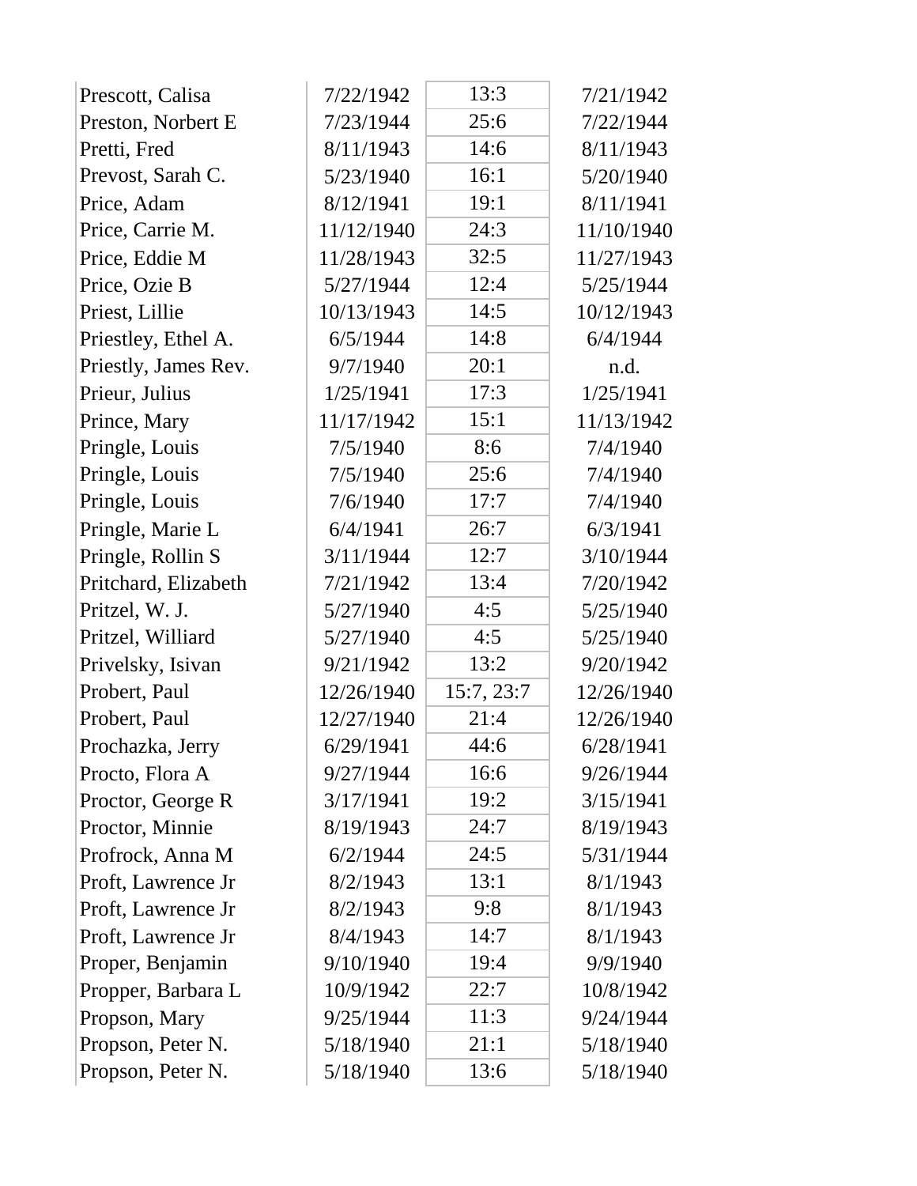| | | | |
|---|---|---|---|
| Prescott, Calisa | 7/22/1942 | 13:3 | 7/21/1942 |
| Preston, Norbert E | 7/23/1944 | 25:6 | 7/22/1944 |
| Pretti, Fred | 8/11/1943 | 14:6 | 8/11/1943 |
| Prevost, Sarah C. | 5/23/1940 | 16:1 | 5/20/1940 |
| Price, Adam | 8/12/1941 | 19:1 | 8/11/1941 |
| Price, Carrie M. | 11/12/1940 | 24:3 | 11/10/1940 |
| Price, Eddie M | 11/28/1943 | 32:5 | 11/27/1943 |
| Price, Ozie B | 5/27/1944 | 12:4 | 5/25/1944 |
| Priest, Lillie | 10/13/1943 | 14:5 | 10/12/1943 |
| Priestley, Ethel A. | 6/5/1944 | 14:8 | 6/4/1944 |
| Priestly, James Rev. | 9/7/1940 | 20:1 | n.d. |
| Prieur, Julius | 1/25/1941 | 17:3 | 1/25/1941 |
| Prince, Mary | 11/17/1942 | 15:1 | 11/13/1942 |
| Pringle, Louis | 7/5/1940 | 8:6 | 7/4/1940 |
| Pringle, Louis | 7/5/1940 | 25:6 | 7/4/1940 |
| Pringle, Louis | 7/6/1940 | 17:7 | 7/4/1940 |
| Pringle, Marie L | 6/4/1941 | 26:7 | 6/3/1941 |
| Pringle, Rollin S | 3/11/1944 | 12:7 | 3/10/1944 |
| Pritchard, Elizabeth | 7/21/1942 | 13:4 | 7/20/1942 |
| Pritzel, W. J. | 5/27/1940 | 4:5 | 5/25/1940 |
| Pritzel, Williard | 5/27/1940 | 4:5 | 5/25/1940 |
| Privelsky, Isivan | 9/21/1942 | 13:2 | 9/20/1942 |
| Probert, Paul | 12/26/1940 | 15:7, 23:7 | 12/26/1940 |
| Probert, Paul | 12/27/1940 | 21:4 | 12/26/1940 |
| Prochazka, Jerry | 6/29/1941 | 44:6 | 6/28/1941 |
| Procto, Flora A | 9/27/1944 | 16:6 | 9/26/1944 |
| Proctor, George R | 3/17/1941 | 19:2 | 3/15/1941 |
| Proctor, Minnie | 8/19/1943 | 24:7 | 8/19/1943 |
| Profrock, Anna M | 6/2/1944 | 24:5 | 5/31/1944 |
| Proft, Lawrence Jr | 8/2/1943 | 13:1 | 8/1/1943 |
| Proft, Lawrence Jr | 8/2/1943 | 9:8 | 8/1/1943 |
| Proft, Lawrence Jr | 8/4/1943 | 14:7 | 8/1/1943 |
| Proper, Benjamin | 9/10/1940 | 19:4 | 9/9/1940 |
| Propper, Barbara L | 10/9/1942 | 22:7 | 10/8/1942 |
| Propson, Mary | 9/25/1944 | 11:3 | 9/24/1944 |
| Propson, Peter N. | 5/18/1940 | 21:1 | 5/18/1940 |
| Propson, Peter N. | 5/18/1940 | 13:6 | 5/18/1940 |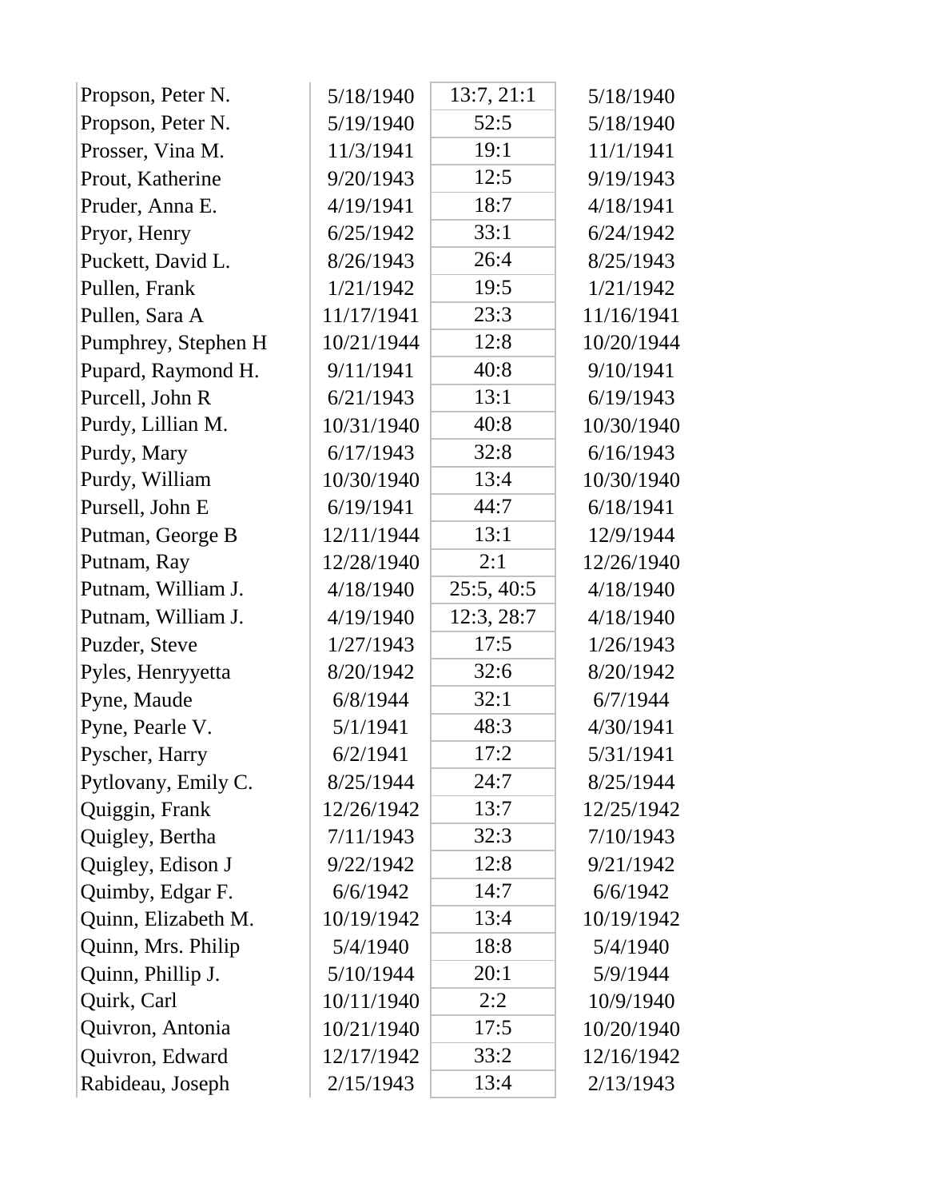| | | | |
|---|---|---|---|
| Propson, Peter N. | 5/18/1940 | 13:7, 21:1 | 5/18/1940 |
| Propson, Peter N. | 5/19/1940 | 52:5 | 5/18/1940 |
| Prosser, Vina M. | 11/3/1941 | 19:1 | 11/1/1941 |
| Prout, Katherine | 9/20/1943 | 12:5 | 9/19/1943 |
| Pruder, Anna E. | 4/19/1941 | 18:7 | 4/18/1941 |
| Pryor, Henry | 6/25/1942 | 33:1 | 6/24/1942 |
| Puckett, David L. | 8/26/1943 | 26:4 | 8/25/1943 |
| Pullen, Frank | 1/21/1942 | 19:5 | 1/21/1942 |
| Pullen, Sara A | 11/17/1941 | 23:3 | 11/16/1941 |
| Pumphrey, Stephen H | 10/21/1944 | 12:8 | 10/20/1944 |
| Pupard, Raymond H. | 9/11/1941 | 40:8 | 9/10/1941 |
| Purcell, John R | 6/21/1943 | 13:1 | 6/19/1943 |
| Purdy, Lillian M. | 10/31/1940 | 40:8 | 10/30/1940 |
| Purdy, Mary | 6/17/1943 | 32:8 | 6/16/1943 |
| Purdy, William | 10/30/1940 | 13:4 | 10/30/1940 |
| Pursell, John E | 6/19/1941 | 44:7 | 6/18/1941 |
| Putman, George B | 12/11/1944 | 13:1 | 12/9/1944 |
| Putnam, Ray | 12/28/1940 | 2:1 | 12/26/1940 |
| Putnam, William J. | 4/18/1940 | 25:5, 40:5 | 4/18/1940 |
| Putnam, William J. | 4/19/1940 | 12:3, 28:7 | 4/18/1940 |
| Puzder, Steve | 1/27/1943 | 17:5 | 1/26/1943 |
| Pyles, Henryyetta | 8/20/1942 | 32:6 | 8/20/1942 |
| Pyne, Maude | 6/8/1944 | 32:1 | 6/7/1944 |
| Pyne, Pearle V. | 5/1/1941 | 48:3 | 4/30/1941 |
| Pyscher, Harry | 6/2/1941 | 17:2 | 5/31/1941 |
| Pytlovany, Emily C. | 8/25/1944 | 24:7 | 8/25/1944 |
| Quiggin, Frank | 12/26/1942 | 13:7 | 12/25/1942 |
| Quigley, Bertha | 7/11/1943 | 32:3 | 7/10/1943 |
| Quigley, Edison J | 9/22/1942 | 12:8 | 9/21/1942 |
| Quimby, Edgar F. | 6/6/1942 | 14:7 | 6/6/1942 |
| Quinn, Elizabeth M. | 10/19/1942 | 13:4 | 10/19/1942 |
| Quinn, Mrs. Philip | 5/4/1940 | 18:8 | 5/4/1940 |
| Quinn, Phillip J. | 5/10/1944 | 20:1 | 5/9/1944 |
| Quirk, Carl | 10/11/1940 | 2:2 | 10/9/1940 |
| Quivron, Antonia | 10/21/1940 | 17:5 | 10/20/1940 |
| Quivron, Edward | 12/17/1942 | 33:2 | 12/16/1942 |
| Rabideau, Joseph | 2/15/1943 | 13:4 | 2/13/1943 |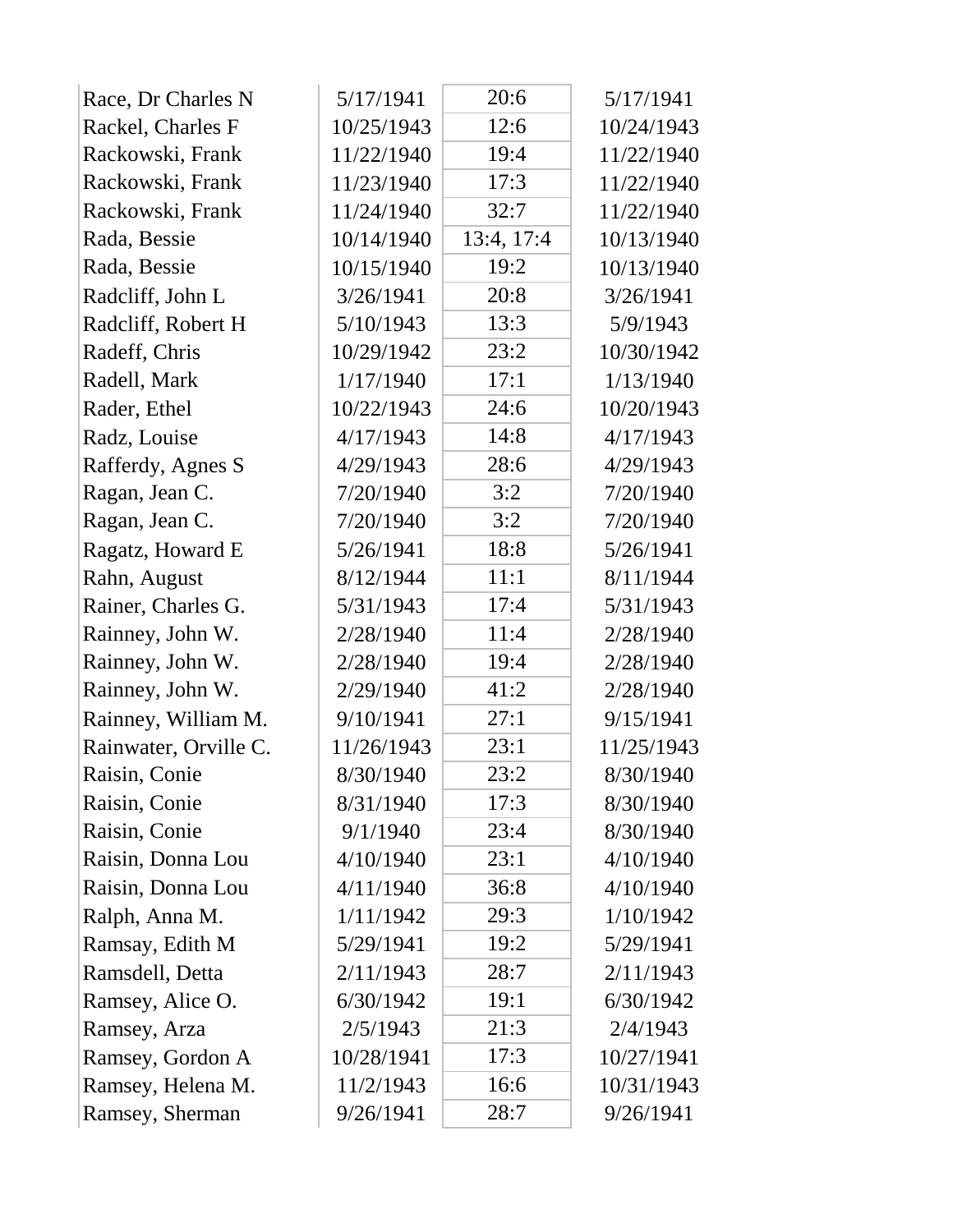| | | | |
|---|---|---|---|
| Race, Dr Charles N | 5/17/1941 | 20:6 | 5/17/1941 |
| Rackel, Charles F | 10/25/1943 | 12:6 | 10/24/1943 |
| Rackowski, Frank | 11/22/1940 | 19:4 | 11/22/1940 |
| Rackowski, Frank | 11/23/1940 | 17:3 | 11/22/1940 |
| Rackowski, Frank | 11/24/1940 | 32:7 | 11/22/1940 |
| Rada, Bessie | 10/14/1940 | 13:4, 17:4 | 10/13/1940 |
| Rada, Bessie | 10/15/1940 | 19:2 | 10/13/1940 |
| Radcliff, John L | 3/26/1941 | 20:8 | 3/26/1941 |
| Radcliff, Robert H | 5/10/1943 | 13:3 | 5/9/1943 |
| Radeff, Chris | 10/29/1942 | 23:2 | 10/30/1942 |
| Radell, Mark | 1/17/1940 | 17:1 | 1/13/1940 |
| Rader, Ethel | 10/22/1943 | 24:6 | 10/20/1943 |
| Radz, Louise | 4/17/1943 | 14:8 | 4/17/1943 |
| Rafferdy, Agnes S | 4/29/1943 | 28:6 | 4/29/1943 |
| Ragan, Jean C. | 7/20/1940 | 3:2 | 7/20/1940 |
| Ragan, Jean C. | 7/20/1940 | 3:2 | 7/20/1940 |
| Ragatz, Howard E | 5/26/1941 | 18:8 | 5/26/1941 |
| Rahn, August | 8/12/1944 | 11:1 | 8/11/1944 |
| Rainer, Charles G. | 5/31/1943 | 17:4 | 5/31/1943 |
| Rainney, John W. | 2/28/1940 | 11:4 | 2/28/1940 |
| Rainney, John W. | 2/28/1940 | 19:4 | 2/28/1940 |
| Rainney, John W. | 2/29/1940 | 41:2 | 2/28/1940 |
| Rainney, William M. | 9/10/1941 | 27:1 | 9/15/1941 |
| Rainwater, Orville C. | 11/26/1943 | 23:1 | 11/25/1943 |
| Raisin, Conie | 8/30/1940 | 23:2 | 8/30/1940 |
| Raisin, Conie | 8/31/1940 | 17:3 | 8/30/1940 |
| Raisin, Conie | 9/1/1940 | 23:4 | 8/30/1940 |
| Raisin, Donna Lou | 4/10/1940 | 23:1 | 4/10/1940 |
| Raisin, Donna Lou | 4/11/1940 | 36:8 | 4/10/1940 |
| Ralph, Anna M. | 1/11/1942 | 29:3 | 1/10/1942 |
| Ramsay, Edith M | 5/29/1941 | 19:2 | 5/29/1941 |
| Ramsdell, Detta | 2/11/1943 | 28:7 | 2/11/1943 |
| Ramsey, Alice O. | 6/30/1942 | 19:1 | 6/30/1942 |
| Ramsey, Arza | 2/5/1943 | 21:3 | 2/4/1943 |
| Ramsey, Gordon A | 10/28/1941 | 17:3 | 10/27/1941 |
| Ramsey, Helena M. | 11/2/1943 | 16:6 | 10/31/1943 |
| Ramsey, Sherman | 9/26/1941 | 28:7 | 9/26/1941 |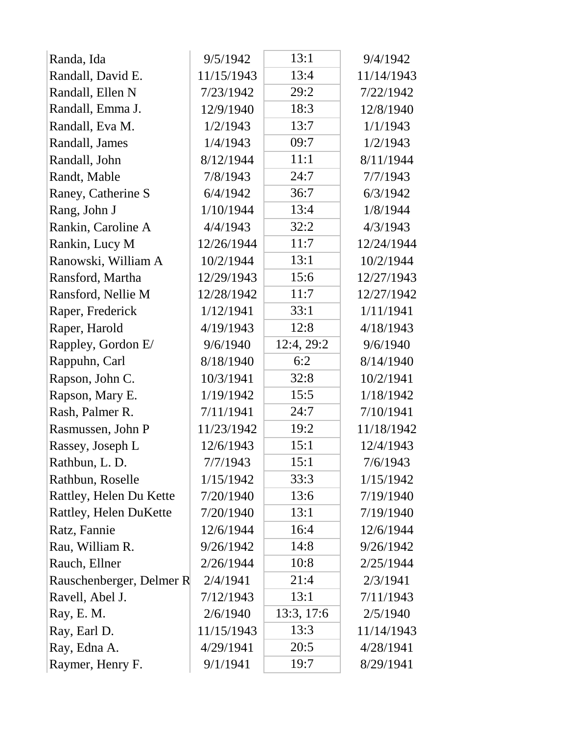| | | | |
|---|---|---|---|
| Randa, Ida | 9/5/1942 | 13:1 | 9/4/1942 |
| Randall, David E. | 11/15/1943 | 13:4 | 11/14/1943 |
| Randall, Ellen N | 7/23/1942 | 29:2 | 7/22/1942 |
| Randall, Emma J. | 12/9/1940 | 18:3 | 12/8/1940 |
| Randall, Eva M. | 1/2/1943 | 13:7 | 1/1/1943 |
| Randall, James | 1/4/1943 | 09:7 | 1/2/1943 |
| Randall, John | 8/12/1944 | 11:1 | 8/11/1944 |
| Randt, Mable | 7/8/1943 | 24:7 | 7/7/1943 |
| Raney, Catherine S | 6/4/1942 | 36:7 | 6/3/1942 |
| Rang, John J | 1/10/1944 | 13:4 | 1/8/1944 |
| Rankin, Caroline A | 4/4/1943 | 32:2 | 4/3/1943 |
| Rankin, Lucy M | 12/26/1944 | 11:7 | 12/24/1944 |
| Ranowski, William A | 10/2/1944 | 13:1 | 10/2/1944 |
| Ransford, Martha | 12/29/1943 | 15:6 | 12/27/1943 |
| Ransford, Nellie M | 12/28/1942 | 11:7 | 12/27/1942 |
| Raper, Frederick | 1/12/1941 | 33:1 | 1/11/1941 |
| Raper, Harold | 4/19/1943 | 12:8 | 4/18/1943 |
| Rappley, Gordon E/ | 9/6/1940 | 12:4, 29:2 | 9/6/1940 |
| Rappuhn, Carl | 8/18/1940 | 6:2 | 8/14/1940 |
| Rapson, John C. | 10/3/1941 | 32:8 | 10/2/1941 |
| Rapson, Mary E. | 1/19/1942 | 15:5 | 1/18/1942 |
| Rash, Palmer R. | 7/11/1941 | 24:7 | 7/10/1941 |
| Rasmussen, John P | 11/23/1942 | 19:2 | 11/18/1942 |
| Rassey, Joseph L | 12/6/1943 | 15:1 | 12/4/1943 |
| Rathbun, L. D. | 7/7/1943 | 15:1 | 7/6/1943 |
| Rathbun, Roselle | 1/15/1942 | 33:3 | 1/15/1942 |
| Rattley, Helen Du Kette | 7/20/1940 | 13:6 | 7/19/1940 |
| Rattley, Helen DuKette | 7/20/1940 | 13:1 | 7/19/1940 |
| Ratz, Fannie | 12/6/1944 | 16:4 | 12/6/1944 |
| Rau, William R. | 9/26/1942 | 14:8 | 9/26/1942 |
| Rauch, Ellner | 2/26/1944 | 10:8 | 2/25/1944 |
| Rauschenberger, Delmer R | 2/4/1941 | 21:4 | 2/3/1941 |
| Ravell, Abel J. | 7/12/1943 | 13:1 | 7/11/1943 |
| Ray, E. M. | 2/6/1940 | 13:3, 17:6 | 2/5/1940 |
| Ray, Earl D. | 11/15/1943 | 13:3 | 11/14/1943 |
| Ray, Edna A. | 4/29/1941 | 20:5 | 4/28/1941 |
| Raymer, Henry F. | 9/1/1941 | 19:7 | 8/29/1941 |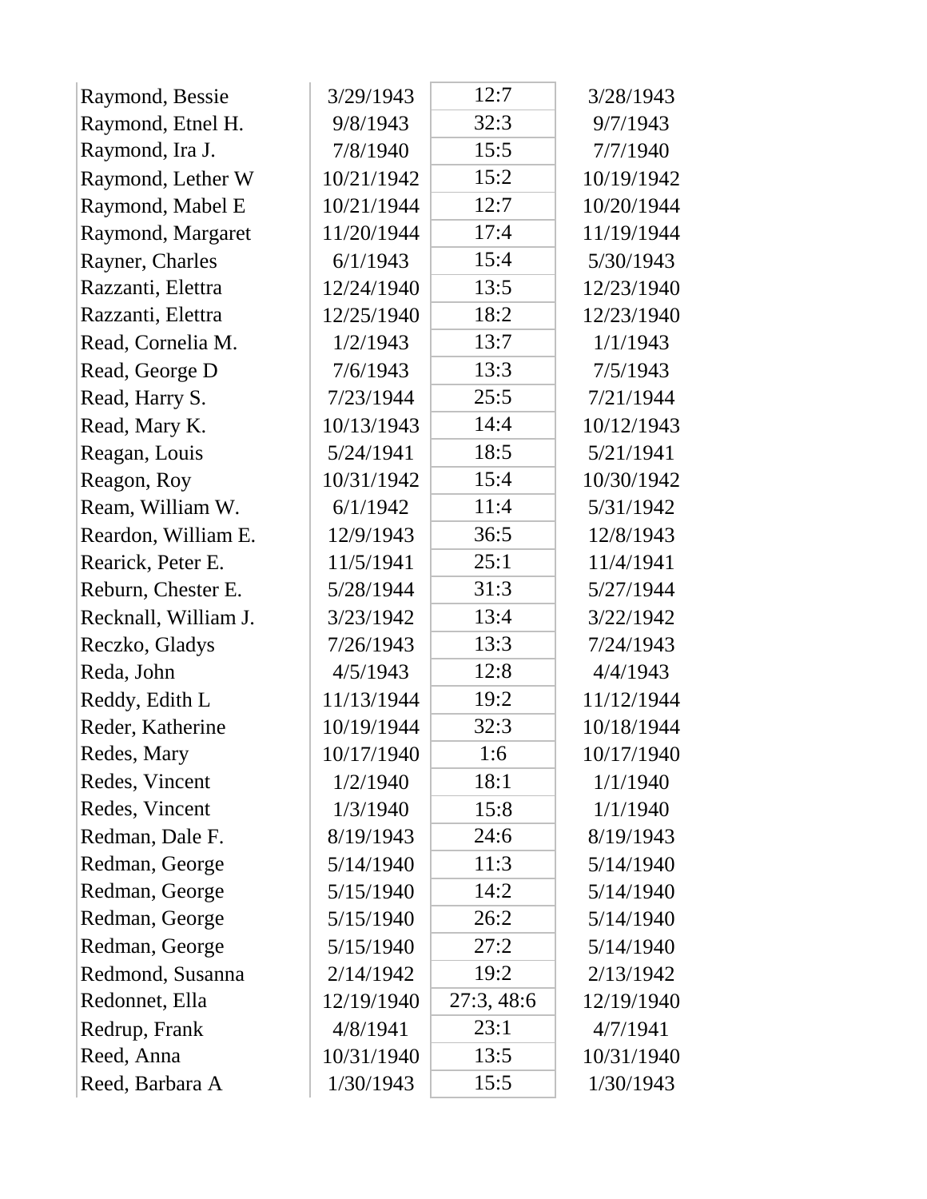| | | | |
|---|---|---|---|
| Raymond, Bessie | 3/29/1943 | 12:7 | 3/28/1943 |
| Raymond, Etnel H. | 9/8/1943 | 32:3 | 9/7/1943 |
| Raymond, Ira J. | 7/8/1940 | 15:5 | 7/7/1940 |
| Raymond, Lether W | 10/21/1942 | 15:2 | 10/19/1942 |
| Raymond, Mabel E | 10/21/1944 | 12:7 | 10/20/1944 |
| Raymond, Margaret | 11/20/1944 | 17:4 | 11/19/1944 |
| Rayner, Charles | 6/1/1943 | 15:4 | 5/30/1943 |
| Razzanti, Elettra | 12/24/1940 | 13:5 | 12/23/1940 |
| Razzanti, Elettra | 12/25/1940 | 18:2 | 12/23/1940 |
| Read, Cornelia M. | 1/2/1943 | 13:7 | 1/1/1943 |
| Read, George D | 7/6/1943 | 13:3 | 7/5/1943 |
| Read, Harry S. | 7/23/1944 | 25:5 | 7/21/1944 |
| Read, Mary K. | 10/13/1943 | 14:4 | 10/12/1943 |
| Reagan, Louis | 5/24/1941 | 18:5 | 5/21/1941 |
| Reagon, Roy | 10/31/1942 | 15:4 | 10/30/1942 |
| Ream, William W. | 6/1/1942 | 11:4 | 5/31/1942 |
| Reardon, William E. | 12/9/1943 | 36:5 | 12/8/1943 |
| Rearick, Peter E. | 11/5/1941 | 25:1 | 11/4/1941 |
| Reburn, Chester E. | 5/28/1944 | 31:3 | 5/27/1944 |
| Recknall, William J. | 3/23/1942 | 13:4 | 3/22/1942 |
| Reczko, Gladys | 7/26/1943 | 13:3 | 7/24/1943 |
| Reda, John | 4/5/1943 | 12:8 | 4/4/1943 |
| Reddy, Edith L | 11/13/1944 | 19:2 | 11/12/1944 |
| Reder, Katherine | 10/19/1944 | 32:3 | 10/18/1944 |
| Redes, Mary | 10/17/1940 | 1:6 | 10/17/1940 |
| Redes, Vincent | 1/2/1940 | 18:1 | 1/1/1940 |
| Redes, Vincent | 1/3/1940 | 15:8 | 1/1/1940 |
| Redman, Dale F. | 8/19/1943 | 24:6 | 8/19/1943 |
| Redman, George | 5/14/1940 | 11:3 | 5/14/1940 |
| Redman, George | 5/15/1940 | 14:2 | 5/14/1940 |
| Redman, George | 5/15/1940 | 26:2 | 5/14/1940 |
| Redman, George | 5/15/1940 | 27:2 | 5/14/1940 |
| Redmond, Susanna | 2/14/1942 | 19:2 | 2/13/1942 |
| Redonnet, Ella | 12/19/1940 | 27:3, 48:6 | 12/19/1940 |
| Redrup, Frank | 4/8/1941 | 23:1 | 4/7/1941 |
| Reed, Anna | 10/31/1940 | 13:5 | 10/31/1940 |
| Reed, Barbara A | 1/30/1943 | 15:5 | 1/30/1943 |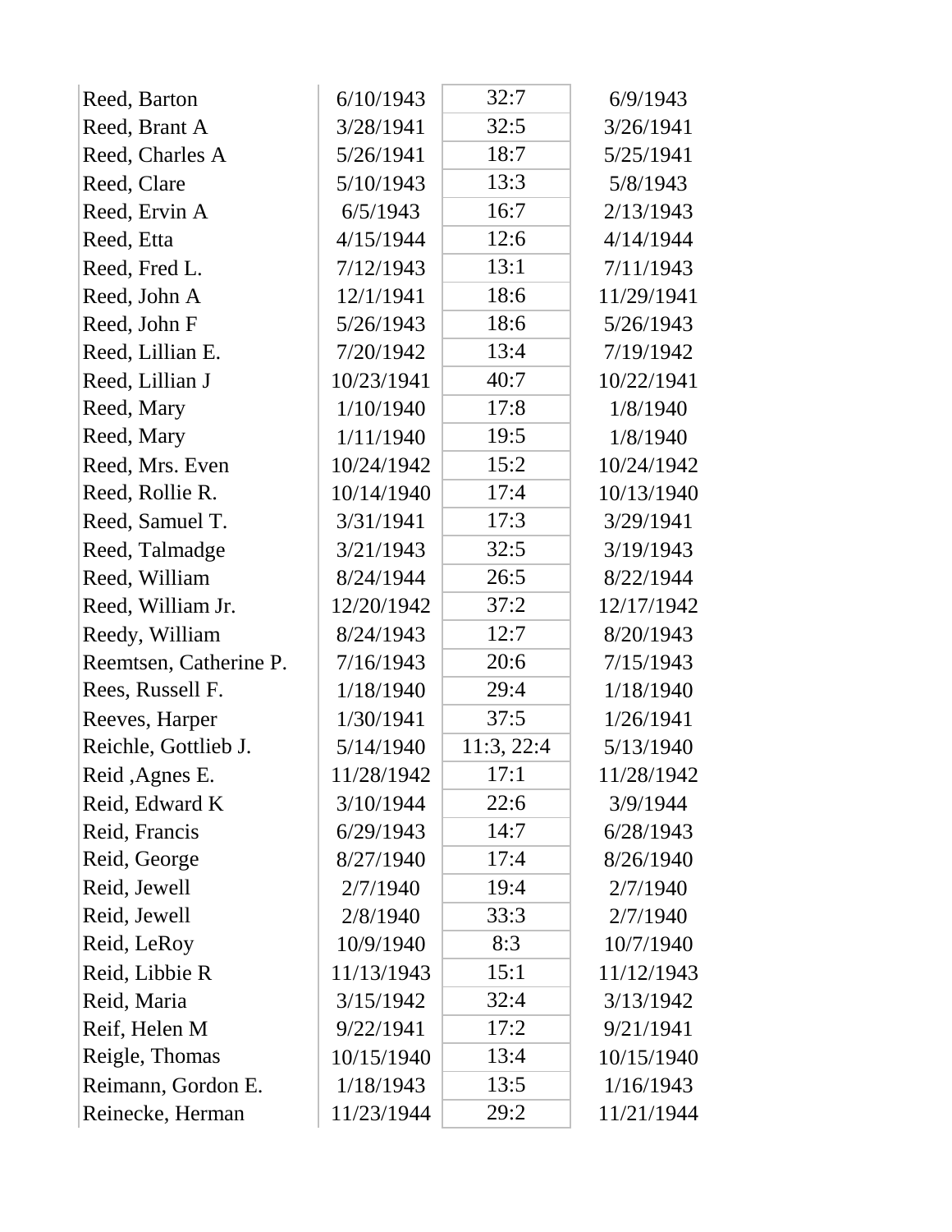| | | | |
|---|---|---|---|
| Reed, Barton | 6/10/1943 | 32:7 | 6/9/1943 |
| Reed, Brant A | 3/28/1941 | 32:5 | 3/26/1941 |
| Reed, Charles A | 5/26/1941 | 18:7 | 5/25/1941 |
| Reed, Clare | 5/10/1943 | 13:3 | 5/8/1943 |
| Reed, Ervin A | 6/5/1943 | 16:7 | 2/13/1943 |
| Reed, Etta | 4/15/1944 | 12:6 | 4/14/1944 |
| Reed, Fred L. | 7/12/1943 | 13:1 | 7/11/1943 |
| Reed, John A | 12/1/1941 | 18:6 | 11/29/1941 |
| Reed, John F | 5/26/1943 | 18:6 | 5/26/1943 |
| Reed, Lillian E. | 7/20/1942 | 13:4 | 7/19/1942 |
| Reed, Lillian J | 10/23/1941 | 40:7 | 10/22/1941 |
| Reed, Mary | 1/10/1940 | 17:8 | 1/8/1940 |
| Reed, Mary | 1/11/1940 | 19:5 | 1/8/1940 |
| Reed, Mrs. Even | 10/24/1942 | 15:2 | 10/24/1942 |
| Reed, Rollie R. | 10/14/1940 | 17:4 | 10/13/1940 |
| Reed, Samuel T. | 3/31/1941 | 17:3 | 3/29/1941 |
| Reed, Talmadge | 3/21/1943 | 32:5 | 3/19/1943 |
| Reed, William | 8/24/1944 | 26:5 | 8/22/1944 |
| Reed, William Jr. | 12/20/1942 | 37:2 | 12/17/1942 |
| Reedy, William | 8/24/1943 | 12:7 | 8/20/1943 |
| Reemtsen, Catherine P. | 7/16/1943 | 20:6 | 7/15/1943 |
| Rees, Russell F. | 1/18/1940 | 29:4 | 1/18/1940 |
| Reeves, Harper | 1/30/1941 | 37:5 | 1/26/1941 |
| Reichle, Gottlieb J. | 5/14/1940 | 11:3, 22:4 | 5/13/1940 |
| Reid ,Agnes E. | 11/28/1942 | 17:1 | 11/28/1942 |
| Reid, Edward K | 3/10/1944 | 22:6 | 3/9/1944 |
| Reid, Francis | 6/29/1943 | 14:7 | 6/28/1943 |
| Reid, George | 8/27/1940 | 17:4 | 8/26/1940 |
| Reid, Jewell | 2/7/1940 | 19:4 | 2/7/1940 |
| Reid, Jewell | 2/8/1940 | 33:3 | 2/7/1940 |
| Reid, LeRoy | 10/9/1940 | 8:3 | 10/7/1940 |
| Reid, Libbie R | 11/13/1943 | 15:1 | 11/12/1943 |
| Reid, Maria | 3/15/1942 | 32:4 | 3/13/1942 |
| Reif, Helen M | 9/22/1941 | 17:2 | 9/21/1941 |
| Reigle, Thomas | 10/15/1940 | 13:4 | 10/15/1940 |
| Reimann, Gordon E. | 1/18/1943 | 13:5 | 1/16/1943 |
| Reinecke, Herman | 11/23/1944 | 29:2 | 11/21/1944 |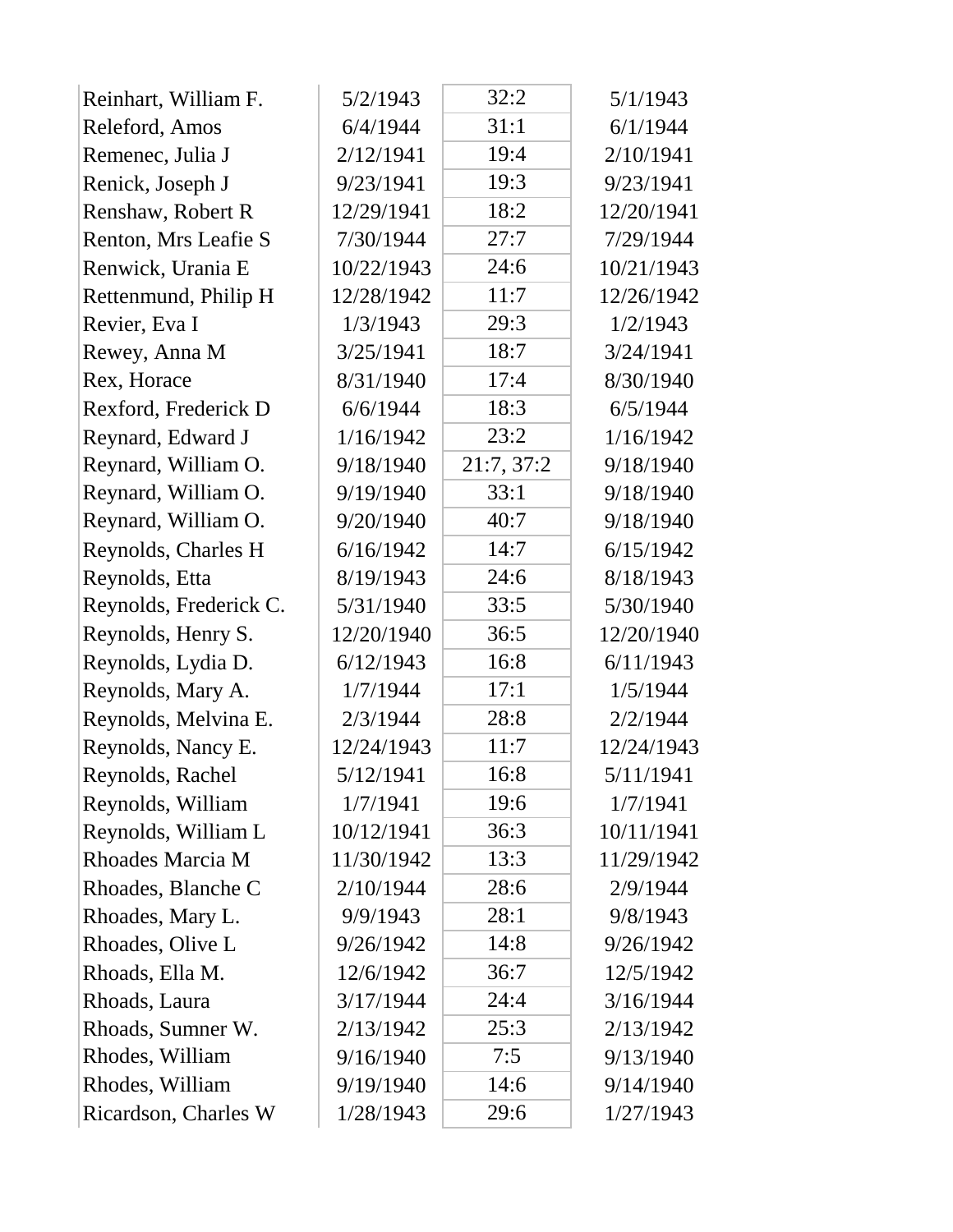| | | | |
|---|---|---|---|
| Reinhart, William F. | 5/2/1943 | 32:2 | 5/1/1943 |
| Releford, Amos | 6/4/1944 | 31:1 | 6/1/1944 |
| Remenec, Julia J | 2/12/1941 | 19:4 | 2/10/1941 |
| Renick, Joseph J | 9/23/1941 | 19:3 | 9/23/1941 |
| Renshaw, Robert R | 12/29/1941 | 18:2 | 12/20/1941 |
| Renton, Mrs Leafie S | 7/30/1944 | 27:7 | 7/29/1944 |
| Renwick, Urania E | 10/22/1943 | 24:6 | 10/21/1943 |
| Rettenmund, Philip H | 12/28/1942 | 11:7 | 12/26/1942 |
| Revier, Eva I | 1/3/1943 | 29:3 | 1/2/1943 |
| Rewey, Anna M | 3/25/1941 | 18:7 | 3/24/1941 |
| Rex, Horace | 8/31/1940 | 17:4 | 8/30/1940 |
| Rexford, Frederick D | 6/6/1944 | 18:3 | 6/5/1944 |
| Reynard, Edward J | 1/16/1942 | 23:2 | 1/16/1942 |
| Reynard, William O. | 9/18/1940 | 21:7, 37:2 | 9/18/1940 |
| Reynard, William O. | 9/19/1940 | 33:1 | 9/18/1940 |
| Reynard, William O. | 9/20/1940 | 40:7 | 9/18/1940 |
| Reynolds, Charles H | 6/16/1942 | 14:7 | 6/15/1942 |
| Reynolds, Etta | 8/19/1943 | 24:6 | 8/18/1943 |
| Reynolds, Frederick C. | 5/31/1940 | 33:5 | 5/30/1940 |
| Reynolds, Henry S. | 12/20/1940 | 36:5 | 12/20/1940 |
| Reynolds, Lydia D. | 6/12/1943 | 16:8 | 6/11/1943 |
| Reynolds, Mary A. | 1/7/1944 | 17:1 | 1/5/1944 |
| Reynolds, Melvina E. | 2/3/1944 | 28:8 | 2/2/1944 |
| Reynolds, Nancy E. | 12/24/1943 | 11:7 | 12/24/1943 |
| Reynolds, Rachel | 5/12/1941 | 16:8 | 5/11/1941 |
| Reynolds, William | 1/7/1941 | 19:6 | 1/7/1941 |
| Reynolds, William L | 10/12/1941 | 36:3 | 10/11/1941 |
| Rhoades Marcia M | 11/30/1942 | 13:3 | 11/29/1942 |
| Rhoades, Blanche C | 2/10/1944 | 28:6 | 2/9/1944 |
| Rhoades, Mary L. | 9/9/1943 | 28:1 | 9/8/1943 |
| Rhoades, Olive L | 9/26/1942 | 14:8 | 9/26/1942 |
| Rhoads, Ella M. | 12/6/1942 | 36:7 | 12/5/1942 |
| Rhoads, Laura | 3/17/1944 | 24:4 | 3/16/1944 |
| Rhoads, Sumner W. | 2/13/1942 | 25:3 | 2/13/1942 |
| Rhodes, William | 9/16/1940 | 7:5 | 9/13/1940 |
| Rhodes, William | 9/19/1940 | 14:6 | 9/14/1940 |
| Ricardson, Charles W | 1/28/1943 | 29:6 | 1/27/1943 |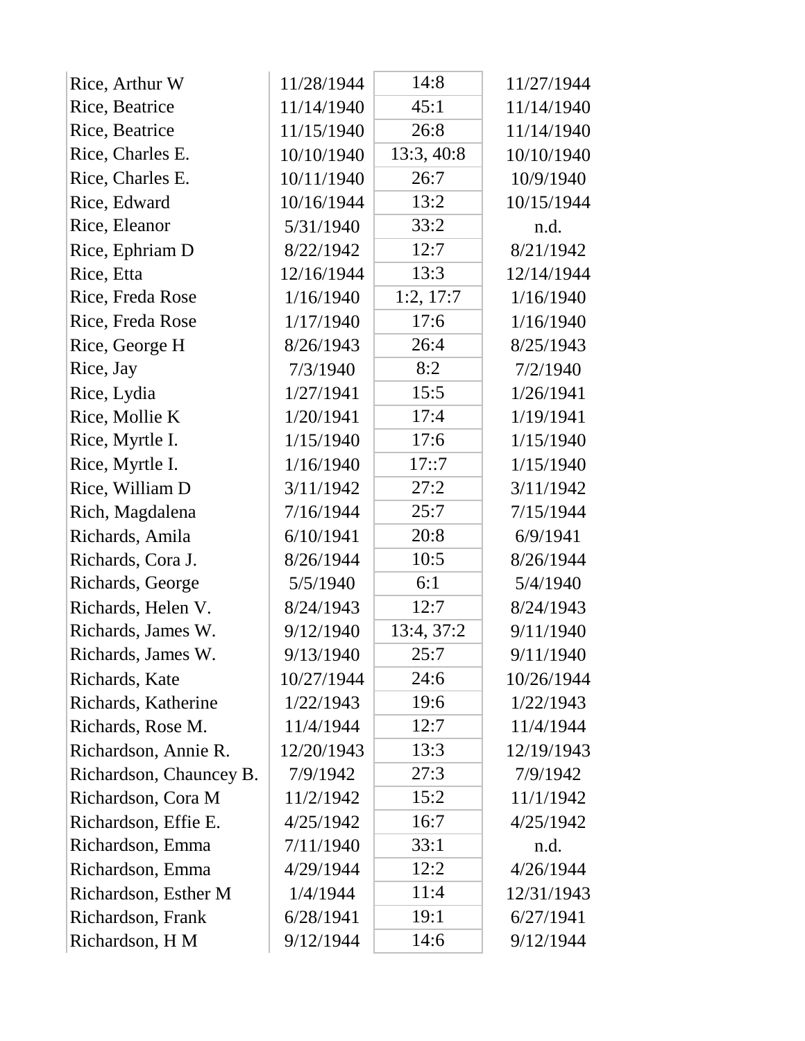| | | | |
|---|---|---|---|
| Rice, Arthur W | 11/28/1944 | 14:8 | 11/27/1944 |
| Rice, Beatrice | 11/14/1940 | 45:1 | 11/14/1940 |
| Rice, Beatrice | 11/15/1940 | 26:8 | 11/14/1940 |
| Rice, Charles E. | 10/10/1940 | 13:3, 40:8 | 10/10/1940 |
| Rice, Charles E. | 10/11/1940 | 26:7 | 10/9/1940 |
| Rice, Edward | 10/16/1944 | 13:2 | 10/15/1944 |
| Rice, Eleanor | 5/31/1940 | 33:2 | n.d. |
| Rice, Ephriam D | 8/22/1942 | 12:7 | 8/21/1942 |
| Rice, Etta | 12/16/1944 | 13:3 | 12/14/1944 |
| Rice, Freda Rose | 1/16/1940 | 1:2, 17:7 | 1/16/1940 |
| Rice, Freda Rose | 1/17/1940 | 17:6 | 1/16/1940 |
| Rice, George H | 8/26/1943 | 26:4 | 8/25/1943 |
| Rice, Jay | 7/3/1940 | 8:2 | 7/2/1940 |
| Rice, Lydia | 1/27/1941 | 15:5 | 1/26/1941 |
| Rice, Mollie K | 1/20/1941 | 17:4 | 1/19/1941 |
| Rice, Myrtle I. | 1/15/1940 | 17:6 | 1/15/1940 |
| Rice, Myrtle I. | 1/16/1940 | 17::7 | 1/15/1940 |
| Rice, William D | 3/11/1942 | 27:2 | 3/11/1942 |
| Rich, Magdalena | 7/16/1944 | 25:7 | 7/15/1944 |
| Richards, Amila | 6/10/1941 | 20:8 | 6/9/1941 |
| Richards, Cora J. | 8/26/1944 | 10:5 | 8/26/1944 |
| Richards, George | 5/5/1940 | 6:1 | 5/4/1940 |
| Richards, Helen V. | 8/24/1943 | 12:7 | 8/24/1943 |
| Richards, James W. | 9/12/1940 | 13:4, 37:2 | 9/11/1940 |
| Richards, James W. | 9/13/1940 | 25:7 | 9/11/1940 |
| Richards, Kate | 10/27/1944 | 24:6 | 10/26/1944 |
| Richards, Katherine | 1/22/1943 | 19:6 | 1/22/1943 |
| Richards, Rose M. | 11/4/1944 | 12:7 | 11/4/1944 |
| Richardson, Annie R. | 12/20/1943 | 13:3 | 12/19/1943 |
| Richardson, Chauncey B. | 7/9/1942 | 27:3 | 7/9/1942 |
| Richardson, Cora M | 11/2/1942 | 15:2 | 11/1/1942 |
| Richardson, Effie E. | 4/25/1942 | 16:7 | 4/25/1942 |
| Richardson, Emma | 7/11/1940 | 33:1 | n.d. |
| Richardson, Emma | 4/29/1944 | 12:2 | 4/26/1944 |
| Richardson, Esther M | 1/4/1944 | 11:4 | 12/31/1943 |
| Richardson, Frank | 6/28/1941 | 19:1 | 6/27/1941 |
| Richardson, H M | 9/12/1944 | 14:6 | 9/12/1944 |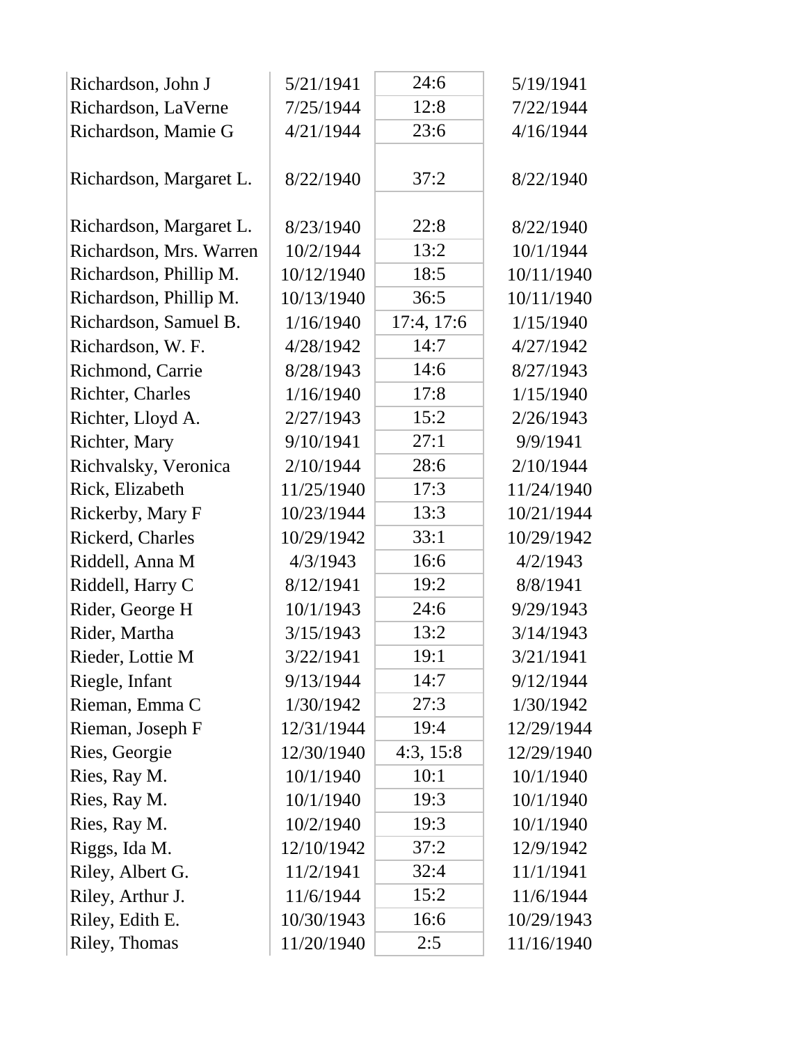| | | | |
|---|---|---|---|
| Richardson, John J | 5/21/1941 | 24:6 | 5/19/1941 |
| Richardson, LaVerne | 7/25/1944 | 12:8 | 7/22/1944 |
| Richardson, Mamie G | 4/21/1944 | 23:6 | 4/16/1944 |
| Richardson, Margaret L. | 8/22/1940 | 37:2 | 8/22/1940 |
| Richardson, Margaret L. | 8/23/1940 | 22:8 | 8/22/1940 |
| Richardson, Mrs. Warren | 10/2/1944 | 13:2 | 10/1/1944 |
| Richardson, Phillip M. | 10/12/1940 | 18:5 | 10/11/1940 |
| Richardson, Phillip M. | 10/13/1940 | 36:5 | 10/11/1940 |
| Richardson, Samuel B. | 1/16/1940 | 17:4, 17:6 | 1/15/1940 |
| Richardson, W. F. | 4/28/1942 | 14:7 | 4/27/1942 |
| Richmond, Carrie | 8/28/1943 | 14:6 | 8/27/1943 |
| Richter, Charles | 1/16/1940 | 17:8 | 1/15/1940 |
| Richter, Lloyd A. | 2/27/1943 | 15:2 | 2/26/1943 |
| Richter, Mary | 9/10/1941 | 27:1 | 9/9/1941 |
| Richvalsky, Veronica | 2/10/1944 | 28:6 | 2/10/1944 |
| Rick, Elizabeth | 11/25/1940 | 17:3 | 11/24/1940 |
| Rickerby, Mary F | 10/23/1944 | 13:3 | 10/21/1944 |
| Rickerd, Charles | 10/29/1942 | 33:1 | 10/29/1942 |
| Riddell, Anna M | 4/3/1943 | 16:6 | 4/2/1943 |
| Riddell, Harry C | 8/12/1941 | 19:2 | 8/8/1941 |
| Rider, George H | 10/1/1943 | 24:6 | 9/29/1943 |
| Rider, Martha | 3/15/1943 | 13:2 | 3/14/1943 |
| Rieder, Lottie M | 3/22/1941 | 19:1 | 3/21/1941 |
| Riegle, Infant | 9/13/1944 | 14:7 | 9/12/1944 |
| Rieman, Emma C | 1/30/1942 | 27:3 | 1/30/1942 |
| Rieman, Joseph F | 12/31/1944 | 19:4 | 12/29/1944 |
| Ries, Georgie | 12/30/1940 | 4:3, 15:8 | 12/29/1940 |
| Ries, Ray M. | 10/1/1940 | 10:1 | 10/1/1940 |
| Ries, Ray M. | 10/1/1940 | 19:3 | 10/1/1940 |
| Ries, Ray M. | 10/2/1940 | 19:3 | 10/1/1940 |
| Riggs, Ida M. | 12/10/1942 | 37:2 | 12/9/1942 |
| Riley, Albert G. | 11/2/1941 | 32:4 | 11/1/1941 |
| Riley, Arthur J. | 11/6/1944 | 15:2 | 11/6/1944 |
| Riley, Edith E. | 10/30/1943 | 16:6 | 10/29/1943 |
| Riley, Thomas | 11/20/1940 | 2:5 | 11/16/1940 |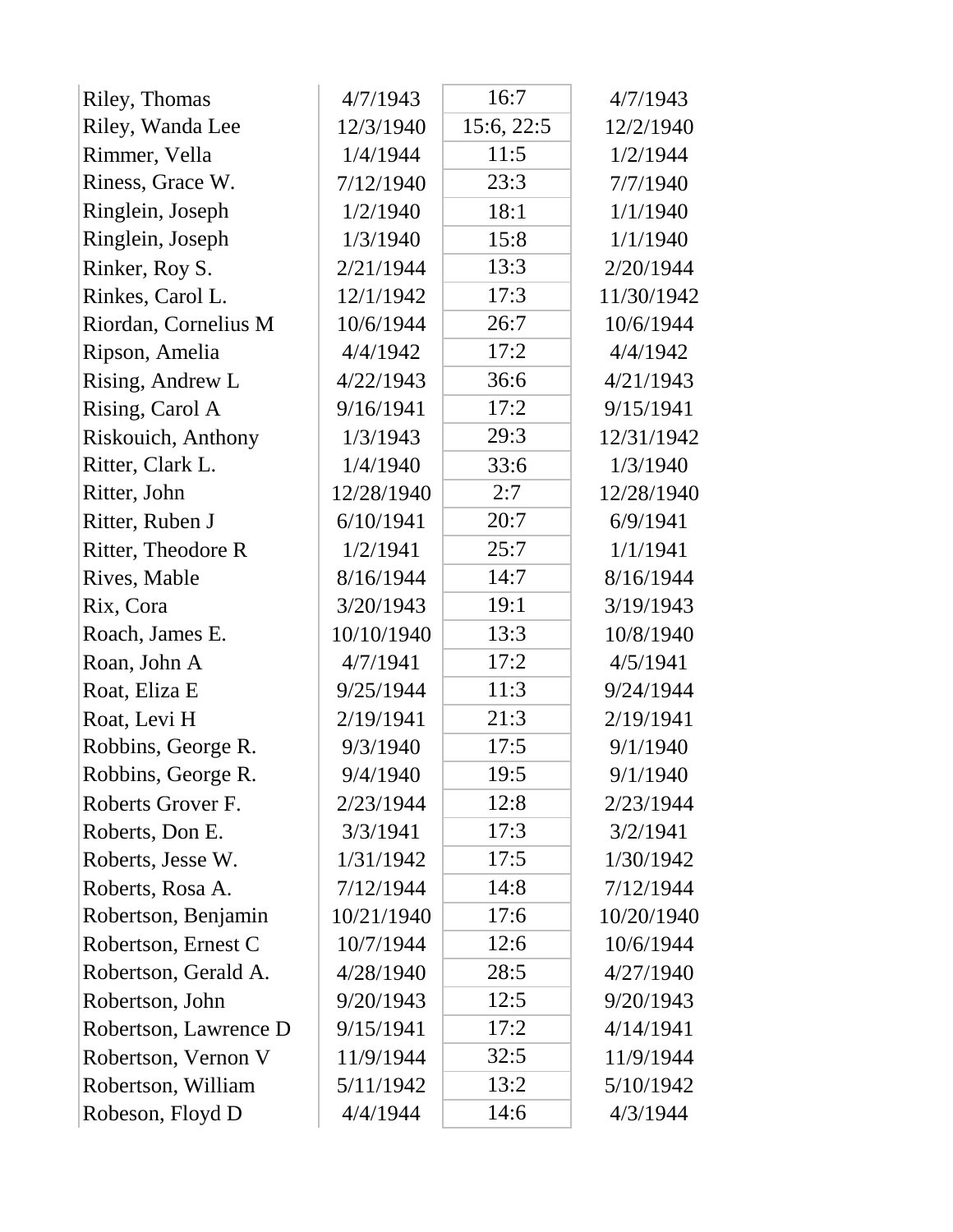| | | | |
|---|---|---|---|
| Riley, Thomas | 4/7/1943 | 16:7 | 4/7/1943 |
| Riley, Wanda Lee | 12/3/1940 | 15:6, 22:5 | 12/2/1940 |
| Rimmer, Vella | 1/4/1944 | 11:5 | 1/2/1944 |
| Riness, Grace W. | 7/12/1940 | 23:3 | 7/7/1940 |
| Ringlein, Joseph | 1/2/1940 | 18:1 | 1/1/1940 |
| Ringlein, Joseph | 1/3/1940 | 15:8 | 1/1/1940 |
| Rinker, Roy S. | 2/21/1944 | 13:3 | 2/20/1944 |
| Rinkes, Carol L. | 12/1/1942 | 17:3 | 11/30/1942 |
| Riordan, Cornelius M | 10/6/1944 | 26:7 | 10/6/1944 |
| Ripson, Amelia | 4/4/1942 | 17:2 | 4/4/1942 |
| Rising, Andrew L | 4/22/1943 | 36:6 | 4/21/1943 |
| Rising, Carol A | 9/16/1941 | 17:2 | 9/15/1941 |
| Riskouich, Anthony | 1/3/1943 | 29:3 | 12/31/1942 |
| Ritter, Clark L. | 1/4/1940 | 33:6 | 1/3/1940 |
| Ritter, John | 12/28/1940 | 2:7 | 12/28/1940 |
| Ritter, Ruben J | 6/10/1941 | 20:7 | 6/9/1941 |
| Ritter, Theodore R | 1/2/1941 | 25:7 | 1/1/1941 |
| Rives, Mable | 8/16/1944 | 14:7 | 8/16/1944 |
| Rix, Cora | 3/20/1943 | 19:1 | 3/19/1943 |
| Roach, James E. | 10/10/1940 | 13:3 | 10/8/1940 |
| Roan, John A | 4/7/1941 | 17:2 | 4/5/1941 |
| Roat, Eliza E | 9/25/1944 | 11:3 | 9/24/1944 |
| Roat, Levi H | 2/19/1941 | 21:3 | 2/19/1941 |
| Robbins, George R. | 9/3/1940 | 17:5 | 9/1/1940 |
| Robbins, George R. | 9/4/1940 | 19:5 | 9/1/1940 |
| Roberts Grover F. | 2/23/1944 | 12:8 | 2/23/1944 |
| Roberts, Don E. | 3/3/1941 | 17:3 | 3/2/1941 |
| Roberts, Jesse W. | 1/31/1942 | 17:5 | 1/30/1942 |
| Roberts, Rosa A. | 7/12/1944 | 14:8 | 7/12/1944 |
| Robertson, Benjamin | 10/21/1940 | 17:6 | 10/20/1940 |
| Robertson, Ernest C | 10/7/1944 | 12:6 | 10/6/1944 |
| Robertson, Gerald A. | 4/28/1940 | 28:5 | 4/27/1940 |
| Robertson, John | 9/20/1943 | 12:5 | 9/20/1943 |
| Robertson, Lawrence D | 9/15/1941 | 17:2 | 4/14/1941 |
| Robertson, Vernon V | 11/9/1944 | 32:5 | 11/9/1944 |
| Robertson, William | 5/11/1942 | 13:2 | 5/10/1942 |
| Robeson, Floyd D | 4/4/1944 | 14:6 | 4/3/1944 |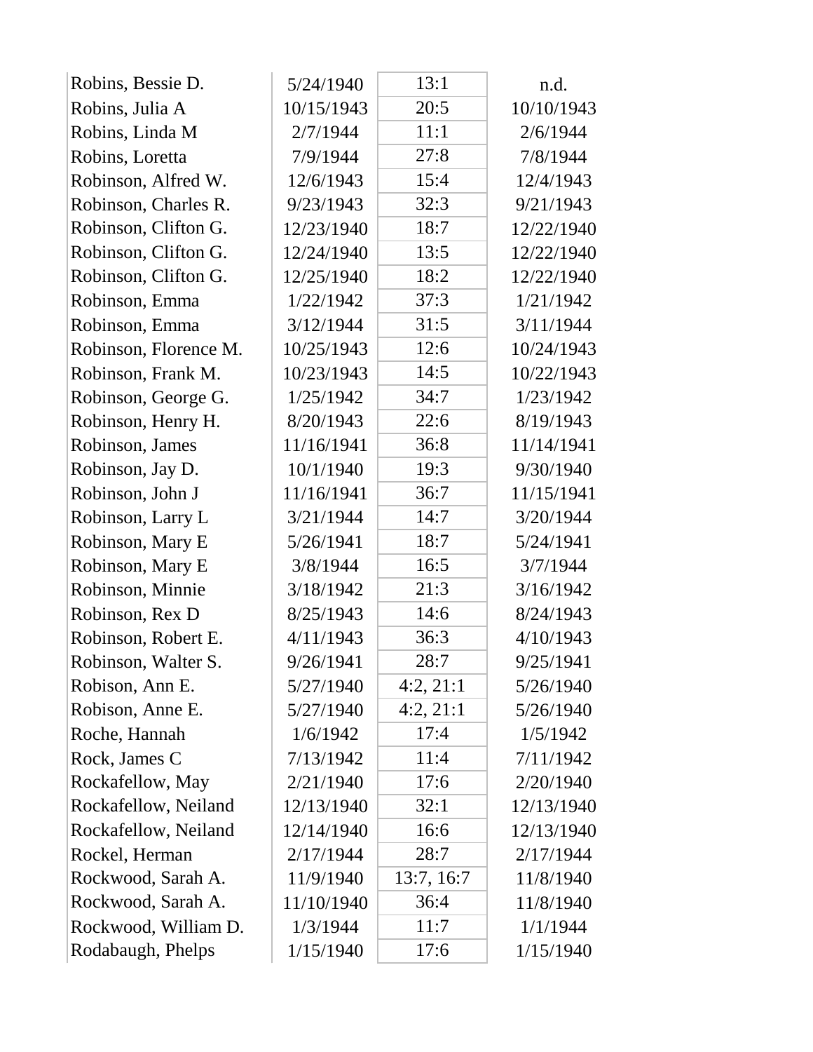| | | | |
|---|---|---|---|
| Robins, Bessie D. | 5/24/1940 | 13:1 | n.d. |
| Robins, Julia A | 10/15/1943 | 20:5 | 10/10/1943 |
| Robins, Linda M | 2/7/1944 | 11:1 | 2/6/1944 |
| Robins, Loretta | 7/9/1944 | 27:8 | 7/8/1944 |
| Robinson, Alfred W. | 12/6/1943 | 15:4 | 12/4/1943 |
| Robinson, Charles R. | 9/23/1943 | 32:3 | 9/21/1943 |
| Robinson, Clifton G. | 12/23/1940 | 18:7 | 12/22/1940 |
| Robinson, Clifton G. | 12/24/1940 | 13:5 | 12/22/1940 |
| Robinson, Clifton G. | 12/25/1940 | 18:2 | 12/22/1940 |
| Robinson, Emma | 1/22/1942 | 37:3 | 1/21/1942 |
| Robinson, Emma | 3/12/1944 | 31:5 | 3/11/1944 |
| Robinson, Florence M. | 10/25/1943 | 12:6 | 10/24/1943 |
| Robinson, Frank M. | 10/23/1943 | 14:5 | 10/22/1943 |
| Robinson, George G. | 1/25/1942 | 34:7 | 1/23/1942 |
| Robinson, Henry H. | 8/20/1943 | 22:6 | 8/19/1943 |
| Robinson, James | 11/16/1941 | 36:8 | 11/14/1941 |
| Robinson, Jay D. | 10/1/1940 | 19:3 | 9/30/1940 |
| Robinson, John J | 11/16/1941 | 36:7 | 11/15/1941 |
| Robinson, Larry L | 3/21/1944 | 14:7 | 3/20/1944 |
| Robinson, Mary E | 5/26/1941 | 18:7 | 5/24/1941 |
| Robinson, Mary E | 3/8/1944 | 16:5 | 3/7/1944 |
| Robinson, Minnie | 3/18/1942 | 21:3 | 3/16/1942 |
| Robinson, Rex D | 8/25/1943 | 14:6 | 8/24/1943 |
| Robinson, Robert E. | 4/11/1943 | 36:3 | 4/10/1943 |
| Robinson, Walter S. | 9/26/1941 | 28:7 | 9/25/1941 |
| Robison, Ann E. | 5/27/1940 | 4:2, 21:1 | 5/26/1940 |
| Robison, Anne E. | 5/27/1940 | 4:2, 21:1 | 5/26/1940 |
| Roche, Hannah | 1/6/1942 | 17:4 | 1/5/1942 |
| Rock, James C | 7/13/1942 | 11:4 | 7/11/1942 |
| Rockafellow, May | 2/21/1940 | 17:6 | 2/20/1940 |
| Rockafellow, Neiland | 12/13/1940 | 32:1 | 12/13/1940 |
| Rockafellow, Neiland | 12/14/1940 | 16:6 | 12/13/1940 |
| Rockel, Herman | 2/17/1944 | 28:7 | 2/17/1944 |
| Rockwood, Sarah A. | 11/9/1940 | 13:7, 16:7 | 11/8/1940 |
| Rockwood, Sarah A. | 11/10/1940 | 36:4 | 11/8/1940 |
| Rockwood, William D. | 1/3/1944 | 11:7 | 1/1/1944 |
| Rodabaugh, Phelps | 1/15/1940 | 17:6 | 1/15/1940 |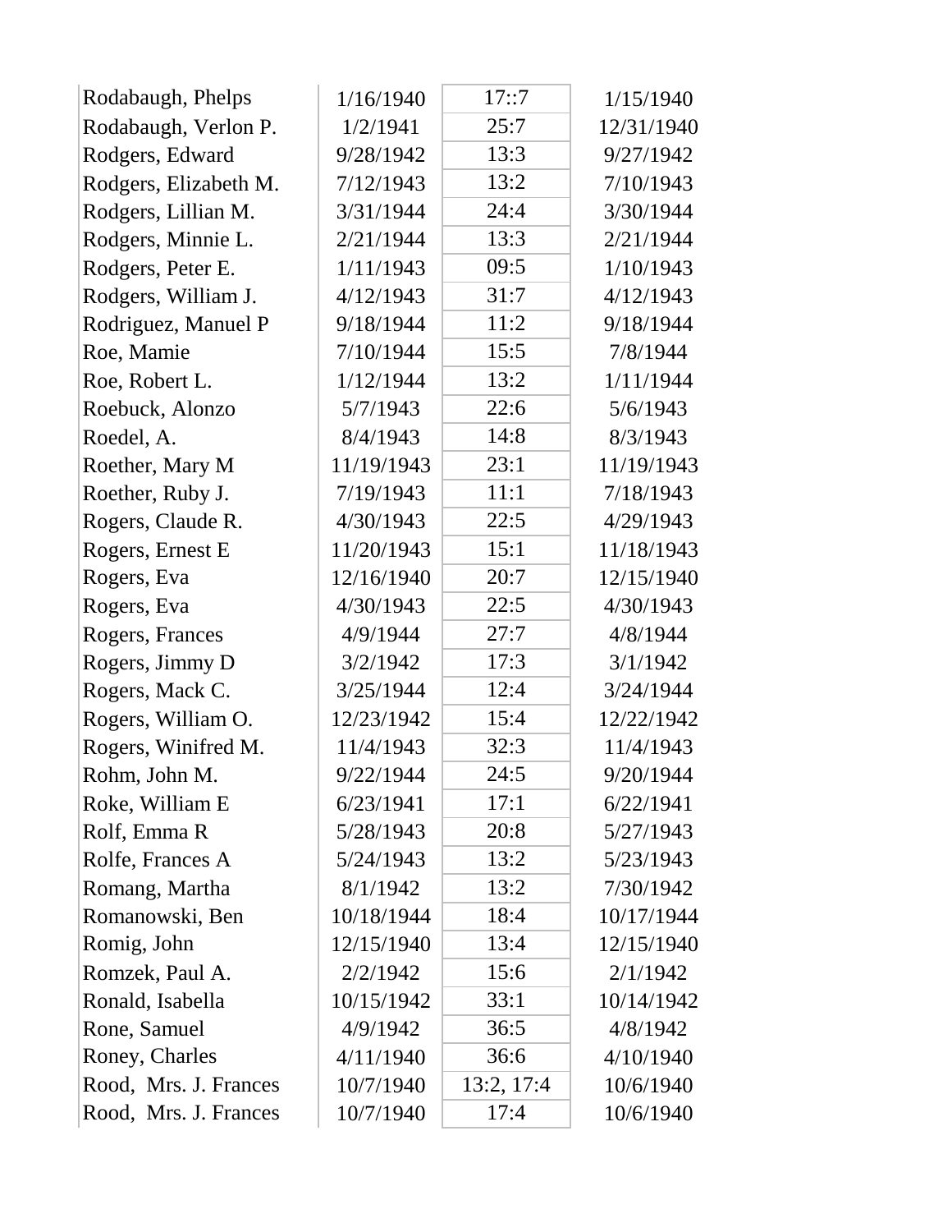| | | | |
|---|---|---|---|
| Rodabaugh, Phelps | 1/16/1940 | 17::7 | 1/15/1940 |
| Rodabaugh, Verlon P. | 1/2/1941 | 25:7 | 12/31/1940 |
| Rodgers, Edward | 9/28/1942 | 13:3 | 9/27/1942 |
| Rodgers, Elizabeth M. | 7/12/1943 | 13:2 | 7/10/1943 |
| Rodgers, Lillian M. | 3/31/1944 | 24:4 | 3/30/1944 |
| Rodgers, Minnie L. | 2/21/1944 | 13:3 | 2/21/1944 |
| Rodgers, Peter E. | 1/11/1943 | 09:5 | 1/10/1943 |
| Rodgers, William J. | 4/12/1943 | 31:7 | 4/12/1943 |
| Rodriguez, Manuel P | 9/18/1944 | 11:2 | 9/18/1944 |
| Roe, Mamie | 7/10/1944 | 15:5 | 7/8/1944 |
| Roe, Robert L. | 1/12/1944 | 13:2 | 1/11/1944 |
| Roebuck, Alonzo | 5/7/1943 | 22:6 | 5/6/1943 |
| Roedel, A. | 8/4/1943 | 14:8 | 8/3/1943 |
| Roether, Mary M | 11/19/1943 | 23:1 | 11/19/1943 |
| Roether, Ruby J. | 7/19/1943 | 11:1 | 7/18/1943 |
| Rogers, Claude R. | 4/30/1943 | 22:5 | 4/29/1943 |
| Rogers, Ernest E | 11/20/1943 | 15:1 | 11/18/1943 |
| Rogers, Eva | 12/16/1940 | 20:7 | 12/15/1940 |
| Rogers, Eva | 4/30/1943 | 22:5 | 4/30/1943 |
| Rogers, Frances | 4/9/1944 | 27:7 | 4/8/1944 |
| Rogers, Jimmy D | 3/2/1942 | 17:3 | 3/1/1942 |
| Rogers, Mack C. | 3/25/1944 | 12:4 | 3/24/1944 |
| Rogers, William O. | 12/23/1942 | 15:4 | 12/22/1942 |
| Rogers, Winifred M. | 11/4/1943 | 32:3 | 11/4/1943 |
| Rohm, John M. | 9/22/1944 | 24:5 | 9/20/1944 |
| Roke, William E | 6/23/1941 | 17:1 | 6/22/1941 |
| Rolf, Emma R | 5/28/1943 | 20:8 | 5/27/1943 |
| Rolfe, Frances A | 5/24/1943 | 13:2 | 5/23/1943 |
| Romang, Martha | 8/1/1942 | 13:2 | 7/30/1942 |
| Romanowski, Ben | 10/18/1944 | 18:4 | 10/17/1944 |
| Romig, John | 12/15/1940 | 13:4 | 12/15/1940 |
| Romzek, Paul A. | 2/2/1942 | 15:6 | 2/1/1942 |
| Ronald, Isabella | 10/15/1942 | 33:1 | 10/14/1942 |
| Rone, Samuel | 4/9/1942 | 36:5 | 4/8/1942 |
| Roney, Charles | 4/11/1940 | 36:6 | 4/10/1940 |
| Rood, Mrs. J. Frances | 10/7/1940 | 13:2, 17:4 | 10/6/1940 |
| Rood, Mrs. J. Frances | 10/7/1940 | 17:4 | 10/6/1940 |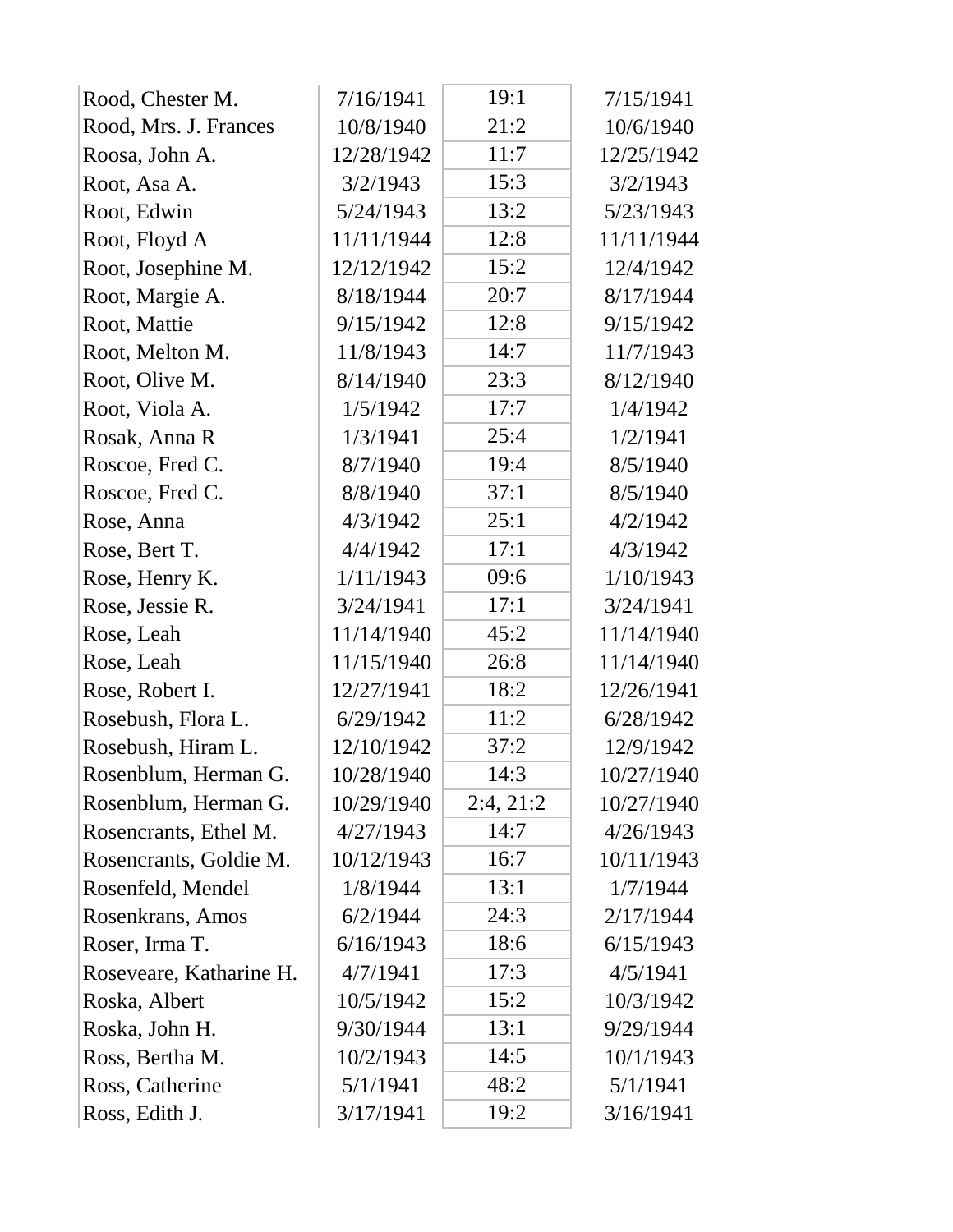| | | | |
|---|---|---|---|
| Rood, Chester M. | 7/16/1941 | 19:1 | 7/15/1941 |
| Rood, Mrs. J. Frances | 10/8/1940 | 21:2 | 10/6/1940 |
| Roosa, John A. | 12/28/1942 | 11:7 | 12/25/1942 |
| Root, Asa A. | 3/2/1943 | 15:3 | 3/2/1943 |
| Root, Edwin | 5/24/1943 | 13:2 | 5/23/1943 |
| Root, Floyd A | 11/11/1944 | 12:8 | 11/11/1944 |
| Root, Josephine M. | 12/12/1942 | 15:2 | 12/4/1942 |
| Root, Margie A. | 8/18/1944 | 20:7 | 8/17/1944 |
| Root, Mattie | 9/15/1942 | 12:8 | 9/15/1942 |
| Root, Melton M. | 11/8/1943 | 14:7 | 11/7/1943 |
| Root, Olive M. | 8/14/1940 | 23:3 | 8/12/1940 |
| Root, Viola A. | 1/5/1942 | 17:7 | 1/4/1942 |
| Rosak, Anna R | 1/3/1941 | 25:4 | 1/2/1941 |
| Roscoe, Fred C. | 8/7/1940 | 19:4 | 8/5/1940 |
| Roscoe, Fred C. | 8/8/1940 | 37:1 | 8/5/1940 |
| Rose, Anna | 4/3/1942 | 25:1 | 4/2/1942 |
| Rose, Bert T. | 4/4/1942 | 17:1 | 4/3/1942 |
| Rose, Henry K. | 1/11/1943 | 09:6 | 1/10/1943 |
| Rose, Jessie R. | 3/24/1941 | 17:1 | 3/24/1941 |
| Rose, Leah | 11/14/1940 | 45:2 | 11/14/1940 |
| Rose, Leah | 11/15/1940 | 26:8 | 11/14/1940 |
| Rose, Robert I. | 12/27/1941 | 18:2 | 12/26/1941 |
| Rosebush, Flora L. | 6/29/1942 | 11:2 | 6/28/1942 |
| Rosebush, Hiram L. | 12/10/1942 | 37:2 | 12/9/1942 |
| Rosenblum, Herman G. | 10/28/1940 | 14:3 | 10/27/1940 |
| Rosenblum, Herman G. | 10/29/1940 | 2:4, 21:2 | 10/27/1940 |
| Rosencrants, Ethel M. | 4/27/1943 | 14:7 | 4/26/1943 |
| Rosencrants, Goldie M. | 10/12/1943 | 16:7 | 10/11/1943 |
| Rosenfeld, Mendel | 1/8/1944 | 13:1 | 1/7/1944 |
| Rosenkrans, Amos | 6/2/1944 | 24:3 | 2/17/1944 |
| Roser, Irma T. | 6/16/1943 | 18:6 | 6/15/1943 |
| Roseveare, Katharine H. | 4/7/1941 | 17:3 | 4/5/1941 |
| Roska, Albert | 10/5/1942 | 15:2 | 10/3/1942 |
| Roska, John H. | 9/30/1944 | 13:1 | 9/29/1944 |
| Ross, Bertha M. | 10/2/1943 | 14:5 | 10/1/1943 |
| Ross, Catherine | 5/1/1941 | 48:2 | 5/1/1941 |
| Ross, Edith J. | 3/17/1941 | 19:2 | 3/16/1941 |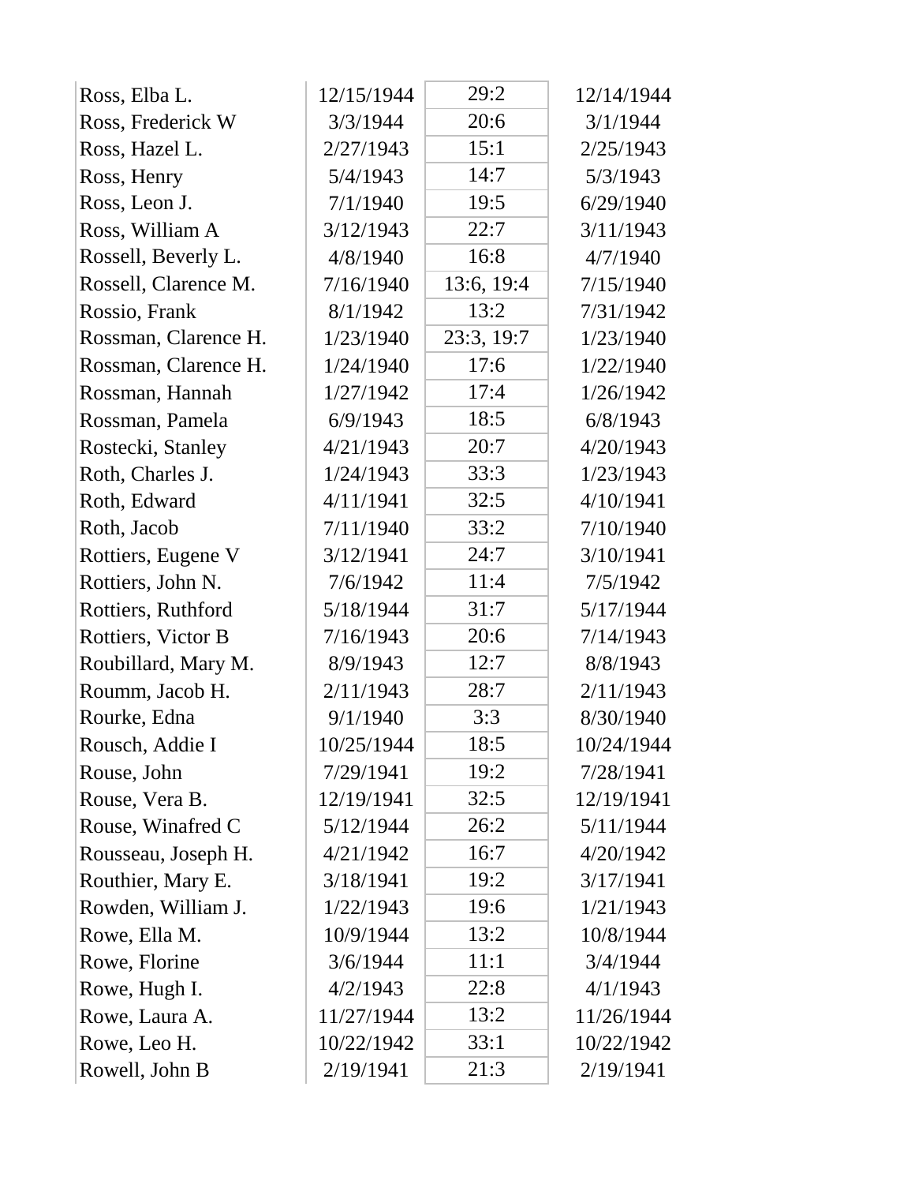| | | | |
|---|---|---|---|
| Ross, Elba L. | 12/15/1944 | 29:2 | 12/14/1944 |
| Ross, Frederick W | 3/3/1944 | 20:6 | 3/1/1944 |
| Ross, Hazel L. | 2/27/1943 | 15:1 | 2/25/1943 |
| Ross, Henry | 5/4/1943 | 14:7 | 5/3/1943 |
| Ross, Leon J. | 7/1/1940 | 19:5 | 6/29/1940 |
| Ross, William A | 3/12/1943 | 22:7 | 3/11/1943 |
| Rossell, Beverly L. | 4/8/1940 | 16:8 | 4/7/1940 |
| Rossell, Clarence M. | 7/16/1940 | 13:6, 19:4 | 7/15/1940 |
| Rossio, Frank | 8/1/1942 | 13:2 | 7/31/1942 |
| Rossman, Clarence H. | 1/23/1940 | 23:3, 19:7 | 1/23/1940 |
| Rossman, Clarence H. | 1/24/1940 | 17:6 | 1/22/1940 |
| Rossman, Hannah | 1/27/1942 | 17:4 | 1/26/1942 |
| Rossman, Pamela | 6/9/1943 | 18:5 | 6/8/1943 |
| Rostecki, Stanley | 4/21/1943 | 20:7 | 4/20/1943 |
| Roth, Charles J. | 1/24/1943 | 33:3 | 1/23/1943 |
| Roth, Edward | 4/11/1941 | 32:5 | 4/10/1941 |
| Roth, Jacob | 7/11/1940 | 33:2 | 7/10/1940 |
| Rottiers, Eugene V | 3/12/1941 | 24:7 | 3/10/1941 |
| Rottiers, John N. | 7/6/1942 | 11:4 | 7/5/1942 |
| Rottiers, Ruthford | 5/18/1944 | 31:7 | 5/17/1944 |
| Rottiers, Victor B | 7/16/1943 | 20:6 | 7/14/1943 |
| Roubillard, Mary M. | 8/9/1943 | 12:7 | 8/8/1943 |
| Roumm, Jacob H. | 2/11/1943 | 28:7 | 2/11/1943 |
| Rourke, Edna | 9/1/1940 | 3:3 | 8/30/1940 |
| Rousch, Addie I | 10/25/1944 | 18:5 | 10/24/1944 |
| Rouse, John | 7/29/1941 | 19:2 | 7/28/1941 |
| Rouse, Vera B. | 12/19/1941 | 32:5 | 12/19/1941 |
| Rouse, Winafred C | 5/12/1944 | 26:2 | 5/11/1944 |
| Rousseau, Joseph H. | 4/21/1942 | 16:7 | 4/20/1942 |
| Routhier, Mary E. | 3/18/1941 | 19:2 | 3/17/1941 |
| Rowden, William J. | 1/22/1943 | 19:6 | 1/21/1943 |
| Rowe, Ella M. | 10/9/1944 | 13:2 | 10/8/1944 |
| Rowe, Florine | 3/6/1944 | 11:1 | 3/4/1944 |
| Rowe, Hugh I. | 4/2/1943 | 22:8 | 4/1/1943 |
| Rowe, Laura A. | 11/27/1944 | 13:2 | 11/26/1944 |
| Rowe, Leo H. | 10/22/1942 | 33:1 | 10/22/1942 |
| Rowell, John B | 2/19/1941 | 21:3 | 2/19/1941 |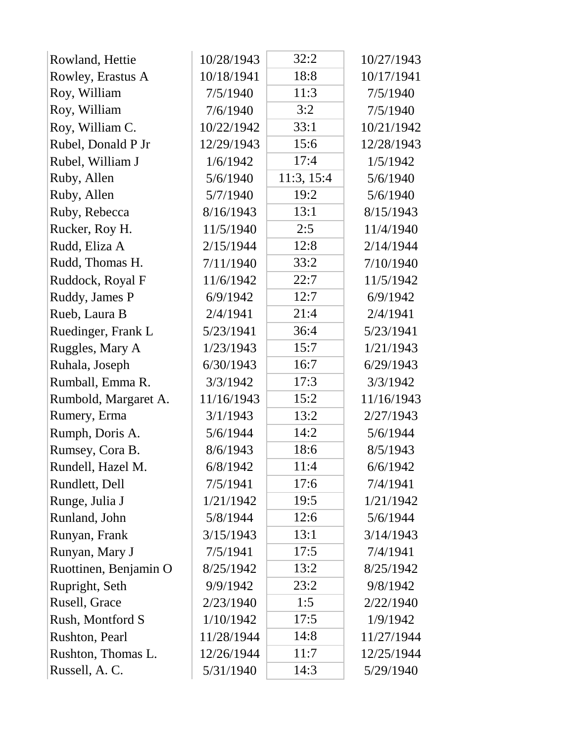| | | | |
|---|---|---|---|
| Rowland, Hettie | 10/28/1943 | 32:2 | 10/27/1943 |
| Rowley, Erastus A | 10/18/1941 | 18:8 | 10/17/1941 |
| Roy, William | 7/5/1940 | 11:3 | 7/5/1940 |
| Roy, William | 7/6/1940 | 3:2 | 7/5/1940 |
| Roy, William C. | 10/22/1942 | 33:1 | 10/21/1942 |
| Rubel, Donald P Jr | 12/29/1943 | 15:6 | 12/28/1943 |
| Rubel, William J | 1/6/1942 | 17:4 | 1/5/1942 |
| Ruby, Allen | 5/6/1940 | 11:3, 15:4 | 5/6/1940 |
| Ruby, Allen | 5/7/1940 | 19:2 | 5/6/1940 |
| Ruby, Rebecca | 8/16/1943 | 13:1 | 8/15/1943 |
| Rucker, Roy H. | 11/5/1940 | 2:5 | 11/4/1940 |
| Rudd, Eliza A | 2/15/1944 | 12:8 | 2/14/1944 |
| Rudd, Thomas H. | 7/11/1940 | 33:2 | 7/10/1940 |
| Ruddock, Royal F | 11/6/1942 | 22:7 | 11/5/1942 |
| Ruddy, James P | 6/9/1942 | 12:7 | 6/9/1942 |
| Rueb, Laura B | 2/4/1941 | 21:4 | 2/4/1941 |
| Ruedinger, Frank L | 5/23/1941 | 36:4 | 5/23/1941 |
| Ruggles, Mary A | 1/23/1943 | 15:7 | 1/21/1943 |
| Ruhala, Joseph | 6/30/1943 | 16:7 | 6/29/1943 |
| Rumball, Emma R. | 3/3/1942 | 17:3 | 3/3/1942 |
| Rumbold, Margaret A. | 11/16/1943 | 15:2 | 11/16/1943 |
| Rumery, Erma | 3/1/1943 | 13:2 | 2/27/1943 |
| Rumph, Doris A. | 5/6/1944 | 14:2 | 5/6/1944 |
| Rumsey, Cora B. | 8/6/1943 | 18:6 | 8/5/1943 |
| Rundell, Hazel M. | 6/8/1942 | 11:4 | 6/6/1942 |
| Rundlett, Dell | 7/5/1941 | 17:6 | 7/4/1941 |
| Runge, Julia J | 1/21/1942 | 19:5 | 1/21/1942 |
| Runland, John | 5/8/1944 | 12:6 | 5/6/1944 |
| Runyan, Frank | 3/15/1943 | 13:1 | 3/14/1943 |
| Runyan, Mary J | 7/5/1941 | 17:5 | 7/4/1941 |
| Ruottinen, Benjamin O | 8/25/1942 | 13:2 | 8/25/1942 |
| Rupright, Seth | 9/9/1942 | 23:2 | 9/8/1942 |
| Rusell, Grace | 2/23/1940 | 1:5 | 2/22/1940 |
| Rush, Montford S | 1/10/1942 | 17:5 | 1/9/1942 |
| Rushton, Pearl | 11/28/1944 | 14:8 | 11/27/1944 |
| Rushton, Thomas L. | 12/26/1944 | 11:7 | 12/25/1944 |
| Russell, A. C. | 5/31/1940 | 14:3 | 5/29/1940 |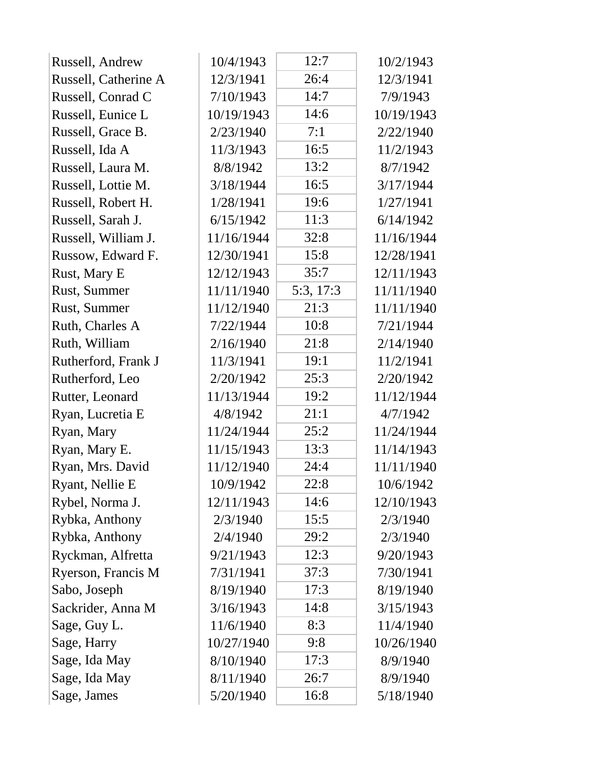| | | | |
|---|---|---|---|
| Russell, Andrew | 10/4/1943 | 12:7 | 10/2/1943 |
| Russell, Catherine A | 12/3/1941 | 26:4 | 12/3/1941 |
| Russell, Conrad C | 7/10/1943 | 14:7 | 7/9/1943 |
| Russell, Eunice L | 10/19/1943 | 14:6 | 10/19/1943 |
| Russell, Grace B. | 2/23/1940 | 7:1 | 2/22/1940 |
| Russell, Ida A | 11/3/1943 | 16:5 | 11/2/1943 |
| Russell, Laura M. | 8/8/1942 | 13:2 | 8/7/1942 |
| Russell, Lottie M. | 3/18/1944 | 16:5 | 3/17/1944 |
| Russell, Robert H. | 1/28/1941 | 19:6 | 1/27/1941 |
| Russell, Sarah J. | 6/15/1942 | 11:3 | 6/14/1942 |
| Russell, William J. | 11/16/1944 | 32:8 | 11/16/1944 |
| Russow, Edward F. | 12/30/1941 | 15:8 | 12/28/1941 |
| Rust, Mary E | 12/12/1943 | 35:7 | 12/11/1943 |
| Rust, Summer | 11/11/1940 | 5:3, 17:3 | 11/11/1940 |
| Rust, Summer | 11/12/1940 | 21:3 | 11/11/1940 |
| Ruth, Charles A | 7/22/1944 | 10:8 | 7/21/1944 |
| Ruth, William | 2/16/1940 | 21:8 | 2/14/1940 |
| Rutherford, Frank J | 11/3/1941 | 19:1 | 11/2/1941 |
| Rutherford, Leo | 2/20/1942 | 25:3 | 2/20/1942 |
| Rutter, Leonard | 11/13/1944 | 19:2 | 11/12/1944 |
| Ryan, Lucretia E | 4/8/1942 | 21:1 | 4/7/1942 |
| Ryan, Mary | 11/24/1944 | 25:2 | 11/24/1944 |
| Ryan, Mary E. | 11/15/1943 | 13:3 | 11/14/1943 |
| Ryan, Mrs. David | 11/12/1940 | 24:4 | 11/11/1940 |
| Ryant, Nellie E | 10/9/1942 | 22:8 | 10/6/1942 |
| Rybel, Norma J. | 12/11/1943 | 14:6 | 12/10/1943 |
| Rybka, Anthony | 2/3/1940 | 15:5 | 2/3/1940 |
| Rybka, Anthony | 2/4/1940 | 29:2 | 2/3/1940 |
| Ryckman, Alfretta | 9/21/1943 | 12:3 | 9/20/1943 |
| Ryerson, Francis M | 7/31/1941 | 37:3 | 7/30/1941 |
| Sabo, Joseph | 8/19/1940 | 17:3 | 8/19/1940 |
| Sackrider, Anna M | 3/16/1943 | 14:8 | 3/15/1943 |
| Sage, Guy L. | 11/6/1940 | 8:3 | 11/4/1940 |
| Sage, Harry | 10/27/1940 | 9:8 | 10/26/1940 |
| Sage, Ida May | 8/10/1940 | 17:3 | 8/9/1940 |
| Sage, Ida May | 8/11/1940 | 26:7 | 8/9/1940 |
| Sage, James | 5/20/1940 | 16:8 | 5/18/1940 |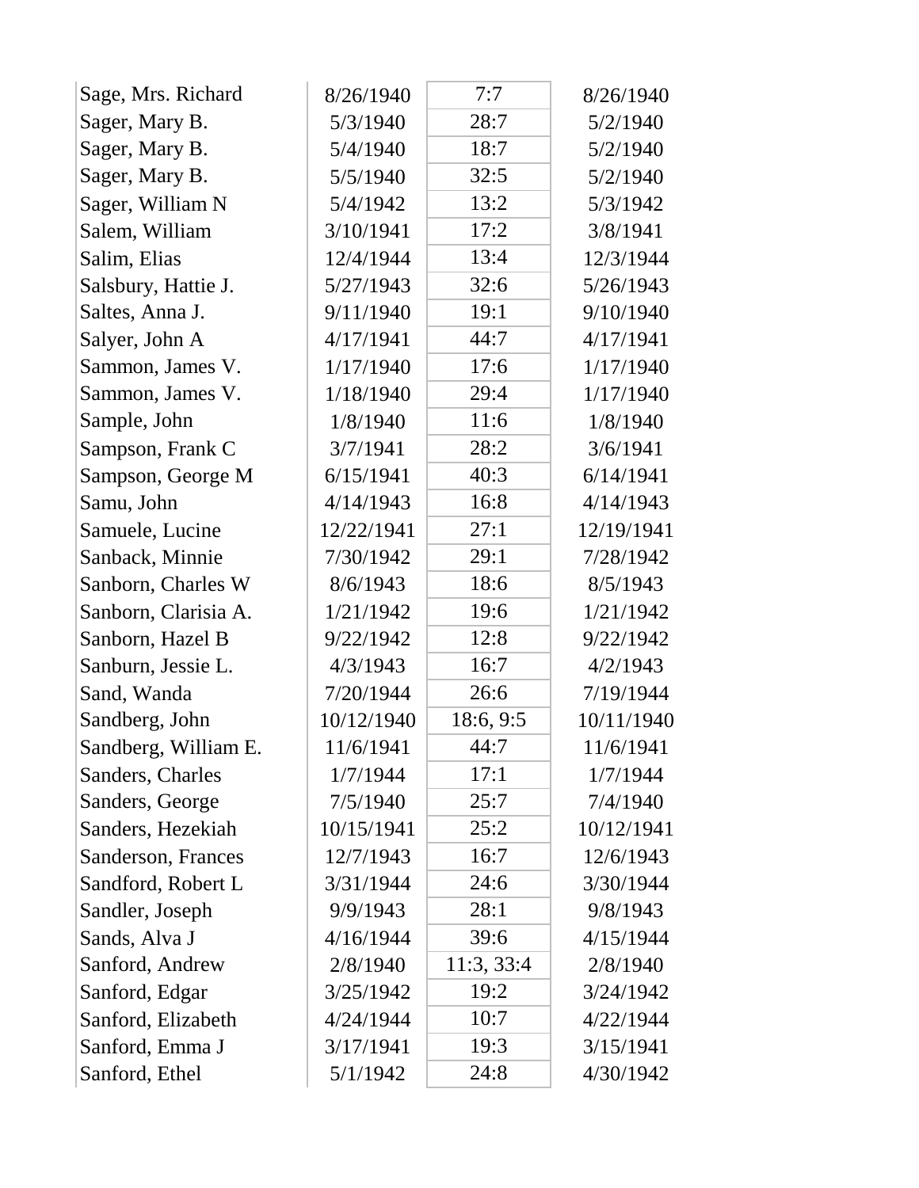| | | | |
|---|---|---|---|
| Sage, Mrs. Richard | 8/26/1940 | 7:7 | 8/26/1940 |
| Sager, Mary B. | 5/3/1940 | 28:7 | 5/2/1940 |
| Sager, Mary B. | 5/4/1940 | 18:7 | 5/2/1940 |
| Sager, Mary B. | 5/5/1940 | 32:5 | 5/2/1940 |
| Sager, William N | 5/4/1942 | 13:2 | 5/3/1942 |
| Salem, William | 3/10/1941 | 17:2 | 3/8/1941 |
| Salim, Elias | 12/4/1944 | 13:4 | 12/3/1944 |
| Salsbury, Hattie J. | 5/27/1943 | 32:6 | 5/26/1943 |
| Saltes, Anna J. | 9/11/1940 | 19:1 | 9/10/1940 |
| Salyer, John A | 4/17/1941 | 44:7 | 4/17/1941 |
| Sammon, James V. | 1/17/1940 | 17:6 | 1/17/1940 |
| Sammon, James V. | 1/18/1940 | 29:4 | 1/17/1940 |
| Sample, John | 1/8/1940 | 11:6 | 1/8/1940 |
| Sampson, Frank C | 3/7/1941 | 28:2 | 3/6/1941 |
| Sampson, George M | 6/15/1941 | 40:3 | 6/14/1941 |
| Samu, John | 4/14/1943 | 16:8 | 4/14/1943 |
| Samuele, Lucine | 12/22/1941 | 27:1 | 12/19/1941 |
| Sanback, Minnie | 7/30/1942 | 29:1 | 7/28/1942 |
| Sanborn, Charles W | 8/6/1943 | 18:6 | 8/5/1943 |
| Sanborn, Clarisia A. | 1/21/1942 | 19:6 | 1/21/1942 |
| Sanborn, Hazel B | 9/22/1942 | 12:8 | 9/22/1942 |
| Sanburn, Jessie L. | 4/3/1943 | 16:7 | 4/2/1943 |
| Sand, Wanda | 7/20/1944 | 26:6 | 7/19/1944 |
| Sandberg, John | 10/12/1940 | 18:6, 9:5 | 10/11/1940 |
| Sandberg, William E. | 11/6/1941 | 44:7 | 11/6/1941 |
| Sanders, Charles | 1/7/1944 | 17:1 | 1/7/1944 |
| Sanders, George | 7/5/1940 | 25:7 | 7/4/1940 |
| Sanders, Hezekiah | 10/15/1941 | 25:2 | 10/12/1941 |
| Sanderson, Frances | 12/7/1943 | 16:7 | 12/6/1943 |
| Sandford, Robert L | 3/31/1944 | 24:6 | 3/30/1944 |
| Sandler, Joseph | 9/9/1943 | 28:1 | 9/8/1943 |
| Sands, Alva J | 4/16/1944 | 39:6 | 4/15/1944 |
| Sanford, Andrew | 2/8/1940 | 11:3, 33:4 | 2/8/1940 |
| Sanford, Edgar | 3/25/1942 | 19:2 | 3/24/1942 |
| Sanford, Elizabeth | 4/24/1944 | 10:7 | 4/22/1944 |
| Sanford, Emma J | 3/17/1941 | 19:3 | 3/15/1941 |
| Sanford, Ethel | 5/1/1942 | 24:8 | 4/30/1942 |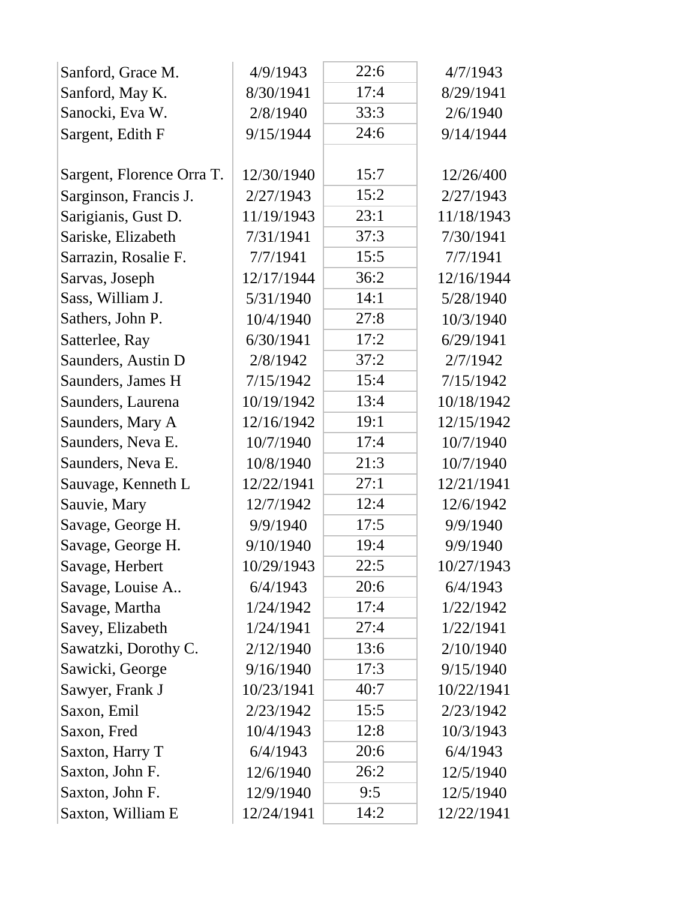| | | | |
|---|---|---|---|
| Sanford, Grace M. | 4/9/1943 | 22:6 | 4/7/1943 |
| Sanford, May K. | 8/30/1941 | 17:4 | 8/29/1941 |
| Sanocki, Eva W. | 2/8/1940 | 33:3 | 2/6/1940 |
| Sargent, Edith F | 9/15/1944 | 24:6 | 9/14/1944 |
| Sargent, Florence Orra T. | 12/30/1940 | 15:7 | 12/26/400 |
| Sarginson, Francis J. | 2/27/1943 | 15:2 | 2/27/1943 |
| Sarigianis, Gust D. | 11/19/1943 | 23:1 | 11/18/1943 |
| Sariske, Elizabeth | 7/31/1941 | 37:3 | 7/30/1941 |
| Sarrazin, Rosalie F. | 7/7/1941 | 15:5 | 7/7/1941 |
| Sarvas, Joseph | 12/17/1944 | 36:2 | 12/16/1944 |
| Sass, William J. | 5/31/1940 | 14:1 | 5/28/1940 |
| Sathers, John P. | 10/4/1940 | 27:8 | 10/3/1940 |
| Satterlee, Ray | 6/30/1941 | 17:2 | 6/29/1941 |
| Saunders, Austin D | 2/8/1942 | 37:2 | 2/7/1942 |
| Saunders, James H | 7/15/1942 | 15:4 | 7/15/1942 |
| Saunders, Laurena | 10/19/1942 | 13:4 | 10/18/1942 |
| Saunders, Mary A | 12/16/1942 | 19:1 | 12/15/1942 |
| Saunders, Neva E. | 10/7/1940 | 17:4 | 10/7/1940 |
| Saunders, Neva E. | 10/8/1940 | 21:3 | 10/7/1940 |
| Sauvage, Kenneth L | 12/22/1941 | 27:1 | 12/21/1941 |
| Sauvie, Mary | 12/7/1942 | 12:4 | 12/6/1942 |
| Savage, George H. | 9/9/1940 | 17:5 | 9/9/1940 |
| Savage, George H. | 9/10/1940 | 19:4 | 9/9/1940 |
| Savage, Herbert | 10/29/1943 | 22:5 | 10/27/1943 |
| Savage, Louise A.. | 6/4/1943 | 20:6 | 6/4/1943 |
| Savage, Martha | 1/24/1942 | 17:4 | 1/22/1942 |
| Savey, Elizabeth | 1/24/1941 | 27:4 | 1/22/1941 |
| Sawatzki, Dorothy C. | 2/12/1940 | 13:6 | 2/10/1940 |
| Sawicki, George | 9/16/1940 | 17:3 | 9/15/1940 |
| Sawyer, Frank J | 10/23/1941 | 40:7 | 10/22/1941 |
| Saxon, Emil | 2/23/1942 | 15:5 | 2/23/1942 |
| Saxon, Fred | 10/4/1943 | 12:8 | 10/3/1943 |
| Saxton, Harry T | 6/4/1943 | 20:6 | 6/4/1943 |
| Saxton, John F. | 12/6/1940 | 26:2 | 12/5/1940 |
| Saxton, John F. | 12/9/1940 | 9:5 | 12/5/1940 |
| Saxton, William E | 12/24/1941 | 14:2 | 12/22/1941 |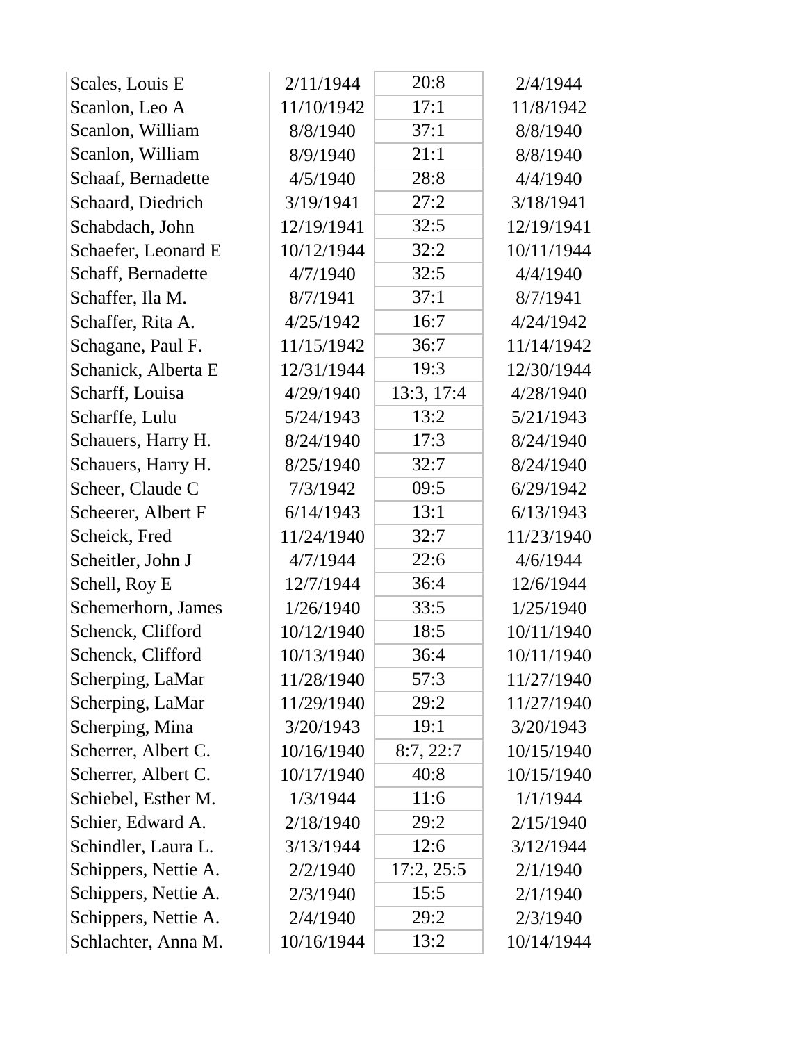| | | | |
|---|---|---|---|
| Scales, Louis E | 2/11/1944 | 20:8 | 2/4/1944 |
| Scanlon, Leo A | 11/10/1942 | 17:1 | 11/8/1942 |
| Scanlon, William | 8/8/1940 | 37:1 | 8/8/1940 |
| Scanlon, William | 8/9/1940 | 21:1 | 8/8/1940 |
| Schaaf, Bernadette | 4/5/1940 | 28:8 | 4/4/1940 |
| Schaard, Diedrich | 3/19/1941 | 27:2 | 3/18/1941 |
| Schabdach, John | 12/19/1941 | 32:5 | 12/19/1941 |
| Schaefer, Leonard E | 10/12/1944 | 32:2 | 10/11/1944 |
| Schaff, Bernadette | 4/7/1940 | 32:5 | 4/4/1940 |
| Schaffer, Ila M. | 8/7/1941 | 37:1 | 8/7/1941 |
| Schaffer, Rita A. | 4/25/1942 | 16:7 | 4/24/1942 |
| Schagane, Paul F. | 11/15/1942 | 36:7 | 11/14/1942 |
| Schanick, Alberta E | 12/31/1944 | 19:3 | 12/30/1944 |
| Scharff, Louisa | 4/29/1940 | 13:3, 17:4 | 4/28/1940 |
| Scharffe, Lulu | 5/24/1943 | 13:2 | 5/21/1943 |
| Schauers, Harry H. | 8/24/1940 | 17:3 | 8/24/1940 |
| Schauers, Harry H. | 8/25/1940 | 32:7 | 8/24/1940 |
| Scheer, Claude C | 7/3/1942 | 09:5 | 6/29/1942 |
| Scheerer, Albert F | 6/14/1943 | 13:1 | 6/13/1943 |
| Scheick, Fred | 11/24/1940 | 32:7 | 11/23/1940 |
| Scheitler, John J | 4/7/1944 | 22:6 | 4/6/1944 |
| Schell, Roy E | 12/7/1944 | 36:4 | 12/6/1944 |
| Schemerhorn, James | 1/26/1940 | 33:5 | 1/25/1940 |
| Schenck, Clifford | 10/12/1940 | 18:5 | 10/11/1940 |
| Schenck, Clifford | 10/13/1940 | 36:4 | 10/11/1940 |
| Scherping, LaMar | 11/28/1940 | 57:3 | 11/27/1940 |
| Scherping, LaMar | 11/29/1940 | 29:2 | 11/27/1940 |
| Scherping, Mina | 3/20/1943 | 19:1 | 3/20/1943 |
| Scherrer, Albert C. | 10/16/1940 | 8:7, 22:7 | 10/15/1940 |
| Scherrer, Albert C. | 10/17/1940 | 40:8 | 10/15/1940 |
| Schiebel, Esther M. | 1/3/1944 | 11:6 | 1/1/1944 |
| Schier, Edward A. | 2/18/1940 | 29:2 | 2/15/1940 |
| Schindler, Laura L. | 3/13/1944 | 12:6 | 3/12/1944 |
| Schippers, Nettie A. | 2/2/1940 | 17:2, 25:5 | 2/1/1940 |
| Schippers, Nettie A. | 2/3/1940 | 15:5 | 2/1/1940 |
| Schippers, Nettie A. | 2/4/1940 | 29:2 | 2/3/1940 |
| Schlachter, Anna M. | 10/16/1944 | 13:2 | 10/14/1944 |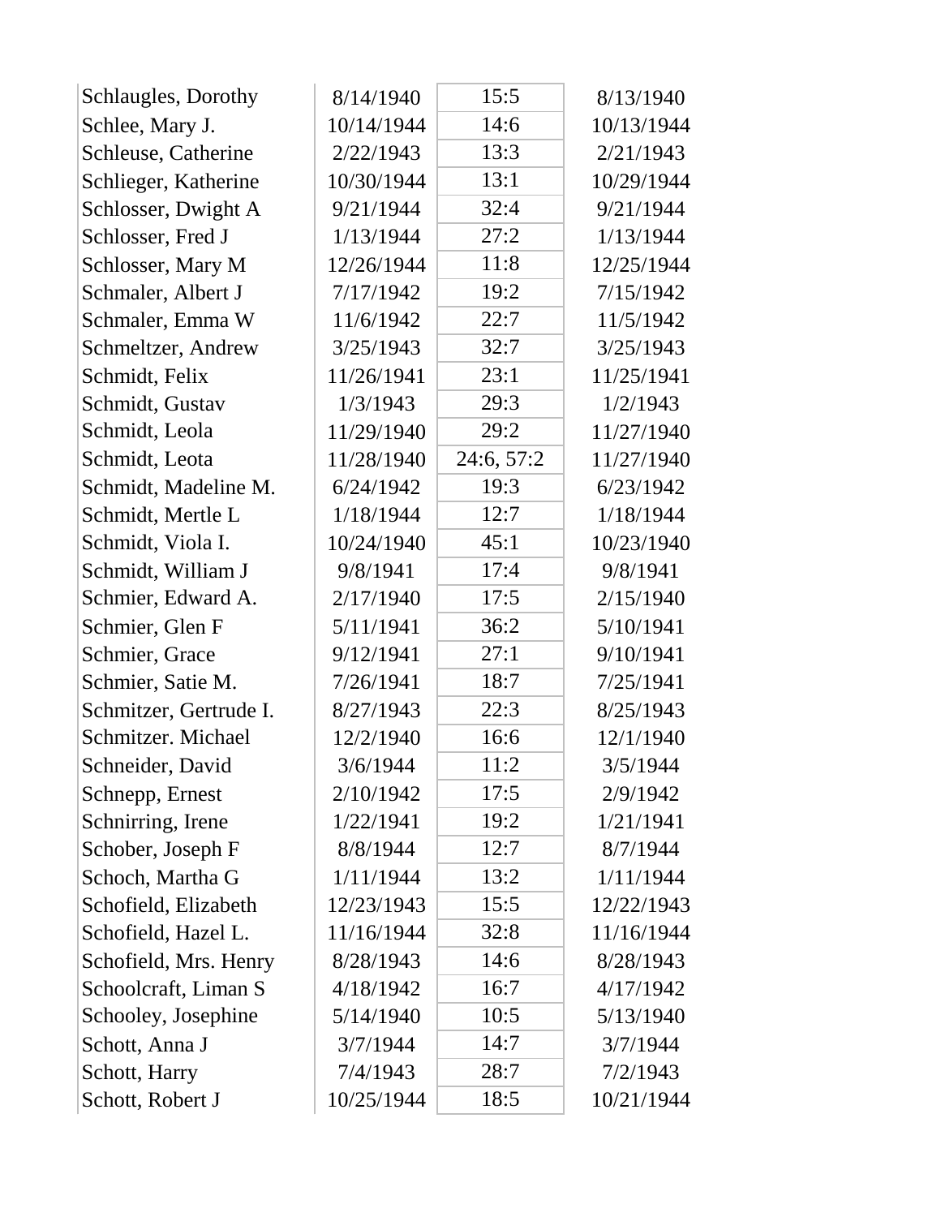| | | | |
|---|---|---|---|
| Schlaugles, Dorothy | 8/14/1940 | 15:5 | 8/13/1940 |
| Schlee, Mary J. | 10/14/1944 | 14:6 | 10/13/1944 |
| Schleuse, Catherine | 2/22/1943 | 13:3 | 2/21/1943 |
| Schlieger, Katherine | 10/30/1944 | 13:1 | 10/29/1944 |
| Schlosser, Dwight A | 9/21/1944 | 32:4 | 9/21/1944 |
| Schlosser, Fred J | 1/13/1944 | 27:2 | 1/13/1944 |
| Schlosser, Mary M | 12/26/1944 | 11:8 | 12/25/1944 |
| Schmaler, Albert J | 7/17/1942 | 19:2 | 7/15/1942 |
| Schmaler, Emma W | 11/6/1942 | 22:7 | 11/5/1942 |
| Schmeltzer, Andrew | 3/25/1943 | 32:7 | 3/25/1943 |
| Schmidt, Felix | 11/26/1941 | 23:1 | 11/25/1941 |
| Schmidt, Gustav | 1/3/1943 | 29:3 | 1/2/1943 |
| Schmidt, Leola | 11/29/1940 | 29:2 | 11/27/1940 |
| Schmidt, Leota | 11/28/1940 | 24:6, 57:2 | 11/27/1940 |
| Schmidt, Madeline M. | 6/24/1942 | 19:3 | 6/23/1942 |
| Schmidt, Mertle L | 1/18/1944 | 12:7 | 1/18/1944 |
| Schmidt, Viola I. | 10/24/1940 | 45:1 | 10/23/1940 |
| Schmidt, William J | 9/8/1941 | 17:4 | 9/8/1941 |
| Schmier, Edward A. | 2/17/1940 | 17:5 | 2/15/1940 |
| Schmier, Glen F | 5/11/1941 | 36:2 | 5/10/1941 |
| Schmier, Grace | 9/12/1941 | 27:1 | 9/10/1941 |
| Schmier, Satie M. | 7/26/1941 | 18:7 | 7/25/1941 |
| Schmitzer, Gertrude I. | 8/27/1943 | 22:3 | 8/25/1943 |
| Schmitzer. Michael | 12/2/1940 | 16:6 | 12/1/1940 |
| Schneider, David | 3/6/1944 | 11:2 | 3/5/1944 |
| Schnepp, Ernest | 2/10/1942 | 17:5 | 2/9/1942 |
| Schnirring, Irene | 1/22/1941 | 19:2 | 1/21/1941 |
| Schober, Joseph F | 8/8/1944 | 12:7 | 8/7/1944 |
| Schoch, Martha G | 1/11/1944 | 13:2 | 1/11/1944 |
| Schofield, Elizabeth | 12/23/1943 | 15:5 | 12/22/1943 |
| Schofield, Hazel L. | 11/16/1944 | 32:8 | 11/16/1944 |
| Schofield, Mrs. Henry | 8/28/1943 | 14:6 | 8/28/1943 |
| Schoolcraft, Liman S | 4/18/1942 | 16:7 | 4/17/1942 |
| Schooley, Josephine | 5/14/1940 | 10:5 | 5/13/1940 |
| Schott, Anna J | 3/7/1944 | 14:7 | 3/7/1944 |
| Schott, Harry | 7/4/1943 | 28:7 | 7/2/1943 |
| Schott, Robert J | 10/25/1944 | 18:5 | 10/21/1944 |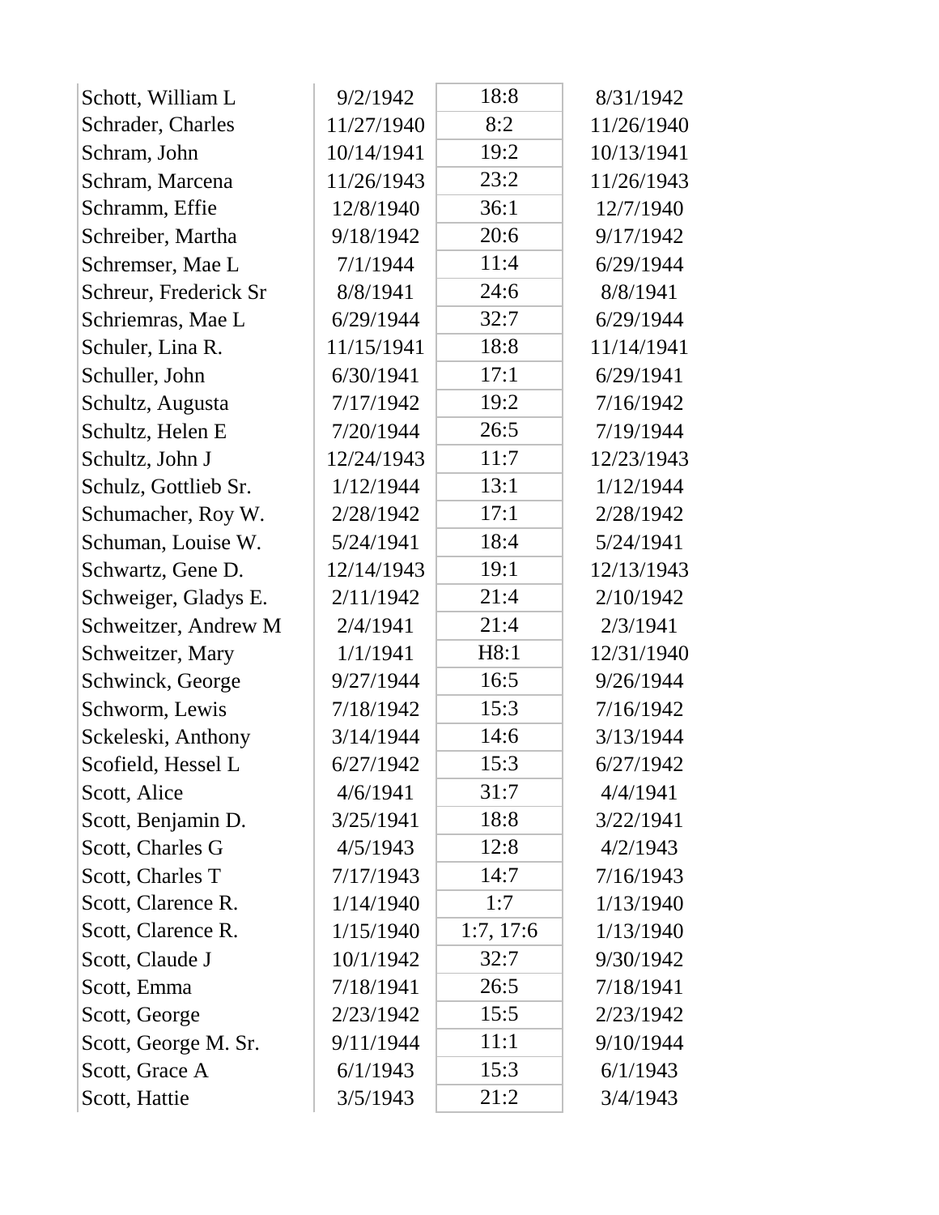| | | | |
|---|---|---|---|
| Schott, William L | 9/2/1942 | 18:8 | 8/31/1942 |
| Schrader, Charles | 11/27/1940 | 8:2 | 11/26/1940 |
| Schram, John | 10/14/1941 | 19:2 | 10/13/1941 |
| Schram, Marcena | 11/26/1943 | 23:2 | 11/26/1943 |
| Schramm, Effie | 12/8/1940 | 36:1 | 12/7/1940 |
| Schreiber, Martha | 9/18/1942 | 20:6 | 9/17/1942 |
| Schremser, Mae L | 7/1/1944 | 11:4 | 6/29/1944 |
| Schreur, Frederick Sr | 8/8/1941 | 24:6 | 8/8/1941 |
| Schriemras, Mae L | 6/29/1944 | 32:7 | 6/29/1944 |
| Schuler, Lina R. | 11/15/1941 | 18:8 | 11/14/1941 |
| Schuller, John | 6/30/1941 | 17:1 | 6/29/1941 |
| Schultz, Augusta | 7/17/1942 | 19:2 | 7/16/1942 |
| Schultz, Helen E | 7/20/1944 | 26:5 | 7/19/1944 |
| Schultz, John J | 12/24/1943 | 11:7 | 12/23/1943 |
| Schulz, Gottlieb Sr. | 1/12/1944 | 13:1 | 1/12/1944 |
| Schumacher, Roy W. | 2/28/1942 | 17:1 | 2/28/1942 |
| Schuman, Louise W. | 5/24/1941 | 18:4 | 5/24/1941 |
| Schwartz, Gene D. | 12/14/1943 | 19:1 | 12/13/1943 |
| Schweiger, Gladys E. | 2/11/1942 | 21:4 | 2/10/1942 |
| Schweitzer, Andrew M | 2/4/1941 | 21:4 | 2/3/1941 |
| Schweitzer, Mary | 1/1/1941 | H8:1 | 12/31/1940 |
| Schwinck, George | 9/27/1944 | 16:5 | 9/26/1944 |
| Schworm, Lewis | 7/18/1942 | 15:3 | 7/16/1942 |
| Sckeleski, Anthony | 3/14/1944 | 14:6 | 3/13/1944 |
| Scofield, Hessel L | 6/27/1942 | 15:3 | 6/27/1942 |
| Scott, Alice | 4/6/1941 | 31:7 | 4/4/1941 |
| Scott, Benjamin D. | 3/25/1941 | 18:8 | 3/22/1941 |
| Scott, Charles G | 4/5/1943 | 12:8 | 4/2/1943 |
| Scott, Charles T | 7/17/1943 | 14:7 | 7/16/1943 |
| Scott, Clarence R. | 1/14/1940 | 1:7 | 1/13/1940 |
| Scott, Clarence R. | 1/15/1940 | 1:7, 17:6 | 1/13/1940 |
| Scott, Claude J | 10/1/1942 | 32:7 | 9/30/1942 |
| Scott, Emma | 7/18/1941 | 26:5 | 7/18/1941 |
| Scott, George | 2/23/1942 | 15:5 | 2/23/1942 |
| Scott, George M. Sr. | 9/11/1944 | 11:1 | 9/10/1944 |
| Scott, Grace A | 6/1/1943 | 15:3 | 6/1/1943 |
| Scott, Hattie | 3/5/1943 | 21:2 | 3/4/1943 |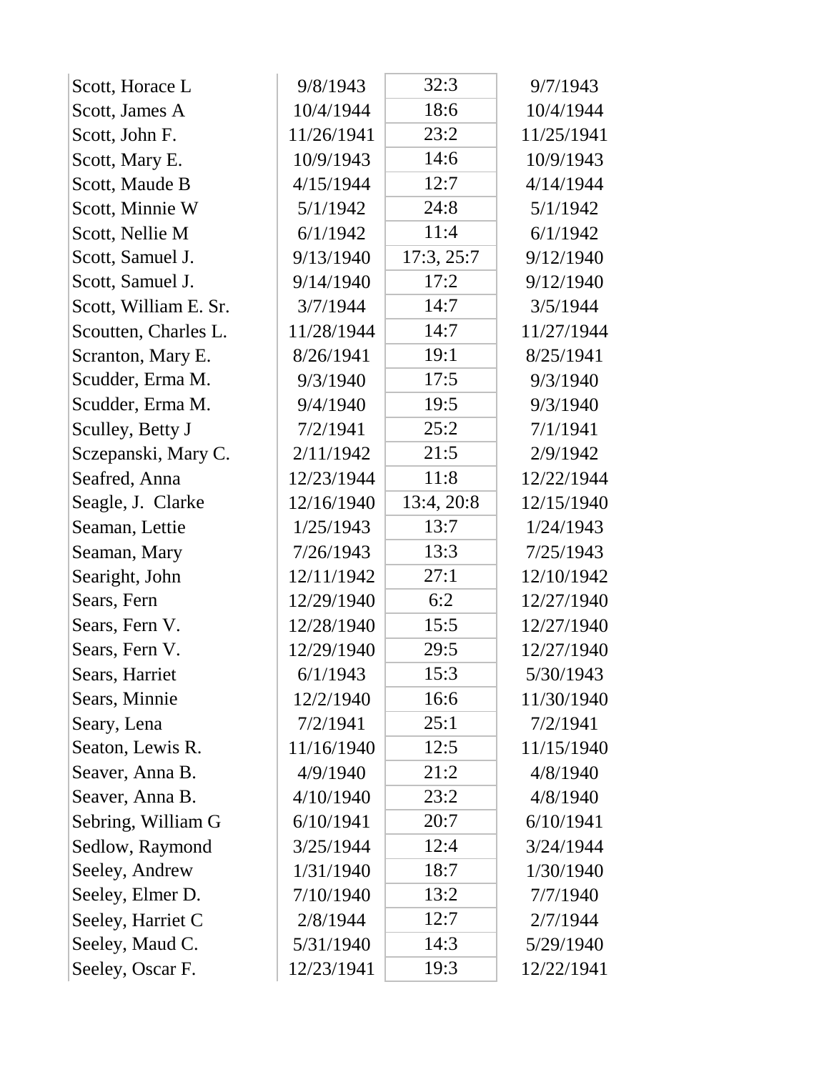| | | | |
|---|---|---|---|
| Scott, Horace L | 9/8/1943 | 32:3 | 9/7/1943 |
| Scott, James A | 10/4/1944 | 18:6 | 10/4/1944 |
| Scott, John F. | 11/26/1941 | 23:2 | 11/25/1941 |
| Scott, Mary E. | 10/9/1943 | 14:6 | 10/9/1943 |
| Scott, Maude B | 4/15/1944 | 12:7 | 4/14/1944 |
| Scott, Minnie W | 5/1/1942 | 24:8 | 5/1/1942 |
| Scott, Nellie M | 6/1/1942 | 11:4 | 6/1/1942 |
| Scott, Samuel J. | 9/13/1940 | 17:3, 25:7 | 9/12/1940 |
| Scott, Samuel J. | 9/14/1940 | 17:2 | 9/12/1940 |
| Scott, William E. Sr. | 3/7/1944 | 14:7 | 3/5/1944 |
| Scoutten, Charles L. | 11/28/1944 | 14:7 | 11/27/1944 |
| Scranton, Mary E. | 8/26/1941 | 19:1 | 8/25/1941 |
| Scudder, Erma M. | 9/3/1940 | 17:5 | 9/3/1940 |
| Scudder, Erma M. | 9/4/1940 | 19:5 | 9/3/1940 |
| Sculley, Betty J | 7/2/1941 | 25:2 | 7/1/1941 |
| Sczepanski, Mary C. | 2/11/1942 | 21:5 | 2/9/1942 |
| Seafred, Anna | 12/23/1944 | 11:8 | 12/22/1944 |
| Seagle, J. Clarke | 12/16/1940 | 13:4, 20:8 | 12/15/1940 |
| Seaman, Lettie | 1/25/1943 | 13:7 | 1/24/1943 |
| Seaman, Mary | 7/26/1943 | 13:3 | 7/25/1943 |
| Searight, John | 12/11/1942 | 27:1 | 12/10/1942 |
| Sears, Fern | 12/29/1940 | 6:2 | 12/27/1940 |
| Sears, Fern V. | 12/28/1940 | 15:5 | 12/27/1940 |
| Sears, Fern V. | 12/29/1940 | 29:5 | 12/27/1940 |
| Sears, Harriet | 6/1/1943 | 15:3 | 5/30/1943 |
| Sears, Minnie | 12/2/1940 | 16:6 | 11/30/1940 |
| Seary, Lena | 7/2/1941 | 25:1 | 7/2/1941 |
| Seaton, Lewis R. | 11/16/1940 | 12:5 | 11/15/1940 |
| Seaver, Anna B. | 4/9/1940 | 21:2 | 4/8/1940 |
| Seaver, Anna B. | 4/10/1940 | 23:2 | 4/8/1940 |
| Sebring, William G | 6/10/1941 | 20:7 | 6/10/1941 |
| Sedlow, Raymond | 3/25/1944 | 12:4 | 3/24/1944 |
| Seeley, Andrew | 1/31/1940 | 18:7 | 1/30/1940 |
| Seeley, Elmer D. | 7/10/1940 | 13:2 | 7/7/1940 |
| Seeley, Harriet C | 2/8/1944 | 12:7 | 2/7/1944 |
| Seeley, Maud C. | 5/31/1940 | 14:3 | 5/29/1940 |
| Seeley, Oscar F. | 12/23/1941 | 19:3 | 12/22/1941 |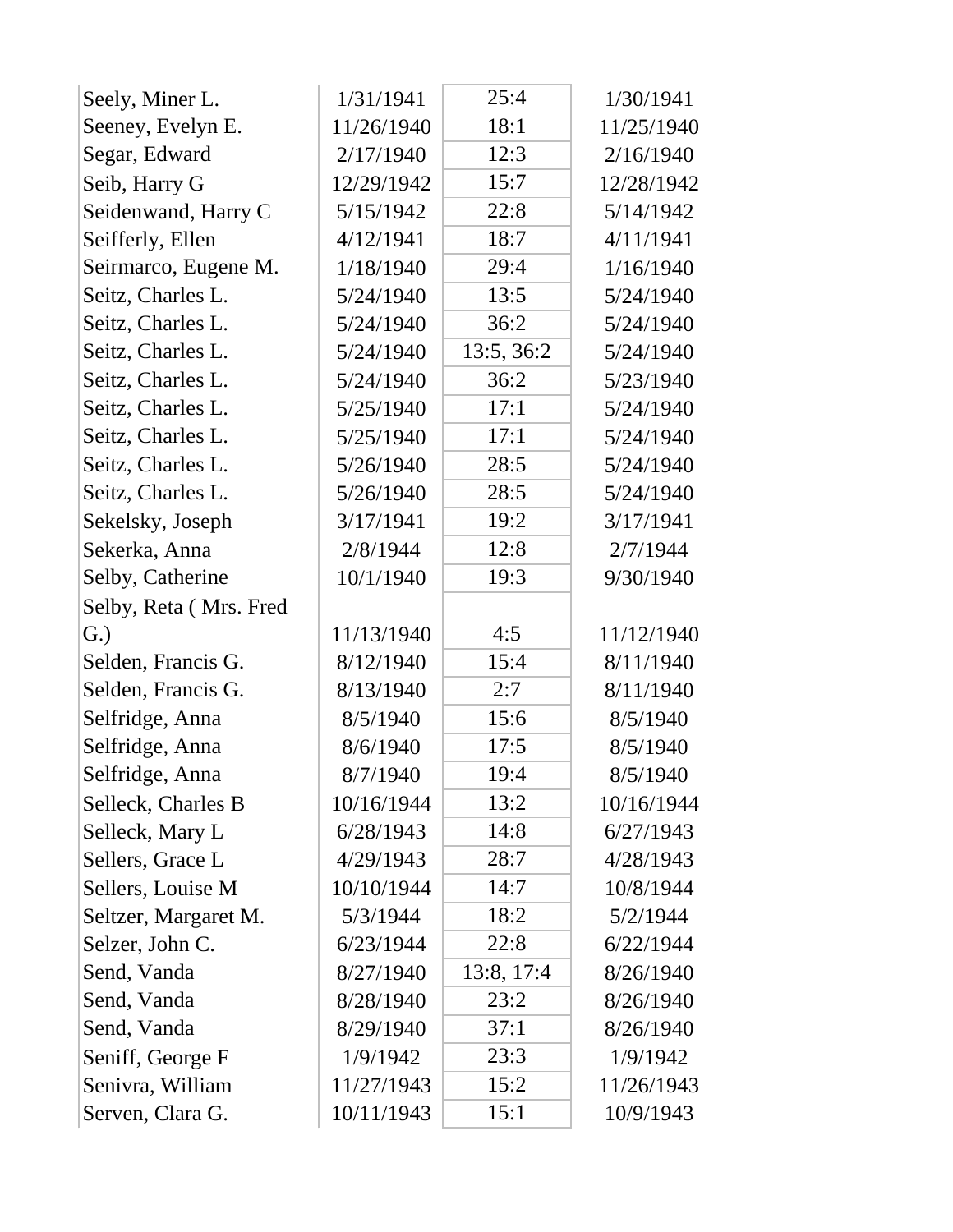| | | | |
|---|---|---|---|
| Seely, Miner L. | 1/31/1941 | 25:4 | 1/30/1941 |
| Seeney, Evelyn E. | 11/26/1940 | 18:1 | 11/25/1940 |
| Segar, Edward | 2/17/1940 | 12:3 | 2/16/1940 |
| Seib, Harry G | 12/29/1942 | 15:7 | 12/28/1942 |
| Seidenwand, Harry C | 5/15/1942 | 22:8 | 5/14/1942 |
| Seifferly, Ellen | 4/12/1941 | 18:7 | 4/11/1941 |
| Seirmarco, Eugene M. | 1/18/1940 | 29:4 | 1/16/1940 |
| Seitz, Charles L. | 5/24/1940 | 13:5 | 5/24/1940 |
| Seitz, Charles L. | 5/24/1940 | 36:2 | 5/24/1940 |
| Seitz, Charles L. | 5/24/1940 | 13:5, 36:2 | 5/24/1940 |
| Seitz, Charles L. | 5/24/1940 | 36:2 | 5/23/1940 |
| Seitz, Charles L. | 5/25/1940 | 17:1 | 5/24/1940 |
| Seitz, Charles L. | 5/25/1940 | 17:1 | 5/24/1940 |
| Seitz, Charles L. | 5/26/1940 | 28:5 | 5/24/1940 |
| Seitz, Charles L. | 5/26/1940 | 28:5 | 5/24/1940 |
| Sekelsky, Joseph | 3/17/1941 | 19:2 | 3/17/1941 |
| Sekerka, Anna | 2/8/1944 | 12:8 | 2/7/1944 |
| Selby, Catherine | 10/1/1940 | 19:3 | 9/30/1940 |
| Selby, Reta ( Mrs. Fred G.) | 11/13/1940 | 4:5 | 11/12/1940 |
| Selden, Francis G. | 8/12/1940 | 15:4 | 8/11/1940 |
| Selden, Francis G. | 8/13/1940 | 2:7 | 8/11/1940 |
| Selfridge, Anna | 8/5/1940 | 15:6 | 8/5/1940 |
| Selfridge, Anna | 8/6/1940 | 17:5 | 8/5/1940 |
| Selfridge, Anna | 8/7/1940 | 19:4 | 8/5/1940 |
| Selleck, Charles B | 10/16/1944 | 13:2 | 10/16/1944 |
| Selleck, Mary L | 6/28/1943 | 14:8 | 6/27/1943 |
| Sellers, Grace L | 4/29/1943 | 28:7 | 4/28/1943 |
| Sellers, Louise M | 10/10/1944 | 14:7 | 10/8/1944 |
| Seltzer, Margaret M. | 5/3/1944 | 18:2 | 5/2/1944 |
| Selzer, John C. | 6/23/1944 | 22:8 | 6/22/1944 |
| Send, Vanda | 8/27/1940 | 13:8, 17:4 | 8/26/1940 |
| Send, Vanda | 8/28/1940 | 23:2 | 8/26/1940 |
| Send, Vanda | 8/29/1940 | 37:1 | 8/26/1940 |
| Seniff, George F | 1/9/1942 | 23:3 | 1/9/1942 |
| Senivra, William | 11/27/1943 | 15:2 | 11/26/1943 |
| Serven, Clara G. | 10/11/1943 | 15:1 | 10/9/1943 |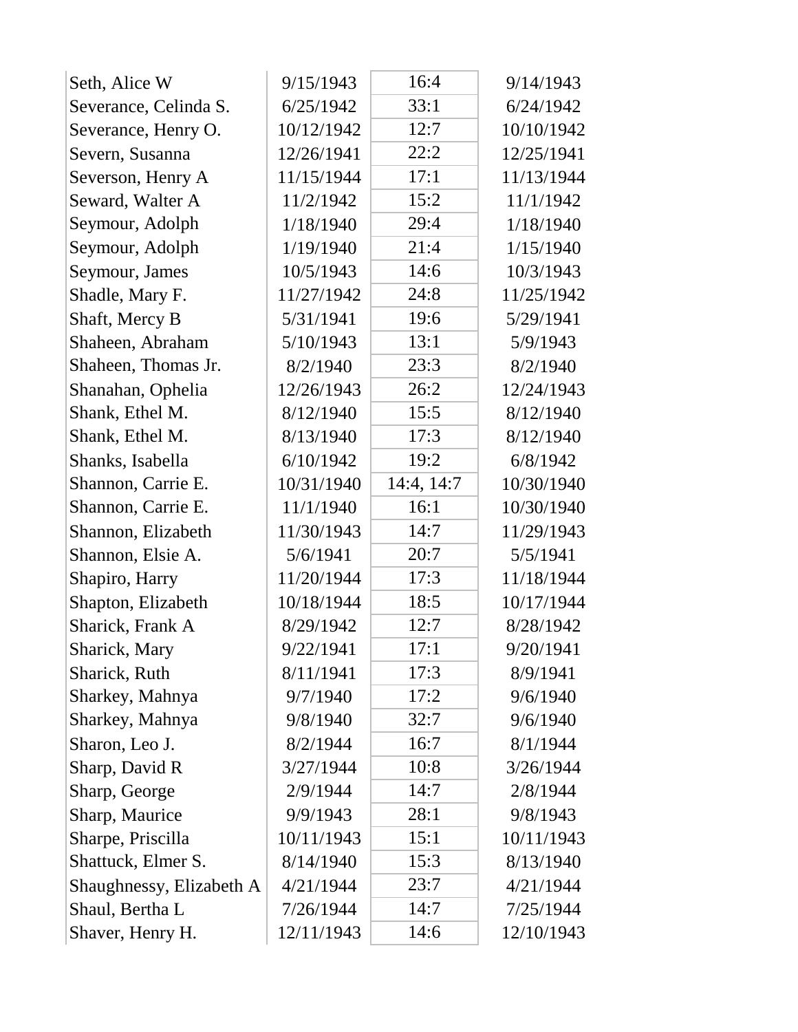| | | | |
|---|---|---|---|
| Seth, Alice W | 9/15/1943 | 16:4 | 9/14/1943 |
| Severance, Celinda S. | 6/25/1942 | 33:1 | 6/24/1942 |
| Severance, Henry O. | 10/12/1942 | 12:7 | 10/10/1942 |
| Severn, Susanna | 12/26/1941 | 22:2 | 12/25/1941 |
| Severson, Henry A | 11/15/1944 | 17:1 | 11/13/1944 |
| Seward, Walter A | 11/2/1942 | 15:2 | 11/1/1942 |
| Seymour, Adolph | 1/18/1940 | 29:4 | 1/18/1940 |
| Seymour, Adolph | 1/19/1940 | 21:4 | 1/15/1940 |
| Seymour, James | 10/5/1943 | 14:6 | 10/3/1943 |
| Shadle, Mary F. | 11/27/1942 | 24:8 | 11/25/1942 |
| Shaft, Mercy B | 5/31/1941 | 19:6 | 5/29/1941 |
| Shaheen, Abraham | 5/10/1943 | 13:1 | 5/9/1943 |
| Shaheen, Thomas Jr. | 8/2/1940 | 23:3 | 8/2/1940 |
| Shanahan, Ophelia | 12/26/1943 | 26:2 | 12/24/1943 |
| Shank, Ethel M. | 8/12/1940 | 15:5 | 8/12/1940 |
| Shank, Ethel M. | 8/13/1940 | 17:3 | 8/12/1940 |
| Shanks, Isabella | 6/10/1942 | 19:2 | 6/8/1942 |
| Shannon, Carrie E. | 10/31/1940 | 14:4, 14:7 | 10/30/1940 |
| Shannon, Carrie E. | 11/1/1940 | 16:1 | 10/30/1940 |
| Shannon, Elizabeth | 11/30/1943 | 14:7 | 11/29/1943 |
| Shannon, Elsie A. | 5/6/1941 | 20:7 | 5/5/1941 |
| Shapiro, Harry | 11/20/1944 | 17:3 | 11/18/1944 |
| Shapton, Elizabeth | 10/18/1944 | 18:5 | 10/17/1944 |
| Sharick, Frank A | 8/29/1942 | 12:7 | 8/28/1942 |
| Sharick, Mary | 9/22/1941 | 17:1 | 9/20/1941 |
| Sharick, Ruth | 8/11/1941 | 17:3 | 8/9/1941 |
| Sharkey, Mahnya | 9/7/1940 | 17:2 | 9/6/1940 |
| Sharkey, Mahnya | 9/8/1940 | 32:7 | 9/6/1940 |
| Sharon, Leo J. | 8/2/1944 | 16:7 | 8/1/1944 |
| Sharp, David R | 3/27/1944 | 10:8 | 3/26/1944 |
| Sharp, George | 2/9/1944 | 14:7 | 2/8/1944 |
| Sharp, Maurice | 9/9/1943 | 28:1 | 9/8/1943 |
| Sharpe, Priscilla | 10/11/1943 | 15:1 | 10/11/1943 |
| Shattuck, Elmer S. | 8/14/1940 | 15:3 | 8/13/1940 |
| Shaughnessy, Elizabeth A | 4/21/1944 | 23:7 | 4/21/1944 |
| Shaul, Bertha L | 7/26/1944 | 14:7 | 7/25/1944 |
| Shaver, Henry H. | 12/11/1943 | 14:6 | 12/10/1943 |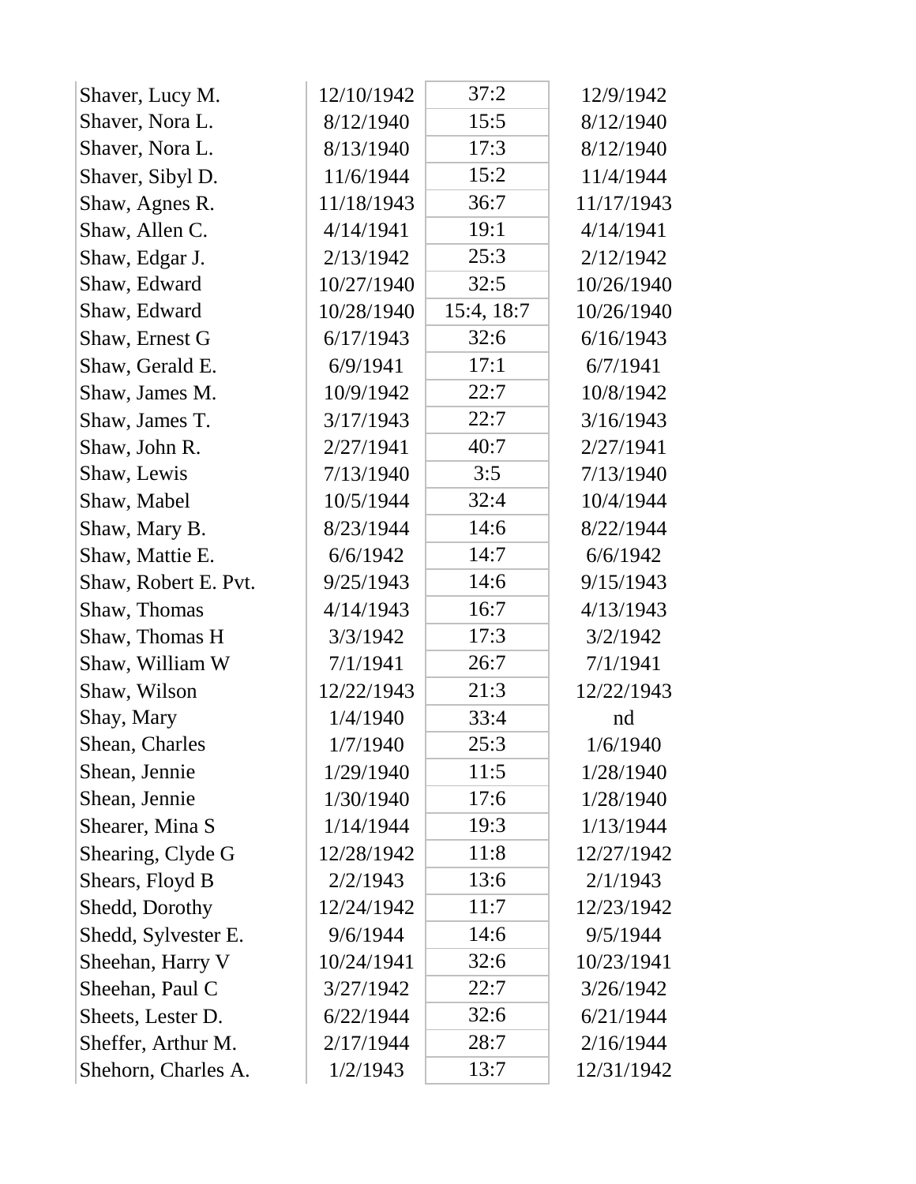| | | | |
|---|---|---|---|
| Shaver, Lucy M. | 12/10/1942 | 37:2 | 12/9/1942 |
| Shaver, Nora L. | 8/12/1940 | 15:5 | 8/12/1940 |
| Shaver, Nora L. | 8/13/1940 | 17:3 | 8/12/1940 |
| Shaver, Sibyl D. | 11/6/1944 | 15:2 | 11/4/1944 |
| Shaw, Agnes R. | 11/18/1943 | 36:7 | 11/17/1943 |
| Shaw, Allen C. | 4/14/1941 | 19:1 | 4/14/1941 |
| Shaw, Edgar J. | 2/13/1942 | 25:3 | 2/12/1942 |
| Shaw, Edward | 10/27/1940 | 32:5 | 10/26/1940 |
| Shaw, Edward | 10/28/1940 | 15:4, 18:7 | 10/26/1940 |
| Shaw, Ernest G | 6/17/1943 | 32:6 | 6/16/1943 |
| Shaw, Gerald E. | 6/9/1941 | 17:1 | 6/7/1941 |
| Shaw, James M. | 10/9/1942 | 22:7 | 10/8/1942 |
| Shaw, James T. | 3/17/1943 | 22:7 | 3/16/1943 |
| Shaw, John R. | 2/27/1941 | 40:7 | 2/27/1941 |
| Shaw, Lewis | 7/13/1940 | 3:5 | 7/13/1940 |
| Shaw, Mabel | 10/5/1944 | 32:4 | 10/4/1944 |
| Shaw, Mary B. | 8/23/1944 | 14:6 | 8/22/1944 |
| Shaw, Mattie E. | 6/6/1942 | 14:7 | 6/6/1942 |
| Shaw, Robert E. Pvt. | 9/25/1943 | 14:6 | 9/15/1943 |
| Shaw, Thomas | 4/14/1943 | 16:7 | 4/13/1943 |
| Shaw, Thomas H | 3/3/1942 | 17:3 | 3/2/1942 |
| Shaw, William W | 7/1/1941 | 26:7 | 7/1/1941 |
| Shaw, Wilson | 12/22/1943 | 21:3 | 12/22/1943 |
| Shay, Mary | 1/4/1940 | 33:4 | nd |
| Shean, Charles | 1/7/1940 | 25:3 | 1/6/1940 |
| Shean, Jennie | 1/29/1940 | 11:5 | 1/28/1940 |
| Shean, Jennie | 1/30/1940 | 17:6 | 1/28/1940 |
| Shearer, Mina S | 1/14/1944 | 19:3 | 1/13/1944 |
| Shearing, Clyde G | 12/28/1942 | 11:8 | 12/27/1942 |
| Shears, Floyd B | 2/2/1943 | 13:6 | 2/1/1943 |
| Shedd, Dorothy | 12/24/1942 | 11:7 | 12/23/1942 |
| Shedd, Sylvester E. | 9/6/1944 | 14:6 | 9/5/1944 |
| Sheehan, Harry V | 10/24/1941 | 32:6 | 10/23/1941 |
| Sheehan, Paul C | 3/27/1942 | 22:7 | 3/26/1942 |
| Sheets, Lester D. | 6/22/1944 | 32:6 | 6/21/1944 |
| Sheffer, Arthur M. | 2/17/1944 | 28:7 | 2/16/1944 |
| Shehorn, Charles A. | 1/2/1943 | 13:7 | 12/31/1942 |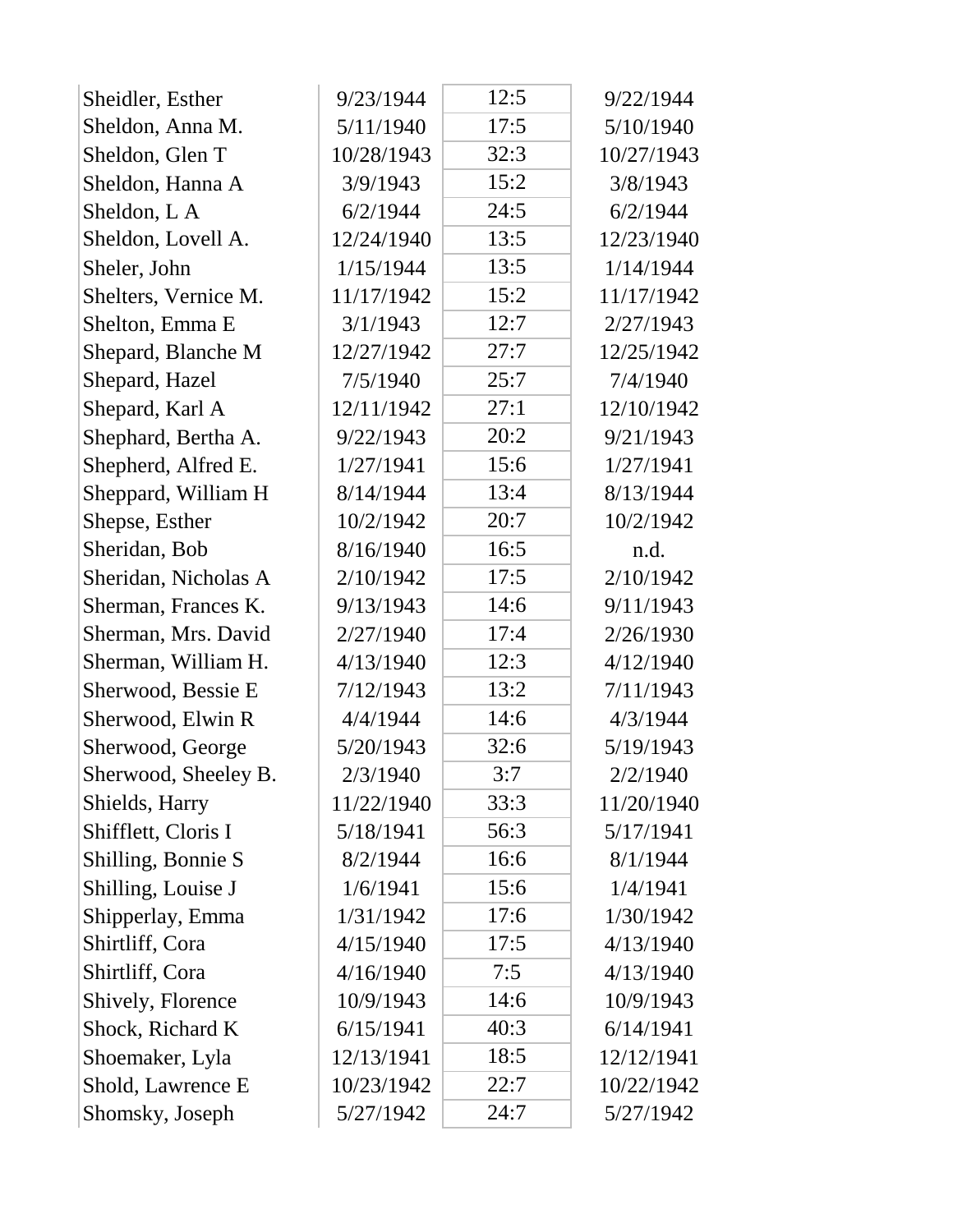| | | | |
|---|---|---|---|
| Sheidler, Esther | 9/23/1944 | 12:5 | 9/22/1944 |
| Sheldon, Anna M. | 5/11/1940 | 17:5 | 5/10/1940 |
| Sheldon, Glen T | 10/28/1943 | 32:3 | 10/27/1943 |
| Sheldon, Hanna A | 3/9/1943 | 15:2 | 3/8/1943 |
| Sheldon, L A | 6/2/1944 | 24:5 | 6/2/1944 |
| Sheldon, Lovell A. | 12/24/1940 | 13:5 | 12/23/1940 |
| Sheler, John | 1/15/1944 | 13:5 | 1/14/1944 |
| Shelters, Vernice M. | 11/17/1942 | 15:2 | 11/17/1942 |
| Shelton, Emma E | 3/1/1943 | 12:7 | 2/27/1943 |
| Shepard, Blanche M | 12/27/1942 | 27:7 | 12/25/1942 |
| Shepard, Hazel | 7/5/1940 | 25:7 | 7/4/1940 |
| Shepard, Karl A | 12/11/1942 | 27:1 | 12/10/1942 |
| Shephard, Bertha A. | 9/22/1943 | 20:2 | 9/21/1943 |
| Shepherd, Alfred E. | 1/27/1941 | 15:6 | 1/27/1941 |
| Sheppard, William H | 8/14/1944 | 13:4 | 8/13/1944 |
| Shepse, Esther | 10/2/1942 | 20:7 | 10/2/1942 |
| Sheridan, Bob | 8/16/1940 | 16:5 | n.d. |
| Sheridan, Nicholas A | 2/10/1942 | 17:5 | 2/10/1942 |
| Sherman, Frances K. | 9/13/1943 | 14:6 | 9/11/1943 |
| Sherman, Mrs. David | 2/27/1940 | 17:4 | 2/26/1930 |
| Sherman, William H. | 4/13/1940 | 12:3 | 4/12/1940 |
| Sherwood, Bessie E | 7/12/1943 | 13:2 | 7/11/1943 |
| Sherwood, Elwin R | 4/4/1944 | 14:6 | 4/3/1944 |
| Sherwood, George | 5/20/1943 | 32:6 | 5/19/1943 |
| Sherwood, Sheeley B. | 2/3/1940 | 3:7 | 2/2/1940 |
| Shields, Harry | 11/22/1940 | 33:3 | 11/20/1940 |
| Shifflett, Cloris I | 5/18/1941 | 56:3 | 5/17/1941 |
| Shilling, Bonnie S | 8/2/1944 | 16:6 | 8/1/1944 |
| Shilling, Louise J | 1/6/1941 | 15:6 | 1/4/1941 |
| Shipperlay, Emma | 1/31/1942 | 17:6 | 1/30/1942 |
| Shirtliff, Cora | 4/15/1940 | 17:5 | 4/13/1940 |
| Shirtliff, Cora | 4/16/1940 | 7:5 | 4/13/1940 |
| Shively, Florence | 10/9/1943 | 14:6 | 10/9/1943 |
| Shock, Richard K | 6/15/1941 | 40:3 | 6/14/1941 |
| Shoemaker, Lyla | 12/13/1941 | 18:5 | 12/12/1941 |
| Shold, Lawrence E | 10/23/1942 | 22:7 | 10/22/1942 |
| Shomsky, Joseph | 5/27/1942 | 24:7 | 5/27/1942 |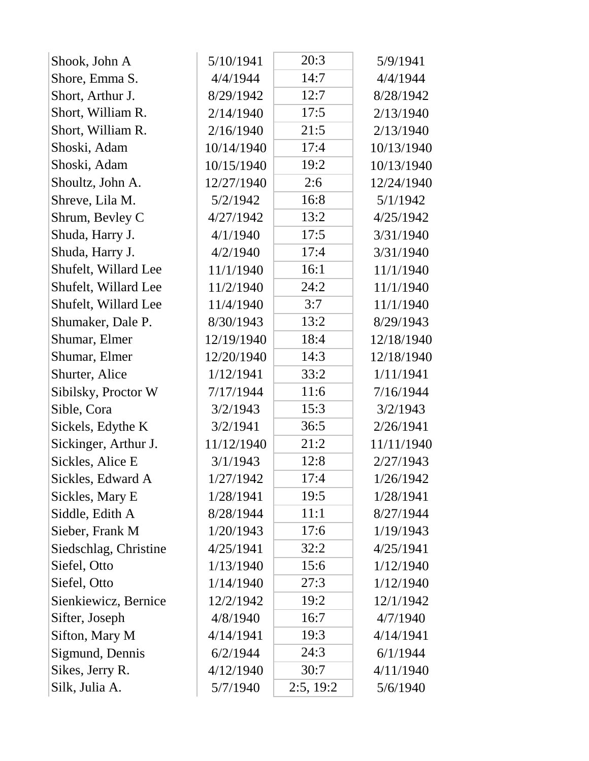| | | | |
|---|---|---|---|
| Shook, John A | 5/10/1941 | 20:3 | 5/9/1941 |
| Shore, Emma S. | 4/4/1944 | 14:7 | 4/4/1944 |
| Short, Arthur J. | 8/29/1942 | 12:7 | 8/28/1942 |
| Short, William R. | 2/14/1940 | 17:5 | 2/13/1940 |
| Short, William R. | 2/16/1940 | 21:5 | 2/13/1940 |
| Shoski, Adam | 10/14/1940 | 17:4 | 10/13/1940 |
| Shoski, Adam | 10/15/1940 | 19:2 | 10/13/1940 |
| Shoultz, John A. | 12/27/1940 | 2:6 | 12/24/1940 |
| Shreve, Lila M. | 5/2/1942 | 16:8 | 5/1/1942 |
| Shrum, Bevley C | 4/27/1942 | 13:2 | 4/25/1942 |
| Shuda, Harry J. | 4/1/1940 | 17:5 | 3/31/1940 |
| Shuda, Harry J. | 4/2/1940 | 17:4 | 3/31/1940 |
| Shufelt, Willard Lee | 11/1/1940 | 16:1 | 11/1/1940 |
| Shufelt, Willard Lee | 11/2/1940 | 24:2 | 11/1/1940 |
| Shufelt, Willard Lee | 11/4/1940 | 3:7 | 11/1/1940 |
| Shumaker, Dale P. | 8/30/1943 | 13:2 | 8/29/1943 |
| Shumar, Elmer | 12/19/1940 | 18:4 | 12/18/1940 |
| Shumar, Elmer | 12/20/1940 | 14:3 | 12/18/1940 |
| Shurter, Alice | 1/12/1941 | 33:2 | 1/11/1941 |
| Sibilsky, Proctor W | 7/17/1944 | 11:6 | 7/16/1944 |
| Sible, Cora | 3/2/1943 | 15:3 | 3/2/1943 |
| Sickels, Edythe K | 3/2/1941 | 36:5 | 2/26/1941 |
| Sickinger, Arthur J. | 11/12/1940 | 21:2 | 11/11/1940 |
| Sickles, Alice E | 3/1/1943 | 12:8 | 2/27/1943 |
| Sickles, Edward A | 1/27/1942 | 17:4 | 1/26/1942 |
| Sickles, Mary E | 1/28/1941 | 19:5 | 1/28/1941 |
| Siddle, Edith A | 8/28/1944 | 11:1 | 8/27/1944 |
| Sieber, Frank M | 1/20/1943 | 17:6 | 1/19/1943 |
| Siedschlag, Christine | 4/25/1941 | 32:2 | 4/25/1941 |
| Siefel, Otto | 1/13/1940 | 15:6 | 1/12/1940 |
| Siefel, Otto | 1/14/1940 | 27:3 | 1/12/1940 |
| Sienkiewicz, Bernice | 12/2/1942 | 19:2 | 12/1/1942 |
| Sifter, Joseph | 4/8/1940 | 16:7 | 4/7/1940 |
| Sifton, Mary M | 4/14/1941 | 19:3 | 4/14/1941 |
| Sigmund, Dennis | 6/2/1944 | 24:3 | 6/1/1944 |
| Sikes, Jerry R. | 4/12/1940 | 30:7 | 4/11/1940 |
| Silk, Julia A. | 5/7/1940 | 2:5, 19:2 | 5/6/1940 |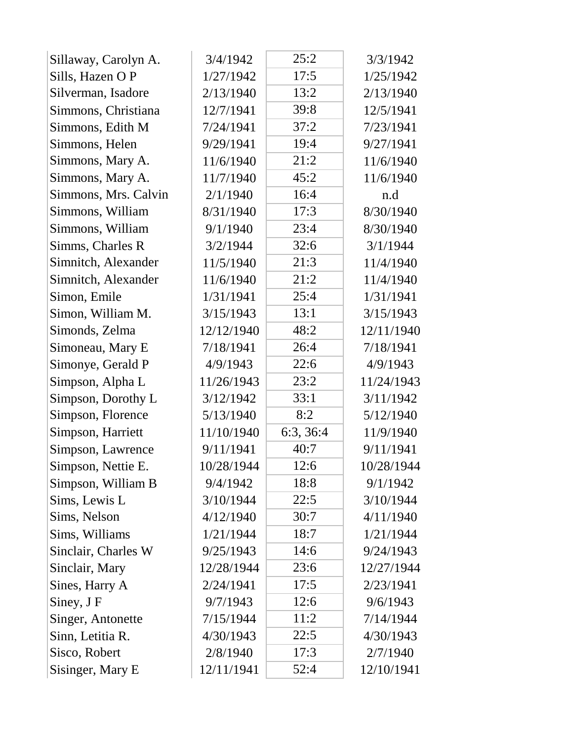| | | | |
|---|---|---|---|
| Sillaway, Carolyn A. | 3/4/1942 | 25:2 | 3/3/1942 |
| Sills, Hazen O P | 1/27/1942 | 17:5 | 1/25/1942 |
| Silverman, Isadore | 2/13/1940 | 13:2 | 2/13/1940 |
| Simmons, Christiana | 12/7/1941 | 39:8 | 12/5/1941 |
| Simmons, Edith M | 7/24/1941 | 37:2 | 7/23/1941 |
| Simmons, Helen | 9/29/1941 | 19:4 | 9/27/1941 |
| Simmons, Mary A. | 11/6/1940 | 21:2 | 11/6/1940 |
| Simmons, Mary A. | 11/7/1940 | 45:2 | 11/6/1940 |
| Simmons, Mrs. Calvin | 2/1/1940 | 16:4 | n.d |
| Simmons, William | 8/31/1940 | 17:3 | 8/30/1940 |
| Simmons, William | 9/1/1940 | 23:4 | 8/30/1940 |
| Simms, Charles R | 3/2/1944 | 32:6 | 3/1/1944 |
| Simnitch, Alexander | 11/5/1940 | 21:3 | 11/4/1940 |
| Simnitch, Alexander | 11/6/1940 | 21:2 | 11/4/1940 |
| Simon, Emile | 1/31/1941 | 25:4 | 1/31/1941 |
| Simon, William M. | 3/15/1943 | 13:1 | 3/15/1943 |
| Simonds, Zelma | 12/12/1940 | 48:2 | 12/11/1940 |
| Simoneau, Mary E | 7/18/1941 | 26:4 | 7/18/1941 |
| Simonye, Gerald P | 4/9/1943 | 22:6 | 4/9/1943 |
| Simpson, Alpha L | 11/26/1943 | 23:2 | 11/24/1943 |
| Simpson, Dorothy L | 3/12/1942 | 33:1 | 3/11/1942 |
| Simpson, Florence | 5/13/1940 | 8:2 | 5/12/1940 |
| Simpson, Harriett | 11/10/1940 | 6:3, 36:4 | 11/9/1940 |
| Simpson, Lawrence | 9/11/1941 | 40:7 | 9/11/1941 |
| Simpson, Nettie E. | 10/28/1944 | 12:6 | 10/28/1944 |
| Simpson, William B | 9/4/1942 | 18:8 | 9/1/1942 |
| Sims, Lewis L | 3/10/1944 | 22:5 | 3/10/1944 |
| Sims, Nelson | 4/12/1940 | 30:7 | 4/11/1940 |
| Sims, Williams | 1/21/1944 | 18:7 | 1/21/1944 |
| Sinclair, Charles W | 9/25/1943 | 14:6 | 9/24/1943 |
| Sinclair, Mary | 12/28/1944 | 23:6 | 12/27/1944 |
| Sines, Harry A | 2/24/1941 | 17:5 | 2/23/1941 |
| Siney, J F | 9/7/1943 | 12:6 | 9/6/1943 |
| Singer, Antonette | 7/15/1944 | 11:2 | 7/14/1944 |
| Sinn, Letitia R. | 4/30/1943 | 22:5 | 4/30/1943 |
| Sisco, Robert | 2/8/1940 | 17:3 | 2/7/1940 |
| Sisinger, Mary E | 12/11/1941 | 52:4 | 12/10/1941 |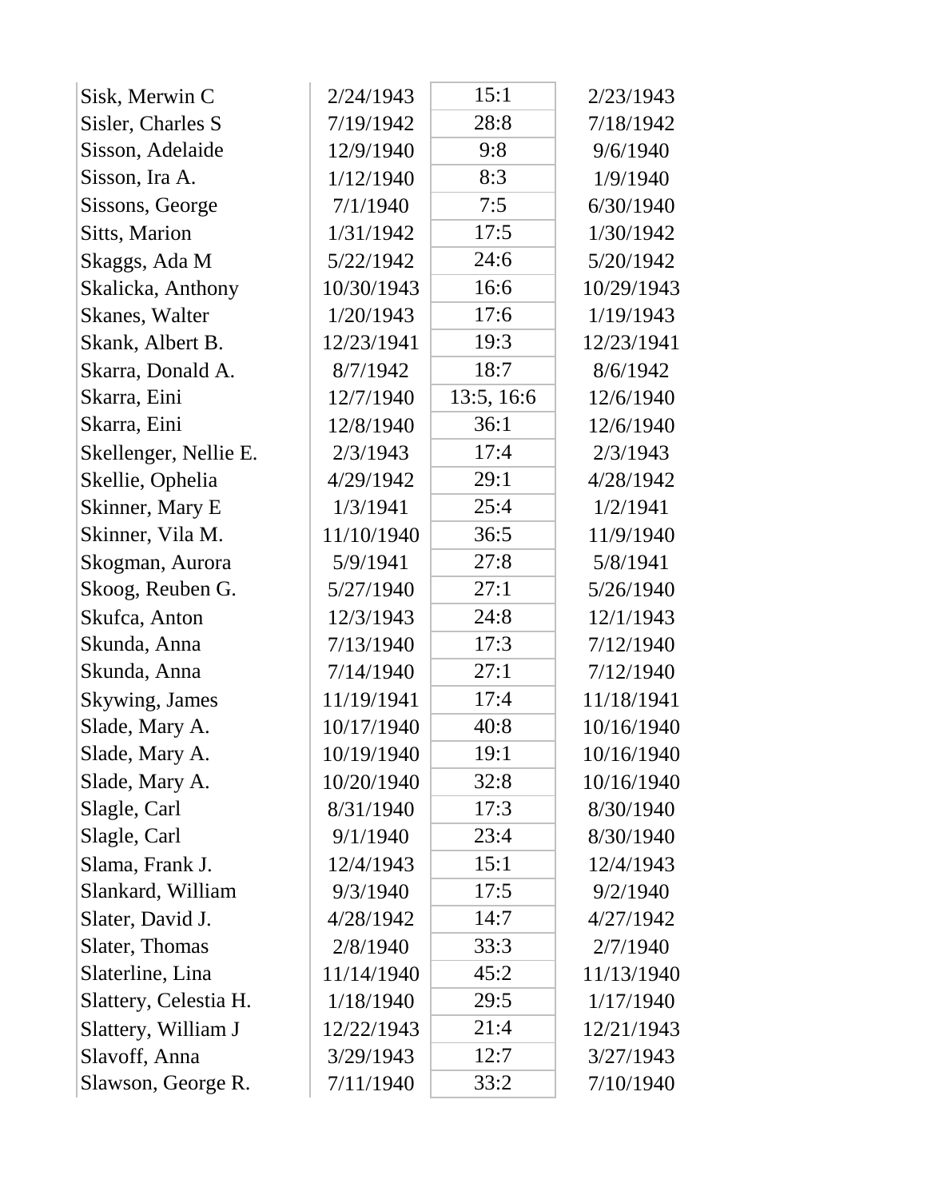| | | | |
|---|---|---|---|
| Sisk, Merwin C | 2/24/1943 | 15:1 | 2/23/1943 |
| Sisler, Charles S | 7/19/1942 | 28:8 | 7/18/1942 |
| Sisson, Adelaide | 12/9/1940 | 9:8 | 9/6/1940 |
| Sisson, Ira A. | 1/12/1940 | 8:3 | 1/9/1940 |
| Sissons, George | 7/1/1940 | 7:5 | 6/30/1940 |
| Sitts, Marion | 1/31/1942 | 17:5 | 1/30/1942 |
| Skaggs, Ada M | 5/22/1942 | 24:6 | 5/20/1942 |
| Skalicka, Anthony | 10/30/1943 | 16:6 | 10/29/1943 |
| Skanes, Walter | 1/20/1943 | 17:6 | 1/19/1943 |
| Skank, Albert B. | 12/23/1941 | 19:3 | 12/23/1941 |
| Skarra, Donald A. | 8/7/1942 | 18:7 | 8/6/1942 |
| Skarra, Eini | 12/7/1940 | 13:5, 16:6 | 12/6/1940 |
| Skarra, Eini | 12/8/1940 | 36:1 | 12/6/1940 |
| Skellenger, Nellie E. | 2/3/1943 | 17:4 | 2/3/1943 |
| Skellie, Ophelia | 4/29/1942 | 29:1 | 4/28/1942 |
| Skinner, Mary E | 1/3/1941 | 25:4 | 1/2/1941 |
| Skinner, Vila M. | 11/10/1940 | 36:5 | 11/9/1940 |
| Skogman, Aurora | 5/9/1941 | 27:8 | 5/8/1941 |
| Skoog, Reuben G. | 5/27/1940 | 27:1 | 5/26/1940 |
| Skufca, Anton | 12/3/1943 | 24:8 | 12/1/1943 |
| Skunda, Anna | 7/13/1940 | 17:3 | 7/12/1940 |
| Skunda, Anna | 7/14/1940 | 27:1 | 7/12/1940 |
| Skywing, James | 11/19/1941 | 17:4 | 11/18/1941 |
| Slade, Mary A. | 10/17/1940 | 40:8 | 10/16/1940 |
| Slade, Mary A. | 10/19/1940 | 19:1 | 10/16/1940 |
| Slade, Mary A. | 10/20/1940 | 32:8 | 10/16/1940 |
| Slagle, Carl | 8/31/1940 | 17:3 | 8/30/1940 |
| Slagle, Carl | 9/1/1940 | 23:4 | 8/30/1940 |
| Slama, Frank J. | 12/4/1943 | 15:1 | 12/4/1943 |
| Slankard, William | 9/3/1940 | 17:5 | 9/2/1940 |
| Slater, David J. | 4/28/1942 | 14:7 | 4/27/1942 |
| Slater, Thomas | 2/8/1940 | 33:3 | 2/7/1940 |
| Slaterline, Lina | 11/14/1940 | 45:2 | 11/13/1940 |
| Slattery, Celestia H. | 1/18/1940 | 29:5 | 1/17/1940 |
| Slattery, William J | 12/22/1943 | 21:4 | 12/21/1943 |
| Slavoff, Anna | 3/29/1943 | 12:7 | 3/27/1943 |
| Slawson, George R. | 7/11/1940 | 33:2 | 7/10/1940 |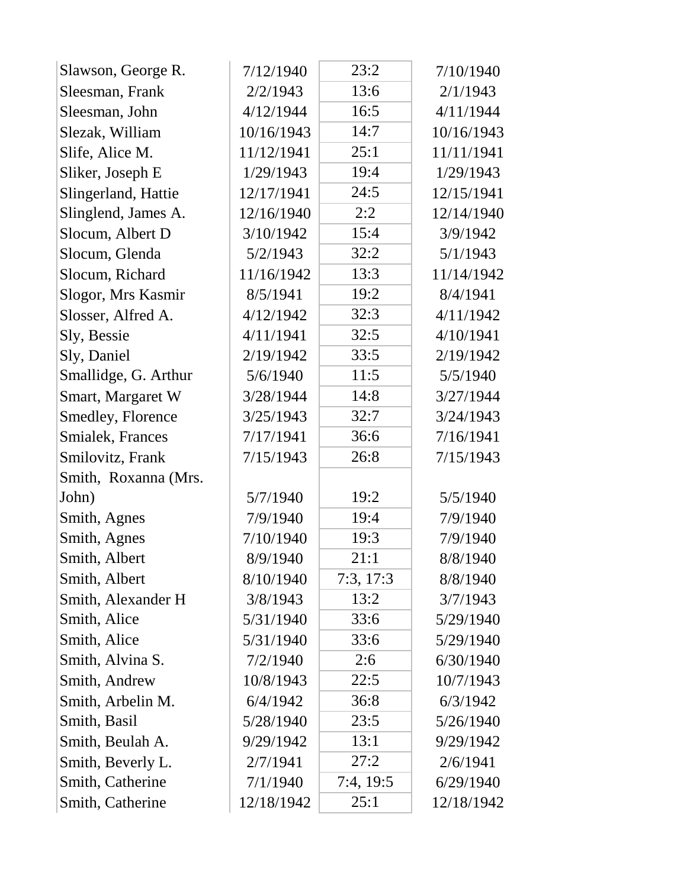| | | | |
|---|---|---|---|
| Slawson, George R. | 7/12/1940 | 23:2 | 7/10/1940 |
| Sleesman, Frank | 2/2/1943 | 13:6 | 2/1/1943 |
| Sleesman, John | 4/12/1944 | 16:5 | 4/11/1944 |
| Slezak, William | 10/16/1943 | 14:7 | 10/16/1943 |
| Slife, Alice M. | 11/12/1941 | 25:1 | 11/11/1941 |
| Sliker, Joseph E | 1/29/1943 | 19:4 | 1/29/1943 |
| Slingerland, Hattie | 12/17/1941 | 24:5 | 12/15/1941 |
| Slinglend, James A. | 12/16/1940 | 2:2 | 12/14/1940 |
| Slocum, Albert D | 3/10/1942 | 15:4 | 3/9/1942 |
| Slocum, Glenda | 5/2/1943 | 32:2 | 5/1/1943 |
| Slocum, Richard | 11/16/1942 | 13:3 | 11/14/1942 |
| Slogor, Mrs Kasmir | 8/5/1941 | 19:2 | 8/4/1941 |
| Slosser, Alfred A. | 4/12/1942 | 32:3 | 4/11/1942 |
| Sly, Bessie | 4/11/1941 | 32:5 | 4/10/1941 |
| Sly, Daniel | 2/19/1942 | 33:5 | 2/19/1942 |
| Smallidge, G. Arthur | 5/6/1940 | 11:5 | 5/5/1940 |
| Smart, Margaret W | 3/28/1944 | 14:8 | 3/27/1944 |
| Smedley, Florence | 3/25/1943 | 32:7 | 3/24/1943 |
| Smialek, Frances | 7/17/1941 | 36:6 | 7/16/1941 |
| Smilovitz, Frank | 7/15/1943 | 26:8 | 7/15/1943 |
| Smith, Roxanna (Mrs. John) | 5/7/1940 | 19:2 | 5/5/1940 |
| Smith, Agnes | 7/9/1940 | 19:4 | 7/9/1940 |
| Smith, Agnes | 7/10/1940 | 19:3 | 7/9/1940 |
| Smith, Albert | 8/9/1940 | 21:1 | 8/8/1940 |
| Smith, Albert | 8/10/1940 | 7:3, 17:3 | 8/8/1940 |
| Smith, Alexander H | 3/8/1943 | 13:2 | 3/7/1943 |
| Smith, Alice | 5/31/1940 | 33:6 | 5/29/1940 |
| Smith, Alice | 5/31/1940 | 33:6 | 5/29/1940 |
| Smith, Alvina S. | 7/2/1940 | 2:6 | 6/30/1940 |
| Smith, Andrew | 10/8/1943 | 22:5 | 10/7/1943 |
| Smith, Arbelin M. | 6/4/1942 | 36:8 | 6/3/1942 |
| Smith, Basil | 5/28/1940 | 23:5 | 5/26/1940 |
| Smith, Beulah A. | 9/29/1942 | 13:1 | 9/29/1942 |
| Smith, Beverly L. | 2/7/1941 | 27:2 | 2/6/1941 |
| Smith, Catherine | 7/1/1940 | 7:4, 19:5 | 6/29/1940 |
| Smith, Catherine | 12/18/1942 | 25:1 | 12/18/1942 |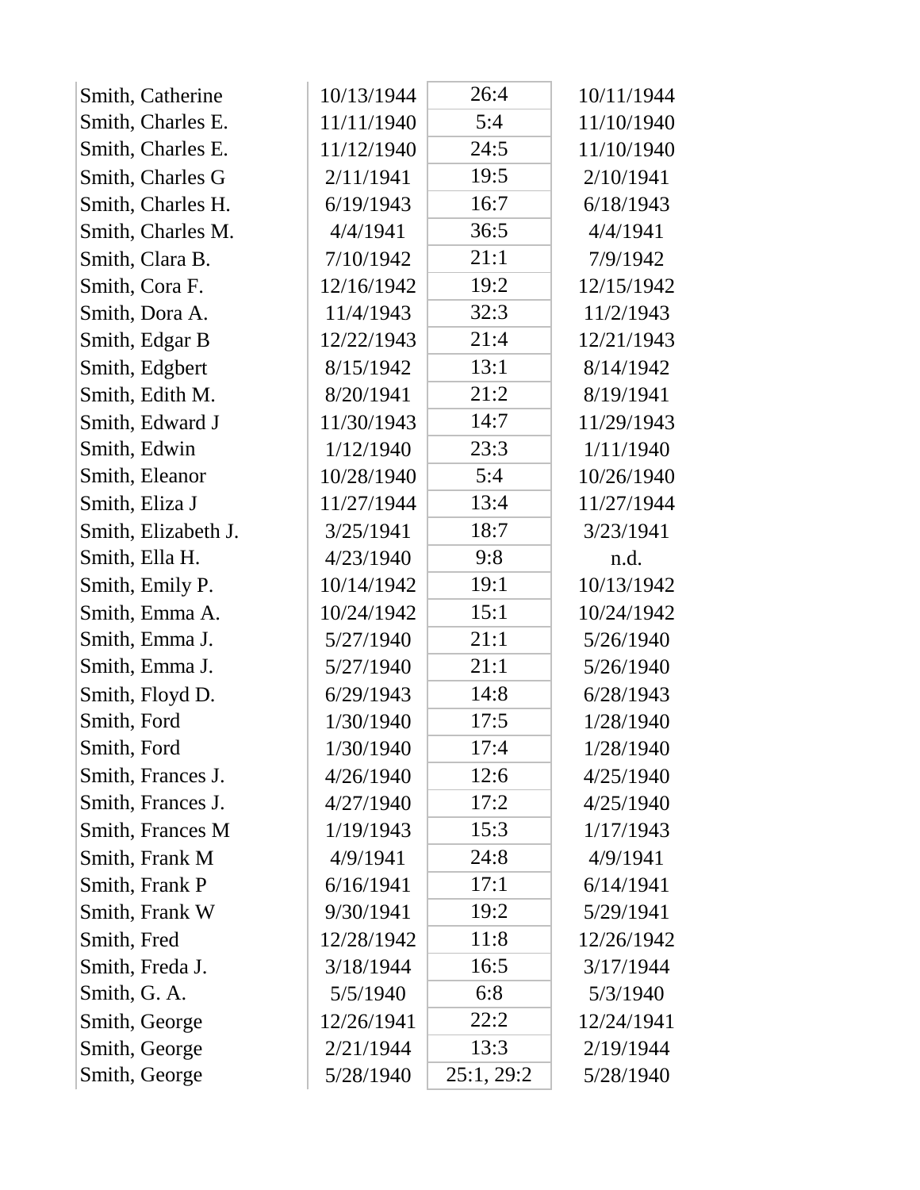| | | | |
|---|---|---|---|
| Smith, Catherine | 10/13/1944 | 26:4 | 10/11/1944 |
| Smith, Charles E. | 11/11/1940 | 5:4 | 11/10/1940 |
| Smith, Charles E. | 11/12/1940 | 24:5 | 11/10/1940 |
| Smith, Charles G | 2/11/1941 | 19:5 | 2/10/1941 |
| Smith, Charles H. | 6/19/1943 | 16:7 | 6/18/1943 |
| Smith, Charles M. | 4/4/1941 | 36:5 | 4/4/1941 |
| Smith, Clara B. | 7/10/1942 | 21:1 | 7/9/1942 |
| Smith, Cora F. | 12/16/1942 | 19:2 | 12/15/1942 |
| Smith, Dora A. | 11/4/1943 | 32:3 | 11/2/1943 |
| Smith, Edgar B | 12/22/1943 | 21:4 | 12/21/1943 |
| Smith, Edgbert | 8/15/1942 | 13:1 | 8/14/1942 |
| Smith, Edith M. | 8/20/1941 | 21:2 | 8/19/1941 |
| Smith, Edward J | 11/30/1943 | 14:7 | 11/29/1943 |
| Smith, Edwin | 1/12/1940 | 23:3 | 1/11/1940 |
| Smith, Eleanor | 10/28/1940 | 5:4 | 10/26/1940 |
| Smith, Eliza J | 11/27/1944 | 13:4 | 11/27/1944 |
| Smith, Elizabeth J. | 3/25/1941 | 18:7 | 3/23/1941 |
| Smith, Ella H. | 4/23/1940 | 9:8 | n.d. |
| Smith, Emily P. | 10/14/1942 | 19:1 | 10/13/1942 |
| Smith, Emma A. | 10/24/1942 | 15:1 | 10/24/1942 |
| Smith, Emma J. | 5/27/1940 | 21:1 | 5/26/1940 |
| Smith, Emma J. | 5/27/1940 | 21:1 | 5/26/1940 |
| Smith, Floyd D. | 6/29/1943 | 14:8 | 6/28/1943 |
| Smith, Ford | 1/30/1940 | 17:5 | 1/28/1940 |
| Smith, Ford | 1/30/1940 | 17:4 | 1/28/1940 |
| Smith, Frances J. | 4/26/1940 | 12:6 | 4/25/1940 |
| Smith, Frances J. | 4/27/1940 | 17:2 | 4/25/1940 |
| Smith, Frances M | 1/19/1943 | 15:3 | 1/17/1943 |
| Smith, Frank M | 4/9/1941 | 24:8 | 4/9/1941 |
| Smith, Frank P | 6/16/1941 | 17:1 | 6/14/1941 |
| Smith, Frank W | 9/30/1941 | 19:2 | 5/29/1941 |
| Smith, Fred | 12/28/1942 | 11:8 | 12/26/1942 |
| Smith, Freda J. | 3/18/1944 | 16:5 | 3/17/1944 |
| Smith, G. A. | 5/5/1940 | 6:8 | 5/3/1940 |
| Smith, George | 12/26/1941 | 22:2 | 12/24/1941 |
| Smith, George | 2/21/1944 | 13:3 | 2/19/1944 |
| Smith, George | 5/28/1940 | 25:1, 29:2 | 5/28/1940 |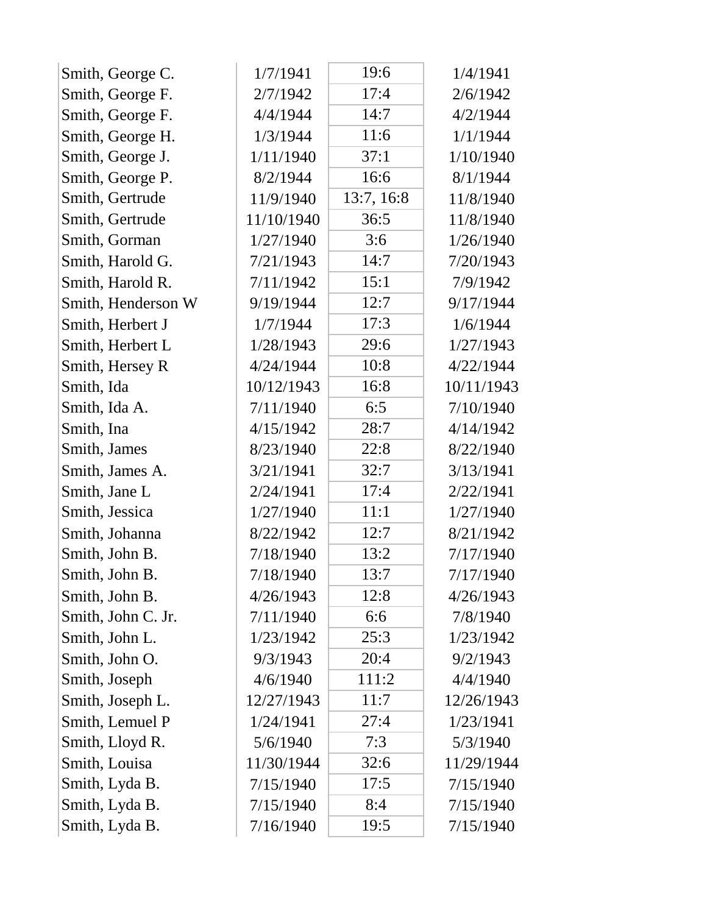| | | | |
|---|---|---|---|
| Smith, George C. | 1/7/1941 | 19:6 | 1/4/1941 |
| Smith, George F. | 2/7/1942 | 17:4 | 2/6/1942 |
| Smith, George F. | 4/4/1944 | 14:7 | 4/2/1944 |
| Smith, George H. | 1/3/1944 | 11:6 | 1/1/1944 |
| Smith, George J. | 1/11/1940 | 37:1 | 1/10/1940 |
| Smith, George P. | 8/2/1944 | 16:6 | 8/1/1944 |
| Smith, Gertrude | 11/9/1940 | 13:7, 16:8 | 11/8/1940 |
| Smith, Gertrude | 11/10/1940 | 36:5 | 11/8/1940 |
| Smith, Gorman | 1/27/1940 | 3:6 | 1/26/1940 |
| Smith, Harold G. | 7/21/1943 | 14:7 | 7/20/1943 |
| Smith, Harold R. | 7/11/1942 | 15:1 | 7/9/1942 |
| Smith, Henderson W | 9/19/1944 | 12:7 | 9/17/1944 |
| Smith, Herbert J | 1/7/1944 | 17:3 | 1/6/1944 |
| Smith, Herbert L | 1/28/1943 | 29:6 | 1/27/1943 |
| Smith, Hersey R | 4/24/1944 | 10:8 | 4/22/1944 |
| Smith, Ida | 10/12/1943 | 16:8 | 10/11/1943 |
| Smith, Ida A. | 7/11/1940 | 6:5 | 7/10/1940 |
| Smith, Ina | 4/15/1942 | 28:7 | 4/14/1942 |
| Smith, James | 8/23/1940 | 22:8 | 8/22/1940 |
| Smith, James A. | 3/21/1941 | 32:7 | 3/13/1941 |
| Smith, Jane L | 2/24/1941 | 17:4 | 2/22/1941 |
| Smith, Jessica | 1/27/1940 | 11:1 | 1/27/1940 |
| Smith, Johanna | 8/22/1942 | 12:7 | 8/21/1942 |
| Smith, John B. | 7/18/1940 | 13:2 | 7/17/1940 |
| Smith, John B. | 7/18/1940 | 13:7 | 7/17/1940 |
| Smith, John B. | 4/26/1943 | 12:8 | 4/26/1943 |
| Smith, John C. Jr. | 7/11/1940 | 6:6 | 7/8/1940 |
| Smith, John L. | 1/23/1942 | 25:3 | 1/23/1942 |
| Smith, John O. | 9/3/1943 | 20:4 | 9/2/1943 |
| Smith, Joseph | 4/6/1940 | 111:2 | 4/4/1940 |
| Smith, Joseph L. | 12/27/1943 | 11:7 | 12/26/1943 |
| Smith, Lemuel P | 1/24/1941 | 27:4 | 1/23/1941 |
| Smith, Lloyd R. | 5/6/1940 | 7:3 | 5/3/1940 |
| Smith, Louisa | 11/30/1944 | 32:6 | 11/29/1944 |
| Smith, Lyda B. | 7/15/1940 | 17:5 | 7/15/1940 |
| Smith, Lyda B. | 7/15/1940 | 8:4 | 7/15/1940 |
| Smith, Lyda B. | 7/16/1940 | 19:5 | 7/15/1940 |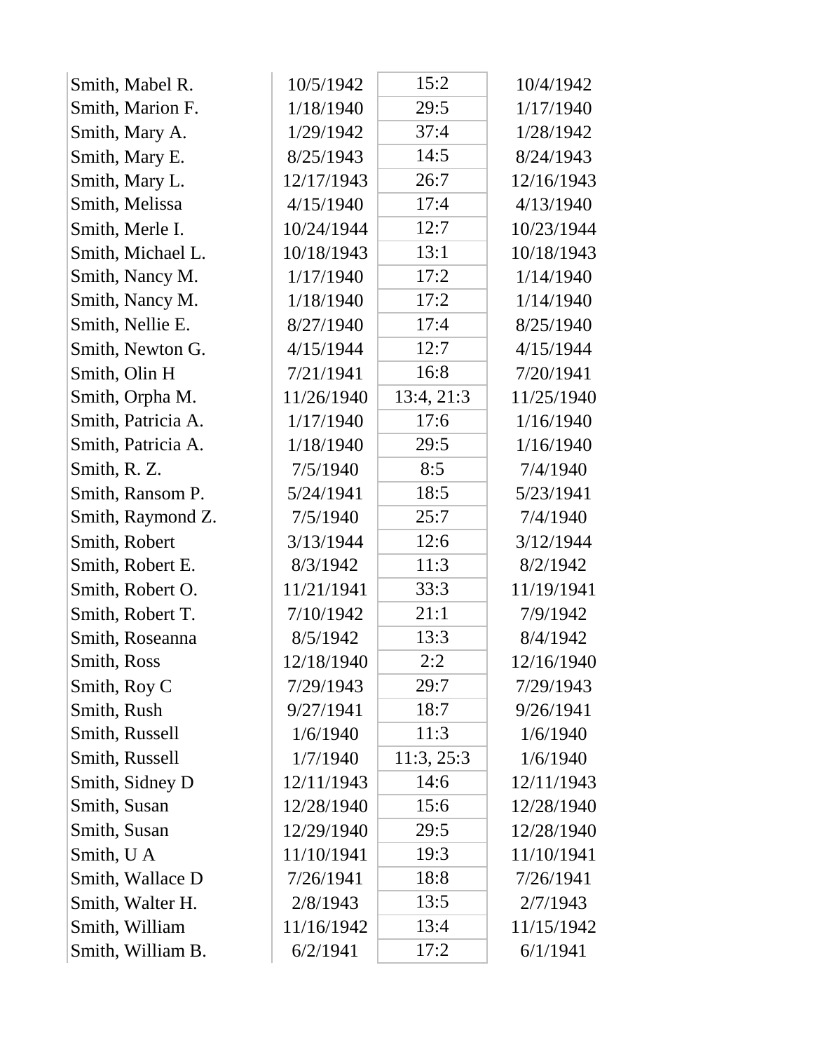| | | | |
|---|---|---|---|
| Smith, Mabel R. | 10/5/1942 | 15:2 | 10/4/1942 |
| Smith, Marion F. | 1/18/1940 | 29:5 | 1/17/1940 |
| Smith, Mary A. | 1/29/1942 | 37:4 | 1/28/1942 |
| Smith, Mary E. | 8/25/1943 | 14:5 | 8/24/1943 |
| Smith, Mary L. | 12/17/1943 | 26:7 | 12/16/1943 |
| Smith, Melissa | 4/15/1940 | 17:4 | 4/13/1940 |
| Smith, Merle I. | 10/24/1944 | 12:7 | 10/23/1944 |
| Smith, Michael L. | 10/18/1943 | 13:1 | 10/18/1943 |
| Smith, Nancy M. | 1/17/1940 | 17:2 | 1/14/1940 |
| Smith, Nancy M. | 1/18/1940 | 17:2 | 1/14/1940 |
| Smith, Nellie E. | 8/27/1940 | 17:4 | 8/25/1940 |
| Smith, Newton G. | 4/15/1944 | 12:7 | 4/15/1944 |
| Smith, Olin H | 7/21/1941 | 16:8 | 7/20/1941 |
| Smith, Orpha M. | 11/26/1940 | 13:4, 21:3 | 11/25/1940 |
| Smith, Patricia A. | 1/17/1940 | 17:6 | 1/16/1940 |
| Smith, Patricia A. | 1/18/1940 | 29:5 | 1/16/1940 |
| Smith, R. Z. | 7/5/1940 | 8:5 | 7/4/1940 |
| Smith, Ransom P. | 5/24/1941 | 18:5 | 5/23/1941 |
| Smith, Raymond Z. | 7/5/1940 | 25:7 | 7/4/1940 |
| Smith, Robert | 3/13/1944 | 12:6 | 3/12/1944 |
| Smith, Robert E. | 8/3/1942 | 11:3 | 8/2/1942 |
| Smith, Robert O. | 11/21/1941 | 33:3 | 11/19/1941 |
| Smith, Robert T. | 7/10/1942 | 21:1 | 7/9/1942 |
| Smith, Roseanna | 8/5/1942 | 13:3 | 8/4/1942 |
| Smith, Ross | 12/18/1940 | 2:2 | 12/16/1940 |
| Smith, Roy C | 7/29/1943 | 29:7 | 7/29/1943 |
| Smith, Rush | 9/27/1941 | 18:7 | 9/26/1941 |
| Smith, Russell | 1/6/1940 | 11:3 | 1/6/1940 |
| Smith, Russell | 1/7/1940 | 11:3, 25:3 | 1/6/1940 |
| Smith, Sidney D | 12/11/1943 | 14:6 | 12/11/1943 |
| Smith, Susan | 12/28/1940 | 15:6 | 12/28/1940 |
| Smith, Susan | 12/29/1940 | 29:5 | 12/28/1940 |
| Smith, U A | 11/10/1941 | 19:3 | 11/10/1941 |
| Smith, Wallace D | 7/26/1941 | 18:8 | 7/26/1941 |
| Smith, Walter H. | 2/8/1943 | 13:5 | 2/7/1943 |
| Smith, William | 11/16/1942 | 13:4 | 11/15/1942 |
| Smith, William B. | 6/2/1941 | 17:2 | 6/1/1941 |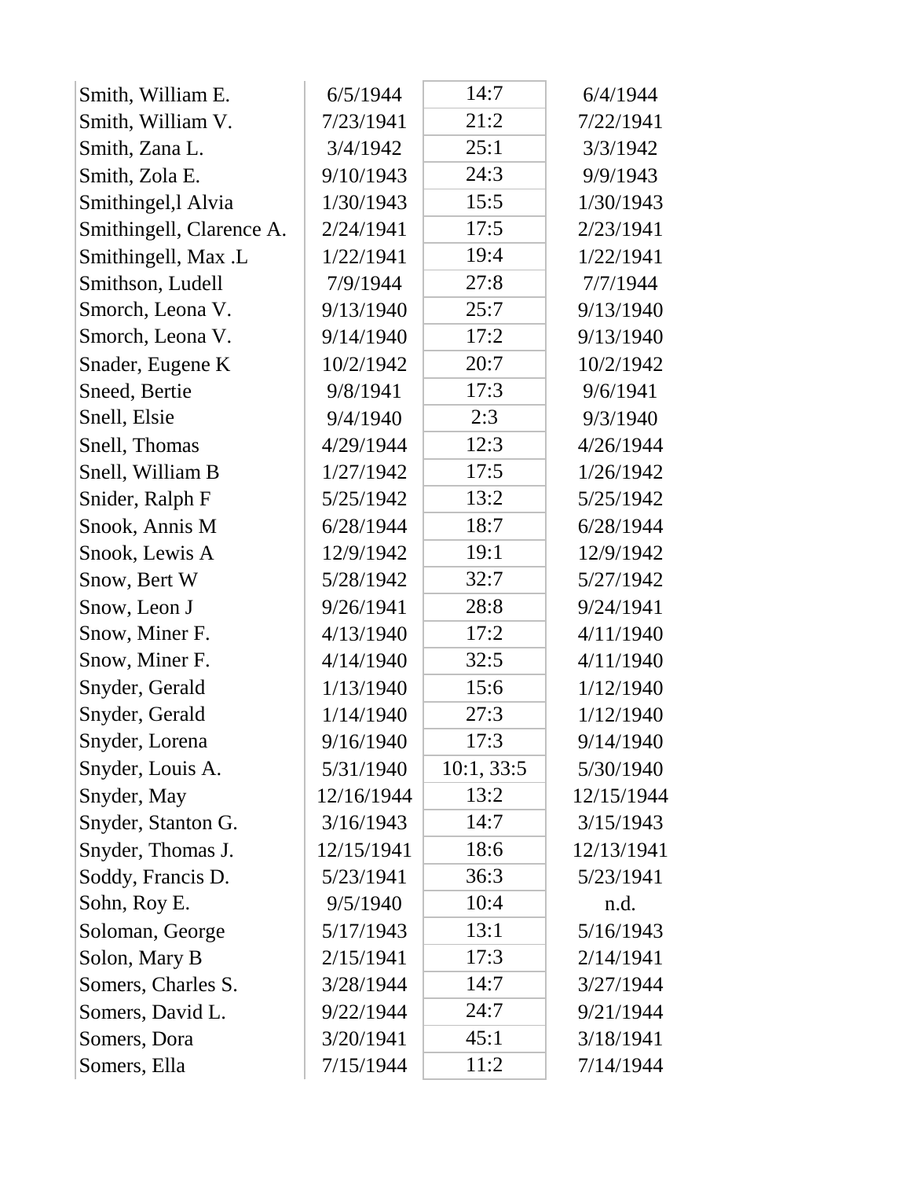| | | | |
|---|---|---|---|
| Smith, William E. | 6/5/1944 | 14:7 | 6/4/1944 |
| Smith, William V. | 7/23/1941 | 21:2 | 7/22/1941 |
| Smith, Zana L. | 3/4/1942 | 25:1 | 3/3/1942 |
| Smith, Zola E. | 9/10/1943 | 24:3 | 9/9/1943 |
| Smithingel,l Alvia | 1/30/1943 | 15:5 | 1/30/1943 |
| Smithingell, Clarence A. | 2/24/1941 | 17:5 | 2/23/1941 |
| Smithingell, Max .L | 1/22/1941 | 19:4 | 1/22/1941 |
| Smithson, Ludell | 7/9/1944 | 27:8 | 7/7/1944 |
| Smorch, Leona V. | 9/13/1940 | 25:7 | 9/13/1940 |
| Smorch, Leona V. | 9/14/1940 | 17:2 | 9/13/1940 |
| Snader, Eugene K | 10/2/1942 | 20:7 | 10/2/1942 |
| Sneed, Bertie | 9/8/1941 | 17:3 | 9/6/1941 |
| Snell, Elsie | 9/4/1940 | 2:3 | 9/3/1940 |
| Snell, Thomas | 4/29/1944 | 12:3 | 4/26/1944 |
| Snell, William B | 1/27/1942 | 17:5 | 1/26/1942 |
| Snider, Ralph F | 5/25/1942 | 13:2 | 5/25/1942 |
| Snook, Annis M | 6/28/1944 | 18:7 | 6/28/1944 |
| Snook, Lewis A | 12/9/1942 | 19:1 | 12/9/1942 |
| Snow, Bert W | 5/28/1942 | 32:7 | 5/27/1942 |
| Snow, Leon J | 9/26/1941 | 28:8 | 9/24/1941 |
| Snow, Miner F. | 4/13/1940 | 17:2 | 4/11/1940 |
| Snow, Miner F. | 4/14/1940 | 32:5 | 4/11/1940 |
| Snyder, Gerald | 1/13/1940 | 15:6 | 1/12/1940 |
| Snyder, Gerald | 1/14/1940 | 27:3 | 1/12/1940 |
| Snyder, Lorena | 9/16/1940 | 17:3 | 9/14/1940 |
| Snyder, Louis A. | 5/31/1940 | 10:1, 33:5 | 5/30/1940 |
| Snyder, May | 12/16/1944 | 13:2 | 12/15/1944 |
| Snyder, Stanton G. | 3/16/1943 | 14:7 | 3/15/1943 |
| Snyder, Thomas J. | 12/15/1941 | 18:6 | 12/13/1941 |
| Soddy, Francis D. | 5/23/1941 | 36:3 | 5/23/1941 |
| Sohn, Roy E. | 9/5/1940 | 10:4 | n.d. |
| Soloman, George | 5/17/1943 | 13:1 | 5/16/1943 |
| Solon, Mary B | 2/15/1941 | 17:3 | 2/14/1941 |
| Somers, Charles S. | 3/28/1944 | 14:7 | 3/27/1944 |
| Somers, David L. | 9/22/1944 | 24:7 | 9/21/1944 |
| Somers, Dora | 3/20/1941 | 45:1 | 3/18/1941 |
| Somers, Ella | 7/15/1944 | 11:2 | 7/14/1944 |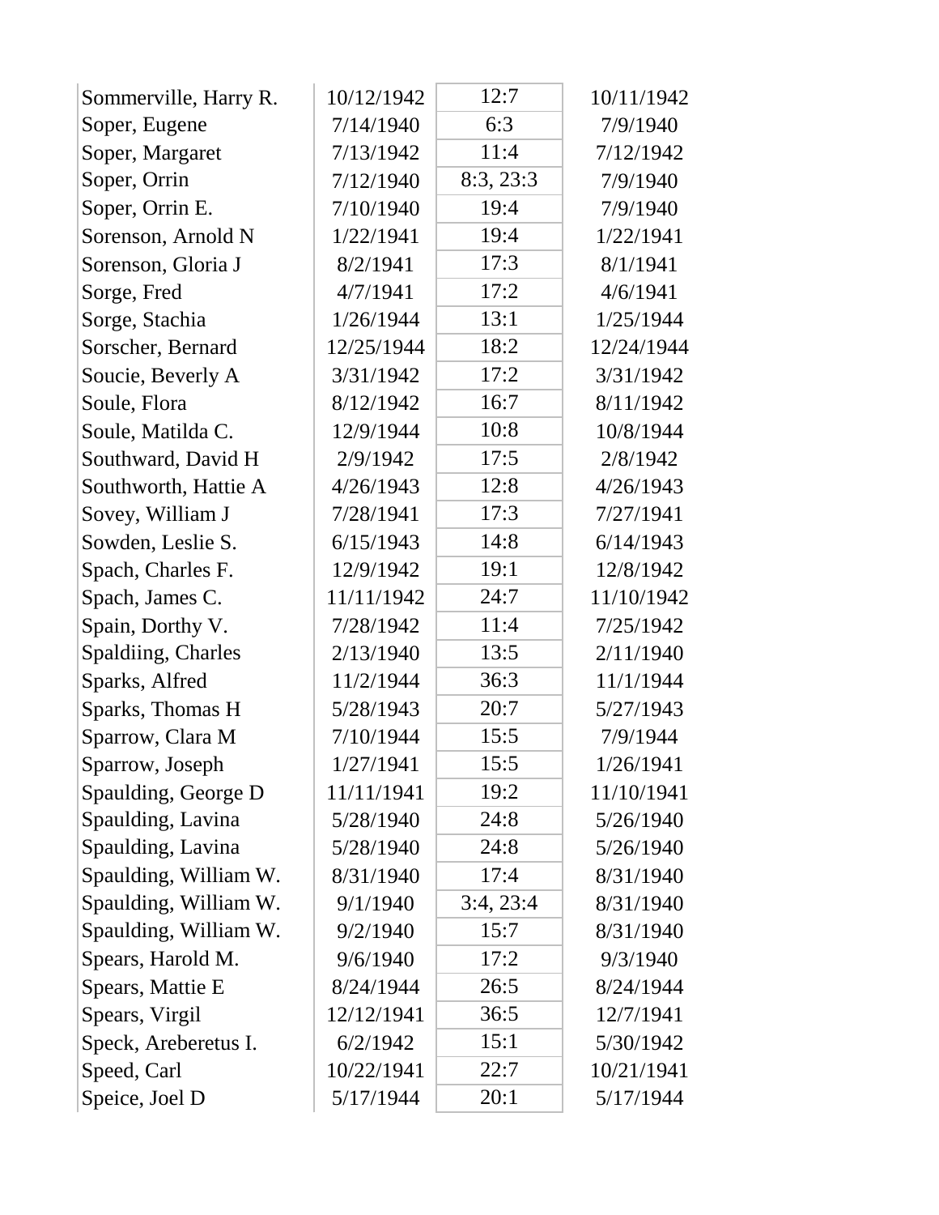| | | | |
|---|---|---|---|
| Sommerville, Harry R. | 10/12/1942 | 12:7 | 10/11/1942 |
| Soper, Eugene | 7/14/1940 | 6:3 | 7/9/1940 |
| Soper, Margaret | 7/13/1942 | 11:4 | 7/12/1942 |
| Soper, Orrin | 7/12/1940 | 8:3, 23:3 | 7/9/1940 |
| Soper, Orrin E. | 7/10/1940 | 19:4 | 7/9/1940 |
| Sorenson, Arnold N | 1/22/1941 | 19:4 | 1/22/1941 |
| Sorenson, Gloria J | 8/2/1941 | 17:3 | 8/1/1941 |
| Sorge, Fred | 4/7/1941 | 17:2 | 4/6/1941 |
| Sorge, Stachia | 1/26/1944 | 13:1 | 1/25/1944 |
| Sorscher, Bernard | 12/25/1944 | 18:2 | 12/24/1944 |
| Soucie, Beverly A | 3/31/1942 | 17:2 | 3/31/1942 |
| Soule, Flora | 8/12/1942 | 16:7 | 8/11/1942 |
| Soule, Matilda C. | 12/9/1944 | 10:8 | 10/8/1944 |
| Southward, David H | 2/9/1942 | 17:5 | 2/8/1942 |
| Southworth, Hattie A | 4/26/1943 | 12:8 | 4/26/1943 |
| Sovey, William J | 7/28/1941 | 17:3 | 7/27/1941 |
| Sowden, Leslie S. | 6/15/1943 | 14:8 | 6/14/1943 |
| Spach, Charles F. | 12/9/1942 | 19:1 | 12/8/1942 |
| Spach, James C. | 11/11/1942 | 24:7 | 11/10/1942 |
| Spain, Dorthy V. | 7/28/1942 | 11:4 | 7/25/1942 |
| Spaldiing, Charles | 2/13/1940 | 13:5 | 2/11/1940 |
| Sparks, Alfred | 11/2/1944 | 36:3 | 11/1/1944 |
| Sparks, Thomas H | 5/28/1943 | 20:7 | 5/27/1943 |
| Sparrow, Clara M | 7/10/1944 | 15:5 | 7/9/1944 |
| Sparrow, Joseph | 1/27/1941 | 15:5 | 1/26/1941 |
| Spaulding, George D | 11/11/1941 | 19:2 | 11/10/1941 |
| Spaulding, Lavina | 5/28/1940 | 24:8 | 5/26/1940 |
| Spaulding, Lavina | 5/28/1940 | 24:8 | 5/26/1940 |
| Spaulding, William W. | 8/31/1940 | 17:4 | 8/31/1940 |
| Spaulding, William W. | 9/1/1940 | 3:4, 23:4 | 8/31/1940 |
| Spaulding, William W. | 9/2/1940 | 15:7 | 8/31/1940 |
| Spears, Harold M. | 9/6/1940 | 17:2 | 9/3/1940 |
| Spears, Mattie E | 8/24/1944 | 26:5 | 8/24/1944 |
| Spears, Virgil | 12/12/1941 | 36:5 | 12/7/1941 |
| Speck, Areberetus I. | 6/2/1942 | 15:1 | 5/30/1942 |
| Speed, Carl | 10/22/1941 | 22:7 | 10/21/1941 |
| Speice, Joel D | 5/17/1944 | 20:1 | 5/17/1944 |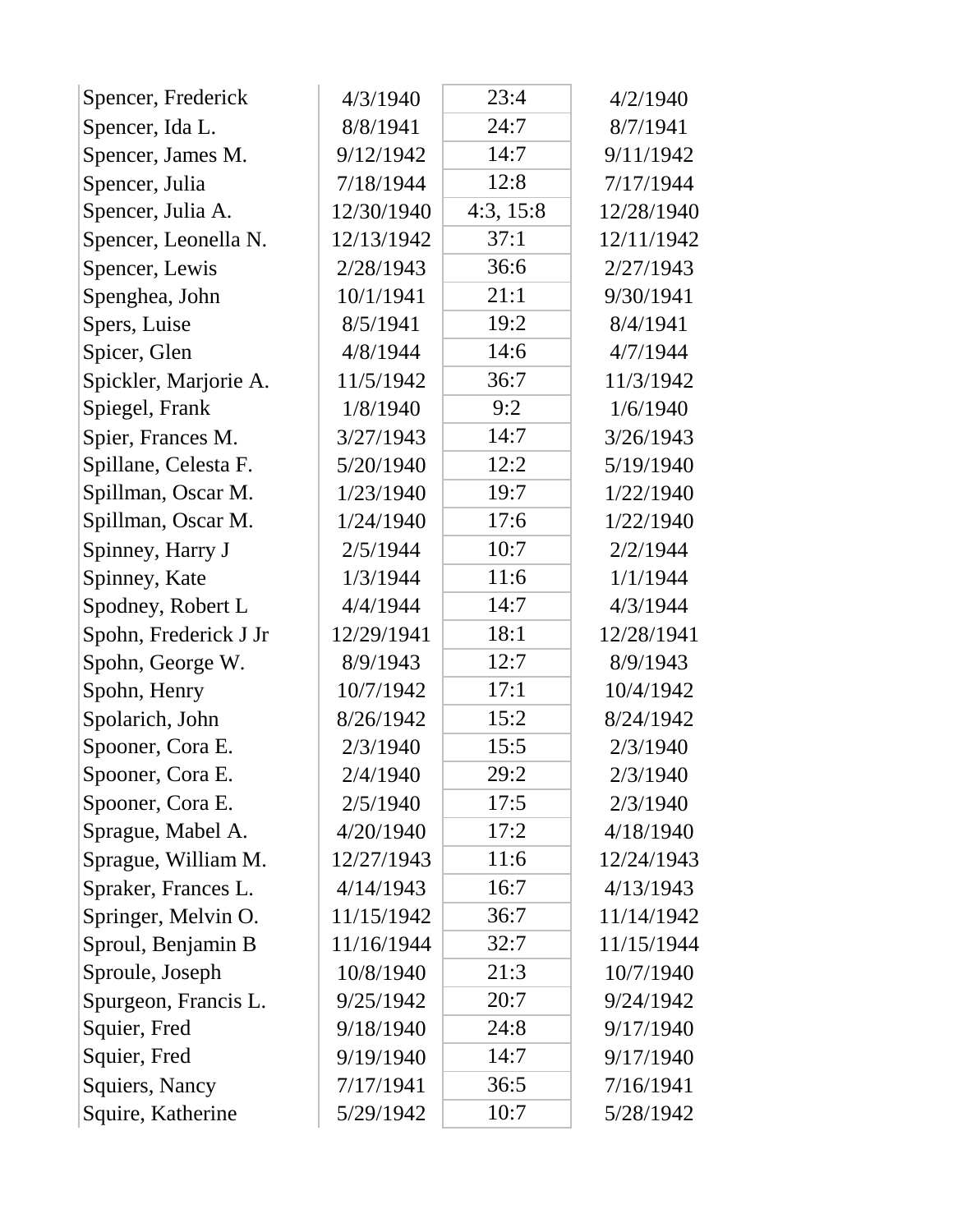| | | | |
|---|---|---|---|
| Spencer, Frederick | 4/3/1940 | 23:4 | 4/2/1940 |
| Spencer, Ida L. | 8/8/1941 | 24:7 | 8/7/1941 |
| Spencer, James M. | 9/12/1942 | 14:7 | 9/11/1942 |
| Spencer, Julia | 7/18/1944 | 12:8 | 7/17/1944 |
| Spencer, Julia A. | 12/30/1940 | 4:3, 15:8 | 12/28/1940 |
| Spencer, Leonella N. | 12/13/1942 | 37:1 | 12/11/1942 |
| Spencer, Lewis | 2/28/1943 | 36:6 | 2/27/1943 |
| Spenghea, John | 10/1/1941 | 21:1 | 9/30/1941 |
| Spers, Luise | 8/5/1941 | 19:2 | 8/4/1941 |
| Spicer, Glen | 4/8/1944 | 14:6 | 4/7/1944 |
| Spickler, Marjorie A. | 11/5/1942 | 36:7 | 11/3/1942 |
| Spiegel, Frank | 1/8/1940 | 9:2 | 1/6/1940 |
| Spier, Frances M. | 3/27/1943 | 14:7 | 3/26/1943 |
| Spillane, Celesta F. | 5/20/1940 | 12:2 | 5/19/1940 |
| Spillman, Oscar M. | 1/23/1940 | 19:7 | 1/22/1940 |
| Spillman, Oscar M. | 1/24/1940 | 17:6 | 1/22/1940 |
| Spinney, Harry J | 2/5/1944 | 10:7 | 2/2/1944 |
| Spinney, Kate | 1/3/1944 | 11:6 | 1/1/1944 |
| Spodney, Robert L | 4/4/1944 | 14:7 | 4/3/1944 |
| Spohn, Frederick J Jr | 12/29/1941 | 18:1 | 12/28/1941 |
| Spohn, George W. | 8/9/1943 | 12:7 | 8/9/1943 |
| Spohn, Henry | 10/7/1942 | 17:1 | 10/4/1942 |
| Spolarich, John | 8/26/1942 | 15:2 | 8/24/1942 |
| Spooner, Cora E. | 2/3/1940 | 15:5 | 2/3/1940 |
| Spooner, Cora E. | 2/4/1940 | 29:2 | 2/3/1940 |
| Spooner, Cora E. | 2/5/1940 | 17:5 | 2/3/1940 |
| Sprague, Mabel A. | 4/20/1940 | 17:2 | 4/18/1940 |
| Sprague, William M. | 12/27/1943 | 11:6 | 12/24/1943 |
| Spraker, Frances L. | 4/14/1943 | 16:7 | 4/13/1943 |
| Springer, Melvin O. | 11/15/1942 | 36:7 | 11/14/1942 |
| Sproul, Benjamin B | 11/16/1944 | 32:7 | 11/15/1944 |
| Sproule, Joseph | 10/8/1940 | 21:3 | 10/7/1940 |
| Spurgeon, Francis L. | 9/25/1942 | 20:7 | 9/24/1942 |
| Squier, Fred | 9/18/1940 | 24:8 | 9/17/1940 |
| Squier, Fred | 9/19/1940 | 14:7 | 9/17/1940 |
| Squiers, Nancy | 7/17/1941 | 36:5 | 7/16/1941 |
| Squire, Katherine | 5/29/1942 | 10:7 | 5/28/1942 |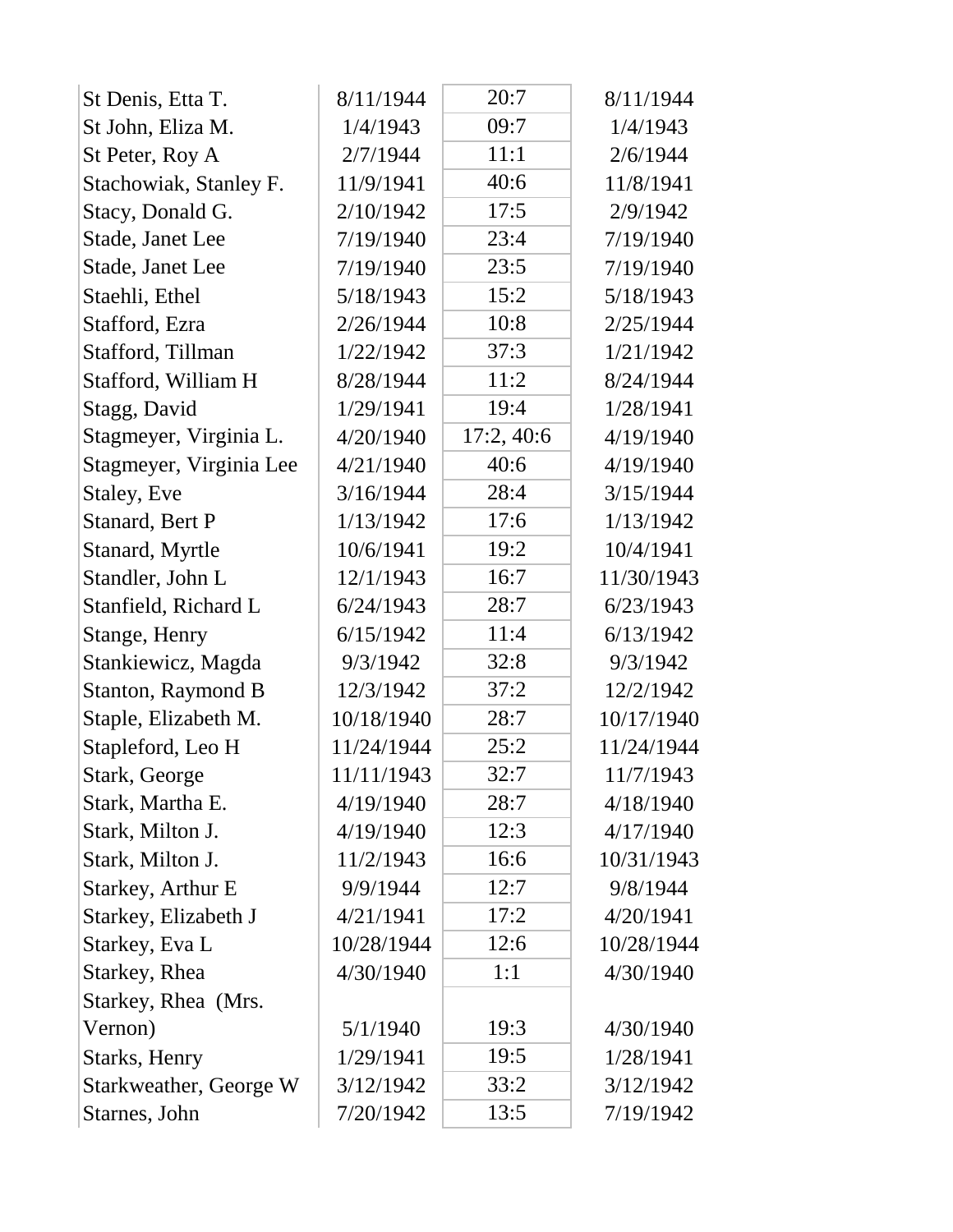| | | | |
|---|---|---|---|
| St Denis, Etta T. | 8/11/1944 | 20:7 | 8/11/1944 |
| St John, Eliza M. | 1/4/1943 | 09:7 | 1/4/1943 |
| St Peter, Roy A | 2/7/1944 | 11:1 | 2/6/1944 |
| Stachowiak, Stanley F. | 11/9/1941 | 40:6 | 11/8/1941 |
| Stacy, Donald G. | 2/10/1942 | 17:5 | 2/9/1942 |
| Stade, Janet Lee | 7/19/1940 | 23:4 | 7/19/1940 |
| Stade, Janet Lee | 7/19/1940 | 23:5 | 7/19/1940 |
| Staehli, Ethel | 5/18/1943 | 15:2 | 5/18/1943 |
| Stafford, Ezra | 2/26/1944 | 10:8 | 2/25/1944 |
| Stafford, Tillman | 1/22/1942 | 37:3 | 1/21/1942 |
| Stafford, William H | 8/28/1944 | 11:2 | 8/24/1944 |
| Stagg, David | 1/29/1941 | 19:4 | 1/28/1941 |
| Stagmeyer, Virginia L. | 4/20/1940 | 17:2, 40:6 | 4/19/1940 |
| Stagmeyer, Virginia Lee | 4/21/1940 | 40:6 | 4/19/1940 |
| Staley, Eve | 3/16/1944 | 28:4 | 3/15/1944 |
| Stanard, Bert P | 1/13/1942 | 17:6 | 1/13/1942 |
| Stanard, Myrtle | 10/6/1941 | 19:2 | 10/4/1941 |
| Standler, John L | 12/1/1943 | 16:7 | 11/30/1943 |
| Stanfield, Richard L | 6/24/1943 | 28:7 | 6/23/1943 |
| Stange, Henry | 6/15/1942 | 11:4 | 6/13/1942 |
| Stankiewicz, Magda | 9/3/1942 | 32:8 | 9/3/1942 |
| Stanton, Raymond B | 12/3/1942 | 37:2 | 12/2/1942 |
| Staple, Elizabeth M. | 10/18/1940 | 28:7 | 10/17/1940 |
| Stapleford, Leo H | 11/24/1944 | 25:2 | 11/24/1944 |
| Stark, George | 11/11/1943 | 32:7 | 11/7/1943 |
| Stark, Martha E. | 4/19/1940 | 28:7 | 4/18/1940 |
| Stark, Milton J. | 4/19/1940 | 12:3 | 4/17/1940 |
| Stark, Milton J. | 11/2/1943 | 16:6 | 10/31/1943 |
| Starkey, Arthur E | 9/9/1944 | 12:7 | 9/8/1944 |
| Starkey, Elizabeth J | 4/21/1941 | 17:2 | 4/20/1941 |
| Starkey, Eva L | 10/28/1944 | 12:6 | 10/28/1944 |
| Starkey, Rhea | 4/30/1940 | 1:1 | 4/30/1940 |
| Starkey, Rhea (Mrs. Vernon) | 5/1/1940 | 19:3 | 4/30/1940 |
| Starks, Henry | 1/29/1941 | 19:5 | 1/28/1941 |
| Starkweather, George W | 3/12/1942 | 33:2 | 3/12/1942 |
| Starnes, John | 7/20/1942 | 13:5 | 7/19/1942 |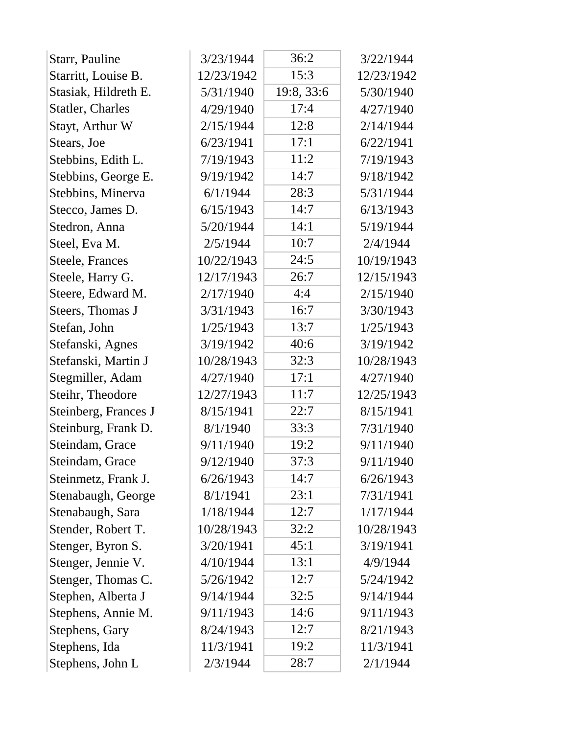| | | | |
|---|---|---|---|
| Starr, Pauline | 3/23/1944 | 36:2 | 3/22/1944 |
| Starritt, Louise B. | 12/23/1942 | 15:3 | 12/23/1942 |
| Stasiak, Hildreth E. | 5/31/1940 | 19:8, 33:6 | 5/30/1940 |
| Statler, Charles | 4/29/1940 | 17:4 | 4/27/1940 |
| Stayt, Arthur W | 2/15/1944 | 12:8 | 2/14/1944 |
| Stears, Joe | 6/23/1941 | 17:1 | 6/22/1941 |
| Stebbins, Edith L. | 7/19/1943 | 11:2 | 7/19/1943 |
| Stebbins, George E. | 9/19/1942 | 14:7 | 9/18/1942 |
| Stebbins, Minerva | 6/1/1944 | 28:3 | 5/31/1944 |
| Stecco, James D. | 6/15/1943 | 14:7 | 6/13/1943 |
| Stedron, Anna | 5/20/1944 | 14:1 | 5/19/1944 |
| Steel, Eva M. | 2/5/1944 | 10:7 | 2/4/1944 |
| Steele, Frances | 10/22/1943 | 24:5 | 10/19/1943 |
| Steele, Harry G. | 12/17/1943 | 26:7 | 12/15/1943 |
| Steere, Edward M. | 2/17/1940 | 4:4 | 2/15/1940 |
| Steers, Thomas J | 3/31/1943 | 16:7 | 3/30/1943 |
| Stefan, John | 1/25/1943 | 13:7 | 1/25/1943 |
| Stefanski, Agnes | 3/19/1942 | 40:6 | 3/19/1942 |
| Stefanski, Martin J | 10/28/1943 | 32:3 | 10/28/1943 |
| Stegmiller, Adam | 4/27/1940 | 17:1 | 4/27/1940 |
| Steihr, Theodore | 12/27/1943 | 11:7 | 12/25/1943 |
| Steinberg, Frances J | 8/15/1941 | 22:7 | 8/15/1941 |
| Steinburg, Frank D. | 8/1/1940 | 33:3 | 7/31/1940 |
| Steindam, Grace | 9/11/1940 | 19:2 | 9/11/1940 |
| Steindam, Grace | 9/12/1940 | 37:3 | 9/11/1940 |
| Steinmetz, Frank J. | 6/26/1943 | 14:7 | 6/26/1943 |
| Stenabaugh, George | 8/1/1941 | 23:1 | 7/31/1941 |
| Stenabaugh, Sara | 1/18/1944 | 12:7 | 1/17/1944 |
| Stender, Robert T. | 10/28/1943 | 32:2 | 10/28/1943 |
| Stenger, Byron S. | 3/20/1941 | 45:1 | 3/19/1941 |
| Stenger, Jennie V. | 4/10/1944 | 13:1 | 4/9/1944 |
| Stenger, Thomas C. | 5/26/1942 | 12:7 | 5/24/1942 |
| Stephen, Alberta J | 9/14/1944 | 32:5 | 9/14/1944 |
| Stephens, Annie M. | 9/11/1943 | 14:6 | 9/11/1943 |
| Stephens, Gary | 8/24/1943 | 12:7 | 8/21/1943 |
| Stephens, Ida | 11/3/1941 | 19:2 | 11/3/1941 |
| Stephens, John L | 2/3/1944 | 28:7 | 2/1/1944 |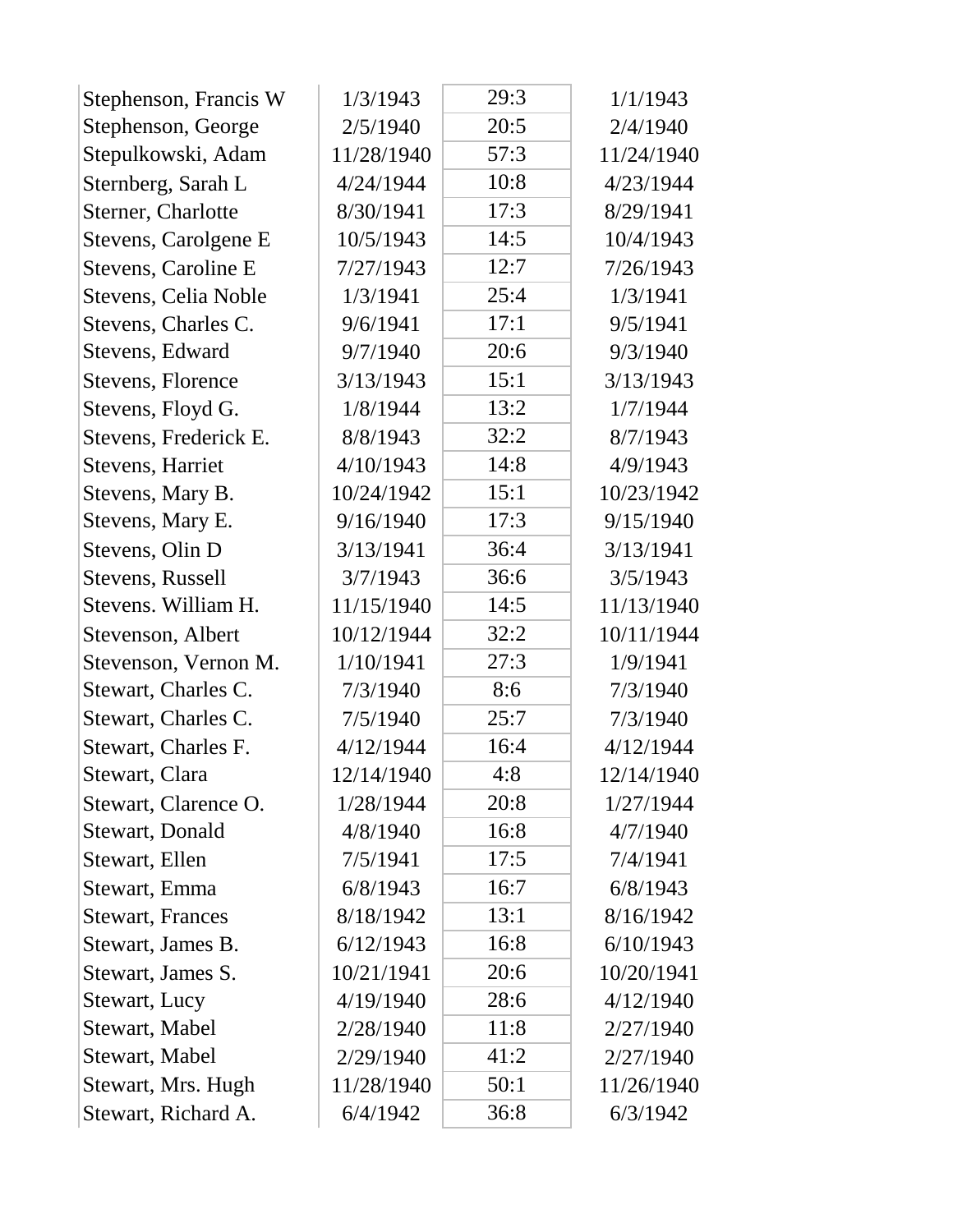| | | | |
|---|---|---|---|
| Stephenson, Francis W | 1/3/1943 | 29:3 | 1/1/1943 |
| Stephenson, George | 2/5/1940 | 20:5 | 2/4/1940 |
| Stepulkowski, Adam | 11/28/1940 | 57:3 | 11/24/1940 |
| Sternberg, Sarah L | 4/24/1944 | 10:8 | 4/23/1944 |
| Sterner, Charlotte | 8/30/1941 | 17:3 | 8/29/1941 |
| Stevens, Carolgene E | 10/5/1943 | 14:5 | 10/4/1943 |
| Stevens, Caroline E | 7/27/1943 | 12:7 | 7/26/1943 |
| Stevens, Celia Noble | 1/3/1941 | 25:4 | 1/3/1941 |
| Stevens, Charles C. | 9/6/1941 | 17:1 | 9/5/1941 |
| Stevens, Edward | 9/7/1940 | 20:6 | 9/3/1940 |
| Stevens, Florence | 3/13/1943 | 15:1 | 3/13/1943 |
| Stevens, Floyd G. | 1/8/1944 | 13:2 | 1/7/1944 |
| Stevens, Frederick E. | 8/8/1943 | 32:2 | 8/7/1943 |
| Stevens, Harriet | 4/10/1943 | 14:8 | 4/9/1943 |
| Stevens, Mary B. | 10/24/1942 | 15:1 | 10/23/1942 |
| Stevens, Mary E. | 9/16/1940 | 17:3 | 9/15/1940 |
| Stevens, Olin D | 3/13/1941 | 36:4 | 3/13/1941 |
| Stevens, Russell | 3/7/1943 | 36:6 | 3/5/1943 |
| Stevens. William H. | 11/15/1940 | 14:5 | 11/13/1940 |
| Stevenson, Albert | 10/12/1944 | 32:2 | 10/11/1944 |
| Stevenson, Vernon M. | 1/10/1941 | 27:3 | 1/9/1941 |
| Stewart, Charles C. | 7/3/1940 | 8:6 | 7/3/1940 |
| Stewart, Charles C. | 7/5/1940 | 25:7 | 7/3/1940 |
| Stewart, Charles F. | 4/12/1944 | 16:4 | 4/12/1944 |
| Stewart, Clara | 12/14/1940 | 4:8 | 12/14/1940 |
| Stewart, Clarence O. | 1/28/1944 | 20:8 | 1/27/1944 |
| Stewart, Donald | 4/8/1940 | 16:8 | 4/7/1940 |
| Stewart, Ellen | 7/5/1941 | 17:5 | 7/4/1941 |
| Stewart, Emma | 6/8/1943 | 16:7 | 6/8/1943 |
| Stewart, Frances | 8/18/1942 | 13:1 | 8/16/1942 |
| Stewart, James B. | 6/12/1943 | 16:8 | 6/10/1943 |
| Stewart, James S. | 10/21/1941 | 20:6 | 10/20/1941 |
| Stewart, Lucy | 4/19/1940 | 28:6 | 4/12/1940 |
| Stewart, Mabel | 2/28/1940 | 11:8 | 2/27/1940 |
| Stewart, Mabel | 2/29/1940 | 41:2 | 2/27/1940 |
| Stewart, Mrs. Hugh | 11/28/1940 | 50:1 | 11/26/1940 |
| Stewart, Richard A. | 6/4/1942 | 36:8 | 6/3/1942 |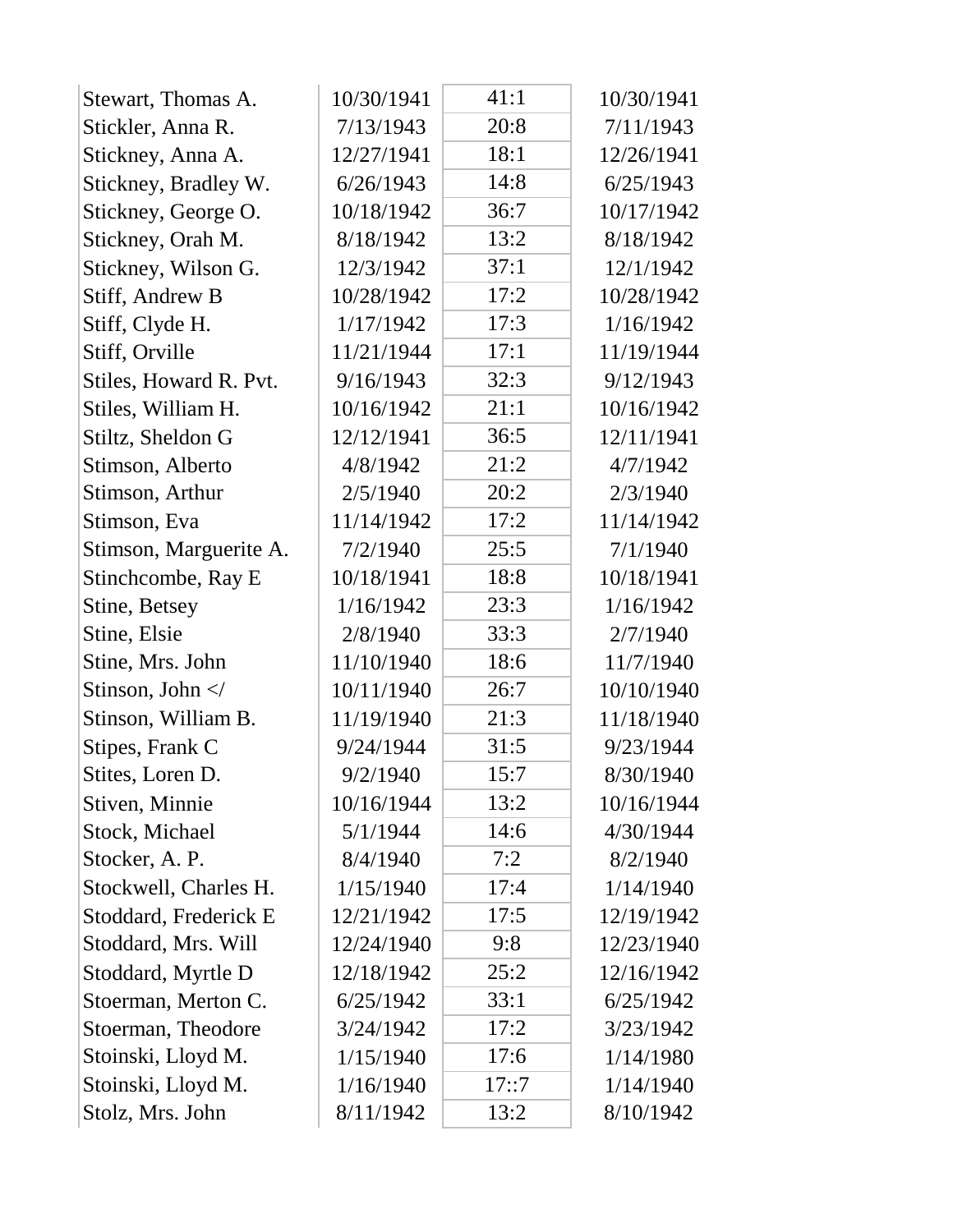| | | | |
|---|---|---|---|
| Stewart, Thomas A. | 10/30/1941 | 41:1 | 10/30/1941 |
| Stickler, Anna R. | 7/13/1943 | 20:8 | 7/11/1943 |
| Stickney, Anna A. | 12/27/1941 | 18:1 | 12/26/1941 |
| Stickney, Bradley W. | 6/26/1943 | 14:8 | 6/25/1943 |
| Stickney, George O. | 10/18/1942 | 36:7 | 10/17/1942 |
| Stickney, Orah M. | 8/18/1942 | 13:2 | 8/18/1942 |
| Stickney, Wilson G. | 12/3/1942 | 37:1 | 12/1/1942 |
| Stiff, Andrew B | 10/28/1942 | 17:2 | 10/28/1942 |
| Stiff, Clyde H. | 1/17/1942 | 17:3 | 1/16/1942 |
| Stiff, Orville | 11/21/1944 | 17:1 | 11/19/1944 |
| Stiles, Howard R. Pvt. | 9/16/1943 | 32:3 | 9/12/1943 |
| Stiles, William H. | 10/16/1942 | 21:1 | 10/16/1942 |
| Stiltz, Sheldon G | 12/12/1941 | 36:5 | 12/11/1941 |
| Stimson, Alberto | 4/8/1942 | 21:2 | 4/7/1942 |
| Stimson, Arthur | 2/5/1940 | 20:2 | 2/3/1940 |
| Stimson, Eva | 11/14/1942 | 17:2 | 11/14/1942 |
| Stimson, Marguerite A. | 7/2/1940 | 25:5 | 7/1/1940 |
| Stinchcombe, Ray E | 10/18/1941 | 18:8 | 10/18/1941 |
| Stine, Betsey | 1/16/1942 | 23:3 | 1/16/1942 |
| Stine, Elsie | 2/8/1940 | 33:3 | 2/7/1940 |
| Stine, Mrs. John | 11/10/1940 | 18:6 | 11/7/1940 |
| Stinson, John </ | 10/11/1940 | 26:7 | 10/10/1940 |
| Stinson, William B. | 11/19/1940 | 21:3 | 11/18/1940 |
| Stipes, Frank C | 9/24/1944 | 31:5 | 9/23/1944 |
| Stites, Loren D. | 9/2/1940 | 15:7 | 8/30/1940 |
| Stiven, Minnie | 10/16/1944 | 13:2 | 10/16/1944 |
| Stock, Michael | 5/1/1944 | 14:6 | 4/30/1944 |
| Stocker, A. P. | 8/4/1940 | 7:2 | 8/2/1940 |
| Stockwell, Charles H. | 1/15/1940 | 17:4 | 1/14/1940 |
| Stoddard, Frederick E | 12/21/1942 | 17:5 | 12/19/1942 |
| Stoddard, Mrs. Will | 12/24/1940 | 9:8 | 12/23/1940 |
| Stoddard, Myrtle D | 12/18/1942 | 25:2 | 12/16/1942 |
| Stoerman, Merton C. | 6/25/1942 | 33:1 | 6/25/1942 |
| Stoerman, Theodore | 3/24/1942 | 17:2 | 3/23/1942 |
| Stoinski, Lloyd M. | 1/15/1940 | 17:6 | 1/14/1980 |
| Stoinski, Lloyd M. | 1/16/1940 | 17::7 | 1/14/1940 |
| Stolz, Mrs. John | 8/11/1942 | 13:2 | 8/10/1942 |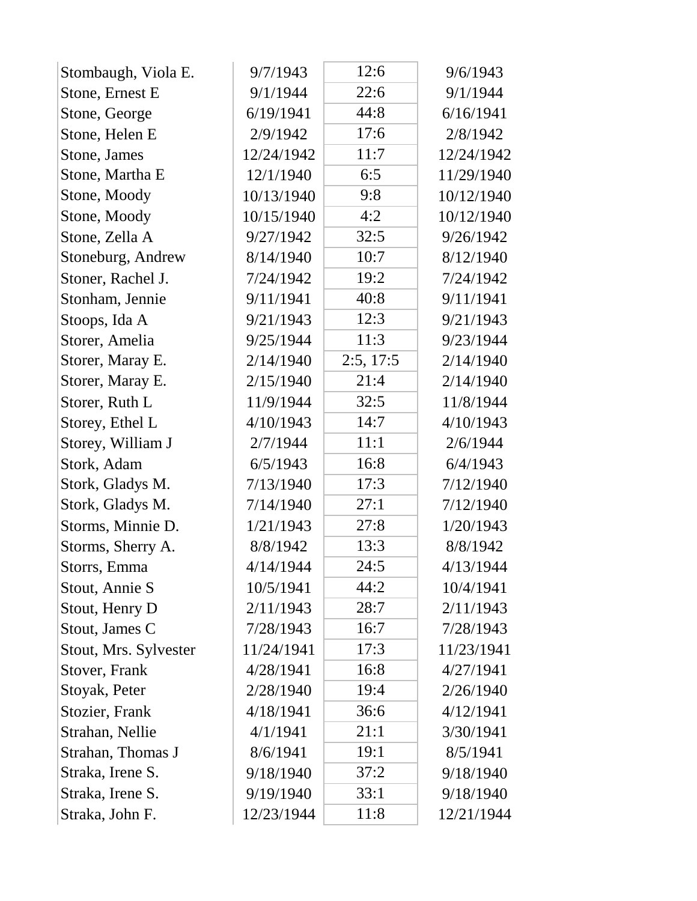| | | | |
|---|---|---|---|
| Stombaugh, Viola E. | 9/7/1943 | 12:6 | 9/6/1943 |
| Stone, Ernest E | 9/1/1944 | 22:6 | 9/1/1944 |
| Stone, George | 6/19/1941 | 44:8 | 6/16/1941 |
| Stone, Helen E | 2/9/1942 | 17:6 | 2/8/1942 |
| Stone, James | 12/24/1942 | 11:7 | 12/24/1942 |
| Stone, Martha E | 12/1/1940 | 6:5 | 11/29/1940 |
| Stone, Moody | 10/13/1940 | 9:8 | 10/12/1940 |
| Stone, Moody | 10/15/1940 | 4:2 | 10/12/1940 |
| Stone, Zella A | 9/27/1942 | 32:5 | 9/26/1942 |
| Stoneburg, Andrew | 8/14/1940 | 10:7 | 8/12/1940 |
| Stoner, Rachel J. | 7/24/1942 | 19:2 | 7/24/1942 |
| Stonham, Jennie | 9/11/1941 | 40:8 | 9/11/1941 |
| Stoops, Ida A | 9/21/1943 | 12:3 | 9/21/1943 |
| Storer, Amelia | 9/25/1944 | 11:3 | 9/23/1944 |
| Storer, Maray E. | 2/14/1940 | 2:5, 17:5 | 2/14/1940 |
| Storer, Maray E. | 2/15/1940 | 21:4 | 2/14/1940 |
| Storer, Ruth L | 11/9/1944 | 32:5 | 11/8/1944 |
| Storey, Ethel L | 4/10/1943 | 14:7 | 4/10/1943 |
| Storey, William J | 2/7/1944 | 11:1 | 2/6/1944 |
| Stork, Adam | 6/5/1943 | 16:8 | 6/4/1943 |
| Stork, Gladys M. | 7/13/1940 | 17:3 | 7/12/1940 |
| Stork, Gladys M. | 7/14/1940 | 27:1 | 7/12/1940 |
| Storms, Minnie D. | 1/21/1943 | 27:8 | 1/20/1943 |
| Storms, Sherry A. | 8/8/1942 | 13:3 | 8/8/1942 |
| Storrs, Emma | 4/14/1944 | 24:5 | 4/13/1944 |
| Stout, Annie S | 10/5/1941 | 44:2 | 10/4/1941 |
| Stout, Henry D | 2/11/1943 | 28:7 | 2/11/1943 |
| Stout, James C | 7/28/1943 | 16:7 | 7/28/1943 |
| Stout, Mrs. Sylvester | 11/24/1941 | 17:3 | 11/23/1941 |
| Stover, Frank | 4/28/1941 | 16:8 | 4/27/1941 |
| Stoyak, Peter | 2/28/1940 | 19:4 | 2/26/1940 |
| Stozier, Frank | 4/18/1941 | 36:6 | 4/12/1941 |
| Strahan, Nellie | 4/1/1941 | 21:1 | 3/30/1941 |
| Strahan, Thomas J | 8/6/1941 | 19:1 | 8/5/1941 |
| Straka, Irene S. | 9/18/1940 | 37:2 | 9/18/1940 |
| Straka, Irene S. | 9/19/1940 | 33:1 | 9/18/1940 |
| Straka, John F. | 12/23/1944 | 11:8 | 12/21/1944 |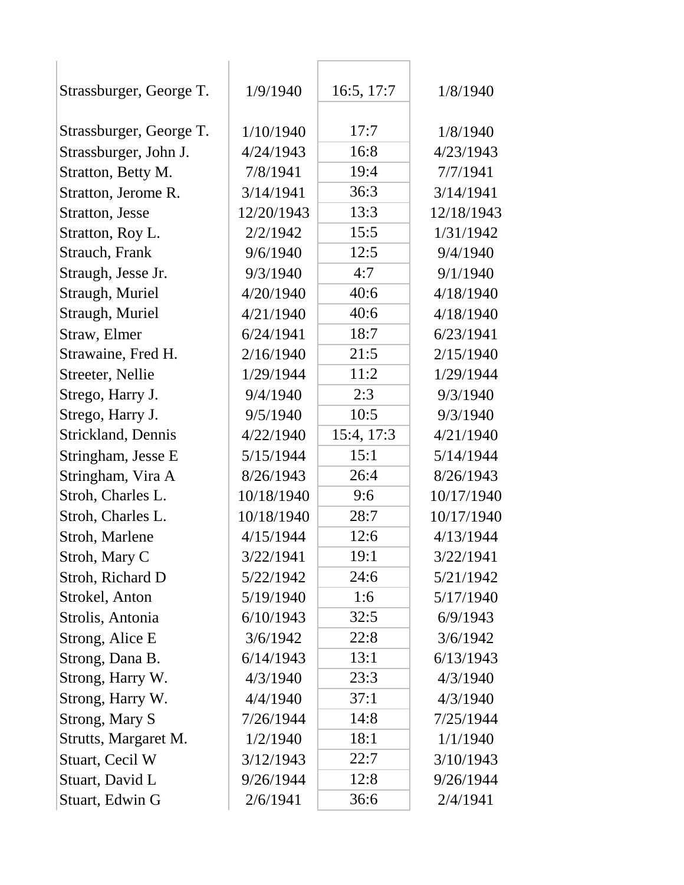| | | | |
|---|---|---|---|
| Strassburger, George T. | 1/9/1940 | 16:5, 17:7 | 1/8/1940 |
| Strassburger, George T. | 1/10/1940 | 17:7 | 1/8/1940 |
| Strassburger, John J. | 4/24/1943 | 16:8 | 4/23/1943 |
| Stratton, Betty M. | 7/8/1941 | 19:4 | 7/7/1941 |
| Stratton, Jerome R. | 3/14/1941 | 36:3 | 3/14/1941 |
| Stratton, Jesse | 12/20/1943 | 13:3 | 12/18/1943 |
| Stratton, Roy L. | 2/2/1942 | 15:5 | 1/31/1942 |
| Strauch, Frank | 9/6/1940 | 12:5 | 9/4/1940 |
| Straugh, Jesse Jr. | 9/3/1940 | 4:7 | 9/1/1940 |
| Straugh, Muriel | 4/20/1940 | 40:6 | 4/18/1940 |
| Straugh, Muriel | 4/21/1940 | 40:6 | 4/18/1940 |
| Straw, Elmer | 6/24/1941 | 18:7 | 6/23/1941 |
| Strawaine, Fred H. | 2/16/1940 | 21:5 | 2/15/1940 |
| Streeter, Nellie | 1/29/1944 | 11:2 | 1/29/1944 |
| Strego, Harry J. | 9/4/1940 | 2:3 | 9/3/1940 |
| Strego, Harry J. | 9/5/1940 | 10:5 | 9/3/1940 |
| Strickland, Dennis | 4/22/1940 | 15:4, 17:3 | 4/21/1940 |
| Stringham, Jesse E | 5/15/1944 | 15:1 | 5/14/1944 |
| Stringham, Vira A | 8/26/1943 | 26:4 | 8/26/1943 |
| Stroh, Charles L. | 10/18/1940 | 9:6 | 10/17/1940 |
| Stroh, Charles L. | 10/18/1940 | 28:7 | 10/17/1940 |
| Stroh, Marlene | 4/15/1944 | 12:6 | 4/13/1944 |
| Stroh, Mary C | 3/22/1941 | 19:1 | 3/22/1941 |
| Stroh, Richard D | 5/22/1942 | 24:6 | 5/21/1942 |
| Strokel, Anton | 5/19/1940 | 1:6 | 5/17/1940 |
| Strolis, Antonia | 6/10/1943 | 32:5 | 6/9/1943 |
| Strong, Alice E | 3/6/1942 | 22:8 | 3/6/1942 |
| Strong, Dana B. | 6/14/1943 | 13:1 | 6/13/1943 |
| Strong, Harry W. | 4/3/1940 | 23:3 | 4/3/1940 |
| Strong, Harry W. | 4/4/1940 | 37:1 | 4/3/1940 |
| Strong, Mary S | 7/26/1944 | 14:8 | 7/25/1944 |
| Strutts, Margaret M. | 1/2/1940 | 18:1 | 1/1/1940 |
| Stuart, Cecil W | 3/12/1943 | 22:7 | 3/10/1943 |
| Stuart, David L | 9/26/1944 | 12:8 | 9/26/1944 |
| Stuart, Edwin G | 2/6/1941 | 36:6 | 2/4/1941 |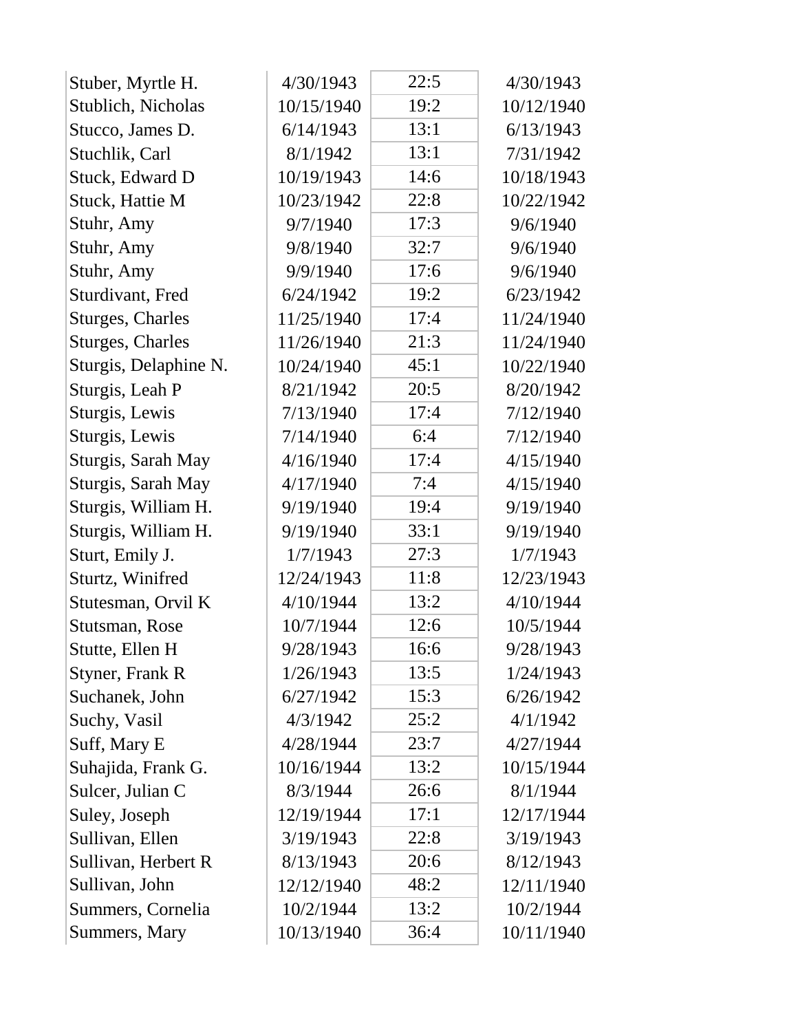| | | | |
|---|---|---|---|
| Stuber, Myrtle H. | 4/30/1943 | 22:5 | 4/30/1943 |
| Stublich, Nicholas | 10/15/1940 | 19:2 | 10/12/1940 |
| Stucco, James D. | 6/14/1943 | 13:1 | 6/13/1943 |
| Stuchlik, Carl | 8/1/1942 | 13:1 | 7/31/1942 |
| Stuck, Edward D | 10/19/1943 | 14:6 | 10/18/1943 |
| Stuck, Hattie M | 10/23/1942 | 22:8 | 10/22/1942 |
| Stuhr, Amy | 9/7/1940 | 17:3 | 9/6/1940 |
| Stuhr, Amy | 9/8/1940 | 32:7 | 9/6/1940 |
| Stuhr, Amy | 9/9/1940 | 17:6 | 9/6/1940 |
| Sturdivant, Fred | 6/24/1942 | 19:2 | 6/23/1942 |
| Sturges, Charles | 11/25/1940 | 17:4 | 11/24/1940 |
| Sturges, Charles | 11/26/1940 | 21:3 | 11/24/1940 |
| Sturgis, Delaphine N. | 10/24/1940 | 45:1 | 10/22/1940 |
| Sturgis, Leah P | 8/21/1942 | 20:5 | 8/20/1942 |
| Sturgis, Lewis | 7/13/1940 | 17:4 | 7/12/1940 |
| Sturgis, Lewis | 7/14/1940 | 6:4 | 7/12/1940 |
| Sturgis, Sarah May | 4/16/1940 | 17:4 | 4/15/1940 |
| Sturgis, Sarah May | 4/17/1940 | 7:4 | 4/15/1940 |
| Sturgis, William H. | 9/19/1940 | 19:4 | 9/19/1940 |
| Sturgis, William H. | 9/19/1940 | 33:1 | 9/19/1940 |
| Sturt, Emily J. | 1/7/1943 | 27:3 | 1/7/1943 |
| Sturtz, Winifred | 12/24/1943 | 11:8 | 12/23/1943 |
| Stutesman, Orvil K | 4/10/1944 | 13:2 | 4/10/1944 |
| Stutsman, Rose | 10/7/1944 | 12:6 | 10/5/1944 |
| Stutte, Ellen H | 9/28/1943 | 16:6 | 9/28/1943 |
| Styner, Frank R | 1/26/1943 | 13:5 | 1/24/1943 |
| Suchanek, John | 6/27/1942 | 15:3 | 6/26/1942 |
| Suchy, Vasil | 4/3/1942 | 25:2 | 4/1/1942 |
| Suff, Mary E | 4/28/1944 | 23:7 | 4/27/1944 |
| Suhajida, Frank G. | 10/16/1944 | 13:2 | 10/15/1944 |
| Sulcer, Julian C | 8/3/1944 | 26:6 | 8/1/1944 |
| Suley, Joseph | 12/19/1944 | 17:1 | 12/17/1944 |
| Sullivan, Ellen | 3/19/1943 | 22:8 | 3/19/1943 |
| Sullivan, Herbert R | 8/13/1943 | 20:6 | 8/12/1943 |
| Sullivan, John | 12/12/1940 | 48:2 | 12/11/1940 |
| Summers, Cornelia | 10/2/1944 | 13:2 | 10/2/1944 |
| Summers, Mary | 10/13/1940 | 36:4 | 10/11/1940 |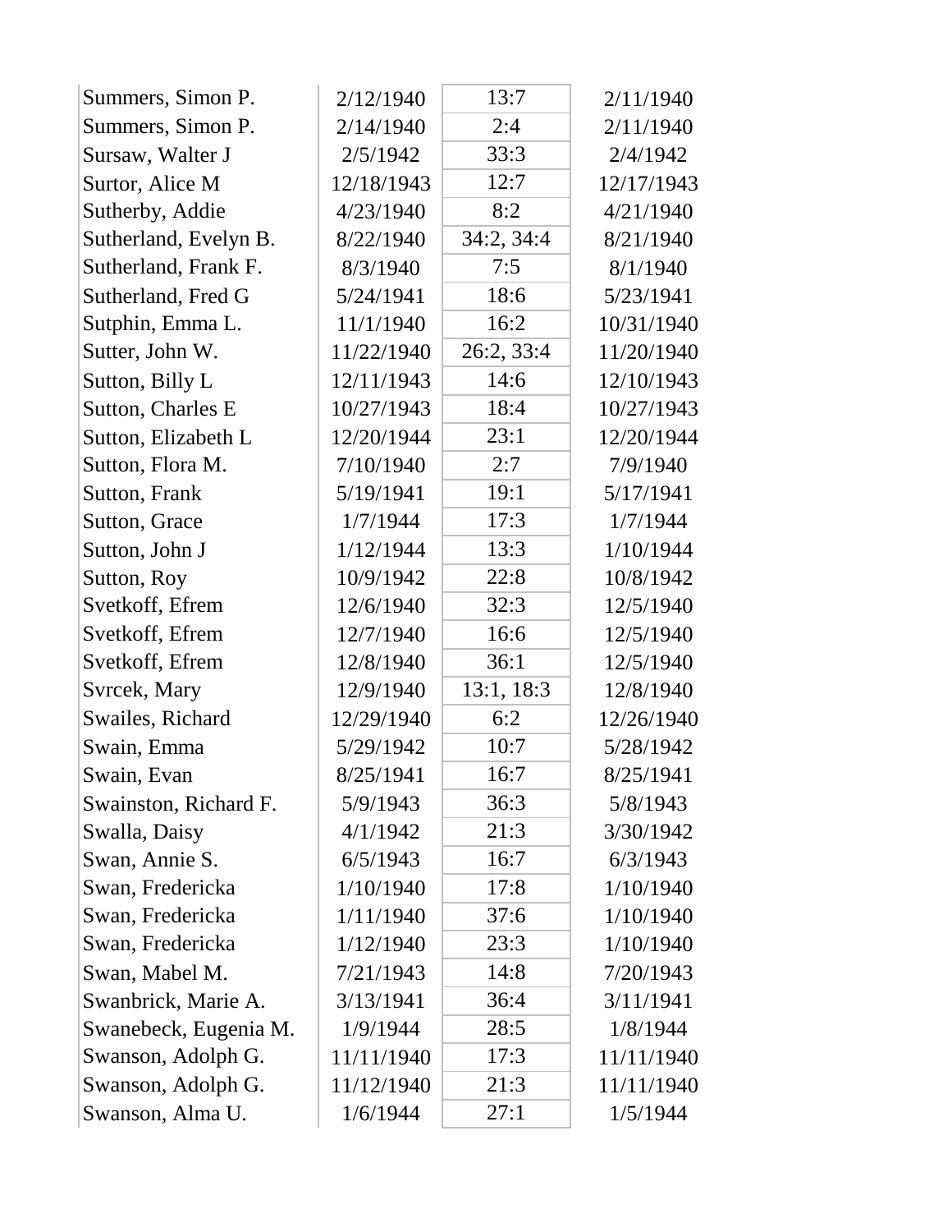| | | | |
|---|---|---|---|
| Summers, Simon P. | 2/12/1940 | 13:7 | 2/11/1940 |
| Summers, Simon P. | 2/14/1940 | 2:4 | 2/11/1940 |
| Sursaw, Walter J | 2/5/1942 | 33:3 | 2/4/1942 |
| Surtor, Alice M | 12/18/1943 | 12:7 | 12/17/1943 |
| Sutherby, Addie | 4/23/1940 | 8:2 | 4/21/1940 |
| Sutherland, Evelyn B. | 8/22/1940 | 34:2, 34:4 | 8/21/1940 |
| Sutherland, Frank F. | 8/3/1940 | 7:5 | 8/1/1940 |
| Sutherland, Fred G | 5/24/1941 | 18:6 | 5/23/1941 |
| Sutphin, Emma L. | 11/1/1940 | 16:2 | 10/31/1940 |
| Sutter, John W. | 11/22/1940 | 26:2, 33:4 | 11/20/1940 |
| Sutton, Billy L | 12/11/1943 | 14:6 | 12/10/1943 |
| Sutton, Charles E | 10/27/1943 | 18:4 | 10/27/1943 |
| Sutton, Elizabeth L | 12/20/1944 | 23:1 | 12/20/1944 |
| Sutton, Flora M. | 7/10/1940 | 2:7 | 7/9/1940 |
| Sutton, Frank | 5/19/1941 | 19:1 | 5/17/1941 |
| Sutton, Grace | 1/7/1944 | 17:3 | 1/7/1944 |
| Sutton, John J | 1/12/1944 | 13:3 | 1/10/1944 |
| Sutton, Roy | 10/9/1942 | 22:8 | 10/8/1942 |
| Svetkoff, Efrem | 12/6/1940 | 32:3 | 12/5/1940 |
| Svetkoff, Efrem | 12/7/1940 | 16:6 | 12/5/1940 |
| Svetkoff, Efrem | 12/8/1940 | 36:1 | 12/5/1940 |
| Svrcek, Mary | 12/9/1940 | 13:1, 18:3 | 12/8/1940 |
| Swailes, Richard | 12/29/1940 | 6:2 | 12/26/1940 |
| Swain, Emma | 5/29/1942 | 10:7 | 5/28/1942 |
| Swain, Evan | 8/25/1941 | 16:7 | 8/25/1941 |
| Swainston, Richard F. | 5/9/1943 | 36:3 | 5/8/1943 |
| Swalla, Daisy | 4/1/1942 | 21:3 | 3/30/1942 |
| Swan, Annie S. | 6/5/1943 | 16:7 | 6/3/1943 |
| Swan, Fredericka | 1/10/1940 | 17:8 | 1/10/1940 |
| Swan, Fredericka | 1/11/1940 | 37:6 | 1/10/1940 |
| Swan, Fredericka | 1/12/1940 | 23:3 | 1/10/1940 |
| Swan, Mabel M. | 7/21/1943 | 14:8 | 7/20/1943 |
| Swanbrick, Marie A. | 3/13/1941 | 36:4 | 3/11/1941 |
| Swanebeck, Eugenia M. | 1/9/1944 | 28:5 | 1/8/1944 |
| Swanson, Adolph G. | 11/11/1940 | 17:3 | 11/11/1940 |
| Swanson, Adolph G. | 11/12/1940 | 21:3 | 11/11/1940 |
| Swanson, Alma U. | 1/6/1944 | 27:1 | 1/5/1944 |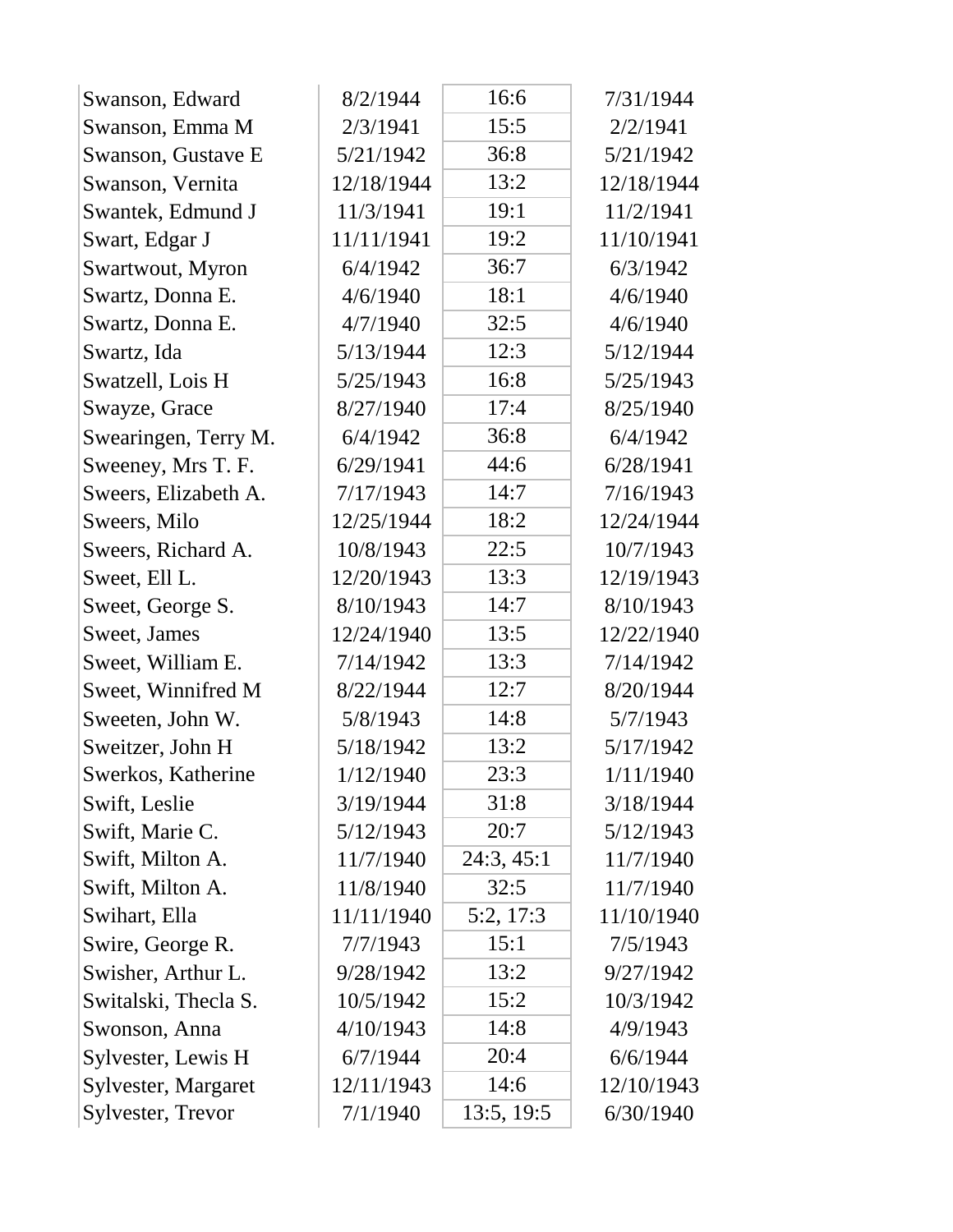| | | | |
|---|---|---|---|
| Swanson, Edward | 8/2/1944 | 16:6 | 7/31/1944 |
| Swanson, Emma M | 2/3/1941 | 15:5 | 2/2/1941 |
| Swanson, Gustave E | 5/21/1942 | 36:8 | 5/21/1942 |
| Swanson, Vernita | 12/18/1944 | 13:2 | 12/18/1944 |
| Swantek, Edmund J | 11/3/1941 | 19:1 | 11/2/1941 |
| Swart, Edgar J | 11/11/1941 | 19:2 | 11/10/1941 |
| Swartwout, Myron | 6/4/1942 | 36:7 | 6/3/1942 |
| Swartz, Donna E. | 4/6/1940 | 18:1 | 4/6/1940 |
| Swartz, Donna E. | 4/7/1940 | 32:5 | 4/6/1940 |
| Swartz, Ida | 5/13/1944 | 12:3 | 5/12/1944 |
| Swatzell, Lois H | 5/25/1943 | 16:8 | 5/25/1943 |
| Swayze, Grace | 8/27/1940 | 17:4 | 8/25/1940 |
| Swearingen, Terry M. | 6/4/1942 | 36:8 | 6/4/1942 |
| Sweeney, Mrs T. F. | 6/29/1941 | 44:6 | 6/28/1941 |
| Sweers, Elizabeth A. | 7/17/1943 | 14:7 | 7/16/1943 |
| Sweers, Milo | 12/25/1944 | 18:2 | 12/24/1944 |
| Sweers, Richard A. | 10/8/1943 | 22:5 | 10/7/1943 |
| Sweet, Ell L. | 12/20/1943 | 13:3 | 12/19/1943 |
| Sweet, George S. | 8/10/1943 | 14:7 | 8/10/1943 |
| Sweet, James | 12/24/1940 | 13:5 | 12/22/1940 |
| Sweet, William E. | 7/14/1942 | 13:3 | 7/14/1942 |
| Sweet, Winnifred M | 8/22/1944 | 12:7 | 8/20/1944 |
| Sweeten, John W. | 5/8/1943 | 14:8 | 5/7/1943 |
| Sweitzer, John H | 5/18/1942 | 13:2 | 5/17/1942 |
| Swerkos, Katherine | 1/12/1940 | 23:3 | 1/11/1940 |
| Swift, Leslie | 3/19/1944 | 31:8 | 3/18/1944 |
| Swift, Marie C. | 5/12/1943 | 20:7 | 5/12/1943 |
| Swift, Milton A. | 11/7/1940 | 24:3, 45:1 | 11/7/1940 |
| Swift, Milton A. | 11/8/1940 | 32:5 | 11/7/1940 |
| Swihart, Ella | 11/11/1940 | 5:2, 17:3 | 11/10/1940 |
| Swire, George R. | 7/7/1943 | 15:1 | 7/5/1943 |
| Swisher, Arthur L. | 9/28/1942 | 13:2 | 9/27/1942 |
| Switalski, Thecla S. | 10/5/1942 | 15:2 | 10/3/1942 |
| Swonson, Anna | 4/10/1943 | 14:8 | 4/9/1943 |
| Sylvester, Lewis H | 6/7/1944 | 20:4 | 6/6/1944 |
| Sylvester, Margaret | 12/11/1943 | 14:6 | 12/10/1943 |
| Sylvester, Trevor | 7/1/1940 | 13:5, 19:5 | 6/30/1940 |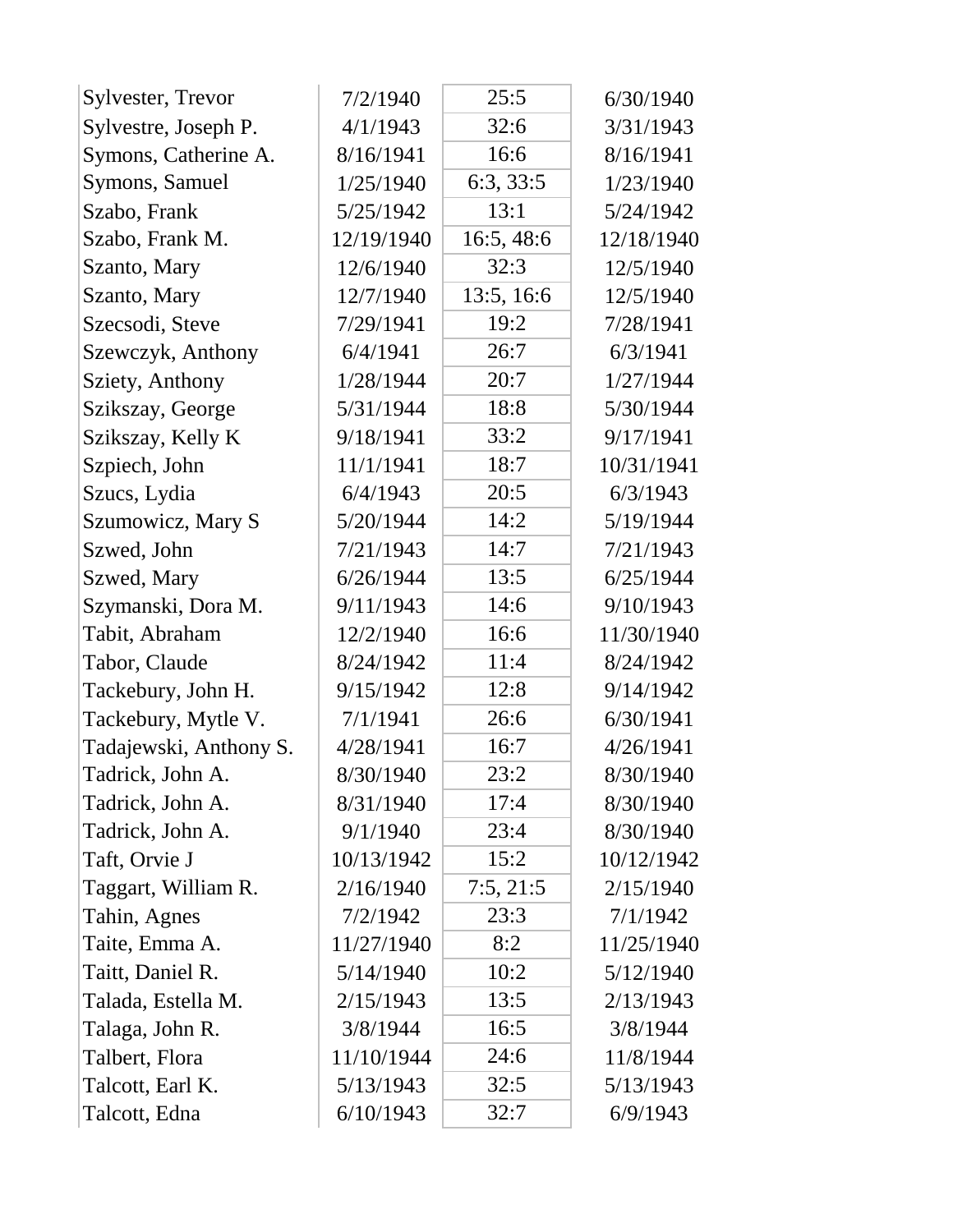| | | | |
|---|---|---|---|
| Sylvester, Trevor | 7/2/1940 | 25:5 | 6/30/1940 |
| Sylvestre, Joseph P. | 4/1/1943 | 32:6 | 3/31/1943 |
| Symons, Catherine A. | 8/16/1941 | 16:6 | 8/16/1941 |
| Symons, Samuel | 1/25/1940 | 6:3, 33:5 | 1/23/1940 |
| Szabo, Frank | 5/25/1942 | 13:1 | 5/24/1942 |
| Szabo, Frank M. | 12/19/1940 | 16:5, 48:6 | 12/18/1940 |
| Szanto, Mary | 12/6/1940 | 32:3 | 12/5/1940 |
| Szanto, Mary | 12/7/1940 | 13:5, 16:6 | 12/5/1940 |
| Szecsodi, Steve | 7/29/1941 | 19:2 | 7/28/1941 |
| Szewczyk, Anthony | 6/4/1941 | 26:7 | 6/3/1941 |
| Sziety, Anthony | 1/28/1944 | 20:7 | 1/27/1944 |
| Szikszay, George | 5/31/1944 | 18:8 | 5/30/1944 |
| Szikszay, Kelly K | 9/18/1941 | 33:2 | 9/17/1941 |
| Szpiech, John | 11/1/1941 | 18:7 | 10/31/1941 |
| Szucs, Lydia | 6/4/1943 | 20:5 | 6/3/1943 |
| Szumowicz, Mary S | 5/20/1944 | 14:2 | 5/19/1944 |
| Szwed, John | 7/21/1943 | 14:7 | 7/21/1943 |
| Szwed, Mary | 6/26/1944 | 13:5 | 6/25/1944 |
| Szymanski, Dora M. | 9/11/1943 | 14:6 | 9/10/1943 |
| Tabit, Abraham | 12/2/1940 | 16:6 | 11/30/1940 |
| Tabor, Claude | 8/24/1942 | 11:4 | 8/24/1942 |
| Tackebury, John H. | 9/15/1942 | 12:8 | 9/14/1942 |
| Tackebury, Mytle V. | 7/1/1941 | 26:6 | 6/30/1941 |
| Tadajewski, Anthony S. | 4/28/1941 | 16:7 | 4/26/1941 |
| Tadrick, John A. | 8/30/1940 | 23:2 | 8/30/1940 |
| Tadrick, John A. | 8/31/1940 | 17:4 | 8/30/1940 |
| Tadrick, John A. | 9/1/1940 | 23:4 | 8/30/1940 |
| Taft, Orvie J | 10/13/1942 | 15:2 | 10/12/1942 |
| Taggart, William R. | 2/16/1940 | 7:5, 21:5 | 2/15/1940 |
| Tahin, Agnes | 7/2/1942 | 23:3 | 7/1/1942 |
| Taite, Emma A. | 11/27/1940 | 8:2 | 11/25/1940 |
| Taitt, Daniel R. | 5/14/1940 | 10:2 | 5/12/1940 |
| Talada, Estella M. | 2/15/1943 | 13:5 | 2/13/1943 |
| Talaga, John R. | 3/8/1944 | 16:5 | 3/8/1944 |
| Talbert, Flora | 11/10/1944 | 24:6 | 11/8/1944 |
| Talcott, Earl K. | 5/13/1943 | 32:5 | 5/13/1943 |
| Talcott, Edna | 6/10/1943 | 32:7 | 6/9/1943 |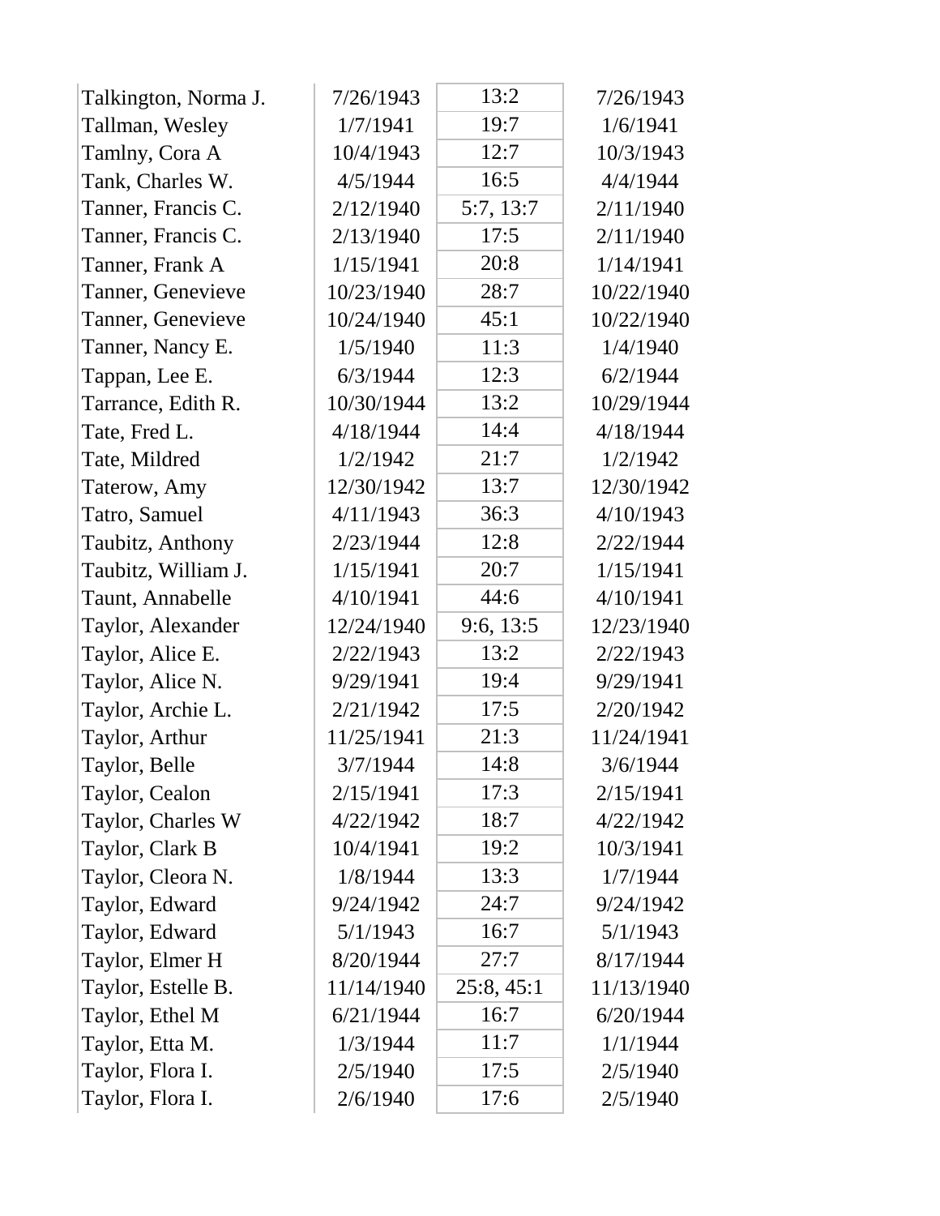| | | | |
|---|---|---|---|
| Talkington, Norma J. | 7/26/1943 | 13:2 | 7/26/1943 |
| Tallman, Wesley | 1/7/1941 | 19:7 | 1/6/1941 |
| Tamlny, Cora A | 10/4/1943 | 12:7 | 10/3/1943 |
| Tank, Charles W. | 4/5/1944 | 16:5 | 4/4/1944 |
| Tanner, Francis C. | 2/12/1940 | 5:7, 13:7 | 2/11/1940 |
| Tanner, Francis C. | 2/13/1940 | 17:5 | 2/11/1940 |
| Tanner, Frank A | 1/15/1941 | 20:8 | 1/14/1941 |
| Tanner, Genevieve | 10/23/1940 | 28:7 | 10/22/1940 |
| Tanner, Genevieve | 10/24/1940 | 45:1 | 10/22/1940 |
| Tanner, Nancy E. | 1/5/1940 | 11:3 | 1/4/1940 |
| Tappan, Lee E. | 6/3/1944 | 12:3 | 6/2/1944 |
| Tarrance, Edith R. | 10/30/1944 | 13:2 | 10/29/1944 |
| Tate, Fred L. | 4/18/1944 | 14:4 | 4/18/1944 |
| Tate, Mildred | 1/2/1942 | 21:7 | 1/2/1942 |
| Taterow, Amy | 12/30/1942 | 13:7 | 12/30/1942 |
| Tatro, Samuel | 4/11/1943 | 36:3 | 4/10/1943 |
| Taubitz, Anthony | 2/23/1944 | 12:8 | 2/22/1944 |
| Taubitz, William J. | 1/15/1941 | 20:7 | 1/15/1941 |
| Taunt, Annabelle | 4/10/1941 | 44:6 | 4/10/1941 |
| Taylor, Alexander | 12/24/1940 | 9:6, 13:5 | 12/23/1940 |
| Taylor, Alice E. | 2/22/1943 | 13:2 | 2/22/1943 |
| Taylor, Alice N. | 9/29/1941 | 19:4 | 9/29/1941 |
| Taylor, Archie L. | 2/21/1942 | 17:5 | 2/20/1942 |
| Taylor, Arthur | 11/25/1941 | 21:3 | 11/24/1941 |
| Taylor, Belle | 3/7/1944 | 14:8 | 3/6/1944 |
| Taylor, Cealon | 2/15/1941 | 17:3 | 2/15/1941 |
| Taylor, Charles W | 4/22/1942 | 18:7 | 4/22/1942 |
| Taylor, Clark B | 10/4/1941 | 19:2 | 10/3/1941 |
| Taylor, Cleora N. | 1/8/1944 | 13:3 | 1/7/1944 |
| Taylor, Edward | 9/24/1942 | 24:7 | 9/24/1942 |
| Taylor, Edward | 5/1/1943 | 16:7 | 5/1/1943 |
| Taylor, Elmer H | 8/20/1944 | 27:7 | 8/17/1944 |
| Taylor, Estelle B. | 11/14/1940 | 25:8, 45:1 | 11/13/1940 |
| Taylor, Ethel M | 6/21/1944 | 16:7 | 6/20/1944 |
| Taylor, Etta M. | 1/3/1944 | 11:7 | 1/1/1944 |
| Taylor, Flora I. | 2/5/1940 | 17:5 | 2/5/1940 |
| Taylor, Flora I. | 2/6/1940 | 17:6 | 2/5/1940 |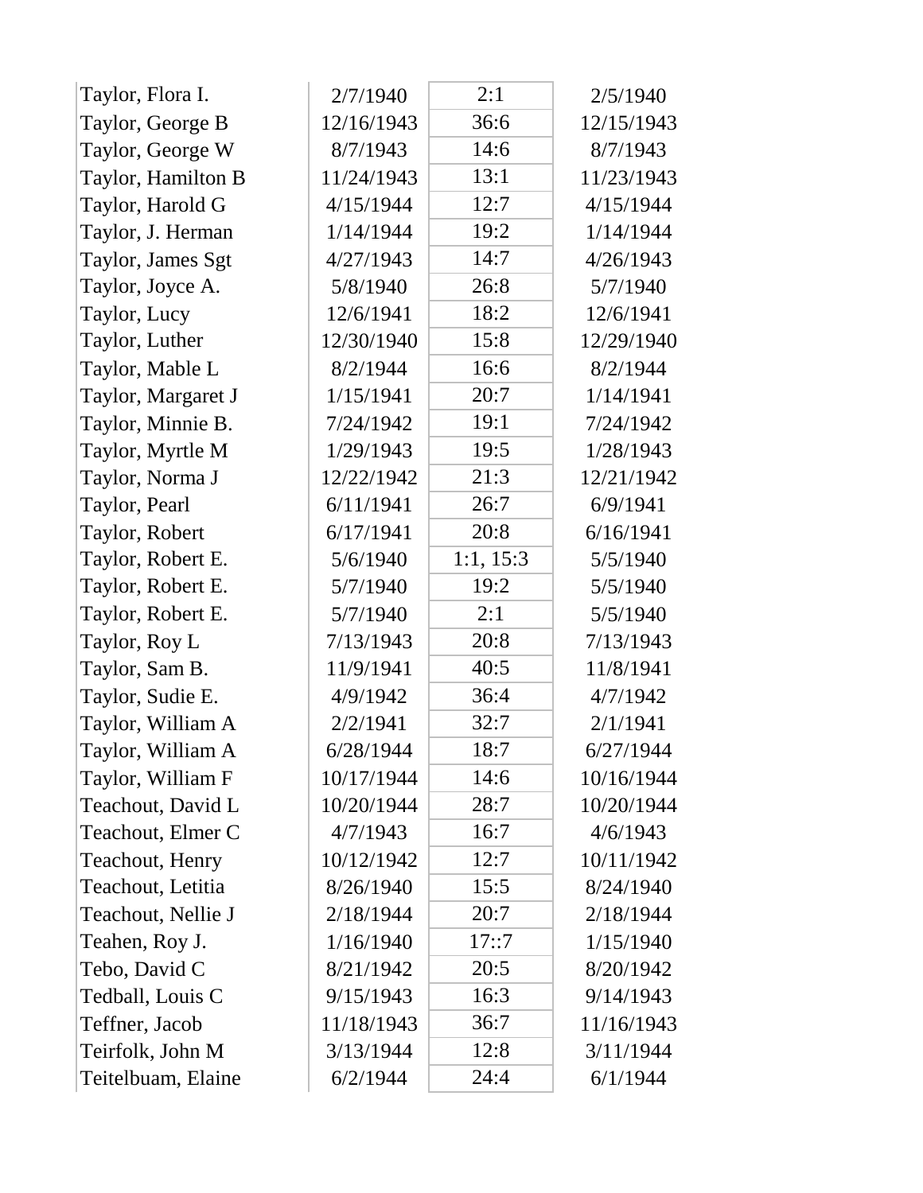| | | | |
|---|---|---|---|
| Taylor, Flora I. | 2/7/1940 | 2:1 | 2/5/1940 |
| Taylor, George B | 12/16/1943 | 36:6 | 12/15/1943 |
| Taylor, George W | 8/7/1943 | 14:6 | 8/7/1943 |
| Taylor, Hamilton B | 11/24/1943 | 13:1 | 11/23/1943 |
| Taylor, Harold G | 4/15/1944 | 12:7 | 4/15/1944 |
| Taylor, J. Herman | 1/14/1944 | 19:2 | 1/14/1944 |
| Taylor, James Sgt | 4/27/1943 | 14:7 | 4/26/1943 |
| Taylor, Joyce A. | 5/8/1940 | 26:8 | 5/7/1940 |
| Taylor, Lucy | 12/6/1941 | 18:2 | 12/6/1941 |
| Taylor, Luther | 12/30/1940 | 15:8 | 12/29/1940 |
| Taylor, Mable L | 8/2/1944 | 16:6 | 8/2/1944 |
| Taylor, Margaret J | 1/15/1941 | 20:7 | 1/14/1941 |
| Taylor, Minnie B. | 7/24/1942 | 19:1 | 7/24/1942 |
| Taylor, Myrtle M | 1/29/1943 | 19:5 | 1/28/1943 |
| Taylor, Norma J | 12/22/1942 | 21:3 | 12/21/1942 |
| Taylor, Pearl | 6/11/1941 | 26:7 | 6/9/1941 |
| Taylor, Robert | 6/17/1941 | 20:8 | 6/16/1941 |
| Taylor, Robert E. | 5/6/1940 | 1:1, 15:3 | 5/5/1940 |
| Taylor, Robert E. | 5/7/1940 | 19:2 | 5/5/1940 |
| Taylor, Robert E. | 5/7/1940 | 2:1 | 5/5/1940 |
| Taylor, Roy L | 7/13/1943 | 20:8 | 7/13/1943 |
| Taylor, Sam B. | 11/9/1941 | 40:5 | 11/8/1941 |
| Taylor, Sudie E. | 4/9/1942 | 36:4 | 4/7/1942 |
| Taylor, William A | 2/2/1941 | 32:7 | 2/1/1941 |
| Taylor, William A | 6/28/1944 | 18:7 | 6/27/1944 |
| Taylor, William F | 10/17/1944 | 14:6 | 10/16/1944 |
| Teachout, David L | 10/20/1944 | 28:7 | 10/20/1944 |
| Teachout, Elmer C | 4/7/1943 | 16:7 | 4/6/1943 |
| Teachout, Henry | 10/12/1942 | 12:7 | 10/11/1942 |
| Teachout, Letitia | 8/26/1940 | 15:5 | 8/24/1940 |
| Teachout, Nellie J | 2/18/1944 | 20:7 | 2/18/1944 |
| Teahen, Roy J. | 1/16/1940 | 17::7 | 1/15/1940 |
| Tebo, David C | 8/21/1942 | 20:5 | 8/20/1942 |
| Tedball, Louis C | 9/15/1943 | 16:3 | 9/14/1943 |
| Teffner, Jacob | 11/18/1943 | 36:7 | 11/16/1943 |
| Teirfolk, John M | 3/13/1944 | 12:8 | 3/11/1944 |
| Teitelbuam, Elaine | 6/2/1944 | 24:4 | 6/1/1944 |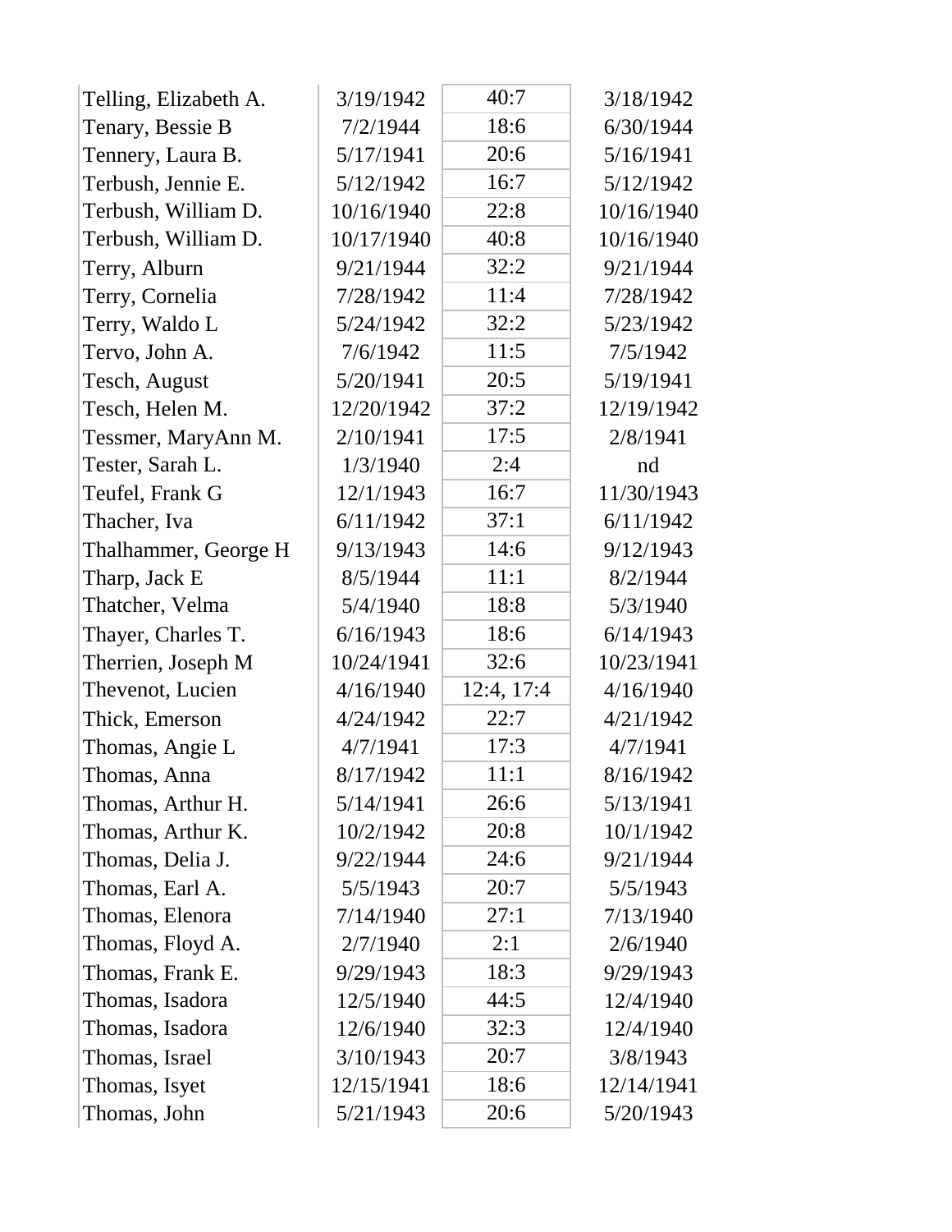| | | | |
|---|---|---|---|
| Telling, Elizabeth A. | 3/19/1942 | 40:7 | 3/18/1942 |
| Tenary, Bessie B | 7/2/1944 | 18:6 | 6/30/1944 |
| Tennery, Laura B. | 5/17/1941 | 20:6 | 5/16/1941 |
| Terbush, Jennie E. | 5/12/1942 | 16:7 | 5/12/1942 |
| Terbush, William D. | 10/16/1940 | 22:8 | 10/16/1940 |
| Terbush, William D. | 10/17/1940 | 40:8 | 10/16/1940 |
| Terry, Alburn | 9/21/1944 | 32:2 | 9/21/1944 |
| Terry, Cornelia | 7/28/1942 | 11:4 | 7/28/1942 |
| Terry, Waldo L | 5/24/1942 | 32:2 | 5/23/1942 |
| Tervo, John A. | 7/6/1942 | 11:5 | 7/5/1942 |
| Tesch, August | 5/20/1941 | 20:5 | 5/19/1941 |
| Tesch, Helen M. | 12/20/1942 | 37:2 | 12/19/1942 |
| Tessmer, MaryAnn M. | 2/10/1941 | 17:5 | 2/8/1941 |
| Tester, Sarah L. | 1/3/1940 | 2:4 | nd |
| Teufel, Frank G | 12/1/1943 | 16:7 | 11/30/1943 |
| Thacher, Iva | 6/11/1942 | 37:1 | 6/11/1942 |
| Thalhammer, George H | 9/13/1943 | 14:6 | 9/12/1943 |
| Tharp, Jack E | 8/5/1944 | 11:1 | 8/2/1944 |
| Thatcher, Velma | 5/4/1940 | 18:8 | 5/3/1940 |
| Thayer, Charles T. | 6/16/1943 | 18:6 | 6/14/1943 |
| Therrien, Joseph M | 10/24/1941 | 32:6 | 10/23/1941 |
| Thevenot, Lucien | 4/16/1940 | 12:4, 17:4 | 4/16/1940 |
| Thick, Emerson | 4/24/1942 | 22:7 | 4/21/1942 |
| Thomas, Angie L | 4/7/1941 | 17:3 | 4/7/1941 |
| Thomas, Anna | 8/17/1942 | 11:1 | 8/16/1942 |
| Thomas, Arthur H. | 5/14/1941 | 26:6 | 5/13/1941 |
| Thomas, Arthur K. | 10/2/1942 | 20:8 | 10/1/1942 |
| Thomas, Delia J. | 9/22/1944 | 24:6 | 9/21/1944 |
| Thomas, Earl A. | 5/5/1943 | 20:7 | 5/5/1943 |
| Thomas, Elenora | 7/14/1940 | 27:1 | 7/13/1940 |
| Thomas, Floyd A. | 2/7/1940 | 2:1 | 2/6/1940 |
| Thomas, Frank E. | 9/29/1943 | 18:3 | 9/29/1943 |
| Thomas, Isadora | 12/5/1940 | 44:5 | 12/4/1940 |
| Thomas, Isadora | 12/6/1940 | 32:3 | 12/4/1940 |
| Thomas, Israel | 3/10/1943 | 20:7 | 3/8/1943 |
| Thomas, Isyet | 12/15/1941 | 18:6 | 12/14/1941 |
| Thomas, John | 5/21/1943 | 20:6 | 5/20/1943 |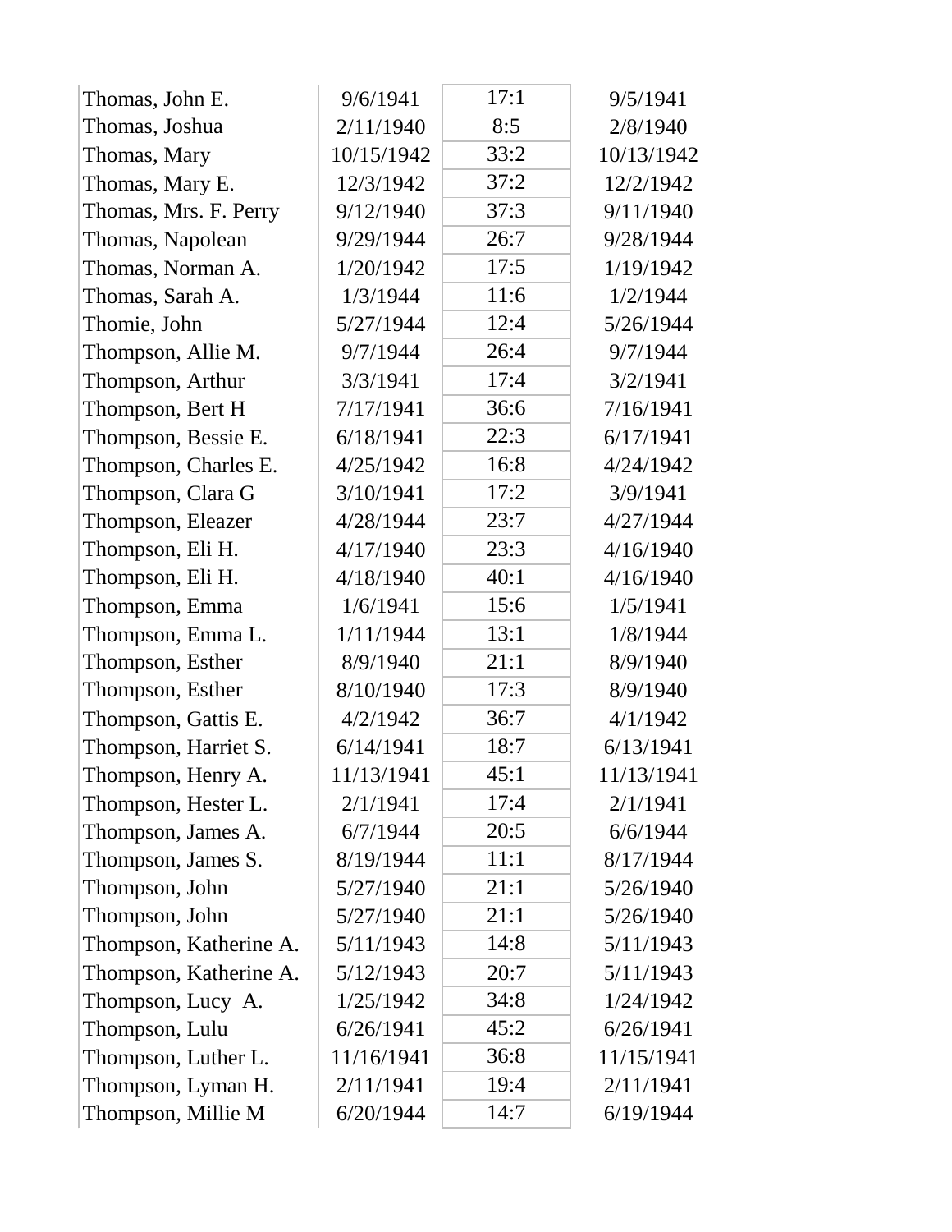| | | | |
|---|---|---|---|
| Thomas, John E. | 9/6/1941 | 17:1 | 9/5/1941 |
| Thomas, Joshua | 2/11/1940 | 8:5 | 2/8/1940 |
| Thomas, Mary | 10/15/1942 | 33:2 | 10/13/1942 |
| Thomas, Mary E. | 12/3/1942 | 37:2 | 12/2/1942 |
| Thomas, Mrs. F. Perry | 9/12/1940 | 37:3 | 9/11/1940 |
| Thomas, Napolean | 9/29/1944 | 26:7 | 9/28/1944 |
| Thomas, Norman A. | 1/20/1942 | 17:5 | 1/19/1942 |
| Thomas, Sarah A. | 1/3/1944 | 11:6 | 1/2/1944 |
| Thomie, John | 5/27/1944 | 12:4 | 5/26/1944 |
| Thompson, Allie M. | 9/7/1944 | 26:4 | 9/7/1944 |
| Thompson, Arthur | 3/3/1941 | 17:4 | 3/2/1941 |
| Thompson, Bert H | 7/17/1941 | 36:6 | 7/16/1941 |
| Thompson, Bessie E. | 6/18/1941 | 22:3 | 6/17/1941 |
| Thompson, Charles E. | 4/25/1942 | 16:8 | 4/24/1942 |
| Thompson, Clara G | 3/10/1941 | 17:2 | 3/9/1941 |
| Thompson, Eleazer | 4/28/1944 | 23:7 | 4/27/1944 |
| Thompson, Eli H. | 4/17/1940 | 23:3 | 4/16/1940 |
| Thompson, Eli H. | 4/18/1940 | 40:1 | 4/16/1940 |
| Thompson, Emma | 1/6/1941 | 15:6 | 1/5/1941 |
| Thompson, Emma L. | 1/11/1944 | 13:1 | 1/8/1944 |
| Thompson, Esther | 8/9/1940 | 21:1 | 8/9/1940 |
| Thompson, Esther | 8/10/1940 | 17:3 | 8/9/1940 |
| Thompson, Gattis E. | 4/2/1942 | 36:7 | 4/1/1942 |
| Thompson, Harriet S. | 6/14/1941 | 18:7 | 6/13/1941 |
| Thompson, Henry A. | 11/13/1941 | 45:1 | 11/13/1941 |
| Thompson, Hester L. | 2/1/1941 | 17:4 | 2/1/1941 |
| Thompson, James A. | 6/7/1944 | 20:5 | 6/6/1944 |
| Thompson, James S. | 8/19/1944 | 11:1 | 8/17/1944 |
| Thompson, John | 5/27/1940 | 21:1 | 5/26/1940 |
| Thompson, John | 5/27/1940 | 21:1 | 5/26/1940 |
| Thompson, Katherine A. | 5/11/1943 | 14:8 | 5/11/1943 |
| Thompson, Katherine A. | 5/12/1943 | 20:7 | 5/11/1943 |
| Thompson, Lucy A. | 1/25/1942 | 34:8 | 1/24/1942 |
| Thompson, Lulu | 6/26/1941 | 45:2 | 6/26/1941 |
| Thompson, Luther L. | 11/16/1941 | 36:8 | 11/15/1941 |
| Thompson, Lyman H. | 2/11/1941 | 19:4 | 2/11/1941 |
| Thompson, Millie M | 6/20/1944 | 14:7 | 6/19/1944 |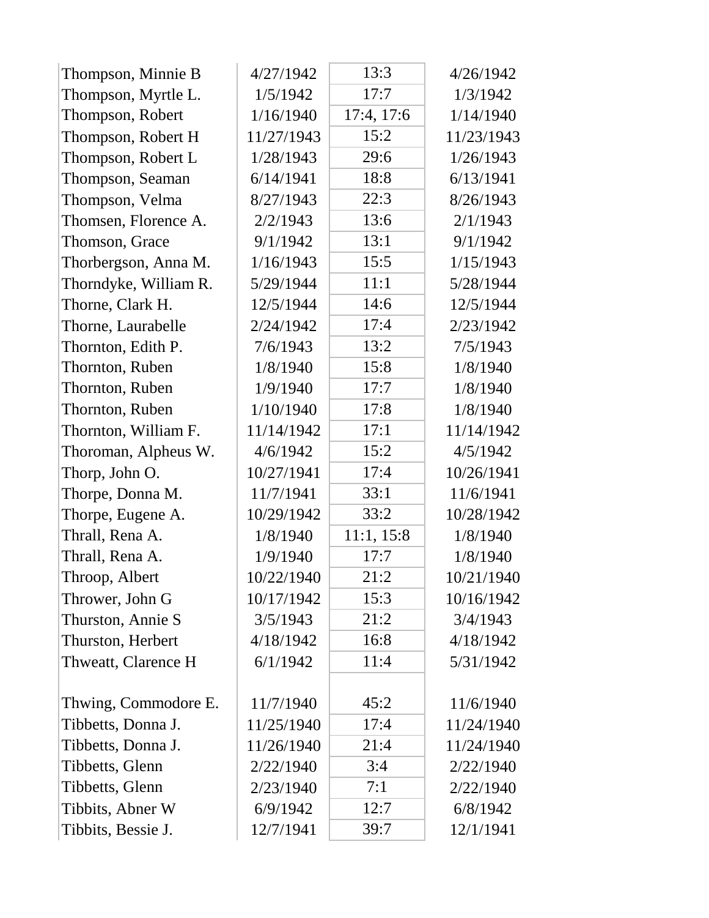| | | | |
|---|---|---|---|
| Thompson, Minnie B | 4/27/1942 | 13:3 | 4/26/1942 |
| Thompson, Myrtle L. | 1/5/1942 | 17:7 | 1/3/1942 |
| Thompson, Robert | 1/16/1940 | 17:4, 17:6 | 1/14/1940 |
| Thompson, Robert H | 11/27/1943 | 15:2 | 11/23/1943 |
| Thompson, Robert L | 1/28/1943 | 29:6 | 1/26/1943 |
| Thompson, Seaman | 6/14/1941 | 18:8 | 6/13/1941 |
| Thompson, Velma | 8/27/1943 | 22:3 | 8/26/1943 |
| Thomsen, Florence A. | 2/2/1943 | 13:6 | 2/1/1943 |
| Thomson, Grace | 9/1/1942 | 13:1 | 9/1/1942 |
| Thorbergson, Anna M. | 1/16/1943 | 15:5 | 1/15/1943 |
| Thorndyke, William R. | 5/29/1944 | 11:1 | 5/28/1944 |
| Thorne, Clark H. | 12/5/1944 | 14:6 | 12/5/1944 |
| Thorne, Laurabelle | 2/24/1942 | 17:4 | 2/23/1942 |
| Thornton, Edith P. | 7/6/1943 | 13:2 | 7/5/1943 |
| Thornton, Ruben | 1/8/1940 | 15:8 | 1/8/1940 |
| Thornton, Ruben | 1/9/1940 | 17:7 | 1/8/1940 |
| Thornton, Ruben | 1/10/1940 | 17:8 | 1/8/1940 |
| Thornton, William F. | 11/14/1942 | 17:1 | 11/14/1942 |
| Thoroman, Alpheus W. | 4/6/1942 | 15:2 | 4/5/1942 |
| Thorp, John O. | 10/27/1941 | 17:4 | 10/26/1941 |
| Thorpe, Donna M. | 11/7/1941 | 33:1 | 11/6/1941 |
| Thorpe, Eugene A. | 10/29/1942 | 33:2 | 10/28/1942 |
| Thrall, Rena A. | 1/8/1940 | 11:1, 15:8 | 1/8/1940 |
| Thrall, Rena A. | 1/9/1940 | 17:7 | 1/8/1940 |
| Throop, Albert | 10/22/1940 | 21:2 | 10/21/1940 |
| Thrower, John G | 10/17/1942 | 15:3 | 10/16/1942 |
| Thurston, Annie S | 3/5/1943 | 21:2 | 3/4/1943 |
| Thurston, Herbert | 4/18/1942 | 16:8 | 4/18/1942 |
| Thweatt, Clarence H | 6/1/1942 | 11:4 | 5/31/1942 |
| Thwing, Commodore E. | 11/7/1940 | 45:2 | 11/6/1940 |
| Tibbetts, Donna J. | 11/25/1940 | 17:4 | 11/24/1940 |
| Tibbetts, Donna J. | 11/26/1940 | 21:4 | 11/24/1940 |
| Tibbetts, Glenn | 2/22/1940 | 3:4 | 2/22/1940 |
| Tibbetts, Glenn | 2/23/1940 | 7:1 | 2/22/1940 |
| Tibbits, Abner W | 6/9/1942 | 12:7 | 6/8/1942 |
| Tibbits, Bessie J. | 12/7/1941 | 39:7 | 12/1/1941 |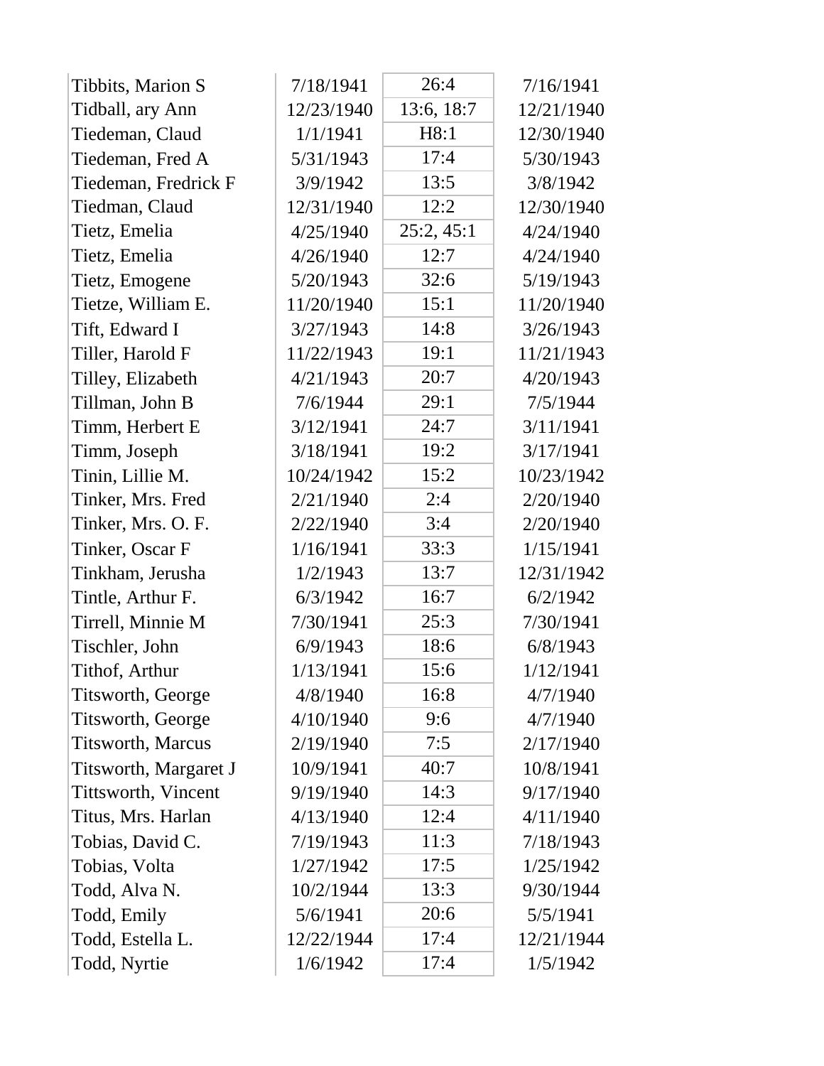| | | | |
|---|---|---|---|
| Tibbits, Marion S | 7/18/1941 | 26:4 | 7/16/1941 |
| Tidball, ary Ann | 12/23/1940 | 13:6, 18:7 | 12/21/1940 |
| Tiedeman, Claud | 1/1/1941 | H8:1 | 12/30/1940 |
| Tiedeman, Fred A | 5/31/1943 | 17:4 | 5/30/1943 |
| Tiedeman, Fredrick F | 3/9/1942 | 13:5 | 3/8/1942 |
| Tiedman, Claud | 12/31/1940 | 12:2 | 12/30/1940 |
| Tietz, Emelia | 4/25/1940 | 25:2, 45:1 | 4/24/1940 |
| Tietz, Emelia | 4/26/1940 | 12:7 | 4/24/1940 |
| Tietz, Emogene | 5/20/1943 | 32:6 | 5/19/1943 |
| Tietze, William E. | 11/20/1940 | 15:1 | 11/20/1940 |
| Tift, Edward I | 3/27/1943 | 14:8 | 3/26/1943 |
| Tiller, Harold F | 11/22/1943 | 19:1 | 11/21/1943 |
| Tilley, Elizabeth | 4/21/1943 | 20:7 | 4/20/1943 |
| Tillman, John B | 7/6/1944 | 29:1 | 7/5/1944 |
| Timm, Herbert E | 3/12/1941 | 24:7 | 3/11/1941 |
| Timm, Joseph | 3/18/1941 | 19:2 | 3/17/1941 |
| Tinin, Lillie M. | 10/24/1942 | 15:2 | 10/23/1942 |
| Tinker, Mrs. Fred | 2/21/1940 | 2:4 | 2/20/1940 |
| Tinker, Mrs. O. F. | 2/22/1940 | 3:4 | 2/20/1940 |
| Tinker, Oscar F | 1/16/1941 | 33:3 | 1/15/1941 |
| Tinkham, Jerusha | 1/2/1943 | 13:7 | 12/31/1942 |
| Tintle, Arthur F. | 6/3/1942 | 16:7 | 6/2/1942 |
| Tirrell, Minnie M | 7/30/1941 | 25:3 | 7/30/1941 |
| Tischler, John | 6/9/1943 | 18:6 | 6/8/1943 |
| Tithof, Arthur | 1/13/1941 | 15:6 | 1/12/1941 |
| Titsworth, George | 4/8/1940 | 16:8 | 4/7/1940 |
| Titsworth, George | 4/10/1940 | 9:6 | 4/7/1940 |
| Titsworth, Marcus | 2/19/1940 | 7:5 | 2/17/1940 |
| Titsworth, Margaret J | 10/9/1941 | 40:7 | 10/8/1941 |
| Tittsworth, Vincent | 9/19/1940 | 14:3 | 9/17/1940 |
| Titus, Mrs. Harlan | 4/13/1940 | 12:4 | 4/11/1940 |
| Tobias, David C. | 7/19/1943 | 11:3 | 7/18/1943 |
| Tobias, Volta | 1/27/1942 | 17:5 | 1/25/1942 |
| Todd, Alva N. | 10/2/1944 | 13:3 | 9/30/1944 |
| Todd, Emily | 5/6/1941 | 20:6 | 5/5/1941 |
| Todd, Estella L. | 12/22/1944 | 17:4 | 12/21/1944 |
| Todd, Nyrtie | 1/6/1942 | 17:4 | 1/5/1942 |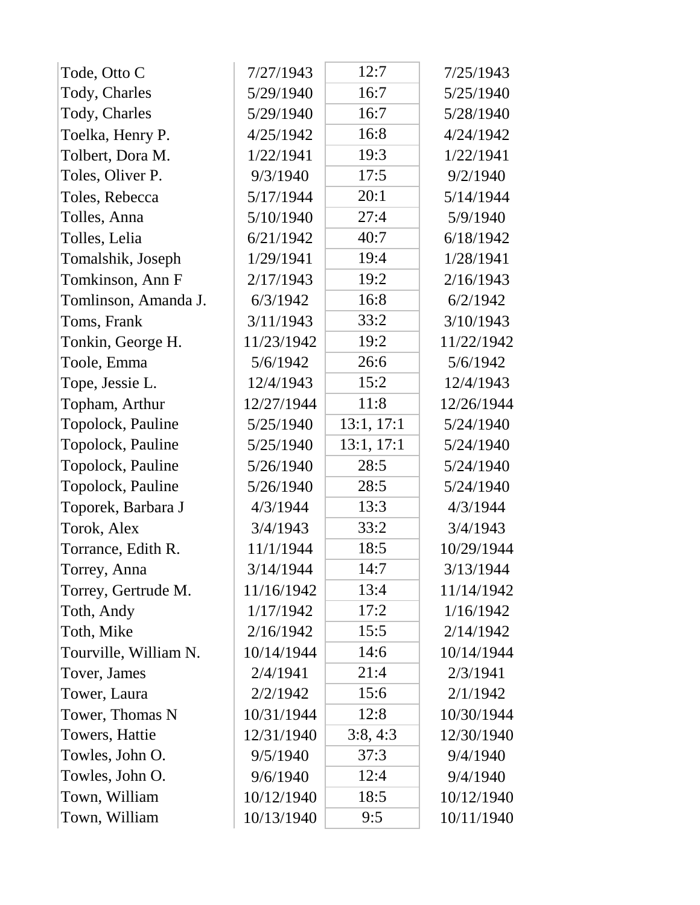| | | | |
|---|---|---|---|
| Tode, Otto C | 7/27/1943 | 12:7 | 7/25/1943 |
| Tody, Charles | 5/29/1940 | 16:7 | 5/25/1940 |
| Tody, Charles | 5/29/1940 | 16:7 | 5/28/1940 |
| Toelka, Henry P. | 4/25/1942 | 16:8 | 4/24/1942 |
| Tolbert, Dora M. | 1/22/1941 | 19:3 | 1/22/1941 |
| Toles, Oliver P. | 9/3/1940 | 17:5 | 9/2/1940 |
| Toles, Rebecca | 5/17/1944 | 20:1 | 5/14/1944 |
| Tolles, Anna | 5/10/1940 | 27:4 | 5/9/1940 |
| Tolles, Lelia | 6/21/1942 | 40:7 | 6/18/1942 |
| Tomalshik, Joseph | 1/29/1941 | 19:4 | 1/28/1941 |
| Tomkinson, Ann F | 2/17/1943 | 19:2 | 2/16/1943 |
| Tomlinson, Amanda J. | 6/3/1942 | 16:8 | 6/2/1942 |
| Toms, Frank | 3/11/1943 | 33:2 | 3/10/1943 |
| Tonkin, George H. | 11/23/1942 | 19:2 | 11/22/1942 |
| Toole, Emma | 5/6/1942 | 26:6 | 5/6/1942 |
| Tope, Jessie L. | 12/4/1943 | 15:2 | 12/4/1943 |
| Topham, Arthur | 12/27/1944 | 11:8 | 12/26/1944 |
| Topolock, Pauline | 5/25/1940 | 13:1, 17:1 | 5/24/1940 |
| Topolock, Pauline | 5/25/1940 | 13:1, 17:1 | 5/24/1940 |
| Topolock, Pauline | 5/26/1940 | 28:5 | 5/24/1940 |
| Topolock, Pauline | 5/26/1940 | 28:5 | 5/24/1940 |
| Toporek, Barbara J | 4/3/1944 | 13:3 | 4/3/1944 |
| Torok, Alex | 3/4/1943 | 33:2 | 3/4/1943 |
| Torrance, Edith R. | 11/1/1944 | 18:5 | 10/29/1944 |
| Torrey, Anna | 3/14/1944 | 14:7 | 3/13/1944 |
| Torrey, Gertrude M. | 11/16/1942 | 13:4 | 11/14/1942 |
| Toth, Andy | 1/17/1942 | 17:2 | 1/16/1942 |
| Toth, Mike | 2/16/1942 | 15:5 | 2/14/1942 |
| Tourville, William N. | 10/14/1944 | 14:6 | 10/14/1944 |
| Tover, James | 2/4/1941 | 21:4 | 2/3/1941 |
| Tower, Laura | 2/2/1942 | 15:6 | 2/1/1942 |
| Tower, Thomas N | 10/31/1944 | 12:8 | 10/30/1944 |
| Towers, Hattie | 12/31/1940 | 3:8, 4:3 | 12/30/1940 |
| Towles, John O. | 9/5/1940 | 37:3 | 9/4/1940 |
| Towles, John O. | 9/6/1940 | 12:4 | 9/4/1940 |
| Town, William | 10/12/1940 | 18:5 | 10/12/1940 |
| Town, William | 10/13/1940 | 9:5 | 10/11/1940 |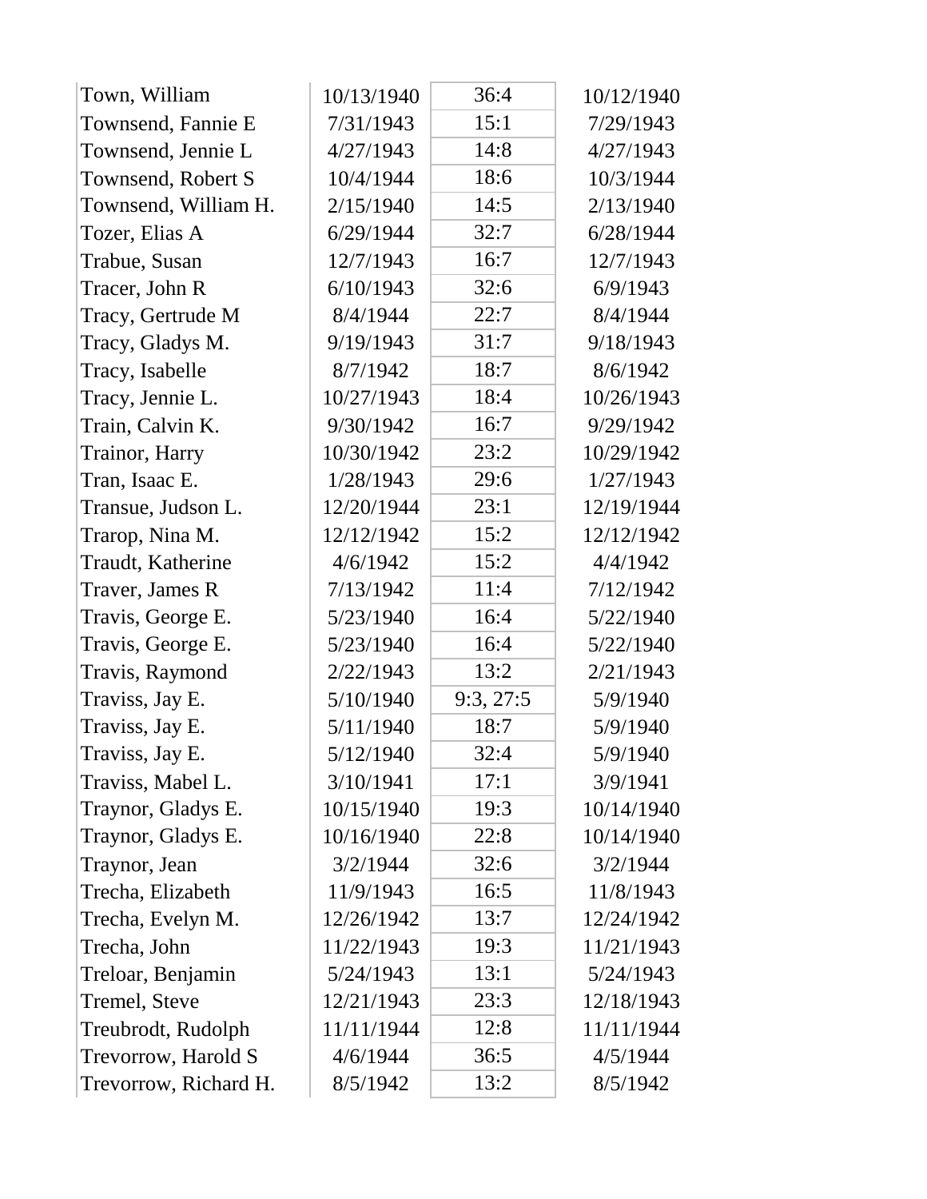| | | | |
|---|---|---|---|
| Town, William | 10/13/1940 | 36:4 | 10/12/1940 |
| Townsend, Fannie E | 7/31/1943 | 15:1 | 7/29/1943 |
| Townsend, Jennie L | 4/27/1943 | 14:8 | 4/27/1943 |
| Townsend, Robert S | 10/4/1944 | 18:6 | 10/3/1944 |
| Townsend, William H. | 2/15/1940 | 14:5 | 2/13/1940 |
| Tozer, Elias A | 6/29/1944 | 32:7 | 6/28/1944 |
| Trabue, Susan | 12/7/1943 | 16:7 | 12/7/1943 |
| Tracer, John R | 6/10/1943 | 32:6 | 6/9/1943 |
| Tracy, Gertrude M | 8/4/1944 | 22:7 | 8/4/1944 |
| Tracy, Gladys M. | 9/19/1943 | 31:7 | 9/18/1943 |
| Tracy, Isabelle | 8/7/1942 | 18:7 | 8/6/1942 |
| Tracy, Jennie L. | 10/27/1943 | 18:4 | 10/26/1943 |
| Train, Calvin K. | 9/30/1942 | 16:7 | 9/29/1942 |
| Trainor, Harry | 10/30/1942 | 23:2 | 10/29/1942 |
| Tran, Isaac E. | 1/28/1943 | 29:6 | 1/27/1943 |
| Transue, Judson L. | 12/20/1944 | 23:1 | 12/19/1944 |
| Trarop, Nina M. | 12/12/1942 | 15:2 | 12/12/1942 |
| Traudt, Katherine | 4/6/1942 | 15:2 | 4/4/1942 |
| Traver, James R | 7/13/1942 | 11:4 | 7/12/1942 |
| Travis, George E. | 5/23/1940 | 16:4 | 5/22/1940 |
| Travis, George E. | 5/23/1940 | 16:4 | 5/22/1940 |
| Travis, Raymond | 2/22/1943 | 13:2 | 2/21/1943 |
| Traviss, Jay E. | 5/10/1940 | 9:3, 27:5 | 5/9/1940 |
| Traviss, Jay E. | 5/11/1940 | 18:7 | 5/9/1940 |
| Traviss, Jay E. | 5/12/1940 | 32:4 | 5/9/1940 |
| Traviss, Mabel L. | 3/10/1941 | 17:1 | 3/9/1941 |
| Traynor, Gladys E. | 10/15/1940 | 19:3 | 10/14/1940 |
| Traynor, Gladys E. | 10/16/1940 | 22:8 | 10/14/1940 |
| Traynor, Jean | 3/2/1944 | 32:6 | 3/2/1944 |
| Trecha, Elizabeth | 11/9/1943 | 16:5 | 11/8/1943 |
| Trecha, Evelyn M. | 12/26/1942 | 13:7 | 12/24/1942 |
| Trecha, John | 11/22/1943 | 19:3 | 11/21/1943 |
| Treloar, Benjamin | 5/24/1943 | 13:1 | 5/24/1943 |
| Tremel, Steve | 12/21/1943 | 23:3 | 12/18/1943 |
| Treubrodt, Rudolph | 11/11/1944 | 12:8 | 11/11/1944 |
| Trevorrow, Harold S | 4/6/1944 | 36:5 | 4/5/1944 |
| Trevorrow, Richard H. | 8/5/1942 | 13:2 | 8/5/1942 |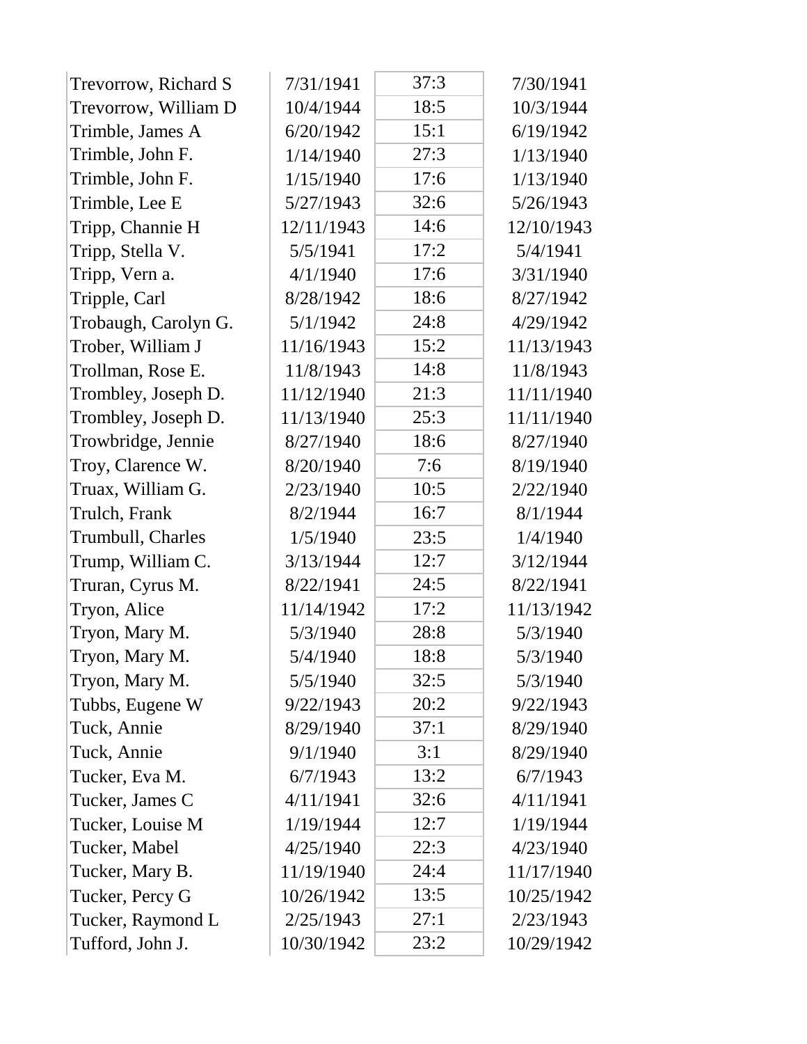| | | | |
|---|---|---|---|
| Trevorrow, Richard S | 7/31/1941 | 37:3 | 7/30/1941 |
| Trevorrow, William D | 10/4/1944 | 18:5 | 10/3/1944 |
| Trimble, James A | 6/20/1942 | 15:1 | 6/19/1942 |
| Trimble, John F. | 1/14/1940 | 27:3 | 1/13/1940 |
| Trimble, John F. | 1/15/1940 | 17:6 | 1/13/1940 |
| Trimble, Lee E | 5/27/1943 | 32:6 | 5/26/1943 |
| Tripp, Channie H | 12/11/1943 | 14:6 | 12/10/1943 |
| Tripp, Stella V. | 5/5/1941 | 17:2 | 5/4/1941 |
| Tripp, Vern a. | 4/1/1940 | 17:6 | 3/31/1940 |
| Tripple, Carl | 8/28/1942 | 18:6 | 8/27/1942 |
| Trobaugh, Carolyn G. | 5/1/1942 | 24:8 | 4/29/1942 |
| Trober, William J | 11/16/1943 | 15:2 | 11/13/1943 |
| Trollman, Rose E. | 11/8/1943 | 14:8 | 11/8/1943 |
| Trombley, Joseph D. | 11/12/1940 | 21:3 | 11/11/1940 |
| Trombley, Joseph D. | 11/13/1940 | 25:3 | 11/11/1940 |
| Trowbridge, Jennie | 8/27/1940 | 18:6 | 8/27/1940 |
| Troy, Clarence W. | 8/20/1940 | 7:6 | 8/19/1940 |
| Truax, William G. | 2/23/1940 | 10:5 | 2/22/1940 |
| Trulch, Frank | 8/2/1944 | 16:7 | 8/1/1944 |
| Trumbull, Charles | 1/5/1940 | 23:5 | 1/4/1940 |
| Trump, William C. | 3/13/1944 | 12:7 | 3/12/1944 |
| Truran, Cyrus M. | 8/22/1941 | 24:5 | 8/22/1941 |
| Tryon, Alice | 11/14/1942 | 17:2 | 11/13/1942 |
| Tryon, Mary M. | 5/3/1940 | 28:8 | 5/3/1940 |
| Tryon, Mary M. | 5/4/1940 | 18:8 | 5/3/1940 |
| Tryon, Mary M. | 5/5/1940 | 32:5 | 5/3/1940 |
| Tubbs, Eugene W | 9/22/1943 | 20:2 | 9/22/1943 |
| Tuck, Annie | 8/29/1940 | 37:1 | 8/29/1940 |
| Tuck, Annie | 9/1/1940 | 3:1 | 8/29/1940 |
| Tucker, Eva M. | 6/7/1943 | 13:2 | 6/7/1943 |
| Tucker, James C | 4/11/1941 | 32:6 | 4/11/1941 |
| Tucker, Louise M | 1/19/1944 | 12:7 | 1/19/1944 |
| Tucker, Mabel | 4/25/1940 | 22:3 | 4/23/1940 |
| Tucker, Mary B. | 11/19/1940 | 24:4 | 11/17/1940 |
| Tucker, Percy G | 10/26/1942 | 13:5 | 10/25/1942 |
| Tucker, Raymond L | 2/25/1943 | 27:1 | 2/23/1943 |
| Tufford, John J. | 10/30/1942 | 23:2 | 10/29/1942 |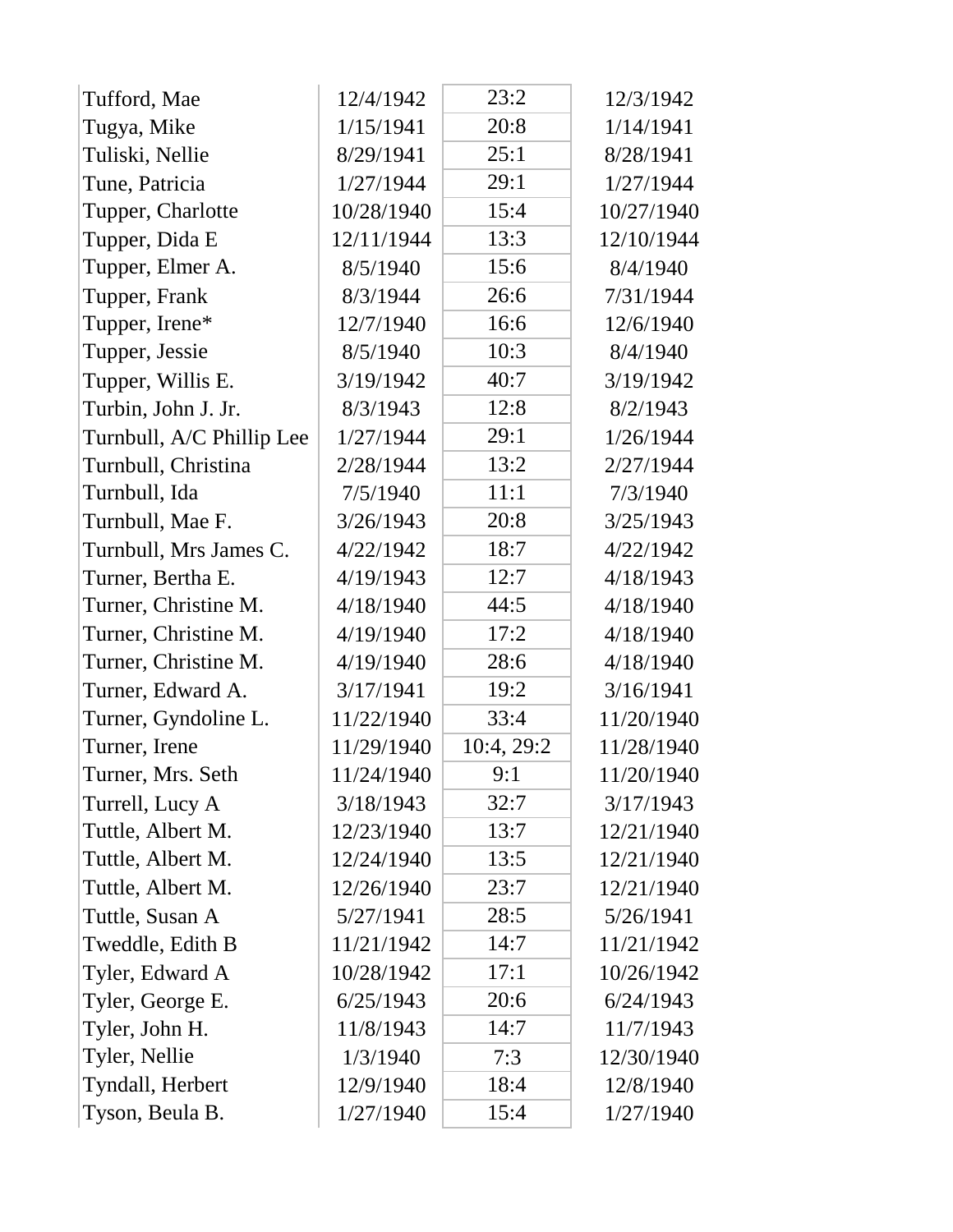| | | | |
|---|---|---|---|
| Tufford, Mae | 12/4/1942 | 23:2 | 12/3/1942 |
| Tugya, Mike | 1/15/1941 | 20:8 | 1/14/1941 |
| Tuliski, Nellie | 8/29/1941 | 25:1 | 8/28/1941 |
| Tune, Patricia | 1/27/1944 | 29:1 | 1/27/1944 |
| Tupper, Charlotte | 10/28/1940 | 15:4 | 10/27/1940 |
| Tupper, Dida E | 12/11/1944 | 13:3 | 12/10/1944 |
| Tupper, Elmer A. | 8/5/1940 | 15:6 | 8/4/1940 |
| Tupper, Frank | 8/3/1944 | 26:6 | 7/31/1944 |
| Tupper, Irene* | 12/7/1940 | 16:6 | 12/6/1940 |
| Tupper, Jessie | 8/5/1940 | 10:3 | 8/4/1940 |
| Tupper, Willis E. | 3/19/1942 | 40:7 | 3/19/1942 |
| Turbin, John J. Jr. | 8/3/1943 | 12:8 | 8/2/1943 |
| Turnbull, A/C Phillip Lee | 1/27/1944 | 29:1 | 1/26/1944 |
| Turnbull, Christina | 2/28/1944 | 13:2 | 2/27/1944 |
| Turnbull, Ida | 7/5/1940 | 11:1 | 7/3/1940 |
| Turnbull, Mae F. | 3/26/1943 | 20:8 | 3/25/1943 |
| Turnbull, Mrs James C. | 4/22/1942 | 18:7 | 4/22/1942 |
| Turner, Bertha E. | 4/19/1943 | 12:7 | 4/18/1943 |
| Turner, Christine M. | 4/18/1940 | 44:5 | 4/18/1940 |
| Turner, Christine M. | 4/19/1940 | 17:2 | 4/18/1940 |
| Turner, Christine M. | 4/19/1940 | 28:6 | 4/18/1940 |
| Turner, Edward A. | 3/17/1941 | 19:2 | 3/16/1941 |
| Turner, Gyndoline L. | 11/22/1940 | 33:4 | 11/20/1940 |
| Turner, Irene | 11/29/1940 | 10:4, 29:2 | 11/28/1940 |
| Turner, Mrs. Seth | 11/24/1940 | 9:1 | 11/20/1940 |
| Turrell, Lucy A | 3/18/1943 | 32:7 | 3/17/1943 |
| Tuttle, Albert M. | 12/23/1940 | 13:7 | 12/21/1940 |
| Tuttle, Albert M. | 12/24/1940 | 13:5 | 12/21/1940 |
| Tuttle, Albert M. | 12/26/1940 | 23:7 | 12/21/1940 |
| Tuttle, Susan A | 5/27/1941 | 28:5 | 5/26/1941 |
| Tweddle, Edith B | 11/21/1942 | 14:7 | 11/21/1942 |
| Tyler, Edward A | 10/28/1942 | 17:1 | 10/26/1942 |
| Tyler, George E. | 6/25/1943 | 20:6 | 6/24/1943 |
| Tyler, John H. | 11/8/1943 | 14:7 | 11/7/1943 |
| Tyler, Nellie | 1/3/1940 | 7:3 | 12/30/1940 |
| Tyndall, Herbert | 12/9/1940 | 18:4 | 12/8/1940 |
| Tyson, Beula B. | 1/27/1940 | 15:4 | 1/27/1940 |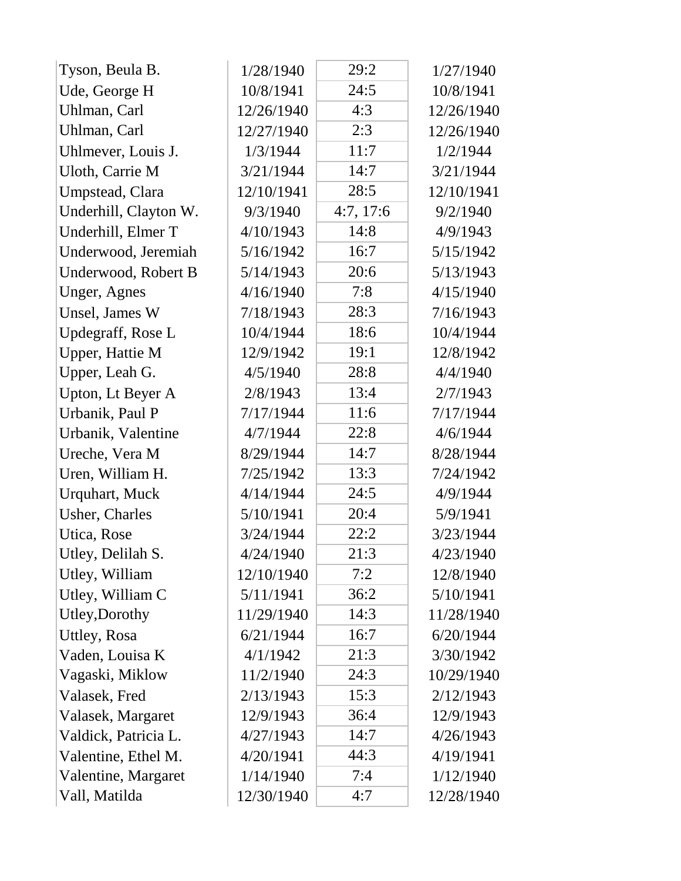| | | | |
|---|---|---|---|
| Tyson, Beula B. | 1/28/1940 | 29:2 | 1/27/1940 |
| Ude, George H | 10/8/1941 | 24:5 | 10/8/1941 |
| Uhlman, Carl | 12/26/1940 | 4:3 | 12/26/1940 |
| Uhlman, Carl | 12/27/1940 | 2:3 | 12/26/1940 |
| Uhlmever, Louis J. | 1/3/1944 | 11:7 | 1/2/1944 |
| Uloth, Carrie M | 3/21/1944 | 14:7 | 3/21/1944 |
| Umpstead, Clara | 12/10/1941 | 28:5 | 12/10/1941 |
| Underhill, Clayton W. | 9/3/1940 | 4:7, 17:6 | 9/2/1940 |
| Underhill, Elmer T | 4/10/1943 | 14:8 | 4/9/1943 |
| Underwood, Jeremiah | 5/16/1942 | 16:7 | 5/15/1942 |
| Underwood, Robert B | 5/14/1943 | 20:6 | 5/13/1943 |
| Unger, Agnes | 4/16/1940 | 7:8 | 4/15/1940 |
| Unsel, James W | 7/18/1943 | 28:3 | 7/16/1943 |
| Updegraff, Rose L | 10/4/1944 | 18:6 | 10/4/1944 |
| Upper, Hattie M | 12/9/1942 | 19:1 | 12/8/1942 |
| Upper, Leah G. | 4/5/1940 | 28:8 | 4/4/1940 |
| Upton, Lt Beyer A | 2/8/1943 | 13:4 | 2/7/1943 |
| Urbanik, Paul P | 7/17/1944 | 11:6 | 7/17/1944 |
| Urbanik, Valentine | 4/7/1944 | 22:8 | 4/6/1944 |
| Ureche, Vera M | 8/29/1944 | 14:7 | 8/28/1944 |
| Uren, William H. | 7/25/1942 | 13:3 | 7/24/1942 |
| Urquhart, Muck | 4/14/1944 | 24:5 | 4/9/1944 |
| Usher, Charles | 5/10/1941 | 20:4 | 5/9/1941 |
| Utica, Rose | 3/24/1944 | 22:2 | 3/23/1944 |
| Utley, Delilah S. | 4/24/1940 | 21:3 | 4/23/1940 |
| Utley, William | 12/10/1940 | 7:2 | 12/8/1940 |
| Utley, William C | 5/11/1941 | 36:2 | 5/10/1941 |
| Utley,Dorothy | 11/29/1940 | 14:3 | 11/28/1940 |
| Uttley, Rosa | 6/21/1944 | 16:7 | 6/20/1944 |
| Vaden, Louisa K | 4/1/1942 | 21:3 | 3/30/1942 |
| Vagaski, Miklow | 11/2/1940 | 24:3 | 10/29/1940 |
| Valasek, Fred | 2/13/1943 | 15:3 | 2/12/1943 |
| Valasek, Margaret | 12/9/1943 | 36:4 | 12/9/1943 |
| Valdick, Patricia L. | 4/27/1943 | 14:7 | 4/26/1943 |
| Valentine, Ethel M. | 4/20/1941 | 44:3 | 4/19/1941 |
| Valentine, Margaret | 1/14/1940 | 7:4 | 1/12/1940 |
| Vall, Matilda | 12/30/1940 | 4:7 | 12/28/1940 |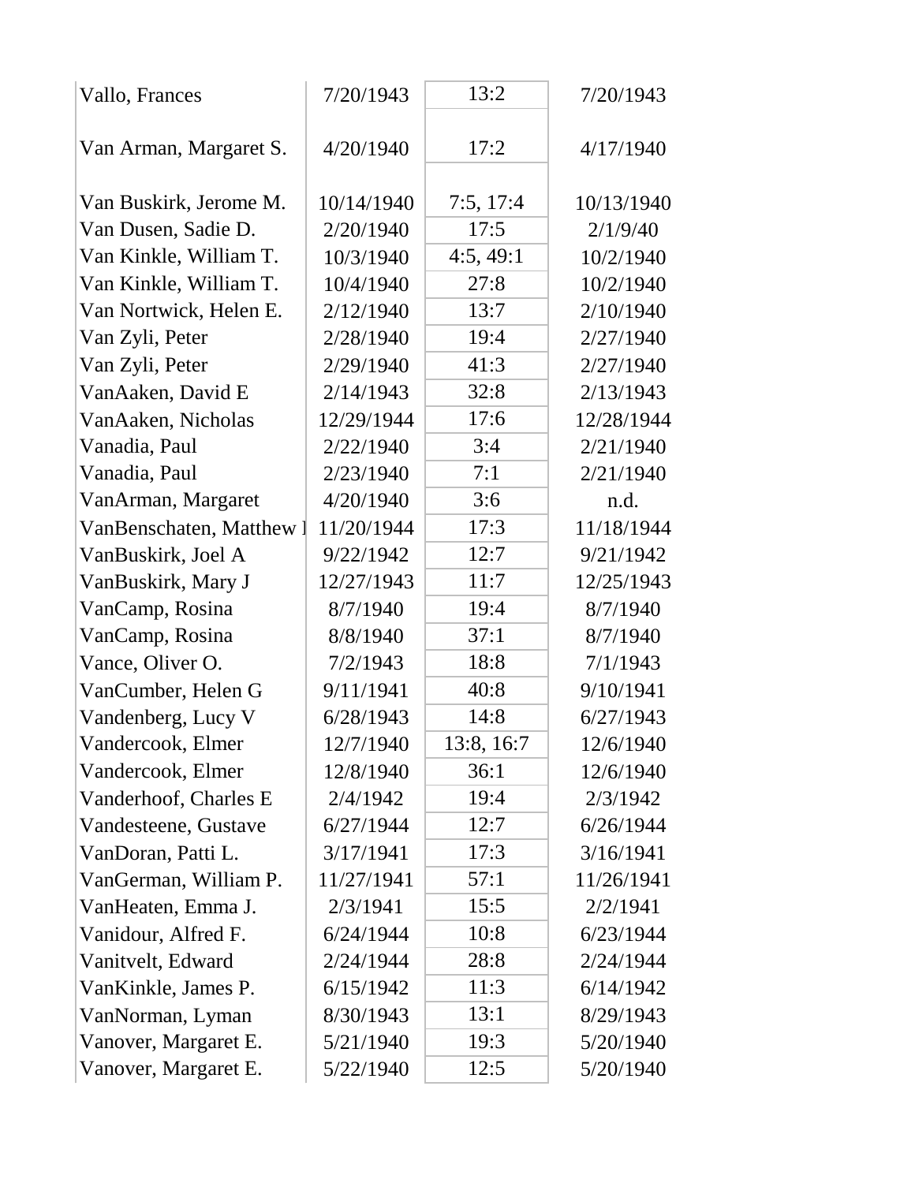| | | | |
|---|---|---|---|
| Vallo, Frances | 7/20/1943 | 13:2 | 7/20/1943 |
| Van Arman, Margaret S. | 4/20/1940 | 17:2 | 4/17/1940 |
| Van Buskirk, Jerome M. | 10/14/1940 | 7:5, 17:4 | 10/13/1940 |
| Van Dusen, Sadie D. | 2/20/1940 | 17:5 | 2/1/9/40 |
| Van Kinkle, William T. | 10/3/1940 | 4:5, 49:1 | 10/2/1940 |
| Van Kinkle, William T. | 10/4/1940 | 27:8 | 10/2/1940 |
| Van Nortwick, Helen E. | 2/12/1940 | 13:7 | 2/10/1940 |
| Van Zyli, Peter | 2/28/1940 | 19:4 | 2/27/1940 |
| Van Zyli, Peter | 2/29/1940 | 41:3 | 2/27/1940 |
| VanAaken, David E | 2/14/1943 | 32:8 | 2/13/1943 |
| VanAaken, Nicholas | 12/29/1944 | 17:6 | 12/28/1944 |
| Vanadia, Paul | 2/22/1940 | 3:4 | 2/21/1940 |
| Vanadia, Paul | 2/23/1940 | 7:1 | 2/21/1940 |
| VanArman, Margaret | 4/20/1940 | 3:6 | n.d. |
| VanBenschaten, Matthew l | 11/20/1944 | 17:3 | 11/18/1944 |
| VanBuskirk, Joel A | 9/22/1942 | 12:7 | 9/21/1942 |
| VanBuskirk, Mary J | 12/27/1943 | 11:7 | 12/25/1943 |
| VanCamp, Rosina | 8/7/1940 | 19:4 | 8/7/1940 |
| VanCamp, Rosina | 8/8/1940 | 37:1 | 8/7/1940 |
| Vance, Oliver O. | 7/2/1943 | 18:8 | 7/1/1943 |
| VanCumber, Helen G | 9/11/1941 | 40:8 | 9/10/1941 |
| Vandenberg, Lucy V | 6/28/1943 | 14:8 | 6/27/1943 |
| Vandercook, Elmer | 12/7/1940 | 13:8, 16:7 | 12/6/1940 |
| Vandercook, Elmer | 12/8/1940 | 36:1 | 12/6/1940 |
| Vanderhoof, Charles E | 2/4/1942 | 19:4 | 2/3/1942 |
| Vandesteene, Gustave | 6/27/1944 | 12:7 | 6/26/1944 |
| VanDoran, Patti L. | 3/17/1941 | 17:3 | 3/16/1941 |
| VanGerman, William P. | 11/27/1941 | 57:1 | 11/26/1941 |
| VanHeaten, Emma J. | 2/3/1941 | 15:5 | 2/2/1941 |
| Vanidour, Alfred F. | 6/24/1944 | 10:8 | 6/23/1944 |
| Vanitvelt, Edward | 2/24/1944 | 28:8 | 2/24/1944 |
| VanKinkle, James P. | 6/15/1942 | 11:3 | 6/14/1942 |
| VanNorman, Lyman | 8/30/1943 | 13:1 | 8/29/1943 |
| Vanover, Margaret E. | 5/21/1940 | 19:3 | 5/20/1940 |
| Vanover, Margaret E. | 5/22/1940 | 12:5 | 5/20/1940 |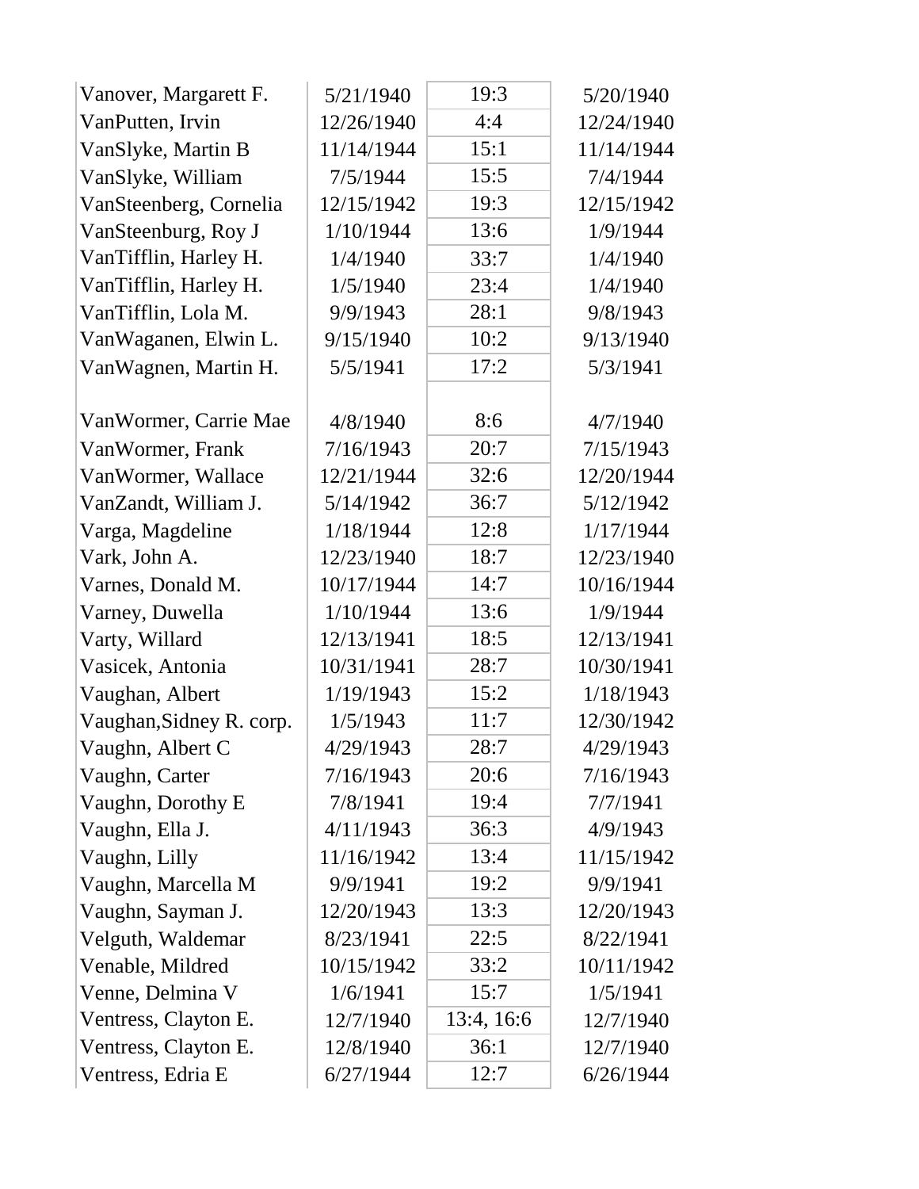| | | | |
|---|---|---|---|
| Vanover, Margarett F. | 5/21/1940 | 19:3 | 5/20/1940 |
| VanPutten, Irvin | 12/26/1940 | 4:4 | 12/24/1940 |
| VanSlyke, Martin B | 11/14/1944 | 15:1 | 11/14/1944 |
| VanSlyke, William | 7/5/1944 | 15:5 | 7/4/1944 |
| VanSteenberg, Cornelia | 12/15/1942 | 19:3 | 12/15/1942 |
| VanSteenburg, Roy J | 1/10/1944 | 13:6 | 1/9/1944 |
| VanTifflin, Harley H. | 1/4/1940 | 33:7 | 1/4/1940 |
| VanTifflin, Harley H. | 1/5/1940 | 23:4 | 1/4/1940 |
| VanTifflin, Lola M. | 9/9/1943 | 28:1 | 9/8/1943 |
| VanWaganen, Elwin L. | 9/15/1940 | 10:2 | 9/13/1940 |
| VanWagnen, Martin H. | 5/5/1941 | 17:2 | 5/3/1941 |
| VanWormer, Carrie Mae | 4/8/1940 | 8:6 | 4/7/1940 |
| VanWormer, Frank | 7/16/1943 | 20:7 | 7/15/1943 |
| VanWormer, Wallace | 12/21/1944 | 32:6 | 12/20/1944 |
| VanZandt, William J. | 5/14/1942 | 36:7 | 5/12/1942 |
| Varga, Magdeline | 1/18/1944 | 12:8 | 1/17/1944 |
| Vark, John A. | 12/23/1940 | 18:7 | 12/23/1940 |
| Varnes, Donald M. | 10/17/1944 | 14:7 | 10/16/1944 |
| Varney, Duwella | 1/10/1944 | 13:6 | 1/9/1944 |
| Varty, Willard | 12/13/1941 | 18:5 | 12/13/1941 |
| Vasicek, Antonia | 10/31/1941 | 28:7 | 10/30/1941 |
| Vaughan, Albert | 1/19/1943 | 15:2 | 1/18/1943 |
| Vaughan,Sidney R. corp. | 1/5/1943 | 11:7 | 12/30/1942 |
| Vaughn, Albert C | 4/29/1943 | 28:7 | 4/29/1943 |
| Vaughn, Carter | 7/16/1943 | 20:6 | 7/16/1943 |
| Vaughn, Dorothy E | 7/8/1941 | 19:4 | 7/7/1941 |
| Vaughn, Ella J. | 4/11/1943 | 36:3 | 4/9/1943 |
| Vaughn, Lilly | 11/16/1942 | 13:4 | 11/15/1942 |
| Vaughn, Marcella M | 9/9/1941 | 19:2 | 9/9/1941 |
| Vaughn, Sayman J. | 12/20/1943 | 13:3 | 12/20/1943 |
| Velguth, Waldemar | 8/23/1941 | 22:5 | 8/22/1941 |
| Venable, Mildred | 10/15/1942 | 33:2 | 10/11/1942 |
| Venne, Delmina V | 1/6/1941 | 15:7 | 1/5/1941 |
| Ventress, Clayton E. | 12/7/1940 | 13:4, 16:6 | 12/7/1940 |
| Ventress, Clayton E. | 12/8/1940 | 36:1 | 12/7/1940 |
| Ventress, Edria E | 6/27/1944 | 12:7 | 6/26/1944 |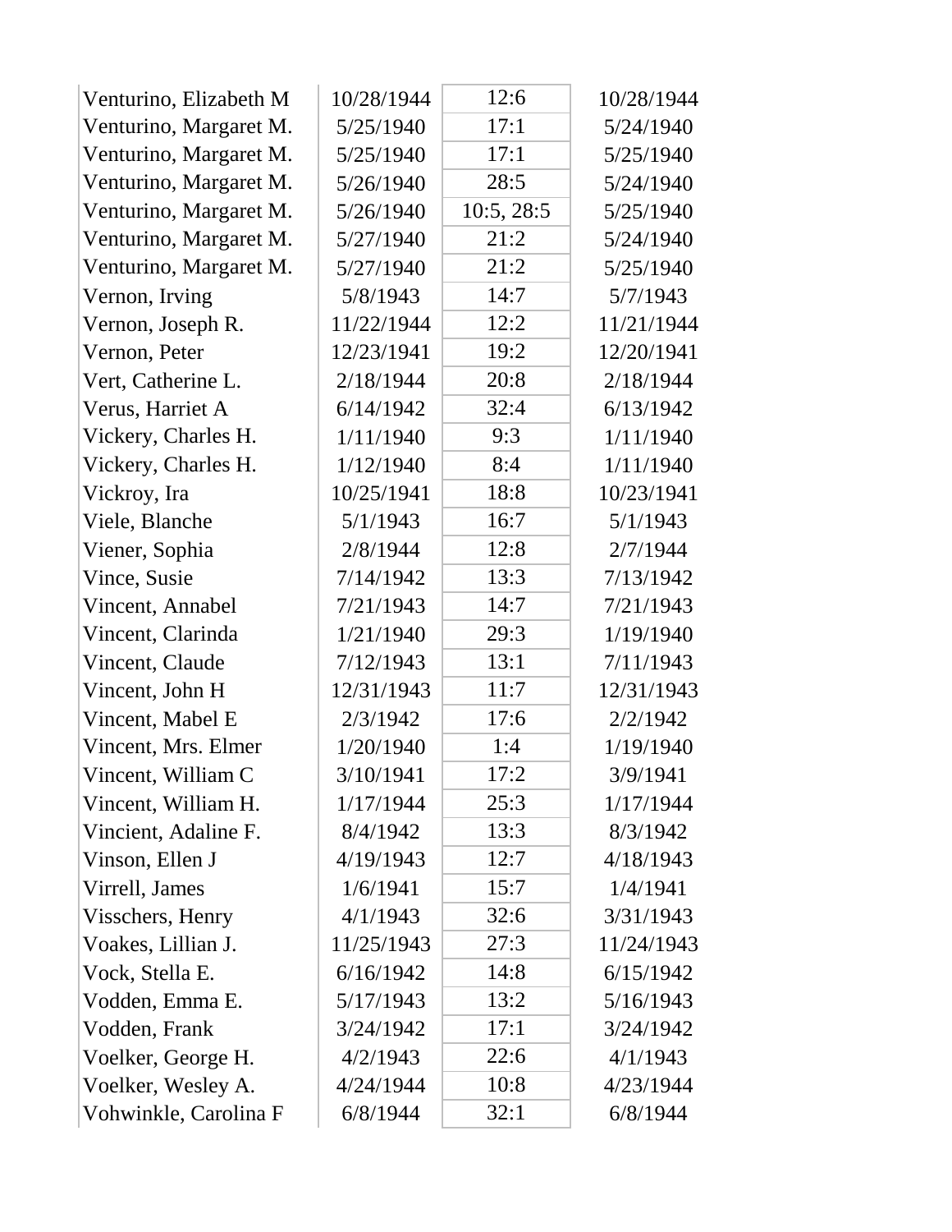| | | | |
|---|---|---|---|
| Venturino, Elizabeth M | 10/28/1944 | 12:6 | 10/28/1944 |
| Venturino, Margaret M. | 5/25/1940 | 17:1 | 5/24/1940 |
| Venturino, Margaret M. | 5/25/1940 | 17:1 | 5/25/1940 |
| Venturino, Margaret M. | 5/26/1940 | 28:5 | 5/24/1940 |
| Venturino, Margaret M. | 5/26/1940 | 10:5, 28:5 | 5/25/1940 |
| Venturino, Margaret M. | 5/27/1940 | 21:2 | 5/24/1940 |
| Venturino, Margaret M. | 5/27/1940 | 21:2 | 5/25/1940 |
| Vernon, Irving | 5/8/1943 | 14:7 | 5/7/1943 |
| Vernon, Joseph R. | 11/22/1944 | 12:2 | 11/21/1944 |
| Vernon, Peter | 12/23/1941 | 19:2 | 12/20/1941 |
| Vert, Catherine L. | 2/18/1944 | 20:8 | 2/18/1944 |
| Verus, Harriet A | 6/14/1942 | 32:4 | 6/13/1942 |
| Vickery, Charles H. | 1/11/1940 | 9:3 | 1/11/1940 |
| Vickery, Charles H. | 1/12/1940 | 8:4 | 1/11/1940 |
| Vickroy, Ira | 10/25/1941 | 18:8 | 10/23/1941 |
| Viele, Blanche | 5/1/1943 | 16:7 | 5/1/1943 |
| Viener, Sophia | 2/8/1944 | 12:8 | 2/7/1944 |
| Vince, Susie | 7/14/1942 | 13:3 | 7/13/1942 |
| Vincent, Annabel | 7/21/1943 | 14:7 | 7/21/1943 |
| Vincent, Clarinda | 1/21/1940 | 29:3 | 1/19/1940 |
| Vincent, Claude | 7/12/1943 | 13:1 | 7/11/1943 |
| Vincent, John H | 12/31/1943 | 11:7 | 12/31/1943 |
| Vincent, Mabel E | 2/3/1942 | 17:6 | 2/2/1942 |
| Vincent, Mrs. Elmer | 1/20/1940 | 1:4 | 1/19/1940 |
| Vincent, William C | 3/10/1941 | 17:2 | 3/9/1941 |
| Vincent, William H. | 1/17/1944 | 25:3 | 1/17/1944 |
| Vincient, Adaline F. | 8/4/1942 | 13:3 | 8/3/1942 |
| Vinson, Ellen J | 4/19/1943 | 12:7 | 4/18/1943 |
| Virrell, James | 1/6/1941 | 15:7 | 1/4/1941 |
| Visschers, Henry | 4/1/1943 | 32:6 | 3/31/1943 |
| Voakes, Lillian J. | 11/25/1943 | 27:3 | 11/24/1943 |
| Vock, Stella E. | 6/16/1942 | 14:8 | 6/15/1942 |
| Vodden, Emma E. | 5/17/1943 | 13:2 | 5/16/1943 |
| Vodden, Frank | 3/24/1942 | 17:1 | 3/24/1942 |
| Voelker, George H. | 4/2/1943 | 22:6 | 4/1/1943 |
| Voelker, Wesley A. | 4/24/1944 | 10:8 | 4/23/1944 |
| Vohwinkle, Carolina F | 6/8/1944 | 32:1 | 6/8/1944 |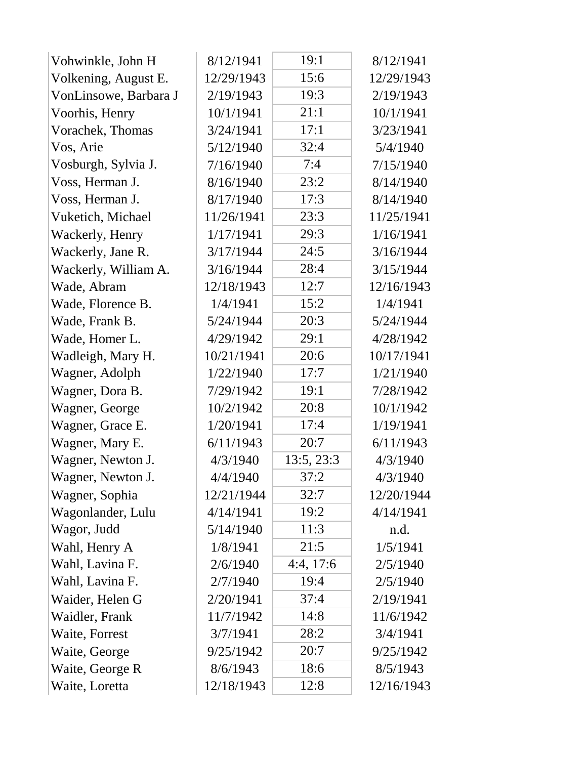| | | | |
|---|---|---|---|
| Vohwinkle, John H | 8/12/1941 | 19:1 | 8/12/1941 |
| Volkening, August E. | 12/29/1943 | 15:6 | 12/29/1943 |
| VonLinsowe, Barbara J | 2/19/1943 | 19:3 | 2/19/1943 |
| Voorhis, Henry | 10/1/1941 | 21:1 | 10/1/1941 |
| Vorachek, Thomas | 3/24/1941 | 17:1 | 3/23/1941 |
| Vos, Arie | 5/12/1940 | 32:4 | 5/4/1940 |
| Vosburgh, Sylvia J. | 7/16/1940 | 7:4 | 7/15/1940 |
| Voss, Herman J. | 8/16/1940 | 23:2 | 8/14/1940 |
| Voss, Herman J. | 8/17/1940 | 17:3 | 8/14/1940 |
| Vuketich, Michael | 11/26/1941 | 23:3 | 11/25/1941 |
| Wackerly, Henry | 1/17/1941 | 29:3 | 1/16/1941 |
| Wackerly, Jane R. | 3/17/1944 | 24:5 | 3/16/1944 |
| Wackerly, William A. | 3/16/1944 | 28:4 | 3/15/1944 |
| Wade, Abram | 12/18/1943 | 12:7 | 12/16/1943 |
| Wade, Florence B. | 1/4/1941 | 15:2 | 1/4/1941 |
| Wade, Frank B. | 5/24/1944 | 20:3 | 5/24/1944 |
| Wade, Homer L. | 4/29/1942 | 29:1 | 4/28/1942 |
| Wadleigh, Mary H. | 10/21/1941 | 20:6 | 10/17/1941 |
| Wagner, Adolph | 1/22/1940 | 17:7 | 1/21/1940 |
| Wagner, Dora B. | 7/29/1942 | 19:1 | 7/28/1942 |
| Wagner, George | 10/2/1942 | 20:8 | 10/1/1942 |
| Wagner, Grace E. | 1/20/1941 | 17:4 | 1/19/1941 |
| Wagner, Mary E. | 6/11/1943 | 20:7 | 6/11/1943 |
| Wagner, Newton J. | 4/3/1940 | 13:5, 23:3 | 4/3/1940 |
| Wagner, Newton J. | 4/4/1940 | 37:2 | 4/3/1940 |
| Wagner, Sophia | 12/21/1944 | 32:7 | 12/20/1944 |
| Wagonlander, Lulu | 4/14/1941 | 19:2 | 4/14/1941 |
| Wagor, Judd | 5/14/1940 | 11:3 | n.d. |
| Wahl, Henry A | 1/8/1941 | 21:5 | 1/5/1941 |
| Wahl, Lavina F. | 2/6/1940 | 4:4, 17:6 | 2/5/1940 |
| Wahl, Lavina F. | 2/7/1940 | 19:4 | 2/5/1940 |
| Waider, Helen G | 2/20/1941 | 37:4 | 2/19/1941 |
| Waidler, Frank | 11/7/1942 | 14:8 | 11/6/1942 |
| Waite, Forrest | 3/7/1941 | 28:2 | 3/4/1941 |
| Waite, George | 9/25/1942 | 20:7 | 9/25/1942 |
| Waite, George R | 8/6/1943 | 18:6 | 8/5/1943 |
| Waite, Loretta | 12/18/1943 | 12:8 | 12/16/1943 |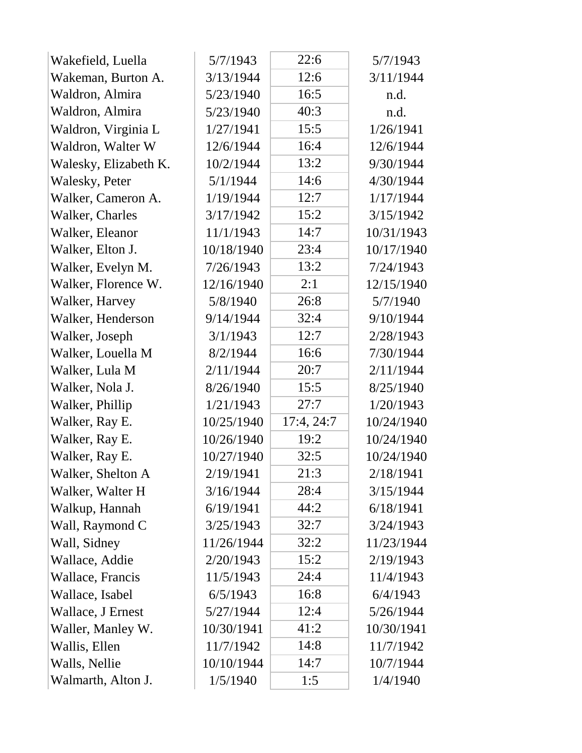| | | | |
|---|---|---|---|
| Wakefield, Luella | 5/7/1943 | 22:6 | 5/7/1943 |
| Wakeman, Burton A. | 3/13/1944 | 12:6 | 3/11/1944 |
| Waldron, Almira | 5/23/1940 | 16:5 | n.d. |
| Waldron, Almira | 5/23/1940 | 40:3 | n.d. |
| Waldron, Virginia L | 1/27/1941 | 15:5 | 1/26/1941 |
| Waldron, Walter W | 12/6/1944 | 16:4 | 12/6/1944 |
| Walesky, Elizabeth K. | 10/2/1944 | 13:2 | 9/30/1944 |
| Walesky, Peter | 5/1/1944 | 14:6 | 4/30/1944 |
| Walker, Cameron A. | 1/19/1944 | 12:7 | 1/17/1944 |
| Walker, Charles | 3/17/1942 | 15:2 | 3/15/1942 |
| Walker, Eleanor | 11/1/1943 | 14:7 | 10/31/1943 |
| Walker, Elton J. | 10/18/1940 | 23:4 | 10/17/1940 |
| Walker, Evelyn M. | 7/26/1943 | 13:2 | 7/24/1943 |
| Walker, Florence W. | 12/16/1940 | 2:1 | 12/15/1940 |
| Walker, Harvey | 5/8/1940 | 26:8 | 5/7/1940 |
| Walker, Henderson | 9/14/1944 | 32:4 | 9/10/1944 |
| Walker, Joseph | 3/1/1943 | 12:7 | 2/28/1943 |
| Walker, Louella M | 8/2/1944 | 16:6 | 7/30/1944 |
| Walker, Lula M | 2/11/1944 | 20:7 | 2/11/1944 |
| Walker, Nola J. | 8/26/1940 | 15:5 | 8/25/1940 |
| Walker, Phillip | 1/21/1943 | 27:7 | 1/20/1943 |
| Walker, Ray E. | 10/25/1940 | 17:4, 24:7 | 10/24/1940 |
| Walker, Ray E. | 10/26/1940 | 19:2 | 10/24/1940 |
| Walker, Ray E. | 10/27/1940 | 32:5 | 10/24/1940 |
| Walker, Shelton A | 2/19/1941 | 21:3 | 2/18/1941 |
| Walker, Walter H | 3/16/1944 | 28:4 | 3/15/1944 |
| Walkup, Hannah | 6/19/1941 | 44:2 | 6/18/1941 |
| Wall, Raymond C | 3/25/1943 | 32:7 | 3/24/1943 |
| Wall, Sidney | 11/26/1944 | 32:2 | 11/23/1944 |
| Wallace, Addie | 2/20/1943 | 15:2 | 2/19/1943 |
| Wallace, Francis | 11/5/1943 | 24:4 | 11/4/1943 |
| Wallace, Isabel | 6/5/1943 | 16:8 | 6/4/1943 |
| Wallace, J Ernest | 5/27/1944 | 12:4 | 5/26/1944 |
| Waller, Manley W. | 10/30/1941 | 41:2 | 10/30/1941 |
| Wallis, Ellen | 11/7/1942 | 14:8 | 11/7/1942 |
| Walls, Nellie | 10/10/1944 | 14:7 | 10/7/1944 |
| Walmarth, Alton J. | 1/5/1940 | 1:5 | 1/4/1940 |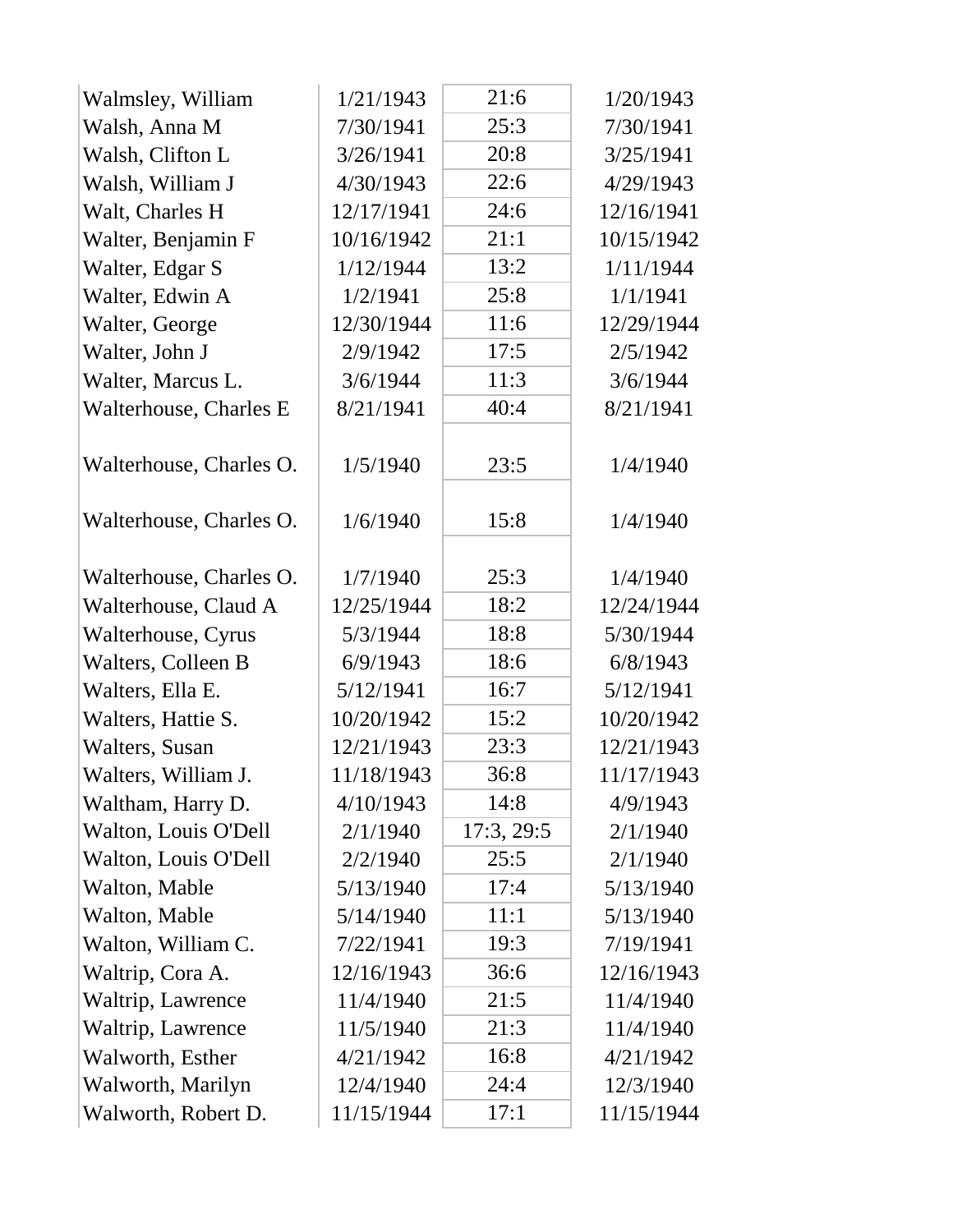| | | | |
|---|---|---|---|
| Walmsley, William | 1/21/1943 | 21:6 | 1/20/1943 |
| Walsh, Anna M | 7/30/1941 | 25:3 | 7/30/1941 |
| Walsh, Clifton L | 3/26/1941 | 20:8 | 3/25/1941 |
| Walsh, William J | 4/30/1943 | 22:6 | 4/29/1943 |
| Walt, Charles H | 12/17/1941 | 24:6 | 12/16/1941 |
| Walter, Benjamin F | 10/16/1942 | 21:1 | 10/15/1942 |
| Walter, Edgar S | 1/12/1944 | 13:2 | 1/11/1944 |
| Walter, Edwin A | 1/2/1941 | 25:8 | 1/1/1941 |
| Walter, George | 12/30/1944 | 11:6 | 12/29/1944 |
| Walter, John J | 2/9/1942 | 17:5 | 2/5/1942 |
| Walter, Marcus L. | 3/6/1944 | 11:3 | 3/6/1944 |
| Walterhouse, Charles E | 8/21/1941 | 40:4 | 8/21/1941 |
| Walterhouse, Charles O. | 1/5/1940 | 23:5 | 1/4/1940 |
| Walterhouse, Charles O. | 1/6/1940 | 15:8 | 1/4/1940 |
| Walterhouse, Charles O. | 1/7/1940 | 25:3 | 1/4/1940 |
| Walterhouse, Claud A | 12/25/1944 | 18:2 | 12/24/1944 |
| Walterhouse, Cyrus | 5/3/1944 | 18:8 | 5/30/1944 |
| Walters, Colleen B | 6/9/1943 | 18:6 | 6/8/1943 |
| Walters, Ella E. | 5/12/1941 | 16:7 | 5/12/1941 |
| Walters, Hattie S. | 10/20/1942 | 15:2 | 10/20/1942 |
| Walters, Susan | 12/21/1943 | 23:3 | 12/21/1943 |
| Walters, William J. | 11/18/1943 | 36:8 | 11/17/1943 |
| Waltham, Harry D. | 4/10/1943 | 14:8 | 4/9/1943 |
| Walton, Louis O'Dell | 2/1/1940 | 17:3, 29:5 | 2/1/1940 |
| Walton, Louis O'Dell | 2/2/1940 | 25:5 | 2/1/1940 |
| Walton, Mable | 5/13/1940 | 17:4 | 5/13/1940 |
| Walton, Mable | 5/14/1940 | 11:1 | 5/13/1940 |
| Walton, William C. | 7/22/1941 | 19:3 | 7/19/1941 |
| Waltrip, Cora A. | 12/16/1943 | 36:6 | 12/16/1943 |
| Waltrip, Lawrence | 11/4/1940 | 21:5 | 11/4/1940 |
| Waltrip, Lawrence | 11/5/1940 | 21:3 | 11/4/1940 |
| Walworth, Esther | 4/21/1942 | 16:8 | 4/21/1942 |
| Walworth, Marilyn | 12/4/1940 | 24:4 | 12/3/1940 |
| Walworth, Robert D. | 11/15/1944 | 17:1 | 11/15/1944 |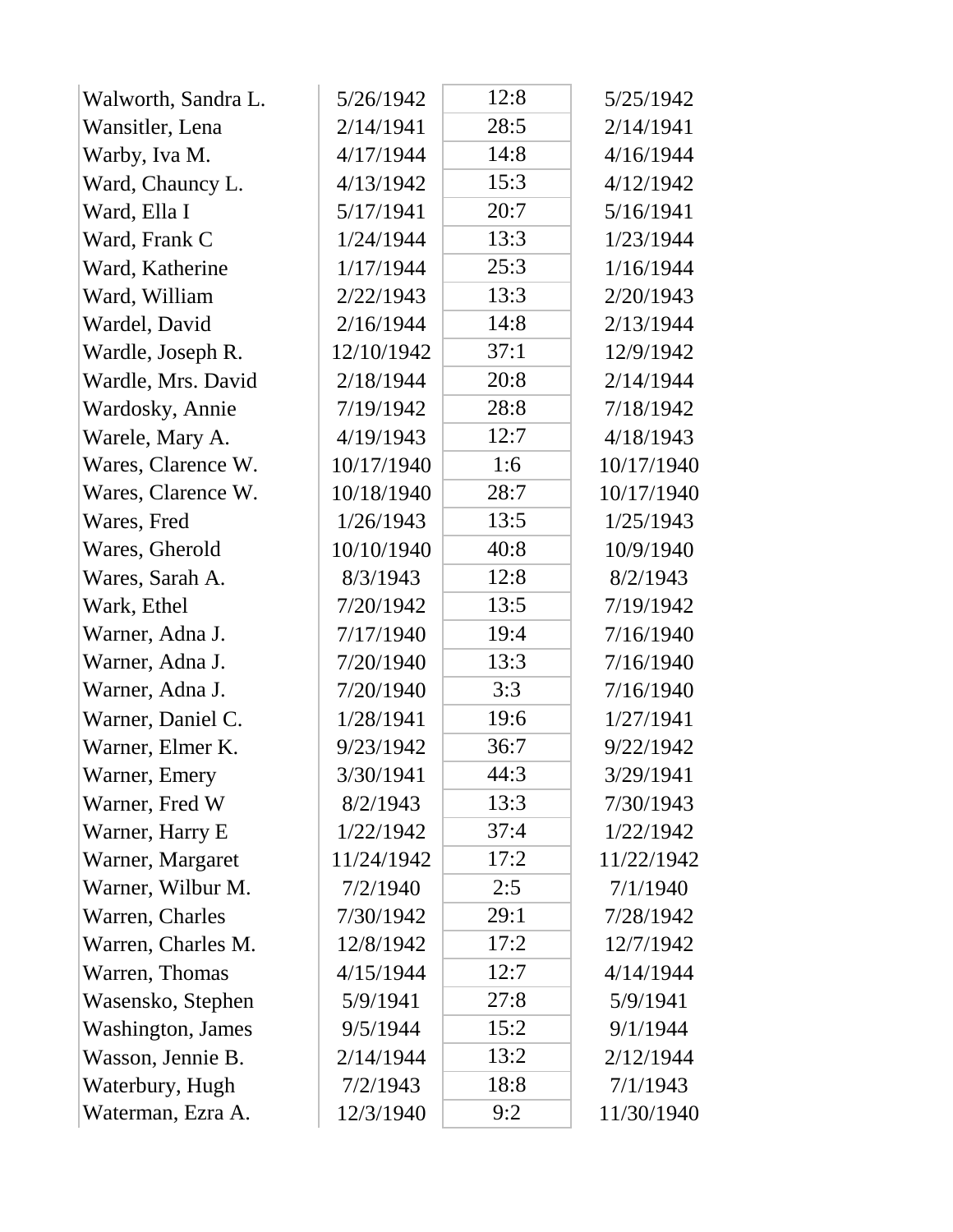| | | | |
|---|---|---|---|
| Walworth, Sandra L. | 5/26/1942 | 12:8 | 5/25/1942 |
| Wansitler, Lena | 2/14/1941 | 28:5 | 2/14/1941 |
| Warby, Iva M. | 4/17/1944 | 14:8 | 4/16/1944 |
| Ward, Chauncy L. | 4/13/1942 | 15:3 | 4/12/1942 |
| Ward, Ella I | 5/17/1941 | 20:7 | 5/16/1941 |
| Ward, Frank C | 1/24/1944 | 13:3 | 1/23/1944 |
| Ward, Katherine | 1/17/1944 | 25:3 | 1/16/1944 |
| Ward, William | 2/22/1943 | 13:3 | 2/20/1943 |
| Wardel, David | 2/16/1944 | 14:8 | 2/13/1944 |
| Wardle, Joseph R. | 12/10/1942 | 37:1 | 12/9/1942 |
| Wardle, Mrs. David | 2/18/1944 | 20:8 | 2/14/1944 |
| Wardosky, Annie | 7/19/1942 | 28:8 | 7/18/1942 |
| Warele, Mary A. | 4/19/1943 | 12:7 | 4/18/1943 |
| Wares, Clarence W. | 10/17/1940 | 1:6 | 10/17/1940 |
| Wares, Clarence W. | 10/18/1940 | 28:7 | 10/17/1940 |
| Wares, Fred | 1/26/1943 | 13:5 | 1/25/1943 |
| Wares, Gherold | 10/10/1940 | 40:8 | 10/9/1940 |
| Wares, Sarah A. | 8/3/1943 | 12:8 | 8/2/1943 |
| Wark, Ethel | 7/20/1942 | 13:5 | 7/19/1942 |
| Warner, Adna J. | 7/17/1940 | 19:4 | 7/16/1940 |
| Warner, Adna J. | 7/20/1940 | 13:3 | 7/16/1940 |
| Warner, Adna J. | 7/20/1940 | 3:3 | 7/16/1940 |
| Warner, Daniel C. | 1/28/1941 | 19:6 | 1/27/1941 |
| Warner, Elmer K. | 9/23/1942 | 36:7 | 9/22/1942 |
| Warner, Emery | 3/30/1941 | 44:3 | 3/29/1941 |
| Warner, Fred W | 8/2/1943 | 13:3 | 7/30/1943 |
| Warner, Harry E | 1/22/1942 | 37:4 | 1/22/1942 |
| Warner, Margaret | 11/24/1942 | 17:2 | 11/22/1942 |
| Warner, Wilbur M. | 7/2/1940 | 2:5 | 7/1/1940 |
| Warren, Charles | 7/30/1942 | 29:1 | 7/28/1942 |
| Warren, Charles M. | 12/8/1942 | 17:2 | 12/7/1942 |
| Warren, Thomas | 4/15/1944 | 12:7 | 4/14/1944 |
| Wasensko, Stephen | 5/9/1941 | 27:8 | 5/9/1941 |
| Washington, James | 9/5/1944 | 15:2 | 9/1/1944 |
| Wasson, Jennie B. | 2/14/1944 | 13:2 | 2/12/1944 |
| Waterbury, Hugh | 7/2/1943 | 18:8 | 7/1/1943 |
| Waterman, Ezra A. | 12/3/1940 | 9:2 | 11/30/1940 |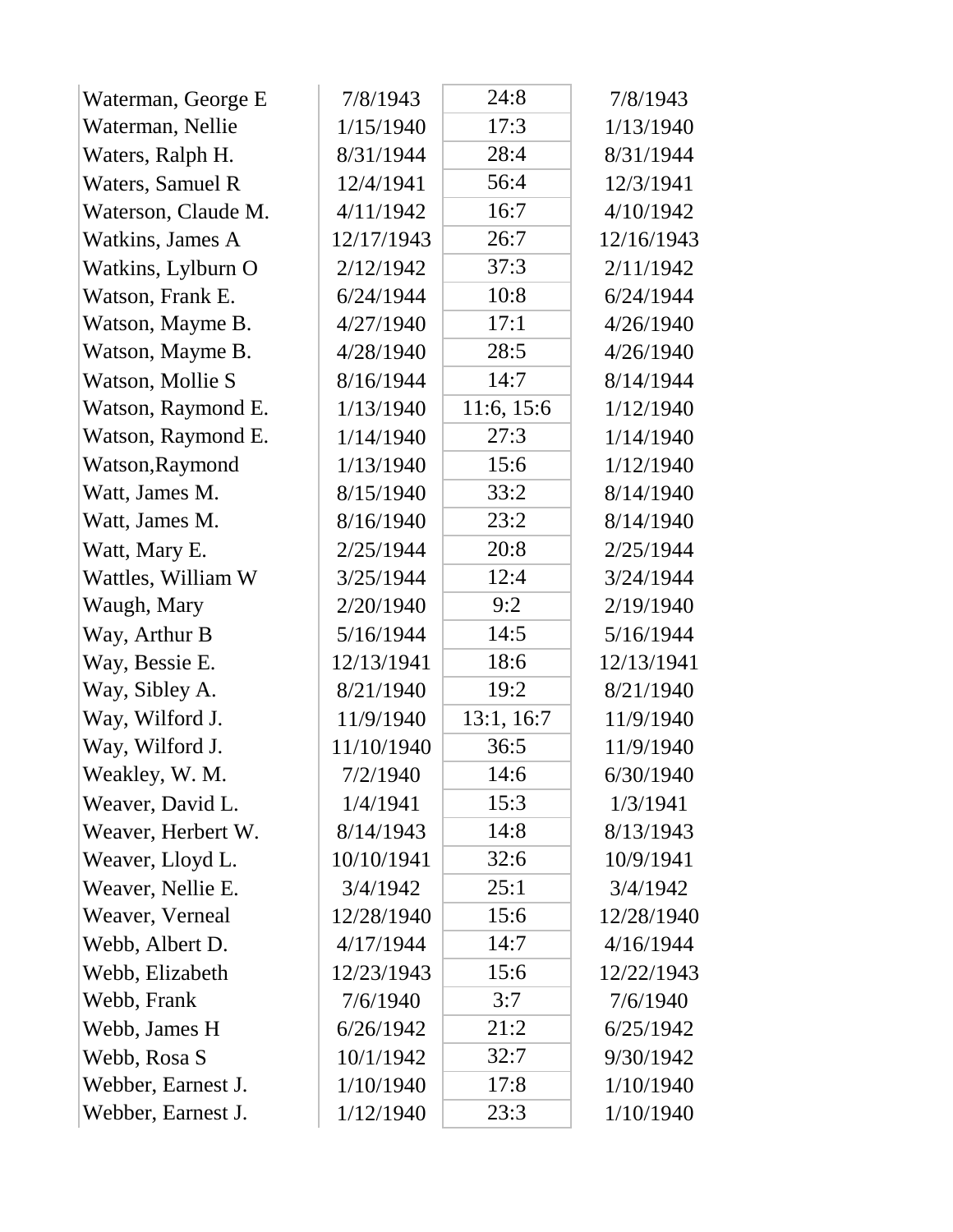| | | | |
|---|---|---|---|
| Waterman, George E | 7/8/1943 | 24:8 | 7/8/1943 |
| Waterman, Nellie | 1/15/1940 | 17:3 | 1/13/1940 |
| Waters, Ralph H. | 8/31/1944 | 28:4 | 8/31/1944 |
| Waters, Samuel R | 12/4/1941 | 56:4 | 12/3/1941 |
| Waterson, Claude M. | 4/11/1942 | 16:7 | 4/10/1942 |
| Watkins, James A | 12/17/1943 | 26:7 | 12/16/1943 |
| Watkins, Lylburn O | 2/12/1942 | 37:3 | 2/11/1942 |
| Watson, Frank E. | 6/24/1944 | 10:8 | 6/24/1944 |
| Watson, Mayme B. | 4/27/1940 | 17:1 | 4/26/1940 |
| Watson, Mayme B. | 4/28/1940 | 28:5 | 4/26/1940 |
| Watson, Mollie S | 8/16/1944 | 14:7 | 8/14/1944 |
| Watson, Raymond E. | 1/13/1940 | 11:6, 15:6 | 1/12/1940 |
| Watson, Raymond E. | 1/14/1940 | 27:3 | 1/14/1940 |
| Watson,Raymond | 1/13/1940 | 15:6 | 1/12/1940 |
| Watt, James M. | 8/15/1940 | 33:2 | 8/14/1940 |
| Watt, James M. | 8/16/1940 | 23:2 | 8/14/1940 |
| Watt, Mary E. | 2/25/1944 | 20:8 | 2/25/1944 |
| Wattles, William W | 3/25/1944 | 12:4 | 3/24/1944 |
| Waugh, Mary | 2/20/1940 | 9:2 | 2/19/1940 |
| Way, Arthur B | 5/16/1944 | 14:5 | 5/16/1944 |
| Way, Bessie E. | 12/13/1941 | 18:6 | 12/13/1941 |
| Way, Sibley A. | 8/21/1940 | 19:2 | 8/21/1940 |
| Way, Wilford J. | 11/9/1940 | 13:1, 16:7 | 11/9/1940 |
| Way, Wilford J. | 11/10/1940 | 36:5 | 11/9/1940 |
| Weakley, W. M. | 7/2/1940 | 14:6 | 6/30/1940 |
| Weaver, David L. | 1/4/1941 | 15:3 | 1/3/1941 |
| Weaver, Herbert W. | 8/14/1943 | 14:8 | 8/13/1943 |
| Weaver, Lloyd L. | 10/10/1941 | 32:6 | 10/9/1941 |
| Weaver, Nellie E. | 3/4/1942 | 25:1 | 3/4/1942 |
| Weaver, Verneal | 12/28/1940 | 15:6 | 12/28/1940 |
| Webb, Albert D. | 4/17/1944 | 14:7 | 4/16/1944 |
| Webb, Elizabeth | 12/23/1943 | 15:6 | 12/22/1943 |
| Webb, Frank | 7/6/1940 | 3:7 | 7/6/1940 |
| Webb, James H | 6/26/1942 | 21:2 | 6/25/1942 |
| Webb, Rosa S | 10/1/1942 | 32:7 | 9/30/1942 |
| Webber, Earnest J. | 1/10/1940 | 17:8 | 1/10/1940 |
| Webber, Earnest J. | 1/12/1940 | 23:3 | 1/10/1940 |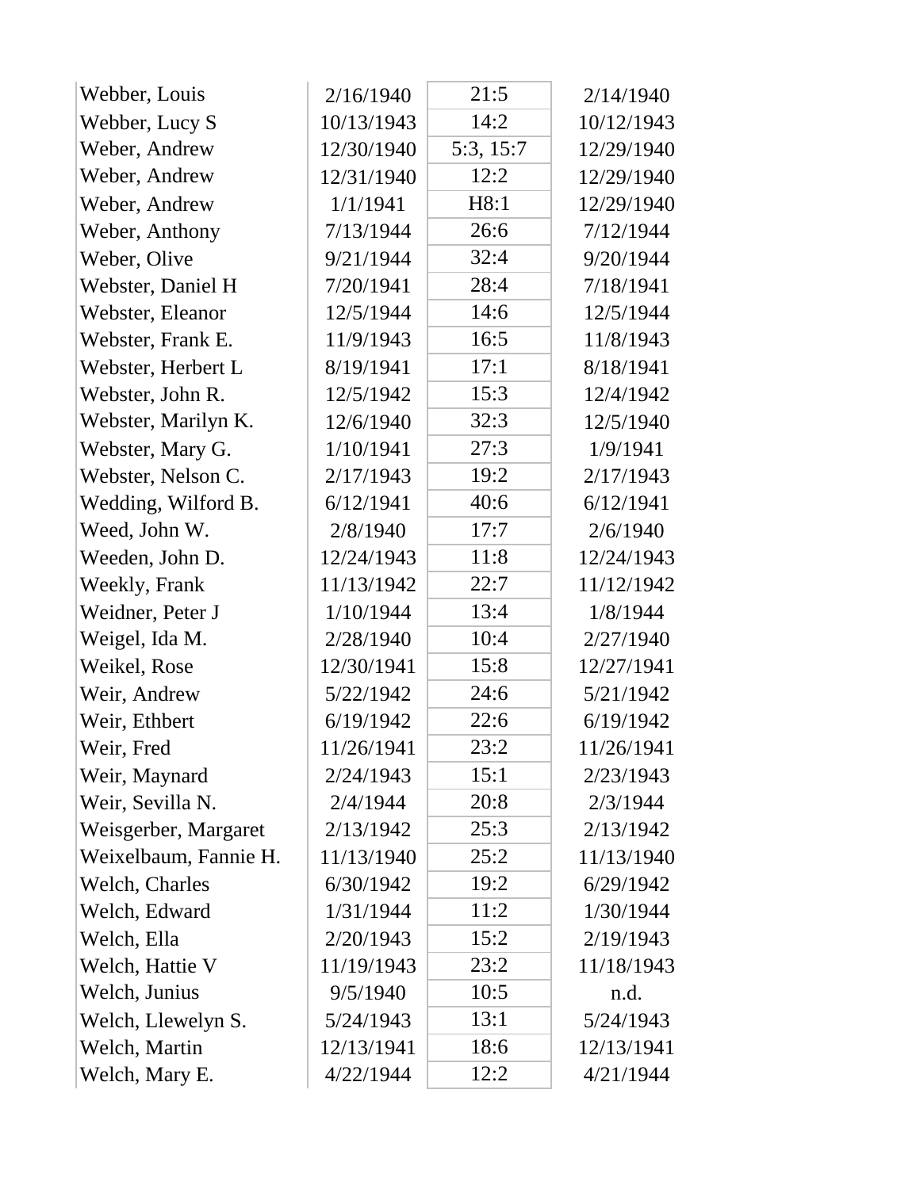| | | | |
|---|---|---|---|
| Webber, Louis | 2/16/1940 | 21:5 | 2/14/1940 |
| Webber, Lucy S | 10/13/1943 | 14:2 | 10/12/1943 |
| Weber, Andrew | 12/30/1940 | 5:3, 15:7 | 12/29/1940 |
| Weber, Andrew | 12/31/1940 | 12:2 | 12/29/1940 |
| Weber, Andrew | 1/1/1941 | H8:1 | 12/29/1940 |
| Weber, Anthony | 7/13/1944 | 26:6 | 7/12/1944 |
| Weber, Olive | 9/21/1944 | 32:4 | 9/20/1944 |
| Webster, Daniel H | 7/20/1941 | 28:4 | 7/18/1941 |
| Webster, Eleanor | 12/5/1944 | 14:6 | 12/5/1944 |
| Webster, Frank E. | 11/9/1943 | 16:5 | 11/8/1943 |
| Webster, Herbert L | 8/19/1941 | 17:1 | 8/18/1941 |
| Webster, John R. | 12/5/1942 | 15:3 | 12/4/1942 |
| Webster, Marilyn K. | 12/6/1940 | 32:3 | 12/5/1940 |
| Webster, Mary G. | 1/10/1941 | 27:3 | 1/9/1941 |
| Webster, Nelson C. | 2/17/1943 | 19:2 | 2/17/1943 |
| Wedding, Wilford B. | 6/12/1941 | 40:6 | 6/12/1941 |
| Weed, John W. | 2/8/1940 | 17:7 | 2/6/1940 |
| Weeden, John D. | 12/24/1943 | 11:8 | 12/24/1943 |
| Weekly, Frank | 11/13/1942 | 22:7 | 11/12/1942 |
| Weidner, Peter J | 1/10/1944 | 13:4 | 1/8/1944 |
| Weigel, Ida M. | 2/28/1940 | 10:4 | 2/27/1940 |
| Weikel, Rose | 12/30/1941 | 15:8 | 12/27/1941 |
| Weir, Andrew | 5/22/1942 | 24:6 | 5/21/1942 |
| Weir, Ethbert | 6/19/1942 | 22:6 | 6/19/1942 |
| Weir, Fred | 11/26/1941 | 23:2 | 11/26/1941 |
| Weir, Maynard | 2/24/1943 | 15:1 | 2/23/1943 |
| Weir, Sevilla N. | 2/4/1944 | 20:8 | 2/3/1944 |
| Weisgerber, Margaret | 2/13/1942 | 25:3 | 2/13/1942 |
| Weixelbaum, Fannie H. | 11/13/1940 | 25:2 | 11/13/1940 |
| Welch, Charles | 6/30/1942 | 19:2 | 6/29/1942 |
| Welch, Edward | 1/31/1944 | 11:2 | 1/30/1944 |
| Welch, Ella | 2/20/1943 | 15:2 | 2/19/1943 |
| Welch, Hattie V | 11/19/1943 | 23:2 | 11/18/1943 |
| Welch, Junius | 9/5/1940 | 10:5 | n.d. |
| Welch, Llewelyn S. | 5/24/1943 | 13:1 | 5/24/1943 |
| Welch, Martin | 12/13/1941 | 18:6 | 12/13/1941 |
| Welch, Mary E. | 4/22/1944 | 12:2 | 4/21/1944 |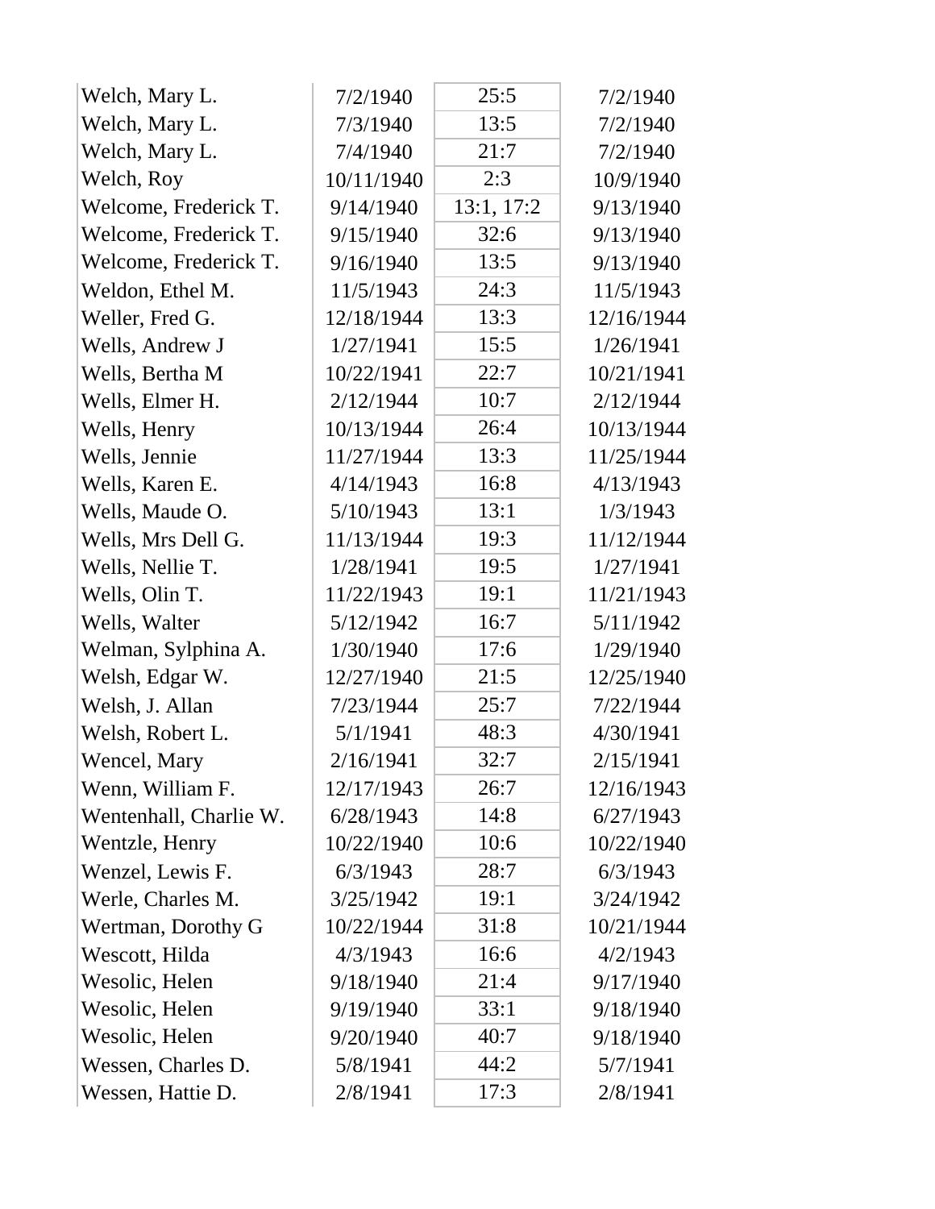| | | | |
|---|---|---|---|
| Welch, Mary L. | 7/2/1940 | 25:5 | 7/2/1940 |
| Welch, Mary L. | 7/3/1940 | 13:5 | 7/2/1940 |
| Welch, Mary L. | 7/4/1940 | 21:7 | 7/2/1940 |
| Welch, Roy | 10/11/1940 | 2:3 | 10/9/1940 |
| Welcome, Frederick T. | 9/14/1940 | 13:1, 17:2 | 9/13/1940 |
| Welcome, Frederick T. | 9/15/1940 | 32:6 | 9/13/1940 |
| Welcome, Frederick T. | 9/16/1940 | 13:5 | 9/13/1940 |
| Weldon, Ethel M. | 11/5/1943 | 24:3 | 11/5/1943 |
| Weller, Fred G. | 12/18/1944 | 13:3 | 12/16/1944 |
| Wells, Andrew J | 1/27/1941 | 15:5 | 1/26/1941 |
| Wells, Bertha M | 10/22/1941 | 22:7 | 10/21/1941 |
| Wells, Elmer H. | 2/12/1944 | 10:7 | 2/12/1944 |
| Wells, Henry | 10/13/1944 | 26:4 | 10/13/1944 |
| Wells, Jennie | 11/27/1944 | 13:3 | 11/25/1944 |
| Wells, Karen E. | 4/14/1943 | 16:8 | 4/13/1943 |
| Wells, Maude O. | 5/10/1943 | 13:1 | 1/3/1943 |
| Wells, Mrs Dell G. | 11/13/1944 | 19:3 | 11/12/1944 |
| Wells, Nellie T. | 1/28/1941 | 19:5 | 1/27/1941 |
| Wells, Olin T. | 11/22/1943 | 19:1 | 11/21/1943 |
| Wells, Walter | 5/12/1942 | 16:7 | 5/11/1942 |
| Welman, Sylphina A. | 1/30/1940 | 17:6 | 1/29/1940 |
| Welsh, Edgar W. | 12/27/1940 | 21:5 | 12/25/1940 |
| Welsh, J. Allan | 7/23/1944 | 25:7 | 7/22/1944 |
| Welsh, Robert L. | 5/1/1941 | 48:3 | 4/30/1941 |
| Wencel, Mary | 2/16/1941 | 32:7 | 2/15/1941 |
| Wenn, William F. | 12/17/1943 | 26:7 | 12/16/1943 |
| Wentenhall, Charlie W. | 6/28/1943 | 14:8 | 6/27/1943 |
| Wentzle, Henry | 10/22/1940 | 10:6 | 10/22/1940 |
| Wenzel, Lewis F. | 6/3/1943 | 28:7 | 6/3/1943 |
| Werle, Charles M. | 3/25/1942 | 19:1 | 3/24/1942 |
| Wertman, Dorothy G | 10/22/1944 | 31:8 | 10/21/1944 |
| Wescott, Hilda | 4/3/1943 | 16:6 | 4/2/1943 |
| Wesolic, Helen | 9/18/1940 | 21:4 | 9/17/1940 |
| Wesolic, Helen | 9/19/1940 | 33:1 | 9/18/1940 |
| Wesolic, Helen | 9/20/1940 | 40:7 | 9/18/1940 |
| Wessen, Charles D. | 5/8/1941 | 44:2 | 5/7/1941 |
| Wessen, Hattie D. | 2/8/1941 | 17:3 | 2/8/1941 |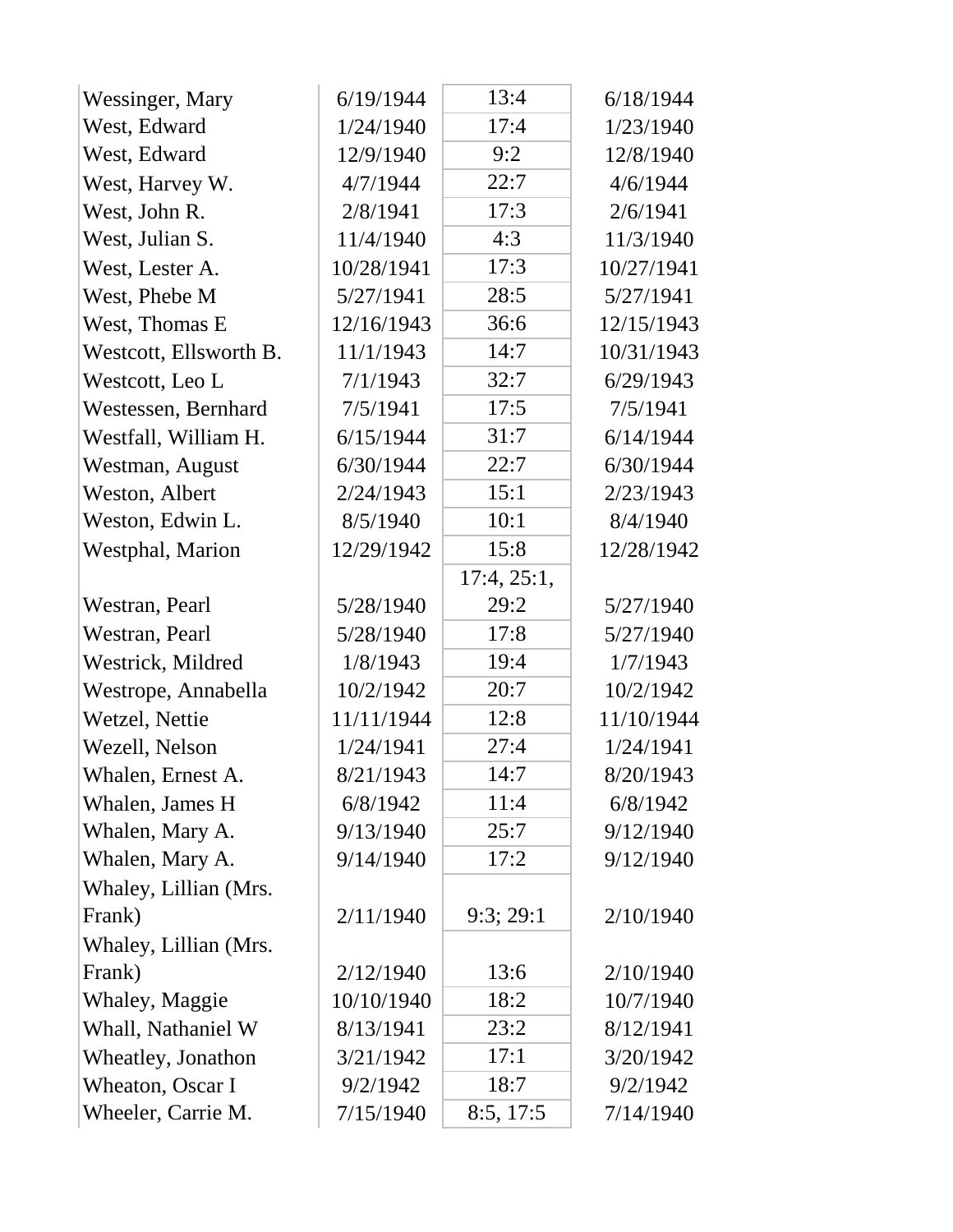| | | | |
|---|---|---|---|
| Wessinger, Mary | 6/19/1944 | 13:4 | 6/18/1944 |
| West, Edward | 1/24/1940 | 17:4 | 1/23/1940 |
| West, Edward | 12/9/1940 | 9:2 | 12/8/1940 |
| West, Harvey W. | 4/7/1944 | 22:7 | 4/6/1944 |
| West, John R. | 2/8/1941 | 17:3 | 2/6/1941 |
| West, Julian S. | 11/4/1940 | 4:3 | 11/3/1940 |
| West, Lester A. | 10/28/1941 | 17:3 | 10/27/1941 |
| West, Phebe M | 5/27/1941 | 28:5 | 5/27/1941 |
| West, Thomas E | 12/16/1943 | 36:6 | 12/15/1943 |
| Westcott, Ellsworth B. | 11/1/1943 | 14:7 | 10/31/1943 |
| Westcott, Leo L | 7/1/1943 | 32:7 | 6/29/1943 |
| Westessen, Bernhard | 7/5/1941 | 17:5 | 7/5/1941 |
| Westfall, William H. | 6/15/1944 | 31:7 | 6/14/1944 |
| Westman, August | 6/30/1944 | 22:7 | 6/30/1944 |
| Weston, Albert | 2/24/1943 | 15:1 | 2/23/1943 |
| Weston, Edwin L. | 8/5/1940 | 10:1 | 8/4/1940 |
| Westphal, Marion | 12/29/1942 | 15:8 | 12/28/1942 |
| Westran, Pearl | 5/28/1940 | 17:4, 25:1, 29:2 | 5/27/1940 |
| Westran, Pearl | 5/28/1940 | 17:8 | 5/27/1940 |
| Westrick, Mildred | 1/8/1943 | 19:4 | 1/7/1943 |
| Westrope, Annabella | 10/2/1942 | 20:7 | 10/2/1942 |
| Wetzel, Nettie | 11/11/1944 | 12:8 | 11/10/1944 |
| Wezell, Nelson | 1/24/1941 | 27:4 | 1/24/1941 |
| Whalen, Ernest A. | 8/21/1943 | 14:7 | 8/20/1943 |
| Whalen, James H | 6/8/1942 | 11:4 | 6/8/1942 |
| Whalen, Mary A. | 9/13/1940 | 25:7 | 9/12/1940 |
| Whalen, Mary A. | 9/14/1940 | 17:2 | 9/12/1940 |
| Whaley, Lillian (Mrs. Frank) | 2/11/1940 | 9:3; 29:1 | 2/10/1940 |
| Whaley, Lillian (Mrs. Frank) | 2/12/1940 | 13:6 | 2/10/1940 |
| Whaley, Maggie | 10/10/1940 | 18:2 | 10/7/1940 |
| Whall, Nathaniel W | 8/13/1941 | 23:2 | 8/12/1941 |
| Wheatley, Jonathon | 3/21/1942 | 17:1 | 3/20/1942 |
| Wheaton, Oscar I | 9/2/1942 | 18:7 | 9/2/1942 |
| Wheeler, Carrie M. | 7/15/1940 | 8:5, 17:5 | 7/14/1940 |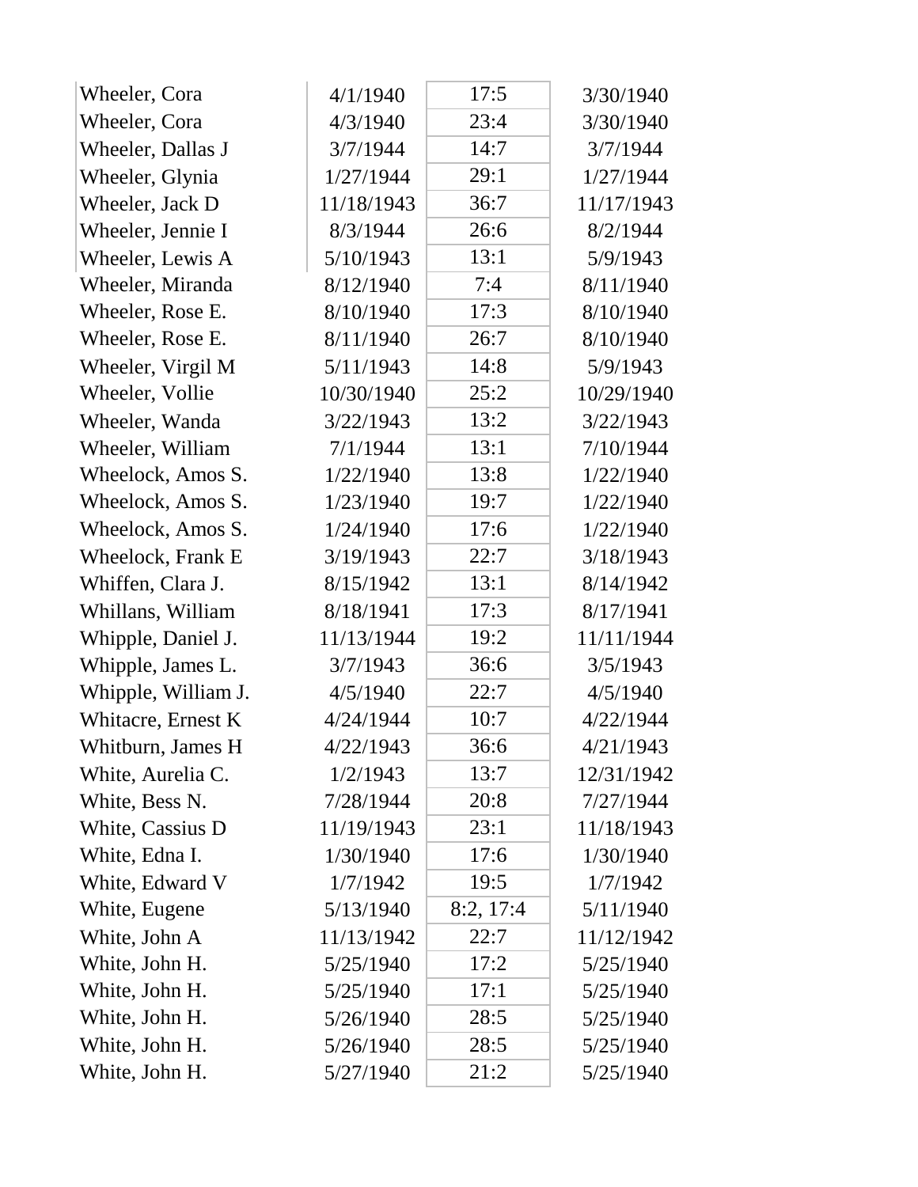| | | | |
|---|---|---|---|
| Wheeler, Cora | 4/1/1940 | 17:5 | 3/30/1940 |
| Wheeler, Cora | 4/3/1940 | 23:4 | 3/30/1940 |
| Wheeler, Dallas J | 3/7/1944 | 14:7 | 3/7/1944 |
| Wheeler, Glynia | 1/27/1944 | 29:1 | 1/27/1944 |
| Wheeler, Jack D | 11/18/1943 | 36:7 | 11/17/1943 |
| Wheeler, Jennie I | 8/3/1944 | 26:6 | 8/2/1944 |
| Wheeler, Lewis A | 5/10/1943 | 13:1 | 5/9/1943 |
| Wheeler, Miranda | 8/12/1940 | 7:4 | 8/11/1940 |
| Wheeler, Rose E. | 8/10/1940 | 17:3 | 8/10/1940 |
| Wheeler, Rose E. | 8/11/1940 | 26:7 | 8/10/1940 |
| Wheeler, Virgil M | 5/11/1943 | 14:8 | 5/9/1943 |
| Wheeler, Vollie | 10/30/1940 | 25:2 | 10/29/1940 |
| Wheeler, Wanda | 3/22/1943 | 13:2 | 3/22/1943 |
| Wheeler, William | 7/1/1944 | 13:1 | 7/10/1944 |
| Wheelock, Amos S. | 1/22/1940 | 13:8 | 1/22/1940 |
| Wheelock, Amos S. | 1/23/1940 | 19:7 | 1/22/1940 |
| Wheelock, Amos S. | 1/24/1940 | 17:6 | 1/22/1940 |
| Wheelock, Frank E | 3/19/1943 | 22:7 | 3/18/1943 |
| Whiffen, Clara J. | 8/15/1942 | 13:1 | 8/14/1942 |
| Whillans, William | 8/18/1941 | 17:3 | 8/17/1941 |
| Whipple, Daniel J. | 11/13/1944 | 19:2 | 11/11/1944 |
| Whipple, James L. | 3/7/1943 | 36:6 | 3/5/1943 |
| Whipple, William J. | 4/5/1940 | 22:7 | 4/5/1940 |
| Whitacre, Ernest K | 4/24/1944 | 10:7 | 4/22/1944 |
| Whitburn, James H | 4/22/1943 | 36:6 | 4/21/1943 |
| White, Aurelia C. | 1/2/1943 | 13:7 | 12/31/1942 |
| White, Bess N. | 7/28/1944 | 20:8 | 7/27/1944 |
| White, Cassius D | 11/19/1943 | 23:1 | 11/18/1943 |
| White, Edna I. | 1/30/1940 | 17:6 | 1/30/1940 |
| White, Edward V | 1/7/1942 | 19:5 | 1/7/1942 |
| White, Eugene | 5/13/1940 | 8:2, 17:4 | 5/11/1940 |
| White, John A | 11/13/1942 | 22:7 | 11/12/1942 |
| White, John H. | 5/25/1940 | 17:2 | 5/25/1940 |
| White, John H. | 5/25/1940 | 17:1 | 5/25/1940 |
| White, John H. | 5/26/1940 | 28:5 | 5/25/1940 |
| White, John H. | 5/26/1940 | 28:5 | 5/25/1940 |
| White, John H. | 5/27/1940 | 21:2 | 5/25/1940 |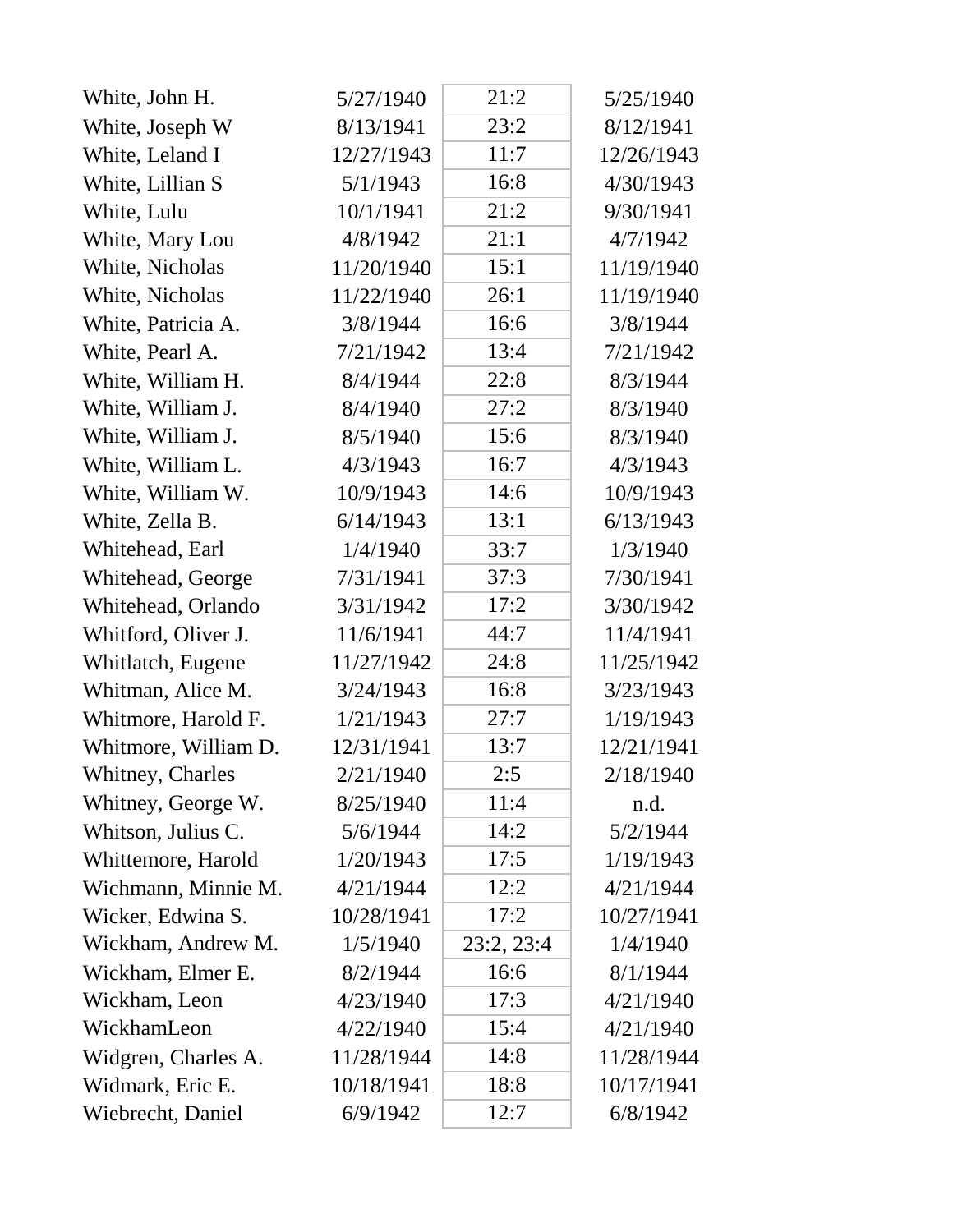| | | | |
|---|---|---|---|
| White, John H. | 5/27/1940 | 21:2 | 5/25/1940 |
| White, Joseph W | 8/13/1941 | 23:2 | 8/12/1941 |
| White, Leland I | 12/27/1943 | 11:7 | 12/26/1943 |
| White, Lillian S | 5/1/1943 | 16:8 | 4/30/1943 |
| White, Lulu | 10/1/1941 | 21:2 | 9/30/1941 |
| White, Mary Lou | 4/8/1942 | 21:1 | 4/7/1942 |
| White, Nicholas | 11/20/1940 | 15:1 | 11/19/1940 |
| White, Nicholas | 11/22/1940 | 26:1 | 11/19/1940 |
| White, Patricia A. | 3/8/1944 | 16:6 | 3/8/1944 |
| White, Pearl A. | 7/21/1942 | 13:4 | 7/21/1942 |
| White, William H. | 8/4/1944 | 22:8 | 8/3/1944 |
| White, William J. | 8/4/1940 | 27:2 | 8/3/1940 |
| White, William J. | 8/5/1940 | 15:6 | 8/3/1940 |
| White, William L. | 4/3/1943 | 16:7 | 4/3/1943 |
| White, William W. | 10/9/1943 | 14:6 | 10/9/1943 |
| White, Zella B. | 6/14/1943 | 13:1 | 6/13/1943 |
| Whitehead, Earl | 1/4/1940 | 33:7 | 1/3/1940 |
| Whitehead, George | 7/31/1941 | 37:3 | 7/30/1941 |
| Whitehead, Orlando | 3/31/1942 | 17:2 | 3/30/1942 |
| Whitford, Oliver J. | 11/6/1941 | 44:7 | 11/4/1941 |
| Whitlatch, Eugene | 11/27/1942 | 24:8 | 11/25/1942 |
| Whitman, Alice M. | 3/24/1943 | 16:8 | 3/23/1943 |
| Whitmore, Harold F. | 1/21/1943 | 27:7 | 1/19/1943 |
| Whitmore, William D. | 12/31/1941 | 13:7 | 12/21/1941 |
| Whitney, Charles | 2/21/1940 | 2:5 | 2/18/1940 |
| Whitney, George W. | 8/25/1940 | 11:4 | n.d. |
| Whitson, Julius C. | 5/6/1944 | 14:2 | 5/2/1944 |
| Whittemore, Harold | 1/20/1943 | 17:5 | 1/19/1943 |
| Wichmann, Minnie M. | 4/21/1944 | 12:2 | 4/21/1944 |
| Wicker, Edwina S. | 10/28/1941 | 17:2 | 10/27/1941 |
| Wickham, Andrew M. | 1/5/1940 | 23:2, 23:4 | 1/4/1940 |
| Wickham, Elmer E. | 8/2/1944 | 16:6 | 8/1/1944 |
| Wickham, Leon | 4/23/1940 | 17:3 | 4/21/1940 |
| WickhamLeon | 4/22/1940 | 15:4 | 4/21/1940 |
| Widgren, Charles A. | 11/28/1944 | 14:8 | 11/28/1944 |
| Widmark, Eric E. | 10/18/1941 | 18:8 | 10/17/1941 |
| Wiebrecht, Daniel | 6/9/1942 | 12:7 | 6/8/1942 |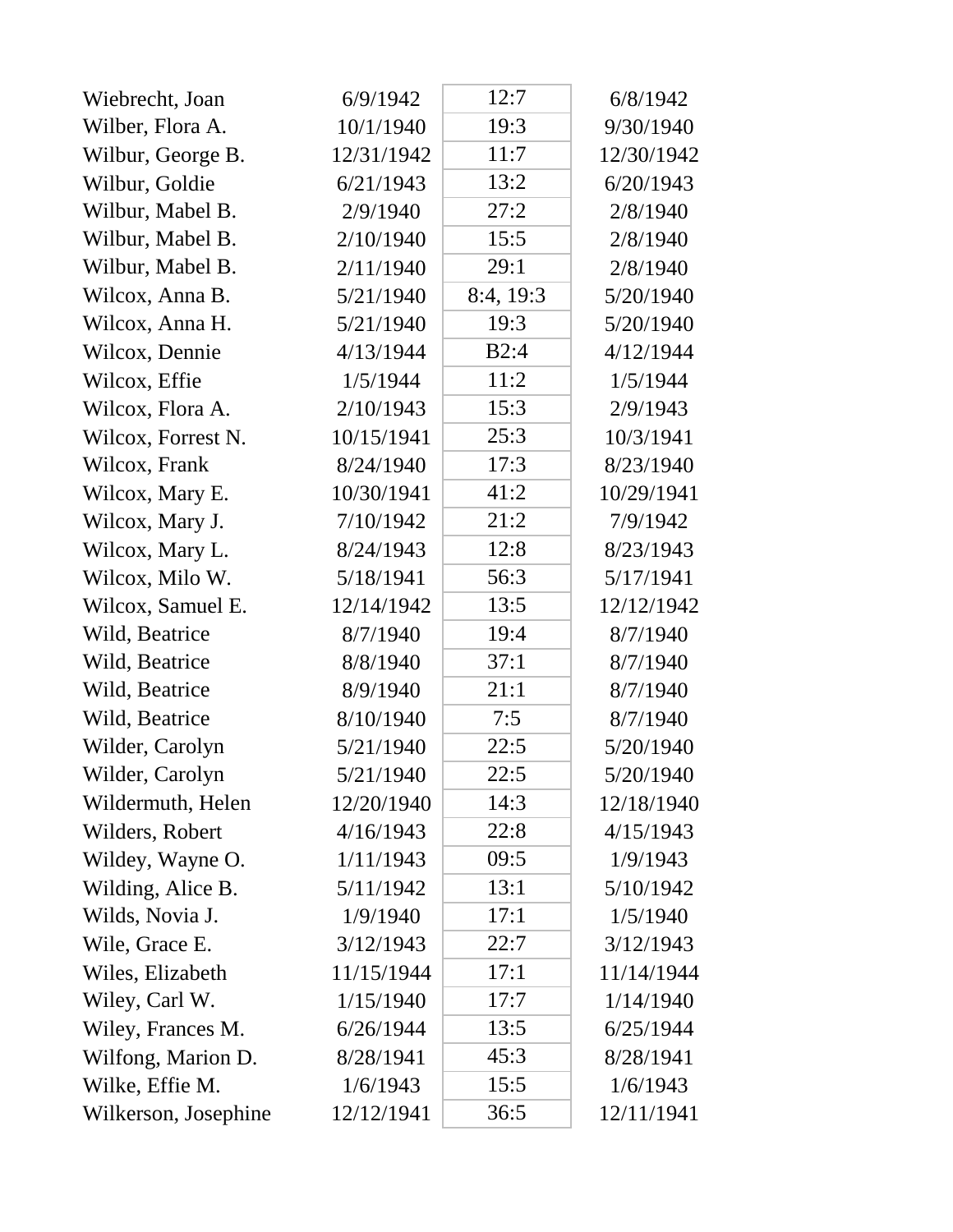| | | | |
|---|---|---|---|
| Wiebrecht, Joan | 6/9/1942 | 12:7 | 6/8/1942 |
| Wilber, Flora A. | 10/1/1940 | 19:3 | 9/30/1940 |
| Wilbur, George B. | 12/31/1942 | 11:7 | 12/30/1942 |
| Wilbur, Goldie | 6/21/1943 | 13:2 | 6/20/1943 |
| Wilbur, Mabel B. | 2/9/1940 | 27:2 | 2/8/1940 |
| Wilbur, Mabel B. | 2/10/1940 | 15:5 | 2/8/1940 |
| Wilbur, Mabel B. | 2/11/1940 | 29:1 | 2/8/1940 |
| Wilcox, Anna B. | 5/21/1940 | 8:4, 19:3 | 5/20/1940 |
| Wilcox, Anna H. | 5/21/1940 | 19:3 | 5/20/1940 |
| Wilcox, Dennie | 4/13/1944 | B2:4 | 4/12/1944 |
| Wilcox, Effie | 1/5/1944 | 11:2 | 1/5/1944 |
| Wilcox, Flora A. | 2/10/1943 | 15:3 | 2/9/1943 |
| Wilcox, Forrest N. | 10/15/1941 | 25:3 | 10/3/1941 |
| Wilcox, Frank | 8/24/1940 | 17:3 | 8/23/1940 |
| Wilcox, Mary E. | 10/30/1941 | 41:2 | 10/29/1941 |
| Wilcox, Mary J. | 7/10/1942 | 21:2 | 7/9/1942 |
| Wilcox, Mary L. | 8/24/1943 | 12:8 | 8/23/1943 |
| Wilcox, Milo W. | 5/18/1941 | 56:3 | 5/17/1941 |
| Wilcox, Samuel E. | 12/14/1942 | 13:5 | 12/12/1942 |
| Wild, Beatrice | 8/7/1940 | 19:4 | 8/7/1940 |
| Wild, Beatrice | 8/8/1940 | 37:1 | 8/7/1940 |
| Wild, Beatrice | 8/9/1940 | 21:1 | 8/7/1940 |
| Wild, Beatrice | 8/10/1940 | 7:5 | 8/7/1940 |
| Wilder, Carolyn | 5/21/1940 | 22:5 | 5/20/1940 |
| Wilder, Carolyn | 5/21/1940 | 22:5 | 5/20/1940 |
| Wildermuth, Helen | 12/20/1940 | 14:3 | 12/18/1940 |
| Wilders, Robert | 4/16/1943 | 22:8 | 4/15/1943 |
| Wildey, Wayne O. | 1/11/1943 | 09:5 | 1/9/1943 |
| Wilding, Alice B. | 5/11/1942 | 13:1 | 5/10/1942 |
| Wilds, Novia J. | 1/9/1940 | 17:1 | 1/5/1940 |
| Wile, Grace E. | 3/12/1943 | 22:7 | 3/12/1943 |
| Wiles, Elizabeth | 11/15/1944 | 17:1 | 11/14/1944 |
| Wiley, Carl W. | 1/15/1940 | 17:7 | 1/14/1940 |
| Wiley, Frances M. | 6/26/1944 | 13:5 | 6/25/1944 |
| Wilfong, Marion D. | 8/28/1941 | 45:3 | 8/28/1941 |
| Wilke, Effie M. | 1/6/1943 | 15:5 | 1/6/1943 |
| Wilkerson, Josephine | 12/12/1941 | 36:5 | 12/11/1941 |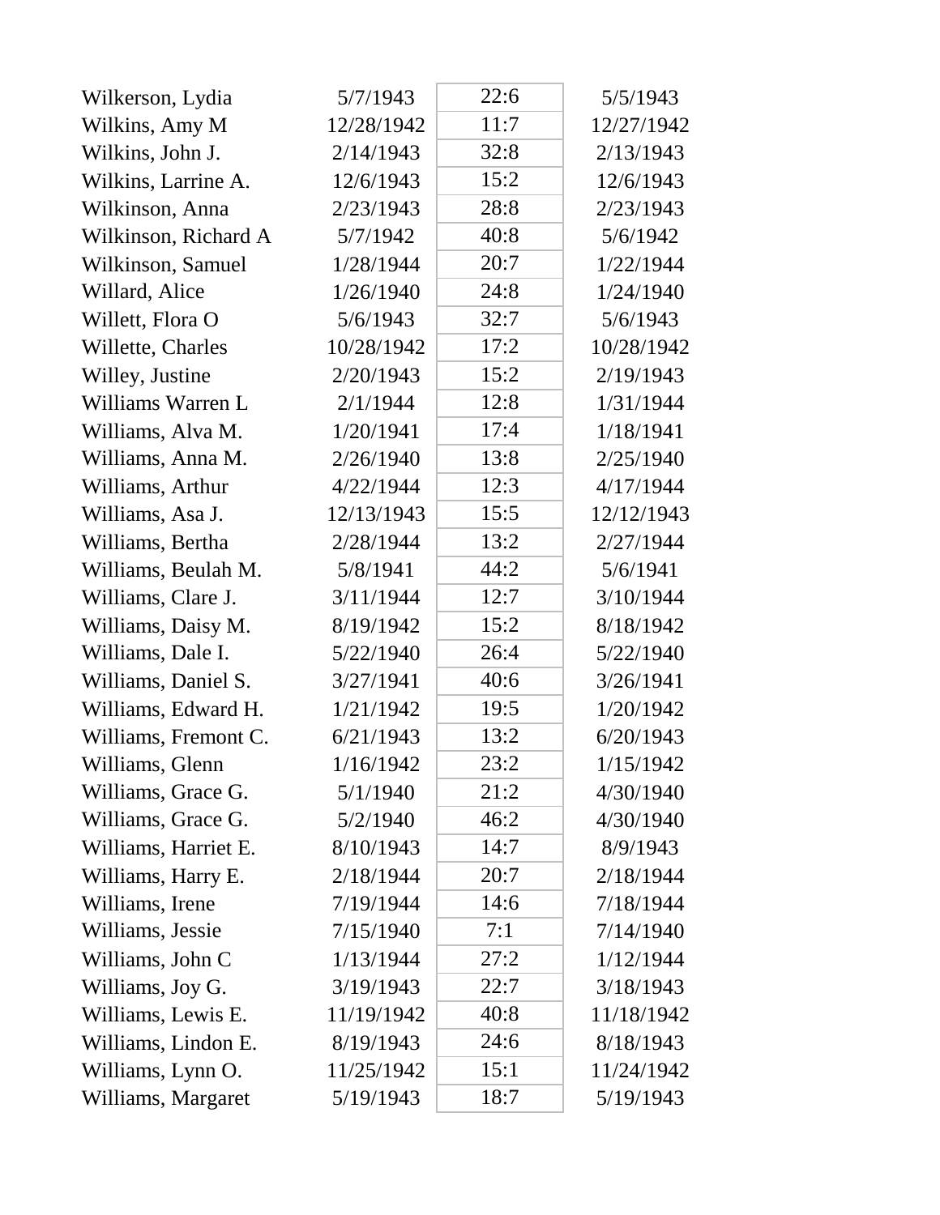| | | | |
|---|---|---|---|
| Wilkerson, Lydia | 5/7/1943 | 22:6 | 5/5/1943 |
| Wilkins, Amy M | 12/28/1942 | 11:7 | 12/27/1942 |
| Wilkins, John J. | 2/14/1943 | 32:8 | 2/13/1943 |
| Wilkins, Larrine A. | 12/6/1943 | 15:2 | 12/6/1943 |
| Wilkinson, Anna | 2/23/1943 | 28:8 | 2/23/1943 |
| Wilkinson, Richard A | 5/7/1942 | 40:8 | 5/6/1942 |
| Wilkinson, Samuel | 1/28/1944 | 20:7 | 1/22/1944 |
| Willard, Alice | 1/26/1940 | 24:8 | 1/24/1940 |
| Willett, Flora O | 5/6/1943 | 32:7 | 5/6/1943 |
| Willette, Charles | 10/28/1942 | 17:2 | 10/28/1942 |
| Willey, Justine | 2/20/1943 | 15:2 | 2/19/1943 |
| Williams Warren L | 2/1/1944 | 12:8 | 1/31/1944 |
| Williams, Alva M. | 1/20/1941 | 17:4 | 1/18/1941 |
| Williams, Anna M. | 2/26/1940 | 13:8 | 2/25/1940 |
| Williams, Arthur | 4/22/1944 | 12:3 | 4/17/1944 |
| Williams, Asa J. | 12/13/1943 | 15:5 | 12/12/1943 |
| Williams, Bertha | 2/28/1944 | 13:2 | 2/27/1944 |
| Williams, Beulah M. | 5/8/1941 | 44:2 | 5/6/1941 |
| Williams, Clare J. | 3/11/1944 | 12:7 | 3/10/1944 |
| Williams, Daisy M. | 8/19/1942 | 15:2 | 8/18/1942 |
| Williams, Dale I. | 5/22/1940 | 26:4 | 5/22/1940 |
| Williams, Daniel S. | 3/27/1941 | 40:6 | 3/26/1941 |
| Williams, Edward H. | 1/21/1942 | 19:5 | 1/20/1942 |
| Williams, Fremont C. | 6/21/1943 | 13:2 | 6/20/1943 |
| Williams, Glenn | 1/16/1942 | 23:2 | 1/15/1942 |
| Williams, Grace G. | 5/1/1940 | 21:2 | 4/30/1940 |
| Williams, Grace G. | 5/2/1940 | 46:2 | 4/30/1940 |
| Williams, Harriet E. | 8/10/1943 | 14:7 | 8/9/1943 |
| Williams, Harry E. | 2/18/1944 | 20:7 | 2/18/1944 |
| Williams, Irene | 7/19/1944 | 14:6 | 7/18/1944 |
| Williams, Jessie | 7/15/1940 | 7:1 | 7/14/1940 |
| Williams, John C | 1/13/1944 | 27:2 | 1/12/1944 |
| Williams, Joy G. | 3/19/1943 | 22:7 | 3/18/1943 |
| Williams, Lewis E. | 11/19/1942 | 40:8 | 11/18/1942 |
| Williams, Lindon E. | 8/19/1943 | 24:6 | 8/18/1943 |
| Williams, Lynn O. | 11/25/1942 | 15:1 | 11/24/1942 |
| Williams, Margaret | 5/19/1943 | 18:7 | 5/19/1943 |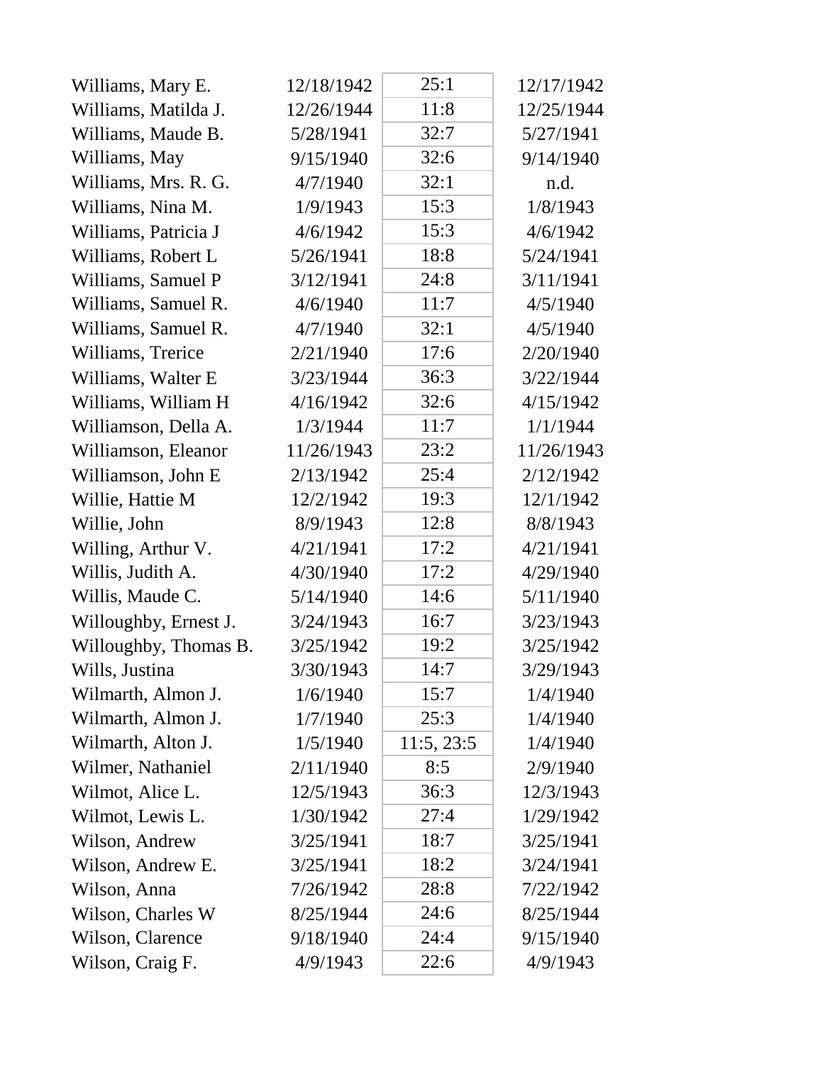| | | | |
|---|---|---|---|
| Williams, Mary E. | 12/18/1942 | 25:1 | 12/17/1942 |
| Williams, Matilda J. | 12/26/1944 | 11:8 | 12/25/1944 |
| Williams, Maude B. | 5/28/1941 | 32:7 | 5/27/1941 |
| Williams, May | 9/15/1940 | 32:6 | 9/14/1940 |
| Williams, Mrs. R. G. | 4/7/1940 | 32:1 | n.d. |
| Williams, Nina M. | 1/9/1943 | 15:3 | 1/8/1943 |
| Williams, Patricia J | 4/6/1942 | 15:3 | 4/6/1942 |
| Williams, Robert L | 5/26/1941 | 18:8 | 5/24/1941 |
| Williams, Samuel P | 3/12/1941 | 24:8 | 3/11/1941 |
| Williams, Samuel R. | 4/6/1940 | 11:7 | 4/5/1940 |
| Williams, Samuel R. | 4/7/1940 | 32:1 | 4/5/1940 |
| Williams, Trerice | 2/21/1940 | 17:6 | 2/20/1940 |
| Williams, Walter E | 3/23/1944 | 36:3 | 3/22/1944 |
| Williams, William H | 4/16/1942 | 32:6 | 4/15/1942 |
| Williamson, Della A. | 1/3/1944 | 11:7 | 1/1/1944 |
| Williamson, Eleanor | 11/26/1943 | 23:2 | 11/26/1943 |
| Williamson, John E | 2/13/1942 | 25:4 | 2/12/1942 |
| Willie, Hattie M | 12/2/1942 | 19:3 | 12/1/1942 |
| Willie, John | 8/9/1943 | 12:8 | 8/8/1943 |
| Willing, Arthur V. | 4/21/1941 | 17:2 | 4/21/1941 |
| Willis, Judith A. | 4/30/1940 | 17:2 | 4/29/1940 |
| Willis, Maude C. | 5/14/1940 | 14:6 | 5/11/1940 |
| Willoughby, Ernest J. | 3/24/1943 | 16:7 | 3/23/1943 |
| Willoughby, Thomas B. | 3/25/1942 | 19:2 | 3/25/1942 |
| Wills, Justina | 3/30/1943 | 14:7 | 3/29/1943 |
| Wilmarth, Almon J. | 1/6/1940 | 15:7 | 1/4/1940 |
| Wilmarth, Almon J. | 1/7/1940 | 25:3 | 1/4/1940 |
| Wilmarth, Alton J. | 1/5/1940 | 11:5, 23:5 | 1/4/1940 |
| Wilmer, Nathaniel | 2/11/1940 | 8:5 | 2/9/1940 |
| Wilmot, Alice L. | 12/5/1943 | 36:3 | 12/3/1943 |
| Wilmot, Lewis L. | 1/30/1942 | 27:4 | 1/29/1942 |
| Wilson, Andrew | 3/25/1941 | 18:7 | 3/25/1941 |
| Wilson, Andrew E. | 3/25/1941 | 18:2 | 3/24/1941 |
| Wilson, Anna | 7/26/1942 | 28:8 | 7/22/1942 |
| Wilson, Charles W | 8/25/1944 | 24:6 | 8/25/1944 |
| Wilson, Clarence | 9/18/1940 | 24:4 | 9/15/1940 |
| Wilson, Craig F. | 4/9/1943 | 22:6 | 4/9/1943 |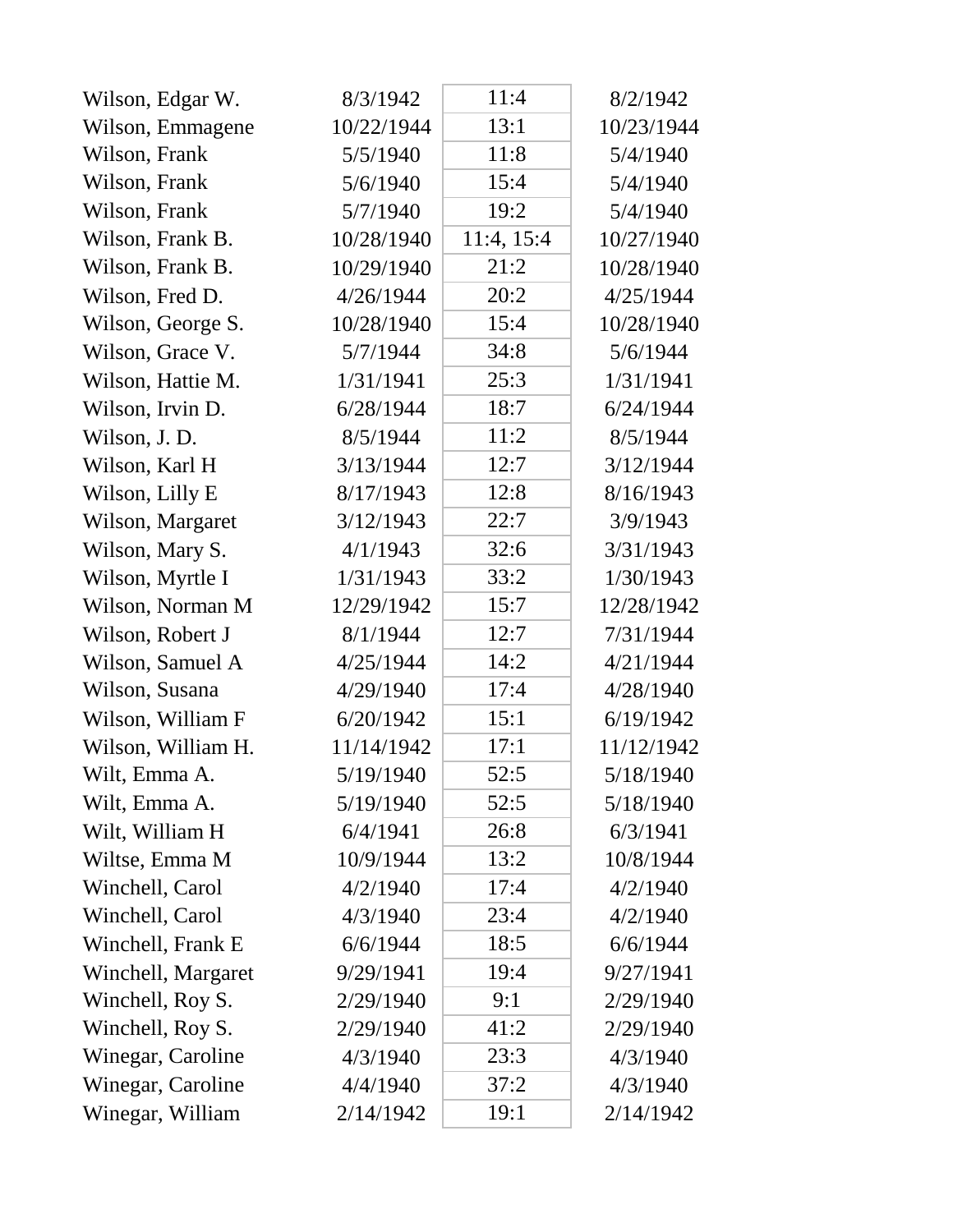| | | | |
|---|---|---|---|
| Wilson, Edgar W. | 8/3/1942 | 11:4 | 8/2/1942 |
| Wilson, Emmagene | 10/22/1944 | 13:1 | 10/23/1944 |
| Wilson, Frank | 5/5/1940 | 11:8 | 5/4/1940 |
| Wilson, Frank | 5/6/1940 | 15:4 | 5/4/1940 |
| Wilson, Frank | 5/7/1940 | 19:2 | 5/4/1940 |
| Wilson, Frank B. | 10/28/1940 | 11:4, 15:4 | 10/27/1940 |
| Wilson, Frank B. | 10/29/1940 | 21:2 | 10/28/1940 |
| Wilson, Fred D. | 4/26/1944 | 20:2 | 4/25/1944 |
| Wilson, George S. | 10/28/1940 | 15:4 | 10/28/1940 |
| Wilson, Grace V. | 5/7/1944 | 34:8 | 5/6/1944 |
| Wilson, Hattie M. | 1/31/1941 | 25:3 | 1/31/1941 |
| Wilson, Irvin D. | 6/28/1944 | 18:7 | 6/24/1944 |
| Wilson, J. D. | 8/5/1944 | 11:2 | 8/5/1944 |
| Wilson, Karl H | 3/13/1944 | 12:7 | 3/12/1944 |
| Wilson, Lilly E | 8/17/1943 | 12:8 | 8/16/1943 |
| Wilson, Margaret | 3/12/1943 | 22:7 | 3/9/1943 |
| Wilson, Mary S. | 4/1/1943 | 32:6 | 3/31/1943 |
| Wilson, Myrtle I | 1/31/1943 | 33:2 | 1/30/1943 |
| Wilson, Norman M | 12/29/1942 | 15:7 | 12/28/1942 |
| Wilson, Robert J | 8/1/1944 | 12:7 | 7/31/1944 |
| Wilson, Samuel A | 4/25/1944 | 14:2 | 4/21/1944 |
| Wilson, Susana | 4/29/1940 | 17:4 | 4/28/1940 |
| Wilson, William F | 6/20/1942 | 15:1 | 6/19/1942 |
| Wilson, William H. | 11/14/1942 | 17:1 | 11/12/1942 |
| Wilt, Emma A. | 5/19/1940 | 52:5 | 5/18/1940 |
| Wilt, Emma A. | 5/19/1940 | 52:5 | 5/18/1940 |
| Wilt, William H | 6/4/1941 | 26:8 | 6/3/1941 |
| Wiltse, Emma M | 10/9/1944 | 13:2 | 10/8/1944 |
| Winchell, Carol | 4/2/1940 | 17:4 | 4/2/1940 |
| Winchell, Carol | 4/3/1940 | 23:4 | 4/2/1940 |
| Winchell, Frank E | 6/6/1944 | 18:5 | 6/6/1944 |
| Winchell, Margaret | 9/29/1941 | 19:4 | 9/27/1941 |
| Winchell, Roy S. | 2/29/1940 | 9:1 | 2/29/1940 |
| Winchell, Roy S. | 2/29/1940 | 41:2 | 2/29/1940 |
| Winegar, Caroline | 4/3/1940 | 23:3 | 4/3/1940 |
| Winegar, Caroline | 4/4/1940 | 37:2 | 4/3/1940 |
| Winegar, William | 2/14/1942 | 19:1 | 2/14/1942 |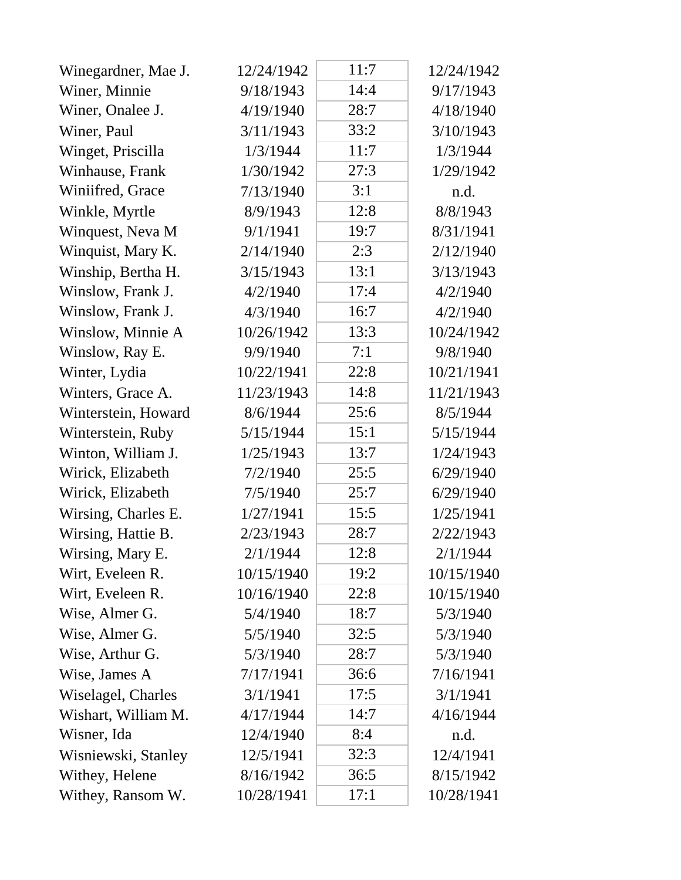| | | | |
|---|---|---|---|
| Winegardner, Mae J. | 12/24/1942 | 11:7 | 12/24/1942 |
| Winer, Minnie | 9/18/1943 | 14:4 | 9/17/1943 |
| Winer, Onalee J. | 4/19/1940 | 28:7 | 4/18/1940 |
| Winer, Paul | 3/11/1943 | 33:2 | 3/10/1943 |
| Winget, Priscilla | 1/3/1944 | 11:7 | 1/3/1944 |
| Winhause, Frank | 1/30/1942 | 27:3 | 1/29/1942 |
| Winiifred, Grace | 7/13/1940 | 3:1 | n.d. |
| Winkle, Myrtle | 8/9/1943 | 12:8 | 8/8/1943 |
| Winquest, Neva M | 9/1/1941 | 19:7 | 8/31/1941 |
| Winquist, Mary K. | 2/14/1940 | 2:3 | 2/12/1940 |
| Winship, Bertha H. | 3/15/1943 | 13:1 | 3/13/1943 |
| Winslow, Frank J. | 4/2/1940 | 17:4 | 4/2/1940 |
| Winslow, Frank J. | 4/3/1940 | 16:7 | 4/2/1940 |
| Winslow, Minnie A | 10/26/1942 | 13:3 | 10/24/1942 |
| Winslow, Ray E. | 9/9/1940 | 7:1 | 9/8/1940 |
| Winter, Lydia | 10/22/1941 | 22:8 | 10/21/1941 |
| Winters, Grace A. | 11/23/1943 | 14:8 | 11/21/1943 |
| Winterstein, Howard | 8/6/1944 | 25:6 | 8/5/1944 |
| Winterstein, Ruby | 5/15/1944 | 15:1 | 5/15/1944 |
| Winton, William J. | 1/25/1943 | 13:7 | 1/24/1943 |
| Wirick, Elizabeth | 7/2/1940 | 25:5 | 6/29/1940 |
| Wirick, Elizabeth | 7/5/1940 | 25:7 | 6/29/1940 |
| Wirsing, Charles E. | 1/27/1941 | 15:5 | 1/25/1941 |
| Wirsing, Hattie B. | 2/23/1943 | 28:7 | 2/22/1943 |
| Wirsing, Mary E. | 2/1/1944 | 12:8 | 2/1/1944 |
| Wirt, Eveleen R. | 10/15/1940 | 19:2 | 10/15/1940 |
| Wirt, Eveleen R. | 10/16/1940 | 22:8 | 10/15/1940 |
| Wise, Almer G. | 5/4/1940 | 18:7 | 5/3/1940 |
| Wise, Almer G. | 5/5/1940 | 32:5 | 5/3/1940 |
| Wise, Arthur G. | 5/3/1940 | 28:7 | 5/3/1940 |
| Wise, James A | 7/17/1941 | 36:6 | 7/16/1941 |
| Wiselagel, Charles | 3/1/1941 | 17:5 | 3/1/1941 |
| Wishart, William M. | 4/17/1944 | 14:7 | 4/16/1944 |
| Wisner, Ida | 12/4/1940 | 8:4 | n.d. |
| Wisniewski, Stanley | 12/5/1941 | 32:3 | 12/4/1941 |
| Withey, Helene | 8/16/1942 | 36:5 | 8/15/1942 |
| Withey, Ransom W. | 10/28/1941 | 17:1 | 10/28/1941 |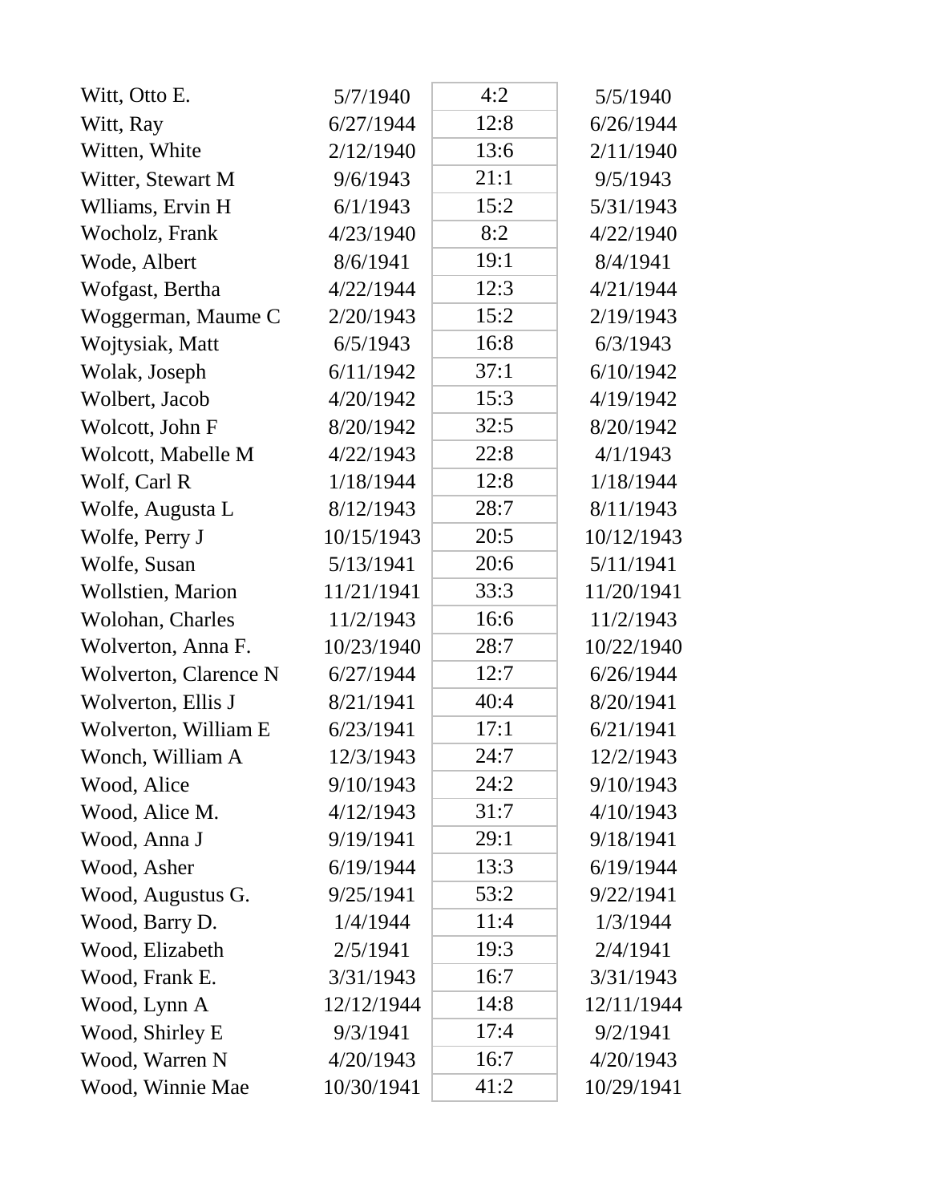| | | | |
|---|---|---|---|
| Witt, Otto E. | 5/7/1940 | 4:2 | 5/5/1940 |
| Witt, Ray | 6/27/1944 | 12:8 | 6/26/1944 |
| Witten, White | 2/12/1940 | 13:6 | 2/11/1940 |
| Witter, Stewart M | 9/6/1943 | 21:1 | 9/5/1943 |
| Wlliams, Ervin H | 6/1/1943 | 15:2 | 5/31/1943 |
| Wocholz, Frank | 4/23/1940 | 8:2 | 4/22/1940 |
| Wode, Albert | 8/6/1941 | 19:1 | 8/4/1941 |
| Wofgast, Bertha | 4/22/1944 | 12:3 | 4/21/1944 |
| Woggerman, Maume C | 2/20/1943 | 15:2 | 2/19/1943 |
| Wojtysiak, Matt | 6/5/1943 | 16:8 | 6/3/1943 |
| Wolak, Joseph | 6/11/1942 | 37:1 | 6/10/1942 |
| Wolbert, Jacob | 4/20/1942 | 15:3 | 4/19/1942 |
| Wolcott, John F | 8/20/1942 | 32:5 | 8/20/1942 |
| Wolcott, Mabelle M | 4/22/1943 | 22:8 | 4/1/1943 |
| Wolf, Carl R | 1/18/1944 | 12:8 | 1/18/1944 |
| Wolfe, Augusta L | 8/12/1943 | 28:7 | 8/11/1943 |
| Wolfe, Perry J | 10/15/1943 | 20:5 | 10/12/1943 |
| Wolfe, Susan | 5/13/1941 | 20:6 | 5/11/1941 |
| Wollstien, Marion | 11/21/1941 | 33:3 | 11/20/1941 |
| Wolohan, Charles | 11/2/1943 | 16:6 | 11/2/1943 |
| Wolverton, Anna F. | 10/23/1940 | 28:7 | 10/22/1940 |
| Wolverton, Clarence N | 6/27/1944 | 12:7 | 6/26/1944 |
| Wolverton, Ellis J | 8/21/1941 | 40:4 | 8/20/1941 |
| Wolverton, William E | 6/23/1941 | 17:1 | 6/21/1941 |
| Wonch, William A | 12/3/1943 | 24:7 | 12/2/1943 |
| Wood, Alice | 9/10/1943 | 24:2 | 9/10/1943 |
| Wood, Alice M. | 4/12/1943 | 31:7 | 4/10/1943 |
| Wood, Anna J | 9/19/1941 | 29:1 | 9/18/1941 |
| Wood, Asher | 6/19/1944 | 13:3 | 6/19/1944 |
| Wood, Augustus G. | 9/25/1941 | 53:2 | 9/22/1941 |
| Wood, Barry D. | 1/4/1944 | 11:4 | 1/3/1944 |
| Wood, Elizabeth | 2/5/1941 | 19:3 | 2/4/1941 |
| Wood, Frank E. | 3/31/1943 | 16:7 | 3/31/1943 |
| Wood, Lynn A | 12/12/1944 | 14:8 | 12/11/1944 |
| Wood, Shirley E | 9/3/1941 | 17:4 | 9/2/1941 |
| Wood, Warren N | 4/20/1943 | 16:7 | 4/20/1943 |
| Wood, Winnie Mae | 10/30/1941 | 41:2 | 10/29/1941 |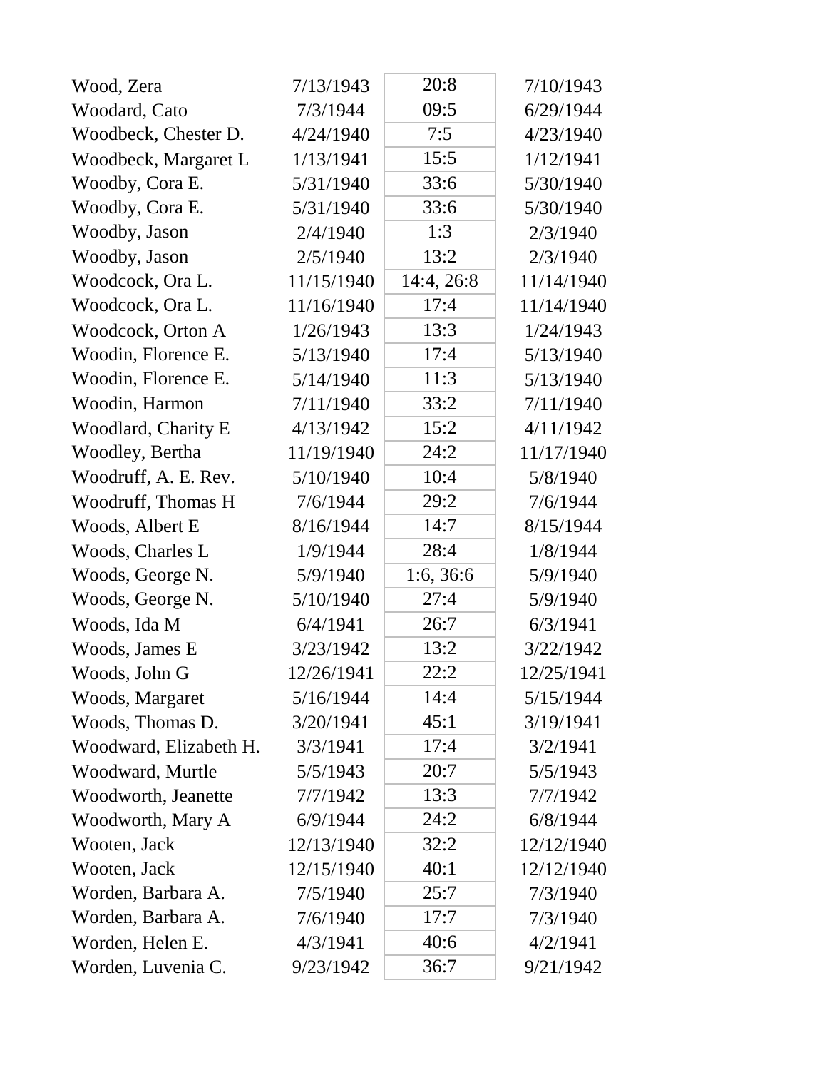| | | | |
|---|---|---|---|
| Wood, Zera | 7/13/1943 | 20:8 | 7/10/1943 |
| Woodard, Cato | 7/3/1944 | 09:5 | 6/29/1944 |
| Woodbeck, Chester D. | 4/24/1940 | 7:5 | 4/23/1940 |
| Woodbeck, Margaret L | 1/13/1941 | 15:5 | 1/12/1941 |
| Woodby, Cora E. | 5/31/1940 | 33:6 | 5/30/1940 |
| Woodby, Cora E. | 5/31/1940 | 33:6 | 5/30/1940 |
| Woodby, Jason | 2/4/1940 | 1:3 | 2/3/1940 |
| Woodby, Jason | 2/5/1940 | 13:2 | 2/3/1940 |
| Woodcock, Ora L. | 11/15/1940 | 14:4, 26:8 | 11/14/1940 |
| Woodcock, Ora L. | 11/16/1940 | 17:4 | 11/14/1940 |
| Woodcock, Orton A | 1/26/1943 | 13:3 | 1/24/1943 |
| Woodin, Florence E. | 5/13/1940 | 17:4 | 5/13/1940 |
| Woodin, Florence E. | 5/14/1940 | 11:3 | 5/13/1940 |
| Woodin, Harmon | 7/11/1940 | 33:2 | 7/11/1940 |
| Woodlard, Charity E | 4/13/1942 | 15:2 | 4/11/1942 |
| Woodley, Bertha | 11/19/1940 | 24:2 | 11/17/1940 |
| Woodruff, A. E. Rev. | 5/10/1940 | 10:4 | 5/8/1940 |
| Woodruff, Thomas H | 7/6/1944 | 29:2 | 7/6/1944 |
| Woods, Albert E | 8/16/1944 | 14:7 | 8/15/1944 |
| Woods, Charles L | 1/9/1944 | 28:4 | 1/8/1944 |
| Woods, George N. | 5/9/1940 | 1:6, 36:6 | 5/9/1940 |
| Woods, George N. | 5/10/1940 | 27:4 | 5/9/1940 |
| Woods, Ida M | 6/4/1941 | 26:7 | 6/3/1941 |
| Woods, James E | 3/23/1942 | 13:2 | 3/22/1942 |
| Woods, John G | 12/26/1941 | 22:2 | 12/25/1941 |
| Woods, Margaret | 5/16/1944 | 14:4 | 5/15/1944 |
| Woods, Thomas D. | 3/20/1941 | 45:1 | 3/19/1941 |
| Woodward, Elizabeth H. | 3/3/1941 | 17:4 | 3/2/1941 |
| Woodward, Murtle | 5/5/1943 | 20:7 | 5/5/1943 |
| Woodworth, Jeanette | 7/7/1942 | 13:3 | 7/7/1942 |
| Woodworth, Mary A | 6/9/1944 | 24:2 | 6/8/1944 |
| Wooten, Jack | 12/13/1940 | 32:2 | 12/12/1940 |
| Wooten, Jack | 12/15/1940 | 40:1 | 12/12/1940 |
| Worden, Barbara A. | 7/5/1940 | 25:7 | 7/3/1940 |
| Worden, Barbara A. | 7/6/1940 | 17:7 | 7/3/1940 |
| Worden, Helen E. | 4/3/1941 | 40:6 | 4/2/1941 |
| Worden, Luvenia C. | 9/23/1942 | 36:7 | 9/21/1942 |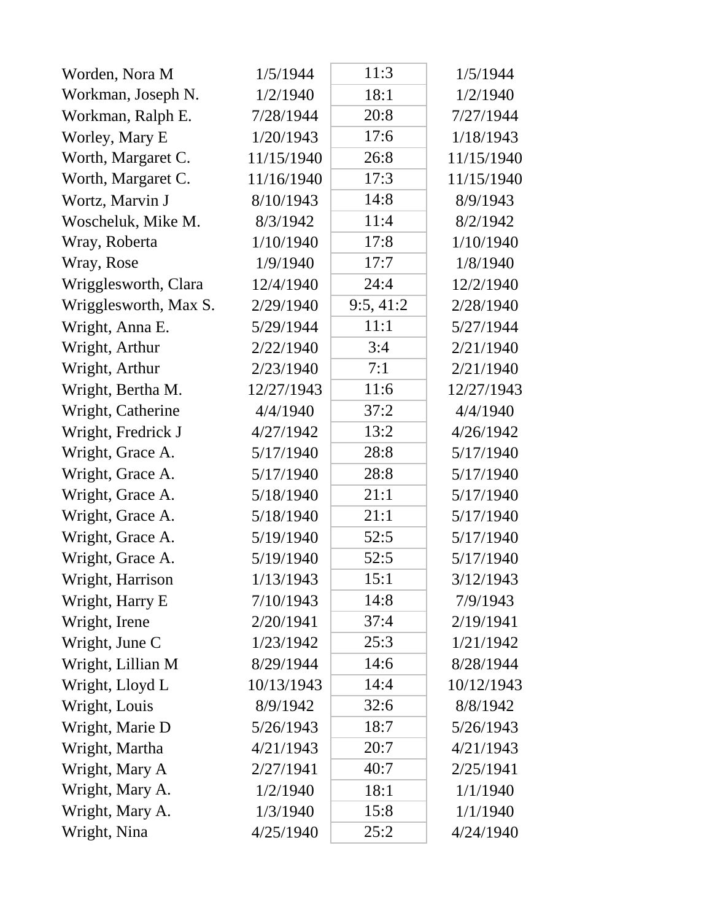| | | | |
|---|---|---|---|
| Worden, Nora M | 1/5/1944 | 11:3 | 1/5/1944 |
| Workman, Joseph N. | 1/2/1940 | 18:1 | 1/2/1940 |
| Workman, Ralph E. | 7/28/1944 | 20:8 | 7/27/1944 |
| Worley, Mary E | 1/20/1943 | 17:6 | 1/18/1943 |
| Worth, Margaret C. | 11/15/1940 | 26:8 | 11/15/1940 |
| Worth, Margaret C. | 11/16/1940 | 17:3 | 11/15/1940 |
| Wortz, Marvin J | 8/10/1943 | 14:8 | 8/9/1943 |
| Woscheluk, Mike M. | 8/3/1942 | 11:4 | 8/2/1942 |
| Wray, Roberta | 1/10/1940 | 17:8 | 1/10/1940 |
| Wray, Rose | 1/9/1940 | 17:7 | 1/8/1940 |
| Wrigglesworth, Clara | 12/4/1940 | 24:4 | 12/2/1940 |
| Wrigglesworth, Max S. | 2/29/1940 | 9:5, 41:2 | 2/28/1940 |
| Wright, Anna E. | 5/29/1944 | 11:1 | 5/27/1944 |
| Wright, Arthur | 2/22/1940 | 3:4 | 2/21/1940 |
| Wright, Arthur | 2/23/1940 | 7:1 | 2/21/1940 |
| Wright, Bertha M. | 12/27/1943 | 11:6 | 12/27/1943 |
| Wright, Catherine | 4/4/1940 | 37:2 | 4/4/1940 |
| Wright, Fredrick J | 4/27/1942 | 13:2 | 4/26/1942 |
| Wright, Grace A. | 5/17/1940 | 28:8 | 5/17/1940 |
| Wright, Grace A. | 5/17/1940 | 28:8 | 5/17/1940 |
| Wright, Grace A. | 5/18/1940 | 21:1 | 5/17/1940 |
| Wright, Grace A. | 5/18/1940 | 21:1 | 5/17/1940 |
| Wright, Grace A. | 5/19/1940 | 52:5 | 5/17/1940 |
| Wright, Grace A. | 5/19/1940 | 52:5 | 5/17/1940 |
| Wright, Harrison | 1/13/1943 | 15:1 | 3/12/1943 |
| Wright, Harry E | 7/10/1943 | 14:8 | 7/9/1943 |
| Wright, Irene | 2/20/1941 | 37:4 | 2/19/1941 |
| Wright, June C | 1/23/1942 | 25:3 | 1/21/1942 |
| Wright, Lillian M | 8/29/1944 | 14:6 | 8/28/1944 |
| Wright, Lloyd L | 10/13/1943 | 14:4 | 10/12/1943 |
| Wright, Louis | 8/9/1942 | 32:6 | 8/8/1942 |
| Wright, Marie D | 5/26/1943 | 18:7 | 5/26/1943 |
| Wright, Martha | 4/21/1943 | 20:7 | 4/21/1943 |
| Wright, Mary A | 2/27/1941 | 40:7 | 2/25/1941 |
| Wright, Mary A. | 1/2/1940 | 18:1 | 1/1/1940 |
| Wright, Mary A. | 1/3/1940 | 15:8 | 1/1/1940 |
| Wright, Nina | 4/25/1940 | 25:2 | 4/24/1940 |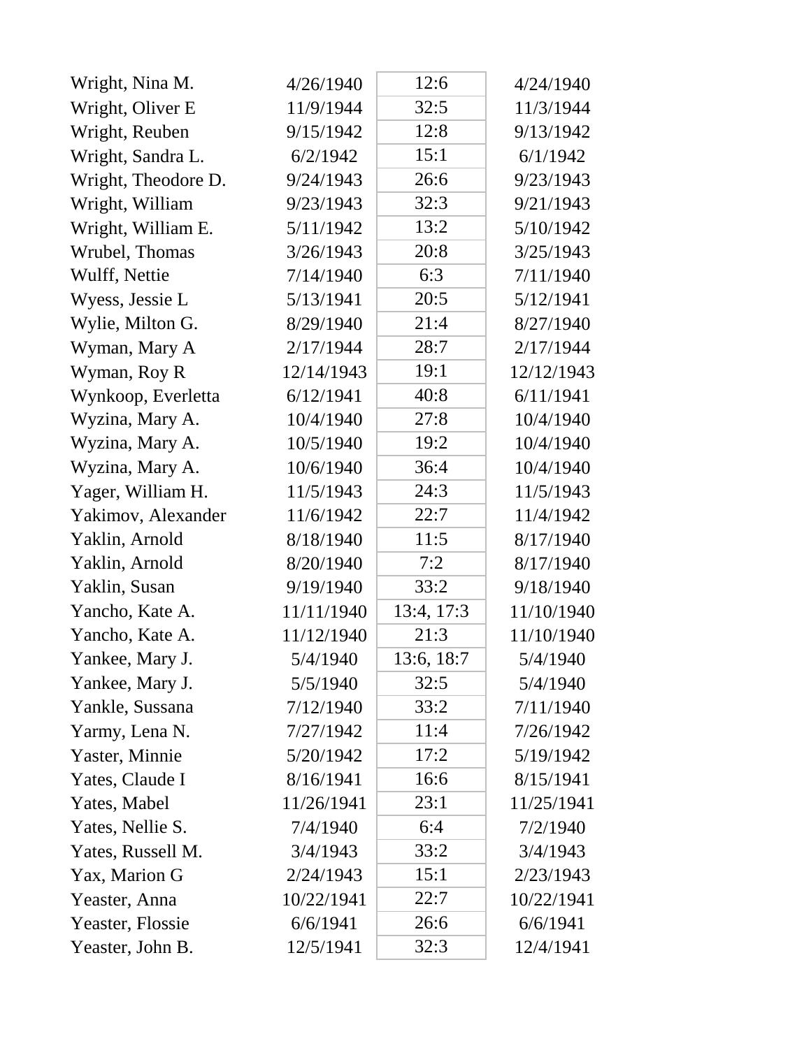| | | | |
|---|---|---|---|
| Wright, Nina M. | 4/26/1940 | 12:6 | 4/24/1940 |
| Wright, Oliver E | 11/9/1944 | 32:5 | 11/3/1944 |
| Wright, Reuben | 9/15/1942 | 12:8 | 9/13/1942 |
| Wright, Sandra L. | 6/2/1942 | 15:1 | 6/1/1942 |
| Wright, Theodore D. | 9/24/1943 | 26:6 | 9/23/1943 |
| Wright, William | 9/23/1943 | 32:3 | 9/21/1943 |
| Wright, William E. | 5/11/1942 | 13:2 | 5/10/1942 |
| Wrubel, Thomas | 3/26/1943 | 20:8 | 3/25/1943 |
| Wulff, Nettie | 7/14/1940 | 6:3 | 7/11/1940 |
| Wyess, Jessie L | 5/13/1941 | 20:5 | 5/12/1941 |
| Wylie, Milton G. | 8/29/1940 | 21:4 | 8/27/1940 |
| Wyman, Mary A | 2/17/1944 | 28:7 | 2/17/1944 |
| Wyman, Roy R | 12/14/1943 | 19:1 | 12/12/1943 |
| Wynkoop, Everletta | 6/12/1941 | 40:8 | 6/11/1941 |
| Wyzina, Mary A. | 10/4/1940 | 27:8 | 10/4/1940 |
| Wyzina, Mary A. | 10/5/1940 | 19:2 | 10/4/1940 |
| Wyzina, Mary A. | 10/6/1940 | 36:4 | 10/4/1940 |
| Yager, William H. | 11/5/1943 | 24:3 | 11/5/1943 |
| Yakimov, Alexander | 11/6/1942 | 22:7 | 11/4/1942 |
| Yaklin, Arnold | 8/18/1940 | 11:5 | 8/17/1940 |
| Yaklin, Arnold | 8/20/1940 | 7:2 | 8/17/1940 |
| Yaklin, Susan | 9/19/1940 | 33:2 | 9/18/1940 |
| Yancho, Kate A. | 11/11/1940 | 13:4, 17:3 | 11/10/1940 |
| Yancho, Kate A. | 11/12/1940 | 21:3 | 11/10/1940 |
| Yankee, Mary J. | 5/4/1940 | 13:6, 18:7 | 5/4/1940 |
| Yankee, Mary J. | 5/5/1940 | 32:5 | 5/4/1940 |
| Yankle, Sussana | 7/12/1940 | 33:2 | 7/11/1940 |
| Yarmy, Lena N. | 7/27/1942 | 11:4 | 7/26/1942 |
| Yaster, Minnie | 5/20/1942 | 17:2 | 5/19/1942 |
| Yates, Claude I | 8/16/1941 | 16:6 | 8/15/1941 |
| Yates, Mabel | 11/26/1941 | 23:1 | 11/25/1941 |
| Yates, Nellie S. | 7/4/1940 | 6:4 | 7/2/1940 |
| Yates, Russell M. | 3/4/1943 | 33:2 | 3/4/1943 |
| Yax, Marion G | 2/24/1943 | 15:1 | 2/23/1943 |
| Yeaster, Anna | 10/22/1941 | 22:7 | 10/22/1941 |
| Yeaster, Flossie | 6/6/1941 | 26:6 | 6/6/1941 |
| Yeaster, John B. | 12/5/1941 | 32:3 | 12/4/1941 |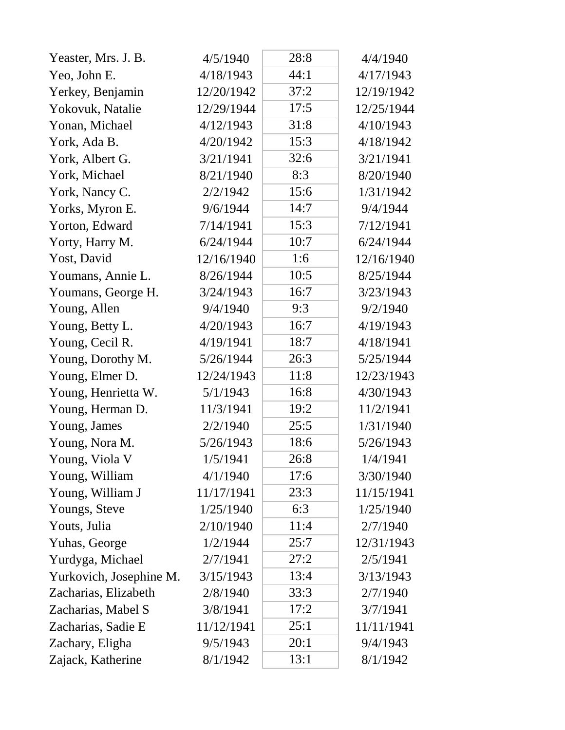| | | | |
|---|---|---|---|
| Yeaster, Mrs. J. B. | 4/5/1940 | 28:8 | 4/4/1940 |
| Yeo, John E. | 4/18/1943 | 44:1 | 4/17/1943 |
| Yerkey, Benjamin | 12/20/1942 | 37:2 | 12/19/1942 |
| Yokovuk, Natalie | 12/29/1944 | 17:5 | 12/25/1944 |
| Yonan, Michael | 4/12/1943 | 31:8 | 4/10/1943 |
| York, Ada B. | 4/20/1942 | 15:3 | 4/18/1942 |
| York, Albert G. | 3/21/1941 | 32:6 | 3/21/1941 |
| York, Michael | 8/21/1940 | 8:3 | 8/20/1940 |
| York, Nancy C. | 2/2/1942 | 15:6 | 1/31/1942 |
| Yorks, Myron E. | 9/6/1944 | 14:7 | 9/4/1944 |
| Yorton, Edward | 7/14/1941 | 15:3 | 7/12/1941 |
| Yorty, Harry M. | 6/24/1944 | 10:7 | 6/24/1944 |
| Yost, David | 12/16/1940 | 1:6 | 12/16/1940 |
| Youmans, Annie L. | 8/26/1944 | 10:5 | 8/25/1944 |
| Youmans, George H. | 3/24/1943 | 16:7 | 3/23/1943 |
| Young, Allen | 9/4/1940 | 9:3 | 9/2/1940 |
| Young, Betty L. | 4/20/1943 | 16:7 | 4/19/1943 |
| Young, Cecil R. | 4/19/1941 | 18:7 | 4/18/1941 |
| Young, Dorothy M. | 5/26/1944 | 26:3 | 5/25/1944 |
| Young, Elmer D. | 12/24/1943 | 11:8 | 12/23/1943 |
| Young, Henrietta W. | 5/1/1943 | 16:8 | 4/30/1943 |
| Young, Herman D. | 11/3/1941 | 19:2 | 11/2/1941 |
| Young, James | 2/2/1940 | 25:5 | 1/31/1940 |
| Young, Nora M. | 5/26/1943 | 18:6 | 5/26/1943 |
| Young, Viola V | 1/5/1941 | 26:8 | 1/4/1941 |
| Young, William | 4/1/1940 | 17:6 | 3/30/1940 |
| Young, William J | 11/17/1941 | 23:3 | 11/15/1941 |
| Youngs, Steve | 1/25/1940 | 6:3 | 1/25/1940 |
| Youts, Julia | 2/10/1940 | 11:4 | 2/7/1940 |
| Yuhas, George | 1/2/1944 | 25:7 | 12/31/1943 |
| Yurdyga, Michael | 2/7/1941 | 27:2 | 2/5/1941 |
| Yurkovich, Josephine M. | 3/15/1943 | 13:4 | 3/13/1943 |
| Zacharias, Elizabeth | 2/8/1940 | 33:3 | 2/7/1940 |
| Zacharias, Mabel S | 3/8/1941 | 17:2 | 3/7/1941 |
| Zacharias, Sadie E | 11/12/1941 | 25:1 | 11/11/1941 |
| Zachary, Eligha | 9/5/1943 | 20:1 | 9/4/1943 |
| Zajack, Katherine | 8/1/1942 | 13:1 | 8/1/1942 |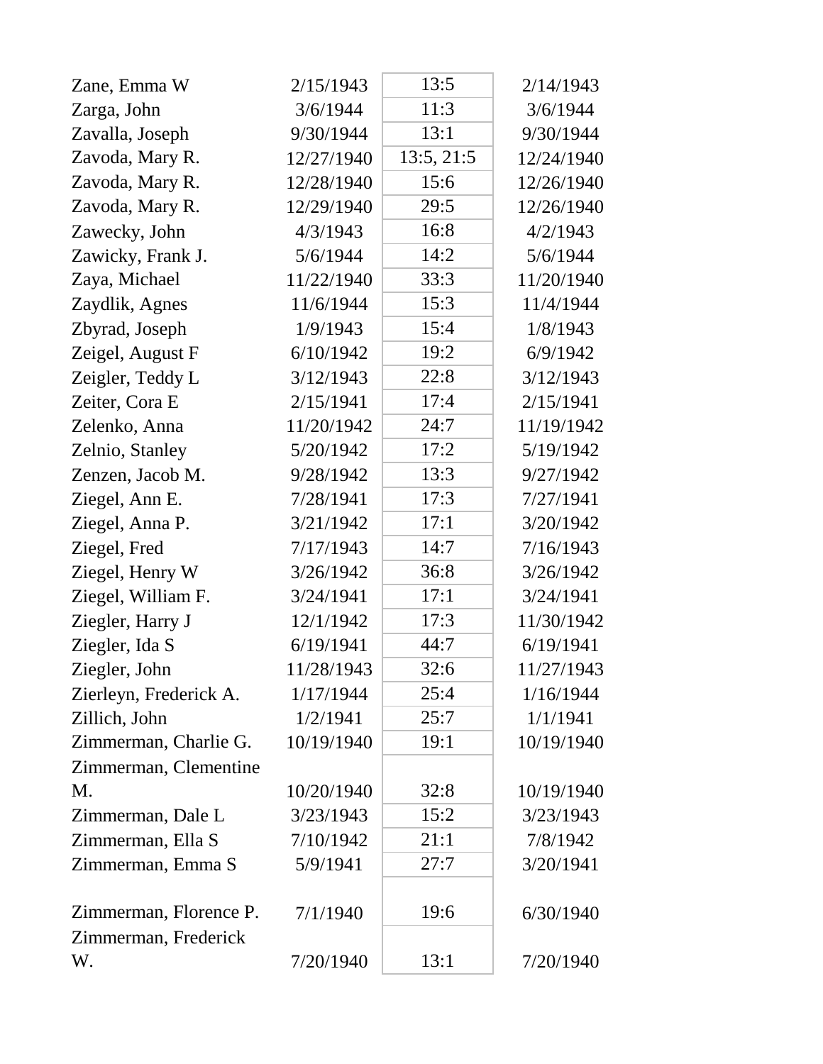| | | | |
|---|---|---|---|
| Zane, Emma W | 2/15/1943 | 13:5 | 2/14/1943 |
| Zarga, John | 3/6/1944 | 11:3 | 3/6/1944 |
| Zavalla, Joseph | 9/30/1944 | 13:1 | 9/30/1944 |
| Zavoda, Mary R. | 12/27/1940 | 13:5, 21:5 | 12/24/1940 |
| Zavoda, Mary R. | 12/28/1940 | 15:6 | 12/26/1940 |
| Zavoda, Mary R. | 12/29/1940 | 29:5 | 12/26/1940 |
| Zawecky, John | 4/3/1943 | 16:8 | 4/2/1943 |
| Zawicky, Frank J. | 5/6/1944 | 14:2 | 5/6/1944 |
| Zaya, Michael | 11/22/1940 | 33:3 | 11/20/1940 |
| Zaydlik, Agnes | 11/6/1944 | 15:3 | 11/4/1944 |
| Zbyrad, Joseph | 1/9/1943 | 15:4 | 1/8/1943 |
| Zeigel, August F | 6/10/1942 | 19:2 | 6/9/1942 |
| Zeigler, Teddy L | 3/12/1943 | 22:8 | 3/12/1943 |
| Zeiter, Cora E | 2/15/1941 | 17:4 | 2/15/1941 |
| Zelenko, Anna | 11/20/1942 | 24:7 | 11/19/1942 |
| Zelnio, Stanley | 5/20/1942 | 17:2 | 5/19/1942 |
| Zenzen, Jacob M. | 9/28/1942 | 13:3 | 9/27/1942 |
| Ziegel, Ann E. | 7/28/1941 | 17:3 | 7/27/1941 |
| Ziegel, Anna P. | 3/21/1942 | 17:1 | 3/20/1942 |
| Ziegel, Fred | 7/17/1943 | 14:7 | 7/16/1943 |
| Ziegel, Henry W | 3/26/1942 | 36:8 | 3/26/1942 |
| Ziegel, William F. | 3/24/1941 | 17:1 | 3/24/1941 |
| Ziegler, Harry J | 12/1/1942 | 17:3 | 11/30/1942 |
| Ziegler, Ida S | 6/19/1941 | 44:7 | 6/19/1941 |
| Ziegler, John | 11/28/1943 | 32:6 | 11/27/1943 |
| Zierleyn, Frederick A. | 1/17/1944 | 25:4 | 1/16/1944 |
| Zillich, John | 1/2/1941 | 25:7 | 1/1/1941 |
| Zimmerman, Charlie G. | 10/19/1940 | 19:1 | 10/19/1940 |
| Zimmerman, Clementine M. | 10/20/1940 | 32:8 | 10/19/1940 |
| Zimmerman, Dale L | 3/23/1943 | 15:2 | 3/23/1943 |
| Zimmerman, Ella S | 7/10/1942 | 21:1 | 7/8/1942 |
| Zimmerman, Emma S | 5/9/1941 | 27:7 | 3/20/1941 |
| Zimmerman, Florence P. | 7/1/1940 | 19:6 | 6/30/1940 |
| Zimmerman, Frederick W. | 7/20/1940 | 13:1 | 7/20/1940 |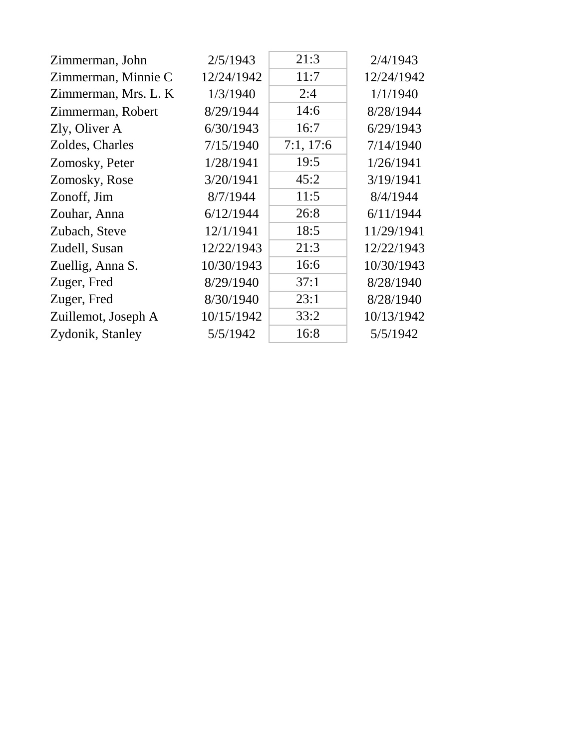| | | | |
|---|---|---|---|
| Zimmerman, John | 2/5/1943 | 21:3 | 2/4/1943 |
| Zimmerman, Minnie C | 12/24/1942 | 11:7 | 12/24/1942 |
| Zimmerman, Mrs. L. K | 1/3/1940 | 2:4 | 1/1/1940 |
| Zimmerman, Robert | 8/29/1944 | 14:6 | 8/28/1944 |
| Zly, Oliver A | 6/30/1943 | 16:7 | 6/29/1943 |
| Zoldes, Charles | 7/15/1940 | 7:1, 17:6 | 7/14/1940 |
| Zomosky, Peter | 1/28/1941 | 19:5 | 1/26/1941 |
| Zomosky, Rose | 3/20/1941 | 45:2 | 3/19/1941 |
| Zonoff, Jim | 8/7/1944 | 11:5 | 8/4/1944 |
| Zouhar, Anna | 6/12/1944 | 26:8 | 6/11/1944 |
| Zubach, Steve | 12/1/1941 | 18:5 | 11/29/1941 |
| Zudell, Susan | 12/22/1943 | 21:3 | 12/22/1943 |
| Zuellig, Anna S. | 10/30/1943 | 16:6 | 10/30/1943 |
| Zuger, Fred | 8/29/1940 | 37:1 | 8/28/1940 |
| Zuger, Fred | 8/30/1940 | 23:1 | 8/28/1940 |
| Zuillemot, Joseph A | 10/15/1942 | 33:2 | 10/13/1942 |
| Zydonik, Stanley | 5/5/1942 | 16:8 | 5/5/1942 |